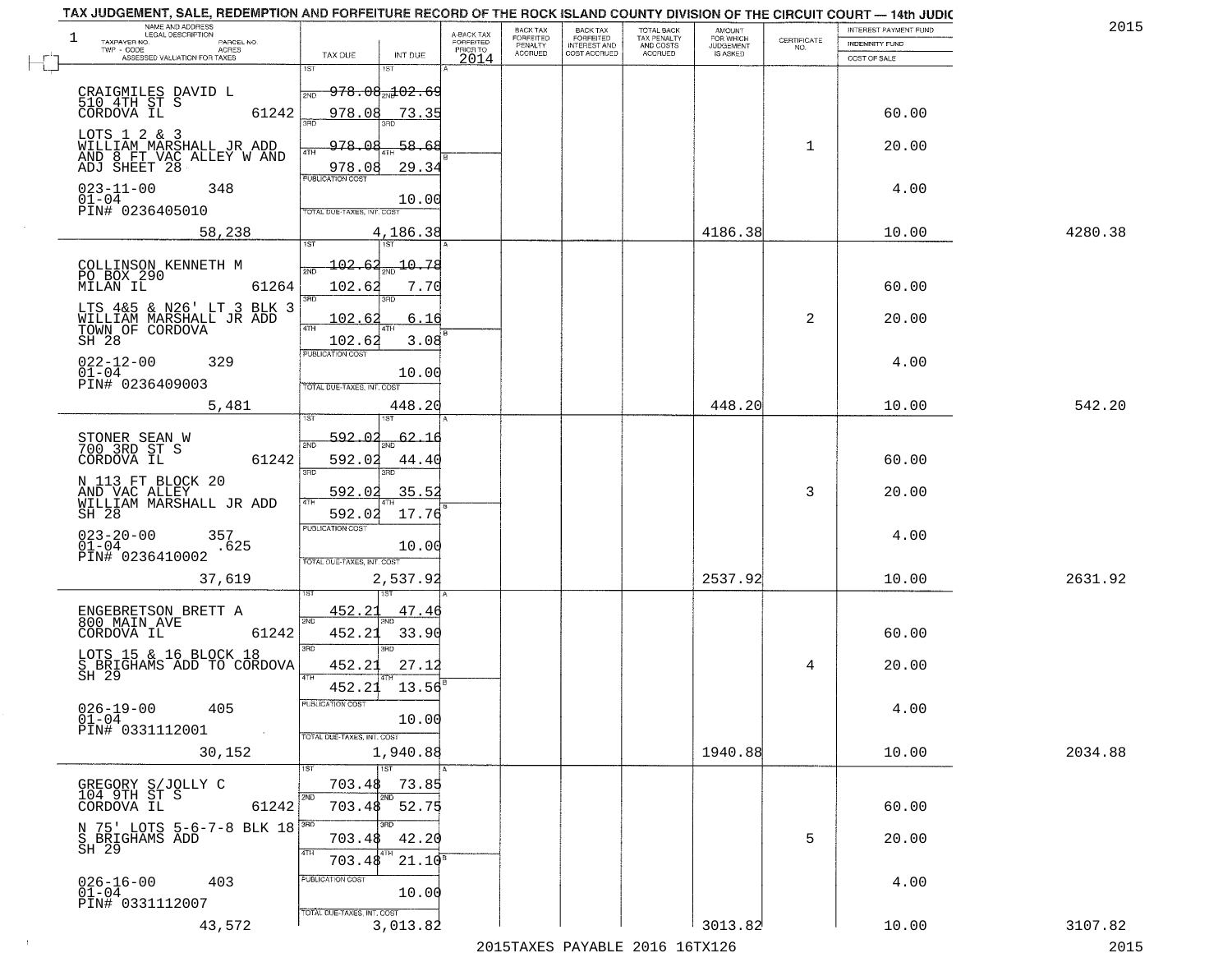# TAX JUDGEMENT, SALE, REDEMPTION AND FORFEITURE RECORD OF THE ROCK ISLAND COUNTY DIVISION OF THE CIRCUIT COURT — 14th JUDIC

2015

| NAME AND ADDRESS / LEGAL DESCRIPTION / TAXPAYER NO. / PARCEL NO. / TWP - CODE / ACRES / ASSESSED VALUATION FOR TAXES | TAX DUE | INT DUE | A-BACK TAX FORFEITED PRIOR TO 2014 | BACK TAX FORFEITED PENALTY ACCRUED | BACK TAX FORFEITED INTEREST AND COST ACCRUED | TOTAL BACK TAX PENALTY AND COSTS ACCRUED | AMOUNT FOR WHICH JUDGEMENT IS ASKED | CERTIFICATE NO. | INTEREST PAYMENT FUND / INDEMNITY FUND / COST OF SALE | |
|---|---|---|---|---|---|---|---|---|---|---|
| CRAIGMILES DAVID L<br>510 4TH ST S<br>CORDOVA IL 61242<br>LOTS 1 2 & 3<br>WILLIAM MARSHALL JR ADD<br>AND 8 FT VAC ALLEY W AND<br>ADJ SHEET 28<br>023-11-00 348<br>01-04<br>PIN# 0236405010<br>58,238 | 1ST 978.08<br>2ND 978.08<br>3RD 978.08<br>4TH 978.08<br>PUBLICATION COST<br>TOTAL DUE-TAXES, INT. COST 4,186.38 | 1ST 102.69<br>2ND 73.35<br>3RD 58.68<br>4TH 29.34<br>10.00 | | | | | 4186.38 | 1 | 60.00<br>20.00<br>4.00<br>10.00 | 4280.38 |
| COLLINSON KENNETH M<br>PO BOX 290<br>MILAN IL 61264<br>LTS 4&5 & N26' LT 3 BLK 3<br>WILLIAM MARSHALL JR ADD<br>TOWN OF CORDOVA<br>SH 28<br>022-12-00 329<br>01-04<br>PIN# 0236409003<br>5,481 | 1ST 102.62<br>2ND 102.62<br>3RD 102.62<br>4TH 102.62<br>PUBLICATION COST<br>TOTAL DUE-TAXES, INT. COST 448.20 | 1ST 10.78<br>2ND 7.70<br>3RD 6.16<br>4TH 3.08<br>10.00 | | | | | 448.20 | 2 | 60.00<br>20.00<br>4.00<br>10.00 | 542.20 |
| STONER SEAN W<br>700 3RD ST S<br>CORDOVA IL 61242<br>N 113 FT BLOCK 20<br>AND VAC ALLEY<br>WILLIAM MARSHALL JR ADD<br>SH 28<br>023-20-00 357<br>01-04 .625<br>PIN# 0236410002<br>37,619 | 1ST 592.02<br>2ND 592.02<br>3RD 592.02<br>4TH 592.02<br>PUBLICATION COST<br>TOTAL DUE-TAXES, INT. COST 2,537.92 | 1ST 62.16<br>2ND 44.40<br>3RD 35.52<br>4TH 17.76<br>10.00 | | | | | 2537.92 | 3 | 60.00<br>20.00<br>4.00<br>10.00 | 2631.92 |
| ENGEBRETSON BRETT A<br>800 MAIN AVE<br>CORDOVA IL 61242<br>LOTS 15 & 16 BLOCK 18<br>S BRIGHAMS ADD TO CORDOVA<br>SH 29<br>026-19-00 405<br>01-04<br>PIN# 0331112001<br>30,152 | 1ST 452.21<br>2ND 452.21<br>3RD 452.21<br>4TH 452.21<br>PUBLICATION COST<br>TOTAL DUE-TAXES, INT. COST 1,940.88 | 1ST 47.46<br>2ND 33.90<br>3RD 27.12<br>4TH 13.56<br>10.00 | | | | | 1940.88 | 4 | 60.00<br>20.00<br>4.00<br>10.00 | 2034.88 |
| GREGORY S/JOLLY C<br>104 9TH ST S<br>CORDOVA IL 61242<br>N 75' LOTS 5-6-7-8 BLK 18<br>S BRIGHAMS ADD<br>SH 29<br>026-16-00 403<br>01-04<br>PIN# 0331112007<br>43,572 | 1ST 703.48<br>2ND 703.48<br>3RD 703.48<br>4TH 703.48<br>PUBLICATION COST<br>TOTAL DUE-TAXES, INT. COST 3,013.82 | 1ST 73.85<br>2ND 52.75<br>3RD 42.20<br>4TH 21.10<br>10.00 | | | | | 3013.82 | 5 | 60.00<br>20.00<br>4.00<br>10.00 | 3107.82 |

2015TAXES PAYABLE 2016 16TX126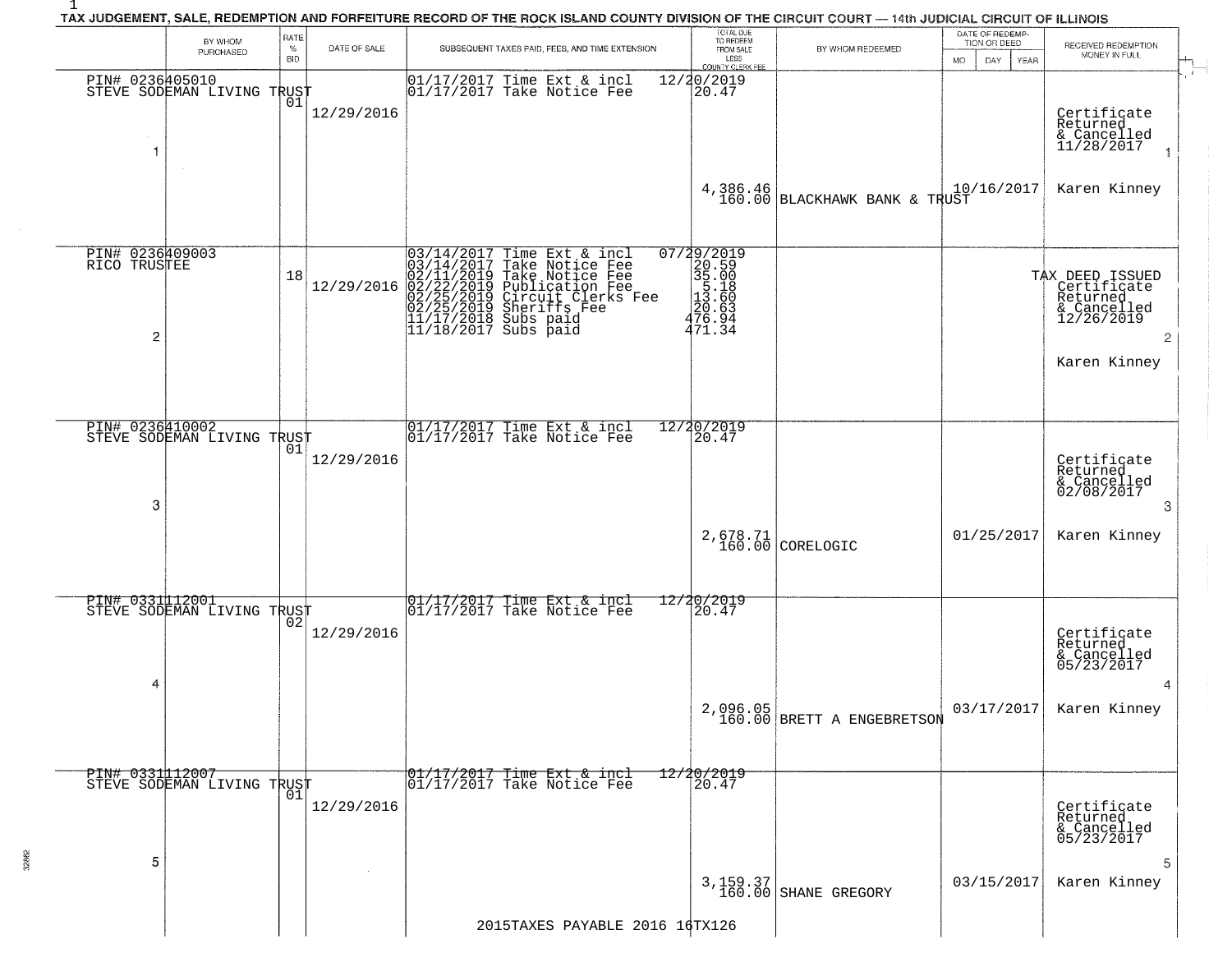TAX JUDGEMENT, SALE, REDEMPTION AND FORFEITURE RECORD OF THE ROCK ISLAND COUNTY DIVISION OF THE CIRCUIT COURT — 14th JUDICIAL CIRCUIT OF ILLINOIS

| | BY WHOM PURCHASED | RATE % BID | DATE OF SALE | SUBSEQUENT TAXES PAID, FEES, AND TIME EXTENSION | TOTAL DUE TO REDEEM FROM SALE LESS COUNTY CLERK FEE | BY WHOM REDEEMED | DATE OF REDEMPTION OR DEED MO DAY YEAR | RECEIVED REDEMPTION MONEY IN FULL |
|---|---|---|---|---|---|---|---|---|
| 1 | PIN# 0236405010<br>STEVE SODEMAN LIVING TRUST | 01 | 12/29/2016 | 01/17/2017 Time Ext & incl<br>01/17/2017 Take Notice Fee | 12/20/2019<br>20.47<br><br>4,386.46<br>160.00 | BLACKHAWK BANK & TRUST | 10/16/2017 | Certificate Returned & Cancelled 11/28/2017<br>Karen Kinney |
| 2 | PIN# 0236409003<br>RICO TRUSTEE | 18 | 12/29/2016 | 03/14/2017 Time Ext & incl<br>03/14/2017 Take Notice Fee<br>02/11/2019 Take Notice Fee<br>02/22/2019 Publication Fee<br>02/25/2019 Circuit Clerks Fee<br>02/25/2019 Sheriffs Fee<br>11/17/2018 Subs paid<br>11/18/2017 Subs paid | 07/29/2019<br>20.59<br>35.00<br>5.18<br>13.60<br>20.63<br>476.94<br>471.34 | | | TAX DEED ISSUED<br>Certificate Returned & Cancelled 12/26/2019<br>Karen Kinney |
| 3 | PIN# 0236410002<br>STEVE SODEMAN LIVING TRUST | 01 | 12/29/2016 | 01/17/2017 Time Ext & incl<br>01/17/2017 Take Notice Fee | 12/20/2019<br>20.47<br><br>2,678.71<br>160.00 | CORELOGIC | 01/25/2017 | Certificate Returned & Cancelled 02/08/2017<br>Karen Kinney |
| 4 | PIN# 0331112001<br>STEVE SODEMAN LIVING TRUST | 02 | 12/29/2016 | 01/17/2017 Time Ext & incl<br>01/17/2017 Take Notice Fee | 12/20/2019<br>20.47<br><br>2,096.05<br>160.00 | BRETT A ENGEBRETSON | 03/17/2017 | Certificate Returned & Cancelled 05/23/2017<br>Karen Kinney |
| 5 | PIN# 0331112007<br>STEVE SODEMAN LIVING TRUST | 01 | 12/29/2016 | 01/17/2017 Time Ext & incl<br>01/17/2017 Take Notice Fee | 12/20/2019<br>20.47<br><br>3,159.37<br>160.00 | SHANE GREGORY | 03/15/2017 | Certificate Returned & Cancelled 05/23/2017<br>Karen Kinney |

2015TAXES PAYABLE 2016 16TX126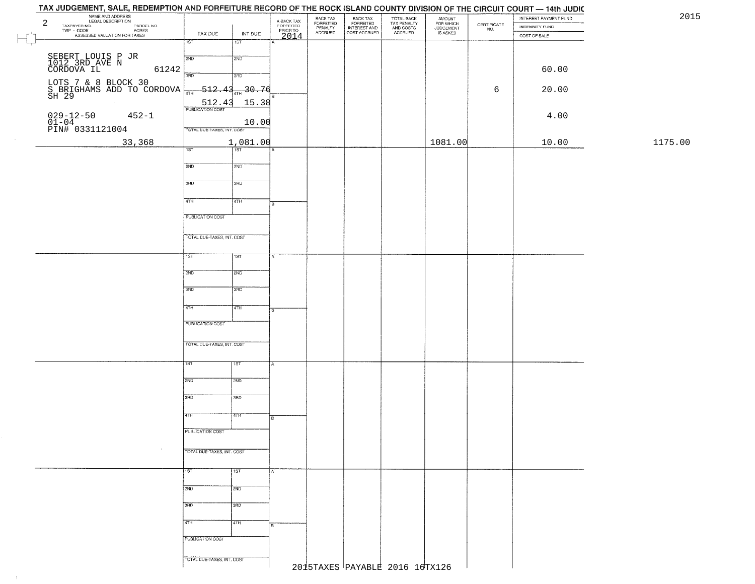# TAX JUDGEMENT, SALE, REDEMPTION AND FORFEITURE RECORD OF THE ROCK ISLAND COUNTY DIVISION OF THE CIRCUIT COURT — 14th JUDIC

2015

| 2 NAME AND ADDRESS / LEGAL DESCRIPTION / TAXPAYER NO. / PARCEL NO. / TWP - CODE / ACRES / ASSESSED VALUATION FOR TAXES | TAX DUE | INT DUE | A-BACK TAX FORFEITED PRIOR TO 2014 | BACK TAX FORFEITED PENALTY ACCRUED | BACK TAX FORFEITED INTEREST AND COST ACCRUED | TOTAL BACK TAX PENALTY AND COSTS ACCRUED | AMOUNT FOR WHICH JUDGEMENT IS ASKED | CERTIFICATE NO. | INTEREST PAYMENT FUND / INDEMNITY FUND / COST OF SALE | |
|---|---|---|---|---|---|---|---|---|---|---|
| SEBERT LOUIS P JR<br>1012 3RD AVE N<br>CORDOVA IL 61242<br>LOTS 7 & 8 BLOCK 30<br>S BRIGHAMS ADD TO CORDOVA<br>SH 29<br>029-12-50 452-1<br>01-04<br>PIN# 0331121004 | 1ST<br>2ND<br>3RD<br>4TH 512.43<br>512.43<br>PUBLICATION COST | 1ST<br>2ND<br>3RD<br>4TH 30.76<br>15.38<br>10.00 | | | | | | 6 | 60.00<br>20.00<br>4.00 | |
| 33,368 | TOTAL DUE-TAXES, INT. COST 1,081.00 | | | | | | 1081.00 | | 10.00 | 1175.00 |

2015TAXES PAYABLE 2016 16TX126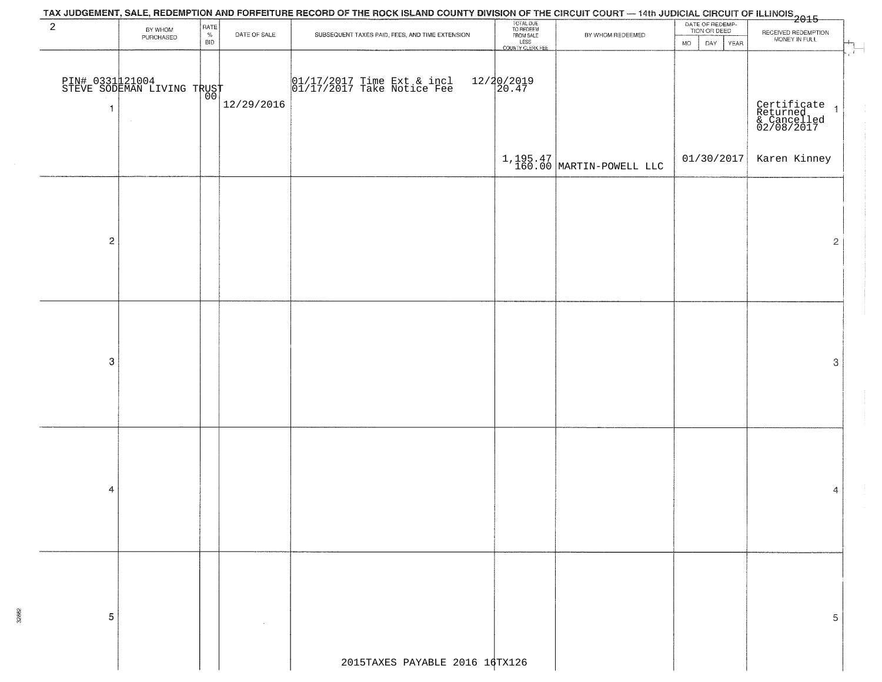TAX JUDGEMENT, SALE, REDEMPTION AND FORFEITURE RECORD OF THE ROCK ISLAND COUNTY DIVISION OF THE CIRCUIT COURT — 14th JUDICIAL CIRCUIT OF ILLINOIS 2015

| 2 | BY WHOM PURCHASED | RATE % BID | DATE OF SALE | SUBSEQUENT TAXES PAID, FEES, AND TIME EXTENSION | TOTAL DUE TO REDEEM FROM SALE LESS COUNTY CLERK FEE | BY WHOM REDEEMED | DATE OF REDEMPTION OR DEED MO DAY YEAR | RECEIVED REDEMPTION MONEY IN FULL | |
|---|---|---|---|---|---|---|---|---|---|
| 1 | PIN# 0331121004 STEVE SODEMAN LIVING TRUST | 00 | 12/29/2016 | 01/17/2017 Time Ext & incl 12/20/2019<br>01/17/2017 Take Notice Fee | 20.47<br>1,195.47<br>160.00 | MARTIN-POWELL LLC | 01/30/2017 | Certificate Returned & Cancelled 02/08/2017<br>Karen Kinney | 1 |
| 2 | | | | | | | | | 2 |
| 3 | | | | | | | | | 3 |
| 4 | | | | | | | | | 4 |
| 5 | | | | | | | | | 5 |

2015TAXES PAYABLE 2016 16TX126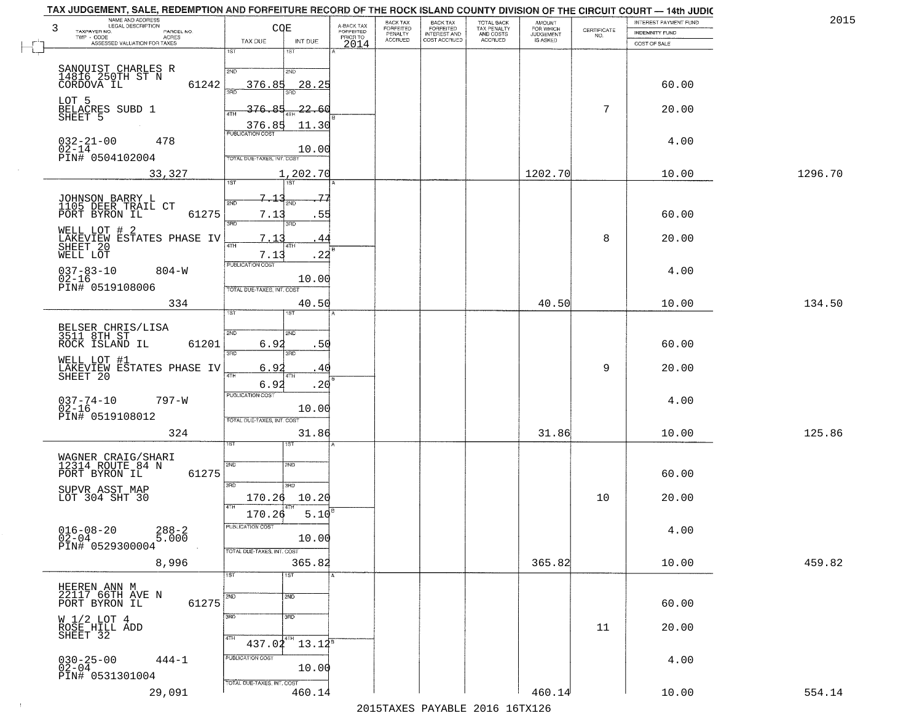# TAX JUDGEMENT, SALE, REDEMPTION AND FORFEITURE RECORD OF THE ROCK ISLAND COUNTY DIVISION OF THE CIRCUIT COURT — 14th JUDIC

2015

| 3 NAME AND ADDRESS / LEGAL DESCRIPTION / TAXPAYER NO. / PARCEL NO. / TWP - CODE / ACRES / ASSESSED VALUATION FOR TAXES | COE TAX DUE | INT DUE | A-BACK TAX FORFEITED PRIOR TO 2014 | BACK TAX FORFEITED PENALTY ACCRUED | BACK TAX FORFEITED INTEREST AND COST ACCRUED | TOTAL BACK TAX PENALTY AND COSTS ACCRUED | AMOUNT FOR WHICH JUDGEMENT IS ASKED | CERTIFICATE NO. | INTEREST PAYMENT FUND / INDEMNITY FUND / COST OF SALE | |
|---|---|---|---|---|---|---|---|---|---|---|
| SANQUIST CHARLES R<br>14816 250TH ST N<br>CORDOVA IL 61242<br>LOT 5<br>BELACRES SUBD 1<br>SHEET 5<br>032-21-00 478<br>02-14<br>PIN# 0504102004<br>33,327 | 1ST<br>2ND 376.85<br>3RD 376.85<br>4TH 376.85<br>PUBLICATION COST<br>TOTAL DUE-TAXES, INT. COST 1,202.70 | 1ST<br>2ND 28.25<br>3RD 22.60<br>4TH 11.30<br>10.00 | | | | | 1202.70 | 7 | 60.00<br>20.00<br>4.00<br>10.00 | 1296.70 |
| JOHNSON BARRY L<br>1105 DEER TRAIL CT<br>PORT BYRON IL 61275<br>WELL LOT # 2<br>LAKEVIEW ESTATES PHASE IV<br>SHEET 20<br>WELL LOT<br>037-83-10 804-W<br>02-16<br>PIN# 0519108006<br>334 | 1ST 7.13<br>2ND 7.13<br>3RD 7.13<br>4TH 7.13<br>PUBLICATION COST<br>TOTAL DUE-TAXES, INT. COST 40.50 | 1ST .77<br>2ND .55<br>3RD .44<br>4TH .22<br>10.00 | | | | | 40.50 | 8 | 60.00<br>20.00<br>4.00<br>10.00 | 134.50 |
| BELSER CHRIS/LISA<br>3511 8TH ST<br>ROCK ISLAND IL 61201<br>WELL LOT #1<br>LAKEVIEW ESTATES PHASE IV<br>SHEET 20<br>037-74-10 797-W<br>02-16<br>PIN# 0519108012<br>324 | 1ST<br>2ND 6.92<br>3RD 6.92<br>4TH 6.92<br>PUBLICATION COST<br>TOTAL DUE-TAXES, INT. COST 31.86 | 1ST<br>2ND .50<br>3RD .40<br>4TH .20<br>10.00 | | | | | 31.86 | 9 | 60.00<br>20.00<br>4.00<br>10.00 | 125.86 |
| WAGNER CRAIG/SHARI<br>12314 ROUTE 84 N<br>PORT BYRON IL 61275<br>SUPVR ASST MAP<br>LOT 304 SHT 30<br>016-08-20 288-2<br>02-04 5.000<br>PIN# 0529300004<br>8,996 | 1ST<br>2ND<br>3RD 170.26<br>4TH 170.26<br>PUBLICATION COST<br>TOTAL DUE-TAXES, INT. COST 365.82 | 1ST<br>2ND<br>3RD 10.20<br>4TH 5.10<br>10.00 | | | | | 365.82 | 10 | 60.00<br>20.00<br>4.00<br>10.00 | 459.82 |
| HEEREN ANN M<br>22117 66TH AVE N<br>PORT BYRON IL 61275<br>W 1/2 LOT 4<br>ROSE HILL ADD<br>SHEET 32<br>030-25-00 444-1<br>02-04<br>PIN# 0531301004<br>29,091 | 1ST<br>2ND<br>3RD<br>4TH 437.02<br>PUBLICATION COST<br>TOTAL DUE-TAXES, INT. COST 460.14 | 1ST<br>2ND<br>3RD<br>4TH 13.12<br>10.00 | | | | | 460.14 | 11 | 60.00<br>20.00<br>4.00<br>10.00 | 554.14 |

2015TAXES PAYABLE 2016 16TX126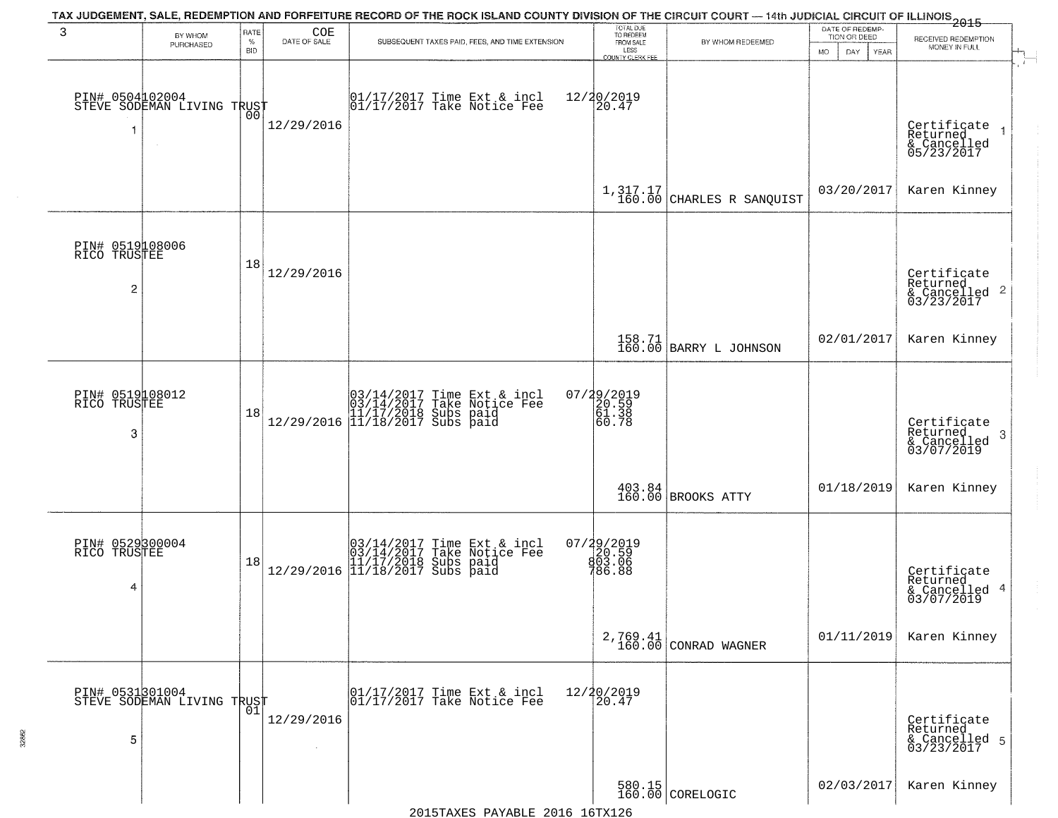# TAX JUDGEMENT, SALE, REDEMPTION AND FORFEITURE RECORD OF THE ROCK ISLAND COUNTY DIVISION OF THE CIRCUIT COURT — 14th JUDICIAL CIRCUIT OF ILLINOIS 2015

| 3 | BY WHOM PURCHASED | RATE % BID | COE DATE OF SALE | SUBSEQUENT TAXES PAID, FEES, AND TIME EXTENSION | TOTAL DUE TO REDEEM FROM SALE LESS COUNTY CLERK FEE | BY WHOM REDEEMED | DATE OF REDEMPTION OR DEED (MO DAY YEAR) | RECEIVED REDEMPTION MONEY IN FULL |
|---|---|---|---|---|---|---|---|---|
| PIN# 0504102004 STEVE SODEMAN LIVING TRUST 1 | | 00 | 12/29/2016 | 01/17/2017 Time Ext & incl 01/17/2017 Take Notice Fee | 12/20/2019 20.47 1,317.17 160.00 | CHARLES R SANQUIST | 03/20/2017 | Certificate Returned & Cancelled 05/23/2017 1 Karen Kinney |
| PIN# 0519108006 RICO TRUSTEE 2 | | 18 | 12/29/2016 | | 158.71 160.00 | BARRY L JOHNSON | 02/01/2017 | Certificate Returned & Cancelled 03/23/2017 2 Karen Kinney |
| PIN# 0519108012 RICO TRUSTEE 3 | | 18 | 12/29/2016 | 03/14/2017 Time Ext & incl 03/14/2017 Take Notice Fee 11/17/2018 Subs paid 11/18/2017 Subs paid | 07/29/2019 20.59 61.38 60.78 403.84 160.00 | BROOKS ATTY | 01/18/2019 | Certificate Returned & Cancelled 03/07/2019 3 Karen Kinney |
| PIN# 0529300004 RICO TRUSTEE 4 | | 18 | 12/29/2016 | 03/14/2017 Time Ext & incl 03/14/2017 Take Notice Fee 11/17/2018 Subs paid 11/18/2017 Subs paid | 07/29/2019 20.59 803.06 786.88 2,769.41 160.00 | CONRAD WAGNER | 01/11/2019 | Certificate Returned & Cancelled 03/07/2019 4 Karen Kinney |
| PIN# 0531301004 STEVE SODEMAN LIVING TRUST 5 | | 01 | 12/29/2016 | 01/17/2017 Time Ext & incl 01/17/2017 Take Notice Fee | 12/20/2019 20.47 580.15 160.00 | CORELOGIC | 02/03/2017 | Certificate Returned & Cancelled 03/23/2017 5 Karen Kinney |

2015TAXES PAYABLE 2016 16TX126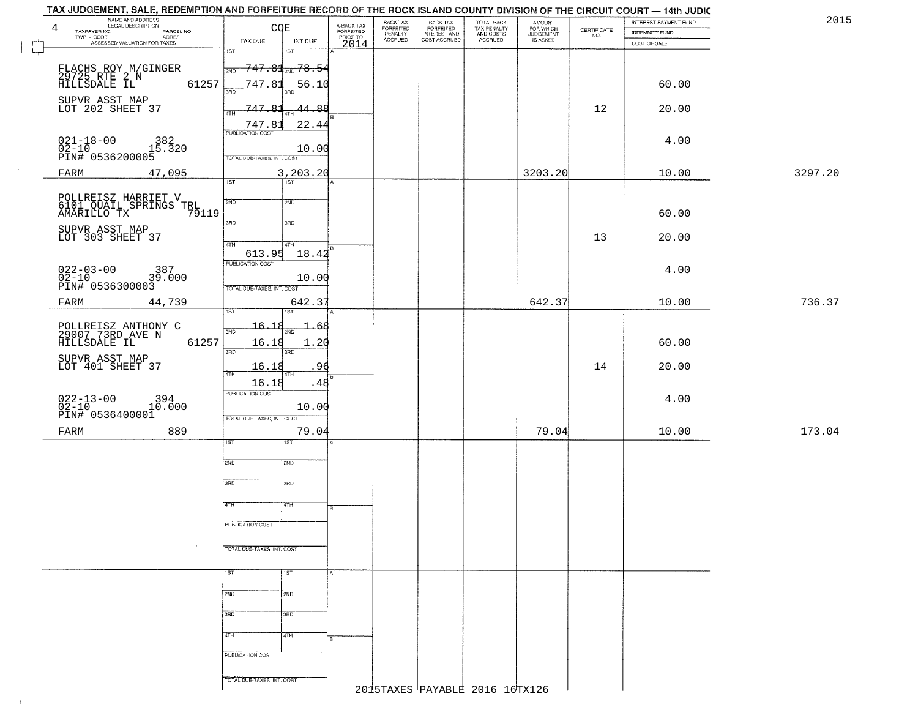# TAX JUDGEMENT, SALE, REDEMPTION AND FORFEITURE RECORD OF THE ROCK ISLAND COUNTY DIVISION OF THE CIRCUIT COURT — 14th JUDIC

2015

| 4 NAME AND ADDRESS / LEGAL DESCRIPTION / TAXPAYER NO. / PARCEL NO. / TWP - CODE / ACRES / ASSESSED VALUATION FOR TAXES | COE TAX DUE | INT DUE | A-BACK TAX FORFEITED PRIOR TO 2014 | BACK TAX FORFEITED PENALTY ACCRUED | BACK TAX FORFEITED INTEREST AND COST ACCRUED | TOTAL BACK TAX PENALTY AND COSTS ACCRUED | AMOUNT FOR WHICH JUDGEMENT IS ASKED | CERTIFICATE NO. | INTEREST PAYMENT FUND / INDEMNITY FUND / COST OF SALE | |
|---|---|---|---|---|---|---|---|---|---|---|
| FLACHS ROY M/GINGER<br>29725 RTE 2 N<br>HILLSDALE IL 61257<br>SUPVR ASST MAP<br>LOT 202 SHEET 37<br>021-18-00 382<br>02-10 15.320<br>PIN# 0536200005<br>FARM 47,095 | 1ST 747.81<br>2ND 747.81<br>3RD 747.81<br>4TH 747.81<br>PUBLICATION COST<br>TOTAL DUE-TAXES, INT. COST | 78.54<br>56.10<br>44.88<br>22.44<br>10.00<br>3,203.20 | | | | | 3203.20 | 12 | 60.00<br>20.00<br>4.00<br>10.00 | 3297.20 |
| POLLREISZ HARRIET V<br>6101 QUAIL SPRINGS TRL<br>AMARILLO TX 79119<br>SUPVR ASST MAP<br>LOT 303 SHEET 37<br>022-03-00 387<br>02-10 39.000<br>PIN# 0536300003<br>FARM 44,739 | 1ST<br>2ND<br>3RD<br>4TH 613.95<br>PUBLICATION COST<br>TOTAL DUE-TAXES, INT. COST | 18.42<br>10.00<br>642.37 | | | | | 642.37 | 13 | 60.00<br>20.00<br>4.00<br>10.00 | 736.37 |
| POLLREISZ ANTHONY C<br>29007 73RD AVE N<br>HILLSDALE IL 61257<br>SUPVR ASST MAP<br>LOT 401 SHEET 37<br>022-13-00 394<br>02-10 10.000<br>PIN# 0536400001<br>FARM 889 | 1ST 16.18<br>2ND 16.18<br>3RD 16.18<br>4TH 16.18<br>PUBLICATION COST<br>TOTAL DUE-TAXES, INT. COST | 1.68<br>1.20<br>.96<br>.48<br>10.00<br>79.04 | | | | | 79.04 | 14 | 60.00<br>20.00<br>4.00<br>10.00 | 173.04 |

2015TAXES PAYABLE 2016 16TX126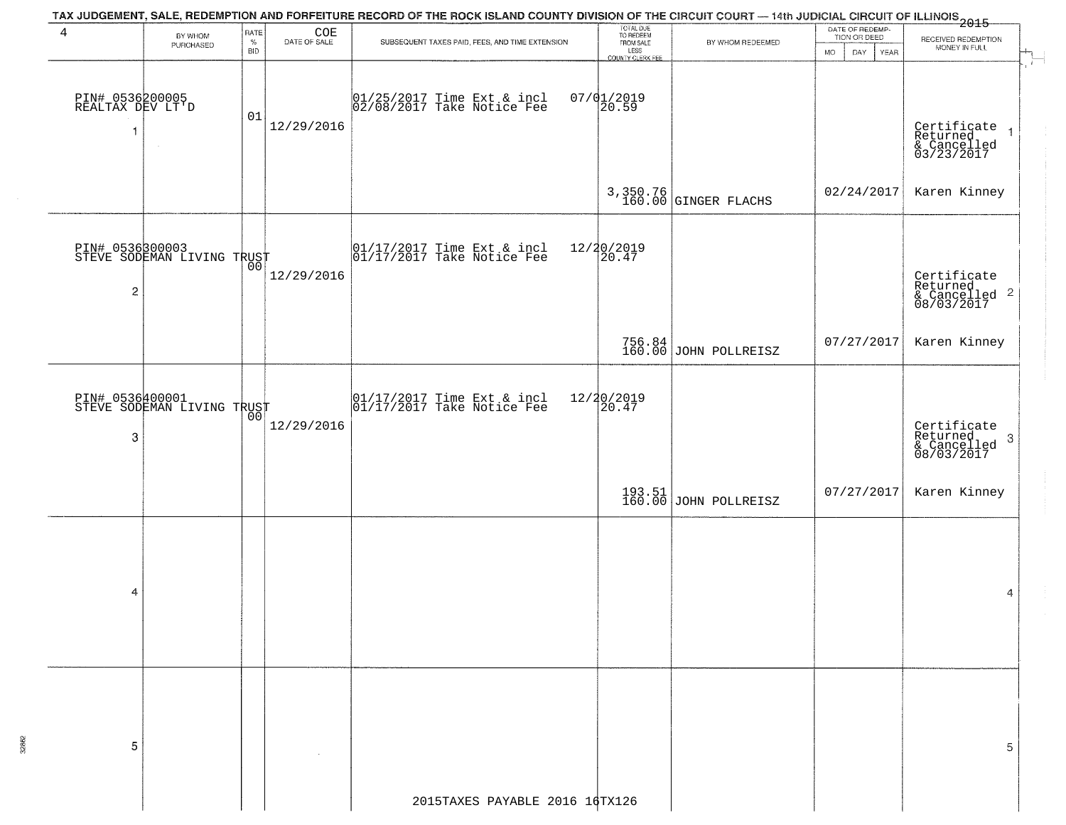# TAX JUDGEMENT, SALE, REDEMPTION AND FORFEITURE RECORD OF THE ROCK ISLAND COUNTY DIVISION OF THE CIRCUIT COURT — 14th JUDICIAL CIRCUIT OF ILLINOIS 2015

| 4 | BY WHOM PURCHASED | RATE % BID | COE DATE OF SALE | SUBSEQUENT TAXES PAID, FEES, AND TIME EXTENSION | TOTAL DUE TO REDEEM FROM SALE LESS COUNTY CLERK FEE | BY WHOM REDEEMED | DATE OF REDEMPTION OR DEED MO DAY YEAR | RECEIVED REDEMPTION MONEY IN FULL | |
|---|---|---|---|---|---|---|---|---|---|
| 1 | PIN# 0536200005 REALTAX DEV LT'D | 01 | 12/29/2016 | 01/25/2017 Time Ext & incl 07/01/2019<br>02/08/2017 Take Notice Fee 20.59 | 3,350.76<br>160.00 | GINGER FLACHS | 02/24/2017 | Certificate Returned & Cancelled 03/23/2017<br>Karen Kinney | 1 |
| 2 | PIN# 0536300003 STEVE SODEMAN LIVING TRUST | 00 | 12/29/2016 | 01/17/2017 Time Ext & incl 12/20/2019<br>01/17/2017 Take Notice Fee 20.47 | 756.84<br>160.00 | JOHN POLLREISZ | 07/27/2017 | Certificate Returned & Cancelled 08/03/2017<br>Karen Kinney | 2 |
| 3 | PIN# 0536400001 STEVE SODEMAN LIVING TRUST | 00 | 12/29/2016 | 01/17/2017 Time Ext & incl 12/20/2019<br>01/17/2017 Take Notice Fee 20.47 | 193.51<br>160.00 | JOHN POLLREISZ | 07/27/2017 | Certificate Returned & Cancelled 08/03/2017<br>Karen Kinney | 3 |
| 4 | | | | | | | | | 4 |
| 5 | | | | | | | | | 5 |

2015TAXES PAYABLE 2016 16TX126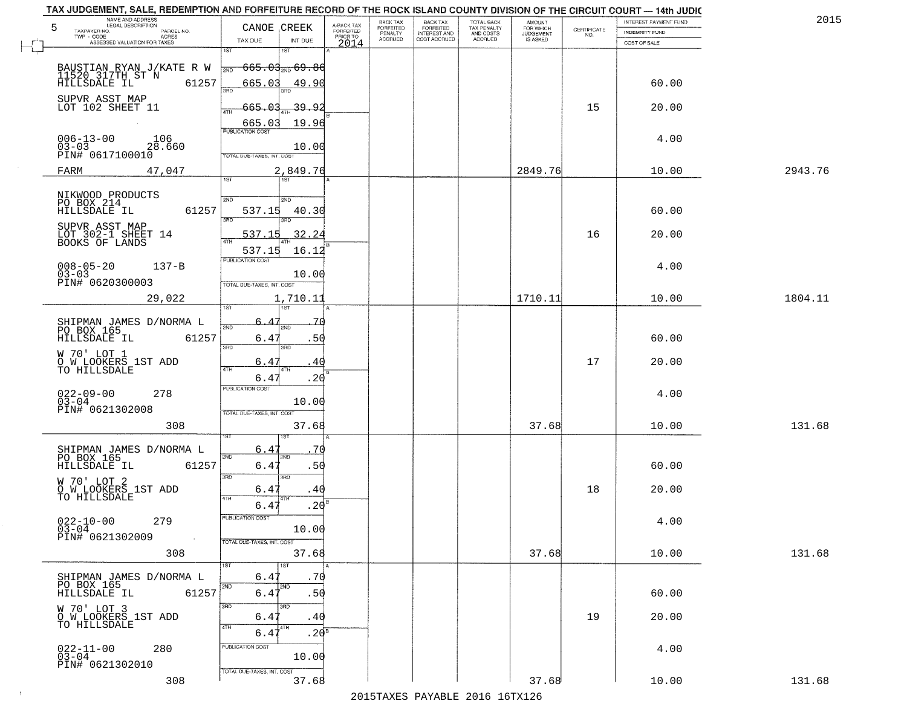TAX JUDGEMENT, SALE, REDEMPTION AND FORFEITURE RECORD OF THE ROCK ISLAND COUNTY DIVISION OF THE CIRCUIT COURT — 14th JUDIC

2015

| 5 NAME AND ADDRESS / LEGAL DESCRIPTION / TAXPAYER NO. / PARCEL NO. / TWP - CODE / ACRES / ASSESSED VALUATION FOR TAXES | CANOE CREEK TAX DUE | INT DUE | A-BACK TAX FORFEITED PRIOR TO 2014 | BACK TAX FORFEITED PENALTY ACCRUED | BACK TAX FORFEITED INTEREST AND COST ACCRUED | TOTAL BACK TAX PENALTY AND COSTS ACCRUED | AMOUNT FOR WHICH JUDGEMENT IS ASKED | CERTIFICATE NO. | INTEREST PAYMENT FUND / INDEMNITY FUND / COST OF SALE | |
|---|---|---|---|---|---|---|---|---|---|---|
| BAUSTIAN RYAN J/KATE R W<br>11520 317TH ST N<br>HILLSDALE IL 61257<br>SUPVR ASST MAP<br>LOT 102 SHEET 11<br>006-13-00 106<br>03-03 28.660<br>PIN# 0617100010<br>FARM 47,047 | 1ST<br>2ND 665.03<br>3RD 665.03<br>4TH 665.03<br>665.03<br>PUBLICATION COST<br>TOTAL DUE-TAXES, INT. COST | 1ST<br>69.86<br>49.90<br>39.92<br>19.96<br>10.00<br>2,849.76 | | | | | 2849.76 | 15 | 60.00<br>20.00<br>4.00<br>10.00 | 2943.76 |
| NIKWOOD PRODUCTS<br>PO BOX 214<br>HILLSDALE IL 61257<br>SUPVR ASST MAP<br>LOT 302-1 SHEET 14<br>BOOKS OF LANDS<br>008-05-20 137-B<br>03-03<br>PIN# 0620300003<br>29,022 | 1ST<br>2ND 537.15<br>3RD 537.15<br>4TH 537.15<br>PUBLICATION COST<br>TOTAL DUE-TAXES, INT. COST | 1ST<br>40.30<br>32.24<br>16.12<br>10.00<br>1,710.11 | | | | | 1710.11 | 16 | 60.00<br>20.00<br>4.00<br>10.00 | 1804.11 |
| SHIPMAN JAMES D/NORMA L<br>PO BOX 165<br>HILLSDALE IL 61257<br>W 70' LOT 1<br>O W LOOKERS 1ST ADD<br>TO HILLSDALE<br>022-09-00 278<br>03-04<br>PIN# 0621302008<br>308 | 1ST 6.47<br>2ND 6.47<br>3RD 6.47<br>4TH 6.47<br>PUBLICATION COST<br>TOTAL DUE-TAXES, INT. COST | .70<br>.50<br>.40<br>.20<br>10.00<br>37.68 | | | | | 37.68 | 17 | 60.00<br>20.00<br>4.00<br>10.00 | 131.68 |
| SHIPMAN JAMES D/NORMA L<br>PO BOX 165<br>HILLSDALE IL 61257<br>W 70' LOT 2<br>O W LOOKERS 1ST ADD<br>TO HILLSDALE<br>022-10-00 279<br>03-04<br>PIN# 0621302009<br>308 | 1ST 6.47<br>2ND 6.47<br>3RD 6.47<br>4TH 6.47<br>PUBLICATION COST<br>TOTAL DUE-TAXES, INT. COST | .70<br>.50<br>.40<br>.20<br>10.00<br>37.68 | | | | | 37.68 | 18 | 60.00<br>20.00<br>4.00<br>10.00 | 131.68 |
| SHIPMAN JAMES D/NORMA L<br>PO BOX 165<br>HILLSDALE IL 61257<br>W 70' LOT 3<br>O W LOOKERS 1ST ADD<br>TO HILLSDALE<br>022-11-00 280<br>03-04<br>PIN# 0621302010<br>308 | 1ST 6.47<br>2ND 6.47<br>3RD 6.47<br>4TH 6.47<br>PUBLICATION COST<br>TOTAL DUE-TAXES, INT. COST | .70<br>.50<br>.40<br>.20<br>10.00<br>37.68 | | | | | 37.68 | 19 | 60.00<br>20.00<br>4.00<br>10.00 | 131.68 |

2015TAXES PAYABLE 2016 16TX126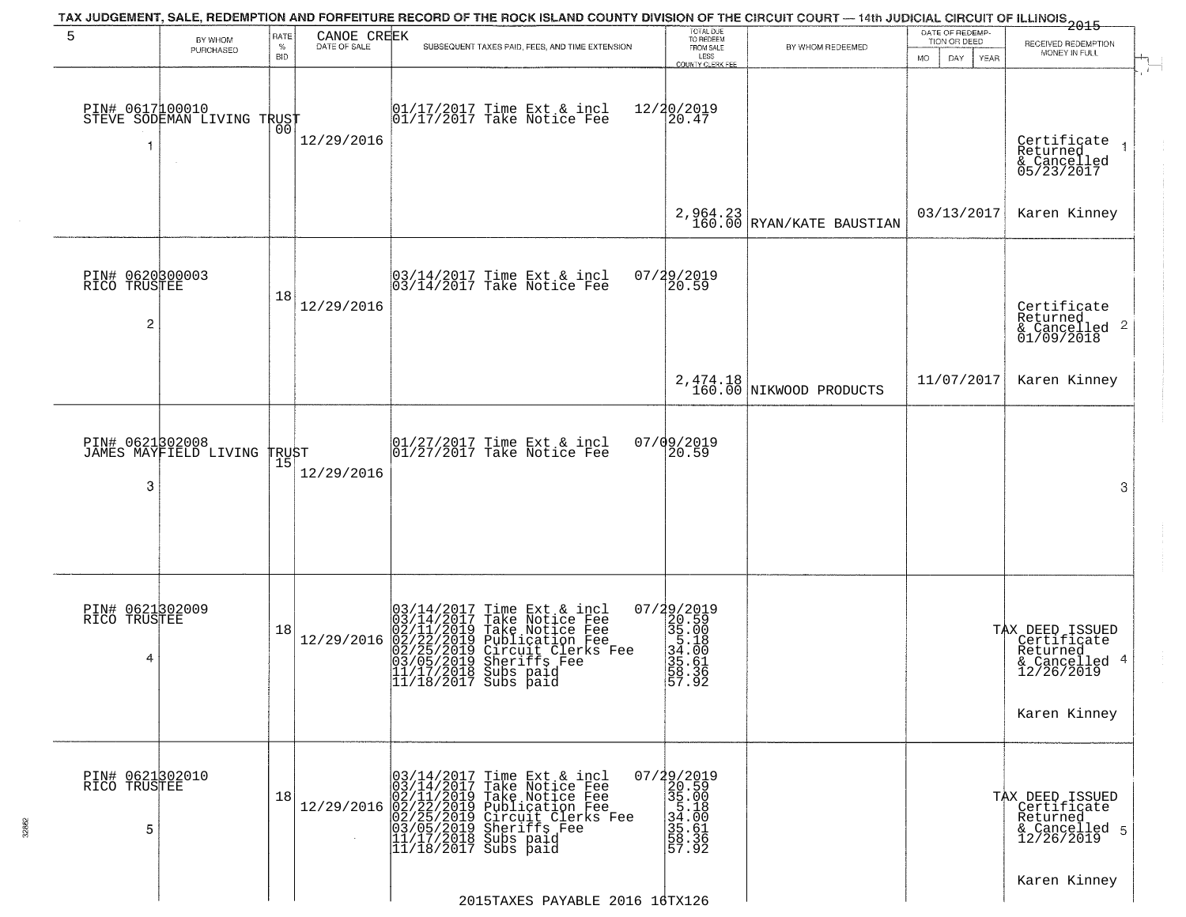TAX JUDGEMENT, SALE, REDEMPTION AND FORFEITURE RECORD OF THE ROCK ISLAND COUNTY DIVISION OF THE CIRCUIT COURT — 14th JUDICIAL CIRCUIT OF ILLINOIS 2015

| 5 | BY WHOM PURCHASED | RATE % BID | CANOE CREEK DATE OF SALE | SUBSEQUENT TAXES PAID, FEES, AND TIME EXTENSION | TOTAL DUE TO REDEEM FROM SALE LESS COUNTY CLERK FEE | BY WHOM REDEEMED | DATE OF REDEMPTION OR DEED MO DAY YEAR | RECEIVED REDEMPTION MONEY IN FULL |
|---|---|---|---|---|---|---|---|---|
| 1 | PIN# 0617100010 STEVE SODEMAN LIVING TRUST | 00 | 12/29/2016 | 01/17/2017 Time Ext & incl<br>01/17/2017 Take Notice Fee | 12/20/2019<br>20.47<br>2,964.23<br>160.00 | RYAN/KATE BAUSTIAN | 03/13/2017 | Certificate Returned & Cancelled 05/23/2017<br>Karen Kinney |
| 2 | PIN# 0620300003 RICO TRUSTEE | 18 | 12/29/2016 | 03/14/2017 Time Ext & incl<br>03/14/2017 Take Notice Fee | 07/29/2019<br>20.59<br>2,474.18<br>160.00 | NIKWOOD PRODUCTS | 11/07/2017 | Certificate Returned & Cancelled 01/09/2018<br>Karen Kinney |
| 3 | PIN# 0621302008 JAMES MAYFIELD LIVING TRUST | 15 | 12/29/2016 | 01/27/2017 Time Ext & incl<br>01/27/2017 Take Notice Fee | 07/09/2019<br>20.59 | | | |
| 4 | PIN# 0621302009 RICO TRUSTEE | 18 | 12/29/2016 | 03/14/2017 Time Ext & incl<br>03/14/2017 Take Notice Fee<br>02/11/2019 Take Notice Fee<br>02/22/2019 Publication Fee<br>02/25/2019 Circuit Clerks Fee<br>03/05/2019 Sheriffs Fee<br>11/17/2018 Subs paid<br>11/18/2017 Subs paid | 07/29/2019<br>20.59<br>35.00<br>5.18<br>34.00<br>35.61<br>58.36<br>57.92 | | | TAX DEED ISSUED Certificate Returned & Cancelled 12/26/2019<br>Karen Kinney |
| 5 | PIN# 0621302010 RICO TRUSTEE | 18 | 12/29/2016 | 03/14/2017 Time Ext & incl<br>03/14/2017 Take Notice Fee<br>02/11/2019 Take Notice Fee<br>02/22/2019 Publication Fee<br>02/25/2019 Circuit Clerks Fee<br>03/05/2019 Sheriffs Fee<br>11/17/2018 Subs paid<br>11/18/2017 Subs paid | 07/29/2019<br>20.59<br>35.00<br>5.18<br>34.00<br>35.61<br>58.36<br>57.92 | | | TAX DEED ISSUED Certificate Returned & Cancelled 12/26/2019<br>Karen Kinney |

2015TAXES PAYABLE 2016 16TX126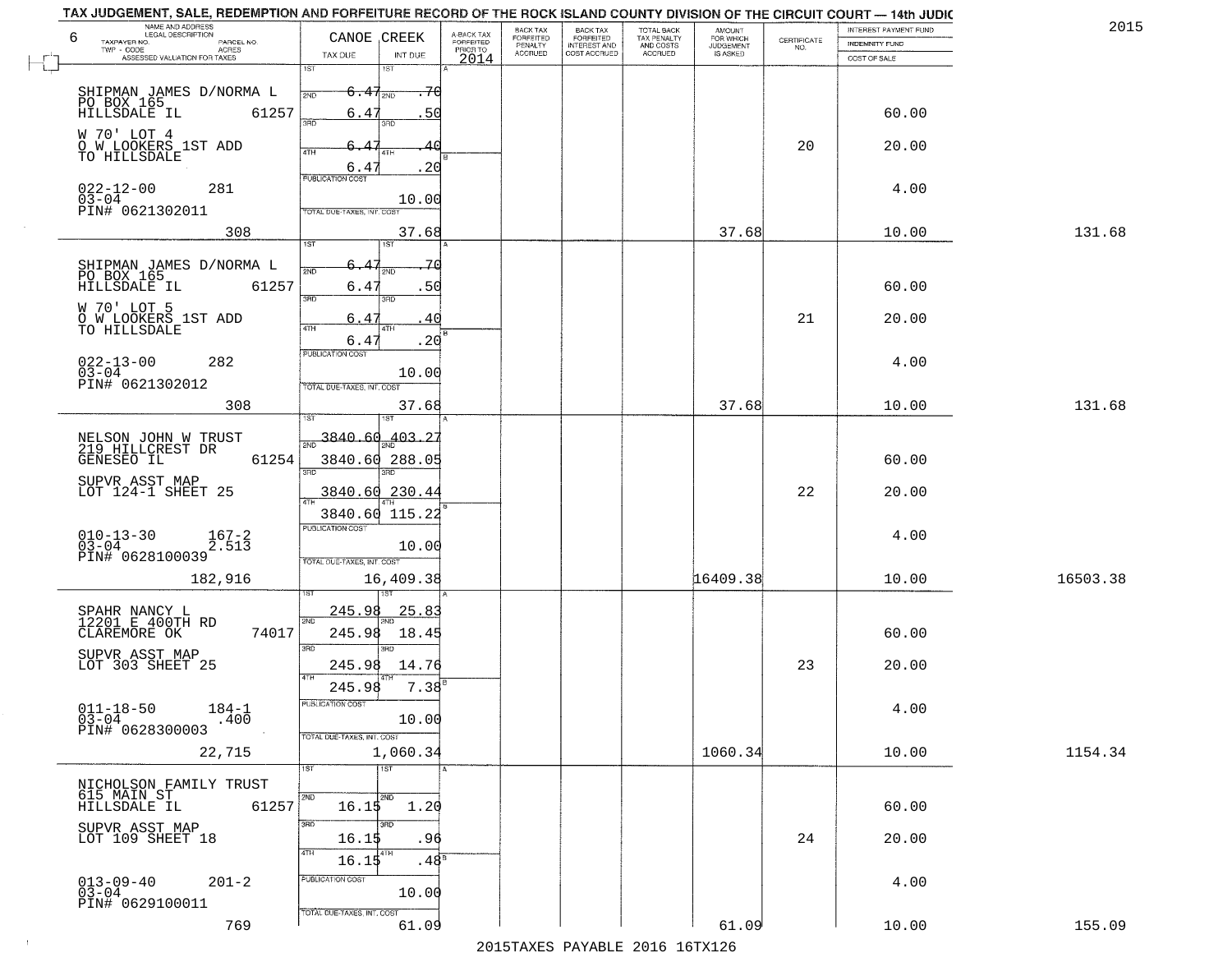# TAX JUDGEMENT, SALE, REDEMPTION AND FORFEITURE RECORD OF THE ROCK ISLAND COUNTY DIVISION OF THE CIRCUIT COURT — 14th JUDIC

2015

| 6 NAME AND ADDRESS / LEGAL DESCRIPTION / TAXPAYER NO. / PARCEL NO. / TWP - CODE / ACRES / ASSESSED VALUATION FOR TAXES | CANOE CREEK TAX DUE | INT DUE | A-BACK TAX FORFEITED PRIOR TO 2014 | BACK TAX FORFEITED PENALTY ACCRUED | BACK TAX FORFEITED INTEREST AND COST ACCRUED | TOTAL BACK TAX PENALTY AND COSTS ACCRUED | AMOUNT FOR WHICH JUDGEMENT IS ASKED | CERTIFICATE NO. | INTEREST PAYMENT FUND / INDEMNITY FUND / COST OF SALE | |
|---|---|---|---|---|---|---|---|---|---|---|
| SHIPMAN JAMES D/NORMA L<br>PO BOX 165<br>HILLSDALE IL 61257<br>W 70' LOT 4<br>O W LOOKERS 1ST ADD<br>TO HILLSDALE<br>022-12-00 281<br>03-04<br>PIN# 0621302011<br>308 | 1ST 6.47<br>2ND 6.47<br>3RD 6.47<br>4TH 6.47<br>PUBLICATION COST<br>TOTAL DUE-TAXES, INT. COST | .70<br>.50<br>.40<br>.20<br>10.00<br>37.68 | | | | | 37.68 | 20 | 60.00<br>20.00<br>4.00<br>10.00 | 131.68 |
| SHIPMAN JAMES D/NORMA L<br>PO BOX 165<br>HILLSDALE IL 61257<br>W 70' LOT 5<br>O W LOOKERS 1ST ADD<br>TO HILLSDALE<br>022-13-00 282<br>03-04<br>PIN# 0621302012<br>308 | 1ST 6.47<br>2ND 6.47<br>3RD 6.47<br>4TH 6.47<br>PUBLICATION COST<br>TOTAL DUE-TAXES, INT. COST | .70<br>.50<br>.40<br>.20<br>10.00<br>37.68 | | | | | 37.68 | 21 | 60.00<br>20.00<br>4.00<br>10.00 | 131.68 |
| NELSON JOHN W TRUST<br>219 HILLCREST DR<br>GENESEO IL 61254<br>SUPVR ASST MAP<br>LOT 124-1 SHEET 25<br>010-13-30 167-2<br>03-04 2.513<br>PIN# 0628100039<br>182,916 | 1ST 3840.60<br>2ND 3840.60<br>3RD 3840.60<br>4TH 3840.60<br>PUBLICATION COST<br>TOTAL DUE-TAXES, INT. COST | 403.27<br>288.05<br>230.44<br>115.22<br>10.00<br>16,409.38 | | | | | 16409.38 | 22 | 60.00<br>20.00<br>4.00<br>10.00 | 16503.38 |
| SPAHR NANCY L<br>12201 E 400TH RD<br>CLAREMORE OK 74017<br>SUPVR ASST MAP<br>LOT 303 SHEET 25<br>011-18-50 184-1<br>03-04 .400<br>PIN# 0628300003<br>22,715 | 1ST 245.98<br>2ND 245.98<br>3RD 245.98<br>4TH 245.98<br>PUBLICATION COST<br>TOTAL DUE-TAXES, INT. COST | 25.83<br>18.45<br>14.76<br>7.38<br>10.00<br>1,060.34 | | | | | 1060.34 | 23 | 60.00<br>20.00<br>4.00<br>10.00 | 1154.34 |
| NICHOLSON FAMILY TRUST<br>615 MAIN ST<br>HILLSDALE IL 61257<br>SUPVR ASST MAP<br>LOT 109 SHEET 18<br>013-09-40 201-2<br>03-04<br>PIN# 0629100011<br>769 | 1ST<br>2ND 16.15<br>3RD 16.15<br>4TH 16.15<br>PUBLICATION COST<br>TOTAL DUE-TAXES, INT. COST | <br>1.20<br>.96<br>.48<br>10.00<br>61.09 | | | | | 61.09 | 24 | 60.00<br>20.00<br>4.00<br>10.00 | 155.09 |

2015TAXES PAYABLE 2016 16TX126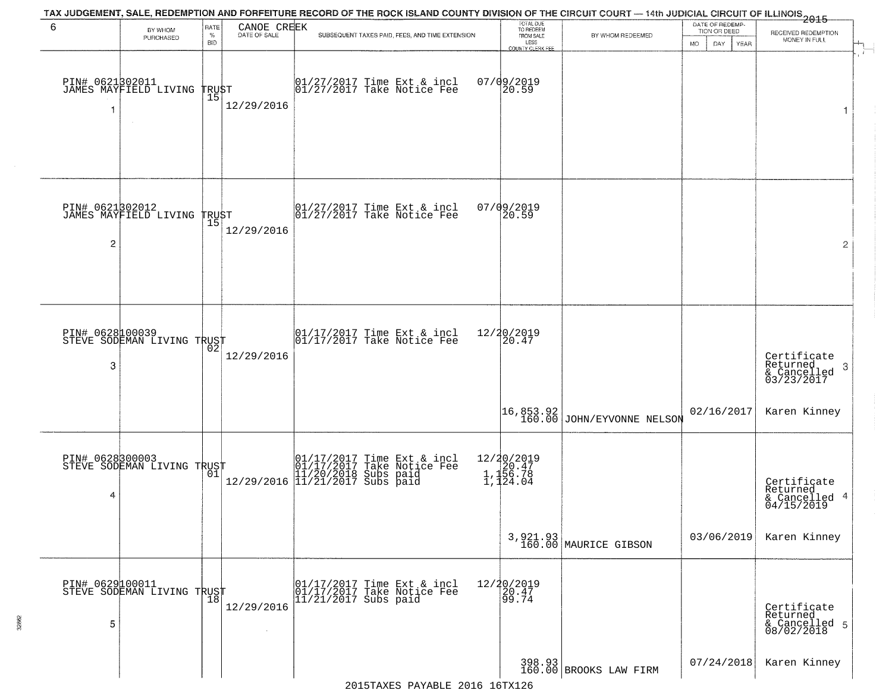# TAX JUDGEMENT, SALE, REDEMPTION AND FORFEITURE RECORD OF THE ROCK ISLAND COUNTY DIVISION OF THE CIRCUIT COURT — 14th JUDICIAL CIRCUIT OF ILLINOIS 2015

| 6 | BY WHOM PURCHASED | RATE % BID | CANOE CREEK DATE OF SALE | SUBSEQUENT TAXES PAID, FEES, AND TIME EXTENSION | TOTAL DUE TO REDEEM FROM SALE LESS COUNTY CLERK FEE | BY WHOM REDEEMED | DATE OF REDEMPTION OR DEED MO DAY YEAR | RECEIVED REDEMPTION MONEY IN FULL |
|---|---|---|---|---|---|---|---|---|
| 1 | PIN# 0621302011 JAMES MAYFIELD LIVING TRUST | 15 | 12/29/2016 | 01/27/2017 Time Ext & incl 07/09/2019<br>01/27/2017 Take Notice Fee 20.59 | | | | 1 |
| 2 | PIN# 0621302012 JAMES MAYFIELD LIVING TRUST | 15 | 12/29/2016 | 01/27/2017 Time Ext & incl 07/09/2019<br>01/27/2017 Take Notice Fee 20.59 | | | | 2 |
| 3 | PIN# 0628100039 STEVE SODEMAN LIVING TRUST | 02 | 12/29/2016 | 01/17/2017 Time Ext & incl 12/20/2019<br>01/17/2017 Take Notice Fee 20.47 | 16,853.92<br>160.00 | JOHN/EYVONNE NELSON | 02/16/2017 | Certificate Returned & Cancelled 03/23/2017<br>Karen Kinney 3 |
| 4 | PIN# 0628300003 STEVE SODEMAN LIVING TRUST | 01 | 12/29/2016 | 01/17/2017 Time Ext & incl 12/20/2019<br>01/17/2017 Take Notice Fee 20.47<br>11/20/2018 Subs paid 1,156.78<br>11/21/2017 Subs paid 1,124.04 | 3,921.93<br>160.00 | MAURICE GIBSON | 03/06/2019 | Certificate Returned & Cancelled 04/15/2019<br>Karen Kinney 4 |
| 5 | PIN# 0629100011 STEVE SODEMAN LIVING TRUST | 18 | 12/29/2016 | 01/17/2017 Time Ext & incl 12/20/2019<br>01/17/2017 Take Notice Fee 20.47<br>11/21/2017 Subs paid 99.74 | 398.93<br>160.00 | BROOKS LAW FIRM | 07/24/2018 | Certificate Returned & Cancelled 08/02/2018<br>Karen Kinney 5 |

2015TAXES PAYABLE 2016 16TX126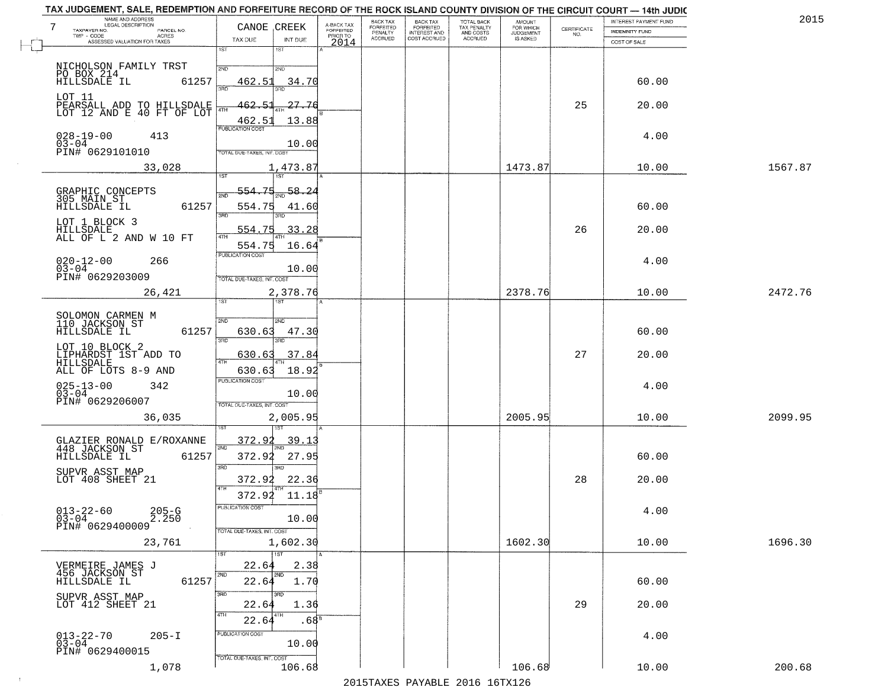TAX JUDGEMENT, SALE, REDEMPTION AND FORFEITURE RECORD OF THE ROCK ISLAND COUNTY DIVISION OF THE CIRCUIT COURT — 14th JUDIC

2015

7

| NAME AND ADDRESS / LEGAL DESCRIPTION / TAXPAYER NO. / PARCEL NO. / TWP - CODE / ACRES / ASSESSED VALUATION FOR TAXES | CANOE CREEK TAX DUE | INT DUE | A-BACK TAX FORFEITED PRIOR TO 2014 | BACK TAX FORFEITED PENALTY ACCRUED | BACK TAX FORFEITED INTEREST AND COST ACCRUED | TOTAL BACK TAX PENALTY AND COSTS ACCRUED | AMOUNT FOR WHICH JUDGEMENT IS ASKED | CERTIFICATE NO. | INTEREST PAYMENT FUND / INDEMNITY FUND / COST OF SALE | |
|---|---|---|---|---|---|---|---|---|---|---|
| NICHOLSON FAMILY TRST<br>PO BOX 214<br>HILLSDALE IL 61257<br>LOT 11<br>PEARSALL ADD TO HILLSDALE<br>LOT 12 AND E 40 FT OF LOT<br>028-19-00 413<br>03-04<br>PIN# 0629101010<br>33,028 | 1ST<br>2ND 462.51<br>3RD 462.51<br>4TH 462.51<br>PUBLICATION COST<br>TOTAL DUE-TAXES, INT. COST 1,473.87 | 1ST<br>2ND 34.70<br>3RD 27.76<br>4TH 13.88<br>10.00 | | | | | 1473.87 | 25 | 60.00<br>20.00<br>4.00<br>10.00 | 1567.87 |
| GRAPHIC CONCEPTS<br>305 MAIN ST<br>HILLSDALE IL 61257<br>LOT 1 BLOCK 3<br>HILLSDALE<br>ALL OF L 2 AND W 10 FT<br>020-12-00 266<br>03-04<br>PIN# 0629203009<br>26,421 | 1ST 554.75<br>2ND 554.75<br>3RD 554.75<br>4TH 554.75<br>PUBLICATION COST<br>TOTAL DUE-TAXES, INT. COST 2,378.76 | 1ST 58.24<br>2ND 41.60<br>3RD 33.28<br>4TH 16.64<br>10.00 | | | | | 2378.76 | 26 | 60.00<br>20.00<br>4.00<br>10.00 | 2472.76 |
| SOLOMON CARMEN M<br>110 JACKSON ST<br>HILLSDALE IL 61257<br>LOT 10 BLOCK 2<br>LIPHARDST 1ST ADD TO<br>HILLSDALE<br>ALL OF LOTS 8-9 AND<br>025-13-00 342<br>03-04<br>PIN# 0629206007<br>36,035 | 1ST<br>2ND 630.63<br>3RD 630.63<br>4TH 630.63<br>PUBLICATION COST<br>TOTAL DUE-TAXES, INT. COST 2,005.95 | 1ST<br>2ND 47.30<br>3RD 37.84<br>4TH 18.92<br>10.00 | | | | | 2005.95 | 27 | 60.00<br>20.00<br>4.00<br>10.00 | 2099.95 |
| GLAZIER RONALD E/ROXANNE<br>448 JACKSON ST<br>HILLSDALE IL 61257<br>SUPVR ASST MAP<br>LOT 408 SHEET 21<br>013-22-60 205-G<br>03-04 2.250<br>PIN# 0629400009<br>23,761 | 1ST 372.92<br>2ND 372.92<br>3RD 372.92<br>4TH 372.92<br>PUBLICATION COST<br>TOTAL DUE-TAXES, INT. COST 1,602.30 | 1ST 39.13<br>2ND 27.95<br>3RD 22.36<br>4TH 11.18<br>10.00 | | | | | 1602.30 | 28 | 60.00<br>20.00<br>4.00<br>10.00 | 1696.30 |
| VERMEIRE JAMES J<br>456 JACKSON ST<br>HILLSDALE IL 61257<br>SUPVR ASST MAP<br>LOT 412 SHEET 21<br>013-22-70 205-I<br>03-04<br>PIN# 0629400015<br>1,078 | 1ST 22.64<br>2ND 22.64<br>3RD 22.64<br>4TH 22.64<br>PUBLICATION COST<br>TOTAL DUE-TAXES, INT. COST 106.68 | 1ST 2.38<br>2ND 1.70<br>3RD 1.36<br>4TH .68<br>10.00 | | | | | 106.68 | 29 | 60.00<br>20.00<br>4.00<br>10.00 | 200.68 |

2015TAXES PAYABLE 2016 16TX126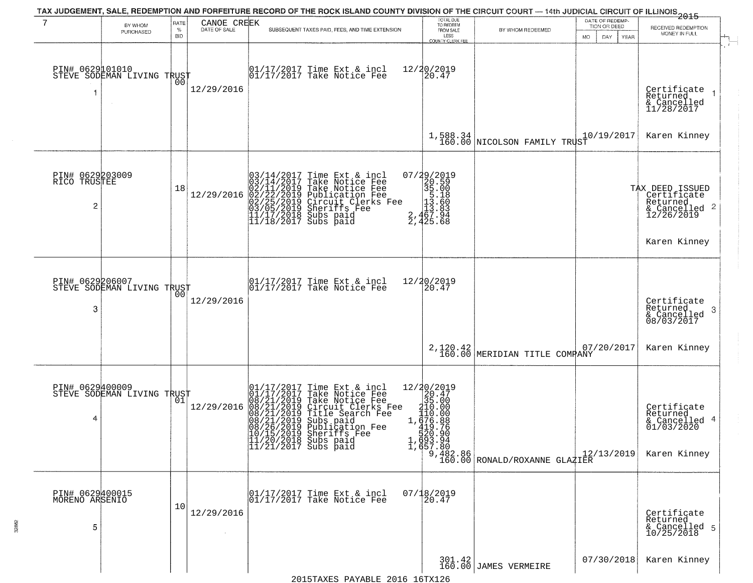TAX JUDGEMENT, SALE, REDEMPTION AND FORFEITURE RECORD OF THE ROCK ISLAND COUNTY DIVISION OF THE CIRCUIT COURT — 14th JUDICIAL CIRCUIT OF ILLINOIS 2015

| 7 | BY WHOM PURCHASED | RATE % BID | CANOE CREEK DATE OF SALE | SUBSEQUENT TAXES PAID, FEES, AND TIME EXTENSION | TOTAL DUE TO REDEEM FROM SALE LESS COUNTY CLERK FEE | BY WHOM REDEEMED | DATE OF REDEMPTION OR DEED MO DAY YEAR | RECEIVED REDEMPTION MONEY IN FULL |
|---|---|---|---|---|---|---|---|---|
| 1 | PIN# 0629101010 STEVE SODEMAN LIVING TRUST | 00 | 12/29/2016 | 01/17/2017 Time Ext & incl<br>01/17/2017 Take Notice Fee | 12/20/2019<br>20.47<br>1,588.34<br>160.00 | NICOLSON FAMILY TRUST | 10/19/2017 | Certificate Returned & Cancelled 11/28/2017<br>Karen Kinney |
| 2 | PIN# 0629203009 RICO TRUSTEE | 18 | 12/29/2016 | 03/14/2017 Time Ext & incl<br>03/14/2017 Take Notice Fee<br>02/11/2019 Take Notice Fee<br>02/22/2019 Publication Fee<br>02/25/2019 Circuit Clerks Fee<br>03/05/2019 Sheriffs Fee<br>11/17/2018 Subs paid<br>11/18/2017 Subs paid | 07/29/2019<br>20.59<br>35.00<br>5.18<br>13.60<br>13.83<br>2,467.94<br>2,425.68 | | | TAX DEED ISSUED Certificate Returned & Cancelled 12/26/2019<br>Karen Kinney |
| 3 | PIN# 0629206007 STEVE SODEMAN LIVING TRUST | 00 | 12/29/2016 | 01/17/2017 Time Ext & incl<br>01/17/2017 Take Notice Fee | 12/20/2019<br>20.47<br>2,120.42<br>160.00 | MERIDIAN TITLE COMPANY | 07/20/2017 | Certificate Returned & Cancelled 08/03/2017<br>Karen Kinney |
| 4 | PIN# 0629400009 STEVE SODEMAN LIVING TRUST | 01 | 12/29/2016 | 01/17/2017 Time Ext & incl<br>01/17/2017 Take Notice Fee<br>08/21/2019 Take Notice Fee<br>08/21/2019 Circuit Clerks Fee<br>08/21/2019 Title Search Fee<br>08/21/2019 Subs paid<br>08/26/2019 Publication Fee<br>10/15/2019 Sheriffs Fee<br>11/20/2018 Subs paid<br>11/21/2017 Subs paid | 12/20/2019<br>20.47<br>35.00<br>210.00<br>110.00<br>1,676.88<br>419.76<br>520.90<br>1,693.94<br>1,657.80<br>9,482.86<br>160.00 | RONALD/ROXANNE GLAZIER | 12/13/2019 | Certificate Returned & Cancelled 01/03/2020<br>Karen Kinney |
| 5 | PIN# 0629400015 MORENO ARSENIO | 10 | 12/29/2016 | 01/17/2017 Time Ext & incl<br>01/17/2017 Take Notice Fee | 07/18/2019<br>20.47<br>301.42<br>160.00 | JAMES VERMEIRE | 07/30/2018 | Certificate Returned & Cancelled 10/25/2018<br>Karen Kinney |

2015TAXES PAYABLE 2016 16TX126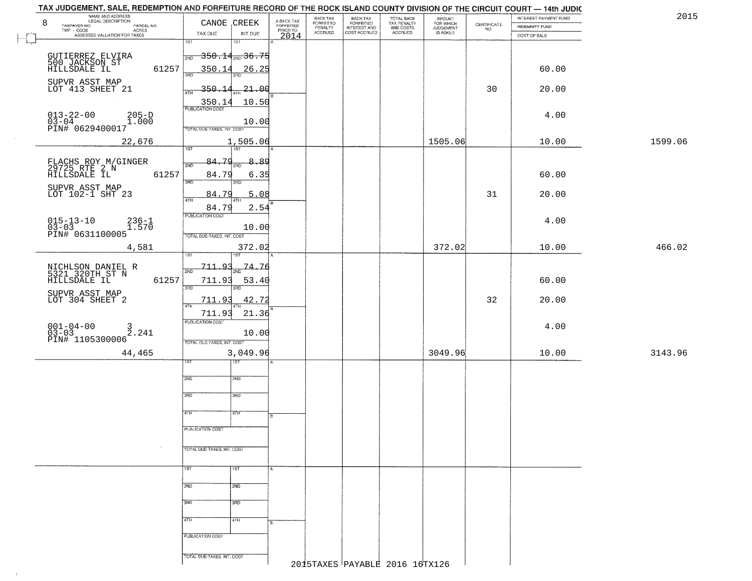# TAX JUDGEMENT, SALE, REDEMPTION AND FORFEITURE RECORD OF THE ROCK ISLAND COUNTY DIVISION OF THE CIRCUIT COURT — 14th JUDIC

2015

8 — CANOE CREEK

| NAME AND ADDRESS / LEGAL DESCRIPTION / TAXPAYER NO. / PARCEL NO. / TWP - CODE / ACRES / ASSESSED VALUATION FOR TAXES | TAX DUE | INT DUE | A-BACK TAX FORFEITED PRIOR TO 2014 | BACK TAX FORFEITED PENALTY ACCRUED | BACK TAX FORFEITED INTEREST AND COST ACCRUED | TOTAL BACK TAX PENALTY AND COSTS ACCRUED | AMOUNT FOR WHICH JUDGEMENT IS ASKED | CERTIFICATE NO. | INTEREST PAYMENT FUND / INDEMNITY FUND / COST OF SALE | |
|---|---|---|---|---|---|---|---|---|---|---|
| GUTIERREZ ELVIRA<br>500 JACKSON ST<br>HILLSDALE IL 61257<br>SUPVR ASST MAP<br>LOT 413 SHEET 21<br>013-22-00 205-D<br>03-04 1.000<br>PIN# 0629400017<br>22,676 | 1ST 350.14<br>2ND 350.14<br>3RD 350.14<br>4TH 350.14<br>PUBLICATION COST<br>TOTAL DUE-TAXES, INT. COST | 1ST 36.75<br>2ND 26.25<br>3RD 21.00<br>4TH 10.50<br>10.00<br>1,505.06 | | | | | 1505.06 | 30 | 60.00<br>20.00<br>4.00<br>10.00 | 1599.06 |
| FLACHS ROY M/GINGER<br>29725 RTE 2 N<br>HILLSDALE IL 61257<br>SUPVR ASST MAP<br>LOT 102-1 SHT 23<br>015-13-10 236-1<br>03-03 1.570<br>PIN# 0631100005<br>4,581 | 1ST 84.79<br>2ND 84.79<br>3RD 84.79<br>4TH 84.79<br>PUBLICATION COST<br>TOTAL DUE-TAXES, INT. COST | 1ST 8.89<br>2ND 6.35<br>3RD 5.08<br>4TH 2.54<br>10.00<br>372.02 | | | | | 372.02 | 31 | 60.00<br>20.00<br>4.00<br>10.00 | 466.02 |
| NICHLSON DANIEL R<br>5321 320TH ST N<br>HILLSDALE IL 61257<br>SUPVR ASST MAP<br>LOT 304 SHEET 2<br>001-04-00 3<br>03-03 2.241<br>PIN# 1105300006<br>44,465 | 1ST 711.93<br>2ND 711.93<br>3RD 711.93<br>4TH 711.93<br>PUBLICATION COST<br>TOTAL DUE-TAXES, INT. COST | 1ST 74.76<br>2ND 53.40<br>3RD 42.72<br>4TH 21.36<br>10.00<br>3,049.96 | | | | | 3049.96 | 32 | 60.00<br>20.00<br>4.00<br>10.00 | 3143.96 |
| | 1ST<br>2ND<br>3RD<br>4TH<br>PUBLICATION COST<br>TOTAL DUE-TAXES, INT. COST | 1ST<br>2ND<br>3RD<br>4TH | | | | | | | | |
| | 1ST<br>2ND<br>3RD<br>4TH<br>PUBLICATION COST<br>TOTAL DUE-TAXES, INT. COST | 1ST<br>2ND<br>3RD<br>4TH | | | | | | | | |

2015TAXES PAYABLE 2016 16TX126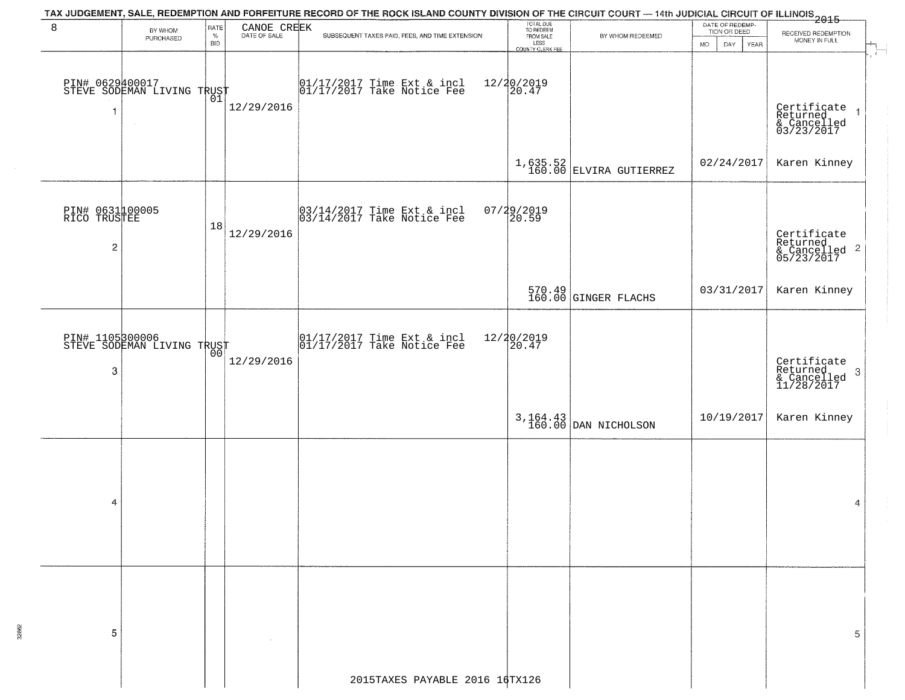TAX JUDGEMENT, SALE, REDEMPTION AND FORFEITURE RECORD OF THE ROCK ISLAND COUNTY DIVISION OF THE CIRCUIT COURT — 14th JUDICIAL CIRCUIT OF ILLINOIS 2015

| 8 | BY WHOM PURCHASED | RATE % BID | CANOE CREEK DATE OF SALE | SUBSEQUENT TAXES PAID, FEES, AND TIME EXTENSION | TOTAL DUE TO REDEEM FROM SALE LESS COUNTY CLERK FEE | BY WHOM REDEEMED | DATE OF REDEMPTION OR DEED MO DAY YEAR | RECEIVED REDEMPTION MONEY IN FULL |
|---|---|---|---|---|---|---|---|---|
| 1 | PIN# 0629400017 STEVE SODEMAN LIVING TRUST | 01 | 12/29/2016 | 01/17/2017 Time Ext & incl 01/17/2017 Take Notice Fee | 12/20/2019 20.47 1,635.52 160.00 | ELVIRA GUTIERREZ | 02/24/2017 | Certificate Returned & Cancelled 03/23/2017 Karen Kinney |
| 2 | PIN# 0631100005 RICO TRUSTEE | 18 | 12/29/2016 | 03/14/2017 Time Ext & incl 03/14/2017 Take Notice Fee | 07/29/2019 20.59 570.49 160.00 | GINGER FLACHS | 03/31/2017 | Certificate Returned & Cancelled 05/23/2017 Karen Kinney |
| 3 | PIN# 1105300006 STEVE SODEMAN LIVING TRUST | 00 | 12/29/2016 | 01/17/2017 Time Ext & incl 01/17/2017 Take Notice Fee | 12/20/2019 20.47 3,164.43 160.00 | DAN NICHOLSON | 10/19/2017 | Certificate Returned & Cancelled 11/28/2017 Karen Kinney |
| 4 | | | | | | | | |
| 5 | | | | | | | | |

2015TAXES PAYABLE 2016 16TX126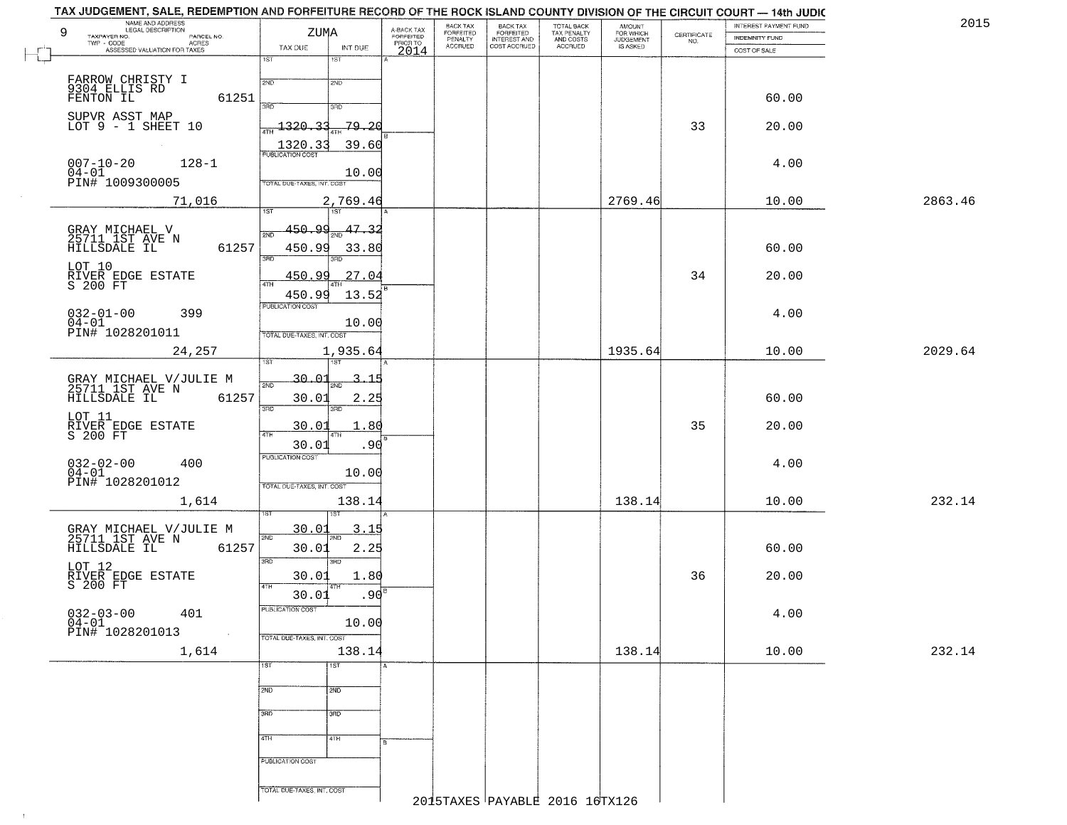# TAX JUDGEMENT, SALE, REDEMPTION AND FORFEITURE RECORD OF THE ROCK ISLAND COUNTY DIVISION OF THE CIRCUIT COURT — 14th JUDIC

2015

9

ZUMA

| NAME AND ADDRESS / LEGAL DESCRIPTION / TAXPAYER NO. / PARCEL NO. / TWP - CODE / ACRES / ASSESSED VALUATION FOR TAXES | TAX DUE | INT DUE | A-BACK TAX FORFEITED PRIOR TO 2014 | BACK TAX FORFEITED PENALTY ACCRUED | BACK TAX FORFEITED INTEREST AND COST ACCRUED | TOTAL BACK TAX PENALTY AND COSTS ACCRUED | AMOUNT FOR WHICH JUDGEMENT IS ASKED | CERTIFICATE NO. | INTEREST PAYMENT FUND / INDEMNITY FUND / COST OF SALE | |
|---|---|---|---|---|---|---|---|---|---|---|
| FARROW CHRISTY I, 9304 ELLIS RD, FENTON IL 61251 | 1ST | 1ST | | | | | | | | |
| | 2ND | 2ND | | | | | | | 60.00 | |
| SUPVR ASST MAP, LOT 9 - 1 SHEET 10 | 3RD | 3RD | | | | | | | | |
| | 4TH 1320.33 | 4TH 79.20 | | | | | | 33 | 20.00 | |
| | 1320.33 | 39.60 | | | | | | | | |
| 007-10-20 128-1, 04-01, PIN# 1009300005 | PUBLICATION COST | 10.00 | | | | | | | 4.00 | |
| 71,016 | TOTAL DUE-TAXES, INT. COST | 2,769.46 | | | | | 2769.46 | | 10.00 | 2863.46 |
| GRAY MICHAEL V, 25711 1ST AVE N, HILLSDALE IL 61257 | 1ST 450.99 | 1ST 47.32 | | | | | | | | |
| | 2ND 450.99 | 2ND 33.80 | | | | | | | 60.00 | |
| LOT 10, RIVER EDGE ESTATE, S 200 FT | 3RD 450.99 | 3RD 27.04 | | | | | | 34 | 20.00 | |
| | 4TH 450.99 | 4TH 13.52 | | | | | | | | |
| 032-01-00 399, 04-01, PIN# 1028201011 | PUBLICATION COST | 10.00 | | | | | | | 4.00 | |
| 24,257 | TOTAL DUE-TAXES, INT. COST | 1,935.64 | | | | | 1935.64 | | 10.00 | 2029.64 |
| GRAY MICHAEL V/JULIE M, 25711 1ST AVE N, HILLSDALE IL 61257 | 1ST 30.01 | 1ST 3.15 | | | | | | | | |
| | 2ND 30.01 | 2ND 2.25 | | | | | | | 60.00 | |
| LOT 11, RIVER EDGE ESTATE, S 200 FT | 3RD 30.01 | 3RD 1.80 | | | | | | 35 | 20.00 | |
| | 4TH 30.01 | 4TH .90 | | | | | | | | |
| 032-02-00 400, 04-01, PIN# 1028201012 | PUBLICATION COST | 10.00 | | | | | | | 4.00 | |
| 1,614 | TOTAL DUE-TAXES, INT. COST | 138.14 | | | | | 138.14 | | 10.00 | 232.14 |
| GRAY MICHAEL V/JULIE M, 25711 1ST AVE N, HILLSDALE IL 61257 | 1ST 30.01 | 1ST 3.15 | | | | | | | | |
| | 2ND 30.01 | 2ND 2.25 | | | | | | | 60.00 | |
| LOT 12, RIVER EDGE ESTATE, S 200 FT | 3RD 30.01 | 3RD 1.80 | | | | | | 36 | 20.00 | |
| | 4TH 30.01 | 4TH .90 | | | | | | | | |
| 032-03-00 401, 04-01, PIN# 1028201013 | PUBLICATION COST | 10.00 | | | | | | | 4.00 | |
| 1,614 | TOTAL DUE-TAXES, INT. COST | 138.14 | | | | | 138.14 | | 10.00 | 232.14 |

2015TAXES PAYABLE 2016 16TX126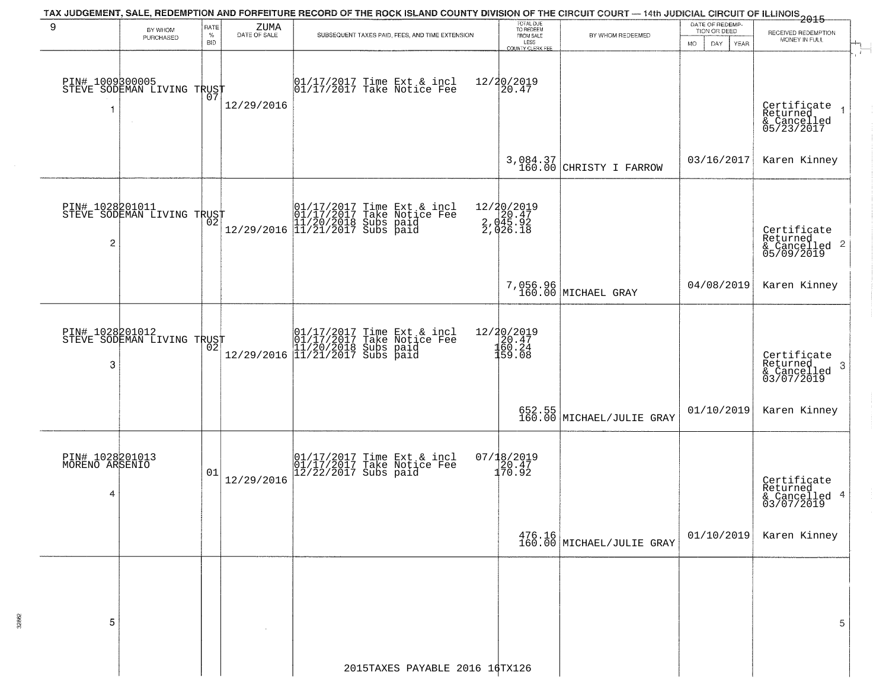TAX JUDGEMENT, SALE, REDEMPTION AND FORFEITURE RECORD OF THE ROCK ISLAND COUNTY DIVISION OF THE CIRCUIT COURT — 14th JUDICIAL CIRCUIT OF ILLINOIS 2015

| 9 | BY WHOM PURCHASED | RATE % BID | ZUMA DATE OF SALE | SUBSEQUENT TAXES PAID, FEES, AND TIME EXTENSION | TOTAL DUE TO REDEEM FROM SALE LESS COUNTY CLERK FEE | BY WHOM REDEEMED | DATE OF REDEMPTION OR DEED MO DAY YEAR | RECEIVED REDEMPTION MONEY IN FULL |
|---|---|---|---|---|---|---|---|---|
| 1 | PIN# 1009300005 STEVE SODEMAN LIVING TRUST | 07 | 12/29/2016 | 01/17/2017 Time Ext & incl<br>01/17/2017 Take Notice Fee | 12/20/2019<br>20.47<br>3,084.37<br>160.00 | CHRISTY I FARROW | 03/16/2017 | Certificate Returned & Cancelled 05/23/2017<br>Karen Kinney |
| 2 | PIN# 1028201011 STEVE SODEMAN LIVING TRUST | 02 | 12/29/2016 | 01/17/2017 Time Ext & incl<br>01/17/2017 Take Notice Fee<br>11/20/2018 Subs paid<br>11/21/2017 Subs paid | 12/20/2019<br>20.47<br>2,045.92<br>2,026.18<br>7,056.96<br>160.00 | MICHAEL GRAY | 04/08/2019 | Certificate Returned & Cancelled 05/09/2019<br>Karen Kinney |
| 3 | PIN# 1028201012 STEVE SODEMAN LIVING TRUST | 02 | 12/29/2016 | 01/17/2017 Time Ext & incl<br>01/17/2017 Take Notice Fee<br>11/20/2018 Subs paid<br>11/21/2017 Subs paid | 12/20/2019<br>20.47<br>160.24<br>159.08<br>652.55<br>160.00 | MICHAEL/JULIE GRAY | 01/10/2019 | Certificate Returned & Cancelled 03/07/2019<br>Karen Kinney |
| 4 | PIN# 1028201013 MORENO ARSENIO | 01 | 12/29/2016 | 01/17/2017 Time Ext & incl<br>01/17/2017 Take Notice Fee<br>12/22/2017 Subs paid | 07/18/2019<br>20.47<br>170.92<br>476.16<br>160.00 | MICHAEL/JULIE GRAY | 01/10/2019 | Certificate Returned & Cancelled 03/07/2019<br>Karen Kinney |
| 5 | | | | | | | | |

2015TAXES PAYABLE 2016 16TX126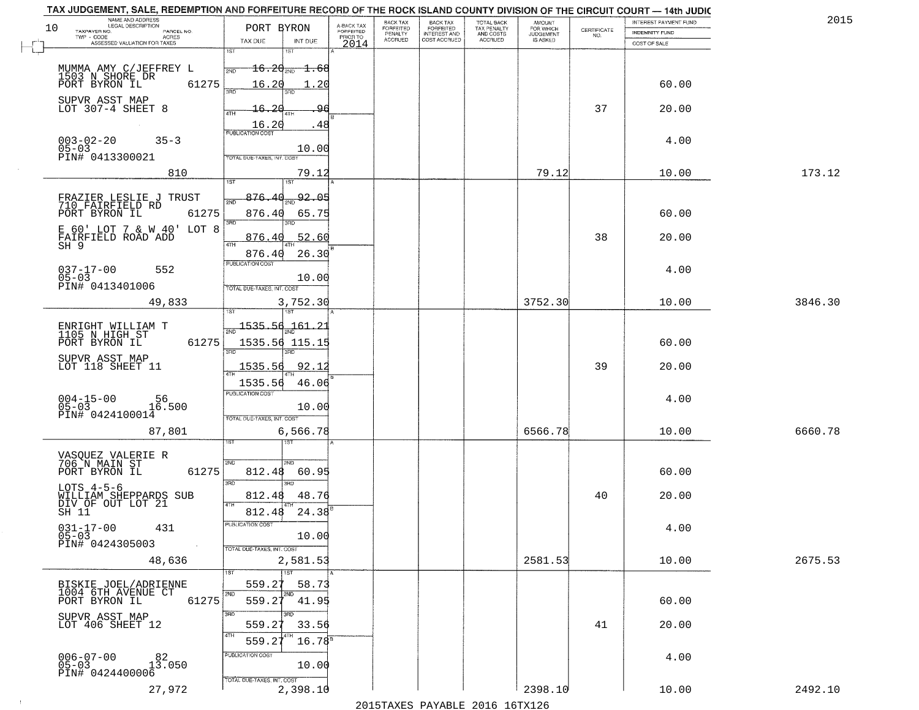# TAX JUDGEMENT, SALE, REDEMPTION AND FORFEITURE RECORD OF THE ROCK ISLAND COUNTY DIVISION OF THE CIRCUIT COURT — 14th JUDIC

2015

| NAME AND ADDRESS / LEGAL DESCRIPTION / TAXPAYER NO. / PARCEL NO. / TWP - CODE / ACRES / ASSESSED VALUATION FOR TAXES | PORT BYRON TAX DUE | INT DUE | A-BACK TAX FORFEITED PRIOR TO 2014 | BACK TAX FORFEITED PENALTY ACCRUED | BACK TAX FORFEITED INTEREST AND COST ACCRUED | TOTAL BACK TAX PENALTY AND COSTS ACCRUED | AMOUNT FOR WHICH JUDGEMENT IS ASKED | CERTIFICATE NO. | INTEREST PAYMENT FUND / INDEMNITY FUND / COST OF SALE | |
|---|---|---|---|---|---|---|---|---|---|---|
| 10 | | | | | | | | | | |
| MUMMA AMY C/JEFFREY L<br>1503 N SHORE DR<br>PORT BYRON IL 61275<br>SUPVR ASST MAP<br>LOT 307-4 SHEET 8<br>003-02-20 35-3<br>05-03<br>PIN# 0413300021<br>810 | 1ST<br>2ND 16.20<br>3RD 16.20<br>4TH 16.20<br>16.20<br>PUBLICATION COST<br>TOTAL DUE-TAXES, INT. COST | 1ST<br>2ND 1.68<br>3RD 1.20<br>4TH .96<br>.48<br>10.00<br>79.12 | | | | | 79.12 | 37 | 60.00<br>20.00<br>4.00<br>10.00 | 173.12 |
| FRAZIER LESLIE J TRUST<br>710 FAIRFIELD RD<br>PORT BYRON IL 61275<br>E 60' LOT 7 & W 40' LOT 8<br>FAIRFIELD ROAD ADD<br>SH 9<br>037-17-00 552<br>05-03<br>PIN# 0413401006<br>49,833 | 1ST 876.40<br>2ND 876.40<br>3RD 876.40<br>4TH 876.40<br>PUBLICATION COST<br>TOTAL DUE-TAXES, INT. COST | 1ST 92.05<br>2ND 65.75<br>3RD 52.60<br>4TH 26.30<br>10.00<br>3,752.30 | | | | | 3752.30 | 38 | 60.00<br>20.00<br>4.00<br>10.00 | 3846.30 |
| ENRIGHT WILLIAM T<br>1105 N HIGH ST<br>PORT BYRON IL 61275<br>SUPVR ASST MAP<br>LOT 118 SHEET 11<br>004-15-00 56<br>05-03 16.500<br>PIN# 0424100014<br>87,801 | 1ST 1535.56<br>2ND 1535.56<br>3RD 1535.56<br>4TH 1535.56<br>PUBLICATION COST<br>TOTAL DUE-TAXES, INT. COST | 1ST 161.21<br>2ND 115.15<br>3RD 92.12<br>4TH 46.06<br>10.00<br>6,566.78 | | | | | 6566.78 | 39 | 60.00<br>20.00<br>4.00<br>10.00 | 6660.78 |
| VASQUEZ VALERIE R<br>706 N MAIN ST<br>PORT BYRON IL 61275<br>LOTS 4-5-6<br>WILLIAM SHEPPARDS SUB<br>DIV OF OUT LOT 21<br>SH 11<br>031-17-00 431<br>05-03<br>PIN# 0424305003<br>48,636 | 1ST<br>2ND 812.48<br>3RD 812.48<br>4TH 812.48<br>PUBLICATION COST<br>TOTAL DUE-TAXES, INT. COST | 1ST<br>2ND 60.95<br>3RD 48.76<br>4TH 24.38<br>10.00<br>2,581.53 | | | | | 2581.53 | 40 | 60.00<br>20.00<br>4.00<br>10.00 | 2675.53 |
| BISKIE JOEL/ADRIENNE<br>1004 6TH AVENUE CT<br>PORT BYRON IL 61275<br>SUPVR ASST MAP<br>LOT 406 SHEET 12<br>006-07-00 82<br>05-03 13.050<br>PIN# 0424400006<br>27,972 | 1ST 559.27<br>2ND 559.27<br>3RD 559.27<br>4TH 559.27<br>PUBLICATION COST<br>TOTAL DUE-TAXES, INT. COST | 1ST 58.73<br>2ND 41.95<br>3RD 33.56<br>4TH 16.78<br>10.00<br>2,398.10 | | | | | 2398.10 | 41 | 60.00<br>20.00<br>4.00<br>10.00 | 2492.10 |

2015TAXES PAYABLE 2016 16TX126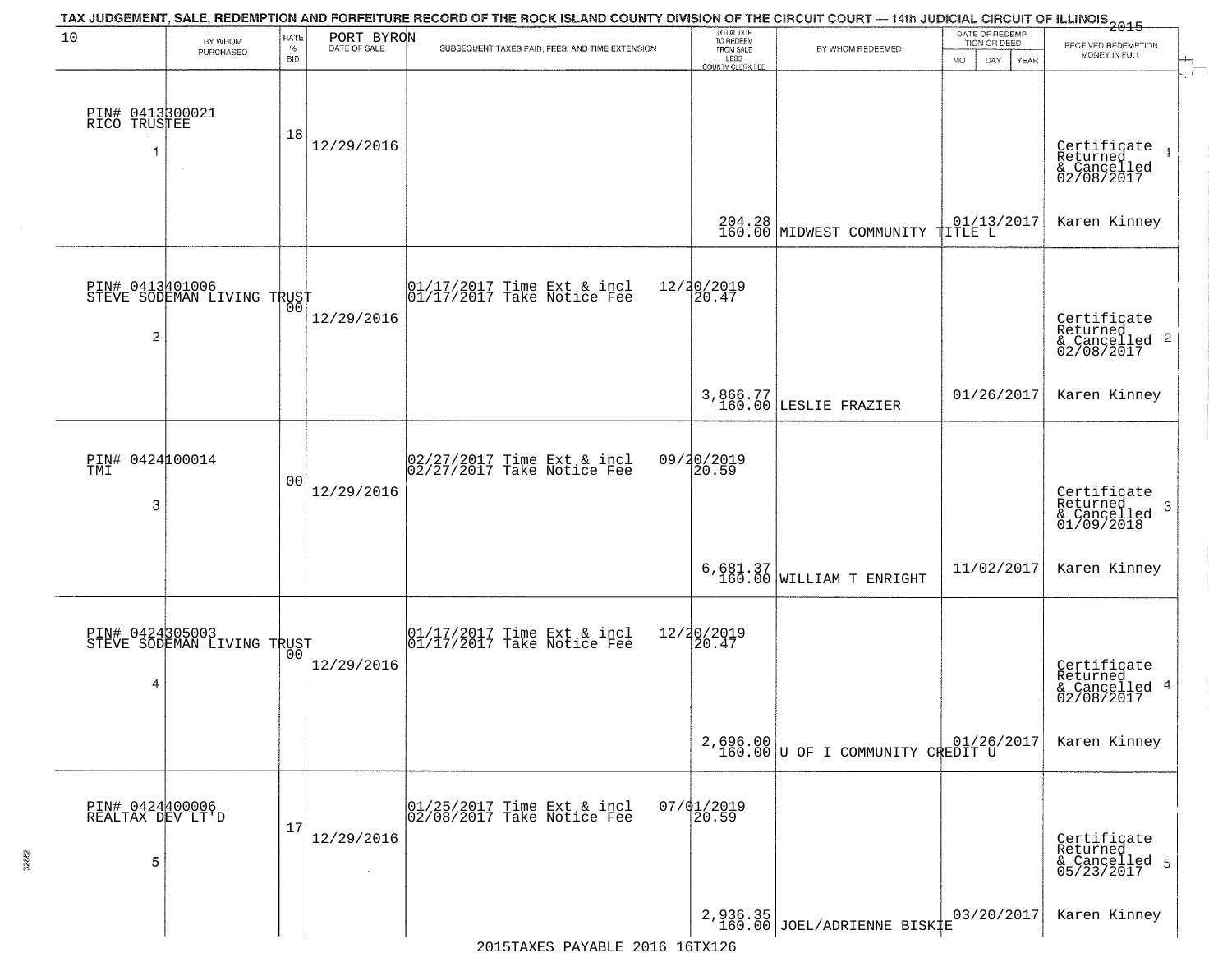# TAX JUDGEMENT, SALE, REDEMPTION AND FORFEITURE RECORD OF THE ROCK ISLAND COUNTY DIVISION OF THE CIRCUIT COURT — 14th JUDICIAL CIRCUIT OF ILLINOIS 2015

| 10 | BY WHOM PURCHASED | RATE % BID | PORT BYRON DATE OF SALE | SUBSEQUENT TAXES PAID, FEES, AND TIME EXTENSION | TOTAL DUE TO REDEEM FROM SALE LESS COUNTY CLERK FEE | BY WHOM REDEEMED | DATE OF REDEMPTION OR DEED MO DAY YEAR | RECEIVED REDEMPTION MONEY IN FULL |
|---|---|---|---|---|---|---|---|---|
| PIN# 0413300021 RICO TRUSTEE 1 | | 18 | 12/29/2016 | | 204.28 160.00 | MIDWEST COMMUNITY TITLE L | 01/13/2017 | Certificate Returned & Cancelled 02/08/2017 Karen Kinney |
| PIN# 0413401006 STEVE SODEMAN LIVING TRUST 2 | | 00 | 12/29/2016 | 01/17/2017 Time Ext & incl 12/20/2019 01/17/2017 Take Notice Fee 20.47 | 3,866.77 160.00 | LESLIE FRAZIER | 01/26/2017 | Certificate Returned & Cancelled 02/08/2017 Karen Kinney |
| PIN# 0424100014 TMI 3 | | 00 | 12/29/2016 | 02/27/2017 Time Ext & incl 09/20/2019 02/27/2017 Take Notice Fee 20.59 | 6,681.37 160.00 | WILLIAM T ENRIGHT | 11/02/2017 | Certificate Returned & Cancelled 01/09/2018 Karen Kinney |
| PIN# 0424305003 STEVE SODEMAN LIVING TRUST 4 | | 00 | 12/29/2016 | 01/17/2017 Time Ext & incl 12/20/2019 01/17/2017 Take Notice Fee 20.47 | 2,696.00 160.00 | U OF I COMMUNITY CREDIT U | 01/26/2017 | Certificate Returned & Cancelled 02/08/2017 Karen Kinney |
| PIN# 0424400006 REALTAX DEV LT'D 5 | | 17 | 12/29/2016 | 01/25/2017 Time Ext & incl 07/01/2019 02/08/2017 Take Notice Fee 20.59 | 2,936.35 160.00 | JOEL/ADRIENNE BISKIE | 03/20/2017 | Certificate Returned & Cancelled 05/23/2017 Karen Kinney |

2015TAXES PAYABLE 2016 16TX126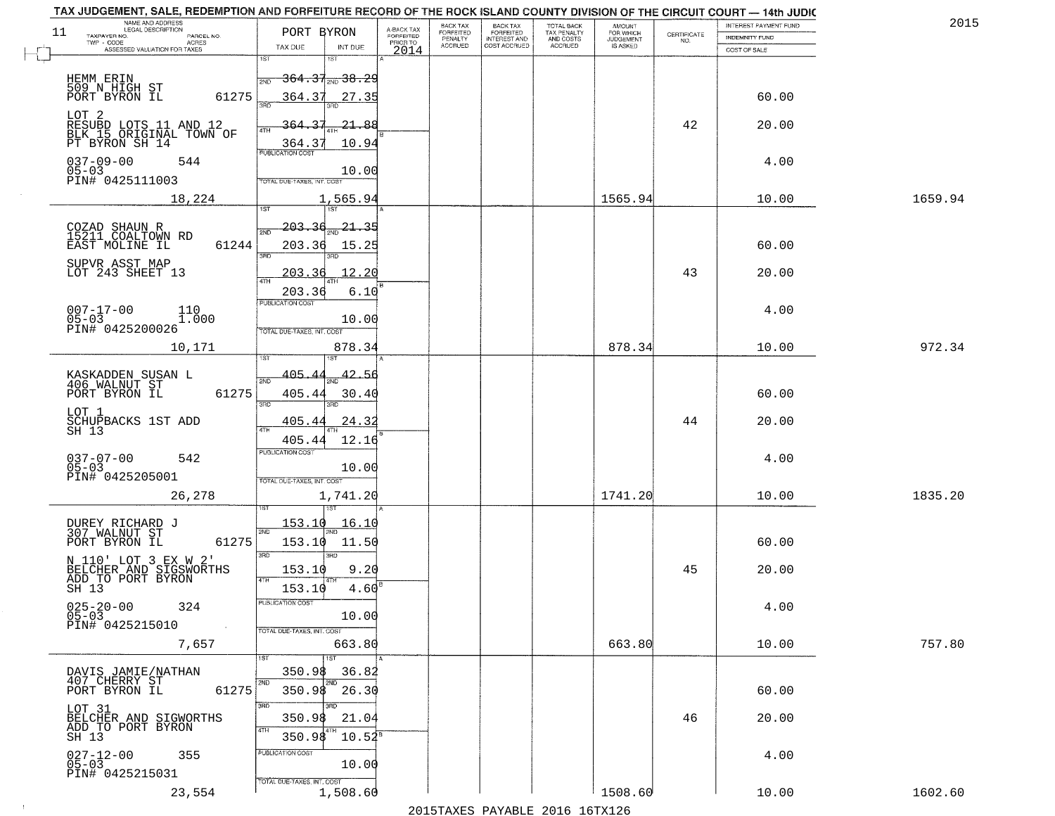# TAX JUDGEMENT, SALE, REDEMPTION AND FORFEITURE RECORD OF THE ROCK ISLAND COUNTY DIVISION OF THE CIRCUIT COURT — 14th JUDIC

2015

| 11 NAME AND ADDRESS / LEGAL DESCRIPTION / TAXPAYER NO. / PARCEL NO. / TWP - CODE / ACRES / ASSESSED VALUATION FOR TAXES | PORT BYRON TAX DUE | INT DUE | A-BACK TAX FORFEITED PRIOR TO 2014 | BACK TAX FORFEITED PENALTY ACCRUED | BACK TAX FORFEITED INTEREST AND COST ACCRUED | TOTAL BACK TAX PENALTY AND COSTS ACCRUED | AMOUNT FOR WHICH JUDGEMENT IS ASKED | CERTIFICATE NO. | INTEREST PAYMENT FUND / INDEMNITY FUND / COST OF SALE | |
|---|---|---|---|---|---|---|---|---|---|---|
| HEMM ERIN<br>509 N HIGH ST<br>PORT BYRON IL 61275<br>LOT 2<br>RESUBD LOTS 11 AND 12<br>BLK 15 ORIGINAL TOWN OF<br>PT BYRON SH 14<br>037-09-00 544<br>05-03<br>PIN# 0425111003 | 1ST 364.37<br>2ND 364.37<br>3RD 364.37<br>4TH 364.37<br>PUBLICATION COST | 38.29<br>27.35<br>21.88<br>10.94<br>10.00 | | | | | | 42 | 60.00<br>20.00<br>4.00 | |
| 18,224 | TOTAL DUE-TAXES, INT. COST | 1,565.94 | | | | | 1565.94 | | 10.00 | 1659.94 |
| COZAD SHAUN R<br>15211 COALTOWN RD<br>EAST MOLINE IL 61244<br>SUPVR ASST MAP<br>LOT 243 SHEET 13<br>007-17-00 110<br>05-03 1.000<br>PIN# 0425200026 | 1ST 203.36<br>2ND 203.36<br>3RD 203.36<br>4TH 203.36<br>PUBLICATION COST | 21.35<br>15.25<br>12.20<br>6.10<br>10.00 | | | | | | 43 | 60.00<br>20.00<br>4.00 | |
| 10,171 | TOTAL DUE-TAXES, INT. COST | 878.34 | | | | | 878.34 | | 10.00 | 972.34 |
| KASKADDEN SUSAN L<br>406 WALNUT ST<br>PORT BYRON IL 61275<br>LOT 1<br>SCHUPBACKS 1ST ADD<br>SH 13<br>037-07-00 542<br>05-03<br>PIN# 0425205001 | 1ST 405.44<br>2ND 405.44<br>3RD 405.44<br>4TH 405.44<br>PUBLICATION COST | 42.56<br>30.40<br>24.32<br>12.16<br>10.00 | | | | | | 44 | 60.00<br>20.00<br>4.00 | |
| 26,278 | TOTAL DUE-TAXES, INT. COST | 1,741.20 | | | | | 1741.20 | | 10.00 | 1835.20 |
| DUREY RICHARD J<br>307 WALNUT ST<br>PORT BYRON IL 61275<br>N 110' LOT 3 EX W 2'<br>BELCHER AND SIGSWORTHS<br>ADD TO PORT BYRON<br>SH 13<br>025-20-00 324<br>05-03<br>PIN# 0425215010 | 1ST 153.10<br>2ND 153.10<br>3RD 153.10<br>4TH 153.10<br>PUBLICATION COST | 16.10<br>11.50<br>9.20<br>4.60<br>10.00 | | | | | | 45 | 60.00<br>20.00<br>4.00 | |
| 7,657 | TOTAL DUE-TAXES, INT. COST | 663.80 | | | | | 663.80 | | 10.00 | 757.80 |
| DAVIS JAMIE/NATHAN<br>407 CHERRY ST<br>PORT BYRON IL 61275<br>LOT 31<br>BELCHER AND SIGWORTHS<br>ADD TO PORT BYRON<br>SH 13<br>027-12-00 355<br>05-03<br>PIN# 0425215031 | 1ST 350.98<br>2ND 350.98<br>3RD 350.98<br>4TH 350.98<br>PUBLICATION COST | 36.82<br>26.30<br>21.04<br>10.52<br>10.00 | | | | | | 46 | 60.00<br>20.00<br>4.00 | |
| 23,554 | TOTAL DUE-TAXES, INT. COST | 1,508.60 | | | | | 1508.60 | | 10.00 | 1602.60 |

2015TAXES PAYABLE 2016 16TX126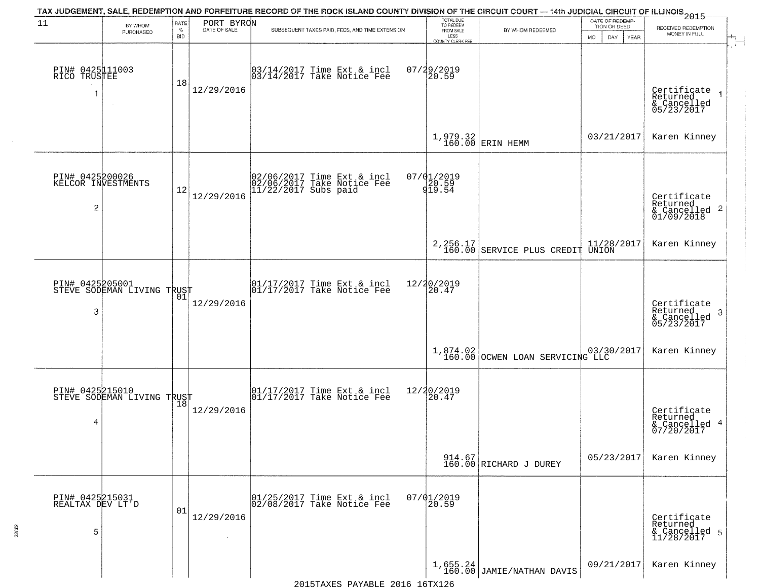# TAX JUDGEMENT, SALE, REDEMPTION AND FORFEITURE RECORD OF THE ROCK ISLAND COUNTY DIVISION OF THE CIRCUIT COURT — 14th JUDICIAL CIRCUIT OF ILLINOIS 2015

11 — PORT BYRON

| | BY WHOM PURCHASED | RATE % BID | DATE OF SALE | SUBSEQUENT TAXES PAID, FEES, AND TIME EXTENSION | TOTAL DUE TO REDEEM FROM SALE LESS COUNTY CLERK FEE | BY WHOM REDEEMED | DATE OF REDEMPTION OR DEED MO DAY YEAR | RECEIVED REDEMPTION MONEY IN FULL |
|---|---|---|---|---|---|---|---|---|
| 1 | PIN# 0425111003 RICO TRUSTEE | 18 | 12/29/2016 | 03/14/2017 Time Ext & incl 03/14/2017 Take Notice Fee | 07/29/2019 20.59 | | | Certificate Returned & Cancelled 05/23/2017 |
| | | | | | 1,979.32 160.00 | ERIN HEMM | 03/21/2017 | Karen Kinney |
| 2 | PIN# 0425200026 KELCOR INVESTMENTS | 12 | 12/29/2016 | 02/06/2017 Time Ext & incl 02/06/2017 Take Notice Fee 11/22/2017 Subs paid | 07/01/2019 20.59 919.54 | | | Certificate Returned & Cancelled 01/09/2018 |
| | | | | | 2,256.17 160.00 | SERVICE PLUS CREDIT UNION | 11/28/2017 | Karen Kinney |
| 3 | PIN# 0425205001 STEVE SODEMAN LIVING TRUST | 01 | 12/29/2016 | 01/17/2017 Time Ext & incl 01/17/2017 Take Notice Fee | 12/20/2019 20.47 | | | Certificate Returned & Cancelled 05/23/2017 |
| | | | | | 1,874.02 160.00 | OCWEN LOAN SERVICING LLC | 03/30/2017 | Karen Kinney |
| 4 | PIN# 0425215010 STEVE SODEMAN LIVING TRUST | 18 | 12/29/2016 | 01/17/2017 Time Ext & incl 01/17/2017 Take Notice Fee | 12/20/2019 20.47 | | | Certificate Returned & Cancelled 07/20/2017 |
| | | | | | 914.67 160.00 | RICHARD J DUREY | 05/23/2017 | Karen Kinney |
| 5 | PIN# 0425215031 REALTAX DEV LT'D | 01 | 12/29/2016 | 01/25/2017 Time Ext & incl 02/08/2017 Take Notice Fee | 07/01/2019 20.59 | | | Certificate Returned & Cancelled 11/28/2017 |
| | | | | | 1,655.24 160.00 | JAMIE/NATHAN DAVIS | 09/21/2017 | Karen Kinney |

2015TAXES PAYABLE 2016 16TX126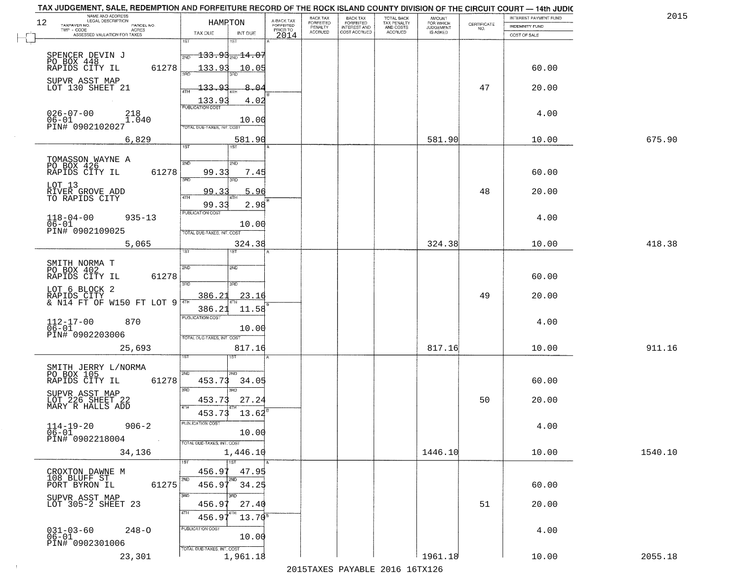# TAX JUDGEMENT, SALE, REDEMPTION AND FORFEITURE RECORD OF THE ROCK ISLAND COUNTY DIVISION OF THE CIRCUIT COURT — 14th JUDIC

2015

12

| NAME AND ADDRESS / LEGAL DESCRIPTION / TAXPAYER NO. / PARCEL NO. / TWP - CODE / ACRES / ASSESSED VALUATION FOR TAXES | HAMPTON TAX DUE | INT DUE | A-BACK TAX FORFEITED PRIOR TO 2014 | BACK TAX FORFEITED PENALTY ACCRUED | BACK TAX FORFEITED INTEREST AND COST ACCRUED | TOTAL BACK TAX PENALTY AND COSTS ACCRUED | AMOUNT FOR WHICH JUDGEMENT IS ASKED | CERTIFICATE NO. | INTEREST PAYMENT FUND / INDEMNITY FUND / COST OF SALE | |
|---|---|---|---|---|---|---|---|---|---|---|
| SPENCER DEVIN J<br>PO BOX 448<br>RAPIDS CITY IL 61278<br>SUPVR ASST MAP<br>LOT 130 SHEET 21<br>026-07-00 218<br>06-01 1.040<br>PIN# 0902102027<br>6,829 | 1ST<br>2ND ~~133.93~~<br>3RD 133.93<br>4TH ~~133.93~~<br>133.93<br>PUBLICATION COST<br>TOTAL DUE-TAXES, INT. COST | 1ST<br>2ND ~~14.07~~<br>3RD 10.05<br>4TH ~~8.04~~<br>4.02<br>10.00<br>581.90 | | | | | 581.90 | 47 | 60.00<br>20.00<br>4.00<br>10.00 | 675.90 |
| TOMASSON WAYNE A<br>PO BOX 426<br>RAPIDS CITY IL 61278<br>LOT 13<br>RIVER GROVE ADD<br>TO RAPIDS CITY<br>118-04-00 935-13<br>06-01<br>PIN# 0902109025<br>5,065 | 1ST<br>2ND<br>3RD 99.33<br>4TH 99.33<br>99.33<br>PUBLICATION COST<br>TOTAL DUE-TAXES, INT. COST | 1ST<br>2ND<br>3RD 7.45<br>4TH 5.96<br>2.98<br>10.00<br>324.38 | | | | | 324.38 | 48 | 60.00<br>20.00<br>4.00<br>10.00 | 418.38 |
| SMITH NORMA T<br>PO BOX 402<br>RAPIDS CITY IL 61278<br>LOT 6 BLOCK 2<br>RAPIDS CITY<br>& N14 FT OF W150 FT LOT 9<br>112-17-00 870<br>06-01<br>PIN# 0902203006<br>25,693 | 1ST<br>2ND<br>3RD<br>386.21<br>4TH 386.21<br>PUBLICATION COST<br>TOTAL DUE-TAXES, INT. COST | 1ST<br>2ND<br>3RD<br>23.16<br>4TH 11.58<br>10.00<br>817.16 | | | | | 817.16 | 49 | 60.00<br>20.00<br>4.00<br>10.00 | 911.16 |
| SMITH JERRY L/NORMA<br>PO BOX 105<br>RAPIDS CITY IL 61278<br>SUPVR ASST MAP<br>LOT 226 SHEET 22<br>MARY R HALLS ADD<br>114-19-20 906-2<br>06-01<br>PIN# 0902218004<br>34,136 | 1ST<br>2ND 453.73<br>3RD 453.73<br>4TH 453.73<br>PUBLICATION COST<br>TOTAL DUE-TAXES, INT. COST | 1ST<br>2ND 34.05<br>3RD 27.24<br>4TH 13.62<br>10.00<br>1,446.10 | | | | | 1446.10 | 50 | 60.00<br>20.00<br>4.00<br>10.00 | 1540.10 |
| CROXTON DAWNE M<br>108 BLUFF ST<br>PORT BYRON IL 61275<br>SUPVR ASST MAP<br>LOT 305-2 SHEET 23<br>031-03-60 248-O<br>06-01<br>PIN# 0902301006<br>23,301 | 1ST 456.97<br>2ND 456.97<br>3RD 456.97<br>4TH 456.97<br>PUBLICATION COST<br>TOTAL DUE-TAXES, INT. COST | 1ST 47.95<br>2ND 34.25<br>3RD 27.40<br>4TH 13.70<br>10.00<br>1,961.18 | | | | | 1961.18 | 51 | 60.00<br>20.00<br>4.00<br>10.00 | 2055.18 |

2015TAXES PAYABLE 2016 16TX126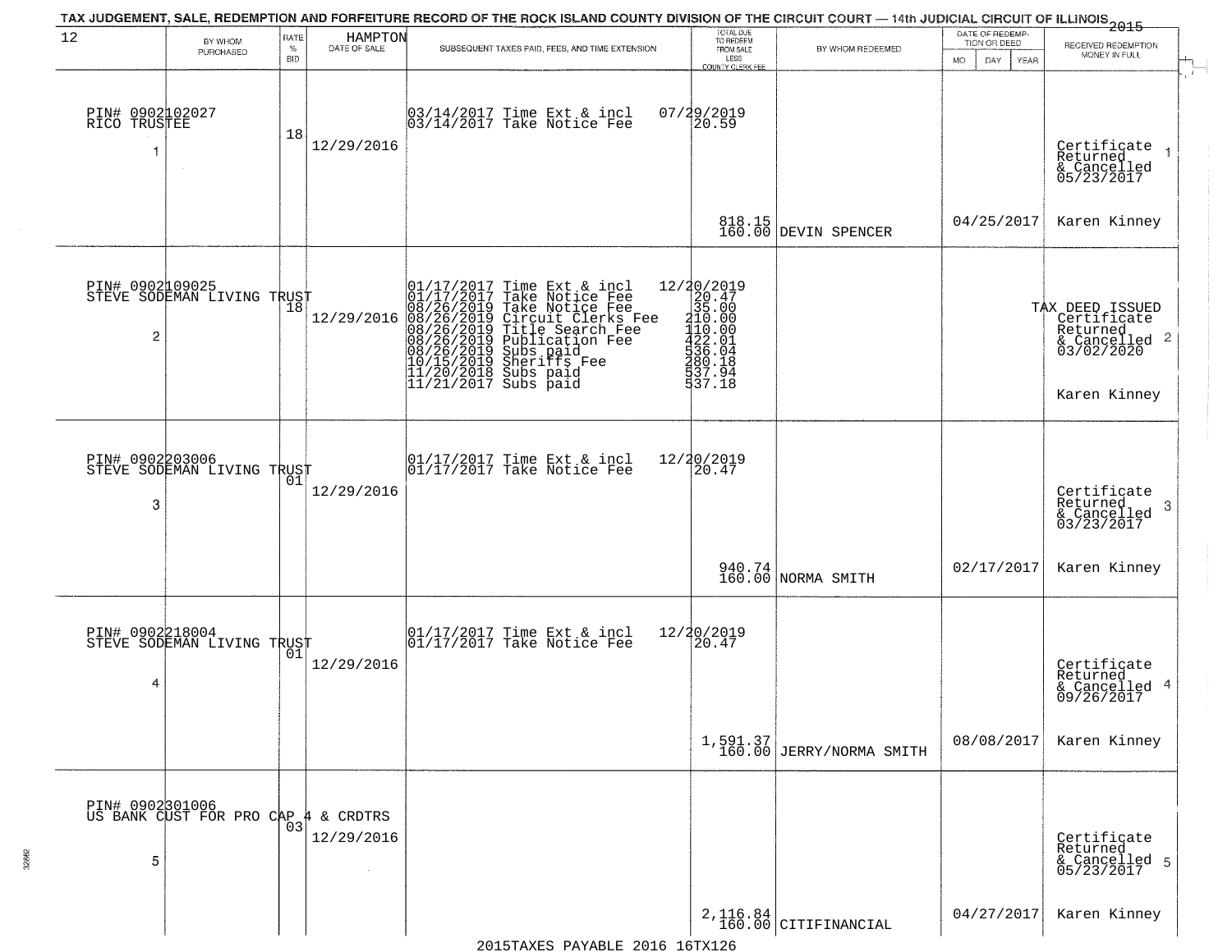TAX JUDGEMENT, SALE, REDEMPTION AND FORFEITURE RECORD OF THE ROCK ISLAND COUNTY DIVISION OF THE CIRCUIT COURT — 14th JUDICIAL CIRCUIT OF ILLINOIS 2015

| 12 | BY WHOM PURCHASED | RATE % BID | HAMPTON DATE OF SALE | SUBSEQUENT TAXES PAID, FEES, AND TIME EXTENSION | TOTAL DUE TO REDEEM FROM SALE LESS COUNTY CLERK FEE | BY WHOM REDEEMED | DATE OF REDEMPTION OR DEED MO DAY YEAR | RECEIVED REDEMPTION MONEY IN FULL |
|---|---|---|---|---|---|---|---|---|
| 1 | PIN# 0902102027 RICO TRUSTEE | 18 | 12/29/2016 | 03/14/2017 Time Ext & incl<br>03/14/2017 Take Notice Fee | 07/29/2019<br>20.59<br><br>818.15<br>160.00 | DEVIN SPENCER | 04/25/2017 | Certificate Returned & Cancelled 05/23/2017<br>Karen Kinney |
| 2 | PIN# 0902109025 STEVE SODEMAN LIVING TRUST | 18 | 12/29/2016 | 01/17/2017 Time Ext & incl<br>01/17/2017 Take Notice Fee<br>08/26/2019 Take Notice Fee<br>08/26/2019 Circuit Clerks Fee<br>08/26/2019 Title Search Fee<br>08/26/2019 Publication Fee<br>08/26/2019 Subs paid<br>10/15/2019 Sheriffs Fee<br>11/20/2018 Subs paid<br>11/21/2017 Subs paid | 12/20/2019<br>20.47<br>35.00<br>210.00<br>110.00<br>422.01<br>536.04<br>280.18<br>537.94<br>537.18 | | | TAX DEED ISSUED Certificate Returned & Cancelled 03/02/2020<br>Karen Kinney |
| 3 | PIN# 0902203006 STEVE SODEMAN LIVING TRUST | 01 | 12/29/2016 | 01/17/2017 Time Ext & incl<br>01/17/2017 Take Notice Fee | 12/20/2019<br>20.47<br><br>940.74<br>160.00 | NORMA SMITH | 02/17/2017 | Certificate Returned & Cancelled 03/23/2017<br>Karen Kinney |
| 4 | PIN# 0902218004 STEVE SODEMAN LIVING TRUST | 01 | 12/29/2016 | 01/17/2017 Time Ext & incl<br>01/17/2017 Take Notice Fee | 12/20/2019<br>20.47<br><br>1,591.37<br>160.00 | JERRY/NORMA SMITH | 08/08/2017 | Certificate Returned & Cancelled 09/26/2017<br>Karen Kinney |
| 5 | PIN# 0902301006 US BANK CUST FOR PRO CAP 4 & CRDTRS | 03 | 12/29/2016 | | 2,116.84<br>160.00 | CITIFINANCIAL | 04/27/2017 | Certificate Returned & Cancelled 05/23/2017<br>Karen Kinney |

2015TAXES PAYABLE 2016 16TX126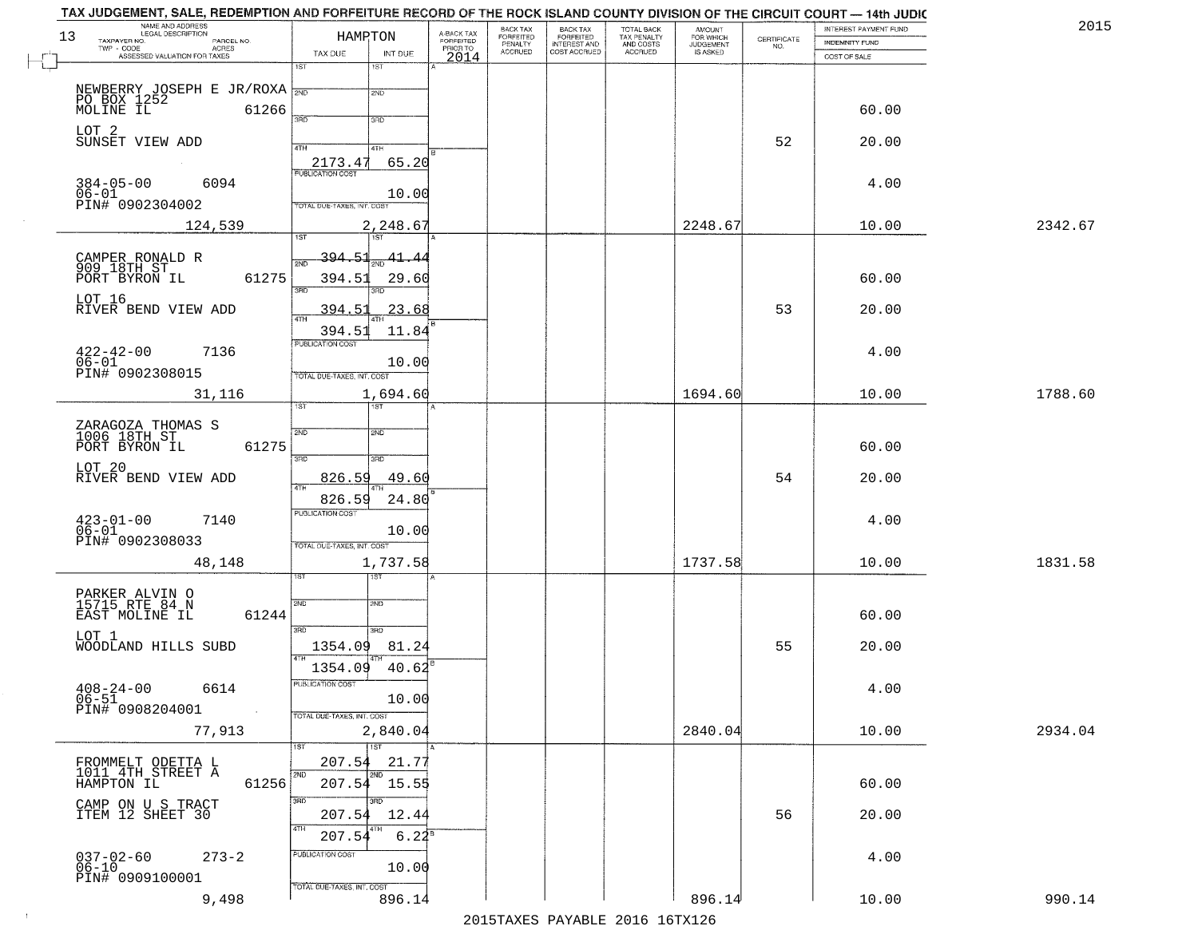TAX JUDGEMENT, SALE, REDEMPTION AND FORFEITURE RECORD OF THE ROCK ISLAND COUNTY DIVISION OF THE CIRCUIT COURT — 14th JUDIC

2015

| NAME AND ADDRESS / LEGAL DESCRIPTION / TAXPAYER NO. / PARCEL NO. / TWP - CODE / ACRES / ASSESSED VALUATION FOR TAXES | HAMPTON TAX DUE | INT DUE | A-BACK TAX FORFEITED PRIOR TO 2014 | BACK TAX FORFEITED PENALTY ACCRUED | BACK TAX FORFEITED INTEREST AND COST ACCRUED | TOTAL BACK TAX PENALTY AND COSTS ACCRUED | AMOUNT FOR WHICH JUDGEMENT IS ASKED | CERTIFICATE NO. | INTEREST PAYMENT FUND / INDEMNITY FUND / COST OF SALE | |
|---|---|---|---|---|---|---|---|---|---|---|
| NEWBERRY JOSEPH E JR/ROXA<br>PO BOX 1252<br>MOLINE IL 61266<br>LOT 2<br>SUNSET VIEW ADD<br>384-05-00 6094<br>06-01<br>PIN# 0902304002<br>124,539 | 4TH 2173.47<br>PUBLICATION COST<br>TOTAL DUE-TAXES, INT. COST | 65.20<br>10.00<br>2,248.67 | | | | | 2248.67 | 52 | 60.00<br>20.00<br>4.00<br>10.00 | 2342.67 |
| CAMPER RONALD R<br>909 18TH ST<br>PORT BYRON IL 61275<br>LOT 16<br>RIVER BEND VIEW ADD<br>422-42-00 7136<br>06-01<br>PIN# 0902308015<br>31,116 | 1ST 394.51<br>2ND 394.51<br>3RD 394.51<br>4TH 394.51<br>PUBLICATION COST<br>TOTAL DUE-TAXES, INT. COST | 41.44<br>29.60<br>23.68<br>11.84<br>10.00<br>1,694.60 | | | | | 1694.60 | 53 | 60.00<br>20.00<br>4.00<br>10.00 | 1788.60 |
| ZARAGOZA THOMAS S<br>1006 18TH ST<br>PORT BYRON IL 61275<br>LOT 20<br>RIVER BEND VIEW ADD<br>423-01-00 7140<br>06-01<br>PIN# 0902308033<br>48,148 | 3RD 826.59<br>4TH 826.59<br>PUBLICATION COST<br>TOTAL DUE-TAXES, INT. COST | 49.60<br>24.80<br>10.00<br>1,737.58 | | | | | 1737.58 | 54 | 60.00<br>20.00<br>4.00<br>10.00 | 1831.58 |
| PARKER ALVIN O<br>15715 RTE 84 N<br>EAST MOLINE IL 61244<br>LOT 1<br>WOODLAND HILLS SUBD<br>408-24-00 6614<br>06-51<br>PIN# 0908204001<br>77,913 | 3RD 1354.09<br>4TH 1354.09<br>PUBLICATION COST<br>TOTAL DUE-TAXES, INT. COST | 81.24<br>40.62<br>10.00<br>2,840.04 | | | | | 2840.04 | 55 | 60.00<br>20.00<br>4.00<br>10.00 | 2934.04 |
| FROMMELT ODETTA L<br>1011 4TH STREET A<br>HAMPTON IL 61256<br>CAMP ON U S TRACT<br>ITEM 12 SHEET 30<br>037-02-60 273-2<br>06-10<br>PIN# 0909100001<br>9,498 | 1ST 207.54<br>2ND 207.54<br>3RD 207.54<br>4TH 207.54<br>PUBLICATION COST<br>TOTAL DUE-TAXES, INT. COST | 21.77<br>15.55<br>12.44<br>6.22<br>10.00<br>896.14 | | | | | 896.14 | 56 | 60.00<br>20.00<br>4.00<br>10.00 | 990.14 |

2015TAXES PAYABLE 2016 16TX126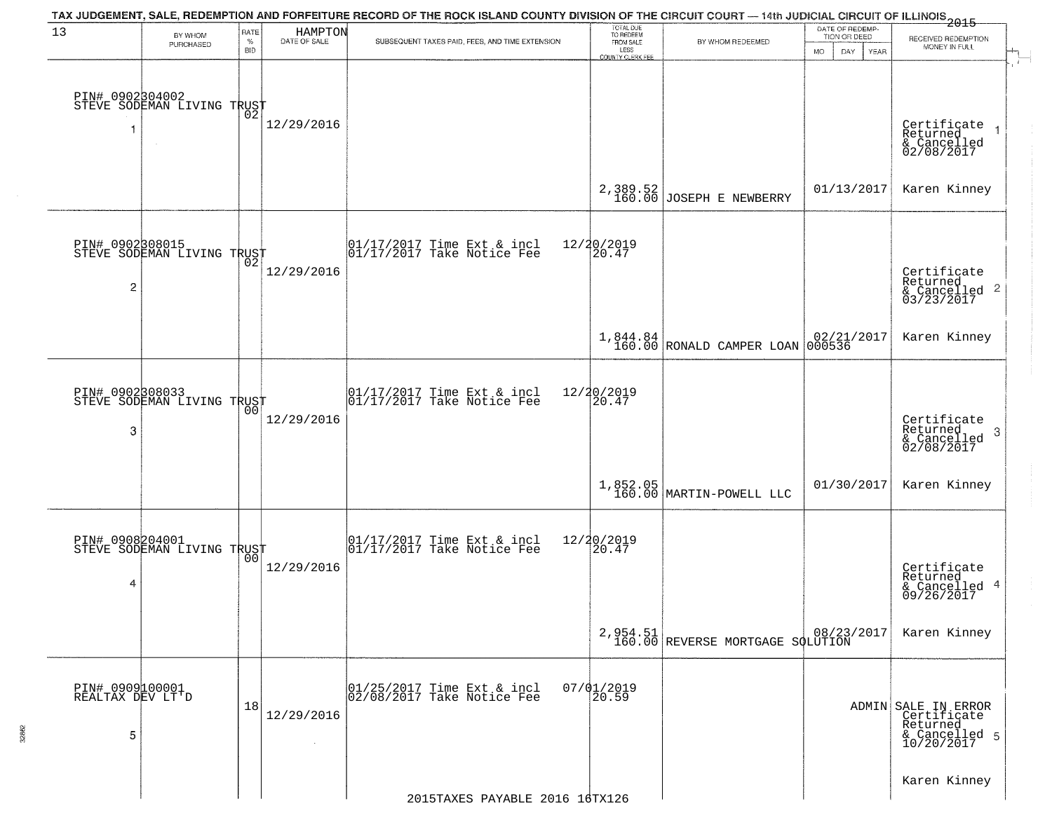# TAX JUDGEMENT, SALE, REDEMPTION AND FORFEITURE RECORD OF THE ROCK ISLAND COUNTY DIVISION OF THE CIRCUIT COURT — 14th JUDICIAL CIRCUIT OF ILLINOIS 2015

13 — HAMPTON

| BY WHOM PURCHASED | RATE % BID | DATE OF SALE | SUBSEQUENT TAXES PAID, FEES, AND TIME EXTENSION | TOTAL DUE TO REDEEM FROM SALE LESS COUNTY CLERK FEE | BY WHOM REDEEMED | DATE OF REDEMPTION OR DEED MO DAY YEAR | RECEIVED REDEMPTION MONEY IN FULL |
|---|---|---|---|---|---|---|---|
| 1 PIN# 0902304002 STEVE SODEMAN LIVING TRUST | 02 | 12/29/2016 | | 2,389.52 160.00 | JOSEPH E NEWBERRY | 01/13/2017 | Certificate Returned & Cancelled 02/08/2017 Karen Kinney |
| 2 PIN# 0902308015 STEVE SODEMAN LIVING TRUST | 02 | 12/29/2016 | 01/17/2017 Time Ext & incl 12/20/2019; 01/17/2017 Take Notice Fee 20.47 | 1,844.84 160.00 | RONALD CAMPER LOAN 000536 | 02/21/2017 | Certificate Returned & Cancelled 03/23/2017 Karen Kinney |
| 3 PIN# 0902308033 STEVE SODEMAN LIVING TRUST | 00 | 12/29/2016 | 01/17/2017 Time Ext & incl 12/20/2019; 01/17/2017 Take Notice Fee 20.47 | 1,852.05 160.00 | MARTIN-POWELL LLC | 01/30/2017 | Certificate Returned & Cancelled 02/08/2017 Karen Kinney |
| 4 PIN# 0908204001 STEVE SODEMAN LIVING TRUST | 00 | 12/29/2016 | 01/17/2017 Time Ext & incl 12/20/2019; 01/17/2017 Take Notice Fee 20.47 | 2,954.51 160.00 | REVERSE MORTGAGE SOLUTION | 08/23/2017 | Certificate Returned & Cancelled 09/26/2017 Karen Kinney |
| 5 PIN# 0909100001 REALTAX DEV LT'D | 18 | 12/29/2016 | 01/25/2017 Time Ext & incl 07/01/2019; 02/08/2017 Take Notice Fee 20.59 | | | ADMIN | SALE IN ERROR Certificate Returned & Cancelled 10/20/2017 Karen Kinney |

2015TAXES PAYABLE 2016 16TX126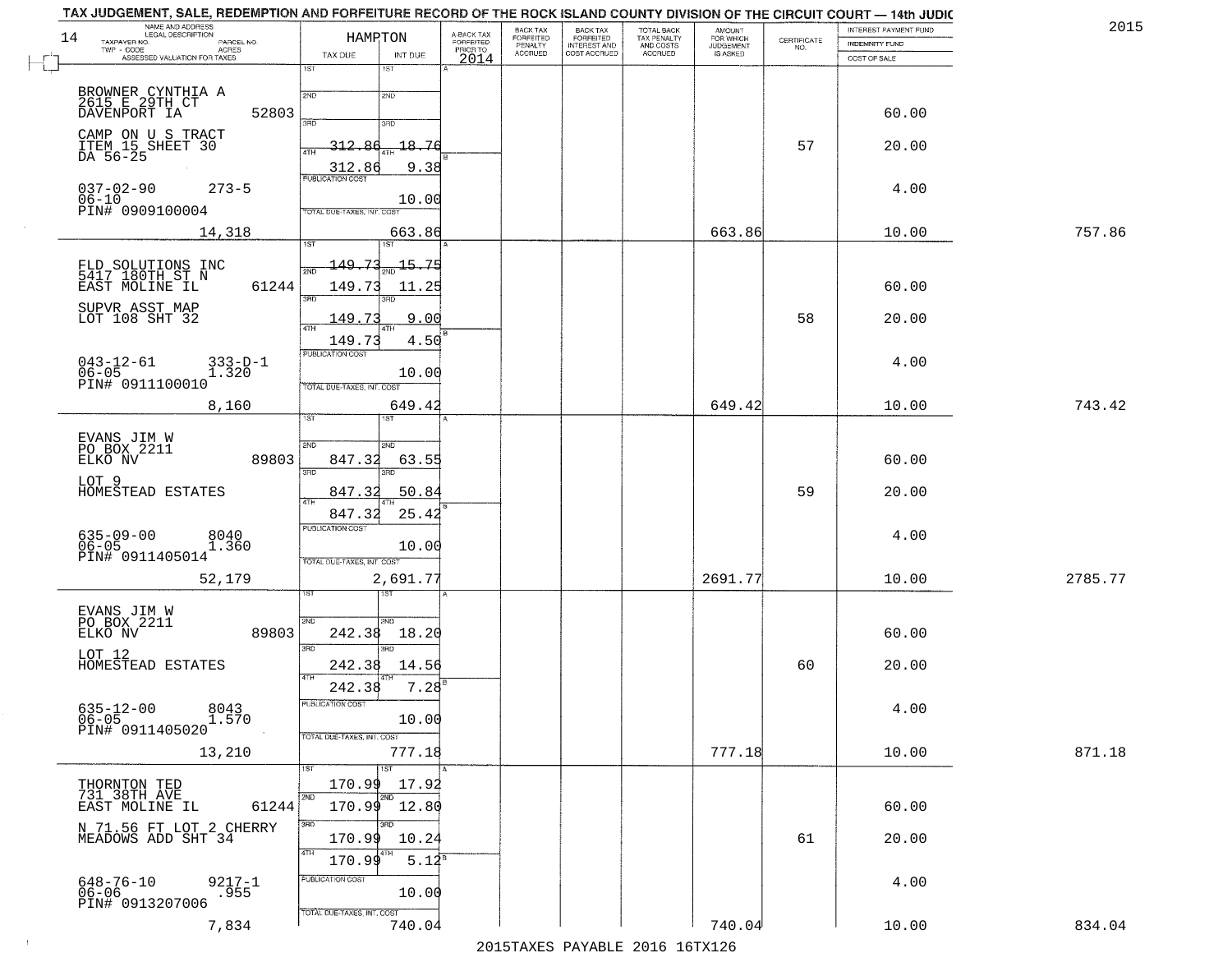TAX JUDGEMENT, SALE, REDEMPTION AND FORFEITURE RECORD OF THE ROCK ISLAND COUNTY DIVISION OF THE CIRCUIT COURT — 14th JUDIC

2015

| NAME AND ADDRESS / LEGAL DESCRIPTION / TAXPAYER NO. / PARCEL NO. / TWP - CODE / ACRES / ASSESSED VALUATION FOR TAXES | HAMPTON TAX DUE | INT DUE | A-BACK TAX FORFEITED PRIOR TO 2014 | BACK TAX FORFEITED PENALTY ACCRUED | BACK TAX FORFEITED INTEREST AND COST ACCRUED | TOTAL BACK TAX PENALTY AND COSTS ACCRUED | AMOUNT FOR WHICH JUDGEMENT IS ASKED | CERTIFICATE NO. | INTEREST PAYMENT FUND / INDEMNITY FUND / COST OF SALE | |
|---|---|---|---|---|---|---|---|---|---|---|
| BROWNER CYNTHIA A<br>2615 E 29TH CT<br>DAVENPORT IA 52803<br>CAMP ON U S TRACT<br>ITEM 15 SHEET 30<br>DA 56-25<br>037-02-90 273-5<br>06-10<br>PIN# 0909100004<br>14,318 | 1ST<br>2ND<br>3RD 312.86<br>4TH 312.86<br>PUBLICATION COST<br>TOTAL DUE-TAXES, INT. COST | 1ST<br>2ND<br>3RD 18.76<br>4TH 9.38<br>10.00<br>663.86 | | | | | 663.86 | 57 | 60.00<br>20.00<br>4.00<br>10.00 | 757.86 |
| FLD SOLUTIONS INC<br>5417 180TH ST N<br>EAST MOLINE IL 61244<br>SUPVR ASST MAP<br>LOT 108 SHT 32<br>043-12-61 333-D-1<br>06-05 1.320<br>PIN# 0911100010<br>8,160 | 1ST 149.73<br>2ND 149.73<br>3RD 149.73<br>4TH 149.73<br>PUBLICATION COST<br>TOTAL DUE-TAXES, INT. COST | 1ST 15.75<br>2ND 11.25<br>3RD 9.00<br>4TH 4.50<br>10.00<br>649.42 | | | | | 649.42 | 58 | 60.00<br>20.00<br>4.00<br>10.00 | 743.42 |
| EVANS JIM W<br>PO BOX 2211<br>ELKO NV 89803<br>LOT 9<br>HOMESTEAD ESTATES<br>635-09-00 8040<br>06-05 1.360<br>PIN# 0911405014<br>52,179 | 1ST<br>2ND 847.32<br>3RD 847.32<br>4TH 847.32<br>PUBLICATION COST<br>TOTAL DUE-TAXES, INT. COST | 1ST<br>2ND 63.55<br>3RD 50.84<br>4TH 25.42<br>10.00<br>2,691.77 | | | | | 2691.77 | 59 | 60.00<br>20.00<br>4.00<br>10.00 | 2785.77 |
| EVANS JIM W<br>PO BOX 2211<br>ELKO NV 89803<br>LOT 12<br>HOMESTEAD ESTATES<br>635-12-00 8043<br>06-05 1.570<br>PIN# 0911405020<br>13,210 | 1ST<br>2ND 242.38<br>3RD 242.38<br>4TH 242.38<br>PUBLICATION COST<br>TOTAL DUE-TAXES, INT. COST | 1ST<br>2ND 18.20<br>3RD 14.56<br>4TH 7.28<br>10.00<br>777.18 | | | | | 777.18 | 60 | 60.00<br>20.00<br>4.00<br>10.00 | 871.18 |
| THORNTON TED<br>731 38TH AVE<br>EAST MOLINE IL 61244<br>N 71.56 FT LOT 2 CHERRY<br>MEADOWS ADD SHT 34<br>648-76-10 9217-1<br>06-06 .955<br>PIN# 0913207006<br>7,834 | 1ST 170.99<br>2ND 170.99<br>3RD 170.99<br>4TH 170.99<br>PUBLICATION COST<br>TOTAL DUE-TAXES, INT. COST | 1ST 17.92<br>2ND 12.80<br>3RD 10.24<br>4TH 5.12<br>10.00<br>740.04 | | | | | 740.04 | 61 | 60.00<br>20.00<br>4.00<br>10.00 | 834.04 |

2015TAXES PAYABLE 2016 16TX126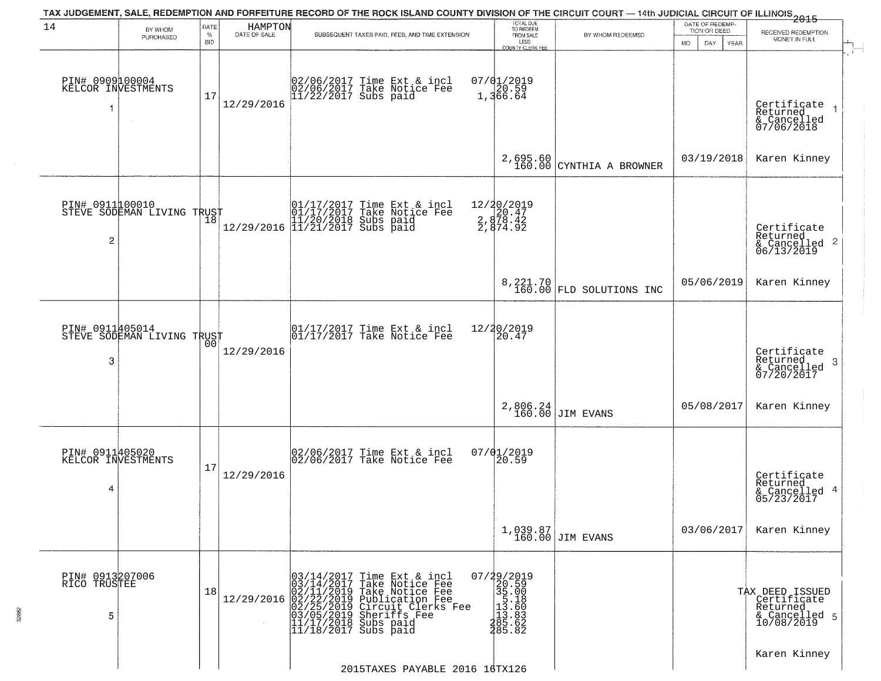TAX JUDGEMENT, SALE, REDEMPTION AND FORFEITURE RECORD OF THE ROCK ISLAND COUNTY DIVISION OF THE CIRCUIT COURT — 14th JUDICIAL CIRCUIT OF ILLINOIS 2015

14 HAMPTON

| | BY WHOM PURCHASED | RATE % BID | DATE OF SALE | SUBSEQUENT TAXES PAID, FEES, AND TIME EXTENSION | TOTAL DUE TO REDEEM FROM SALE LESS COUNTY CLERK FEE | BY WHOM REDEEMED | DATE OF REDEMPTION OR DEED MO DAY YEAR | RECEIVED REDEMPTION MONEY IN FULL |
|---|---|---|---|---|---|---|---|---|
| 1 | PIN# 0909100004 KELCOR INVESTMENTS | 17 | 12/29/2016 | 02/06/2017 Time Ext & incl<br>02/06/2017 Take Notice Fee<br>11/22/2017 Subs paid | 07/01/2019<br>20.59<br>1,366.64<br><br>2,695.60<br>160.00 | CYNTHIA A BROWNER | 03/19/2018 | Certificate Returned & Cancelled 07/06/2018<br>Karen Kinney |
| 2 | PIN# 0911100010 STEVE SODEMAN LIVING TRUST | 18 | 12/29/2016 | 01/17/2017 Time Ext & incl<br>01/17/2017 Take Notice Fee<br>11/20/2018 Subs paid<br>11/21/2017 Subs paid | 12/20/2019<br>20.47<br>2,878.42<br>2,874.92<br><br>8,221.70<br>160.00 | FLD SOLUTIONS INC | 05/06/2019 | Certificate Returned & Cancelled 06/13/2019<br>Karen Kinney |
| 3 | PIN# 0911405014 STEVE SODEMAN LIVING TRUST | 00 | 12/29/2016 | 01/17/2017 Time Ext & incl<br>01/17/2017 Take Notice Fee | 12/20/2019<br>20.47<br><br>2,806.24<br>160.00 | JIM EVANS | 05/08/2017 | Certificate Returned & Cancelled 07/20/2017<br>Karen Kinney |
| 4 | PIN# 0911405020 KELCOR INVESTMENTS | 17 | 12/29/2016 | 02/06/2017 Time Ext & incl<br>02/06/2017 Take Notice Fee | 07/01/2019<br>20.59<br><br>1,039.87<br>160.00 | JIM EVANS | 03/06/2017 | Certificate Returned & Cancelled 05/23/2017<br>Karen Kinney |
| 5 | PIN# 0913207006 RICO TRUSTEE | 18 | 12/29/2016 | 03/14/2017 Time Ext & incl<br>03/14/2017 Take Notice Fee<br>02/11/2019 Take Notice Fee<br>02/22/2019 Publication Fee<br>02/25/2019 Circuit Clerks Fee<br>03/05/2019 Sheriffs Fee<br>11/17/2018 Subs paid<br>11/18/2017 Subs paid | 07/29/2019<br>20.59<br>35.00<br>5.18<br>13.60<br>13.83<br>285.62<br>285.82 | | | TAX DEED ISSUED Certificate Returned & Cancelled 10/08/2019<br>Karen Kinney |

2015TAXES PAYABLE 2016 16TX126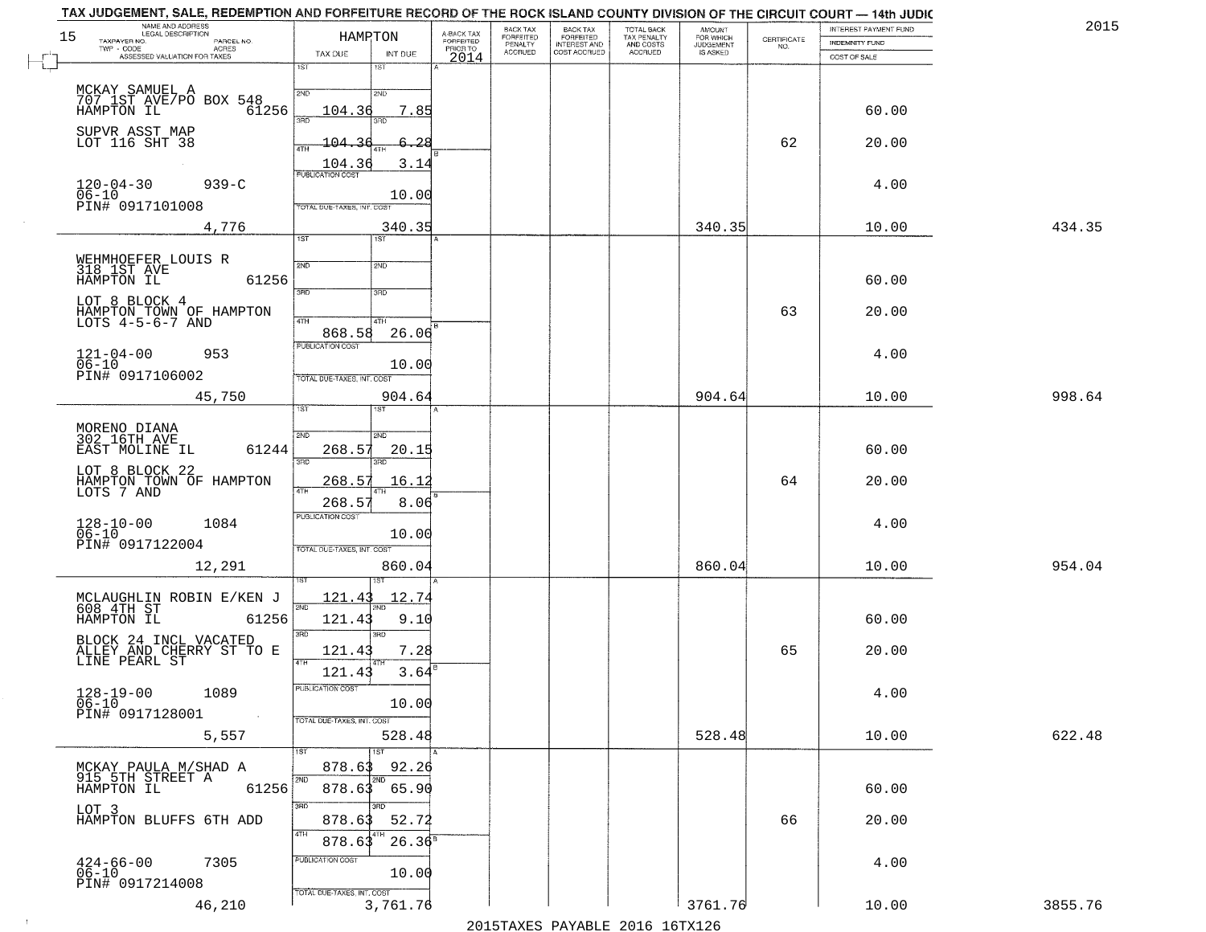# TAX JUDGEMENT, SALE, REDEMPTION AND FORFEITURE RECORD OF THE ROCK ISLAND COUNTY DIVISION OF THE CIRCUIT COURT — 14th JUDIC

2015

| NAME AND ADDRESS / LEGAL DESCRIPTION / TAXPAYER NO. / PARCEL NO. / TWP - CODE / ACRES / ASSESSED VALUATION FOR TAXES | HAMPTON TAX DUE | INT DUE | A-BACK TAX FORFEITED PRIOR TO 2014 | BACK TAX FORFEITED PENALTY ACCRUED | BACK TAX FORFEITED INTEREST AND COST ACCRUED | TOTAL BACK TAX PENALTY AND COSTS ACCRUED | AMOUNT FOR WHICH JUDGEMENT IS ASKED | CERTIFICATE NO. | INTEREST PAYMENT FUND / INDEMNITY FUND / COST OF SALE | |
|---|---|---|---|---|---|---|---|---|---|---|
| MCKAY SAMUEL A, 707 1ST AVE/PO BOX 548, HAMPTON IL 61256; SUPVR ASST MAP LOT 116 SHT 38; 120-04-30 939-C; 06-10; PIN# 0917101008; 4,776 | 1ST: ; 2ND: 104.36; 3RD: 104.36; 4TH: 104.36; PUBLICATION COST; TOTAL DUE-TAXES, INT. COST | 1ST: ; 2ND: 7.85; 3RD: 6.28; 4TH: 3.14; 10.00; 340.35 | | | | | 340.35 | 62 | 60.00; 20.00; 4.00; 10.00 | 434.35 |
| WEHMHOEFER LOUIS R, 318 1ST AVE, HAMPTON IL 61256; LOT 8 BLOCK 4 HAMPTON TOWN OF HAMPTON LOTS 4-5-6-7 AND; 121-04-00 953; 06-10; PIN# 0917106002; 45,750 | 1ST: ; 2ND: ; 3RD: ; 4TH: 868.58; PUBLICATION COST; TOTAL DUE-TAXES, INT. COST | 4TH: 26.06; 10.00; 904.64 | | | | | 904.64 | 63 | 60.00; 20.00; 4.00; 10.00 | 998.64 |
| MORENO DIANA, 302 16TH AVE, EAST MOLINE IL 61244; LOT 8 BLOCK 22 HAMPTON TOWN OF HAMPTON LOTS 7 AND; 128-10-00 1084; 06-10; PIN# 0917122004; 12,291 | 1ST: ; 2ND: 268.57; 3RD: 268.57; 4TH: 268.57; PUBLICATION COST; TOTAL DUE-TAXES, INT. COST | 2ND: 20.15; 3RD: 16.12; 4TH: 8.06; 10.00; 860.04 | | | | | 860.04 | 64 | 60.00; 20.00; 4.00; 10.00 | 954.04 |
| MCLAUGHLIN ROBIN E/KEN J, 608 4TH ST, HAMPTON IL 61256; BLOCK 24 INCL VACATED ALLEY AND CHERRY ST TO E LINE PEARL ST; 128-19-00 1089; 06-10; PIN# 0917128001; 5,557 | 1ST: 121.43; 2ND: 121.43; 3RD: 121.43; 4TH: 121.43; PUBLICATION COST; TOTAL DUE-TAXES, INT. COST | 1ST: 12.74; 2ND: 9.10; 3RD: 7.28; 4TH: 3.64; 10.00; 528.48 | | | | | 528.48 | 65 | 60.00; 20.00; 4.00; 10.00 | 622.48 |
| MCKAY PAULA M/SHAD A, 915 5TH STREET A, HAMPTON IL 61256; LOT 3 HAMPTON BLUFFS 6TH ADD; 424-66-00 7305; 06-10; PIN# 0917214008; 46,210 | 1ST: 878.63; 2ND: 878.63; 3RD: 878.63; 4TH: 878.63; PUBLICATION COST; TOTAL DUE-TAXES, INT. COST | 1ST: 92.26; 2ND: 65.90; 3RD: 52.72; 4TH: 26.36; 10.00; 3,761.76 | | | | | 3761.76 | 66 | 60.00; 20.00; 4.00; 10.00 | 3855.76 |

2015TAXES PAYABLE 2016 16TX126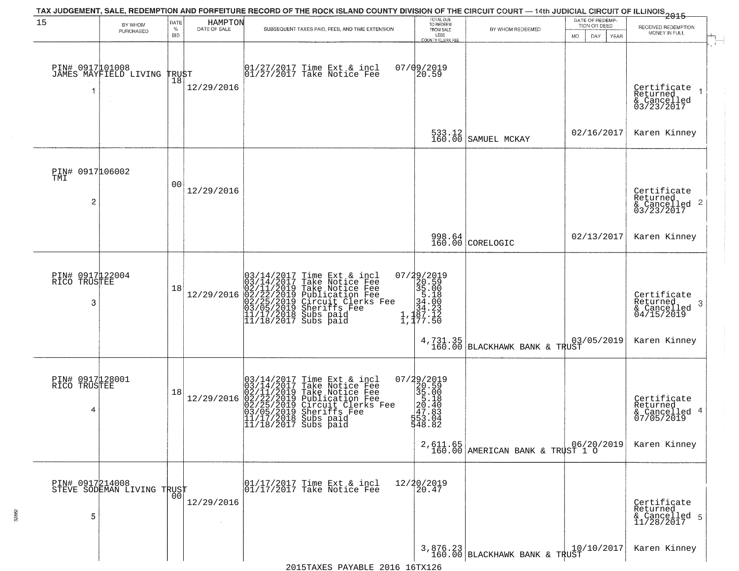TAX JUDGEMENT, SALE, REDEMPTION AND FORFEITURE RECORD OF THE ROCK ISLAND COUNTY DIVISION OF THE CIRCUIT COURT — 14th JUDICIAL CIRCUIT OF ILLINOIS 2015

15 — HAMPTON

| | BY WHOM PURCHASED | RATE % BID | DATE OF SALE | SUBSEQUENT TAXES PAID, FEES, AND TIME EXTENSION | TOTAL DUE TO REDEEM FROM SALE LESS COUNTY CLERK FEE | BY WHOM REDEEMED | DATE OF REDEMPTION OR DEED MO DAY YEAR | RECEIVED REDEMPTION MONEY IN FULL |
|---|---|---|---|---|---|---|---|---|
| 1 | PIN# 0917101008 JAMES MAYFIELD LIVING TRUST | 18 | 12/29/2016 | 01/27/2017 Time Ext & incl 07/09/2019<br>01/27/2017 Take Notice Fee 20.59 | 533.12<br>160.00 | SAMUEL MCKAY | 02/16/2017 | Certificate Returned & Cancelled 03/23/2017<br>Karen Kinney |
| 2 | PIN# 0917106002 TMI | 00 | 12/29/2016 | | 998.64<br>160.00 | CORELOGIC | 02/13/2017 | Certificate Returned & Cancelled 03/23/2017<br>Karen Kinney |
| 3 | PIN# 0917122004 RICO TRUSTEE | 18 | 12/29/2016 | 03/14/2017 Time Ext & incl 07/29/2019<br>03/14/2017 Take Notice Fee 20.59<br>02/11/2019 Take Notice Fee 35.00<br>02/22/2019 Publication Fee 5.18<br>02/25/2019 Circuit Clerks Fee 34.00<br>03/05/2019 Sheriffs Fee 34.23<br>11/17/2018 Subs paid 1,187.12<br>11/18/2017 Subs paid 1,177.50 | 4,731.35<br>160.00 | BLACKHAWK BANK & TRUST | 03/05/2019 | Certificate Returned & Cancelled 04/15/2019<br>Karen Kinney |
| 4 | PIN# 0917128001 RICO TRUSTEE | 18 | 12/29/2016 | 03/14/2017 Time Ext & incl 07/29/2019<br>03/14/2017 Take Notice Fee 20.59<br>02/11/2019 Take Notice Fee 35.00<br>02/22/2019 Publication Fee 5.18<br>02/25/2019 Circuit Clerks Fee 20.40<br>03/05/2019 Sheriffs Fee 47.83<br>11/17/2018 Subs paid 553.04<br>11/18/2017 Subs paid 548.82 | 2,611.65<br>160.00 | AMERICAN BANK & TRUST 1 O | 06/20/2019 | Certificate Returned & Cancelled 07/05/2019<br>Karen Kinney |
| 5 | PIN# 0917214008 STEVE SODEMAN LIVING TRUST | 00 | 12/29/2016 | 01/17/2017 Time Ext & incl 12/20/2019<br>01/17/2017 Take Notice Fee 20.47 | 3,876.23<br>160.00 | BLACKHAWK BANK & TRUST | 10/10/2017 | Certificate Returned & Cancelled 11/28/2017<br>Karen Kinney |

2015TAXES PAYABLE 2016 16TX126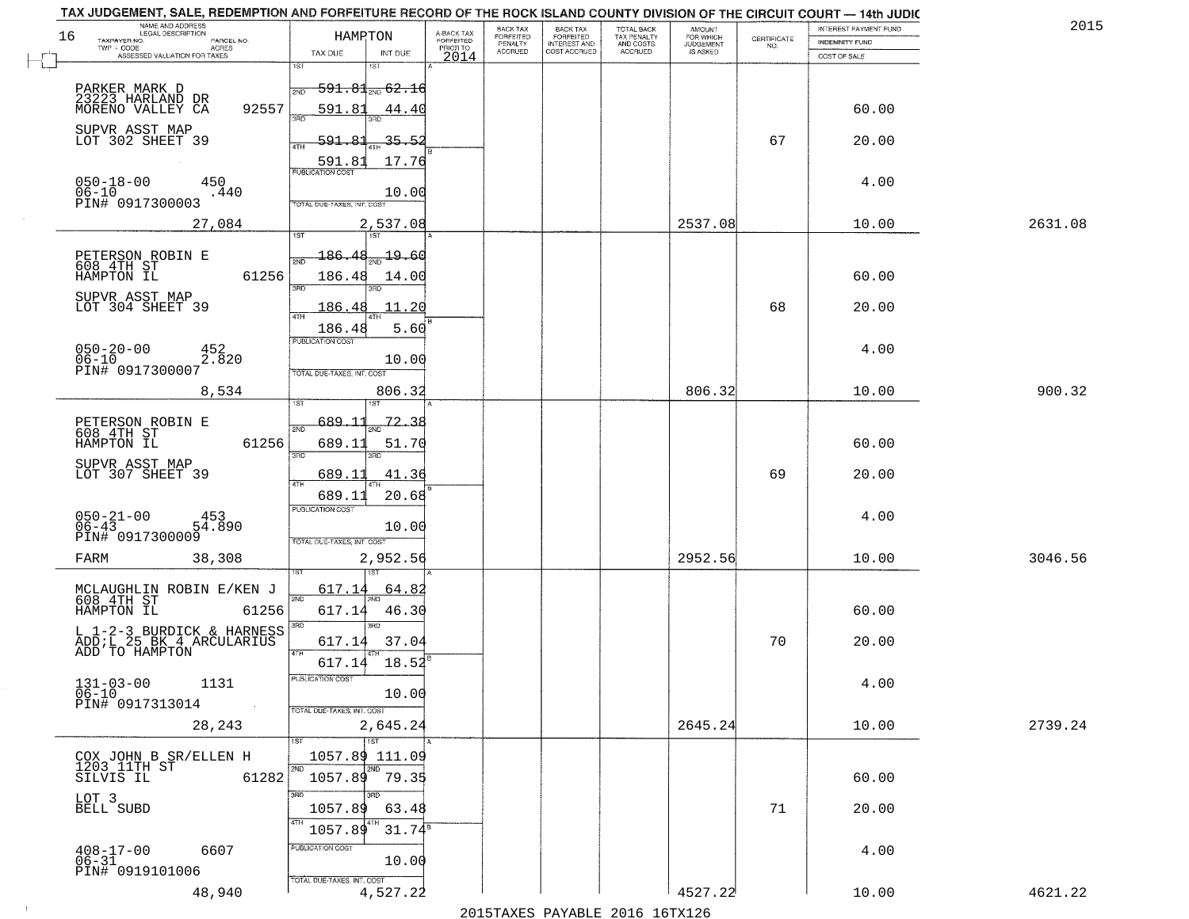TAX JUDGEMENT, SALE, REDEMPTION AND FORFEITURE RECORD OF THE ROCK ISLAND COUNTY DIVISION OF THE CIRCUIT COURT — 14th JUDIC

2015

16

| NAME AND ADDRESS / LEGAL DESCRIPTION / TAXPAYER NO. / PARCEL NO. / TWP - CODE / ACRES / ASSESSED VALUATION FOR TAXES | HAMPTON TAX DUE | INT DUE | A-BACK TAX FORFEITED PRIOR TO 2014 | BACK TAX FORFEITED PENALTY ACCRUED | BACK TAX FORFEITED INTEREST AND COST ACCRUED | TOTAL BACK TAX PENALTY AND COSTS ACCRUED | AMOUNT FOR WHICH JUDGEMENT IS ASKED | CERTIFICATE NO. | INTEREST PAYMENT FUND / INDEMNITY FUND / COST OF SALE | |
|---|---|---|---|---|---|---|---|---|---|---|
| PARKER MARK D | 1ST 591.81 | 1ST 62.16 | | | | | | | | |
| 23223 HARLAND DR MORENO VALLEY CA 92557 | 2ND 591.81 | 2ND 44.40 | | | | | | | 60.00 | |
| SUPVR ASST MAP LOT 302 SHEET 39 | 3RD 591.81 | 3RD 35.52 | | | | | | 67 | 20.00 | |
| | 4TH 591.81 | 4TH 17.76 | | | | | | | | |
| 050-18-00 450 06-10 .440 PIN# 0917300003 | PUBLICATION COST | 10.00 | | | | | | | 4.00 | |
| 27,084 | TOTAL DUE-TAXES, INT. COST | 2,537.08 | | | | | 2537.08 | | 10.00 | 2631.08 |
| PETERSON ROBIN E | 1ST 186.48 | 1ST 19.60 | | | | | | | | |
| 608 4TH ST HAMPTON IL 61256 | 2ND 186.48 | 2ND 14.00 | | | | | | | 60.00 | |
| SUPVR ASST MAP LOT 304 SHEET 39 | 3RD 186.48 | 3RD 11.20 | | | | | | 68 | 20.00 | |
| | 4TH 186.48 | 4TH 5.60 | | | | | | | | |
| 050-20-00 452 06-10 2.820 PIN# 0917300007 | PUBLICATION COST | 10.00 | | | | | | | 4.00 | |
| 8,534 | TOTAL DUE-TAXES, INT. COST | 806.32 | | | | | 806.32 | | 10.00 | 900.32 |
| PETERSON ROBIN E | 1ST 689.11 | 1ST 72.38 | | | | | | | | |
| 608 4TH ST HAMPTON IL 61256 | 2ND 689.11 | 2ND 51.70 | | | | | | | 60.00 | |
| SUPVR ASST MAP LOT 307 SHEET 39 | 3RD 689.11 | 3RD 41.36 | | | | | | 69 | 20.00 | |
| | 4TH 689.11 | 4TH 20.68 | | | | | | | | |
| 050-21-00 453 06-43 54.890 PIN# 0917300009 | PUBLICATION COST | 10.00 | | | | | | | 4.00 | |
| FARM 38,308 | TOTAL DUE-TAXES, INT. COST | 2,952.56 | | | | | 2952.56 | | 10.00 | 3046.56 |
| MCLAUGHLIN ROBIN E/KEN J | 1ST 617.14 | 1ST 64.82 | | | | | | | | |
| 608 4TH ST HAMPTON IL 61256 | 2ND 617.14 | 2ND 46.30 | | | | | | | 60.00 | |
| L 1-2-3 BURDICK & HARNESS ADD;L 25 BK 4 ARCULARIUS ADD TO HAMPTON | 3RD 617.14 | 3RD 37.04 | | | | | | 70 | 20.00 | |
| | 4TH 617.14 | 4TH 18.52 | | | | | | | | |
| 131-03-00 1131 06-10 PIN# 0917313014 | PUBLICATION COST | 10.00 | | | | | | | 4.00 | |
| 28,243 | TOTAL DUE-TAXES, INT. COST | 2,645.24 | | | | | 2645.24 | | 10.00 | 2739.24 |
| COX JOHN B SR/ELLEN H | 1ST 1057.89 | 1ST 111.09 | | | | | | | | |
| 1203 11TH ST SILVIS IL 61282 | 2ND 1057.89 | 2ND 79.35 | | | | | | | 60.00 | |
| LOT 3 BELL SUBD | 3RD 1057.89 | 3RD 63.48 | | | | | | 71 | 20.00 | |
| | 4TH 1057.89 | 4TH 31.74 | | | | | | | | |
| 408-17-00 6607 06-31 PIN# 0919101006 | PUBLICATION COST | 10.00 | | | | | | | 4.00 | |
| 48,940 | TOTAL DUE-TAXES, INT. COST | 4,527.22 | | | | | 4527.22 | | 10.00 | 4621.22 |

2015TAXES PAYABLE 2016 16TX126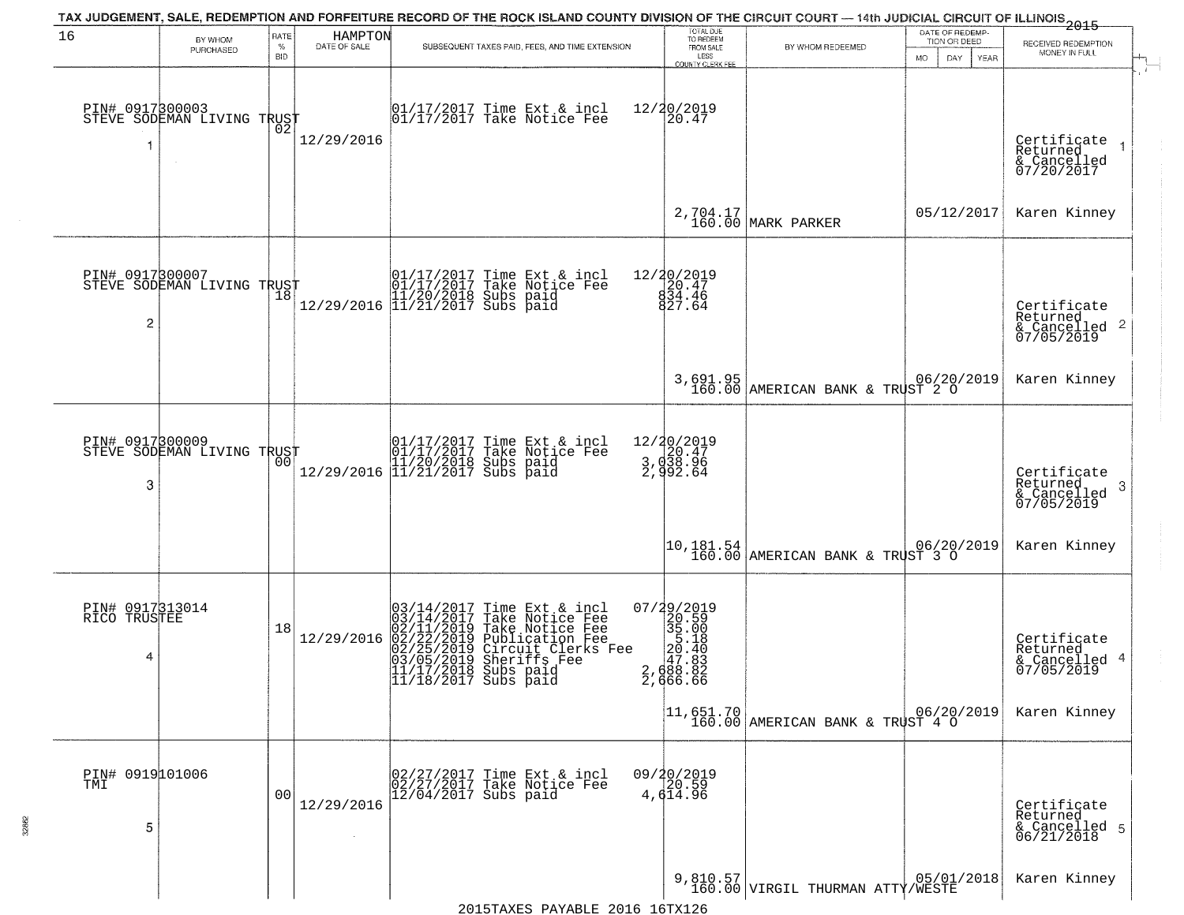TAX JUDGEMENT, SALE, REDEMPTION AND FORFEITURE RECORD OF THE ROCK ISLAND COUNTY DIVISION OF THE CIRCUIT COURT — 14th JUDICIAL CIRCUIT OF ILLINOIS 2015

| 16 | BY WHOM PURCHASED | RATE % BID | HAMPTON DATE OF SALE | SUBSEQUENT TAXES PAID, FEES, AND TIME EXTENSION | TOTAL DUE TO REDEEM FROM SALE LESS COUNTY CLERK FEE | BY WHOM REDEEMED | DATE OF REDEMPTION OR DEED MO DAY YEAR | RECEIVED REDEMPTION MONEY IN FULL |
|---|---|---|---|---|---|---|---|---|
| 1 | PIN# 0917300003 STEVE SODEMAN LIVING TRUST | 02 | 12/29/2016 | 01/17/2017 Time Ext & incl<br>01/17/2017 Take Notice Fee | 12/20/2019<br>20.47<br><br>2,704.17<br>160.00 | MARK PARKER | 05/12/2017 | Certificate Returned & Cancelled 07/20/2017<br>Karen Kinney |
| 2 | PIN# 0917300007 STEVE SODEMAN LIVING TRUST | 18 | 12/29/2016 | 01/17/2017 Time Ext & incl<br>01/17/2017 Take Notice Fee<br>11/20/2018 Subs paid<br>11/21/2017 Subs paid | 12/20/2019<br>20.47<br>834.46<br>827.64<br><br>3,691.95<br>160.00 | AMERICAN BANK & TRUST 2 O | 06/20/2019 | Certificate Returned & Cancelled 07/05/2019<br>Karen Kinney |
| 3 | PIN# 0917300009 STEVE SODEMAN LIVING TRUST | 00 | 12/29/2016 | 01/17/2017 Time Ext & incl<br>01/17/2017 Take Notice Fee<br>11/20/2018 Subs paid<br>11/21/2017 Subs paid | 12/20/2019<br>20.47<br>3,038.96<br>2,992.64<br><br>10,181.54<br>160.00 | AMERICAN BANK & TRUST 3 O | 06/20/2019 | Certificate Returned & Cancelled 07/05/2019<br>Karen Kinney |
| 4 | PIN# 0917313014 RICO TRUSTEE | 18 | 12/29/2016 | 03/14/2017 Time Ext & incl<br>03/14/2017 Take Notice Fee<br>02/11/2019 Take Notice Fee<br>02/22/2019 Publication Fee<br>02/25/2019 Circuit Clerks Fee<br>03/05/2019 Sheriffs Fee<br>11/17/2018 Subs paid<br>11/18/2017 Subs paid | 07/29/2019<br>20.59<br>35.00<br>5.18<br>20.40<br>47.83<br>2,688.82<br>2,666.66<br><br>11,651.70<br>160.00 | AMERICAN BANK & TRUST 4 O | 06/20/2019 | Certificate Returned & Cancelled 07/05/2019<br>Karen Kinney |
| 5 | PIN# 0919101006 TMI | 00 | 12/29/2016 | 02/27/2017 Time Ext & incl<br>02/27/2017 Take Notice Fee<br>12/04/2017 Subs paid | 09/20/2019<br>20.59<br>4,614.96<br><br>9,810.57<br>160.00 | VIRGIL THURMAN ATTY/WESTE | 05/01/2018 | Certificate Returned & Cancelled 06/21/2018<br>Karen Kinney |

2015TAXES PAYABLE 2016 16TX126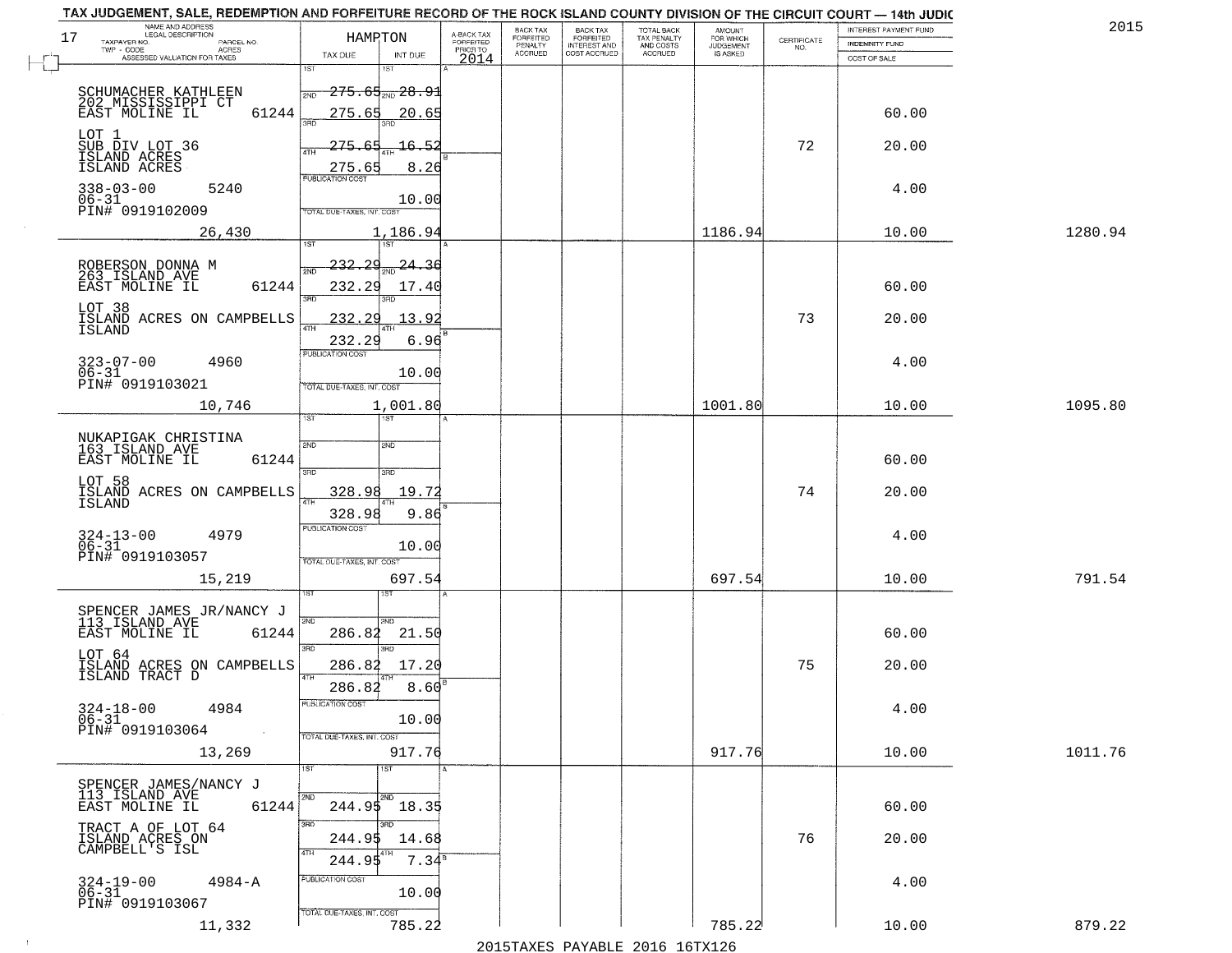TAX JUDGEMENT, SALE, REDEMPTION AND FORFEITURE RECORD OF THE ROCK ISLAND COUNTY DIVISION OF THE CIRCUIT COURT — 14th JUDIC

2015

17

| NAME AND ADDRESS / LEGAL DESCRIPTION / TAXPAYER NO. / PARCEL NO. / TWP - CODE / ACRES / ASSESSED VALUATION FOR TAXES | HAMPTON TAX DUE | INT DUE | A-BACK TAX FORFEITED PRIOR TO 2014 | BACK TAX FORFEITED PENALTY ACCRUED | BACK TAX FORFEITED INTEREST AND COST ACCRUED | TOTAL BACK TAX PENALTY AND COSTS ACCRUED | AMOUNT FOR WHICH JUDGEMENT IS ASKED | CERTIFICATE NO. | INTEREST PAYMENT FUND / INDEMNITY FUND / COST OF SALE | |
|---|---|---|---|---|---|---|---|---|---|---|
| SCHUMACHER KATHLEEN 202 MISSISSIPPI CT EAST MOLINE IL 61244 | 1ST 275.65 / 2ND 275.65 | 28.91 / 20.65 | | | | | | | 60.00 | |
| LOT 1 SUB DIV LOT 36 ISLAND ACRES ISLAND ACRES | 3RD 275.65 / 4TH 275.65 | 16.52 / 8.26 | | | | | | 72 | 20.00 | |
| 338-03-00 5240 06-31 PIN# 0919102009 | PUBLICATION COST | 10.00 | | | | | | | 4.00 | |
| 26,430 | TOTAL DUE-TAXES, INT. COST | 1,186.94 | | | | | 1186.94 | | 10.00 | 1280.94 |
| ROBERSON DONNA M 263 ISLAND AVE EAST MOLINE IL 61244 | 1ST 232.29 / 2ND 232.29 | 24.36 / 17.40 | | | | | | | 60.00 | |
| LOT 38 ISLAND ACRES ON CAMPBELLS ISLAND | 3RD 232.29 / 4TH 232.29 | 13.92 / 6.96 | | | | | | 73 | 20.00 | |
| 323-07-00 4960 06-31 PIN# 0919103021 | PUBLICATION COST | 10.00 | | | | | | | 4.00 | |
| 10,746 | TOTAL DUE-TAXES, INT. COST | 1,001.80 | | | | | 1001.80 | | 10.00 | 1095.80 |
| NUKAPIGAK CHRISTINA 163 ISLAND AVE EAST MOLINE IL 61244 | 1ST / 2ND | | | | | | | | 60.00 | |
| LOT 58 ISLAND ACRES ON CAMPBELLS ISLAND | 3RD 328.98 / 4TH 328.98 | 19.72 / 9.86 | | | | | | 74 | 20.00 | |
| 324-13-00 4979 06-31 PIN# 0919103057 | PUBLICATION COST | 10.00 | | | | | | | 4.00 | |
| 15,219 | TOTAL DUE-TAXES, INT. COST | 697.54 | | | | | 697.54 | | 10.00 | 791.54 |
| SPENCER JAMES JR/NANCY J 113 ISLAND AVE EAST MOLINE IL 61244 | 1ST / 2ND 286.82 | 21.50 | | | | | | | 60.00 | |
| LOT 64 ISLAND ACRES ON CAMPBELLS ISLAND TRACT D | 3RD 286.82 / 4TH 286.82 | 17.20 / 8.60 | | | | | | 75 | 20.00 | |
| 324-18-00 4984 06-31 PIN# 0919103064 | PUBLICATION COST | 10.00 | | | | | | | 4.00 | |
| 13,269 | TOTAL DUE-TAXES, INT. COST | 917.76 | | | | | 917.76 | | 10.00 | 1011.76 |
| SPENCER JAMES/NANCY J 113 ISLAND AVE EAST MOLINE IL 61244 | 1ST / 2ND 244.95 | 18.35 | | | | | | | 60.00 | |
| TRACT A OF LOT 64 ISLAND ACRES ON CAMPBELL'S ISL | 3RD 244.95 / 4TH 244.95 | 14.68 / 7.34 | | | | | | 76 | 20.00 | |
| 324-19-00 4984-A 06-31 PIN# 0919103067 | PUBLICATION COST | 10.00 | | | | | | | 4.00 | |
| 11,332 | TOTAL DUE-TAXES, INT. COST | 785.22 | | | | | 785.22 | | 10.00 | 879.22 |

2015TAXES PAYABLE 2016 16TX126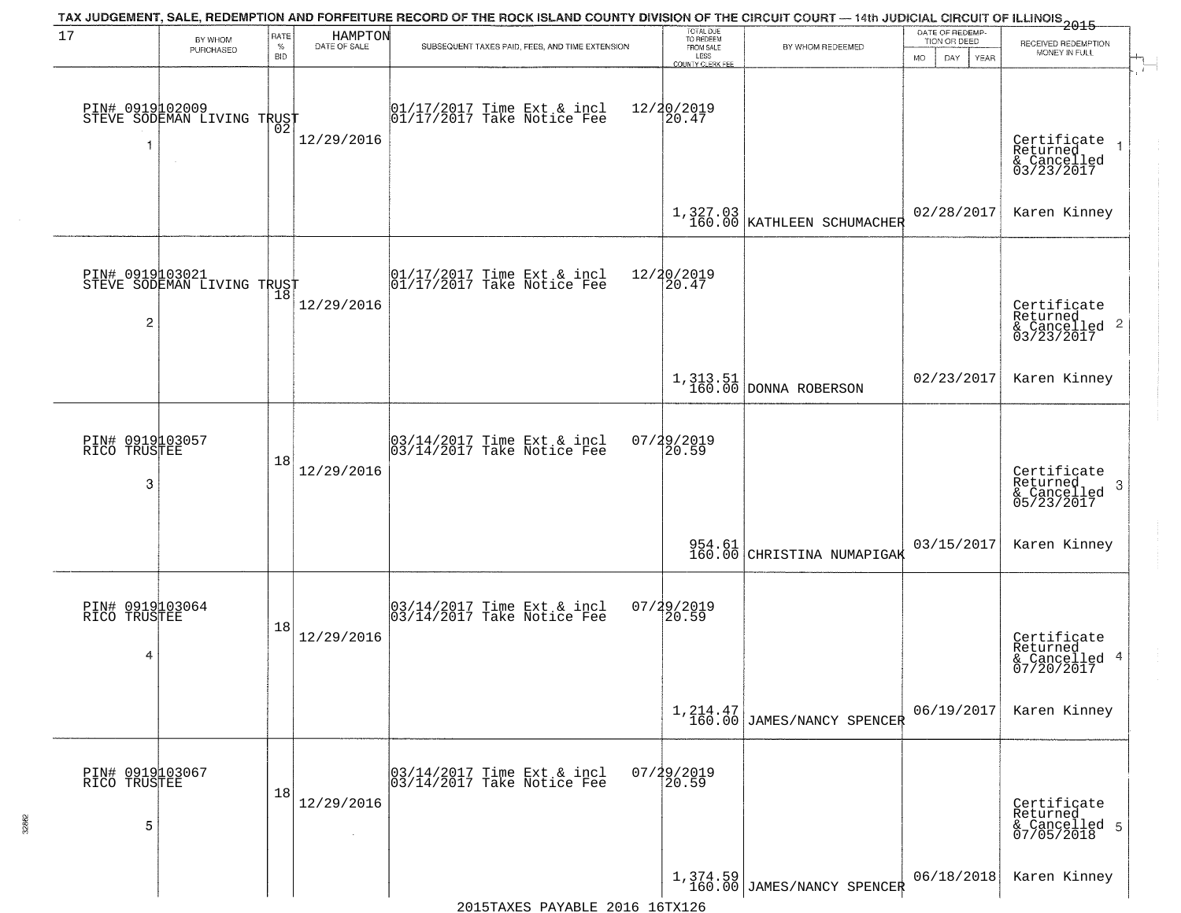TAX JUDGEMENT, SALE, REDEMPTION AND FORFEITURE RECORD OF THE ROCK ISLAND COUNTY DIVISION OF THE CIRCUIT COURT — 14th JUDICIAL CIRCUIT OF ILLINOIS 2015

| 17 | BY WHOM PURCHASED | RATE % BID | HAMPTON DATE OF SALE | SUBSEQUENT TAXES PAID, FEES, AND TIME EXTENSION | TOTAL DUE TO REDEEM FROM SALE LESS COUNTY CLERK FEE | BY WHOM REDEEMED | DATE OF REDEMPTION OR DEED MO DAY YEAR | RECEIVED REDEMPTION MONEY IN FULL |
|---|---|---|---|---|---|---|---|---|
| 1 | PIN# 0919102009 STEVE SODEMAN LIVING TRUST | 02 | 12/29/2016 | 01/17/2017 Time Ext & incl 01/17/2017 Take Notice Fee | 12/20/2019 20.47 1,327.03 160.00 | KATHLEEN SCHUMACHER | 02/28/2017 | Certificate Returned & Cancelled 03/23/2017 Karen Kinney |
| 2 | PIN# 0919103021 STEVE SODEMAN LIVING TRUST | 18 | 12/29/2016 | 01/17/2017 Time Ext & incl 01/17/2017 Take Notice Fee | 12/20/2019 20.47 1,313.51 160.00 | DONNA ROBERSON | 02/23/2017 | Certificate Returned & Cancelled 03/23/2017 Karen Kinney |
| 3 | PIN# 0919103057 RICO TRUSTEE | 18 | 12/29/2016 | 03/14/2017 Time Ext & incl 03/14/2017 Take Notice Fee | 07/29/2019 20.59 954.61 160.00 | CHRISTINA NUMAPIGAK | 03/15/2017 | Certificate Returned & Cancelled 05/23/2017 Karen Kinney |
| 4 | PIN# 0919103064 RICO TRUSTEE | 18 | 12/29/2016 | 03/14/2017 Time Ext & incl 03/14/2017 Take Notice Fee | 07/29/2019 20.59 1,214.47 160.00 | JAMES/NANCY SPENCER | 06/19/2017 | Certificate Returned & Cancelled 07/20/2017 Karen Kinney |
| 5 | PIN# 0919103067 RICO TRUSTEE | 18 | 12/29/2016 | 03/14/2017 Time Ext & incl 03/14/2017 Take Notice Fee | 07/29/2019 20.59 1,374.59 160.00 | JAMES/NANCY SPENCER | 06/18/2018 | Certificate Returned & Cancelled 07/05/2018 Karen Kinney |

2015TAXES PAYABLE 2016 16TX126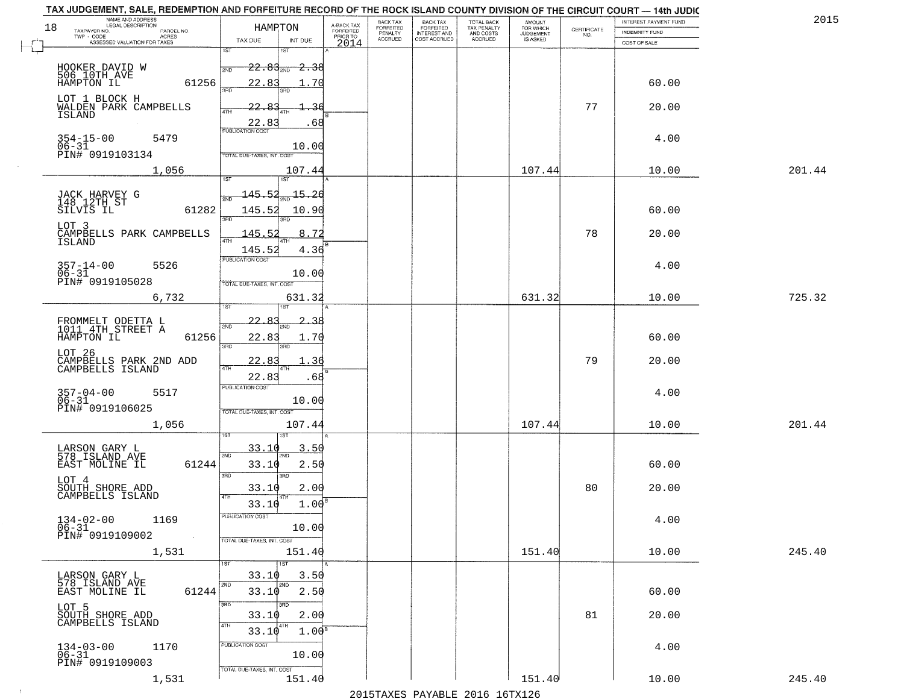TAX JUDGEMENT, SALE, REDEMPTION AND FORFEITURE RECORD OF THE ROCK ISLAND COUNTY DIVISION OF THE CIRCUIT COURT — 14th JUDIC

2015

| 18 NAME AND ADDRESS / LEGAL DESCRIPTION / TAXPAYER NO. / PARCEL NO. / TWP - CODE / ACRES / ASSESSED VALUATION FOR TAXES | HAMPTON TAX DUE | INT DUE | A-BACK TAX FORFEITED PRIOR TO 2014 | BACK TAX FORFEITED PENALTY ACCRUED | BACK TAX FORFEITED INTEREST AND COST ACCRUED | TOTAL BACK TAX PENALTY AND COSTS ACCRUED | AMOUNT FOR WHICH JUDGEMENT IS ASKED | CERTIFICATE NO. | INTEREST PAYMENT FUND / INDEMNITY FUND / COST OF SALE | |
|---|---|---|---|---|---|---|---|---|---|---|
| HOOKER DAVID W 506 10TH AVE HAMPTON IL 61256 | 1ST 22.83 | 2ND 2.38 | | | | | | | | |
| | 2ND 22.83 | 1.70 | | | | | | | 60.00 | |
| LOT 1 BLOCK H WALDEN PARK CAMPBELLS ISLAND | 3RD 22.83 | 1.36 | | | | | | 77 | 20.00 | |
| | 4TH 22.83 | .68 | | | | | | | | |
| 354-15-00 5479 06-31 PIN# 0919103134 | PUBLICATION COST | 10.00 | | | | | | | 4.00 | |
| 1,056 | TOTAL DUE-TAXES, INT. COST | 107.44 | | | | | 107.44 | | 10.00 | 201.44 |
| JACK HARVEY G 148 12TH ST SILVIS IL 61282 | 1ST 145.52 | 2ND 15.26 | | | | | | | | |
| | 2ND 145.52 | 10.90 | | | | | | | 60.00 | |
| LOT 3 CAMPBELLS PARK CAMPBELLS ISLAND | 3RD 145.52 | 8.72 | | | | | | 78 | 20.00 | |
| | 4TH 145.52 | 4.36 | | | | | | | | |
| 357-14-00 5526 06-31 PIN# 0919105028 | PUBLICATION COST | 10.00 | | | | | | | 4.00 | |
| 6,732 | TOTAL DUE-TAXES, INT. COST | 631.32 | | | | | 631.32 | | 10.00 | 725.32 |
| FROMMELT ODETTA L 1011 4TH STREET A HAMPTON IL 61256 | 1ST 22.83 | 2ND 2.38 | | | | | | | | |
| | 2ND 22.83 | 1.70 | | | | | | | 60.00 | |
| LOT 26 CAMPBELLS PARK 2ND ADD CAMPBELLS ISLAND | 3RD 22.83 | 1.36 | | | | | | 79 | 20.00 | |
| | 4TH 22.83 | .68 | | | | | | | | |
| 357-04-00 5517 06-31 PIN# 0919106025 | PUBLICATION COST | 10.00 | | | | | | | 4.00 | |
| 1,056 | TOTAL DUE-TAXES, INT. COST | 107.44 | | | | | 107.44 | | 10.00 | 201.44 |
| LARSON GARY L 578 ISLAND AVE EAST MOLINE IL 61244 | 1ST 33.10 | 3.50 | | | | | | | | |
| | 2ND 33.10 | 2.50 | | | | | | | 60.00 | |
| LOT 4 SOUTH SHORE ADD CAMPBELLS ISLAND | 3RD 33.10 | 2.00 | | | | | | 80 | 20.00 | |
| | 4TH 33.10 | 1.00 | | | | | | | | |
| 134-02-00 1169 06-31 PIN# 0919109002 | PUBLICATION COST | 10.00 | | | | | | | 4.00 | |
| 1,531 | TOTAL DUE-TAXES, INT. COST | 151.40 | | | | | 151.40 | | 10.00 | 245.40 |
| LARSON GARY L 578 ISLAND AVE EAST MOLINE IL 61244 | 1ST 33.10 | 3.50 | | | | | | | | |
| | 2ND 33.10 | 2.50 | | | | | | | 60.00 | |
| LOT 5 SOUTH SHORE ADD CAMPBELLS ISLAND | 3RD 33.10 | 2.00 | | | | | | 81 | 20.00 | |
| | 4TH 33.10 | 1.00 | | | | | | | | |
| 134-03-00 1170 06-31 PIN# 0919109003 | PUBLICATION COST | 10.00 | | | | | | | 4.00 | |
| 1,531 | TOTAL DUE-TAXES, INT. COST | 151.40 | | | | | 151.40 | | 10.00 | 245.40 |

2015TAXES PAYABLE 2016 16TX126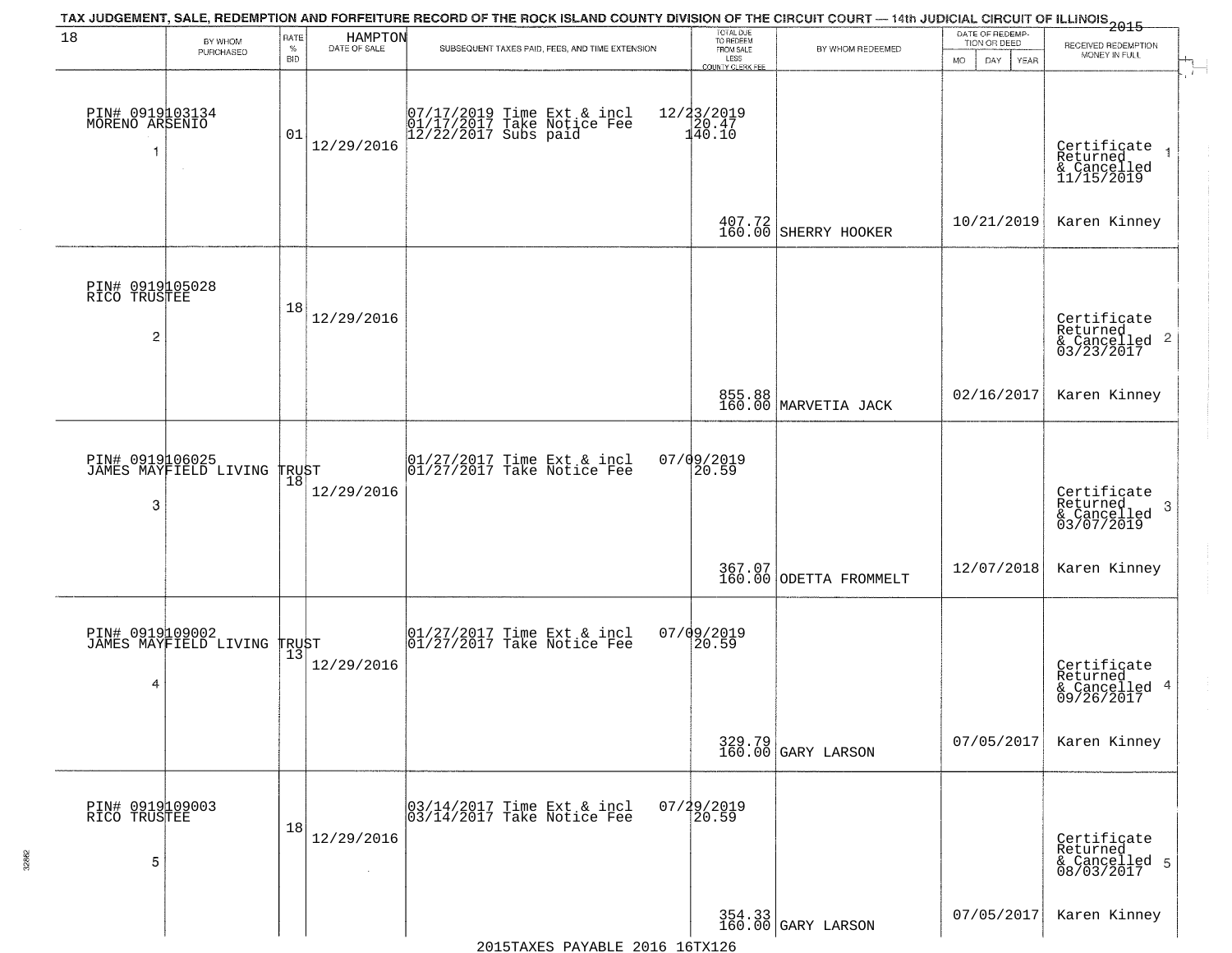# TAX JUDGEMENT, SALE, REDEMPTION AND FORFEITURE RECORD OF THE ROCK ISLAND COUNTY DIVISION OF THE CIRCUIT COURT — 14th JUDICIAL CIRCUIT OF ILLINOIS 2015

18 — HAMPTON

| | BY WHOM PURCHASED | RATE % BID | DATE OF SALE | SUBSEQUENT TAXES PAID, FEES, AND TIME EXTENSION | TOTAL DUE TO REDEEM FROM SALE LESS COUNTY CLERK FEE | BY WHOM REDEEMED | DATE OF REDEMPTION OR DEED MO DAY YEAR | RECEIVED REDEMPTION MONEY IN FULL |
|---|---|---|---|---|---|---|---|---|
| 1 | PIN# 0919103134 MORENO ARSENIO | 01 | 12/29/2016 | 07/17/2019 Time Ext & incl 01/17/2017 Take Notice Fee 12/22/2017 Subs paid | 12/23/2019 20.47 140.10 407.72 160.00 | SHERRY HOOKER | 10/21/2019 | Certificate Returned & Cancelled 11/15/2019 Karen Kinney |
| 2 | PIN# 0919105028 RICO TRUSTEE | 18 | 12/29/2016 | | 855.88 160.00 | MARVETIA JACK | 02/16/2017 | Certificate Returned & Cancelled 03/23/2017 Karen Kinney |
| 3 | PIN# 0919106025 JAMES MAYFIELD LIVING TRUST | 18 | 12/29/2016 | 01/27/2017 Time Ext & incl 01/27/2017 Take Notice Fee | 07/09/2019 20.59 367.07 160.00 | ODETTA FROMMELT | 12/07/2018 | Certificate Returned & Cancelled 03/07/2019 Karen Kinney |
| 4 | PIN# 0919109002 JAMES MAYFIELD LIVING TRUST | 13 | 12/29/2016 | 01/27/2017 Time Ext & incl 01/27/2017 Take Notice Fee | 07/09/2019 20.59 329.79 160.00 | GARY LARSON | 07/05/2017 | Certificate Returned & Cancelled 09/26/2017 Karen Kinney |
| 5 | PIN# 0919109003 RICO TRUSTEE | 18 | 12/29/2016 | 03/14/2017 Time Ext & incl 03/14/2017 Take Notice Fee | 07/29/2019 20.59 354.33 160.00 | GARY LARSON | 07/05/2017 | Certificate Returned & Cancelled 08/03/2017 Karen Kinney |

2015TAXES PAYABLE 2016 16TX126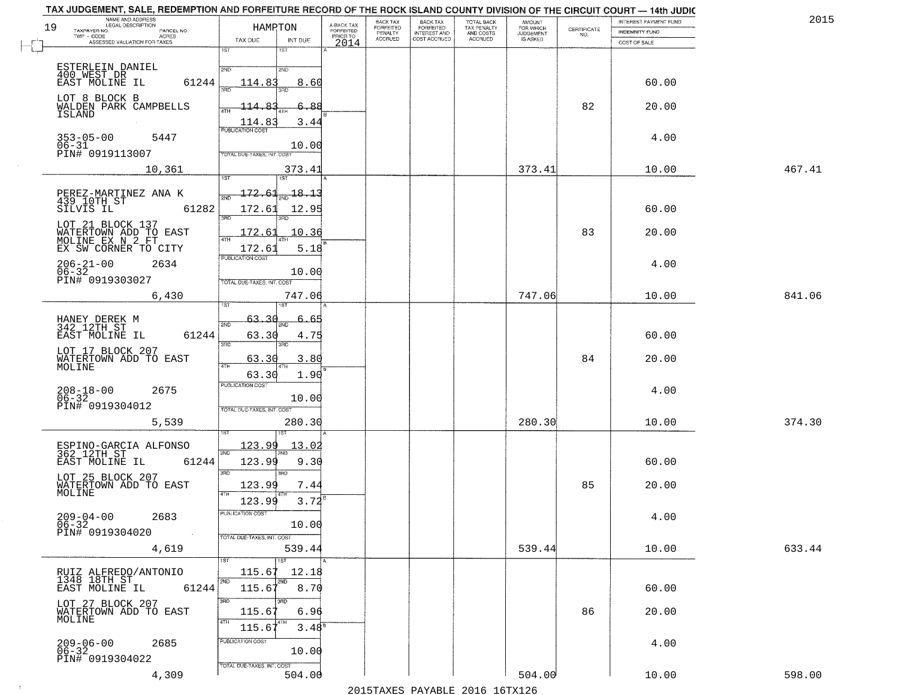TAX JUDGEMENT, SALE, REDEMPTION AND FORFEITURE RECORD OF THE ROCK ISLAND COUNTY DIVISION OF THE CIRCUIT COURT — 14th JUDIC

2015

| NAME AND ADDRESS / LEGAL DESCRIPTION / TAXPAYER NO. / PARCEL NO. / TWP - CODE / ACRES / ASSESSED VALUATION FOR TAXES | HAMPTON TAX DUE | INT DUE | A-BACK TAX FORFEITED PRIOR TO 2014 | BACK TAX FORFEITED PENALTY ACCRUED | BACK TAX FORFEITED INTEREST AND COST ACCRUED | TOTAL BACK TAX PENALTY AND COSTS ACCRUED | AMOUNT FOR WHICH JUDGEMENT IS ASKED | CERTIFICATE NO. | INTEREST PAYMENT FUND / INDEMNITY FUND / COST OF SALE | |
|---|---|---|---|---|---|---|---|---|---|---|
| 19 | | | | | | | | | | |
| ESTERLEIN DANIEL 400 WEST DR EAST MOLINE IL 61244 | 1ST | 1ST | | | | | | | | |
| | 2ND 114.83 | 2ND 8.60 | | | | | | | 60.00 | |
| LOT 8 BLOCK B WALDEN PARK CAMPBELLS ISLAND | 3RD 114.83 | 3RD 6.88 | | | | | | 82 | 20.00 | |
| | 4TH 114.83 | 4TH 3.44 | | | | | | | | |
| 353-05-00 5447 06-31 PIN# 0919113007 | PUBLICATION COST | 10.00 | | | | | | | 4.00 | |
| 10,361 | TOTAL DUE-TAXES, INT. COST | 373.41 | | | | | 373.41 | | 10.00 | 467.41 |
| PEREZ-MARTINEZ ANA K 439 10TH ST SILVIS IL 61282 | 1ST 172.61 | 1ST 18.13 | | | | | | | | |
| | 2ND 172.61 | 2ND 12.95 | | | | | | | 60.00 | |
| LOT 21 BLOCK 137 WATERTOWN ADD TO EAST MOLINE EX N 2 FT EX SW CORNER TO CITY | 3RD 172.61 | 3RD 10.36 | | | | | | 83 | 20.00 | |
| | 4TH 172.61 | 4TH 5.18 | | | | | | | | |
| 206-21-00 2634 06-32 PIN# 0919303027 | PUBLICATION COST | 10.00 | | | | | | | 4.00 | |
| 6,430 | TOTAL DUE-TAXES, INT. COST | 747.06 | | | | | 747.06 | | 10.00 | 841.06 |
| HANEY DEREK M 342 12TH ST EAST MOLINE IL 61244 | 1ST 63.30 | 1ST 6.65 | | | | | | | | |
| | 2ND 63.30 | 2ND 4.75 | | | | | | | 60.00 | |
| LOT 17 BLOCK 207 WATERTOWN ADD TO EAST MOLINE | 3RD 63.30 | 3RD 3.80 | | | | | | 84 | 20.00 | |
| | 4TH 63.30 | 4TH 1.90 | | | | | | | | |
| 208-18-00 2675 06-32 PIN# 0919304012 | PUBLICATION COST | 10.00 | | | | | | | 4.00 | |
| 5,539 | TOTAL DUE-TAXES, INT. COST | 280.30 | | | | | 280.30 | | 10.00 | 374.30 |
| ESPINO-GARCIA ALFONSO 362 12TH ST EAST MOLINE IL 61244 | 1ST 123.99 | 1ST 13.02 | | | | | | | | |
| | 2ND 123.99 | 2ND 9.30 | | | | | | | 60.00 | |
| LOT 25 BLOCK 207 WATERTOWN ADD TO EAST MOLINE | 3RD 123.99 | 3RD 7.44 | | | | | | 85 | 20.00 | |
| | 4TH 123.99 | 4TH 3.72 | | | | | | | | |
| 209-04-00 2683 06-32 PIN# 0919304020 | PUBLICATION COST | 10.00 | | | | | | | 4.00 | |
| 4,619 | TOTAL DUE-TAXES, INT. COST | 539.44 | | | | | 539.44 | | 10.00 | 633.44 |
| RUIZ ALFREDO/ANTONIO 1348 18TH ST EAST MOLINE IL 61244 | 1ST 115.67 | 1ST 12.18 | | | | | | | | |
| | 2ND 115.67 | 2ND 8.70 | | | | | | | 60.00 | |
| LOT 27 BLOCK 207 WATERTOWN ADD TO EAST MOLINE | 3RD 115.67 | 3RD 6.96 | | | | | | 86 | 20.00 | |
| | 4TH 115.67 | 4TH 3.48 | | | | | | | | |
| 209-06-00 2685 06-32 PIN# 0919304022 | PUBLICATION COST | 10.00 | | | | | | | 4.00 | |
| 4,309 | TOTAL DUE-TAXES, INT. COST | 504.00 | | | | | 504.00 | | 10.00 | 598.00 |

2015TAXES PAYABLE 2016 16TX126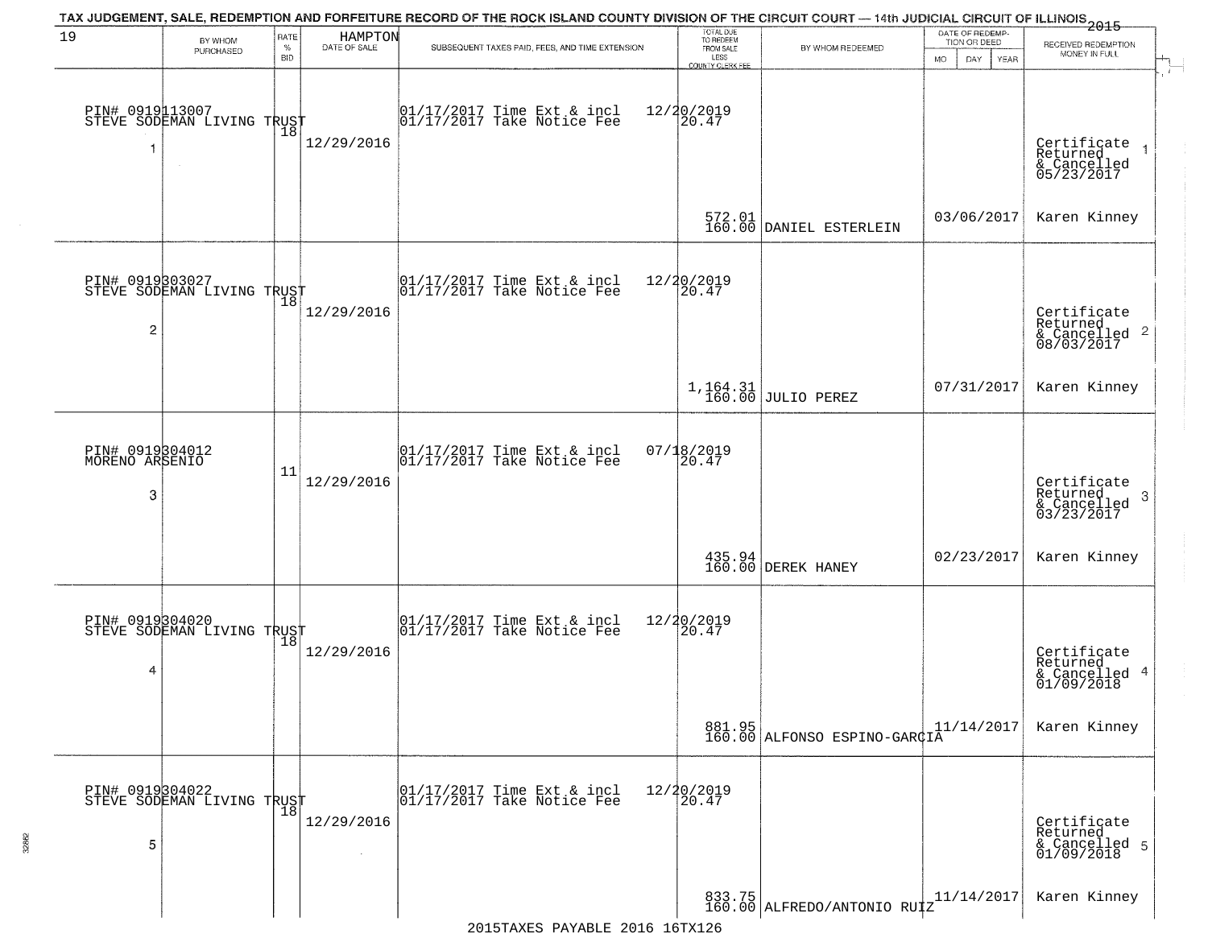TAX JUDGEMENT, SALE, REDEMPTION AND FORFEITURE RECORD OF THE ROCK ISLAND COUNTY DIVISION OF THE CIRCUIT COURT — 14th JUDICIAL CIRCUIT OF ILLINOIS 2015

| 19 | BY WHOM PURCHASED | RATE % BID | HAMPTON DATE OF SALE | SUBSEQUENT TAXES PAID, FEES, AND TIME EXTENSION | TOTAL DUE TO REDEEM FROM SALE LESS COUNTY CLERK FEE | BY WHOM REDEEMED | DATE OF REDEMPTION OR DEED MO DAY YEAR | RECEIVED REDEMPTION MONEY IN FULL |
|---|---|---|---|---|---|---|---|---|
| 1 | PIN# 0919113007 STEVE SODEMAN LIVING TRUST | 18 | 12/29/2016 | 01/17/2017 Time Ext & incl 12/20/2019<br>01/17/2017 Take Notice Fee 20.47 | 572.01<br>160.00 | DANIEL ESTERLEIN | 03/06/2017 | Certificate Returned & Cancelled 05/23/2017<br>Karen Kinney |
| 2 | PIN# 0919303027 STEVE SODEMAN LIVING TRUST | 18 | 12/29/2016 | 01/17/2017 Time Ext & incl 12/20/2019<br>01/17/2017 Take Notice Fee 20.47 | 1,164.31<br>160.00 | JULIO PEREZ | 07/31/2017 | Certificate Returned & Cancelled 08/03/2017<br>Karen Kinney |
| 3 | PIN# 0919304012 MORENO ARSENIO | 11 | 12/29/2016 | 01/17/2017 Time Ext & incl 07/18/2019<br>01/17/2017 Take Notice Fee 20.47 | 435.94<br>160.00 | DEREK HANEY | 02/23/2017 | Certificate Returned & Cancelled 03/23/2017<br>Karen Kinney |
| 4 | PIN# 0919304020 STEVE SODEMAN LIVING TRUST | 18 | 12/29/2016 | 01/17/2017 Time Ext & incl 12/20/2019<br>01/17/2017 Take Notice Fee 20.47 | 881.95<br>160.00 | ALFONSO ESPINO-GARCIA | 11/14/2017 | Certificate Returned & Cancelled 01/09/2018<br>Karen Kinney |
| 5 | PIN# 0919304022 STEVE SODEMAN LIVING TRUST | 18 | 12/29/2016 | 01/17/2017 Time Ext & incl 12/20/2019<br>01/17/2017 Take Notice Fee 20.47 | 833.75<br>160.00 | ALFREDO/ANTONIO RUIZ | 11/14/2017 | Certificate Returned & Cancelled 01/09/2018<br>Karen Kinney |

2015TAXES PAYABLE 2016 16TX126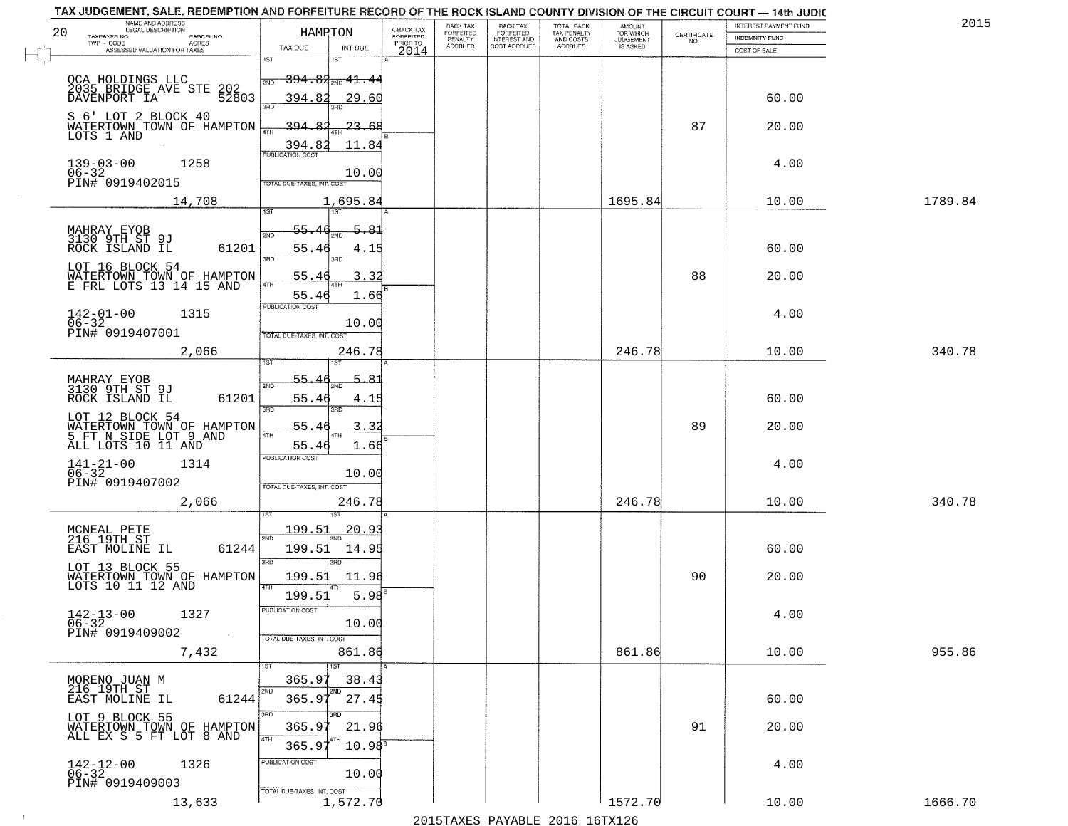TAX JUDGEMENT, SALE, REDEMPTION AND FORFEITURE RECORD OF THE ROCK ISLAND COUNTY DIVISION OF THE CIRCUIT COURT — 14th JUDIC

2015

| NAME AND ADDRESS / LEGAL DESCRIPTION / TAXPAYER NO. / PARCEL NO. / TWP - CODE / ACRES / ASSESSED VALUATION FOR TAXES | HAMPTON TAX DUE | INT DUE | A-BACK TAX FORFEITED PRIOR TO 2014 | BACK TAX FORFEITED PENALTY ACCRUED | BACK TAX FORFEITED INTEREST AND COST ACCRUED | TOTAL BACK TAX PENALTY AND COSTS ACCRUED | AMOUNT FOR WHICH JUDGEMENT IS ASKED | CERTIFICATE NO. | INTEREST PAYMENT FUND / INDEMNITY FUND / COST OF SALE | |
|---|---|---|---|---|---|---|---|---|---|---|
| 20 | | | | | | | | | | |
| OCA HOLDINGS LLC 2035 BRIDGE AVE STE 202 DAVENPORT IA 52803 | 1ST 394.82 | 1ST 41.44 | | | | | | | | |
| | 2ND 394.82 | 2ND 29.60 | | | | | | | 60.00 | |
| S 6' LOT 2 BLOCK 40 WATERTOWN TOWN OF HAMPTON LOTS 1 AND | 3RD 394.82 | 3RD 23.68 | | | | | | 87 | 20.00 | |
| | 4TH 394.82 | 4TH 11.84 | | | | | | | | |
| 139-03-00 1258 06-32 PIN# 0919402015 | PUBLICATION COST | 10.00 | | | | | | | 4.00 | |
| 14,708 | TOTAL DUE-TAXES, INT. COST | 1,695.84 | | | | | 1695.84 | | 10.00 | 1789.84 |
| MAHRAY EYOB 3130 9TH ST 9J ROCK ISLAND IL 61201 | 1ST 55.46 | 1ST 5.81 | | | | | | | | |
| | 2ND 55.46 | 2ND 4.15 | | | | | | | 60.00 | |
| LOT 16 BLOCK 54 WATERTOWN TOWN OF HAMPTON E FRL LOTS 13 14 15 AND | 3RD 55.46 | 3RD 3.32 | | | | | | 88 | 20.00 | |
| | 4TH 55.46 | 4TH 1.66 | | | | | | | | |
| 142-01-00 1315 06-32 PIN# 0919407001 | PUBLICATION COST | 10.00 | | | | | | | 4.00 | |
| 2,066 | TOTAL DUE-TAXES, INT. COST | 246.78 | | | | | 246.78 | | 10.00 | 340.78 |
| MAHRAY EYOB 3130 9TH ST 9J ROCK ISLAND IL 61201 | 1ST 55.46 | 1ST 5.81 | | | | | | | | |
| | 2ND 55.46 | 2ND 4.15 | | | | | | | 60.00 | |
| LOT 12 BLOCK 54 WATERTOWN TOWN OF HAMPTON 5 FT N SIDE LOT 9 AND ALL LOTS 10 11 AND | 3RD 55.46 | 3RD 3.32 | | | | | | 89 | 20.00 | |
| | 4TH 55.46 | 4TH 1.66 | | | | | | | | |
| 141-21-00 1314 06-32 PIN# 0919407002 | PUBLICATION COST | 10.00 | | | | | | | 4.00 | |
| 2,066 | TOTAL DUE-TAXES, INT. COST | 246.78 | | | | | 246.78 | | 10.00 | 340.78 |
| MCNEAL PETE 216 19TH ST EAST MOLINE IL 61244 | 1ST 199.51 | 1ST 20.93 | | | | | | | | |
| | 2ND 199.51 | 2ND 14.95 | | | | | | | 60.00 | |
| LOT 13 BLOCK 55 WATERTOWN TOWN OF HAMPTON LOTS 10 11 12 AND | 3RD 199.51 | 3RD 11.96 | | | | | | 90 | 20.00 | |
| | 4TH 199.51 | 4TH 5.98 | | | | | | | | |
| 142-13-00 1327 06-32 PIN# 0919409002 | PUBLICATION COST | 10.00 | | | | | | | 4.00 | |
| 7,432 | TOTAL DUE-TAXES, INT. COST | 861.86 | | | | | 861.86 | | 10.00 | 955.86 |
| MORENO JUAN M 216 19TH ST EAST MOLINE IL 61244 | 1ST 365.97 | 1ST 38.43 | | | | | | | | |
| | 2ND 365.97 | 2ND 27.45 | | | | | | | 60.00 | |
| LOT 9 BLOCK 55 WATERTOWN TOWN OF HAMPTON ALL EX S 5 FT LOT 8 AND | 3RD 365.97 | 3RD 21.96 | | | | | | 91 | 20.00 | |
| | 4TH 365.97 | 4TH 10.98 | | | | | | | | |
| 142-12-00 1326 06-32 PIN# 0919409003 | PUBLICATION COST | 10.00 | | | | | | | 4.00 | |
| 13,633 | TOTAL DUE-TAXES, INT. COST | 1,572.70 | | | | | 1572.70 | | 10.00 | 1666.70 |

2015TAXES PAYABLE 2016 16TX126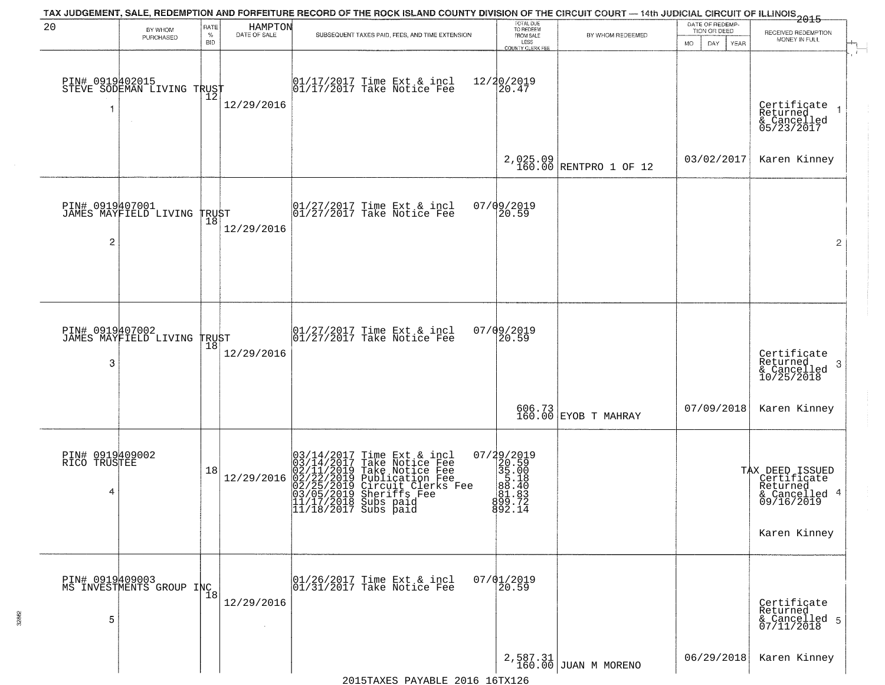# TAX JUDGEMENT, SALE, REDEMPTION AND FORFEITURE RECORD OF THE ROCK ISLAND COUNTY DIVISION OF THE CIRCUIT COURT — 14th JUDICIAL CIRCUIT OF ILLINOIS 2015

20 HAMPTON

| | BY WHOM PURCHASED | RATE % BID | DATE OF SALE | SUBSEQUENT TAXES PAID, FEES, AND TIME EXTENSION | TOTAL DUE TO REDEEM FROM SALE LESS COUNTY CLERK FEE | BY WHOM REDEEMED | DATE OF REDEMPTION OR DEED MO DAY YEAR | RECEIVED REDEMPTION MONEY IN FULL | |
|---|---|---|---|---|---|---|---|---|---|
| 1 | PIN# 0919402015 STEVE SODEMAN LIVING TRUST | 12 | 12/29/2016 | 01/17/2017 Time Ext & incl 01/17/2017 Take Notice Fee | 12/20/2019 20.47 2,025.09 160.00 | RENTPRO 1 OF 12 | 03/02/2017 | Certificate Returned & Cancelled 05/23/2017 Karen Kinney | 1 |
| 2 | PIN# 0919407001 JAMES MAYFIELD LIVING TRUST | 18 | 12/29/2016 | 01/27/2017 Time Ext & incl 01/27/2017 Take Notice Fee | 07/09/2019 20.59 | | | | 2 |
| 3 | PIN# 0919407002 JAMES MAYFIELD LIVING TRUST | 18 | 12/29/2016 | 01/27/2017 Time Ext & incl 01/27/2017 Take Notice Fee | 07/09/2019 20.59 606.73 160.00 | EYOB T MAHRAY | 07/09/2018 | Certificate Returned & Cancelled 10/25/2018 Karen Kinney | 3 |
| 4 | PIN# 0919409002 RICO TRUSTEE | 18 | 12/29/2016 | 03/14/2017 Time Ext & incl 03/14/2017 Take Notice Fee 02/11/2019 Take Notice Fee 02/22/2019 Publication Fee 02/25/2019 Circuit Clerks Fee 03/05/2019 Sheriffs Fee 11/17/2018 Subs paid 11/18/2017 Subs paid | 07/29/2019 20.59 35.00 5.18 88.40 81.83 899.72 892.14 | | | TAX DEED ISSUED Certificate Returned & Cancelled 09/16/2019 Karen Kinney | 4 |
| 5 | PIN# 0919409003 MS INVESTMENTS GROUP INC | 18 | 12/29/2016 | 01/26/2017 Time Ext & incl 01/31/2017 Take Notice Fee | 07/01/2019 20.59 2,587.31 160.00 | JUAN M MORENO | 06/29/2018 | Certificate Returned & Cancelled 07/11/2018 Karen Kinney | 5 |

2015TAXES PAYABLE 2016 16TX126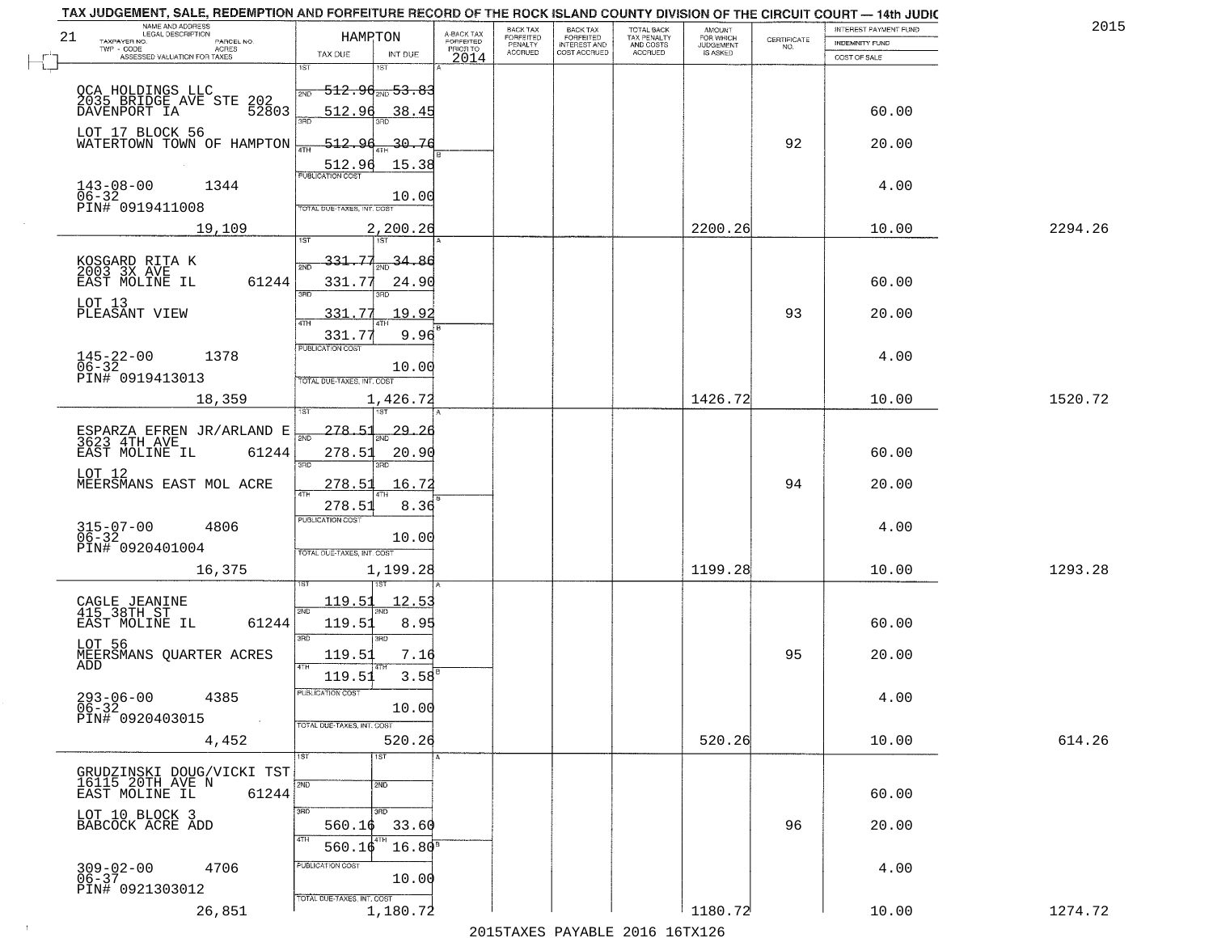# TAX JUDGEMENT, SALE, REDEMPTION AND FORFEITURE RECORD OF THE ROCK ISLAND COUNTY DIVISION OF THE CIRCUIT COURT — 14th JUDIC

2015

| NAME AND ADDRESS / LEGAL DESCRIPTION / TAXPAYER NO. / PARCEL NO. / TWP - CODE / ACRES / ASSESSED VALUATION FOR TAXES | HAMPTON TAX DUE | INT DUE | A-BACK TAX FORFEITED PRIOR TO 2014 | BACK TAX FORFEITED PENALTY ACCRUED | BACK TAX FORFEITED INTEREST AND COST ACCRUED | TOTAL BACK TAX PENALTY AND COSTS ACCRUED | AMOUNT FOR WHICH JUDGEMENT IS ASKED | CERTIFICATE NO. | INTEREST PAYMENT FUND / INDEMNITY FUND / COST OF SALE | |
|---|---|---|---|---|---|---|---|---|---|---|
| OCA HOLDINGS LLC 2035 BRIDGE AVE STE 202 DAVENPORT IA 52803 | 1ST 512.96 | 1ST 53.83 | | | | | | | | |
| | 2ND 512.96 | 2ND 38.45 | | | | | | | 60.00 | |
| LOT 17 BLOCK 56 WATERTOWN TOWN OF HAMPTON | 3RD 512.96 | 3RD 30.76 | | | | | | 92 | 20.00 | |
| | 4TH 512.96 | 4TH 15.38 | | | | | | | | |
| 143-08-00 1344 06-32 PIN# 0919411008 | PUBLICATION COST | 10.00 | | | | | | | 4.00 | |
| 19,109 | TOTAL DUE-TAXES, INT. COST | 2,200.26 | | | | | 2200.26 | | 10.00 | 2294.26 |
| KOSGARD RITA K 2003 3X AVE EAST MOLINE IL 61244 | 1ST 331.77 | 1ST 34.86 | | | | | | | | |
| | 2ND 331.77 | 2ND 24.90 | | | | | | | 60.00 | |
| LOT 13 PLEASANT VIEW | 3RD 331.77 | 3RD 19.92 | | | | | | 93 | 20.00 | |
| | 4TH 331.77 | 4TH 9.96 | | | | | | | | |
| 145-22-00 1378 06-32 PIN# 0919413013 | PUBLICATION COST | 10.00 | | | | | | | 4.00 | |
| 18,359 | TOTAL DUE-TAXES, INT. COST | 1,426.72 | | | | | 1426.72 | | 10.00 | 1520.72 |
| ESPARZA EFREN JR/ARLAND E 3623 4TH AVE EAST MOLINE IL 61244 | 1ST 278.51 | 1ST 29.26 | | | | | | | | |
| | 2ND 278.51 | 2ND 20.90 | | | | | | | 60.00 | |
| LOT 12 MEERSMANS EAST MOL ACRE | 3RD 278.51 | 3RD 16.72 | | | | | | 94 | 20.00 | |
| | 4TH 278.51 | 4TH 8.36 | | | | | | | | |
| 315-07-00 4806 06-32 PIN# 0920401004 | PUBLICATION COST | 10.00 | | | | | | | 4.00 | |
| 16,375 | TOTAL DUE-TAXES, INT. COST | 1,199.28 | | | | | 1199.28 | | 10.00 | 1293.28 |
| CAGLE JEANINE 415 38TH ST EAST MOLINE IL 61244 | 1ST 119.51 | 1ST 12.53 | | | | | | | | |
| | 2ND 119.51 | 2ND 8.95 | | | | | | | 60.00 | |
| LOT 56 MEERSMANS QUARTER ACRES ADD | 3RD 119.51 | 3RD 7.16 | | | | | | 95 | 20.00 | |
| | 4TH 119.51 | 4TH 3.58 | | | | | | | | |
| 293-06-00 4385 06-32 PIN# 0920403015 | PUBLICATION COST | 10.00 | | | | | | | 4.00 | |
| 4,452 | TOTAL DUE-TAXES, INT. COST | 520.26 | | | | | 520.26 | | 10.00 | 614.26 |
| GRUDZINSKI DOUG/VICKI TST 16115 20TH AVE N EAST MOLINE IL 61244 | 1ST | 1ST | | | | | | | | |
| | 2ND | 2ND | | | | | | | 60.00 | |
| LOT 10 BLOCK 3 BABCOCK ACRE ADD | 3RD 560.16 | 3RD 33.60 | | | | | | 96 | 20.00 | |
| | 4TH 560.16 | 4TH 16.80 | | | | | | | | |
| 309-02-00 4706 06-37 PIN# 0921303012 | PUBLICATION COST | 10.00 | | | | | | | 4.00 | |
| 26,851 | TOTAL DUE-TAXES, INT. COST | 1,180.72 | | | | | 1180.72 | | 10.00 | 1274.72 |

2015TAXES PAYABLE 2016 16TX126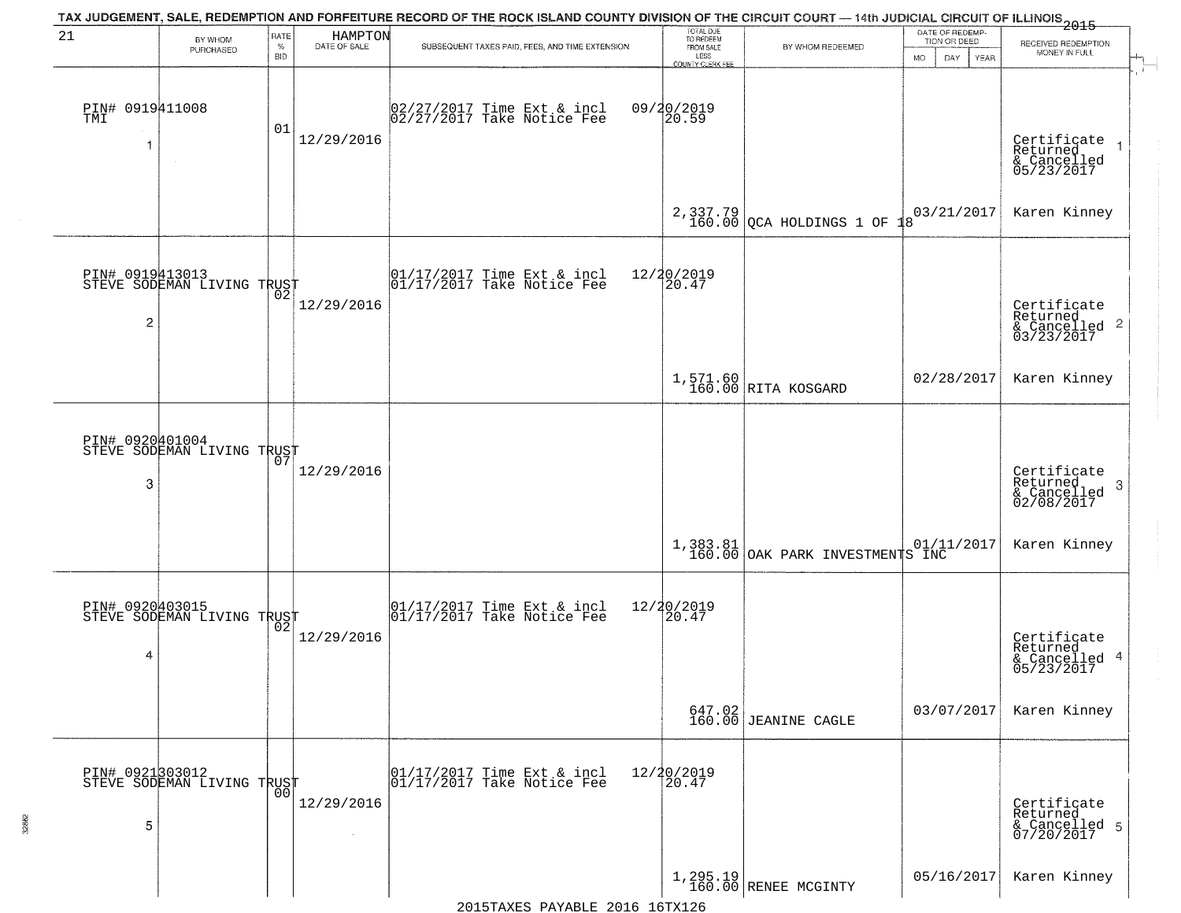TAX JUDGEMENT, SALE, REDEMPTION AND FORFEITURE RECORD OF THE ROCK ISLAND COUNTY DIVISION OF THE CIRCUIT COURT — 14th JUDICIAL CIRCUIT OF ILLINOIS 2015

| 21 | BY WHOM PURCHASED | RATE % BID | HAMPTON DATE OF SALE | SUBSEQUENT TAXES PAID, FEES, AND TIME EXTENSION | TOTAL DUE TO REDEEM FROM SALE LESS COUNTY CLERK FEE | BY WHOM REDEEMED | DATE OF REDEMPTION OR DEED MO DAY YEAR | RECEIVED REDEMPTION MONEY IN FULL |
|---|---|---|---|---|---|---|---|---|
| PIN# 0919411008 TMI 1 | | 01 | 12/29/2016 | 02/27/2017 Time Ext & incl 02/27/2017 Take Notice Fee | 09/20/2019 20.59 2,337.79 160.00 | QCA HOLDINGS 1 OF 18 | 03/21/2017 | Certificate Returned & Cancelled 05/23/2017 Karen Kinney |
| PIN# 0919413013 STEVE SODEMAN LIVING TRUST 2 | | 02 | 12/29/2016 | 01/17/2017 Time Ext & incl 01/17/2017 Take Notice Fee | 12/20/2019 20.47 1,571.60 160.00 | RITA KOSGARD | 02/28/2017 | Certificate Returned & Cancelled 03/23/2017 Karen Kinney |
| PIN# 0920401004 STEVE SODEMAN LIVING TRUST 3 | | 07 | 12/29/2016 | | 1,383.81 160.00 | OAK PARK INVESTMENTS INC | 01/11/2017 | Certificate Returned & Cancelled 02/08/2017 Karen Kinney |
| PIN# 0920403015 STEVE SODEMAN LIVING TRUST 4 | | 02 | 12/29/2016 | 01/17/2017 Time Ext & incl 01/17/2017 Take Notice Fee | 12/20/2019 20.47 647.02 160.00 | JEANINE CAGLE | 03/07/2017 | Certificate Returned & Cancelled 05/23/2017 Karen Kinney |
| PIN# 0921303012 STEVE SODEMAN LIVING TRUST 5 | | 00 | 12/29/2016 | 01/17/2017 Time Ext & incl 01/17/2017 Take Notice Fee | 12/20/2019 20.47 1,295.19 160.00 | RENEE MCGINTY | 05/16/2017 | Certificate Returned & Cancelled 07/20/2017 Karen Kinney |

2015TAXES PAYABLE 2016 16TX126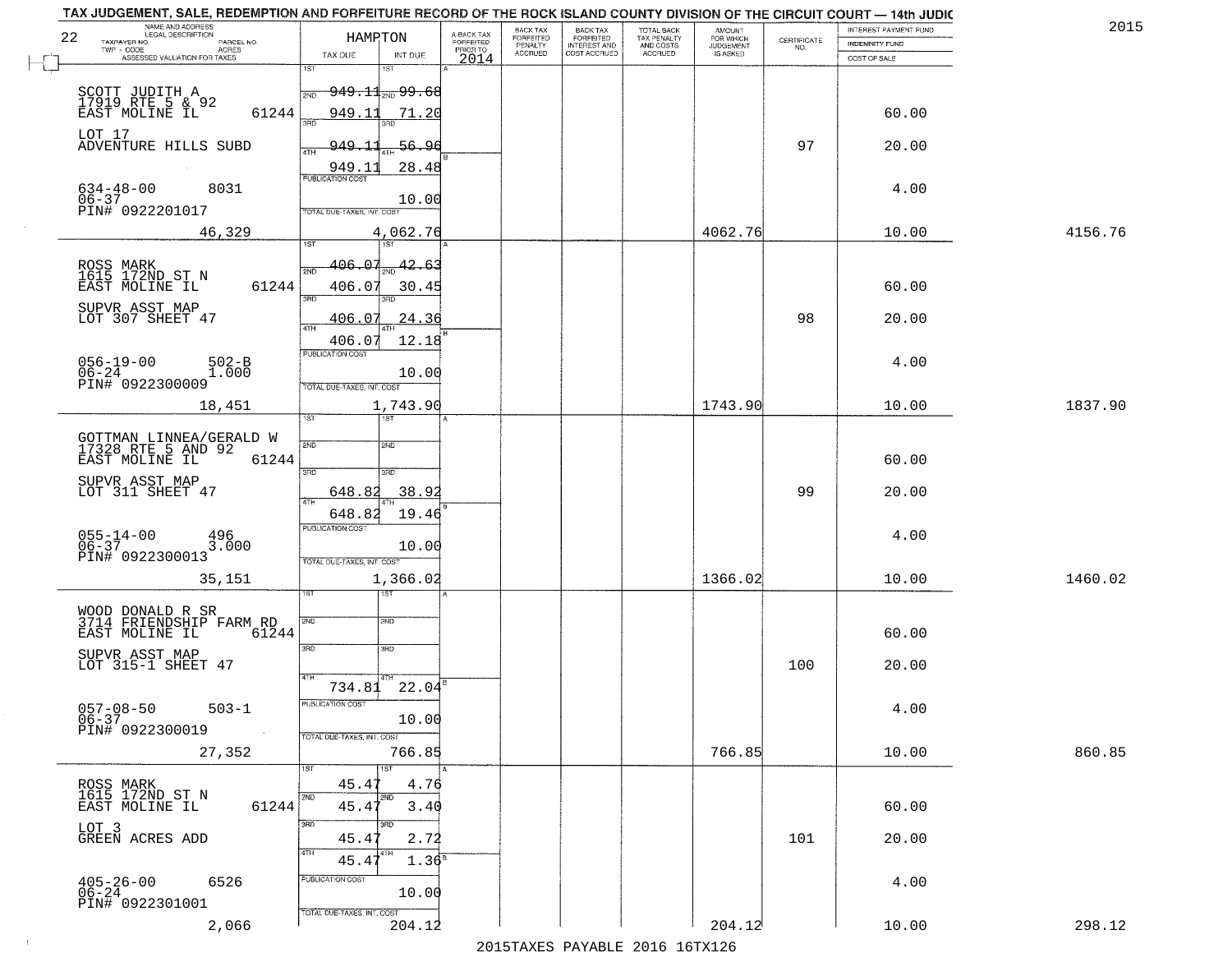TAX JUDGEMENT, SALE, REDEMPTION AND FORFEITURE RECORD OF THE ROCK ISLAND COUNTY DIVISION OF THE CIRCUIT COURT — 14th JUDIC

2015

| 22 NAME AND ADDRESS / LEGAL DESCRIPTION / TAXPAYER NO. / PARCEL NO. / TWP - CODE / ACRES / ASSESSED VALUATION FOR TAXES | HAMPTON TAX DUE | INT DUE | A-BACK TAX FORFEITED PRIOR TO 2014 | BACK TAX FORFEITED PENALTY ACCRUED | BACK TAX FORFEITED INTEREST AND COST ACCRUED | TOTAL BACK TAX PENALTY AND COSTS ACCRUED | AMOUNT FOR WHICH JUDGEMENT IS ASKED | CERTIFICATE NO. | INTEREST PAYMENT FUND / INDEMNITY FUND / COST OF SALE | |
|---|---|---|---|---|---|---|---|---|---|---|
| SCOTT JUDITH A<br>17919 RTE 5 & 92<br>EAST MOLINE IL 61244<br>LOT 17<br>ADVENTURE HILLS SUBD<br>634-48-00 8031<br>06-37<br>PIN# 0922201017<br>46,329 | 1ST 949.11<br>2ND 949.11<br>3RD 949.11<br>4TH 949.11<br>PUBLICATION COST<br>TOTAL DUE-TAXES, INT. COST | 1ST 99.68<br>2ND 71.20<br>3RD 56.96<br>4TH 28.48<br>10.00<br>4,062.76 | | | | | 4062.76 | 97 | 60.00<br>20.00<br>4.00<br>10.00 | 4156.76 |
| ROSS MARK<br>1615 172ND ST N<br>EAST MOLINE IL 61244<br>SUPVR ASST MAP<br>LOT 307 SHEET 47<br>056-19-00 502-B<br>06-24 1.000<br>PIN# 0922300009<br>18,451 | 1ST 406.07<br>2ND 406.07<br>3RD 406.07<br>4TH 406.07<br>PUBLICATION COST<br>TOTAL DUE-TAXES, INT. COST | 1ST 42.63<br>2ND 30.45<br>3RD 24.36<br>4TH 12.18<br>10.00<br>1,743.90 | | | | | 1743.90 | 98 | 60.00<br>20.00<br>4.00<br>10.00 | 1837.90 |
| GOTTMAN LINNEA/GERALD W<br>17328 RTE 5 AND 92<br>EAST MOLINE IL 61244<br>SUPVR ASST MAP<br>LOT 311 SHEET 47<br>055-14-00 496<br>06-37 3.000<br>PIN# 0922300013<br>35,151 | 1ST<br>2ND<br>3RD 648.82<br>4TH 648.82<br>PUBLICATION COST<br>TOTAL DUE-TAXES, INT. COST | 1ST<br>2ND<br>3RD 38.92<br>4TH 19.46<br>10.00<br>1,366.02 | | | | | 1366.02 | 99 | 60.00<br>20.00<br>4.00<br>10.00 | 1460.02 |
| WOOD DONALD R SR<br>3714 FRIENDSHIP FARM RD<br>EAST MOLINE IL 61244<br>SUPVR ASST MAP<br>LOT 315-1 SHEET 47<br>057-08-50 503-1<br>06-37<br>PIN# 0922300019<br>27,352 | 1ST<br>2ND<br>3RD<br>4TH 734.81<br>PUBLICATION COST<br>TOTAL DUE-TAXES, INT. COST | 1ST<br>2ND<br>3RD<br>4TH 22.04<br>10.00<br>766.85 | | | | | 766.85 | 100 | 60.00<br>20.00<br>4.00<br>10.00 | 860.85 |
| ROSS MARK<br>1615 172ND ST N<br>EAST MOLINE IL 61244<br>LOT 3<br>GREEN ACRES ADD<br>405-26-00 6526<br>06-24<br>PIN# 0922301001<br>2,066 | 1ST 45.47<br>2ND 45.47<br>3RD 45.47<br>4TH 45.47<br>PUBLICATION COST<br>TOTAL DUE-TAXES, INT. COST | 1ST 4.76<br>2ND 3.40<br>3RD 2.72<br>4TH 1.36<br>10.00<br>204.12 | | | | | 204.12 | 101 | 60.00<br>20.00<br>4.00<br>10.00 | 298.12 |

2015TAXES PAYABLE 2016 16TX126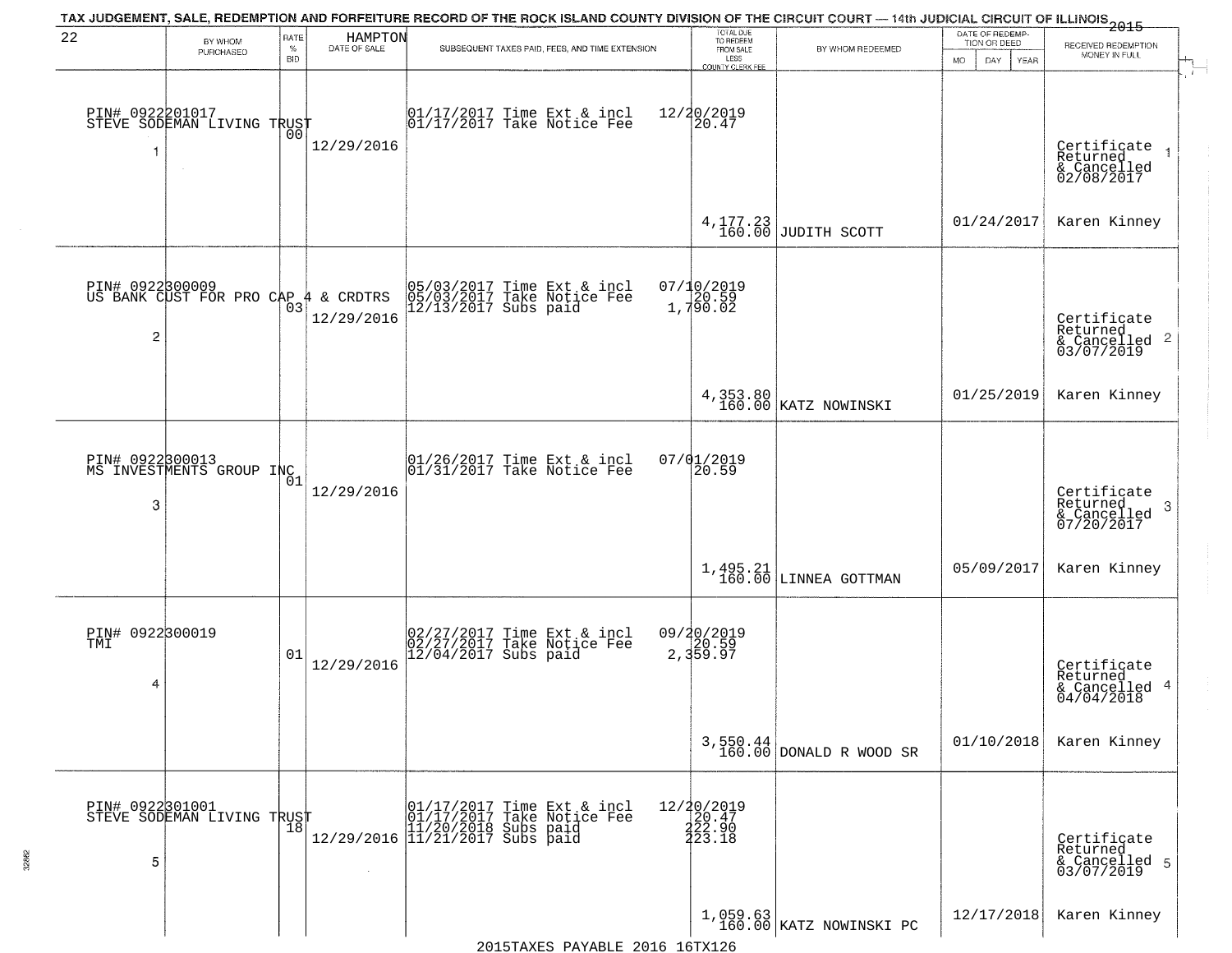TAX JUDGEMENT, SALE, REDEMPTION AND FORFEITURE RECORD OF THE ROCK ISLAND COUNTY DIVISION OF THE CIRCUIT COURT — 14th JUDICIAL CIRCUIT OF ILLINOIS 2015

22 HAMPTON

| BY WHOM PURCHASED | RATE % BID | DATE OF SALE | SUBSEQUENT TAXES PAID, FEES, AND TIME EXTENSION | TOTAL DUE TO REDEEM FROM SALE LESS COUNTY CLERK FEE | BY WHOM REDEEMED | DATE OF REDEMPTION OR DEED MO DAY YEAR | RECEIVED REDEMPTION MONEY IN FULL |
|---|---|---|---|---|---|---|---|
| PIN# 0922201017 STEVE SODEMAN LIVING TRUST 1 | 00 | 12/29/2016 | 01/17/2017 Time Ext & incl 12/20/2019; 01/17/2017 Take Notice Fee 20.47 | 4,177.23 160.00 | JUDITH SCOTT | 01/24/2017 | Certificate Returned & Cancelled 02/08/2017 1; Karen Kinney |
| PIN# 0922300009 US BANK CUST FOR PRO CAP 4 & CRDTRS 2 | 03 | 12/29/2016 | 05/03/2017 Time Ext & incl 07/10/2019; 05/03/2017 Take Notice Fee 20.59; 12/13/2017 Subs paid 1,790.02 | 4,353.80 160.00 | KATZ NOWINSKI | 01/25/2019 | Certificate Returned & Cancelled 03/07/2019 2; Karen Kinney |
| PIN# 0922300013 MS INVESTMENTS GROUP INC 3 | 01 | 12/29/2016 | 01/26/2017 Time Ext & incl 07/01/2019; 01/31/2017 Take Notice Fee 20.59 | 1,495.21 160.00 | LINNEA GOTTMAN | 05/09/2017 | Certificate Returned & Cancelled 07/20/2017 3; Karen Kinney |
| PIN# 0922300019 TMI 4 | 01 | 12/29/2016 | 02/27/2017 Time Ext & incl 09/20/2019; 02/27/2017 Take Notice Fee 20.59; 12/04/2017 Subs paid 2,359.97 | 3,550.44 160.00 | DONALD R WOOD SR | 01/10/2018 | Certificate Returned & Cancelled 04/04/2018 4; Karen Kinney |
| PIN# 0922301001 STEVE SODEMAN LIVING TRUST 5 | 18 | 12/29/2016 | 01/17/2017 Time Ext & incl 12/20/2019; 01/17/2017 Take Notice Fee 20.47; 11/20/2018 Subs paid 222.90; 11/21/2017 Subs paid 223.18 | 1,059.63 160.00 | KATZ NOWINSKI PC | 12/17/2018 | Certificate Returned & Cancelled 03/07/2019 5; Karen Kinney |

2015TAXES PAYABLE 2016 16TX126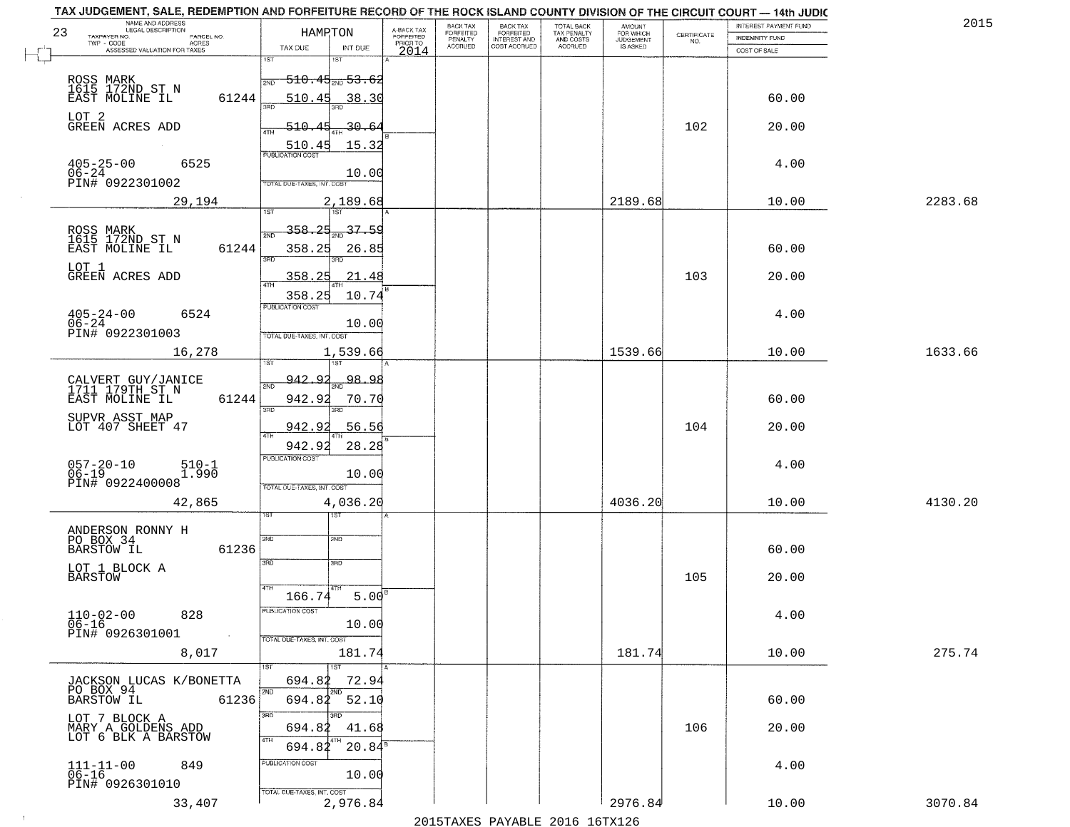TAX JUDGEMENT, SALE, REDEMPTION AND FORFEITURE RECORD OF THE ROCK ISLAND COUNTY DIVISION OF THE CIRCUIT COURT — 14th JUDIC

2015

| 23 NAME AND ADDRESS / LEGAL DESCRIPTION / TAXPAYER NO. / PARCEL NO. / TWP - CODE / ACRES / ASSESSED VALUATION FOR TAXES | HAMPTON TAX DUE | INT DUE | A-BACK TAX FORFEITED PRIOR TO 2014 | BACK TAX FORFEITED PENALTY ACCRUED | BACK TAX FORFEITED INTEREST AND COST ACCRUED | TOTAL BACK TAX PENALTY AND COSTS ACCRUED | AMOUNT FOR WHICH JUDGEMENT IS ASKED | CERTIFICATE NO. | INTEREST PAYMENT FUND / INDEMNITY FUND / COST OF SALE | |
|---|---|---|---|---|---|---|---|---|---|---|
| ROSS MARK<br>1615 172ND ST N<br>EAST MOLINE IL 61244<br>LOT 2<br>GREEN ACRES ADD<br>405-25-00 6525<br>06-24<br>PIN# 0922301002<br>29,194 | 1ST 510.45<br>2ND 510.45<br>3RD 510.45<br>4TH 510.45<br>PUBLICATION COST<br>TOTAL DUE-TAXES, INT. COST | 53.62<br>38.30<br>30.64<br>15.32<br>10.00<br>2,189.68 | | | | | 2189.68 | 102 | 60.00<br>20.00<br>4.00<br>10.00 | 2283.68 |
| ROSS MARK<br>1615 172ND ST N<br>EAST MOLINE IL 61244<br>LOT 1<br>GREEN ACRES ADD<br>405-24-00 6524<br>06-24<br>PIN# 0922301003<br>16,278 | 1ST 358.25<br>2ND 358.25<br>3RD 358.25<br>4TH 358.25<br>PUBLICATION COST<br>TOTAL DUE-TAXES, INT. COST | 37.59<br>26.85<br>21.48<br>10.74<br>10.00<br>1,539.66 | | | | | 1539.66 | 103 | 60.00<br>20.00<br>4.00<br>10.00 | 1633.66 |
| CALVERT GUY/JANICE<br>1711 179TH ST N<br>EAST MOLINE IL 61244<br>SUPVR ASST MAP<br>LOT 407 SHEET 47<br>057-20-10 510-1<br>06-19 1.990<br>PIN# 0922400008<br>42,865 | 1ST 942.92<br>2ND 942.92<br>3RD 942.92<br>4TH 942.92<br>PUBLICATION COST<br>TOTAL DUE-TAXES, INT. COST | 98.98<br>70.70<br>56.56<br>28.28<br>10.00<br>4,036.20 | | | | | 4036.20 | 104 | 60.00<br>20.00<br>4.00<br>10.00 | 4130.20 |
| ANDERSON RONNY H<br>PO BOX 34<br>BARSTOW IL 61236<br>LOT 1 BLOCK A<br>BARSTOW<br>110-02-00 828<br>06-16<br>PIN# 0926301001<br>8,017 | 1ST<br>2ND<br>3RD<br>4TH 166.74<br>PUBLICATION COST<br>TOTAL DUE-TAXES, INT. COST | <br><br><br>5.00<br>10.00<br>181.74 | | | | | 181.74 | 105 | 60.00<br>20.00<br>4.00<br>10.00 | 275.74 |
| JACKSON LUCAS K/BONETTA<br>PO BOX 94<br>BARSTOW IL 61236<br>LOT 7 BLOCK A<br>MARY A GOLDENS ADD<br>LOT 6 BLK A BARSTOW<br>111-11-00 849<br>06-16<br>PIN# 0926301010<br>33,407 | 1ST 694.82<br>2ND 694.82<br>3RD 694.82<br>4TH 694.82<br>PUBLICATION COST<br>TOTAL DUE-TAXES, INT. COST | 72.94<br>52.10<br>41.68<br>20.84<br>10.00<br>2,976.84 | | | | | 2976.84 | 106 | 60.00<br>20.00<br>4.00<br>10.00 | 3070.84 |

2015TAXES PAYABLE 2016 16TX126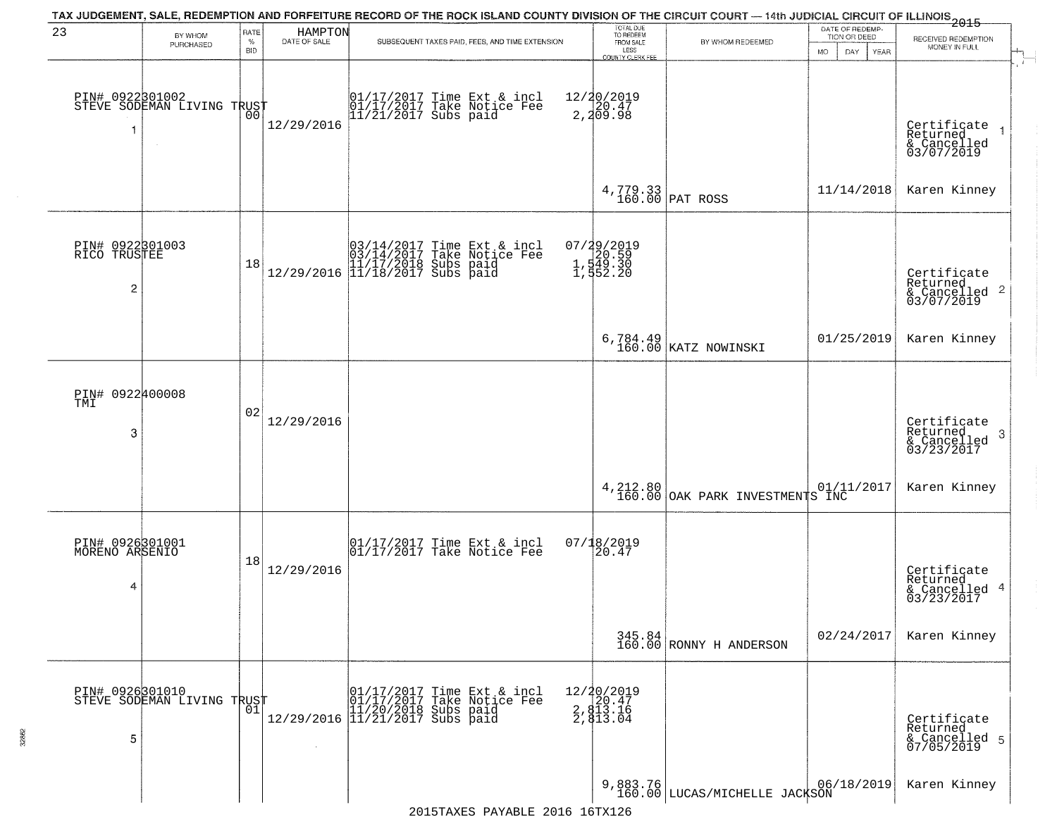TAX JUDGEMENT, SALE, REDEMPTION AND FORFEITURE RECORD OF THE ROCK ISLAND COUNTY DIVISION OF THE CIRCUIT COURT — 14th JUDICIAL CIRCUIT OF ILLINOIS 2015

| 23 | BY WHOM PURCHASED | RATE % BID | HAMPTON DATE OF SALE | SUBSEQUENT TAXES PAID, FEES, AND TIME EXTENSION | TOTAL DUE TO REDEEM FROM SALE LESS COUNTY CLERK FEE | BY WHOM REDEEMED | DATE OF REDEMPTION OR DEED MO DAY YEAR | RECEIVED REDEMPTION MONEY IN FULL |
|---|---|---|---|---|---|---|---|---|
| 1 | PIN# 0922301002 STEVE SODEMAN LIVING TRUST | 00 | 12/29/2016 | 01/17/2017 Time Ext & incl 12/20/2019<br>01/17/2017 Take Notice Fee 20.47<br>11/21/2017 Subs paid 2,209.98 | 4,779.33<br>160.00 | PAT ROSS | 11/14/2018 | Certificate Returned & Cancelled 03/07/2019<br>Karen Kinney |
| 2 | PIN# 0922301003 RICO TRUSTEE | 18 | 12/29/2016 | 03/14/2017 Time Ext & incl 07/29/2019<br>03/14/2017 Take Notice Fee 20.59<br>11/17/2018 Subs paid 1,549.30<br>11/18/2017 Subs paid 1,552.20 | 6,784.49<br>160.00 | KATZ NOWINSKI | 01/25/2019 | Certificate Returned & Cancelled 03/07/2019<br>Karen Kinney |
| 3 | PIN# 0922400008 TMI | 02 | 12/29/2016 | | 4,212.80<br>160.00 | OAK PARK INVESTMENTS INC | 01/11/2017 | Certificate Returned & Cancelled 03/23/2017<br>Karen Kinney |
| 4 | PIN# 0926301001 MORENO ARSENIO | 18 | 12/29/2016 | 01/17/2017 Time Ext & incl 07/18/2019<br>01/17/2017 Take Notice Fee 20.47 | 345.84<br>160.00 | RONNY H ANDERSON | 02/24/2017 | Certificate Returned & Cancelled 03/23/2017<br>Karen Kinney |
| 5 | PIN# 0926301010 STEVE SODEMAN LIVING TRUST | 01 | 12/29/2016 | 01/17/2017 Time Ext & incl 12/20/2019<br>01/17/2017 Take Notice Fee 20.47<br>11/20/2018 Subs paid 2,813.16<br>11/21/2017 Subs paid 2,813.04 | 9,883.76<br>160.00 | LUCAS/MICHELLE JACKSON | 06/18/2019 | Certificate Returned & Cancelled 07/05/2019<br>Karen Kinney |

2015TAXES PAYABLE 2016 16TX126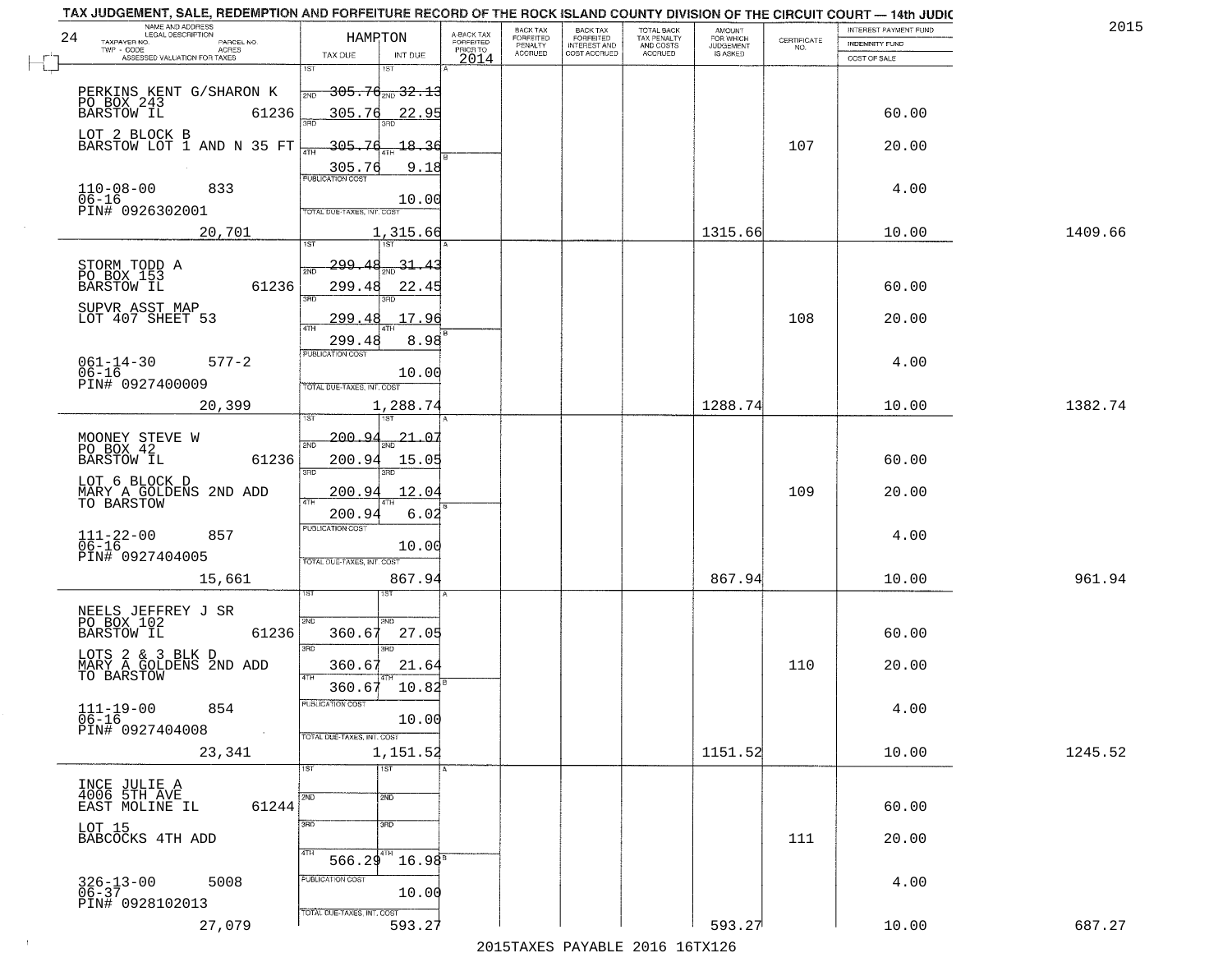TAX JUDGEMENT, SALE, REDEMPTION AND FORFEITURE RECORD OF THE ROCK ISLAND COUNTY DIVISION OF THE CIRCUIT COURT — 14th JUDIC

2015

| NAME AND ADDRESS / LEGAL DESCRIPTION / TAXPAYER NO. / PARCEL NO. / TWP - CODE / ACRES / ASSESSED VALUATION FOR TAXES | HAMPTON TAX DUE | INT DUE | A-BACK TAX FORFEITED PRIOR TO 2014 | BACK TAX FORFEITED PENALTY ACCRUED | BACK TAX FORFEITED INTEREST AND COST ACCRUED | TOTAL BACK TAX PENALTY AND COSTS ACCRUED | AMOUNT FOR WHICH JUDGEMENT IS ASKED | CERTIFICATE NO. | INTEREST PAYMENT FUND / INDEMNITY FUND / COST OF SALE | |
|---|---|---|---|---|---|---|---|---|---|---|
| 24 | | | | | | | | | | |
| PERKINS KENT G/SHARON K | 1ST 305.76 | 1ST 32.13 | | | | | | | | |
| PO BOX 243 BARSTOW IL 61236 | 2ND 305.76 | 2ND 22.95 | | | | | | | 60.00 | |
| LOT 2 BLOCK B BARSTOW LOT 1 AND N 35 FT | 3RD 305.76 | 3RD 18.36 | | | | | | 107 | 20.00 | |
| | 4TH 305.76 | 4TH 9.18 | | | | | | | | |
| 110-08-00 833 06-16 PIN# 0926302001 | PUBLICATION COST | 10.00 | | | | | | | 4.00 | |
| 20,701 | TOTAL DUE-TAXES, INT. COST | 1,315.66 | | | | | 1315.66 | | 10.00 | 1409.66 |
| STORM TODD A | 1ST 299.48 | 1ST 31.43 | | | | | | | | |
| PO BOX 153 BARSTOW IL 61236 | 2ND 299.48 | 2ND 22.45 | | | | | | | 60.00 | |
| SUPVR ASST MAP LOT 407 SHEET 53 | 3RD 299.48 | 3RD 17.96 | | | | | | 108 | 20.00 | |
| | 4TH 299.48 | 4TH 8.98 | | | | | | | | |
| 061-14-30 577-2 06-16 PIN# 0927400009 | PUBLICATION COST | 10.00 | | | | | | | 4.00 | |
| 20,399 | TOTAL DUE-TAXES, INT. COST | 1,288.74 | | | | | 1288.74 | | 10.00 | 1382.74 |
| MOONEY STEVE W | 1ST 200.94 | 1ST 21.07 | | | | | | | | |
| PO BOX 42 BARSTOW IL 61236 | 2ND 200.94 | 2ND 15.05 | | | | | | | 60.00 | |
| LOT 6 BLOCK D MARY A GOLDENS 2ND ADD TO BARSTOW | 3RD 200.94 | 3RD 12.04 | | | | | | 109 | 20.00 | |
| | 4TH 200.94 | 4TH 6.02 | | | | | | | | |
| 111-22-00 857 06-16 PIN# 0927404005 | PUBLICATION COST | 10.00 | | | | | | | 4.00 | |
| 15,661 | TOTAL DUE-TAXES, INT. COST | 867.94 | | | | | 867.94 | | 10.00 | 961.94 |
| NEELS JEFFREY J SR | 1ST | 1ST | | | | | | | | |
| PO BOX 102 BARSTOW IL 61236 | 2ND 360.67 | 2ND 27.05 | | | | | | | 60.00 | |
| LOTS 2 & 3 BLK D MARY A GOLDENS 2ND ADD TO BARSTOW | 3RD 360.67 | 3RD 21.64 | | | | | | 110 | 20.00 | |
| | 4TH 360.67 | 4TH 10.82 | | | | | | | | |
| 111-19-00 854 06-16 PIN# 0927404008 | PUBLICATION COST | 10.00 | | | | | | | 4.00 | |
| 23,341 | TOTAL DUE-TAXES, INT. COST | 1,151.52 | | | | | 1151.52 | | 10.00 | 1245.52 |
| INCE JULIE A | 1ST | 1ST | | | | | | | | |
| 4006 5TH AVE EAST MOLINE IL 61244 | 2ND | 2ND | | | | | | | 60.00 | |
| LOT 15 BABCOCKS 4TH ADD | 3RD | 3RD | | | | | | 111 | 20.00 | |
| | 4TH 566.29 | 4TH 16.98 | | | | | | | | |
| 326-13-00 5008 06-37 PIN# 0928102013 | PUBLICATION COST | 10.00 | | | | | | | 4.00 | |
| 27,079 | TOTAL DUE-TAXES, INT. COST | 593.27 | | | | | 593.27 | | 10.00 | 687.27 |

2015TAXES PAYABLE 2016 16TX126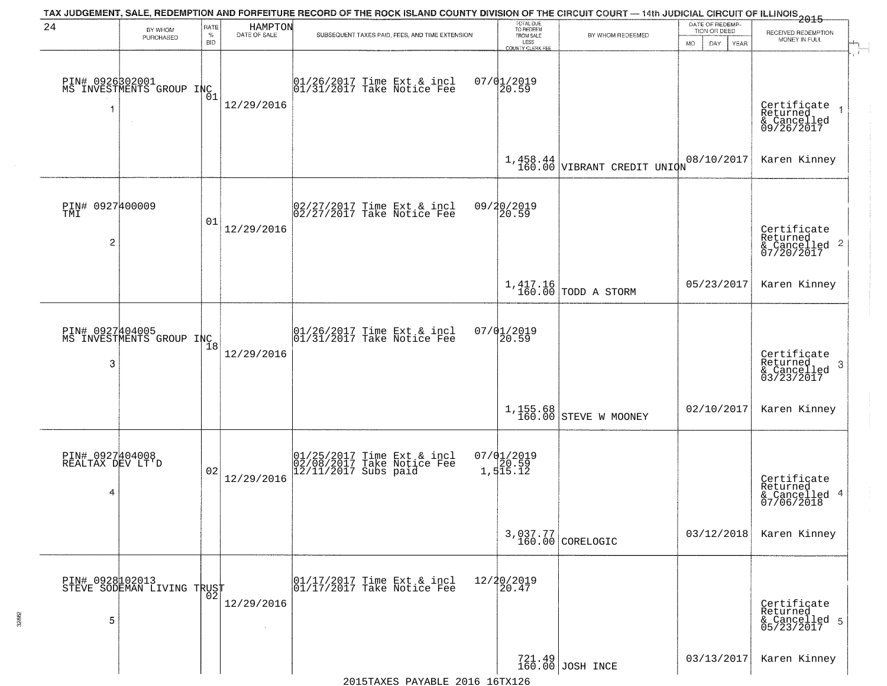TAX JUDGEMENT, SALE, REDEMPTION AND FORFEITURE RECORD OF THE ROCK ISLAND COUNTY DIVISION OF THE CIRCUIT COURT — 14th JUDICIAL CIRCUIT OF ILLINOIS 2015

| 24 BY WHOM PURCHASED | RATE % BID | HAMPTON DATE OF SALE | SUBSEQUENT TAXES PAID, FEES, AND TIME EXTENSION | TOTAL DUE TO REDEEM FROM SALE LESS COUNTY CLERK FEE | BY WHOM REDEEMED | DATE OF REDEMPTION OR DEED MO DAY YEAR | RECEIVED REDEMPTION MONEY IN FULL |
|---|---|---|---|---|---|---|---|
| PIN# 0926302001 MS INVESTMENTS GROUP INC 1 | 01 | 12/29/2016 | 01/26/2017 Time Ext & incl 07/01/2019<br>01/31/2017 Take Notice Fee 20.59 | 1,458.44<br>160.00 | VIBRANT CREDIT UNION | 08/10/2017 | Certificate Returned & Cancelled 09/26/2017 1<br>Karen Kinney |
| PIN# 0927400009 TMI 2 | 01 | 12/29/2016 | 02/27/2017 Time Ext & incl 09/20/2019<br>02/27/2017 Take Notice Fee 20.59 | 1,417.16<br>160.00 | TODD A STORM | 05/23/2017 | Certificate Returned & Cancelled 07/20/2017 2<br>Karen Kinney |
| PIN# 0927404005 MS INVESTMENTS GROUP INC 3 | 18 | 12/29/2016 | 01/26/2017 Time Ext & incl 07/01/2019<br>01/31/2017 Take Notice Fee 20.59 | 1,155.68<br>160.00 | STEVE W MOONEY | 02/10/2017 | Certificate Returned & Cancelled 03/23/2017 3<br>Karen Kinney |
| PIN# 0927404008 REALTAX DEV LT'D 4 | 02 | 12/29/2016 | 01/25/2017 Time Ext & incl 07/01/2019<br>02/08/2017 Take Notice Fee 20.59<br>12/11/2017 Subs paid 1,515.12 | 3,037.77<br>160.00 | CORELOGIC | 03/12/2018 | Certificate Returned & Cancelled 07/06/2018 4<br>Karen Kinney |
| PIN# 0928102013 STEVE SODEMAN LIVING TRUST 5 | 02 | 12/29/2016 | 01/17/2017 Time Ext & incl 12/20/2019<br>01/17/2017 Take Notice Fee 20.47 | 721.49<br>160.00 | JOSH INCE | 03/13/2017 | Certificate Returned & Cancelled 05/23/2017 5<br>Karen Kinney |

2015TAXES PAYABLE 2016 16TX126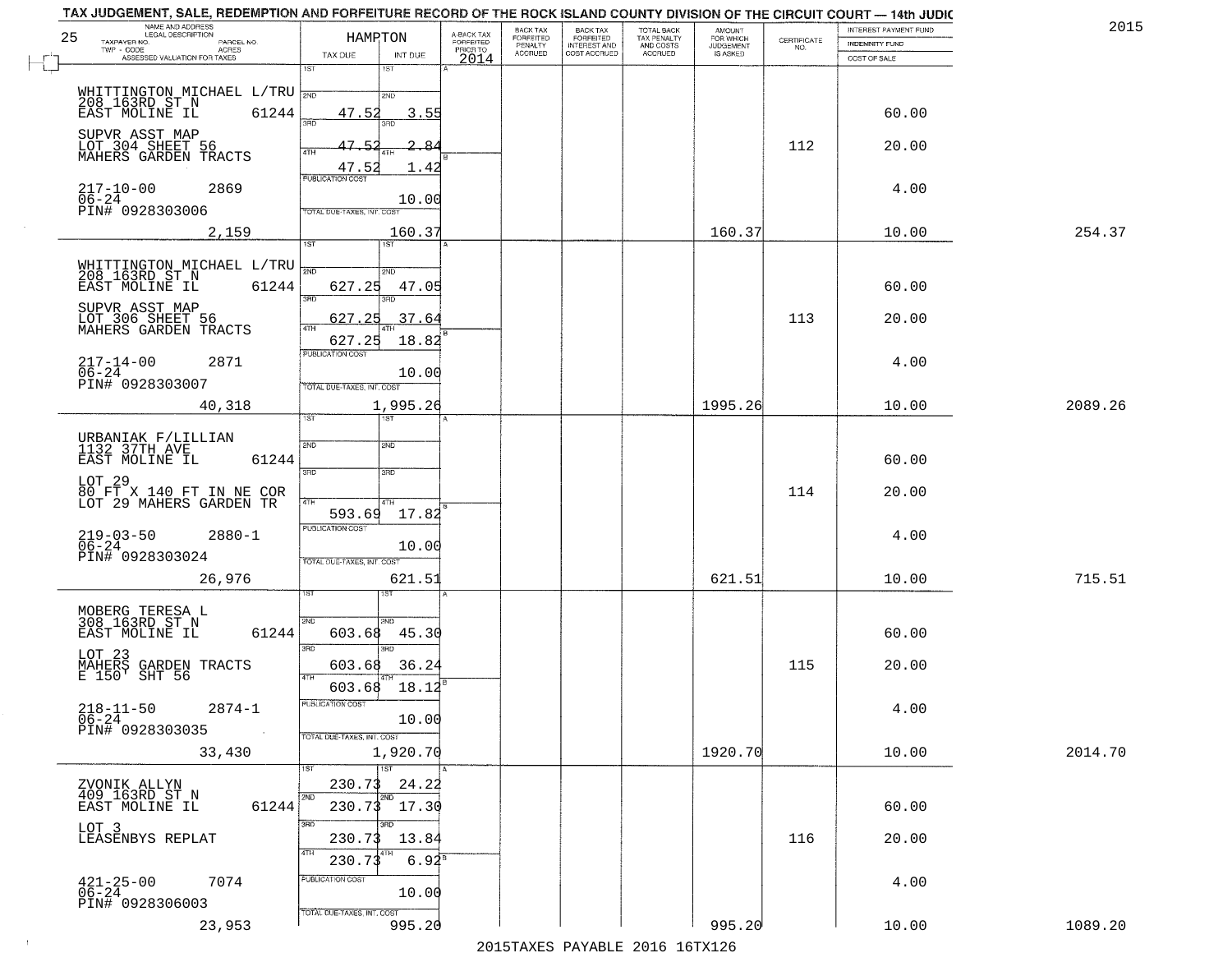TAX JUDGEMENT, SALE, REDEMPTION AND FORFEITURE RECORD OF THE ROCK ISLAND COUNTY DIVISION OF THE CIRCUIT COURT — 14th JUDIC

2015

| NAME AND ADDRESS / LEGAL DESCRIPTION / TAXPAYER NO. / PARCEL NO. / TWP - CODE / ACRES / ASSESSED VALUATION FOR TAXES | HAMPTON TAX DUE | INT DUE | A-BACK TAX FORFEITED PRIOR TO 2014 | BACK TAX FORFEITED PENALTY ACCRUED | BACK TAX FORFEITED INTEREST AND COST ACCRUED | TOTAL BACK TAX PENALTY AND COSTS ACCRUED | AMOUNT FOR WHICH JUDGEMENT IS ASKED | CERTIFICATE NO. | INTEREST PAYMENT FUND / INDEMNITY FUND / COST OF SALE | |
|---|---|---|---|---|---|---|---|---|---|---|
| WHITTINGTON MICHAEL L/TRU 208 163RD ST N EAST MOLINE IL 61244 | 2ND 47.52 | 3.55 | | | | | | | 60.00 | |
| SUPVR ASST MAP LOT 304 SHEET 56 MAHERS GARDEN TRACTS | 3RD 47.52 | 2.84 | | | | | | 112 | 20.00 | |
| | 4TH 47.52 | 1.42 | | | | | | | | |
| 217-10-00 2869 06-24 PIN# 0928303006 | PUBLICATION COST | 10.00 | | | | | | | 4.00 | |
| 2,159 | TOTAL DUE-TAXES, INT. COST | 160.37 | | | | | 160.37 | | 10.00 | 254.37 |
| WHITTINGTON MICHAEL L/TRU 208 163RD ST N EAST MOLINE IL 61244 | 2ND 627.25 | 47.05 | | | | | | | 60.00 | |
| SUPVR ASST MAP LOT 306 SHEET 56 MAHERS GARDEN TRACTS | 3RD 627.25 | 37.64 | | | | | | 113 | 20.00 | |
| | 4TH 627.25 | 18.82 | | | | | | | | |
| 217-14-00 2871 06-24 PIN# 0928303007 | PUBLICATION COST | 10.00 | | | | | | | 4.00 | |
| 40,318 | TOTAL DUE-TAXES, INT. COST | 1,995.26 | | | | | 1995.26 | | 10.00 | 2089.26 |
| URBANIAK F/LILLIAN 1132 37TH AVE EAST MOLINE IL 61244 | 2ND | | | | | | | | 60.00 | |
| LOT 29 80 FT X 140 FT IN NE COR LOT 29 MAHERS GARDEN TR | 3RD | | | | | | | 114 | 20.00 | |
| | 4TH 593.69 | 17.82 | | | | | | | | |
| 219-03-50 2880-1 06-24 PIN# 0928303024 | PUBLICATION COST | 10.00 | | | | | | | 4.00 | |
| 26,976 | TOTAL DUE-TAXES, INT. COST | 621.51 | | | | | 621.51 | | 10.00 | 715.51 |
| MOBERG TERESA L 308 163RD ST N EAST MOLINE IL 61244 | 2ND 603.68 | 45.30 | | | | | | | 60.00 | |
| LOT 23 MAHERS GARDEN TRACTS E 150' SHT 56 | 3RD 603.68 | 36.24 | | | | | | 115 | 20.00 | |
| | 4TH 603.68 | 18.12 | | | | | | | | |
| 218-11-50 2874-1 06-24 PIN# 0928303035 | PUBLICATION COST | 10.00 | | | | | | | 4.00 | |
| 33,430 | TOTAL DUE-TAXES, INT. COST | 1,920.70 | | | | | 1920.70 | | 10.00 | 2014.70 |
| ZVONIK ALLYN 409 163RD ST N EAST MOLINE IL 61244 | 1ST 230.73 | 24.22 | | | | | | | | |
| | 2ND 230.73 | 17.30 | | | | | | | 60.00 | |
| LOT 3 LEASENBYS REPLAT | 3RD 230.73 | 13.84 | | | | | | 116 | 20.00 | |
| | 4TH 230.73 | 6.92 | | | | | | | | |
| 421-25-00 7074 06-24 PIN# 0928306003 | PUBLICATION COST | 10.00 | | | | | | | 4.00 | |
| 23,953 | TOTAL DUE-TAXES, INT. COST | 995.20 | | | | | 995.20 | | 10.00 | 1089.20 |

2015TAXES PAYABLE 2016 16TX126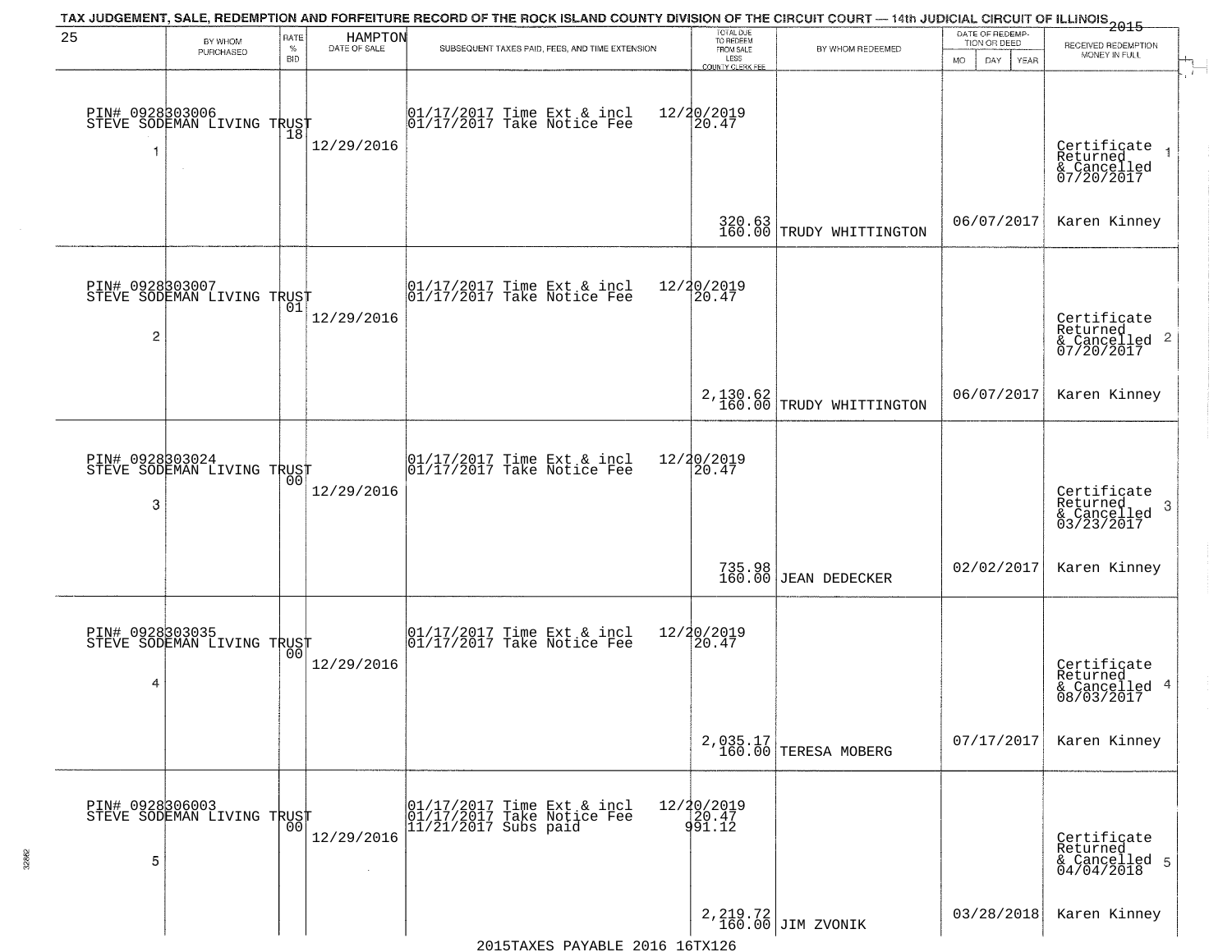TAX JUDGEMENT, SALE, REDEMPTION AND FORFEITURE RECORD OF THE ROCK ISLAND COUNTY DIVISION OF THE CIRCUIT COURT — 14th JUDICIAL CIRCUIT OF ILLINOIS 2015

HAMPTON

| # | BY WHOM PURCHASED | RATE % BID | DATE OF SALE | SUBSEQUENT TAXES PAID, FEES, AND TIME EXTENSION | TOTAL DUE TO REDEEM FROM SALE LESS COUNTY CLERK FEE | BY WHOM REDEEMED | DATE OF REDEMPTION OR DEED | RECEIVED REDEMPTION MONEY IN FULL |
|---|---|---|---|---|---|---|---|---|
| 1 | PIN# 0928303006 STEVE SODEMAN LIVING TRUST | 18 | 12/29/2016 | 01/17/2017 Time Ext & incl 12/20/2019<br>01/17/2017 Take Notice Fee | 20.47<br>320.63<br>160.00 | TRUDY WHITTINGTON | 06/07/2017 | Certificate Returned & Cancelled 07/20/2017<br>Karen Kinney |
| 2 | PIN# 0928303007 STEVE SODEMAN LIVING TRUST | 01 | 12/29/2016 | 01/17/2017 Time Ext & incl 12/20/2019<br>01/17/2017 Take Notice Fee | 20.47<br>2,130.62<br>160.00 | TRUDY WHITTINGTON | 06/07/2017 | Certificate Returned & Cancelled 07/20/2017<br>Karen Kinney |
| 3 | PIN# 0928303024 STEVE SODEMAN LIVING TRUST | 00 | 12/29/2016 | 01/17/2017 Time Ext & incl 12/20/2019<br>01/17/2017 Take Notice Fee | 20.47<br>735.98<br>160.00 | JEAN DEDECKER | 02/02/2017 | Certificate Returned & Cancelled 03/23/2017<br>Karen Kinney |
| 4 | PIN# 0928303035 STEVE SODEMAN LIVING TRUST | 00 | 12/29/2016 | 01/17/2017 Time Ext & incl 12/20/2019<br>01/17/2017 Take Notice Fee | 20.47<br>2,035.17<br>160.00 | TERESA MOBERG | 07/17/2017 | Certificate Returned & Cancelled 08/03/2017<br>Karen Kinney |
| 5 | PIN# 0928306003 STEVE SODEMAN LIVING TRUST | 00 | 12/29/2016 | 01/17/2017 Time Ext & incl 12/20/2019<br>01/17/2017 Take Notice Fee<br>11/21/2017 Subs paid | 20.47<br>991.12<br>2,219.72<br>160.00 | JIM ZVONIK | 03/28/2018 | Certificate Returned & Cancelled 04/04/2018<br>Karen Kinney |

2015TAXES PAYABLE 2016 16TX126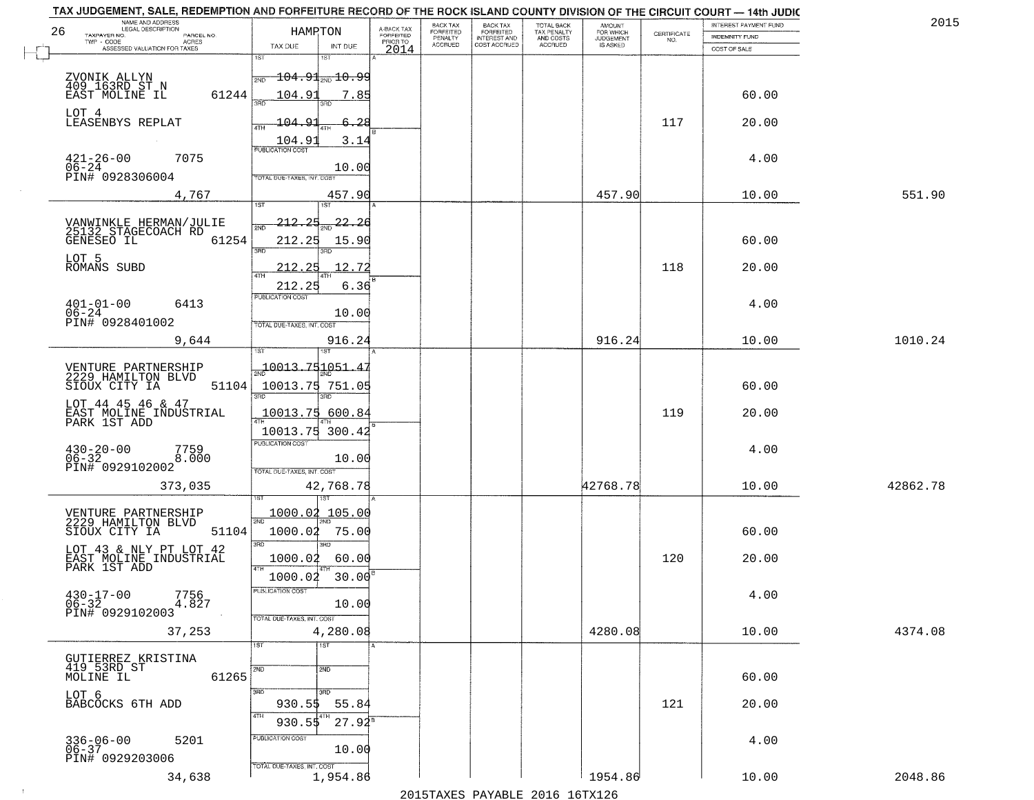TAX JUDGEMENT, SALE, REDEMPTION AND FORFEITURE RECORD OF THE ROCK ISLAND COUNTY DIVISION OF THE CIRCUIT COURT — 14th JUDIC

2015

26 HAMPTON

| NAME AND ADDRESS / LEGAL DESCRIPTION / TAXPAYER NO. / PARCEL NO. / TWP - CODE / ACRES / ASSESSED VALUATION FOR TAXES | TAX DUE | INT DUE | A-BACK TAX FORFEITED PRIOR TO 2014 | BACK TAX FORFEITED PENALTY ACCRUED | BACK TAX FORFEITED INTEREST AND COST ACCRUED | TOTAL BACK TAX PENALTY AND COSTS ACCRUED | AMOUNT FOR WHICH JUDGEMENT IS ASKED | CERTIFICATE NO. | INTEREST PAYMENT FUND / INDEMNITY FUND / COST OF SALE | |
|---|---|---|---|---|---|---|---|---|---|---|
| ZVONIK ALLYN<br>409 163RD ST N<br>EAST MOLINE IL 61244<br>LOT 4<br>LEASENBYS REPLAT<br>421-26-00 7075<br>06-24<br>PIN# 0928306004 | 1ST<br>2ND 104.91<br>3RD 104.91<br>4TH 104.91<br>104.91<br>PUBLICATION COST | 1ST<br>2ND 10.99<br>3RD 7.85<br>4TH 6.28<br>3.14<br>10.00 | | | | | | 117 | 60.00<br>20.00<br>4.00 | |
| 4,767 | TOTAL DUE-TAXES, INT. COST | 457.90 | | | | | 457.90 | | 10.00 | 551.90 |
| VANWINKLE HERMAN/JULIE<br>25132 STAGECOACH RD<br>GENESEO IL 61254<br>LOT 5<br>ROMANS SUBD<br>401-01-00 6413<br>06-24<br>PIN# 0928401002 | 1ST<br>2ND 212.25<br>3RD 212.25<br>4TH 212.25<br>212.25<br>PUBLICATION COST | 1ST<br>2ND 22.26<br>3RD 15.90<br>4TH 12.72<br>6.36<br>10.00 | | | | | | 118 | 60.00<br>20.00<br>4.00 | |
| 9,644 | TOTAL DUE-TAXES, INT. COST | 916.24 | | | | | 916.24 | | 10.00 | 1010.24 |
| VENTURE PARTNERSHIP<br>2229 HAMILTON BLVD<br>SIOUX CITY IA 51104<br>LOT 44 45 46 & 47<br>EAST MOLINE INDUSTRIAL<br>PARK 1ST ADD<br>430-20-00 7759<br>06-32 8.000<br>PIN# 0929102002 | 1ST<br>2ND 10013.75<br>3RD 10013.75<br>4TH 10013.75<br>10013.75<br>PUBLICATION COST | 1ST<br>2ND 1051.47<br>3RD 751.05<br>4TH 600.84<br>300.42<br>10.00 | | | | | | 119 | 60.00<br>20.00<br>4.00 | |
| 373,035 | TOTAL DUE-TAXES, INT. COST | 42,768.78 | | | | | 42768.78 | | 10.00 | 42862.78 |
| VENTURE PARTNERSHIP<br>2229 HAMILTON BLVD<br>SIOUX CITY IA 51104<br>LOT 43 & NLY PT LOT 42<br>EAST MOLINE INDUSTRIAL<br>PARK 1ST ADD<br>430-17-00 7756<br>06-32 4.827<br>PIN# 0929102003 | 1ST<br>2ND 1000.02<br>3RD 1000.02<br>4TH 1000.02<br>1000.02<br>PUBLICATION COST | 1ST<br>2ND 105.00<br>3RD 75.00<br>4TH 60.00<br>30.00<br>10.00 | | | | | | 120 | 60.00<br>20.00<br>4.00 | |
| 37,253 | TOTAL DUE-TAXES, INT. COST | 4,280.08 | | | | | 4280.08 | | 10.00 | 4374.08 |
| GUTIERREZ KRISTINA<br>419 53RD ST<br>MOLINE IL 61265<br>LOT 6<br>BABCOCKS 6TH ADD<br>336-06-00 5201<br>06-37<br>PIN# 0929203006 | 1ST<br>2ND<br>3RD 930.55<br>4TH 930.55<br>PUBLICATION COST | 1ST<br>2ND<br>3RD 55.84<br>4TH 27.92<br>10.00 | | | | | | 121 | 60.00<br>20.00<br>4.00 | |
| 34,638 | TOTAL DUE-TAXES, INT. COST | 1,954.86 | | | | | 1954.86 | | 10.00 | 2048.86 |

2015TAXES PAYABLE 2016 16TX126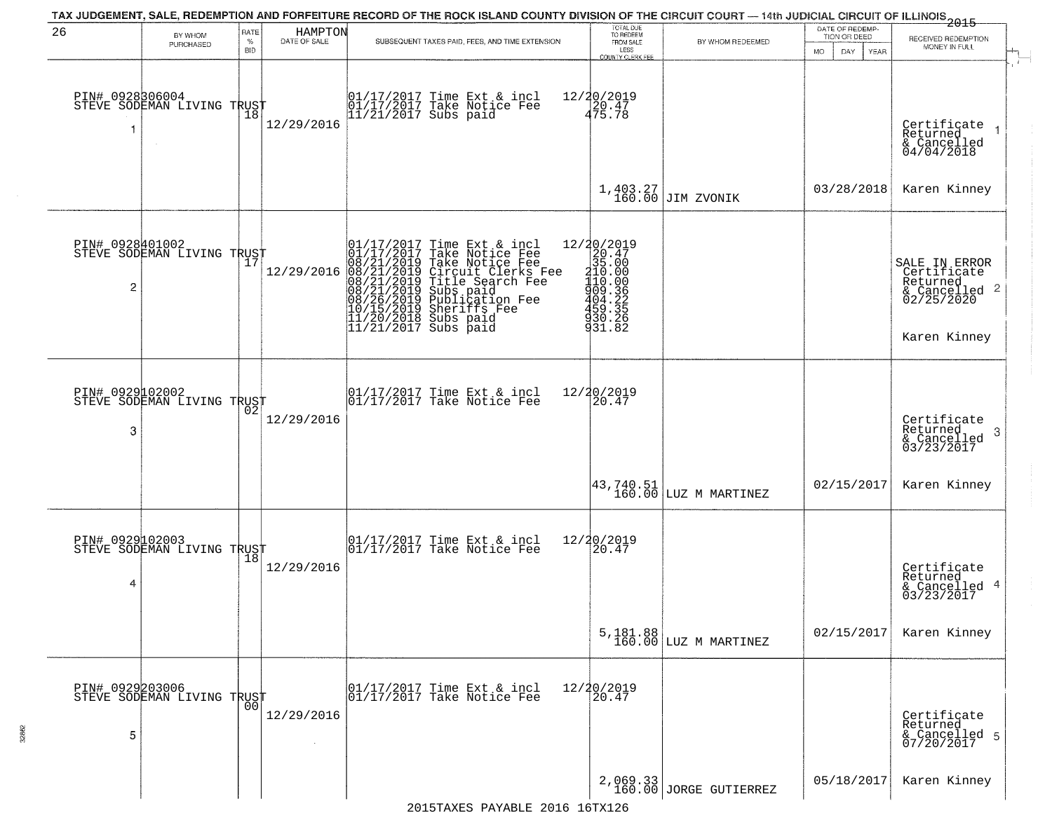TAX JUDGEMENT, SALE, REDEMPTION AND FORFEITURE RECORD OF THE ROCK ISLAND COUNTY DIVISION OF THE CIRCUIT COURT — 14th JUDICIAL CIRCUIT OF ILLINOIS 2015

| 26 | BY WHOM PURCHASED | RATE % BID | HAMPTON DATE OF SALE | SUBSEQUENT TAXES PAID, FEES, AND TIME EXTENSION | TOTAL DUE TO REDEEM FROM SALE LESS COUNTY CLERK FEE | BY WHOM REDEEMED | DATE OF REDEMPTION OR DEED MO DAY YEAR | RECEIVED REDEMPTION MONEY IN FULL |
|---|---|---|---|---|---|---|---|---|
| 1 | PIN# 0928306004 STEVE SODEMAN LIVING TRUST | 18 | 12/29/2016 | 01/17/2017 Time Ext & incl<br>01/17/2017 Take Notice Fee<br>11/21/2017 Subs paid | 12/20/2019<br>20.47<br>475.78<br>1,403.27<br>160.00 | JIM ZVONIK | 03/28/2018 | Certificate Returned & Cancelled 04/04/2018<br>Karen Kinney |
| 2 | PIN# 0928401002 STEVE SODEMAN LIVING TRUST | 17 | 12/29/2016 | 01/17/2017 Time Ext & incl<br>01/17/2017 Take Notice Fee<br>08/21/2019 Take Notice Fee<br>08/21/2019 Circuit Clerks Fee<br>08/21/2019 Title Search Fee<br>08/21/2019 Subs paid<br>08/26/2019 Publication Fee<br>10/15/2019 Sheriffs Fee<br>11/20/2018 Subs paid<br>11/21/2017 Subs paid | 12/20/2019<br>20.47<br>35.00<br>210.00<br>110.00<br>909.36<br>404.22<br>459.35<br>930.26<br>931.82 | | | SALE IN ERROR Certificate Returned & Cancelled 02/25/2020<br>Karen Kinney |
| 3 | PIN# 0929102002 STEVE SODEMAN LIVING TRUST | 02 | 12/29/2016 | 01/17/2017 Time Ext & incl<br>01/17/2017 Take Notice Fee | 12/20/2019<br>20.47<br>43,740.51<br>160.00 | LUZ M MARTINEZ | 02/15/2017 | Certificate Returned & Cancelled 03/23/2017<br>Karen Kinney |
| 4 | PIN# 0929102003 STEVE SODEMAN LIVING TRUST | 18 | 12/29/2016 | 01/17/2017 Time Ext & incl<br>01/17/2017 Take Notice Fee | 12/20/2019<br>20.47<br>5,181.88<br>160.00 | LUZ M MARTINEZ | 02/15/2017 | Certificate Returned & Cancelled 03/23/2017<br>Karen Kinney |
| 5 | PIN# 0929203006 STEVE SODEMAN LIVING TRUST | 00 | 12/29/2016 | 01/17/2017 Time Ext & incl<br>01/17/2017 Take Notice Fee | 12/20/2019<br>20.47<br>2,069.33<br>160.00 | JORGE GUTIERREZ | 05/18/2017 | Certificate Returned & Cancelled 07/20/2017<br>Karen Kinney |

2015TAXES PAYABLE 2016 16TX126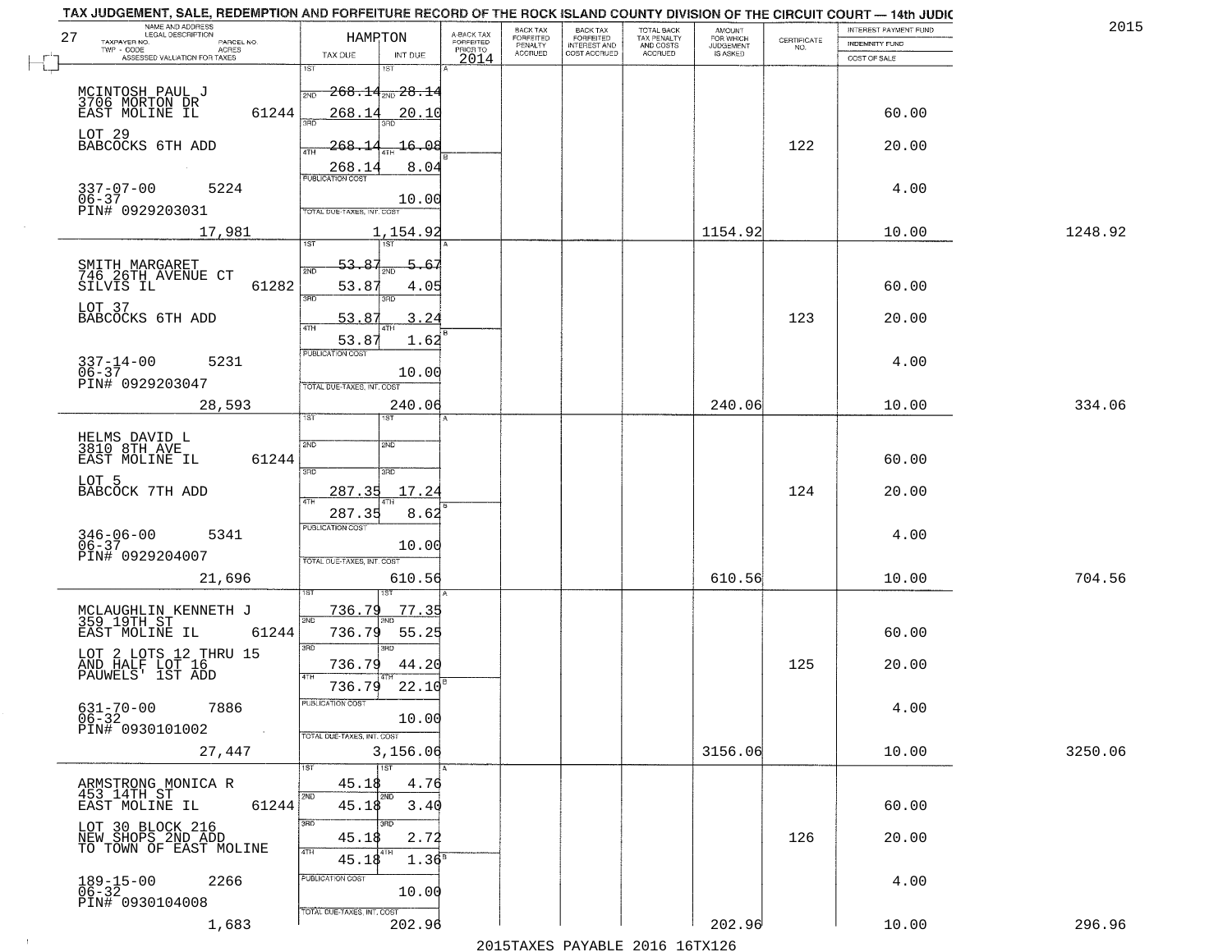TAX JUDGEMENT, SALE, REDEMPTION AND FORFEITURE RECORD OF THE ROCK ISLAND COUNTY DIVISION OF THE CIRCUIT COURT — 14th JUDIC

2015

27

| NAME AND ADDRESS / LEGAL DESCRIPTION / TAXPAYER NO. / PARCEL NO. / TWP - CODE / ACRES / ASSESSED VALUATION FOR TAXES | HAMPTON TAX DUE | INT DUE | A-BACK TAX FORFEITED PRIOR TO 2014 | BACK TAX FORFEITED PENALTY ACCRUED | BACK TAX FORFEITED INTEREST AND COST ACCRUED | TOTAL BACK TAX PENALTY AND COSTS ACCRUED | AMOUNT FOR WHICH JUDGEMENT IS ASKED | CERTIFICATE NO. | INTEREST PAYMENT FUND / INDEMNITY FUND / COST OF SALE | |
|---|---|---|---|---|---|---|---|---|---|---|
| MCINTOSH PAUL J<br>3706 MORTON DR<br>EAST MOLINE IL 61244<br>LOT 29<br>BABCOCKS 6TH ADD<br>337-07-00 5224<br>06-37<br>PIN# 0929203031<br>17,981 | 1ST 268.14<br>2ND 268.14<br>3RD 268.14<br>4TH 268.14<br>PUBLICATION COST<br>TOTAL DUE-TAXES, INT. COST | 1ST 28.14<br>2ND 20.10<br>3RD 16.08<br>4TH 8.04<br>10.00<br>1,154.92 | | | | | 1154.92 | 122 | 60.00<br>20.00<br>4.00<br>10.00 | 1248.92 |
| SMITH MARGARET<br>746 26TH AVENUE CT<br>SILVIS IL 61282<br>LOT 37<br>BABCOCKS 6TH ADD<br>337-14-00 5231<br>06-37<br>PIN# 0929203047<br>28,593 | 1ST 53.87<br>2ND 53.87<br>3RD 53.87<br>4TH 53.87<br>PUBLICATION COST<br>TOTAL DUE-TAXES, INT. COST | 1ST 5.67<br>2ND 4.05<br>3RD 3.24<br>4TH 1.62<br>10.00<br>240.06 | | | | | 240.06 | 123 | 60.00<br>20.00<br>4.00<br>10.00 | 334.06 |
| HELMS DAVID L<br>3810 8TH AVE<br>EAST MOLINE IL 61244<br>LOT 5<br>BABCOCK 7TH ADD<br>346-06-00 5341<br>06-37<br>PIN# 0929204007<br>21,696 | 1ST<br>2ND<br>3RD 287.35<br>4TH 287.35<br>PUBLICATION COST<br>TOTAL DUE-TAXES, INT. COST | 1ST<br>2ND<br>3RD 17.24<br>4TH 8.62<br>10.00<br>610.56 | | | | | 610.56 | 124 | 60.00<br>20.00<br>4.00<br>10.00 | 704.56 |
| MCLAUGHLIN KENNETH J<br>359 19TH ST<br>EAST MOLINE IL 61244<br>LOT 2 LOTS 12 THRU 15<br>AND HALF LOT 16<br>PAUWELS' 1ST ADD<br>631-70-00 7886<br>06-32<br>PIN# 0930101002<br>27,447 | 1ST 736.79<br>2ND 736.79<br>3RD 736.79<br>4TH 736.79<br>PUBLICATION COST<br>TOTAL DUE-TAXES, INT. COST | 1ST 77.35<br>2ND 55.25<br>3RD 44.20<br>4TH 22.10<br>10.00<br>3,156.06 | | | | | 3156.06 | 125 | 60.00<br>20.00<br>4.00<br>10.00 | 3250.06 |
| ARMSTRONG MONICA R<br>453 14TH ST<br>EAST MOLINE IL 61244<br>LOT 30 BLOCK 216<br>NEW SHOPS 2ND ADD<br>TO TOWN OF EAST MOLINE<br>189-15-00 2266<br>06-32<br>PIN# 0930104008<br>1,683 | 1ST 45.18<br>2ND 45.18<br>3RD 45.18<br>4TH 45.18<br>PUBLICATION COST<br>TOTAL DUE-TAXES, INT. COST | 1ST 4.76<br>2ND 3.40<br>3RD 2.72<br>4TH 1.36<br>10.00<br>202.96 | | | | | 202.96 | 126 | 60.00<br>20.00<br>4.00<br>10.00 | 296.96 |

2015TAXES PAYABLE 2016 16TX126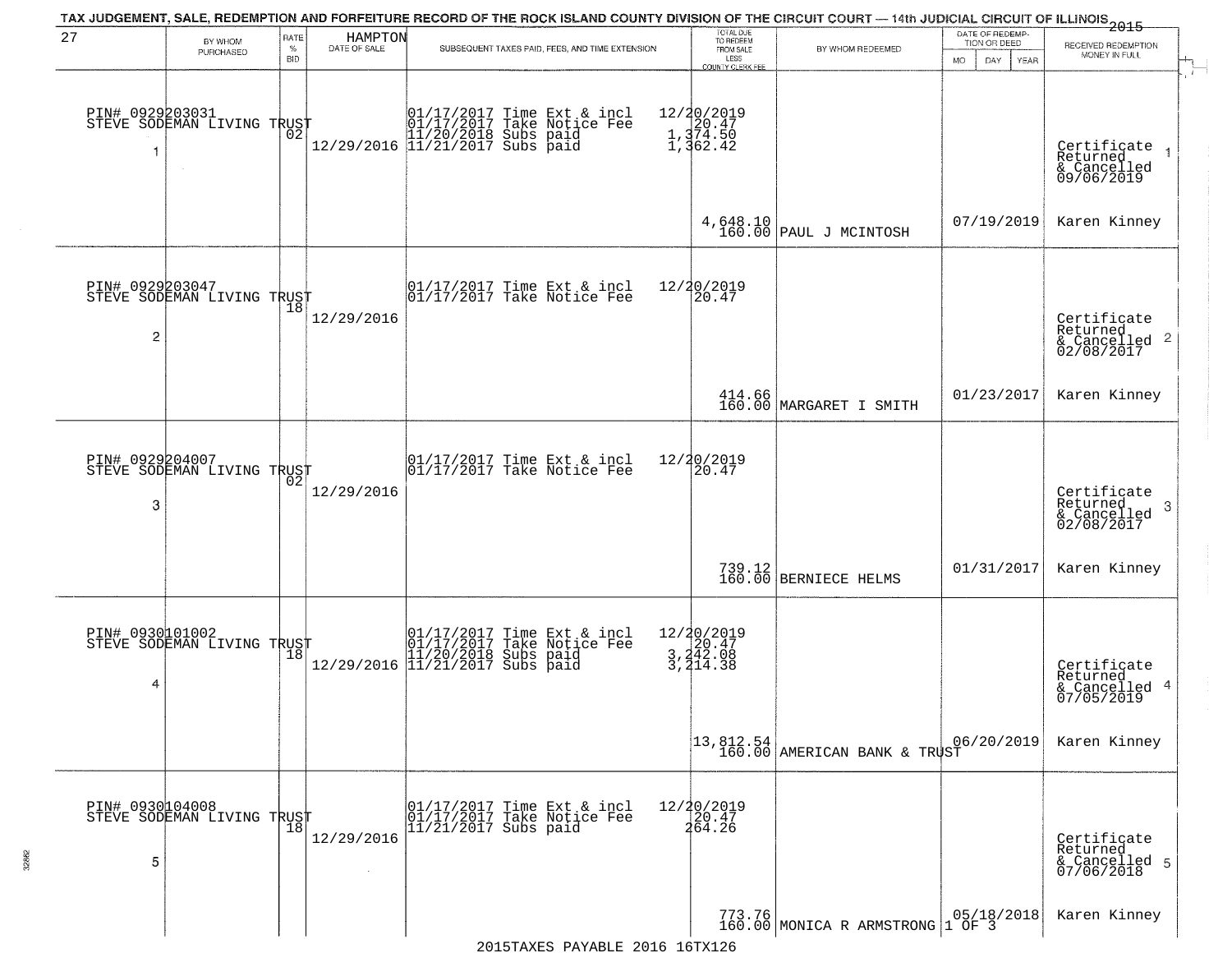TAX JUDGEMENT, SALE, REDEMPTION AND FORFEITURE RECORD OF THE ROCK ISLAND COUNTY DIVISION OF THE CIRCUIT COURT — 14th JUDICIAL CIRCUIT OF ILLINOIS 2015

27 HAMPTON

| | BY WHOM PURCHASED | RATE % BID | DATE OF SALE | SUBSEQUENT TAXES PAID, FEES, AND TIME EXTENSION | TOTAL DUE TO REDEEM FROM SALE LESS COUNTY CLERK FEE | BY WHOM REDEEMED | DATE OF REDEMPTION OR DEED MO DAY YEAR | RECEIVED REDEMPTION MONEY IN FULL |
|---|---|---|---|---|---|---|---|---|
| 1 | PIN# 0929203031 STEVE SODEMAN LIVING TRUST | 02 | 12/29/2016 | 01/17/2017 Time Ext & incl 01/17/2017 Take Notice Fee 11/20/2018 Subs paid 11/21/2017 Subs paid | 12/20/2019 20.47 1,374.50 1,362.42 4,648.10 160.00 | PAUL J MCINTOSH | 07/19/2019 | Certificate Returned & Cancelled 09/06/2019 Karen Kinney |
| 2 | PIN# 0929203047 STEVE SODEMAN LIVING TRUST | 18 | 12/29/2016 | 01/17/2017 Time Ext & incl 01/17/2017 Take Notice Fee | 12/20/2019 20.47 414.66 160.00 | MARGARET I SMITH | 01/23/2017 | Certificate Returned & Cancelled 02/08/2017 Karen Kinney |
| 3 | PIN# 0929204007 STEVE SODEMAN LIVING TRUST | 02 | 12/29/2016 | 01/17/2017 Time Ext & incl 01/17/2017 Take Notice Fee | 12/20/2019 20.47 739.12 160.00 | BERNIECE HELMS | 01/31/2017 | Certificate Returned & Cancelled 02/08/2017 Karen Kinney |
| 4 | PIN# 0930101002 STEVE SODEMAN LIVING TRUST | 18 | 12/29/2016 | 01/17/2017 Time Ext & incl 01/17/2017 Take Notice Fee 11/20/2018 Subs paid 11/21/2017 Subs paid | 12/20/2019 20.47 3,242.08 3,214.38 13,812.54 160.00 | AMERICAN BANK & TRUST | 06/20/2019 | Certificate Returned & Cancelled 07/05/2019 Karen Kinney |
| 5 | PIN# 0930104008 STEVE SODEMAN LIVING TRUST | 18 | 12/29/2016 | 01/17/2017 Time Ext & incl 01/17/2017 Take Notice Fee 11/21/2017 Subs paid | 12/20/2019 20.47 264.26 773.76 160.00 | MONICA R ARMSTRONG 1 OF 3 | 05/18/2018 | Certificate Returned & Cancelled 07/06/2018 Karen Kinney |

2015TAXES PAYABLE 2016 16TX126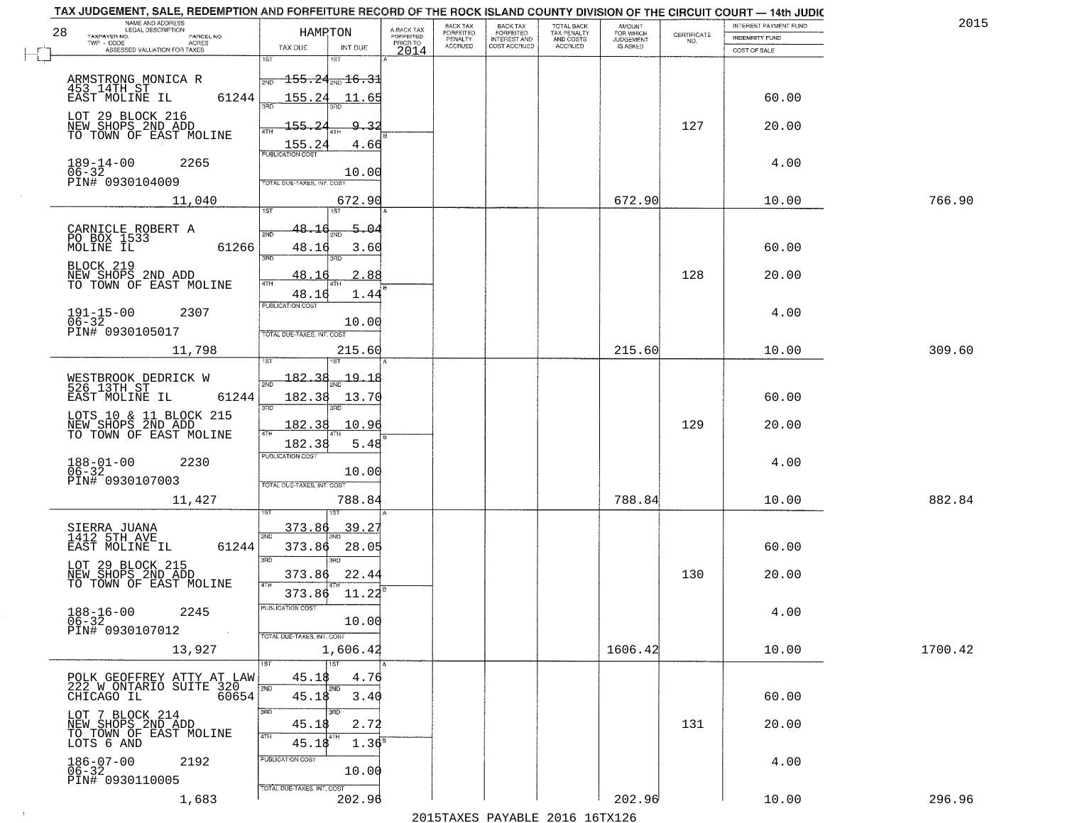TAX JUDGEMENT, SALE, REDEMPTION AND FORFEITURE RECORD OF THE ROCK ISLAND COUNTY DIVISION OF THE CIRCUIT COURT — 14th JUDIC

2015

28 HAMPTON

| NAME AND ADDRESS / LEGAL DESCRIPTION / TAXPAYER NO. / PARCEL NO. / TWP - CODE / ACRES / ASSESSED VALUATION FOR TAXES | TAX DUE | INT DUE | A-BACK TAX FORFEITED PRIOR TO 2014 | BACK TAX FORFEITED PENALTY ACCRUED | BACK TAX FORFEITED INTEREST AND COST ACCRUED | TOTAL BACK TAX PENALTY AND COSTS ACCRUED | AMOUNT FOR WHICH JUDGEMENT IS ASKED | CERTIFICATE NO. | INTEREST PAYMENT FUND / INDEMNITY FUND / COST OF SALE | |
|---|---|---|---|---|---|---|---|---|---|---|
| ARMSTRONG MONICA R<br>453 14TH ST<br>EAST MOLINE IL 61244<br>LOT 29 BLOCK 216<br>NEW SHOPS 2ND ADD<br>TO TOWN OF EAST MOLINE<br>189-14-00 2265<br>06-32<br>PIN# 0930104009<br>11,040 | 1ST<br>2ND 155.24<br>3RD 155.24<br>4TH 155.24<br>155.24<br>PUBLICATION COST<br>TOTAL DUE-TAXES, INT. COST | 1ST<br>2ND 16.31<br>3RD 11.65<br>4TH 9.32<br>4.66<br>10.00<br>672.90 | | | | | 672.90 | 127 | 60.00<br>20.00<br>4.00<br>10.00 | 766.90 |
| CARNICLE ROBERT A<br>PO BOX 1533<br>MOLINE IL 61266<br>BLOCK 219<br>NEW SHOPS 2ND ADD<br>TO TOWN OF EAST MOLINE<br>191-15-00 2307<br>06-32<br>PIN# 0930105017<br>11,798 | 1ST<br>2ND 48.16<br>3RD 48.16<br>4TH 48.16<br>48.16<br>PUBLICATION COST<br>TOTAL DUE-TAXES, INT. COST | 1ST<br>2ND 5.04<br>3RD 3.60<br>4TH 2.88<br>1.44<br>10.00<br>215.60 | | | | | 215.60 | 128 | 60.00<br>20.00<br>4.00<br>10.00 | 309.60 |
| WESTBROOK DEDRICK W<br>526 13TH ST<br>EAST MOLINE IL 61244<br>LOTS 10 & 11 BLOCK 215<br>NEW SHOPS 2ND ADD<br>TO TOWN OF EAST MOLINE<br>188-01-00 2230<br>06-32<br>PIN# 0930107003<br>11,427 | 1ST<br>2ND 182.38<br>3RD 182.38<br>4TH 182.38<br>182.38<br>PUBLICATION COST<br>TOTAL DUE-TAXES, INT. COST | 1ST<br>2ND 19.18<br>3RD 13.70<br>4TH 10.96<br>5.48<br>10.00<br>788.84 | | | | | 788.84 | 129 | 60.00<br>20.00<br>4.00<br>10.00 | 882.84 |
| SIERRA JUANA<br>1412 5TH AVE<br>EAST MOLINE IL 61244<br>LOT 29 BLOCK 215<br>NEW SHOPS 2ND ADD<br>TO TOWN OF EAST MOLINE<br>188-16-00 2245<br>06-32<br>PIN# 0930107012<br>13,927 | 1ST 373.86<br>2ND 373.86<br>3RD 373.86<br>4TH 373.86<br>PUBLICATION COST<br>TOTAL DUE-TAXES, INT. COST | 1ST 39.27<br>2ND 28.05<br>3RD 22.44<br>4TH 11.22<br>10.00<br>1,606.42 | | | | | 1606.42 | 130 | 60.00<br>20.00<br>4.00<br>10.00 | 1700.42 |
| POLK GEOFFREY ATTY AT LAW<br>222 W ONTARIO SUITE 320<br>CHICAGO IL 60654<br>LOT 7 BLOCK 214<br>NEW SHOPS 2ND ADD<br>TO TOWN OF EAST MOLINE<br>LOTS 6 AND<br>186-07-00 2192<br>06-32<br>PIN# 0930110005<br>1,683 | 1ST 45.18<br>2ND 45.18<br>3RD 45.18<br>4TH 45.18<br>PUBLICATION COST<br>TOTAL DUE-TAXES, INT. COST | 1ST 4.76<br>2ND 3.40<br>3RD 2.72<br>4TH 1.36<br>10.00<br>202.96 | | | | | 202.96 | 131 | 60.00<br>20.00<br>4.00<br>10.00 | 296.96 |

2015TAXES PAYABLE 2016 16TX126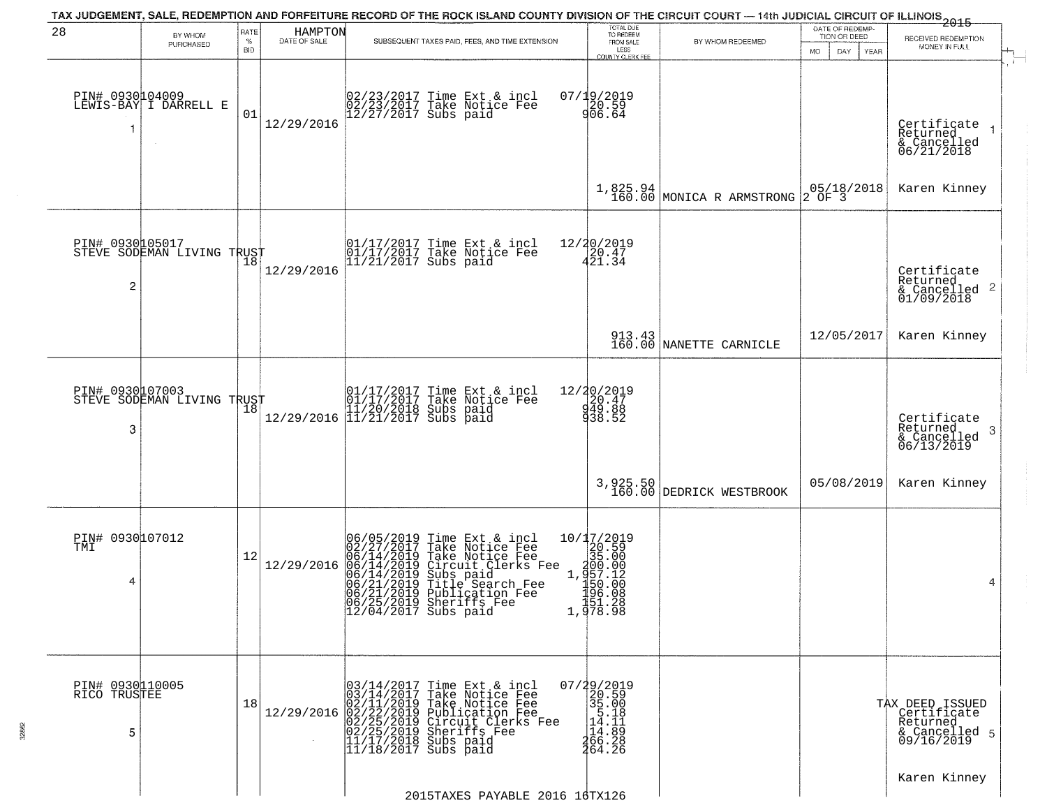TAX JUDGEMENT, SALE, REDEMPTION AND FORFEITURE RECORD OF THE ROCK ISLAND COUNTY DIVISION OF THE CIRCUIT COURT — 14th JUDICIAL CIRCUIT OF ILLINOIS 2015

| 28 | BY WHOM PURCHASED | RATE % BID | HAMPTON DATE OF SALE | SUBSEQUENT TAXES PAID, FEES, AND TIME EXTENSION | TOTAL DUE TO REDEEM FROM SALE LESS COUNTY CLERK FEE | BY WHOM REDEEMED | DATE OF REDEMPTION OR DEED MO DAY YEAR | RECEIVED REDEMPTION MONEY IN FULL |
|---|---|---|---|---|---|---|---|---|
| PIN# 0930104009 LEWIS-BAY I DARRELL E 1 | | 01 | 12/29/2016 | 02/23/2017 Time Ext & incl<br>02/23/2017 Take Notice Fee<br>12/27/2017 Subs paid | 07/19/2019<br>20.59<br>906.64<br>1,825.94<br>160.00 | MONICA R ARMSTRONG | 05/18/2018<br>2 OF 3 | Certificate Returned & Cancelled 06/21/2018<br>Karen Kinney |
| PIN# 0930105017 STEVE SODEMAN LIVING TRUST 2 | | 18 | 12/29/2016 | 01/17/2017 Time Ext & incl<br>01/17/2017 Take Notice Fee<br>11/21/2017 Subs paid | 12/20/2019<br>20.47<br>421.34<br>913.43<br>160.00 | NANETTE CARNICLE | 12/05/2017 | Certificate Returned & Cancelled 01/09/2018<br>Karen Kinney |
| PIN# 0930107003 STEVE SODEMAN LIVING TRUST 3 | | 18 | 12/29/2016 | 01/17/2017 Time Ext & incl<br>01/17/2017 Take Notice Fee<br>11/20/2018 Subs paid<br>11/21/2017 Subs paid | 12/20/2019<br>20.47<br>949.88<br>938.52<br>3,925.50<br>160.00 | DEDRICK WESTBROOK | 05/08/2019 | Certificate Returned & Cancelled 06/13/2019<br>Karen Kinney |
| PIN# 0930107012 TMI 4 | | 12 | 12/29/2016 | 06/05/2019 Time Ext & incl<br>02/27/2017 Take Notice Fee<br>06/14/2019 Take Notice Fee<br>06/14/2019 Circuit Clerks Fee<br>06/14/2019 Subs paid<br>06/21/2019 Title Search Fee<br>06/21/2019 Publication Fee<br>06/25/2019 Sheriffs Fee<br>12/04/2017 Subs paid | 10/17/2019<br>20.59<br>35.00<br>200.00<br>1,957.12<br>150.00<br>196.08<br>151.28<br>1,978.98 | | | 4 |
| PIN# 0930110005 RICO TRUSTEE 5 | | 18 | 12/29/2016 | 03/14/2017 Time Ext & incl<br>03/14/2017 Take Notice Fee<br>02/11/2019 Take Notice Fee<br>02/22/2019 Publication Fee<br>02/25/2019 Circuit Clerks Fee<br>02/25/2019 Sheriffs Fee<br>11/17/2018 Subs paid<br>11/18/2017 Subs paid | 07/29/2019<br>20.59<br>35.00<br>5.18<br>14.11<br>14.89<br>266.28<br>264.26 | | | TAX DEED ISSUED Certificate Returned & Cancelled 09/16/2019<br>Karen Kinney |

2015TAXES PAYABLE 2016 16TX126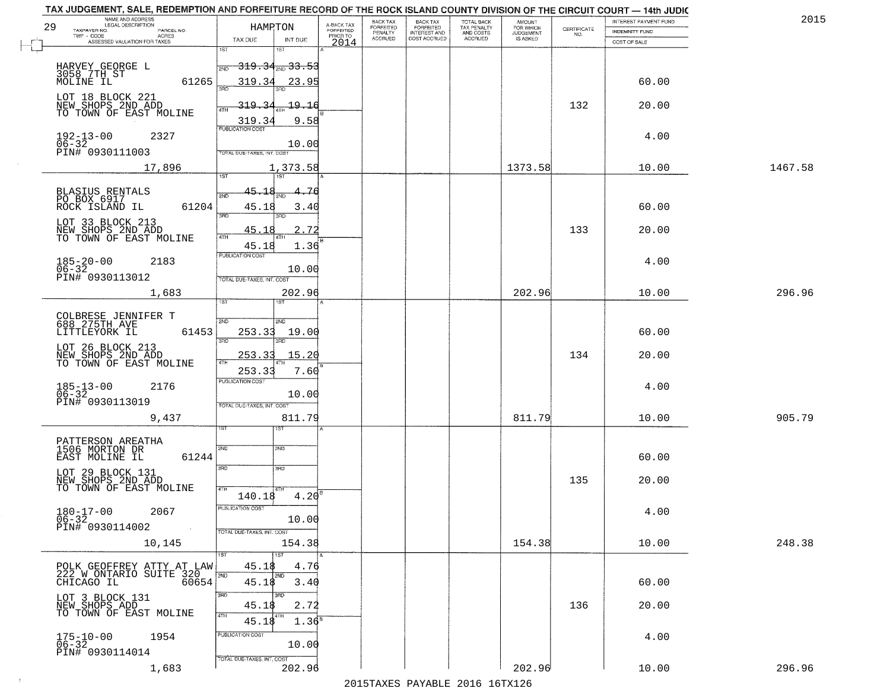TAX JUDGEMENT, SALE, REDEMPTION AND FORFEITURE RECORD OF THE ROCK ISLAND COUNTY DIVISION OF THE CIRCUIT COURT — 14th JUDIC

2015

| 29 NAME AND ADDRESS / LEGAL DESCRIPTION / TAXPAYER NO. / PARCEL NO. / TWP - CODE / ACRES / ASSESSED VALUATION FOR TAXES | HAMPTON TAX DUE | INT DUE | A-BACK TAX FORFEITED PRIOR TO 2014 | BACK TAX FORFEITED PENALTY ACCRUED | BACK TAX FORFEITED INTEREST AND COST ACCRUED | TOTAL BACK TAX PENALTY AND COSTS ACCRUED | AMOUNT FOR WHICH JUDGEMENT IS ASKED | CERTIFICATE NO. | INTEREST PAYMENT FUND / INDEMNITY FUND / COST OF SALE | |
|---|---|---|---|---|---|---|---|---|---|---|
| HARVEY GEORGE L<br>3058 7TH ST<br>MOLINE IL 61265<br>LOT 18 BLOCK 221<br>NEW SHOPS 2ND ADD<br>TO TOWN OF EAST MOLINE<br>192-13-00 2327<br>06-32<br>PIN# 0930111003<br>17,896 | 1ST 319.34<br>2ND 319.34<br>3RD 319.34<br>4TH 319.34<br>PUBLICATION COST<br>TOTAL DUE-TAXES, INT. COST | 33.53<br>23.95<br>19.16<br>9.58<br>10.00<br>1,373.58 | | | | | 1373.58 | 132 | 60.00<br>20.00<br>4.00<br>10.00 | 1467.58 |
| BLASIUS RENTALS<br>PO BOX 6917<br>ROCK ISLAND IL 61204<br>LOT 33 BLOCK 213<br>NEW SHOPS 2ND ADD<br>TO TOWN OF EAST MOLINE<br>185-20-00 2183<br>06-32<br>PIN# 0930113012<br>1,683 | 1ST 45.18<br>2ND 45.18<br>3RD 45.18<br>4TH 45.18<br>PUBLICATION COST<br>TOTAL DUE-TAXES, INT. COST | 4.76<br>3.40<br>2.72<br>1.36<br>10.00<br>202.96 | | | | | 202.96 | 133 | 60.00<br>20.00<br>4.00<br>10.00 | 296.96 |
| COLBRESE JENNIFER T<br>688 275TH AVE<br>LITTLEYORK IL 61453<br>LOT 26 BLOCK 213<br>NEW SHOPS 2ND ADD<br>TO TOWN OF EAST MOLINE<br>185-13-00 2176<br>06-32<br>PIN# 0930113019<br>9,437 | 1ST<br>2ND 253.33<br>3RD 253.33<br>4TH 253.33<br>PUBLICATION COST<br>TOTAL DUE-TAXES, INT. COST | 19.00<br>15.20<br>7.60<br>10.00<br>811.79 | | | | | 811.79 | 134 | 60.00<br>20.00<br>4.00<br>10.00 | 905.79 |
| PATTERSON AREATHA<br>1506 MORTON DR<br>EAST MOLINE IL 61244<br>LOT 29 BLOCK 131<br>NEW SHOPS 2ND ADD<br>TO TOWN OF EAST MOLINE<br>180-17-00 2067<br>06-32<br>PIN# 0930114002<br>10,145 | 1ST<br>2ND<br>3RD<br>4TH 140.18<br>PUBLICATION COST<br>TOTAL DUE-TAXES, INT. COST | 4.20<br>10.00<br>154.38 | | | | | 154.38 | 135 | 60.00<br>20.00<br>4.00<br>10.00 | 248.38 |
| POLK GEOFFREY ATTY AT LAW<br>222 W ONTARIO SUITE 320<br>CHICAGO IL 60654<br>LOT 3 BLOCK 131<br>NEW SHOPS ADD<br>TO TOWN OF EAST MOLINE<br>175-10-00 1954<br>06-32<br>PIN# 0930114014<br>1,683 | 1ST 45.18<br>2ND 45.18<br>3RD 45.18<br>4TH 45.18<br>PUBLICATION COST<br>TOTAL DUE-TAXES, INT. COST | 4.76<br>3.40<br>2.72<br>1.36<br>10.00<br>202.96 | | | | | 202.96 | 136 | 60.00<br>20.00<br>4.00<br>10.00 | 296.96 |

2015TAXES PAYABLE 2016 16TX126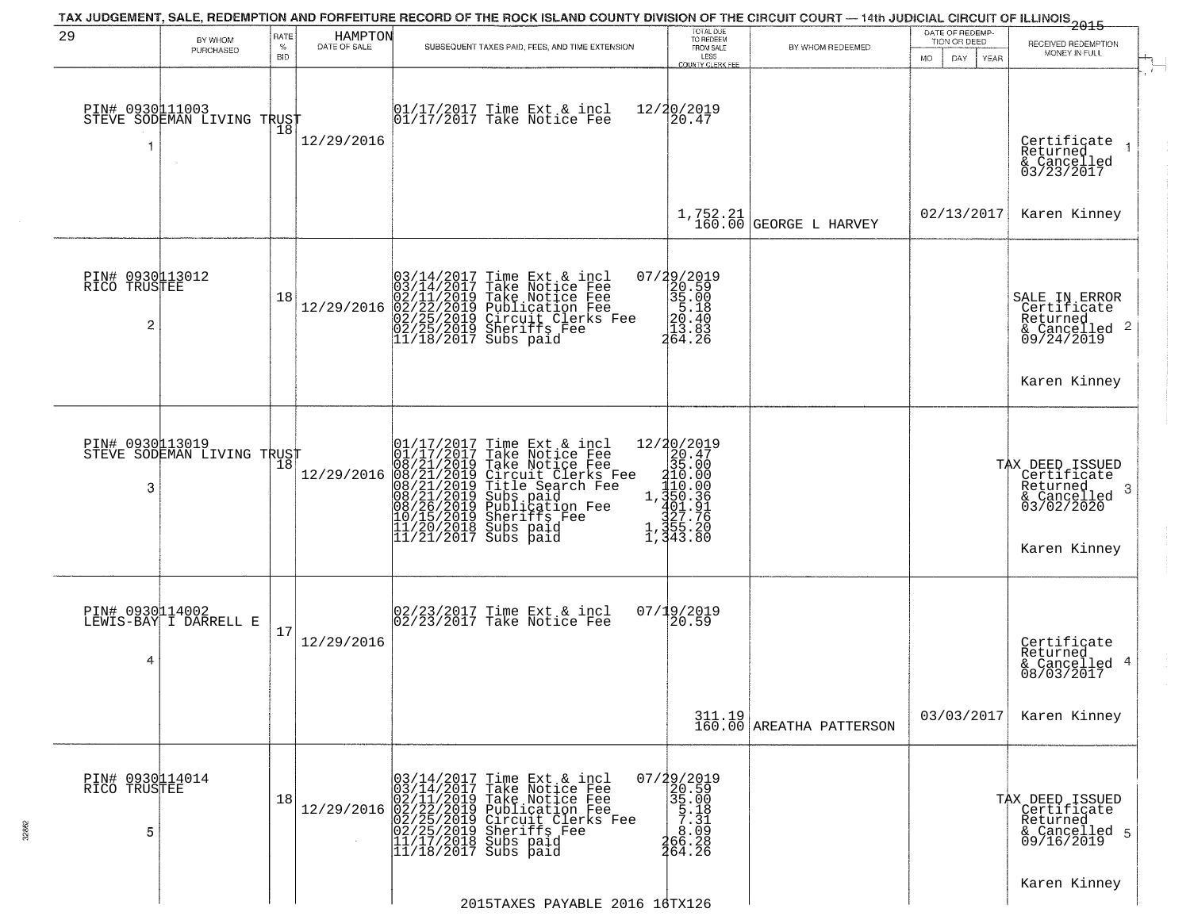TAX JUDGEMENT, SALE, REDEMPTION AND FORFEITURE RECORD OF THE ROCK ISLAND COUNTY DIVISION OF THE CIRCUIT COURT — 14th JUDICIAL CIRCUIT OF ILLINOIS 2015

29 HAMPTON

| | BY WHOM PURCHASED | RATE % BID | DATE OF SALE | SUBSEQUENT TAXES PAID, FEES, AND TIME EXTENSION | TOTAL DUE TO REDEEM FROM SALE LESS COUNTY CLERK FEE | BY WHOM REDEEMED | DATE OF REDEMPTION OR DEED MO DAY YEAR | RECEIVED REDEMPTION MONEY IN FULL |
|---|---|---|---|---|---|---|---|---|
| 1 | PIN# 0930111003 STEVE SODEMAN LIVING TRUST | 18 | 12/29/2016 | 01/17/2017 Time Ext & incl<br>01/17/2017 Take Notice Fee | 12/20/2019<br>20.47<br>1,752.21<br>160.00 | GEORGE L HARVEY | 02/13/2017 | Certificate Returned & Cancelled 03/23/2017<br>Karen Kinney |
| 2 | PIN# 0930113012 RICO TRUSTEE | 18 | 12/29/2016 | 03/14/2017 Time Ext & incl<br>03/14/2017 Take Notice Fee<br>02/11/2019 Take Notice Fee<br>02/22/2019 Publication Fee<br>02/25/2019 Circuit Clerks Fee<br>02/25/2019 Sheriffs Fee<br>11/18/2017 Subs paid | 07/29/2019<br>20.59<br>35.00<br>5.18<br>20.40<br>13.83<br>264.26 | | | SALE IN ERROR Certificate Returned & Cancelled 09/24/2019<br>Karen Kinney |
| 3 | PIN# 0930113019 STEVE SODEMAN LIVING TRUST | 18 | 12/29/2016 | 01/17/2017 Time Ext & incl<br>01/17/2017 Take Notice Fee<br>08/21/2019 Take Notice Fee<br>08/21/2019 Circuit Clerks Fee<br>08/21/2019 Title Search Fee<br>08/21/2019 Subs paid<br>08/26/2019 Publication Fee<br>10/15/2019 Sheriffs Fee<br>11/20/2018 Subs paid<br>11/21/2017 Subs paid | 12/20/2019<br>20.47<br>35.00<br>210.00<br>110.00<br>1,350.36<br>401.91<br>327.76<br>1,355.20<br>1,343.80 | | | TAX DEED ISSUED Certificate Returned & Cancelled 03/02/2020<br>Karen Kinney |
| 4 | PIN# 0930114002 LEWIS-BAY I DARRELL E | 17 | 12/29/2016 | 02/23/2017 Time Ext & incl<br>02/23/2017 Take Notice Fee | 07/19/2019<br>20.59<br>311.19<br>160.00 | AREATHA PATTERSON | 03/03/2017 | Certificate Returned & Cancelled 08/03/2017<br>Karen Kinney |
| 5 | PIN# 0930114014 RICO TRUSTEE | 18 | 12/29/2016 | 03/14/2017 Time Ext & incl<br>03/14/2017 Take Notice Fee<br>02/11/2019 Take Notice Fee<br>02/22/2019 Publication Fee<br>02/25/2019 Circuit Clerks Fee<br>02/25/2019 Sheriffs Fee<br>11/17/2018 Subs paid<br>11/18/2017 Subs paid | 07/29/2019<br>20.59<br>35.00<br>5.18<br>7.31<br>8.09<br>266.28<br>264.26 | | | TAX DEED ISSUED Certificate Returned & Cancelled 09/16/2019<br>Karen Kinney |

2015TAXES PAYABLE 2016 16TX126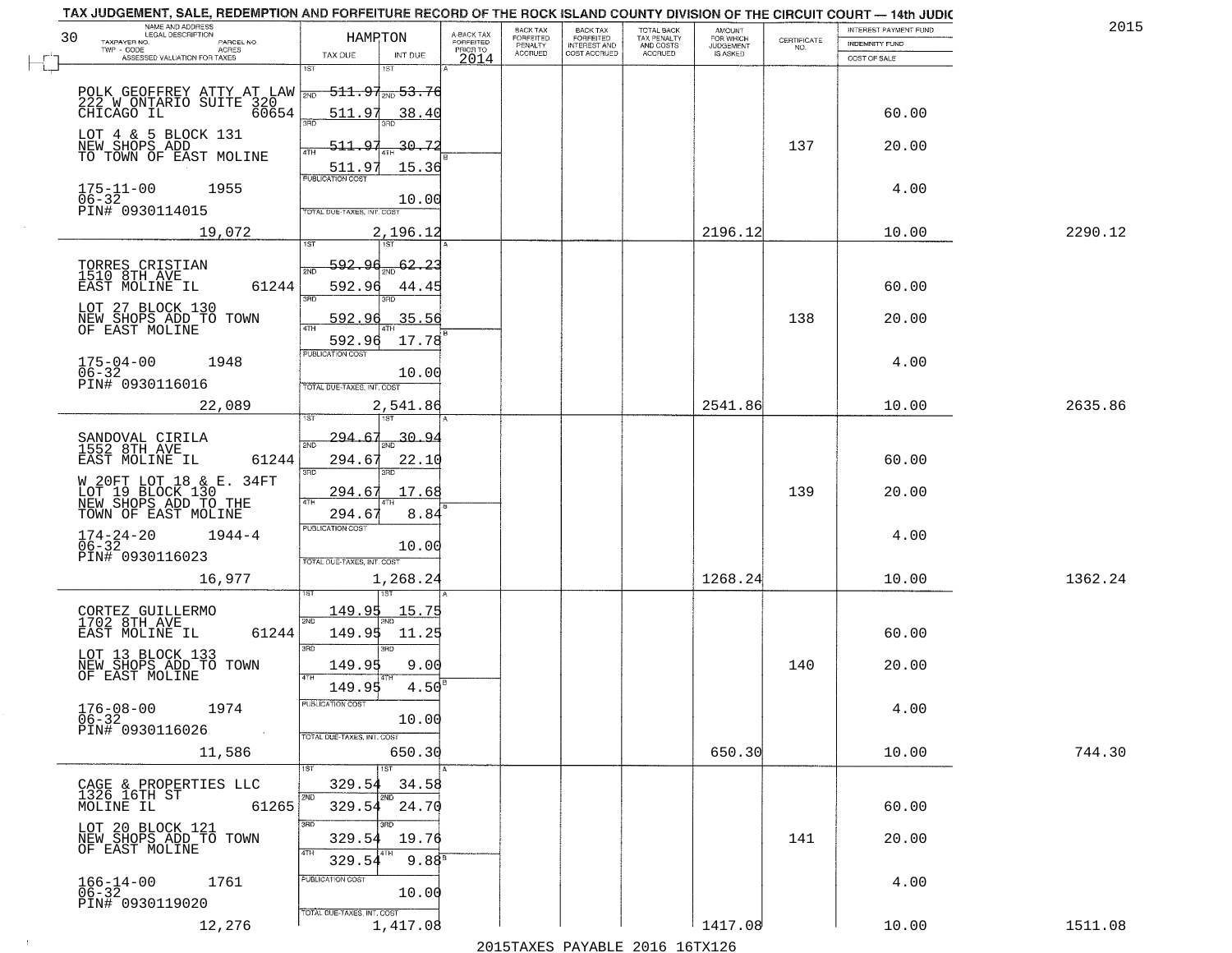# TAX JUDGEMENT, SALE, REDEMPTION AND FORFEITURE RECORD OF THE ROCK ISLAND COUNTY DIVISION OF THE CIRCUIT COURT — 14th JUDIC

2015

| NAME AND ADDRESS / LEGAL DESCRIPTION / TAXPAYER NO. / PARCEL NO. / TWP - CODE / ACRES / ASSESSED VALUATION FOR TAXES (30) | HAMPTON TAX DUE | INT DUE | A-BACK TAX FORFEITED PRIOR TO 2014 | BACK TAX FORFEITED PENALTY ACCRUED | BACK TAX FORFEITED INTEREST AND COST ACCRUED | TOTAL BACK TAX PENALTY AND COSTS ACCRUED | AMOUNT FOR WHICH JUDGEMENT IS ASKED | CERTIFICATE NO. | INTEREST PAYMENT FUND / INDEMNITY FUND / COST OF SALE | |
|---|---|---|---|---|---|---|---|---|---|---|
| POLK GEOFFREY ATTY AT LAW<br>222 W ONTARIO SUITE 320<br>CHICAGO IL 60654<br>LOT 4 & 5 BLOCK 131<br>NEW SHOPS ADD<br>TO TOWN OF EAST MOLINE<br>175-11-00 1955<br>06-32<br>PIN# 0930114015 | 1ST 511.97<br>2ND 511.97<br>3RD 511.97<br>4TH 511.97<br>PUBLICATION COST | 1ST 53.76<br>2ND 38.40<br>3RD 30.72<br>4TH 15.36<br>10.00 | | | | | | 137 | 60.00<br>20.00<br>4.00 | |
| 19,072 | TOTAL DUE-TAXES, INT. COST 2,196.12 | | | | | | 2196.12 | | 10.00 | 2290.12 |
| TORRES CRISTIAN<br>1510 8TH AVE<br>EAST MOLINE IL 61244<br>LOT 27 BLOCK 130<br>NEW SHOPS ADD TO TOWN<br>OF EAST MOLINE<br>175-04-00 1948<br>06-32<br>PIN# 0930116016 | 1ST 592.96<br>2ND 592.96<br>3RD 592.96<br>4TH 592.96<br>PUBLICATION COST | 1ST 62.23<br>2ND 44.45<br>3RD 35.56<br>4TH 17.78<br>10.00 | | | | | | 138 | 60.00<br>20.00<br>4.00 | |
| 22,089 | TOTAL DUE-TAXES, INT. COST 2,541.86 | | | | | | 2541.86 | | 10.00 | 2635.86 |
| SANDOVAL CIRILA<br>1552 8TH AVE<br>EAST MOLINE IL 61244<br>W 20FT LOT 18 & E. 34FT<br>LOT 19 BLOCK 130<br>NEW SHOPS ADD TO THE<br>TOWN OF EAST MOLINE<br>174-24-20 1944-4<br>06-32<br>PIN# 0930116023 | 1ST 294.67<br>2ND 294.67<br>3RD 294.67<br>4TH 294.67<br>PUBLICATION COST | 1ST 30.94<br>2ND 22.10<br>3RD 17.68<br>4TH 8.84<br>10.00 | | | | | | 139 | 60.00<br>20.00<br>4.00 | |
| 16,977 | TOTAL DUE-TAXES, INT. COST 1,268.24 | | | | | | 1268.24 | | 10.00 | 1362.24 |
| CORTEZ GUILLERMO<br>1702 8TH AVE<br>EAST MOLINE IL 61244<br>LOT 13 BLOCK 133<br>NEW SHOPS ADD TO TOWN<br>OF EAST MOLINE<br>176-08-00 1974<br>06-32<br>PIN# 0930116026 | 1ST 149.95<br>2ND 149.95<br>3RD 149.95<br>4TH 149.95<br>PUBLICATION COST | 1ST 15.75<br>2ND 11.25<br>3RD 9.00<br>4TH 4.50<br>10.00 | | | | | | 140 | 60.00<br>20.00<br>4.00 | |
| 11,586 | TOTAL DUE-TAXES, INT. COST 650.30 | | | | | | 650.30 | | 10.00 | 744.30 |
| CAGE & PROPERTIES LLC<br>1326 16TH ST<br>MOLINE IL 61265<br>LOT 20 BLOCK 121<br>NEW SHOPS ADD TO TOWN<br>OF EAST MOLINE<br>166-14-00 1761<br>06-32<br>PIN# 0930119020 | 1ST 329.54<br>2ND 329.54<br>3RD 329.54<br>4TH 329.54<br>PUBLICATION COST | 1ST 34.58<br>2ND 24.70<br>3RD 19.76<br>4TH 9.88<br>10.00 | | | | | | 141 | 60.00<br>20.00<br>4.00 | |
| 12,276 | TOTAL DUE-TAXES, INT. COST 1,417.08 | | | | | | 1417.08 | | 10.00 | 1511.08 |

2015TAXES PAYABLE 2016 16TX126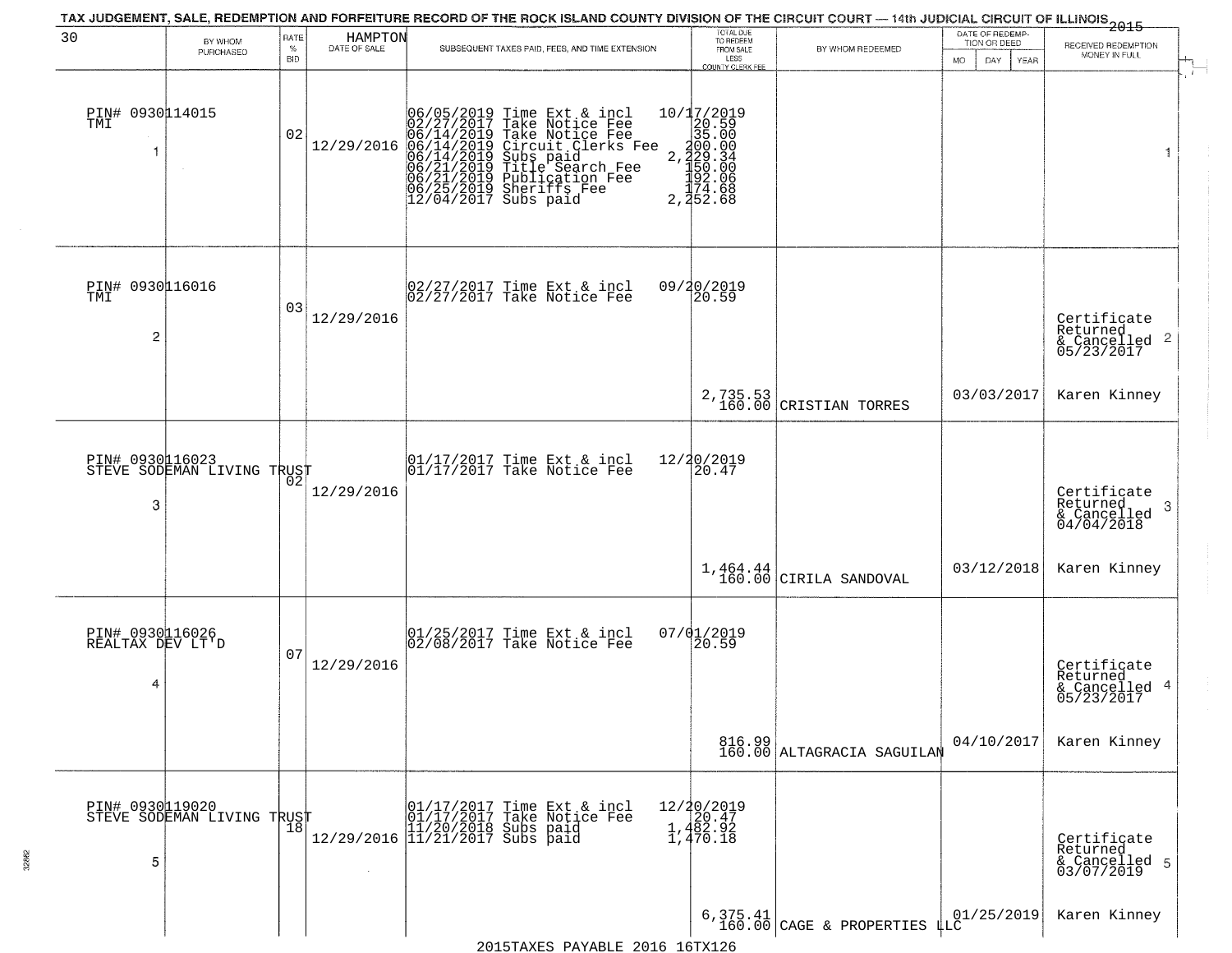TAX JUDGEMENT, SALE, REDEMPTION AND FORFEITURE RECORD OF THE ROCK ISLAND COUNTY DIVISION OF THE CIRCUIT COURT — 14th JUDICIAL CIRCUIT OF ILLINOIS 2015

| 30 | BY WHOM PURCHASED | RATE % BID | HAMPTON DATE OF SALE | SUBSEQUENT TAXES PAID, FEES, AND TIME EXTENSION | TOTAL DUE TO REDEEM FROM SALE LESS COUNTY CLERK FEE | BY WHOM REDEEMED | DATE OF REDEMPTION OR DEED MO DAY YEAR | RECEIVED REDEMPTION MONEY IN FULL |
|---|---|---|---|---|---|---|---|---|
| PIN# 0930114015 TMI 1 | | 02 | 12/29/2016 | 06/05/2019 Time Ext & incl<br>02/27/2017 Take Notice Fee<br>06/14/2019 Take Notice Fee<br>06/14/2019 Circuit Clerks Fee<br>06/14/2019 Subs paid<br>06/21/2019 Title Search Fee<br>06/21/2019 Publication Fee<br>06/25/2019 Sheriffs Fee<br>12/04/2017 Subs paid | 10/17/2019<br>20.59<br>35.00<br>200.00<br>2,229.34<br>150.00<br>192.06<br>174.68<br>2,252.68 | | | 1 |
| PIN# 0930116016 TMI 2 | | 03 | 12/29/2016 | 02/27/2017 Time Ext & incl<br>02/27/2017 Take Notice Fee | 09/20/2019<br>20.59<br><br>2,735.53<br>160.00 | CRISTIAN TORRES | 03/03/2017 | Certificate Returned & Cancelled 05/23/2017 2<br>Karen Kinney |
| PIN# 0930116023 STEVE SODEMAN LIVING TRUST 3 | | 02 | 12/29/2016 | 01/17/2017 Time Ext & incl<br>01/17/2017 Take Notice Fee | 12/20/2019<br>20.47<br><br>1,464.44<br>160.00 | CIRILA SANDOVAL | 03/12/2018 | Certificate Returned & Cancelled 04/04/2018 3<br>Karen Kinney |
| PIN# 0930116026 REALTAX DEV LT'D 4 | | 07 | 12/29/2016 | 01/25/2017 Time Ext & incl<br>02/08/2017 Take Notice Fee | 07/01/2019<br>20.59<br><br>816.99<br>160.00 | ALTAGRACIA SAGUILAN | 04/10/2017 | Certificate Returned & Cancelled 05/23/2017 4<br>Karen Kinney |
| PIN# 0930119020 STEVE SODEMAN LIVING TRUST 5 | | 18 | 12/29/2016 | 01/17/2017 Time Ext & incl<br>01/17/2017 Take Notice Fee<br>11/20/2018 Subs paid<br>11/21/2017 Subs paid | 12/20/2019<br>20.47<br>1,482.92<br>1,470.18<br><br>6,375.41<br>160.00 | CAGE & PROPERTIES LLC | 01/25/2019 | Certificate Returned & Cancelled 03/07/2019 5<br>Karen Kinney |

2015TAXES PAYABLE 2016 16TX126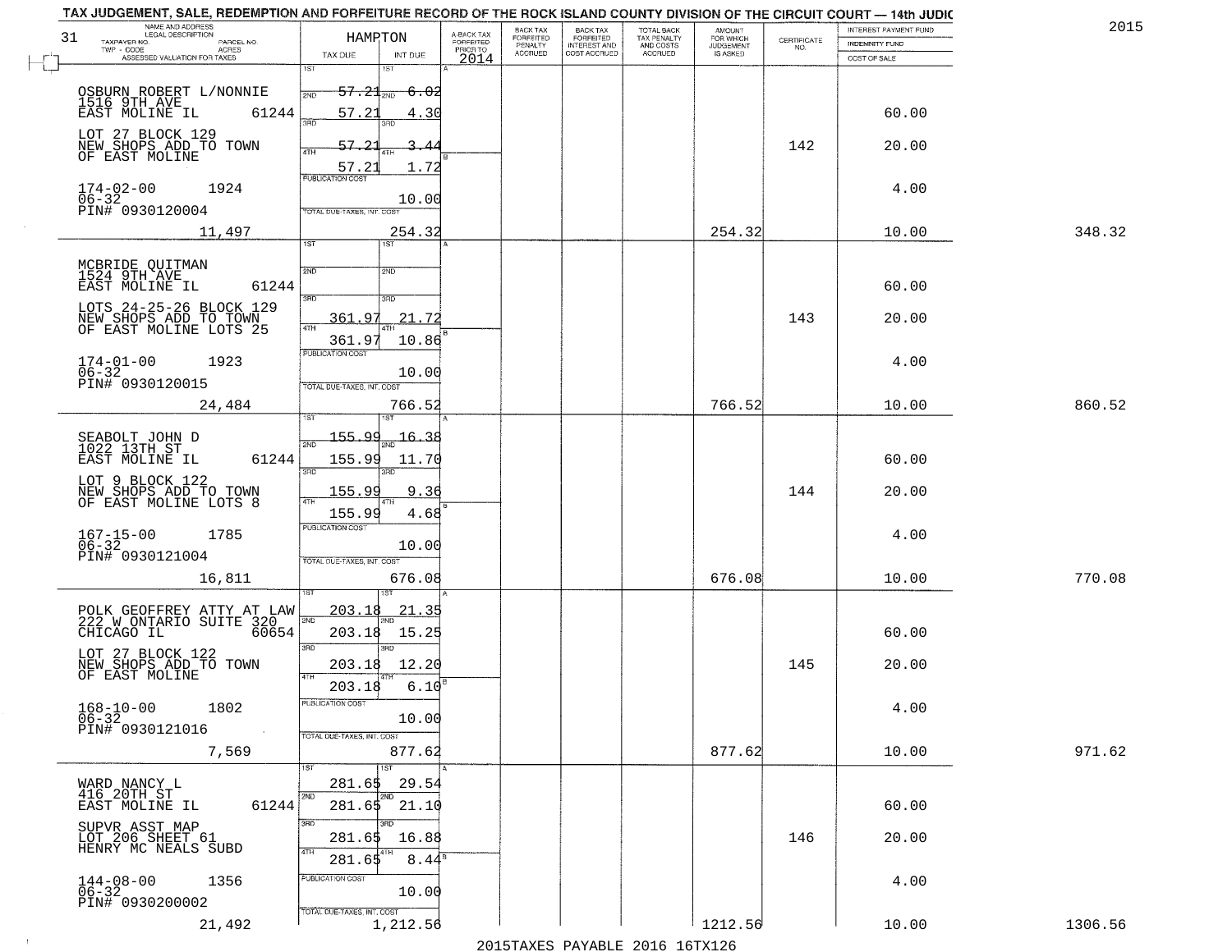# TAX JUDGEMENT, SALE, REDEMPTION AND FORFEITURE RECORD OF THE ROCK ISLAND COUNTY DIVISION OF THE CIRCUIT COURT — 14th JUDIC

2015

| NAME AND ADDRESS / LEGAL DESCRIPTION / TAXPAYER NO. / PARCEL NO. / TWP - CODE / ACRES / ASSESSED VALUATION FOR TAXES | HAMPTON TAX DUE | INT DUE | A-BACK TAX FORFEITED PRIOR TO 2014 | BACK TAX FORFEITED PENALTY ACCRUED | BACK TAX FORFEITED INTEREST AND COST ACCRUED | TOTAL BACK TAX PENALTY AND COSTS ACCRUED | AMOUNT FOR WHICH JUDGEMENT IS ASKED | CERTIFICATE NO. | INTEREST PAYMENT FUND / INDEMNITY FUND / COST OF SALE | |
|---|---|---|---|---|---|---|---|---|---|---|
| OSBURN ROBERT L/NONNIE 1516 9TH AVE EAST MOLINE IL 61244 | 1ST 57.21 | 6.02 | | | | | | | | |
| LOT 27 BLOCK 129 NEW SHOPS ADD TO TOWN OF EAST MOLINE | 2ND 57.21 | 4.30 | | | | | | | 60.00 | |
| | 3RD 57.21 | 3.44 | | | | | | 142 | 20.00 | |
| 174-02-00 1924 06-32 PIN# 0930120004 | 4TH 57.21 | 1.72 | | | | | | | | |
| | PUBLICATION COST | 10.00 | | | | | | | 4.00 | |
| 11,497 | TOTAL DUE-TAXES, INT. COST | 254.32 | | | | | 254.32 | | 10.00 | 348.32 |
| MCBRIDE QUITMAN 1524 9TH AVE EAST MOLINE IL 61244 | 1ST | | | | | | | | | |
| LOTS 24-25-26 BLOCK 129 NEW SHOPS ADD TO TOWN OF EAST MOLINE LOTS 25 | 2ND | | | | | | | | 60.00 | |
| | 3RD 361.97 | 21.72 | | | | | | 143 | 20.00 | |
| 174-01-00 1923 06-32 PIN# 0930120015 | 4TH 361.97 | 10.86 | | | | | | | | |
| | PUBLICATION COST | 10.00 | | | | | | | 4.00 | |
| 24,484 | TOTAL DUE-TAXES, INT. COST | 766.52 | | | | | 766.52 | | 10.00 | 860.52 |
| SEABOLT JOHN D 1022 13TH ST EAST MOLINE IL 61244 | 1ST 155.99 | 16.38 | | | | | | | | |
| LOT 9 BLOCK 122 NEW SHOPS ADD TO TOWN OF EAST MOLINE LOTS 8 | 2ND 155.99 | 11.70 | | | | | | | 60.00 | |
| | 3RD 155.99 | 9.36 | | | | | | 144 | 20.00 | |
| 167-15-00 1785 06-32 PIN# 0930121004 | 4TH 155.99 | 4.68 | | | | | | | | |
| | PUBLICATION COST | 10.00 | | | | | | | 4.00 | |
| 16,811 | TOTAL DUE-TAXES, INT. COST | 676.08 | | | | | 676.08 | | 10.00 | 770.08 |
| POLK GEOFFREY ATTY AT LAW 222 W ONTARIO SUITE 320 CHICAGO IL 60654 | 1ST 203.18 | 21.35 | | | | | | | | |
| LOT 27 BLOCK 122 NEW SHOPS ADD TO TOWN OF EAST MOLINE | 2ND 203.18 | 15.25 | | | | | | | 60.00 | |
| | 3RD 203.18 | 12.20 | | | | | | 145 | 20.00 | |
| 168-10-00 1802 06-32 PIN# 0930121016 | 4TH 203.18 | 6.10 | | | | | | | | |
| | PUBLICATION COST | 10.00 | | | | | | | 4.00 | |
| 7,569 | TOTAL DUE-TAXES, INT. COST | 877.62 | | | | | 877.62 | | 10.00 | 971.62 |
| WARD NANCY L 416 20TH ST EAST MOLINE IL 61244 | 1ST 281.65 | 29.54 | | | | | | | | |
| SUPVR ASST MAP LOT 206 SHEET 61 HENRY MC NEALS SUBD | 2ND 281.65 | 21.10 | | | | | | | 60.00 | |
| | 3RD 281.65 | 16.88 | | | | | | 146 | 20.00 | |
| 144-08-00 1356 06-32 PIN# 0930200002 | 4TH 281.65 | 8.44 | | | | | | | | |
| | PUBLICATION COST | 10.00 | | | | | | | 4.00 | |
| 21,492 | TOTAL DUE-TAXES, INT. COST | 1,212.56 | | | | | 1212.56 | | 10.00 | 1306.56 |

2015TAXES PAYABLE 2016 16TX126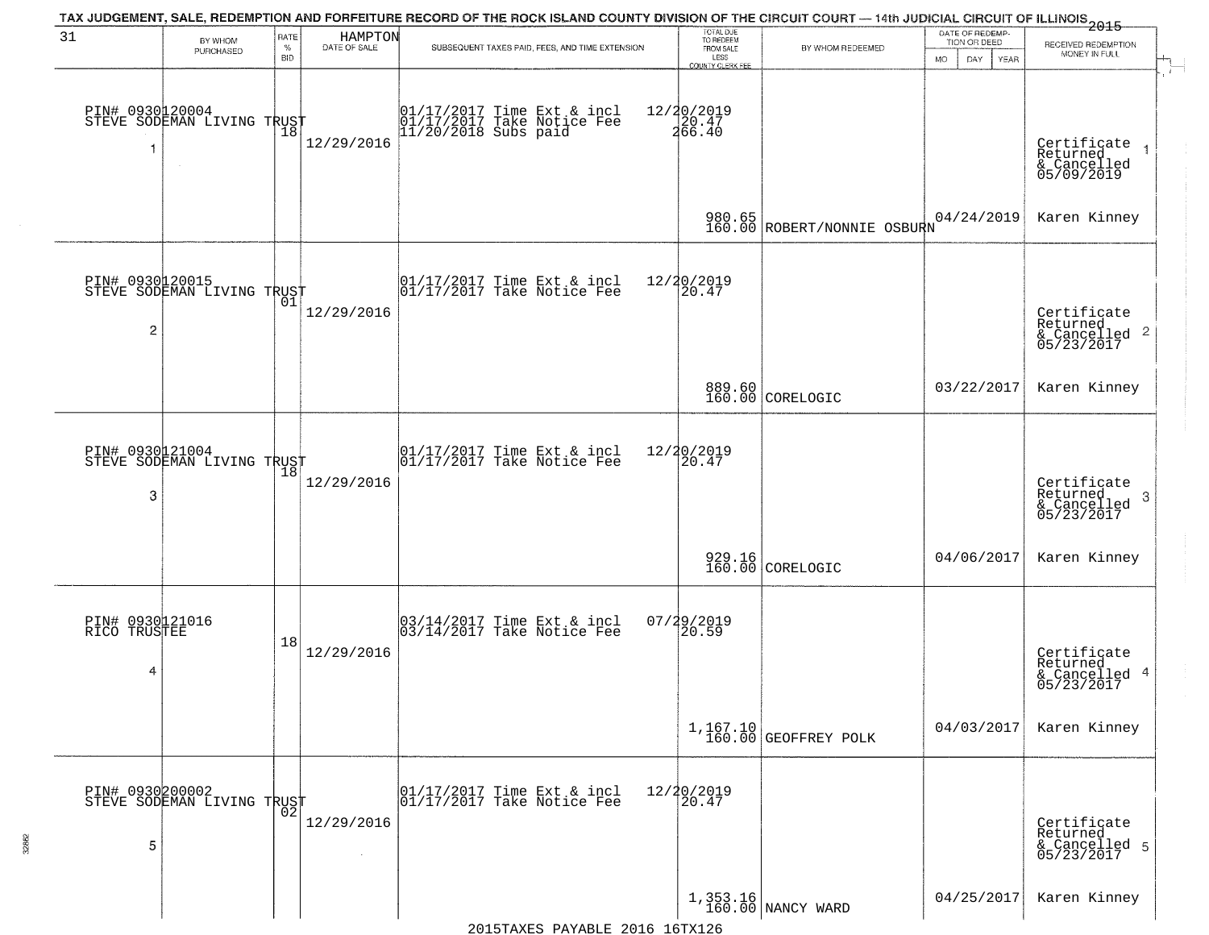# TAX JUDGEMENT, SALE, REDEMPTION AND FORFEITURE RECORD OF THE ROCK ISLAND COUNTY DIVISION OF THE CIRCUIT COURT — 14th JUDICIAL CIRCUIT OF ILLINOIS 2015

| 31 | BY WHOM PURCHASED | RATE % BID | HAMPTON DATE OF SALE | SUBSEQUENT TAXES PAID, FEES, AND TIME EXTENSION | TOTAL DUE TO REDEEM FROM SALE LESS COUNTY CLERK FEE | BY WHOM REDEEMED | DATE OF REDEMPTION OR DEED MO DAY YEAR | RECEIVED REDEMPTION MONEY IN FULL |
|---|---|---|---|---|---|---|---|---|
| 1 | PIN# 0930120004 STEVE SODEMAN LIVING TRUST | 18 | 12/29/2016 | 01/17/2017 Time Ext & incl 12/20/2019; 01/17/2017 Take Notice Fee 20.47; 11/20/2018 Subs paid 266.40 | 980.65 160.00 | ROBERT/NONNIE OSBURN | 04/24/2019 | Certificate Returned & Cancelled 05/09/2019 Karen Kinney |
| 2 | PIN# 0930120015 STEVE SODEMAN LIVING TRUST | 01 | 12/29/2016 | 01/17/2017 Time Ext & incl 12/20/2019; 01/17/2017 Take Notice Fee 20.47 | 889.60 160.00 | CORELOGIC | 03/22/2017 | Certificate Returned & Cancelled 05/23/2017 Karen Kinney |
| 3 | PIN# 0930121004 STEVE SODEMAN LIVING TRUST | 18 | 12/29/2016 | 01/17/2017 Time Ext & incl 12/20/2019; 01/17/2017 Take Notice Fee 20.47 | 929.16 160.00 | CORELOGIC | 04/06/2017 | Certificate Returned & Cancelled 05/23/2017 Karen Kinney |
| 4 | PIN# 0930121016 RICO TRUSTEE | 18 | 12/29/2016 | 03/14/2017 Time Ext & incl 07/29/2019; 03/14/2017 Take Notice Fee 20.59 | 1,167.10 160.00 | GEOFFREY POLK | 04/03/2017 | Certificate Returned & Cancelled 05/23/2017 Karen Kinney |
| 5 | PIN# 0930200002 STEVE SODEMAN LIVING TRUST | 02 | 12/29/2016 | 01/17/2017 Time Ext & incl 12/20/2019; 01/17/2017 Take Notice Fee 20.47 | 1,353.16 160.00 | NANCY WARD | 04/25/2017 | Certificate Returned & Cancelled 05/23/2017 Karen Kinney |

2015TAXES PAYABLE 2016 16TX126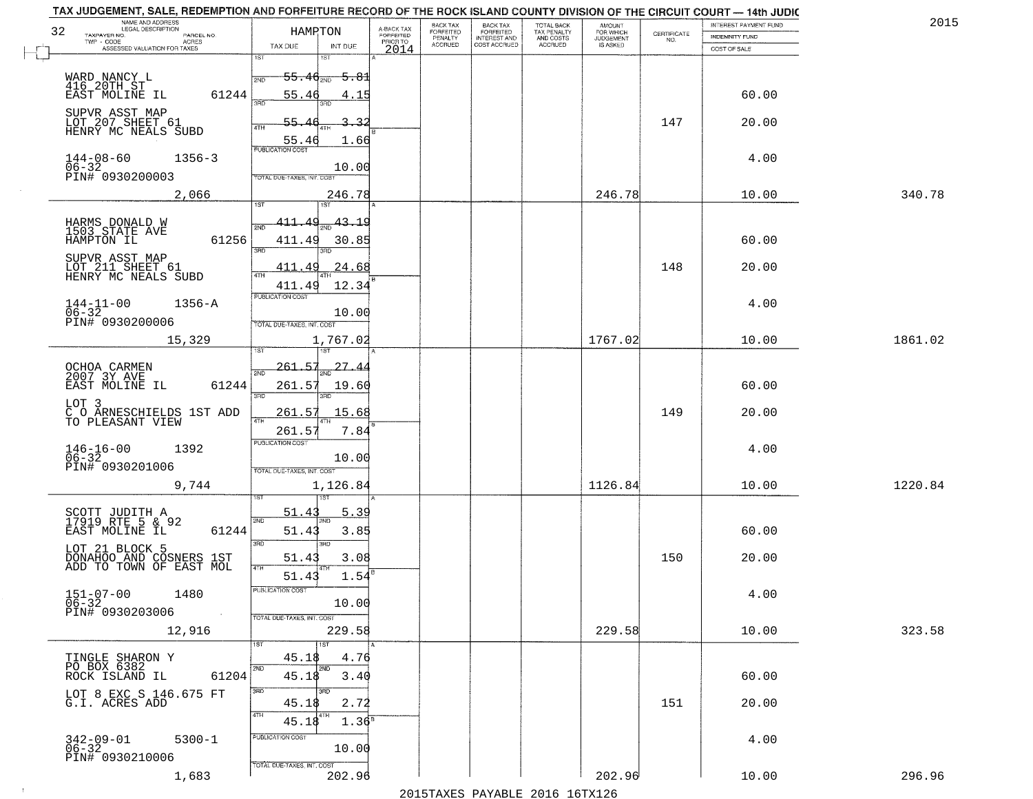# TAX JUDGEMENT, SALE, REDEMPTION AND FORFEITURE RECORD OF THE ROCK ISLAND COUNTY DIVISION OF THE CIRCUIT COURT — 14th JUDIC

2015

| NAME AND ADDRESS / LEGAL DESCRIPTION / TAXPAYER NO. / PARCEL NO. / TWP - CODE / ACRES / ASSESSED VALUATION FOR TAXES (32) | HAMPTON TAX DUE | INT DUE | A-BACK TAX FORFEITED PRIOR TO 2014 | BACK TAX FORFEITED PENALTY ACCRUED | BACK TAX FORFEITED INTEREST AND COST ACCRUED | TOTAL BACK TAX PENALTY AND COSTS ACCRUED | AMOUNT FOR WHICH JUDGEMENT IS ASKED | CERTIFICATE NO. | INTEREST PAYMENT FUND / INDEMNITY FUND / COST OF SALE | |
|---|---|---|---|---|---|---|---|---|---|---|
| WARD NANCY L, 416 20TH ST, EAST MOLINE IL 61244 | 1ST 55.46 | 1ST 5.81 | | | | | | | | |
| SUPVR ASST MAP, LOT 207 SHEET 61, HENRY MC NEALS SUBD | 2ND 55.46 | 2ND 4.15 | | | | | | | 60.00 | |
| | 3RD 55.46 | 3RD 3.32 | | | | | | 147 | 20.00 | |
| 144-08-60 1356-3, 06-32, PIN# 0930200003 | 4TH 55.46 | 4TH 1.66 | | | | | | | | |
| | PUBLICATION COST | 10.00 | | | | | | | 4.00 | |
| 2,066 | TOTAL DUE-TAXES, INT. COST | 246.78 | | | | | 246.78 | | 10.00 | 340.78 |
| HARMS DONALD W, 1503 STATE AVE, HAMPTON IL 61256 | 1ST 411.49 | 1ST 43.19 | | | | | | | | |
| SUPVR ASST MAP, LOT 211 SHEET 61, HENRY MC NEALS SUBD | 2ND 411.49 | 2ND 30.85 | | | | | | | 60.00 | |
| | 3RD 411.49 | 3RD 24.68 | | | | | | 148 | 20.00 | |
| 144-11-00 1356-A, 06-32, PIN# 0930200006 | 4TH 411.49 | 4TH 12.34 | | | | | | | | |
| | PUBLICATION COST | 10.00 | | | | | | | 4.00 | |
| 15,329 | TOTAL DUE-TAXES, INT. COST | 1,767.02 | | | | | 1767.02 | | 10.00 | 1861.02 |
| OCHOA CARMEN, 2007 3Y AVE, EAST MOLINE IL 61244 | 1ST 261.57 | 1ST 27.44 | | | | | | | | |
| LOT 3, C O ARNESCHIELDS 1ST ADD TO PLEASANT VIEW | 2ND 261.57 | 2ND 19.60 | | | | | | | 60.00 | |
| | 3RD 261.57 | 3RD 15.68 | | | | | | 149 | 20.00 | |
| 146-16-00 1392, 06-32, PIN# 0930201006 | 4TH 261.57 | 4TH 7.84 | | | | | | | | |
| | PUBLICATION COST | 10.00 | | | | | | | 4.00 | |
| 9,744 | TOTAL DUE-TAXES, INT. COST | 1,126.84 | | | | | 1126.84 | | 10.00 | 1220.84 |
| SCOTT JUDITH A, 17919 RTE 5 & 92, EAST MOLINE IL 61244 | 1ST 51.43 | 1ST 5.39 | | | | | | | | |
| LOT 21 BLOCK 5, DONAHOO AND COSNERS 1ST ADD TO TOWN OF EAST MOL | 2ND 51.43 | 2ND 3.85 | | | | | | | 60.00 | |
| | 3RD 51.43 | 3RD 3.08 | | | | | | 150 | 20.00 | |
| 151-07-00 1480, 06-32, PIN# 0930203006 | 4TH 51.43 | 4TH 1.54 | | | | | | | | |
| | PUBLICATION COST | 10.00 | | | | | | | 4.00 | |
| 12,916 | TOTAL DUE-TAXES, INT. COST | 229.58 | | | | | 229.58 | | 10.00 | 323.58 |
| TINGLE SHARON Y, PO BOX 6382, ROCK ISLAND IL 61204 | 1ST 45.18 | 1ST 4.76 | | | | | | | | |
| LOT 8 EXC S 146.675 FT, G.I. ACRES ADD | 2ND 45.18 | 2ND 3.40 | | | | | | | 60.00 | |
| | 3RD 45.18 | 3RD 2.72 | | | | | | 151 | 20.00 | |
| 342-09-01 5300-1, 06-32, PIN# 0930210006 | 4TH 45.18 | 4TH 1.36 | | | | | | | | |
| | PUBLICATION COST | 10.00 | | | | | | | 4.00 | |
| 1,683 | TOTAL DUE-TAXES, INT. COST | 202.96 | | | | | 202.96 | | 10.00 | 296.96 |

2015TAXES PAYABLE 2016 16TX126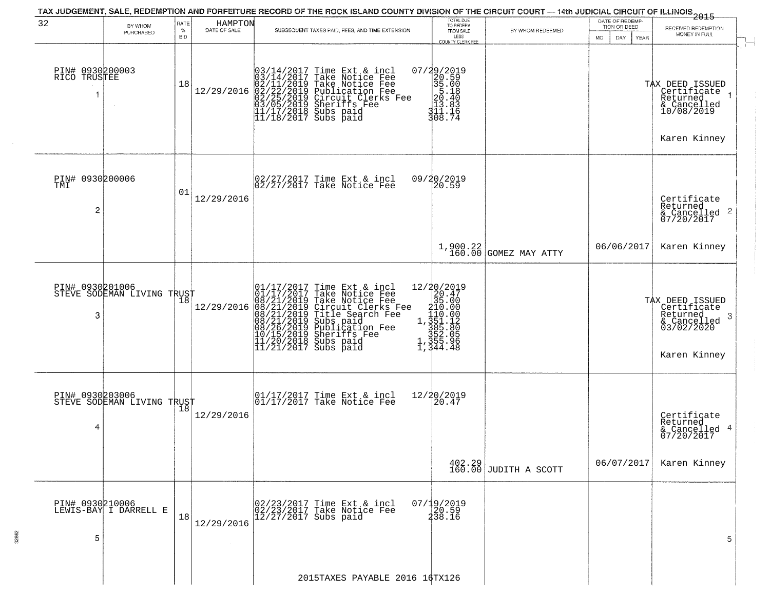TAX JUDGEMENT, SALE, REDEMPTION AND FORFEITURE RECORD OF THE ROCK ISLAND COUNTY DIVISION OF THE CIRCUIT COURT — 14th JUDICIAL CIRCUIT OF ILLINOIS 2015

| 32 BY WHOM PURCHASED | RATE % BID | HAMPTON DATE OF SALE | SUBSEQUENT TAXES PAID, FEES, AND TIME EXTENSION | TOTAL DUE TO REDEEM FROM SALE LESS COUNTY CLERK FEE | BY WHOM REDEEMED | DATE OF REDEMPTION OR DEED MO DAY YEAR | RECEIVED REDEMPTION MONEY IN FULL |
|---|---|---|---|---|---|---|---|
| PIN# 0930200003 RICO TRUSTEE 1 | 18 | 12/29/2016 | 03/14/2017 Time Ext & incl 07/29/2019<br>03/14/2017 Take Notice Fee 20.59<br>02/11/2019 Take Notice Fee 35.00<br>02/22/2019 Publication Fee 5.18<br>02/25/2019 Circuit Clerks Fee 20.40<br>03/05/2019 Sheriffs Fee 13.83<br>11/17/2018 Subs paid 311.16<br>11/18/2017 Subs paid 308.74 | | | | TAX DEED ISSUED Certificate Returned & Cancelled 10/08/2019 Karen Kinney 1 |
| PIN# 0930200006 TMI 2 | 01 | 12/29/2016 | 02/27/2017 Time Ext & incl 09/20/2019<br>02/27/2017 Take Notice Fee 20.59 | 1,900.22<br>160.00 | GOMEZ MAY ATTY | 06/06/2017 | Certificate Returned & Cancelled 07/20/2017 Karen Kinney 2 |
| PIN# 0930201006 STEVE SODEMAN LIVING TRUST 3 | 18 | 12/29/2016 | 01/17/2017 Time Ext & incl 12/20/2019<br>01/17/2017 Take Notice Fee 20.47<br>08/21/2019 Take Notice Fee 35.00<br>08/21/2019 Circuit Clerks Fee 210.00<br>08/21/2019 Title Search Fee 110.00<br>08/21/2019 Subs paid 1,351.12<br>08/26/2019 Publication Fee 385.80<br>10/15/2019 Sheriffs Fee 352.05<br>11/20/2018 Subs paid 1,355.96<br>11/21/2017 Subs paid 1,344.48 | | | | TAX DEED ISSUED Certificate Returned & Cancelled 03/02/2020 Karen Kinney 3 |
| PIN# 0930203006 STEVE SODEMAN LIVING TRUST 4 | 18 | 12/29/2016 | 01/17/2017 Time Ext & incl 12/20/2019<br>01/17/2017 Take Notice Fee 20.47 | 402.29<br>160.00 | JUDITH A SCOTT | 06/07/2017 | Certificate Returned & Cancelled 07/20/2017 Karen Kinney 4 |
| PIN# 0930210006 LEWIS-BAY I DARRELL E 5 | 18 | 12/29/2016 | 02/23/2017 Time Ext & incl 07/19/2019<br>02/23/2017 Take Notice Fee 20.59<br>12/27/2017 Subs paid 238.16 | | | | 5 |

2015TAXES PAYABLE 2016 16TX126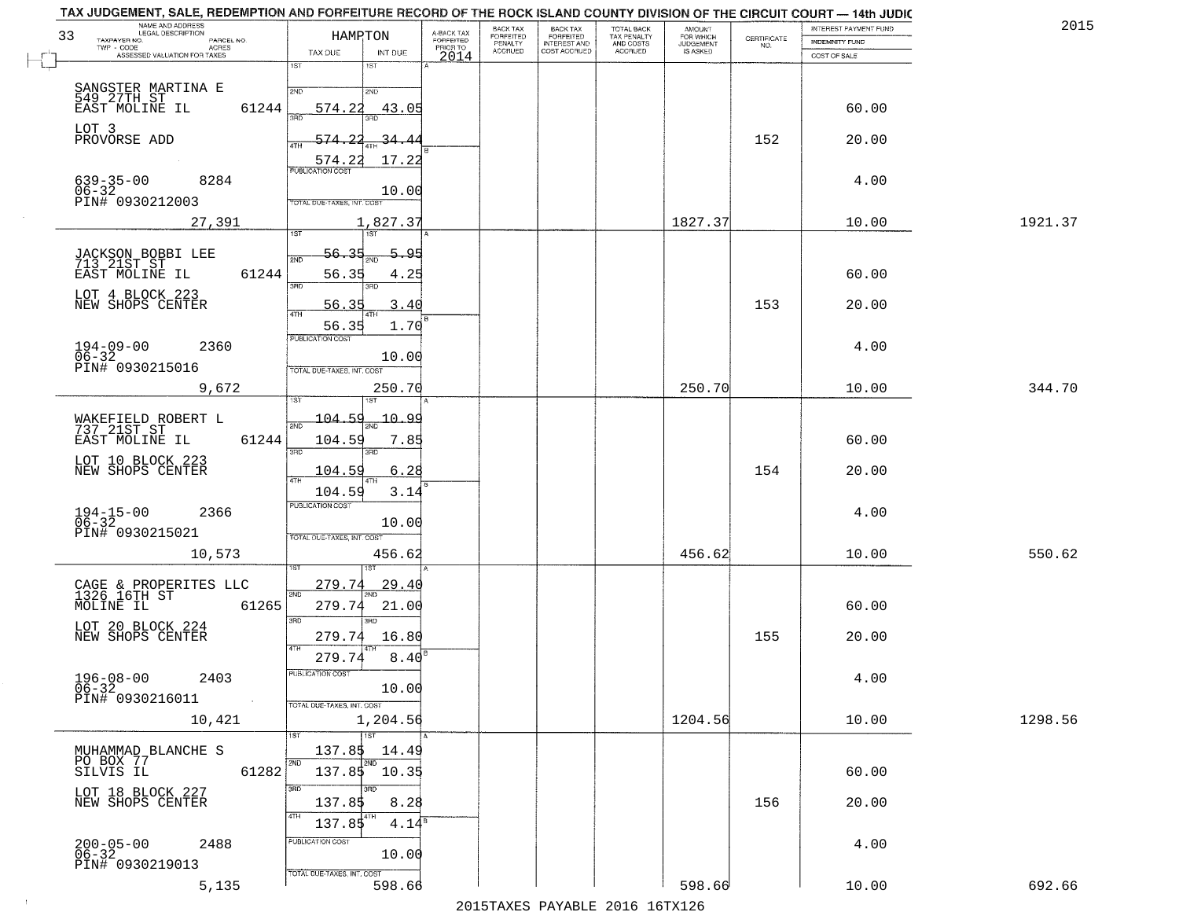TAX JUDGEMENT, SALE, REDEMPTION AND FORFEITURE RECORD OF THE ROCK ISLAND COUNTY DIVISION OF THE CIRCUIT COURT — 14th JUDIC

2015

| NAME AND ADDRESS / LEGAL DESCRIPTION / TAXPAYER NO. / PARCEL NO. / TWP - CODE / ACRES / ASSESSED VALUATION FOR TAXES | HAMPTON TAX DUE | INT DUE | A-BACK TAX FORFEITED PRIOR TO 2014 | BACK TAX FORFEITED PENALTY ACCRUED | BACK TAX FORFEITED INTEREST AND COST ACCRUED | TOTAL BACK TAX PENALTY AND COSTS ACCRUED | AMOUNT FOR WHICH JUDGEMENT IS ASKED | CERTIFICATE NO. | INTEREST PAYMENT FUND / INDEMNITY FUND / COST OF SALE | |
|---|---|---|---|---|---|---|---|---|---|---|
| 33 | | | | | | | | | | |
| SANGSTER MARTINA E<br>549 27TH ST<br>EAST MOLINE IL 61244<br>LOT 3<br>PROVORSE ADD<br>639-35-00 8284<br>06-32<br>PIN# 0930212003 | 1ST<br>2ND 574.22<br>3RD 574.22<br>4TH 574.22<br>PUBLICATION COST | 1ST<br>2ND 43.05<br>3RD 34.44<br>4TH 17.22<br>10.00 | | | | | | 152 | 60.00<br>20.00<br>4.00 | |
| 27,391 | TOTAL DUE-TAXES, INT. COST | 1,827.37 | | | | | 1827.37 | | 10.00 | 1921.37 |
| JACKSON BOBBI LEE<br>713 21ST ST<br>EAST MOLINE IL 61244<br>LOT 4 BLOCK 223<br>NEW SHOPS CENTER<br>194-09-00 2360<br>06-32<br>PIN# 0930215016 | 1ST 56.35<br>2ND 56.35<br>3RD 56.35<br>4TH 56.35<br>PUBLICATION COST | 1ST 5.95<br>2ND 4.25<br>3RD 3.40<br>4TH 1.70<br>10.00 | | | | | | 153 | 60.00<br>20.00<br>4.00 | |
| 9,672 | TOTAL DUE-TAXES, INT. COST | 250.70 | | | | | 250.70 | | 10.00 | 344.70 |
| WAKEFIELD ROBERT L<br>737 21ST ST<br>EAST MOLINE IL 61244<br>LOT 10 BLOCK 223<br>NEW SHOPS CENTER<br>194-15-00 2366<br>06-32<br>PIN# 0930215021 | 1ST 104.59<br>2ND 104.59<br>3RD 104.59<br>4TH 104.59<br>PUBLICATION COST | 1ST 10.99<br>2ND 7.85<br>3RD 6.28<br>4TH 3.14<br>10.00 | | | | | | 154 | 60.00<br>20.00<br>4.00 | |
| 10,573 | TOTAL DUE-TAXES, INT. COST | 456.62 | | | | | 456.62 | | 10.00 | 550.62 |
| CAGE & PROPERITES LLC<br>1326 16TH ST<br>MOLINE IL 61265<br>LOT 20 BLOCK 224<br>NEW SHOPS CENTER<br>196-08-00 2403<br>06-32<br>PIN# 0930216011 | 1ST 279.74<br>2ND 279.74<br>3RD 279.74<br>4TH 279.74<br>PUBLICATION COST | 1ST 29.40<br>2ND 21.00<br>3RD 16.80<br>4TH 8.40<br>10.00 | | | | | | 155 | 60.00<br>20.00<br>4.00 | |
| 10,421 | TOTAL DUE-TAXES, INT. COST | 1,204.56 | | | | | 1204.56 | | 10.00 | 1298.56 |
| MUHAMMAD BLANCHE S<br>PO BOX 77<br>SILVIS IL 61282<br>LOT 18 BLOCK 227<br>NEW SHOPS CENTER<br>200-05-00 2488<br>06-32<br>PIN# 0930219013 | 1ST 137.85<br>2ND 137.85<br>3RD 137.85<br>4TH 137.85<br>PUBLICATION COST | 1ST 14.49<br>2ND 10.35<br>3RD 8.28<br>4TH 4.14<br>10.00 | | | | | | 156 | 60.00<br>20.00<br>4.00 | |
| 5,135 | TOTAL DUE-TAXES, INT. COST | 598.66 | | | | | 598.66 | | 10.00 | 692.66 |

2015TAXES PAYABLE 2016 16TX126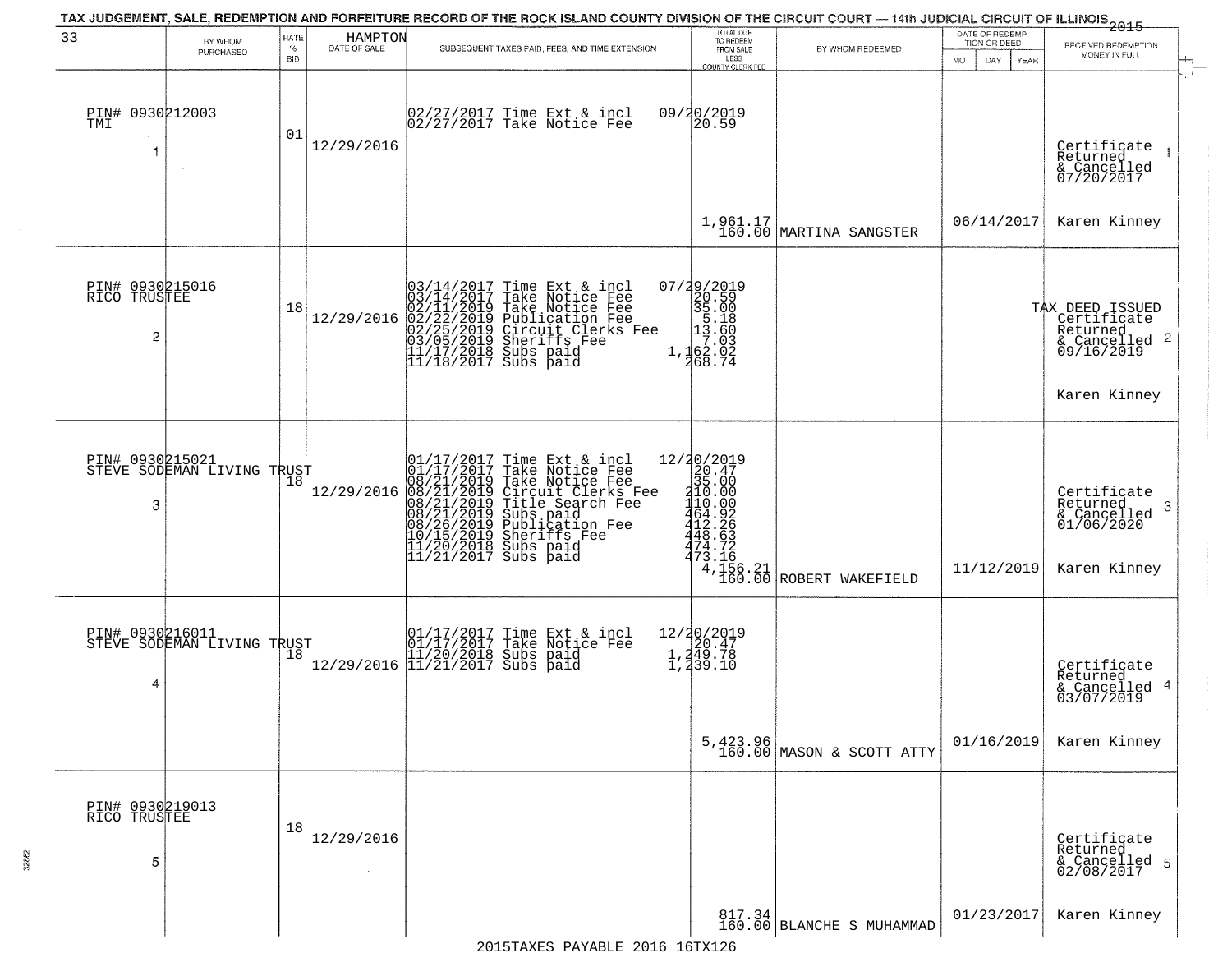# TAX JUDGEMENT, SALE, REDEMPTION AND FORFEITURE RECORD OF THE ROCK ISLAND COUNTY DIVISION OF THE CIRCUIT COURT — 14th JUDICIAL CIRCUIT OF ILLINOIS 2015

33 — HAMPTON

| | BY WHOM PURCHASED | RATE % BID | DATE OF SALE | SUBSEQUENT TAXES PAID, FEES, AND TIME EXTENSION | TOTAL DUE TO REDEEM FROM SALE LESS COUNTY CLERK FEE | BY WHOM REDEEMED | DATE OF REDEMPTION OR DEED MO DAY YEAR | RECEIVED REDEMPTION MONEY IN FULL |
|---|---|---|---|---|---|---|---|---|
| 1 | PIN# 0930212003 TMI | 01 | 12/29/2016 | 02/27/2017 Time Ext & incl<br>02/27/2017 Take Notice Fee | 09/20/2019<br>20.59<br>1,961.17<br>160.00 | MARTINA SANGSTER | 06/14/2017 | Certificate Returned & Cancelled 07/20/2017<br>Karen Kinney |
| 2 | PIN# 0930215016 RICO TRUSTEE | 18 | 12/29/2016 | 03/14/2017 Time Ext & incl<br>03/14/2017 Take Notice Fee<br>02/11/2019 Take Notice Fee<br>02/22/2019 Publication Fee<br>02/25/2019 Circuit Clerks Fee<br>03/05/2019 Sheriffs Fee<br>11/17/2018 Subs paid<br>11/18/2017 Subs paid | 07/29/2019<br>20.59<br>35.00<br>5.18<br>13.60<br>7.03<br>1,162.02<br>268.74 | | | TAX DEED ISSUED Certificate Returned & Cancelled 09/16/2019<br>Karen Kinney |
| 3 | PIN# 0930215021 STEVE SODEMAN LIVING TRUST | 18 | 12/29/2016 | 01/17/2017 Time Ext & incl<br>01/17/2017 Take Notice Fee<br>08/21/2019 Take Notice Fee<br>08/21/2019 Circuit Clerks Fee<br>08/21/2019 Title Search Fee<br>08/21/2019 Subs paid<br>08/26/2019 Publication Fee<br>10/15/2019 Sheriffs Fee<br>11/20/2018 Subs paid<br>11/21/2017 Subs paid | 12/20/2019<br>20.47<br>35.00<br>210.00<br>110.00<br>464.92<br>412.26<br>448.63<br>474.72<br>473.16<br>4,156.21<br>160.00 | ROBERT WAKEFIELD | 11/12/2019 | Certificate Returned & Cancelled 01/06/2020<br>Karen Kinney |
| 4 | PIN# 0930216011 STEVE SODEMAN LIVING TRUST | 18 | 12/29/2016 | 01/17/2017 Time Ext & incl<br>01/17/2017 Take Notice Fee<br>11/20/2018 Subs paid<br>11/21/2017 Subs paid | 12/20/2019<br>20.47<br>1,249.78<br>1,239.10<br>5,423.96<br>160.00 | MASON & SCOTT ATTY | 01/16/2019 | Certificate Returned & Cancelled 03/07/2019<br>Karen Kinney |
| 5 | PIN# 0930219013 RICO TRUSTEE | 18 | 12/29/2016 | | 817.34<br>160.00 | BLANCHE S MUHAMMAD | 01/23/2017 | Certificate Returned & Cancelled 02/08/2017<br>Karen Kinney |

2015TAXES PAYABLE 2016 16TX126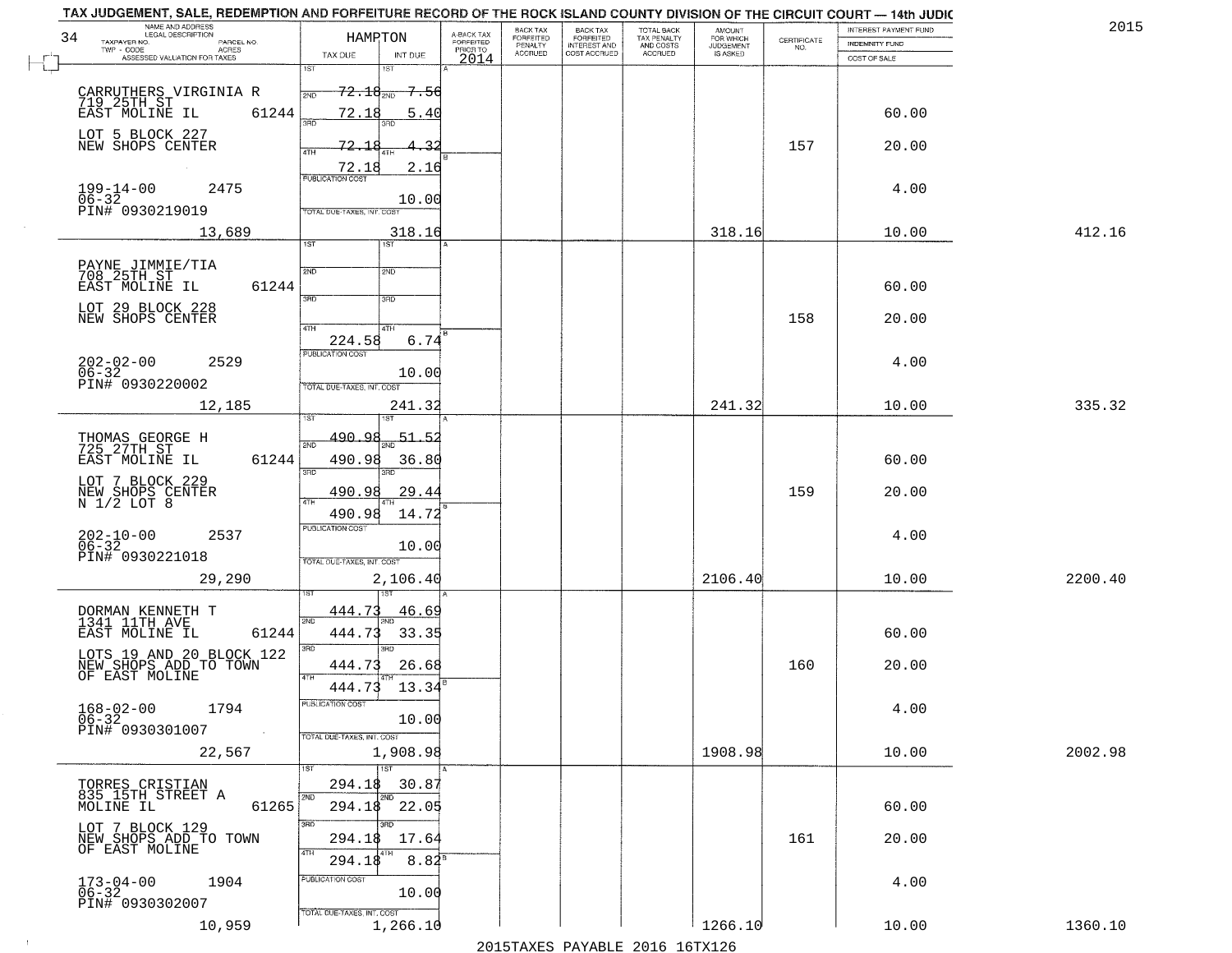# TAX JUDGEMENT, SALE, REDEMPTION AND FORFEITURE RECORD OF THE ROCK ISLAND COUNTY DIVISION OF THE CIRCUIT COURT — 14th JUDIC

2015

34 — HAMPTON

| NAME AND ADDRESS / LEGAL DESCRIPTION / TAXPAYER NO. / PARCEL NO. / TWP - CODE / ACRES / ASSESSED VALUATION FOR TAXES | TAX DUE | INT DUE | A-BACK TAX FORFEITED PRIOR TO 2014 | BACK TAX FORFEITED PENALTY ACCRUED | BACK TAX FORFEITED INTEREST AND COST ACCRUED | TOTAL BACK TAX PENALTY AND COSTS ACCRUED | AMOUNT FOR WHICH JUDGEMENT IS ASKED | CERTIFICATE NO. | INTEREST PAYMENT FUND / INDEMNITY FUND / COST OF SALE | |
|---|---|---|---|---|---|---|---|---|---|---|
| CARRUTHERS VIRGINIA R<br>719 25TH ST<br>EAST MOLINE IL 61244<br>LOT 5 BLOCK 227<br>NEW SHOPS CENTER<br>199-14-00 2475<br>06-32<br>PIN# 0930219019<br>13,689 | 1ST 72.18<br>2ND 72.18<br>3RD 72.18<br>4TH 72.18<br>PUBLICATION COST<br>TOTAL DUE-TAXES, INT. COST 318.16 | 1ST 7.56<br>2ND 5.40<br>3RD 4.32<br>4TH 2.16<br>10.00 | | | | | 318.16 | 157 | 60.00<br>20.00<br>4.00<br>10.00 | 412.16 |
| PAYNE JIMMIE/TIA<br>708 25TH ST<br>EAST MOLINE IL 61244<br>LOT 29 BLOCK 228<br>NEW SHOPS CENTER<br>202-02-00 2529<br>06-32<br>PIN# 0930220002<br>12,185 | 1ST<br>2ND<br>3RD<br>4TH 224.58<br>PUBLICATION COST<br>TOTAL DUE-TAXES, INT. COST 241.32 | 4TH 6.74<br>10.00 | | | | | 241.32 | 158 | 60.00<br>20.00<br>4.00<br>10.00 | 335.32 |
| THOMAS GEORGE H<br>725 27TH ST<br>EAST MOLINE IL 61244<br>LOT 7 BLOCK 229<br>NEW SHOPS CENTER<br>N 1/2 LOT 8<br>202-10-00 2537<br>06-32<br>PIN# 0930221018<br>29,290 | 1ST 490.98<br>2ND 490.98<br>3RD 490.98<br>4TH 490.98<br>PUBLICATION COST<br>TOTAL DUE-TAXES, INT. COST 2,106.40 | 1ST 51.52<br>2ND 36.80<br>3RD 29.44<br>4TH 14.72<br>10.00 | | | | | 2106.40 | 159 | 60.00<br>20.00<br>4.00<br>10.00 | 2200.40 |
| DORMAN KENNETH T<br>1341 11TH AVE<br>EAST MOLINE IL 61244<br>LOTS 19 AND 20 BLOCK 122<br>NEW SHOPS ADD TO TOWN<br>OF EAST MOLINE<br>168-02-00 1794<br>06-32<br>PIN# 0930301007<br>22,567 | 1ST 444.73<br>2ND 444.73<br>3RD 444.73<br>4TH 444.73<br>PUBLICATION COST<br>TOTAL DUE-TAXES, INT. COST 1,908.98 | 1ST 46.69<br>2ND 33.35<br>3RD 26.68<br>4TH 13.34<br>10.00 | | | | | 1908.98 | 160 | 60.00<br>20.00<br>4.00<br>10.00 | 2002.98 |
| TORRES CRISTIAN<br>835 15TH STREET A<br>MOLINE IL 61265<br>LOT 7 BLOCK 129<br>NEW SHOPS ADD TO TOWN<br>OF EAST MOLINE<br>173-04-00 1904<br>06-32<br>PIN# 0930302007<br>10,959 | 1ST 294.18<br>2ND 294.18<br>3RD 294.18<br>4TH 294.18<br>PUBLICATION COST<br>TOTAL DUE-TAXES, INT. COST 1,266.10 | 1ST 30.87<br>2ND 22.05<br>3RD 17.64<br>4TH 8.82<br>10.00 | | | | | 1266.10 | 161 | 60.00<br>20.00<br>4.00<br>10.00 | 1360.10 |

2015TAXES PAYABLE 2016 16TX126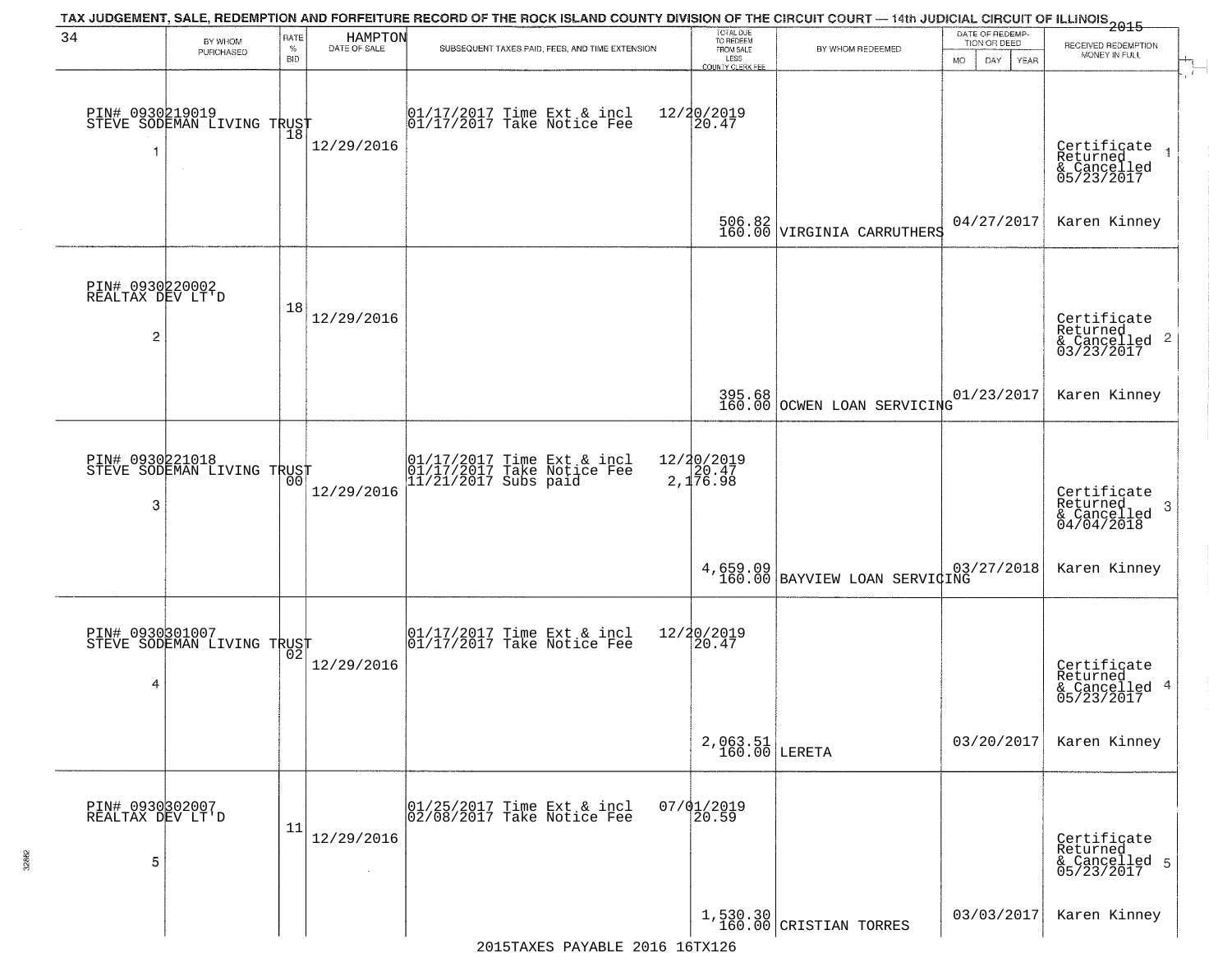TAX JUDGEMENT, SALE, REDEMPTION AND FORFEITURE RECORD OF THE ROCK ISLAND COUNTY DIVISION OF THE CIRCUIT COURT — 14th JUDICIAL CIRCUIT OF ILLINOIS 2015

HAMPTON

| 34 BY WHOM PURCHASED | RATE % BID | DATE OF SALE | SUBSEQUENT TAXES PAID, FEES, AND TIME EXTENSION | TOTAL DUE TO REDEEM FROM SALE LESS COUNTY CLERK FEE | BY WHOM REDEEMED | DATE OF REDEMPTION OR DEED MO DAY YEAR | RECEIVED REDEMPTION MONEY IN FULL |
|---|---|---|---|---|---|---|---|
| PIN# 0930219019 STEVE SODEMAN LIVING TRUST 1 | 18 | 12/29/2016 | 01/17/2017 Time Ext & incl 12/20/2019<br>01/17/2017 Take Notice Fee 20.47 | 506.82<br>160.00 | VIRGINIA CARRUTHERS | 04/27/2017 | Certificate Returned & Cancelled 05/23/2017 1<br>Karen Kinney |
| PIN# 0930220002 REALTAX DEV LT'D 2 | 18 | 12/29/2016 | | 395.68<br>160.00 | OCWEN LOAN SERVICING | 01/23/2017 | Certificate Returned & Cancelled 03/23/2017 2<br>Karen Kinney |
| PIN# 0930221018 STEVE SODEMAN LIVING TRUST 3 | 00 | 12/29/2016 | 01/17/2017 Time Ext & incl 12/20/2019<br>01/17/2017 Take Notice Fee 20.47<br>11/21/2017 Subs paid 2,176.98 | 4,659.09<br>160.00 | BAYVIEW LOAN SERVICING | 03/27/2018 | Certificate Returned & Cancelled 04/04/2018 3<br>Karen Kinney |
| PIN# 0930301007 STEVE SODEMAN LIVING TRUST 4 | 02 | 12/29/2016 | 01/17/2017 Time Ext & incl 12/20/2019<br>01/17/2017 Take Notice Fee 20.47 | 2,063.51<br>160.00 | LERETA | 03/20/2017 | Certificate Returned & Cancelled 05/23/2017 4<br>Karen Kinney |
| PIN# 0930302007 REALTAX DEV LT'D 5 | 11 | 12/29/2016 | 01/25/2017 Time Ext & incl 07/01/2019<br>02/08/2017 Take Notice Fee 20.59 | 1,530.30<br>160.00 | CRISTIAN TORRES | 03/03/2017 | Certificate Returned & Cancelled 05/23/2017 5<br>Karen Kinney |

2015TAXES PAYABLE 2016 16TX126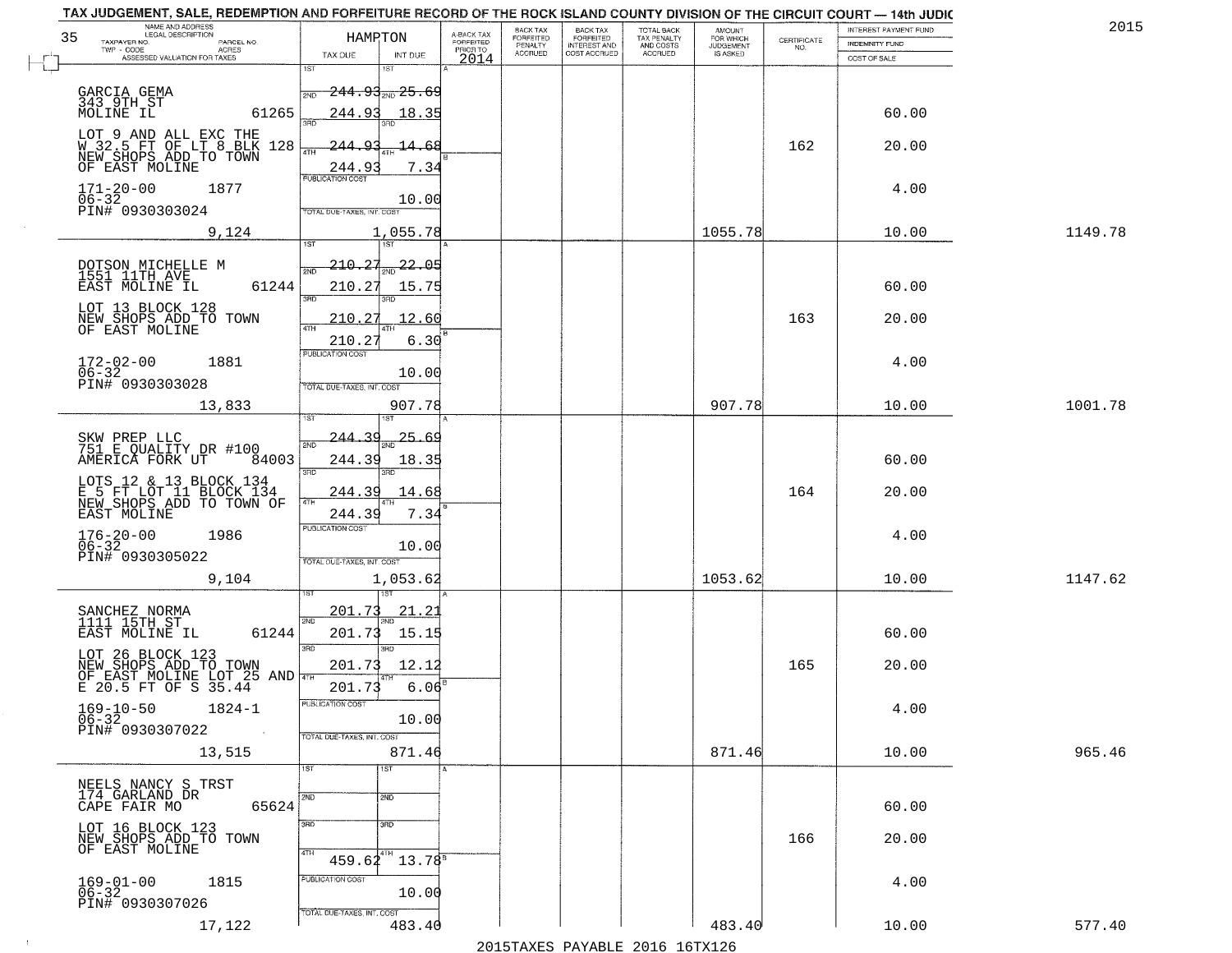TAX JUDGEMENT, SALE, REDEMPTION AND FORFEITURE RECORD OF THE ROCK ISLAND COUNTY DIVISION OF THE CIRCUIT COURT — 14th JUDIC

2015

| 35 NAME AND ADDRESS / LEGAL DESCRIPTION / TAXPAYER NO. / PARCEL NO. / TWP - CODE / ACRES / ASSESSED VALUATION FOR TAXES | HAMPTON TAX DUE | INT DUE | A-BACK TAX FORFEITED PRIOR TO 2014 | BACK TAX FORFEITED PENALTY ACCRUED | BACK TAX FORFEITED INTEREST AND COST ACCRUED | TOTAL BACK TAX PENALTY AND COSTS ACCRUED | AMOUNT FOR WHICH JUDGEMENT IS ASKED | CERTIFICATE NO. | INTEREST PAYMENT FUND / INDEMNITY FUND / COST OF SALE | |
|---|---|---|---|---|---|---|---|---|---|---|
| GARCIA GEMA 343 9TH ST MOLINE IL 61265 | 1ST 244.93 | 1ST 25.69 | | | | | | | | |
| LOT 9 AND ALL EXC THE W 32.5 FT OF LT 8 BLK 128 NEW SHOPS ADD TO TOWN OF EAST MOLINE | 2ND 244.93 | 2ND 18.35 | | | | | | | 60.00 | |
| | 3RD 244.93 | 3RD 14.68 | | | | | | 162 | 20.00 | |
| 171-20-00 1877 06-32 PIN# 0930303024 | 4TH 244.93 | 4TH 7.34 | | | | | | | | |
| | PUBLICATION COST | 10.00 | | | | | | | 4.00 | |
| 9,124 | TOTAL DUE-TAXES, INT. COST | 1,055.78 | | | | | 1055.78 | | 10.00 | 1149.78 |
| DOTSON MICHELLE M 1551 11TH AVE EAST MOLINE IL 61244 | 1ST 210.27 | 1ST 22.05 | | | | | | | | |
| LOT 13 BLOCK 128 NEW SHOPS ADD TO TOWN OF EAST MOLINE | 2ND 210.27 | 2ND 15.75 | | | | | | | 60.00 | |
| | 3RD 210.27 | 3RD 12.60 | | | | | | 163 | 20.00 | |
| 172-02-00 1881 06-32 PIN# 0930303028 | 4TH 210.27 | 4TH 6.30 | | | | | | | | |
| | PUBLICATION COST | 10.00 | | | | | | | 4.00 | |
| 13,833 | TOTAL DUE-TAXES, INT. COST | 907.78 | | | | | 907.78 | | 10.00 | 1001.78 |
| SKW PREP LLC 751 E QUALITY DR #100 AMERICA FORK UT 84003 | 1ST 244.39 | 1ST 25.69 | | | | | | | | |
| LOTS 12 & 13 BLOCK 134 E 5 FT LOT 11 BLOCK 134 NEW SHOPS ADD TO TOWN OF EAST MOLINE | 2ND 244.39 | 2ND 18.35 | | | | | | | 60.00 | |
| | 3RD 244.39 | 3RD 14.68 | | | | | | 164 | 20.00 | |
| 176-20-00 1986 06-32 PIN# 0930305022 | 4TH 244.39 | 4TH 7.34 | | | | | | | | |
| | PUBLICATION COST | 10.00 | | | | | | | 4.00 | |
| 9,104 | TOTAL DUE-TAXES, INT. COST | 1,053.62 | | | | | 1053.62 | | 10.00 | 1147.62 |
| SANCHEZ NORMA 1111 15TH ST EAST MOLINE IL 61244 | 1ST 201.73 | 1ST 21.21 | | | | | | | | |
| LOT 26 BLOCK 123 NEW SHOPS ADD TO TOWN OF EAST MOLINE LOT 25 AND E 20.5 FT OF S 35.44 | 2ND 201.73 | 2ND 15.15 | | | | | | | 60.00 | |
| | 3RD 201.73 | 3RD 12.12 | | | | | | 165 | 20.00 | |
| 169-10-50 1824-1 06-32 PIN# 0930307022 | 4TH 201.73 | 4TH 6.06 | | | | | | | | |
| | PUBLICATION COST | 10.00 | | | | | | | 4.00 | |
| 13,515 | TOTAL DUE-TAXES, INT. COST | 871.46 | | | | | 871.46 | | 10.00 | 965.46 |
| NEELS NANCY S TRST 174 GARLAND DR CAPE FAIR MO 65624 | 1ST | 1ST | | | | | | | | |
| LOT 16 BLOCK 123 NEW SHOPS ADD TO TOWN OF EAST MOLINE | 2ND | 2ND | | | | | | | 60.00 | |
| | 3RD | 3RD | | | | | | 166 | 20.00 | |
| 169-01-00 1815 06-32 PIN# 0930307026 | 4TH 459.62 | 4TH 13.78 | | | | | | | | |
| | PUBLICATION COST | 10.00 | | | | | | | 4.00 | |
| 17,122 | TOTAL DUE-TAXES, INT. COST | 483.40 | | | | | 483.40 | | 10.00 | 577.40 |

2015TAXES PAYABLE 2016 16TX126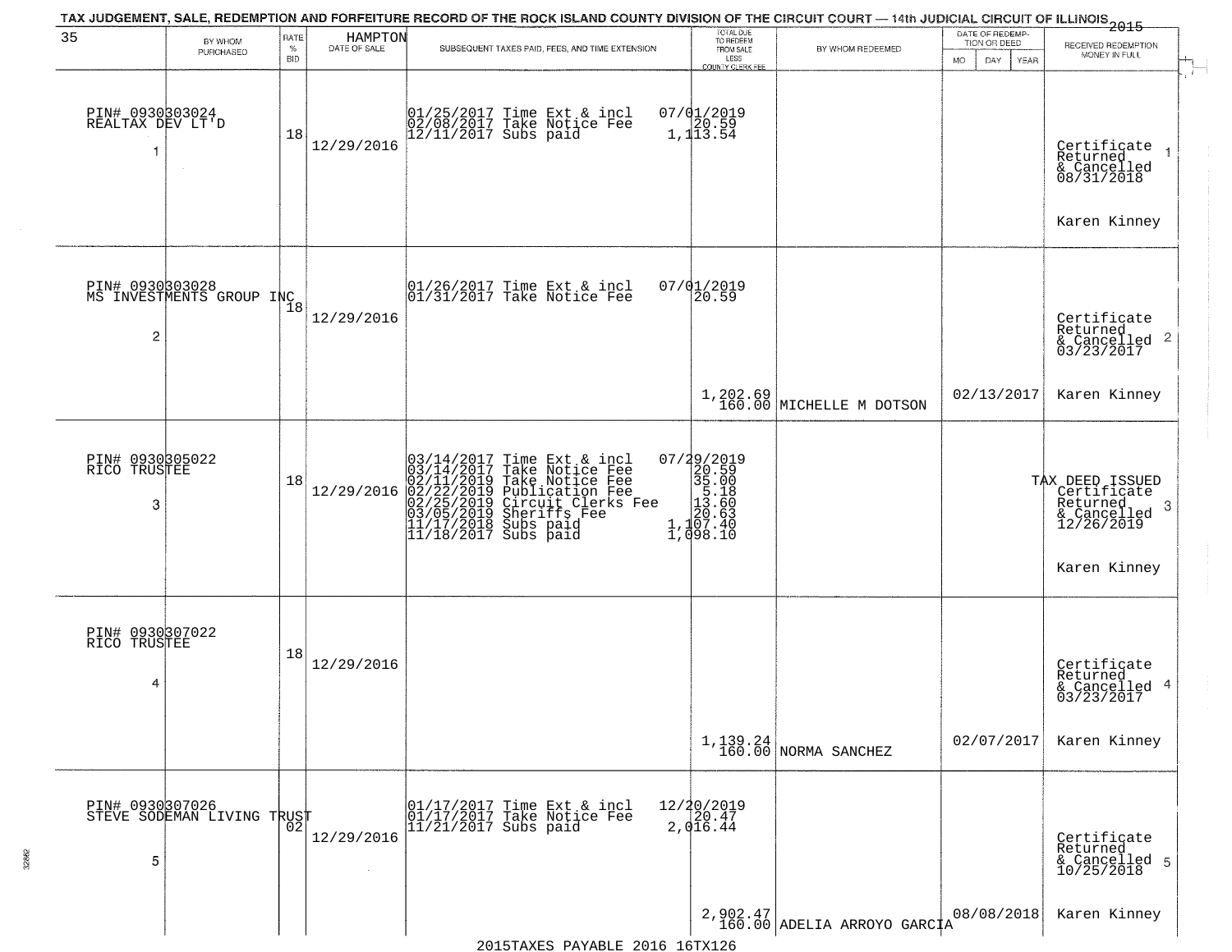TAX JUDGEMENT, SALE, REDEMPTION AND FORFEITURE RECORD OF THE ROCK ISLAND COUNTY DIVISION OF THE CIRCUIT COURT — 14th JUDICIAL CIRCUIT OF ILLINOIS 2015

35 — HAMPTON

| | BY WHOM PURCHASED | RATE % BID | DATE OF SALE | SUBSEQUENT TAXES PAID, FEES, AND TIME EXTENSION | TOTAL DUE TO REDEEM FROM SALE LESS COUNTY CLERK FEE | BY WHOM REDEEMED | DATE OF REDEMPTION OR DEED MO DAY YEAR | RECEIVED REDEMPTION MONEY IN FULL |
|---|---|---|---|---|---|---|---|---|
| 1 | PIN# 0930303024 REALTAX DEV LT'D | 18 | 12/29/2016 | 01/25/2017 Time Ext & incl<br>02/08/2017 Take Notice Fee<br>12/11/2017 Subs paid | 07/01/2019<br>20.59<br>1,113.54 | | | Certificate Returned & Cancelled 08/31/2018<br>Karen Kinney |
| 2 | PIN# 0930303028 MS INVESTMENTS GROUP INC | 18 | 12/29/2016 | 01/26/2017 Time Ext & incl<br>01/31/2017 Take Notice Fee | 07/01/2019<br>20.59<br>1,202.69<br>160.00 | MICHELLE M DOTSON | 02/13/2017 | Certificate Returned & Cancelled 03/23/2017<br>Karen Kinney |
| 3 | PIN# 0930305022 RICO TRUSTEE | 18 | 12/29/2016 | 03/14/2017 Time Ext & incl<br>03/14/2017 Take Notice Fee<br>02/11/2019 Take Notice Fee<br>02/22/2019 Publication Fee<br>02/25/2019 Circuit Clerks Fee<br>03/05/2019 Sheriffs Fee<br>11/17/2018 Subs paid<br>11/18/2017 Subs paid | 07/29/2019<br>20.59<br>35.00<br>5.18<br>13.60<br>20.63<br>1,107.40<br>1,098.10 | | | TAX DEED ISSUED Certificate Returned & Cancelled 12/26/2019<br>Karen Kinney |
| 4 | PIN# 0930307022 RICO TRUSTEE | 18 | 12/29/2016 | | 1,139.24<br>160.00 | NORMA SANCHEZ | 02/07/2017 | Certificate Returned & Cancelled 03/23/2017<br>Karen Kinney |
| 5 | PIN# 0930307026 STEVE SODEMAN LIVING TRUST | 02 | 12/29/2016 | 01/17/2017 Time Ext & incl<br>01/17/2017 Take Notice Fee<br>11/21/2017 Subs paid | 12/20/2019<br>20.47<br>2,016.44<br>2,902.47<br>160.00 | ADELIA ARROYO GARCIA | 08/08/2018 | Certificate Returned & Cancelled 10/25/2018<br>Karen Kinney |

2015TAXES PAYABLE 2016 16TX126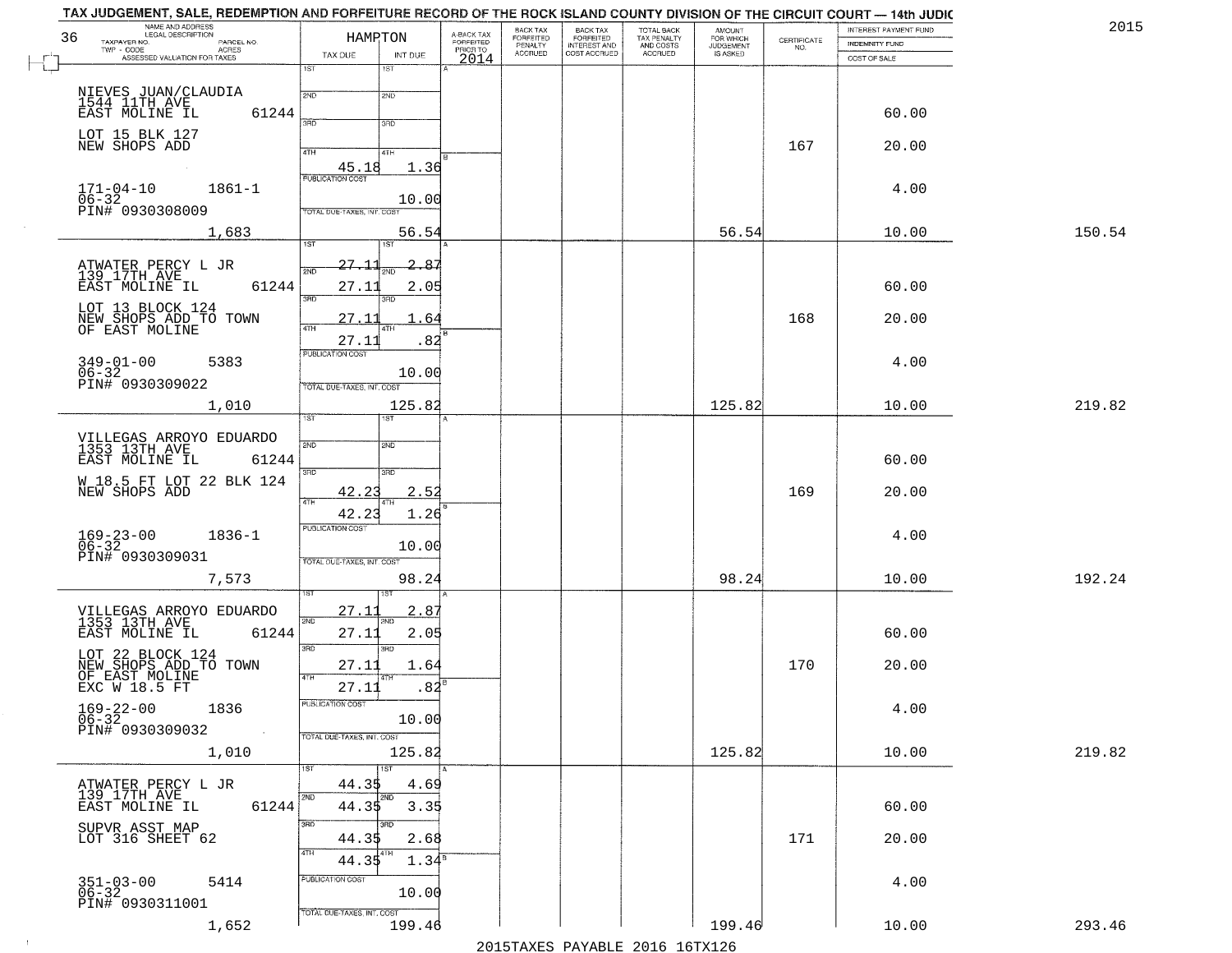TAX JUDGEMENT, SALE, REDEMPTION AND FORFEITURE RECORD OF THE ROCK ISLAND COUNTY DIVISION OF THE CIRCUIT COURT — 14th JUDIC

2015

36

| NAME AND ADDRESS / LEGAL DESCRIPTION / TAXPAYER NO. / PARCEL NO. / TWP - CODE / ACRES / ASSESSED VALUATION FOR TAXES | HAMPTON TAX DUE | INT DUE | A-BACK TAX FORFEITED PRIOR TO 2014 | BACK TAX FORFEITED PENALTY ACCRUED | BACK TAX FORFEITED INTEREST AND COST ACCRUED | TOTAL BACK TAX PENALTY AND COSTS ACCRUED | AMOUNT FOR WHICH JUDGEMENT IS ASKED | CERTIFICATE NO. | INTEREST PAYMENT FUND / INDEMNITY FUND / COST OF SALE | |
|---|---|---|---|---|---|---|---|---|---|---|
| NIEVES JUAN/CLAUDIA<br>1544 11TH AVE<br>EAST MOLINE IL 61244<br>LOT 15 BLK 127<br>NEW SHOPS ADD<br>171-04-10 1861-1<br>06-32<br>PIN# 0930308009<br>1,683 | 1ST<br>2ND<br>3RD<br>4TH 45.18<br>PUBLICATION COST<br>TOTAL DUE-TAXES, INT. COST | 1ST<br>2ND<br>3RD<br>4TH 1.36<br>10.00<br>56.54 | | | | | 56.54 | 167 | 60.00<br>20.00<br>4.00<br>10.00 | 150.54 |
| ATWATER PERCY L JR<br>139 17TH AVE<br>EAST MOLINE IL 61244<br>LOT 13 BLOCK 124<br>NEW SHOPS ADD TO TOWN<br>OF EAST MOLINE<br>349-01-00 5383<br>06-32<br>PIN# 0930309022<br>1,010 | 1ST 27.11<br>2ND 27.11<br>3RD 27.11<br>4TH 27.11<br>PUBLICATION COST<br>TOTAL DUE-TAXES, INT. COST | 1ST 2.87<br>2ND 2.05<br>3RD 1.64<br>4TH .82<br>10.00<br>125.82 | | | | | 125.82 | 168 | 60.00<br>20.00<br>4.00<br>10.00 | 219.82 |
| VILLEGAS ARROYO EDUARDO<br>1353 13TH AVE<br>EAST MOLINE IL 61244<br>W 18.5 FT LOT 22 BLK 124<br>NEW SHOPS ADD<br>169-23-00 1836-1<br>06-32<br>PIN# 0930309031<br>7,573 | 1ST<br>2ND<br>3RD 42.23<br>4TH 42.23<br>PUBLICATION COST<br>TOTAL DUE-TAXES, INT. COST | 1ST<br>2ND<br>3RD 2.52<br>4TH 1.26<br>10.00<br>98.24 | | | | | 98.24 | 169 | 60.00<br>20.00<br>4.00<br>10.00 | 192.24 |
| VILLEGAS ARROYO EDUARDO<br>1353 13TH AVE<br>EAST MOLINE IL 61244<br>LOT 22 BLOCK 124<br>NEW SHOPS ADD TO TOWN<br>OF EAST MOLINE<br>EXC W 18.5 FT<br>169-22-00 1836<br>06-32<br>PIN# 0930309032<br>1,010 | 1ST 27.11<br>2ND 27.11<br>3RD 27.11<br>4TH 27.11<br>PUBLICATION COST<br>TOTAL DUE-TAXES, INT. COST | 1ST 2.87<br>2ND 2.05<br>3RD 1.64<br>4TH .82<br>10.00<br>125.82 | | | | | 125.82 | 170 | 60.00<br>20.00<br>4.00<br>10.00 | 219.82 |
| ATWATER PERCY L JR<br>139 17TH AVE<br>EAST MOLINE IL 61244<br>SUPVR ASST MAP<br>LOT 316 SHEET 62<br>351-03-00 5414<br>06-32<br>PIN# 0930311001<br>1,652 | 1ST 44.35<br>2ND 44.35<br>3RD 44.35<br>4TH 44.35<br>PUBLICATION COST<br>TOTAL DUE-TAXES, INT. COST | 1ST 4.69<br>2ND 3.35<br>3RD 2.68<br>4TH 1.34<br>10.00<br>199.46 | | | | | 199.46 | 171 | 60.00<br>20.00<br>4.00<br>10.00 | 293.46 |

2015TAXES PAYABLE 2016 16TX126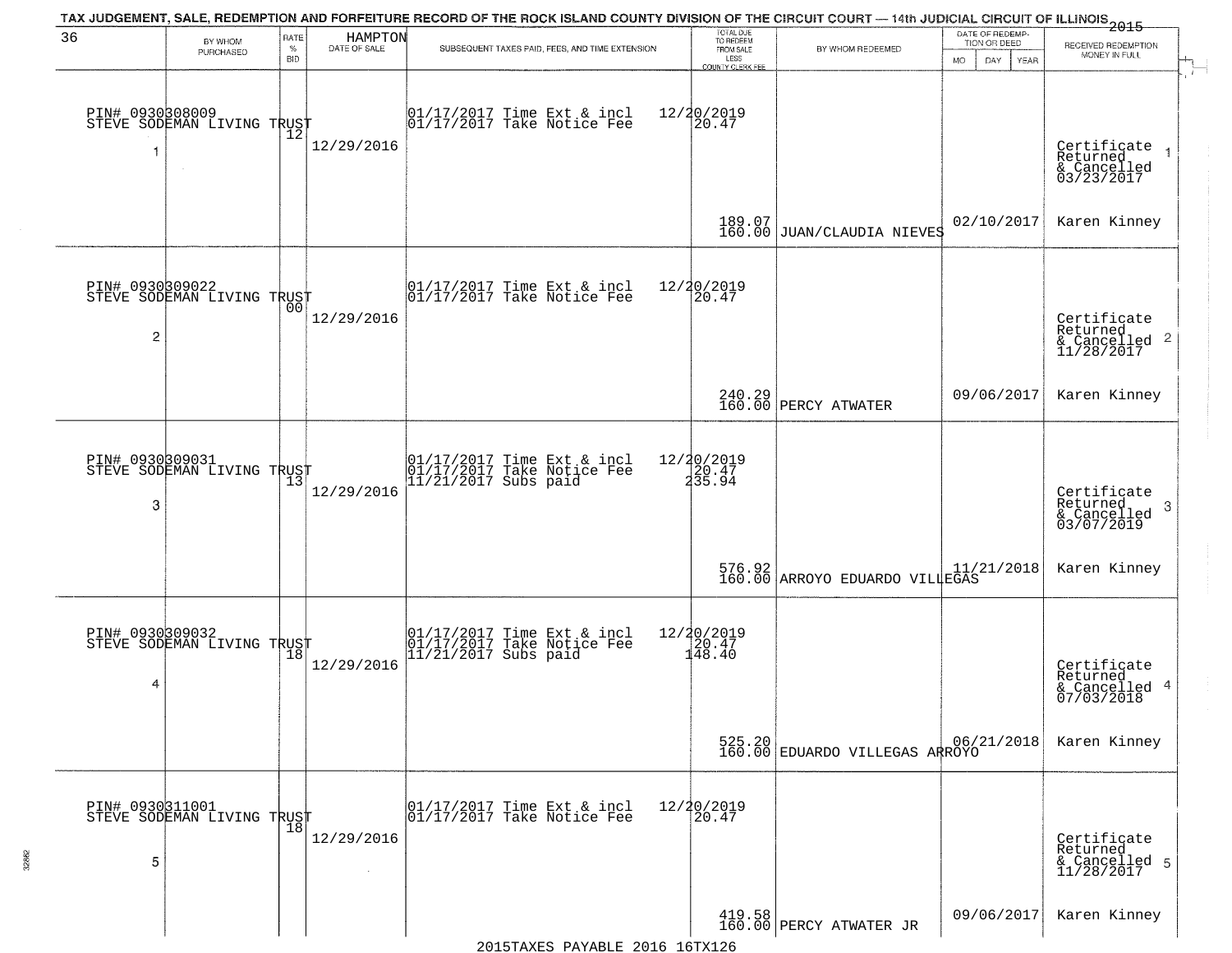TAX JUDGEMENT, SALE, REDEMPTION AND FORFEITURE RECORD OF THE ROCK ISLAND COUNTY DIVISION OF THE CIRCUIT COURT — 14th JUDICIAL CIRCUIT OF ILLINOIS 2015

| 36 | BY WHOM PURCHASED | RATE % BID | HAMPTON DATE OF SALE | SUBSEQUENT TAXES PAID, FEES, AND TIME EXTENSION | TOTAL DUE TO REDEEM FROM SALE LESS COUNTY CLERK FEE | BY WHOM REDEEMED | DATE OF REDEMPTION OR DEED MO DAY YEAR | RECEIVED REDEMPTION MONEY IN FULL |
|---|---|---|---|---|---|---|---|---|
| 1 | PIN# 0930308009 STEVE SODEMAN LIVING TRUST | 12 | 12/29/2016 | 01/17/2017 Time Ext & incl 01/17/2017 Take Notice Fee | 12/20/2019 20.47 189.07 160.00 | JUAN/CLAUDIA NIEVES | 02/10/2017 | Certificate Returned & Cancelled 03/23/2017 Karen Kinney |
| 2 | PIN# 0930309022 STEVE SODEMAN LIVING TRUST | 00 | 12/29/2016 | 01/17/2017 Time Ext & incl 01/17/2017 Take Notice Fee | 12/20/2019 20.47 240.29 160.00 | PERCY ATWATER | 09/06/2017 | Certificate Returned & Cancelled 11/28/2017 Karen Kinney |
| 3 | PIN# 0930309031 STEVE SODEMAN LIVING TRUST | 13 | 12/29/2016 | 01/17/2017 Time Ext & incl 01/17/2017 Take Notice Fee 11/21/2017 Subs paid | 12/20/2019 20.47 235.94 576.92 160.00 | ARROYO EDUARDO VILLEGAS | 11/21/2018 | Certificate Returned & Cancelled 03/07/2019 Karen Kinney |
| 4 | PIN# 0930309032 STEVE SODEMAN LIVING TRUST | 18 | 12/29/2016 | 01/17/2017 Time Ext & incl 01/17/2017 Take Notice Fee 11/21/2017 Subs paid | 12/20/2019 20.47 148.40 525.20 160.00 | EDUARDO VILLEGAS ARROYO | 06/21/2018 | Certificate Returned & Cancelled 07/03/2018 Karen Kinney |
| 5 | PIN# 0930311001 STEVE SODEMAN LIVING TRUST | 18 | 12/29/2016 | 01/17/2017 Time Ext & incl 01/17/2017 Take Notice Fee | 12/20/2019 20.47 419.58 160.00 | PERCY ATWATER JR | 09/06/2017 | Certificate Returned & Cancelled 11/28/2017 Karen Kinney |

2015TAXES PAYABLE 2016 16TX126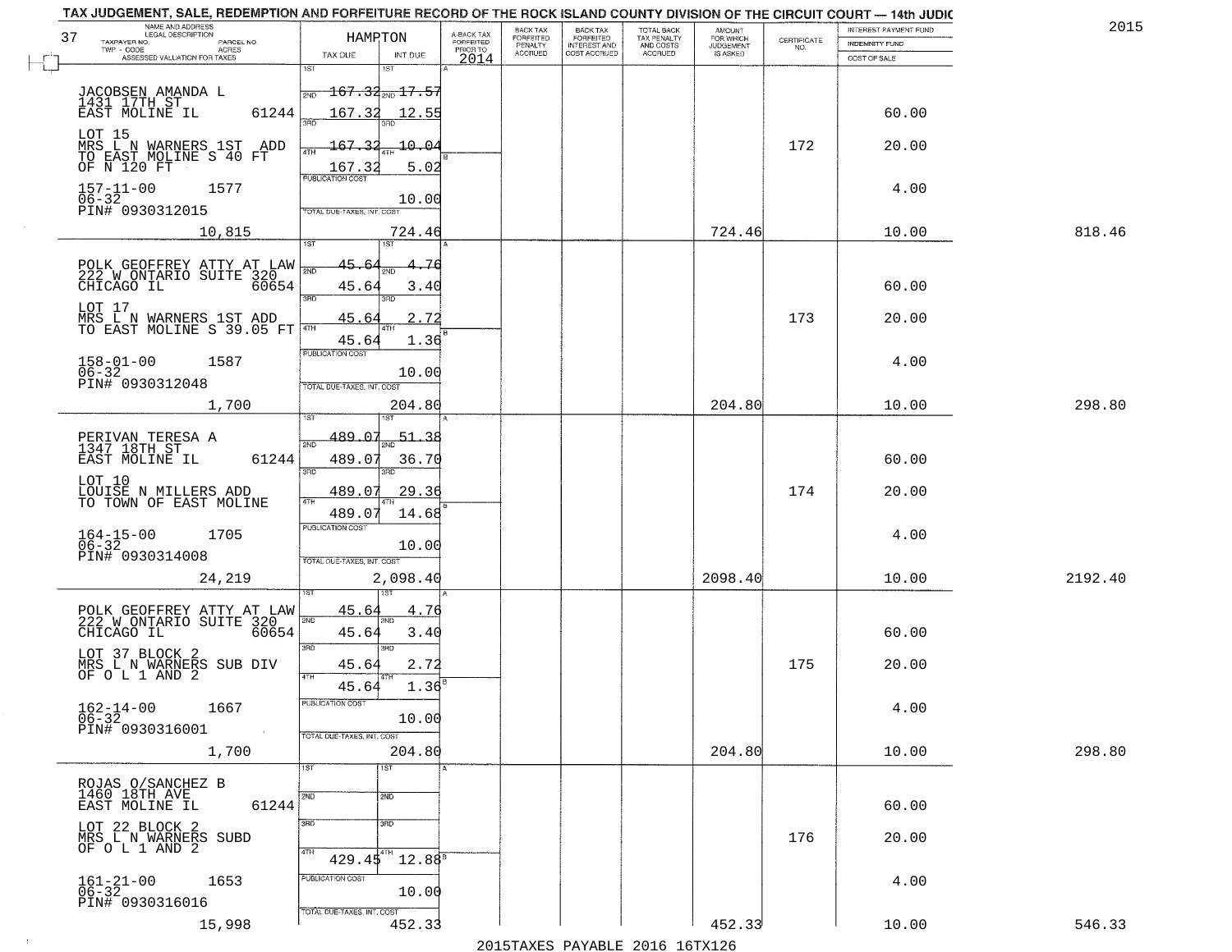TAX JUDGEMENT, SALE, REDEMPTION AND FORFEITURE RECORD OF THE ROCK ISLAND COUNTY DIVISION OF THE CIRCUIT COURT — 14th JUDIC

2015

37 HAMPTON

| NAME AND ADDRESS / LEGAL DESCRIPTION / TAXPAYER NO. / PARCEL NO. / TWP - CODE / ACRES / ASSESSED VALUATION FOR TAXES | TAX DUE | INT DUE | A-BACK TAX FORFEITED PRIOR TO 2014 | BACK TAX FORFEITED PENALTY ACCRUED | BACK TAX FORFEITED INTEREST AND COST ACCRUED | TOTAL BACK TAX PENALTY AND COSTS ACCRUED | AMOUNT FOR WHICH JUDGEMENT IS ASKED | CERTIFICATE NO. | INTEREST PAYMENT FUND / INDEMNITY FUND / COST OF SALE | |
|---|---|---|---|---|---|---|---|---|---|---|
| JACOBSEN AMANDA L 1431 17TH ST EAST MOLINE IL 61244 | 1ST 167.32 | 1ST 17.57 | | | | | | | | |
| | 2ND 167.32 | 2ND 12.55 | | | | | | | 60.00 | |
| LOT 15 MRS L N WARNERS 1ST ADD TO EAST MOLINE S 40 FT OF N 120 FT | 3RD 167.32 | 3RD 10.04 | | | | | | 172 | 20.00 | |
| | 4TH 167.32 | 4TH 5.02 | | | | | | | | |
| 157-11-00 1577 06-32 PIN# 0930312015 | PUBLICATION COST | 10.00 | | | | | | | 4.00 | |
| 10,815 | TOTAL DUE-TAXES, INT. COST | 724.46 | | | | | 724.46 | | 10.00 | 818.46 |
| POLK GEOFFREY ATTY AT LAW 222 W ONTARIO SUITE 320 CHICAGO IL 60654 | 1ST 45.64 | 1ST 4.76 | | | | | | | | |
| | 2ND 45.64 | 2ND 3.40 | | | | | | | 60.00 | |
| LOT 17 MRS L N WARNERS 1ST ADD TO EAST MOLINE S 39.05 FT | 3RD 45.64 | 3RD 2.72 | | | | | | 173 | 20.00 | |
| | 4TH 45.64 | 4TH 1.36 | | | | | | | | |
| 158-01-00 1587 06-32 PIN# 0930312048 | PUBLICATION COST | 10.00 | | | | | | | 4.00 | |
| 1,700 | TOTAL DUE-TAXES, INT. COST | 204.80 | | | | | 204.80 | | 10.00 | 298.80 |
| PERIVAN TERESA A 1347 18TH ST EAST MOLINE IL 61244 | 1ST 489.07 | 1ST 51.38 | | | | | | | | |
| | 2ND 489.07 | 2ND 36.70 | | | | | | | 60.00 | |
| LOT 10 LOUISE N MILLERS ADD TO TOWN OF EAST MOLINE | 3RD 489.07 | 3RD 29.36 | | | | | | 174 | 20.00 | |
| | 4TH 489.07 | 4TH 14.68 | | | | | | | | |
| 164-15-00 1705 06-32 PIN# 0930314008 | PUBLICATION COST | 10.00 | | | | | | | 4.00 | |
| 24,219 | TOTAL DUE-TAXES, INT. COST | 2,098.40 | | | | | 2098.40 | | 10.00 | 2192.40 |
| POLK GEOFFREY ATTY AT LAW 222 W ONTARIO SUITE 320 CHICAGO IL 60654 | 1ST 45.64 | 1ST 4.76 | | | | | | | | |
| | 2ND 45.64 | 2ND 3.40 | | | | | | | 60.00 | |
| LOT 37 BLOCK 2 MRS L N WARNERS SUB DIV OF O L 1 AND 2 | 3RD 45.64 | 3RD 2.72 | | | | | | 175 | 20.00 | |
| | 4TH 45.64 | 4TH 1.36 | | | | | | | | |
| 162-14-00 1667 06-32 PIN# 0930316001 | PUBLICATION COST | 10.00 | | | | | | | 4.00 | |
| 1,700 | TOTAL DUE-TAXES, INT. COST | 204.80 | | | | | 204.80 | | 10.00 | 298.80 |
| ROJAS O/SANCHEZ B 1460 18TH AVE EAST MOLINE IL 61244 | 1ST | 1ST | | | | | | | | |
| | 2ND | 2ND | | | | | | | 60.00 | |
| LOT 22 BLOCK 2 MRS L N WARNERS SUBD OF O L 1 AND 2 | 3RD | 3RD | | | | | | 176 | 20.00 | |
| | 4TH 429.45 | 4TH 12.88 | | | | | | | | |
| 161-21-00 1653 06-32 PIN# 0930316016 | PUBLICATION COST | 10.00 | | | | | | | 4.00 | |
| 15,998 | TOTAL DUE-TAXES, INT. COST | 452.33 | | | | | 452.33 | | 10.00 | 546.33 |

2015TAXES PAYABLE 2016 16TX126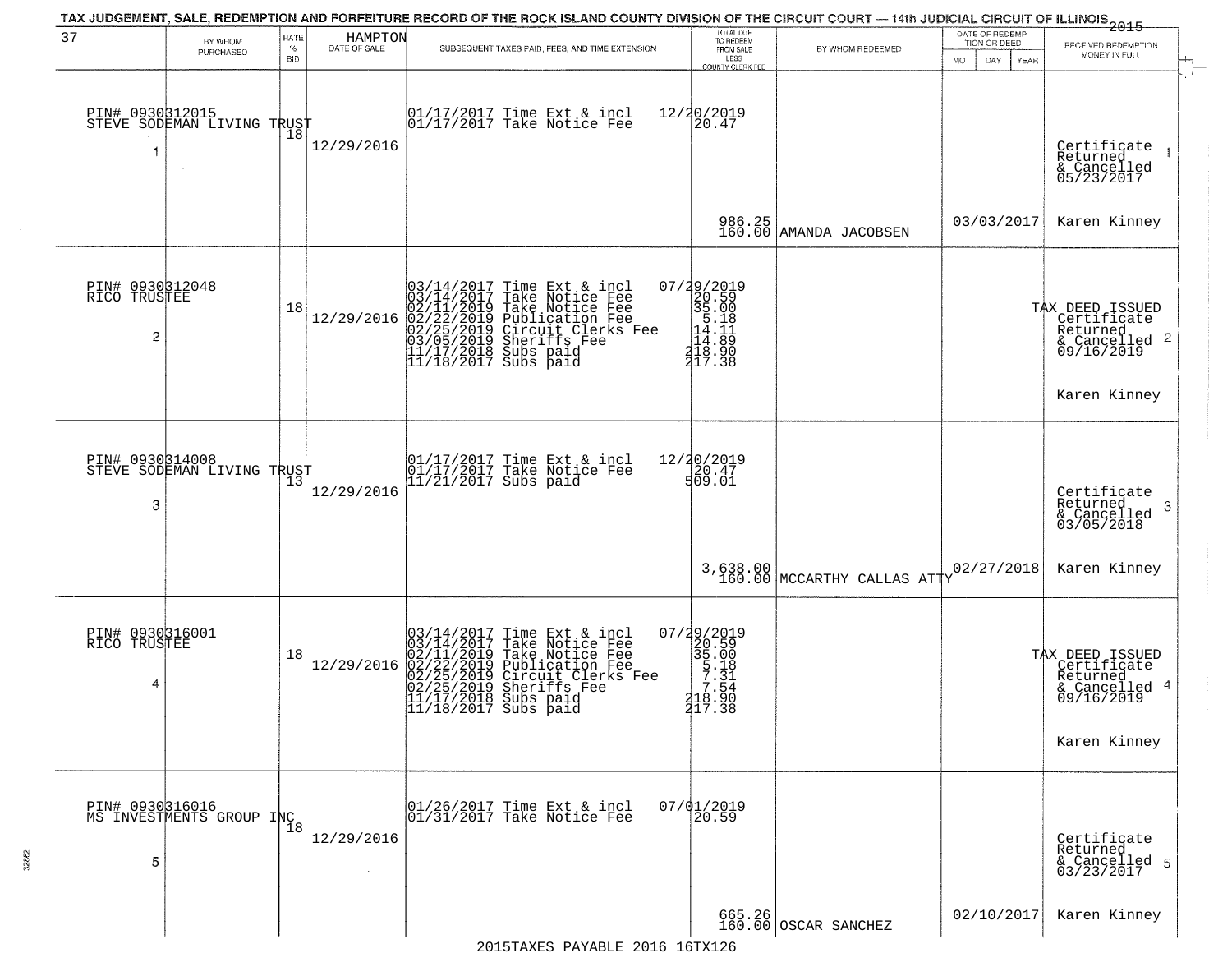TAX JUDGEMENT, SALE, REDEMPTION AND FORFEITURE RECORD OF THE ROCK ISLAND COUNTY DIVISION OF THE CIRCUIT COURT — 14th JUDICIAL CIRCUIT OF ILLINOIS 2015

37 HAMPTON

| | BY WHOM PURCHASED | RATE % BID | DATE OF SALE | SUBSEQUENT TAXES PAID, FEES, AND TIME EXTENSION | TOTAL DUE TO REDEEM FROM SALE LESS COUNTY CLERK FEE | BY WHOM REDEEMED | DATE OF REDEMPTION OR DEED MO DAY YEAR | RECEIVED REDEMPTION MONEY IN FULL |
|---|---|---|---|---|---|---|---|---|
| 1 | PIN# 0930312015 STEVE SODEMAN LIVING TRUST | 18 | 12/29/2016 | 01/17/2017 Time Ext & incl<br>01/17/2017 Take Notice Fee | 12/20/2019<br>20.47<br>986.25<br>160.00 | AMANDA JACOBSEN | 03/03/2017 | Certificate Returned & Cancelled 05/23/2017<br>Karen Kinney |
| 2 | PIN# 0930312048 RICO TRUSTEE | 18 | 12/29/2016 | 03/14/2017 Time Ext & incl<br>03/14/2017 Take Notice Fee<br>02/11/2019 Take Notice Fee<br>02/22/2019 Publication Fee<br>02/25/2019 Circuit Clerks Fee<br>03/05/2019 Sheriffs Fee<br>11/17/2018 Subs paid<br>11/18/2017 Subs paid | 07/29/2019<br>20.59<br>35.00<br>5.18<br>14.11<br>14.89<br>218.90<br>217.38 | | | TAX DEED ISSUED Certificate Returned & Cancelled 09/16/2019<br>Karen Kinney |
| 3 | PIN# 0930314008 STEVE SODEMAN LIVING TRUST | 13 | 12/29/2016 | 01/17/2017 Time Ext & incl<br>01/17/2017 Take Notice Fee<br>11/21/2017 Subs paid | 12/20/2019<br>20.47<br>509.01<br>3,638.00<br>160.00 | MCCARTHY CALLAS ATTY | 02/27/2018 | Certificate Returned & Cancelled 03/05/2018<br>Karen Kinney |
| 4 | PIN# 0930316001 RICO TRUSTEE | 18 | 12/29/2016 | 03/14/2017 Time Ext & incl<br>03/14/2017 Take Notice Fee<br>02/11/2019 Take Notice Fee<br>02/22/2019 Publication Fee<br>02/25/2019 Circuit Clerks Fee<br>02/25/2019 Sheriffs Fee<br>11/17/2018 Subs paid<br>11/18/2017 Subs paid | 07/29/2019<br>20.59<br>35.00<br>5.18<br>7.31<br>7.54<br>218.90<br>217.38 | | | TAX DEED ISSUED Certificate Returned & Cancelled 09/16/2019<br>Karen Kinney |
| 5 | PIN# 0930316016 MS INVESTMENTS GROUP INC | 18 | 12/29/2016 | 01/26/2017 Time Ext & incl<br>01/31/2017 Take Notice Fee | 07/01/2019<br>20.59<br>665.26<br>160.00 | OSCAR SANCHEZ | 02/10/2017 | Certificate Returned & Cancelled 03/23/2017<br>Karen Kinney |

2015TAXES PAYABLE 2016 16TX126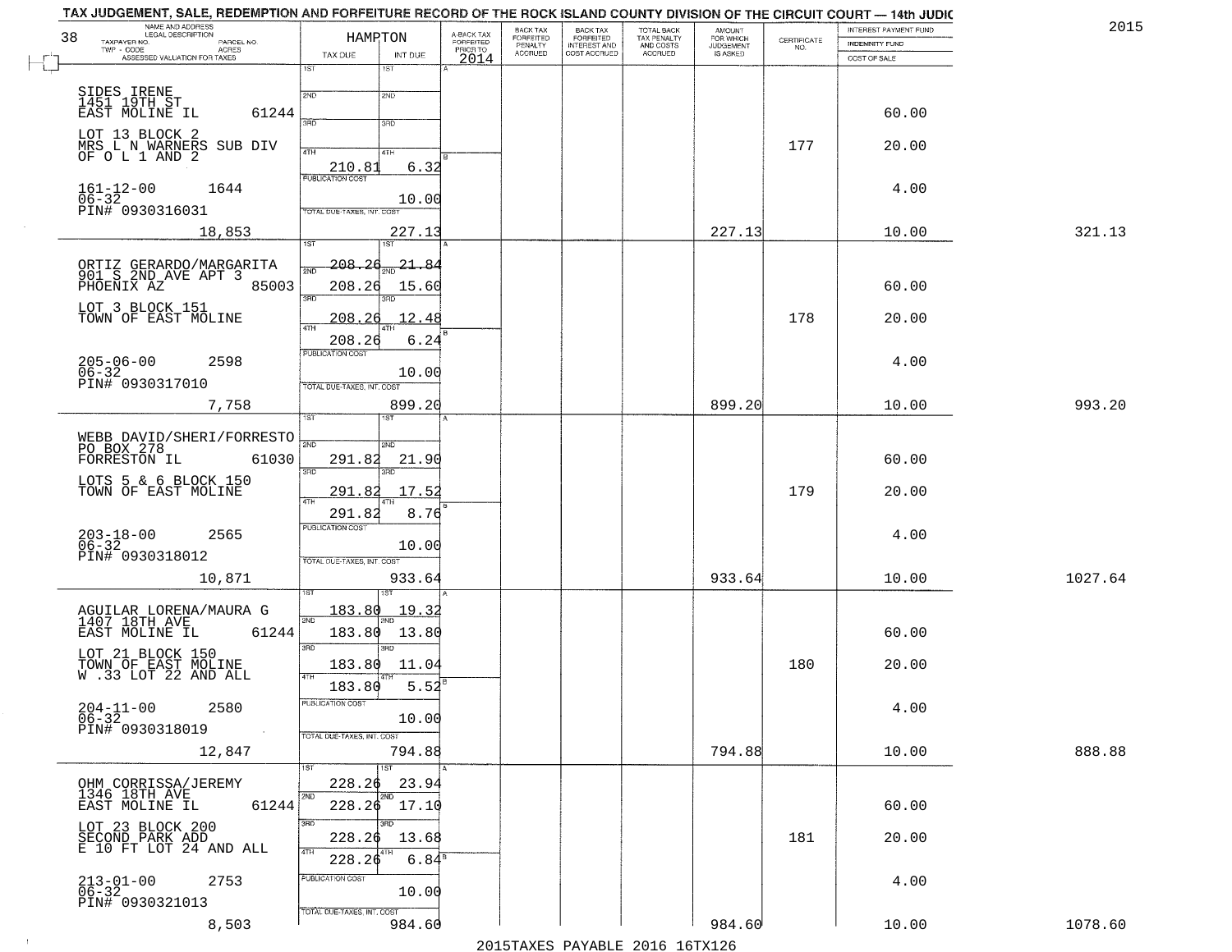TAX JUDGEMENT, SALE, REDEMPTION AND FORFEITURE RECORD OF THE ROCK ISLAND COUNTY DIVISION OF THE CIRCUIT COURT — 14th JUDIC

2015

38

| NAME AND ADDRESS / LEGAL DESCRIPTION / TAXPAYER NO. / PARCEL NO. / TWP - CODE / ACRES / ASSESSED VALUATION FOR TAXES | HAMPTON TAX DUE | INT DUE | A-BACK TAX FORFEITED PRIOR TO 2014 | BACK TAX FORFEITED PENALTY ACCRUED | BACK TAX FORFEITED INTEREST AND COST ACCRUED | TOTAL BACK TAX PENALTY AND COSTS ACCRUED | AMOUNT FOR WHICH JUDGEMENT IS ASKED | CERTIFICATE NO. | INTEREST PAYMENT FUND / INDEMNITY FUND / COST OF SALE | |
|---|---|---|---|---|---|---|---|---|---|---|
| SIDES IRENE<br>1451 19TH ST<br>EAST MOLINE IL 61244<br>LOT 13 BLOCK 2<br>MRS L N WARNERS SUB DIV<br>OF O L 1 AND 2<br>161-12-00 1644<br>06-32<br>PIN# 0930316031<br>18,853 | 1ST<br>2ND<br>3RD<br>4TH 210.81<br>PUBLICATION COST<br>TOTAL DUE-TAXES, INT. COST | <br><br><br>6.32<br>10.00<br>227.13 | | | | | 227.13 | 177 | 60.00<br>20.00<br>4.00<br>10.00 | 321.13 |
| ORTIZ GERARDO/MARGARITA<br>901 S 2ND AVE APT 3<br>PHOENIX AZ 85003<br>LOT 3 BLOCK 151<br>TOWN OF EAST MOLINE<br>205-06-00 2598<br>06-32<br>PIN# 0930317010<br>7,758 | 1ST 208.26<br>2ND 208.26<br>3RD 208.26<br>4TH 208.26<br>PUBLICATION COST<br>TOTAL DUE-TAXES, INT. COST | 21.84<br>15.60<br>12.48<br>6.24<br>10.00<br>899.20 | | | | | 899.20 | 178 | 60.00<br>20.00<br>4.00<br>10.00 | 993.20 |
| WEBB DAVID/SHERI/FORRESTO<br>PO BOX 278<br>FORRESTON IL 61030<br>LOTS 5 & 6 BLOCK 150<br>TOWN OF EAST MOLINE<br>203-18-00 2565<br>06-32<br>PIN# 0930318012<br>10,871 | 1ST<br>2ND 291.82<br>3RD 291.82<br>4TH 291.82<br>PUBLICATION COST<br>TOTAL DUE-TAXES, INT. COST | <br>21.90<br>17.52<br>8.76<br>10.00<br>933.64 | | | | | 933.64 | 179 | 60.00<br>20.00<br>4.00<br>10.00 | 1027.64 |
| AGUILAR LORENA/MAURA G<br>1407 18TH AVE<br>EAST MOLINE IL 61244<br>LOT 21 BLOCK 150<br>TOWN OF EAST MOLINE<br>W .33 LOT 22 AND ALL<br>204-11-00 2580<br>06-32<br>PIN# 0930318019<br>12,847 | 1ST 183.80<br>2ND 183.80<br>3RD 183.80<br>4TH 183.80<br>PUBLICATION COST<br>TOTAL DUE-TAXES, INT. COST | 19.32<br>13.80<br>11.04<br>5.52<br>10.00<br>794.88 | | | | | 794.88 | 180 | 60.00<br>20.00<br>4.00<br>10.00 | 888.88 |
| OHM CORRISSA/JEREMY<br>1346 18TH AVE<br>EAST MOLINE IL 61244<br>LOT 23 BLOCK 200<br>SECOND PARK ADD<br>E 10 FT LOT 24 AND ALL<br>213-01-00 2753<br>06-32<br>PIN# 0930321013<br>8,503 | 1ST 228.26<br>2ND 228.26<br>3RD 228.26<br>4TH 228.26<br>PUBLICATION COST<br>TOTAL DUE-TAXES, INT. COST | 23.94<br>17.10<br>13.68<br>6.84<br>10.00<br>984.60 | | | | | 984.60 | 181 | 60.00<br>20.00<br>4.00<br>10.00 | 1078.60 |

2015TAXES PAYABLE 2016 16TX126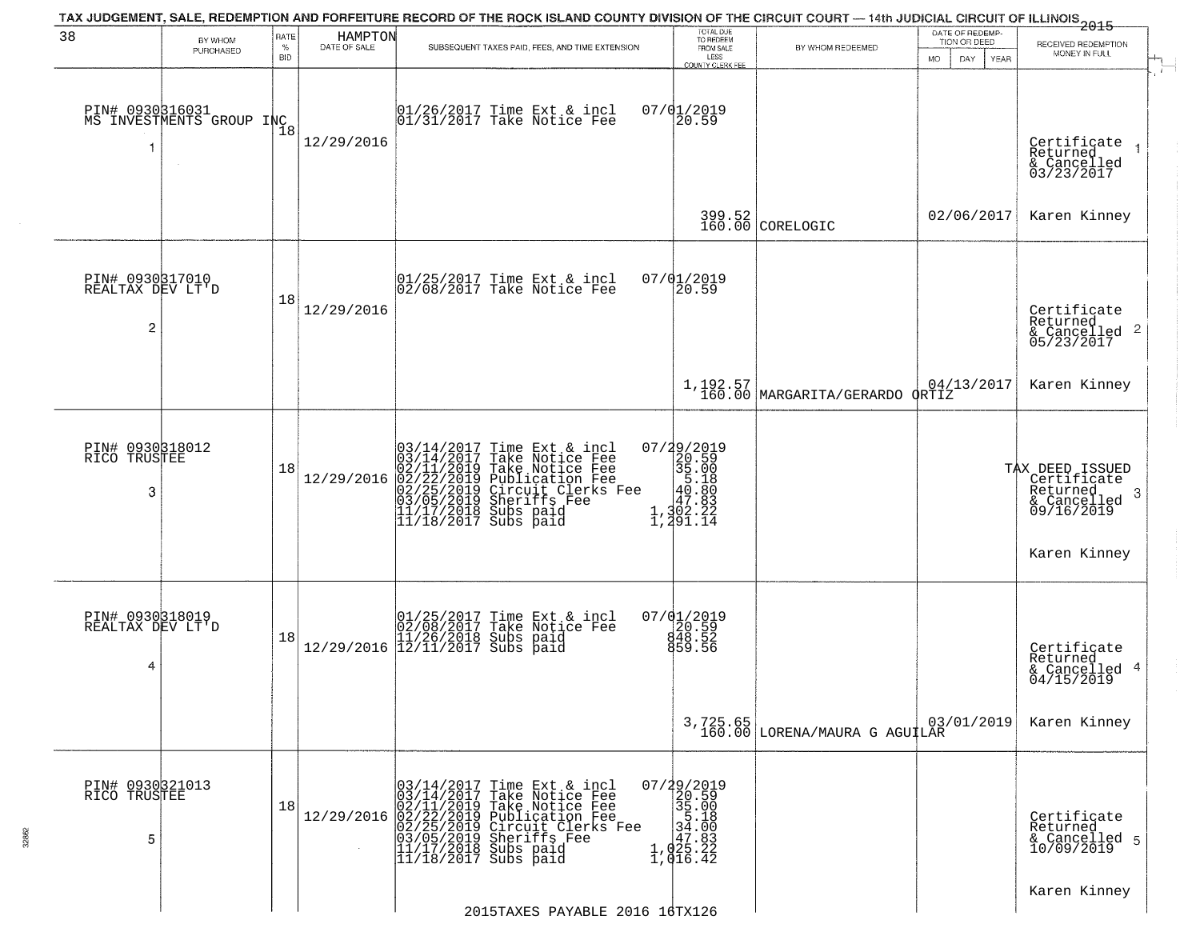TAX JUDGEMENT, SALE, REDEMPTION AND FORFEITURE RECORD OF THE ROCK ISLAND COUNTY DIVISION OF THE CIRCUIT COURT — 14th JUDICIAL CIRCUIT OF ILLINOIS 2015

38 HAMPTON

| | BY WHOM PURCHASED | RATE % BID | DATE OF SALE | SUBSEQUENT TAXES PAID, FEES, AND TIME EXTENSION | TOTAL DUE TO REDEEM FROM SALE LESS COUNTY CLERK FEE | BY WHOM REDEEMED | DATE OF REDEMPTION OR DEED MO DAY YEAR | RECEIVED REDEMPTION MONEY IN FULL |
|---|---|---|---|---|---|---|---|---|
| 1 | PIN# 0930316031 MS INVESTMENTS GROUP INC | 18 | 12/29/2016 | 01/26/2017 Time Ext & incl 07/01/2019<br>01/31/2017 Take Notice Fee 20.59 | 399.52<br>160.00 | CORELOGIC | 02/06/2017 | Certificate Returned & Cancelled 03/23/2017 Karen Kinney |
| 2 | PIN# 0930317010 REALTAX DEV LT'D | 18 | 12/29/2016 | 01/25/2017 Time Ext & incl 07/01/2019<br>02/08/2017 Take Notice Fee 20.59 | 1,192.57<br>160.00 | MARGARITA/GERARDO ORTIZ | 04/13/2017 | Certificate Returned & Cancelled 05/23/2017 Karen Kinney |
| 3 | PIN# 0930318012 RICO TRUSTEE | 18 | 12/29/2016 | 03/14/2017 Time Ext & incl 07/29/2019<br>03/14/2017 Take Notice Fee 20.59<br>02/11/2019 Take Notice Fee 35.00<br>02/22/2019 Publication Fee 5.18<br>02/25/2019 Circuit Clerks Fee 40.80<br>03/05/2019 Sheriffs Fee 47.83<br>11/17/2018 Subs paid 1,302.22<br>11/18/2017 Subs paid 1,291.14 | | | | TAX DEED ISSUED Certificate Returned & Cancelled 09/16/2019 Karen Kinney |
| 4 | PIN# 0930318019 REALTAX DEV LT'D | 18 | 12/29/2016 | 01/25/2017 Time Ext & incl 07/01/2019<br>02/08/2017 Take Notice Fee 20.59<br>11/26/2018 Subs paid 848.52<br>12/11/2017 Subs paid 859.56 | 3,725.65<br>160.00 | LORENA/MAURA G AGUILAR | 03/01/2019 | Certificate Returned & Cancelled 04/15/2019 Karen Kinney |
| 5 | PIN# 0930321013 RICO TRUSTEE | 18 | 12/29/2016 | 03/14/2017 Time Ext & incl 07/29/2019<br>03/14/2017 Take Notice Fee 20.59<br>02/11/2019 Take Notice Fee 35.00<br>02/22/2019 Publication Fee 5.18<br>02/25/2019 Circuit Clerks Fee 34.00<br>03/05/2019 Sheriffs Fee 47.83<br>11/17/2018 Subs paid 1,025.22<br>11/18/2017 Subs paid 1,016.42 | | | | Certificate Returned & Cancelled 10/09/2019 Karen Kinney |

2015TAXES PAYABLE 2016 16TX126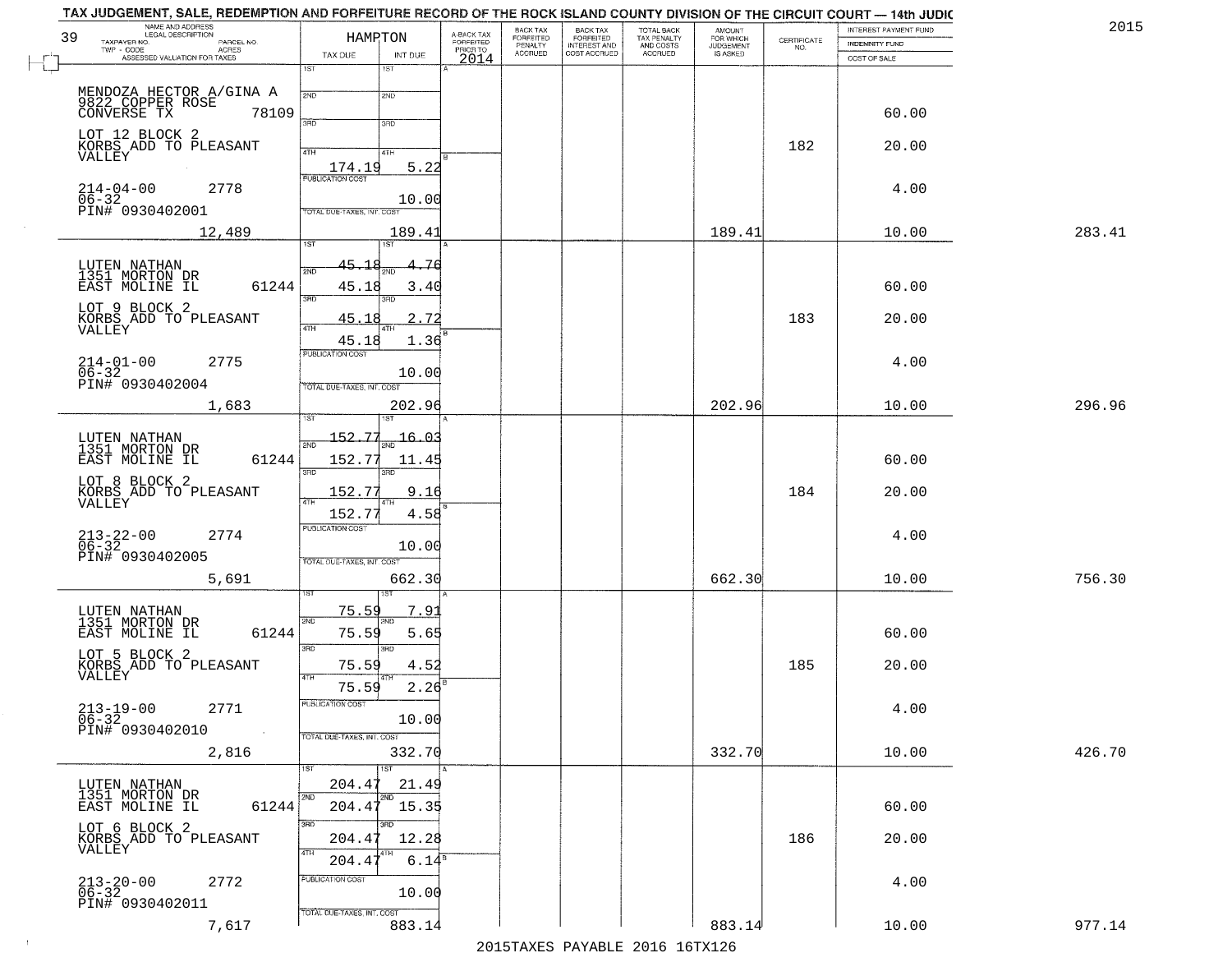TAX JUDGEMENT, SALE, REDEMPTION AND FORFEITURE RECORD OF THE ROCK ISLAND COUNTY DIVISION OF THE CIRCUIT COURT — 14th JUDIC

2015

39

| NAME AND ADDRESS / LEGAL DESCRIPTION / TAXPAYER NO. / PARCEL NO. / TWP - CODE / ACRES / ASSESSED VALUATION FOR TAXES | HAMPTON TAX DUE | INT DUE | A-BACK TAX FORFEITED PRIOR TO 2014 | BACK TAX FORFEITED PENALTY ACCRUED | BACK TAX FORFEITED INTEREST AND COST ACCRUED | TOTAL BACK TAX PENALTY AND COSTS ACCRUED | AMOUNT FOR WHICH JUDGEMENT IS ASKED | CERTIFICATE NO. | INTEREST PAYMENT FUND / INDEMNITY FUND / COST OF SALE | |
|---|---|---|---|---|---|---|---|---|---|---|
| MENDOZA HECTOR A/GINA A<br>9822 COPPER ROSE<br>CONVERSE TX 78109<br>LOT 12 BLOCK 2<br>KORBS ADD TO PLEASANT VALLEY<br>214-04-00 2778<br>06-32<br>PIN# 0930402001<br>12,489 | 1ST<br>2ND<br>3RD<br>4TH 174.19<br>PUBLICATION COST<br>TOTAL DUE-TAXES, INT. COST | 1ST<br>2ND<br>3RD<br>4TH 5.22<br>10.00<br>189.41 | | | | | 189.41 | 182 | 60.00<br>20.00<br>4.00<br>10.00 | 283.41 |
| LUTEN NATHAN<br>1351 MORTON DR<br>EAST MOLINE IL 61244<br>LOT 9 BLOCK 2<br>KORBS ADD TO PLEASANT VALLEY<br>214-01-00 2775<br>06-32<br>PIN# 0930402004<br>1,683 | 1ST ~~45.18~~<br>2ND 45.18<br>3RD 45.18<br>4TH 45.18<br>PUBLICATION COST<br>TOTAL DUE-TAXES, INT. COST | 1ST ~~4.76~~<br>2ND 3.40<br>3RD 2.72<br>4TH 1.36<br>10.00<br>202.96 | | | | | 202.96 | 183 | 60.00<br>20.00<br>4.00<br>10.00 | 296.96 |
| LUTEN NATHAN<br>1351 MORTON DR<br>EAST MOLINE IL 61244<br>LOT 8 BLOCK 2<br>KORBS ADD TO PLEASANT VALLEY<br>213-22-00 2774<br>06-32<br>PIN# 0930402005<br>5,691 | 1ST ~~152.77~~<br>2ND 152.77<br>3RD 152.77<br>4TH 152.77<br>PUBLICATION COST<br>TOTAL DUE-TAXES, INT. COST | 1ST ~~16.03~~<br>2ND 11.45<br>3RD 9.16<br>4TH 4.58<br>10.00<br>662.30 | | | | | 662.30 | 184 | 60.00<br>20.00<br>4.00<br>10.00 | 756.30 |
| LUTEN NATHAN<br>1351 MORTON DR<br>EAST MOLINE IL 61244<br>LOT 5 BLOCK 2<br>KORBS ADD TO PLEASANT VALLEY<br>213-19-00 2771<br>06-32<br>PIN# 0930402010<br>2,816 | 1ST 75.59<br>2ND 75.59<br>3RD 75.59<br>4TH 75.59<br>PUBLICATION COST<br>TOTAL DUE-TAXES, INT. COST | 1ST 7.91<br>2ND 5.65<br>3RD 4.52<br>4TH 2.26<br>10.00<br>332.70 | | | | | 332.70 | 185 | 60.00<br>20.00<br>4.00<br>10.00 | 426.70 |
| LUTEN NATHAN<br>1351 MORTON DR<br>EAST MOLINE IL 61244<br>LOT 6 BLOCK 2<br>KORBS ADD TO PLEASANT VALLEY<br>213-20-00 2772<br>06-32<br>PIN# 0930402011<br>7,617 | 1ST 204.47<br>2ND 204.47<br>3RD 204.47<br>4TH 204.47<br>PUBLICATION COST<br>TOTAL DUE-TAXES, INT. COST | 1ST 21.49<br>2ND 15.35<br>3RD 12.28<br>4TH 6.14<br>10.00<br>883.14 | | | | | 883.14 | 186 | 60.00<br>20.00<br>4.00<br>10.00 | 977.14 |

2015TAXES PAYABLE 2016 16TX126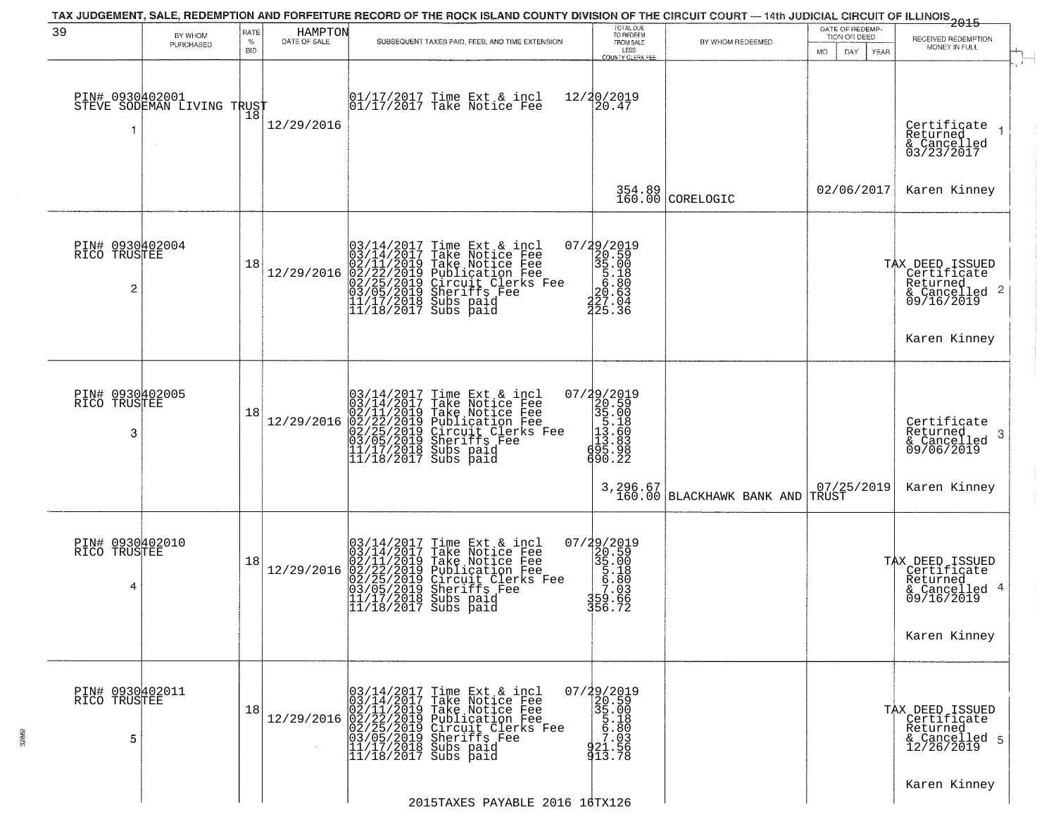TAX JUDGEMENT, SALE, REDEMPTION AND FORFEITURE RECORD OF THE ROCK ISLAND COUNTY DIVISION OF THE CIRCUIT COURT — 14th JUDICIAL CIRCUIT OF ILLINOIS 2015

| 39 | BY WHOM PURCHASED | RATE % BID | HAMPTON DATE OF SALE | SUBSEQUENT TAXES PAID, FEES, AND TIME EXTENSION | TOTAL DUE TO REDEEM FROM SALE LESS COUNTY CLERK FEE | BY WHOM REDEEMED | DATE OF REDEMPTION OR DEED MO DAY YEAR | RECEIVED REDEMPTION MONEY IN FULL |
|---|---|---|---|---|---|---|---|---|
| PIN# 0930402001 STEVE SODEMAN LIVING TRUST 1 | | 18 | 12/29/2016 | 01/17/2017 Time Ext & incl<br>01/17/2017 Take Notice Fee | 12/20/2019<br>20.47<br>354.89<br>160.00 | CORELOGIC | 02/06/2017 | Certificate Returned & Cancelled 03/23/2017 1<br>Karen Kinney |
| PIN# 0930402004 RICO TRUSTEE 2 | | 18 | 12/29/2016 | 03/14/2017 Time Ext & incl<br>03/14/2017 Take Notice Fee<br>02/11/2019 Take Notice Fee<br>02/22/2019 Publication Fee<br>02/25/2019 Circuit Clerks Fee<br>03/05/2019 Sheriffs Fee<br>11/17/2018 Subs paid<br>11/18/2017 Subs paid | 07/29/2019<br>20.59<br>35.00<br>5.18<br>6.80<br>20.63<br>227.04<br>225.36 | | | TAX DEED ISSUED Certificate Returned & Cancelled 09/16/2019 2<br>Karen Kinney |
| PIN# 0930402005 RICO TRUSTEE 3 | | 18 | 12/29/2016 | 03/14/2017 Time Ext & incl<br>03/14/2017 Take Notice Fee<br>02/11/2019 Take Notice Fee<br>02/22/2019 Publication Fee<br>02/25/2019 Circuit Clerks Fee<br>03/05/2019 Sheriffs Fee<br>11/17/2018 Subs paid<br>11/18/2017 Subs paid | 07/29/2019<br>20.59<br>35.00<br>5.18<br>13.60<br>13.83<br>695.98<br>690.22<br>3,296.67<br>160.00 | BLACKHAWK BANK AND TRUST | 07/25/2019 | Certificate Returned & Cancelled 09/06/2019 3<br>Karen Kinney |
| PIN# 0930402010 RICO TRUSTEE 4 | | 18 | 12/29/2016 | 03/14/2017 Time Ext & incl<br>03/14/2017 Take Notice Fee<br>02/11/2019 Take Notice Fee<br>02/22/2019 Publication Fee<br>02/25/2019 Circuit Clerks Fee<br>03/05/2019 Sheriffs Fee<br>11/17/2018 Subs paid<br>11/18/2017 Subs paid | 07/29/2019<br>20.59<br>35.00<br>5.18<br>6.80<br>7.03<br>359.66<br>356.72 | | | TAX DEED ISSUED Certificate Returned & Cancelled 09/16/2019 4<br>Karen Kinney |
| PIN# 0930402011 RICO TRUSTEE 5 | | 18 | 12/29/2016 | 03/14/2017 Time Ext & incl<br>03/14/2017 Take Notice Fee<br>02/11/2019 Take Notice Fee<br>02/22/2019 Publication Fee<br>02/25/2019 Circuit Clerks Fee<br>03/05/2019 Sheriffs Fee<br>11/17/2018 Subs paid<br>11/18/2017 Subs paid | 07/29/2019<br>20.59<br>35.00<br>5.18<br>6.80<br>7.03<br>921.56<br>913.78 | | | TAX DEED ISSUED Certificate Returned & Cancelled 12/26/2019 5<br>Karen Kinney |

2015TAXES PAYABLE 2016 16TX126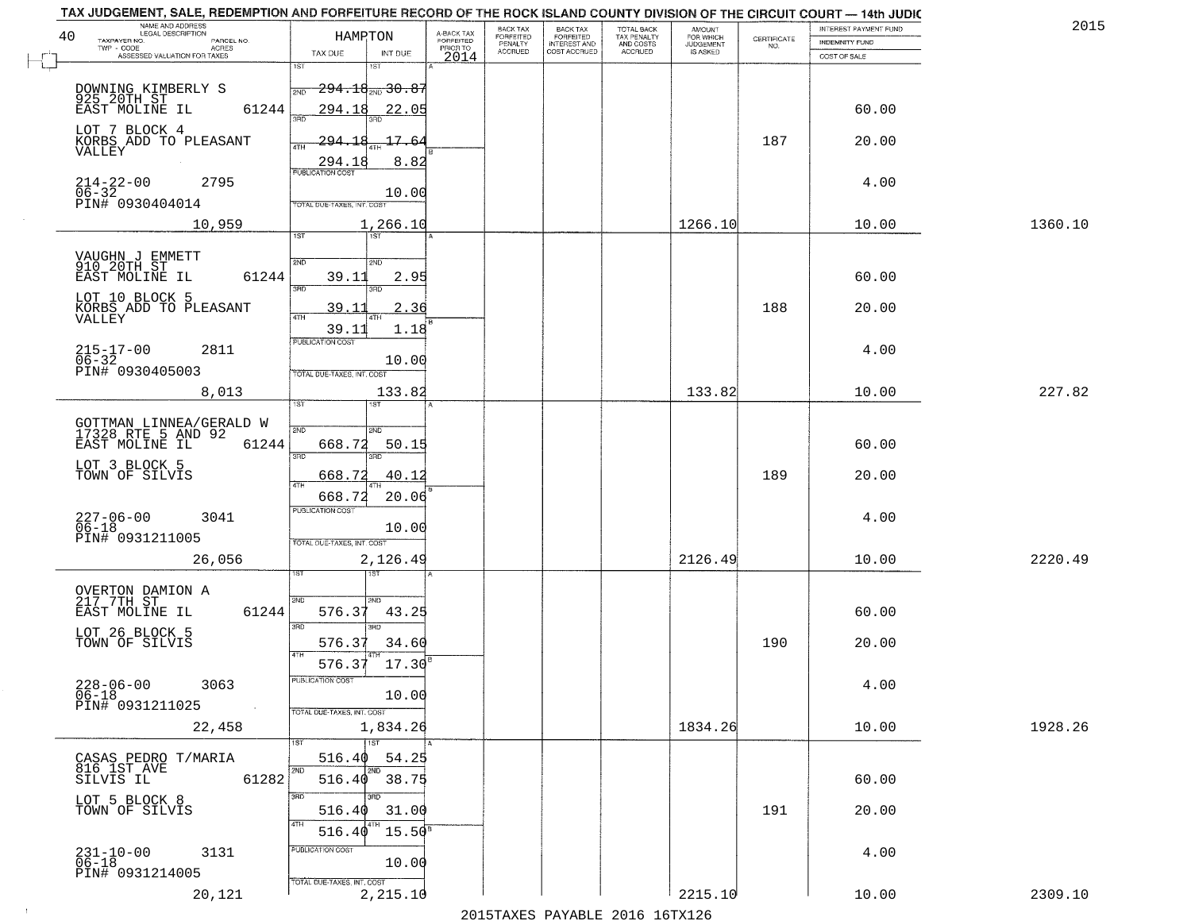TAX JUDGEMENT, SALE, REDEMPTION AND FORFEITURE RECORD OF THE ROCK ISLAND COUNTY DIVISION OF THE CIRCUIT COURT — 14th JUDIC

2015

40

| NAME AND ADDRESS / LEGAL DESCRIPTION / TAXPAYER NO. / PARCEL NO. / TWP - CODE / ACRES / ASSESSED VALUATION FOR TAXES | HAMPTON TAX DUE | INT DUE | A-BACK TAX FORFEITED PRIOR TO 2014 | BACK TAX FORFEITED PENALTY ACCRUED | BACK TAX FORFEITED INTEREST AND COST ACCRUED | TOTAL BACK TAX PENALTY AND COSTS ACCRUED | AMOUNT FOR WHICH JUDGEMENT IS ASKED | CERTIFICATE NO. | INTEREST PAYMENT FUND / INDEMNITY FUND / COST OF SALE | |
|---|---|---|---|---|---|---|---|---|---|---|
| DOWNING KIMBERLY S<br>925 20TH ST<br>EAST MOLINE IL 61244<br>LOT 7 BLOCK 4<br>KORBS ADD TO PLEASANT VALLEY<br>214-22-00 2795<br>06-32<br>PIN# 0930404014<br>10,959 | 1ST<br>2ND 294.18<br>3RD 294.18<br>4TH 294.18<br>294.18<br>PUBLICATION COST<br>TOTAL DUE-TAXES, INT. COST 1,266.10 | 1ST<br>2ND 30.87<br>3RD 22.05<br>4TH 17.64<br>8.82<br>10.00 | | | | | 1266.10 | 187 | 60.00<br>20.00<br>4.00<br>10.00 | 1360.10 |
| VAUGHN J EMMETT<br>910 20TH ST<br>EAST MOLINE IL 61244<br>LOT 10 BLOCK 5<br>KORBS ADD TO PLEASANT VALLEY<br>215-17-00 2811<br>06-32<br>PIN# 0930405003<br>8,013 | 1ST<br>2ND 39.11<br>3RD 39.11<br>4TH 39.11<br>PUBLICATION COST<br>TOTAL DUE-TAXES, INT. COST 133.82 | 1ST<br>2ND 2.95<br>3RD 2.36<br>4TH 1.18<br>10.00 | | | | | 133.82 | 188 | 60.00<br>20.00<br>4.00<br>10.00 | 227.82 |
| GOTTMAN LINNEA/GERALD W<br>17328 RTE 5 AND 92<br>EAST MOLINE IL 61244<br>LOT 3 BLOCK 5<br>TOWN OF SILVIS<br>227-06-00 3041<br>06-18<br>PIN# 0931211005<br>26,056 | 1ST<br>2ND 668.72<br>3RD 668.72<br>4TH 668.72<br>PUBLICATION COST<br>TOTAL DUE-TAXES, INT. COST 2,126.49 | 1ST<br>2ND 50.15<br>3RD 40.12<br>4TH 20.06<br>10.00 | | | | | 2126.49 | 189 | 60.00<br>20.00<br>4.00<br>10.00 | 2220.49 |
| OVERTON DAMION A<br>217 7TH ST<br>EAST MOLINE IL 61244<br>LOT 26 BLOCK 5<br>TOWN OF SILVIS<br>228-06-00 3063<br>06-18<br>PIN# 0931211025<br>22,458 | 1ST<br>2ND 576.37<br>3RD 576.37<br>4TH 576.37<br>PUBLICATION COST<br>TOTAL DUE-TAXES, INT. COST 1,834.26 | 1ST<br>2ND 43.25<br>3RD 34.60<br>4TH 17.30<br>10.00 | | | | | 1834.26 | 190 | 60.00<br>20.00<br>4.00<br>10.00 | 1928.26 |
| CASAS PEDRO T/MARIA<br>816 1ST AVE<br>SILVIS IL 61282<br>LOT 5 BLOCK 8<br>TOWN OF SILVIS<br>231-10-00 3131<br>06-18<br>PIN# 0931214005<br>20,121 | 1ST 516.40<br>2ND 516.40<br>3RD 516.40<br>4TH 516.40<br>PUBLICATION COST<br>TOTAL DUE-TAXES, INT. COST 2,215.10 | 1ST 54.25<br>2ND 38.75<br>3RD 31.00<br>4TH 15.50<br>10.00 | | | | | 2215.10 | 191 | 60.00<br>20.00<br>4.00<br>10.00 | 2309.10 |

2015TAXES PAYABLE 2016 16TX126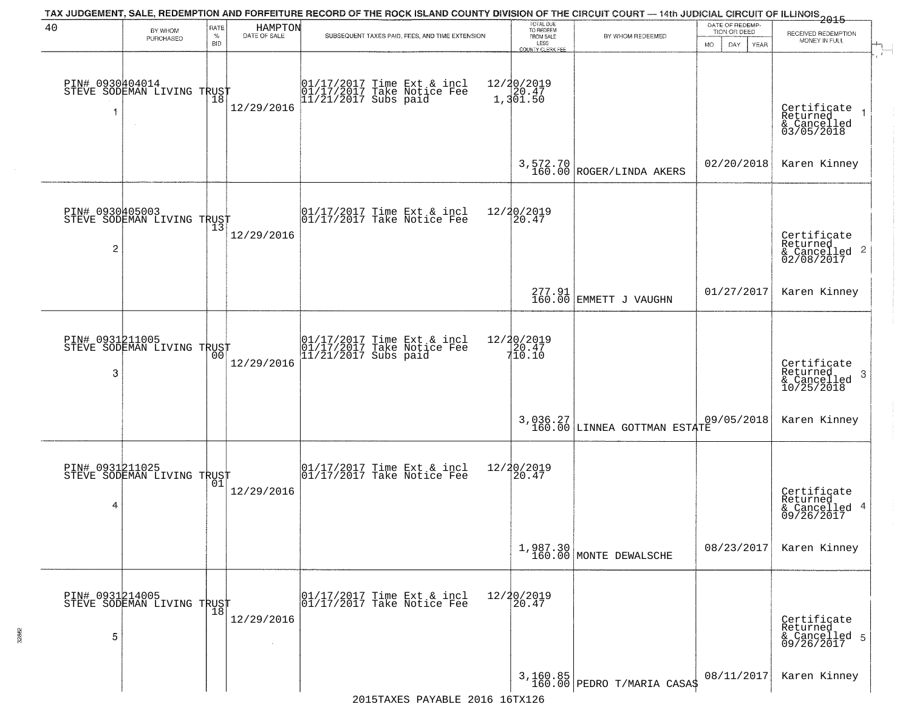TAX JUDGEMENT, SALE, REDEMPTION AND FORFEITURE RECORD OF THE ROCK ISLAND COUNTY DIVISION OF THE CIRCUIT COURT — 14th JUDICIAL CIRCUIT OF ILLINOIS 2015

| 40 | BY WHOM PURCHASED | RATE % BID | HAMPTON DATE OF SALE | SUBSEQUENT TAXES PAID, FEES, AND TIME EXTENSION | TOTAL DUE TO REDEEM FROM SALE LESS COUNTY CLERK FEE | BY WHOM REDEEMED | DATE OF REDEMPTION OR DEED MO DAY YEAR | RECEIVED REDEMPTION MONEY IN FULL |
|---|---|---|---|---|---|---|---|---|
| 1 | PIN# 0930404014 STEVE SODEMAN LIVING TRUST | 18 | 12/29/2016 | 01/17/2017 Time Ext & incl 12/20/2019<br>01/17/2017 Take Notice Fee 20.47<br>11/21/2017 Subs paid 1,301.50 | 3,572.70<br>160.00 | ROGER/LINDA AKERS | 02/20/2018 | Certificate Returned & Cancelled 03/05/2018<br>Karen Kinney |
| 2 | PIN# 0930405003 STEVE SODEMAN LIVING TRUST | 13 | 12/29/2016 | 01/17/2017 Time Ext & incl 12/20/2019<br>01/17/2017 Take Notice Fee 20.47 | 277.91<br>160.00 | EMMETT J VAUGHN | 01/27/2017 | Certificate Returned & Cancelled 02/08/2017<br>Karen Kinney |
| 3 | PIN# 0931211005 STEVE SODEMAN LIVING TRUST | 00 | 12/29/2016 | 01/17/2017 Time Ext & incl 12/20/2019<br>01/17/2017 Take Notice Fee 20.47<br>11/21/2017 Subs paid 710.10 | 3,036.27<br>160.00 | LINNEA GOTTMAN ESTATE | 09/05/2018 | Certificate Returned & Cancelled 10/25/2018<br>Karen Kinney |
| 4 | PIN# 0931211025 STEVE SODEMAN LIVING TRUST | 01 | 12/29/2016 | 01/17/2017 Time Ext & incl 12/20/2019<br>01/17/2017 Take Notice Fee 20.47 | 1,987.30<br>160.00 | MONTE DEWALSCHE | 08/23/2017 | Certificate Returned & Cancelled 09/26/2017<br>Karen Kinney |
| 5 | PIN# 0931214005 STEVE SODEMAN LIVING TRUST | 18 | 12/29/2016 | 01/17/2017 Time Ext & incl 12/20/2019<br>01/17/2017 Take Notice Fee 20.47 | 3,160.85<br>160.00 | PEDRO T/MARIA CASAS | 08/11/2017 | Certificate Returned & Cancelled 09/26/2017<br>Karen Kinney |

2015TAXES PAYABLE 2016 16TX126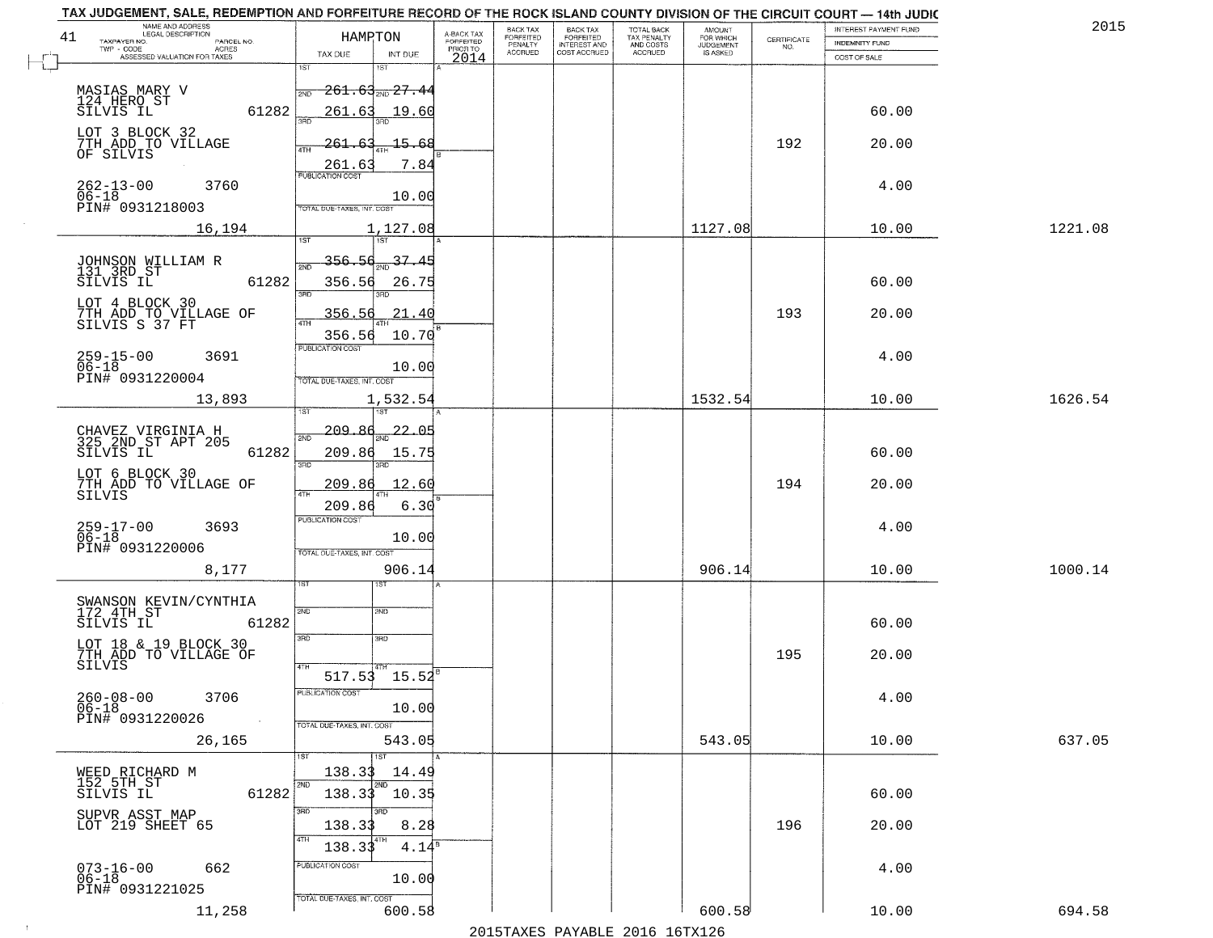TAX JUDGEMENT, SALE, REDEMPTION AND FORFEITURE RECORD OF THE ROCK ISLAND COUNTY DIVISION OF THE CIRCUIT COURT — 14th JUDIC

2015

| NAME AND ADDRESS / LEGAL DESCRIPTION / TAXPAYER NO. / PARCEL NO. / TWP - CODE / ACRES / ASSESSED VALUATION FOR TAXES | HAMPTON TAX DUE | INT DUE | A-BACK TAX FORFEITED PRIOR TO 2014 | BACK TAX FORFEITED PENALTY ACCRUED | BACK TAX FORFEITED INTEREST AND COST ACCRUED | TOTAL BACK TAX PENALTY AND COSTS ACCRUED | AMOUNT FOR WHICH JUDGEMENT IS ASKED | CERTIFICATE NO. | INTEREST PAYMENT FUND / INDEMNITY FUND / COST OF SALE | |
|---|---|---|---|---|---|---|---|---|---|---|
| MASIAS MARY V, 124 HERO ST, SILVIS IL 61282; LOT 3 BLOCK 32 7TH ADD TO VILLAGE OF SILVIS; 262-13-00 3760; 06-18; PIN# 0931218003; 16,194 | 1ST 261.63; 2ND 261.63; 3RD 261.63; 4TH 261.63; PUBLICATION COST; TOTAL DUE-TAXES, INT. COST 1,127.08 | 27.44; 19.60; 15.68; 7.84; 10.00 | | | | | 1127.08 | 192 | 60.00; 20.00; 4.00; 10.00 | 1221.08 |
| JOHNSON WILLIAM R, 131 3RD ST, SILVIS IL 61282; LOT 4 BLOCK 30 7TH ADD TO VILLAGE OF SILVIS S 37 FT; 259-15-00 3691; 06-18; PIN# 0931220004; 13,893 | 1ST 356.56; 2ND 356.56; 3RD 356.56; 4TH 356.56; PUBLICATION COST; TOTAL DUE-TAXES, INT. COST 1,532.54 | 37.45; 26.75; 21.40; 10.70; 10.00 | | | | | 1532.54 | 193 | 60.00; 20.00; 4.00; 10.00 | 1626.54 |
| CHAVEZ VIRGINIA H, 325 2ND ST APT 205, SILVIS IL 61282; LOT 6 BLOCK 30 7TH ADD TO VILLAGE OF SILVIS; 259-17-00 3693; 06-18; PIN# 0931220006; 8,177 | 1ST 209.86; 2ND 209.86; 3RD 209.86; 4TH 209.86; PUBLICATION COST; TOTAL DUE-TAXES, INT. COST 906.14 | 22.05; 15.75; 12.60; 6.30; 10.00 | | | | | 906.14 | 194 | 60.00; 20.00; 4.00; 10.00 | 1000.14 |
| SWANSON KEVIN/CYNTHIA, 172 4TH ST, SILVIS IL 61282; LOT 18 & 19 BLOCK 30 7TH ADD TO VILLAGE OF SILVIS; 260-08-00 3706; 06-18; PIN# 0931220026; 26,165 | 1ST; 2ND; 3RD; 4TH 517.53; PUBLICATION COST; TOTAL DUE-TAXES, INT. COST 543.05 | 15.52; 10.00 | | | | | 543.05 | 195 | 60.00; 20.00; 4.00; 10.00 | 637.05 |
| WEED RICHARD M, 152 5TH ST, SILVIS IL 61282; SUPVR ASST MAP LOT 219 SHEET 65; 073-16-00 662; 06-18; PIN# 0931221025; 11,258 | 1ST 138.33; 2ND 138.33; 3RD 138.33; 4TH 138.33; PUBLICATION COST; TOTAL DUE-TAXES, INT. COST 600.58 | 14.49; 10.35; 8.28; 4.14; 10.00 | | | | | 600.58 | 196 | 60.00; 20.00; 4.00; 10.00 | 694.58 |

2015TAXES PAYABLE 2016 16TX126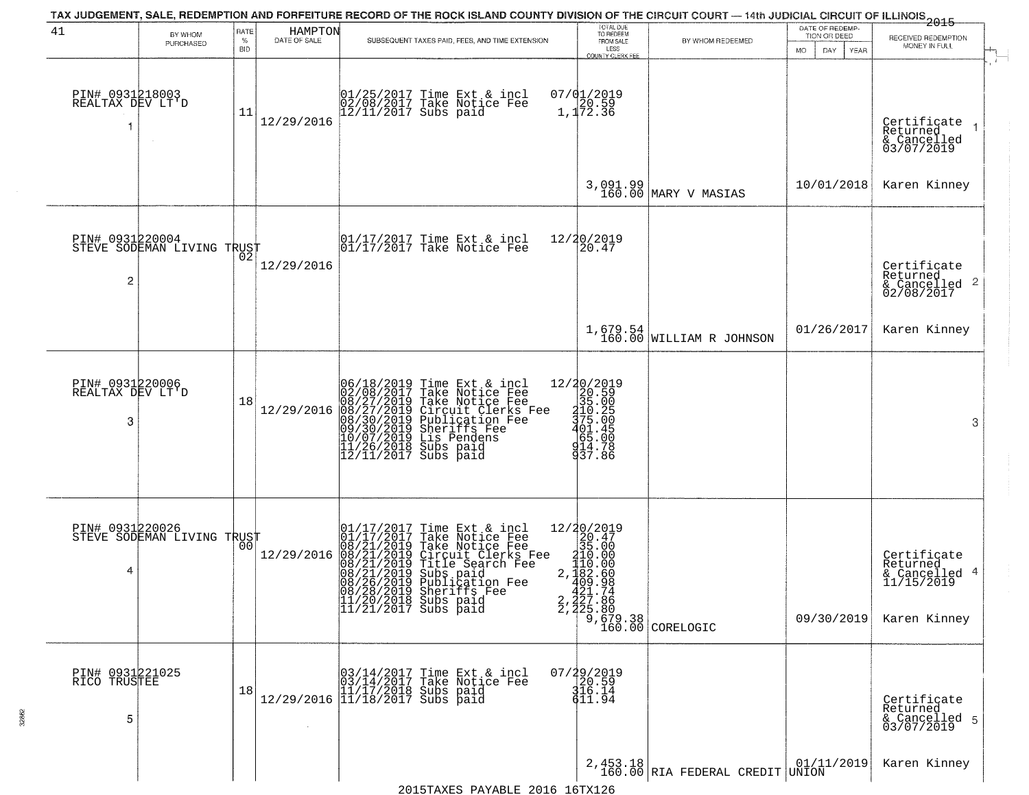# TAX JUDGEMENT, SALE, REDEMPTION AND FORFEITURE RECORD OF THE ROCK ISLAND COUNTY DIVISION OF THE CIRCUIT COURT — 14th JUDICIAL CIRCUIT OF ILLINOIS 2015

41 — HAMPTON

| | BY WHOM PURCHASED | RATE % BID | DATE OF SALE | SUBSEQUENT TAXES PAID, FEES, AND TIME EXTENSION | TOTAL DUE TO REDEEM FROM SALE LESS COUNTY CLERK FEE | BY WHOM REDEEMED | DATE OF REDEMPTION OR DEED MO DAY YEAR | RECEIVED REDEMPTION MONEY IN FULL |
|---|---|---|---|---|---|---|---|---|
| 1 | PIN# 0931218003 REALTAX DEV LT'D | 11 | 12/29/2016 | 01/25/2017 Time Ext & incl<br>02/08/2017 Take Notice Fee<br>12/11/2017 Subs paid | 07/01/2019<br>20.59<br>1,172.36<br><br>3,091.99<br>160.00 | MARY V MASIAS | 10/01/2018 | Certificate Returned & Cancelled 03/07/2019<br>Karen Kinney |
| 2 | PIN# 0931220004 STEVE SODEMAN LIVING TRUST | 02 | 12/29/2016 | 01/17/2017 Time Ext & incl<br>01/17/2017 Take Notice Fee | 12/20/2019<br>20.47<br><br>1,679.54<br>160.00 | WILLIAM R JOHNSON | 01/26/2017 | Certificate Returned & Cancelled 02/08/2017<br>Karen Kinney |
| 3 | PIN# 0931220006 REALTAX DEV LT'D | 18 | 12/29/2016 | 06/18/2019 Time Ext & incl<br>02/08/2017 Take Notice Fee<br>08/27/2019 Take Notice Fee<br>08/27/2019 Circuit Clerks Fee<br>08/30/2019 Publication Fee<br>09/30/2019 Sheriffs Fee<br>10/07/2019 Lis Pendens<br>11/26/2018 Subs paid<br>12/11/2017 Subs paid | 12/20/2019<br>20.59<br>35.00<br>210.25<br>375.00<br>401.45<br>65.00<br>914.78<br>937.86 | | | |
| 4 | PIN# 0931220026 STEVE SODEMAN LIVING TRUST | 00 | 12/29/2016 | 01/17/2017 Time Ext & incl<br>01/17/2017 Take Notice Fee<br>08/21/2019 Take Notice Fee<br>08/21/2019 Circuit Clerks Fee<br>08/21/2019 Title Search Fee<br>08/21/2019 Subs paid<br>08/26/2019 Publication Fee<br>08/28/2019 Sheriffs Fee<br>11/20/2018 Subs paid<br>11/21/2017 Subs paid | 12/20/2019<br>20.47<br>35.00<br>210.00<br>110.00<br>2,182.60<br>409.98<br>421.74<br>2,227.86<br>2,225.80<br>9,679.38<br>160.00 | CORELOGIC | 09/30/2019 | Certificate Returned & Cancelled 11/15/2019<br>Karen Kinney |
| 5 | PIN# 0931221025 RICO TRUSTEE | 18 | 12/29/2016 | 03/14/2017 Time Ext & incl<br>03/14/2017 Take Notice Fee<br>11/17/2018 Subs paid<br>11/18/2017 Subs paid | 07/29/2019<br>20.59<br>316.14<br>611.94<br><br>2,453.18<br>160.00 | RIA FEDERAL CREDIT UNION | 01/11/2019 | Certificate Returned & Cancelled 03/07/2019<br>Karen Kinney |

2015TAXES PAYABLE 2016 16TX126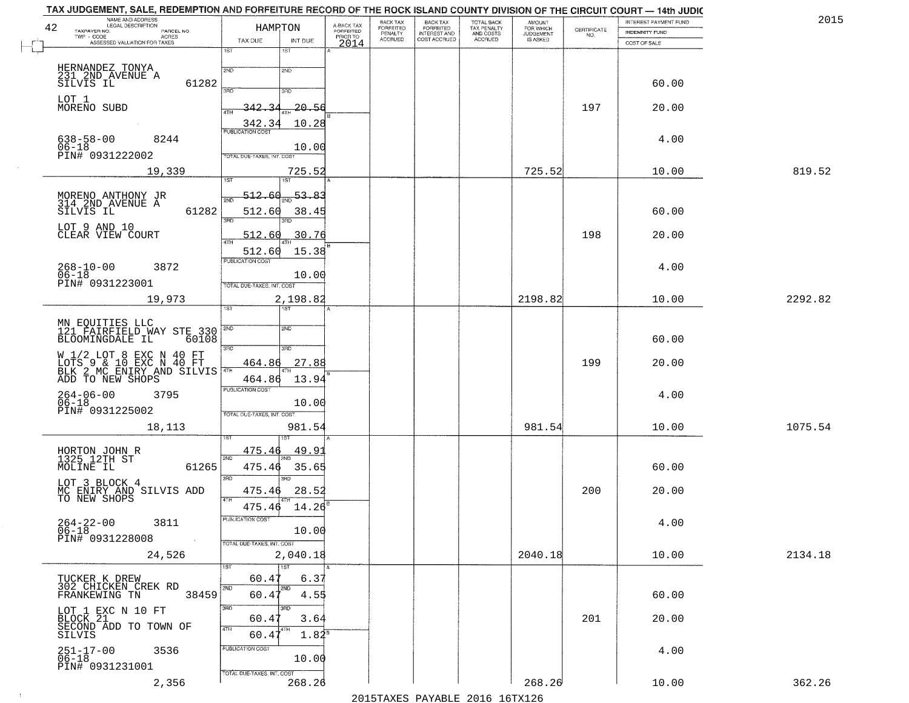TAX JUDGEMENT, SALE, REDEMPTION AND FORFEITURE RECORD OF THE ROCK ISLAND COUNTY DIVISION OF THE CIRCUIT COURT — 14th JUDIC

2015

| NAME AND ADDRESS / LEGAL DESCRIPTION / TAXPAYER NO. / PARCEL NO. / TWP - CODE / ACRES / ASSESSED VALUATION FOR TAXES | HAMPTON TAX DUE | INT DUE | A-BACK TAX FORFEITED PRIOR TO 2014 | BACK TAX FORFEITED PENALTY ACCRUED | BACK TAX FORFEITED INTEREST AND COST ACCRUED | TOTAL BACK TAX PENALTY AND COSTS ACCRUED | AMOUNT FOR WHICH JUDGEMENT IS ASKED | CERTIFICATE NO. | INTEREST PAYMENT FUND / INDEMNITY FUND / COST OF SALE | |
|---|---|---|---|---|---|---|---|---|---|---|
| 42 | | | | | | | | | | |
| HERNANDEZ TONYA<br>231 2ND AVENUE A<br>SILVIS IL 61282<br>LOT 1<br>MORENO SUBD<br>638-58-00 8244<br>06-18<br>PIN# 0931222002 | 1ST<br>2ND<br>3RD<br>4TH 342.34<br>342.34<br>PUBLICATION COST<br>TOTAL DUE-TAXES, INT. COST | 1ST<br>2ND<br>3RD<br>4TH 20.56<br>10.28<br><br>10.00 | | | | | | 197 | 60.00<br>20.00<br>4.00 | |
| 19,339 | | 725.52 | | | | | 725.52 | | 10.00 | 819.52 |
| MORENO ANTHONY JR<br>314 2ND AVENUE A<br>SILVIS IL 61282<br>LOT 9 AND 10<br>CLEAR VIEW COURT<br>268-10-00 3872<br>06-18<br>PIN# 0931223001 | 1ST 512.60<br>2ND 512.60<br>3RD 512.60<br>4TH 512.60<br>PUBLICATION COST<br>TOTAL DUE-TAXES, INT. COST | 53.83<br>38.45<br>30.76<br>15.38<br><br>10.00 | | | | | | 198 | 60.00<br>20.00<br>4.00 | |
| 19,973 | | 2,198.82 | | | | | 2198.82 | | 10.00 | 2292.82 |
| MN EQUITIES LLC<br>121 FAIRFIELD WAY STE 330<br>BLOOMINGDALE IL 60108<br>W 1/2 LOT 8 EXC N 40 FT<br>LOTS 9 & 10 EXC N 40 FT<br>BLK 2 MC ENIRY AND SILVIS<br>ADD TO NEW SHOPS<br>264-06-00 3795<br>06-18<br>PIN# 0931225002 | 1ST<br>2ND<br>3RD 464.86<br>4TH 464.86<br>PUBLICATION COST<br>TOTAL DUE-TAXES, INT. COST | 1ST<br>2ND<br>3RD 27.88<br>4TH 13.94<br><br>10.00 | | | | | | 199 | 60.00<br>20.00<br>4.00 | |
| 18,113 | | 981.54 | | | | | 981.54 | | 10.00 | 1075.54 |
| HORTON JOHN R<br>1325 12TH ST<br>MOLINE IL 61265<br>LOT 3 BLOCK 4<br>MC ENIRY AND SILVIS ADD<br>TO NEW SHOPS<br>264-22-00 3811<br>06-18<br>PIN# 0931228008 | 1ST 475.46<br>2ND 475.46<br>3RD 475.46<br>4TH 475.46<br>PUBLICATION COST<br>TOTAL DUE-TAXES, INT. COST | 49.91<br>35.65<br>28.52<br>14.26<br><br>10.00 | | | | | | 200 | 60.00<br>20.00<br>4.00 | |
| 24,526 | | 2,040.18 | | | | | 2040.18 | | 10.00 | 2134.18 |
| TUCKER K DREW<br>302 CHICKEN CREEK RD<br>FRANKEWING TN 38459<br>LOT 1 EXC N 10 FT<br>BLOCK 21<br>SECOND ADD TO TOWN OF<br>SILVIS<br>251-17-00 3536<br>06-18<br>PIN# 0931231001 | 1ST 60.47<br>2ND 60.47<br>3RD 60.47<br>4TH 60.47<br>PUBLICATION COST<br>TOTAL DUE-TAXES, INT. COST | 6.37<br>4.55<br>3.64<br>1.82<br><br>10.00 | | | | | | 201 | 60.00<br>20.00<br>4.00 | |
| 2,356 | | 268.26 | | | | | 268.26 | | 10.00 | 362.26 |

2015TAXES PAYABLE 2016 16TX126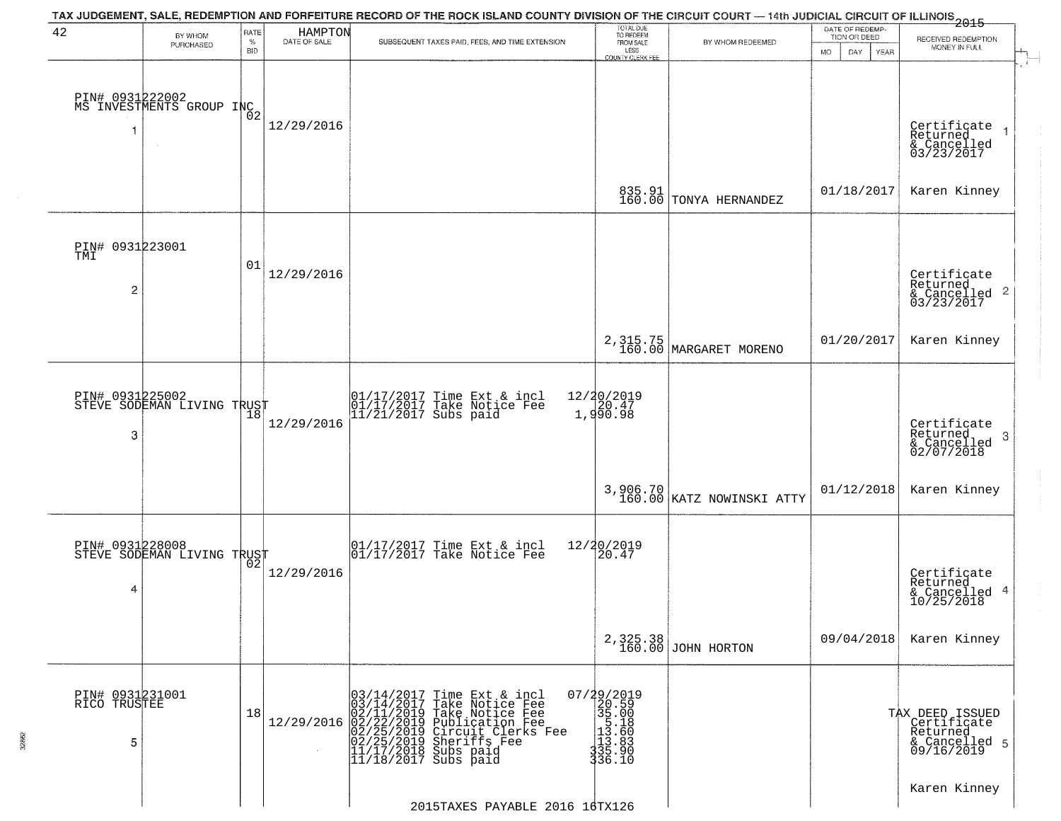TAX JUDGEMENT, SALE, REDEMPTION AND FORFEITURE RECORD OF THE ROCK ISLAND COUNTY DIVISION OF THE CIRCUIT COURT — 14th JUDICIAL CIRCUIT OF ILLINOIS 2015

42 HAMPTON

| | BY WHOM PURCHASED | RATE % BID | DATE OF SALE | SUBSEQUENT TAXES PAID, FEES, AND TIME EXTENSION | TOTAL DUE TO REDEEM FROM SALE LESS COUNTY CLERK FEE | BY WHOM REDEEMED | DATE OF REDEMPTION OR DEED MO DAY YEAR | RECEIVED REDEMPTION MONEY IN FULL |
|---|---|---|---|---|---|---|---|---|
| 1 | PIN# 0931222002 MS INVESTMENTS GROUP INC | 02 | 12/29/2016 | | 835.91 160.00 | TONYA HERNANDEZ | 01/18/2017 | Certificate Returned & Cancelled 03/23/2017 Karen Kinney |
| 2 | PIN# 0931223001 TMI | 01 | 12/29/2016 | | 2,315.75 160.00 | MARGARET MORENO | 01/20/2017 | Certificate Returned & Cancelled 03/23/2017 Karen Kinney |
| 3 | PIN# 0931225002 STEVE SODEMAN LIVING TRUST | 18 | 12/29/2016 | 01/17/2017 Time Ext & incl 12/20/2019<br>01/17/2017 Take Notice Fee 20.47<br>11/21/2017 Subs paid 1,990.98 | 3,906.70 160.00 | KATZ NOWINSKI ATTY | 01/12/2018 | Certificate Returned & Cancelled 02/07/2018 Karen Kinney |
| 4 | PIN# 0931228008 STEVE SODEMAN LIVING TRUST | 02 | 12/29/2016 | 01/17/2017 Time Ext & incl 12/20/2019<br>01/17/2017 Take Notice Fee 20.47 | 2,325.38 160.00 | JOHN HORTON | 09/04/2018 | Certificate Returned & Cancelled 10/25/2018 Karen Kinney |
| 5 | PIN# 0931231001 RICO TRUSTEE | 18 | 12/29/2016 | 03/14/2017 Time Ext & incl 07/29/2019<br>03/14/2017 Take Notice Fee 20.59<br>02/11/2019 Take Notice Fee 35.00<br>02/22/2019 Publication Fee 5.18<br>02/25/2019 Circuit Clerks Fee 13.60<br>02/25/2019 Sheriffs Fee 13.83<br>11/17/2018 Subs paid 335.90<br>11/18/2017 Subs paid 336.10 | | | | TAX DEED ISSUED Certificate Returned & Cancelled 09/16/2019 Karen Kinney |

2015TAXES PAYABLE 2016 16TX126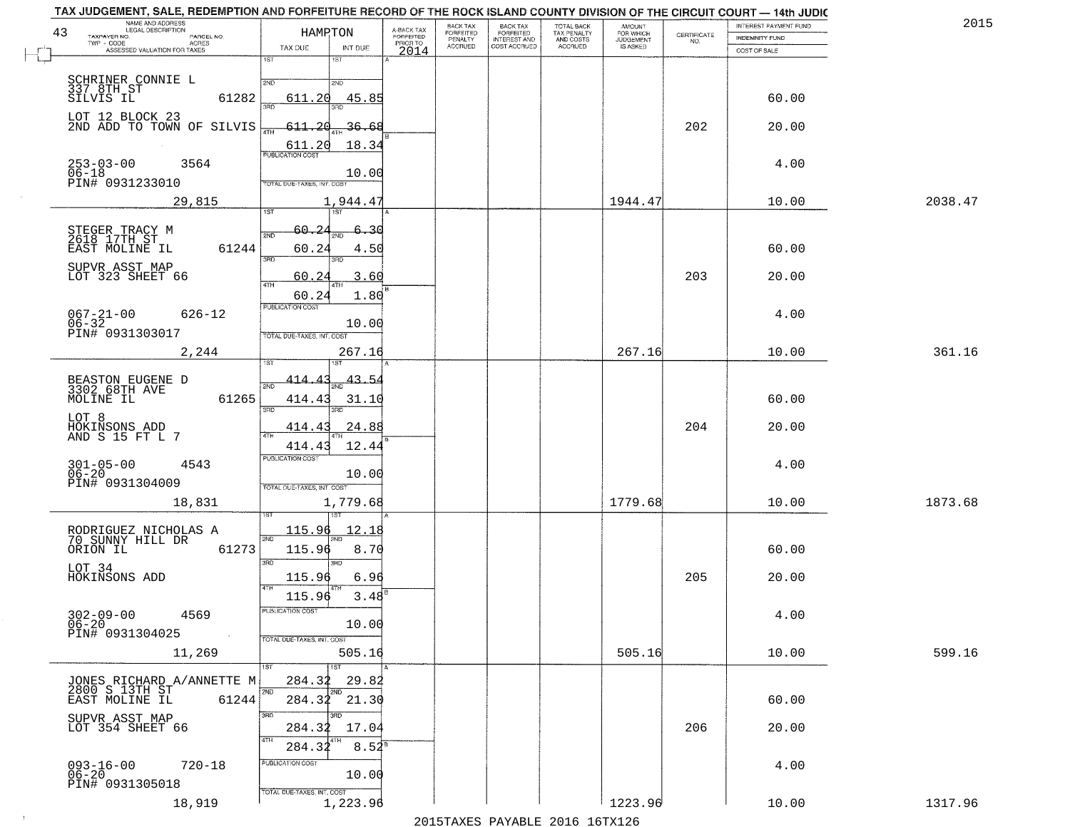TAX JUDGEMENT, SALE, REDEMPTION AND FORFEITURE RECORD OF THE ROCK ISLAND COUNTY DIVISION OF THE CIRCUIT COURT — 14th JUDIC

2015

| 43 NAME AND ADDRESS / LEGAL DESCRIPTION / TAXPAYER NO. / PARCEL NO. / TWP - CODE / ACRES / ASSESSED VALUATION FOR TAXES | HAMPTON TAX DUE | INT DUE | A-BACK TAX FORFEITED PRIOR TO 2014 | BACK TAX FORFEITED PENALTY ACCRUED | BACK TAX FORFEITED INTEREST AND COST ACCRUED | TOTAL BACK TAX PENALTY AND COSTS ACCRUED | AMOUNT FOR WHICH JUDGEMENT IS ASKED | CERTIFICATE NO. | INTEREST PAYMENT FUND / INDEMNITY FUND / COST OF SALE | |
|---|---|---|---|---|---|---|---|---|---|---|
| SCHRINER CONNIE L<br>337 8TH ST<br>SILVIS IL 61282<br>LOT 12 BLOCK 23<br>2ND ADD TO TOWN OF SILVIS<br>253-03-00 3564<br>06-18<br>PIN# 0931233010<br>29,815 | 1ST<br>2ND 611.20<br>3RD 611.20<br>4TH 611.20<br>PUBLICATION COST<br>TOTAL DUE-TAXES, INT. COST | 1ST<br>2ND 45.85<br>3RD 36.68<br>4TH 18.34<br>10.00<br>1,944.47 | | | | | 1944.47 | 202 | 60.00<br>20.00<br>4.00<br>10.00 | 2038.47 |
| STEGER TRACY M<br>2618 17TH ST<br>EAST MOLINE IL 61244<br>SUPVR ASST MAP<br>LOT 323 SHEET 66<br>067-21-00 626-12<br>06-32<br>PIN# 0931303017<br>2,244 | 1ST 60.24<br>2ND 60.24<br>3RD 60.24<br>4TH 60.24<br>PUBLICATION COST<br>TOTAL DUE-TAXES, INT. COST | 1ST 6.30<br>2ND 4.50<br>3RD 3.60<br>4TH 1.80<br>10.00<br>267.16 | | | | | 267.16 | 203 | 60.00<br>20.00<br>4.00<br>10.00 | 361.16 |
| BEASTON EUGENE D<br>3302 68TH AVE<br>MOLINE IL 61265<br>LOT 8<br>HOKINSONS ADD<br>AND S 15 FT L 7<br>301-05-00 4543<br>06-20<br>PIN# 0931304009<br>18,831 | 1ST 414.43<br>2ND 414.43<br>3RD 414.43<br>4TH 414.43<br>PUBLICATION COST<br>TOTAL DUE-TAXES, INT. COST | 1ST 43.54<br>2ND 31.10<br>3RD 24.88<br>4TH 12.44<br>10.00<br>1,779.68 | | | | | 1779.68 | 204 | 60.00<br>20.00<br>4.00<br>10.00 | 1873.68 |
| RODRIGUEZ NICHOLAS A<br>70 SUNNY HILL DR<br>ORION IL 61273<br>LOT 34<br>HOKINSONS ADD<br>302-09-00 4569<br>06-20<br>PIN# 0931304025<br>11,269 | 1ST 115.96<br>2ND 115.96<br>3RD 115.96<br>4TH 115.96<br>PUBLICATION COST<br>TOTAL DUE-TAXES, INT. COST | 1ST 12.18<br>2ND 8.70<br>3RD 6.96<br>4TH 3.48<br>10.00<br>505.16 | | | | | 505.16 | 205 | 60.00<br>20.00<br>4.00<br>10.00 | 599.16 |
| JONES RICHARD A/ANNETTE M<br>2800 S 13TH ST<br>EAST MOLINE IL 61244<br>SUPVR ASST MAP<br>LOT 354 SHEET 66<br>093-16-00 720-18<br>06-20<br>PIN# 0931305018<br>18,919 | 1ST 284.32<br>2ND 284.32<br>3RD 284.32<br>4TH 284.32<br>PUBLICATION COST<br>TOTAL DUE-TAXES, INT. COST | 1ST 29.82<br>2ND 21.30<br>3RD 17.04<br>4TH 8.52<br>10.00<br>1,223.96 | | | | | 1223.96 | 206 | 60.00<br>20.00<br>4.00<br>10.00 | 1317.96 |

2015TAXES PAYABLE 2016 16TX126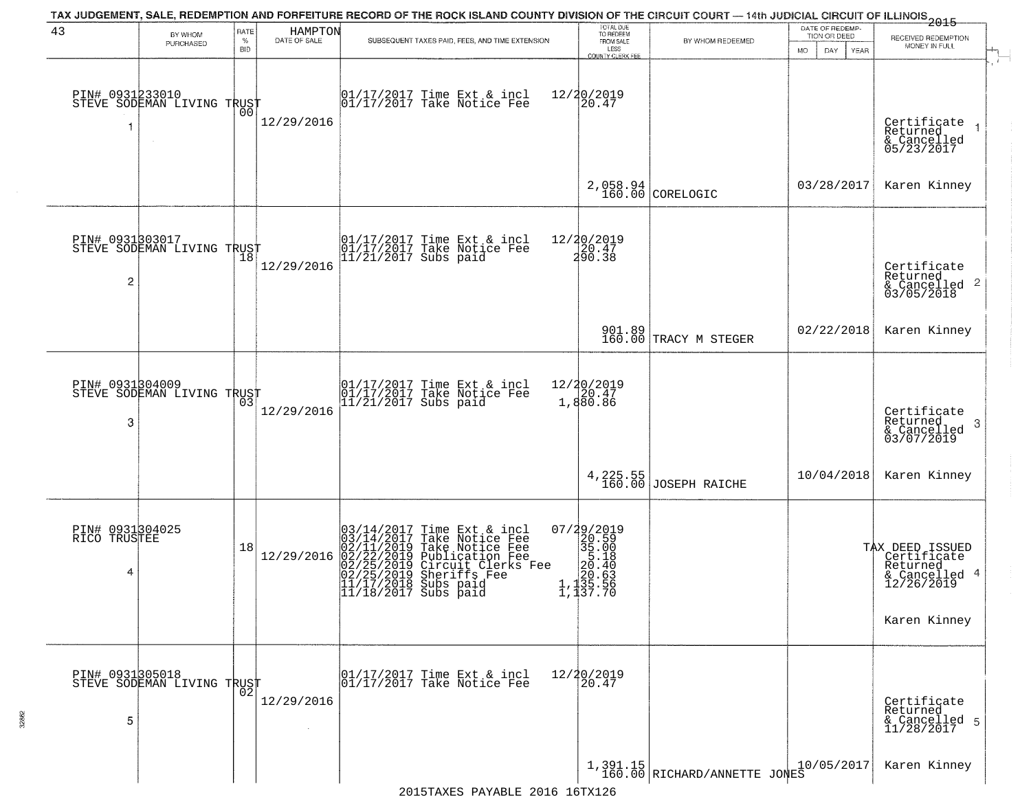TAX JUDGEMENT, SALE, REDEMPTION AND FORFEITURE RECORD OF THE ROCK ISLAND COUNTY DIVISION OF THE CIRCUIT COURT — 14th JUDICIAL CIRCUIT OF ILLINOIS 2015

43 — HAMPTON

| | BY WHOM PURCHASED | RATE % BID | DATE OF SALE | SUBSEQUENT TAXES PAID, FEES, AND TIME EXTENSION | TOTAL DUE TO REDEEM FROM SALE LESS COUNTY CLERK FEE | BY WHOM REDEEMED | DATE OF REDEMPTION OR DEED | RECEIVED REDEMPTION MONEY IN FULL |
|---|---|---|---|---|---|---|---|---|
| 1 | PIN# 0931233010 STEVE SODEMAN LIVING TRUST | 00 | 12/29/2016 | 01/17/2017 Time Ext & incl<br>01/17/2017 Take Notice Fee | 12/20/2019<br>20.47<br>2,058.94<br>160.00 | CORELOGIC | 03/28/2017 | Certificate Returned & Cancelled 05/23/2017<br>Karen Kinney |
| 2 | PIN# 0931303017 STEVE SODEMAN LIVING TRUST | 18 | 12/29/2016 | 01/17/2017 Time Ext & incl<br>01/17/2017 Take Notice Fee<br>11/21/2017 Subs paid | 12/20/2019<br>20.47<br>290.38<br>901.89<br>160.00 | TRACY M STEGER | 02/22/2018 | Certificate Returned & Cancelled 03/05/2018<br>Karen Kinney |
| 3 | PIN# 0931304009 STEVE SODEMAN LIVING TRUST | 03 | 12/29/2016 | 01/17/2017 Time Ext & incl<br>01/17/2017 Take Notice Fee<br>11/21/2017 Subs paid | 12/20/2019<br>20.47<br>1,880.86<br>4,225.55<br>160.00 | JOSEPH RAICHE | 10/04/2018 | Certificate Returned & Cancelled 03/07/2019<br>Karen Kinney |
| 4 | PIN# 0931304025 RICO TRUSTEE | 18 | 12/29/2016 | 03/14/2017 Time Ext & incl<br>03/14/2017 Take Notice Fee<br>02/11/2019 Take Notice Fee<br>02/22/2019 Publication Fee<br>02/25/2019 Circuit Clerks Fee<br>02/25/2019 Sheriffs Fee<br>11/17/2018 Subs paid<br>11/18/2017 Subs paid | 07/29/2019<br>20.59<br>35.00<br>5.18<br>20.40<br>20.63<br>1,135.56<br>1,137.70 | | | TAX DEED ISSUED Certificate Returned & Cancelled 12/26/2019<br>Karen Kinney |
| 5 | PIN# 0931305018 STEVE SODEMAN LIVING TRUST | 02 | 12/29/2016 | 01/17/2017 Time Ext & incl<br>01/17/2017 Take Notice Fee | 12/20/2019<br>20.47<br>1,391.15<br>160.00 | RICHARD/ANNETTE JONES | 10/05/2017 | Certificate Returned & Cancelled 11/28/2017<br>Karen Kinney |

2015TAXES PAYABLE 2016 16TX126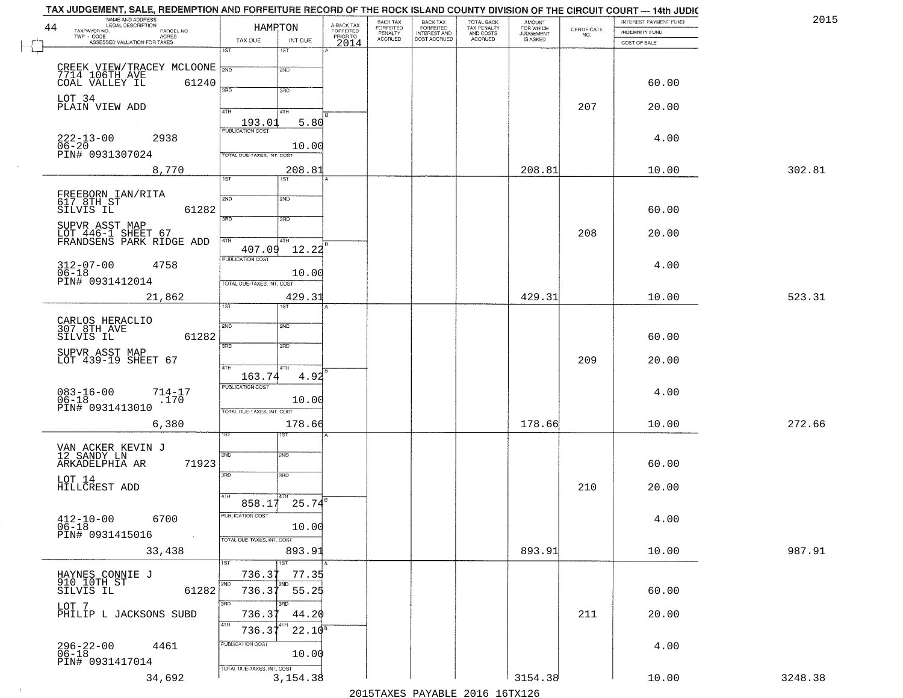TAX JUDGEMENT, SALE, REDEMPTION AND FORFEITURE RECORD OF THE ROCK ISLAND COUNTY DIVISION OF THE CIRCUIT COURT — 14th JUDIC

2015

| 44 NAME AND ADDRESS / LEGAL DESCRIPTION / TAXPAYER NO. / PARCEL NO. / TWP - CODE / ACRES / ASSESSED VALUATION FOR TAXES | HAMPTON TAX DUE | INT DUE | A-BACK TAX FORFEITED PRIOR TO 2014 | BACK TAX FORFEITED PENALTY ACCRUED | BACK TAX FORFEITED INTEREST AND COST ACCRUED | TOTAL BACK TAX PENALTY AND COSTS ACCRUED | AMOUNT FOR WHICH JUDGEMENT IS ASKED | CERTIFICATE NO. | INTEREST PAYMENT FUND / INDEMNITY FUND / COST OF SALE | |
|---|---|---|---|---|---|---|---|---|---|---|
| CREEK VIEW/TRACEY MCLOONE 7714 106TH AVE COAL VALLEY IL 61240 LOT 34 PLAIN VIEW ADD 222-13-00 2938 06-20 PIN# 0931307024 8,770 | 4TH 193.01 | 5.80 PUBLICATION COST 10.00 TOTAL DUE-TAXES, INT. COST 208.81 | | | | | 208.81 | 207 | 60.00 20.00 4.00 10.00 | 302.81 |
| FREEBORN IAN/RITA 617 8TH ST SILVIS IL 61282 SUPVR ASST MAP LOT 446-1 SHEET 67 FRANDSENS PARK RIDGE ADD 312-07-00 4758 06-18 PIN# 0931412014 21,862 | 4TH 407.09 | 12.22 PUBLICATION COST 10.00 TOTAL DUE-TAXES, INT. COST 429.31 | | | | | 429.31 | 208 | 60.00 20.00 4.00 10.00 | 523.31 |
| CARLOS HERACLIO 307 8TH AVE SILVIS IL 61282 SUPVR ASST MAP LOT 439-19 SHEET 67 083-16-00 714-17 06-18 .170 PIN# 0931413010 6,380 | 4TH 163.74 | 4.92 PUBLICATION COST 10.00 TOTAL DUE-TAXES, INT. COST 178.66 | | | | | 178.66 | 209 | 60.00 20.00 4.00 10.00 | 272.66 |
| VAN ACKER KEVIN J 12 SANDY LN ARKADELPHIA AR 71923 LOT 14 HILLCREST ADD 412-10-00 6700 06-18 PIN# 0931415016 33,438 | 4TH 858.17 | 25.74 PUBLICATION COST 10.00 TOTAL DUE-TAXES, INT. COST 893.91 | | | | | 893.91 | 210 | 60.00 20.00 4.00 10.00 | 987.91 |
| HAYNES CONNIE J 910 10TH ST SILVIS IL 61282 LOT 7 PHILIP L JACKSONS SUBD 296-22-00 4461 06-18 PIN# 0931417014 34,692 | 1ST 736.37 2ND 736.37 3RD 736.37 4TH 736.37 | 1ST 77.35 2ND 55.25 3RD 44.20 4TH 22.10 PUBLICATION COST 10.00 TOTAL DUE-TAXES, INT. COST 3,154.38 | | | | | 3154.38 | 211 | 60.00 20.00 4.00 10.00 | 3248.38 |

2015TAXES PAYABLE 2016 16TX126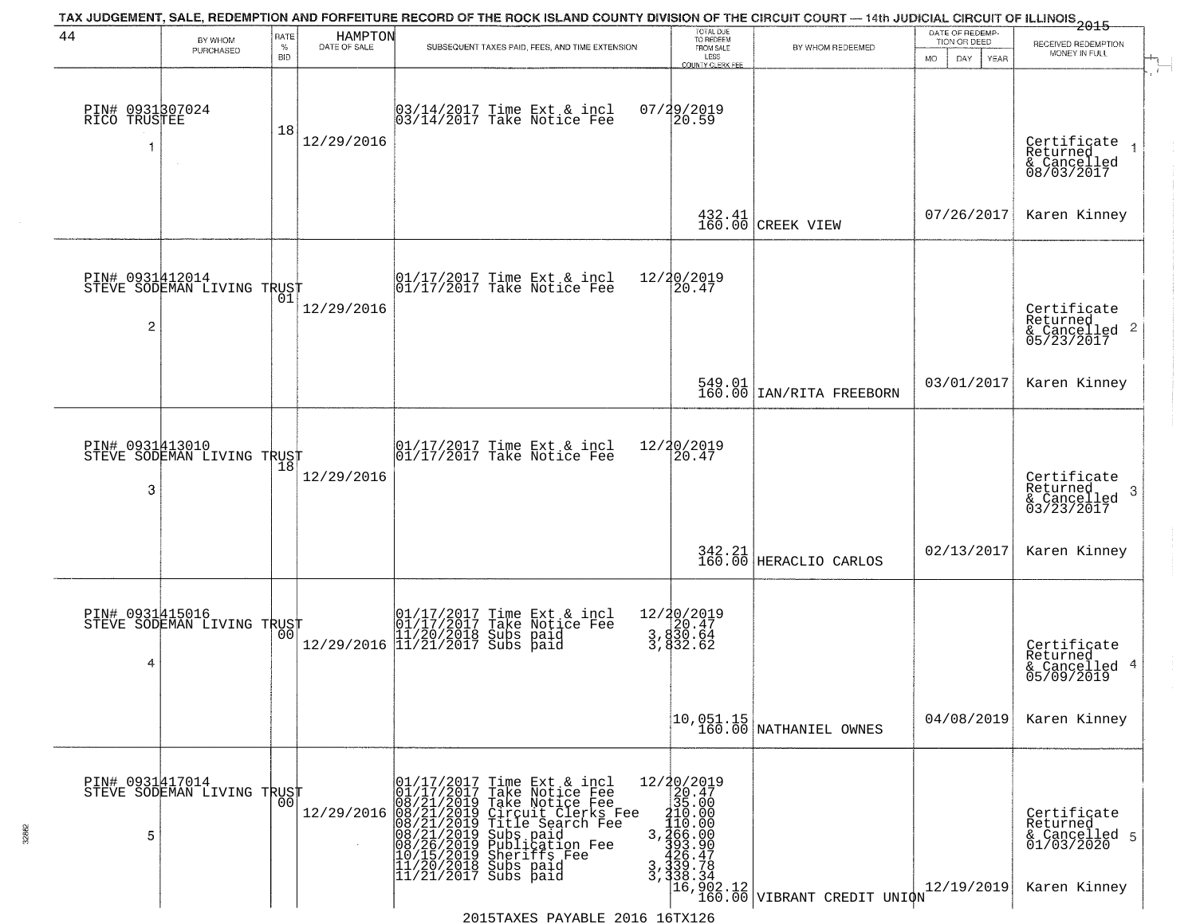TAX JUDGEMENT, SALE, REDEMPTION AND FORFEITURE RECORD OF THE ROCK ISLAND COUNTY DIVISION OF THE CIRCUIT COURT — 14th JUDICIAL CIRCUIT OF ILLINOIS 2015

| 44 BY WHOM PURCHASED | RATE % BID | HAMPTON DATE OF SALE | SUBSEQUENT TAXES PAID, FEES, AND TIME EXTENSION | TOTAL DUE TO REDEEM FROM SALE LESS COUNTY CLERK FEE | BY WHOM REDEEMED | DATE OF REDEMPTION OR DEED MO DAY YEAR | RECEIVED REDEMPTION MONEY IN FULL |
|---|---|---|---|---|---|---|---|
| PIN# 0931307024 RICO TRUSTEE 1 | 18 | 12/29/2016 | 03/14/2017 Time Ext & incl 07/29/2019<br>03/14/2017 Take Notice Fee 20.59 | 432.41<br>160.00 | CREEK VIEW | 07/26/2017 | Certificate Returned & Cancelled 08/03/2017 1<br>Karen Kinney |
| PIN# 0931412014 STEVE SODEMAN LIVING TRUST 2 | 01 | 12/29/2016 | 01/17/2017 Time Ext & incl 12/20/2019<br>01/17/2017 Take Notice Fee 20.47 | 549.01<br>160.00 | IAN/RITA FREEBORN | 03/01/2017 | Certificate Returned & Cancelled 05/23/2017 2<br>Karen Kinney |
| PIN# 0931413010 STEVE SODEMAN LIVING TRUST 3 | 18 | 12/29/2016 | 01/17/2017 Time Ext & incl 12/20/2019<br>01/17/2017 Take Notice Fee 20.47 | 342.21<br>160.00 | HERACLIO CARLOS | 02/13/2017 | Certificate Returned & Cancelled 03/23/2017 3<br>Karen Kinney |
| PIN# 0931415016 STEVE SODEMAN LIVING TRUST 4 | 00 | 12/29/2016 | 01/17/2017 Time Ext & incl 12/20/2019<br>01/17/2017 Take Notice Fee 20.47<br>11/20/2018 Subs paid 3,830.64<br>11/21/2017 Subs paid 3,832.62 | 10,051.15<br>160.00 | NATHANIEL OWNES | 04/08/2019 | Certificate Returned & Cancelled 05/09/2019 4<br>Karen Kinney |
| PIN# 0931417014 STEVE SODEMAN LIVING TRUST 5 | 00 | 12/29/2016 | 01/17/2017 Time Ext & incl 12/20/2019<br>01/17/2017 Take Notice Fee 20.47<br>08/21/2019 Take Notice Fee 35.00<br>08/21/2019 Circuit Clerks Fee 210.00<br>08/21/2019 Title Search Fee 110.00<br>08/21/2019 Subs paid 3,266.00<br>08/26/2019 Publication Fee 393.90<br>10/15/2019 Sheriffs Fee 426.47<br>11/20/2018 Subs paid 3,339.78<br>11/21/2017 Subs paid 3,338.34 | 16,902.12<br>160.00 | VIBRANT CREDIT UNION | 12/19/2019 | Certificate Returned & Cancelled 01/03/2020 5<br>Karen Kinney |

2015TAXES PAYABLE 2016 16TX126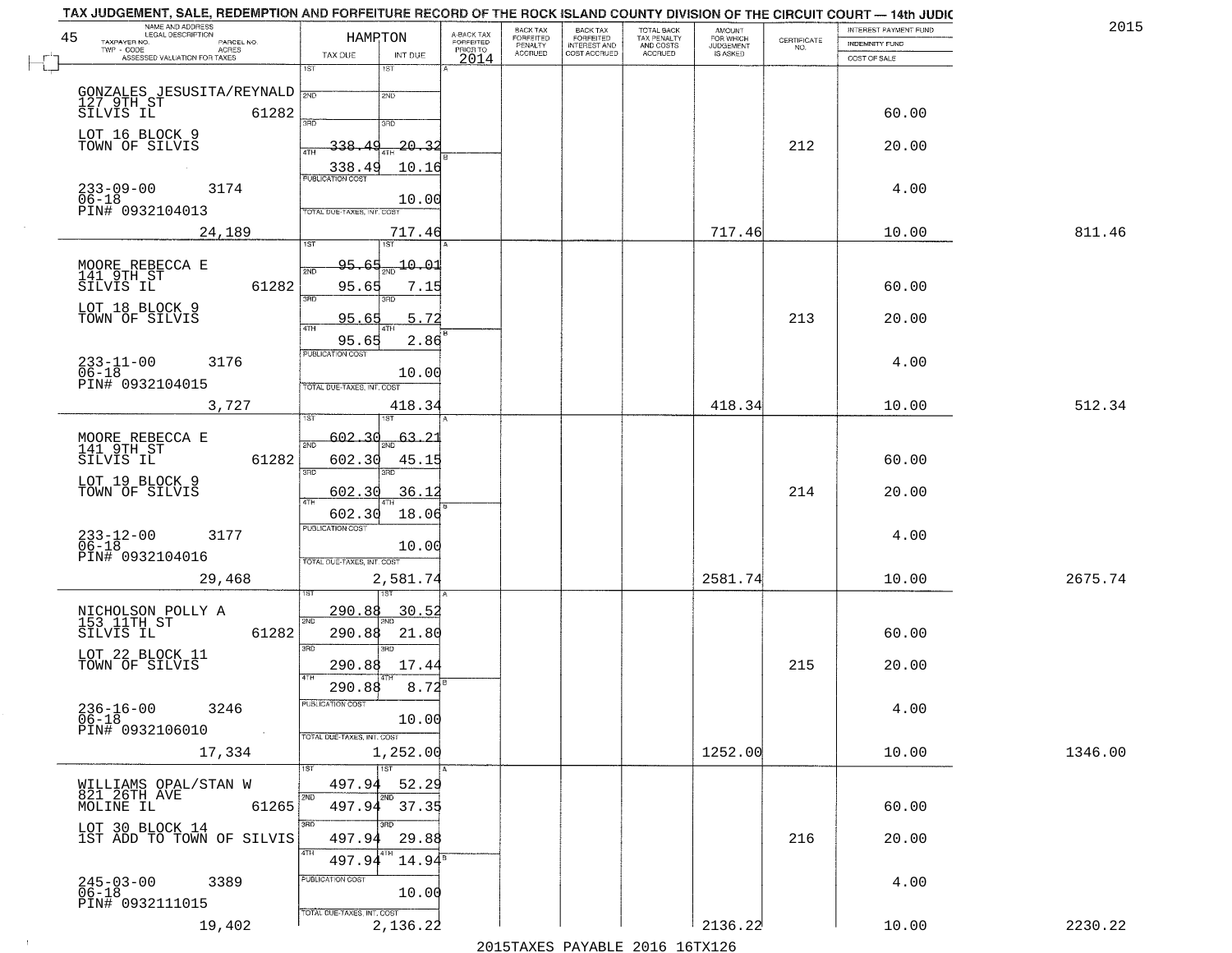TAX JUDGEMENT, SALE, REDEMPTION AND FORFEITURE RECORD OF THE ROCK ISLAND COUNTY DIVISION OF THE CIRCUIT COURT — 14th JUDIC

2015

| 45 NAME AND ADDRESS / LEGAL DESCRIPTION / TAXPAYER NO. / PARCEL NO. / TWP - CODE / ACRES / ASSESSED VALUATION FOR TAXES | HAMPTON TAX DUE | INT DUE | A-BACK TAX FORFEITED PRIOR TO 2014 | BACK TAX FORFEITED PENALTY ACCRUED | BACK TAX FORFEITED INTEREST AND COST ACCRUED | TOTAL BACK TAX PENALTY AND COSTS ACCRUED | AMOUNT FOR WHICH JUDGEMENT IS ASKED | CERTIFICATE NO. | INTEREST PAYMENT FUND / INDEMNITY FUND / COST OF SALE | |
|---|---|---|---|---|---|---|---|---|---|---|
| GONZALES JESUSITA/REYNALD 127 9TH ST SILVIS IL 61282 | 1ST | 1ST | | | | | | | | |
| | 2ND | 2ND | | | | | | | 60.00 | |
| LOT 16 BLOCK 9 TOWN OF SILVIS | 3RD 338.49 | 3RD 20.32 | | | | | | 212 | 20.00 | |
| | 4TH 338.49 | 4TH 10.16 | | | | | | | | |
| 233-09-00 3174 06-18 PIN# 0932104013 | PUBLICATION COST | 10.00 | | | | | | | 4.00 | |
| 24,189 | TOTAL DUE-TAXES, INT. COST | 717.46 | | | | | 717.46 | | 10.00 | 811.46 |
| MOORE REBECCA E 141 9TH ST SILVIS IL 61282 | 1ST 95.65 | 1ST 10.01 | | | | | | | | |
| | 2ND 95.65 | 2ND 7.15 | | | | | | | 60.00 | |
| LOT 18 BLOCK 9 TOWN OF SILVIS | 3RD 95.65 | 3RD 5.72 | | | | | | 213 | 20.00 | |
| | 4TH 95.65 | 4TH 2.86 | | | | | | | | |
| 233-11-00 3176 06-18 PIN# 0932104015 | PUBLICATION COST | 10.00 | | | | | | | 4.00 | |
| 3,727 | TOTAL DUE-TAXES, INT. COST | 418.34 | | | | | 418.34 | | 10.00 | 512.34 |
| MOORE REBECCA E 141 9TH ST SILVIS IL 61282 | 1ST 602.30 | 1ST 63.21 | | | | | | | | |
| | 2ND 602.30 | 2ND 45.15 | | | | | | | 60.00 | |
| LOT 19 BLOCK 9 TOWN OF SILVIS | 3RD 602.30 | 3RD 36.12 | | | | | | 214 | 20.00 | |
| | 4TH 602.30 | 4TH 18.06 | | | | | | | | |
| 233-12-00 3177 06-18 PIN# 0932104016 | PUBLICATION COST | 10.00 | | | | | | | 4.00 | |
| 29,468 | TOTAL DUE-TAXES, INT. COST | 2,581.74 | | | | | 2581.74 | | 10.00 | 2675.74 |
| NICHOLSON POLLY A 153 11TH ST SILVIS IL 61282 | 1ST 290.88 | 1ST 30.52 | | | | | | | | |
| | 2ND 290.88 | 2ND 21.80 | | | | | | | 60.00 | |
| LOT 22 BLOCK 11 TOWN OF SILVIS | 3RD 290.88 | 3RD 17.44 | | | | | | 215 | 20.00 | |
| | 4TH 290.88 | 4TH 8.72 | | | | | | | | |
| 236-16-00 3246 06-18 PIN# 0932106010 | PUBLICATION COST | 10.00 | | | | | | | 4.00 | |
| 17,334 | TOTAL DUE-TAXES, INT. COST | 1,252.00 | | | | | 1252.00 | | 10.00 | 1346.00 |
| WILLIAMS OPAL/STAN W 821 26TH AVE MOLINE IL 61265 | 1ST 497.94 | 1ST 52.29 | | | | | | | | |
| | 2ND 497.94 | 2ND 37.35 | | | | | | | 60.00 | |
| LOT 30 BLOCK 14 1ST ADD TO TOWN OF SILVIS | 3RD 497.94 | 3RD 29.88 | | | | | | 216 | 20.00 | |
| | 4TH 497.94 | 4TH 14.94 | | | | | | | | |
| 245-03-00 3389 06-18 PIN# 0932111015 | PUBLICATION COST | 10.00 | | | | | | | 4.00 | |
| 19,402 | TOTAL DUE-TAXES, INT. COST | 2,136.22 | | | | | 2136.22 | | 10.00 | 2230.22 |

2015TAXES PAYABLE 2016 16TX126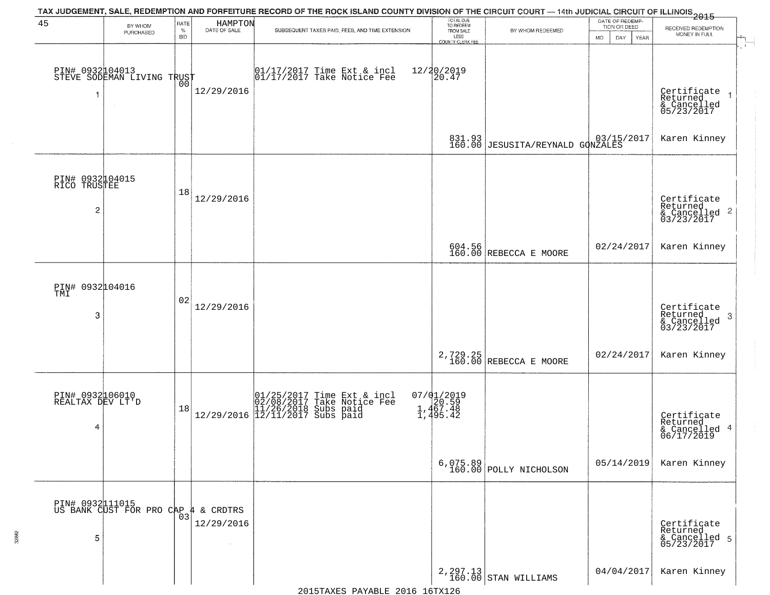TAX JUDGEMENT, SALE, REDEMPTION AND FORFEITURE RECORD OF THE ROCK ISLAND COUNTY DIVISION OF THE CIRCUIT COURT — 14th JUDICIAL CIRCUIT OF ILLINOIS 2015

| 45 BY WHOM PURCHASED | RATE % BID | HAMPTON DATE OF SALE | SUBSEQUENT TAXES PAID, FEES, AND TIME EXTENSION | TOTAL DUE TO REDEEM FROM SALE LESS COUNTY CLERK FEE | BY WHOM REDEEMED | DATE OF REDEMPTION OR DEED MO DAY YEAR | RECEIVED REDEMPTION MONEY IN FULL |
|---|---|---|---|---|---|---|---|
| PIN# 0932104013 STEVE SODEMAN LIVING TRUST 1 | 00 | 12/29/2016 | 01/17/2017 Time Ext & incl 01/17/2017 Take Notice Fee | 12/20/2019 20.47 831.93 160.00 | JESUSITA/REYNALD GONZALES | 03/15/2017 | Certificate Returned & Cancelled 05/23/2017 Karen Kinney 1 |
| PIN# 0932104015 RICO TRUSTEE 2 | 18 | 12/29/2016 | | 604.56 160.00 | REBECCA E MOORE | 02/24/2017 | Certificate Returned & Cancelled 03/23/2017 Karen Kinney 2 |
| PIN# 0932104016 TMI 3 | 02 | 12/29/2016 | | 2,729.25 160.00 | REBECCA E MOORE | 02/24/2017 | Certificate Returned & Cancelled 03/23/2017 Karen Kinney 3 |
| PIN# 0932106010 REALTAX DEV LT'D 4 | 18 | 12/29/2016 | 01/25/2017 Time Ext & incl 02/08/2017 Take Notice Fee 11/26/2018 Subs paid 12/11/2017 Subs paid | 07/01/2019 20.59 1,467.48 1,495.42 6,075.89 160.00 | POLLY NICHOLSON | 05/14/2019 | Certificate Returned & Cancelled 06/17/2019 Karen Kinney 4 |
| PIN# 0932111015 US BANK CUST FOR PRO CAP 4 & CRDTRS 5 | 03 | 12/29/2016 | | 2,297.13 160.00 | STAN WILLIAMS | 04/04/2017 | Certificate Returned & Cancelled 05/23/2017 Karen Kinney 5 |

2015TAXES PAYABLE 2016 16TX126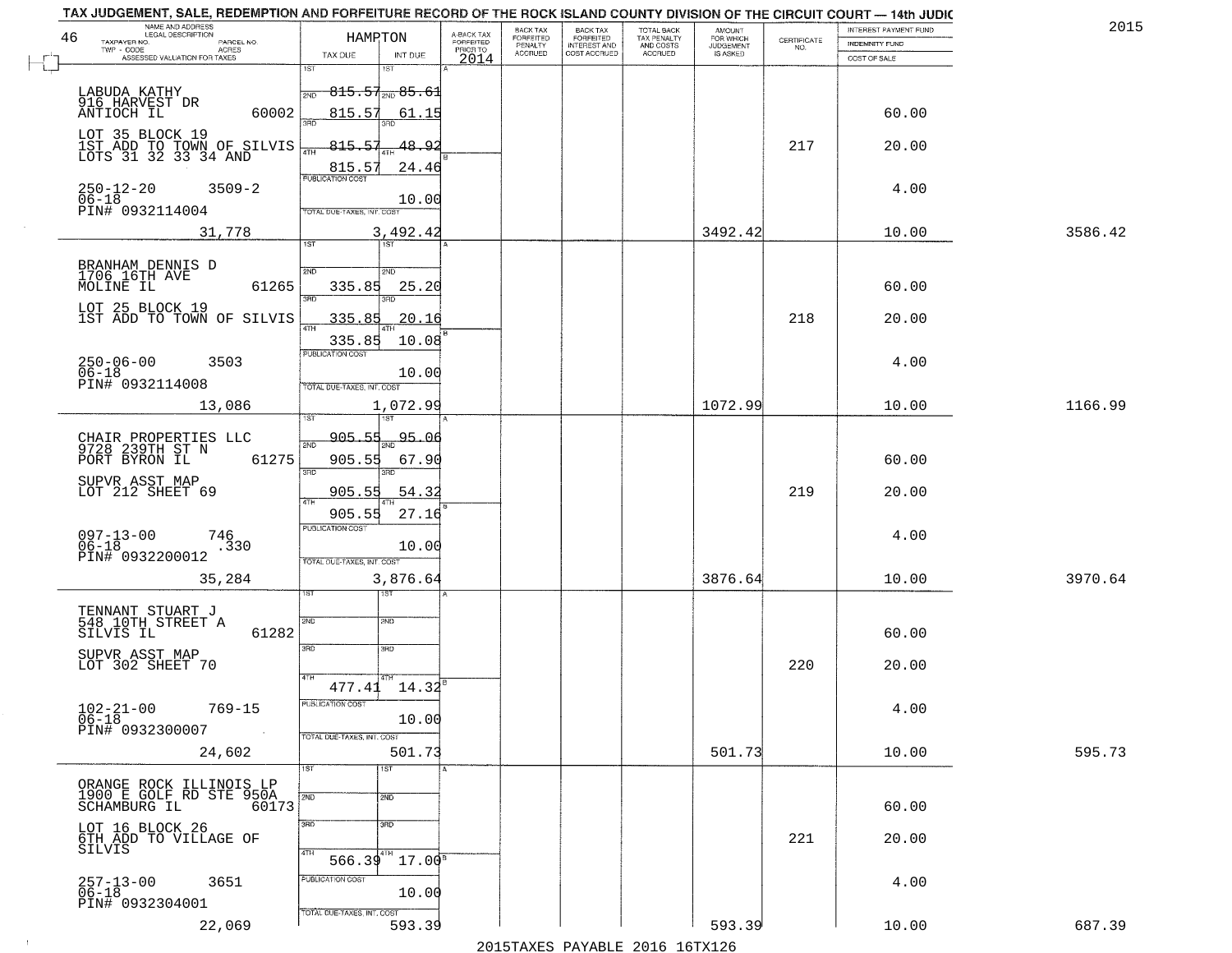TAX JUDGEMENT, SALE, REDEMPTION AND FORFEITURE RECORD OF THE ROCK ISLAND COUNTY DIVISION OF THE CIRCUIT COURT — 14th JUDIC

2015

46

| NAME AND ADDRESS / LEGAL DESCRIPTION / TAXPAYER NO. / PARCEL NO. / TWP - CODE / ACRES / ASSESSED VALUATION FOR TAXES | HAMPTON TAX DUE | INT DUE | A-BACK TAX FORFEITED PRIOR TO 2014 | BACK TAX FORFEITED PENALTY ACCRUED | BACK TAX FORFEITED INTEREST AND COST ACCRUED | TOTAL BACK TAX PENALTY AND COSTS ACCRUED | AMOUNT FOR WHICH JUDGEMENT IS ASKED | CERTIFICATE NO. | INTEREST PAYMENT FUND / INDEMNITY FUND / COST OF SALE | |
|---|---|---|---|---|---|---|---|---|---|---|
| LABUDA KATHY<br>916 HARVEST DR<br>ANTIOCH IL 60002<br>LOT 35 BLOCK 19<br>1ST ADD TO TOWN OF SILVIS<br>LOTS 31 32 33 34 AND<br>250-12-20 3509-2<br>06-18<br>PIN# 0932114004<br>31,778 | 1ST<br>2ND 815.57<br>815.57<br>3RD 815.57<br>4TH 815.57<br>PUBLICATION COST<br>TOTAL DUE-TAXES, INT. COST | 1ST<br>2ND 85.61<br>61.15<br>3RD 48.92<br>4TH 24.46<br>10.00<br>3,492.42 | | | | | 3492.42 | 217 | 60.00<br>20.00<br>4.00<br>10.00 | 3586.42 |
| BRANHAM DENNIS D<br>1706 16TH AVE<br>MOLINE IL 61265<br>LOT 25 BLOCK 19<br>1ST ADD TO TOWN OF SILVIS<br>250-06-00 3503<br>06-18<br>PIN# 0932114008<br>13,086 | 1ST<br>2ND 335.85<br>3RD 335.85<br>4TH 335.85<br>PUBLICATION COST<br>TOTAL DUE-TAXES, INT. COST | 1ST<br>2ND 25.20<br>3RD 20.16<br>4TH 10.08<br>10.00<br>1,072.99 | | | | | 1072.99 | 218 | 60.00<br>20.00<br>4.00<br>10.00 | 1166.99 |
| CHAIR PROPERTIES LLC<br>9728 239TH ST N<br>PORT BYRON IL 61275<br>SUPVR ASST MAP<br>LOT 212 SHEET 69<br>097-13-00 746<br>06-18 .330<br>PIN# 0932200012<br>35,284 | 1ST 905.55<br>2ND 905.55<br>3RD 905.55<br>4TH 905.55<br>PUBLICATION COST<br>TOTAL DUE-TAXES, INT. COST | 1ST 95.06<br>2ND 67.90<br>3RD 54.32<br>4TH 27.16<br>10.00<br>3,876.64 | | | | | 3876.64 | 219 | 60.00<br>20.00<br>4.00<br>10.00 | 3970.64 |
| TENNANT STUART J<br>548 10TH STREET A<br>SILVIS IL 61282<br>SUPVR ASST MAP<br>LOT 302 SHEET 70<br>102-21-00 769-15<br>06-18<br>PIN# 0932300007<br>24,602 | 1ST<br>2ND<br>3RD<br>4TH 477.41<br>PUBLICATION COST<br>TOTAL DUE-TAXES, INT. COST | 1ST<br>2ND<br>3RD<br>4TH 14.32<br>10.00<br>501.73 | | | | | 501.73 | 220 | 60.00<br>20.00<br>4.00<br>10.00 | 595.73 |
| ORANGE ROCK ILLINOIS LP<br>1900 E GOLF RD STE 950A<br>SCHAMBURG IL 60173<br>LOT 16 BLOCK 26<br>6TH ADD TO VILLAGE OF<br>SILVIS<br>257-13-00 3651<br>06-18<br>PIN# 0932304001<br>22,069 | 1ST<br>2ND<br>3RD<br>4TH 566.39<br>PUBLICATION COST<br>TOTAL DUE-TAXES, INT. COST | 1ST<br>2ND<br>3RD<br>4TH 17.00<br>10.00<br>593.39 | | | | | 593.39 | 221 | 60.00<br>20.00<br>4.00<br>10.00 | 687.39 |

2015TAXES PAYABLE 2016 16TX126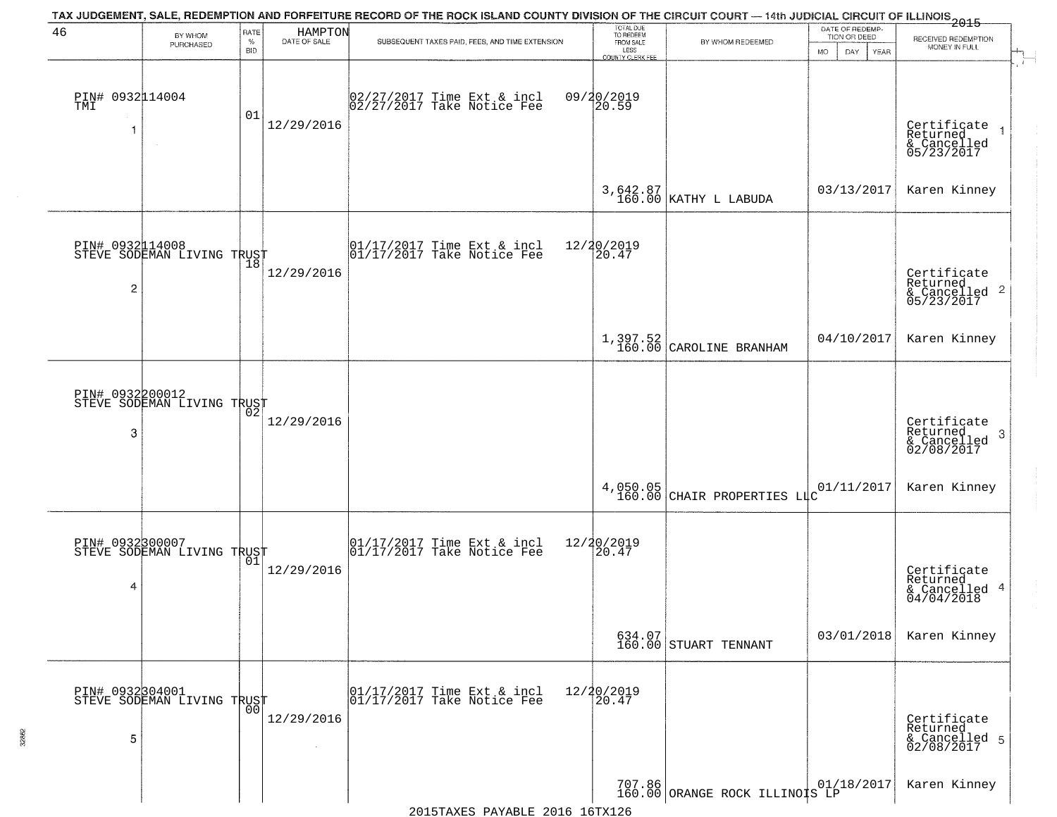TAX JUDGEMENT, SALE, REDEMPTION AND FORFEITURE RECORD OF THE ROCK ISLAND COUNTY DIVISION OF THE CIRCUIT COURT — 14th JUDICIAL CIRCUIT OF ILLINOIS 2015

| 46 | BY WHOM PURCHASED | RATE % BID | HAMPTON DATE OF SALE | SUBSEQUENT TAXES PAID, FEES, AND TIME EXTENSION | TOTAL DUE TO REDEEM FROM SALE LESS COUNTY CLERK FEE | BY WHOM REDEEMED | DATE OF REDEMPTION OR DEED MO DAY YEAR | RECEIVED REDEMPTION MONEY IN FULL |
|---|---|---|---|---|---|---|---|---|
| PIN# 0932114004 TMI 1 | | 01 | 12/29/2016 | 02/27/2017 Time Ext & incl 02/27/2017 Take Notice Fee | 09/20/2019 20.59 3,642.87 160.00 | KATHY L LABUDA | 03/13/2017 | Certificate Returned & Cancelled 05/23/2017 Karen Kinney |
| PIN# 0932114008 STEVE SODEMAN LIVING TRUST 2 | | 18 | 12/29/2016 | 01/17/2017 Time Ext & incl 01/17/2017 Take Notice Fee | 12/20/2019 20.47 1,397.52 160.00 | CAROLINE BRANHAM | 04/10/2017 | Certificate Returned & Cancelled 05/23/2017 Karen Kinney |
| PIN# 0932200012 STEVE SODEMAN LIVING TRUST 3 | | 02 | 12/29/2016 | | 4,050.05 160.00 | CHAIR PROPERTIES LLC | 01/11/2017 | Certificate Returned & Cancelled 02/08/2017 Karen Kinney |
| PIN# 0932300007 STEVE SODEMAN LIVING TRUST 4 | | 01 | 12/29/2016 | 01/17/2017 Time Ext & incl 01/17/2017 Take Notice Fee | 12/20/2019 20.47 634.07 160.00 | STUART TENNANT | 03/01/2018 | Certificate Returned & Cancelled 04/04/2018 Karen Kinney |
| PIN# 0932304001 STEVE SODEMAN LIVING TRUST 5 | | 00 | 12/29/2016 | 01/17/2017 Time Ext & incl 01/17/2017 Take Notice Fee | 12/20/2019 20.47 707.86 160.00 | ORANGE ROCK ILLINOIS LP | 01/18/2017 | Certificate Returned & Cancelled 02/08/2017 Karen Kinney |

2015TAXES PAYABLE 2016 16TX126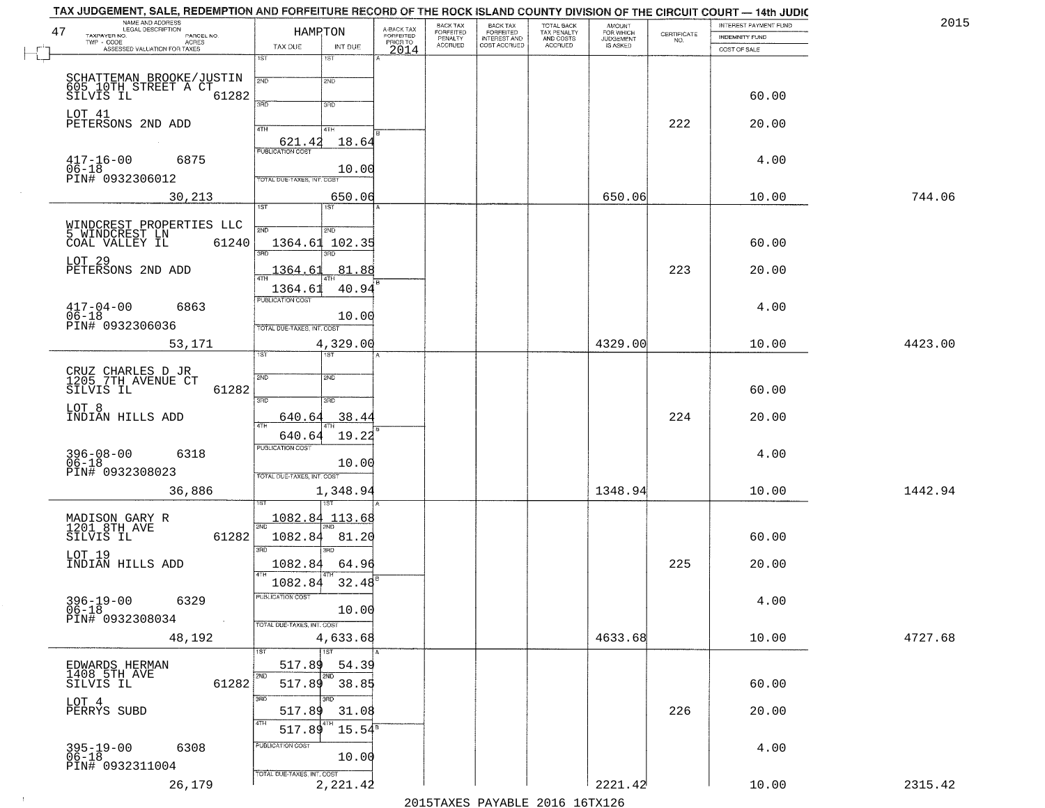# TAX JUDGEMENT, SALE, REDEMPTION AND FORFEITURE RECORD OF THE ROCK ISLAND COUNTY DIVISION OF THE CIRCUIT COURT — 14th JUDIC

2015

47

| NAME AND ADDRESS / LEGAL DESCRIPTION / TAXPAYER NO. / PARCEL NO. / TWP - CODE / ACRES / ASSESSED VALUATION FOR TAXES | HAMPTON TAX DUE | INT DUE | A-BACK TAX FORFEITED PRIOR TO 2014 | BACK TAX FORFEITED PENALTY ACCRUED | BACK TAX FORFEITED INTEREST AND COST ACCRUED | TOTAL BACK TAX PENALTY AND COSTS ACCRUED | AMOUNT FOR WHICH JUDGEMENT IS ASKED | CERTIFICATE NO. | INTEREST PAYMENT FUND / INDEMNITY FUND / COST OF SALE | |
|---|---|---|---|---|---|---|---|---|---|---|
| SCHATTEMAN BROOKE/JUSTIN 605 10TH STREET A CT SILVIS IL 61282 LOT 41 PETERSONS 2ND ADD 417-16-00 6875 06-18 PIN# 0932306012 | 1ST / 2ND / 3RD / 4TH 621.42 | 18.64 | | | | | | 222 | 60.00 20.00 | |
| | PUBLICATION COST | 10.00 | | | | | | | 4.00 | |
| 30,213 | TOTAL DUE-TAXES, INT. COST | 650.06 | | | | | 650.06 | | 10.00 | 744.06 |
| WINDCREST PROPERTIES LLC 5 WINDCREST LN COAL VALLEY IL 61240 LOT 29 PETERSONS 2ND ADD 417-04-00 6863 06-18 PIN# 0932306036 | 2ND 1364.61 | 102.35 | | | | | | | 60.00 | |
| | 3RD 1364.61 | 81.88 | | | | | | 223 | 20.00 | |
| | 4TH 1364.61 | 40.94 | | | | | | | | |
| | PUBLICATION COST | 10.00 | | | | | | | 4.00 | |
| 53,171 | TOTAL DUE-TAXES, INT. COST | 4,329.00 | | | | | 4329.00 | | 10.00 | 4423.00 |
| CRUZ CHARLES D JR 1205 7TH AVENUE CT SILVIS IL 61282 LOT 8 INDIAN HILLS ADD 396-08-00 6318 06-18 PIN# 0932308023 | 3RD 640.64 | 38.44 | | | | | | 224 | 60.00 20.00 | |
| | 4TH 640.64 | 19.22 | | | | | | | | |
| | PUBLICATION COST | 10.00 | | | | | | | 4.00 | |
| 36,886 | TOTAL DUE-TAXES, INT. COST | 1,348.94 | | | | | 1348.94 | | 10.00 | 1442.94 |
| MADISON GARY R 1201 8TH AVE SILVIS IL 61282 LOT 19 INDIAN HILLS ADD 396-19-00 6329 06-18 PIN# 0932308034 | 1ST 1082.84 | 113.68 | | | | | | | | |
| | 2ND 1082.84 | 81.20 | | | | | | | 60.00 | |
| | 3RD 1082.84 | 64.96 | | | | | | 225 | 20.00 | |
| | 4TH 1082.84 | 32.48 | | | | | | | | |
| | PUBLICATION COST | 10.00 | | | | | | | 4.00 | |
| 48,192 | TOTAL DUE-TAXES, INT. COST | 4,633.68 | | | | | 4633.68 | | 10.00 | 4727.68 |
| EDWARDS HERMAN 1408 5TH AVE SILVIS IL 61282 LOT 4 PERRYS SUBD 395-19-00 6308 06-18 PIN# 0932311004 | 1ST 517.89 | 54.39 | | | | | | | | |
| | 2ND 517.89 | 38.85 | | | | | | | 60.00 | |
| | 3RD 517.89 | 31.08 | | | | | | 226 | 20.00 | |
| | 4TH 517.89 | 15.54 | | | | | | | | |
| | PUBLICATION COST | 10.00 | | | | | | | 4.00 | |
| 26,179 | TOTAL DUE-TAXES, INT. COST | 2,221.42 | | | | | 2221.42 | | 10.00 | 2315.42 |

2015TAXES PAYABLE 2016 16TX126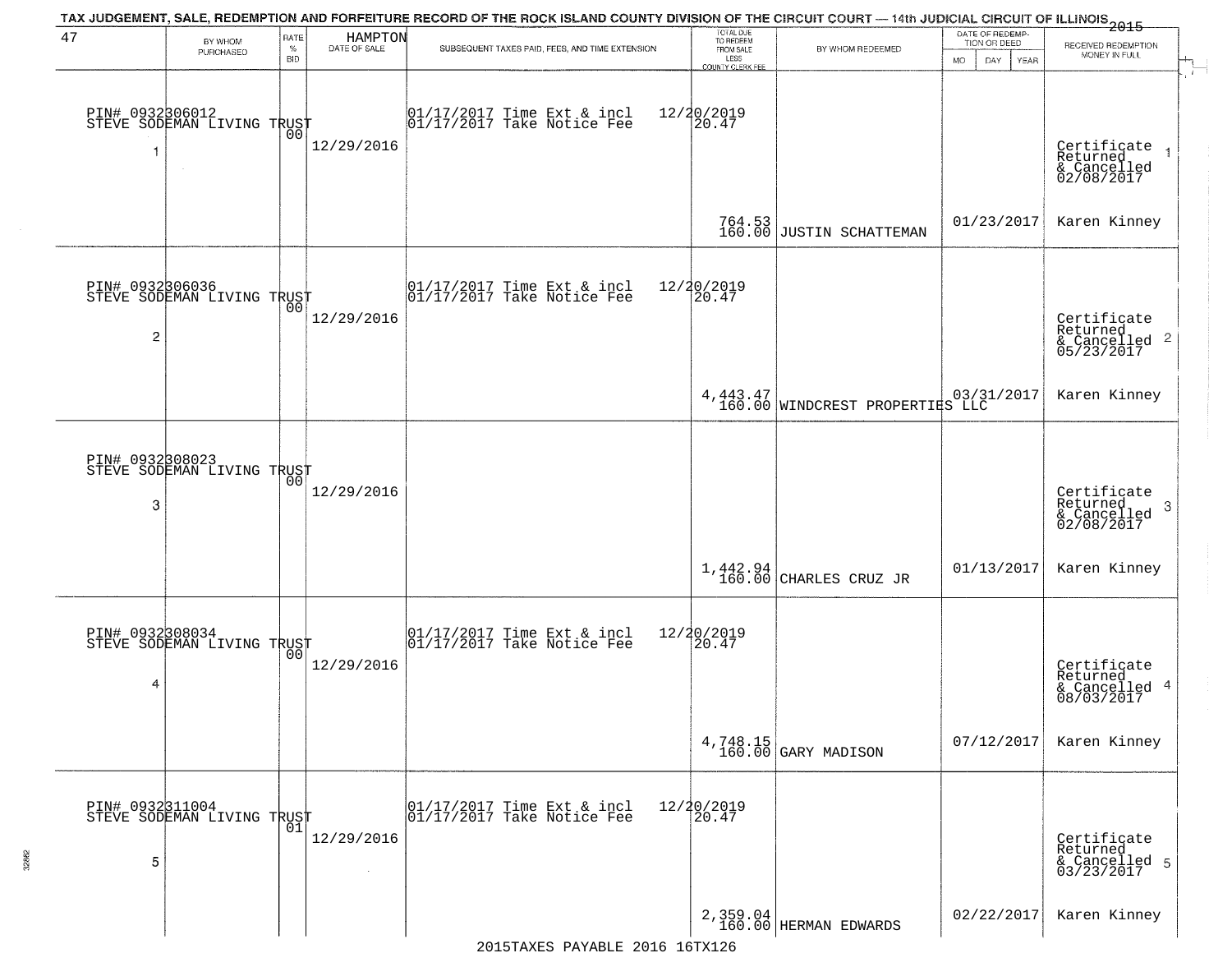TAX JUDGEMENT, SALE, REDEMPTION AND FORFEITURE RECORD OF THE ROCK ISLAND COUNTY DIVISION OF THE CIRCUIT COURT — 14th JUDICIAL CIRCUIT OF ILLINOIS 2015

| 47 | BY WHOM PURCHASED | RATE % BID | HAMPTON DATE OF SALE | SUBSEQUENT TAXES PAID, FEES, AND TIME EXTENSION | TOTAL DUE TO REDEEM FROM SALE LESS COUNTY CLERK FEE | BY WHOM REDEEMED | DATE OF REDEMPTION OR DEED MO DAY YEAR | RECEIVED REDEMPTION MONEY IN FULL |
|---|---|---|---|---|---|---|---|---|
| 1 | PIN# 0932306012 STEVE SODEMAN LIVING TRUST | 00 | 12/29/2016 | 01/17/2017 Time Ext & incl 12/20/2019<br>01/17/2017 Take Notice Fee 20.47 | 764.53<br>160.00 | JUSTIN SCHATTEMAN | 01/23/2017 | Certificate Returned & Cancelled 02/08/2017<br>Karen Kinney |
| 2 | PIN# 0932306036 STEVE SODEMAN LIVING TRUST | 00 | 12/29/2016 | 01/17/2017 Time Ext & incl 12/20/2019<br>01/17/2017 Take Notice Fee 20.47 | 4,443.47<br>160.00 | WINDCREST PROPERTIES LLC | 03/31/2017 | Certificate Returned & Cancelled 05/23/2017<br>Karen Kinney |
| 3 | PIN# 0932308023 STEVE SODEMAN LIVING TRUST | 00 | 12/29/2016 | | 1,442.94<br>160.00 | CHARLES CRUZ JR | 01/13/2017 | Certificate Returned & Cancelled 02/08/2017<br>Karen Kinney |
| 4 | PIN# 0932308034 STEVE SODEMAN LIVING TRUST | 00 | 12/29/2016 | 01/17/2017 Time Ext & incl 12/20/2019<br>01/17/2017 Take Notice Fee 20.47 | 4,748.15<br>160.00 | GARY MADISON | 07/12/2017 | Certificate Returned & Cancelled 08/03/2017<br>Karen Kinney |
| 5 | PIN# 0932311004 STEVE SODEMAN LIVING TRUST | 01 | 12/29/2016 | 01/17/2017 Time Ext & incl 12/20/2019<br>01/17/2017 Take Notice Fee 20.47 | 2,359.04<br>160.00 | HERMAN EDWARDS | 02/22/2017 | Certificate Returned & Cancelled 03/23/2017<br>Karen Kinney |

2015TAXES PAYABLE 2016 16TX126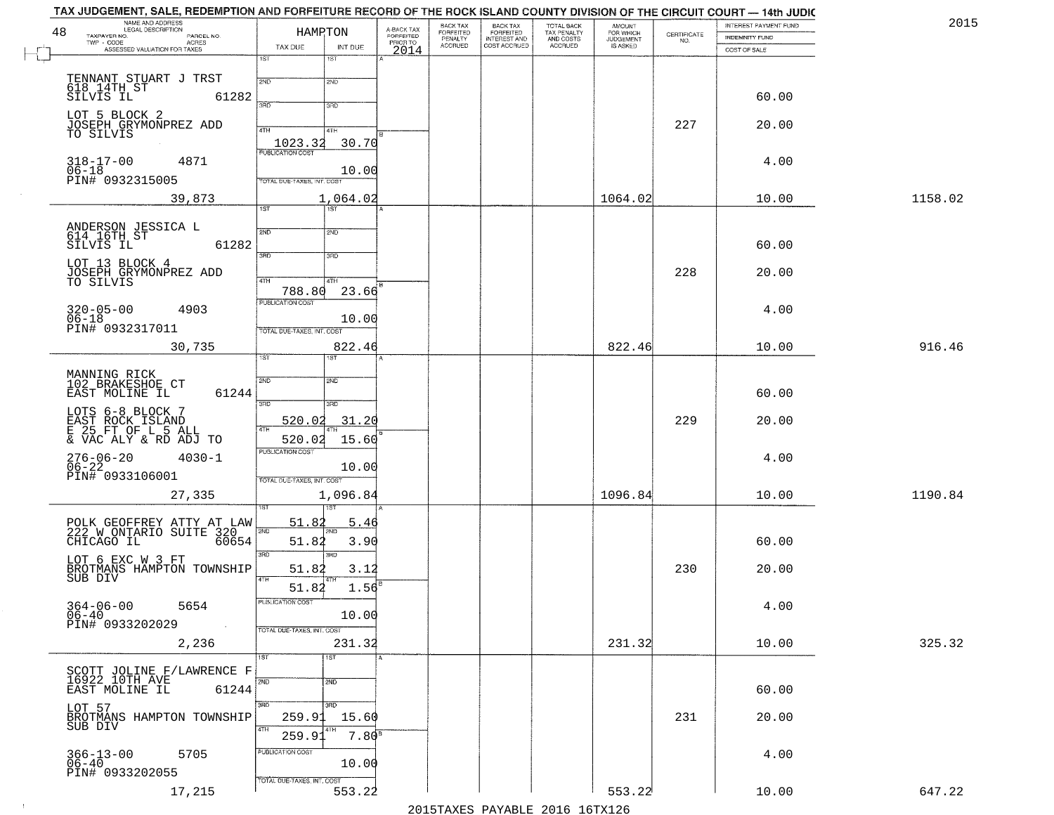# TAX JUDGEMENT, SALE, REDEMPTION AND FORFEITURE RECORD OF THE ROCK ISLAND COUNTY DIVISION OF THE CIRCUIT COURT — 14th JUDIC

2015

48

HAMPTON

| NAME AND ADDRESS / LEGAL DESCRIPTION / TAXPAYER NO. / PARCEL NO. / TWP - CODE / ACRES / ASSESSED VALUATION FOR TAXES | TAX DUE | INT DUE | A-BACK TAX FORFEITED PRIOR TO 2014 | BACK TAX FORFEITED PENALTY ACCRUED | BACK TAX FORFEITED INTEREST AND COST ACCRUED | TOTAL BACK TAX PENALTY AND COSTS ACCRUED | AMOUNT FOR WHICH JUDGEMENT IS ASKED | CERTIFICATE NO. | INTEREST PAYMENT FUND / INDEMNITY FUND / COST OF SALE | |
|---|---|---|---|---|---|---|---|---|---|---|
| TENNANT STUART J TRST<br>618 14TH ST<br>SILVIS IL 61282<br>LOT 5 BLOCK 2<br>JOSEPH GRYMONPREZ ADD<br>TO SILVIS<br>318-17-00 4871<br>06-18<br>PIN# 0932315005<br>39,873 | 4TH 1023.32<br>PUBLICATION COST<br>TOTAL DUE-TAXES, INT. COST | 30.70<br>10.00<br>1,064.02 | | | | | 1064.02 | 227 | 60.00<br>20.00<br>4.00<br>10.00 | 1158.02 |
| ANDERSON JESSICA L<br>614 16TH ST<br>SILVIS IL 61282<br>LOT 13 BLOCK 4<br>JOSEPH GRYMONPREZ ADD<br>TO SILVIS<br>320-05-00 4903<br>06-18<br>PIN# 0932317011<br>30,735 | 4TH 788.80<br>PUBLICATION COST<br>TOTAL DUE-TAXES, INT. COST | 23.66<br>10.00<br>822.46 | | | | | 822.46 | 228 | 60.00<br>20.00<br>4.00<br>10.00 | 916.46 |
| MANNING RICK<br>102 BRAKESHOE CT<br>EAST MOLINE IL 61244<br>LOTS 6-8 BLOCK 7<br>EAST ROCK ISLAND<br>E 25 FT OF L 5 ALL<br>& VAC ALY & RD ADJ TO<br>276-06-20 4030-1<br>06-22<br>PIN# 0933106001<br>27,335 | 3RD 520.02<br>4TH 520.02<br>PUBLICATION COST<br>TOTAL DUE-TAXES, INT. COST | 31.20<br>15.60<br>10.00<br>1,096.84 | | | | | 1096.84 | 229 | 60.00<br>20.00<br>4.00<br>10.00 | 1190.84 |
| POLK GEOFFREY ATTY AT LAW<br>222 W ONTARIO SUITE 320<br>CHICAGO IL 60654<br>LOT 6 EXC W 3 FT<br>BROTMANS HAMPTON TOWNSHIP<br>SUB DIV<br>364-06-00 5654<br>06-40<br>PIN# 0933202029<br>2,236 | 1ST 51.82<br>2ND 51.82<br>3RD 51.82<br>4TH 51.82<br>PUBLICATION COST<br>TOTAL DUE-TAXES, INT. COST | 5.46<br>3.90<br>3.12<br>1.56<br>10.00<br>231.32 | | | | | 231.32 | 230 | 60.00<br>20.00<br>4.00<br>10.00 | 325.32 |
| SCOTT JOLINE F/LAWRENCE F<br>16922 10TH AVE<br>EAST MOLINE IL 61244<br>LOT 57<br>BROTMANS HAMPTON TOWNSHIP<br>SUB DIV<br>366-13-00 5705<br>06-40<br>PIN# 0933202055<br>17,215 | 3RD 259.91<br>4TH 259.91<br>PUBLICATION COST<br>TOTAL DUE-TAXES, INT. COST | 15.60<br>7.80<br>10.00<br>553.22 | | | | | 553.22 | 231 | 60.00<br>20.00<br>4.00<br>10.00 | 647.22 |

2015TAXES PAYABLE 2016 16TX126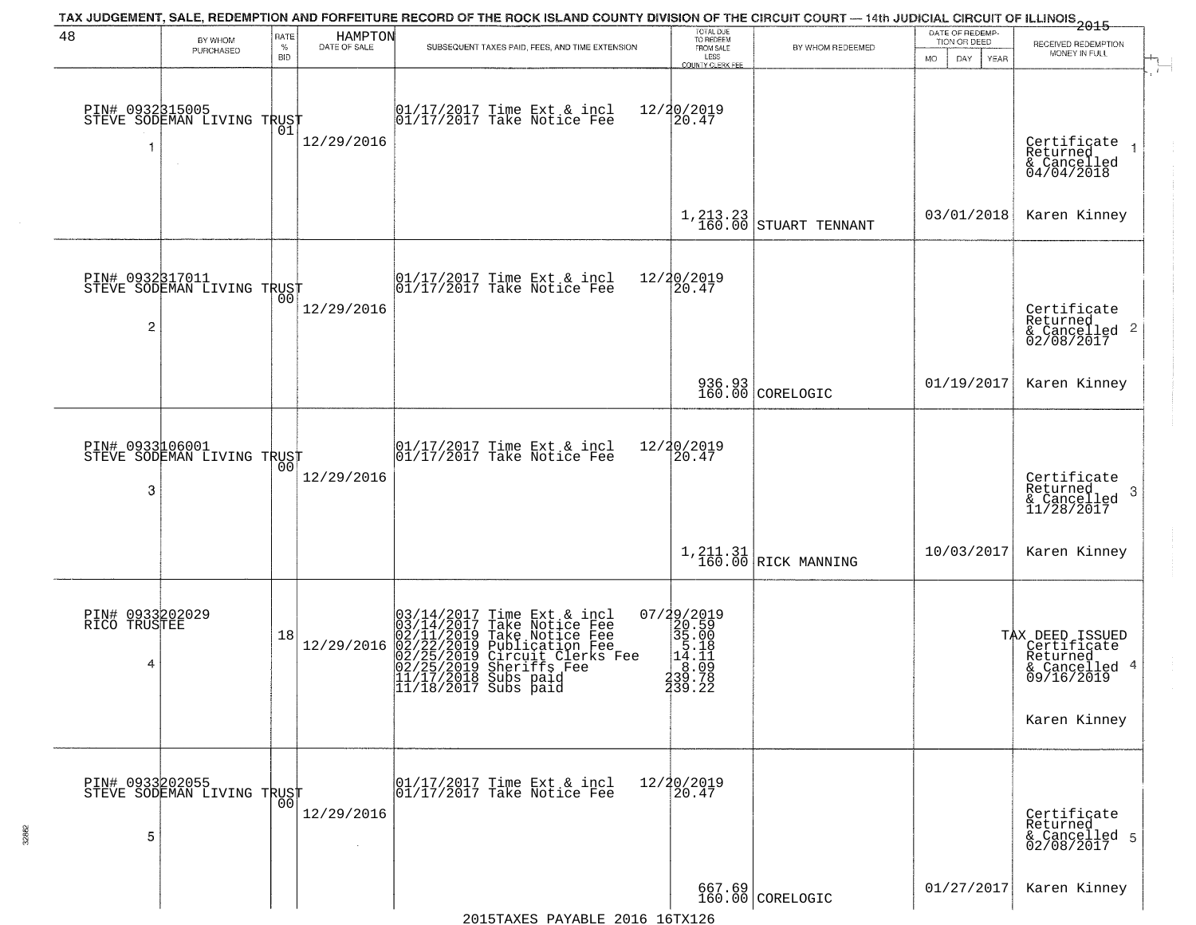TAX JUDGEMENT, SALE, REDEMPTION AND FORFEITURE RECORD OF THE ROCK ISLAND COUNTY DIVISION OF THE CIRCUIT COURT — 14th JUDICIAL CIRCUIT OF ILLINOIS 2015

48 HAMPTON

| BY WHOM PURCHASED | RATE % BID | DATE OF SALE | SUBSEQUENT TAXES PAID, FEES, AND TIME EXTENSION | TOTAL DUE TO REDEEM FROM SALE LESS COUNTY CLERK FEE | BY WHOM REDEEMED | DATE OF REDEMPTION OR DEED MO DAY YEAR | RECEIVED REDEMPTION MONEY IN FULL |
|---|---|---|---|---|---|---|---|
| PIN# 0932315005 STEVE SODEMAN LIVING TRUST 1 | 01 | 12/29/2016 | 01/17/2017 Time Ext & incl 12/20/2019<br>01/17/2017 Take Notice Fee 20.47 | 1,213.23<br>160.00 | STUART TENNANT | 03/01/2018 | Certificate Returned & Cancelled 04/04/2018 1<br>Karen Kinney |
| PIN# 0932317011 STEVE SODEMAN LIVING TRUST 2 | 00 | 12/29/2016 | 01/17/2017 Time Ext & incl 12/20/2019<br>01/17/2017 Take Notice Fee 20.47 | 936.93<br>160.00 | CORELOGIC | 01/19/2017 | Certificate Returned & Cancelled 02/08/2017 2<br>Karen Kinney |
| PIN# 0933106001 STEVE SODEMAN LIVING TRUST 3 | 00 | 12/29/2016 | 01/17/2017 Time Ext & incl 12/20/2019<br>01/17/2017 Take Notice Fee 20.47 | 1,211.31<br>160.00 | RICK MANNING | 10/03/2017 | Certificate Returned & Cancelled 11/28/2017 3<br>Karen Kinney |
| PIN# 0933202029 RICO TRUSTEE 4 | 18 | 12/29/2016 | 03/14/2017 Time Ext & incl 07/29/2019<br>03/14/2017 Take Notice Fee 20.59<br>02/11/2019 Take Notice Fee 35.00<br>02/22/2019 Publication Fee 5.18<br>02/25/2019 Circuit Clerks Fee 14.11<br>02/25/2019 Sheriffs Fee 8.09<br>11/17/2018 Subs paid 239.78<br>11/18/2017 Subs paid 239.22 | | | | TAX DEED ISSUED Certificate Returned & Cancelled 09/16/2019 4<br>Karen Kinney |
| PIN# 0933202055 STEVE SODEMAN LIVING TRUST 5 | 00 | 12/29/2016 | 01/17/2017 Time Ext & incl 12/20/2019<br>01/17/2017 Take Notice Fee 20.47 | 667.69<br>160.00 | CORELOGIC | 01/27/2017 | Certificate Returned & Cancelled 02/08/2017 5<br>Karen Kinney |

2015TAXES PAYABLE 2016 16TX126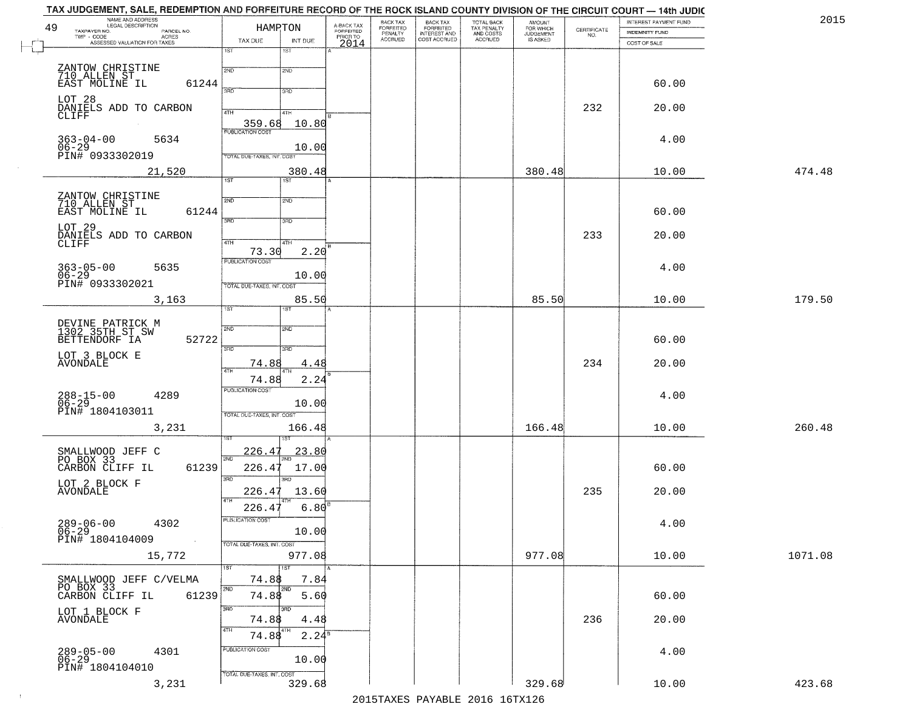# TAX JUDGEMENT, SALE, REDEMPTION AND FORFEITURE RECORD OF THE ROCK ISLAND COUNTY DIVISION OF THE CIRCUIT COURT — 14th JUDIC

2015

49 — HAMPTON

| NAME AND ADDRESS / LEGAL DESCRIPTION / TAXPAYER NO. / PARCEL NO. / TWP - CODE / ACRES / ASSESSED VALUATION FOR TAXES | TAX DUE | INT DUE | A-BACK TAX FORFEITED PRIOR TO 2014 | BACK TAX FORFEITED PENALTY ACCRUED | BACK TAX FORFEITED INTEREST AND COST ACCRUED | TOTAL BACK TAX PENALTY AND COSTS ACCRUED | AMOUNT FOR WHICH JUDGEMENT IS ASKED | CERTIFICATE NO. | INTEREST PAYMENT FUND / INDEMNITY FUND / COST OF SALE | |
|---|---|---|---|---|---|---|---|---|---|---|
| ZANTOW CHRISTINE, 710 ALLEN ST, EAST MOLINE IL 61244; LOT 28 DANIELS ADD TO CARBON CLIFF; 363-04-00 5634; 06-29; PIN# 0933302019; 21,520 | 1ST: ; 2ND: ; 3RD: ; 4TH: 359.68 | 1ST: ; 2ND: ; 3RD: ; 4TH: 10.80; PUBLICATION COST: 10.00; TOTAL DUE-TAXES, INT. COST: 380.48 | | | | | 380.48 | 232 | 60.00; 20.00; 4.00; 10.00 | 474.48 |
| ZANTOW CHRISTINE, 710 ALLEN ST, EAST MOLINE IL 61244; LOT 29 DANIELS ADD TO CARBON CLIFF; 363-05-00 5635; 06-29; PIN# 0933302021; 3,163 | 1ST: ; 2ND: ; 3RD: ; 4TH: 73.30 | 1ST: ; 2ND: ; 3RD: ; 4TH: 2.20; PUBLICATION COST: 10.00; TOTAL DUE-TAXES, INT. COST: 85.50 | | | | | 85.50 | 233 | 60.00; 20.00; 4.00; 10.00 | 179.50 |
| DEVINE PATRICK M, 1302 35TH ST SW, BETTENDORF IA 52722; LOT 3 BLOCK E AVONDALE; 288-15-00 4289; 06-29; PIN# 1804103011; 3,231 | 1ST: ; 2ND: ; 3RD: 74.88; 4TH: 74.88 | 1ST: ; 2ND: ; 3RD: 4.48; 4TH: 2.24; PUBLICATION COST: 10.00; TOTAL DUE-TAXES, INT. COST: 166.48 | | | | | 166.48 | 234 | 60.00; 20.00; 4.00; 10.00 | 260.48 |
| SMALLWOOD JEFF C, PO BOX 33, CARBON CLIFF IL 61239; LOT 2 BLOCK F AVONDALE; 289-06-00 4302; 06-29; PIN# 1804104009; 15,772 | 1ST: 226.47; 2ND: 226.47; 3RD: 226.47; 4TH: 226.47 | 1ST: 23.80; 2ND: 17.00; 3RD: 13.60; 4TH: 6.80; PUBLICATION COST: 10.00; TOTAL DUE-TAXES, INT. COST: 977.08 | | | | | 977.08 | 235 | 60.00; 20.00; 4.00; 10.00 | 1071.08 |
| SMALLWOOD JEFF C/VELMA, PO BOX 33, CARBON CLIFF IL 61239; LOT 1 BLOCK F AVONDALE; 289-05-00 4301; 06-29; PIN# 1804104010; 3,231 | 1ST: 74.88; 2ND: 74.88; 3RD: 74.88; 4TH: 74.88 | 1ST: 7.84; 2ND: 5.60; 3RD: 4.48; 4TH: 2.24; PUBLICATION COST: 10.00; TOTAL DUE-TAXES, INT. COST: 329.68 | | | | | 329.68 | 236 | 60.00; 20.00; 4.00; 10.00 | 423.68 |

2015TAXES PAYABLE 2016 16TX126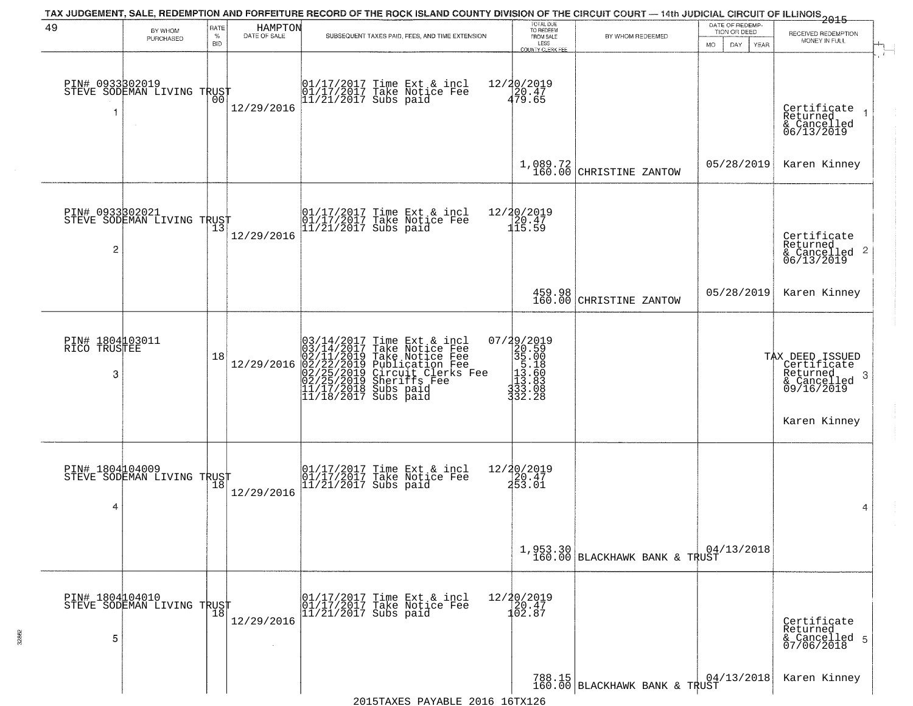TAX JUDGEMENT, SALE, REDEMPTION AND FORFEITURE RECORD OF THE ROCK ISLAND COUNTY DIVISION OF THE CIRCUIT COURT — 14th JUDICIAL CIRCUIT OF ILLINOIS 2015

| 49 BY WHOM PURCHASED | RATE % BID | HAMPTON DATE OF SALE | SUBSEQUENT TAXES PAID, FEES, AND TIME EXTENSION | TOTAL DUE TO REDEEM FROM SALE LESS COUNTY CLERK FEE | BY WHOM REDEEMED | DATE OF REDEMPTION OR DEED MO DAY YEAR | RECEIVED REDEMPTION MONEY IN FULL |
|---|---|---|---|---|---|---|---|
| PIN# 0933302019 STEVE SODEMAN LIVING TRUST 1 | 00 | 12/29/2016 | 01/17/2017 Time Ext & incl<br>01/17/2017 Take Notice Fee<br>11/21/2017 Subs paid | 12/20/2019<br>20.47<br>479.65<br>1,089.72<br>160.00 | CHRISTINE ZANTOW | 05/28/2019 | Certificate Returned & Cancelled 06/13/2019<br>Karen Kinney |
| PIN# 0933302021 STEVE SODEMAN LIVING TRUST 2 | 13 | 12/29/2016 | 01/17/2017 Time Ext & incl<br>01/17/2017 Take Notice Fee<br>11/21/2017 Subs paid | 12/20/2019<br>20.47<br>115.59<br>459.98<br>160.00 | CHRISTINE ZANTOW | 05/28/2019 | Certificate Returned & Cancelled 06/13/2019<br>Karen Kinney |
| PIN# 1804103011 RICO TRUSTEE 3 | 18 | 12/29/2016 | 03/14/2017 Time Ext & incl<br>03/14/2017 Take Notice Fee<br>02/11/2019 Take Notice Fee<br>02/22/2019 Publication Fee<br>02/25/2019 Circuit Clerks Fee<br>02/25/2019 Sheriffs Fee<br>11/17/2018 Subs paid<br>11/18/2017 Subs paid | 07/29/2019<br>20.59<br>35.00<br>5.18<br>13.60<br>13.83<br>333.08<br>332.28 | | | TAX DEED ISSUED Certificate Returned & Cancelled 09/16/2019<br>Karen Kinney |
| PIN# 1804104009 STEVE SODEMAN LIVING TRUST 4 | 18 | 12/29/2016 | 01/17/2017 Time Ext & incl<br>01/17/2017 Take Notice Fee<br>11/21/2017 Subs paid | 12/20/2019<br>20.47<br>253.01<br>1,953.30<br>160.00 | BLACKHAWK BANK & TRUST | 04/13/2018 | |
| PIN# 1804104010 STEVE SODEMAN LIVING TRUST 5 | 18 | 12/29/2016 | 01/17/2017 Time Ext & incl<br>01/17/2017 Take Notice Fee<br>11/21/2017 Subs paid | 12/20/2019<br>20.47<br>102.87<br>788.15<br>160.00 | BLACKHAWK BANK & TRUST | 04/13/2018 | Certificate Returned & Cancelled 07/06/2018<br>Karen Kinney |

2015TAXES PAYABLE 2016 16TX126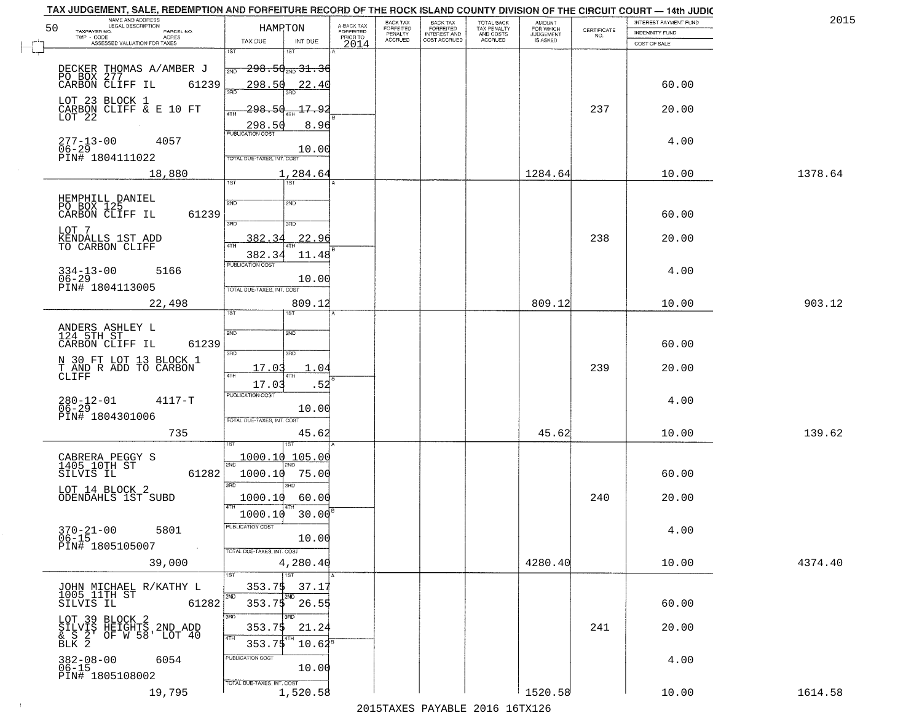TAX JUDGEMENT, SALE, REDEMPTION AND FORFEITURE RECORD OF THE ROCK ISLAND COUNTY DIVISION OF THE CIRCUIT COURT — 14th JUDIC

2015

| NAME AND ADDRESS / LEGAL DESCRIPTION / TAXPAYER NO. / PARCEL NO. / TWP - CODE / ACRES / ASSESSED VALUATION FOR TAXES | HAMPTON TAX DUE | INT DUE | A-BACK TAX FORFEITED PRIOR TO 2014 | BACK TAX FORFEITED PENALTY ACCRUED | BACK TAX FORFEITED INTEREST AND COST ACCRUED | TOTAL BACK TAX PENALTY AND COSTS ACCRUED | AMOUNT FOR WHICH JUDGEMENT IS ASKED | CERTIFICATE NO. | INTEREST PAYMENT FUND / INDEMNITY FUND / COST OF SALE | |
|---|---|---|---|---|---|---|---|---|---|---|
| DECKER THOMAS A/AMBER J<br>PO BOX 277<br>CARBON CLIFF IL 61239<br>LOT 23 BLOCK 1<br>CARBON CLIFF & E 10 FT<br>LOT 22<br>277-13-00 4057<br>06-29<br>PIN# 1804111022<br>18,880 | 1ST 298.50<br>2ND 298.50<br>3RD 298.50<br>4TH 298.50<br>PUBLICATION COST<br>TOTAL DUE-TAXES, INT. COST | 31.36<br>22.40<br>17.92<br>8.96<br>10.00<br>1,284.64 | | | | | 1284.64 | 237 | 60.00<br>20.00<br>4.00<br>10.00 | 1378.64 |
| HEMPHILL DANIEL<br>PO BOX 125<br>CARBON CLIFF IL 61239<br>LOT 7<br>KENDALLS 1ST ADD<br>TO CARBON CLIFF<br>334-13-00 5166<br>06-29<br>PIN# 1804113005<br>22,498 | 1ST<br>2ND<br>3RD 382.34<br>4TH 382.34<br>PUBLICATION COST<br>TOTAL DUE-TAXES, INT. COST | 22.96<br>11.48<br>10.00<br>809.12 | | | | | 809.12 | 238 | 60.00<br>20.00<br>4.00<br>10.00 | 903.12 |
| ANDERS ASHLEY L<br>124 5TH ST<br>CARBON CLIFF IL 61239<br>N 30 FT LOT 13 BLOCK 1<br>T AND R ADD TO CARBON<br>CLIFF<br>280-12-01 4117-T<br>06-29<br>PIN# 1804301006<br>735 | 1ST<br>2ND<br>3RD 17.03<br>4TH 17.03<br>PUBLICATION COST<br>TOTAL DUE-TAXES, INT. COST | 1.04<br>.52<br>10.00<br>45.62 | | | | | 45.62 | 239 | 60.00<br>20.00<br>4.00<br>10.00 | 139.62 |
| CABRERA PEGGY S<br>1405 10TH ST<br>SILVIS IL 61282<br>LOT 14 BLOCK 2<br>ODENDAHLS 1ST SUBD<br>370-21-00 5801<br>06-15<br>PIN# 1805105007<br>39,000 | 1ST 1000.10<br>2ND 1000.10<br>3RD 1000.10<br>4TH 1000.10<br>PUBLICATION COST<br>TOTAL DUE-TAXES, INT. COST | 105.00<br>75.00<br>60.00<br>30.00<br>10.00<br>4,280.40 | | | | | 4280.40 | 240 | 60.00<br>20.00<br>4.00<br>10.00 | 4374.40 |
| JOHN MICHAEL R/KATHY L<br>1005 11TH ST<br>SILVIS IL 61282<br>LOT 39 BLOCK 2<br>SILVIS HEIGHTS 2ND ADD<br>& S 2' OF W 58' LOT 40<br>BLK 2<br>382-08-00 6054<br>06-15<br>PIN# 1805108002<br>19,795 | 1ST 353.75<br>2ND 353.75<br>3RD 353.75<br>4TH 353.75<br>PUBLICATION COST<br>TOTAL DUE-TAXES, INT. COST | 37.17<br>26.55<br>21.24<br>10.62<br>10.00<br>1,520.58 | | | | | 1520.58 | 241 | 60.00<br>20.00<br>4.00<br>10.00 | 1614.58 |

2015TAXES PAYABLE 2016 16TX126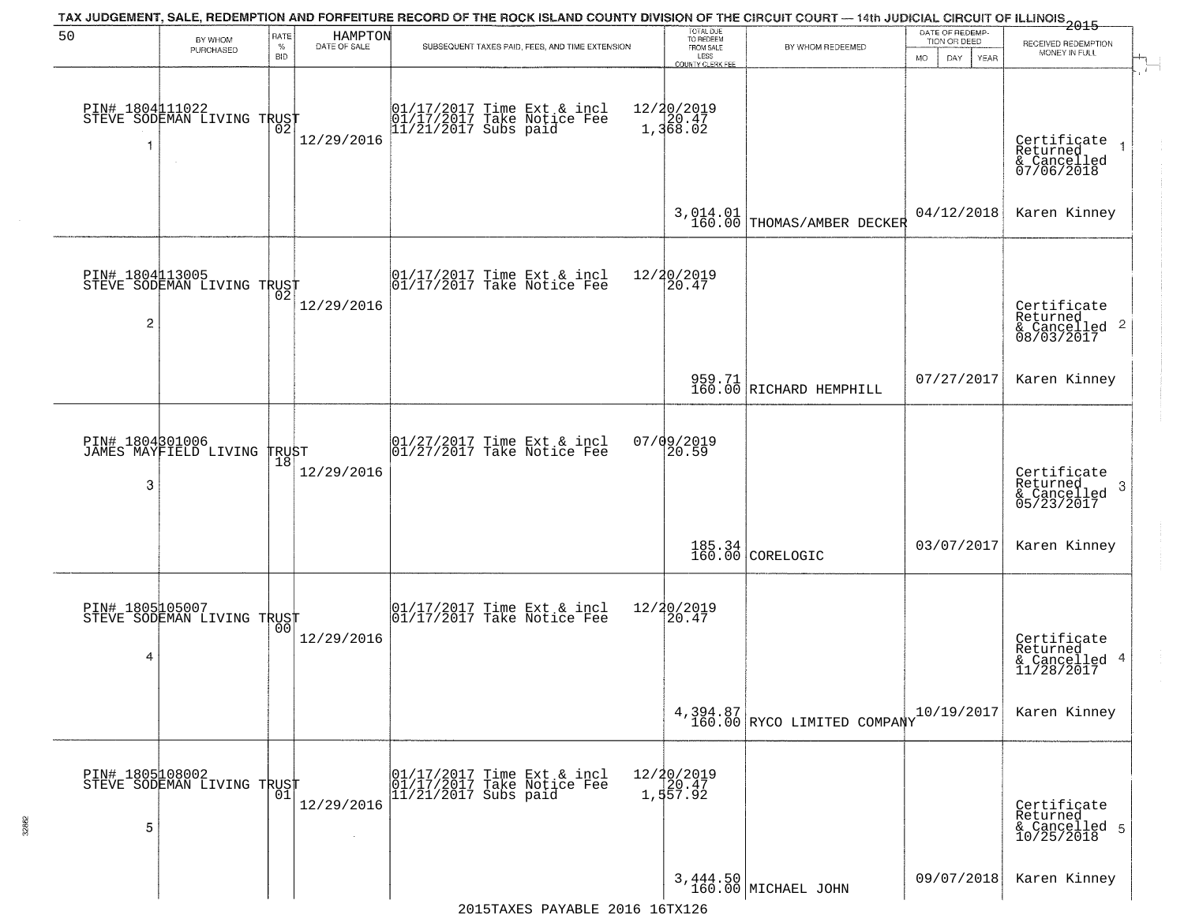TAX JUDGEMENT, SALE, REDEMPTION AND FORFEITURE RECORD OF THE ROCK ISLAND COUNTY DIVISION OF THE CIRCUIT COURT — 14th JUDICIAL CIRCUIT OF ILLINOIS 2015

| 50 | BY WHOM PURCHASED | RATE % BID | HAMPTON DATE OF SALE | SUBSEQUENT TAXES PAID, FEES, AND TIME EXTENSION | TOTAL DUE TO REDEEM FROM SALE LESS COUNTY CLERK FEE | BY WHOM REDEEMED | DATE OF REDEMPTION OR DEED MO DAY YEAR | RECEIVED REDEMPTION MONEY IN FULL |
|---|---|---|---|---|---|---|---|---|
| 1 | PIN# 1804111022 STEVE SODEMAN LIVING TRUST | 02 | 12/29/2016 | 01/17/2017 Time Ext & incl 12/20/2019<br>01/17/2017 Take Notice Fee 20.47<br>11/21/2017 Subs paid 1,368.02 | 3,014.01<br>160.00 | THOMAS/AMBER DECKER | 04/12/2018 | Certificate Returned & Cancelled 07/06/2018<br>Karen Kinney |
| 2 | PIN# 1804113005 STEVE SODEMAN LIVING TRUST | 02 | 12/29/2016 | 01/17/2017 Time Ext & incl 12/20/2019<br>01/17/2017 Take Notice Fee 20.47 | 959.71<br>160.00 | RICHARD HEMPHILL | 07/27/2017 | Certificate Returned & Cancelled 08/03/2017<br>Karen Kinney |
| 3 | PIN# 1804301006 JAMES MAYFIELD LIVING TRUST | 18 | 12/29/2016 | 01/27/2017 Time Ext & incl 07/09/2019<br>01/27/2017 Take Notice Fee 20.59 | 185.34<br>160.00 | CORELOGIC | 03/07/2017 | Certificate Returned & Cancelled 05/23/2017<br>Karen Kinney |
| 4 | PIN# 1805105007 STEVE SODEMAN LIVING TRUST | 00 | 12/29/2016 | 01/17/2017 Time Ext & incl 12/20/2019<br>01/17/2017 Take Notice Fee 20.47 | 4,394.87<br>160.00 | RYCO LIMITED COMPANY | 10/19/2017 | Certificate Returned & Cancelled 11/28/2017<br>Karen Kinney |
| 5 | PIN# 1805108002 STEVE SODEMAN LIVING TRUST | 01 | 12/29/2016 | 01/17/2017 Time Ext & incl 12/20/2019<br>01/17/2017 Take Notice Fee 20.47<br>11/21/2017 Subs paid 1,557.92 | 3,444.50<br>160.00 | MICHAEL JOHN | 09/07/2018 | Certificate Returned & Cancelled 10/25/2018<br>Karen Kinney |

2015TAXES PAYABLE 2016 16TX126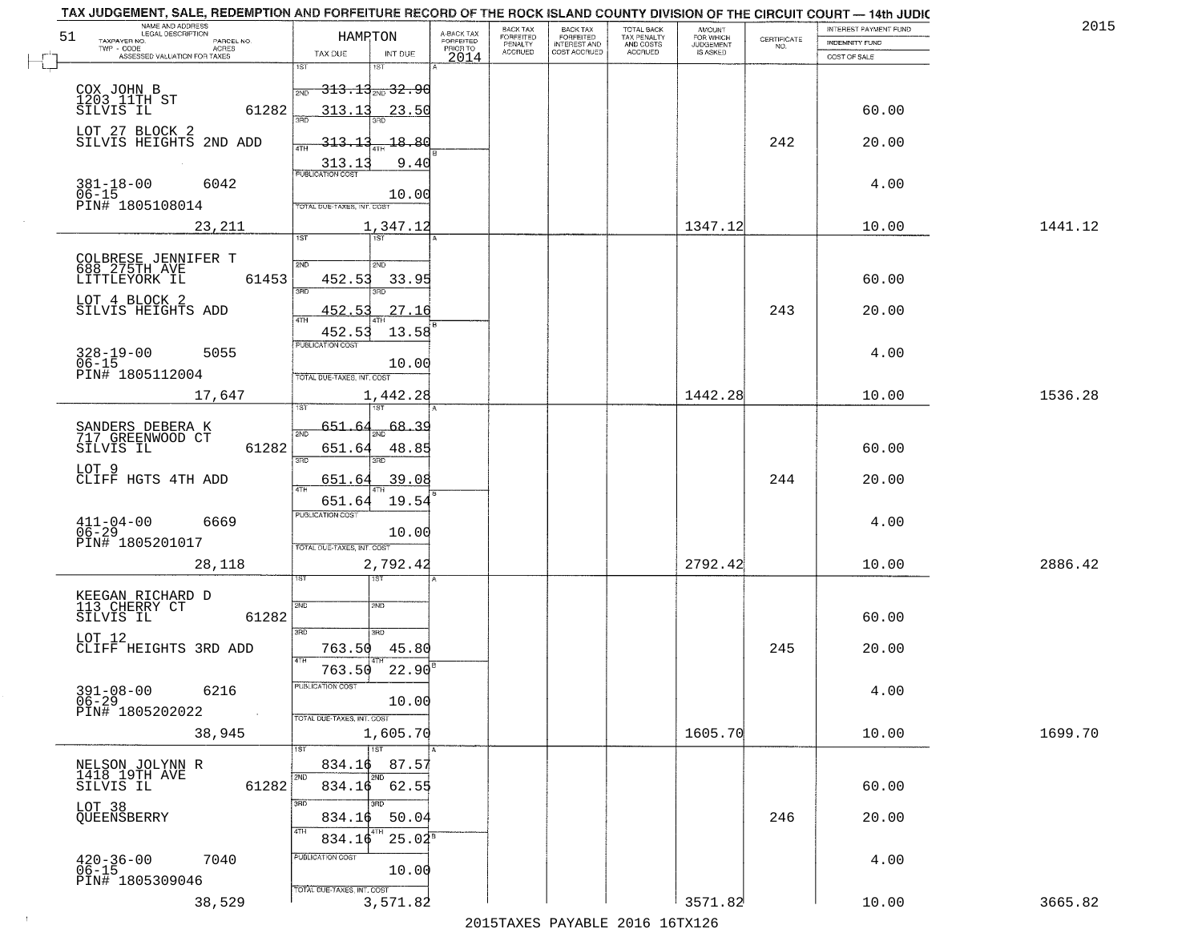TAX JUDGEMENT, SALE, REDEMPTION AND FORFEITURE RECORD OF THE ROCK ISLAND COUNTY DIVISION OF THE CIRCUIT COURT — 14th JUDIC

2015

| 51 NAME AND ADDRESS / LEGAL DESCRIPTION / TAXPAYER NO. / PARCEL NO. / TWP - CODE / ACRES / ASSESSED VALUATION FOR TAXES | HAMPTON TAX DUE | INT DUE | A-BACK TAX FORFEITED PRIOR TO 2014 | BACK TAX FORFEITED PENALTY ACCRUED | BACK TAX FORFEITED INTEREST AND COST ACCRUED | TOTAL BACK TAX PENALTY AND COSTS ACCRUED | AMOUNT FOR WHICH JUDGEMENT IS ASKED | CERTIFICATE NO. | INTEREST PAYMENT FUND / INDEMNITY FUND / COST OF SALE | |
|---|---|---|---|---|---|---|---|---|---|---|
| COX JOHN B<br>1203 11TH ST<br>SILVIS IL 61282<br>LOT 27 BLOCK 2<br>SILVIS HEIGHTS 2ND ADD<br>381-18-00 6042<br>06-15<br>PIN# 1805108014<br>23,211 | 1ST<br>2ND 313.13<br>2ND 313.13<br>3RD<br>4TH 313.13<br>313.13<br>PUBLICATION COST<br>TOTAL DUE-TAXES, INT. COST | 1ST<br>32.90<br>23.50<br>3RD<br>18.80<br>9.40<br>10.00<br>1,347.12 | | | | | 1347.12 | 242 | 60.00<br>20.00<br>4.00<br>10.00 | 1441.12 |
| COLBRESE JENNIFER T<br>688 275TH AVE<br>LITTLEYORK IL 61453<br>LOT 4 BLOCK 2<br>SILVIS HEIGHTS ADD<br>328-19-00 5055<br>06-15<br>PIN# 1805112004<br>17,647 | 1ST<br>2ND<br>452.53<br>3RD 452.53<br>4TH 452.53<br>PUBLICATION COST<br>TOTAL DUE-TAXES, INT. COST | 1ST<br>2ND<br>33.95<br>3RD 27.16<br>4TH 13.58<br>10.00<br>1,442.28 | | | | | 1442.28 | 243 | 60.00<br>20.00<br>4.00<br>10.00 | 1536.28 |
| SANDERS DEBERA K<br>717 GREENWOOD CT<br>SILVIS IL 61282<br>LOT 9<br>CLIFF HGTS 4TH ADD<br>411-04-00 6669<br>06-29<br>PIN# 1805201017<br>28,118 | 1ST 651.64<br>2ND 651.64<br>3RD 651.64<br>4TH 651.64<br>PUBLICATION COST<br>TOTAL DUE-TAXES, INT. COST | 1ST 68.39<br>2ND 48.85<br>3RD 39.08<br>4TH 19.54<br>10.00<br>2,792.42 | | | | | 2792.42 | 244 | 60.00<br>20.00<br>4.00<br>10.00 | 2886.42 |
| KEEGAN RICHARD D<br>113 CHERRY CT<br>SILVIS IL 61282<br>LOT 12<br>CLIFF HEIGHTS 3RD ADD<br>391-08-00 6216<br>06-29<br>PIN# 1805202022<br>38,945 | 1ST<br>2ND<br>3RD 763.50<br>4TH 763.50<br>PUBLICATION COST<br>TOTAL DUE-TAXES, INT. COST | 1ST<br>2ND<br>3RD 45.80<br>4TH 22.90<br>10.00<br>1,605.70 | | | | | 1605.70 | 245 | 60.00<br>20.00<br>4.00<br>10.00 | 1699.70 |
| NELSON JOLYNN R<br>1418 19TH AVE<br>SILVIS IL 61282<br>LOT 38<br>QUEENSBERRY<br>420-36-00 7040<br>06-15<br>PIN# 1805309046<br>38,529 | 1ST 834.16<br>2ND 834.16<br>3RD 834.16<br>4TH 834.16<br>PUBLICATION COST<br>TOTAL DUE-TAXES, INT. COST | 1ST 87.57<br>2ND 62.55<br>3RD 50.04<br>4TH 25.02<br>10.00<br>3,571.82 | | | | | 3571.82 | 246 | 60.00<br>20.00<br>4.00<br>10.00 | 3665.82 |

2015TAXES PAYABLE 2016 16TX126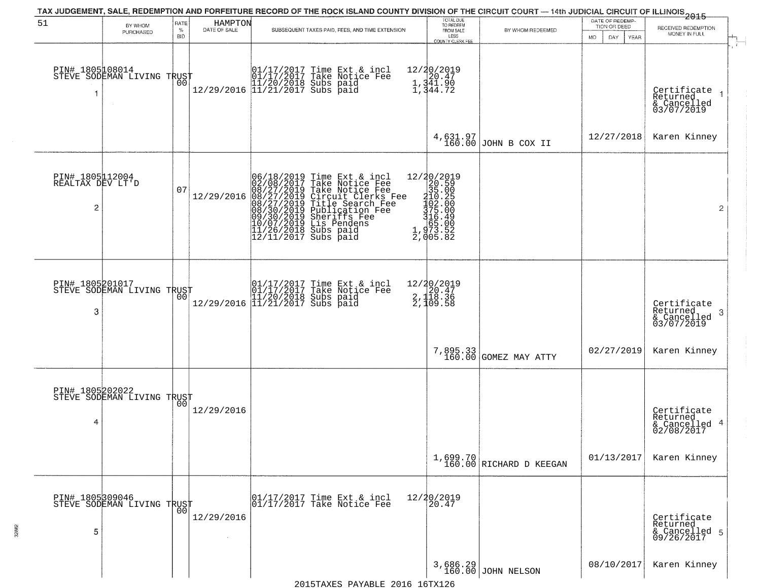TAX JUDGEMENT, SALE, REDEMPTION AND FORFEITURE RECORD OF THE ROCK ISLAND COUNTY DIVISION OF THE CIRCUIT COURT — 14th JUDICIAL CIRCUIT OF ILLINOIS 2015

| 51 | BY WHOM PURCHASED | RATE % BID | HAMPTON DATE OF SALE | SUBSEQUENT TAXES PAID, FEES, AND TIME EXTENSION | TOTAL DUE TO REDEEM FROM SALE LESS COUNTY CLERK FEE | BY WHOM REDEEMED | DATE OF REDEMPTION OR DEED MO DAY YEAR | RECEIVED REDEMPTION MONEY IN FULL |
|---|---|---|---|---|---|---|---|---|
| 1 | PIN# 1805108014 STEVE SODEMAN LIVING TRUST | 00 | 12/29/2016 | 01/17/2017 Time Ext & incl 12/20/2019<br>01/17/2017 Take Notice Fee 20.47<br>11/20/2018 Subs paid 1,341.90<br>11/21/2017 Subs paid 1,344.72 | 4,631.97<br>160.00 | JOHN B COX II | 12/27/2018 | Certificate Returned & Cancelled 03/07/2019<br>Karen Kinney |
| 2 | PIN# 1805112004 REALTAX DEV LT'D | 07 | 12/29/2016 | 06/18/2019 Time Ext & incl 12/20/2019<br>02/08/2017 Take Notice Fee 20.59<br>08/27/2019 Take Notice Fee 35.00<br>08/27/2019 Circuit Clerks Fee 210.25<br>08/27/2019 Title Search Fee 102.00<br>08/30/2019 Publication Fee 375.00<br>09/30/2019 Sheriffs Fee 316.49<br>10/07/2019 Lis Pendens 65.00<br>11/26/2018 Subs paid 1,973.52<br>12/11/2017 Subs paid 2,005.82 | | | | |
| 3 | PIN# 1805201017 STEVE SODEMAN LIVING TRUST | 00 | 12/29/2016 | 01/17/2017 Time Ext & incl 12/20/2019<br>01/17/2017 Take Notice Fee 20.47<br>11/20/2018 Subs paid 2,118.36<br>11/21/2017 Subs paid 2,109.58 | 7,895.33<br>160.00 | GOMEZ MAY ATTY | 02/27/2019 | Certificate Returned & Cancelled 03/07/2019<br>Karen Kinney |
| 4 | PIN# 1805202022 STEVE SODEMAN LIVING TRUST | 00 | 12/29/2016 | | 1,699.70<br>160.00 | RICHARD D KEEGAN | 01/13/2017 | Certificate Returned & Cancelled 02/08/2017<br>Karen Kinney |
| 5 | PIN# 1805309046 STEVE SODEMAN LIVING TRUST | 00 | 12/29/2016 | 01/17/2017 Time Ext & incl 12/20/2019<br>01/17/2017 Take Notice Fee 20.47 | 3,686.29<br>160.00 | JOHN NELSON | 08/10/2017 | Certificate Returned & Cancelled 09/26/2017<br>Karen Kinney |

2015TAXES PAYABLE 2016 16TX126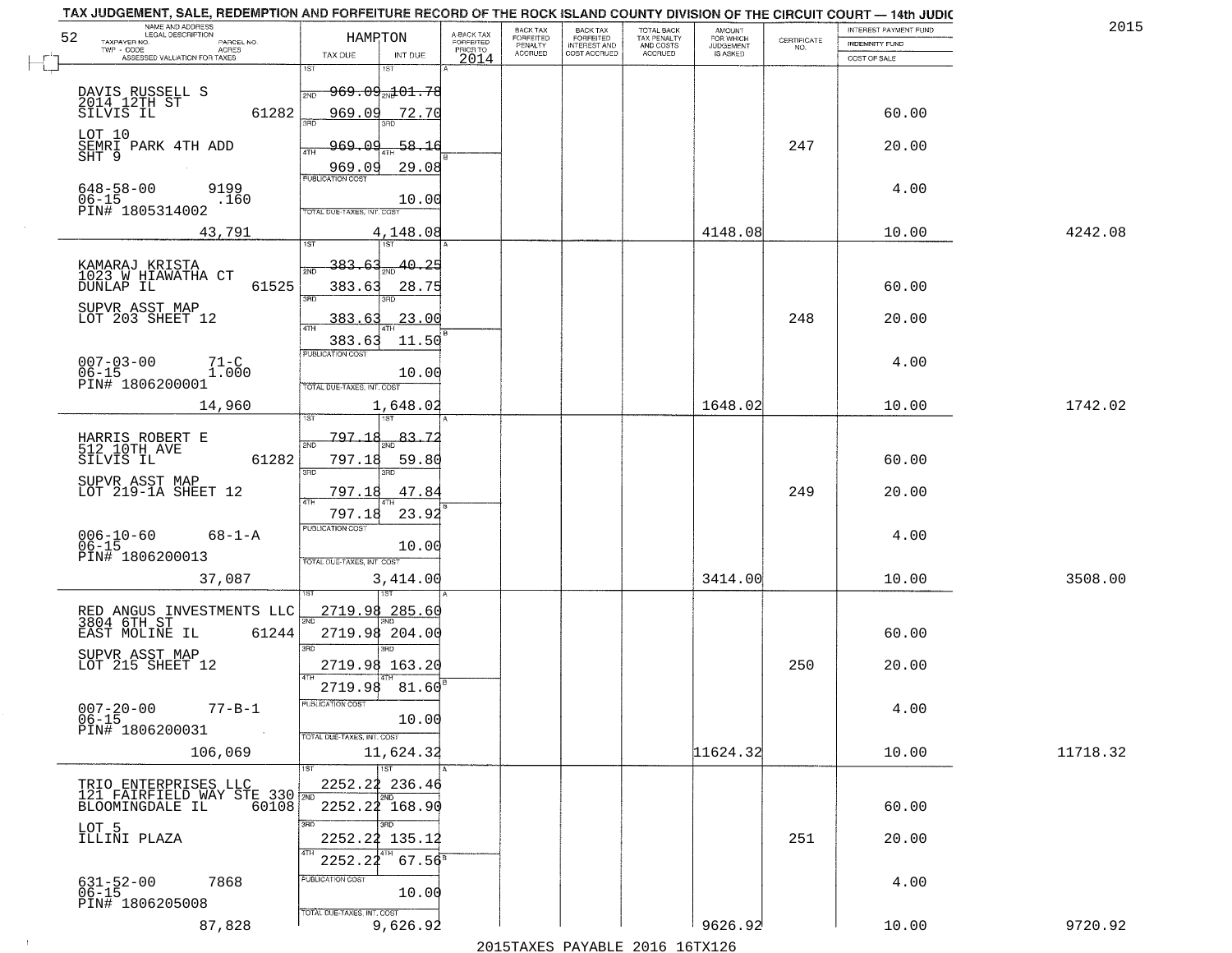TAX JUDGEMENT, SALE, REDEMPTION AND FORFEITURE RECORD OF THE ROCK ISLAND COUNTY DIVISION OF THE CIRCUIT COURT — 14th JUDIC

2015

| NAME AND ADDRESS / LEGAL DESCRIPTION / TAXPAYER NO. / PARCEL NO. / TWP - CODE / ACRES / ASSESSED VALUATION FOR TAXES | HAMPTON TAX DUE | INT DUE | A-BACK TAX FORFEITED PRIOR TO 2014 | BACK TAX FORFEITED PENALTY ACCRUED | BACK TAX FORFEITED INTEREST AND COST ACCRUED | TOTAL BACK TAX PENALTY AND COSTS ACCRUED | AMOUNT FOR WHICH JUDGEMENT IS ASKED | CERTIFICATE NO. | INTEREST PAYMENT FUND / INDEMNITY FUND / COST OF SALE | |
|---|---|---|---|---|---|---|---|---|---|---|
| DAVIS RUSSELL S<br>2014 12TH ST<br>SILVIS IL 61282<br>LOT 10<br>SEMRI PARK 4TH ADD<br>SHT 9<br>648-58-00 9199<br>06-15 .160<br>PIN# 1805314002<br>43,791 | 1ST 969.09<br>2ND 969.09<br>3RD 969.09<br>4TH 969.09<br>PUBLICATION COST<br>TOTAL DUE-TAXES, INT. COST 4,148.08 | 101.78<br>72.70<br>58.16<br>29.08<br>10.00 | | | | | 4148.08 | 247 | 60.00<br>20.00<br>4.00<br>10.00 | 4242.08 |
| KAMARAJ KRISTA<br>1023 W HIAWATHA CT<br>DUNLAP IL 61525<br>SUPVR ASST MAP<br>LOT 203 SHEET 12<br>007-03-00 71-C<br>06-15 1.000<br>PIN# 1806200001<br>14,960 | 1ST 383.63<br>2ND 383.63<br>3RD 383.63<br>4TH 383.63<br>PUBLICATION COST<br>TOTAL DUE-TAXES, INT. COST 1,648.02 | 40.25<br>28.75<br>23.00<br>11.50<br>10.00 | | | | | 1648.02 | 248 | 60.00<br>20.00<br>4.00<br>10.00 | 1742.02 |
| HARRIS ROBERT E<br>512 10TH AVE<br>SILVIS IL 61282<br>SUPVR ASST MAP<br>LOT 219-1A SHEET 12<br>006-10-60 68-1-A<br>06-15<br>PIN# 1806200013<br>37,087 | 1ST 797.18<br>2ND 797.18<br>3RD 797.18<br>4TH 797.18<br>PUBLICATION COST<br>TOTAL DUE-TAXES, INT. COST 3,414.00 | 83.72<br>59.80<br>47.84<br>23.92<br>10.00 | | | | | 3414.00 | 249 | 60.00<br>20.00<br>4.00<br>10.00 | 3508.00 |
| RED ANGUS INVESTMENTS LLC<br>3804 6TH ST<br>EAST MOLINE IL 61244<br>SUPVR ASST MAP<br>LOT 215 SHEET 12<br>007-20-00 77-B-1<br>06-15<br>PIN# 1806200031<br>106,069 | 1ST 2719.98<br>2ND 2719.98<br>3RD 2719.98<br>4TH 2719.98<br>PUBLICATION COST<br>TOTAL DUE-TAXES, INT. COST 11,624.32 | 285.60<br>204.00<br>163.20<br>81.60<br>10.00 | | | | | 11624.32 | 250 | 60.00<br>20.00<br>4.00<br>10.00 | 11718.32 |
| TRIO ENTERPRISES LLC<br>121 FAIRFIELD WAY STE 330<br>BLOOMINGDALE IL 60108<br>LOT 5<br>ILLINI PLAZA<br>631-52-00 7868<br>06-15<br>PIN# 1806205008<br>87,828 | 1ST 2252.22<br>2ND 2252.22<br>3RD 2252.22<br>4TH 2252.22<br>PUBLICATION COST<br>TOTAL DUE-TAXES, INT. COST 9,626.92 | 236.46<br>168.90<br>135.12<br>67.56<br>10.00 | | | | | 9626.92 | 251 | 60.00<br>20.00<br>4.00<br>10.00 | 9720.92 |

2015TAXES PAYABLE 2016 16TX126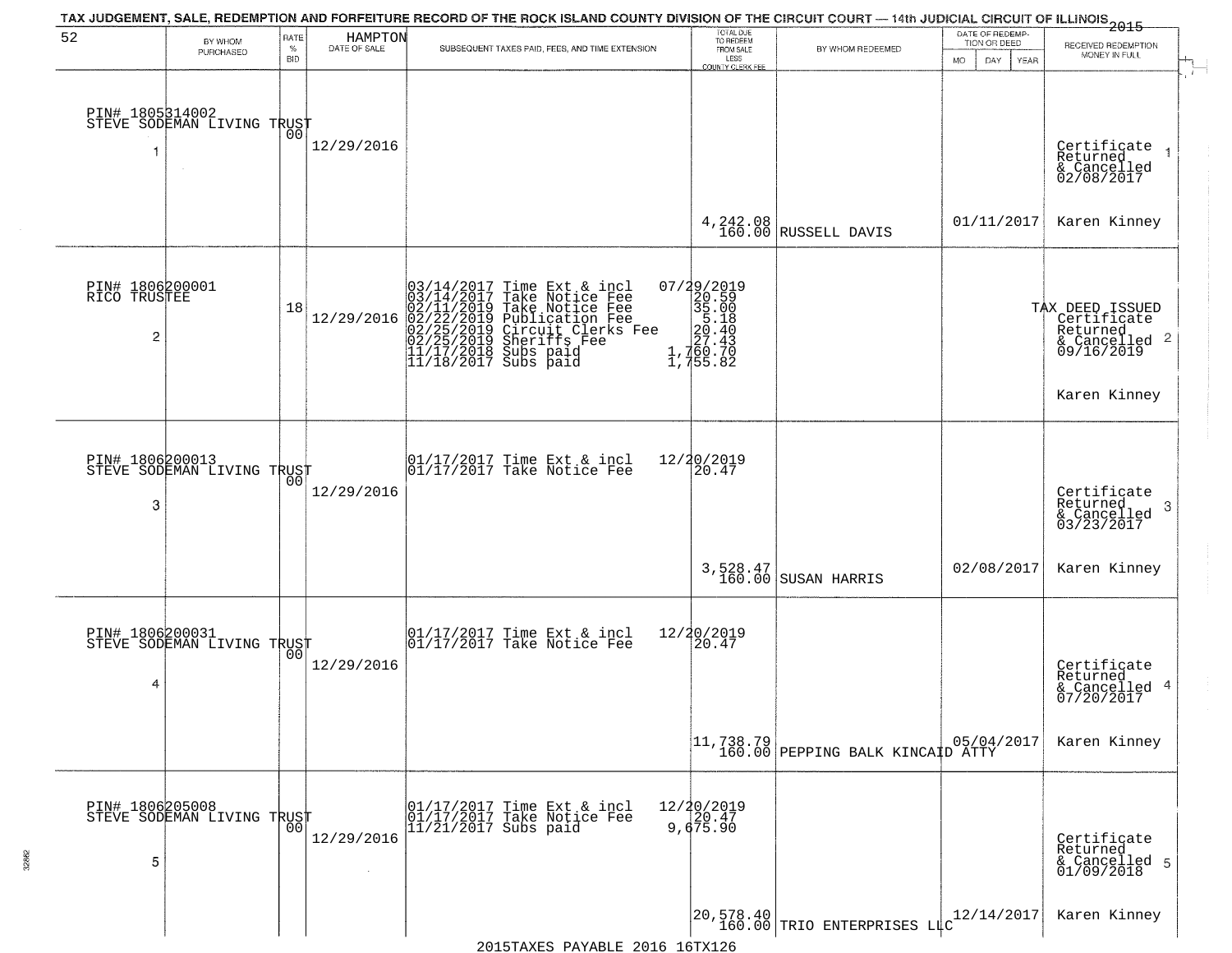TAX JUDGEMENT, SALE, REDEMPTION AND FORFEITURE RECORD OF THE ROCK ISLAND COUNTY DIVISION OF THE CIRCUIT COURT — 14th JUDICIAL CIRCUIT OF ILLINOIS 2015

HAMPTON

| 52 | BY WHOM PURCHASED | RATE % BID | DATE OF SALE | SUBSEQUENT TAXES PAID, FEES, AND TIME EXTENSION | TOTAL DUE TO REDEEM FROM SALE LESS COUNTY CLERK FEE | BY WHOM REDEEMED | DATE OF REDEMPTION OR DEED MO DAY YEAR | RECEIVED REDEMPTION MONEY IN FULL |
|---|---|---|---|---|---|---|---|---|
| 1 | PIN# 1805314002 STEVE SODEMAN LIVING TRUST | 00 | 12/29/2016 | | 4,242.08 160.00 | RUSSELL DAVIS | 01/11/2017 | Certificate Returned & Cancelled 02/08/2017 Karen Kinney |
| 2 | PIN# 1806200001 RICO TRUSTEE | 18 | 12/29/2016 | 03/14/2017 Time Ext & incl 07/29/2019<br>03/14/2017 Take Notice Fee 20.59<br>02/11/2019 Take Notice Fee 35.00<br>02/22/2019 Publication Fee 5.18<br>02/25/2019 Circuit Clerks Fee 20.40<br>02/25/2019 Sheriffs Fee 27.43<br>11/17/2018 Subs paid 1,760.70<br>11/18/2017 Subs paid 1,755.82 | | | | TAX DEED ISSUED Certificate Returned & Cancelled 09/16/2019 Karen Kinney |
| 3 | PIN# 1806200013 STEVE SODEMAN LIVING TRUST | 00 | 12/29/2016 | 01/17/2017 Time Ext & incl 12/20/2019<br>01/17/2017 Take Notice Fee 20.47 | 3,528.47 160.00 | SUSAN HARRIS | 02/08/2017 | Certificate Returned & Cancelled 03/23/2017 Karen Kinney |
| 4 | PIN# 1806200031 STEVE SODEMAN LIVING TRUST | 00 | 12/29/2016 | 01/17/2017 Time Ext & incl 12/20/2019<br>01/17/2017 Take Notice Fee 20.47 | 11,738.79 160.00 | PEPPING BALK KINCAID ATTY | 05/04/2017 | Certificate Returned & Cancelled 07/20/2017 Karen Kinney |
| 5 | PIN# 1806205008 STEVE SODEMAN LIVING TRUST | 00 | 12/29/2016 | 01/17/2017 Time Ext & incl 12/20/2019<br>01/17/2017 Take Notice Fee 20.47<br>11/21/2017 Subs paid 9,675.90 | 20,578.40 160.00 | TRIO ENTERPRISES LLC | 12/14/2017 | Certificate Returned & Cancelled 01/09/2018 Karen Kinney |

2015TAXES PAYABLE 2016 16TX126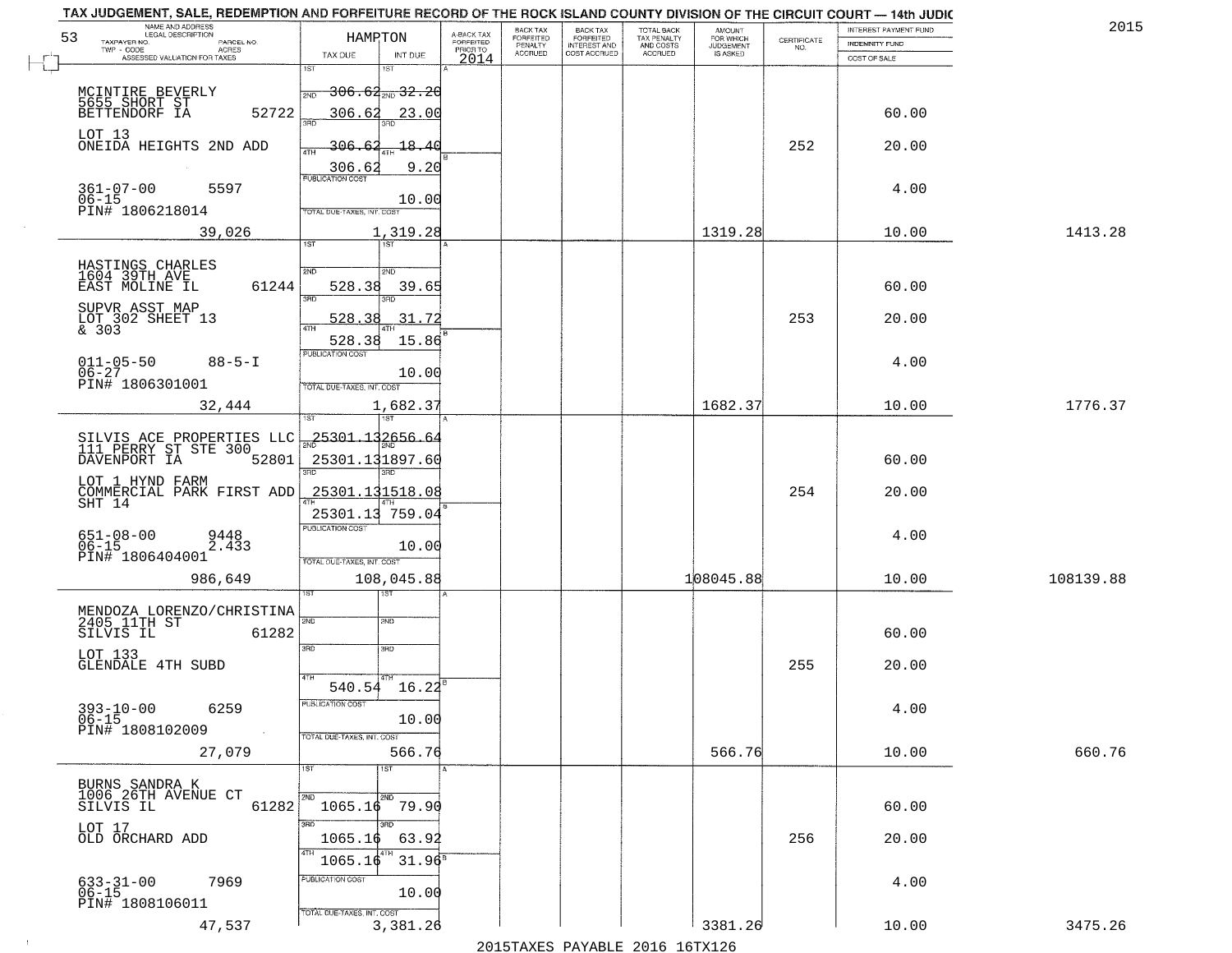TAX JUDGEMENT, SALE, REDEMPTION AND FORFEITURE RECORD OF THE ROCK ISLAND COUNTY DIVISION OF THE CIRCUIT COURT — 14th JUDIC

2015

| 53 NAME AND ADDRESS / LEGAL DESCRIPTION / TAXPAYER NO. / PARCEL NO. / TWP - CODE / ACRES / ASSESSED VALUATION FOR TAXES | HAMPTON TAX DUE | INT DUE | A-BACK TAX FORFEITED PRIOR TO 2014 | BACK TAX FORFEITED PENALTY ACCRUED | BACK TAX FORFEITED INTEREST AND COST ACCRUED | TOTAL BACK TAX PENALTY AND COSTS ACCRUED | AMOUNT FOR WHICH JUDGEMENT IS ASKED | CERTIFICATE NO. | INTEREST PAYMENT FUND / INDEMNITY FUND / COST OF SALE | |
|---|---|---|---|---|---|---|---|---|---|---|
| MCINTIRE BEVERLY<br>5655 SHORT ST<br>BETTENDORF IA 52722<br>LOT 13<br>ONEIDA HEIGHTS 2ND ADD<br>361-07-00 5597<br>06-15<br>PIN# 1806218014<br>39,026 | 1ST 306.62<br>2ND 306.62<br>3RD 306.62<br>4TH 306.62<br>PUBLICATION COST<br>TOTAL DUE-TAXES, INT. COST 1,319.28 | 32.20<br>23.00<br>18.40<br>9.20<br>10.00 | | | | | 1319.28 | 252 | 60.00<br>20.00<br>4.00<br>10.00 | 1413.28 |
| HASTINGS CHARLES<br>1604 39TH AVE<br>EAST MOLINE IL 61244<br>SUPVR ASST MAP<br>LOT 302 SHEET 13<br>& 303<br>011-05-50 88-5-I<br>06-27<br>PIN# 1806301001<br>32,444 | 1ST<br>2ND 528.38<br>3RD 528.38<br>4TH 528.38<br>PUBLICATION COST<br>TOTAL DUE-TAXES, INT. COST 1,682.37 | 39.65<br>31.72<br>15.86<br>10.00 | | | | | 1682.37 | 253 | 60.00<br>20.00<br>4.00<br>10.00 | 1776.37 |
| SILVIS ACE PROPERTIES LLC<br>111 PERRY ST STE 300<br>DAVENPORT IA 52801<br>LOT 1 HYND FARM<br>COMMERCIAL PARK FIRST ADD<br>SHT 14<br>651-08-00 9448<br>06-15 2.433<br>PIN# 1806404001<br>986,649 | 1ST 25301.13<br>2ND 25301.13<br>3RD 25301.13<br>4TH 25301.13<br>PUBLICATION COST<br>TOTAL DUE-TAXES, INT. COST 108,045.88 | 2656.64<br>1897.60<br>1518.08<br>759.04<br>10.00 | | | | | 108045.88 | 254 | 60.00<br>20.00<br>4.00<br>10.00 | 108139.88 |
| MENDOZA LORENZO/CHRISTINA<br>2405 11TH ST<br>SILVIS IL 61282<br>LOT 133<br>GLENDALE 4TH SUBD<br>393-10-00 6259<br>06-15<br>PIN# 1808102009<br>27,079 | 1ST<br>2ND<br>3RD<br>4TH 540.54<br>PUBLICATION COST<br>TOTAL DUE-TAXES, INT. COST 566.76 | 16.22<br>10.00 | | | | | 566.76 | 255 | 60.00<br>20.00<br>4.00<br>10.00 | 660.76 |
| BURNS SANDRA K<br>1006 26TH AVENUE CT<br>SILVIS IL 61282<br>LOT 17<br>OLD ORCHARD ADD<br>633-31-00 7969<br>06-15<br>PIN# 1808106011<br>47,537 | 1ST<br>2ND 1065.16<br>3RD 1065.16<br>4TH 1065.16<br>PUBLICATION COST<br>TOTAL DUE-TAXES, INT. COST 3,381.26 | 79.90<br>63.92<br>31.96<br>10.00 | | | | | 3381.26 | 256 | 60.00<br>20.00<br>4.00<br>10.00 | 3475.26 |

2015TAXES PAYABLE 2016 16TX126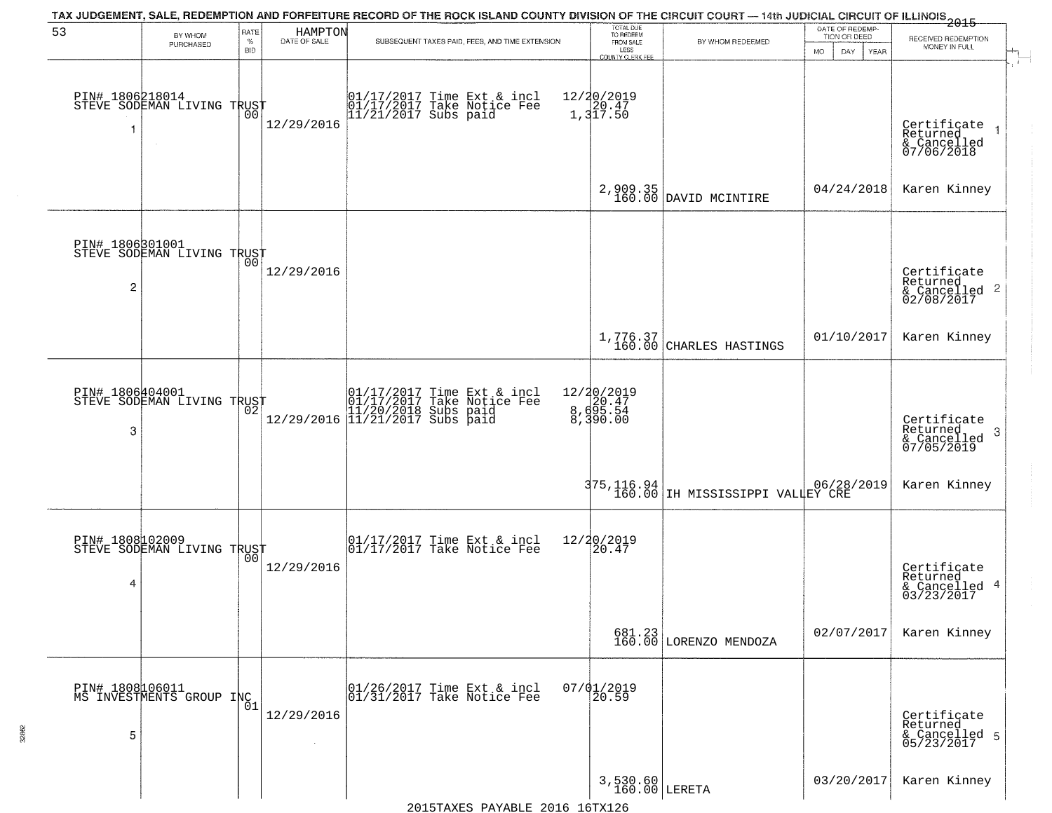TAX JUDGEMENT, SALE, REDEMPTION AND FORFEITURE RECORD OF THE ROCK ISLAND COUNTY DIVISION OF THE CIRCUIT COURT — 14th JUDICIAL CIRCUIT OF ILLINOIS 2015

| 53 | BY WHOM PURCHASED | RATE % BID | HAMPTON DATE OF SALE | SUBSEQUENT TAXES PAID, FEES, AND TIME EXTENSION | TOTAL DUE TO REDEEM FROM SALE LESS COUNTY CLERK FEE | BY WHOM REDEEMED | DATE OF REDEMPTION OR DEED MO DAY YEAR | RECEIVED REDEMPTION MONEY IN FULL |
|---|---|---|---|---|---|---|---|---|
| 1 | PIN# 1806218014 STEVE SODEMAN LIVING TRUST | 00 | 12/29/2016 | 01/17/2017 Time Ext & incl 12/20/2019<br>01/17/2017 Take Notice Fee 20.47<br>11/21/2017 Subs paid 1,317.50 | 2,909.35<br>160.00 | DAVID MCINTIRE | 04/24/2018 | Certificate Returned & Cancelled 07/06/2018<br>Karen Kinney |
| 2 | PIN# 1806301001 STEVE SODEMAN LIVING TRUST | 00 | 12/29/2016 | | 1,776.37<br>160.00 | CHARLES HASTINGS | 01/10/2017 | Certificate Returned & Cancelled 02/08/2017<br>Karen Kinney |
| 3 | PIN# 1806404001 STEVE SODEMAN LIVING TRUST | 02 | 12/29/2016 | 01/17/2017 Time Ext & incl 12/20/2019<br>01/17/2017 Take Notice Fee 20.47<br>11/20/2018 Subs paid 8,695.54<br>11/21/2017 Subs paid 8,390.00 | 375,116.94<br>160.00 | IH MISSISSIPPI VALLEY CRE | 06/28/2019 | Certificate Returned & Cancelled 07/05/2019<br>Karen Kinney |
| 4 | PIN# 1808102009 STEVE SODEMAN LIVING TRUST | 00 | 12/29/2016 | 01/17/2017 Time Ext & incl 12/20/2019<br>01/17/2017 Take Notice Fee 20.47 | 681.23<br>160.00 | LORENZO MENDOZA | 02/07/2017 | Certificate Returned & Cancelled 03/23/2017<br>Karen Kinney |
| 5 | PIN# 1808106011 MS INVESTMENTS GROUP INC | 01 | 12/29/2016 | 01/26/2017 Time Ext & incl 07/01/2019<br>01/31/2017 Take Notice Fee 20.59 | 3,530.60<br>160.00 | LERETA | 03/20/2017 | Certificate Returned & Cancelled 05/23/2017<br>Karen Kinney |

2015TAXES PAYABLE 2016 16TX126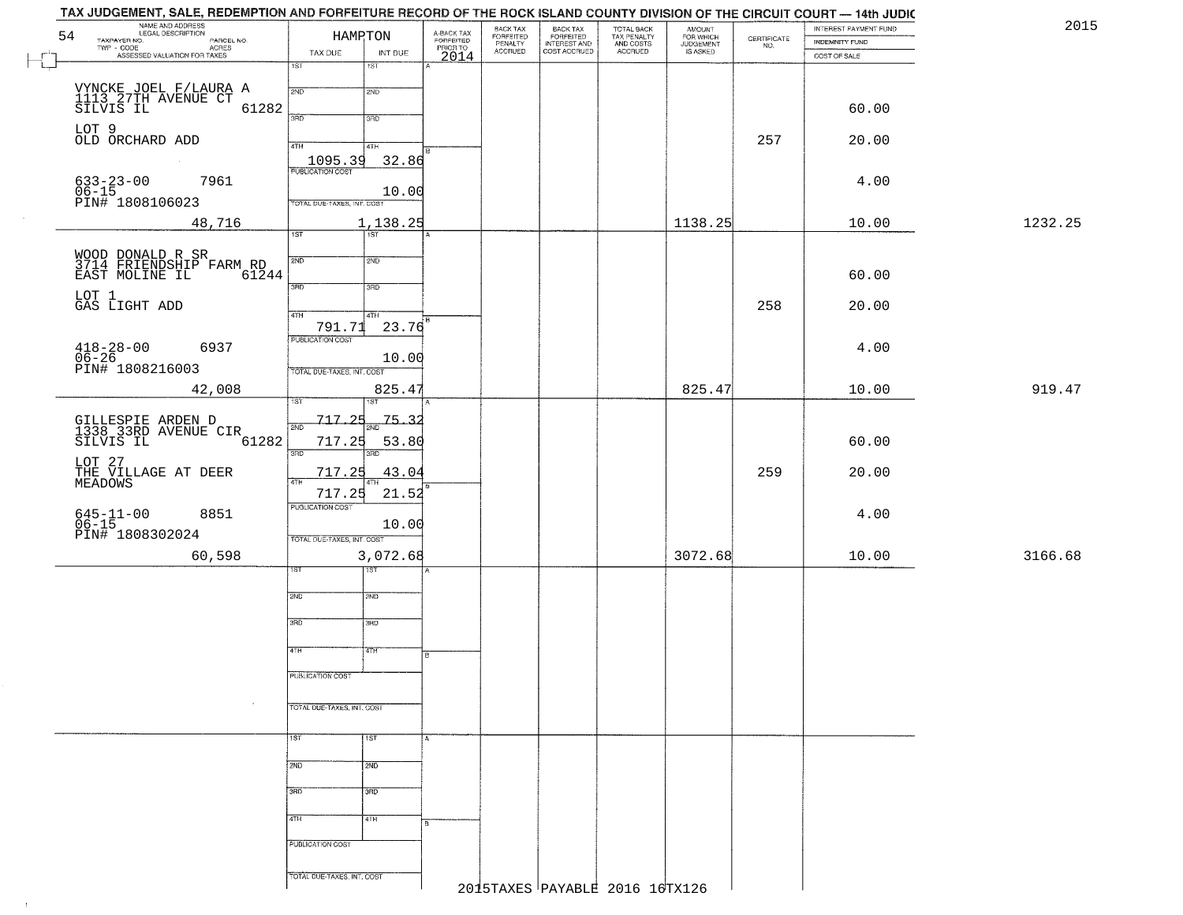TAX JUDGEMENT, SALE, REDEMPTION AND FORFEITURE RECORD OF THE ROCK ISLAND COUNTY DIVISION OF THE CIRCUIT COURT — 14th JUDIC

2015

| NAME AND ADDRESS / LEGAL DESCRIPTION / TAXPAYER NO. / PARCEL NO. / TWP - CODE / ACRES / ASSESSED VALUATION FOR TAXES | HAMPTON TAX DUE | INT DUE | A-BACK TAX FORFEITED PRIOR TO 2014 | BACK TAX FORFEITED PENALTY ACCRUED | BACK TAX FORFEITED INTEREST AND COST ACCRUED | TOTAL BACK TAX PENALTY AND COSTS ACCRUED | AMOUNT FOR WHICH JUDGEMENT IS ASKED | CERTIFICATE NO. | INTEREST PAYMENT FUND / INDEMNITY FUND / COST OF SALE | |
|---|---|---|---|---|---|---|---|---|---|---|
| VYNCKE JOEL F/LAURA A<br>1113 27TH AVENUE CT<br>SILVIS IL 61282<br>LOT 9<br>OLD ORCHARD ADD<br>633-23-00 7961<br>06-15<br>PIN# 1808106023<br>48,716 | 4TH 1095.39<br>PUBLICATION COST<br>TOTAL DUE-TAXES, INT. COST 1,138.25 | 32.86<br>10.00 | | | | | 1138.25 | 257 | 60.00<br>20.00<br>4.00<br>10.00 | 1232.25 |
| WOOD DONALD R SR<br>3714 FRIENDSHIP FARM RD<br>EAST MOLINE IL 61244<br>LOT 1<br>GAS LIGHT ADD<br>418-28-00 6937<br>06-26<br>PIN# 1808216003<br>42,008 | 4TH 791.71<br>PUBLICATION COST<br>TOTAL DUE-TAXES, INT. COST 825.47 | 23.76<br>10.00 | | | | | 825.47 | 258 | 60.00<br>20.00<br>4.00<br>10.00 | 919.47 |
| GILLESPIE ARDEN D<br>1338 33RD AVENUE CIR<br>SILVIS IL 61282<br>LOT 27<br>THE VILLAGE AT DEER MEADOWS<br>645-11-00 8851<br>06-15<br>PIN# 1808302024<br>60,598 | 1ST 717.25<br>2ND 717.25<br>3RD 717.25<br>4TH 717.25<br>PUBLICATION COST<br>TOTAL DUE-TAXES, INT. COST 3,072.68 | 75.32<br>53.80<br>43.04<br>21.52<br>10.00 | | | | | 3072.68 | 259 | 60.00<br>20.00<br>4.00<br>10.00 | 3166.68 |

2015TAXES PAYABLE 2016 16TX126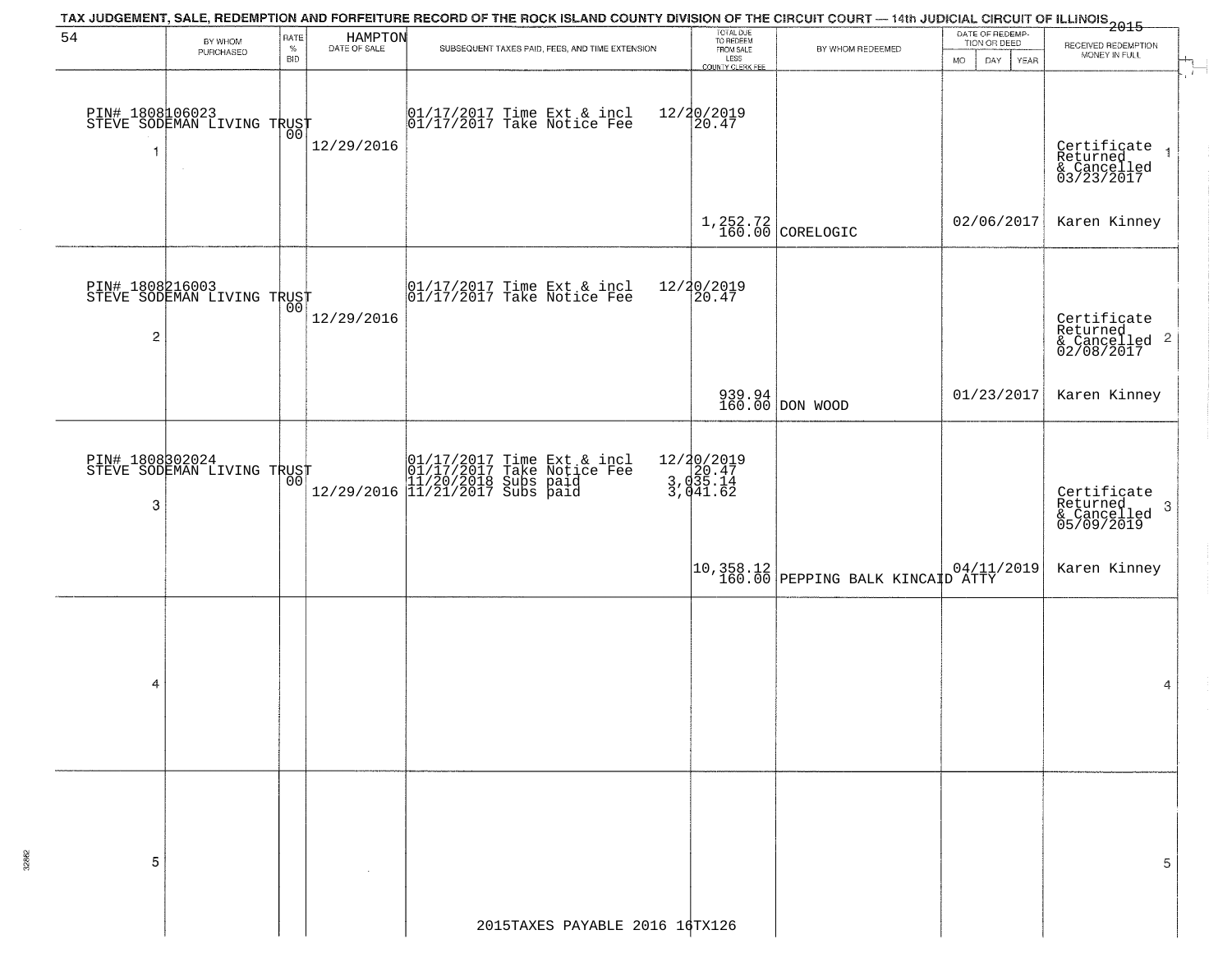# TAX JUDGEMENT, SALE, REDEMPTION AND FORFEITURE RECORD OF THE ROCK ISLAND COUNTY DIVISION OF THE CIRCUIT COURT — 14th JUDICIAL CIRCUIT OF ILLINOIS 2015

54 HAMPTON

| | BY WHOM PURCHASED | RATE % BID | DATE OF SALE | SUBSEQUENT TAXES PAID, FEES, AND TIME EXTENSION | TOTAL DUE TO REDEEM FROM SALE LESS COUNTY CLERK FEE | BY WHOM REDEEMED | DATE OF REDEMPTION OR DEED MO DAY YEAR | RECEIVED REDEMPTION MONEY IN FULL |
|---|---|---|---|---|---|---|---|---|
| 1 | PIN# 1808106023 STEVE SODEMAN LIVING TRUST | 00 | 12/29/2016 | 01/17/2017 Time Ext & incl 12/20/2019<br>01/17/2017 Take Notice Fee 20.47 | 1,252.72<br>160.00 | CORELOGIC | 02/06/2017 | Certificate Returned & Cancelled 03/23/2017<br>Karen Kinney |
| 2 | PIN# 1808216003 STEVE SODEMAN LIVING TRUST | 00 | 12/29/2016 | 01/17/2017 Time Ext & incl 12/20/2019<br>01/17/2017 Take Notice Fee 20.47 | 939.94<br>160.00 | DON WOOD | 01/23/2017 | Certificate Returned & Cancelled 02/08/2017<br>Karen Kinney |
| 3 | PIN# 1808302024 STEVE SODEMAN LIVING TRUST | 00 | 12/29/2016 | 01/17/2017 Time Ext & incl 12/20/2019<br>01/17/2017 Take Notice Fee 20.47<br>11/20/2018 Subs paid 3,035.14<br>11/21/2017 Subs paid 3,041.62 | 10,358.12<br>160.00 | PEPPING BALK KINCAID ATTY | 04/11/2019 | Certificate Returned & Cancelled 05/09/2019<br>Karen Kinney |
| 4 | | | | | | | | |
| 5 | | | | | | | | |

2015TAXES PAYABLE 2016 16TX126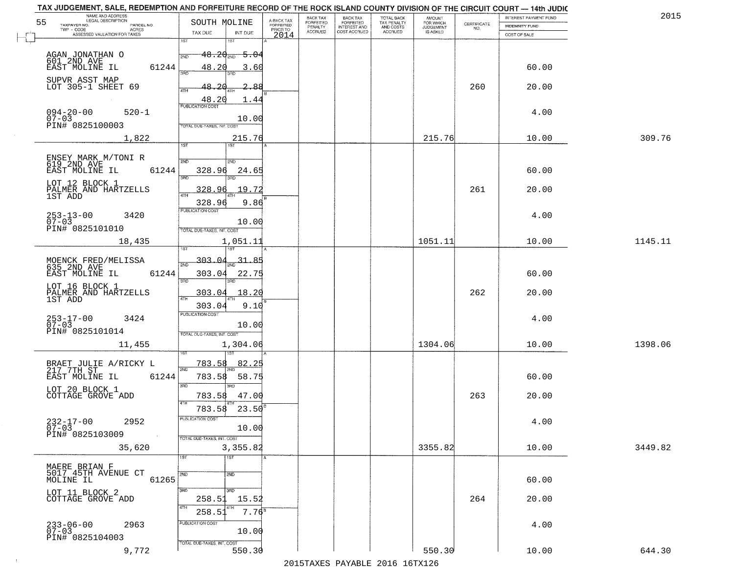TAX JUDGEMENT, SALE, REDEMPTION AND FORFEITURE RECORD OF THE ROCK ISLAND COUNTY DIVISION OF THE CIRCUIT COURT — 14th JUDIC

2015

| 55 NAME AND ADDRESS / LEGAL DESCRIPTION / TAXPAYER NO. / PARCEL NO. / TWP - CODE / ACRES / ASSESSED VALUATION FOR TAXES | SOUTH MOLINE TAX DUE | INT DUE | A-BACK TAX FORFEITED PRIOR TO 2014 | BACK TAX FORFEITED PENALTY ACCRUED | BACK TAX FORFEITED INTEREST AND COST ACCRUED | TOTAL BACK TAX PENALTY AND COSTS ACCRUED | AMOUNT FOR WHICH JUDGEMENT IS ASKED | CERTIFICATE NO. | INTEREST PAYMENT FUND / INDEMNITY FUND / COST OF SALE | |
|---|---|---|---|---|---|---|---|---|---|---|
| AGAN JONATHAN O<br>601 2ND AVE<br>EAST MOLINE IL 61244<br>SUPVR ASST MAP<br>LOT 305-1 SHEET 69<br>094-20-00 520-1<br>07-03<br>PIN# 0825100003 | 1ST 48.20<br>2ND 48.20<br>3RD 48.20<br>4TH 48.20<br>PUBLICATION COST | 5.04<br>3.60<br>2.88<br>1.44<br>10.00 | | | | | | 260 | 60.00<br>20.00<br>4.00 | |
| 1,822 | TOTAL DUE-TAXES, INT. COST | 215.76 | | | | | 215.76 | | 10.00 | 309.76 |
| ENSEY MARK M/TONI R<br>619 2ND AVE<br>EAST MOLINE IL 61244<br>LOT 12 BLOCK 1<br>PALMER AND HARTZELLS<br>1ST ADD<br>253-13-00 3420<br>07-03<br>PIN# 0825101010 | 1ST<br>2ND 328.96<br>3RD 328.96<br>4TH 328.96<br>PUBLICATION COST | 24.65<br>19.72<br>9.86<br>10.00 | | | | | | 261 | 60.00<br>20.00<br>4.00 | |
| 18,435 | TOTAL DUE-TAXES, INT. COST | 1,051.11 | | | | | 1051.11 | | 10.00 | 1145.11 |
| MOENCK FRED/MELISSA<br>635 2ND AVE<br>EAST MOLINE IL 61244<br>LOT 16 BLOCK 1<br>PALMER AND HARTZELLS<br>1ST ADD<br>253-17-00 3424<br>07-03<br>PIN# 0825101014 | 1ST 303.04<br>2ND 303.04<br>3RD 303.04<br>4TH 303.04<br>PUBLICATION COST | 31.85<br>22.75<br>18.20<br>9.10<br>10.00 | | | | | | 262 | 60.00<br>20.00<br>4.00 | |
| 11,455 | TOTAL DUE-TAXES, INT. COST | 1,304.06 | | | | | 1304.06 | | 10.00 | 1398.06 |
| BRAET JULIE A/RICKY L<br>217 7TH ST<br>EAST MOLINE IL 61244<br>LOT 20 BLOCK 1<br>COTTAGE GROVE ADD<br>232-17-00 2952<br>07-03<br>PIN# 0825103009 | 1ST 783.58<br>2ND 783.58<br>3RD 783.58<br>4TH 783.58<br>PUBLICATION COST | 82.25<br>58.75<br>47.00<br>23.50<br>10.00 | | | | | | 263 | 60.00<br>20.00<br>4.00 | |
| 35,620 | TOTAL DUE-TAXES, INT. COST | 3,355.82 | | | | | 3355.82 | | 10.00 | 3449.82 |
| MAERE BRIAN F<br>5017 45TH AVENUE CT<br>MOLINE IL 61265<br>LOT 11 BLOCK 2<br>COTTAGE GROVE ADD<br>233-06-00 2963<br>07-03<br>PIN# 0825104003 | 1ST<br>2ND<br>3RD 258.51<br>4TH 258.51<br>PUBLICATION COST | 15.52<br>7.76<br>10.00 | | | | | | 264 | 60.00<br>20.00<br>4.00 | |
| 9,772 | TOTAL DUE-TAXES, INT. COST | 550.30 | | | | | 550.30 | | 10.00 | 644.30 |

2015TAXES PAYABLE 2016 16TX126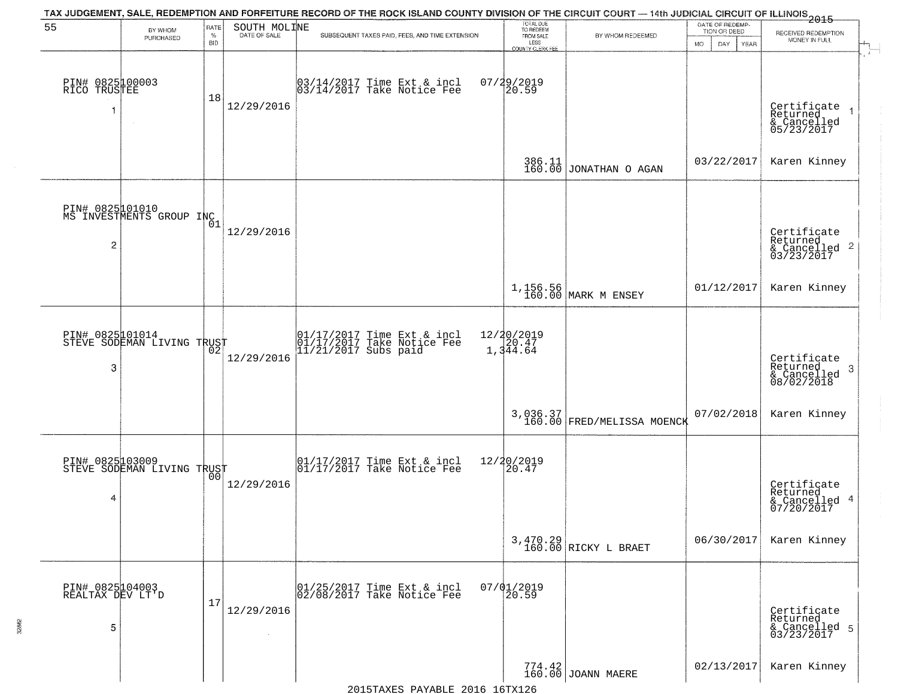TAX JUDGEMENT, SALE, REDEMPTION AND FORFEITURE RECORD OF THE ROCK ISLAND COUNTY DIVISION OF THE CIRCUIT COURT — 14th JUDICIAL CIRCUIT OF ILLINOIS 2015

| 55 BY WHOM PURCHASED | RATE % BID | SOUTH MOLINE DATE OF SALE | SUBSEQUENT TAXES PAID, FEES, AND TIME EXTENSION | TOTAL DUE TO REDEEM FROM SALE LESS COUNTY CLERK FEE | BY WHOM REDEEMED | DATE OF REDEMPTION OR DEED MO DAY YEAR | RECEIVED REDEMPTION MONEY IN FULL |
|---|---|---|---|---|---|---|---|
| PIN# 0825100003 RICO TRUSTEE 1 | 18 | 12/29/2016 | 03/14/2017 Time Ext & incl 07/29/2019; 03/14/2017 Take Notice Fee 20.59 | 386.11 160.00 | JONATHAN O AGAN | 03/22/2017 | Certificate Returned & Cancelled 05/23/2017 1; Karen Kinney |
| PIN# 0825101010 MS INVESTMENTS GROUP INC 2 | 01 | 12/29/2016 | | 1,156.56 160.00 | MARK M ENSEY | 01/12/2017 | Certificate Returned & Cancelled 03/23/2017 2; Karen Kinney |
| PIN# 0825101014 STEVE SODEMAN LIVING TRUST 3 | 02 | 12/29/2016 | 01/17/2017 Time Ext & incl 12/20/2019; 01/17/2017 Take Notice Fee 20.47; 11/21/2017 Subs paid 1,344.64 | 3,036.37 160.00 | FRED/MELISSA MOENCK | 07/02/2018 | Certificate Returned & Cancelled 08/02/2018 3; Karen Kinney |
| PIN# 0825103009 STEVE SODEMAN LIVING TRUST 4 | 00 | 12/29/2016 | 01/17/2017 Time Ext & incl 12/20/2019; 01/17/2017 Take Notice Fee 20.47 | 3,470.29 160.00 | RICKY L BRAET | 06/30/2017 | Certificate Returned & Cancelled 07/20/2017 4; Karen Kinney |
| PIN# 0825104003 REALTAX DEV LT'D 5 | 17 | 12/29/2016 | 01/25/2017 Time Ext & incl 07/01/2019; 02/08/2017 Take Notice Fee 20.59 | 774.42 160.00 | JOANN MAERE | 02/13/2017 | Certificate Returned & Cancelled 03/23/2017 5; Karen Kinney |

2015TAXES PAYABLE 2016 16TX126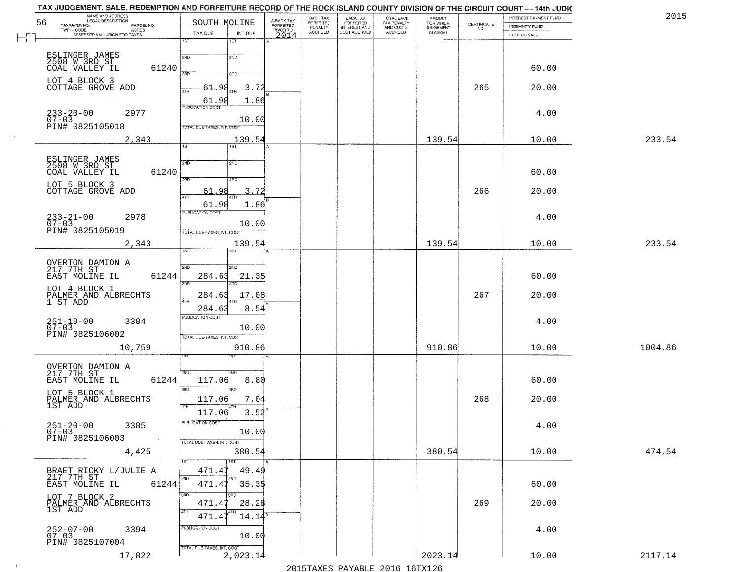# TAX JUDGEMENT, SALE, REDEMPTION AND FORFEITURE RECORD OF THE ROCK ISLAND COUNTY DIVISION OF THE CIRCUIT COURT — 14th JUDIC

2015

56 — SOUTH MOLINE

| NAME AND ADDRESS / LEGAL DESCRIPTION / TAXPAYER NO. / PARCEL NO. / TWP - CODE / ACRES / ASSESSED VALUATION FOR TAXES | TAX DUE | INT DUE | A-BACK TAX FORFEITED PRIOR TO 2014 | BACK TAX FORFEITED PENALTY ACCRUED | BACK TAX FORFEITED INTEREST AND COST ACCRUED | TOTAL BACK TAX PENALTY AND COSTS ACCRUED | AMOUNT FOR WHICH JUDGEMENT IS ASKED | CERTIFICATE NO. | INTEREST PAYMENT FUND / INDEMNITY FUND / COST OF SALE | |
|---|---|---|---|---|---|---|---|---|---|---|
| ESLINGER JAMES<br>2508 W 3RD ST<br>COAL VALLEY IL 61240<br>LOT 4 BLOCK 3<br>COTTAGE GROVE ADD<br>233-20-00 2977<br>07-03<br>PIN# 0825105018<br>2,343 | 1ST<br>2ND<br>3RD<br>61.98<br>4TH 61.98<br>PUBLICATION COST<br>TOTAL DUE-TAXES, INT. COST | 1ST<br>2ND<br>3RD 3.72<br>4TH 1.86<br>10.00<br>139.54 | | | | | 139.54 | 265 | 60.00<br>20.00<br>4.00<br>10.00 | 233.54 |
| ESLINGER JAMES<br>2508 W 3RD ST<br>COAL VALLEY IL 61240<br>LOT 5 BLOCK 3<br>COTTAGE GROVE ADD<br>233-21-00 2978<br>07-03<br>PIN# 0825105019<br>2,343 | 1ST<br>2ND<br>3RD 61.98<br>4TH 61.98<br>PUBLICATION COST<br>TOTAL DUE-TAXES, INT. COST | 1ST<br>2ND<br>3RD 3.72<br>4TH 1.86<br>10.00<br>139.54 | | | | | 139.54 | 266 | 60.00<br>20.00<br>4.00<br>10.00 | 233.54 |
| OVERTON DAMION A<br>217 7TH ST<br>EAST MOLINE IL 61244<br>LOT 4 BLOCK 1<br>PALMER AND ALBRECHTS<br>1 ST ADD<br>251-19-00 3384<br>07-03<br>PIN# 0825106002<br>10,759 | 1ST<br>2ND 284.63<br>3RD 284.63<br>4TH 284.63<br>PUBLICATION COST<br>TOTAL DUE-TAXES, INT. COST | 1ST<br>2ND 21.35<br>3RD 17.08<br>4TH 8.54<br>10.00<br>910.86 | | | | | 910.86 | 267 | 60.00<br>20.00<br>4.00<br>10.00 | 1004.86 |
| OVERTON DAMION A<br>217 7TH ST<br>EAST MOLINE IL 61244<br>LOT 5 BLOCK 1<br>PALMER AND ALBRECHTS<br>1ST ADD<br>251-20-00 3385<br>07-03<br>PIN# 0825106003<br>4,425 | 1ST<br>2ND 117.06<br>3RD 117.06<br>4TH 117.06<br>PUBLICATION COST<br>TOTAL DUE-TAXES, INT. COST | 1ST<br>2ND 8.80<br>3RD 7.04<br>4TH 3.52<br>10.00<br>380.54 | | | | | 380.54 | 268 | 60.00<br>20.00<br>4.00<br>10.00 | 474.54 |
| BRAET RICKY L/JULIE A<br>217 7TH ST<br>EAST MOLINE IL 61244<br>LOT 7 BLOCK 2<br>PALMER AND ALBRECHTS<br>1ST ADD<br>252-07-00 3394<br>07-03<br>PIN# 0825107004<br>17,822 | 1ST 471.47<br>2ND 471.47<br>3RD 471.47<br>4TH 471.47<br>PUBLICATION COST<br>TOTAL DUE-TAXES, INT. COST | 1ST 49.49<br>2ND 35.35<br>3RD 28.28<br>4TH 14.14<br>10.00<br>2,023.14 | | | | | 2023.14 | 269 | 60.00<br>20.00<br>4.00<br>10.00 | 2117.14 |

2015TAXES PAYABLE 2016 16TX126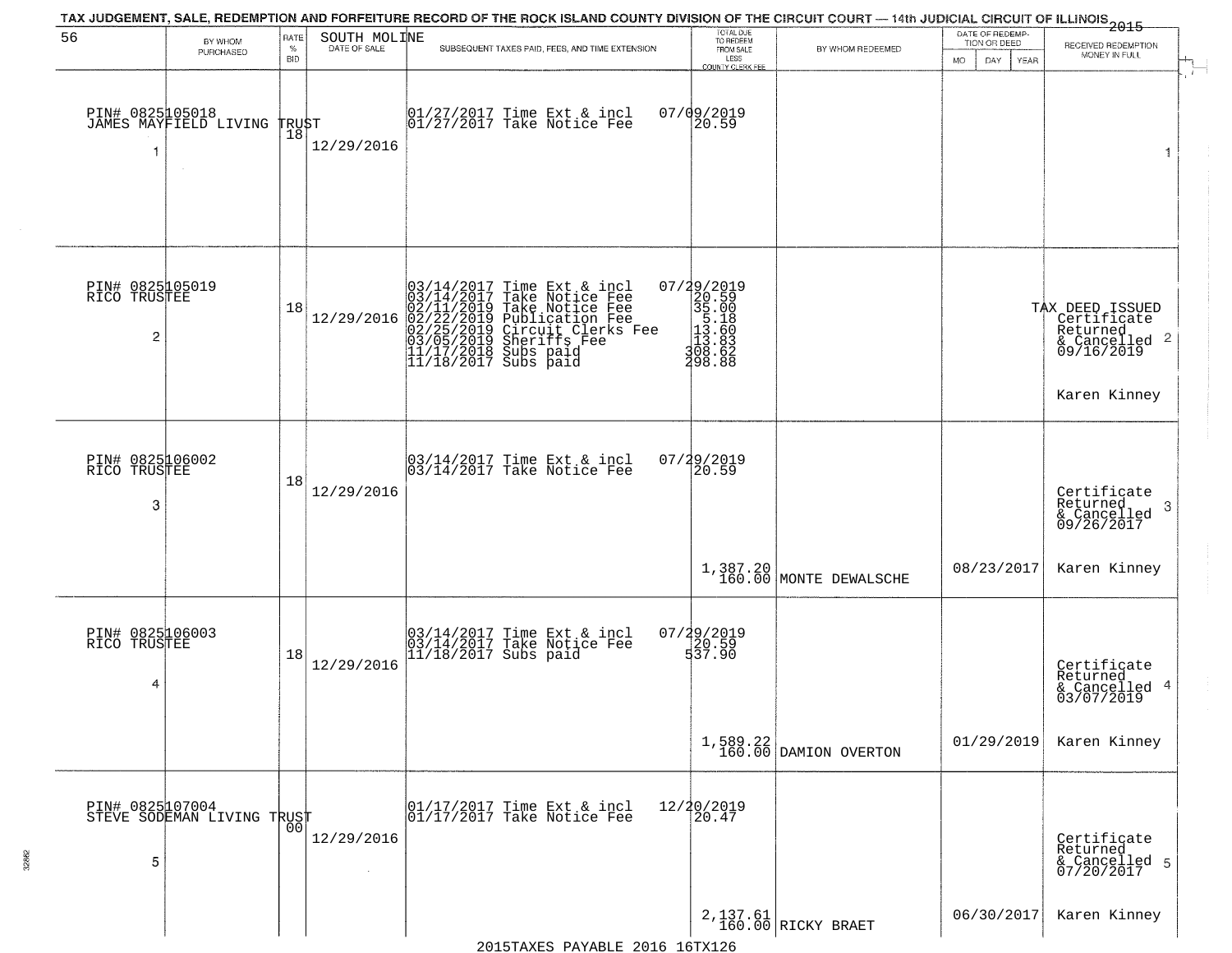TAX JUDGEMENT, SALE, REDEMPTION AND FORFEITURE RECORD OF THE ROCK ISLAND COUNTY DIVISION OF THE CIRCUIT COURT — 14th JUDICIAL CIRCUIT OF ILLINOIS 2015

| 56 | BY WHOM PURCHASED | RATE % BID | SOUTH MOLINE DATE OF SALE | SUBSEQUENT TAXES PAID, FEES, AND TIME EXTENSION | TOTAL DUE TO REDEEM FROM SALE LESS COUNTY CLERK FEE | BY WHOM REDEEMED | DATE OF REDEMPTION OR DEED MO DAY YEAR | RECEIVED REDEMPTION MONEY IN FULL |
|---|---|---|---|---|---|---|---|---|
| PIN# 0825105018 JAMES MAYFIELD LIVING TRUST 1 | | 18 | 12/29/2016 | 01/27/2017 Time Ext & incl<br>01/27/2017 Take Notice Fee | 07/09/2019<br>20.59 | | | 1 |
| PIN# 0825105019 RICO TRUSTEE 2 | | 18 | 12/29/2016 | 03/14/2017 Time Ext & incl<br>03/14/2017 Take Notice Fee<br>02/11/2019 Take Notice Fee<br>02/22/2019 Publication Fee<br>02/25/2019 Circuit Clerks Fee<br>03/05/2019 Sheriffs Fee<br>11/17/2018 Subs paid<br>11/18/2017 Subs paid | 07/29/2019<br>20.59<br>35.00<br>5.18<br>13.60<br>13.83<br>308.62<br>298.88 | | | TAX DEED ISSUED Certificate Returned & Cancelled 09/16/2019 2<br>Karen Kinney |
| PIN# 0825106002 RICO TRUSTEE 3 | | 18 | 12/29/2016 | 03/14/2017 Time Ext & incl<br>03/14/2017 Take Notice Fee | 07/29/2019<br>20.59<br>1,387.20<br>160.00 | MONTE DEWALSCHE | 08/23/2017 | Certificate Returned & Cancelled 09/26/2017 3<br>Karen Kinney |
| PIN# 0825106003 RICO TRUSTEE 4 | | 18 | 12/29/2016 | 03/14/2017 Time Ext & incl<br>03/14/2017 Take Notice Fee<br>11/18/2017 Subs paid | 07/29/2019<br>20.59<br>537.90<br>1,589.22<br>160.00 | DAMION OVERTON | 01/29/2019 | Certificate Returned & Cancelled 03/07/2019 4<br>Karen Kinney |
| PIN# 0825107004 STEVE SODEMAN LIVING TRUST 5 | | 00 | 12/29/2016 | 01/17/2017 Time Ext & incl<br>01/17/2017 Take Notice Fee | 12/20/2019<br>20.47<br>2,137.61<br>160.00 | RICKY BRAET | 06/30/2017 | Certificate Returned & Cancelled 07/20/2017 5<br>Karen Kinney |

2015TAXES PAYABLE 2016 16TX126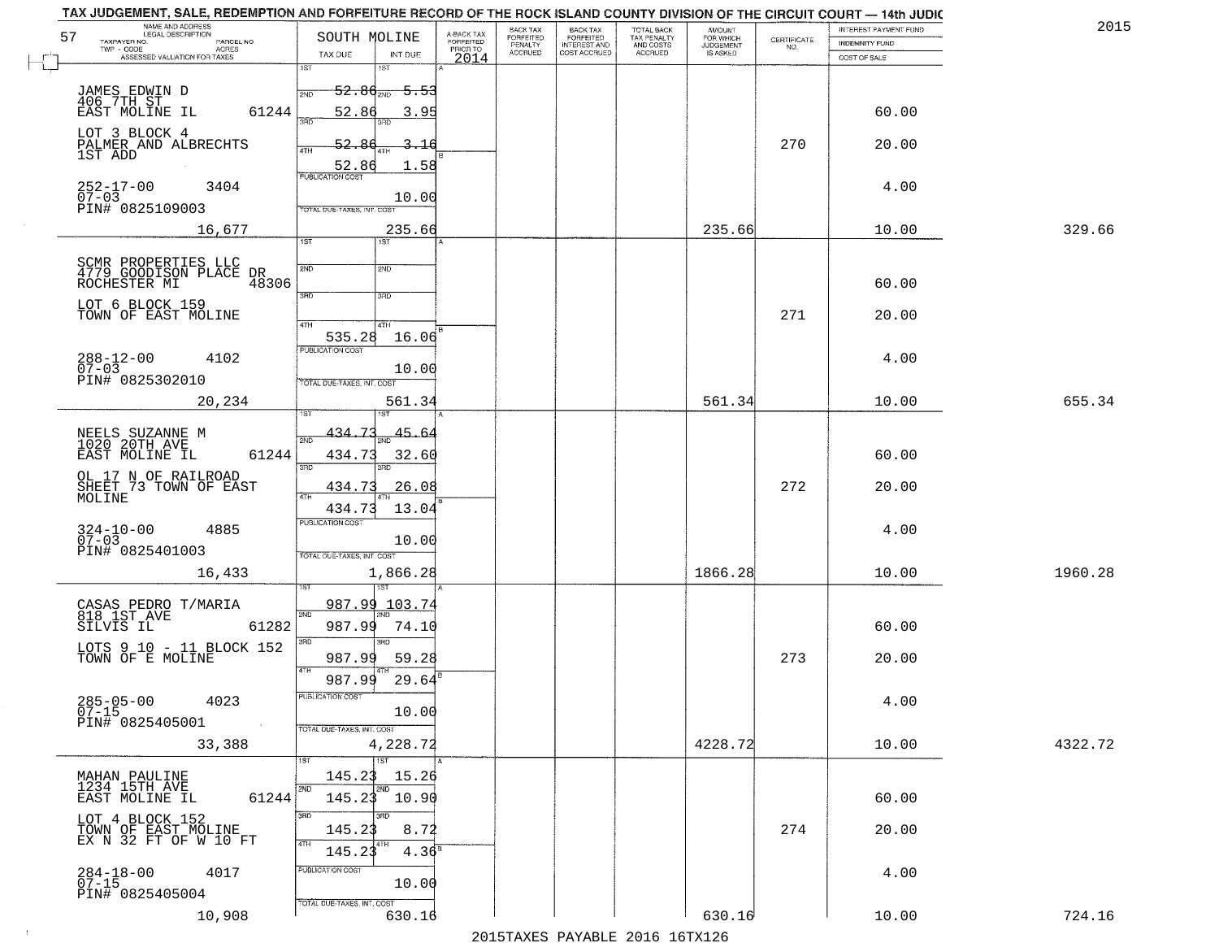TAX JUDGEMENT, SALE, REDEMPTION AND FORFEITURE RECORD OF THE ROCK ISLAND COUNTY DIVISION OF THE CIRCUIT COURT — 14th JUDIC

2015

| 57 NAME AND ADDRESS / LEGAL DESCRIPTION / TAXPAYER NO. / PARCEL NO. / TWP - CODE / ACRES / ASSESSED VALUATION FOR TAXES | SOUTH MOLINE TAX DUE | INT DUE | A-BACK TAX FORFEITED PRIOR TO 2014 | BACK TAX FORFEITED PENALTY ACCRUED | BACK TAX FORFEITED INTEREST AND COST ACCRUED | TOTAL BACK TAX PENALTY AND COSTS ACCRUED | AMOUNT FOR WHICH JUDGEMENT IS ASKED | CERTIFICATE NO. | INTEREST PAYMENT FUND / INDEMNITY FUND / COST OF SALE | |
|---|---|---|---|---|---|---|---|---|---|---|
| JAMES EDWIN D<br>406 7TH ST<br>EAST MOLINE IL 61244<br>LOT 3 BLOCK 4<br>PALMER AND ALBRECHTS<br>1ST ADD<br>252-17-00 3404<br>07-03<br>PIN# 0825109003<br>16,677 | 1ST 52.86<br>2ND 52.86<br>3RD 52.86<br>4TH 52.86<br>PUBLICATION COST<br>TOTAL DUE-TAXES, INT. COST | 5.53<br>3.95<br>3.16<br>1.58<br>10.00<br>235.66 | | | | | 235.66 | 270 | 60.00<br>20.00<br>4.00<br>10.00 | 329.66 |
| SCMR PROPERTIES LLC<br>4779 GOODISON PLACE DR<br>ROCHESTER MI 48306<br>LOT 6 BLOCK 159<br>TOWN OF EAST MOLINE<br>288-12-00 4102<br>07-03<br>PIN# 0825302010<br>20,234 | 1ST<br>2ND<br>3RD<br>4TH 535.28<br>PUBLICATION COST<br>TOTAL DUE-TAXES, INT. COST | 16.06<br>10.00<br>561.34 | | | | | 561.34 | 271 | 60.00<br>20.00<br>4.00<br>10.00 | 655.34 |
| NEELS SUZANNE M<br>1020 20TH AVE<br>EAST MOLINE IL 61244<br>OL 17 N OF RAILROAD<br>SHEET 73 TOWN OF EAST<br>MOLINE<br>324-10-00 4885<br>07-03<br>PIN# 0825401003<br>16,433 | 1ST 434.73<br>2ND 434.73<br>3RD 434.73<br>4TH 434.73<br>PUBLICATION COST<br>TOTAL DUE-TAXES, INT. COST | 45.64<br>32.60<br>26.08<br>13.04<br>10.00<br>1,866.28 | | | | | 1866.28 | 272 | 60.00<br>20.00<br>4.00<br>10.00 | 1960.28 |
| CASAS PEDRO T/MARIA<br>818 1ST AVE<br>SILVIS IL 61282<br>LOTS 9 10 - 11 BLOCK 152<br>TOWN OF E MOLINE<br>285-05-00 4023<br>07-15<br>PIN# 0825405001<br>33,388 | 1ST 987.99<br>2ND 987.99<br>3RD 987.99<br>4TH 987.99<br>PUBLICATION COST<br>TOTAL DUE-TAXES, INT. COST | 103.74<br>74.10<br>59.28<br>29.64<br>10.00<br>4,228.72 | | | | | 4228.72 | 273 | 60.00<br>20.00<br>4.00<br>10.00 | 4322.72 |
| MAHAN PAULINE<br>1234 15TH AVE<br>EAST MOLINE IL 61244<br>LOT 4 BLOCK 152<br>TOWN OF EAST MOLINE<br>EX N 32 FT OF W 10 FT<br>284-18-00 4017<br>07-15<br>PIN# 0825405004<br>10,908 | 1ST 145.23<br>2ND 145.23<br>3RD 145.23<br>4TH 145.23<br>PUBLICATION COST<br>TOTAL DUE-TAXES, INT. COST | 15.26<br>10.90<br>8.72<br>4.36<br>10.00<br>630.16 | | | | | 630.16 | 274 | 60.00<br>20.00<br>4.00<br>10.00 | 724.16 |

2015TAXES PAYABLE 2016 16TX126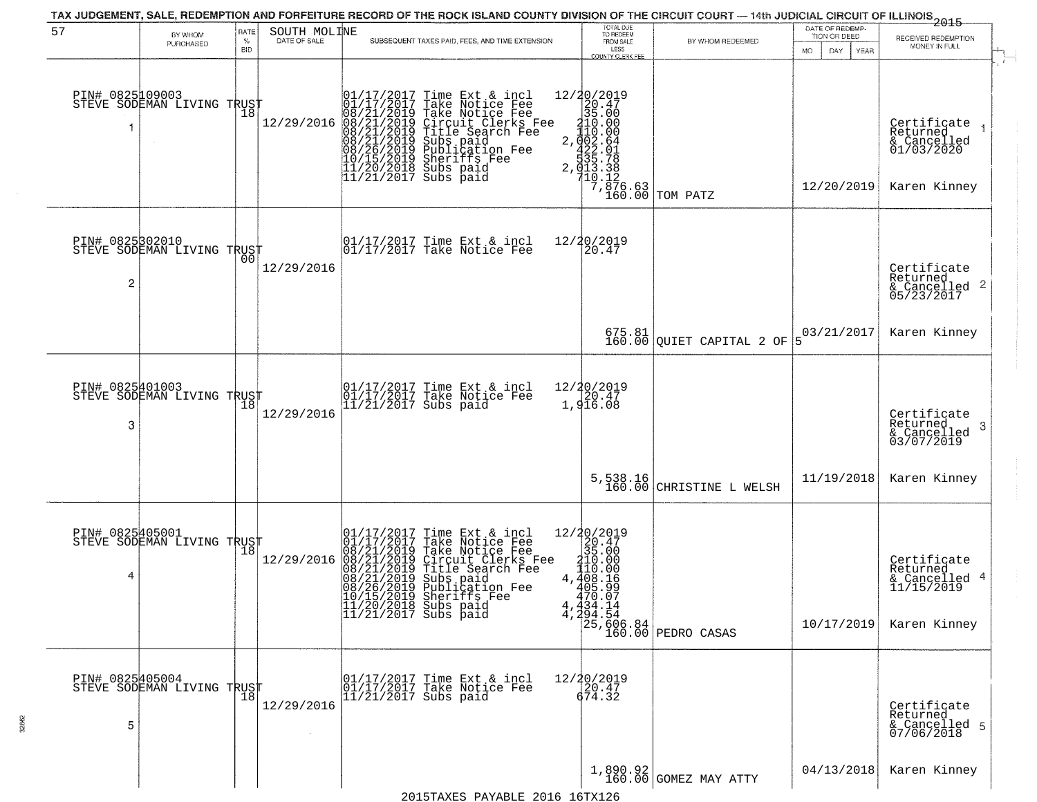TAX JUDGEMENT, SALE, REDEMPTION AND FORFEITURE RECORD OF THE ROCK ISLAND COUNTY DIVISION OF THE CIRCUIT COURT — 14th JUDICIAL CIRCUIT OF ILLINOIS 2015

| 57 | BY WHOM PURCHASED | RATE % BID | SOUTH MOLINE DATE OF SALE | SUBSEQUENT TAXES PAID, FEES, AND TIME EXTENSION | TOTAL DUE TO REDEEM FROM SALE LESS COUNTY CLERK FEE | BY WHOM REDEEMED | DATE OF REDEMPTION OR DEED MO DAY YEAR | RECEIVED REDEMPTION MONEY IN FULL |
|---|---|---|---|---|---|---|---|---|
| 1 | PIN# 0825109003 STEVE SODEMAN LIVING TRUST | 18 | 12/29/2016 | 01/17/2017 Time Ext & incl<br>01/17/2017 Take Notice Fee<br>08/21/2019 Take Notice Fee<br>08/21/2019 Circuit Clerks Fee<br>08/21/2019 Title Search Fee<br>08/21/2019 Subs paid<br>08/26/2019 Publication Fee<br>10/15/2019 Sheriffs Fee<br>11/20/2018 Subs paid<br>11/21/2017 Subs paid | 12/20/2019<br>20.47<br>35.00<br>210.00<br>110.00<br>2,002.64<br>422.01<br>535.78<br>2,013.38<br>710.12<br>7,876.63<br>160.00 | TOM PATZ | 12/20/2019 | Certificate Returned & Cancelled 01/03/2020<br>Karen Kinney |
| 2 | PIN# 0825302010 STEVE SODEMAN LIVING TRUST | 00 | 12/29/2016 | 01/17/2017 Time Ext & incl<br>01/17/2017 Take Notice Fee | 12/20/2019<br>20.47<br>675.81<br>160.00 | QUIET CAPITAL 2 OF 5 | 03/21/2017 | Certificate Returned & Cancelled 05/23/2017<br>Karen Kinney |
| 3 | PIN# 0825401003 STEVE SODEMAN LIVING TRUST | 18 | 12/29/2016 | 01/17/2017 Time Ext & incl<br>01/17/2017 Take Notice Fee<br>11/21/2017 Subs paid | 12/20/2019<br>20.47<br>1,916.08<br>5,538.16<br>160.00 | CHRISTINE L WELSH | 11/19/2018 | Certificate Returned & Cancelled 03/07/2019<br>Karen Kinney |
| 4 | PIN# 0825405001 STEVE SODEMAN LIVING TRUST | 18 | 12/29/2016 | 01/17/2017 Time Ext & incl<br>01/17/2017 Take Notice Fee<br>08/21/2019 Take Notice Fee<br>08/21/2019 Circuit Clerks Fee<br>08/21/2019 Title Search Fee<br>08/21/2019 Subs paid<br>08/26/2019 Publication Fee<br>10/15/2019 Sheriffs Fee<br>11/20/2018 Subs paid<br>11/21/2017 Subs paid | 12/20/2019<br>20.47<br>35.00<br>210.00<br>110.00<br>4,408.16<br>405.99<br>470.07<br>4,434.14<br>4,294.54<br>25,606.84<br>160.00 | PEDRO CASAS | 10/17/2019 | Certificate Returned & Cancelled 11/15/2019<br>Karen Kinney |
| 5 | PIN# 0825405004 STEVE SODEMAN LIVING TRUST | 18 | 12/29/2016 | 01/17/2017 Time Ext & incl<br>01/17/2017 Take Notice Fee<br>11/21/2017 Subs paid | 12/20/2019<br>20.47<br>674.32<br>1,890.92<br>160.00 | GOMEZ MAY ATTY | 04/13/2018 | Certificate Returned & Cancelled 07/06/2018<br>Karen Kinney |

2015TAXES PAYABLE 2016 16TX126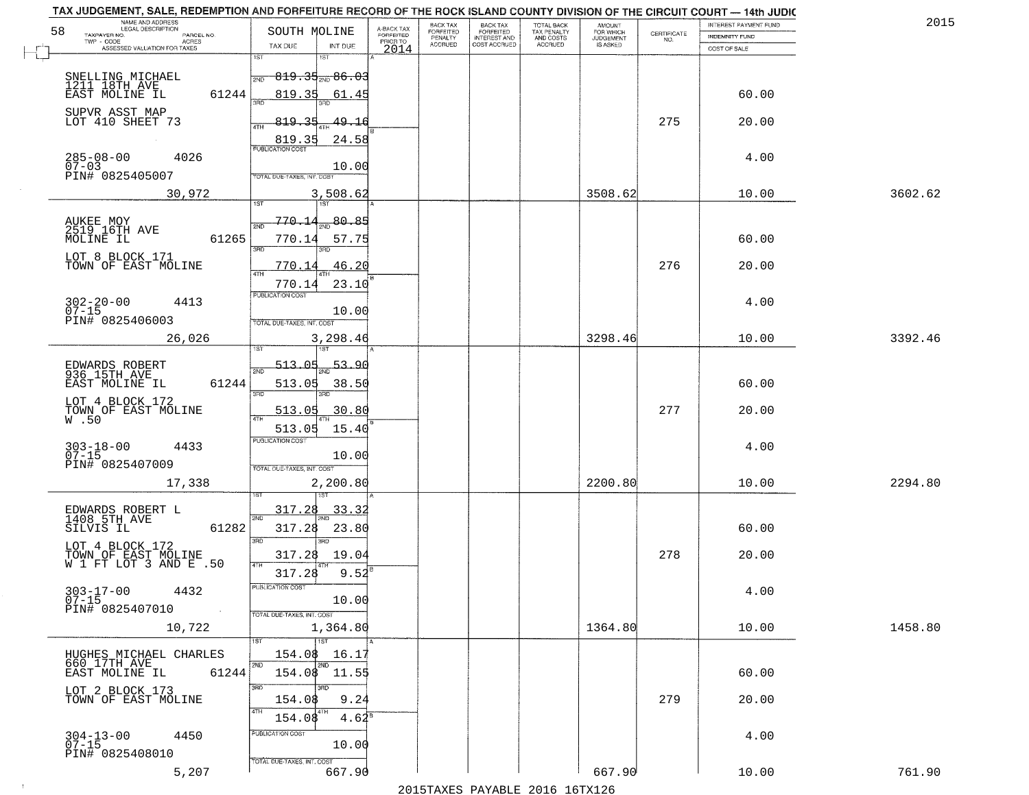TAX JUDGEMENT, SALE, REDEMPTION AND FORFEITURE RECORD OF THE ROCK ISLAND COUNTY DIVISION OF THE CIRCUIT COURT — 14th JUDIC

2015

58

| NAME AND ADDRESS / LEGAL DESCRIPTION / TAXPAYER NO. / PARCEL NO. / TWP - CODE / ACRES / ASSESSED VALUATION FOR TAXES | SOUTH MOLINE TAX DUE | INT DUE | A-BACK TAX FORFEITED PRIOR TO 2014 | BACK TAX FORFEITED PENALTY ACCRUED | BACK TAX FORFEITED INTEREST AND COST ACCRUED | TOTAL BACK TAX PENALTY AND COSTS ACCRUED | AMOUNT FOR WHICH JUDGEMENT IS ASKED | CERTIFICATE NO. | INTEREST PAYMENT FUND / INDEMNITY FUND / COST OF SALE | |
|---|---|---|---|---|---|---|---|---|---|---|
| SNELLING MICHAEL<br>1211 18TH AVE<br>EAST MOLINE IL 61244<br>SUPVR ASST MAP<br>LOT 410 SHEET 73<br>285-08-00 4026<br>07-03<br>PIN# 0825405007<br>30,972 | 1ST 819.35<br>2ND 819.35<br>3RD 819.35<br>4TH 819.35<br>PUBLICATION COST<br>TOTAL DUE-TAXES, INT. COST 3,508.62 | 86.03<br>61.45<br>49.16<br>24.58<br>10.00 | | | | | 3508.62 | 275 | 60.00<br>20.00<br>4.00<br>10.00 | 3602.62 |
| AUKEE MOY<br>2519 16TH AVE<br>MOLINE IL 61265<br>LOT 8 BLOCK 171<br>TOWN OF EAST MOLINE<br>302-20-00 4413<br>07-15<br>PIN# 0825406003<br>26,026 | 1ST 770.14<br>2ND 770.14<br>3RD 770.14<br>4TH 770.14<br>PUBLICATION COST<br>TOTAL DUE-TAXES, INT. COST 3,298.46 | 80.85<br>57.75<br>46.20<br>23.10<br>10.00 | | | | | 3298.46 | 276 | 60.00<br>20.00<br>4.00<br>10.00 | 3392.46 |
| EDWARDS ROBERT<br>936 15TH AVE<br>EAST MOLINE IL 61244<br>LOT 4 BLOCK 172<br>TOWN OF EAST MOLINE<br>W .50<br>303-18-00 4433<br>07-15<br>PIN# 0825407009<br>17,338 | 1ST 513.05<br>2ND 513.05<br>3RD 513.05<br>4TH 513.05<br>PUBLICATION COST<br>TOTAL DUE-TAXES, INT. COST 2,200.80 | 53.90<br>38.50<br>30.80<br>15.40<br>10.00 | | | | | 2200.80 | 277 | 60.00<br>20.00<br>4.00<br>10.00 | 2294.80 |
| EDWARDS ROBERT L<br>1408 5TH AVE<br>SILVIS IL 61282<br>LOT 4 BLOCK 172<br>TOWN OF EAST MOLINE<br>W 1 FT LOT 3 AND E .50<br>303-17-00 4432<br>07-15<br>PIN# 0825407010<br>10,722 | 1ST 317.28<br>2ND 317.28<br>3RD 317.28<br>4TH 317.28<br>PUBLICATION COST<br>TOTAL DUE-TAXES, INT. COST 1,364.80 | 33.32<br>23.80<br>19.04<br>9.52<br>10.00 | | | | | 1364.80 | 278 | 60.00<br>20.00<br>4.00<br>10.00 | 1458.80 |
| HUGHES MICHAEL CHARLES<br>660 17TH AVE<br>EAST MOLINE IL 61244<br>LOT 2 BLOCK 173<br>TOWN OF EAST MOLINE<br>304-13-00 4450<br>07-15<br>PIN# 0825408010<br>5,207 | 1ST 154.08<br>2ND 154.08<br>3RD 154.08<br>4TH 154.08<br>PUBLICATION COST<br>TOTAL DUE-TAXES, INT. COST 667.90 | 16.17<br>11.55<br>9.24<br>4.62<br>10.00 | | | | | 667.90 | 279 | 60.00<br>20.00<br>4.00<br>10.00 | 761.90 |

2015TAXES PAYABLE 2016 16TX126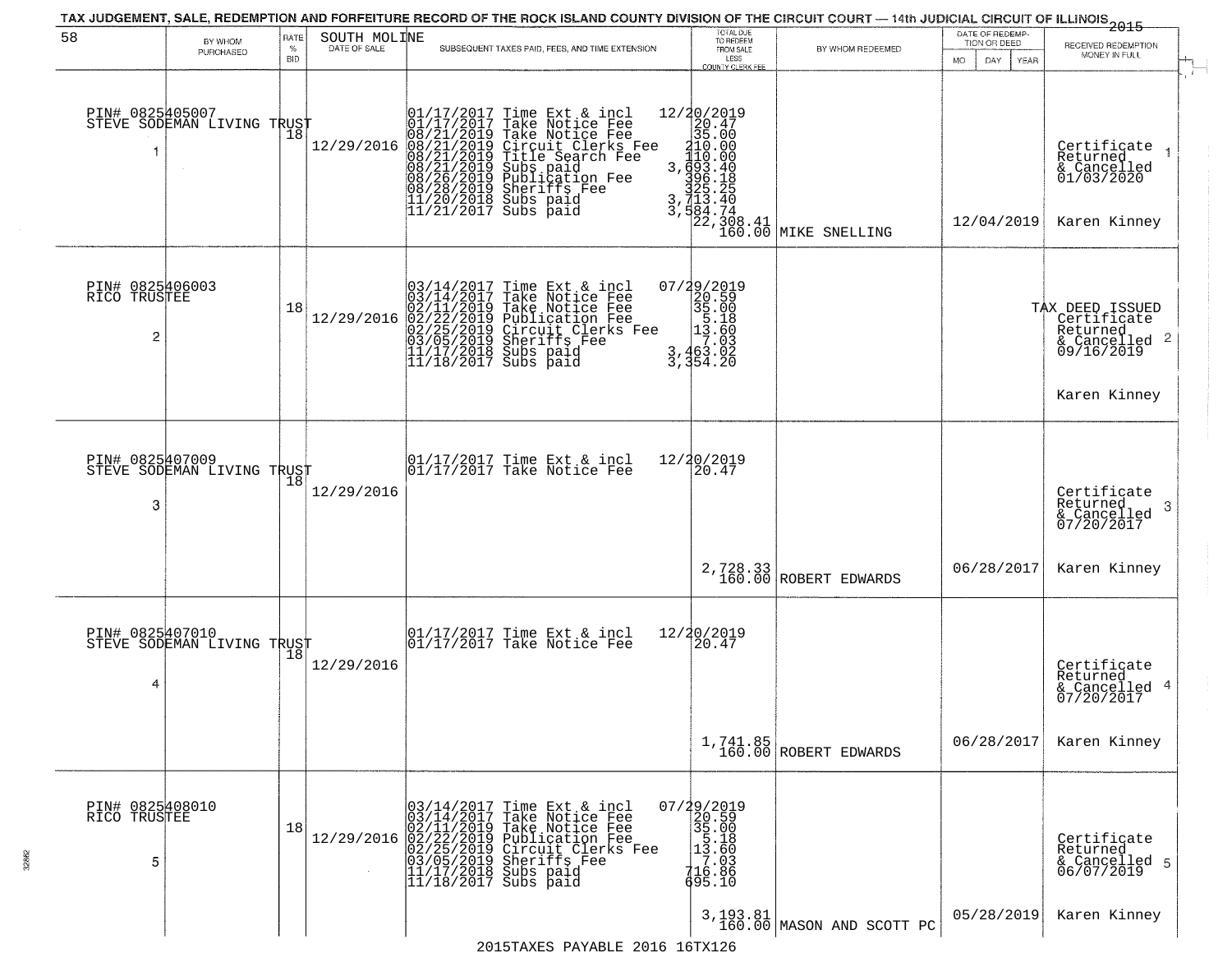TAX JUDGEMENT, SALE, REDEMPTION AND FORFEITURE RECORD OF THE ROCK ISLAND COUNTY DIVISION OF THE CIRCUIT COURT — 14th JUDICIAL CIRCUIT OF ILLINOIS 2015

58 SOUTH MOLINE

| BY WHOM PURCHASED | RATE % BID | DATE OF SALE | SUBSEQUENT TAXES PAID, FEES, AND TIME EXTENSION | TOTAL DUE TO REDEEM FROM SALE LESS COUNTY CLERK FEE | BY WHOM REDEEMED | DATE OF REDEMPTION OR DEED MO DAY YEAR | RECEIVED REDEMPTION MONEY IN FULL |
|---|---|---|---|---|---|---|---|
| PIN# 0825405007 STEVE SODEMAN LIVING TRUST 1 | 18 | 12/29/2016 | 01/17/2017 Time Ext & incl 12/20/2019<br>01/17/2017 Take Notice Fee 20.47<br>08/21/2019 Take Notice Fee 35.00<br>08/21/2019 Circuit Clerks Fee 210.00<br>08/21/2019 Title Search Fee 110.00<br>08/21/2019 Subs paid 3,693.40<br>08/26/2019 Publication Fee 396.18<br>08/28/2019 Sheriffs Fee 325.25<br>11/20/2018 Subs paid 3,713.40<br>11/21/2017 Subs paid 3,584.74 | 22,308.41<br>160.00 | MIKE SNELLING | 12/04/2019 | Certificate Returned & Cancelled 01/03/2020 Karen Kinney |
| PIN# 0825406003 RICO TRUSTEE 2 | 18 | 12/29/2016 | 03/14/2017 Time Ext & incl 07/29/2019<br>03/14/2017 Take Notice Fee 20.59<br>02/11/2019 Take Notice Fee 35.00<br>02/22/2019 Publication Fee 5.18<br>02/25/2019 Circuit Clerks Fee 13.60<br>03/05/2019 Sheriffs Fee 7.03<br>11/17/2018 Subs paid 3,463.02<br>11/18/2017 Subs paid 3,354.20 | | | | TAX DEED ISSUED Certificate Returned & Cancelled 09/16/2019 Karen Kinney |
| PIN# 0825407009 STEVE SODEMAN LIVING TRUST 3 | 18 | 12/29/2016 | 01/17/2017 Time Ext & incl 12/20/2019<br>01/17/2017 Take Notice Fee 20.47 | 2,728.33<br>160.00 | ROBERT EDWARDS | 06/28/2017 | Certificate Returned & Cancelled 07/20/2017 Karen Kinney |
| PIN# 0825407010 STEVE SODEMAN LIVING TRUST 4 | 18 | 12/29/2016 | 01/17/2017 Time Ext & incl 12/20/2019<br>01/17/2017 Take Notice Fee 20.47 | 1,741.85<br>160.00 | ROBERT EDWARDS | 06/28/2017 | Certificate Returned & Cancelled 07/20/2017 Karen Kinney |
| PIN# 0825408010 RICO TRUSTEE 5 | 18 | 12/29/2016 | 03/14/2017 Time Ext & incl 07/29/2019<br>03/14/2017 Take Notice Fee 20.59<br>02/11/2019 Take Notice Fee 35.00<br>02/22/2019 Publication Fee 5.18<br>02/25/2019 Circuit Clerks Fee 13.60<br>03/05/2019 Sheriffs Fee 7.03<br>11/17/2018 Subs paid 716.86<br>11/18/2017 Subs paid 695.10 | 3,193.81<br>160.00 | MASON AND SCOTT PC | 05/28/2019 | Certificate Returned & Cancelled 06/07/2019 Karen Kinney |

2015TAXES PAYABLE 2016 16TX126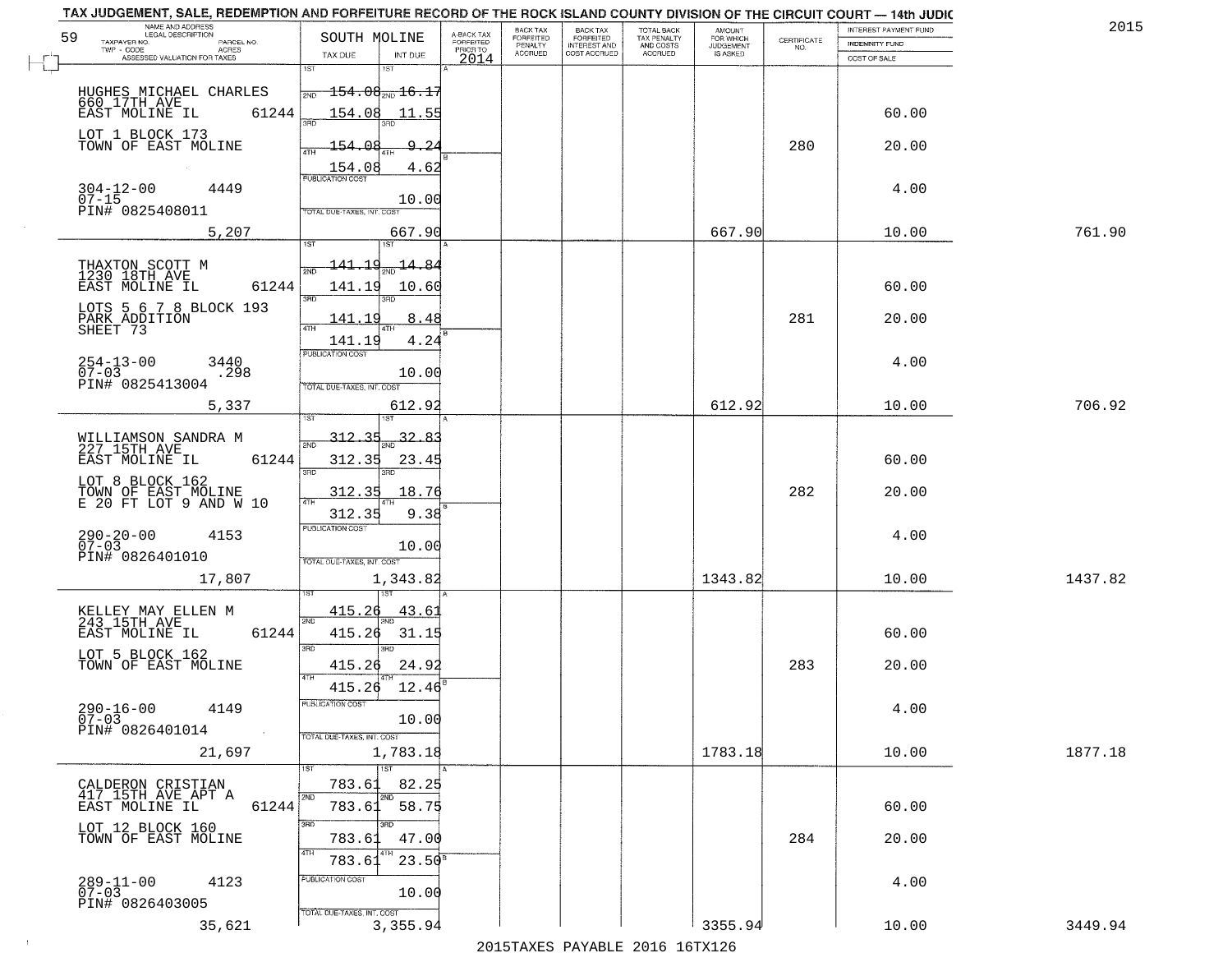# TAX JUDGEMENT, SALE, REDEMPTION AND FORFEITURE RECORD OF THE ROCK ISLAND COUNTY DIVISION OF THE CIRCUIT COURT — 14th JUDIC

2015

59

| NAME AND ADDRESS / LEGAL DESCRIPTION / TAXPAYER NO. / PARCEL NO. / TWP - CODE / ACRES / ASSESSED VALUATION FOR TAXES | SOUTH MOLINE TAX DUE | INT DUE | A-BACK TAX FORFEITED PRIOR TO 2014 | BACK TAX FORFEITED PENALTY ACCRUED | BACK TAX FORFEITED INTEREST AND COST ACCRUED | TOTAL BACK TAX PENALTY AND COSTS ACCRUED | AMOUNT FOR WHICH JUDGEMENT IS ASKED | CERTIFICATE NO. | INTEREST PAYMENT FUND / INDEMNITY FUND / COST OF SALE | |
|---|---|---|---|---|---|---|---|---|---|---|
| HUGHES MICHAEL CHARLES<br>660 17TH AVE<br>EAST MOLINE IL 61244<br>LOT 1 BLOCK 173<br>TOWN OF EAST MOLINE<br>304-12-00 4449<br>07-15<br>PIN# 0825408011 | 1ST 154.08<br>2ND 154.08<br>3RD 154.08<br>4TH 154.08 | 16.17<br>11.55<br>9.24<br>4.62 | | | | | | 280 | 60.00<br>20.00<br>4.00 | |
| PUBLICATION COST | | 10.00 | | | | | | | | |
| 5,207 | TOTAL DUE-TAXES, INT. COST | 667.90 | | | | | 667.90 | | 10.00 | 761.90 |
| THAXTON SCOTT M<br>1230 18TH AVE<br>EAST MOLINE IL 61244<br>LOTS 5 6 7 8 BLOCK 193<br>PARK ADDITION<br>SHEET 73<br>254-13-00 3440<br>07-03 .298<br>PIN# 0825413004 | 1ST 141.19<br>2ND 141.19<br>3RD 141.19<br>4TH 141.19 | 14.84<br>10.60<br>8.48<br>4.24 | | | | | | 281 | 60.00<br>20.00<br>4.00 | |
| PUBLICATION COST | | 10.00 | | | | | | | | |
| 5,337 | TOTAL DUE-TAXES, INT. COST | 612.92 | | | | | 612.92 | | 10.00 | 706.92 |
| WILLIAMSON SANDRA M<br>227 15TH AVE<br>EAST MOLINE IL 61244<br>LOT 8 BLOCK 162<br>TOWN OF EAST MOLINE<br>E 20 FT LOT 9 AND W 10<br>290-20-00 4153<br>07-03<br>PIN# 0826401010 | 1ST 312.35<br>2ND 312.35<br>3RD 312.35<br>4TH 312.35 | 32.83<br>23.45<br>18.76<br>9.38 | | | | | | 282 | 60.00<br>20.00<br>4.00 | |
| PUBLICATION COST | | 10.00 | | | | | | | | |
| 17,807 | TOTAL DUE-TAXES, INT. COST | 1,343.82 | | | | | 1343.82 | | 10.00 | 1437.82 |
| KELLEY MAY ELLEN M<br>243 15TH AVE<br>EAST MOLINE IL 61244<br>LOT 5 BLOCK 162<br>TOWN OF EAST MOLINE<br>290-16-00 4149<br>07-03<br>PIN# 0826401014 | 1ST 415.26<br>2ND 415.26<br>3RD 415.26<br>4TH 415.26 | 43.61<br>31.15<br>24.92<br>12.46 | | | | | | 283 | 60.00<br>20.00<br>4.00 | |
| PUBLICATION COST | | 10.00 | | | | | | | | |
| 21,697 | TOTAL DUE-TAXES, INT. COST | 1,783.18 | | | | | 1783.18 | | 10.00 | 1877.18 |
| CALDERON CRISTIAN<br>417 15TH AVE APT A<br>EAST MOLINE IL 61244<br>LOT 12 BLOCK 160<br>TOWN OF EAST MOLINE<br>289-11-00 4123<br>07-03<br>PIN# 0826403005 | 1ST 783.61<br>2ND 783.61<br>3RD 783.61<br>4TH 783.61 | 82.25<br>58.75<br>47.00<br>23.50 | | | | | | 284 | 60.00<br>20.00<br>4.00 | |
| PUBLICATION COST | | 10.00 | | | | | | | | |
| 35,621 | TOTAL DUE-TAXES, INT. COST | 3,355.94 | | | | | 3355.94 | | 10.00 | 3449.94 |

2015TAXES PAYABLE 2016 16TX126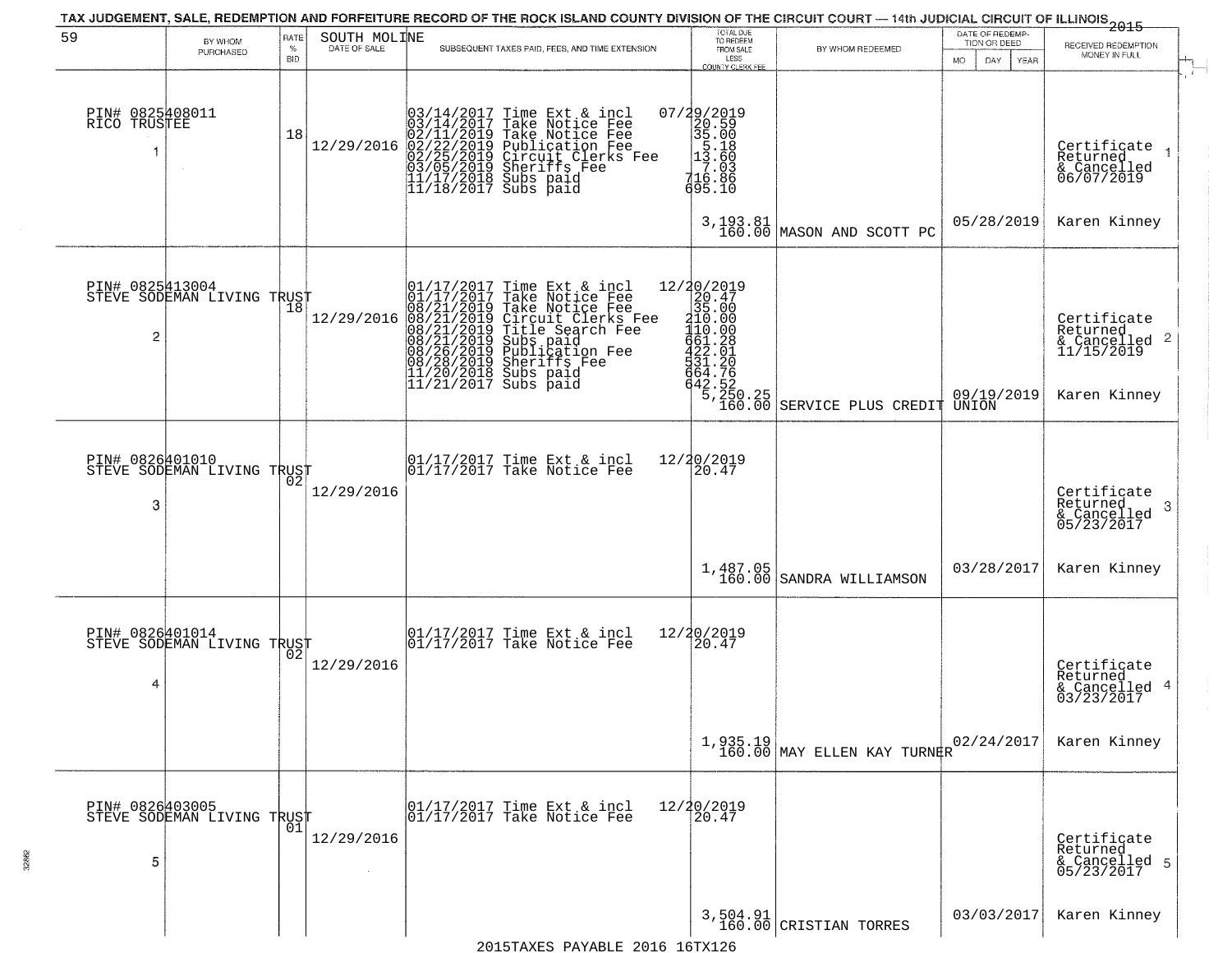TAX JUDGEMENT, SALE, REDEMPTION AND FORFEITURE RECORD OF THE ROCK ISLAND COUNTY DIVISION OF THE CIRCUIT COURT — 14th JUDICIAL CIRCUIT OF ILLINOIS 2015

59 SOUTH MOLINE

| | BY WHOM PURCHASED | RATE % BID | DATE OF SALE | SUBSEQUENT TAXES PAID, FEES, AND TIME EXTENSION | TOTAL DUE TO REDEEM FROM SALE LESS COUNTY CLERK FEE | BY WHOM REDEEMED | DATE OF REDEMPTION OR DEED MO DAY YEAR | RECEIVED REDEMPTION MONEY IN FULL |
|---|---|---|---|---|---|---|---|---|
| 1 | PIN# 0825408011 RICO TRUSTEE | 18 | 12/29/2016 | 03/14/2017 Time Ext & incl<br>03/14/2017 Take Notice Fee<br>02/11/2019 Take Notice Fee<br>02/22/2019 Publication Fee<br>02/25/2019 Circuit Clerks Fee<br>03/05/2019 Sheriffs Fee<br>11/17/2018 Subs paid<br>11/18/2017 Subs paid | 07/29/2019<br>20.59<br>35.00<br>5.18<br>13.60<br>7.03<br>716.86<br>695.10<br>3,193.81<br>160.00 | MASON AND SCOTT PC | 05/28/2019 | Certificate Returned & Cancelled 06/07/2019<br>Karen Kinney |
| 2 | PIN# 0825413004 STEVE SODEMAN LIVING TRUST | 18 | 12/29/2016 | 01/17/2017 Time Ext & incl<br>01/17/2017 Take Notice Fee<br>08/21/2019 Take Notice Fee<br>08/21/2019 Circuit Clerks Fee<br>08/21/2019 Title Search Fee<br>08/21/2019 Subs paid<br>08/26/2019 Publication Fee<br>08/28/2019 Sheriffs Fee<br>11/20/2018 Subs paid<br>11/21/2017 Subs paid | 12/20/2019<br>20.47<br>35.00<br>210.00<br>110.00<br>661.28<br>422.01<br>531.20<br>664.76<br>642.52<br>5,250.25<br>160.00 | SERVICE PLUS CREDIT UNION | 09/19/2019 | Certificate Returned & Cancelled 11/15/2019<br>Karen Kinney |
| 3 | PIN# 0826401010 STEVE SODEMAN LIVING TRUST | 02 | 12/29/2016 | 01/17/2017 Time Ext & incl<br>01/17/2017 Take Notice Fee | 12/20/2019<br>20.47<br>1,487.05<br>160.00 | SANDRA WILLIAMSON | 03/28/2017 | Certificate Returned & Cancelled 05/23/2017<br>Karen Kinney |
| 4 | PIN# 0826401014 STEVE SODEMAN LIVING TRUST | 02 | 12/29/2016 | 01/17/2017 Time Ext & incl<br>01/17/2017 Take Notice Fee | 12/20/2019<br>20.47<br>1,935.19<br>160.00 | MAY ELLEN KAY TURNER | 02/24/2017 | Certificate Returned & Cancelled 03/23/2017<br>Karen Kinney |
| 5 | PIN# 0826403005 STEVE SODEMAN LIVING TRUST | 01 | 12/29/2016 | 01/17/2017 Time Ext & incl<br>01/17/2017 Take Notice Fee | 12/20/2019<br>20.47<br>3,504.91<br>160.00 | CRISTIAN TORRES | 03/03/2017 | Certificate Returned & Cancelled 05/23/2017<br>Karen Kinney |

2015TAXES PAYABLE 2016 16TX126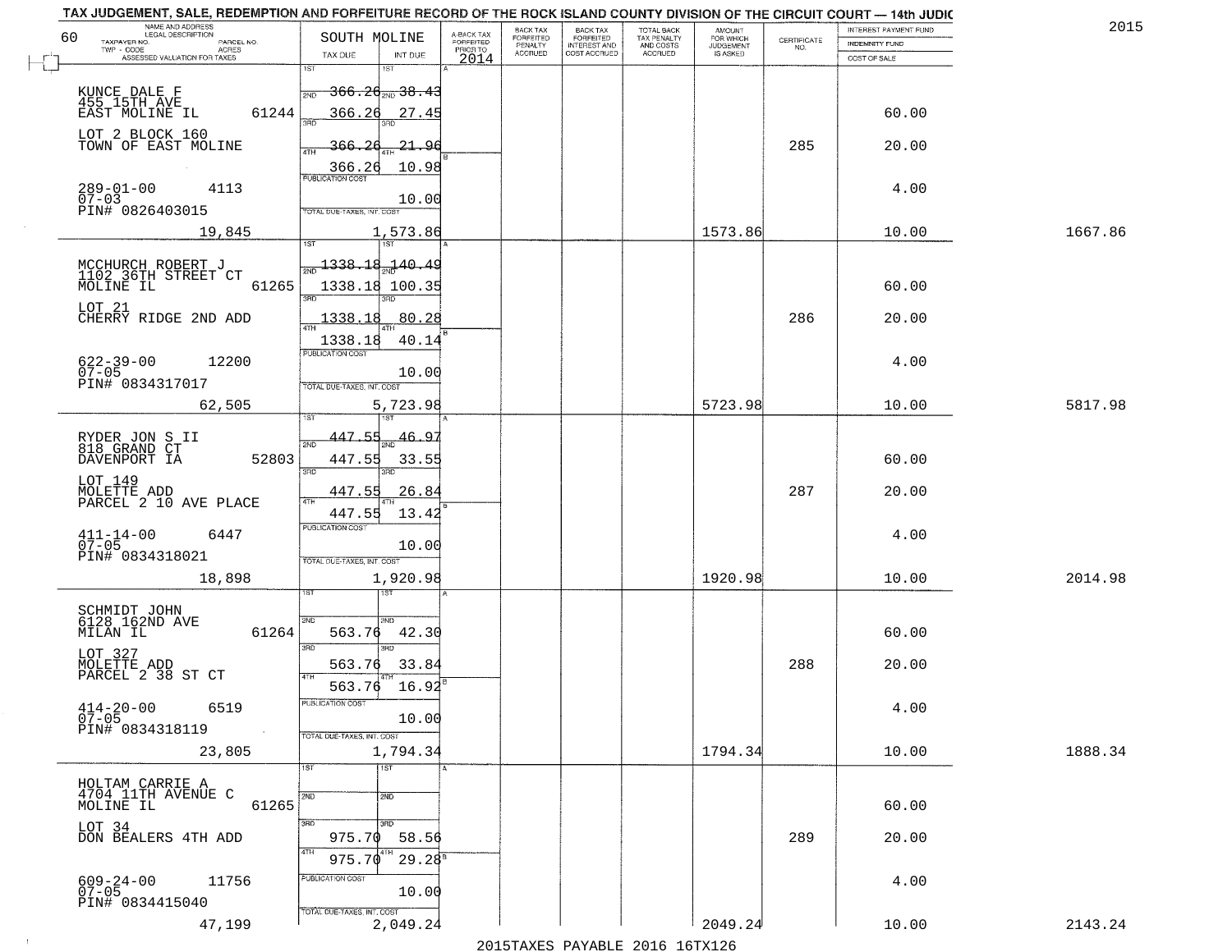# TAX JUDGEMENT, SALE, REDEMPTION AND FORFEITURE RECORD OF THE ROCK ISLAND COUNTY DIVISION OF THE CIRCUIT COURT — 14th JUDIC

2015

60 — SOUTH MOLINE

| NAME AND ADDRESS / LEGAL DESCRIPTION / TAXPAYER NO. / PARCEL NO. / TWP - CODE / ACRES / ASSESSED VALUATION FOR TAXES | TAX DUE | INT DUE | A-BACK TAX FORFEITED PRIOR TO 2014 | BACK TAX FORFEITED PENALTY ACCRUED | BACK TAX FORFEITED INTEREST AND COST ACCRUED | TOTAL BACK TAX PENALTY AND COSTS ACCRUED | AMOUNT FOR WHICH JUDGEMENT IS ASKED | CERTIFICATE NO. | INTEREST PAYMENT FUND / INDEMNITY FUND / COST OF SALE | |
|---|---|---|---|---|---|---|---|---|---|---|
| KUNCE DALE F<br>455 15TH AVE<br>EAST MOLINE IL 61244<br>LOT 2 BLOCK 160<br>TOWN OF EAST MOLINE<br>289-01-00 4113<br>07-03<br>PIN# 0826403015<br>19,845 | 1ST<br>2ND 366.26<br>3RD 366.26<br>4TH 366.26<br>366.26<br>PUBLICATION COST<br>TOTAL DUE-TAXES, INT. COST | 1ST<br>2ND 38.43<br>3RD 27.45<br>4TH 21.96<br>10.98<br><br>10.00<br>1,573.86 | | | | | 1573.86 | 285 | 60.00<br>20.00<br>4.00<br>10.00 | 1667.86 |
| MCCHURCH ROBERT J<br>1102 36TH STREET CT<br>MOLINE IL 61265<br>LOT 21<br>CHERRY RIDGE 2ND ADD<br>622-39-00 12200<br>07-05<br>PIN# 0834317017<br>62,505 | 1ST<br>2ND 1338.18<br>3RD 1338.18<br>4TH 1338.18<br>1338.18<br>PUBLICATION COST<br>TOTAL DUE-TAXES, INT. COST | 1ST<br>2ND 140.49<br>3RD 100.35<br>4TH 80.28<br>40.14<br><br>10.00<br>5,723.98 | | | | | 5723.98 | 286 | 60.00<br>20.00<br>4.00<br>10.00 | 5817.98 |
| RYDER JON S II<br>818 GRAND CT<br>DAVENPORT IA 52803<br>LOT 149<br>MOLETTE ADD<br>PARCEL 2 10 AVE PLACE<br>411-14-00 6447<br>07-05<br>PIN# 0834318021<br>18,898 | 1ST<br>2ND 447.55<br>3RD 447.55<br>4TH 447.55<br>447.55<br>PUBLICATION COST<br>TOTAL DUE-TAXES, INT. COST | 1ST<br>2ND 46.97<br>3RD 33.55<br>4TH 26.84<br>13.42<br><br>10.00<br>1,920.98 | | | | | 1920.98 | 287 | 60.00<br>20.00<br>4.00<br>10.00 | 2014.98 |
| SCHMIDT JOHN<br>6128 162ND AVE<br>MILAN IL 61264<br>LOT 327<br>MOLETTE ADD<br>PARCEL 2 38 ST CT<br>414-20-00 6519<br>07-05<br>PIN# 0834318119<br>23,805 | 1ST<br>2ND 563.76<br>3RD 563.76<br>4TH 563.76<br>PUBLICATION COST<br>TOTAL DUE-TAXES, INT. COST | 1ST<br>2ND 42.30<br>3RD 33.84<br>4TH 16.92<br><br>10.00<br>1,794.34 | | | | | 1794.34 | 288 | 60.00<br>20.00<br>4.00<br>10.00 | 1888.34 |
| HOLTAM CARRIE A<br>4704 11TH AVENUE C<br>MOLINE IL 61265<br>LOT 34<br>DON BEALERS 4TH ADD<br>609-24-00 11756<br>07-05<br>PIN# 0834415040<br>47,199 | 1ST<br>2ND<br>3RD 975.70<br>4TH 975.70<br>PUBLICATION COST<br>TOTAL DUE-TAXES, INT. COST | 1ST<br>2ND<br>3RD 58.56<br>4TH 29.28<br><br>10.00<br>2,049.24 | | | | | 2049.24 | 289 | 60.00<br>20.00<br>4.00<br>10.00 | 2143.24 |

2015TAXES PAYABLE 2016 16TX126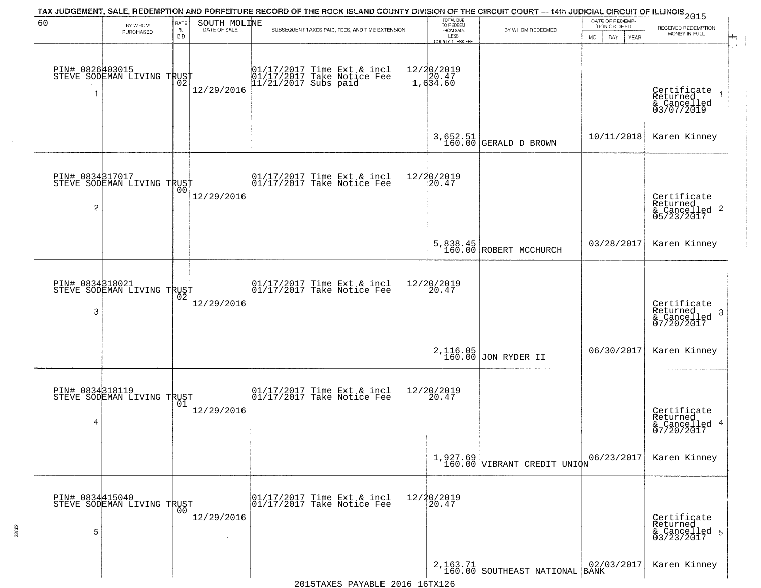TAX JUDGEMENT, SALE, REDEMPTION AND FORFEITURE RECORD OF THE ROCK ISLAND COUNTY DIVISION OF THE CIRCUIT COURT — 14th JUDICIAL CIRCUIT OF ILLINOIS 2015

| 60 | BY WHOM PURCHASED | RATE % BID | SOUTH MOLINE DATE OF SALE | SUBSEQUENT TAXES PAID, FEES, AND TIME EXTENSION | TOTAL DUE TO REDEEM FROM SALE LESS COUNTY CLERK FEE | BY WHOM REDEEMED | DATE OF REDEMPTION OR DEED MO DAY YEAR | RECEIVED REDEMPTION MONEY IN FULL |
|---|---|---|---|---|---|---|---|---|
| 1 | PIN# 0826403015 STEVE SODEMAN LIVING TRUST | 02 | 12/29/2016 | 01/17/2017 Time Ext & incl 12/20/2019<br>01/17/2017 Take Notice Fee 20.47<br>11/21/2017 Subs paid 1,634.60 | 3,652.51<br>160.00 | GERALD D BROWN | 10/11/2018 | Certificate Returned & Cancelled 03/07/2019<br>Karen Kinney |
| 2 | PIN# 0834317017 STEVE SODEMAN LIVING TRUST | 00 | 12/29/2016 | 01/17/2017 Time Ext & incl 12/20/2019<br>01/17/2017 Take Notice Fee 20.47 | 5,838.45<br>160.00 | ROBERT MCCHURCH | 03/28/2017 | Certificate Returned & Cancelled 05/23/2017<br>Karen Kinney |
| 3 | PIN# 0834318021 STEVE SODEMAN LIVING TRUST | 02 | 12/29/2016 | 01/17/2017 Time Ext & incl 12/20/2019<br>01/17/2017 Take Notice Fee 20.47 | 2,116.05<br>160.00 | JON RYDER II | 06/30/2017 | Certificate Returned & Cancelled 07/20/2017<br>Karen Kinney |
| 4 | PIN# 0834318119 STEVE SODEMAN LIVING TRUST | 01 | 12/29/2016 | 01/17/2017 Time Ext & incl 12/20/2019<br>01/17/2017 Take Notice Fee 20.47 | 1,927.69<br>160.00 | VIBRANT CREDIT UNION | 06/23/2017 | Certificate Returned & Cancelled 07/20/2017<br>Karen Kinney |
| 5 | PIN# 0834415040 STEVE SODEMAN LIVING TRUST | 00 | 12/29/2016 | 01/17/2017 Time Ext & incl 12/20/2019<br>01/17/2017 Take Notice Fee 20.47 | 2,163.71<br>160.00 | SOUTHEAST NATIONAL BANK | 02/03/2017 | Certificate Returned & Cancelled 03/23/2017<br>Karen Kinney |

2015TAXES PAYABLE 2016 16TX126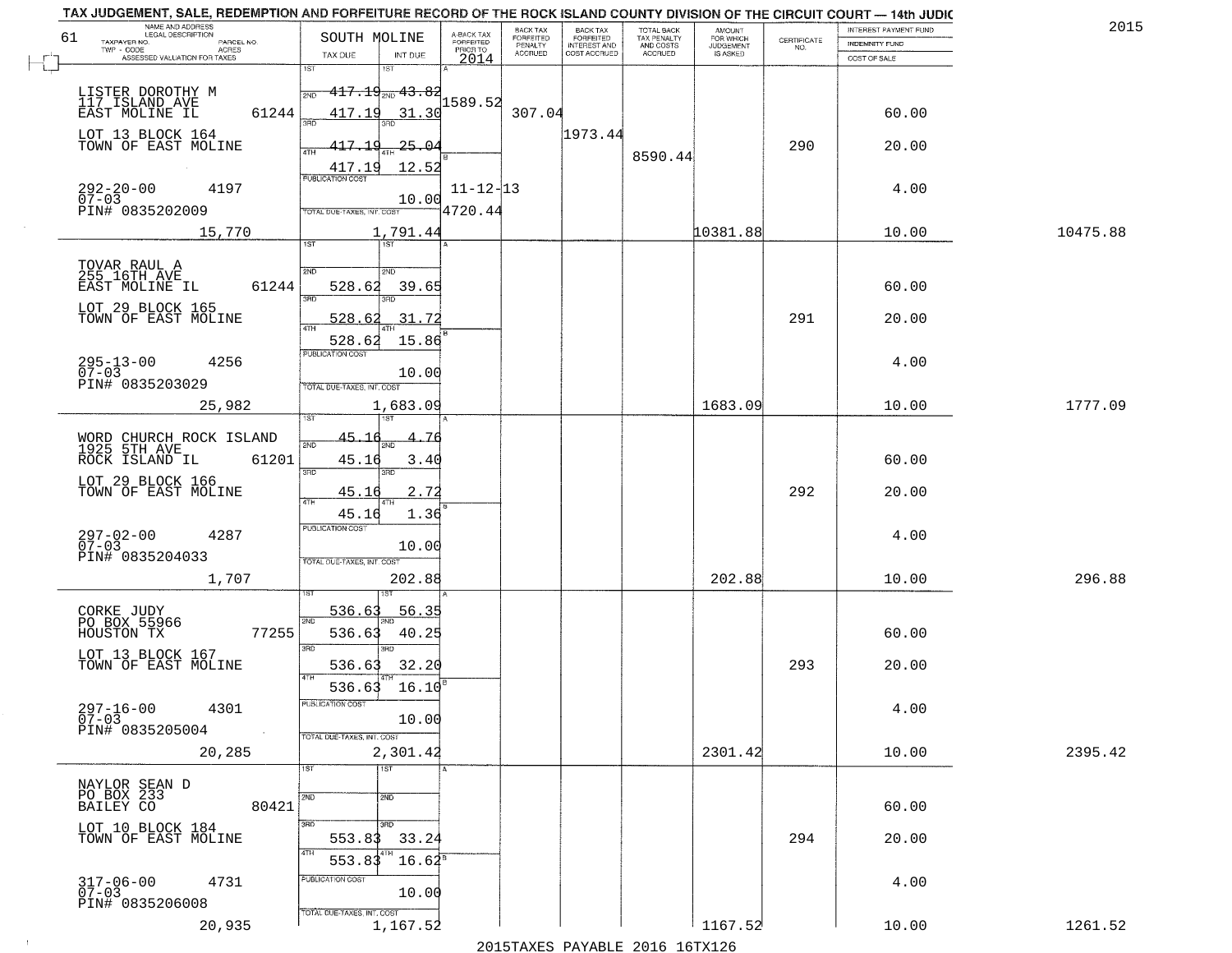TAX JUDGEMENT, SALE, REDEMPTION AND FORFEITURE RECORD OF THE ROCK ISLAND COUNTY DIVISION OF THE CIRCUIT COURT — 14th JUDIC

2015

| NAME AND ADDRESS / LEGAL DESCRIPTION / TAXPAYER NO. / PARCEL NO. / TWP - CODE / ACRES / ASSESSED VALUATION FOR TAXES (61) | SOUTH MOLINE TAX DUE | INT DUE | A-BACK TAX FORFEITED PRIOR TO 2014 | BACK TAX FORFEITED PENALTY ACCRUED | BACK TAX FORFEITED INTEREST AND COST ACCRUED | TOTAL BACK TAX PENALTY AND COSTS ACCRUED | AMOUNT FOR WHICH JUDGEMENT IS ASKED | CERTIFICATE NO. | INTEREST PAYMENT FUND / INDEMNITY FUND / COST OF SALE | |
|---|---|---|---|---|---|---|---|---|---|---|
| LISTER DOROTHY M, 117 ISLAND AVE, EAST MOLINE IL 61244; LOT 13 BLOCK 164 TOWN OF EAST MOLINE; 292-20-00 4197; 07-03; PIN# 0835202009; 15,770 | 1ST 417.19; 2ND 417.19; 3RD 417.19; 4TH 417.19; PUBLICATION COST; TOTAL DUE-TAXES, INT. COST 1,791.44 | 1ST 43.82; 2ND 31.30; 3RD 25.04; 4TH 12.52; 10.00 | 1589.52; 11-12-13; 4720.44 | 307.04 | 1973.44 | 8590.44 | 10381.88 | 290 | 60.00; 20.00; 4.00; 10.00 | 10475.88 |
| TOVAR RAUL A, 255 16TH AVE, EAST MOLINE IL 61244; LOT 29 BLOCK 165 TOWN OF EAST MOLINE; 295-13-00 4256; 07-03; PIN# 0835203029; 25,982 | 2ND 528.62; 3RD 528.62; 4TH 528.62; TOTAL 1,683.09 | 39.65; 31.72; 15.86; 10.00 | | | | | 1683.09 | 291 | 60.00; 20.00; 4.00; 10.00 | 1777.09 |
| WORD CHURCH ROCK ISLAND, 1925 5TH AVE, ROCK ISLAND IL 61201; LOT 29 BLOCK 166 TOWN OF EAST MOLINE; 297-02-00 4287; 07-03; PIN# 0835204033; 1,707 | 1ST 45.16; 2ND 45.16; 3RD 45.16; 4TH 45.16; TOTAL 202.88 | 4.76; 3.40; 2.72; 1.36; 10.00 | | | | | 202.88 | 292 | 60.00; 20.00; 4.00; 10.00 | 296.88 |
| CORKE JUDY, PO BOX 55966, HOUSTON TX 77255; LOT 13 BLOCK 167 TOWN OF EAST MOLINE; 297-16-00 4301; 07-03; PIN# 0835205004; 20,285 | 1ST 536.63; 2ND 536.63; 3RD 536.63; 4TH 536.63; TOTAL 2,301.42 | 56.35; 40.25; 32.20; 16.10; 10.00 | | | | | 2301.42 | 293 | 60.00; 20.00; 4.00; 10.00 | 2395.42 |
| NAYLOR SEAN D, PO BOX 233, BAILEY CO 80421; LOT 10 BLOCK 184 TOWN OF EAST MOLINE; 317-06-00 4731; 07-03; PIN# 0835206008; 20,935 | 3RD 553.83; 4TH 553.83; TOTAL 1,167.52 | 33.24; 16.62; 10.00 | | | | | 1167.52 | 294 | 60.00; 20.00; 4.00; 10.00 | 1261.52 |

2015TAXES PAYABLE 2016 16TX126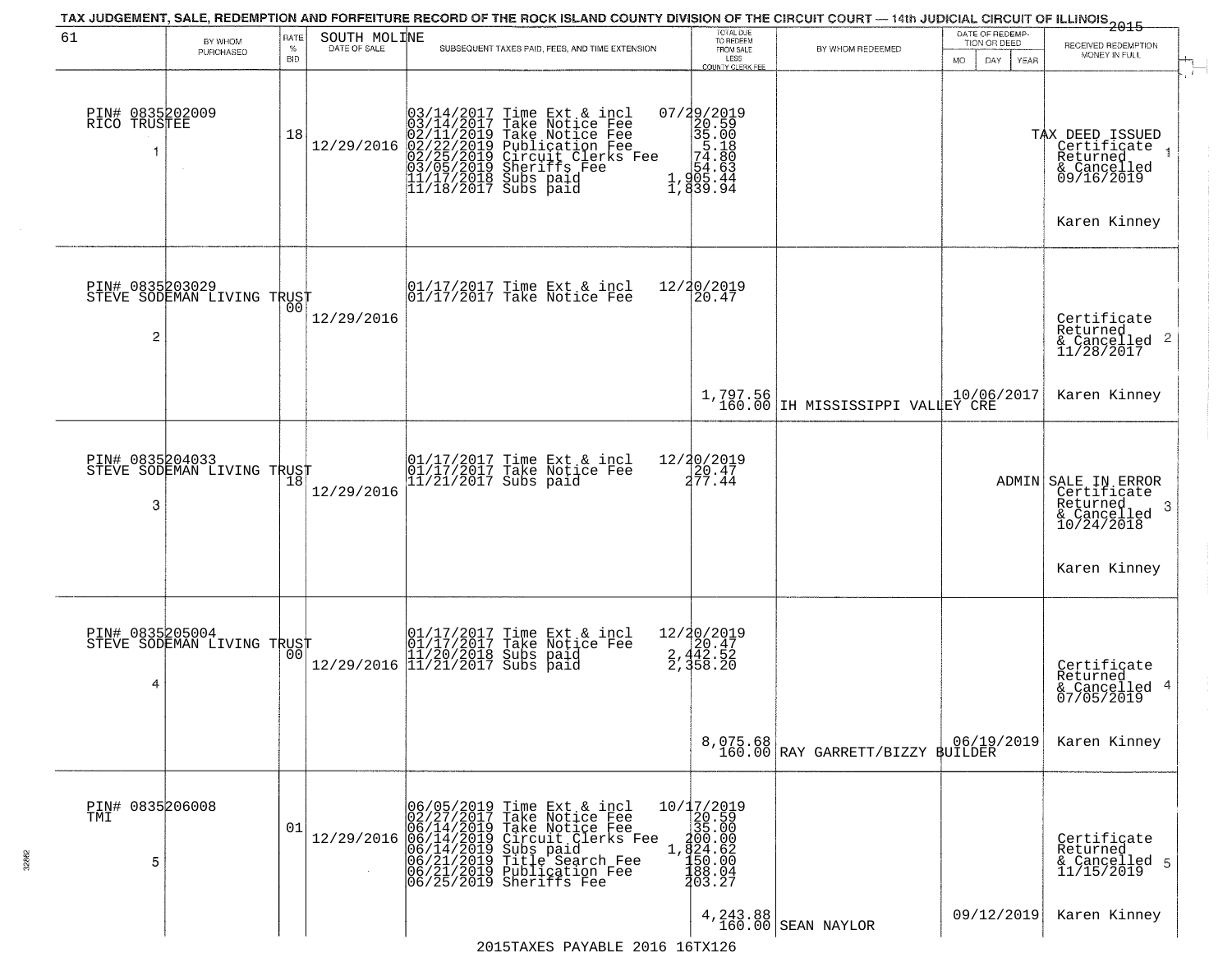TAX JUDGEMENT, SALE, REDEMPTION AND FORFEITURE RECORD OF THE ROCK ISLAND COUNTY DIVISION OF THE CIRCUIT COURT — 14th JUDICIAL CIRCUIT OF ILLINOIS 2015

| 61 | BY WHOM PURCHASED | RATE % BID | SOUTH MOLINE DATE OF SALE | SUBSEQUENT TAXES PAID, FEES, AND TIME EXTENSION | TOTAL DUE TO REDEEM FROM SALE LESS COUNTY CLERK FEE | BY WHOM REDEEMED | DATE OF REDEMPTION OR DEED MO DAY YEAR | RECEIVED REDEMPTION MONEY IN FULL |
|---|---|---|---|---|---|---|---|---|
| 1 | PIN# 0835202009 RICO TRUSTEE | 18 | 12/29/2016 | 03/14/2017 Time Ext & incl 07/29/2019<br>03/14/2017 Take Notice Fee 20.59<br>02/11/2019 Take Notice Fee 35.00<br>02/22/2019 Publication Fee 5.18<br>02/25/2019 Circuit Clerks Fee 74.80<br>03/05/2019 Sheriffs Fee 54.63<br>11/17/2018 Subs paid 1,905.44<br>11/18/2017 Subs paid 1,839.94 | | | | TAX DEED ISSUED Certificate Returned & Cancelled 09/16/2019<br>Karen Kinney |
| 2 | PIN# 0835203029 STEVE SODEMAN LIVING TRUST | 00 | 12/29/2016 | 01/17/2017 Time Ext & incl 12/20/2019<br>01/17/2017 Take Notice Fee 20.47 | 1,797.56<br>160.00 | IH MISSISSIPPI VALLEY CRE | 10/06/2017 | Certificate Returned & Cancelled 11/28/2017<br>Karen Kinney |
| 3 | PIN# 0835204033 STEVE SODEMAN LIVING TRUST | 18 | 12/29/2016 | 01/17/2017 Time Ext & incl 12/20/2019<br>01/17/2017 Take Notice Fee 20.47<br>11/21/2017 Subs paid 277.44 | | | ADMIN | SALE IN ERROR Certificate Returned & Cancelled 10/24/2018<br>Karen Kinney |
| 4 | PIN# 0835205004 STEVE SODEMAN LIVING TRUST | 00 | 12/29/2016 | 01/17/2017 Time Ext & incl 12/20/2019<br>01/17/2017 Take Notice Fee 20.47<br>11/20/2018 Subs paid 2,442.52<br>11/21/2017 Subs paid 2,358.20 | 8,075.68<br>160.00 | RAY GARRETT/BIZZY BUILDER | 06/19/2019 | Certificate Returned & Cancelled 07/05/2019<br>Karen Kinney |
| 5 | PIN# 0835206008 TMI | 01 | 12/29/2016 | 06/05/2019 Time Ext & incl 10/17/2019<br>02/27/2017 Take Notice Fee 20.59<br>06/14/2019 Take Notice Fee 35.00<br>06/14/2019 Circuit Clerks Fee 200.00<br>06/14/2019 Subs paid 1,824.62<br>06/21/2019 Title Search Fee 150.00<br>06/21/2019 Publication Fee 188.04<br>06/25/2019 Sheriffs Fee 203.27 | 4,243.88<br>160.00 | SEAN NAYLOR | 09/12/2019 | Certificate Returned & Cancelled 11/15/2019<br>Karen Kinney |

2015TAXES PAYABLE 2016 16TX126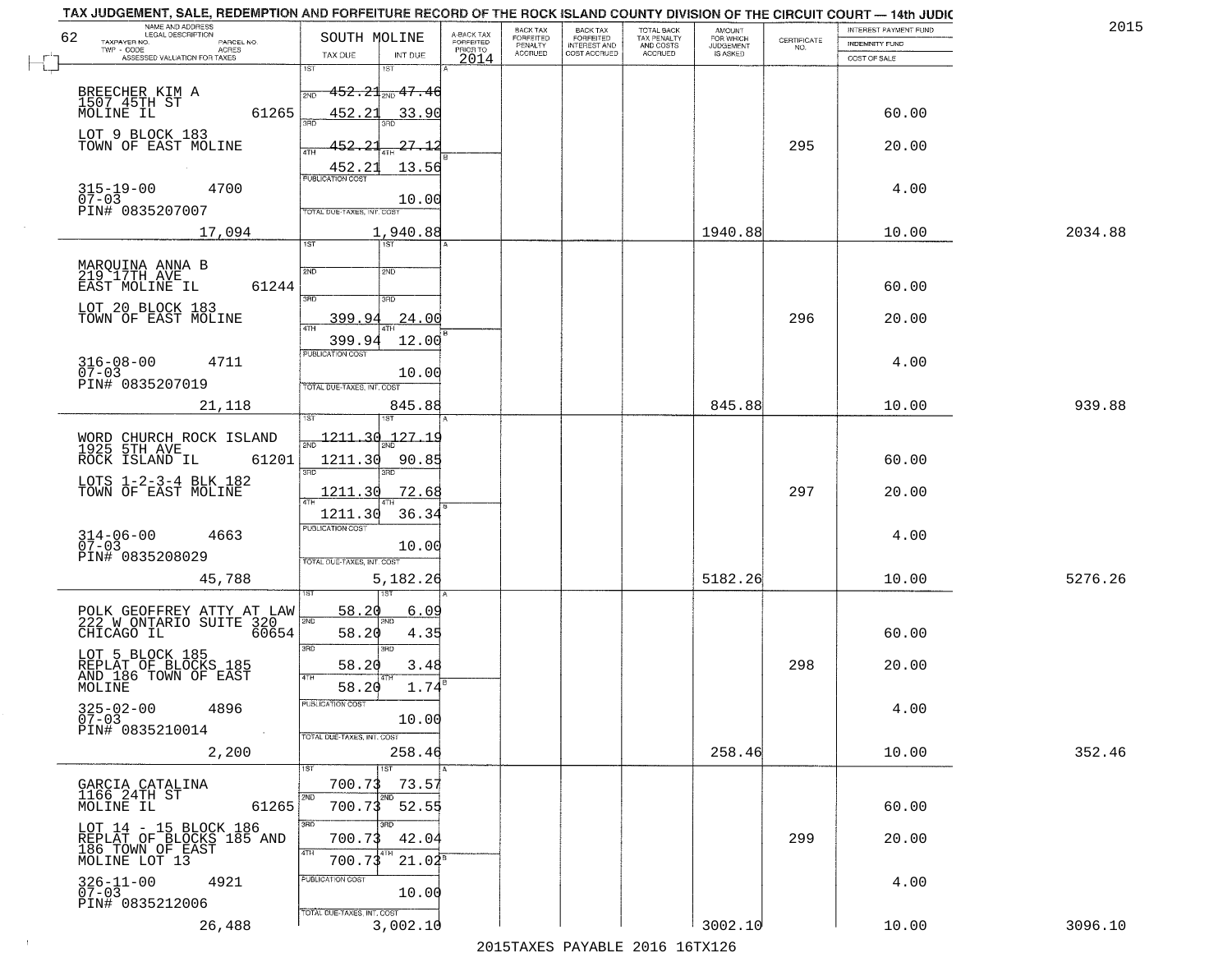TAX JUDGEMENT, SALE, REDEMPTION AND FORFEITURE RECORD OF THE ROCK ISLAND COUNTY DIVISION OF THE CIRCUIT COURT — 14th JUDIC

2015

62

SOUTH MOLINE

| NAME AND ADDRESS / LEGAL DESCRIPTION / TAXPAYER NO. / PARCEL NO. / TWP - CODE / ACRES / ASSESSED VALUATION FOR TAXES | TAX DUE | INT DUE | A-BACK TAX FORFEITED PRIOR TO 2014 | BACK TAX FORFEITED PENALTY ACCRUED | BACK TAX FORFEITED INTEREST AND COST ACCRUED | TOTAL BACK TAX PENALTY AND COSTS ACCRUED | AMOUNT FOR WHICH JUDGEMENT IS ASKED | CERTIFICATE NO. | INTEREST PAYMENT FUND / INDEMNITY FUND / COST OF SALE | |
|---|---|---|---|---|---|---|---|---|---|---|
| BREECHER KIM A<br>1507 45TH ST<br>MOLINE IL 61265<br>LOT 9 BLOCK 183<br>TOWN OF EAST MOLINE<br>315-19-00 4700<br>07-03<br>PIN# 0835207007<br>17,094 | 1ST 452.21<br>2ND 452.21<br>3RD 452.21<br>4TH 452.21<br>PUBLICATION COST<br>TOTAL DUE-TAXES, INT. COST | 47.46<br>33.90<br>27.12<br>13.56<br>10.00<br>1,940.88 | | | | | 1940.88 | 295 | 60.00<br>20.00<br>4.00<br>10.00 | 2034.88 |
| MARQUINA ANNA B<br>219 17TH AVE<br>EAST MOLINE IL 61244<br>LOT 20 BLOCK 183<br>TOWN OF EAST MOLINE<br>316-08-00 4711<br>07-03<br>PIN# 0835207019<br>21,118 | 1ST<br>2ND<br>3RD 399.94<br>4TH 399.94<br>PUBLICATION COST<br>TOTAL DUE-TAXES, INT. COST | 24.00<br>12.00<br>10.00<br>845.88 | | | | | 845.88 | 296 | 60.00<br>20.00<br>4.00<br>10.00 | 939.88 |
| WORD CHURCH ROCK ISLAND<br>1925 5TH AVE<br>ROCK ISLAND IL 61201<br>LOTS 1-2-3-4 BLK 182<br>TOWN OF EAST MOLINE<br>314-06-00 4663<br>07-03<br>PIN# 0835208029<br>45,788 | 1ST 1211.30<br>2ND 1211.30<br>3RD 1211.30<br>4TH 1211.30<br>PUBLICATION COST<br>TOTAL DUE-TAXES, INT. COST | 127.19<br>90.85<br>72.68<br>36.34<br>10.00<br>5,182.26 | | | | | 5182.26 | 297 | 60.00<br>20.00<br>4.00<br>10.00 | 5276.26 |
| POLK GEOFFREY ATTY AT LAW<br>222 W ONTARIO SUITE 320<br>CHICAGO IL 60654<br>LOT 5 BLOCK 185<br>REPLAT OF BLOCKS 185<br>AND 186 TOWN OF EAST<br>MOLINE<br>325-02-00 4896<br>07-03<br>PIN# 0835210014<br>2,200 | 1ST 58.20<br>2ND 58.20<br>3RD 58.20<br>4TH 58.20<br>PUBLICATION COST<br>TOTAL DUE-TAXES, INT. COST | 6.09<br>4.35<br>3.48<br>1.74<br>10.00<br>258.46 | | | | | 258.46 | 298 | 60.00<br>20.00<br>4.00<br>10.00 | 352.46 |
| GARCIA CATALINA<br>1166 24TH ST<br>MOLINE IL 61265<br>LOT 14 - 15 BLOCK 186<br>REPLAT OF BLOCKS 185 AND<br>186 TOWN OF EAST<br>MOLINE LOT 13<br>326-11-00 4921<br>07-03<br>PIN# 0835212006<br>26,488 | 1ST 700.73<br>2ND 700.73<br>3RD 700.73<br>4TH 700.73<br>PUBLICATION COST<br>TOTAL DUE-TAXES, INT. COST | 73.57<br>52.55<br>42.04<br>21.02<br>10.00<br>3,002.10 | | | | | 3002.10 | 299 | 60.00<br>20.00<br>4.00<br>10.00 | 3096.10 |

2015TAXES PAYABLE 2016 16TX126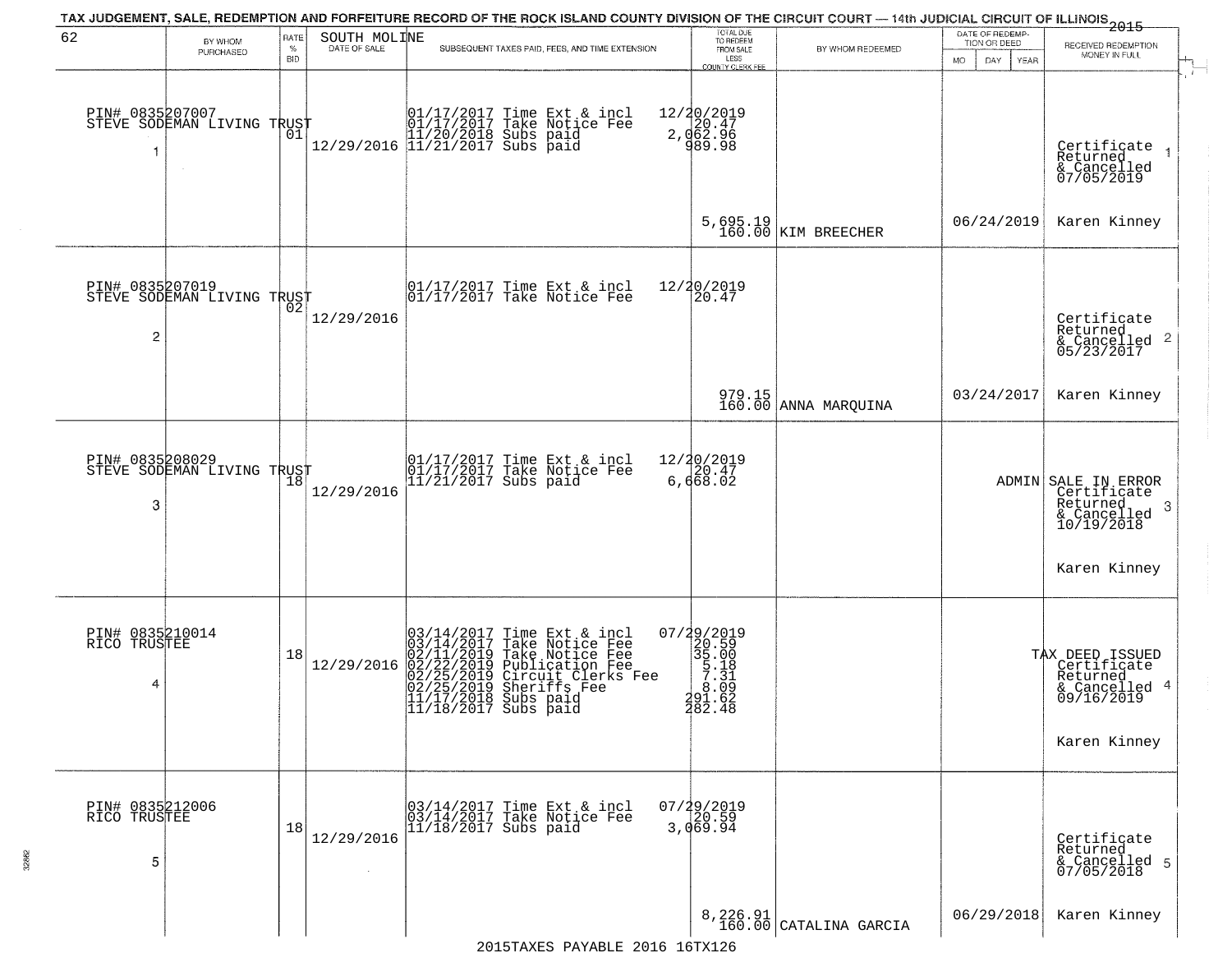TAX JUDGEMENT, SALE, REDEMPTION AND FORFEITURE RECORD OF THE ROCK ISLAND COUNTY DIVISION OF THE CIRCUIT COURT — 14th JUDICIAL CIRCUIT OF ILLINOIS 2015

| 62 BY WHOM PURCHASED | RATE % BID | SOUTH MOLINE DATE OF SALE | SUBSEQUENT TAXES PAID, FEES, AND TIME EXTENSION | TOTAL DUE TO REDEEM FROM SALE LESS COUNTY CLERK FEE | BY WHOM REDEEMED | DATE OF REDEMPTION OR DEED MO DAY YEAR | RECEIVED REDEMPTION MONEY IN FULL |
|---|---|---|---|---|---|---|---|
| PIN# 0835207007 STEVE SODEMAN LIVING TRUST 1 | 01 | 12/29/2016 | 01/17/2017 Time Ext & incl<br>01/17/2017 Take Notice Fee<br>11/20/2018 Subs paid<br>11/21/2017 Subs paid | 12/20/2019<br>20.47<br>2,062.96<br>989.98<br>5,695.19<br>160.00 | KIM BREECHER | 06/24/2019 | Certificate Returned & Cancelled 07/05/2019 1<br>Karen Kinney |
| PIN# 0835207019 STEVE SODEMAN LIVING TRUST 2 | 02 | 12/29/2016 | 01/17/2017 Time Ext & incl<br>01/17/2017 Take Notice Fee | 12/20/2019<br>20.47<br>979.15<br>160.00 | ANNA MARQUINA | 03/24/2017 | Certificate Returned & Cancelled 05/23/2017 2<br>Karen Kinney |
| PIN# 0835208029 STEVE SODEMAN LIVING TRUST 3 | 18 | 12/29/2016 | 01/17/2017 Time Ext & incl<br>01/17/2017 Take Notice Fee<br>11/21/2017 Subs paid | 12/20/2019<br>20.47<br>6,668.02 | | ADMIN | SALE IN ERROR Certificate Returned & Cancelled 10/19/2018 3<br>Karen Kinney |
| PIN# 0835210014 RICO TRUSTEE 4 | 18 | 12/29/2016 | 03/14/2017 Time Ext & incl<br>03/14/2017 Take Notice Fee<br>02/11/2019 Take Notice Fee<br>02/22/2019 Publication Fee<br>02/25/2019 Circuit Clerks Fee<br>02/25/2019 Sheriffs Fee<br>11/17/2018 Subs paid<br>11/18/2017 Subs paid | 07/29/2019<br>20.59<br>35.00<br>5.18<br>7.31<br>8.09<br>291.62<br>282.48 | | | TAX DEED ISSUED Certificate Returned & Cancelled 09/16/2019 4<br>Karen Kinney |
| PIN# 0835212006 RICO TRUSTEE 5 | 18 | 12/29/2016 | 03/14/2017 Time Ext & incl<br>03/14/2017 Take Notice Fee<br>11/18/2017 Subs paid | 07/29/2019<br>20.59<br>3,069.94<br>8,226.91<br>160.00 | CATALINA GARCIA | 06/29/2018 | Certificate Returned & Cancelled 07/05/2018 5<br>Karen Kinney |

2015TAXES PAYABLE 2016 16TX126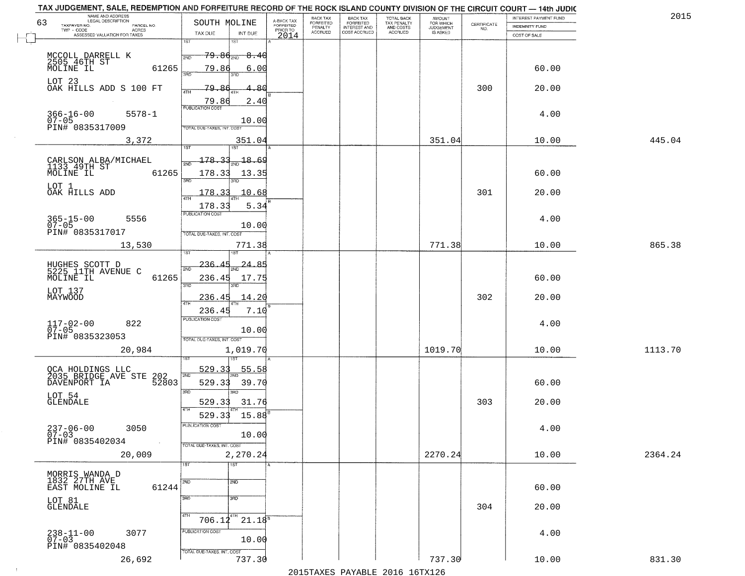TAX JUDGEMENT, SALE, REDEMPTION AND FORFEITURE RECORD OF THE ROCK ISLAND COUNTY DIVISION OF THE CIRCUIT COURT — 14th JUDIC

2015

| NAME AND ADDRESS / LEGAL DESCRIPTION / TAXPAYER NO. / PARCEL NO. / TWP - CODE / ACRES / ASSESSED VALUATION FOR TAXES | SOUTH MOLINE TAX DUE | INT DUE | A-BACK TAX FORFEITED PRIOR TO 2014 | BACK TAX FORFEITED PENALTY ACCRUED | BACK TAX FORFEITED INTEREST AND COST ACCRUED | TOTAL BACK TAX PENALTY AND COSTS ACCRUED | AMOUNT FOR WHICH JUDGEMENT IS ASKED | CERTIFICATE NO. | INTEREST PAYMENT FUND / INDEMNITY FUND / COST OF SALE | |
|---|---|---|---|---|---|---|---|---|---|---|
| 63 | | | | | | | | | | |
| MCCOLL DARRELL K, 2505 46TH ST, MOLINE IL 61265 | 1ST 79.86 | 8.40 | | | | | | | | |
| | 2ND 79.86 | 6.00 | | | | | | | 60.00 | |
| LOT 23, OAK HILLS ADD S 100 FT | 3RD 79.86 | 4.80 | | | | | | 300 | 20.00 | |
| | 4TH 79.86 | 2.40 | | | | | | | | |
| 366-16-00 5578-1, 07-05, PIN# 0835317009 | PUBLICATION COST | 10.00 | | | | | | | 4.00 | |
| 3,372 | TOTAL DUE-TAXES, INT. COST | 351.04 | | | | | 351.04 | | 10.00 | 445.04 |
| CARLSON ALBA/MICHAEL, 1133 49TH ST, MOLINE IL 61265 | 1ST 178.33 | 18.69 | | | | | | | | |
| | 2ND 178.33 | 13.35 | | | | | | | 60.00 | |
| LOT 1, OAK HILLS ADD | 3RD 178.33 | 10.68 | | | | | | 301 | 20.00 | |
| | 4TH 178.33 | 5.34 | | | | | | | | |
| 365-15-00 5556, 07-05, PIN# 0835317017 | PUBLICATION COST | 10.00 | | | | | | | 4.00 | |
| 13,530 | TOTAL DUE-TAXES, INT. COST | 771.38 | | | | | 771.38 | | 10.00 | 865.38 |
| HUGHES SCOTT D, 5225 11TH AVENUE C, MOLINE IL 61265 | 1ST 236.45 | 24.85 | | | | | | | | |
| | 2ND 236.45 | 17.75 | | | | | | | 60.00 | |
| LOT 137, MAYWOOD | 3RD 236.45 | 14.20 | | | | | | 302 | 20.00 | |
| | 4TH 236.45 | 7.10 | | | | | | | | |
| 117-02-00 822, 07-05, PIN# 0835323053 | PUBLICATION COST | 10.00 | | | | | | | 4.00 | |
| 20,984 | TOTAL DUE-TAXES, INT. COST | 1,019.70 | | | | | 1019.70 | | 10.00 | 1113.70 |
| QCA HOLDINGS LLC, 2035 BRIDGE AVE STE 202, DAVENPORT IA 52803 | 1ST 529.33 | 55.58 | | | | | | | | |
| | 2ND 529.33 | 39.70 | | | | | | | 60.00 | |
| LOT 54, GLENDALE | 3RD 529.33 | 31.76 | | | | | | 303 | 20.00 | |
| | 4TH 529.33 | 15.88 | | | | | | | | |
| 237-06-00 3050, 07-03, PIN# 0835402034 | PUBLICATION COST | 10.00 | | | | | | | 4.00 | |
| 20,009 | TOTAL DUE-TAXES, INT. COST | 2,270.24 | | | | | 2270.24 | | 10.00 | 2364.24 |
| MORRIS WANDA D, 1832 27TH AVE, EAST MOLINE IL 61244 | 1ST | | | | | | | | | |
| | 2ND | | | | | | | | 60.00 | |
| LOT 81, GLENDALE | 3RD | | | | | | | 304 | 20.00 | |
| | 4TH 706.12 | 21.18 | | | | | | | | |
| 238-11-00 3077, 07-03, PIN# 0835402048 | PUBLICATION COST | 10.00 | | | | | | | 4.00 | |
| 26,692 | TOTAL DUE-TAXES, INT. COST | 737.30 | | | | | 737.30 | | 10.00 | 831.30 |

2015TAXES PAYABLE 2016 16TX126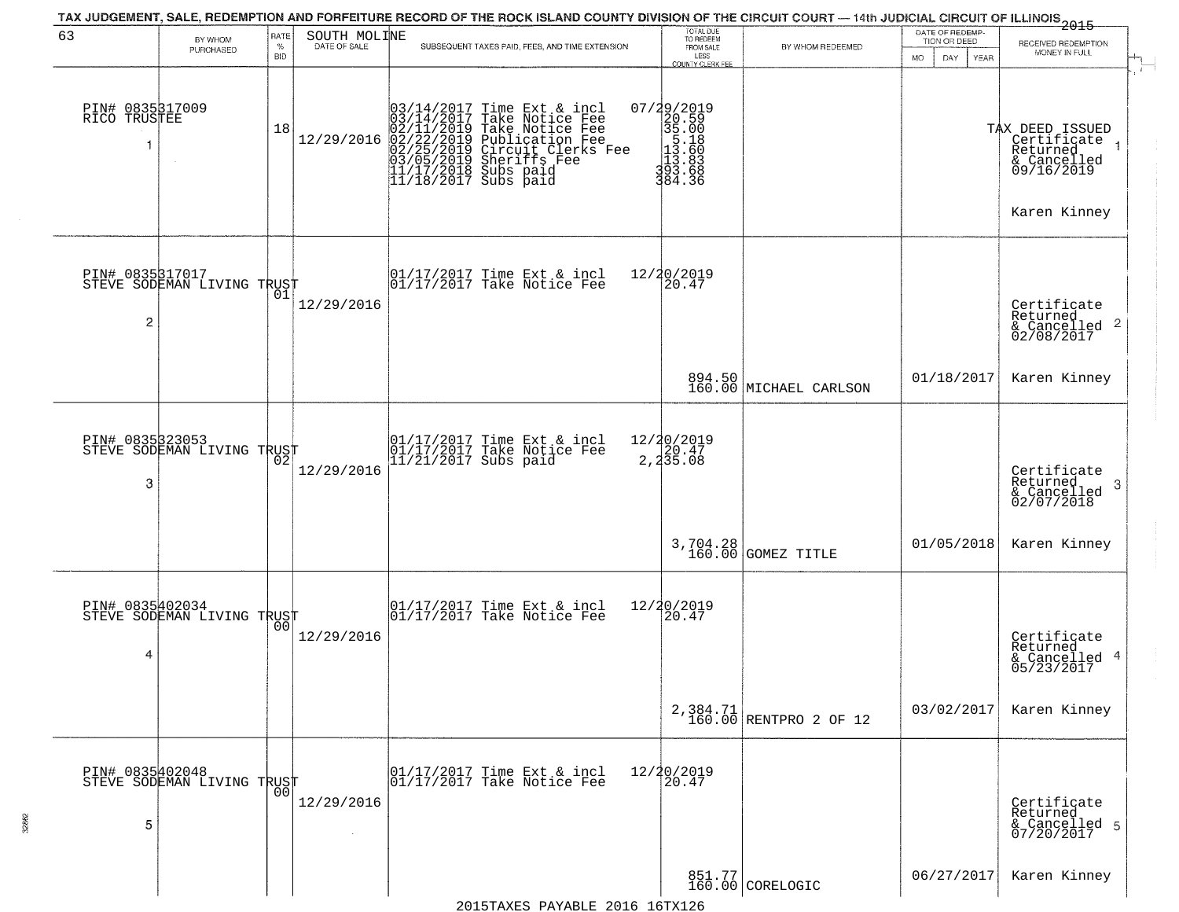TAX JUDGEMENT, SALE, REDEMPTION AND FORFEITURE RECORD OF THE ROCK ISLAND COUNTY DIVISION OF THE CIRCUIT COURT — 14th JUDICIAL CIRCUIT OF ILLINOIS 2015

| 63 BY WHOM PURCHASED | RATE % BID | SOUTH MOLINE DATE OF SALE | SUBSEQUENT TAXES PAID, FEES, AND TIME EXTENSION | TOTAL DUE TO REDEEM FROM SALE LESS COUNTY CLERK FEE | BY WHOM REDEEMED | DATE OF REDEMPTION OR DEED MO DAY YEAR | RECEIVED REDEMPTION MONEY IN FULL |
|---|---|---|---|---|---|---|---|
| PIN# 0835317009 RICO TRUSTEE 1 | 18 | 12/29/2016 | 03/14/2017 Time Ext & incl 07/29/2019<br>03/14/2017 Take Notice Fee 20.59<br>02/11/2019 Take Notice Fee 35.00<br>02/22/2019 Publication Fee 5.18<br>02/25/2019 Circuit Clerks Fee 13.60<br>03/05/2019 Sheriffs Fee 13.83<br>11/17/2018 Subs paid 393.68<br>11/18/2017 Subs paid 384.36 | | | | TAX DEED ISSUED Certificate Returned & Cancelled 09/16/2019 1<br>Karen Kinney |
| PIN# 0835317017 STEVE SODEMAN LIVING TRUST 2 | 01 | 12/29/2016 | 01/17/2017 Time Ext & incl 12/20/2019<br>01/17/2017 Take Notice Fee 20.47 | 894.50<br>160.00 | MICHAEL CARLSON | 01/18/2017 | Certificate Returned & Cancelled 02/08/2017 2<br>Karen Kinney |
| PIN# 0835323053 STEVE SODEMAN LIVING TRUST 3 | 02 | 12/29/2016 | 01/17/2017 Time Ext & incl 12/20/2019<br>01/17/2017 Take Notice Fee 20.47<br>11/21/2017 Subs paid 2,235.08 | 3,704.28<br>160.00 | GOMEZ TITLE | 01/05/2018 | Certificate Returned & Cancelled 02/07/2018 3<br>Karen Kinney |
| PIN# 0835402034 STEVE SODEMAN LIVING TRUST 4 | 00 | 12/29/2016 | 01/17/2017 Time Ext & incl 12/20/2019<br>01/17/2017 Take Notice Fee 20.47 | 2,384.71<br>160.00 | RENTPRO 2 OF 12 | 03/02/2017 | Certificate Returned & Cancelled 05/23/2017 4<br>Karen Kinney |
| PIN# 0835402048 STEVE SODEMAN LIVING TRUST 5 | 00 | 12/29/2016 | 01/17/2017 Time Ext & incl 12/20/2019<br>01/17/2017 Take Notice Fee 20.47 | 851.77<br>160.00 | CORELOGIC | 06/27/2017 | Certificate Returned & Cancelled 07/20/2017 5<br>Karen Kinney |

2015TAXES PAYABLE 2016 16TX126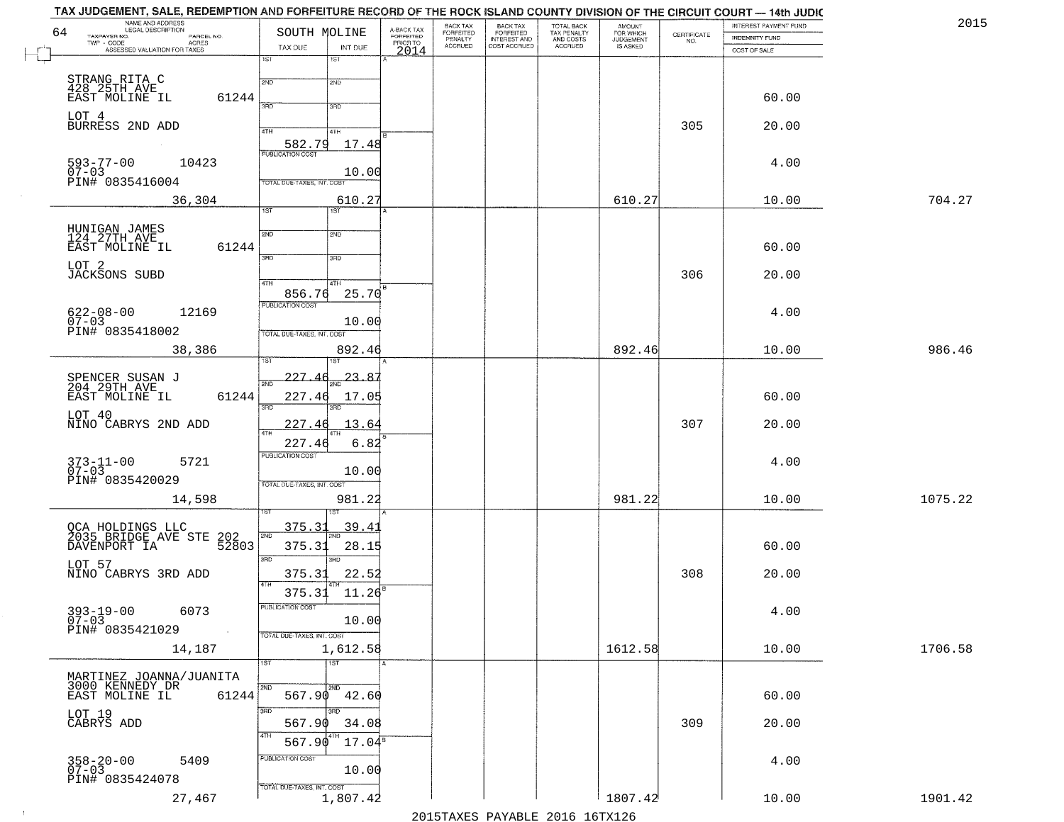TAX JUDGEMENT, SALE, REDEMPTION AND FORFEITURE RECORD OF THE ROCK ISLAND COUNTY DIVISION OF THE CIRCUIT COURT — 14th JUDIC

2015

| NAME AND ADDRESS / LEGAL DESCRIPTION / TAXPAYER NO. / PARCEL NO. / TWP - CODE / ACRES / ASSESSED VALUATION FOR TAXES | SOUTH MOLINE TAX DUE | INT DUE | A-BACK TAX FORFEITED PRIOR TO 2014 | BACK TAX FORFEITED PENALTY ACCRUED | BACK TAX FORFEITED INTEREST AND COST ACCRUED | TOTAL BACK TAX PENALTY AND COSTS ACCRUED | AMOUNT FOR WHICH JUDGEMENT IS ASKED | CERTIFICATE NO. | INTEREST PAYMENT FUND / INDEMNITY FUND / COST OF SALE | |
|---|---|---|---|---|---|---|---|---|---|---|
| STRANG RITA C<br>428 25TH AVE<br>EAST MOLINE IL 61244<br>LOT 4<br>BURRESS 2ND ADD<br>593-77-00 10423<br>07-03<br>PIN# 0835416004<br>36,304 | 1ST<br>2ND<br>3RD<br>4TH 582.79<br>PUBLICATION COST<br>TOTAL DUE-TAXES, INT. COST | 1ST<br>2ND<br>3RD<br>4TH 17.48<br>10.00<br>610.27 | | | | | 610.27 | 305 | 60.00<br>20.00<br>4.00<br>10.00 | 704.27 |
| HUNIGAN JAMES<br>124 27TH AVE<br>EAST MOLINE IL 61244<br>LOT 2<br>JACKSONS SUBD<br>622-08-00 12169<br>07-03<br>PIN# 0835418002<br>38,386 | 1ST<br>2ND<br>3RD<br>4TH 856.76<br>PUBLICATION COST<br>TOTAL DUE-TAXES, INT. COST | 1ST<br>2ND<br>3RD<br>4TH 25.70<br>10.00<br>892.46 | | | | | 892.46 | 306 | 60.00<br>20.00<br>4.00<br>10.00 | 986.46 |
| SPENCER SUSAN J<br>204 29TH AVE<br>EAST MOLINE IL 61244<br>LOT 40<br>NINO CABRYS 2ND ADD<br>373-11-00 5721<br>07-03<br>PIN# 0835420029<br>14,598 | 1ST 227.46<br>2ND 227.46<br>3RD 227.46<br>4TH 227.46<br>PUBLICATION COST<br>TOTAL DUE-TAXES, INT. COST | 1ST 23.87<br>2ND 17.05<br>3RD 13.64<br>4TH 6.82<br>10.00<br>981.22 | | | | | 981.22 | 307 | 60.00<br>20.00<br>4.00<br>10.00 | 1075.22 |
| QCA HOLDINGS LLC<br>2035 BRIDGE AVE STE 202<br>DAVENPORT IA 52803<br>LOT 57<br>NINO CABRYS 3RD ADD<br>393-19-00 6073<br>07-03<br>PIN# 0835421029<br>14,187 | 1ST 375.31<br>2ND 375.31<br>3RD 375.31<br>4TH 375.31<br>PUBLICATION COST<br>TOTAL DUE-TAXES, INT. COST | 1ST 39.41<br>2ND 28.15<br>3RD 22.52<br>4TH 11.26<br>10.00<br>1,612.58 | | | | | 1612.58 | 308 | 60.00<br>20.00<br>4.00<br>10.00 | 1706.58 |
| MARTINEZ JOANNA/JUANITA<br>3000 KENNEDY DR<br>EAST MOLINE IL 61244<br>LOT 19<br>CABRYS ADD<br>358-20-00 5409<br>07-03<br>PIN# 0835424078<br>27,467 | 1ST<br>2ND 567.90<br>3RD 567.90<br>4TH 567.90<br>PUBLICATION COST<br>TOTAL DUE-TAXES, INT. COST | 1ST<br>2ND 42.60<br>3RD 34.08<br>4TH 17.04<br>10.00<br>1,807.42 | | | | | 1807.42 | 309 | 60.00<br>20.00<br>4.00<br>10.00 | 1901.42 |

2015TAXES PAYABLE 2016 16TX126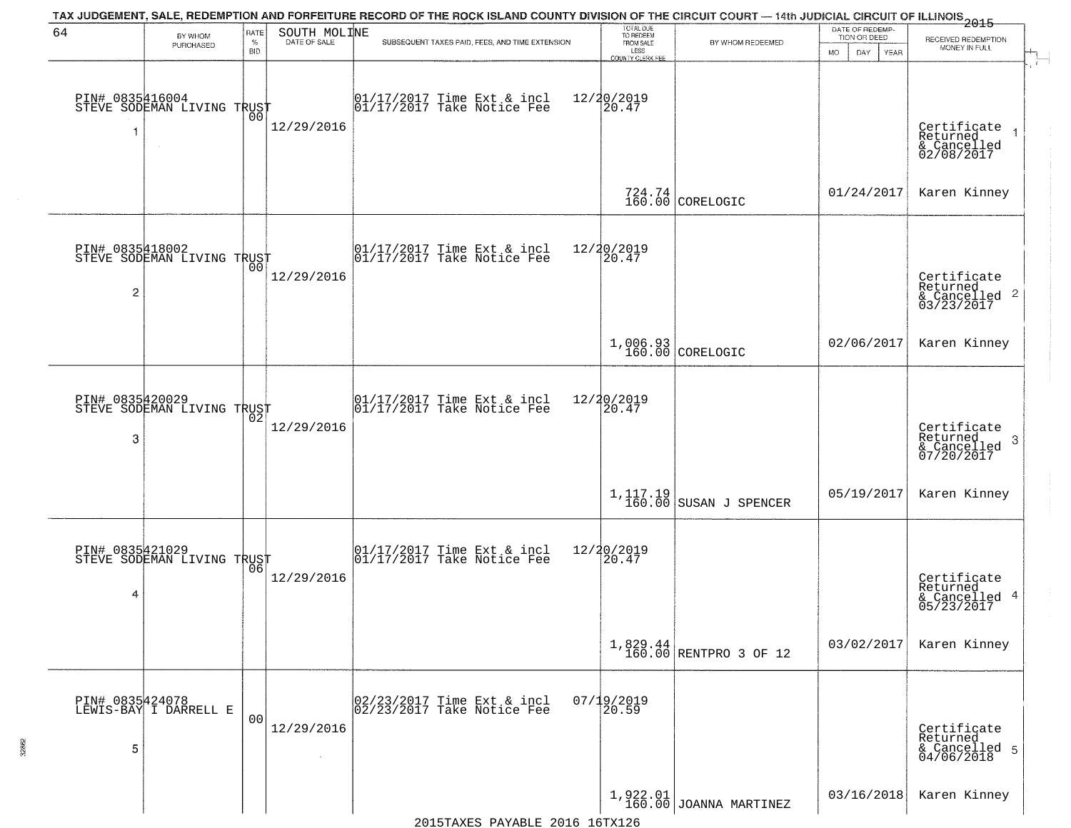TAX JUDGEMENT, SALE, REDEMPTION AND FORFEITURE RECORD OF THE ROCK ISLAND COUNTY DIVISION OF THE CIRCUIT COURT — 14th JUDICIAL CIRCUIT OF ILLINOIS 2015

| 64 | BY WHOM PURCHASED | RATE % BID | SOUTH MOLINE DATE OF SALE | SUBSEQUENT TAXES PAID, FEES, AND TIME EXTENSION | TOTAL DUE TO REDEEM FROM SALE LESS COUNTY CLERK FEE | BY WHOM REDEEMED | DATE OF REDEMPTION OR DEED MO DAY YEAR | RECEIVED REDEMPTION MONEY IN FULL |
|---|---|---|---|---|---|---|---|---|
| 1 | PIN# 0835416004 STEVE SODEMAN LIVING TRUST | 00 | 12/29/2016 | 01/17/2017 Time Ext & incl 01/17/2017 Take Notice Fee | 12/20/2019 20.47 724.74 160.00 | CORELOGIC | 01/24/2017 | Certificate Returned & Cancelled 02/08/2017 Karen Kinney |
| 2 | PIN# 0835418002 STEVE SODEMAN LIVING TRUST | 00 | 12/29/2016 | 01/17/2017 Time Ext & incl 01/17/2017 Take Notice Fee | 12/20/2019 20.47 1,006.93 160.00 | CORELOGIC | 02/06/2017 | Certificate Returned & Cancelled 03/23/2017 Karen Kinney |
| 3 | PIN# 0835420029 STEVE SODEMAN LIVING TRUST | 02 | 12/29/2016 | 01/17/2017 Time Ext & incl 01/17/2017 Take Notice Fee | 12/20/2019 20.47 1,117.19 160.00 | SUSAN J SPENCER | 05/19/2017 | Certificate Returned & Cancelled 07/20/2017 Karen Kinney |
| 4 | PIN# 0835421029 STEVE SODEMAN LIVING TRUST | 06 | 12/29/2016 | 01/17/2017 Time Ext & incl 01/17/2017 Take Notice Fee | 12/20/2019 20.47 1,829.44 160.00 | RENTPRO 3 OF 12 | 03/02/2017 | Certificate Returned & Cancelled 05/23/2017 Karen Kinney |
| 5 | PIN# 0835424078 LEWIS-BAY I DARRELL E | 00 | 12/29/2016 | 02/23/2017 Time Ext & incl 02/23/2017 Take Notice Fee | 07/19/2019 20.59 1,922.01 160.00 | JOANNA MARTINEZ | 03/16/2018 | Certificate Returned & Cancelled 04/06/2018 Karen Kinney |

2015TAXES PAYABLE 2016 16TX126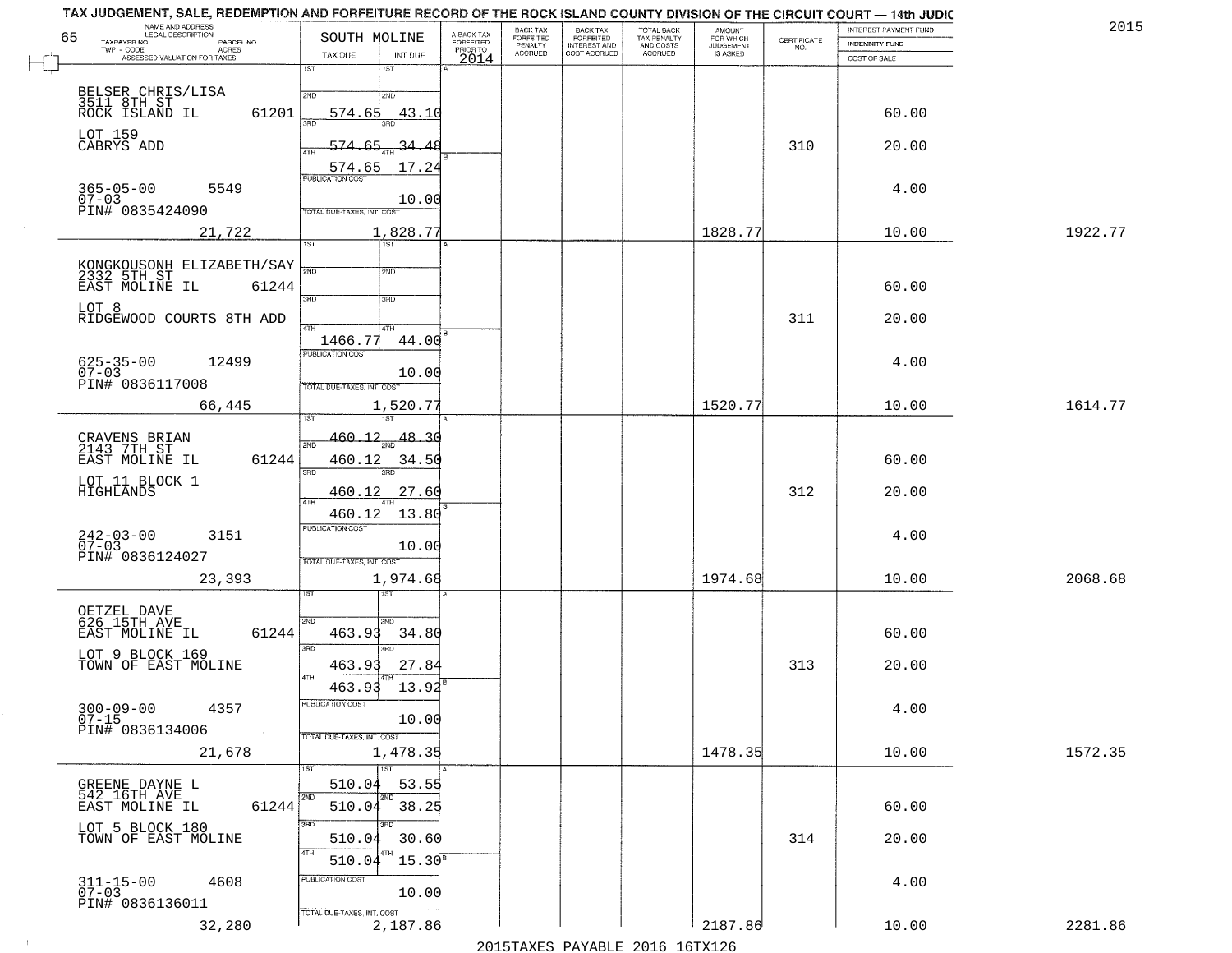# TAX JUDGEMENT, SALE, REDEMPTION AND FORFEITURE RECORD OF THE ROCK ISLAND COUNTY DIVISION OF THE CIRCUIT COURT — 14th JUDIC

2015

65 SOUTH MOLINE

| NAME AND ADDRESS / LEGAL DESCRIPTION / TAXPAYER NO. / PARCEL NO. / TWP - CODE / ACRES / ASSESSED VALUATION FOR TAXES | TAX DUE | INT DUE | A-BACK TAX FORFEITED PRIOR TO 2014 | BACK TAX FORFEITED PENALTY ACCRUED | BACK TAX FORFEITED INTEREST AND COST ACCRUED | TOTAL BACK TAX PENALTY AND COSTS ACCRUED | AMOUNT FOR WHICH JUDGEMENT IS ASKED | CERTIFICATE NO. | INTEREST PAYMENT FUND / INDEMNITY FUND / COST OF SALE | |
|---|---|---|---|---|---|---|---|---|---|---|
| BELSER CHRIS/LISA<br>3511 8TH ST<br>ROCK ISLAND IL 61201<br>LOT 159<br>CABRYS ADD<br>365-05-00 5549<br>07-03<br>PIN# 0835424090<br>21,722 | 2ND 574.65<br>3RD 574.65<br>4TH 574.65<br>PUBLICATION COST<br>TOTAL DUE-TAXES, INT. COST 1,828.77 | 43.10<br>34.48<br>17.24<br>10.00 | | | | | 1828.77 | 310 | 60.00<br>20.00<br>4.00<br>10.00 | 1922.77 |
| KONGKOUSONH ELIZABETH/SAY<br>2332 5TH ST<br>EAST MOLINE IL 61244<br>LOT 8<br>RIDGEWOOD COURTS 8TH ADD<br>625-35-00 12499<br>07-03<br>PIN# 0836117008<br>66,445 | 4TH 1466.77<br>PUBLICATION COST<br>TOTAL DUE-TAXES, INT. COST 1,520.77 | 44.00<br>10.00 | | | | | 1520.77 | 311 | 60.00<br>20.00<br>4.00<br>10.00 | 1614.77 |
| CRAVENS BRIAN<br>2143 7TH ST<br>EAST MOLINE IL 61244<br>LOT 11 BLOCK 1<br>HIGHLANDS<br>242-03-00 3151<br>07-03<br>PIN# 0836124027<br>23,393 | 1ST 460.12<br>2ND 460.12<br>3RD 460.12<br>4TH 460.12<br>PUBLICATION COST<br>TOTAL DUE-TAXES, INT. COST 1,974.68 | 48.30<br>34.50<br>27.60<br>13.80<br>10.00 | | | | | 1974.68 | 312 | 60.00<br>20.00<br>4.00<br>10.00 | 2068.68 |
| OETZEL DAVE<br>626 15TH AVE<br>EAST MOLINE IL 61244<br>LOT 9 BLOCK 169<br>TOWN OF EAST MOLINE<br>300-09-00 4357<br>07-15<br>PIN# 0836134006<br>21,678 | 2ND 463.93<br>3RD 463.93<br>4TH 463.93<br>PUBLICATION COST<br>TOTAL DUE-TAXES, INT. COST 1,478.35 | 34.80<br>27.84<br>13.92<br>10.00 | | | | | 1478.35 | 313 | 60.00<br>20.00<br>4.00<br>10.00 | 1572.35 |
| GREENE DAYNE L<br>542 16TH AVE<br>EAST MOLINE IL 61244<br>LOT 5 BLOCK 180<br>TOWN OF EAST MOLINE<br>311-15-00 4608<br>07-03<br>PIN# 0836136011<br>32,280 | 1ST 510.04<br>2ND 510.04<br>3RD 510.04<br>4TH 510.04<br>PUBLICATION COST<br>TOTAL DUE-TAXES, INT. COST 2,187.86 | 53.55<br>38.25<br>30.60<br>15.30<br>10.00 | | | | | 2187.86 | 314 | 60.00<br>20.00<br>4.00<br>10.00 | 2281.86 |

2015TAXES PAYABLE 2016 16TX126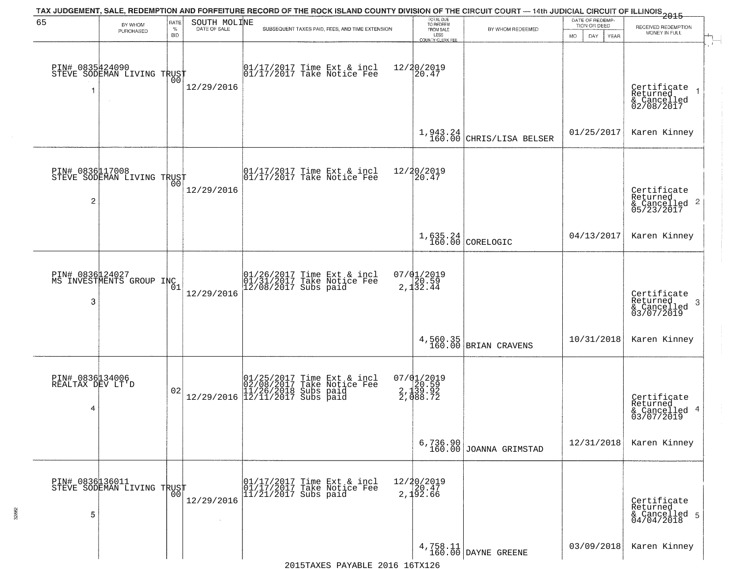TAX JUDGEMENT, SALE, REDEMPTION AND FORFEITURE RECORD OF THE ROCK ISLAND COUNTY DIVISION OF THE CIRCUIT COURT — 14th JUDICIAL CIRCUIT OF ILLINOIS 2015

| 65 | BY WHOM PURCHASED | RATE % BID | SOUTH MOLINE DATE OF SALE | SUBSEQUENT TAXES PAID, FEES, AND TIME EXTENSION | TOTAL DUE TO REDEEM FROM SALE LESS COUNTY CLERK FEE | BY WHOM REDEEMED | DATE OF REDEMPTION OR DEED MO DAY YEAR | RECEIVED REDEMPTION MONEY IN FULL |
|---|---|---|---|---|---|---|---|---|
| 1 | PIN# 0835424090 STEVE SODEMAN LIVING TRUST | 00 | 12/29/2016 | 01/17/2017 Time Ext & incl<br>01/17/2017 Take Notice Fee | 12/20/2019<br>20.47<br><br>1,943.24<br>160.00 | CHRIS/LISA BELSER | 01/25/2017 | Certificate Returned & Cancelled 02/08/2017<br>Karen Kinney |
| 2 | PIN# 0836117008 STEVE SODEMAN LIVING TRUST | 00 | 12/29/2016 | 01/17/2017 Time Ext & incl<br>01/17/2017 Take Notice Fee | 12/20/2019<br>20.47<br><br>1,635.24<br>160.00 | CORELOGIC | 04/13/2017 | Certificate Returned & Cancelled 05/23/2017<br>Karen Kinney |
| 3 | PIN# 0836124027 MS INVESTMENTS GROUP INC | 01 | 12/29/2016 | 01/26/2017 Time Ext & incl<br>01/31/2017 Take Notice Fee<br>12/08/2017 Subs paid | 07/01/2019<br>20.59<br>2,132.44<br><br>4,560.35<br>160.00 | BRIAN CRAVENS | 10/31/2018 | Certificate Returned & Cancelled 03/07/2019<br>Karen Kinney |
| 4 | PIN# 0836134006 REALTAX DEV LT'D | 02 | 12/29/2016 | 01/25/2017 Time Ext & incl<br>02/08/2017 Take Notice Fee<br>11/26/2018 Subs paid<br>12/11/2017 Subs paid | 07/01/2019<br>20.59<br>2,139.92<br>2,088.72<br><br>6,736.90<br>160.00 | JOANNA GRIMSTAD | 12/31/2018 | Certificate Returned & Cancelled 03/07/2019<br>Karen Kinney |
| 5 | PIN# 0836136011 STEVE SODEMAN LIVING TRUST | 00 | 12/29/2016 | 01/17/2017 Time Ext & incl<br>01/17/2017 Take Notice Fee<br>11/21/2017 Subs paid | 12/20/2019<br>20.47<br>2,192.66<br><br>4,758.11<br>160.00 | DAYNE GREENE | 03/09/2018 | Certificate Returned & Cancelled 04/04/2018<br>Karen Kinney |

2015TAXES PAYABLE 2016 16TX126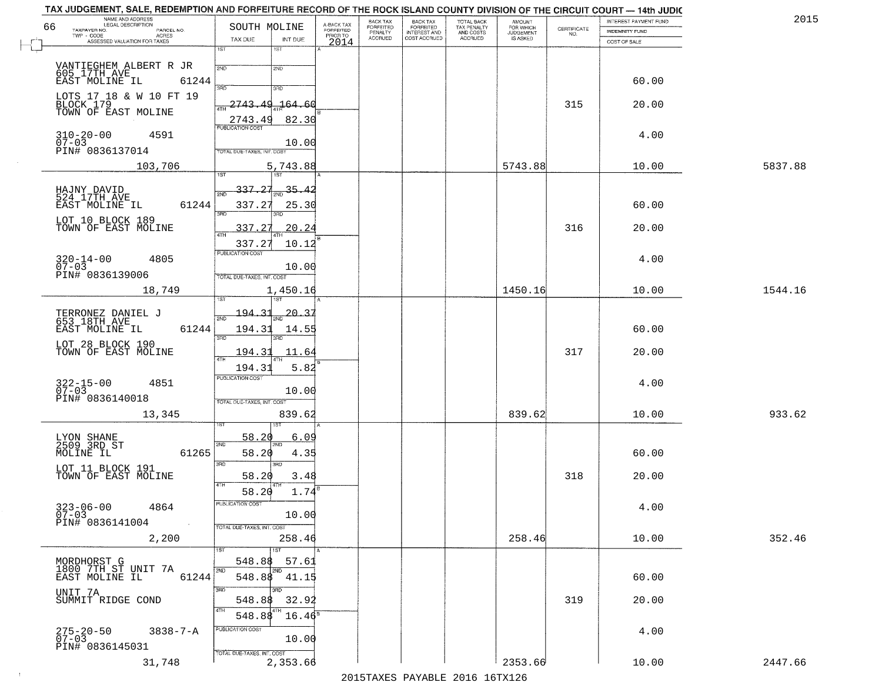TAX JUDGEMENT, SALE, REDEMPTION AND FORFEITURE RECORD OF THE ROCK ISLAND COUNTY DIVISION OF THE CIRCUIT COURT — 14th JUDIC

2015

| NAME AND ADDRESS / LEGAL DESCRIPTION / TAXPAYER NO. / PARCEL NO. / TWP - CODE / ACRES / ASSESSED VALUATION FOR TAXES | SOUTH MOLINE TAX DUE | INT DUE | A-BACK TAX FORFEITED PRIOR TO 2014 | BACK TAX FORFEITED PENALTY ACCRUED | BACK TAX FORFEITED INTEREST AND COST ACCRUED | TOTAL BACK TAX PENALTY AND COSTS ACCRUED | AMOUNT FOR WHICH JUDGEMENT IS ASKED | CERTIFICATE NO. | INTEREST PAYMENT FUND / INDEMNITY FUND / COST OF SALE | |
|---|---|---|---|---|---|---|---|---|---|---|
| 66 | | | | | | | | | | |
| VANTIEGHEM ALBERT R JR, 605 17TH AVE, EAST MOLINE IL 61244 | 1ST | 1ST | | | | | | | | |
| | 2ND | 2ND | | | | | | | 60.00 | |
| LOTS 17 18 & W 10 FT 19, BLOCK 179, TOWN OF EAST MOLINE | 3RD 2743.49 | 3RD 164.60 | | | | | | 315 | 20.00 | |
| | 4TH 2743.49 | 4TH 82.30 | | | | | | | | |
| 310-20-00 4591, 07-03, PIN# 0836137014 | PUBLICATION COST | 10.00 | | | | | | | 4.00 | |
| 103,706 | TOTAL DUE-TAXES, INT. COST | 5,743.88 | | | | | 5743.88 | | 10.00 | 5837.88 |
| HAJNY DAVID, 524 17TH AVE, EAST MOLINE IL 61244 | 1ST 337.27 | 1ST 35.42 | | | | | | | | |
| | 2ND 337.27 | 2ND 25.30 | | | | | | | 60.00 | |
| LOT 10 BLOCK 189, TOWN OF EAST MOLINE | 3RD 337.27 | 3RD 20.24 | | | | | | 316 | 20.00 | |
| | 4TH 337.27 | 4TH 10.12 | | | | | | | | |
| 320-14-00 4805, 07-03, PIN# 0836139006 | PUBLICATION COST | 10.00 | | | | | | | 4.00 | |
| 18,749 | TOTAL DUE-TAXES, INT. COST | 1,450.16 | | | | | 1450.16 | | 10.00 | 1544.16 |
| TERRONEZ DANIEL J, 653 18TH AVE, EAST MOLINE IL 61244 | 1ST 194.31 | 1ST 20.37 | | | | | | | | |
| | 2ND 194.31 | 2ND 14.55 | | | | | | | 60.00 | |
| LOT 28 BLOCK 190, TOWN OF EAST MOLINE | 3RD 194.31 | 3RD 11.64 | | | | | | 317 | 20.00 | |
| | 4TH 194.31 | 4TH 5.82 | | | | | | | | |
| 322-15-00 4851, 07-03, PIN# 0836140018 | PUBLICATION COST | 10.00 | | | | | | | 4.00 | |
| 13,345 | TOTAL DUE-TAXES, INT. COST | 839.62 | | | | | 839.62 | | 10.00 | 933.62 |
| LYON SHANE, 2509 3RD ST, MOLINE IL 61265 | 1ST 58.20 | 1ST 6.09 | | | | | | | | |
| | 2ND 58.20 | 2ND 4.35 | | | | | | | 60.00 | |
| LOT 11 BLOCK 191, TOWN OF EAST MOLINE | 3RD 58.20 | 3RD 3.48 | | | | | | 318 | 20.00 | |
| | 4TH 58.20 | 4TH 1.74 | | | | | | | | |
| 323-06-00 4864, 07-03, PIN# 0836141004 | PUBLICATION COST | 10.00 | | | | | | | 4.00 | |
| 2,200 | TOTAL DUE-TAXES, INT. COST | 258.46 | | | | | 258.46 | | 10.00 | 352.46 |
| MORDHORST G, 1800 7TH ST UNIT 7A, EAST MOLINE IL 61244 | 1ST 548.88 | 1ST 57.61 | | | | | | | | |
| | 2ND 548.88 | 2ND 41.15 | | | | | | | 60.00 | |
| UNIT 7A, SUMMIT RIDGE COND | 3RD 548.88 | 3RD 32.92 | | | | | | 319 | 20.00 | |
| | 4TH 548.88 | 4TH 16.46 | | | | | | | | |
| 275-20-50 3838-7-A, 07-03, PIN# 0836145031 | PUBLICATION COST | 10.00 | | | | | | | 4.00 | |
| 31,748 | TOTAL DUE-TAXES, INT. COST | 2,353.66 | | | | | 2353.66 | | 10.00 | 2447.66 |

2015TAXES PAYABLE 2016 16TX126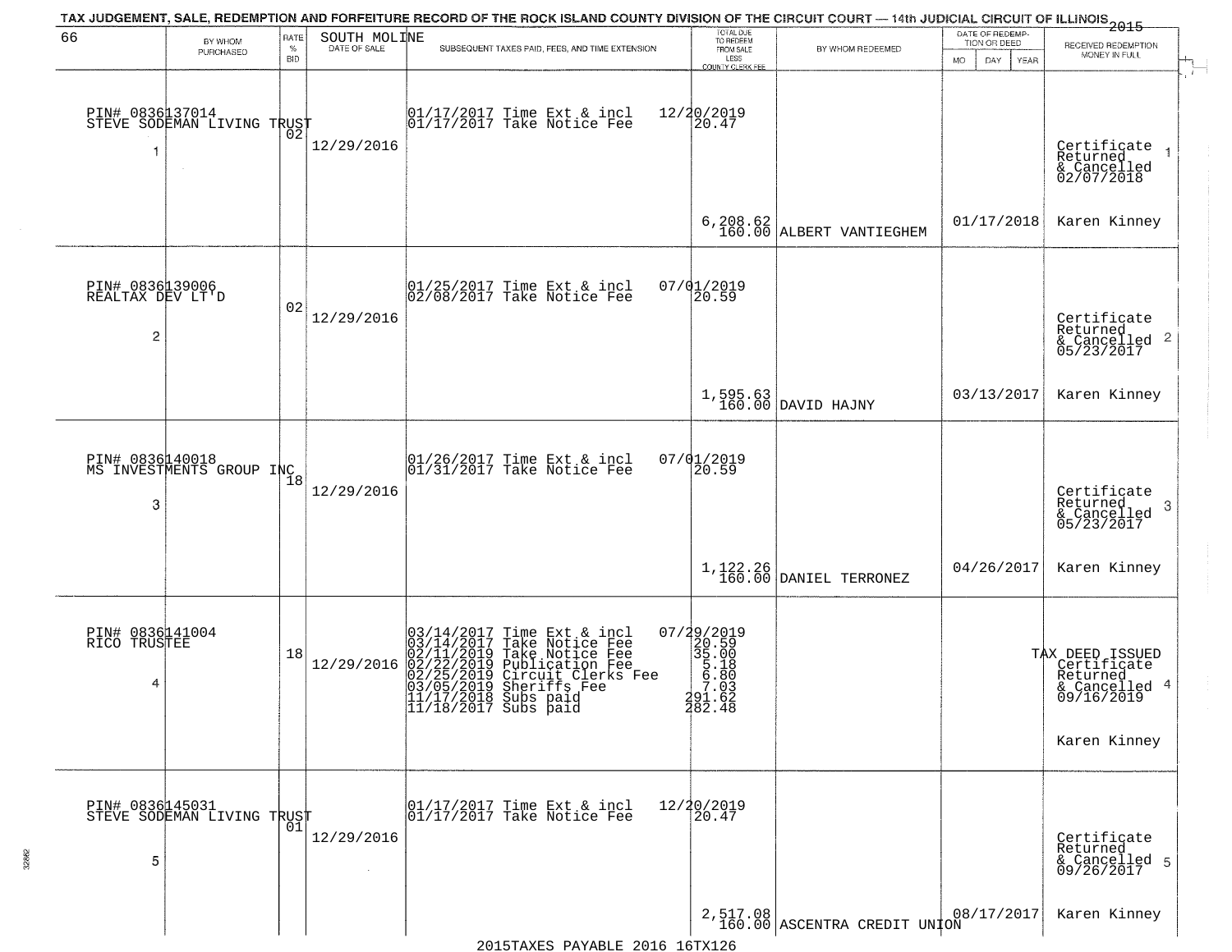# TAX JUDGEMENT, SALE, REDEMPTION AND FORFEITURE RECORD OF THE ROCK ISLAND COUNTY DIVISION OF THE CIRCUIT COURT — 14th JUDICIAL CIRCUIT OF ILLINOIS 2015

| 66 | BY WHOM PURCHASED | RATE % BID | SOUTH MOLINE DATE OF SALE | SUBSEQUENT TAXES PAID, FEES, AND TIME EXTENSION | TOTAL DUE TO REDEEM FROM SALE LESS COUNTY CLERK FEE | BY WHOM REDEEMED | DATE OF REDEMPTION OR DEED MO DAY YEAR | RECEIVED REDEMPTION MONEY IN FULL |
|---|---|---|---|---|---|---|---|---|
| 1 | PIN# 0836137014 STEVE SODEMAN LIVING TRUST | 02 | 12/29/2016 | 01/17/2017 Time Ext & incl<br>01/17/2017 Take Notice Fee | 12/20/2019<br>20.47<br>6,208.62<br>160.00 | ALBERT VANTIEGHEM | 01/17/2018 | Certificate Returned & Cancelled 02/07/2018<br>Karen Kinney |
| 2 | PIN# 0836139006 REALTAX DEV LT'D | 02 | 12/29/2016 | 01/25/2017 Time Ext & incl<br>02/08/2017 Take Notice Fee | 07/01/2019<br>20.59<br>1,595.63<br>160.00 | DAVID HAJNY | 03/13/2017 | Certificate Returned & Cancelled 05/23/2017<br>Karen Kinney |
| 3 | PIN# 0836140018 MS INVESTMENTS GROUP INC | 18 | 12/29/2016 | 01/26/2017 Time Ext & incl<br>01/31/2017 Take Notice Fee | 07/01/2019<br>20.59<br>1,122.26<br>160.00 | DANIEL TERRONEZ | 04/26/2017 | Certificate Returned & Cancelled 05/23/2017<br>Karen Kinney |
| 4 | PIN# 0836141004 RICO TRUSTEE | 18 | 12/29/2016 | 03/14/2017 Time Ext & incl<br>03/14/2017 Take Notice Fee<br>02/11/2019 Take Notice Fee<br>02/22/2019 Publication Fee<br>02/25/2019 Circuit Clerks Fee<br>03/05/2019 Sheriffs Fee<br>11/17/2018 Subs paid<br>11/18/2017 Subs paid | 07/29/2019<br>20.59<br>35.00<br>5.18<br>6.80<br>7.03<br>291.62<br>282.48 | | | TAX DEED ISSUED Certificate Returned & Cancelled 09/16/2019<br>Karen Kinney |
| 5 | PIN# 0836145031 STEVE SODEMAN LIVING TRUST | 01 | 12/29/2016 | 01/17/2017 Time Ext & incl<br>01/17/2017 Take Notice Fee | 12/20/2019<br>20.47<br>2,517.08<br>160.00 | ASCENTRA CREDIT UNION | 08/17/2017 | Certificate Returned & Cancelled 09/26/2017<br>Karen Kinney |

2015TAXES PAYABLE 2016 16TX126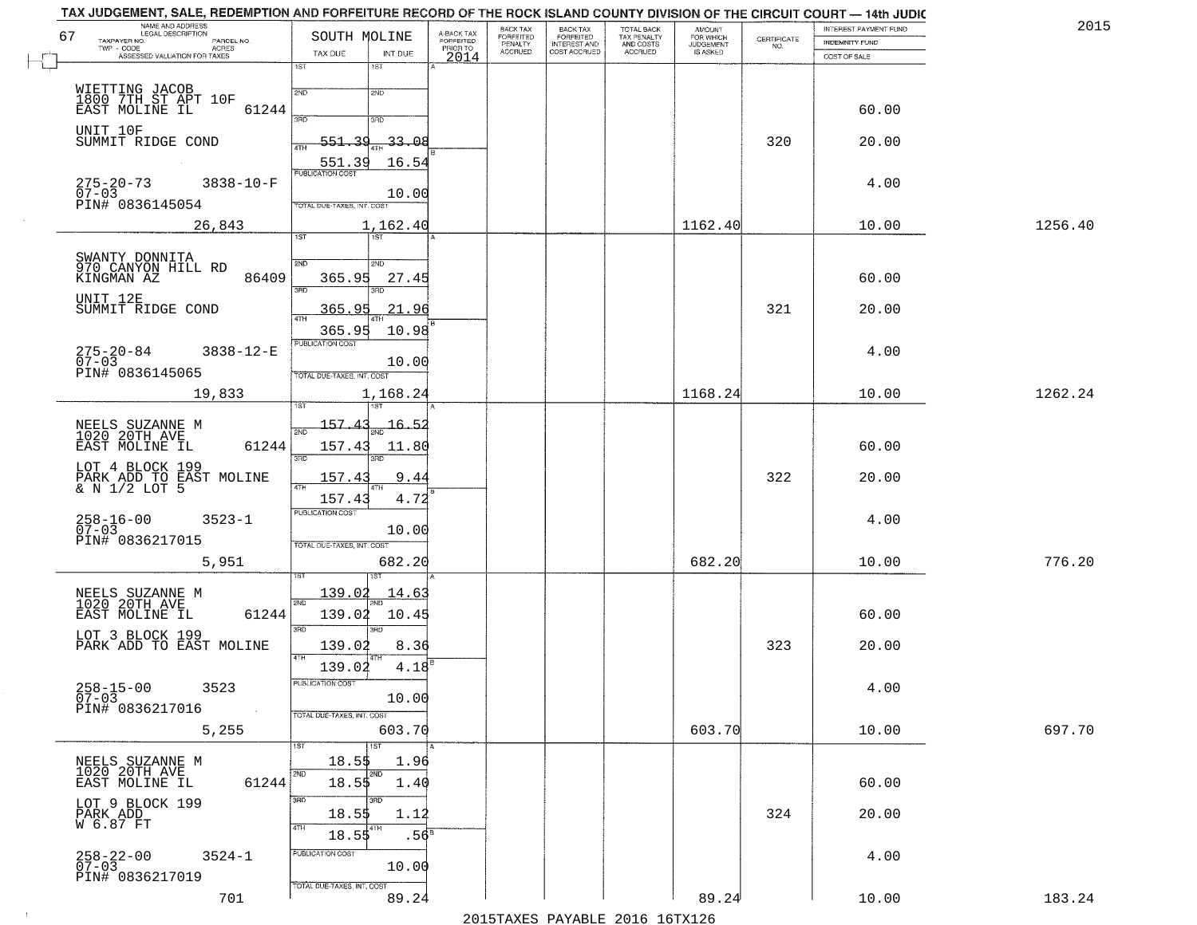# TAX JUDGEMENT, SALE, REDEMPTION AND FORFEITURE RECORD OF THE ROCK ISLAND COUNTY DIVISION OF THE CIRCUIT COURT — 14th JUDIC

2015

67 SOUTH MOLINE

| NAME AND ADDRESS / LEGAL DESCRIPTION / TAXPAYER NO. / PARCEL NO. / TWP - CODE / ACRES / ASSESSED VALUATION FOR TAXES | TAX DUE | INT DUE | A-BACK TAX FORFEITED PRIOR TO 2014 | BACK TAX FORFEITED PENALTY ACCRUED | BACK TAX FORFEITED INTEREST AND COST ACCRUED | TOTAL BACK TAX PENALTY AND COSTS ACCRUED | AMOUNT FOR WHICH JUDGEMENT IS ASKED | CERTIFICATE NO. | INTEREST PAYMENT FUND / INDEMNITY FUND / COST OF SALE | |
|---|---|---|---|---|---|---|---|---|---|---|
| WIETTING JACOB<br>1800 7TH ST APT 10F<br>EAST MOLINE IL 61244<br>UNIT 10F<br>SUMMIT RIDGE COND<br>275-20-73 3838-10-F<br>07-03<br>PIN# 0836145054<br>26,843 | 1ST<br>2ND<br>3RD<br>4TH 551.39<br>551.39<br>PUBLICATION COST<br>TOTAL DUE-TAXES, INT. COST | 1ST<br>2ND<br>3RD<br>4TH 33.08<br>16.54<br><br>10.00<br>1,162.40 | | | | | 1162.40 | 320 | 60.00<br>20.00<br>4.00<br>10.00 | 1256.40 |
| SWANTY DONNITA<br>970 CANYON HILL RD<br>KINGMAN AZ 86409<br>UNIT 12E<br>SUMMIT RIDGE COND<br>275-20-84 3838-12-E<br>07-03<br>PIN# 0836145065<br>19,833 | 1ST<br>2ND 365.95<br>3RD 365.95<br>4TH 365.95<br>PUBLICATION COST<br>TOTAL DUE-TAXES, INT. COST | 1ST<br>2ND 27.45<br>3RD 21.96<br>4TH 10.98<br><br>10.00<br>1,168.24 | | | | | 1168.24 | 321 | 60.00<br>20.00<br>4.00<br>10.00 | 1262.24 |
| NEELS SUZANNE M<br>1020 20TH AVE<br>EAST MOLINE IL 61244<br>LOT 4 BLOCK 199<br>PARK ADD TO EAST MOLINE<br>& N 1/2 LOT 5<br>258-16-00 3523-1<br>07-03<br>PIN# 0836217015<br>5,951 | 1ST 157.43<br>2ND 157.43<br>3RD 157.43<br>4TH 157.43<br>PUBLICATION COST<br>TOTAL DUE-TAXES, INT. COST | 1ST 16.52<br>2ND 11.80<br>3RD 9.44<br>4TH 4.72<br><br>10.00<br>682.20 | | | | | 682.20 | 322 | 60.00<br>20.00<br>4.00<br>10.00 | 776.20 |
| NEELS SUZANNE M<br>1020 20TH AVE<br>EAST MOLINE IL 61244<br>LOT 3 BLOCK 199<br>PARK ADD TO EAST MOLINE<br>258-15-00 3523<br>07-03<br>PIN# 0836217016<br>5,255 | 1ST 139.02<br>2ND 139.02<br>3RD 139.02<br>4TH 139.02<br>PUBLICATION COST<br>TOTAL DUE-TAXES, INT. COST | 1ST 14.63<br>2ND 10.45<br>3RD 8.36<br>4TH 4.18<br><br>10.00<br>603.70 | | | | | 603.70 | 323 | 60.00<br>20.00<br>4.00<br>10.00 | 697.70 |
| NEELS SUZANNE M<br>1020 20TH AVE<br>EAST MOLINE IL 61244<br>LOT 9 BLOCK 199<br>PARK ADD<br>W 6.87 FT<br>258-22-00 3524-1<br>07-03<br>PIN# 0836217019<br>701 | 1ST 18.55<br>2ND 18.55<br>3RD 18.55<br>4TH 18.55<br>PUBLICATION COST<br>TOTAL DUE-TAXES, INT. COST | 1ST 1.96<br>2ND 1.40<br>3RD 1.12<br>4TH .56<br><br>10.00<br>89.24 | | | | | 89.24 | 324 | 60.00<br>20.00<br>4.00<br>10.00 | 183.24 |

2015TAXES PAYABLE 2016 16TX126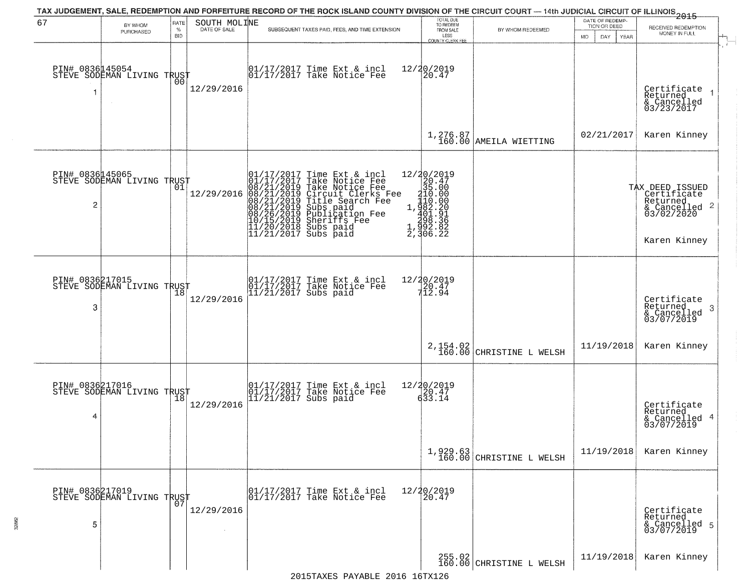# TAX JUDGEMENT, SALE, REDEMPTION AND FORFEITURE RECORD OF THE ROCK ISLAND COUNTY DIVISION OF THE CIRCUIT COURT — 14th JUDICIAL CIRCUIT OF ILLINOIS 2015

67 — SOUTH MOLINE

| | BY WHOM PURCHASED | RATE % BID | DATE OF SALE | SUBSEQUENT TAXES PAID, FEES, AND TIME EXTENSION | TOTAL DUE TO REDEEM FROM SALE LESS COUNTY CLERK FEE | BY WHOM REDEEMED | DATE OF REDEMPTION OR DEED (MO DAY YEAR) | RECEIVED REDEMPTION MONEY IN FULL |
|---|---|---|---|---|---|---|---|---|
| 1 | PIN# 0836145054 STEVE SODEMAN LIVING TRUST | 00 | 12/29/2016 | 01/17/2017 Time Ext & incl 12/20/2019<br>01/17/2017 Take Notice Fee 20.47 | 1,276.87<br>160.00 | AMEILA WIETTING | 02/21/2017 | Certificate Returned & Cancelled 03/23/2017<br>Karen Kinney |
| 2 | PIN# 0836145065 STEVE SODEMAN LIVING TRUST | 01 | 12/29/2016 | 01/17/2017 Time Ext & incl 12/20/2019<br>01/17/2017 Take Notice Fee 20.47<br>08/21/2019 Take Notice Fee 35.00<br>08/21/2019 Circuit Clerks Fee 210.00<br>08/21/2019 Title Search Fee 110.00<br>08/21/2019 Subs paid 1,982.20<br>08/26/2019 Publication Fee 401.91<br>10/15/2019 Sheriffs Fee 298.36<br>11/20/2018 Subs paid 1,992.82<br>11/21/2017 Subs paid 2,306.22 | | | | TAX DEED ISSUED Certificate Returned & Cancelled 03/02/2020<br>Karen Kinney |
| 3 | PIN# 0836217015 STEVE SODEMAN LIVING TRUST | 18 | 12/29/2016 | 01/17/2017 Time Ext & incl 12/20/2019<br>01/17/2017 Take Notice Fee 20.47<br>11/21/2017 Subs paid 712.94 | 2,154.02<br>160.00 | CHRISTINE L WELSH | 11/19/2018 | Certificate Returned & Cancelled 03/07/2019<br>Karen Kinney |
| 4 | PIN# 0836217016 STEVE SODEMAN LIVING TRUST | 18 | 12/29/2016 | 01/17/2017 Time Ext & incl 12/20/2019<br>01/17/2017 Take Notice Fee 20.47<br>11/21/2017 Subs paid 633.14 | 1,929.63<br>160.00 | CHRISTINE L WELSH | 11/19/2018 | Certificate Returned & Cancelled 03/07/2019<br>Karen Kinney |
| 5 | PIN# 0836217019 STEVE SODEMAN LIVING TRUST | 07 | 12/29/2016 | 01/17/2017 Time Ext & incl 12/20/2019<br>01/17/2017 Take Notice Fee 20.47 | 255.02<br>160.00 | CHRISTINE L WELSH | 11/19/2018 | Certificate Returned & Cancelled 03/07/2019<br>Karen Kinney |

2015TAXES PAYABLE 2016 16TX126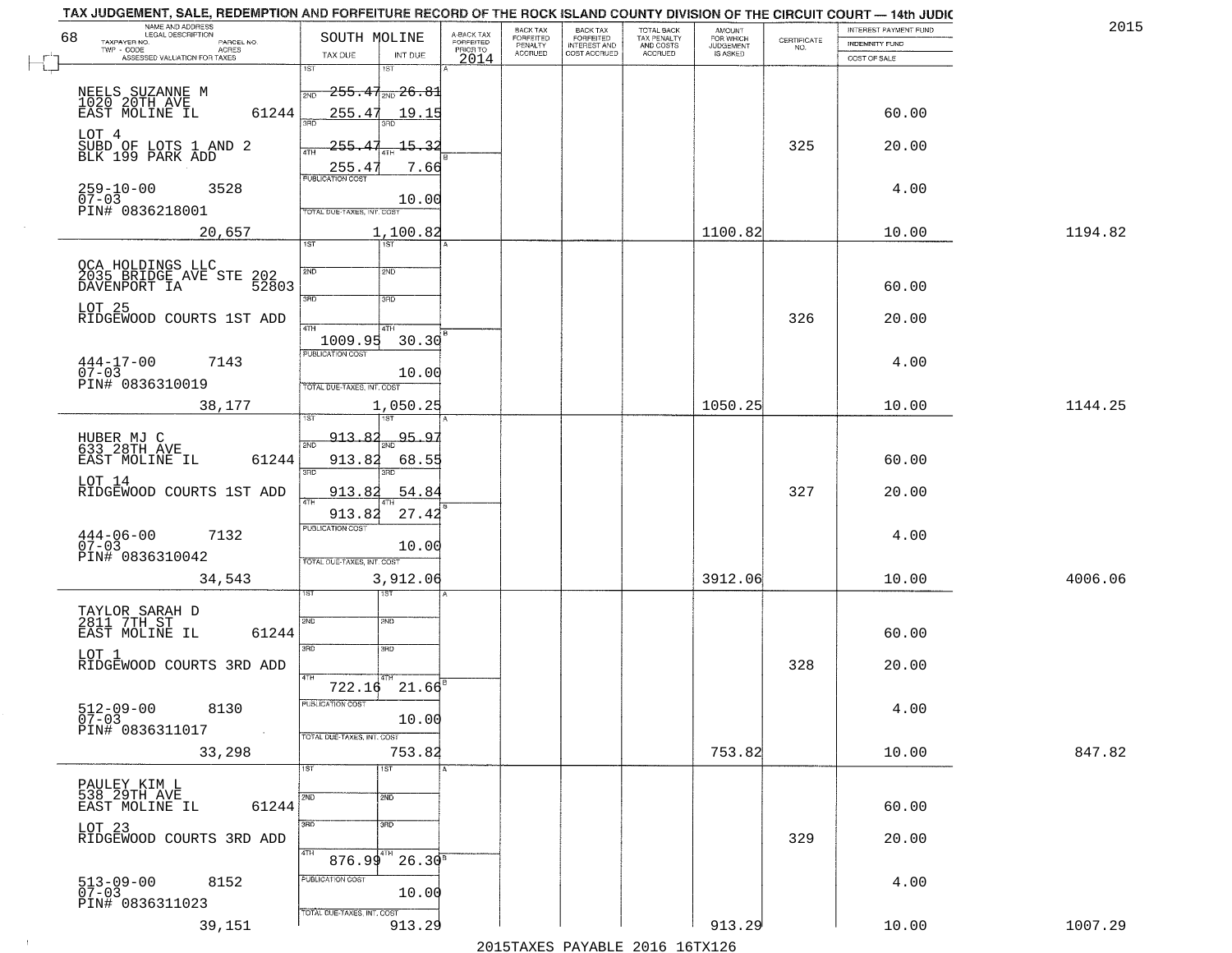TAX JUDGEMENT, SALE, REDEMPTION AND FORFEITURE RECORD OF THE ROCK ISLAND COUNTY DIVISION OF THE CIRCUIT COURT — 14th JUDIC

2015

68 — SOUTH MOLINE

| NAME AND ADDRESS / LEGAL DESCRIPTION / TAXPAYER NO. / PARCEL NO. / TWP - CODE / ACRES / ASSESSED VALUATION FOR TAXES | TAX DUE | INT DUE | A-BACK TAX FORFEITED PRIOR TO 2014 | BACK TAX FORFEITED PENALTY ACCRUED | BACK TAX FORFEITED INTEREST AND COST ACCRUED | TOTAL BACK TAX PENALTY AND COSTS ACCRUED | AMOUNT FOR WHICH JUDGEMENT IS ASKED | CERTIFICATE NO. | INTEREST PAYMENT FUND / INDEMNITY FUND / COST OF SALE | |
|---|---|---|---|---|---|---|---|---|---|---|
| NEELS SUZANNE M<br>1020 20TH AVE<br>EAST MOLINE IL 61244<br>LOT 4<br>SUBD OF LOTS 1 AND 2<br>BLK 199 PARK ADD<br>259-10-00 3528<br>07-03<br>PIN# 0836218001<br>20,657 | 1ST 255.47<br>2ND 255.47<br>3RD 255.47<br>4TH 255.47<br>PUBLICATION COST<br>TOTAL DUE-TAXES, INT. COST | 1ST 26.81<br>2ND 19.15<br>3RD 15.32<br>4TH 7.66<br>10.00<br>1,100.82 | | | | | 1100.82 | 325 | 60.00<br>20.00<br>4.00<br>10.00 | 1194.82 |
| OCA HOLDINGS LLC<br>2035 BRIDGE AVE STE 202<br>DAVENPORT IA 52803<br>LOT 25<br>RIDGEWOOD COURTS 1ST ADD<br>444-17-00 7143<br>07-03<br>PIN# 0836310019<br>38,177 | 4TH 1009.95<br>PUBLICATION COST<br>TOTAL DUE-TAXES, INT. COST | 4TH 30.30<br>10.00<br>1,050.25 | | | | | 1050.25 | 326 | 60.00<br>20.00<br>4.00<br>10.00 | 1144.25 |
| HUBER MJ C<br>633 28TH AVE<br>EAST MOLINE IL 61244<br>LOT 14<br>RIDGEWOOD COURTS 1ST ADD<br>444-06-00 7132<br>07-03<br>PIN# 0836310042<br>34,543 | 1ST 913.82<br>2ND 913.82<br>3RD 913.82<br>4TH 913.82<br>PUBLICATION COST<br>TOTAL DUE-TAXES, INT. COST | 1ST 95.97<br>2ND 68.55<br>3RD 54.84<br>4TH 27.42<br>10.00<br>3,912.06 | | | | | 3912.06 | 327 | 60.00<br>20.00<br>4.00<br>10.00 | 4006.06 |
| TAYLOR SARAH D<br>2811 7TH ST<br>EAST MOLINE IL 61244<br>LOT 1<br>RIDGEWOOD COURTS 3RD ADD<br>512-09-00 8130<br>07-03<br>PIN# 0836311017<br>33,298 | 4TH 722.16<br>PUBLICATION COST<br>TOTAL DUE-TAXES, INT. COST | 4TH 21.66<br>10.00<br>753.82 | | | | | 753.82 | 328 | 60.00<br>20.00<br>4.00<br>10.00 | 847.82 |
| PAULEY KIM L<br>538 29TH AVE<br>EAST MOLINE IL 61244<br>LOT 23<br>RIDGEWOOD COURTS 3RD ADD<br>513-09-00 8152<br>07-03<br>PIN# 0836311023<br>39,151 | 4TH 876.99<br>PUBLICATION COST<br>TOTAL DUE-TAXES, INT. COST | 4TH 26.30<br>10.00<br>913.29 | | | | | 913.29 | 329 | 60.00<br>20.00<br>4.00<br>10.00 | 1007.29 |

2015TAXES PAYABLE 2016 16TX126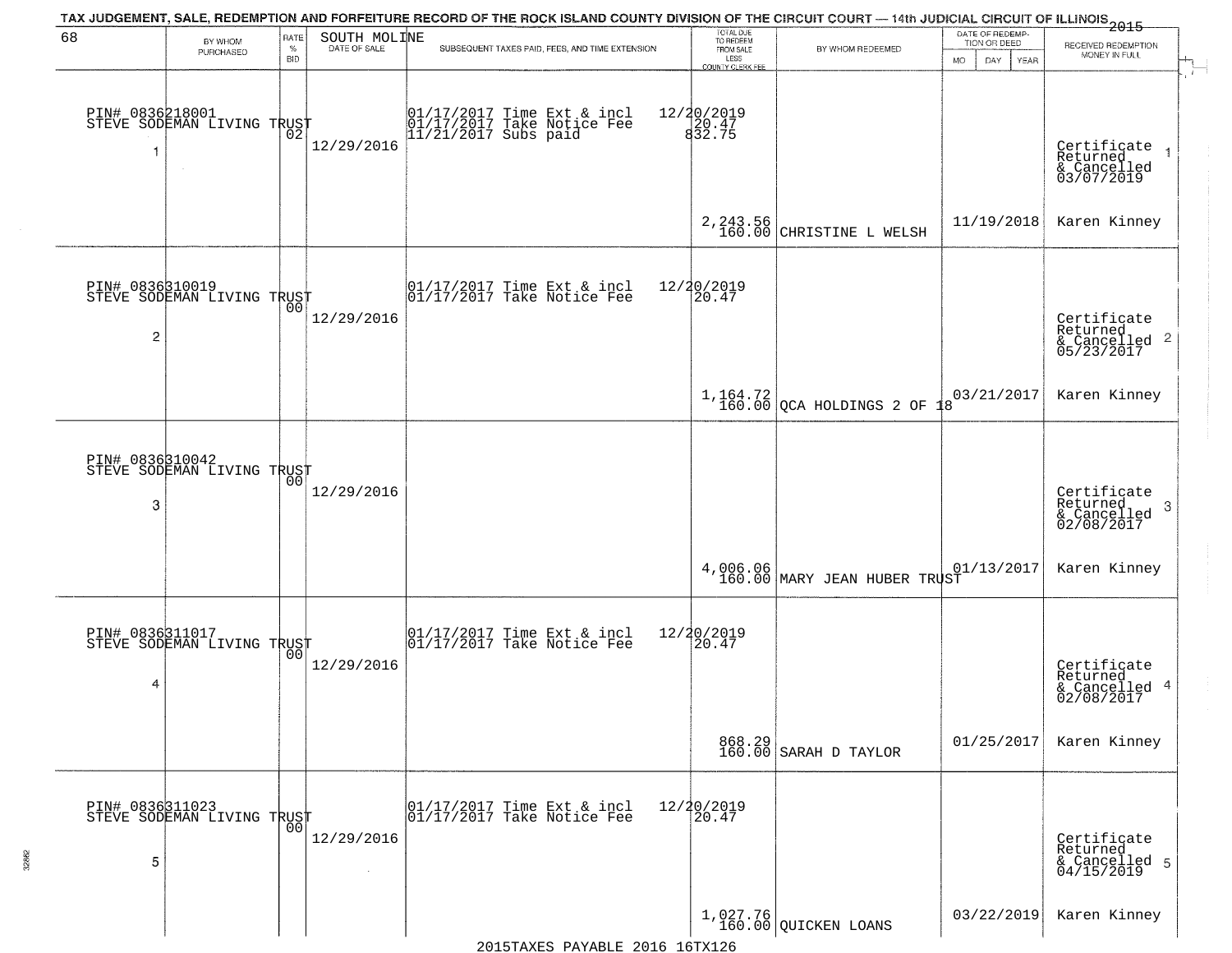# TAX JUDGEMENT, SALE, REDEMPTION AND FORFEITURE RECORD OF THE ROCK ISLAND COUNTY DIVISION OF THE CIRCUIT COURT — 14th JUDICIAL CIRCUIT OF ILLINOIS 2015

68 SOUTH MOLINE

| BY WHOM PURCHASED | RATE % BID | DATE OF SALE | SUBSEQUENT TAXES PAID, FEES, AND TIME EXTENSION | TOTAL DUE TO REDEEM FROM SALE LESS COUNTY CLERK FEE | BY WHOM REDEEMED | DATE OF REDEMPTION OR DEED MO DAY YEAR | RECEIVED REDEMPTION MONEY IN FULL |
|---|---|---|---|---|---|---|---|
| PIN# 0836218001 STEVE SODEMAN LIVING TRUST 1 | 02 | 12/29/2016 | 01/17/2017 Time Ext & incl 12/20/2019<br>01/17/2017 Take Notice Fee 20.47<br>11/21/2017 Subs paid 832.75 | 2,243.56<br>160.00 | CHRISTINE L WELSH | 11/19/2018 | Certificate Returned & Cancelled 03/07/2019 1<br>Karen Kinney |
| PIN# 0836310019 STEVE SODEMAN LIVING TRUST 2 | 00 | 12/29/2016 | 01/17/2017 Time Ext & incl 12/20/2019<br>01/17/2017 Take Notice Fee 20.47 | 1,164.72<br>160.00 | QCA HOLDINGS 2 OF 18 | 03/21/2017 | Certificate Returned & Cancelled 05/23/2017 2<br>Karen Kinney |
| PIN# 0836310042 STEVE SODEMAN LIVING TRUST 3 | 00 | 12/29/2016 | | 4,006.06<br>160.00 | MARY JEAN HUBER TRUST | 01/13/2017 | Certificate Returned & Cancelled 02/08/2017 3<br>Karen Kinney |
| PIN# 0836311017 STEVE SODEMAN LIVING TRUST 4 | 00 | 12/29/2016 | 01/17/2017 Time Ext & incl 12/20/2019<br>01/17/2017 Take Notice Fee 20.47 | 868.29<br>160.00 | SARAH D TAYLOR | 01/25/2017 | Certificate Returned & Cancelled 02/08/2017 4<br>Karen Kinney |
| PIN# 0836311023 STEVE SODEMAN LIVING TRUST 5 | 00 | 12/29/2016 | 01/17/2017 Time Ext & incl 12/20/2019<br>01/17/2017 Take Notice Fee 20.47 | 1,027.76<br>160.00 | QUICKEN LOANS | 03/22/2019 | Certificate Returned & Cancelled 04/15/2019 5<br>Karen Kinney |

2015TAXES PAYABLE 2016 16TX126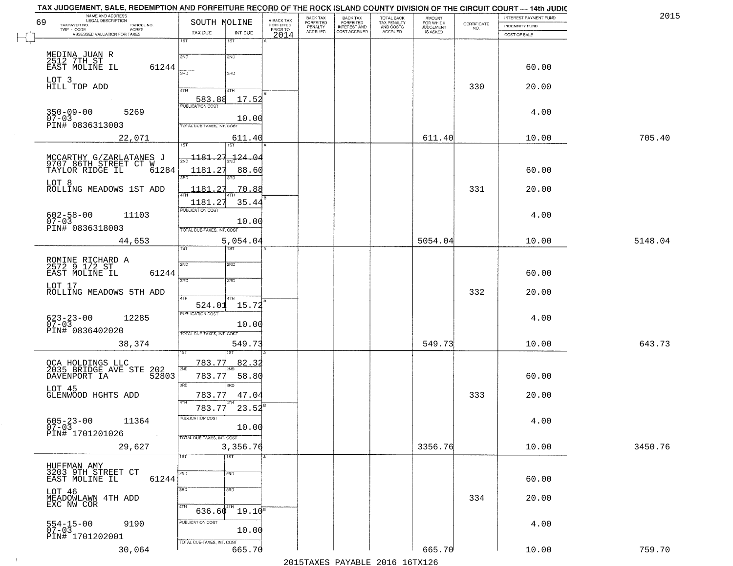TAX JUDGEMENT, SALE, REDEMPTION AND FORFEITURE RECORD OF THE ROCK ISLAND COUNTY DIVISION OF THE CIRCUIT COURT — 14th JUDIC

2015

| 69 NAME AND ADDRESS / LEGAL DESCRIPTION / TAXPAYER NO. / PARCEL NO. / TWP - CODE / ACRES / ASSESSED VALUATION FOR TAXES | SOUTH MOLINE TAX DUE | INT DUE | A-BACK TAX FORFEITED PRIOR TO 2014 | BACK TAX FORFEITED PENALTY ACCRUED | BACK TAX FORFEITED INTEREST AND COST ACCRUED | TOTAL BACK TAX PENALTY AND COSTS ACCRUED | AMOUNT FOR WHICH JUDGEMENT IS ASKED | CERTIFICATE NO. | INTEREST PAYMENT FUND / INDEMNITY FUND / COST OF SALE | |
|---|---|---|---|---|---|---|---|---|---|---|
| MEDINA JUAN R<br>2512 7TH ST<br>EAST MOLINE IL 61244<br>LOT 3<br>HILL TOP ADD<br>350-09-00 5269<br>07-03<br>PIN# 0836313003<br>22,071 | 1ST<br>2ND<br>3RD<br>4TH 583.88<br>PUBLICATION COST<br>TOTAL DUE-TAXES, INT. COST | 1ST<br>2ND<br>3RD<br>4TH 17.52<br>10.00<br>611.40 | | | | | 611.40 | 330 | 60.00<br>20.00<br>4.00<br>10.00 | 705.40 |
| MCCARTHY G/ZARLATANES J<br>9707 86TH STREET CT W<br>TAYLOR RIDGE IL 61284<br>LOT 8<br>ROLLING MEADOWS 1ST ADD<br>602-58-00 11103<br>07-03<br>PIN# 0836318003<br>44,653 | 1ST 1181.27<br>2ND 1181.27<br>3RD 1181.27<br>4TH 1181.27<br>PUBLICATION COST<br>TOTAL DUE-TAXES, INT. COST | 1ST 124.04<br>2ND 88.60<br>3RD 70.88<br>4TH 35.44<br>10.00<br>5,054.04 | | | | | 5054.04 | 331 | 60.00<br>20.00<br>4.00<br>10.00 | 5148.04 |
| ROMINE RICHARD A<br>2572 9 1/2 ST<br>EAST MOLINE IL 61244<br>LOT 17<br>ROLLING MEADOWS 5TH ADD<br>623-23-00 12285<br>07-03<br>PIN# 0836402020<br>38,374 | 1ST<br>2ND<br>3RD<br>4TH 524.01<br>PUBLICATION COST<br>TOTAL DUE-TAXES, INT. COST | 1ST<br>2ND<br>3RD<br>4TH 15.72<br>10.00<br>549.73 | | | | | 549.73 | 332 | 60.00<br>20.00<br>4.00<br>10.00 | 643.73 |
| QCA HOLDINGS LLC<br>2035 BRIDGE AVE STE 202<br>DAVENPORT IA 52803<br>LOT 45<br>GLENWOOD HGHTS ADD<br>605-23-00 11364<br>07-03<br>PIN# 1701201026<br>29,627 | 1ST 783.77<br>2ND 783.77<br>3RD 783.77<br>4TH 783.77<br>PUBLICATION COST<br>TOTAL DUE-TAXES, INT. COST | 1ST 82.32<br>2ND 58.80<br>3RD 47.04<br>4TH 23.52<br>10.00<br>3,356.76 | | | | | 3356.76 | 333 | 60.00<br>20.00<br>4.00<br>10.00 | 3450.76 |
| HUFFMAN AMY<br>3203 9TH STREET CT<br>EAST MOLINE IL 61244<br>LOT 46<br>MEADOWLAWN 4TH ADD<br>EXC NW COR<br>554-15-00 9190<br>07-03<br>PIN# 1701202001<br>30,064 | 1ST<br>2ND<br>3RD<br>4TH 636.60<br>PUBLICATION COST<br>TOTAL DUE-TAXES, INT. COST | 1ST<br>2ND<br>3RD<br>4TH 19.10<br>10.00<br>665.70 | | | | | 665.70 | 334 | 60.00<br>20.00<br>4.00<br>10.00 | 759.70 |

2015TAXES PAYABLE 2016 16TX126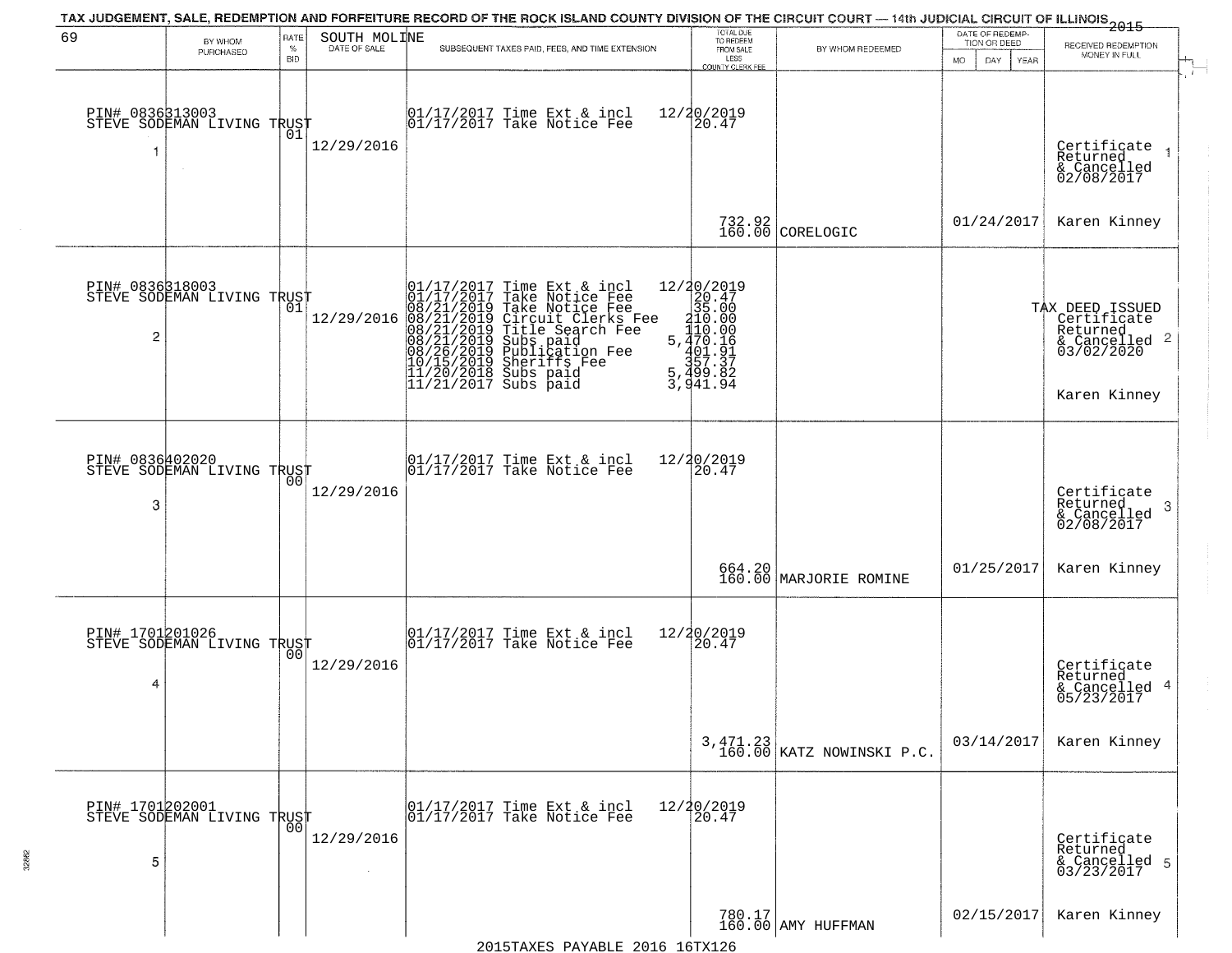TAX JUDGEMENT, SALE, REDEMPTION AND FORFEITURE RECORD OF THE ROCK ISLAND COUNTY DIVISION OF THE CIRCUIT COURT — 14th JUDICIAL CIRCUIT OF ILLINOIS 2015

69 SOUTH MOLINE

| BY WHOM PURCHASED | RATE % BID | DATE OF SALE | SUBSEQUENT TAXES PAID, FEES, AND TIME EXTENSION | TOTAL DUE TO REDEEM FROM SALE LESS COUNTY CLERK FEE | BY WHOM REDEEMED | DATE OF REDEMPTION OR DEED | RECEIVED REDEMPTION MONEY IN FULL |
|---|---|---|---|---|---|---|---|
| PIN# 0836313003 STEVE SODEMAN LIVING TRUST 1 | 01 | 12/29/2016 | 01/17/2017 Time Ext & incl 12/20/2019<br>01/17/2017 Take Notice Fee 20.47 | 732.92<br>160.00 | CORELOGIC | 01/24/2017 | Certificate Returned & Cancelled 02/08/2017 1<br>Karen Kinney |
| PIN# 0836318003 STEVE SODEMAN LIVING TRUST 2 | 01 | 12/29/2016 | 01/17/2017 Time Ext & incl 12/20/2019<br>01/17/2017 Take Notice Fee 20.47<br>08/21/2019 Take Notice Fee 35.00<br>08/21/2019 Circuit Clerks Fee 210.00<br>08/21/2019 Title Search Fee 110.00<br>08/21/2019 Subs paid 5,470.16<br>08/26/2019 Publication Fee 401.91<br>10/15/2019 Sheriffs Fee 357.37<br>11/20/2018 Subs paid 5,499.82<br>11/21/2017 Subs paid 3,941.94 | | | | TAX DEED ISSUED Certificate Returned & Cancelled 03/02/2020 2<br>Karen Kinney |
| PIN# 0836402020 STEVE SODEMAN LIVING TRUST 3 | 00 | 12/29/2016 | 01/17/2017 Time Ext & incl 12/20/2019<br>01/17/2017 Take Notice Fee 20.47 | 664.20<br>160.00 | MARJORIE ROMINE | 01/25/2017 | Certificate Returned & Cancelled 02/08/2017 3<br>Karen Kinney |
| PIN# 1701201026 STEVE SODEMAN LIVING TRUST 4 | 00 | 12/29/2016 | 01/17/2017 Time Ext & incl 12/20/2019<br>01/17/2017 Take Notice Fee 20.47 | 3,471.23<br>160.00 | KATZ NOWINSKI P.C. | 03/14/2017 | Certificate Returned & Cancelled 05/23/2017 4<br>Karen Kinney |
| PIN# 1701202001 STEVE SODEMAN LIVING TRUST 5 | 00 | 12/29/2016 | 01/17/2017 Time Ext & incl 12/20/2019<br>01/17/2017 Take Notice Fee 20.47 | 780.17<br>160.00 | AMY HUFFMAN | 02/15/2017 | Certificate Returned & Cancelled 03/23/2017 5<br>Karen Kinney |

2015TAXES PAYABLE 2016 16TX126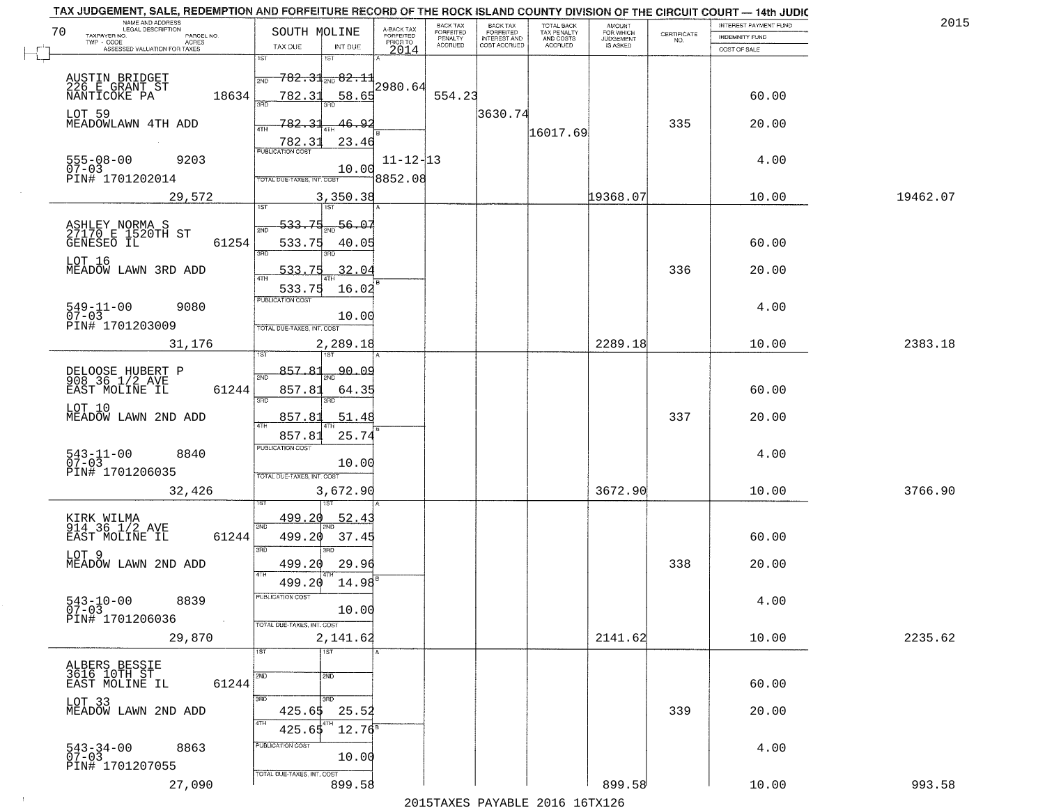# TAX JUDGEMENT, SALE, REDEMPTION AND FORFEITURE RECORD OF THE ROCK ISLAND COUNTY DIVISION OF THE CIRCUIT COURT — 14th JUDIC

2015

70 — SOUTH MOLINE

| NAME AND ADDRESS / LEGAL DESCRIPTION / TAXPAYER NO. / PARCEL NO. / TWP - CODE / ACRES / ASSESSED VALUATION FOR TAXES | TAX DUE | INT DUE | A-BACK TAX FORFEITED PRIOR TO 2014 | BACK TAX FORFEITED PENALTY ACCRUED | BACK TAX FORFEITED INTEREST AND COST ACCRUED | TOTAL BACK TAX PENALTY AND COSTS ACCRUED | AMOUNT FOR WHICH JUDGEMENT IS ASKED | CERTIFICATE NO. | INTEREST PAYMENT FUND / INDEMNITY FUND / COST OF SALE | |
|---|---|---|---|---|---|---|---|---|---|---|
| AUSTIN BRIDGET<br>226 E GRANT ST<br>NANTICOKE PA 18634<br>LOT 59<br>MEADOWLAWN 4TH ADD<br>555-08-00 9203<br>07-03<br>PIN# 1701202014<br>29,572 | 1ST 782.31<br>2ND 782.31<br>3RD 782.31<br>4TH 782.31<br>PUBLICATION COST<br>TOTAL DUE-TAXES, INT. COST 3,350.38 | 82.11<br>58.65<br>46.92<br>23.46<br>10.00 | 2980.64<br>B 11-12-13<br>8852.08 | 554.23 | 3630.74 | 16017.69 | 19368.07 | 335 | 60.00<br>20.00<br>4.00<br>10.00 | 19462.07 |
| ASHLEY NORMA S<br>27170 E 1520TH ST<br>GENESEO IL 61254<br>LOT 16<br>MEADOW LAWN 3RD ADD<br>549-11-00 9080<br>07-03<br>PIN# 1701203009<br>31,176 | 1ST 533.75<br>2ND 533.75<br>3RD 533.75<br>4TH 533.75<br>PUBLICATION COST<br>TOTAL DUE-TAXES, INT. COST 2,289.18 | 56.07<br>40.05<br>32.04<br>16.02<br>10.00 | | | | | 2289.18 | 336 | 60.00<br>20.00<br>4.00<br>10.00 | 2383.18 |
| DELOOSE HUBERT P<br>908 36 1/2 AVE<br>EAST MOLINE IL 61244<br>LOT 10<br>MEADOW LAWN 2ND ADD<br>543-11-00 8840<br>07-03<br>PIN# 1701206035<br>32,426 | 1ST 857.81<br>2ND 857.81<br>3RD 857.81<br>4TH 857.81<br>PUBLICATION COST<br>TOTAL DUE-TAXES, INT. COST 3,672.90 | 90.09<br>64.35<br>51.48<br>25.74<br>10.00 | | | | | 3672.90 | 337 | 60.00<br>20.00<br>4.00<br>10.00 | 3766.90 |
| KIRK WILMA<br>914 36 1/2 AVE<br>EAST MOLINE IL 61244<br>LOT 9<br>MEADOW LAWN 2ND ADD<br>543-10-00 8839<br>07-03<br>PIN# 1701206036<br>29,870 | 1ST 499.20<br>2ND 499.20<br>3RD 499.20<br>4TH 499.20<br>PUBLICATION COST<br>TOTAL DUE-TAXES, INT. COST 2,141.62 | 52.43<br>37.45<br>29.96<br>14.98<br>10.00 | | | | | 2141.62 | 338 | 60.00<br>20.00<br>4.00<br>10.00 | 2235.62 |
| ALBERS BESSIE<br>3616 10TH ST<br>EAST MOLINE IL 61244<br>LOT 33<br>MEADOW LAWN 2ND ADD<br>543-34-00 8863<br>07-03<br>PIN# 1701207055<br>27,090 | 1ST<br>2ND<br>3RD 425.65<br>4TH 425.65<br>PUBLICATION COST<br>TOTAL DUE-TAXES, INT. COST 899.58 | <br><br>25.52<br>12.76<br>10.00 | | | | | 899.58 | 339 | 60.00<br>20.00<br>4.00<br>10.00 | 993.58 |

2015TAXES PAYABLE 2016 16TX126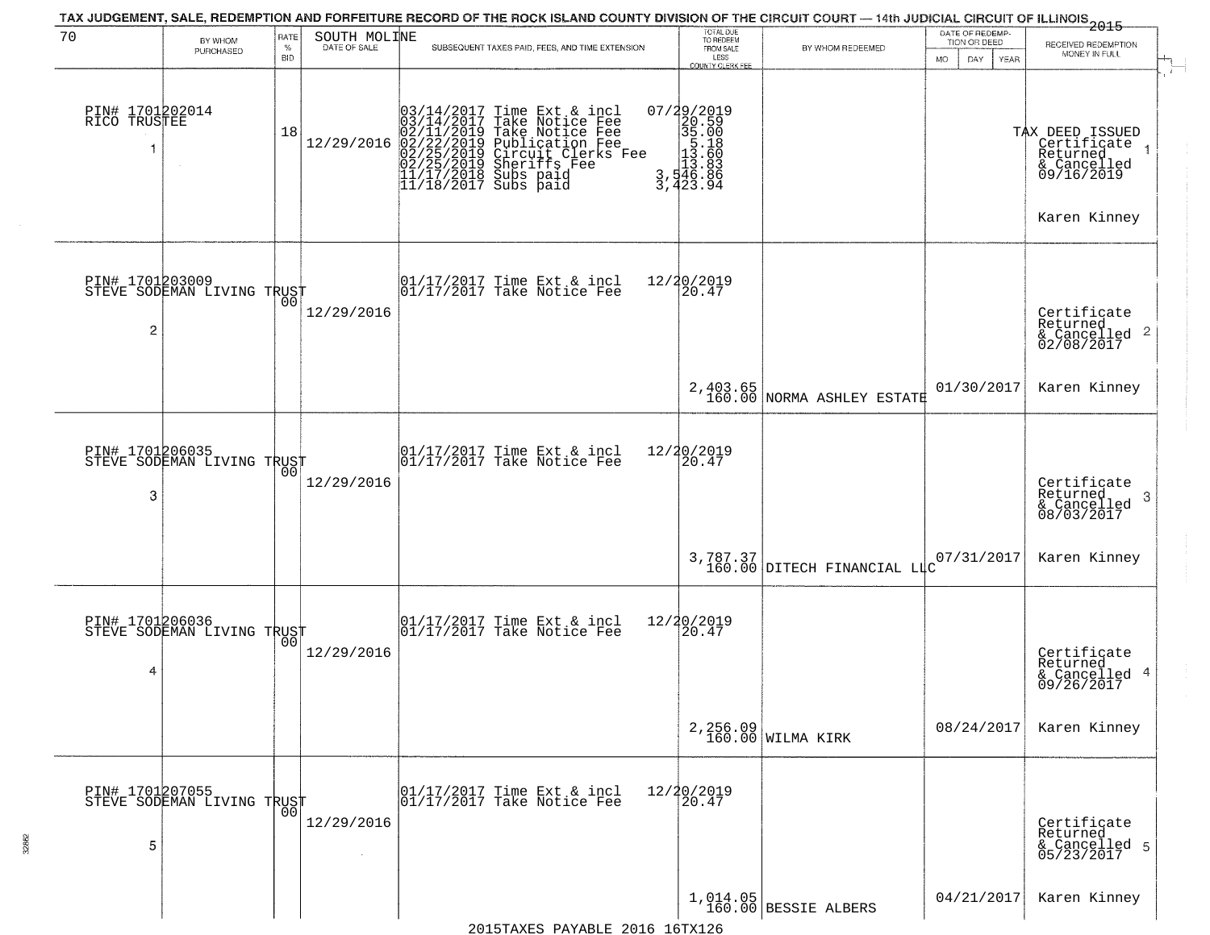TAX JUDGEMENT, SALE, REDEMPTION AND FORFEITURE RECORD OF THE ROCK ISLAND COUNTY DIVISION OF THE CIRCUIT COURT — 14th JUDICIAL CIRCUIT OF ILLINOIS 2015

| 70 BY WHOM PURCHASED | RATE % BID | SOUTH MOLINE DATE OF SALE | SUBSEQUENT TAXES PAID, FEES, AND TIME EXTENSION | TOTAL DUE TO REDEEM FROM SALE LESS COUNTY CLERK FEE | BY WHOM REDEEMED | DATE OF REDEMPTION OR DEED MO DAY YEAR | RECEIVED REDEMPTION MONEY IN FULL |
|---|---|---|---|---|---|---|---|
| PIN# 1701202014 RICO TRUSTEE 1 | 18 | 12/29/2016 | 03/14/2017 Time Ext & incl 07/29/2019<br>03/14/2017 Take Notice Fee 20.59<br>02/11/2019 Take Notice Fee 35.00<br>02/22/2019 Publication Fee 5.18<br>02/25/2019 Circuit Clerks Fee 13.60<br>02/25/2019 Sheriffs Fee 13.83<br>11/17/2018 Subs paid 3,546.86<br>11/18/2017 Subs paid 3,423.94 | | | | TAX DEED ISSUED Certificate Returned & Cancelled 09/16/2019 1<br>Karen Kinney |
| PIN# 1701203009 STEVE SODEMAN LIVING TRUST 2 | 00 | 12/29/2016 | 01/17/2017 Time Ext & incl 12/20/2019<br>01/17/2017 Take Notice Fee 20.47 | 2,403.65<br>160.00 | NORMA ASHLEY ESTATE | 01/30/2017 | Certificate Returned & Cancelled 02/08/2017 2<br>Karen Kinney |
| PIN# 1701206035 STEVE SODEMAN LIVING TRUST 3 | 00 | 12/29/2016 | 01/17/2017 Time Ext & incl 12/20/2019<br>01/17/2017 Take Notice Fee 20.47 | 3,787.37<br>160.00 | DITECH FINANCIAL LLC | 07/31/2017 | Certificate Returned & Cancelled 08/03/2017 3<br>Karen Kinney |
| PIN# 1701206036 STEVE SODEMAN LIVING TRUST 4 | 00 | 12/29/2016 | 01/17/2017 Time Ext & incl 12/20/2019<br>01/17/2017 Take Notice Fee 20.47 | 2,256.09<br>160.00 | WILMA KIRK | 08/24/2017 | Certificate Returned & Cancelled 09/26/2017 4<br>Karen Kinney |
| PIN# 1701207055 STEVE SODEMAN LIVING TRUST 5 | 00 | 12/29/2016 | 01/17/2017 Time Ext & incl 12/20/2019<br>01/17/2017 Take Notice Fee 20.47 | 1,014.05<br>160.00 | BESSIE ALBERS | 04/21/2017 | Certificate Returned & Cancelled 05/23/2017 5<br>Karen Kinney |

2015TAXES PAYABLE 2016 16TX126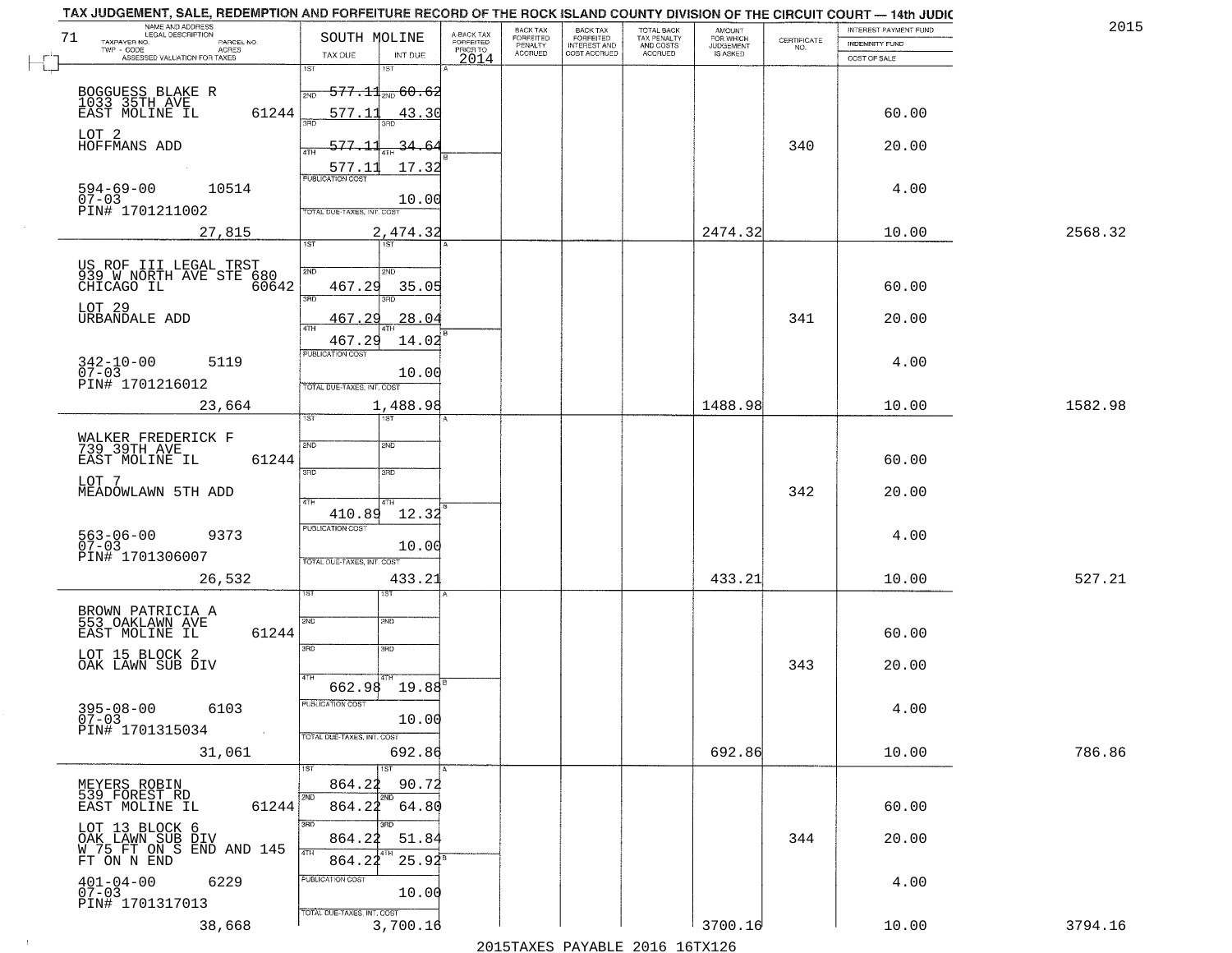TAX JUDGEMENT, SALE, REDEMPTION AND FORFEITURE RECORD OF THE ROCK ISLAND COUNTY DIVISION OF THE CIRCUIT COURT — 14th JUDIC

2015

71 SOUTH MOLINE

| NAME AND ADDRESS / LEGAL DESCRIPTION / TAXPAYER NO. / PARCEL NO. / TWP - CODE / ACRES / ASSESSED VALUATION FOR TAXES | TAX DUE | INT DUE | A-BACK TAX FORFEITED PRIOR TO 2014 | BACK TAX FORFEITED PENALTY ACCRUED | BACK TAX FORFEITED INTEREST AND COST ACCRUED | TOTAL BACK TAX PENALTY AND COSTS ACCRUED | AMOUNT FOR WHICH JUDGEMENT IS ASKED | CERTIFICATE NO. | INTEREST PAYMENT FUND / INDEMNITY FUND / COST OF SALE | |
|---|---|---|---|---|---|---|---|---|---|---|
| BOGGUESS BLAKE R<br>1033 35TH AVE<br>EAST MOLINE IL 61244<br>LOT 2<br>HOFFMANS ADD<br>594-69-00 10514<br>07-03<br>PIN# 1701211002<br>27,815 | 1ST 577.11<br>2ND 577.11<br>3RD 577.11<br>4TH 577.11<br>PUBLICATION COST<br>TOTAL DUE-TAXES, INT. COST | 60.62<br>43.30<br>34.64<br>17.32<br>10.00<br>2,474.32 | | | | | 2474.32 | 340 | 60.00<br>20.00<br>4.00<br>10.00 | 2568.32 |
| US ROF III LEGAL TRST<br>939 W NORTH AVE STE 680<br>CHICAGO IL 60642<br>LOT 29<br>URBANDALE ADD<br>342-10-00 5119<br>07-03<br>PIN# 1701216012<br>23,664 | 1ST<br>2ND 467.29<br>3RD 467.29<br>4TH 467.29<br>PUBLICATION COST<br>TOTAL DUE-TAXES, INT. COST | 35.05<br>28.04<br>14.02<br>10.00<br>1,488.98 | | | | | 1488.98 | 341 | 60.00<br>20.00<br>4.00<br>10.00 | 1582.98 |
| WALKER FREDERICK F<br>739 39TH AVE<br>EAST MOLINE IL 61244<br>LOT 7<br>MEADOWLAWN 5TH ADD<br>563-06-00 9373<br>07-03<br>PIN# 1701306007<br>26,532 | 1ST<br>2ND<br>3RD<br>4TH 410.89<br>PUBLICATION COST<br>TOTAL DUE-TAXES, INT. COST | 12.32<br>10.00<br>433.21 | | | | | 433.21 | 342 | 60.00<br>20.00<br>4.00<br>10.00 | 527.21 |
| BROWN PATRICIA A<br>553 OAKLAWN AVE<br>EAST MOLINE IL 61244<br>LOT 15 BLOCK 2<br>OAK LAWN SUB DIV<br>395-08-00 6103<br>07-03<br>PIN# 1701315034<br>31,061 | 1ST<br>2ND<br>3RD<br>4TH 662.98<br>PUBLICATION COST<br>TOTAL DUE-TAXES, INT. COST | 19.88<br>10.00<br>692.86 | | | | | 692.86 | 343 | 60.00<br>20.00<br>4.00<br>10.00 | 786.86 |
| MEYERS ROBIN<br>539 FOREST RD<br>EAST MOLINE IL 61244<br>LOT 13 BLOCK 6<br>OAK LAWN SUB DIV<br>W 75 FT ON S END AND 145<br>FT ON N END<br>401-04-00 6229<br>07-03<br>PIN# 1701317013<br>38,668 | 1ST 864.22<br>2ND 864.22<br>3RD 864.22<br>4TH 864.22<br>PUBLICATION COST<br>TOTAL DUE-TAXES, INT. COST | 90.72<br>64.80<br>51.84<br>25.92<br>10.00<br>3,700.16 | | | | | 3700.16 | 344 | 60.00<br>20.00<br>4.00<br>10.00 | 3794.16 |

2015TAXES PAYABLE 2016 16TX126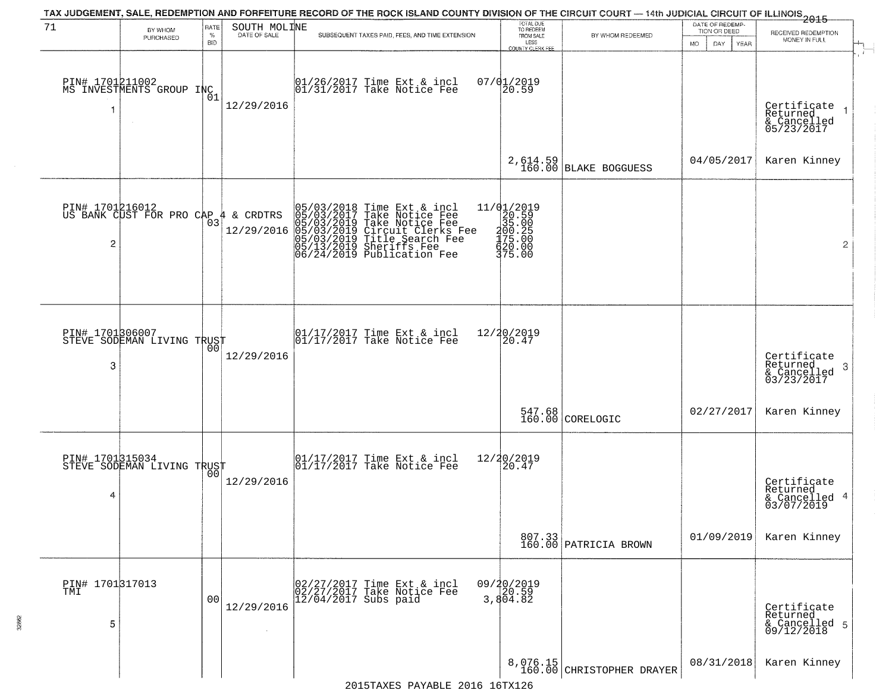TAX JUDGEMENT, SALE, REDEMPTION AND FORFEITURE RECORD OF THE ROCK ISLAND COUNTY DIVISION OF THE CIRCUIT COURT — 14th JUDICIAL CIRCUIT OF ILLINOIS 2015

| 71 | BY WHOM PURCHASED | RATE % BID | SOUTH MOLINE DATE OF SALE | SUBSEQUENT TAXES PAID, FEES, AND TIME EXTENSION | TOTAL DUE TO REDEEM FROM SALE LESS COUNTY CLERK FEE | BY WHOM REDEEMED | DATE OF REDEMPTION OR DEED MO DAY YEAR | RECEIVED REDEMPTION MONEY IN FULL |
|---|---|---|---|---|---|---|---|---|
| 1 | PIN# 1701211002<br>MS INVESTMENTS GROUP INC | 01 | 12/29/2016 | 01/26/2017 Time Ext & incl<br>01/31/2017 Take Notice Fee | 07/01/2019<br>20.59<br><br>2,614.59<br>160.00 | BLAKE BOGGUESS | 04/05/2017 | Certificate Returned & Cancelled 05/23/2017<br>Karen Kinney |
| 2 | PIN# 1701216012<br>US BANK CUST FOR PRO CAP 4 & CRDTRS | 03 | 12/29/2016 | 05/03/2018 Time Ext & incl<br>05/03/2017 Take Notice Fee<br>05/03/2019 Take Notice Fee<br>05/03/2019 Circuit Clerks Fee<br>05/03/2019 Title Search Fee<br>05/13/2019 Sheriffs Fee<br>06/24/2019 Publication Fee | 11/01/2019<br>20.59<br>35.00<br>200.25<br>175.00<br>620.00<br>375.00 | | | |
| 3 | PIN# 1701306007<br>STEVE SODEMAN LIVING TRUST | 00 | 12/29/2016 | 01/17/2017 Time Ext & incl<br>01/17/2017 Take Notice Fee | 12/20/2019<br>20.47<br><br>547.68<br>160.00 | CORELOGIC | 02/27/2017 | Certificate Returned & Cancelled 03/23/2017<br>Karen Kinney |
| 4 | PIN# 1701315034<br>STEVE SODEMAN LIVING TRUST | 00 | 12/29/2016 | 01/17/2017 Time Ext & incl<br>01/17/2017 Take Notice Fee | 12/20/2019<br>20.47<br><br>807.33<br>160.00 | PATRICIA BROWN | 01/09/2019 | Certificate Returned & Cancelled 03/07/2019<br>Karen Kinney |
| 5 | PIN# 1701317013<br>TMI | 00 | 12/29/2016 | 02/27/2017 Time Ext & incl<br>02/27/2017 Take Notice Fee<br>12/04/2017 Subs paid | 09/20/2019<br>20.59<br>3,804.82<br><br>8,076.15<br>160.00 | CHRISTOPHER DRAYER | 08/31/2018 | Certificate Returned & Cancelled 09/12/2018<br>Karen Kinney |

2015TAXES PAYABLE 2016 16TX126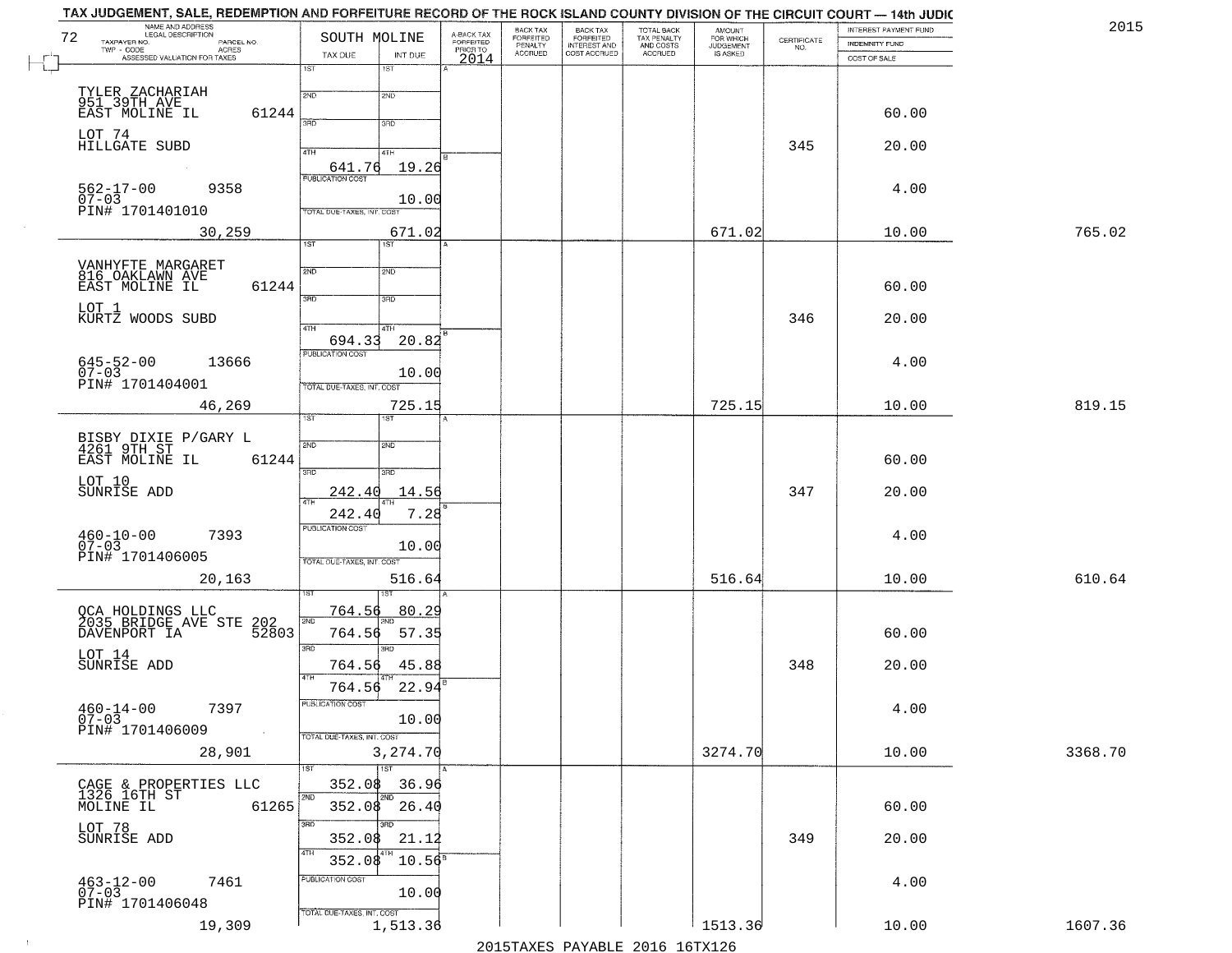TAX JUDGEMENT, SALE, REDEMPTION AND FORFEITURE RECORD OF THE ROCK ISLAND COUNTY DIVISION OF THE CIRCUIT COURT — 14th JUDIC

2015

72 — SOUTH MOLINE

| NAME AND ADDRESS / LEGAL DESCRIPTION / TAXPAYER NO. / PARCEL NO. / TWP - CODE / ACRES / ASSESSED VALUATION FOR TAXES | TAX DUE | INT DUE | A-BACK TAX FORFEITED PRIOR TO 2014 | BACK TAX FORFEITED PENALTY ACCRUED | BACK TAX FORFEITED INTEREST AND COST ACCRUED | TOTAL BACK TAX PENALTY AND COSTS ACCRUED | AMOUNT FOR WHICH JUDGEMENT IS ASKED | CERTIFICATE NO. | INTEREST PAYMENT FUND / INDEMNITY FUND / COST OF SALE | |
|---|---|---|---|---|---|---|---|---|---|---|
| TYLER ZACHARIAH<br>951 39TH AVE<br>EAST MOLINE IL 61244<br>LOT 74<br>HILLGATE SUBD<br>562-17-00 9358<br>07-03<br>PIN# 1701401010<br>30,259 | 4TH 641.76<br>PUBLICATION COST<br>TOTAL DUE-TAXES, INT. COST | 19.26<br>10.00<br>671.02 | | | | | 671.02 | 345 | 60.00<br>20.00<br>4.00<br>10.00 | 765.02 |
| VANHYFTE MARGARET<br>816 OAKLAWN AVE<br>EAST MOLINE IL 61244<br>LOT 1<br>KURTZ WOODS SUBD<br>645-52-00 13666<br>07-03<br>PIN# 1701404001<br>46,269 | 4TH 694.33<br>PUBLICATION COST<br>TOTAL DUE-TAXES, INT. COST | 20.82<br>10.00<br>725.15 | | | | | 725.15 | 346 | 60.00<br>20.00<br>4.00<br>10.00 | 819.15 |
| BISBY DIXIE P/GARY L<br>4261 9TH ST<br>EAST MOLINE IL 61244<br>LOT 10<br>SUNRISE ADD<br>460-10-00 7393<br>07-03<br>PIN# 1701406005<br>20,163 | 3RD 242.40<br>4TH 242.40<br>PUBLICATION COST<br>TOTAL DUE-TAXES, INT. COST | 14.56<br>7.28<br>10.00<br>516.64 | | | | | 516.64 | 347 | 60.00<br>20.00<br>4.00<br>10.00 | 610.64 |
| QCA HOLDINGS LLC<br>2035 BRIDGE AVE STE 202<br>DAVENPORT IA 52803<br>LOT 14<br>SUNRISE ADD<br>460-14-00 7397<br>07-03<br>PIN# 1701406009<br>28,901 | 1ST 764.56<br>2ND 764.56<br>3RD 764.56<br>4TH 764.56<br>PUBLICATION COST<br>TOTAL DUE-TAXES, INT. COST | 80.29<br>57.35<br>45.88<br>22.94<br>10.00<br>3,274.70 | | | | | 3274.70 | 348 | 60.00<br>20.00<br>4.00<br>10.00 | 3368.70 |
| CAGE & PROPERTIES LLC<br>1326 16TH ST<br>MOLINE IL 61265<br>LOT 78<br>SUNRISE ADD<br>463-12-00 7461<br>07-03<br>PIN# 1701406048<br>19,309 | 1ST 352.08<br>2ND 352.08<br>3RD 352.08<br>4TH 352.08<br>PUBLICATION COST<br>TOTAL DUE-TAXES, INT. COST | 36.96<br>26.40<br>21.12<br>10.56<br>10.00<br>1,513.36 | | | | | 1513.36 | 349 | 60.00<br>20.00<br>4.00<br>10.00 | 1607.36 |

2015TAXES PAYABLE 2016 16TX126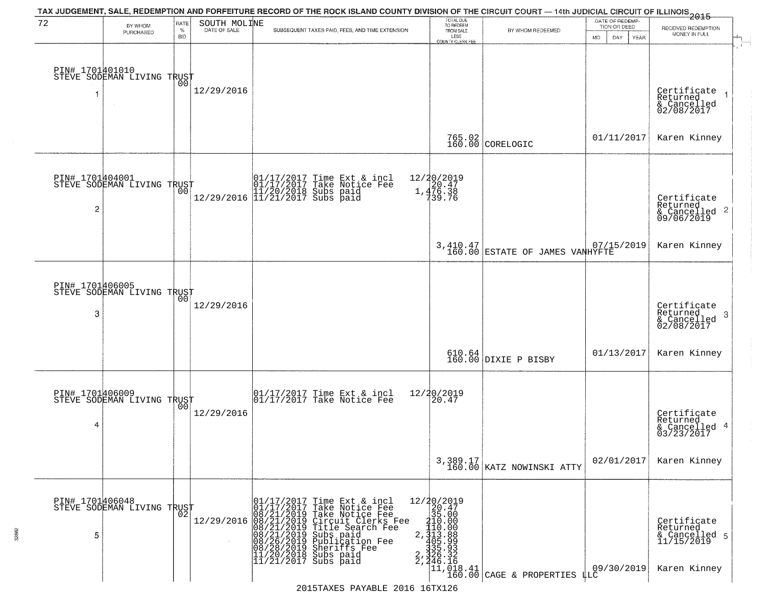TAX JUDGEMENT, SALE, REDEMPTION AND FORFEITURE RECORD OF THE ROCK ISLAND COUNTY DIVISION OF THE CIRCUIT COURT — 14th JUDICIAL CIRCUIT OF ILLINOIS 2015

| 72 | BY WHOM PURCHASED | RATE % BID | SOUTH MOLINE DATE OF SALE | SUBSEQUENT TAXES PAID, FEES, AND TIME EXTENSION | TOTAL DUE TO REDEEM FROM SALE LESS COUNTY CLERK FEE | BY WHOM REDEEMED | DATE OF REDEMPTION OR DEED MO DAY YEAR | RECEIVED REDEMPTION MONEY IN FULL |
|---|---|---|---|---|---|---|---|---|
| PIN# 1701401010 STEVE SODEMAN LIVING TRUST 1 | | 00 | 12/29/2016 | | 765.02 160.00 | CORELOGIC | 01/11/2017 | Certificate Returned & Cancelled 02/08/2017 Karen Kinney |
| PIN# 1701404001 STEVE SODEMAN LIVING TRUST 2 | | 00 | 12/29/2016 | 01/17/2017 Time Ext & incl 12/20/2019; 01/17/2017 Take Notice Fee 20.47; 11/20/2018 Subs paid 1,476.38; 11/21/2017 Subs paid 739.76 | 3,410.47 160.00 | ESTATE OF JAMES VANHYFTE | 07/15/2019 | Certificate Returned & Cancelled 09/06/2019 Karen Kinney |
| PIN# 1701406005 STEVE SODEMAN LIVING TRUST 3 | | 00 | 12/29/2016 | | 610.64 160.00 | DIXIE P BISBY | 01/13/2017 | Certificate Returned & Cancelled 02/08/2017 Karen Kinney |
| PIN# 1701406009 STEVE SODEMAN LIVING TRUST 4 | | 00 | 12/29/2016 | 01/17/2017 Time Ext & incl 12/20/2019; 01/17/2017 Take Notice Fee 20.47 | 3,389.17 160.00 | KATZ NOWINSKI ATTY | 02/01/2017 | Certificate Returned & Cancelled 03/23/2017 Karen Kinney |
| PIN# 1701406048 STEVE SODEMAN LIVING TRUST 5 | | 02 | 12/29/2016 | 01/17/2017 Time Ext & incl 12/20/2019; 01/17/2017 Take Notice Fee 20.47; 08/21/2019 Take Notice Fee 35.00; 08/21/2019 Circuit Clerks Fee 210.00; 08/21/2019 Title Search Fee 110.00; 08/21/2019 Subs paid 2,313.88; 08/26/2019 Publication Fee 405.99; 08/28/2019 Sheriffs Fee 335.93; 11/20/2018 Subs paid 2,326.32; 11/21/2017 Subs paid 2,246.16 | 11,018.41 160.00 | CAGE & PROPERTIES LLC | 09/30/2019 | Certificate Returned & Cancelled 11/15/2019 Karen Kinney |

2015TAXES PAYABLE 2016 16TX126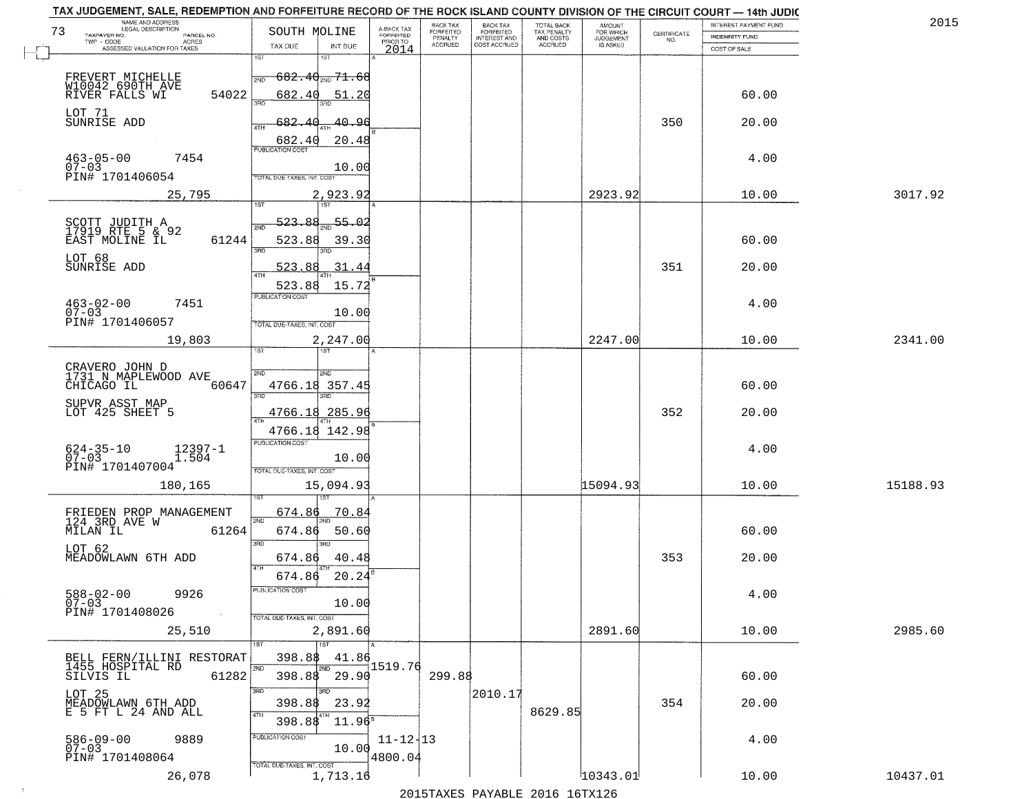TAX JUDGEMENT, SALE, REDEMPTION AND FORFEITURE RECORD OF THE ROCK ISLAND COUNTY DIVISION OF THE CIRCUIT COURT — 14th JUDIC

2015

| 73 NAME AND ADDRESS / LEGAL DESCRIPTION / TAXPAYER NO. / PARCEL NO. / TWP - CODE / ACRES / ASSESSED VALUATION FOR TAXES | SOUTH MOLINE TAX DUE | INT DUE | A-BACK TAX FORFEITED PRIOR TO 2014 | BACK TAX FORFEITED PENALTY ACCRUED | BACK TAX FORFEITED INTEREST AND COST ACCRUED | TOTAL BACK TAX PENALTY AND COSTS ACCRUED | AMOUNT FOR WHICH JUDGEMENT IS ASKED | CERTIFICATE NO. | INTEREST PAYMENT FUND / INDEMNITY FUND / COST OF SALE | |
|---|---|---|---|---|---|---|---|---|---|---|
| FREVERT MICHELLE<br>W10042 690TH AVE<br>RIVER FALLS WI 54022<br>LOT 71<br>SUNRISE ADD<br>463-05-00 7454<br>07-03<br>PIN# 1701406054 | 1ST 682.40<br>2ND 682.40<br>3RD 682.40<br>4TH 682.40<br>PUBLICATION COST | 71.68<br>51.20<br>40.96<br>20.48<br>10.00 | | | | | | 350 | 60.00<br>20.00<br>4.00 | |
| 25,795 | TOTAL DUE-TAXES, INT. COST 2,923.92 | | | | | | 2923.92 | | 10.00 | 3017.92 |
| SCOTT JUDITH A<br>17919 RTE 5 & 92<br>EAST MOLINE IL 61244<br>LOT 68<br>SUNRISE ADD<br>463-02-00 7451<br>07-03<br>PIN# 1701406057 | 1ST 523.88<br>2ND 523.88<br>3RD 523.88<br>4TH 523.88<br>PUBLICATION COST | 55.02<br>39.30<br>31.44<br>15.72<br>10.00 | | | | | | 351 | 60.00<br>20.00<br>4.00 | |
| 19,803 | TOTAL DUE-TAXES, INT. COST 2,247.00 | | | | | | 2247.00 | | 10.00 | 2341.00 |
| CRAVERO JOHN D<br>1731 N MAPLEWOOD AVE<br>CHICAGO IL 60647<br>SUPVR ASST MAP<br>LOT 425 SHEET 5<br>624-35-10 12397-1<br>07-03 1.504<br>PIN# 1701407004 | 1ST<br>2ND 4766.18<br>3RD 4766.18<br>4TH 4766.18<br>PUBLICATION COST | 357.45<br>285.96<br>142.98<br>10.00 | | | | | | 352 | 60.00<br>20.00<br>4.00 | |
| 180,165 | TOTAL DUE-TAXES, INT. COST 15,094.93 | | | | | | 15094.93 | | 10.00 | 15188.93 |
| FRIEDEN PROP MANAGEMENT<br>124 3RD AVE W<br>MILAN IL 61264<br>LOT 62<br>MEADOWLAWN 6TH ADD<br>588-02-00 9926<br>07-03<br>PIN# 1701408026 | 1ST 674.86<br>2ND 674.86<br>3RD 674.86<br>4TH 674.86<br>PUBLICATION COST | 70.84<br>50.60<br>40.48<br>20.24<br>10.00 | | | | | | 353 | 60.00<br>20.00<br>4.00 | |
| 25,510 | TOTAL DUE-TAXES, INT. COST 2,891.60 | | | | | | 2891.60 | | 10.00 | 2985.60 |
| BELL FERN/ILLINI RESTORAT<br>1455 HOSPITAL RD<br>SILVIS IL 61282<br>LOT 25<br>MEADOWLAWN 6TH ADD<br>E 5 FT L 24 AND ALL<br>586-09-00 9889<br>07-03<br>PIN# 1701408064 | 1ST 398.88<br>2ND 398.88<br>3RD 398.88<br>4TH 398.88<br>PUBLICATION COST | 41.86<br>29.90<br>23.92<br>11.96<br>10.00 | 1519.76<br>11-12-13<br>4800.04 | 299.88 | 2010.17 | 8629.85 | | 354 | 60.00<br>20.00<br>4.00 | |
| 26,078 | TOTAL DUE-TAXES, INT. COST 1,713.16 | | | | | | 10343.01 | | 10.00 | 10437.01 |

2015TAXES PAYABLE 2016 16TX126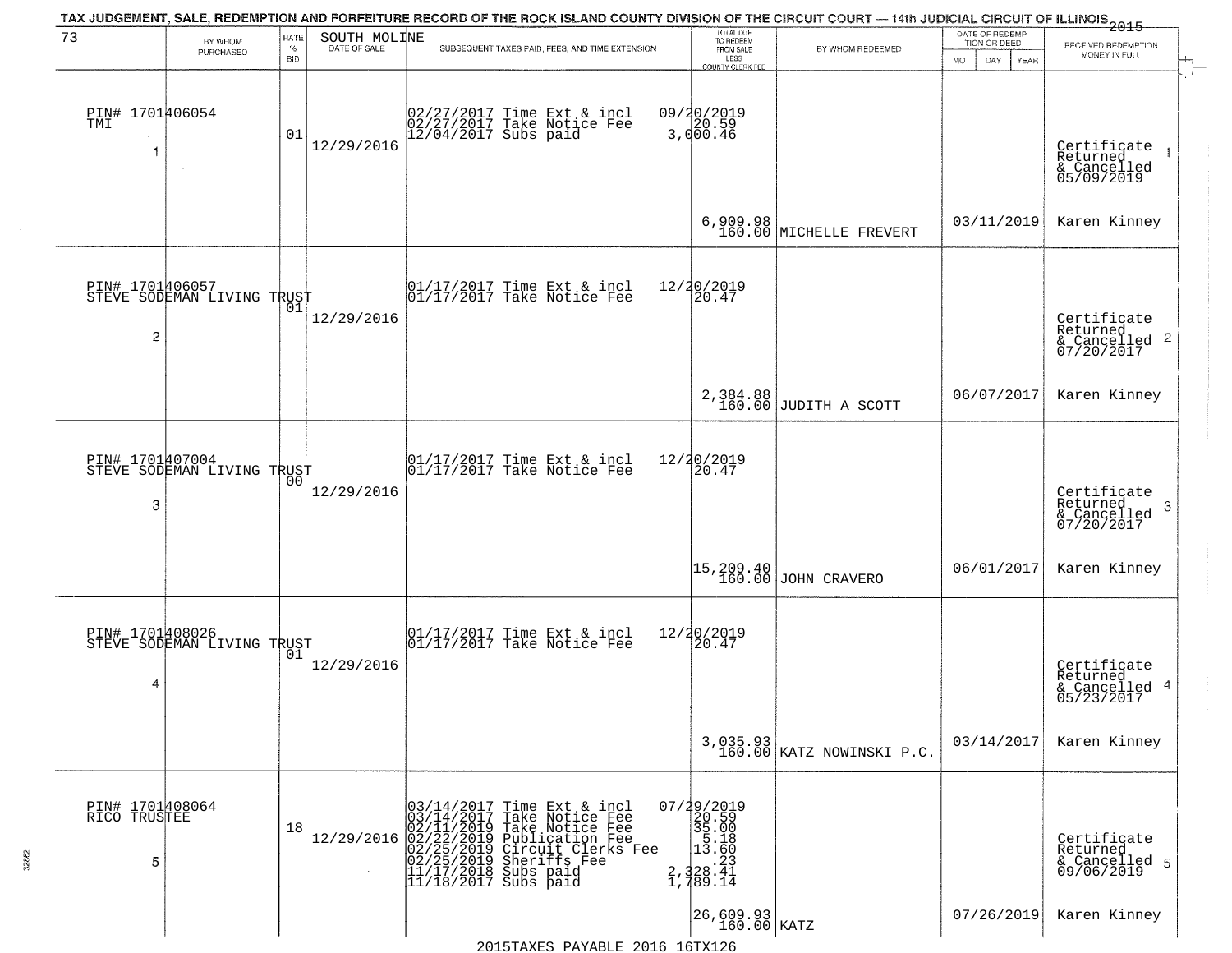TAX JUDGEMENT, SALE, REDEMPTION AND FORFEITURE RECORD OF THE ROCK ISLAND COUNTY DIVISION OF THE CIRCUIT COURT — 14th JUDICIAL CIRCUIT OF ILLINOIS 2015

| 73 | BY WHOM PURCHASED | RATE % BID | SOUTH MOLINE DATE OF SALE | SUBSEQUENT TAXES PAID, FEES, AND TIME EXTENSION | TOTAL DUE TO REDEEM FROM SALE LESS COUNTY CLERK FEE | BY WHOM REDEEMED | DATE OF REDEMPTION OR DEED MO DAY YEAR | RECEIVED REDEMPTION MONEY IN FULL |
|---|---|---|---|---|---|---|---|---|
| PIN# 1701406054 TMI 1 | | 01 | 12/29/2016 | 02/27/2017 Time Ext & incl 02/27/2017 Take Notice Fee 12/04/2017 Subs paid | 09/20/2019 20.59 3,000.46 6,909.98 160.00 | MICHELLE FREVERT | 03/11/2019 | Certificate Returned & Cancelled 05/09/2019 Karen Kinney |
| PIN# 1701406057 STEVE SODEMAN LIVING TRUST 2 | | 01 | 12/29/2016 | 01/17/2017 Time Ext & incl 01/17/2017 Take Notice Fee | 12/20/2019 20.47 2,384.88 160.00 | JUDITH A SCOTT | 06/07/2017 | Certificate Returned & Cancelled 07/20/2017 Karen Kinney |
| PIN# 1701407004 STEVE SODEMAN LIVING TRUST 3 | | 00 | 12/29/2016 | 01/17/2017 Time Ext & incl 01/17/2017 Take Notice Fee | 12/20/2019 20.47 15,209.40 160.00 | JOHN CRAVERO | 06/01/2017 | Certificate Returned & Cancelled 07/20/2017 Karen Kinney |
| PIN# 1701408026 STEVE SODEMAN LIVING TRUST 4 | | 01 | 12/29/2016 | 01/17/2017 Time Ext & incl 01/17/2017 Take Notice Fee | 12/20/2019 20.47 3,035.93 160.00 | KATZ NOWINSKI P.C. | 03/14/2017 | Certificate Returned & Cancelled 05/23/2017 Karen Kinney |
| PIN# 1701408064 RICO TRUSTEE 5 | | 18 | 12/29/2016 | 03/14/2017 Time Ext & incl 03/14/2017 Take Notice Fee 02/11/2019 Take Notice Fee 02/22/2019 Publication Fee 02/25/2019 Circuit Clerks Fee 02/25/2019 Sheriffs Fee 11/17/2018 Subs paid 11/18/2017 Subs paid | 07/29/2019 20.59 35.00 5.18 13.60 .23 2,328.41 1,789.14 26,609.93 160.00 | KATZ | 07/26/2019 | Certificate Returned & Cancelled 09/06/2019 Karen Kinney |

2015TAXES PAYABLE 2016 16TX126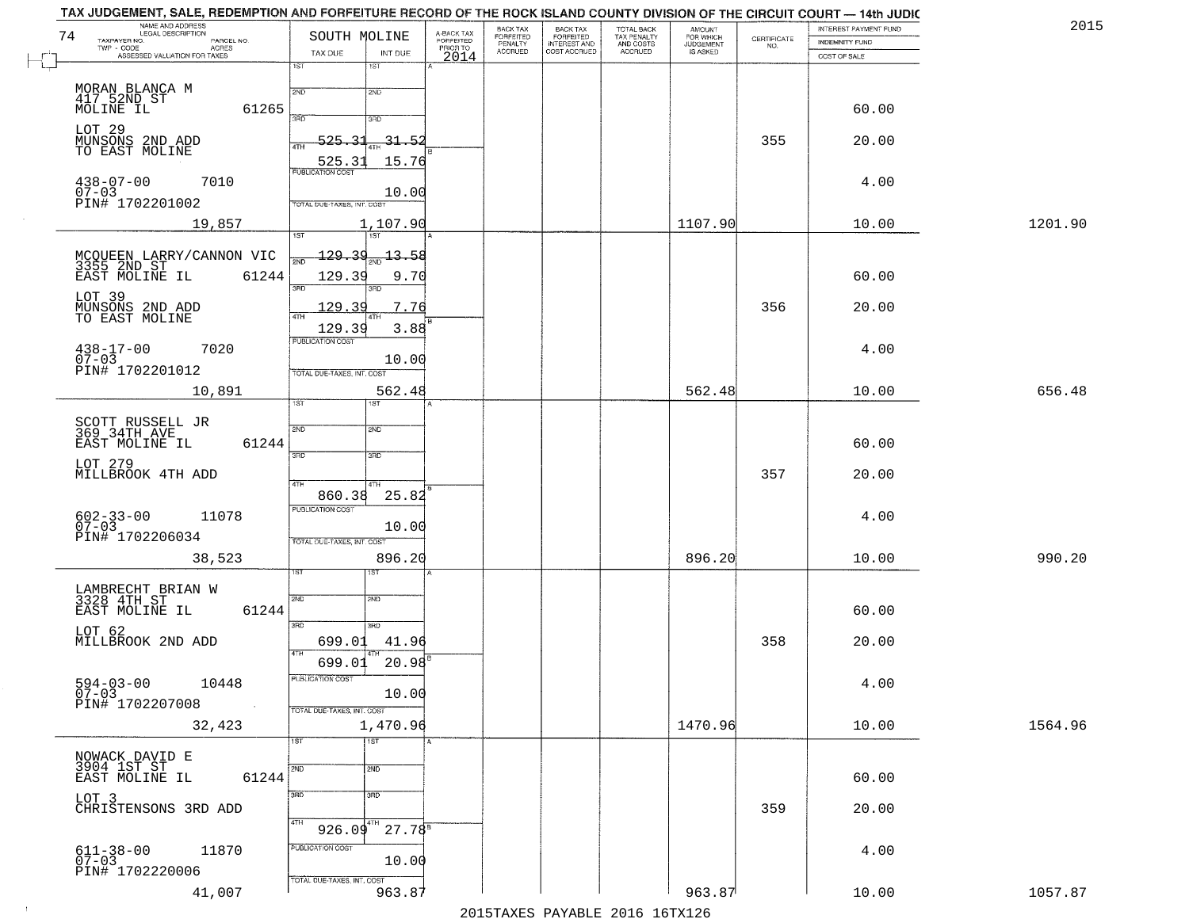# TAX JUDGEMENT, SALE, REDEMPTION AND FORFEITURE RECORD OF THE ROCK ISLAND COUNTY DIVISION OF THE CIRCUIT COURT — 14th JUDIC

2015

74 — SOUTH MOLINE

| NAME AND ADDRESS / LEGAL DESCRIPTION / TAXPAYER NO. / PARCEL NO. / TWP - CODE / ACRES / ASSESSED VALUATION FOR TAXES | TAX DUE | INT DUE | A-BACK TAX FORFEITED PRIOR TO 2014 | BACK TAX FORFEITED PENALTY ACCRUED | BACK TAX FORFEITED INTEREST AND COST ACCRUED | TOTAL BACK TAX PENALTY AND COSTS ACCRUED | AMOUNT FOR WHICH JUDGEMENT IS ASKED | CERTIFICATE NO. | INTEREST PAYMENT FUND / INDEMNITY FUND / COST OF SALE | |
|---|---|---|---|---|---|---|---|---|---|---|
| MORAN BLANCA M, 417 52ND ST, MOLINE IL 61265; LOT 29 MUNSONS 2ND ADD TO EAST MOLINE; 438-07-00 7010; 07-03; PIN# 1702201002; 19,857 | 3RD 525.31; 4TH 525.31; PUBLICATION COST; TOTAL DUE-TAXES, INT. COST 1,107.90 | 3RD 31.52; 4TH 15.76; 10.00 | | | | | 1107.90 | 355 | 60.00; 20.00; 4.00; 10.00 | 1201.90 |
| MCQUEEN LARRY/CANNON VIC, 3355 2ND ST, EAST MOLINE IL 61244; LOT 39 MUNSONS 2ND ADD TO EAST MOLINE; 438-17-00 7020; 07-03; PIN# 1702201012; 10,891 | 1ST 129.39; 2ND 129.39; 3RD 129.39; 4TH 129.39; PUBLICATION COST; TOTAL DUE-TAXES, INT. COST 562.48 | 1ST 13.58; 2ND 9.70; 3RD 7.76; 4TH 3.88; 10.00 | | | | | 562.48 | 356 | 60.00; 20.00; 4.00; 10.00 | 656.48 |
| SCOTT RUSSELL JR, 369 34TH AVE, EAST MOLINE IL 61244; LOT 279 MILLBROOK 4TH ADD; 602-33-00 11078; 07-03; PIN# 1702206034; 38,523 | 4TH 860.38; PUBLICATION COST; TOTAL DUE-TAXES, INT. COST 896.20 | 4TH 25.82; 10.00 | | | | | 896.20 | 357 | 60.00; 20.00; 4.00; 10.00 | 990.20 |
| LAMBRECHT BRIAN W, 3328 4TH ST, EAST MOLINE IL 61244; LOT 62 MILLBROOK 2ND ADD; 594-03-00 10448; 07-03; PIN# 1702207008; 32,423 | 3RD 699.01; 4TH 699.01; PUBLICATION COST; TOTAL DUE-TAXES, INT. COST 1,470.96 | 3RD 41.96; 4TH 20.98; 10.00 | | | | | 1470.96 | 358 | 60.00; 20.00; 4.00; 10.00 | 1564.96 |
| NOWACK DAVID E, 3904 1ST ST, EAST MOLINE IL 61244; LOT 3 CHRISTENSONS 3RD ADD; 611-38-00 11870; 07-03; PIN# 1702220006; 41,007 | 4TH 926.09; PUBLICATION COST; TOTAL DUE-TAXES, INT. COST 963.87 | 4TH 27.78; 10.00 | | | | | 963.87 | 359 | 60.00; 20.00; 4.00; 10.00 | 1057.87 |

2015TAXES PAYABLE 2016 16TX126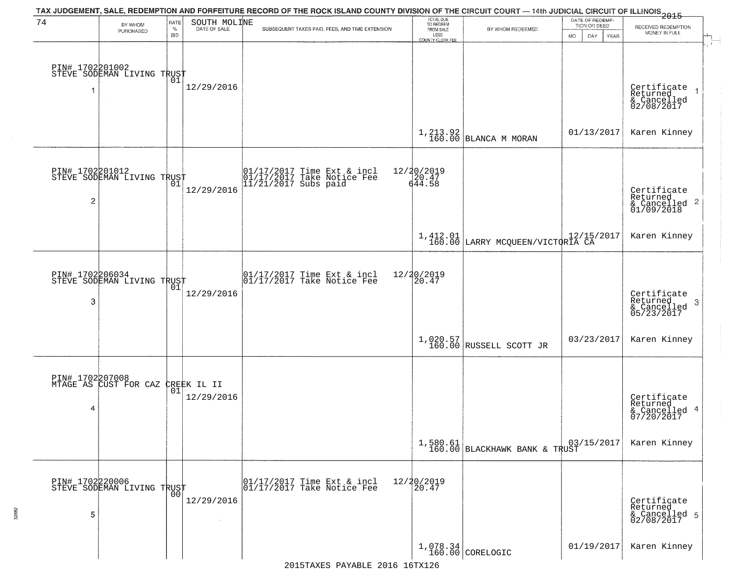TAX JUDGEMENT, SALE, REDEMPTION AND FORFEITURE RECORD OF THE ROCK ISLAND COUNTY DIVISION OF THE CIRCUIT COURT — 14th JUDICIAL CIRCUIT OF ILLINOIS 2015

| 74 | BY WHOM PURCHASED | RATE % BID | SOUTH MOLINE DATE OF SALE | SUBSEQUENT TAXES PAID, FEES, AND TIME EXTENSION | TOTAL DUE TO REDEEM FROM SALE LESS COUNTY CLERK FEE | BY WHOM REDEEMED | DATE OF REDEMPTION OR DEED MO DAY YEAR | RECEIVED REDEMPTION MONEY IN FULL |
|---|---|---|---|---|---|---|---|---|
| 1 | PIN# 1702201002 STEVE SODEMAN LIVING TRUST | 01 | 12/29/2016 | | 1,213.92 160.00 | BLANCA M MORAN | 01/13/2017 | Certificate Returned & Cancelled 02/08/2017 Karen Kinney |
| 2 | PIN# 1702201012 STEVE SODEMAN LIVING TRUST | 01 | 12/29/2016 | 01/17/2017 Time Ext & incl 12/20/2019; 01/17/2017 Take Notice Fee 20.47; 11/21/2017 Subs paid 644.58 | 1,412.01 160.00 | LARRY MCQUEEN/VICTORIA CA | 12/15/2017 | Certificate Returned & Cancelled 01/09/2018 Karen Kinney |
| 3 | PIN# 1702206034 STEVE SODEMAN LIVING TRUST | 01 | 12/29/2016 | 01/17/2017 Time Ext & incl 12/20/2019; 01/17/2017 Take Notice Fee 20.47 | 1,020.57 160.00 | RUSSELL SCOTT JR | 03/23/2017 | Certificate Returned & Cancelled 05/23/2017 Karen Kinney |
| 4 | PIN# 1702207008 MTAGE AS CUST FOR CAZ CREEK IL II | 01 | 12/29/2016 | | 1,580.61 160.00 | BLACKHAWK BANK & TRUST | 03/15/2017 | Certificate Returned & Cancelled 07/20/2017 Karen Kinney |
| 5 | PIN# 1702220006 STEVE SODEMAN LIVING TRUST | 00 | 12/29/2016 | 01/17/2017 Time Ext & incl 12/20/2019; 01/17/2017 Take Notice Fee 20.47 | 1,078.34 160.00 | CORELOGIC | 01/19/2017 | Certificate Returned & Cancelled 02/08/2017 Karen Kinney |

2015TAXES PAYABLE 2016 16TX126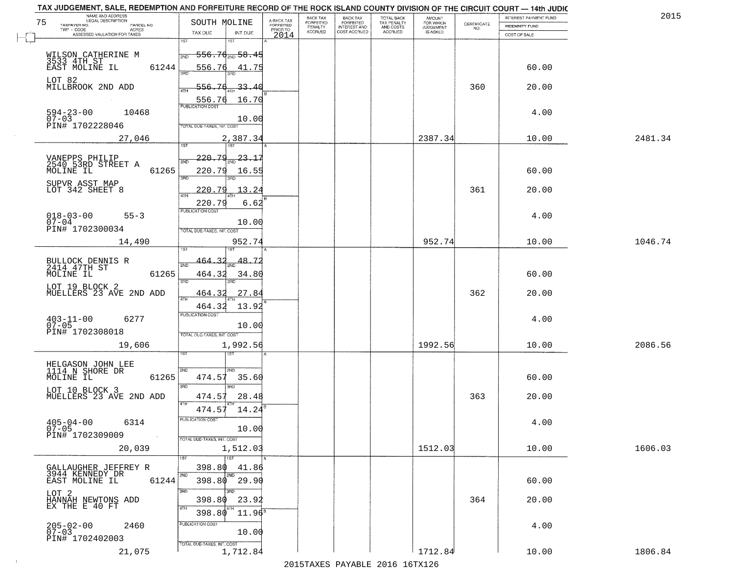TAX JUDGEMENT, SALE, REDEMPTION AND FORFEITURE RECORD OF THE ROCK ISLAND COUNTY DIVISION OF THE CIRCUIT COURT — 14th JUDIC

2015

| 75 NAME AND ADDRESS / LEGAL DESCRIPTION / TAXPAYER NO. / PARCEL NO. / TWP - CODE / ACRES / ASSESSED VALUATION FOR TAXES | SOUTH MOLINE TAX DUE | INT DUE | A-BACK TAX FORFEITED PRIOR TO 2014 | BACK TAX FORFEITED PENALTY ACCRUED | BACK TAX FORFEITED INTEREST AND COST ACCRUED | TOTAL BACK TAX PENALTY AND COSTS ACCRUED | AMOUNT FOR WHICH JUDGEMENT IS ASKED | CERTIFICATE NO. | INTEREST PAYMENT FUND / INDEMNITY FUND / COST OF SALE | |
|---|---|---|---|---|---|---|---|---|---|---|
| WILSON CATHERINE M, 3533 4TH ST, EAST MOLINE IL 61244 | 1ST 556.76 | 1ST 58.45 | | | | | | | | |
| | 2ND 556.76 | 2ND 41.75 | | | | | | | 60.00 | |
| LOT 82, MILLBROOK 2ND ADD | 3RD 556.76 | 3RD 33.40 | | | | | | 360 | 20.00 | |
| | 4TH 556.76 | 4TH 16.70 | | | | | | | | |
| 594-23-00 10468, 07-03, PIN# 1702228046 | PUBLICATION COST | 10.00 | | | | | | | 4.00 | |
| 27,046 | TOTAL DUE-TAXES, INT. COST | 2,387.34 | | | | | 2387.34 | | 10.00 | 2481.34 |
| VANEPPS PHILIP, 2540 53RD STREET A, MOLINE IL 61265 | 1ST 220.79 | 1ST 23.17 | | | | | | | | |
| | 2ND 220.79 | 2ND 16.55 | | | | | | | 60.00 | |
| SUPVR ASST MAP, LOT 342 SHEET 8 | 3RD 220.79 | 3RD 13.24 | | | | | | 361 | 20.00 | |
| | 4TH 220.79 | 4TH 6.62 | | | | | | | | |
| 018-03-00 55-3, 07-04, PIN# 1702300034 | PUBLICATION COST | 10.00 | | | | | | | 4.00 | |
| 14,490 | TOTAL DUE-TAXES, INT. COST | 952.74 | | | | | 952.74 | | 10.00 | 1046.74 |
| BULLOCK DENNIS R, 2414 47TH ST, MOLINE IL 61265 | 1ST 464.32 | 1ST 48.72 | | | | | | | | |
| | 2ND 464.32 | 2ND 34.80 | | | | | | | 60.00 | |
| LOT 19 BLOCK 2, MUELLERS 23 AVE 2ND ADD | 3RD 464.32 | 3RD 27.84 | | | | | | 362 | 20.00 | |
| | 4TH 464.32 | 4TH 13.92 | | | | | | | | |
| 403-11-00 6277, 07-05, PIN# 1702308018 | PUBLICATION COST | 10.00 | | | | | | | 4.00 | |
| 19,606 | TOTAL DUE-TAXES, INT. COST | 1,992.56 | | | | | 1992.56 | | 10.00 | 2086.56 |
| HELGASON JOHN LEE, 1114 N SHORE DR, MOLINE IL 61265 | 1ST | 1ST | | | | | | | | |
| | 2ND 474.57 | 2ND 35.60 | | | | | | | 60.00 | |
| LOT 10 BLOCK 3, MUELLERS 23 AVE 2ND ADD | 3RD 474.57 | 3RD 28.48 | | | | | | 363 | 20.00 | |
| | 4TH 474.57 | 4TH 14.24 | | | | | | | | |
| 405-04-00 6314, 07-05, PIN# 1702309009 | PUBLICATION COST | 10.00 | | | | | | | 4.00 | |
| 20,039 | TOTAL DUE-TAXES, INT. COST | 1,512.03 | | | | | 1512.03 | | 10.00 | 1606.03 |
| GALLAUGHER JEFFREY R, 3944 KENNEDY DR, EAST MOLINE IL 61244 | 1ST 398.80 | 1ST 41.86 | | | | | | | | |
| | 2ND 398.80 | 2ND 29.90 | | | | | | | 60.00 | |
| LOT 2, HANNAH NEWTONS ADD, EX THE E 40 FT | 3RD 398.80 | 3RD 23.92 | | | | | | 364 | 20.00 | |
| | 4TH 398.80 | 4TH 11.96 | | | | | | | | |
| 205-02-00 2460, 07-03, PIN# 1702402003 | PUBLICATION COST | 10.00 | | | | | | | 4.00 | |
| 21,075 | TOTAL DUE-TAXES, INT. COST | 1,712.84 | | | | | 1712.84 | | 10.00 | 1806.84 |

2015TAXES PAYABLE 2016 16TX126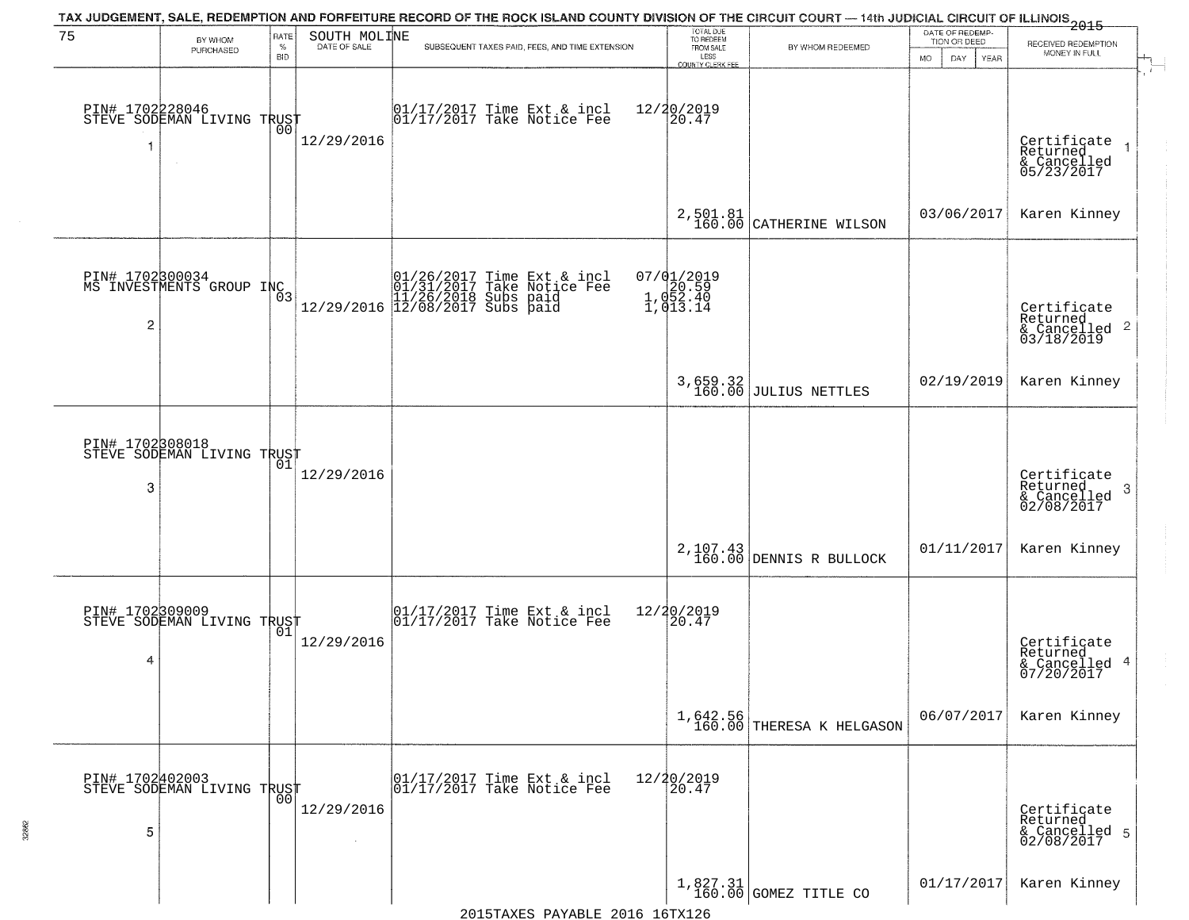TAX JUDGEMENT, SALE, REDEMPTION AND FORFEITURE RECORD OF THE ROCK ISLAND COUNTY DIVISION OF THE CIRCUIT COURT — 14th JUDICIAL CIRCUIT OF ILLINOIS 2015

| 75 | BY WHOM PURCHASED | RATE % BID | SOUTH MOLINE DATE OF SALE | SUBSEQUENT TAXES PAID, FEES, AND TIME EXTENSION | TOTAL DUE TO REDEEM FROM SALE LESS COUNTY CLERK FEE | BY WHOM REDEEMED | DATE OF REDEMPTION OR DEED MO DAY YEAR | RECEIVED REDEMPTION MONEY IN FULL |
|---|---|---|---|---|---|---|---|---|
| 1 | PIN# 1702228046 STEVE SODEMAN LIVING TRUST | 00 | 12/29/2016 | 01/17/2017 Time Ext & incl 12/20/2019<br>01/17/2017 Take Notice Fee 20.47 | 2,501.81<br>160.00 | CATHERINE WILSON | 03/06/2017 | Certificate Returned & Cancelled 05/23/2017<br>Karen Kinney |
| 2 | PIN# 1702300034 MS INVESTMENTS GROUP INC | 03 | 12/29/2016 | 01/26/2017 Time Ext & incl 07/01/2019<br>01/31/2017 Take Notice Fee 20.59<br>11/26/2018 Subs paid 1,052.40<br>12/08/2017 Subs paid 1,013.14 | 3,659.32<br>160.00 | JULIUS NETTLES | 02/19/2019 | Certificate Returned & Cancelled 03/18/2019<br>Karen Kinney |
| 3 | PIN# 1702308018 STEVE SODEMAN LIVING TRUST | 01 | 12/29/2016 | | 2,107.43<br>160.00 | DENNIS R BULLOCK | 01/11/2017 | Certificate Returned & Cancelled 02/08/2017<br>Karen Kinney |
| 4 | PIN# 1702309009 STEVE SODEMAN LIVING TRUST | 01 | 12/29/2016 | 01/17/2017 Time Ext & incl 12/20/2019<br>01/17/2017 Take Notice Fee 20.47 | 1,642.56<br>160.00 | THERESA K HELGASON | 06/07/2017 | Certificate Returned & Cancelled 07/20/2017<br>Karen Kinney |
| 5 | PIN# 1702402003 STEVE SODEMAN LIVING TRUST | 00 | 12/29/2016 | 01/17/2017 Time Ext & incl 12/20/2019<br>01/17/2017 Take Notice Fee 20.47 | 1,827.31<br>160.00 | GOMEZ TITLE CO | 01/17/2017 | Certificate Returned & Cancelled 02/08/2017<br>Karen Kinney |

2015TAXES PAYABLE 2016 16TX126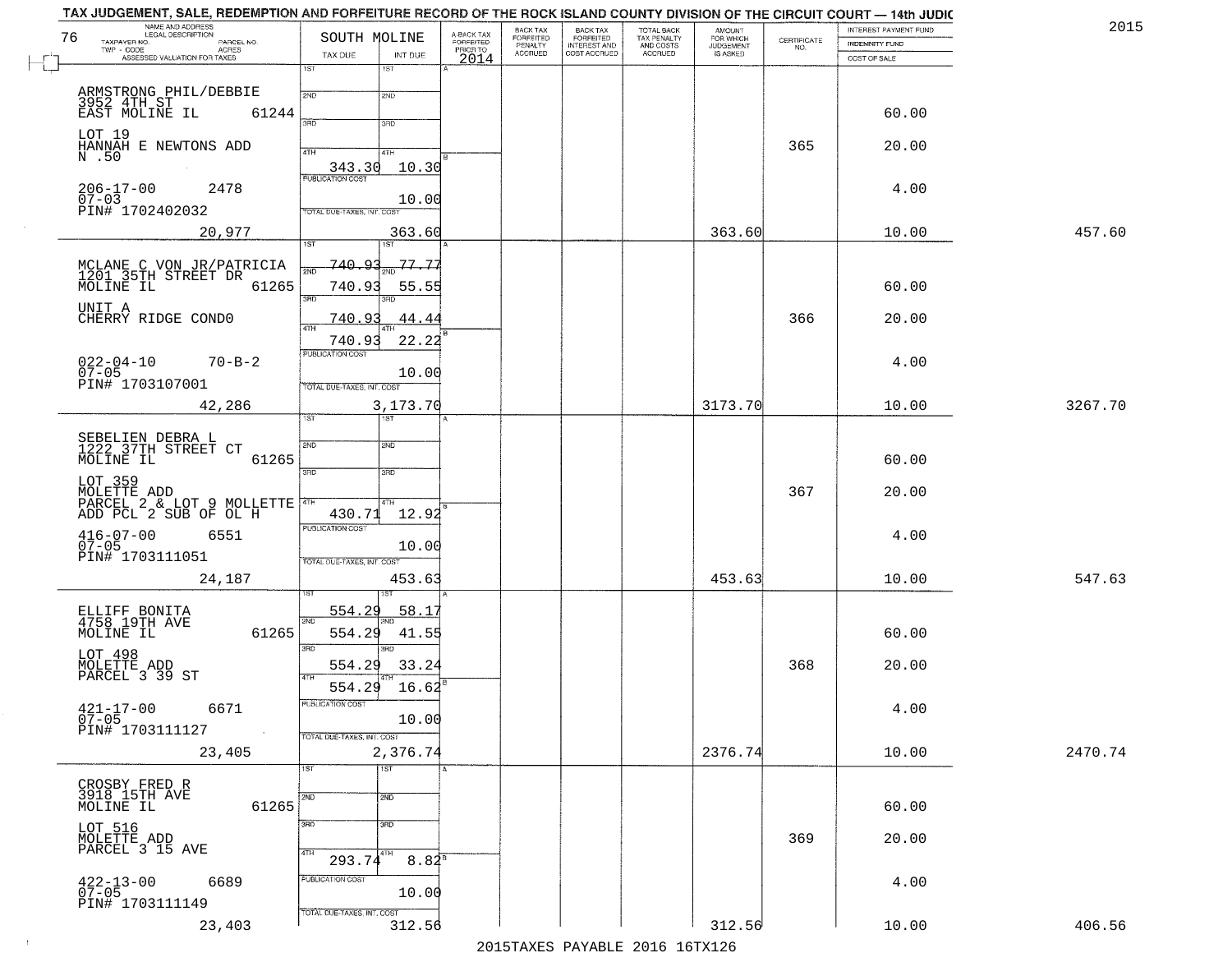TAX JUDGEMENT, SALE, REDEMPTION AND FORFEITURE RECORD OF THE ROCK ISLAND COUNTY DIVISION OF THE CIRCUIT COURT — 14th JUDIC

2015

| 76 NAME AND ADDRESS / LEGAL DESCRIPTION / TAXPAYER NO. / PARCEL NO. / TWP - CODE / ACRES / ASSESSED VALUATION FOR TAXES | SOUTH MOLINE TAX DUE | INT DUE | A-BACK TAX FORFEITED PRIOR TO 2014 | BACK TAX FORFEITED PENALTY ACCRUED | BACK TAX FORFEITED INTEREST AND COST ACCRUED | TOTAL BACK TAX PENALTY AND COSTS ACCRUED | AMOUNT FOR WHICH JUDGEMENT IS ASKED | CERTIFICATE NO. | INTEREST PAYMENT FUND / INDEMNITY FUND / COST OF SALE | |
|---|---|---|---|---|---|---|---|---|---|---|
| ARMSTRONG PHIL/DEBBIE 3952 4TH ST EAST MOLINE IL 61244 LOT 19 HANNAH E NEWTONS ADD N .50 206-17-00 2478 07-03 PIN# 1702402032 | 4TH 343.30 | 10.30 | | | | | | 365 | 60.00 / 20.00 | |
| | PUBLICATION COST | 10.00 | | | | | | | 4.00 | |
| 20,977 | TOTAL DUE-TAXES, INT. COST | 363.60 | | | | | 363.60 | | 10.00 | 457.60 |
| MCLANE C VON JR/PATRICIA 1201 35TH STREET DR MOLINE IL 61265 UNIT A CHERRY RIDGE CONDO 022-04-10 70-B-2 07-05 PIN# 1703107001 | 1ST ~~740.93~~ | ~~77.77~~ | | | | | | | | |
| | 2ND 740.93 | 55.55 | | | | | | | 60.00 | |
| | 3RD 740.93 | 44.44 | | | | | | 366 | 20.00 | |
| | 4TH 740.93 | 22.22 | | | | | | | | |
| | PUBLICATION COST | 10.00 | | | | | | | 4.00 | |
| 42,286 | TOTAL DUE-TAXES, INT. COST | 3,173.70 | | | | | 3173.70 | | 10.00 | 3267.70 |
| SEBELIEN DEBRA L 1222 37TH STREET CT MOLINE IL 61265 LOT 359 MOLETTE ADD PARCEL 2 & LOT 9 MOLLETTE ADD PCL 2 SUB OF OL H 416-07-00 6551 07-05 PIN# 1703111051 | 4TH 430.71 | 12.92 | | | | | | 367 | 60.00 / 20.00 | |
| | PUBLICATION COST | 10.00 | | | | | | | 4.00 | |
| 24,187 | TOTAL DUE-TAXES, INT. COST | 453.63 | | | | | 453.63 | | 10.00 | 547.63 |
| ELLIFF BONITA 4758 19TH AVE MOLINE IL 61265 LOT 498 MOLETTE ADD PARCEL 3 39 ST 421-17-00 6671 07-05 PIN# 1703111127 | 1ST 554.29 | 58.17 | | | | | | | | |
| | 2ND 554.29 | 41.55 | | | | | | | 60.00 | |
| | 3RD 554.29 | 33.24 | | | | | | 368 | 20.00 | |
| | 4TH 554.29 | 16.62 | | | | | | | | |
| | PUBLICATION COST | 10.00 | | | | | | | 4.00 | |
| 23,405 | TOTAL DUE-TAXES, INT. COST | 2,376.74 | | | | | 2376.74 | | 10.00 | 2470.74 |
| CROSBY FRED R 3918 15TH AVE MOLINE IL 61265 LOT 516 MOLETTE ADD PARCEL 3 15 AVE 422-13-00 6689 07-05 PIN# 1703111149 | 4TH 293.74 | 8.82 | | | | | | 369 | 60.00 / 20.00 | |
| | PUBLICATION COST | 10.00 | | | | | | | 4.00 | |
| 23,403 | TOTAL DUE-TAXES, INT. COST | 312.56 | | | | | 312.56 | | 10.00 | 406.56 |

2015TAXES PAYABLE 2016 16TX126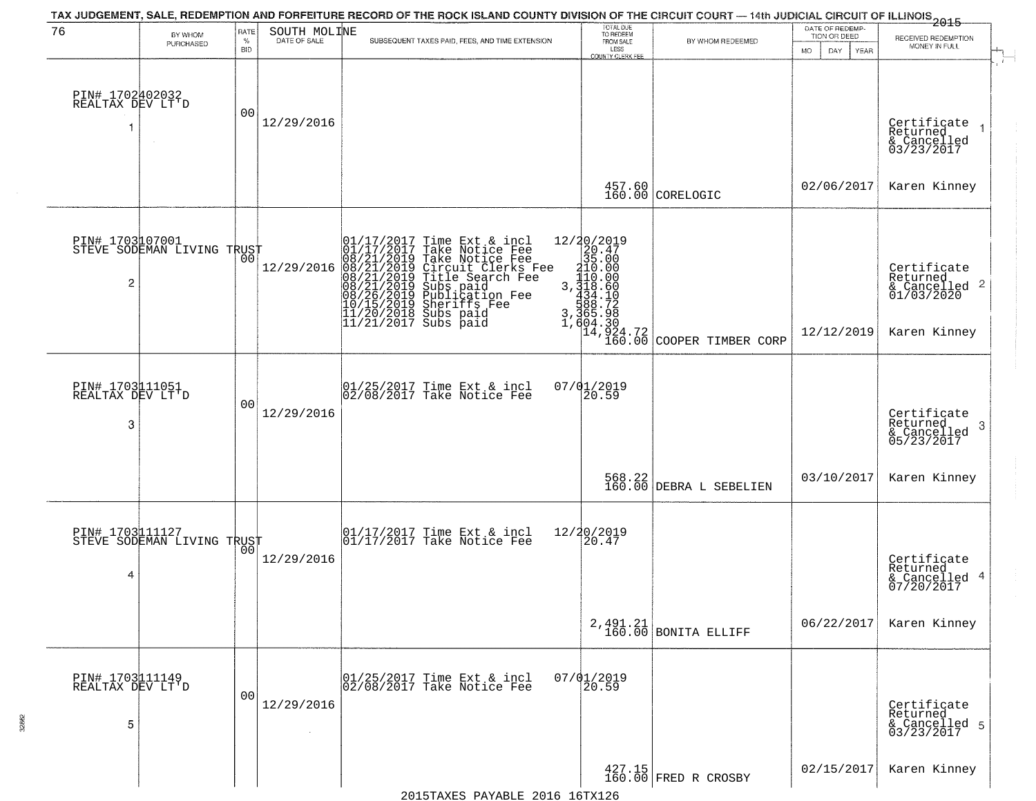# TAX JUDGEMENT, SALE, REDEMPTION AND FORFEITURE RECORD OF THE ROCK ISLAND COUNTY DIVISION OF THE CIRCUIT COURT — 14th JUDICIAL CIRCUIT OF ILLINOIS 2015

| 76 BY WHOM PURCHASED | RATE % BID | SOUTH MOLINE DATE OF SALE | SUBSEQUENT TAXES PAID, FEES, AND TIME EXTENSION | TOTAL DUE TO REDEEM FROM SALE LESS COUNTY CLERK FEE | BY WHOM REDEEMED | DATE OF REDEMPTION OR DEED MO DAY YEAR | RECEIVED REDEMPTION MONEY IN FULL |
|---|---|---|---|---|---|---|---|
| PIN# 1702402032 REALTAX DEV LT'D 1 | 00 | 12/29/2016 | | 457.60 160.00 | CORELOGIC | 02/06/2017 | Certificate Returned & Cancelled 03/23/2017 1 Karen Kinney |
| PIN# 1703107001 STEVE SODEMAN LIVING TRUST 2 | 00 | 12/29/2016 | 01/17/2017 Time Ext & incl 12/20/2019<br>01/17/2017 Take Notice Fee 20.47<br>08/21/2019 Take Notice Fee 35.00<br>08/21/2019 Circuit Clerks Fee 210.00<br>08/21/2019 Title Search Fee 110.00<br>08/21/2019 Subs paid 3,318.60<br>08/26/2019 Publication Fee 434.10<br>10/15/2019 Sheriffs Fee 588.72<br>11/20/2018 Subs paid 3,365.98<br>11/21/2017 Subs paid 1,604.30 | 14,924.72 160.00 | COOPER TIMBER CORP | 12/12/2019 | Certificate Returned & Cancelled 01/03/2020 2 Karen Kinney |
| PIN# 1703111051 REALTAX DEV LT'D 3 | 00 | 12/29/2016 | 01/25/2017 Time Ext & incl 07/01/2019<br>02/08/2017 Take Notice Fee 20.59 | 568.22 160.00 | DEBRA L SEBELIEN | 03/10/2017 | Certificate Returned & Cancelled 05/23/2017 3 Karen Kinney |
| PIN# 1703111127 STEVE SODEMAN LIVING TRUST 4 | 00 | 12/29/2016 | 01/17/2017 Time Ext & incl 12/20/2019<br>01/17/2017 Take Notice Fee 20.47 | 2,491.21 160.00 | BONITA ELLIFF | 06/22/2017 | Certificate Returned & Cancelled 07/20/2017 4 Karen Kinney |
| PIN# 1703111149 REALTAX DEV LT'D 5 | 00 | 12/29/2016 | 01/25/2017 Time Ext & incl 07/01/2019<br>02/08/2017 Take Notice Fee 20.59 | 427.15 160.00 | FRED R CROSBY | 02/15/2017 | Certificate Returned & Cancelled 03/23/2017 5 Karen Kinney |

2015TAXES PAYABLE 2016 16TX126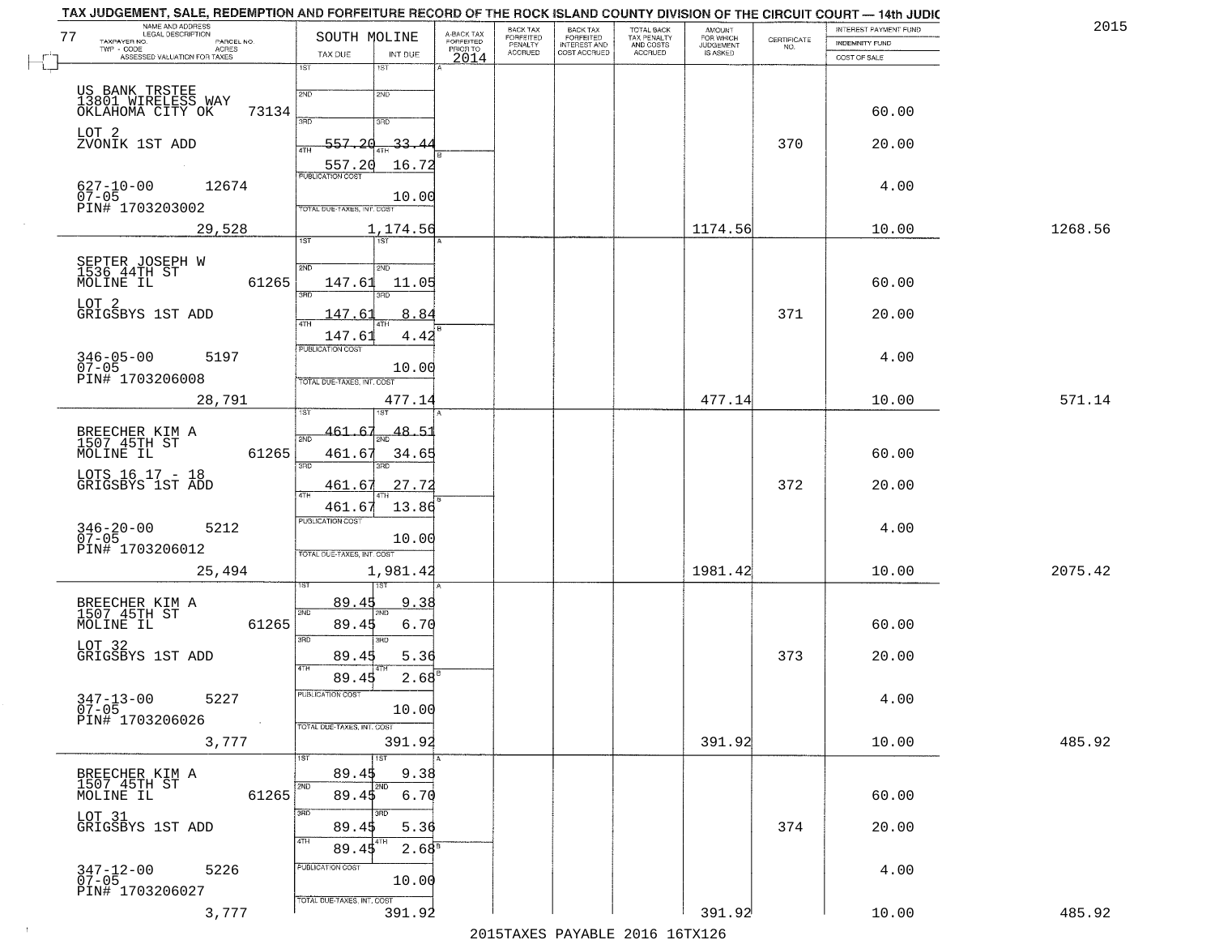# TAX JUDGEMENT, SALE, REDEMPTION AND FORFEITURE RECORD OF THE ROCK ISLAND COUNTY DIVISION OF THE CIRCUIT COURT — 14th JUDIC

2015

77 — SOUTH MOLINE

| NAME AND ADDRESS / LEGAL DESCRIPTION / TAXPAYER NO. / PARCEL NO. / TWP - CODE / ACRES / ASSESSED VALUATION FOR TAXES | TAX DUE | INT DUE | A-BACK TAX FORFEITED PRIOR TO 2014 | BACK TAX FORFEITED PENALTY ACCRUED | BACK TAX FORFEITED INTEREST AND COST ACCRUED | TOTAL BACK TAX PENALTY AND COSTS ACCRUED | AMOUNT FOR WHICH JUDGEMENT IS ASKED | CERTIFICATE NO. | INTEREST PAYMENT FUND / INDEMNITY FUND / COST OF SALE | |
|---|---|---|---|---|---|---|---|---|---|---|
| US BANK TRSTEE<br>13801 WIRELESS WAY<br>OKLAHOMA CITY OK 73134<br>LOT 2<br>ZVONIK 1ST ADD<br>627-10-00 12674<br>07-05<br>PIN# 1703203002<br>29,528 | 1ST<br>2ND<br>3RD<br>4TH 557.20<br>557.20<br>PUBLICATION COST<br>TOTAL DUE-TAXES, INT. COST | 1ST<br>2ND<br>3RD<br>33.44<br>16.72<br>10.00<br>1,174.56 | | | | | 1174.56 | 370 | 60.00<br>20.00<br>4.00<br>10.00 | 1268.56 |
| SEPTER JOSEPH W<br>1536 44TH ST<br>MOLINE IL 61265<br>LOT 2<br>GRIGSBYS 1ST ADD<br>346-05-00 5197<br>07-05<br>PIN# 1703206008<br>28,791 | 1ST<br>2ND 147.61<br>3RD 147.61<br>4TH 147.61<br>PUBLICATION COST<br>TOTAL DUE-TAXES, INT. COST | 1ST<br>11.05<br>8.84<br>4.42<br>10.00<br>477.14 | | | | | 477.14 | 371 | 60.00<br>20.00<br>4.00<br>10.00 | 571.14 |
| BREECHER KIM A<br>1507 45TH ST<br>MOLINE IL 61265<br>LOTS 16 17 - 18<br>GRIGSBYS 1ST ADD<br>346-20-00 5212<br>07-05<br>PIN# 1703206012<br>25,494 | 1ST 461.67<br>2ND 461.67<br>3RD 461.67<br>4TH 461.67<br>PUBLICATION COST<br>TOTAL DUE-TAXES, INT. COST | 48.51<br>34.65<br>27.72<br>13.86<br>10.00<br>1,981.42 | | | | | 1981.42 | 372 | 60.00<br>20.00<br>4.00<br>10.00 | 2075.42 |
| BREECHER KIM A<br>1507 45TH ST<br>MOLINE IL 61265<br>LOT 32<br>GRIGSBYS 1ST ADD<br>347-13-00 5227<br>07-05<br>PIN# 1703206026<br>3,777 | 1ST 89.45<br>2ND 89.45<br>3RD 89.45<br>4TH 89.45<br>PUBLICATION COST<br>TOTAL DUE-TAXES, INT. COST | 9.38<br>6.70<br>5.36<br>2.68<br>10.00<br>391.92 | | | | | 391.92 | 373 | 60.00<br>20.00<br>4.00<br>10.00 | 485.92 |
| BREECHER KIM A<br>1507 45TH ST<br>MOLINE IL 61265<br>LOT 31<br>GRIGSBYS 1ST ADD<br>347-12-00 5226<br>07-05<br>PIN# 1703206027<br>3,777 | 1ST 89.45<br>2ND 89.45<br>3RD 89.45<br>4TH 89.45<br>PUBLICATION COST<br>TOTAL DUE-TAXES, INT. COST | 9.38<br>6.70<br>5.36<br>2.68<br>10.00<br>391.92 | | | | | 391.92 | 374 | 60.00<br>20.00<br>4.00<br>10.00 | 485.92 |

2015TAXES PAYABLE 2016 16TX126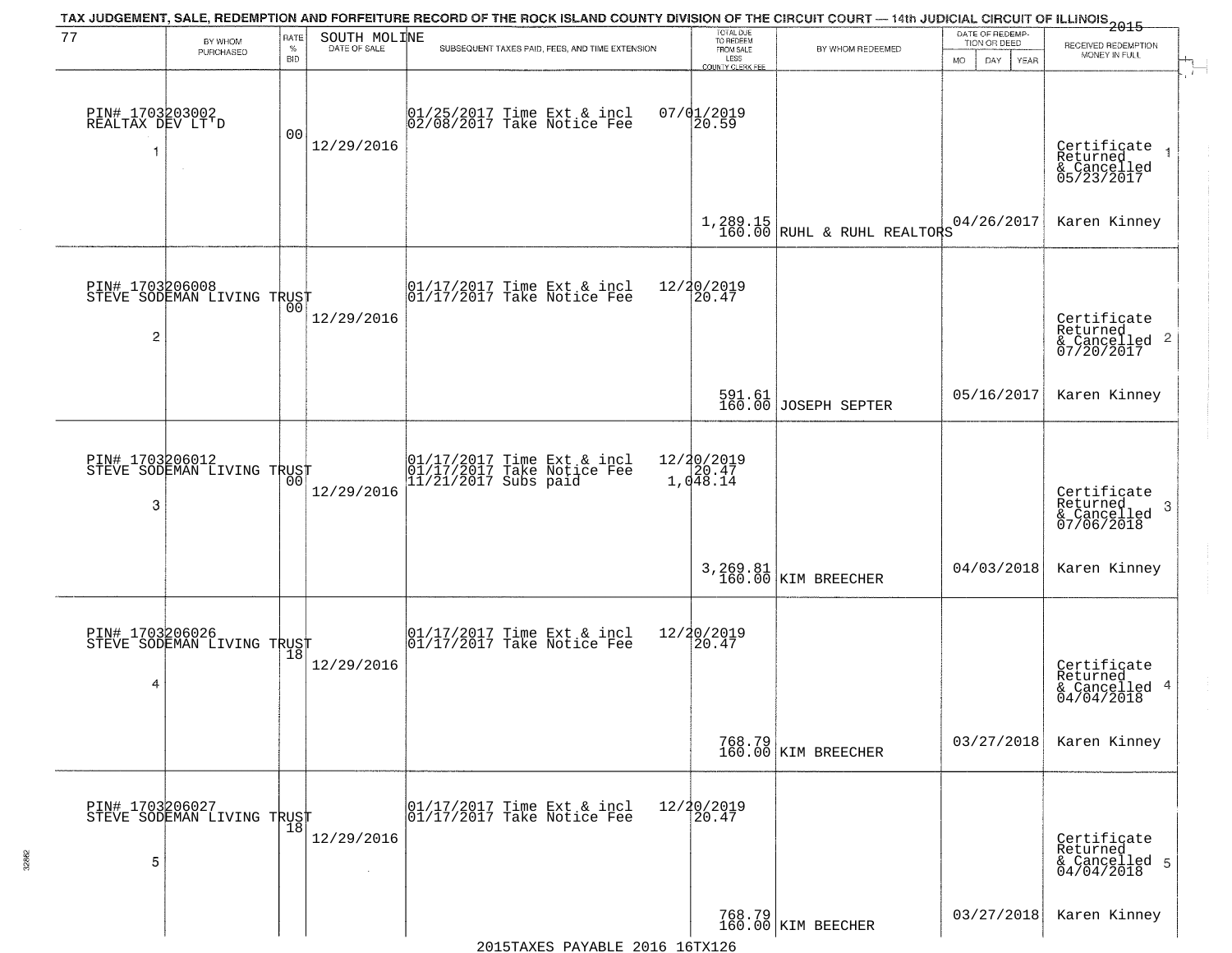TAX JUDGEMENT, SALE, REDEMPTION AND FORFEITURE RECORD OF THE ROCK ISLAND COUNTY DIVISION OF THE CIRCUIT COURT — 14th JUDICIAL CIRCUIT OF ILLINOIS 2015

| 77 | BY WHOM PURCHASED | RATE % BID | SOUTH MOLINE DATE OF SALE | SUBSEQUENT TAXES PAID, FEES, AND TIME EXTENSION | TOTAL DUE TO REDEEM FROM SALE LESS COUNTY CLERK FEE | BY WHOM REDEEMED | DATE OF REDEMPTION OR DEED MO DAY YEAR | RECEIVED REDEMPTION MONEY IN FULL |
|---|---|---|---|---|---|---|---|---|
| 1 | PIN# 1703203002 REALTAX DEV LT'D | 00 | 12/29/2016 | 01/25/2017 Time Ext & incl 02/08/2017 Take Notice Fee | 07/01/2019 20.59 1,289.15 160.00 | RUHL & RUHL REALTORS | 04/26/2017 | Certificate Returned & Cancelled 05/23/2017 Karen Kinney |
| 2 | PIN# 1703206008 STEVE SODEMAN LIVING TRUST | 00 | 12/29/2016 | 01/17/2017 Time Ext & incl 01/17/2017 Take Notice Fee | 12/20/2019 20.47 591.61 160.00 | JOSEPH SEPTER | 05/16/2017 | Certificate Returned & Cancelled 07/20/2017 Karen Kinney |
| 3 | PIN# 1703206012 STEVE SODEMAN LIVING TRUST | 00 | 12/29/2016 | 01/17/2017 Time Ext & incl 01/17/2017 Take Notice Fee 11/21/2017 Subs paid | 12/20/2019 20.47 1,048.14 3,269.81 160.00 | KIM BREECHER | 04/03/2018 | Certificate Returned & Cancelled 07/06/2018 Karen Kinney |
| 4 | PIN# 1703206026 STEVE SODEMAN LIVING TRUST | 18 | 12/29/2016 | 01/17/2017 Time Ext & incl 01/17/2017 Take Notice Fee | 12/20/2019 20.47 768.79 160.00 | KIM BREECHER | 03/27/2018 | Certificate Returned & Cancelled 04/04/2018 Karen Kinney |
| 5 | PIN# 1703206027 STEVE SODEMAN LIVING TRUST | 18 | 12/29/2016 | 01/17/2017 Time Ext & incl 01/17/2017 Take Notice Fee | 12/20/2019 20.47 768.79 160.00 | KIM BEECHER | 03/27/2018 | Certificate Returned & Cancelled 04/04/2018 Karen Kinney |

2015TAXES PAYABLE 2016 16TX126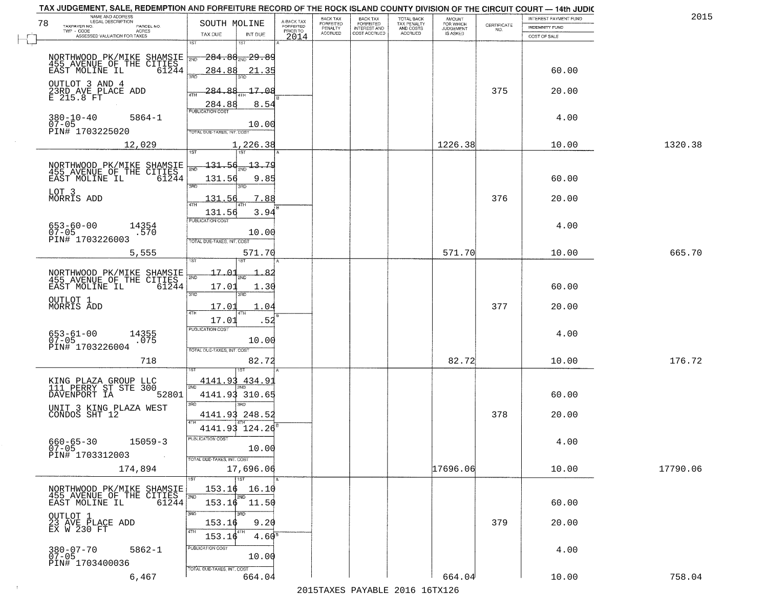TAX JUDGEMENT, SALE, REDEMPTION AND FORFEITURE RECORD OF THE ROCK ISLAND COUNTY DIVISION OF THE CIRCUIT COURT — 14th JUDIC

| NAME AND ADDRESS / LEGAL DESCRIPTION / TAXPAYER NO. / PARCEL NO. / TWP - CODE / ACRES / ASSESSED VALUATION FOR TAXES | SOUTH MOLINE TAX DUE | INT DUE | A-BACK TAX FORFEITED PRIOR TO 2014 | BACK TAX FORFEITED PENALTY ACCRUED | BACK TAX FORFEITED INTEREST AND COST ACCRUED | TOTAL BACK TAX PENALTY AND COSTS ACCRUED | AMOUNT FOR WHICH JUDGEMENT IS ASKED | CERTIFICATE NO. | INTEREST PAYMENT FUND / INDEMNITY FUND / COST OF SALE | 2015 |
|---|---|---|---|---|---|---|---|---|---|---|
| NORTHWOOD PK/MIKE SHAMSIE 455 AVENUE OF THE CITIES EAST MOLINE IL 61244 | 1ST 284.88 | 29.89 | | | | | | | | |
| | 2ND 284.88 | 21.35 | | | | | | | 60.00 | |
| OUTLOT 3 AND 4 23RD AVE PLACE ADD E 215.8 FT | 3RD 284.88 | 17.08 | | | | | | 375 | 20.00 | |
| | 4TH 284.88 | 8.54 | | | | | | | | |
| 380-10-40 5864-1 07-05 PIN# 1703225020 | PUBLICATION COST | 10.00 | | | | | | | 4.00 | |
| 12,029 | TOTAL DUE-TAXES, INT. COST | 1,226.38 | | | | | 1226.38 | | 10.00 | 1320.38 |
| NORTHWOOD PK/MIKE SHAMSIE 455 AVENUE OF THE CITIES EAST MOLINE IL 61244 | 1ST 131.56 | 13.79 | | | | | | | | |
| | 2ND 131.56 | 9.85 | | | | | | | 60.00 | |
| LOT 3 MORRIS ADD | 3RD 131.56 | 7.88 | | | | | | 376 | 20.00 | |
| | 4TH 131.56 | 3.94 | | | | | | | | |
| 653-60-00 14354 07-05 .570 PIN# 1703226003 | PUBLICATION COST | 10.00 | | | | | | | 4.00 | |
| 5,555 | TOTAL DUE-TAXES, INT. COST | 571.70 | | | | | 571.70 | | 10.00 | 665.70 |
| NORTHWOOD PK/MIKE SHAMSIE 455 AVENUE OF THE CITIES EAST MOLINE IL 61244 | 1ST 17.01 | 1.82 | | | | | | | | |
| | 2ND 17.01 | 1.30 | | | | | | | 60.00 | |
| OUTLOT 1 MORRIS ADD | 3RD 17.01 | 1.04 | | | | | | 377 | 20.00 | |
| | 4TH 17.01 | .52 | | | | | | | | |
| 653-61-00 14355 07-05 .075 PIN# 1703226004 | PUBLICATION COST | 10.00 | | | | | | | 4.00 | |
| 718 | TOTAL DUE-TAXES, INT. COST | 82.72 | | | | | 82.72 | | 10.00 | 176.72 |
| KING PLAZA GROUP LLC 111 PERRY ST STE 300 DAVENPORT IA 52801 | 1ST 4141.93 | 434.91 | | | | | | | | |
| | 2ND 4141.93 | 310.65 | | | | | | | 60.00 | |
| UNIT 3 KING PLAZA WEST CONDOS SHT 12 | 3RD 4141.93 | 248.52 | | | | | | 378 | 20.00 | |
| | 4TH 4141.93 | 124.26 | | | | | | | | |
| 660-65-30 15059-3 07-05 PIN# 1703312003 | PUBLICATION COST | 10.00 | | | | | | | 4.00 | |
| 174,894 | TOTAL DUE-TAXES, INT. COST | 17,696.06 | | | | | 17696.06 | | 10.00 | 17790.06 |
| NORTHWOOD PK/MIKE SHAMSIE 455 AVENUE OF THE CITIES EAST MOLINE IL 61244 | 1ST 153.16 | 16.10 | | | | | | | | |
| | 2ND 153.16 | 11.50 | | | | | | | 60.00 | |
| OUTLOT 1 23 AVE PLACE ADD EX W 230 FT | 3RD 153.16 | 9.20 | | | | | | 379 | 20.00 | |
| | 4TH 153.16 | 4.60 | | | | | | | | |
| 380-07-70 5862-1 07-05 PIN# 1703400036 | PUBLICATION COST | 10.00 | | | | | | | 4.00 | |
| 6,467 | TOTAL DUE-TAXES, INT. COST | 664.04 | | | | | 664.04 | | 10.00 | 758.04 |

2015TAXES PAYABLE 2016 16TX126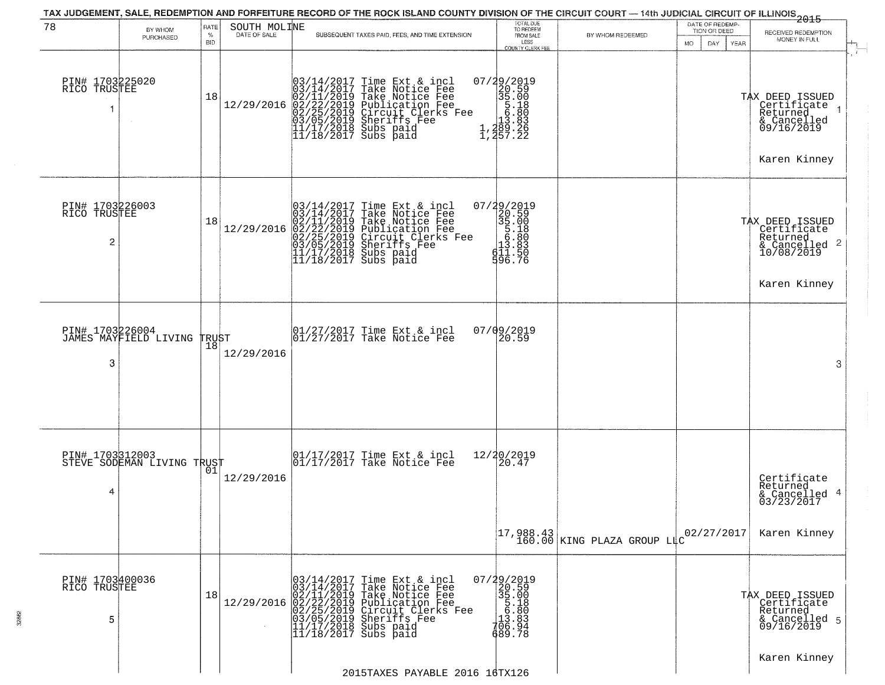TAX JUDGEMENT, SALE, REDEMPTION AND FORFEITURE RECORD OF THE ROCK ISLAND COUNTY DIVISION OF THE CIRCUIT COURT — 14th JUDICIAL CIRCUIT OF ILLINOIS 2015

| 78 BY WHOM PURCHASED | RATE % BID | SOUTH MOLINE DATE OF SALE | SUBSEQUENT TAXES PAID, FEES, AND TIME EXTENSION | TOTAL DUE TO REDEEM FROM SALE LESS COUNTY CLERK FEE | BY WHOM REDEEMED | DATE OF REDEMPTION OR DEED MO DAY YEAR | RECEIVED REDEMPTION MONEY IN FULL |
|---|---|---|---|---|---|---|---|
| PIN# 1703225020 RICO TRUSTEE 1 | 18 | 12/29/2016 | 03/14/2017 Time Ext & incl<br>03/14/2017 Take Notice Fee<br>02/11/2019 Take Notice Fee<br>02/22/2019 Publication Fee<br>02/25/2019 Circuit Clerks Fee<br>03/05/2019 Sheriffs Fee<br>11/17/2018 Subs paid<br>11/18/2017 Subs paid | 07/29/2019<br>20.59<br>35.00<br>5.18<br>6.80<br>13.83<br>1,289.26<br>1,257.22 | | | TAX DEED ISSUED Certificate Returned & Cancelled 09/16/2019 Karen Kinney 1 |
| PIN# 1703226003 RICO TRUSTEE 2 | 18 | 12/29/2016 | 03/14/2017 Time Ext & incl<br>03/14/2017 Take Notice Fee<br>02/11/2019 Take Notice Fee<br>02/22/2019 Publication Fee<br>02/25/2019 Circuit Clerks Fee<br>03/05/2019 Sheriffs Fee<br>11/17/2018 Subs paid<br>11/18/2017 Subs paid | 07/29/2019<br>20.59<br>35.00<br>5.18<br>6.80<br>13.83<br>611.50<br>596.76 | | | TAX DEED ISSUED Certificate Returned & Cancelled 10/08/2019 Karen Kinney 2 |
| PIN# 1703226004 JAMES MAYFIELD LIVING TRUST 3 | 18 | 12/29/2016 | 01/27/2017 Time Ext & incl<br>01/27/2017 Take Notice Fee | 07/09/2019<br>20.59 | | | 3 |
| PIN# 1703312003 STEVE SODEMAN LIVING TRUST 4 | 01 | 12/29/2016 | 01/17/2017 Time Ext & incl<br>01/17/2017 Take Notice Fee | 12/20/2019<br>20.47<br>17,988.43<br>160.00 | KING PLAZA GROUP LLC | 02/27/2017 | Certificate Returned & Cancelled 03/23/2017 Karen Kinney 4 |
| PIN# 1703400036 RICO TRUSTEE 5 | 18 | 12/29/2016 | 03/14/2017 Time Ext & incl<br>03/14/2017 Take Notice Fee<br>02/11/2019 Take Notice Fee<br>02/22/2019 Publication Fee<br>02/25/2019 Circuit Clerks Fee<br>03/05/2019 Sheriffs Fee<br>11/17/2018 Subs paid<br>11/18/2017 Subs paid | 07/29/2019<br>20.59<br>35.00<br>5.18<br>6.80<br>13.83<br>706.94<br>689.78 | | | TAX DEED ISSUED Certificate Returned & Cancelled 09/16/2019 Karen Kinney 5 |

2015TAXES PAYABLE 2016 16TX126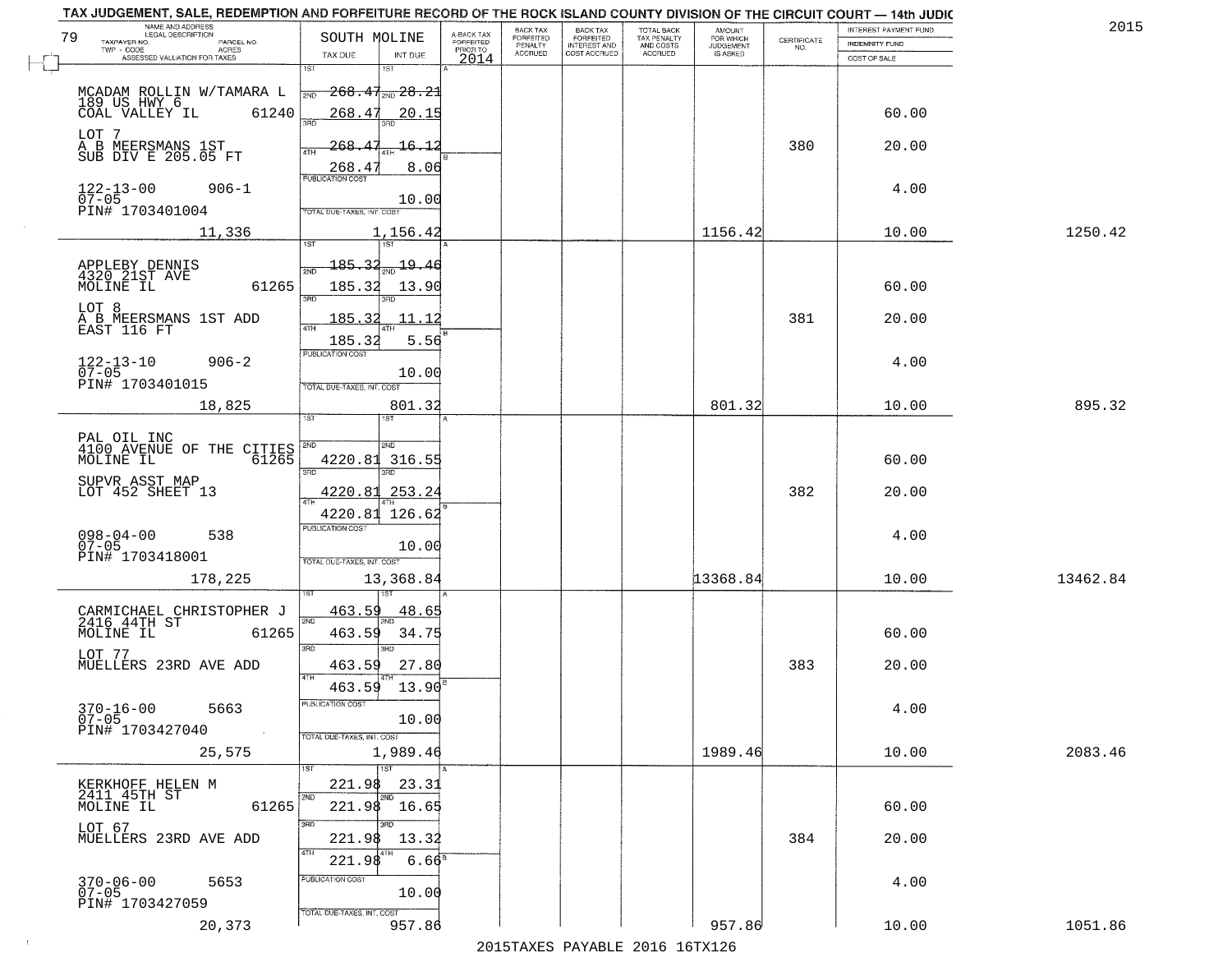TAX JUDGEMENT, SALE, REDEMPTION AND FORFEITURE RECORD OF THE ROCK ISLAND COUNTY DIVISION OF THE CIRCUIT COURT — 14th JUDIC

2015

79

| NAME AND ADDRESS / LEGAL DESCRIPTION / TAXPAYER NO. / PARCEL NO. / TWP - CODE / ACRES / ASSESSED VALUATION FOR TAXES | SOUTH MOLINE TAX DUE | INT DUE | A-BACK TAX FORFEITED PRIOR TO 2014 | BACK TAX FORFEITED PENALTY ACCRUED | BACK TAX FORFEITED INTEREST AND COST ACCRUED | TOTAL BACK TAX PENALTY AND COSTS ACCRUED | AMOUNT FOR WHICH JUDGEMENT IS ASKED | CERTIFICATE NO. | INTEREST PAYMENT FUND / INDEMNITY FUND / COST OF SALE | |
|---|---|---|---|---|---|---|---|---|---|---|
| MCADAM ROLLIN W/TAMARA L<br>189 US HWY 6<br>COAL VALLEY IL 61240 | 1ST 268.47 | 1ST 28.21 | | | | | | | | |
| | 2ND 268.47 | 2ND 20.15 | | | | | | | 60.00 | |
| LOT 7<br>A B MEERSMANS 1ST<br>SUB DIV E 205.05 FT | 3RD 268.47 | 3RD 16.12 | | | | | | 380 | 20.00 | |
| | 4TH 268.47 | 4TH 8.06 | | | | | | | | |
| 122-13-00 906-1<br>07-05<br>PIN# 1703401004 | PUBLICATION COST | 10.00 | | | | | | | 4.00 | |
| 11,336 | TOTAL DUE-TAXES, INT. COST | 1,156.42 | | | | | 1156.42 | | 10.00 | 1250.42 |
| APPLEBY DENNIS<br>4320 21ST AVE<br>MOLINE IL 61265 | 1ST 185.32 | 1ST 19.46 | | | | | | | | |
| | 2ND 185.32 | 2ND 13.90 | | | | | | | 60.00 | |
| LOT 8<br>A B MEERSMANS 1ST ADD<br>EAST 116 FT | 3RD 185.32 | 3RD 11.12 | | | | | | 381 | 20.00 | |
| | 4TH 185.32 | 4TH 5.56 | | | | | | | | |
| 122-13-10 906-2<br>07-05<br>PIN# 1703401015 | PUBLICATION COST | 10.00 | | | | | | | 4.00 | |
| 18,825 | TOTAL DUE-TAXES, INT. COST | 801.32 | | | | | 801.32 | | 10.00 | 895.32 |
| PAL OIL INC<br>4100 AVENUE OF THE CITIES<br>MOLINE IL 61265 | 1ST | 1ST | | | | | | | | |
| | 2ND 4220.81 | 2ND 316.55 | | | | | | | 60.00 | |
| SUPVR ASST MAP<br>LOT 452 SHEET 13 | 3RD 4220.81 | 3RD 253.24 | | | | | | 382 | 20.00 | |
| | 4TH 4220.81 | 4TH 126.62 | | | | | | | | |
| 098-04-00 538<br>07-05<br>PIN# 1703418001 | PUBLICATION COST | 10.00 | | | | | | | 4.00 | |
| 178,225 | TOTAL DUE-TAXES, INT. COST | 13,368.84 | | | | | 13368.84 | | 10.00 | 13462.84 |
| CARMICHAEL CHRISTOPHER J<br>2416 44TH ST<br>MOLINE IL 61265 | 1ST 463.59 | 1ST 48.65 | | | | | | | | |
| | 2ND 463.59 | 2ND 34.75 | | | | | | | 60.00 | |
| LOT 77<br>MUELLERS 23RD AVE ADD | 3RD 463.59 | 3RD 27.80 | | | | | | 383 | 20.00 | |
| | 4TH 463.59 | 4TH 13.90 | | | | | | | | |
| 370-16-00 5663<br>07-05<br>PIN# 1703427040 | PUBLICATION COST | 10.00 | | | | | | | 4.00 | |
| 25,575 | TOTAL DUE-TAXES, INT. COST | 1,989.46 | | | | | 1989.46 | | 10.00 | 2083.46 |
| KERKHOFF HELEN M<br>2411 45TH ST<br>MOLINE IL 61265 | 1ST 221.98 | 1ST 23.31 | | | | | | | | |
| | 2ND 221.98 | 2ND 16.65 | | | | | | | 60.00 | |
| LOT 67<br>MUELLERS 23RD AVE ADD | 3RD 221.98 | 3RD 13.32 | | | | | | 384 | 20.00 | |
| | 4TH 221.98 | 4TH 6.66 | | | | | | | | |
| 370-06-00 5653<br>07-05<br>PIN# 1703427059 | PUBLICATION COST | 10.00 | | | | | | | 4.00 | |
| 20,373 | TOTAL DUE-TAXES, INT. COST | 957.86 | | | | | 957.86 | | 10.00 | 1051.86 |

2015TAXES PAYABLE 2016 16TX126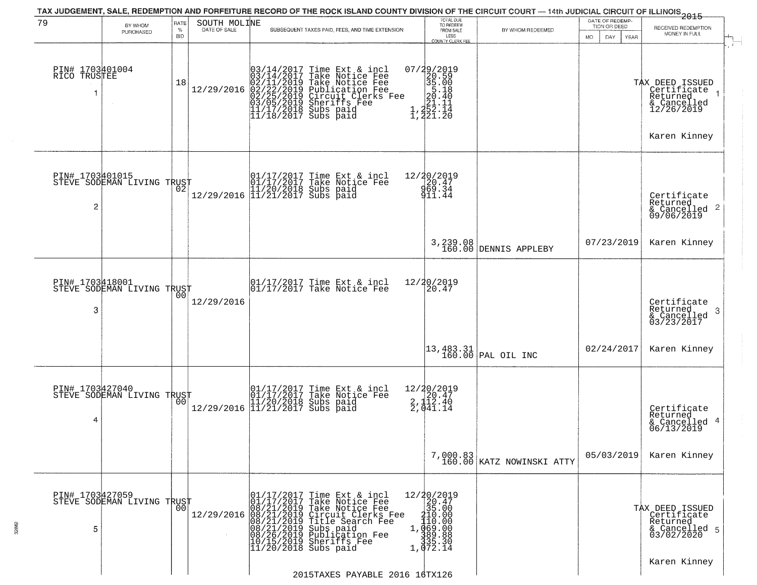TAX JUDGEMENT, SALE, REDEMPTION AND FORFEITURE RECORD OF THE ROCK ISLAND COUNTY DIVISION OF THE CIRCUIT COURT — 14th JUDICIAL CIRCUIT OF ILLINOIS 2015

| 79 | BY WHOM PURCHASED | RATE % BID | SOUTH MOLINE DATE OF SALE | SUBSEQUENT TAXES PAID, FEES, AND TIME EXTENSION | TOTAL DUE TO REDEEM FROM SALE LESS COUNTY CLERK FEE | BY WHOM REDEEMED | DATE OF REDEMPTION OR DEED MO DAY YEAR | RECEIVED REDEMPTION MONEY IN FULL |
|---|---|---|---|---|---|---|---|---|
| 1 | PIN# 1703401004 RICO TRUSTEE | 18 | 12/29/2016 | 03/14/2017 Time Ext & incl 07/29/2019<br>03/14/2017 Take Notice Fee 20.59<br>02/11/2019 Take Notice Fee 35.00<br>02/22/2019 Publication Fee 5.18<br>02/25/2019 Circuit Clerks Fee 20.40<br>03/05/2019 Sheriffs Fee 21.11<br>11/17/2018 Subs paid 1,252.14<br>11/18/2017 Subs paid 1,221.20 | | | | TAX DEED ISSUED Certificate Returned & Cancelled 12/26/2019<br>Karen Kinney |
| 2 | PIN# 1703401015 STEVE SODEMAN LIVING TRUST | 02 | 12/29/2016 | 01/17/2017 Time Ext & incl 12/20/2019<br>01/17/2017 Take Notice Fee 20.47<br>11/20/2018 Subs paid 969.34<br>11/21/2017 Subs paid 911.44 | 3,239.08<br>160.00 | DENNIS APPLEBY | 07/23/2019 | Certificate Returned & Cancelled 09/06/2019<br>Karen Kinney |
| 3 | PIN# 1703418001 STEVE SODEMAN LIVING TRUST | 00 | 12/29/2016 | 01/17/2017 Time Ext & incl 12/20/2019<br>01/17/2017 Take Notice Fee 20.47 | 13,483.31<br>160.00 | PAL OIL INC | 02/24/2017 | Certificate Returned & Cancelled 03/23/2017<br>Karen Kinney |
| 4 | PIN# 1703427040 STEVE SODEMAN LIVING TRUST | 00 | 12/29/2016 | 01/17/2017 Time Ext & incl 12/20/2019<br>01/17/2017 Take Notice Fee 20.47<br>11/20/2018 Subs paid 2,112.40<br>11/21/2017 Subs paid 2,041.14 | 7,000.83<br>160.00 | KATZ NOWINSKI ATTY | 05/03/2019 | Certificate Returned & Cancelled 06/13/2019<br>Karen Kinney |
| 5 | PIN# 1703427059 STEVE SODEMAN LIVING TRUST | 00 | 12/29/2016 | 01/17/2017 Time Ext & incl 12/20/2019<br>01/17/2017 Take Notice Fee 20.47<br>08/21/2019 Take Notice Fee 35.00<br>08/21/2019 Circuit Clerks Fee 210.00<br>08/21/2019 Title Search Fee 110.00<br>08/21/2019 Subs paid 1,069.00<br>08/26/2019 Publication Fee 389.88<br>10/15/2019 Sheriffs Fee 335.30<br>11/20/2018 Subs paid 1,072.14 | | | | TAX DEED ISSUED Certificate Returned & Cancelled 03/02/2020<br>Karen Kinney |

2015TAXES PAYABLE 2016 16TX126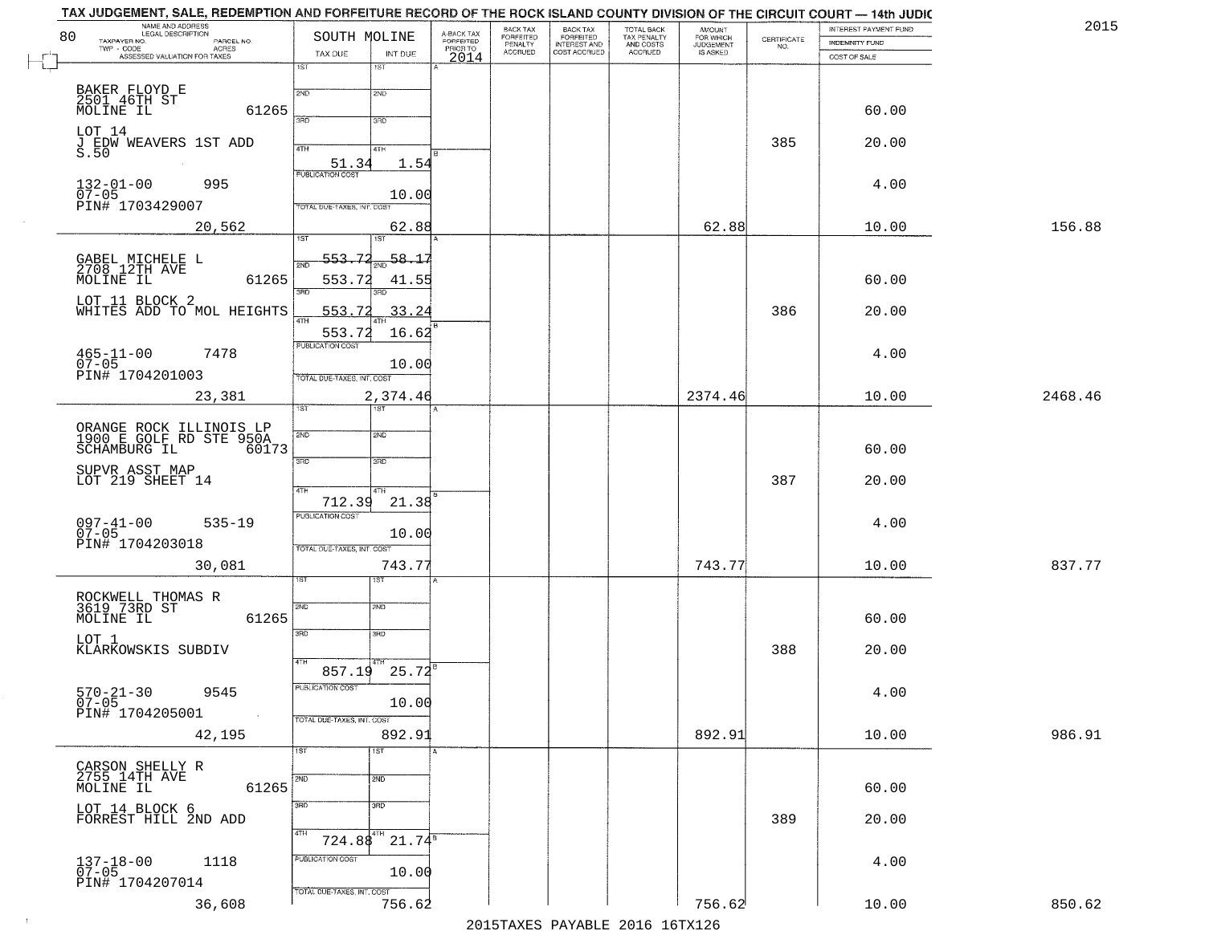TAX JUDGEMENT, SALE, REDEMPTION AND FORFEITURE RECORD OF THE ROCK ISLAND COUNTY DIVISION OF THE CIRCUIT COURT — 14th JUDIC

2015

| NAME AND ADDRESS / LEGAL DESCRIPTION / TAXPAYER NO. / PARCEL NO. / TWP - CODE / ACRES / ASSESSED VALUATION FOR TAXES | SOUTH MOLINE TAX DUE | INT DUE | A-BACK TAX FORFEITED PRIOR TO 2014 | BACK TAX FORFEITED PENALTY ACCRUED | BACK TAX FORFEITED INTEREST AND COST ACCRUED | TOTAL BACK TAX PENALTY AND COSTS ACCRUED | AMOUNT FOR WHICH JUDGEMENT IS ASKED | CERTIFICATE NO. | INTEREST PAYMENT FUND / INDEMNITY FUND / COST OF SALE | |
|---|---|---|---|---|---|---|---|---|---|---|
| BAKER FLOYD E<br>2501 46TH ST<br>MOLINE IL 61265<br>LOT 14<br>J EDW WEAVERS 1ST ADD<br>S.50<br>132-01-00 995<br>07-05<br>PIN# 1703429007<br>20,562 | 4TH 51.34<br>PUBLICATION COST<br>TOTAL DUE-TAXES, INT. COST | 1.54<br>10.00<br>62.88 | | | | | 62.88 | 385 | 60.00<br>20.00<br>4.00<br>10.00 | 156.88 |
| GABEL MICHELE L<br>2708 12TH AVE<br>MOLINE IL 61265<br>LOT 11 BLOCK 2<br>WHITES ADD TO MOL HEIGHTS<br>465-11-00 7478<br>07-05<br>PIN# 1704201003<br>23,381 | 1ST 553.72<br>2ND 553.72<br>3RD 553.72<br>4TH 553.72<br>PUBLICATION COST<br>TOTAL DUE-TAXES, INT. COST | 58.17<br>41.55<br>33.24<br>16.62<br>10.00<br>2,374.46 | | | | | 2374.46 | 386 | 60.00<br>20.00<br>4.00<br>10.00 | 2468.46 |
| ORANGE ROCK ILLINOIS LP<br>1900 E GOLF RD STE 950A<br>SCHAMBURG IL 60173<br>SUPVR ASST MAP<br>LOT 219 SHEET 14<br>097-41-00 535-19<br>07-05<br>PIN# 1704203018<br>30,081 | 4TH 712.39<br>PUBLICATION COST<br>TOTAL DUE-TAXES, INT. COST | 21.38<br>10.00<br>743.77 | | | | | 743.77 | 387 | 60.00<br>20.00<br>4.00<br>10.00 | 837.77 |
| ROCKWELL THOMAS R<br>3619 73RD ST<br>MOLINE IL 61265<br>LOT 1<br>KLARKOWSKIS SUBDIV<br>570-21-30 9545<br>07-05<br>PIN# 1704205001<br>42,195 | 4TH 857.19<br>PUBLICATION COST<br>TOTAL DUE-TAXES, INT. COST | 25.72<br>10.00<br>892.91 | | | | | 892.91 | 388 | 60.00<br>20.00<br>4.00<br>10.00 | 986.91 |
| CARSON SHELLY R<br>2755 14TH AVE<br>MOLINE IL 61265<br>LOT 14 BLOCK 6<br>FORREST HILL 2ND ADD<br>137-18-00 1118<br>07-05<br>PIN# 1704207014<br>36,608 | 4TH 724.88<br>PUBLICATION COST<br>TOTAL DUE-TAXES, INT. COST | 21.74<br>10.00<br>756.62 | | | | | 756.62 | 389 | 60.00<br>20.00<br>4.00<br>10.00 | 850.62 |

2015TAXES PAYABLE 2016 16TX126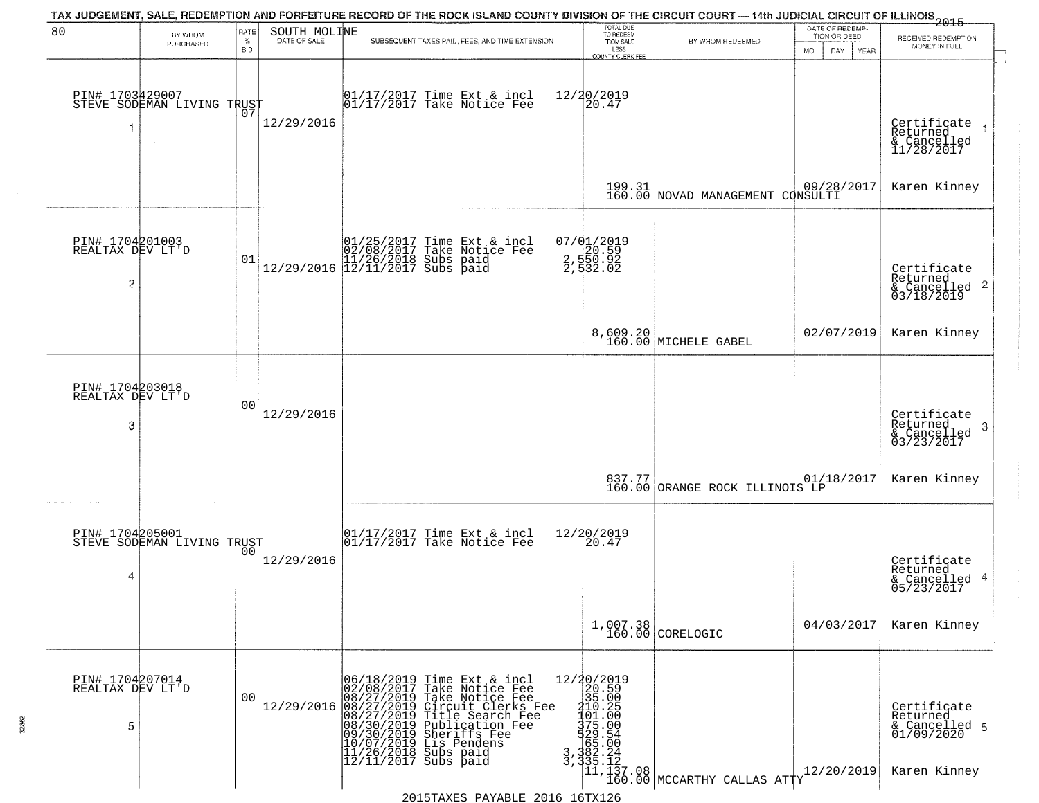TAX JUDGEMENT, SALE, REDEMPTION AND FORFEITURE RECORD OF THE ROCK ISLAND COUNTY DIVISION OF THE CIRCUIT COURT — 14th JUDICIAL CIRCUIT OF ILLINOIS 2015

| 80 | BY WHOM PURCHASED | RATE % BID | SOUTH MOLINE DATE OF SALE | SUBSEQUENT TAXES PAID, FEES, AND TIME EXTENSION | TOTAL DUE TO REDEEM FROM SALE LESS COUNTY CLERK FEE | BY WHOM REDEEMED | DATE OF REDEMPTION OR DEED MO DAY YEAR | RECEIVED REDEMPTION MONEY IN FULL |
|---|---|---|---|---|---|---|---|---|
| 1 | PIN# 1703429007 STEVE SODEMAN LIVING TRUST | 07 | 12/29/2016 | 01/17/2017 Time Ext & incl<br>01/17/2017 Take Notice Fee | 12/20/2019<br>20.47<br><br>199.31<br>160.00 | NOVAD MANAGEMENT CONSULTI | 09/28/2017 | Certificate Returned & Cancelled 11/28/2017<br>Karen Kinney |
| 2 | PIN# 1704201003 REALTAX DEV LT'D | 01 | 12/29/2016 | 01/25/2017 Time Ext & incl<br>02/08/2017 Take Notice Fee<br>11/26/2018 Subs paid<br>12/11/2017 Subs paid | 07/01/2019<br>20.59<br>2,550.92<br>2,532.02<br><br>8,609.20<br>160.00 | MICHELE GABEL | 02/07/2019 | Certificate Returned & Cancelled 03/18/2019<br>Karen Kinney |
| 3 | PIN# 1704203018 REALTAX DEV LT'D | 00 | 12/29/2016 | | 837.77<br>160.00 | ORANGE ROCK ILLINOIS LP | 01/18/2017 | Certificate Returned & Cancelled 03/23/2017<br>Karen Kinney |
| 4 | PIN# 1704205001 STEVE SODEMAN LIVING TRUST | 00 | 12/29/2016 | 01/17/2017 Time Ext & incl<br>01/17/2017 Take Notice Fee | 12/20/2019<br>20.47<br><br>1,007.38<br>160.00 | CORELOGIC | 04/03/2017 | Certificate Returned & Cancelled 05/23/2017<br>Karen Kinney |
| 5 | PIN# 1704207014 REALTAX DEV LT'D | 00 | 12/29/2016 | 06/18/2019 Time Ext & incl<br>02/08/2017 Take Notice Fee<br>08/27/2019 Take Notice Fee<br>08/27/2019 Circuit Clerks Fee<br>08/27/2019 Title Search Fee<br>08/30/2019 Publication Fee<br>09/30/2019 Sheriffs Fee<br>10/07/2019 Lis Pendens<br>11/26/2018 Subs paid<br>12/11/2017 Subs paid | 12/20/2019<br>20.59<br>35.00<br>210.25<br>101.00<br>375.00<br>529.54<br>65.00<br>3,382.24<br>3,335.12<br>11,137.08<br>160.00 | MCCARTHY CALLAS ATTY | 12/20/2019 | Certificate Returned & Cancelled 01/09/2020<br>Karen Kinney |

2015TAXES PAYABLE 2016 16TX126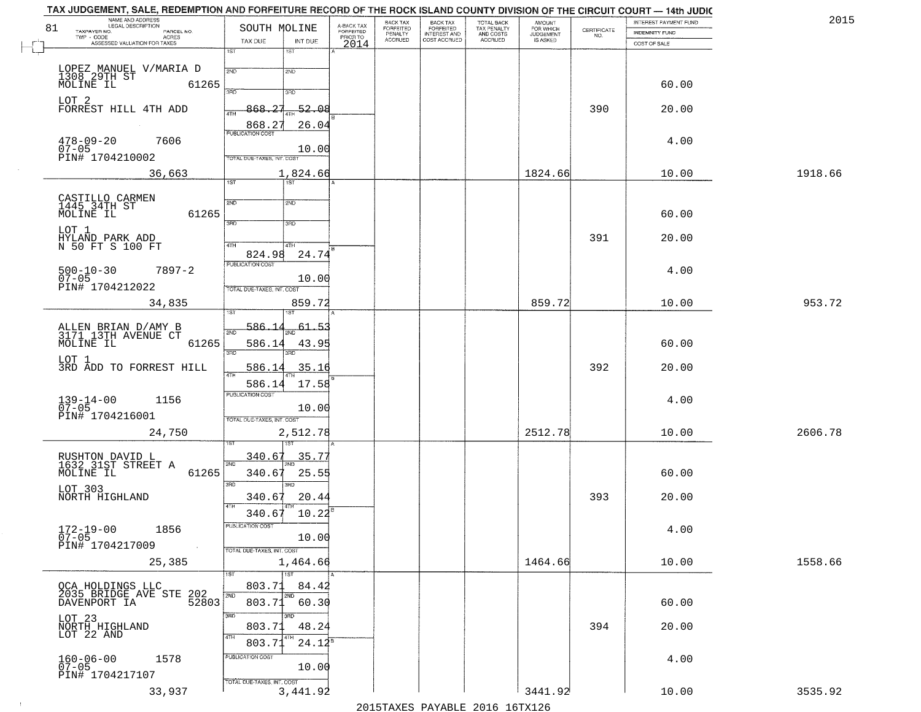# TAX JUDGEMENT, SALE, REDEMPTION AND FORFEITURE RECORD OF THE ROCK ISLAND COUNTY DIVISION OF THE CIRCUIT COURT — 14th JUDIC

2015

81 — SOUTH MOLINE

| NAME AND ADDRESS / LEGAL DESCRIPTION / TAXPAYER NO. / PARCEL NO. / TWP - CODE / ACRES / ASSESSED VALUATION FOR TAXES | TAX DUE | INT DUE | A-BACK TAX FORFEITED PRIOR TO 2014 | BACK TAX FORFEITED PENALTY ACCRUED | BACK TAX FORFEITED INTEREST AND COST ACCRUED | TOTAL BACK TAX PENALTY AND COSTS ACCRUED | AMOUNT FOR WHICH JUDGEMENT IS ASKED | CERTIFICATE NO. | INTEREST PAYMENT FUND / INDEMNITY FUND / COST OF SALE | |
|---|---|---|---|---|---|---|---|---|---|---|
| LOPEZ MANUEL V/MARIA D<br>1308 29TH ST<br>MOLINE IL 61265<br>LOT 2<br>FORREST HILL 4TH ADD<br>478-09-20 7606<br>07-05<br>PIN# 1704210002 | 1ST<br>2ND<br>3RD<br>4TH 868.27<br>868.27<br>PUBLICATION COST | 1ST<br>2ND<br>3RD<br>4TH 52.08<br>26.04<br>10.00 | | | | | | 390 | 60.00<br>20.00<br>4.00 | |
| 36,663 | TOTAL DUE-TAXES, INT. COST | 1,824.66 | | | | | 1824.66 | | 10.00 | 1918.66 |
| CASTILLO CARMEN<br>1445 34TH ST<br>MOLINE IL 61265<br>LOT 1<br>HYLAND PARK ADD<br>N 50 FT S 100 FT<br>500-10-30 7897-2<br>07-05<br>PIN# 1704212022 | 1ST<br>2ND<br>3RD<br>4TH<br>824.98<br>PUBLICATION COST | 1ST<br>2ND<br>3RD<br>4TH<br>24.74<br>10.00 | | | | | | 391 | 60.00<br>20.00<br>4.00 | |
| 34,835 | TOTAL DUE-TAXES, INT. COST | 859.72 | | | | | 859.72 | | 10.00 | 953.72 |
| ALLEN BRIAN D/AMY B<br>3171 13TH AVENUE CT<br>MOLINE IL 61265<br>LOT 1<br>3RD ADD TO FORREST HILL<br>139-14-00 1156<br>07-05<br>PIN# 1704216001 | 1ST 586.14<br>2ND 586.14<br>3RD 586.14<br>4TH 586.14<br>PUBLICATION COST | 1ST 61.53<br>2ND 43.95<br>3RD 35.16<br>4TH 17.58<br>10.00 | | | | | | 392 | 60.00<br>20.00<br>4.00 | |
| 24,750 | TOTAL DUE-TAXES, INT. COST | 2,512.78 | | | | | 2512.78 | | 10.00 | 2606.78 |
| RUSHTON DAVID L<br>1632 31ST STREET A<br>MOLINE IL 61265<br>LOT 303<br>NORTH HIGHLAND<br>172-19-00 1856<br>07-05<br>PIN# 1704217009 | 1ST 340.67<br>2ND 340.67<br>3RD 340.67<br>4TH 340.67<br>PUBLICATION COST | 1ST 35.77<br>2ND 25.55<br>3RD 20.44<br>4TH 10.22<br>10.00 | | | | | | 393 | 60.00<br>20.00<br>4.00 | |
| 25,385 | TOTAL DUE-TAXES, INT. COST | 1,464.66 | | | | | 1464.66 | | 10.00 | 1558.66 |
| OCA HOLDINGS LLC<br>2035 BRIDGE AVE STE 202<br>DAVENPORT IA 52803<br>LOT 23<br>NORTH HIGHLAND<br>LOT 22 AND<br>160-06-00 1578<br>07-05<br>PIN# 1704217107 | 1ST 803.71<br>2ND 803.71<br>3RD 803.71<br>4TH 803.71<br>PUBLICATION COST | 1ST 84.42<br>2ND 60.30<br>3RD 48.24<br>4TH 24.12<br>10.00 | | | | | | 394 | 60.00<br>20.00<br>4.00 | |
| 33,937 | TOTAL DUE-TAXES, INT. COST | 3,441.92 | | | | | 3441.92 | | 10.00 | 3535.92 |

2015TAXES PAYABLE 2016 16TX126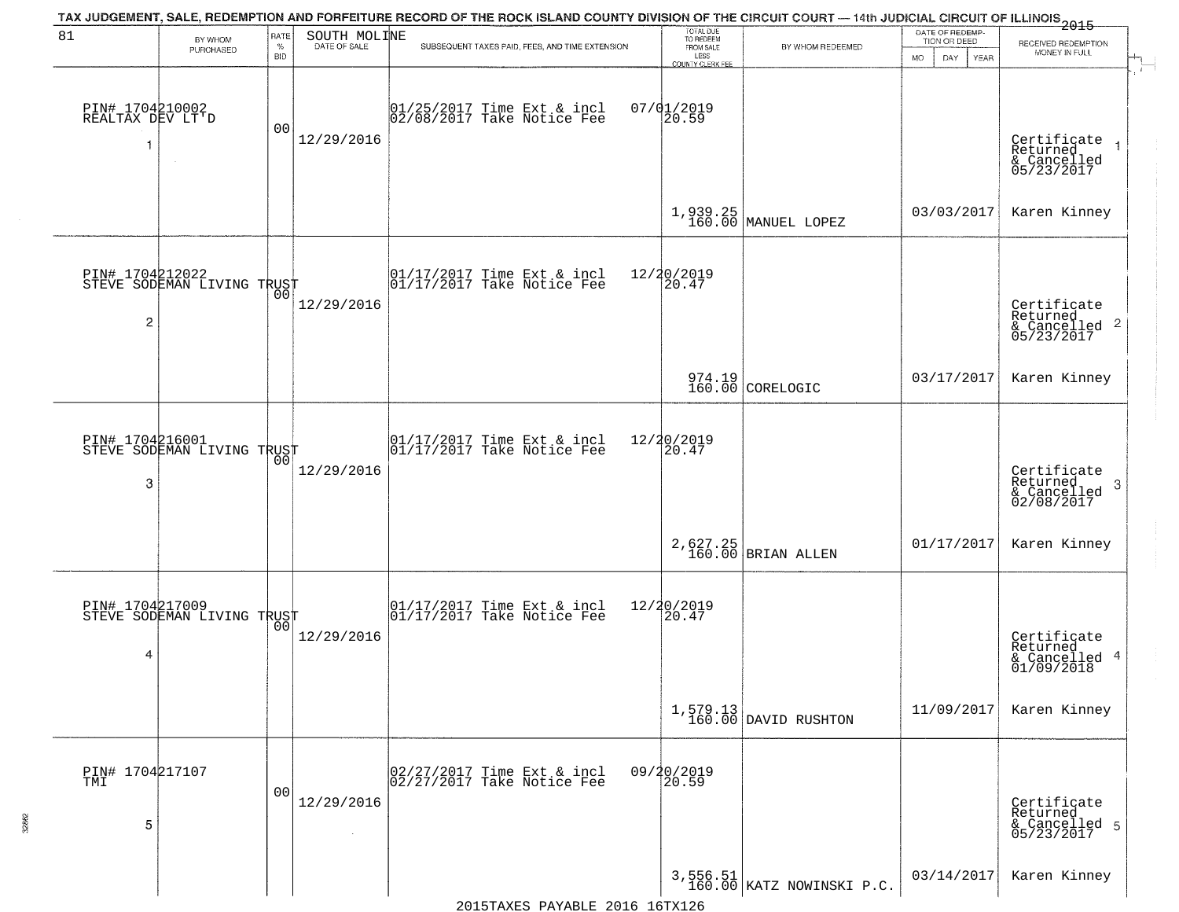TAX JUDGEMENT, SALE, REDEMPTION AND FORFEITURE RECORD OF THE ROCK ISLAND COUNTY DIVISION OF THE CIRCUIT COURT — 14th JUDICIAL CIRCUIT OF ILLINOIS 2015

| 81 BY WHOM PURCHASED | RATE % BID | SOUTH MOLINE DATE OF SALE | SUBSEQUENT TAXES PAID, FEES, AND TIME EXTENSION | TOTAL DUE TO REDEEM FROM SALE LESS COUNTY CLERK FEE | BY WHOM REDEEMED | DATE OF REDEMPTION OR DEED MO DAY YEAR | RECEIVED REDEMPTION MONEY IN FULL |
|---|---|---|---|---|---|---|---|
| PIN# 1704210002 REALTAX DEV LT'D 1 | 00 | 12/29/2016 | 01/25/2017 Time Ext & incl 07/01/2019 02/08/2017 Take Notice Fee | 20.59 1,939.25 160.00 | MANUEL LOPEZ | 03/03/2017 | Certificate Returned & Cancelled 05/23/2017 Karen Kinney |
| PIN# 1704212022 STEVE SODEMAN LIVING TRUST 2 | 00 | 12/29/2016 | 01/17/2017 Time Ext & incl 12/20/2019 01/17/2017 Take Notice Fee | 20.47 974.19 160.00 | CORELOGIC | 03/17/2017 | Certificate Returned & Cancelled 05/23/2017 Karen Kinney |
| PIN# 1704216001 STEVE SODEMAN LIVING TRUST 3 | 00 | 12/29/2016 | 01/17/2017 Time Ext & incl 12/20/2019 01/17/2017 Take Notice Fee | 20.47 2,627.25 160.00 | BRIAN ALLEN | 01/17/2017 | Certificate Returned & Cancelled 02/08/2017 Karen Kinney |
| PIN# 1704217009 STEVE SODEMAN LIVING TRUST 4 | 00 | 12/29/2016 | 01/17/2017 Time Ext & incl 12/20/2019 01/17/2017 Take Notice Fee | 20.47 1,579.13 160.00 | DAVID RUSHTON | 11/09/2017 | Certificate Returned & Cancelled 01/09/2018 Karen Kinney |
| PIN# 1704217107 TMI 5 | 00 | 12/29/2016 | 02/27/2017 Time Ext & incl 09/20/2019 02/27/2017 Take Notice Fee | 20.59 3,556.51 160.00 | KATZ NOWINSKI P.C. | 03/14/2017 | Certificate Returned & Cancelled 05/23/2017 Karen Kinney |

2015TAXES PAYABLE 2016 16TX126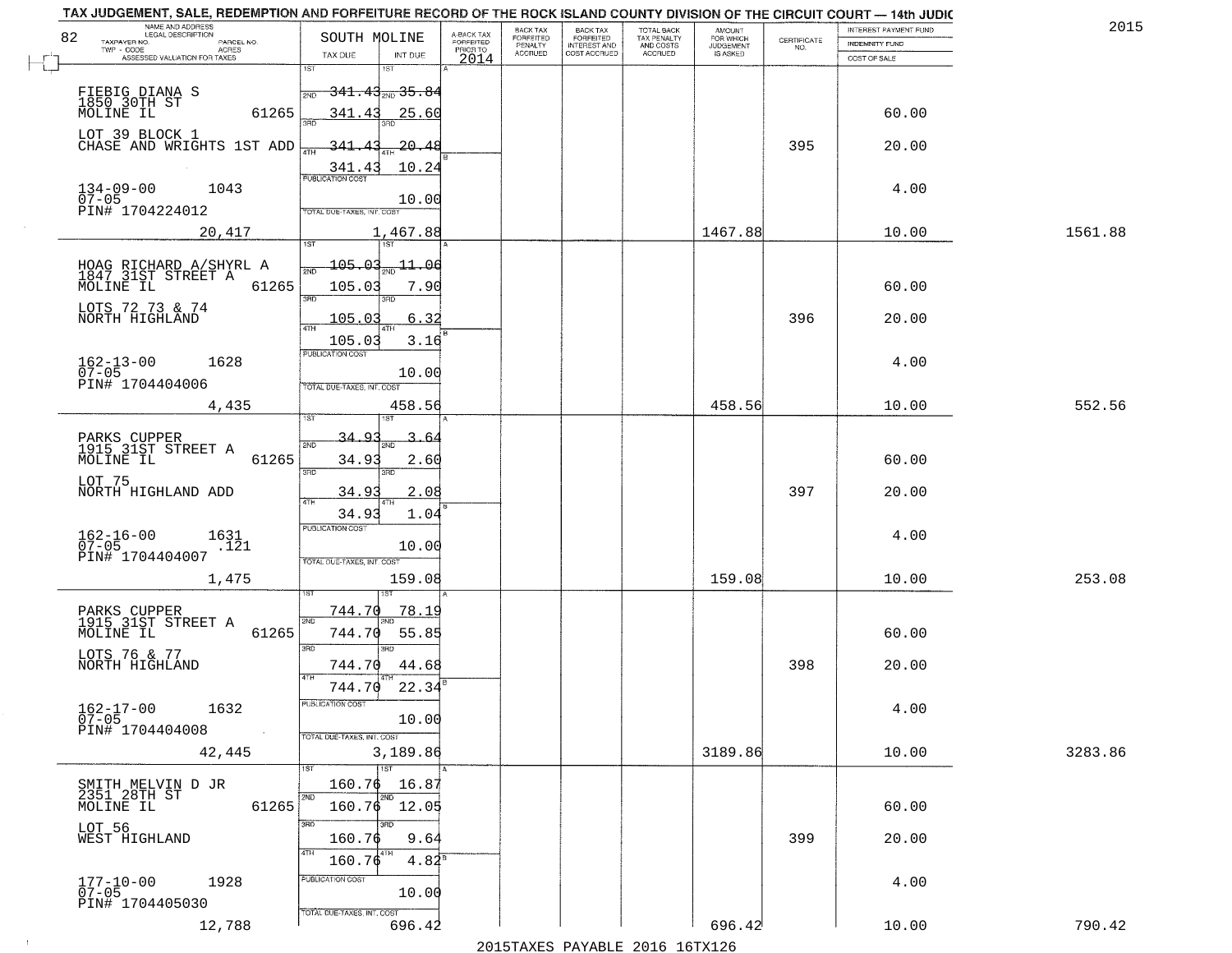TAX JUDGEMENT, SALE, REDEMPTION AND FORFEITURE RECORD OF THE ROCK ISLAND COUNTY DIVISION OF THE CIRCUIT COURT — 14th JUDIC

| NAME AND ADDRESS / LEGAL DESCRIPTION / TAXPAYER NO. / PARCEL NO. / TWP - CODE / ACRES / ASSESSED VALUATION FOR TAXES | SOUTH MOLINE TAX DUE | INT DUE | A-BACK TAX FORFEITED PRIOR TO 2014 | BACK TAX FORFEITED PENALTY ACCRUED | BACK TAX FORFEITED INTEREST AND COST ACCRUED | TOTAL BACK TAX PENALTY AND COSTS ACCRUED | AMOUNT FOR WHICH JUDGEMENT IS ASKED | CERTIFICATE NO. | INTEREST PAYMENT FUND / INDEMNITY FUND / COST OF SALE | 2015 |
|---|---|---|---|---|---|---|---|---|---|---|
| FIEBIG DIANA S<br>1850 30TH ST<br>MOLINE IL 61265<br>LOT 39 BLOCK 1<br>CHASE AND WRIGHTS 1ST ADD<br>134-09-00 1043<br>07-05<br>PIN# 1704224012<br>20,417 | 1ST 341.43<br>2ND 341.43<br>3RD 341.43<br>4TH 341.43<br>PUBLICATION COST<br>TOTAL DUE-TAXES, INT. COST | 35.84<br>25.60<br>20.48<br>10.24<br>10.00<br>1,467.88 | | | | | 1467.88 | 395 | 60.00<br>20.00<br>4.00<br>10.00 | 1561.88 |
| HOAG RICHARD A/SHYRL A<br>1847 31ST STREET A<br>MOLINE IL 61265<br>LOTS 72 73 & 74<br>NORTH HIGHLAND<br>162-13-00 1628<br>07-05<br>PIN# 1704404006<br>4,435 | 1ST 105.03<br>2ND 105.03<br>3RD 105.03<br>4TH 105.03<br>PUBLICATION COST<br>TOTAL DUE-TAXES, INT. COST | 11.06<br>7.90<br>6.32<br>3.16<br>10.00<br>458.56 | | | | | 458.56 | 396 | 60.00<br>20.00<br>4.00<br>10.00 | 552.56 |
| PARKS CUPPER<br>1915 31ST STREET A<br>MOLINE IL 61265<br>LOT 75<br>NORTH HIGHLAND ADD<br>162-16-00 1631<br>07-05 .121<br>PIN# 1704404007<br>1,475 | 1ST 34.93<br>2ND 34.93<br>3RD 34.93<br>4TH 34.93<br>PUBLICATION COST<br>TOTAL DUE-TAXES, INT. COST | 3.64<br>2.60<br>2.08<br>1.04<br>10.00<br>159.08 | | | | | 159.08 | 397 | 60.00<br>20.00<br>4.00<br>10.00 | 253.08 |
| PARKS CUPPER<br>1915 31ST STREET A<br>MOLINE IL 61265<br>LOTS 76 & 77<br>NORTH HIGHLAND<br>162-17-00 1632<br>07-05<br>PIN# 1704404008<br>42,445 | 1ST 744.70<br>2ND 744.70<br>3RD 744.70<br>4TH 744.70<br>PUBLICATION COST<br>TOTAL DUE-TAXES, INT. COST | 78.19<br>55.85<br>44.68<br>22.34<br>10.00<br>3,189.86 | | | | | 3189.86 | 398 | 60.00<br>20.00<br>4.00<br>10.00 | 3283.86 |
| SMITH MELVIN D JR<br>2351 28TH ST<br>MOLINE IL 61265<br>LOT 56<br>WEST HIGHLAND<br>177-10-00 1928<br>07-05<br>PIN# 1704405030<br>12,788 | 1ST 160.76<br>2ND 160.76<br>3RD 160.76<br>4TH 160.76<br>PUBLICATION COST<br>TOTAL DUE-TAXES, INT. COST | 16.87<br>12.05<br>9.64<br>4.82<br>10.00<br>696.42 | | | | | 696.42 | 399 | 60.00<br>20.00<br>4.00<br>10.00 | 790.42 |

2015TAXES PAYABLE 2016 16TX126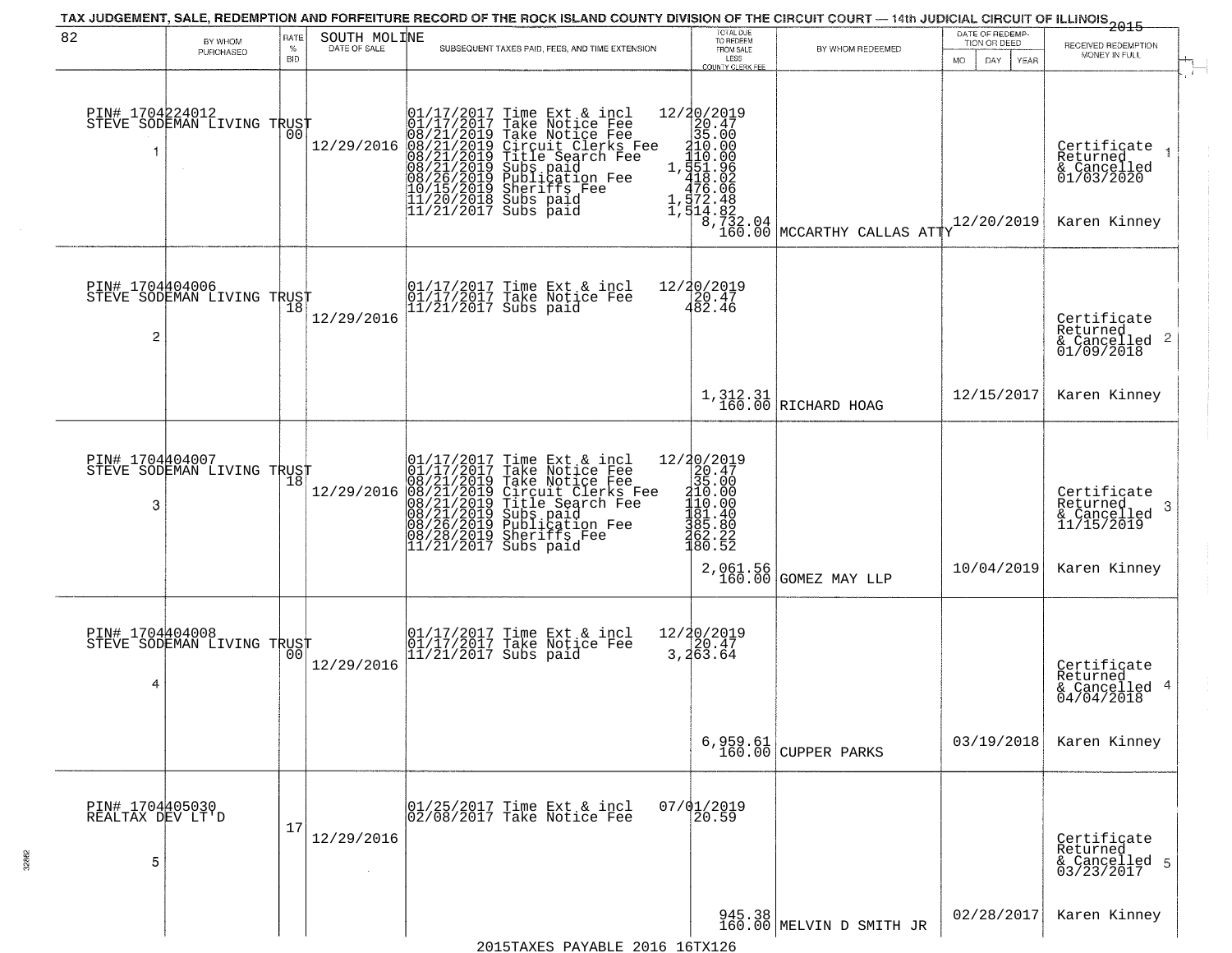TAX JUDGEMENT, SALE, REDEMPTION AND FORFEITURE RECORD OF THE ROCK ISLAND COUNTY DIVISION OF THE CIRCUIT COURT — 14th JUDICIAL CIRCUIT OF ILLINOIS 2015

| 82 | BY WHOM PURCHASED | RATE % BID | SOUTH MOLINE DATE OF SALE | SUBSEQUENT TAXES PAID, FEES, AND TIME EXTENSION | TOTAL DUE TO REDEEM FROM SALE LESS COUNTY CLERK FEE | BY WHOM REDEEMED | DATE OF REDEMPTION OR DEED MO DAY YEAR | RECEIVED REDEMPTION MONEY IN FULL |
|---|---|---|---|---|---|---|---|---|
| 1 | PIN# 1704224012 STEVE SODEMAN LIVING TRUST | 00 | 12/29/2016 | 01/17/2017 Time Ext & incl 12/20/2019<br>01/17/2017 Take Notice Fee 20.47<br>08/21/2019 Take Notice Fee 35.00<br>08/21/2019 Circuit Clerks Fee 210.00<br>08/21/2019 Title Search Fee 110.00<br>08/21/2019 Subs paid 1,551.96<br>08/26/2019 Publication Fee 418.02<br>10/15/2019 Sheriffs Fee 476.06<br>11/20/2018 Subs paid 1,572.48<br>11/21/2017 Subs paid 1,514.82 | 8,732.04<br>160.00 | MCCARTHY CALLAS ATTY | 12/20/2019 | Certificate Returned & Cancelled 01/03/2020<br>Karen Kinney |
| 2 | PIN# 1704404006 STEVE SODEMAN LIVING TRUST | 18 | 12/29/2016 | 01/17/2017 Time Ext & incl 12/20/2019<br>01/17/2017 Take Notice Fee 20.47<br>11/21/2017 Subs paid 482.46 | 1,312.31<br>160.00 | RICHARD HOAG | 12/15/2017 | Certificate Returned & Cancelled 01/09/2018<br>Karen Kinney |
| 3 | PIN# 1704404007 STEVE SODEMAN LIVING TRUST | 18 | 12/29/2016 | 01/17/2017 Time Ext & incl 12/20/2019<br>01/17/2017 Take Notice Fee 20.47<br>08/21/2019 Take Notice Fee 35.00<br>08/21/2019 Circuit Clerks Fee 210.00<br>08/21/2019 Title Search Fee 110.00<br>08/21/2019 Subs paid 181.40<br>08/26/2019 Publication Fee 385.80<br>08/28/2019 Sheriffs Fee 262.22<br>11/21/2017 Subs paid 180.52 | 2,061.56<br>160.00 | GOMEZ MAY LLP | 10/04/2019 | Certificate Returned & Cancelled 11/15/2019<br>Karen Kinney |
| 4 | PIN# 1704404008 STEVE SODEMAN LIVING TRUST | 00 | 12/29/2016 | 01/17/2017 Time Ext & incl 12/20/2019<br>01/17/2017 Take Notice Fee 20.47<br>11/21/2017 Subs paid 3,263.64 | 6,959.61<br>160.00 | CUPPER PARKS | 03/19/2018 | Certificate Returned & Cancelled 04/04/2018<br>Karen Kinney |
| 5 | PIN# 1704405030 REALTAX DEV LT'D | 17 | 12/29/2016 | 01/25/2017 Time Ext & incl 07/01/2019<br>02/08/2017 Take Notice Fee 20.59 | 945.38<br>160.00 | MELVIN D SMITH JR | 02/28/2017 | Certificate Returned & Cancelled 03/23/2017<br>Karen Kinney |

2015TAXES PAYABLE 2016 16TX126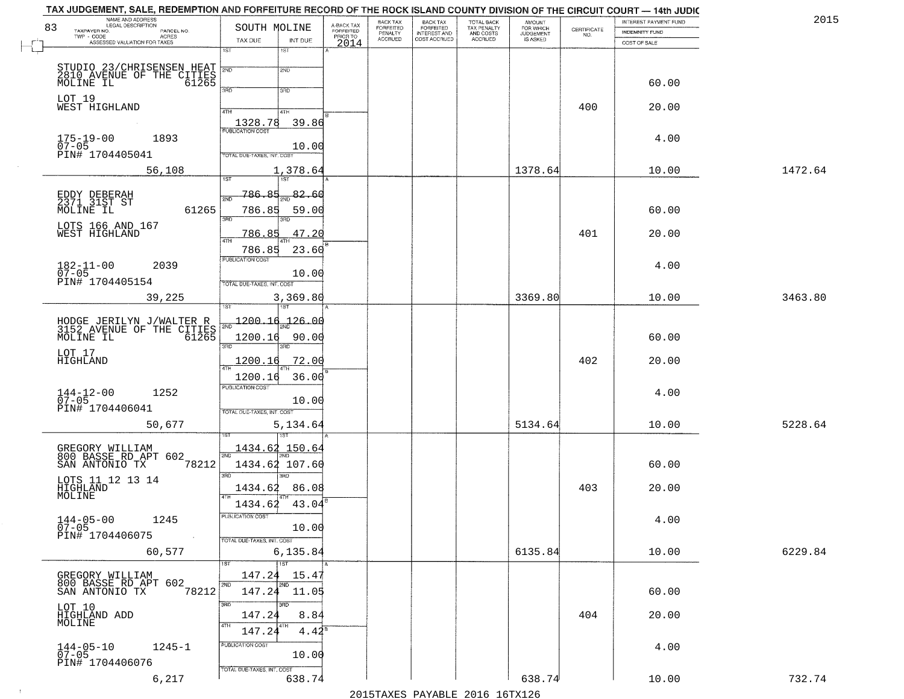TAX JUDGEMENT, SALE, REDEMPTION AND FORFEITURE RECORD OF THE ROCK ISLAND COUNTY DIVISION OF THE CIRCUIT COURT — 14th JUDIC

2015

| 83 NAME AND ADDRESS / LEGAL DESCRIPTION / TAXPAYER NO. / PARCEL NO. / TWP - CODE / ACRES / ASSESSED VALUATION FOR TAXES | SOUTH MOLINE TAX DUE | INT DUE | A-BACK TAX FORFEITED PRIOR TO 2014 | BACK TAX FORFEITED PENALTY ACCRUED | BACK TAX FORFEITED INTEREST AND COST ACCRUED | TOTAL BACK TAX PENALTY AND COSTS ACCRUED | AMOUNT FOR WHICH JUDGEMENT IS ASKED | CERTIFICATE NO. | INTEREST PAYMENT FUND / INDEMNITY FUND / COST OF SALE | |
|---|---|---|---|---|---|---|---|---|---|---|
| STUDIO 23/CHRISENSEN HEAT, 2810 AVENUE OF THE CITIES, MOLINE IL 61265 | 1ST | 1ST | | | | | | | | |
| | 2ND | 2ND | | | | | | | 60.00 | |
| LOT 19, WEST HIGHLAND | 3RD | 3RD | | | | | | 400 | 20.00 | |
| | 4TH 1328.78 | 4TH 39.86 | | | | | | | | |
| 175-19-00 1893, 07-05, PIN# 1704405041 | PUBLICATION COST | 10.00 | | | | | | | 4.00 | |
| 56,108 | TOTAL DUE-TAXES, INT. COST | 1,378.64 | | | | | 1378.64 | | 10.00 | 1472.64 |
| EDDY DEBERAH, 2371 31ST ST, MOLINE IL 61265 | 1ST 786.85 | 1ST 82.60 | | | | | | | | |
| | 2ND 786.85 | 2ND 59.00 | | | | | | | 60.00 | |
| LOTS 166 AND 167, WEST HIGHLAND | 3RD 786.85 | 3RD 47.20 | | | | | | 401 | 20.00 | |
| | 4TH 786.85 | 4TH 23.60 | | | | | | | | |
| 182-11-00 2039, 07-05, PIN# 1704405154 | PUBLICATION COST | 10.00 | | | | | | | 4.00 | |
| 39,225 | TOTAL DUE-TAXES, INT. COST | 3,369.80 | | | | | 3369.80 | | 10.00 | 3463.80 |
| HODGE JERILYN J/WALTER R, 3152 AVENUE OF THE CITIES, MOLINE IL 61265 | 1ST 1200.16 | 1ST 126.00 | | | | | | | | |
| | 2ND 1200.16 | 2ND 90.00 | | | | | | | 60.00 | |
| LOT 17, HIGHLAND | 3RD 1200.16 | 3RD 72.00 | | | | | | 402 | 20.00 | |
| | 4TH 1200.16 | 4TH 36.00 | | | | | | | | |
| 144-12-00 1252, 07-05, PIN# 1704406041 | PUBLICATION COST | 10.00 | | | | | | | 4.00 | |
| 50,677 | TOTAL DUE-TAXES, INT. COST | 5,134.64 | | | | | 5134.64 | | 10.00 | 5228.64 |
| GREGORY WILLIAM, 800 BASSE RD APT 602, SAN ANTONIO TX 78212 | 1ST 1434.62 | 1ST 150.64 | | | | | | | | |
| | 2ND 1434.62 | 2ND 107.60 | | | | | | | 60.00 | |
| LOTS 11 12 13 14, HIGHLAND, MOLINE | 3RD 1434.62 | 3RD 86.08 | | | | | | 403 | 20.00 | |
| | 4TH 1434.62 | 4TH 43.04 | | | | | | | | |
| 144-05-00 1245, 07-05, PIN# 1704406075 | PUBLICATION COST | 10.00 | | | | | | | 4.00 | |
| 60,577 | TOTAL DUE-TAXES, INT. COST | 6,135.84 | | | | | 6135.84 | | 10.00 | 6229.84 |
| GREGORY WILLIAM, 800 BASSE RD APT 602, SAN ANTONIO TX 78212 | 1ST 147.24 | 1ST 15.47 | | | | | | | | |
| | 2ND 147.24 | 2ND 11.05 | | | | | | | 60.00 | |
| LOT 10, HIGHLAND ADD, MOLINE | 3RD 147.24 | 3RD 8.84 | | | | | | 404 | 20.00 | |
| | 4TH 147.24 | 4TH 4.42 | | | | | | | | |
| 144-05-10 1245-1, 07-05, PIN# 1704406076 | PUBLICATION COST | 10.00 | | | | | | | 4.00 | |
| 6,217 | TOTAL DUE-TAXES, INT. COST | 638.74 | | | | | 638.74 | | 10.00 | 732.74 |

2015TAXES PAYABLE 2016 16TX126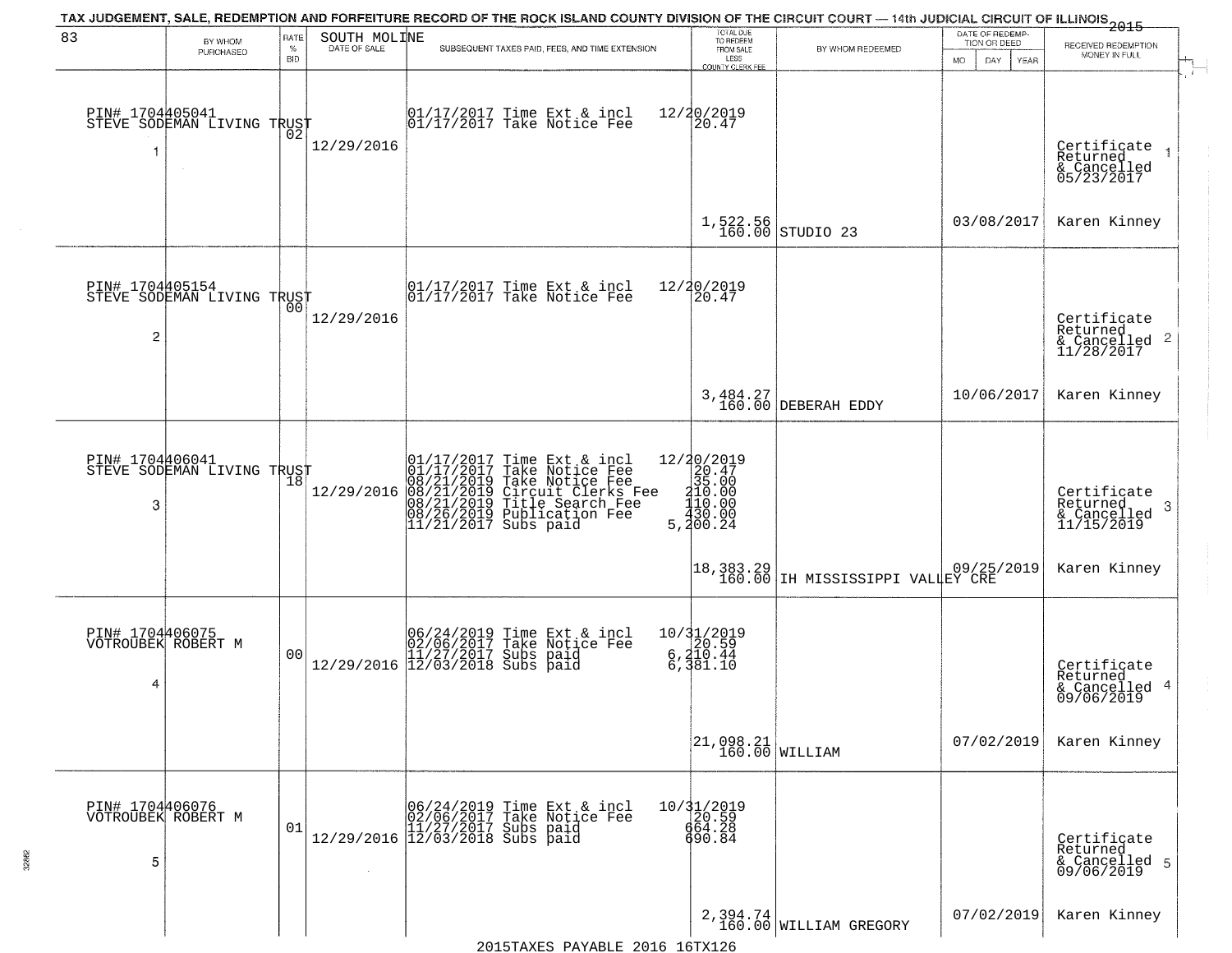TAX JUDGEMENT, SALE, REDEMPTION AND FORFEITURE RECORD OF THE ROCK ISLAND COUNTY DIVISION OF THE CIRCUIT COURT — 14th JUDICIAL CIRCUIT OF ILLINOIS 2015

| 83 | BY WHOM PURCHASED | RATE % BID | SOUTH MOLINE DATE OF SALE | SUBSEQUENT TAXES PAID, FEES, AND TIME EXTENSION | TOTAL DUE TO REDEEM FROM SALE LESS COUNTY CLERK FEE | BY WHOM REDEEMED | DATE OF REDEMPTION OR DEED MO DAY YEAR | RECEIVED REDEMPTION MONEY IN FULL |
|---|---|---|---|---|---|---|---|---|
| 1 | PIN# 1704405041 STEVE SODEMAN LIVING TRUST | 02 | 12/29/2016 | 01/17/2017 Time Ext & incl 12/20/2019<br>01/17/2017 Take Notice Fee 20.47 | 1,522.56<br>160.00 | STUDIO 23 | 03/08/2017 | Certificate Returned & Cancelled 05/23/2017<br>Karen Kinney |
| 2 | PIN# 1704405154 STEVE SODEMAN LIVING TRUST | 00 | 12/29/2016 | 01/17/2017 Time Ext & incl 12/20/2019<br>01/17/2017 Take Notice Fee 20.47 | 3,484.27<br>160.00 | DEBERAH EDDY | 10/06/2017 | Certificate Returned & Cancelled 11/28/2017<br>Karen Kinney |
| 3 | PIN# 1704406041 STEVE SODEMAN LIVING TRUST | 18 | 12/29/2016 | 01/17/2017 Time Ext & incl 12/20/2019<br>01/17/2017 Take Notice Fee 20.47<br>08/21/2019 Take Notice Fee 35.00<br>08/21/2019 Circuit Clerks Fee 210.00<br>08/21/2019 Title Search Fee 110.00<br>08/26/2019 Publication Fee 430.00<br>11/21/2017 Subs paid 5,200.24 | 18,383.29<br>160.00 | IH MISSISSIPPI VALLEY CRE | 09/25/2019 | Certificate Returned & Cancelled 11/15/2019<br>Karen Kinney |
| 4 | PIN# 1704406075 VOTROUBEK ROBERT M | 00 | 12/29/2016 | 06/24/2019 Time Ext & incl 10/31/2019<br>02/06/2017 Take Notice Fee 20.59<br>11/27/2017 Subs paid 6,210.44<br>12/03/2018 Subs paid 6,381.10 | 21,098.21<br>160.00 | WILLIAM | 07/02/2019 | Certificate Returned & Cancelled 09/06/2019<br>Karen Kinney |
| 5 | PIN# 1704406076 VOTROUBEK ROBERT M | 01 | 12/29/2016 | 06/24/2019 Time Ext & incl 10/31/2019<br>02/06/2017 Take Notice Fee 20.59<br>11/27/2017 Subs paid 664.28<br>12/03/2018 Subs paid 690.84 | 2,394.74<br>160.00 | WILLIAM GREGORY | 07/02/2019 | Certificate Returned & Cancelled 09/06/2019<br>Karen Kinney |

2015TAXES PAYABLE 2016 16TX126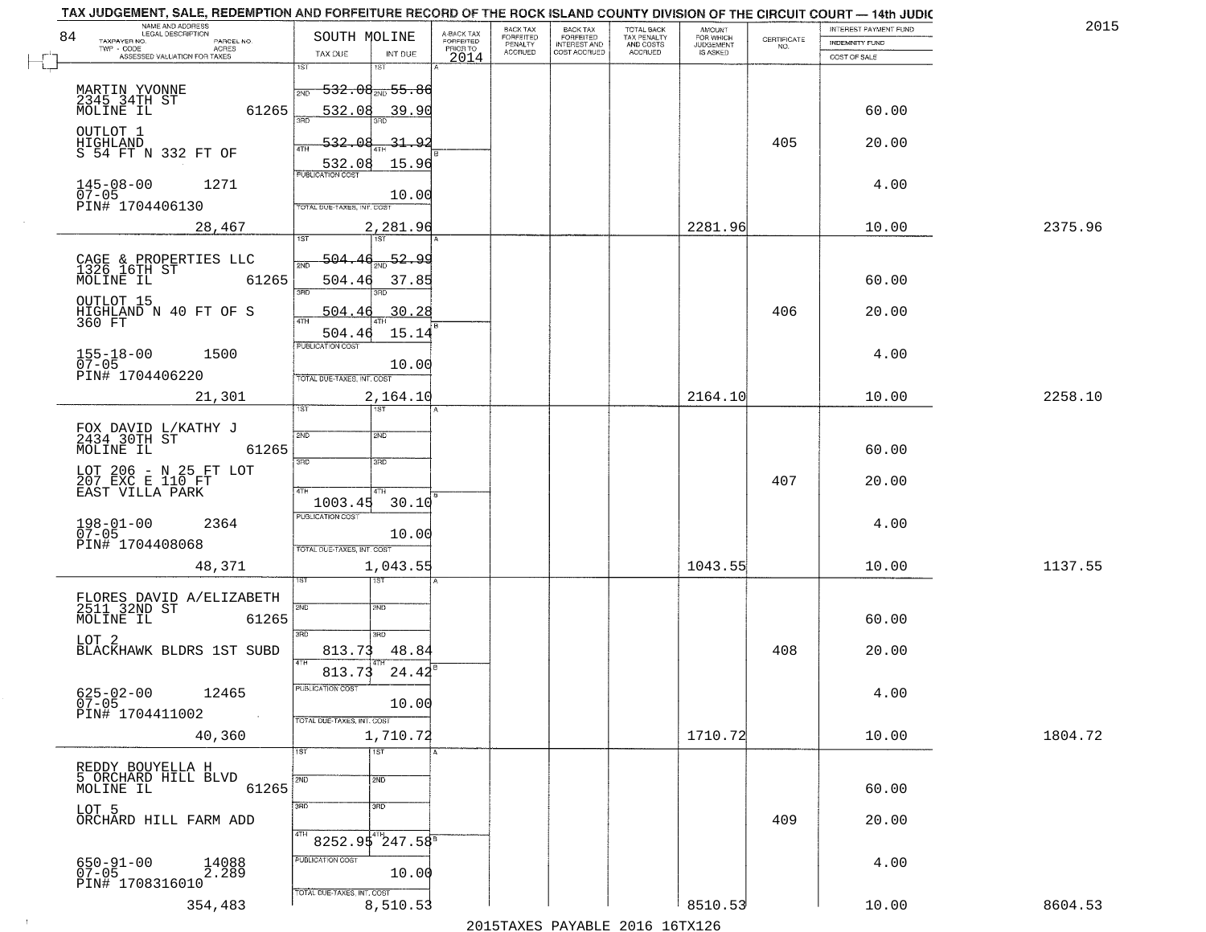TAX JUDGEMENT, SALE, REDEMPTION AND FORFEITURE RECORD OF THE ROCK ISLAND COUNTY DIVISION OF THE CIRCUIT COURT — 14th JUDIC

2015

| 84 NAME AND ADDRESS / LEGAL DESCRIPTION / TAXPAYER NO. / PARCEL NO. / TWP - CODE / ACRES / ASSESSED VALUATION FOR TAXES | SOUTH MOLINE TAX DUE | INT DUE | A-BACK TAX FORFEITED PRIOR TO 2014 | BACK TAX FORFEITED PENALTY ACCRUED | BACK TAX FORFEITED INTEREST AND COST ACCRUED | TOTAL BACK TAX PENALTY AND COSTS ACCRUED | AMOUNT FOR WHICH JUDGEMENT IS ASKED | CERTIFICATE NO. | INTEREST PAYMENT FUND / INDEMNITY FUND / COST OF SALE | |
|---|---|---|---|---|---|---|---|---|---|---|
| MARTIN YVONNE<br>2345 34TH ST<br>MOLINE IL 61265<br>OUTLOT 1<br>HIGHLAND<br>S 54 FT N 332 FT OF<br>145-08-00 1271<br>07-05<br>PIN# 1704406130<br>28,467 | 1ST<br>2ND 532.08<br>3RD 532.08<br>4TH 532.08<br>532.08<br>PUBLICATION COST<br>TOTAL DUE-TAXES, INT. COST<br>2,281.96 | 1ST<br>2ND 55.86<br>3RD 39.90<br>4TH 31.92<br>15.96<br>10.00 | | | | | 2281.96 | 405 | 60.00<br>20.00<br>4.00<br>10.00 | 2375.96 |
| CAGE & PROPERTIES LLC<br>1326 16TH ST<br>MOLINE IL 61265<br>OUTLOT 15<br>HIGHLAND N 40 FT OF S<br>360 FT<br>155-18-00 1500<br>07-05<br>PIN# 1704406220<br>21,301 | 1ST<br>2ND 504.46<br>3RD 504.46<br>4TH 504.46<br>504.46<br>PUBLICATION COST<br>TOTAL DUE-TAXES, INT. COST<br>2,164.10 | 1ST<br>2ND 52.99<br>3RD 37.85<br>4TH 30.28<br>15.14<br>10.00 | | | | | 2164.10 | 406 | 60.00<br>20.00<br>4.00<br>10.00 | 2258.10 |
| FOX DAVID L/KATHY J<br>2434 30TH ST<br>MOLINE IL 61265<br>LOT 206 - N 25 FT LOT<br>207 EXC E 110 FT<br>EAST VILLA PARK<br>198-01-00 2364<br>07-05<br>PIN# 1704408068<br>48,371 | 1ST<br>2ND<br>3RD<br>4TH<br>1003.45<br>PUBLICATION COST<br>TOTAL DUE-TAXES, INT. COST<br>1,043.55 | 1ST<br>2ND<br>3RD<br>4TH<br>30.10<br>10.00 | | | | | 1043.55 | 407 | 60.00<br>20.00<br>4.00<br>10.00 | 1137.55 |
| FLORES DAVID A/ELIZABETH<br>2511 32ND ST<br>MOLINE IL 61265<br>LOT 2<br>BLACKHAWK BLDRS 1ST SUBD<br>625-02-00 12465<br>07-05<br>PIN# 1704411002<br>40,360 | 1ST<br>2ND<br>3RD 813.73<br>4TH 813.73<br>PUBLICATION COST<br>TOTAL DUE-TAXES, INT. COST<br>1,710.72 | 1ST<br>2ND<br>3RD 48.84<br>4TH 24.42<br>10.00 | | | | | 1710.72 | 408 | 60.00<br>20.00<br>4.00<br>10.00 | 1804.72 |
| REDDY BOUYELLA H<br>5 ORCHARD HILL BLVD<br>MOLINE IL 61265<br>LOT 5<br>ORCHARD HILL FARM ADD<br>650-91-00 14088<br>07-05 2.289<br>PIN# 1708316010<br>354,483 | 1ST<br>2ND<br>3RD<br>4TH 8252.95<br>PUBLICATION COST<br>TOTAL DUE-TAXES, INT. COST<br>8,510.53 | 1ST<br>2ND<br>3RD<br>4TH 247.58<br>10.00 | | | | | 8510.53 | 409 | 60.00<br>20.00<br>4.00<br>10.00 | 8604.53 |

2015TAXES PAYABLE 2016 16TX126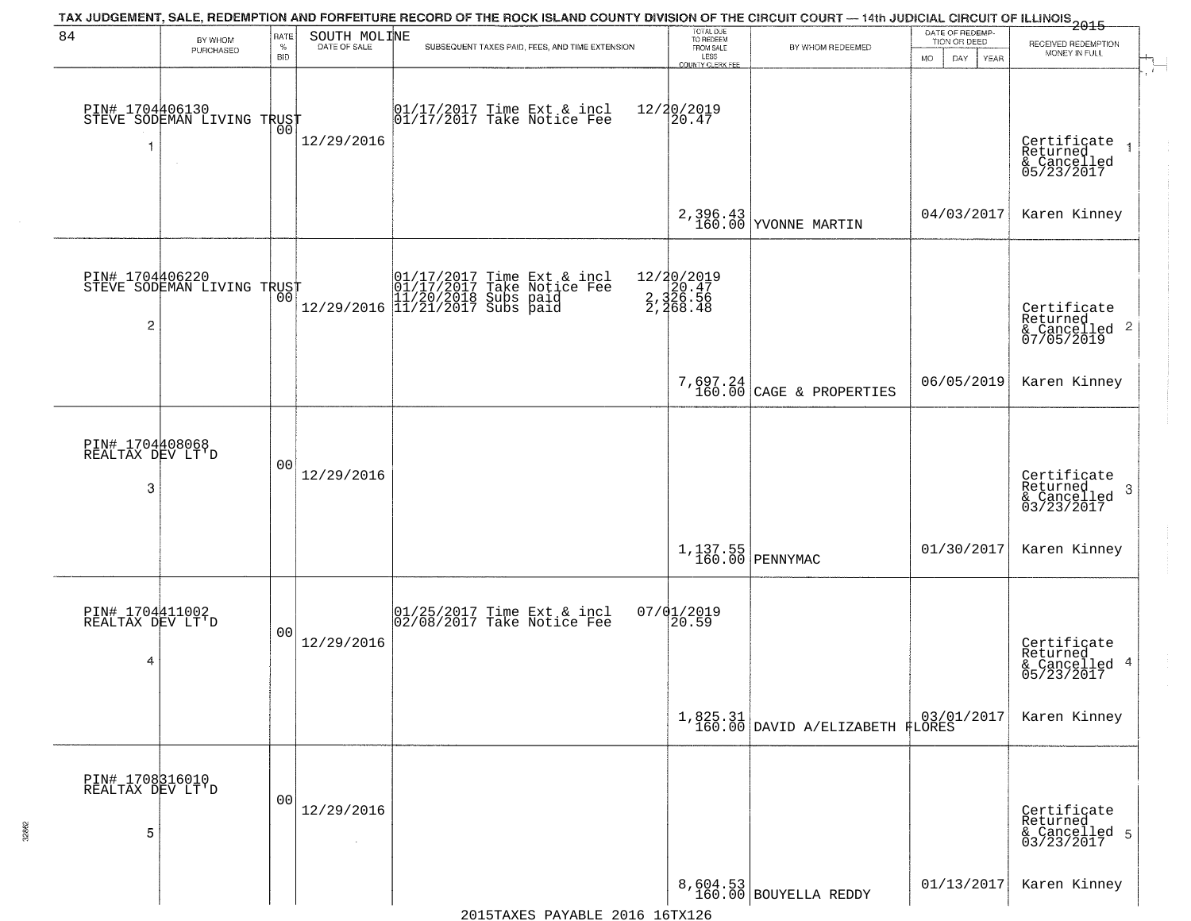TAX JUDGEMENT, SALE, REDEMPTION AND FORFEITURE RECORD OF THE ROCK ISLAND COUNTY DIVISION OF THE CIRCUIT COURT — 14th JUDICIAL CIRCUIT OF ILLINOIS 2015

| 84 | BY WHOM PURCHASED | RATE % BID | SOUTH MOLINE DATE OF SALE | SUBSEQUENT TAXES PAID, FEES, AND TIME EXTENSION | TOTAL DUE TO REDEEM FROM SALE LESS COUNTY CLERK FEE | BY WHOM REDEEMED | DATE OF REDEMPTION OR DEED (MO DAY YEAR) | RECEIVED REDEMPTION MONEY IN FULL |
|---|---|---|---|---|---|---|---|---|
| 1 | PIN# 1704406130 STEVE SODEMAN LIVING TRUST | 00 | 12/29/2016 | 01/17/2017 Time Ext & incl 01/17/2017 Take Notice Fee | 12/20/2019 20.47 | | | Certificate Returned & Cancelled 05/23/2017 |
| | | | | | 2,396.43 160.00 | YVONNE MARTIN | 04/03/2017 | Karen Kinney |
| 2 | PIN# 1704406220 STEVE SODEMAN LIVING TRUST | 00 | 12/29/2016 | 01/17/2017 Time Ext & incl 01/17/2017 Take Notice Fee 11/20/2018 Subs paid 11/21/2017 Subs paid | 12/20/2019 20.47 2,326.56 2,268.48 | | | Certificate Returned & Cancelled 07/05/2019 |
| | | | | | 7,697.24 160.00 | CAGE & PROPERTIES | 06/05/2019 | Karen Kinney |
| 3 | PIN# 1704408068 REALTAX DEV LT'D | 00 | 12/29/2016 | | | | | Certificate Returned & Cancelled 03/23/2017 |
| | | | | | 1,137.55 160.00 | PENNYMAC | 01/30/2017 | Karen Kinney |
| 4 | PIN# 1704411002 REALTAX DEV LT'D | 00 | 12/29/2016 | 01/25/2017 Time Ext & incl 02/08/2017 Take Notice Fee | 07/01/2019 20.59 | | | Certificate Returned & Cancelled 05/23/2017 |
| | | | | | 1,825.31 160.00 | DAVID A/ELIZABETH FLORES | 03/01/2017 | Karen Kinney |
| 5 | PIN# 1708316010 REALTAX DEV LT'D | 00 | 12/29/2016 | | | | | Certificate Returned & Cancelled 03/23/2017 |
| | | | | | 8,604.53 160.00 | BOUYELLA REDDY | 01/13/2017 | Karen Kinney |

2015TAXES PAYABLE 2016 16TX126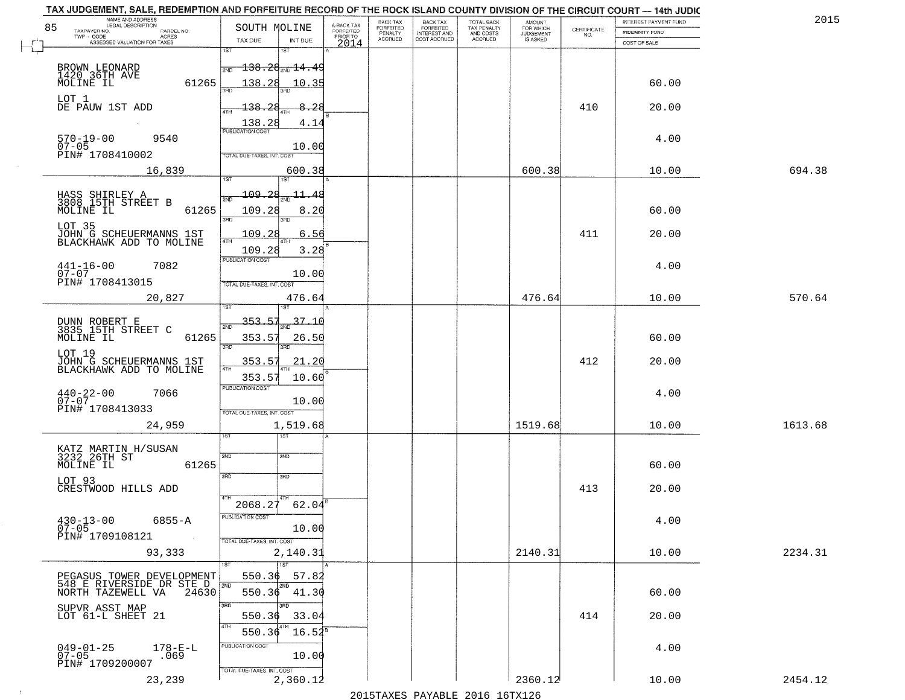# TAX JUDGEMENT, SALE, REDEMPTION AND FORFEITURE RECORD OF THE ROCK ISLAND COUNTY DIVISION OF THE CIRCUIT COURT — 14th JUDIC

2015

85

| NAME AND ADDRESS / LEGAL DESCRIPTION / TAXPAYER NO. / PARCEL NO. / TWP - CODE / ACRES / ASSESSED VALUATION FOR TAXES | SOUTH MOLINE TAX DUE | INT DUE | A-BACK TAX FORFEITED PRIOR TO 2014 | BACK TAX FORFEITED PENALTY ACCRUED | BACK TAX FORFEITED INTEREST AND COST ACCRUED | TOTAL BACK TAX PENALTY AND COSTS ACCRUED | AMOUNT FOR WHICH JUDGEMENT IS ASKED | CERTIFICATE NO. | INTEREST PAYMENT FUND / INDEMNITY FUND / COST OF SALE | |
|---|---|---|---|---|---|---|---|---|---|---|
| BROWN LEONARD<br>1420 36TH AVE<br>MOLINE IL 61265<br>LOT 1<br>DE PAUW 1ST ADD<br>570-19-00 9540<br>07-05<br>PIN# 1708410002<br>16,839 | 1ST<br>2ND 138.28<br>3RD 138.28<br>4TH 138.28<br>138.28<br>PUBLICATION COST<br>TOTAL DUE-TAXES, INT. COST | 14.49<br>10.35<br>8.28<br>4.14<br>10.00<br>600.38 | | | | | 600.38 | 410 | 60.00<br>20.00<br>4.00<br>10.00 | 694.38 |
| HASS SHIRLEY A<br>3808 15TH STREET B<br>MOLINE IL 61265<br>LOT 35<br>JOHN G SCHEUERMANNS 1ST<br>BLACKHAWK ADD TO MOLINE<br>441-16-00 7082<br>07-07<br>PIN# 1708413015<br>20,827 | 1ST<br>2ND 109.28<br>3RD 109.28<br>4TH 109.28<br>109.28<br>PUBLICATION COST<br>TOTAL DUE-TAXES, INT. COST | 11.48<br>8.20<br>6.56<br>3.28<br>10.00<br>476.64 | | | | | 476.64 | 411 | 60.00<br>20.00<br>4.00<br>10.00 | 570.64 |
| DUNN ROBERT E<br>3835 15TH STREET C<br>MOLINE IL 61265<br>LOT 19<br>JOHN G SCHEUERMANNS 1ST<br>BLACKHAWK ADD TO MOLINE<br>440-22-00 7066<br>07-07<br>PIN# 1708413033<br>24,959 | 1ST<br>2ND 353.57<br>3RD 353.57<br>4TH 353.57<br>353.57<br>PUBLICATION COST<br>TOTAL DUE-TAXES, INT. COST | 37.10<br>26.50<br>21.20<br>10.60<br>10.00<br>1,519.68 | | | | | 1519.68 | 412 | 60.00<br>20.00<br>4.00<br>10.00 | 1613.68 |
| KATZ MARTIN H/SUSAN<br>3232 26TH ST<br>MOLINE IL 61265<br>LOT 93<br>CRESTWOOD HILLS ADD<br>430-13-00 6855-A<br>07-05<br>PIN# 1709108121<br>93,333 | 1ST<br>2ND<br>3RD<br>4TH 2068.27<br>PUBLICATION COST<br>TOTAL DUE-TAXES, INT. COST | 62.04<br>10.00<br>2,140.31 | | | | | 2140.31 | 413 | 60.00<br>20.00<br>4.00<br>10.00 | 2234.31 |
| PEGASUS TOWER DEVELOPMENT<br>548 E RIVERSIDE DR STE D<br>NORTH TAZEWELL VA 24630<br>SUPVR ASST MAP<br>LOT 61-L SHEET 21<br>049-01-25 178-E-L<br>07-05 .069<br>PIN# 1709200007<br>23,239 | 1ST 550.36<br>2ND 550.36<br>3RD 550.36<br>4TH 550.36<br>PUBLICATION COST<br>TOTAL DUE-TAXES, INT. COST | 57.82<br>41.30<br>33.04<br>16.52<br>10.00<br>2,360.12 | | | | | 2360.12 | 414 | 60.00<br>20.00<br>4.00<br>10.00 | 2454.12 |

2015TAXES PAYABLE 2016 16TX126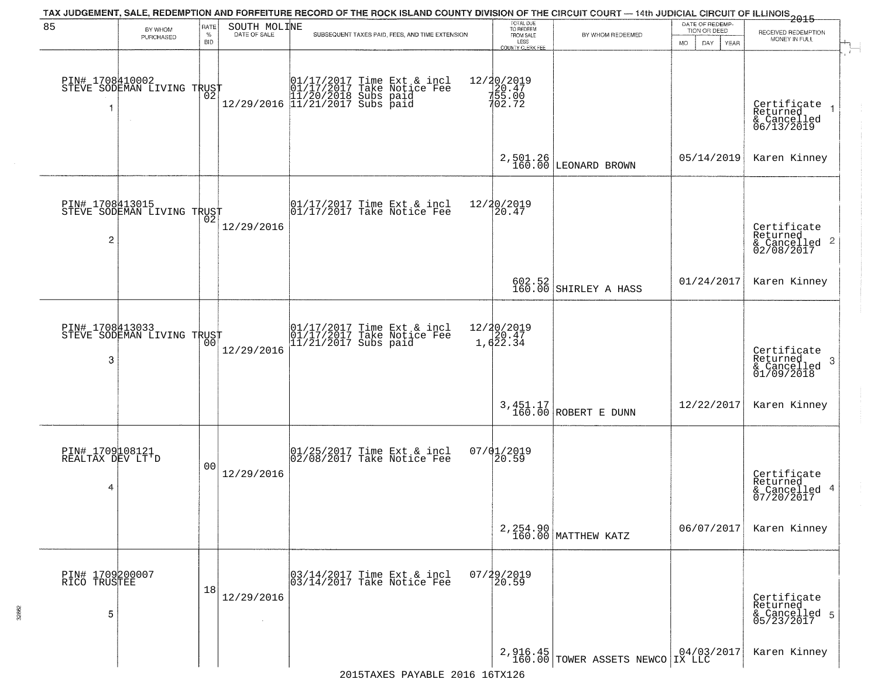TAX JUDGEMENT, SALE, REDEMPTION AND FORFEITURE RECORD OF THE ROCK ISLAND COUNTY DIVISION OF THE CIRCUIT COURT — 14th JUDICIAL CIRCUIT OF ILLINOIS 2015

| 85 | BY WHOM PURCHASED | RATE % BID | SOUTH MOLINE DATE OF SALE | SUBSEQUENT TAXES PAID, FEES, AND TIME EXTENSION | TOTAL DUE TO REDEEM FROM SALE LESS COUNTY CLERK FEE | BY WHOM REDEEMED | DATE OF REDEMPTION OR DEED MO DAY YEAR | RECEIVED REDEMPTION MONEY IN FULL |
|---|---|---|---|---|---|---|---|---|
| 1 | PIN# 1708410002 STEVE SODEMAN LIVING TRUST | 02 | 12/29/2016 | 01/17/2017 Time Ext & incl 01/17/2017 Take Notice Fee 11/20/2018 Subs paid 11/21/2017 Subs paid | 12/20/2019 20.47 755.00 702.72 2,501.26 160.00 | LEONARD BROWN | 05/14/2019 | Certificate Returned & Cancelled 06/13/2019 Karen Kinney |
| 2 | PIN# 1708413015 STEVE SODEMAN LIVING TRUST | 02 | 12/29/2016 | 01/17/2017 Time Ext & incl 01/17/2017 Take Notice Fee | 12/20/2019 20.47 602.52 160.00 | SHIRLEY A HASS | 01/24/2017 | Certificate Returned & Cancelled 02/08/2017 Karen Kinney |
| 3 | PIN# 1708413033 STEVE SODEMAN LIVING TRUST | 00 | 12/29/2016 | 01/17/2017 Time Ext & incl 01/17/2017 Take Notice Fee 11/21/2017 Subs paid | 12/20/2019 20.47 1,622.34 3,451.17 160.00 | ROBERT E DUNN | 12/22/2017 | Certificate Returned & Cancelled 01/09/2018 Karen Kinney |
| 4 | PIN# 1709108121 REALTAX DEV LT'D | 00 | 12/29/2016 | 01/25/2017 Time Ext & incl 02/08/2017 Take Notice Fee | 07/01/2019 20.59 2,254.90 160.00 | MATTHEW KATZ | 06/07/2017 | Certificate Returned & Cancelled 07/20/2017 Karen Kinney |
| 5 | PIN# 1709200007 RICO TRUSTEE | 18 | 12/29/2016 | 03/14/2017 Time Ext & incl 03/14/2017 Take Notice Fee | 07/29/2019 20.59 2,916.45 160.00 | TOWER ASSETS NEWCO IX LLC | 04/03/2017 | Certificate Returned & Cancelled 05/23/2017 Karen Kinney |

2015TAXES PAYABLE 2016 16TX126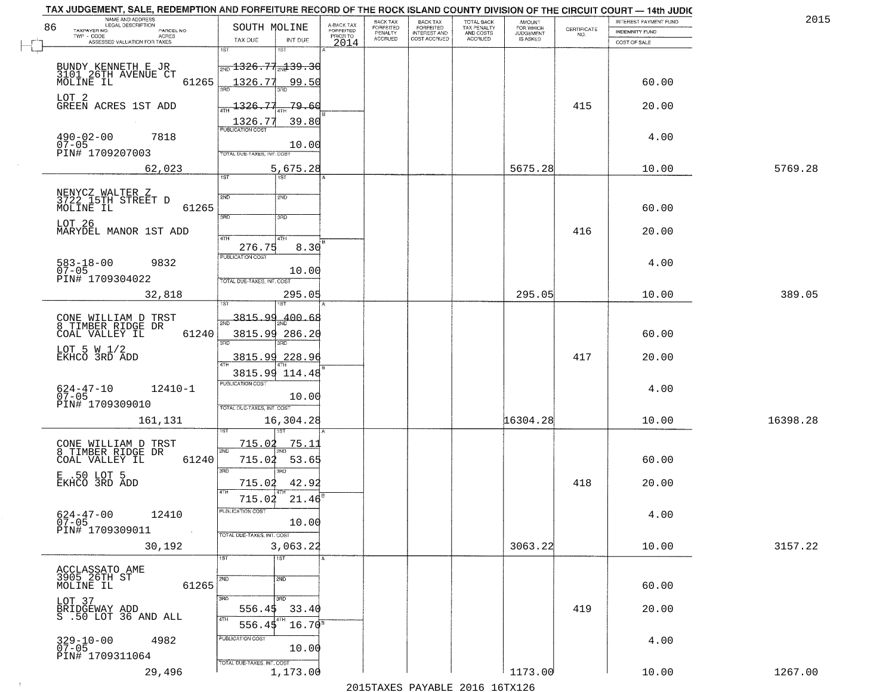TAX JUDGEMENT, SALE, REDEMPTION AND FORFEITURE RECORD OF THE ROCK ISLAND COUNTY DIVISION OF THE CIRCUIT COURT — 14th JUDIC

2015

| NAME AND ADDRESS / LEGAL DESCRIPTION / TAXPAYER NO. / PARCEL NO. / TWP - CODE / ACRES / ASSESSED VALUATION FOR TAXES | SOUTH MOLINE TAX DUE | INT DUE | A-BACK TAX FORFEITED PRIOR TO 2014 | BACK TAX FORFEITED PENALTY ACCRUED | BACK TAX FORFEITED INTEREST AND COST ACCRUED | TOTAL BACK TAX PENALTY AND COSTS ACCRUED | AMOUNT FOR WHICH JUDGEMENT IS ASKED | CERTIFICATE NO. | INTEREST PAYMENT FUND / INDEMNITY FUND / COST OF SALE | |
|---|---|---|---|---|---|---|---|---|---|---|
| BUNDY KENNETH E JR<br>3101 26TH AVENUE CT<br>MOLINE IL 61265<br>LOT 2<br>GREEN ACRES 1ST ADD<br>490-02-00 7818<br>07-05<br>PIN# 1709207003<br>62,023 | 1ST<br>2ND 1326.77<br>1326.77<br>3RD<br>4TH 1326.77<br>1326.77<br>PUBLICATION COST<br>TOTAL DUE-TAXES, INT. COST | 1ST<br>2ND 139.30<br>99.50<br>3RD<br>4TH 79.60<br>39.80<br>10.00<br>5,675.28 | | | | | 5675.28 | 415 | 60.00<br>20.00<br>4.00<br>10.00 | 5769.28 |
| NENYCZ WALTER Z<br>3722 15TH STREET D<br>MOLINE IL 61265<br>LOT 26<br>MARYDEL MANOR 1ST ADD<br>583-18-00 9832<br>07-05<br>PIN# 1709304022<br>32,818 | 1ST<br>2ND<br>3RD<br>4TH<br>276.75<br>PUBLICATION COST<br>TOTAL DUE-TAXES, INT. COST | 1ST<br>2ND<br>3RD<br>4TH<br>8.30<br>10.00<br>295.05 | | | | | 295.05 | 416 | 60.00<br>20.00<br>4.00<br>10.00 | 389.05 |
| CONE WILLIAM D TRST<br>8 TIMBER RIDGE DR<br>COAL VALLEY IL 61240<br>LOT 5 W 1/2<br>EKHCO 3RD ADD<br>624-47-10 12410-1<br>07-05<br>PIN# 1709309010<br>161,131 | 1ST 3815.99<br>2ND 3815.99<br>3RD 3815.99<br>4TH 3815.99<br>PUBLICATION COST<br>TOTAL DUE-TAXES, INT. COST | 1ST 400.68<br>2ND 286.20<br>3RD 228.96<br>4TH 114.48<br>10.00<br>16,304.28 | | | | | 16304.28 | 417 | 60.00<br>20.00<br>4.00<br>10.00 | 16398.28 |
| CONE WILLIAM D TRST<br>8 TIMBER RIDGE DR<br>COAL VALLEY IL 61240<br>E .50 LOT 5<br>EKHCO 3RD ADD<br>624-47-00 12410<br>07-05<br>PIN# 1709309011<br>30,192 | 1ST 715.02<br>2ND 715.02<br>3RD 715.02<br>4TH 715.02<br>PUBLICATION COST<br>TOTAL DUE-TAXES, INT. COST | 1ST 75.11<br>2ND 53.65<br>3RD 42.92<br>4TH 21.46<br>10.00<br>3,063.22 | | | | | 3063.22 | 418 | 60.00<br>20.00<br>4.00<br>10.00 | 3157.22 |
| ACCLASSATO AME<br>3905 26TH ST<br>MOLINE IL 61265<br>LOT 37<br>BRIDGEWAY ADD<br>S .50 LOT 36 AND ALL<br>329-10-00 4982<br>07-05<br>PIN# 1709311064<br>29,496 | 1ST<br>2ND<br>3RD 556.45<br>4TH 556.45<br>PUBLICATION COST<br>TOTAL DUE-TAXES, INT. COST | 1ST<br>2ND<br>3RD 33.40<br>4TH 16.70<br>10.00<br>1,173.00 | | | | | 1173.00 | 419 | 60.00<br>20.00<br>4.00<br>10.00 | 1267.00 |

2015TAXES PAYABLE 2016 16TX126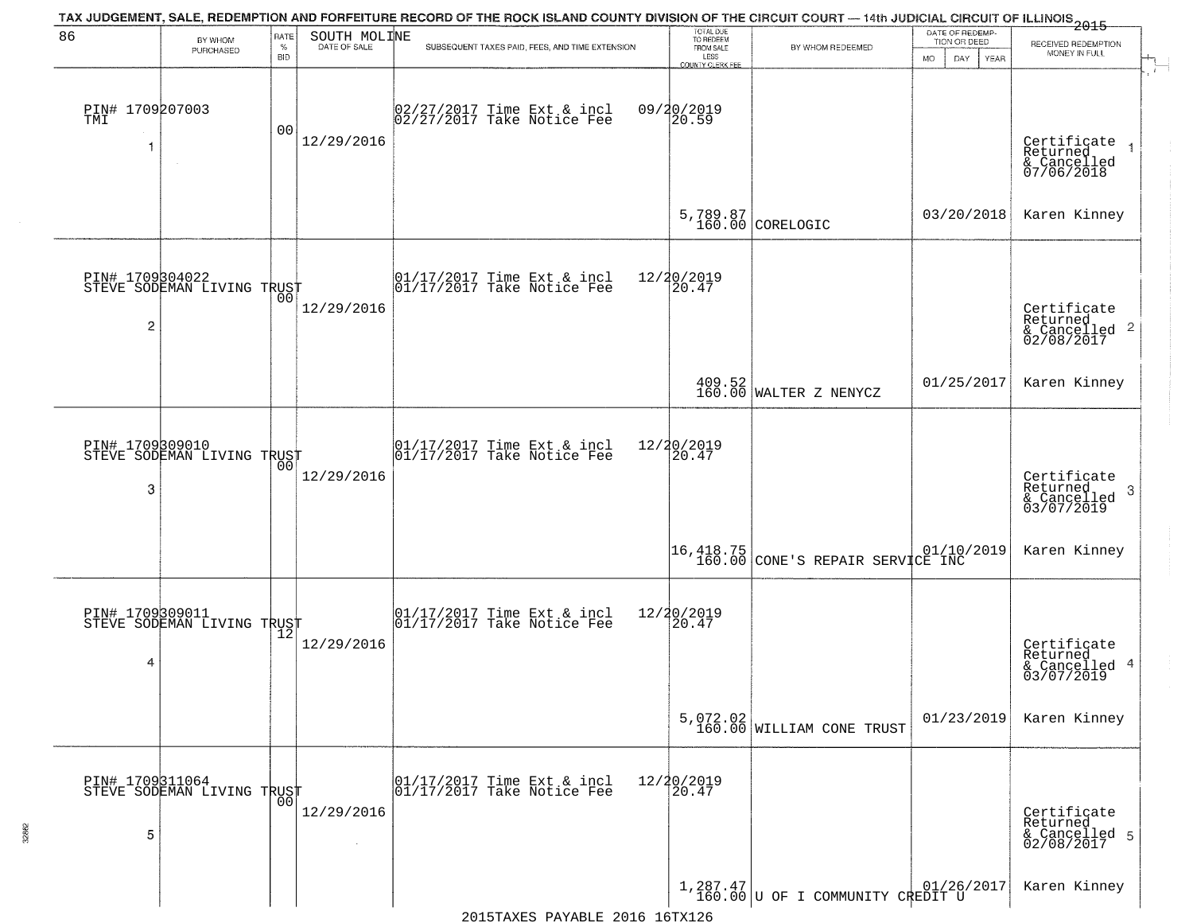TAX JUDGEMENT, SALE, REDEMPTION AND FORFEITURE RECORD OF THE ROCK ISLAND COUNTY DIVISION OF THE CIRCUIT COURT — 14th JUDICIAL CIRCUIT OF ILLINOIS 2015

| 86 | BY WHOM PURCHASED | RATE % BID | SOUTH MOLINE DATE OF SALE | SUBSEQUENT TAXES PAID, FEES, AND TIME EXTENSION | TOTAL DUE TO REDEEM FROM SALE LESS COUNTY CLERK FEE | BY WHOM REDEEMED | DATE OF REDEMPTION OR DEED MO DAY YEAR | RECEIVED REDEMPTION MONEY IN FULL |
|---|---|---|---|---|---|---|---|---|
| PIN# 1709207003 TMI 1 | | 00 | 12/29/2016 | 02/27/2017 Time Ext & incl 02/27/2017 Take Notice Fee | 09/20/2019 20.59 5,789.87 160.00 | CORELOGIC | 03/20/2018 | Certificate Returned & Cancelled 07/06/2018 Karen Kinney |
| PIN# 1709304022 STEVE SODEMAN LIVING TRUST 2 | | 00 | 12/29/2016 | 01/17/2017 Time Ext & incl 01/17/2017 Take Notice Fee | 12/20/2019 20.47 409.52 160.00 | WALTER Z NENYCZ | 01/25/2017 | Certificate Returned & Cancelled 02/08/2017 Karen Kinney |
| PIN# 1709309010 STEVE SODEMAN LIVING TRUST 3 | | 00 | 12/29/2016 | 01/17/2017 Time Ext & incl 01/17/2017 Take Notice Fee | 12/20/2019 20.47 16,418.75 160.00 | CONE'S REPAIR SERVICE INC | 01/10/2019 | Certificate Returned & Cancelled 03/07/2019 Karen Kinney |
| PIN# 1709309011 STEVE SODEMAN LIVING TRUST 4 | | 12 | 12/29/2016 | 01/17/2017 Time Ext & incl 01/17/2017 Take Notice Fee | 12/20/2019 20.47 5,072.02 160.00 | WILLIAM CONE TRUST | 01/23/2019 | Certificate Returned & Cancelled 03/07/2019 Karen Kinney |
| PIN# 1709311064 STEVE SODEMAN LIVING TRUST 5 | | 00 | 12/29/2016 | 01/17/2017 Time Ext & incl 01/17/2017 Take Notice Fee | 12/20/2019 20.47 1,287.47 160.00 | U OF I COMMUNITY CREDIT U | 01/26/2017 | Certificate Returned & Cancelled 02/08/2017 Karen Kinney |

2015TAXES PAYABLE 2016 16TX126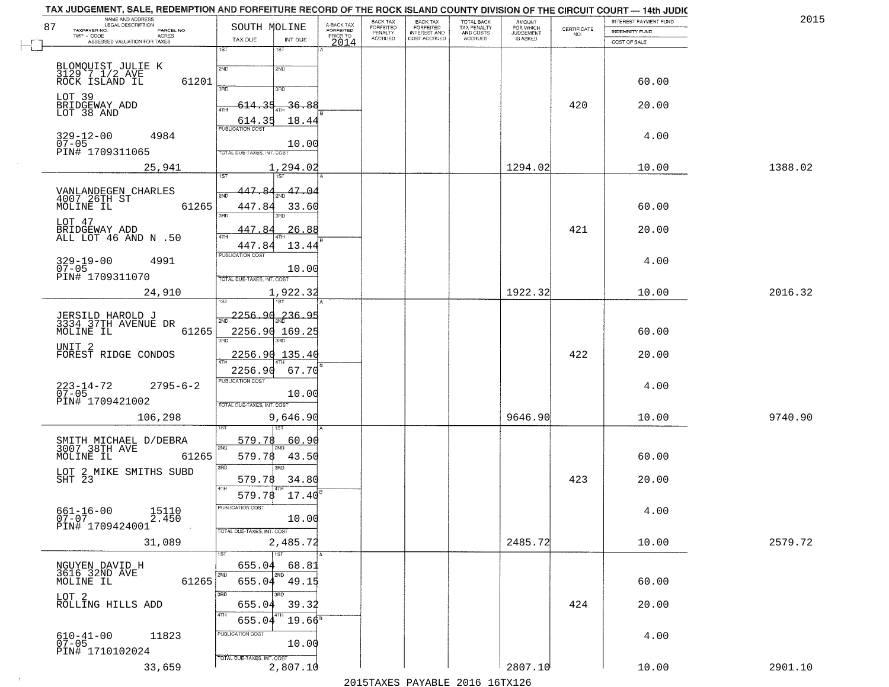TAX JUDGEMENT, SALE, REDEMPTION AND FORFEITURE RECORD OF THE ROCK ISLAND COUNTY DIVISION OF THE CIRCUIT COURT — 14th JUDIC

2015

| NAME AND ADDRESS / LEGAL DESCRIPTION / TAXPAYER NO. / PARCEL NO. / TWP - CODE / ACRES / ASSESSED VALUATION FOR TAXES | SOUTH MOLINE TAX DUE | INT DUE | A-BACK TAX FORFEITED PRIOR TO 2014 | BACK TAX FORFEITED PENALTY ACCRUED | BACK TAX FORFEITED INTEREST AND COST ACCRUED | TOTAL BACK TAX PENALTY AND COSTS ACCRUED | AMOUNT FOR WHICH JUDGEMENT IS ASKED | CERTIFICATE NO. | INTEREST PAYMENT FUND / INDEMNITY FUND / COST OF SALE | |
|---|---|---|---|---|---|---|---|---|---|---|
| BLOMQUIST JULIE K<br>3129 7 1/2 AVE<br>ROCK ISLAND IL 61201<br>LOT 39<br>BRIDGEWAY ADD<br>LOT 38 AND<br>329-12-00 4984<br>07-05<br>PIN# 1709311065<br>25,941 | 1ST<br>2ND<br>3RD<br>4TH 614.35<br>614.35<br>PUBLICATION COST<br>TOTAL DUE-TAXES, INT. COST<br>1,294.02 | 1ST<br>2ND<br>3RD 36.88<br>18.44<br>10.00 | | | | | 1294.02 | 420 | 60.00<br>20.00<br>4.00<br>10.00 | 1388.02 |
| VANLANDEGEN CHARLES<br>4007 26TH ST<br>MOLINE IL 61265<br>LOT 47<br>BRIDGEWAY ADD<br>ALL LOT 46 AND N .50<br>329-19-00 4991<br>07-05<br>PIN# 1709311070<br>24,910 | 1ST 447.84<br>2ND 447.84<br>3RD 447.84<br>4TH 447.84<br>PUBLICATION COST<br>TOTAL DUE-TAXES, INT. COST<br>1,922.32 | 47.04<br>33.60<br>26.88<br>13.44<br>10.00 | | | | | 1922.32 | 421 | 60.00<br>20.00<br>4.00<br>10.00 | 2016.32 |
| JERSILD HAROLD J<br>3334 37TH AVENUE DR<br>MOLINE IL 61265<br>UNIT 2<br>FOREST RIDGE CONDOS<br>223-14-72 2795-6-2<br>07-05<br>PIN# 1709421002<br>106,298 | 1ST 2256.90<br>2ND 2256.90<br>3RD 2256.90<br>4TH 2256.90<br>PUBLICATION COST<br>TOTAL DUE-TAXES, INT. COST<br>9,646.90 | 236.95<br>169.25<br>135.40<br>67.70<br>10.00 | | | | | 9646.90 | 422 | 60.00<br>20.00<br>4.00<br>10.00 | 9740.90 |
| SMITH MICHAEL D/DEBRA<br>3007 38TH AVE<br>MOLINE IL 61265<br>LOT 2 MIKE SMITHS SUBD<br>SHT 23<br>661-16-00 15110<br>07-07 2.450<br>PIN# 1709424001<br>31,089 | 1ST 579.78<br>2ND 579.78<br>3RD 579.78<br>4TH 579.78<br>PUBLICATION COST<br>TOTAL DUE-TAXES, INT. COST<br>2,485.72 | 60.90<br>43.50<br>34.80<br>17.40<br>10.00 | | | | | 2485.72 | 423 | 60.00<br>20.00<br>4.00<br>10.00 | 2579.72 |
| NGUYEN DAVID H<br>3616 32ND AVE<br>MOLINE IL 61265<br>LOT 2<br>ROLLING HILLS ADD<br>610-41-00 11823<br>07-05<br>PIN# 1710102024<br>33,659 | 1ST 655.04<br>2ND 655.04<br>3RD 655.04<br>4TH 655.04<br>PUBLICATION COST<br>TOTAL DUE-TAXES, INT. COST<br>2,807.10 | 68.81<br>49.15<br>39.32<br>19.66<br>10.00 | | | | | 2807.10 | 424 | 60.00<br>20.00<br>4.00<br>10.00 | 2901.10 |

2015TAXES PAYABLE 2016 16TX126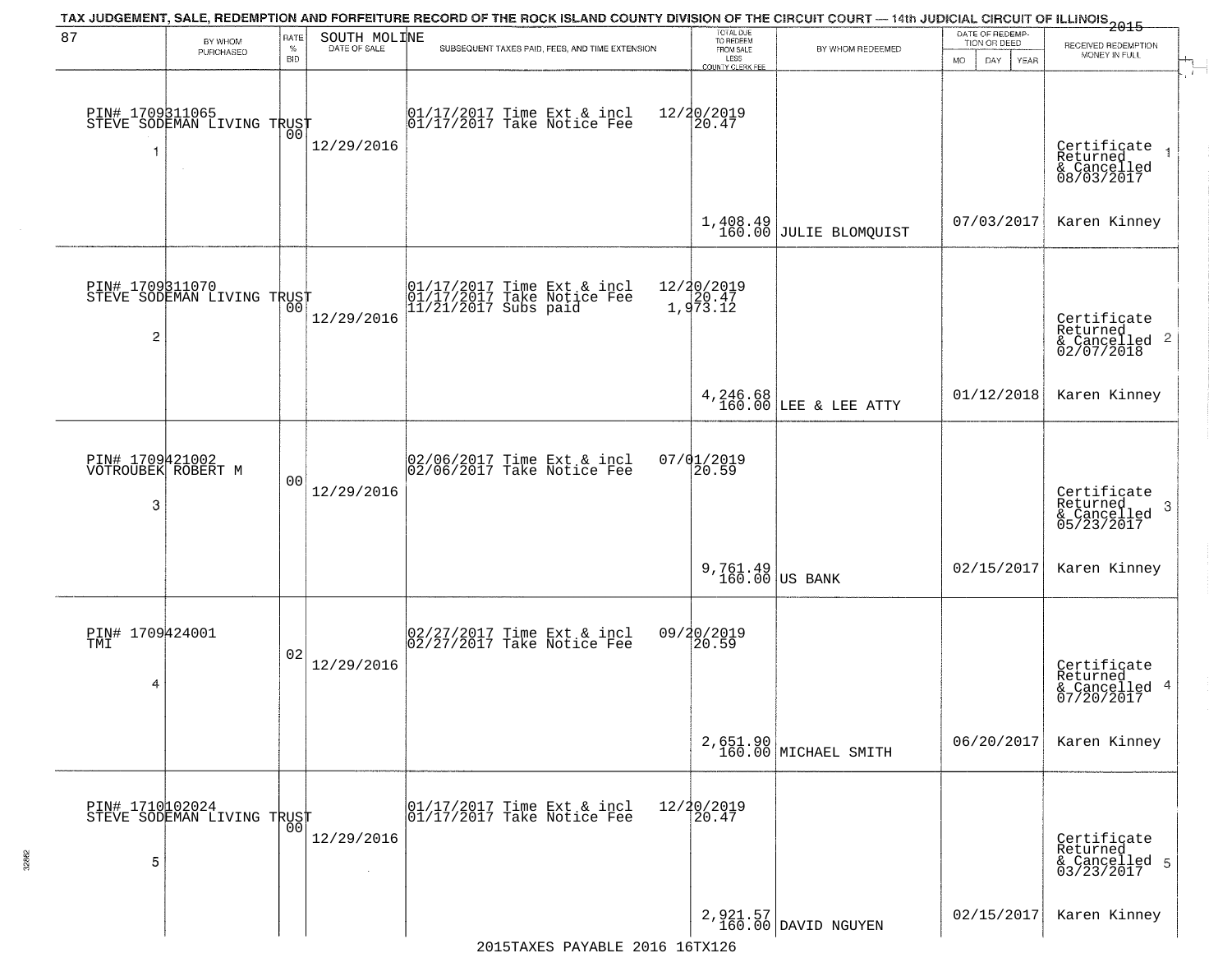TAX JUDGEMENT, SALE, REDEMPTION AND FORFEITURE RECORD OF THE ROCK ISLAND COUNTY DIVISION OF THE CIRCUIT COURT — 14th JUDICIAL CIRCUIT OF ILLINOIS 2015

| 87 | BY WHOM PURCHASED | RATE % BID | SOUTH MOLINE DATE OF SALE | SUBSEQUENT TAXES PAID, FEES, AND TIME EXTENSION | TOTAL DUE TO REDEEM FROM SALE LESS COUNTY CLERK FEE | BY WHOM REDEEMED | DATE OF REDEMPTION OR DEED MO DAY YEAR | RECEIVED REDEMPTION MONEY IN FULL |
|---|---|---|---|---|---|---|---|---|
| 1 | PIN# 1709311065 STEVE SODEMAN LIVING TRUST | 00 | 12/29/2016 | 01/17/2017 Time Ext & incl 12/20/2019<br>01/17/2017 Take Notice Fee 20.47 | 1,408.49<br>160.00 | JULIE BLOMQUIST | 07/03/2017 | Certificate Returned & Cancelled 08/03/2017<br>Karen Kinney |
| 2 | PIN# 1709311070 STEVE SODEMAN LIVING TRUST | 00 | 12/29/2016 | 01/17/2017 Time Ext & incl 12/20/2019<br>01/17/2017 Take Notice Fee 20.47<br>11/21/2017 Subs paid 1,973.12 | 4,246.68<br>160.00 | LEE & LEE ATTY | 01/12/2018 | Certificate Returned & Cancelled 02/07/2018<br>Karen Kinney |
| 3 | PIN# 1709421002 VOTROUBEK ROBERT M | 00 | 12/29/2016 | 02/06/2017 Time Ext & incl 07/01/2019<br>02/06/2017 Take Notice Fee 20.59 | 9,761.49<br>160.00 | US BANK | 02/15/2017 | Certificate Returned & Cancelled 05/23/2017<br>Karen Kinney |
| 4 | PIN# 1709424001 TMI | 02 | 12/29/2016 | 02/27/2017 Time Ext & incl 09/20/2019<br>02/27/2017 Take Notice Fee 20.59 | 2,651.90<br>160.00 | MICHAEL SMITH | 06/20/2017 | Certificate Returned & Cancelled 07/20/2017<br>Karen Kinney |
| 5 | PIN# 1710102024 STEVE SODEMAN LIVING TRUST | 00 | 12/29/2016 | 01/17/2017 Time Ext & incl 12/20/2019<br>01/17/2017 Take Notice Fee 20.47 | 2,921.57<br>160.00 | DAVID NGUYEN | 02/15/2017 | Certificate Returned & Cancelled 03/23/2017<br>Karen Kinney |

2015TAXES PAYABLE 2016 16TX126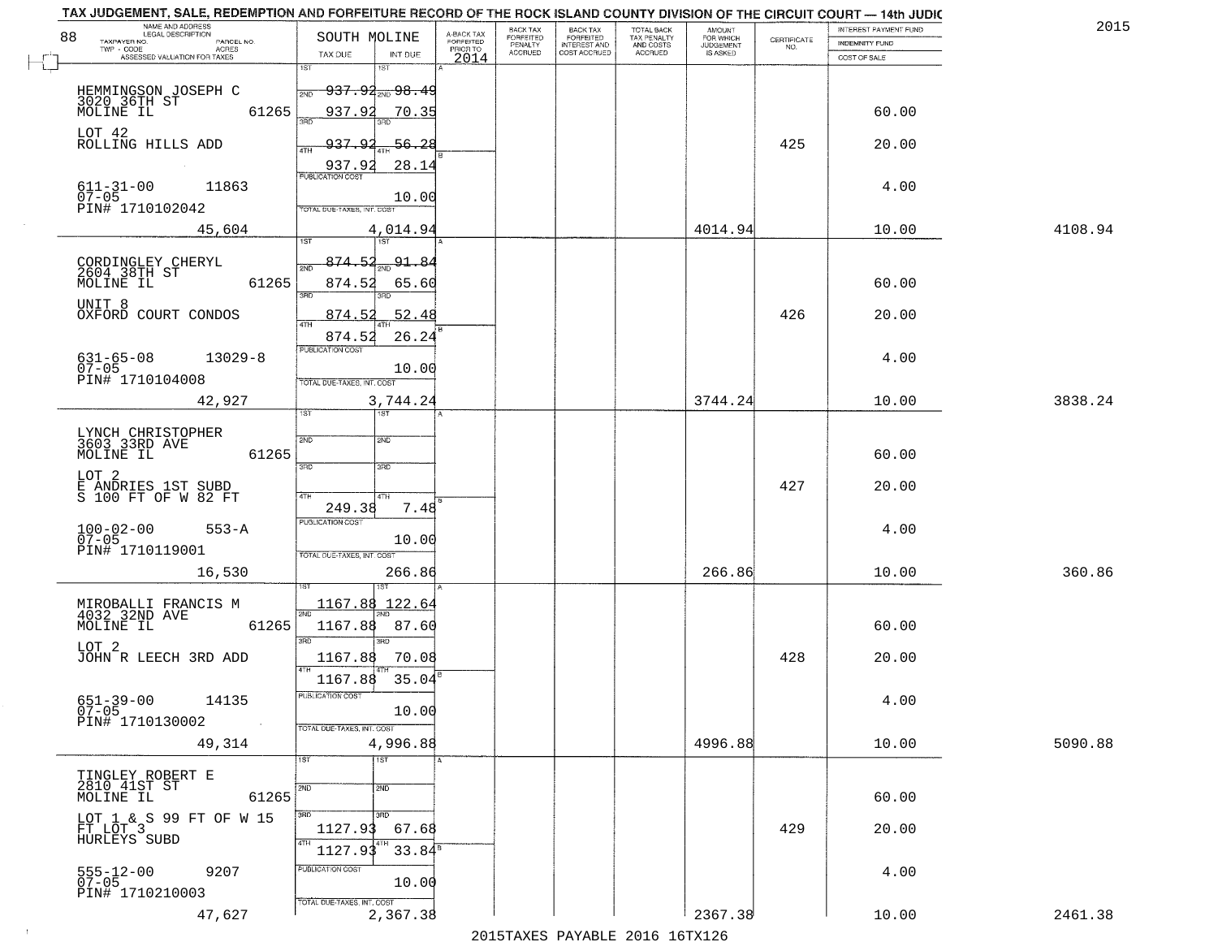TAX JUDGEMENT, SALE, REDEMPTION AND FORFEITURE RECORD OF THE ROCK ISLAND COUNTY DIVISION OF THE CIRCUIT COURT — 14th JUDIC

2015

| 88 NAME AND ADDRESS / LEGAL DESCRIPTION / TAXPAYER NO. / PARCEL NO. / TWP - CODE / ACRES / ASSESSED VALUATION FOR TAXES | SOUTH MOLINE TAX DUE | INT DUE | A-BACK TAX FORFEITED PRIOR TO 2014 | BACK TAX FORFEITED PENALTY ACCRUED | BACK TAX FORFEITED INTEREST AND COST ACCRUED | TOTAL BACK TAX PENALTY AND COSTS ACCRUED | AMOUNT FOR WHICH JUDGEMENT IS ASKED | CERTIFICATE NO. | INTEREST PAYMENT FUND / INDEMNITY FUND / COST OF SALE | |
|---|---|---|---|---|---|---|---|---|---|---|
| HEMMINGSON JOSEPH C<br>3020 36TH ST<br>MOLINE IL 61265<br>LOT 42<br>ROLLING HILLS ADD<br>611-31-00 11863<br>07-05<br>PIN# 1710102042<br>45,604 | 1ST 937.92<br>2ND 937.92<br>3RD 937.92<br>4TH 937.92<br>PUBLICATION COST<br>TOTAL DUE-TAXES, INT. COST | 98.49<br>70.35<br>56.28<br>28.14<br>10.00<br>4,014.94 | | | | | 4014.94 | 425 | 60.00<br>20.00<br>4.00<br>10.00 | 4108.94 |
| CORDINGLEY CHERYL<br>2604 38TH ST<br>MOLINE IL 61265<br>UNIT 8<br>OXFORD COURT CONDOS<br>631-65-08 13029-8<br>07-05<br>PIN# 1710104008<br>42,927 | 1ST 874.52<br>2ND 874.52<br>3RD 874.52<br>4TH 874.52<br>PUBLICATION COST<br>TOTAL DUE-TAXES, INT. COST | 91.84<br>65.60<br>52.48<br>26.24<br>10.00<br>3,744.24 | | | | | 3744.24 | 426 | 60.00<br>20.00<br>4.00<br>10.00 | 3838.24 |
| LYNCH CHRISTOPHER<br>3603 33RD AVE<br>MOLINE IL 61265<br>LOT 2<br>E ANDRIES 1ST SUBD<br>S 100 FT OF W 82 FT<br>100-02-00 553-A<br>07-05<br>PIN# 1710119001<br>16,530 | 1ST<br>2ND<br>3RD<br>4TH 249.38<br>PUBLICATION COST<br>TOTAL DUE-TAXES, INT. COST | 7.48<br>10.00<br>266.86 | | | | | 266.86 | 427 | 60.00<br>20.00<br>4.00<br>10.00 | 360.86 |
| MIROBALLI FRANCIS M<br>4032 32ND AVE<br>MOLINE IL 61265<br>LOT 2<br>JOHN R LEECH 3RD ADD<br>651-39-00 14135<br>07-05<br>PIN# 1710130002<br>49,314 | 1ST 1167.88<br>2ND 1167.88<br>3RD 1167.88<br>4TH 1167.88<br>PUBLICATION COST<br>TOTAL DUE-TAXES, INT. COST | 122.64<br>87.60<br>70.08<br>35.04<br>10.00<br>4,996.88 | | | | | 4996.88 | 428 | 60.00<br>20.00<br>4.00<br>10.00 | 5090.88 |
| TINGLEY ROBERT E<br>2810 41ST ST<br>MOLINE IL 61265<br>LOT 1 & S 99 FT OF W 15 FT LOT 3<br>HURLEYS SUBD<br>555-12-00 9207<br>07-05<br>PIN# 1710210003<br>47,627 | 1ST<br>2ND<br>3RD 1127.93<br>4TH 1127.93<br>PUBLICATION COST<br>TOTAL DUE-TAXES, INT. COST | 67.68<br>33.84<br>10.00<br>2,367.38 | | | | | 2367.38 | 429 | 60.00<br>20.00<br>4.00<br>10.00 | 2461.38 |

2015TAXES PAYABLE 2016 16TX126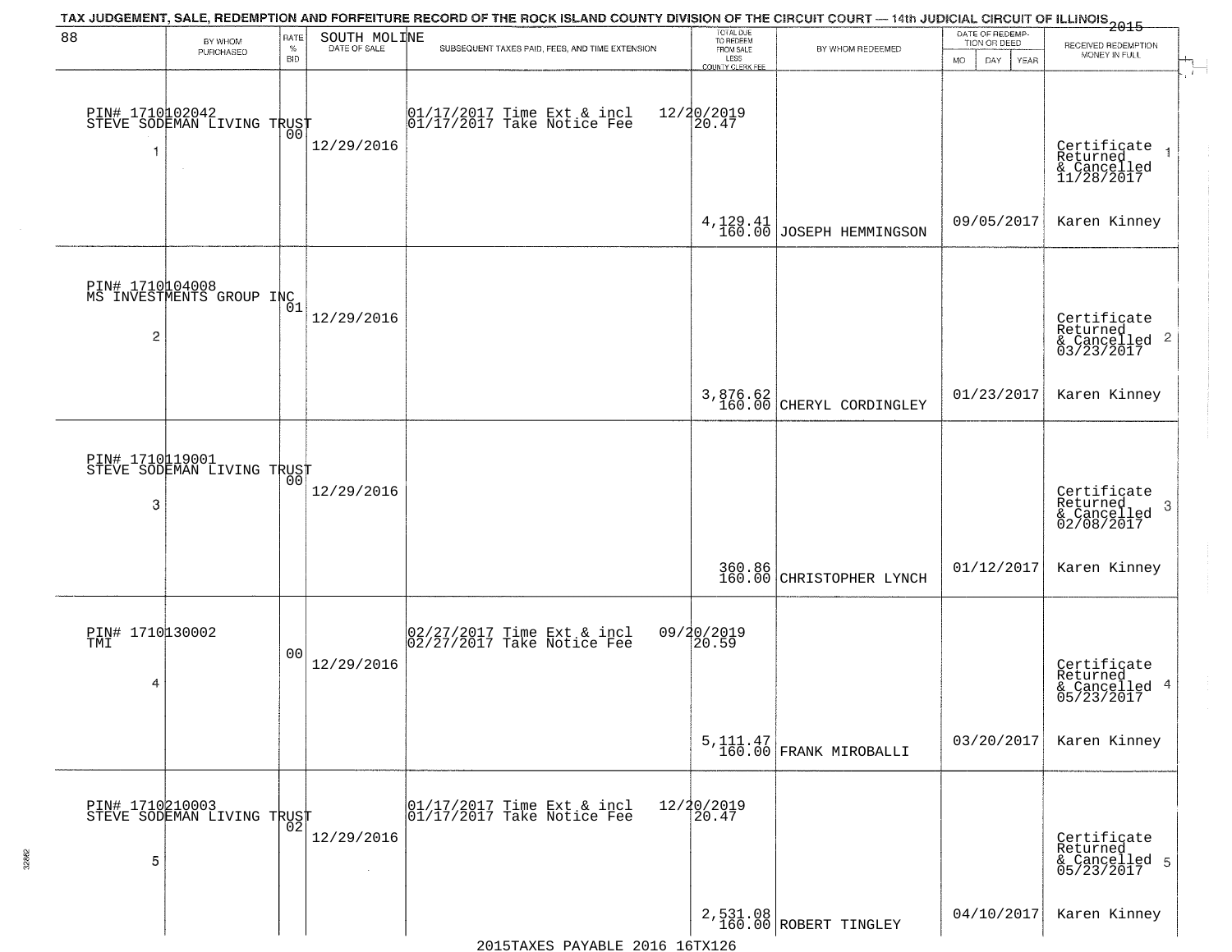TAX JUDGEMENT, SALE, REDEMPTION AND FORFEITURE RECORD OF THE ROCK ISLAND COUNTY DIVISION OF THE CIRCUIT COURT — 14th JUDICIAL CIRCUIT OF ILLINOIS 2015

88 SOUTH MOLINE

| | BY WHOM PURCHASED | RATE % BID | DATE OF SALE | SUBSEQUENT TAXES PAID, FEES, AND TIME EXTENSION | TOTAL DUE TO REDEEM FROM SALE LESS COUNTY CLERK FEE | BY WHOM REDEEMED | DATE OF REDEMPTION OR DEED MO DAY YEAR | RECEIVED REDEMPTION MONEY IN FULL |
|---|---|---|---|---|---|---|---|---|
| 1 | PIN# 1710102042 STEVE SODEMAN LIVING TRUST | 00 | 12/29/2016 | 01/17/2017 Time Ext & incl 12/20/2019<br>01/17/2017 Take Notice Fee 20.47 | 4,129.41<br>160.00 | JOSEPH HEMMINGSON | 09/05/2017 | Certificate Returned & Cancelled 11/28/2017<br>Karen Kinney |
| 2 | PIN# 1710104008 MS INVESTMENTS GROUP INC | 01 | 12/29/2016 | | 3,876.62<br>160.00 | CHERYL CORDINGLEY | 01/23/2017 | Certificate Returned & Cancelled 03/23/2017<br>Karen Kinney |
| 3 | PIN# 1710119001 STEVE SODEMAN LIVING TRUST | 00 | 12/29/2016 | | 360.86<br>160.00 | CHRISTOPHER LYNCH | 01/12/2017 | Certificate Returned & Cancelled 02/08/2017<br>Karen Kinney |
| 4 | PIN# 1710130002 TMI | 00 | 12/29/2016 | 02/27/2017 Time Ext & incl 09/20/2019<br>02/27/2017 Take Notice Fee 20.59 | 5,111.47<br>160.00 | FRANK MIROBALLI | 03/20/2017 | Certificate Returned & Cancelled 05/23/2017<br>Karen Kinney |
| 5 | PIN# 1710210003 STEVE SODEMAN LIVING TRUST | 02 | 12/29/2016 | 01/17/2017 Time Ext & incl 12/20/2019<br>01/17/2017 Take Notice Fee 20.47 | 2,531.08<br>160.00 | ROBERT TINGLEY | 04/10/2017 | Certificate Returned & Cancelled 05/23/2017<br>Karen Kinney |

2015TAXES PAYABLE 2016 16TX126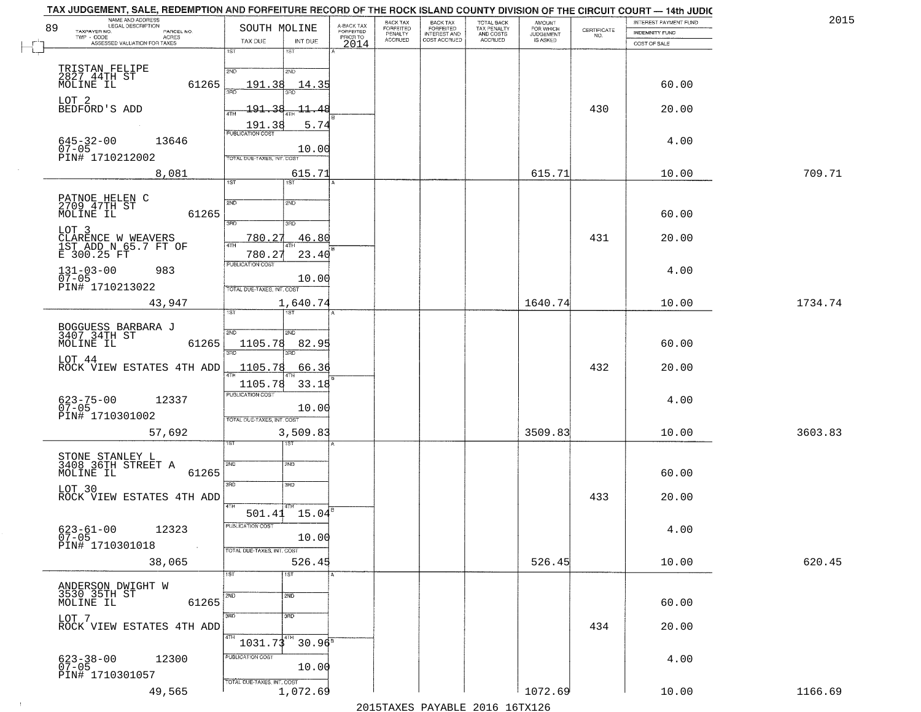TAX JUDGEMENT, SALE, REDEMPTION AND FORFEITURE RECORD OF THE ROCK ISLAND COUNTY DIVISION OF THE CIRCUIT COURT — 14th JUDIC

2015

| 89 NAME AND ADDRESS / LEGAL DESCRIPTION / TAXPAYER NO. / PARCEL NO. / TWP - CODE / ACRES / ASSESSED VALUATION FOR TAXES | SOUTH MOLINE TAX DUE | INT DUE | A-BACK TAX FORFEITED PRIOR TO 2014 | BACK TAX FORFEITED PENALTY ACCRUED | BACK TAX FORFEITED INTEREST AND COST ACCRUED | TOTAL BACK TAX PENALTY AND COSTS ACCRUED | AMOUNT FOR WHICH JUDGEMENT IS ASKED | CERTIFICATE NO. | INTEREST PAYMENT FUND / INDEMNITY FUND / COST OF SALE | |
|---|---|---|---|---|---|---|---|---|---|---|
| TRISTAN FELIPE 2827 44TH ST MOLINE IL 61265 | 2ND 191.38 | 14.35 | | | | | | | 60.00 | |
| LOT 2 BEDFORD'S ADD | 3RD 191.38 | 11.48 | | | | | | 430 | 20.00 | |
| | 4TH 191.38 | 5.74 | | | | | | | | |
| 645-32-00 13646 07-05 PIN# 1710212002 | PUBLICATION COST | 10.00 | | | | | | | 4.00 | |
| 8,081 | TOTAL DUE-TAXES, INT. COST | 615.71 | | | | | 615.71 | | 10.00 | 709.71 |
| PATNOE HELEN C 2709 47TH ST MOLINE IL 61265 | 2ND | | | | | | | | 60.00 | |
| LOT 3 CLARENCE W WEAVERS 1ST ADD N 65.7 FT OF E 300.25 FT | 3RD 780.27 | 46.80 | | | | | | 431 | 20.00 | |
| | 4TH 780.27 | 23.40 | | | | | | | | |
| 131-03-00 983 07-05 PIN# 1710213022 | PUBLICATION COST | 10.00 | | | | | | | 4.00 | |
| 43,947 | TOTAL DUE-TAXES, INT. COST | 1,640.74 | | | | | 1640.74 | | 10.00 | 1734.74 |
| BOGGUESS BARBARA J 3407 34TH ST MOLINE IL 61265 | 2ND 1105.78 | 82.95 | | | | | | | 60.00 | |
| LOT 44 ROCK VIEW ESTATES 4TH ADD | 3RD 1105.78 | 66.36 | | | | | | 432 | 20.00 | |
| | 4TH 1105.78 | 33.18 | | | | | | | | |
| 623-75-00 12337 07-05 PIN# 1710301002 | PUBLICATION COST | 10.00 | | | | | | | 4.00 | |
| 57,692 | TOTAL DUE-TAXES, INT. COST | 3,509.83 | | | | | 3509.83 | | 10.00 | 3603.83 |
| STONE STANLEY L 3408 36TH STREET A MOLINE IL 61265 | 2ND | | | | | | | | 60.00 | |
| LOT 30 ROCK VIEW ESTATES 4TH ADD | 3RD | | | | | | | 433 | 20.00 | |
| | 4TH 501.41 | 15.04 | | | | | | | | |
| 623-61-00 12323 07-05 PIN# 1710301018 | PUBLICATION COST | 10.00 | | | | | | | 4.00 | |
| 38,065 | TOTAL DUE-TAXES, INT. COST | 526.45 | | | | | 526.45 | | 10.00 | 620.45 |
| ANDERSON DWIGHT W 3530 35TH ST MOLINE IL 61265 | 2ND | | | | | | | | 60.00 | |
| LOT 7 ROCK VIEW ESTATES 4TH ADD | 3RD | | | | | | | 434 | 20.00 | |
| | 4TH 1031.73 | 30.96 | | | | | | | | |
| 623-38-00 12300 07-05 PIN# 1710301057 | PUBLICATION COST | 10.00 | | | | | | | 4.00 | |
| 49,565 | TOTAL DUE-TAXES, INT. COST | 1,072.69 | | | | | 1072.69 | | 10.00 | 1166.69 |

2015TAXES PAYABLE 2016 16TX126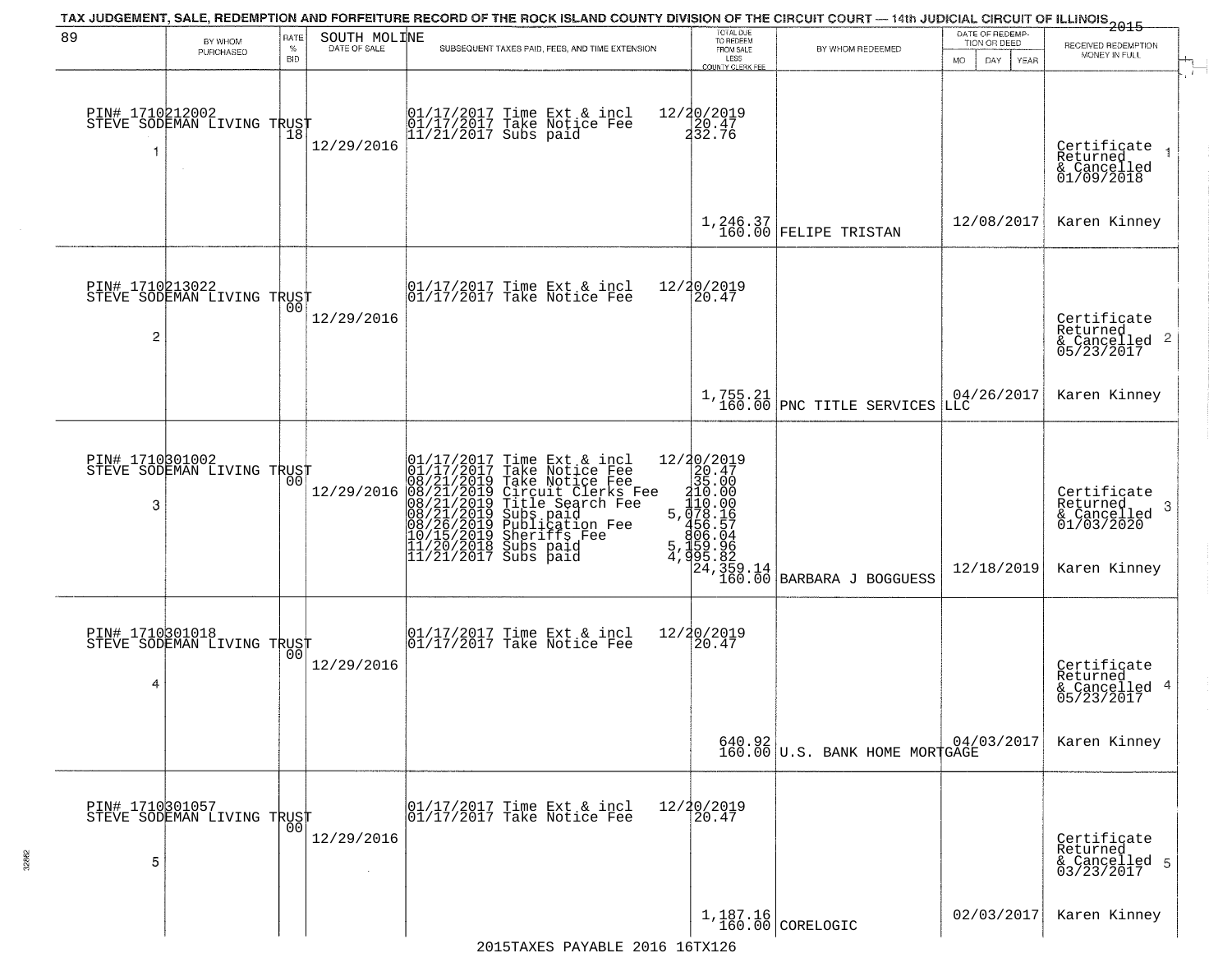TAX JUDGEMENT, SALE, REDEMPTION AND FORFEITURE RECORD OF THE ROCK ISLAND COUNTY DIVISION OF THE CIRCUIT COURT — 14th JUDICIAL CIRCUIT OF ILLINOIS 2015

| 89 | BY WHOM PURCHASED | RATE % BID | SOUTH MOLINE DATE OF SALE | SUBSEQUENT TAXES PAID, FEES, AND TIME EXTENSION | TOTAL DUE TO REDEEM FROM SALE LESS COUNTY CLERK FEE | BY WHOM REDEEMED | DATE OF REDEMPTION OR DEED MO DAY YEAR | RECEIVED REDEMPTION MONEY IN FULL |
|---|---|---|---|---|---|---|---|---|
| 1 | PIN# 1710212002 STEVE SODEMAN LIVING TRUST | 18 | 12/29/2016 | 01/17/2017 Time Ext & incl 12/20/2019<br>01/17/2017 Take Notice Fee 20.47<br>11/21/2017 Subs paid 232.76 | 1,246.37<br>160.00 | FELIPE TRISTAN | 12/08/2017 | Certificate Returned & Cancelled 01/09/2018<br>Karen Kinney |
| 2 | PIN# 1710213022 STEVE SODEMAN LIVING TRUST | 00 | 12/29/2016 | 01/17/2017 Time Ext & incl 12/20/2019<br>01/17/2017 Take Notice Fee 20.47 | 1,755.21<br>160.00 | PNC TITLE SERVICES LLC | 04/26/2017 | Certificate Returned & Cancelled 05/23/2017<br>Karen Kinney |
| 3 | PIN# 1710301002 STEVE SODEMAN LIVING TRUST | 00 | 12/29/2016 | 01/17/2017 Time Ext & incl 12/20/2019<br>01/17/2017 Take Notice Fee 20.47<br>08/21/2019 Take Notice Fee 35.00<br>08/21/2019 Circuit Clerks Fee 210.00<br>08/21/2019 Title Search Fee 110.00<br>08/21/2019 Subs paid 5,078.16<br>08/26/2019 Publication Fee 456.57<br>10/15/2019 Sheriffs Fee 806.04<br>11/20/2018 Subs paid 5,159.96<br>11/21/2017 Subs paid 4,995.82 | 24,359.14<br>160.00 | BARBARA J BOGGUESS | 12/18/2019 | Certificate Returned & Cancelled 01/03/2020<br>Karen Kinney |
| 4 | PIN# 1710301018 STEVE SODEMAN LIVING TRUST | 00 | 12/29/2016 | 01/17/2017 Time Ext & incl 12/20/2019<br>01/17/2017 Take Notice Fee 20.47 | 640.92<br>160.00 | U.S. BANK HOME MORTGAGE | 04/03/2017 | Certificate Returned & Cancelled 05/23/2017<br>Karen Kinney |
| 5 | PIN# 1710301057 STEVE SODEMAN LIVING TRUST | 00 | 12/29/2016 | 01/17/2017 Time Ext & incl 12/20/2019<br>01/17/2017 Take Notice Fee 20.47 | 1,187.16<br>160.00 | CORELOGIC | 02/03/2017 | Certificate Returned & Cancelled 03/23/2017<br>Karen Kinney |

2015TAXES PAYABLE 2016 16TX126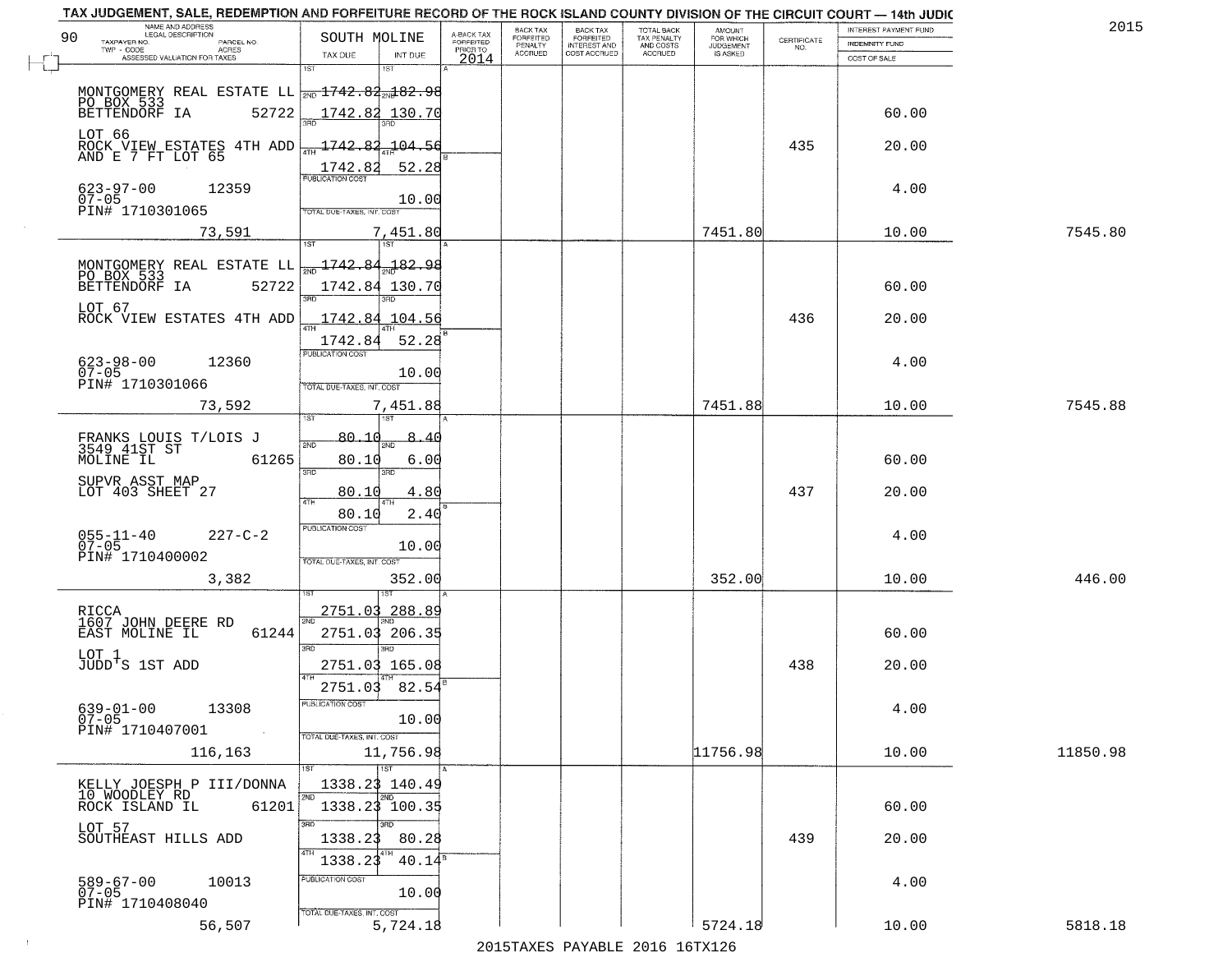# TAX JUDGEMENT, SALE, REDEMPTION AND FORFEITURE RECORD OF THE ROCK ISLAND COUNTY DIVISION OF THE CIRCUIT COURT — 14th JUDIC

90 — SOUTH MOLINE — 2015

| NAME AND ADDRESS / LEGAL DESCRIPTION / TAXPAYER NO. / PARCEL NO. / TWP - CODE / ACRES / ASSESSED VALUATION FOR TAXES | TAX DUE | INT DUE | A-BACK TAX FORFEITED PRIOR TO 2014 | BACK TAX FORFEITED PENALTY ACCRUED | BACK TAX FORFEITED INTEREST AND COST ACCRUED | TOTAL BACK TAX PENALTY AND COSTS ACCRUED | AMOUNT FOR WHICH JUDGEMENT IS ASKED | CERTIFICATE NO. | INTEREST PAYMENT FUND / INDEMNITY FUND / COST OF SALE | |
|---|---|---|---|---|---|---|---|---|---|---|
| MONTGOMERY REAL ESTATE LL<br>PO BOX 533<br>BETTENDORF IA 52722<br>LOT 66<br>ROCK VIEW ESTATES 4TH ADD<br>AND E 7 FT LOT 65<br>623-97-00 12359<br>07-05<br>PIN# 1710301065<br>73,591 | 1ST 1742.82<br>2ND 1742.82<br>3RD 1742.82<br>4TH 1742.82<br>PUBLICATION COST<br>TOTAL DUE-TAXES, INT. COST | 182.98<br>130.70<br>104.56<br>52.28<br>10.00<br>7,451.80 | | | | | 7451.80 | 435 | 60.00<br>20.00<br>4.00<br>10.00 | 7545.80 |
| MONTGOMERY REAL ESTATE LL<br>PO BOX 533<br>BETTENDORF IA 52722<br>LOT 67<br>ROCK VIEW ESTATES 4TH ADD<br>623-98-00 12360<br>07-05<br>PIN# 1710301066<br>73,592 | 1ST 1742.84<br>2ND 1742.84<br>3RD 1742.84<br>4TH 1742.84<br>PUBLICATION COST<br>TOTAL DUE-TAXES, INT. COST | 182.98<br>130.70<br>104.56<br>52.28<br>10.00<br>7,451.88 | | | | | 7451.88 | 436 | 60.00<br>20.00<br>4.00<br>10.00 | 7545.88 |
| FRANKS LOUIS T/LOIS J<br>3549 41ST ST<br>MOLINE IL 61265<br>SUPVR ASST MAP<br>LOT 403 SHEET 27<br>055-11-40 227-C-2<br>07-05<br>PIN# 1710400002<br>3,382 | 1ST 80.10<br>2ND 80.10<br>3RD 80.10<br>4TH 80.10<br>PUBLICATION COST<br>TOTAL DUE-TAXES, INT. COST | 8.40<br>6.00<br>4.80<br>2.40<br>10.00<br>352.00 | | | | | 352.00 | 437 | 60.00<br>20.00<br>4.00<br>10.00 | 446.00 |
| RICCA<br>1607 JOHN DEERE RD<br>EAST MOLINE IL 61244<br>LOT 1<br>JUDD'S 1ST ADD<br>639-01-00 13308<br>07-05<br>PIN# 1710407001<br>116,163 | 1ST 2751.03<br>2ND 2751.03<br>3RD 2751.03<br>4TH 2751.03<br>PUBLICATION COST<br>TOTAL DUE-TAXES, INT. COST | 288.89<br>206.35<br>165.08<br>82.54<br>10.00<br>11,756.98 | | | | | 11756.98 | 438 | 60.00<br>20.00<br>4.00<br>10.00 | 11850.98 |
| KELLY JOESPH P III/DONNA<br>10 WOODLEY RD<br>ROCK ISLAND IL 61201<br>LOT 57<br>SOUTHEAST HILLS ADD<br>589-67-00 10013<br>07-05<br>PIN# 1710408040<br>56,507 | 1ST 1338.23<br>2ND 1338.23<br>3RD 1338.23<br>4TH 1338.23<br>PUBLICATION COST<br>TOTAL DUE-TAXES, INT. COST | 140.49<br>100.35<br>80.28<br>40.14<br>10.00<br>5,724.18 | | | | | 5724.18 | 439 | 60.00<br>20.00<br>4.00<br>10.00 | 5818.18 |

2015TAXES PAYABLE 2016 16TX126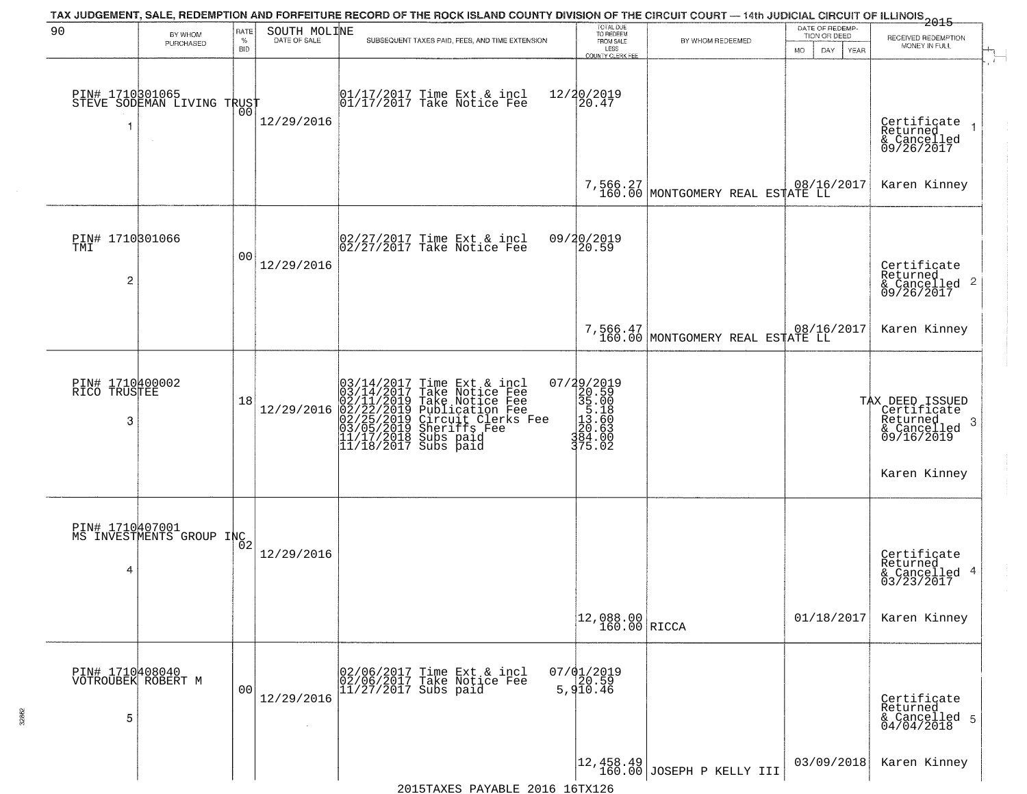TAX JUDGEMENT, SALE, REDEMPTION AND FORFEITURE RECORD OF THE ROCK ISLAND COUNTY DIVISION OF THE CIRCUIT COURT — 14th JUDICIAL CIRCUIT OF ILLINOIS 2015

| 90 | BY WHOM PURCHASED | RATE % BID | SOUTH MOLINE DATE OF SALE | SUBSEQUENT TAXES PAID, FEES, AND TIME EXTENSION | TOTAL DUE TO REDEEM FROM SALE LESS COUNTY CLERK FEE | BY WHOM REDEEMED | DATE OF REDEMPTION OR DEED MO DAY YEAR | RECEIVED REDEMPTION MONEY IN FULL |
|---|---|---|---|---|---|---|---|---|
| PIN# 1710301065 STEVE SODEMAN LIVING TRUST 1 | | 00 | 12/29/2016 | 01/17/2017 Time Ext & incl<br>01/17/2017 Take Notice Fee | 12/20/2019<br>20.47<br><br>7,566.27<br>160.00 | MONTGOMERY REAL ESTATE LL | 08/16/2017 | Certificate Returned & Cancelled 09/26/2017<br>Karen Kinney |
| PIN# 1710301066 TMI 2 | | 00 | 12/29/2016 | 02/27/2017 Time Ext & incl<br>02/27/2017 Take Notice Fee | 09/20/2019<br>20.59<br><br>7,566.47<br>160.00 | MONTGOMERY REAL ESTATE LL | 08/16/2017 | Certificate Returned & Cancelled 09/26/2017<br>Karen Kinney |
| PIN# 1710400002 RICO TRUSTEE 3 | | 18 | 12/29/2016 | 03/14/2017 Time Ext & incl<br>03/14/2017 Take Notice Fee<br>02/11/2019 Take Notice Fee<br>02/22/2019 Publication Fee<br>02/25/2019 Circuit Clerks Fee<br>03/05/2019 Sheriffs Fee<br>11/17/2018 Subs paid<br>11/18/2017 Subs paid | 07/29/2019<br>20.59<br>35.00<br>5.18<br>13.60<br>20.63<br>384.00<br>375.02 | | | TAX DEED ISSUED Certificate Returned & Cancelled 09/16/2019<br>Karen Kinney |
| PIN# 1710407001 MS INVESTMENTS GROUP INC 4 | | 02 | 12/29/2016 | | 12,088.00<br>160.00 | RICCA | 01/18/2017 | Certificate Returned & Cancelled 03/23/2017<br>Karen Kinney |
| PIN# 1710408040 VOTROUBEK ROBERT M 5 | | 00 | 12/29/2016 | 02/06/2017 Time Ext & incl<br>02/06/2017 Take Notice Fee<br>11/27/2017 Subs paid | 07/01/2019<br>20.59<br>5,910.46<br><br>12,458.49<br>160.00 | JOSEPH P KELLY III | 03/09/2018 | Certificate Returned & Cancelled 04/04/2018<br>Karen Kinney |

2015TAXES PAYABLE 2016 16TX126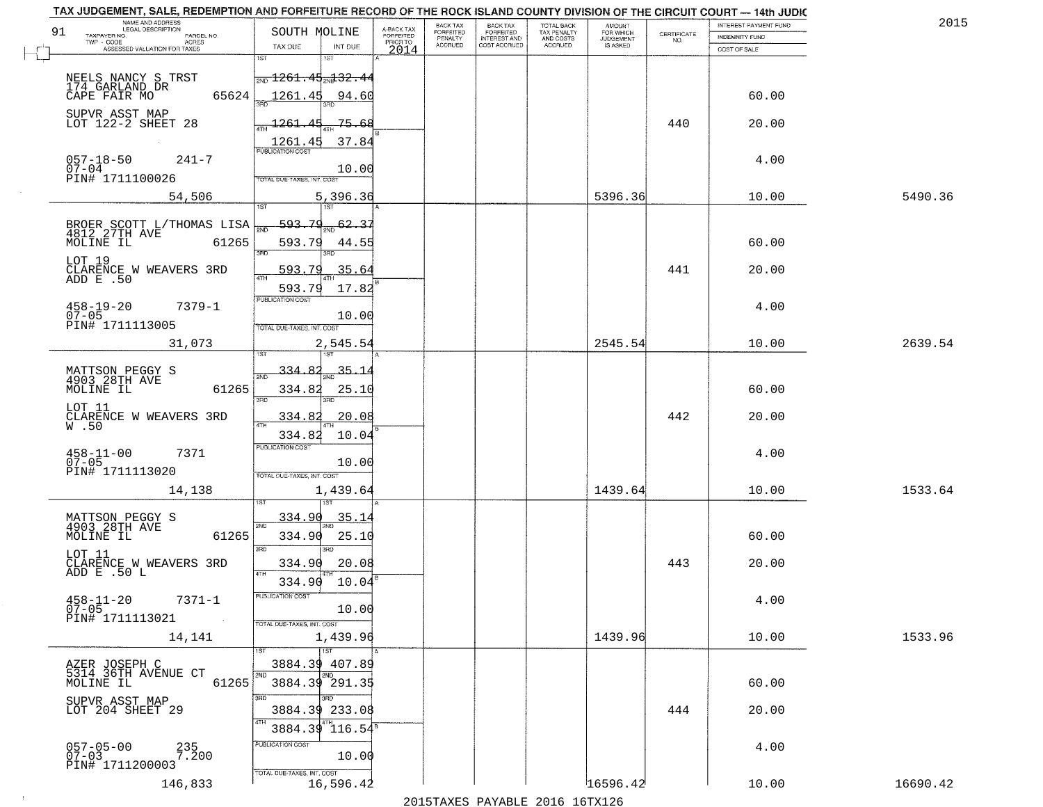TAX JUDGEMENT, SALE, REDEMPTION AND FORFEITURE RECORD OF THE ROCK ISLAND COUNTY DIVISION OF THE CIRCUIT COURT — 14th JUDIC

2015

| NAME AND ADDRESS / LEGAL DESCRIPTION / TAXPAYER NO. / PARCEL NO. / TWP - CODE / ACRES / ASSESSED VALUATION FOR TAXES (91) | SOUTH MOLINE TAX DUE | INT DUE | A-BACK TAX FORFEITED PRIOR TO 2014 | BACK TAX FORFEITED PENALTY ACCRUED | BACK TAX FORFEITED INTEREST AND COST ACCRUED | TOTAL BACK TAX PENALTY AND COSTS ACCRUED | AMOUNT FOR WHICH JUDGEMENT IS ASKED | CERTIFICATE NO. | INTEREST PAYMENT FUND / INDEMNITY FUND / COST OF SALE | |
|---|---|---|---|---|---|---|---|---|---|---|
| NEELS NANCY S TRST<br>174 GARLAND DR<br>CAPE FAIR MO 65624<br>SUPVR ASST MAP<br>LOT 122-2 SHEET 28<br>057-18-50 241-7<br>07-04<br>PIN# 1711100026<br>54,506 | 1ST 1261.45<br>2ND 1261.45<br>3RD 1261.45<br>4TH 1261.45<br>PUBLICATION COST<br>TOTAL DUE-TAXES, INT. COST 5,396.36 | 132.44<br>94.60<br>75.68<br>37.84<br>10.00 | | | | | 5396.36 | 440 | 60.00<br>20.00<br>4.00<br>10.00 | 5490.36 |
| BROER SCOTT L/THOMAS LISA<br>4812 27TH AVE<br>MOLINE IL 61265<br>LOT 19<br>CLARENCE W WEAVERS 3RD<br>ADD E .50<br>458-19-20 7379-1<br>07-05<br>PIN# 1711113005<br>31,073 | 1ST 593.79<br>2ND 593.79<br>3RD 593.79<br>4TH 593.79<br>PUBLICATION COST<br>TOTAL DUE-TAXES, INT. COST 2,545.54 | 62.37<br>44.55<br>35.64<br>17.82<br>10.00 | | | | | 2545.54 | 441 | 60.00<br>20.00<br>4.00<br>10.00 | 2639.54 |
| MATTSON PEGGY S<br>4903 28TH AVE<br>MOLINE IL 61265<br>LOT 11<br>CLARENCE W WEAVERS 3RD<br>W .50<br>458-11-00 7371<br>07-05<br>PIN# 1711113020<br>14,138 | 1ST 334.82<br>2ND 334.82<br>3RD 334.82<br>4TH 334.82<br>PUBLICATION COST<br>TOTAL DUE-TAXES, INT. COST 1,439.64 | 35.14<br>25.10<br>20.08<br>10.04<br>10.00 | | | | | 1439.64 | 442 | 60.00<br>20.00<br>4.00<br>10.00 | 1533.64 |
| MATTSON PEGGY S<br>4903 28TH AVE<br>MOLINE IL 61265<br>LOT 11<br>CLARENCE W WEAVERS 3RD<br>ADD E .50 L<br>458-11-20 7371-1<br>07-05<br>PIN# 1711113021<br>14,141 | 1ST 334.90<br>2ND 334.90<br>3RD 334.90<br>4TH 334.90<br>PUBLICATION COST<br>TOTAL DUE-TAXES, INT. COST 1,439.96 | 35.14<br>25.10<br>20.08<br>10.04<br>10.00 | | | | | 1439.96 | 443 | 60.00<br>20.00<br>4.00<br>10.00 | 1533.96 |
| AZER JOSEPH C<br>5314 36TH AVENUE CT<br>MOLINE IL 61265<br>SUPVR ASST MAP<br>LOT 204 SHEET 29<br>057-05-00 235<br>07-03 7.200<br>PIN# 1711200003<br>146,833 | 1ST 3884.39<br>2ND 3884.39<br>3RD 3884.39<br>4TH 3884.39<br>PUBLICATION COST<br>TOTAL DUE-TAXES, INT. COST 16,596.42 | 407.89<br>291.35<br>233.08<br>116.54<br>10.00 | | | | | 16596.42 | 444 | 60.00<br>20.00<br>4.00<br>10.00 | 16690.42 |

2015TAXES PAYABLE 2016 16TX126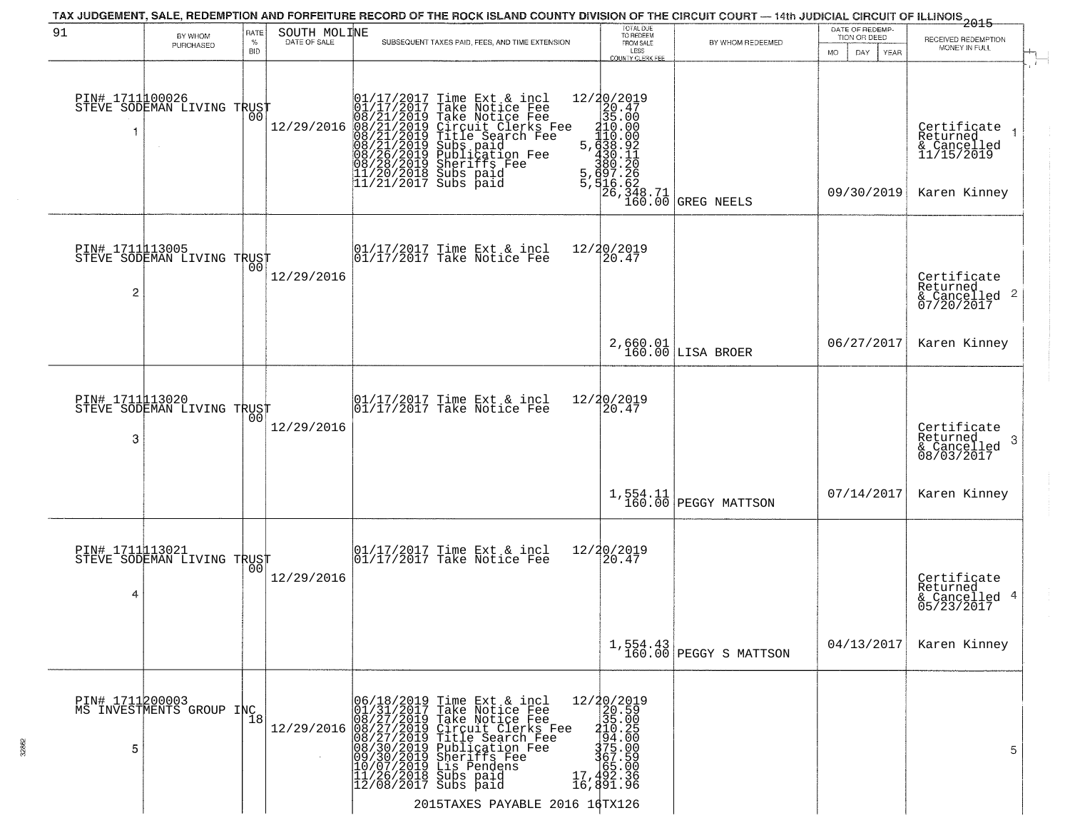# TAX JUDGEMENT, SALE, REDEMPTION AND FORFEITURE RECORD OF THE ROCK ISLAND COUNTY DIVISION OF THE CIRCUIT COURT — 14th JUDICIAL CIRCUIT OF ILLINOIS 2015

91 — SOUTH MOLINE

| | BY WHOM PURCHASED | RATE % BID | DATE OF SALE | SUBSEQUENT TAXES PAID, FEES, AND TIME EXTENSION | TOTAL DUE TO REDEEM FROM SALE LESS COUNTY CLERK FEE | BY WHOM REDEEMED | DATE OF REDEMPTION OR DEED MO DAY YEAR | RECEIVED REDEMPTION MONEY IN FULL |
|---|---|---|---|---|---|---|---|---|
| 1 | PIN# 1711100026 STEVE SODEMAN LIVING TRUST | 00 | 12/29/2016 | 01/17/2017 Time Ext & incl<br>01/17/2017 Take Notice Fee<br>08/21/2019 Take Notice Fee<br>08/21/2019 Circuit Clerks Fee<br>08/21/2019 Title Search Fee<br>08/21/2019 Subs paid<br>08/26/2019 Publication Fee<br>08/28/2019 Sheriffs Fee<br>11/20/2018 Subs paid<br>11/21/2017 Subs paid | 12/20/2019<br>20.47<br>35.00<br>210.00<br>110.00<br>5,638.92<br>430.11<br>380.20<br>5,697.26<br>5,516.62<br>26,348.71<br>160.00 | GREG NEELS | 09/30/2019 | Certificate Returned & Cancelled 11/15/2019<br>Karen Kinney |
| 2 | PIN# 1711113005 STEVE SODEMAN LIVING TRUST | 00 | 12/29/2016 | 01/17/2017 Time Ext & incl<br>01/17/2017 Take Notice Fee | 12/20/2019<br>20.47<br>2,660.01<br>160.00 | LISA BROER | 06/27/2017 | Certificate Returned & Cancelled 07/20/2017<br>Karen Kinney |
| 3 | PIN# 1711113020 STEVE SODEMAN LIVING TRUST | 00 | 12/29/2016 | 01/17/2017 Time Ext & incl<br>01/17/2017 Take Notice Fee | 12/20/2019<br>20.47<br>1,554.11<br>160.00 | PEGGY MATTSON | 07/14/2017 | Certificate Returned & Cancelled 08/03/2017<br>Karen Kinney |
| 4 | PIN# 1711113021 STEVE SODEMAN LIVING TRUST | 00 | 12/29/2016 | 01/17/2017 Time Ext & incl<br>01/17/2017 Take Notice Fee | 12/20/2019<br>20.47<br>1,554.43<br>160.00 | PEGGY S MATTSON | 04/13/2017 | Certificate Returned & Cancelled 05/23/2017<br>Karen Kinney |
| 5 | PIN# 1711200003 MS INVESTMENTS GROUP INC | 18 | 12/29/2016 | 06/18/2019 Time Ext & incl<br>01/31/2017 Take Notice Fee<br>08/27/2019 Take Notice Fee<br>08/27/2019 Circuit Clerks Fee<br>08/27/2019 Title Search Fee<br>08/30/2019 Publication Fee<br>09/30/2019 Sheriffs Fee<br>10/07/2019 Lis Pendens<br>11/26/2018 Subs paid<br>12/08/2017 Subs paid | 12/20/2019<br>20.59<br>35.00<br>210.25<br>94.00<br>375.00<br>367.59<br>65.00<br>17,492.36<br>16,891.96 | | | |

2015TAXES PAYABLE 2016 16TX126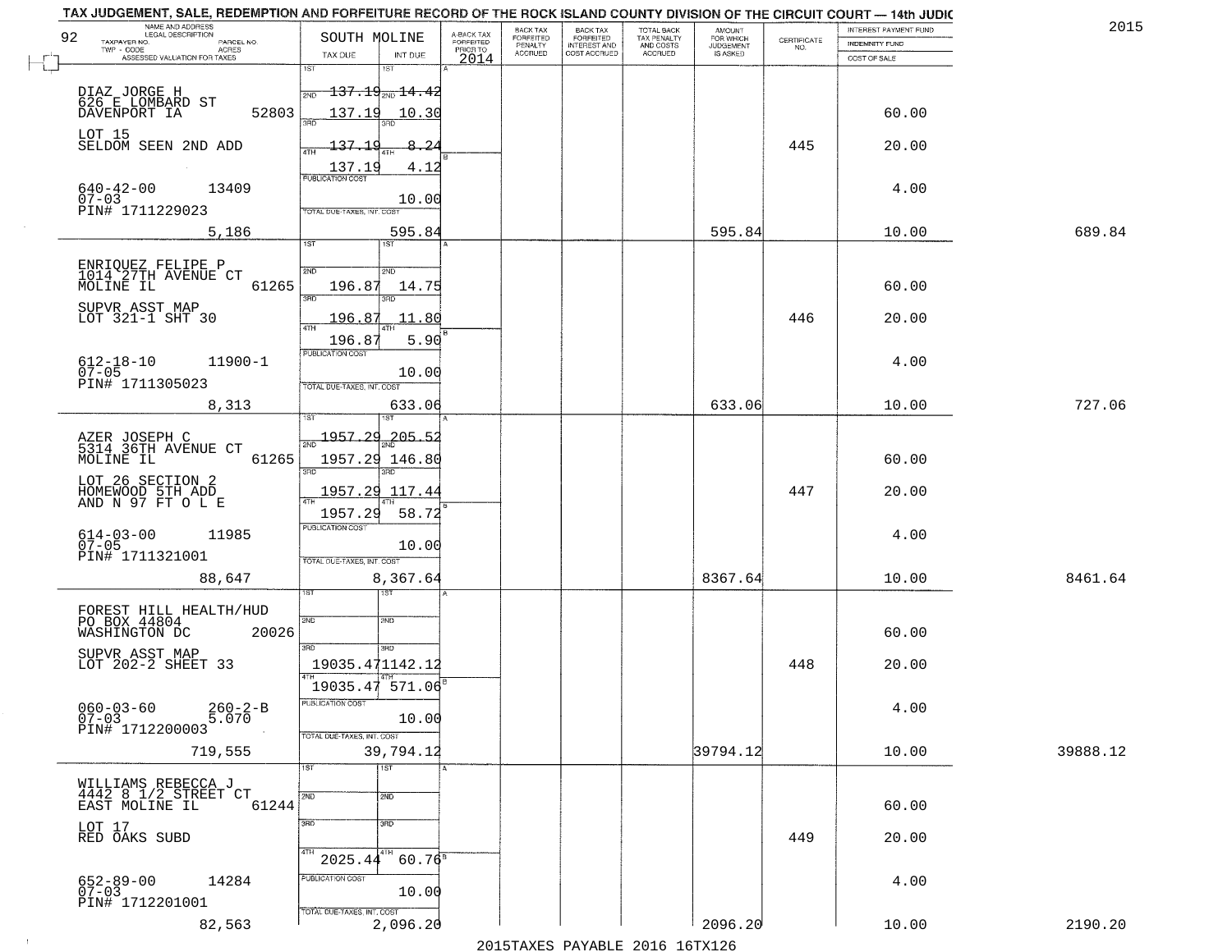TAX JUDGEMENT, SALE, REDEMPTION AND FORFEITURE RECORD OF THE ROCK ISLAND COUNTY DIVISION OF THE CIRCUIT COURT — 14th JUDIC

2015

| NAME AND ADDRESS / LEGAL DESCRIPTION / TAXPAYER NO. / PARCEL NO. / TWP - CODE / ACRES / ASSESSED VALUATION FOR TAXES | SOUTH MOLINE TAX DUE | INT DUE | A-BACK TAX FORFEITED PRIOR TO 2014 | BACK TAX FORFEITED PENALTY ACCRUED | BACK TAX FORFEITED INTEREST AND COST ACCRUED | TOTAL BACK TAX PENALTY AND COSTS ACCRUED | AMOUNT FOR WHICH JUDGEMENT IS ASKED | CERTIFICATE NO. | INTEREST PAYMENT FUND / INDEMNITY FUND / COST OF SALE | |
|---|---|---|---|---|---|---|---|---|---|---|
| 92 | | | | | | | | | | |
| DIAZ JORGE H<br>626 E LOMBARD ST<br>DAVENPORT IA 52803<br>LOT 15<br>SELDOM SEEN 2ND ADD<br>640-42-00 13409<br>07-03<br>PIN# 1711229023<br>5,186 | 1ST<br>2ND 137.19<br>3RD 137.19<br>4TH 137.19<br>137.19<br>PUBLICATION COST<br>TOTAL DUE-TAXES, INT. COST | 1ST<br>2ND 14.42<br>3RD 10.30<br>4TH 8.24<br>4.12<br><br>10.00<br>595.84 | | | | | 595.84 | 445 | 60.00<br>20.00<br>4.00<br>10.00 | 689.84 |
| ENRIQUEZ FELIPE P<br>1014 27TH AVENUE CT<br>MOLINE IL 61265<br>SUPVR ASST MAP<br>LOT 321-1 SHT 30<br>612-18-10 11900-1<br>07-05<br>PIN# 1711305023<br>8,313 | 1ST<br>2ND 196.87<br>3RD 196.87<br>4TH 196.87<br>PUBLICATION COST<br>TOTAL DUE-TAXES, INT. COST | 1ST<br>2ND 14.75<br>3RD 11.80<br>4TH 5.90<br><br>10.00<br>633.06 | | | | | 633.06 | 446 | 60.00<br>20.00<br>4.00<br>10.00 | 727.06 |
| AZER JOSEPH C<br>5314 36TH AVENUE CT<br>MOLINE IL 61265<br>LOT 26 SECTION 2<br>HOMEWOOD 5TH ADD<br>AND N 97 FT O L E<br>614-03-00 11985<br>07-05<br>PIN# 1711321001<br>88,647 | 1ST 1957.29<br>2ND 1957.29<br>3RD 1957.29<br>4TH 1957.29<br>PUBLICATION COST<br>TOTAL DUE-TAXES, INT. COST | 1ST 205.52<br>2ND 146.80<br>3RD 117.44<br>4TH 58.72<br><br>10.00<br>8,367.64 | | | | | 8367.64 | 447 | 60.00<br>20.00<br>4.00<br>10.00 | 8461.64 |
| FOREST HILL HEALTH/HUD<br>PO BOX 44804<br>WASHINGTON DC 20026<br>SUPVR ASST MAP<br>LOT 202-2 SHEET 33<br>060-03-60 260-2-B<br>07-03 5.070<br>PIN# 1712200003<br>719,555 | 1ST<br>2ND<br>3RD 19035.47<br>4TH 19035.47<br>PUBLICATION COST<br>TOTAL DUE-TAXES, INT. COST | 1ST<br>2ND<br>3RD 1142.12<br>4TH 571.06<br><br>10.00<br>39,794.12 | | | | | 39794.12 | 448 | 60.00<br>20.00<br>4.00<br>10.00 | 39888.12 |
| WILLIAMS REBECCA J<br>4442 8 1/2 STREET CT<br>EAST MOLINE IL 61244<br>LOT 17<br>RED OAKS SUBD<br>652-89-00 14284<br>07-03<br>PIN# 1712201001<br>82,563 | 1ST<br>2ND<br>3RD<br>4TH 2025.44<br>PUBLICATION COST<br>TOTAL DUE-TAXES, INT. COST | 1ST<br>2ND<br>3RD<br>4TH 60.76<br><br>10.00<br>2,096.20 | | | | | 2096.20 | 449 | 60.00<br>20.00<br>4.00<br>10.00 | 2190.20 |

2015TAXES PAYABLE 2016 16TX126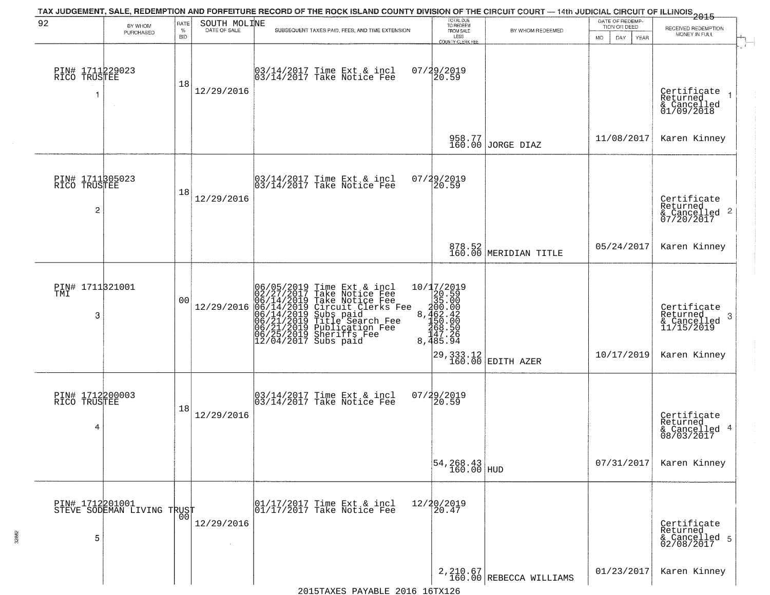# TAX JUDGEMENT, SALE, REDEMPTION AND FORFEITURE RECORD OF THE ROCK ISLAND COUNTY DIVISION OF THE CIRCUIT COURT — 14th JUDICIAL CIRCUIT OF ILLINOIS 2015

92 SOUTH MOLINE

| BY WHOM PURCHASED | RATE % BID | DATE OF SALE | SUBSEQUENT TAXES PAID, FEES, AND TIME EXTENSION | TOTAL DUE TO REDEEM FROM SALE LESS COUNTY CLERK FEE | BY WHOM REDEEMED | DATE OF REDEMPTION OR DEED | RECEIVED REDEMPTION MONEY IN FULL |
|---|---|---|---|---|---|---|---|
| PIN# 1711229023 RICO TRUSTEE 1 | 18 | 12/29/2016 | 03/14/2017 Time Ext & incl 07/29/2019<br>03/14/2017 Take Notice Fee 20.59 | 958.77<br>160.00 | JORGE DIAZ | 11/08/2017 | Certificate Returned & Cancelled 01/09/2018 1<br>Karen Kinney |
| PIN# 1711305023 RICO TRUSTEE 2 | 18 | 12/29/2016 | 03/14/2017 Time Ext & incl 07/29/2019<br>03/14/2017 Take Notice Fee 20.59 | 878.52<br>160.00 | MERIDIAN TITLE | 05/24/2017 | Certificate Returned & Cancelled 07/20/2017 2<br>Karen Kinney |
| PIN# 1711321001 TMI 3 | 00 | 12/29/2016 | 06/05/2019 Time Ext & incl 10/17/2019<br>02/27/2017 Take Notice Fee 20.59<br>06/14/2019 Take Notice Fee 35.00<br>06/14/2019 Circuit Clerks Fee 200.00<br>06/14/2019 Subs paid 8,462.42<br>06/21/2019 Title Search Fee 150.00<br>06/21/2019 Publication Fee 268.50<br>06/25/2019 Sheriffs Fee 147.26<br>12/04/2017 Subs paid 8,485.94 | 29,333.12<br>160.00 | EDITH AZER | 10/17/2019 | Certificate Returned & Cancelled 11/15/2019 3<br>Karen Kinney |
| PIN# 1712200003 RICO TRUSTEE 4 | 18 | 12/29/2016 | 03/14/2017 Time Ext & incl 07/29/2019<br>03/14/2017 Take Notice Fee 20.59 | 54,268.43<br>160.00 | HUD | 07/31/2017 | Certificate Returned & Cancelled 08/03/2017 4<br>Karen Kinney |
| PIN# 1712201001 STEVE SODEMAN LIVING TRUST 5 | 00 | 12/29/2016 | 01/17/2017 Time Ext & incl 12/20/2019<br>01/17/2017 Take Notice Fee 20.47 | 2,210.67<br>160.00 | REBECCA WILLIAMS | 01/23/2017 | Certificate Returned & Cancelled 02/08/2017 5<br>Karen Kinney |

2015TAXES PAYABLE 2016 16TX126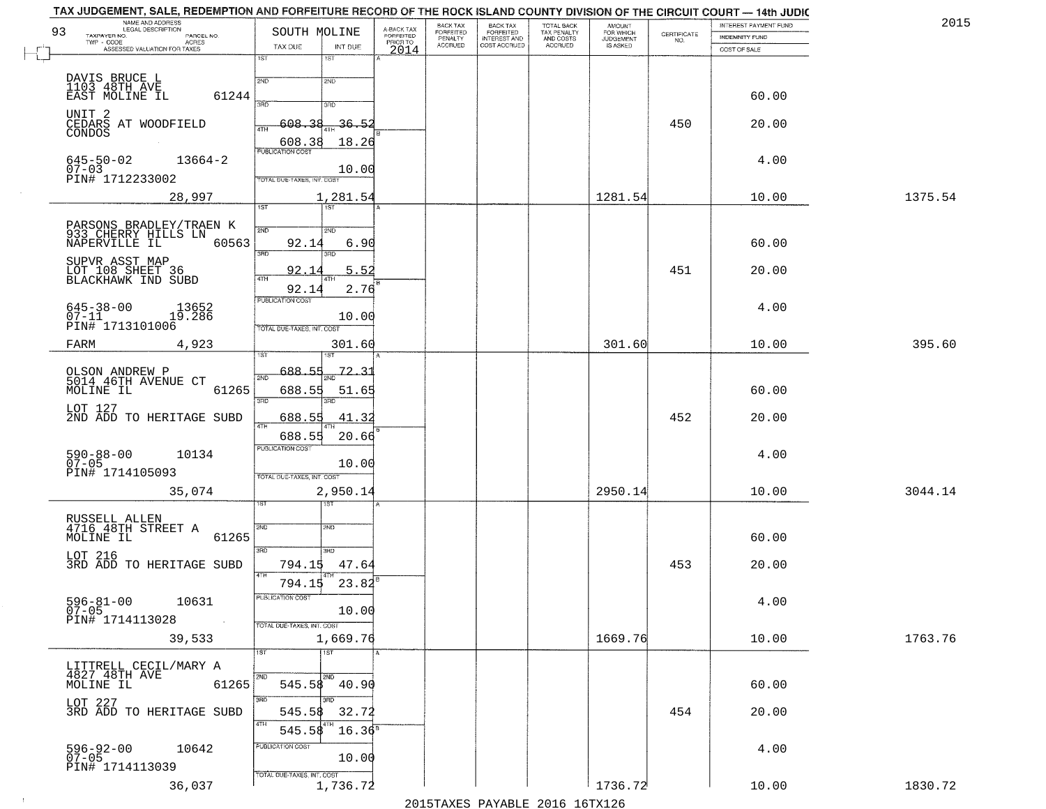# TAX JUDGEMENT, SALE, REDEMPTION AND FORFEITURE RECORD OF THE ROCK ISLAND COUNTY DIVISION OF THE CIRCUIT COURT — 14th JUDIC

2015

93

| NAME AND ADDRESS / LEGAL DESCRIPTION / TAXPAYER NO. / PARCEL NO. / TWP - CODE / ACRES / ASSESSED VALUATION FOR TAXES | SOUTH MOLINE TAX DUE | INT DUE | A-BACK TAX FORFEITED PRIOR TO 2014 | BACK TAX FORFEITED PENALTY ACCRUED | BACK TAX FORFEITED INTEREST AND COST ACCRUED | TOTAL BACK TAX PENALTY AND COSTS ACCRUED | AMOUNT FOR WHICH JUDGEMENT IS ASKED | CERTIFICATE NO. | INTEREST PAYMENT FUND / INDEMNITY FUND / COST OF SALE | |
|---|---|---|---|---|---|---|---|---|---|---|
| DAVIS BRUCE L, 1103 48TH AVE, EAST MOLINE IL 61244; UNIT 2 CEDARS AT WOODFIELD CONDOS; 645-50-02 13664-2; 07-03; PIN# 1712233002; 28,997 | 3RD 608.38; 4TH 608.38 | 36.52; 18.26; PUBLICATION COST 10.00; TOTAL 1,281.54 | | | | | 1281.54 | 450 | 60.00; 20.00; 4.00; 10.00 | 1375.54 |
| PARSONS BRADLEY/TRAEN K, 933 CHERRY HILLS LN, NAPERVILLE IL 60563; SUPVR ASST MAP LOT 108 SHEET 36 BLACKHAWK IND SUBD; 645-38-00 13652; 07-11 19.286; PIN# 1713101006; FARM 4,923 | 2ND 92.14; 3RD 92.14; 4TH 92.14 | 6.90; 5.52; 2.76; PUBLICATION COST 10.00; TOTAL 301.60 | | | | | 301.60 | 451 | 60.00; 20.00; 4.00; 10.00 | 395.60 |
| OLSON ANDREW P, 5014 46TH AVENUE CT, MOLINE IL 61265; LOT 127 2ND ADD TO HERITAGE SUBD; 590-88-00 10134; 07-05; PIN# 1714105093; 35,074 | 1ST 688.55; 2ND 688.55; 3RD 688.55; 4TH 688.55 | 72.31; 51.65; 41.32; 20.66; PUBLICATION COST 10.00; TOTAL 2,950.14 | | | | | 2950.14 | 452 | 60.00; 20.00; 4.00; 10.00 | 3044.14 |
| RUSSELL ALLEN, 4716 48TH STREET A, MOLINE IL 61265; LOT 216 3RD ADD TO HERITAGE SUBD; 596-81-00 10631; 07-05; PIN# 1714113028; 39,533 | 3RD 794.15; 4TH 794.15 | 47.64; 23.82; PUBLICATION COST 10.00; TOTAL 1,669.76 | | | | | 1669.76 | 453 | 60.00; 20.00; 4.00; 10.00 | 1763.76 |
| LITTRELL CECIL/MARY A, 4827 48TH AVE, MOLINE IL 61265; LOT 227 3RD ADD TO HERITAGE SUBD; 596-92-00 10642; 07-05; PIN# 1714113039; 36,037 | 2ND 545.58; 3RD 545.58; 4TH 545.58 | 40.90; 32.72; 16.36; PUBLICATION COST 10.00; TOTAL 1,736.72 | | | | | 1736.72 | 454 | 60.00; 20.00; 4.00; 10.00 | 1830.72 |

2015TAXES PAYABLE 2016 16TX126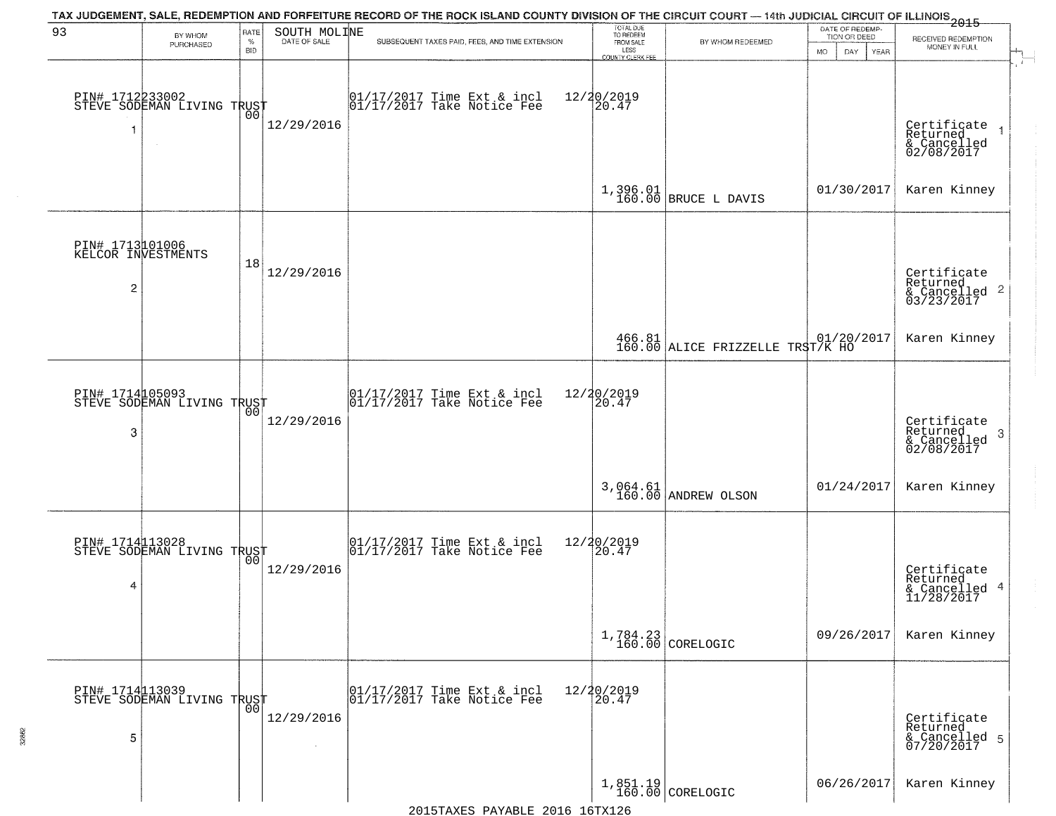TAX JUDGEMENT, SALE, REDEMPTION AND FORFEITURE RECORD OF THE ROCK ISLAND COUNTY DIVISION OF THE CIRCUIT COURT — 14th JUDICIAL CIRCUIT OF ILLINOIS 2015

| 93 | BY WHOM PURCHASED | RATE % BID | SOUTH MOLINE DATE OF SALE | SUBSEQUENT TAXES PAID, FEES, AND TIME EXTENSION | TOTAL DUE TO REDEEM FROM SALE LESS COUNTY CLERK FEE | BY WHOM REDEEMED | DATE OF REDEMPTION OR DEED MO DAY YEAR | RECEIVED REDEMPTION MONEY IN FULL |
|---|---|---|---|---|---|---|---|---|
| PIN# 1712233002 STEVE SODEMAN LIVING TRUST 1 | | 00 | 12/29/2016 | 01/17/2017 Time Ext & incl 01/17/2017 Take Notice Fee 12/20/2019 | 20.47<br>1,396.01<br>160.00 | BRUCE L DAVIS | 01/30/2017 | Certificate Returned & Cancelled 02/08/2017 1<br>Karen Kinney |
| PIN# 1713101006 KELCOR INVESTMENTS 2 | | 18 | 12/29/2016 | | 466.81<br>160.00 | ALICE FRIZZELLE TRST/K HO | 01/20/2017 | Certificate Returned & Cancelled 03/23/2017 2<br>Karen Kinney |
| PIN# 1714105093 STEVE SODEMAN LIVING TRUST 3 | | 00 | 12/29/2016 | 01/17/2017 Time Ext & incl 01/17/2017 Take Notice Fee 12/20/2019 | 20.47<br>3,064.61<br>160.00 | ANDREW OLSON | 01/24/2017 | Certificate Returned & Cancelled 02/08/2017 3<br>Karen Kinney |
| PIN# 1714113028 STEVE SODEMAN LIVING TRUST 4 | | 00 | 12/29/2016 | 01/17/2017 Time Ext & incl 01/17/2017 Take Notice Fee 12/20/2019 | 20.47<br>1,784.23<br>160.00 | CORELOGIC | 09/26/2017 | Certificate Returned & Cancelled 11/28/2017 4<br>Karen Kinney |
| PIN# 1714113039 STEVE SODEMAN LIVING TRUST 5 | | 00 | 12/29/2016 | 01/17/2017 Time Ext & incl 01/17/2017 Take Notice Fee 12/20/2019 | 20.47<br>1,851.19<br>160.00 | CORELOGIC | 06/26/2017 | Certificate Returned & Cancelled 07/20/2017 5<br>Karen Kinney |

2015TAXES PAYABLE 2016 16TX126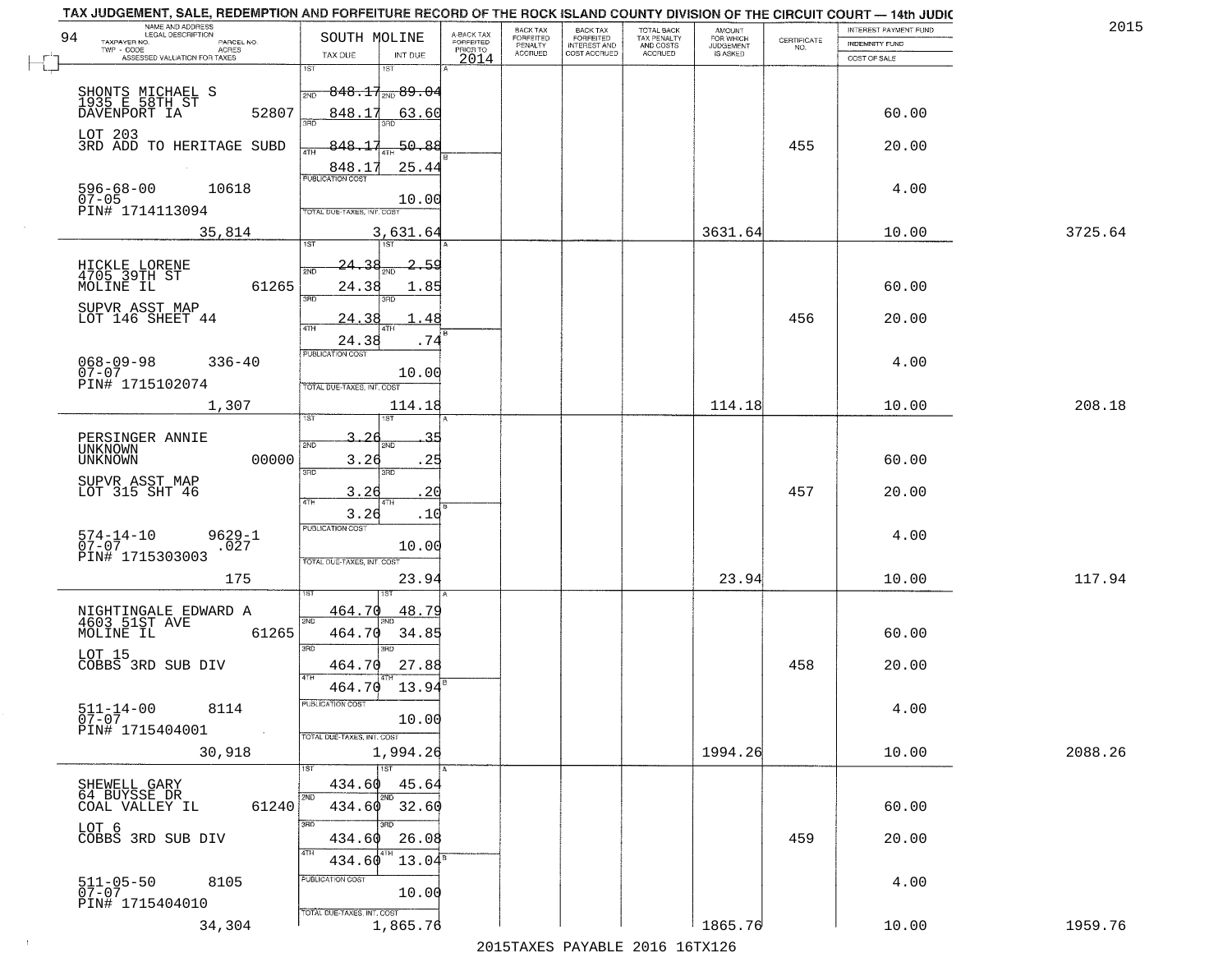TAX JUDGEMENT, SALE, REDEMPTION AND FORFEITURE RECORD OF THE ROCK ISLAND COUNTY DIVISION OF THE CIRCUIT COURT — 14th JUDIC

2015

94

| NAME AND ADDRESS / LEGAL DESCRIPTION / TAXPAYER NO. / PARCEL NO. / TWP - CODE / ACRES / ASSESSED VALUATION FOR TAXES | SOUTH MOLINE TAX DUE | INT DUE | A-BACK TAX FORFEITED PRIOR TO 2014 | BACK TAX FORFEITED PENALTY ACCRUED | BACK TAX FORFEITED INTEREST AND COST ACCRUED | TOTAL BACK TAX PENALTY AND COSTS ACCRUED | AMOUNT FOR WHICH JUDGEMENT IS ASKED | CERTIFICATE NO. | INTEREST PAYMENT FUND / INDEMNITY FUND / COST OF SALE | |
|---|---|---|---|---|---|---|---|---|---|---|
| SHONTS MICHAEL S | 1ST 848.17 | 1ST 89.04 | | | | | | | | |
| 1935 E 58TH ST DAVENPORT IA 52807 | 2ND 848.17 | 2ND 63.60 | | | | | | | 60.00 | |
| LOT 203 3RD ADD TO HERITAGE SUBD | 3RD 848.17 | 3RD 50.88 | | | | | | 455 | 20.00 | |
| | 4TH 848.17 | 4TH 25.44 | | | | | | | | |
| 596-68-00 10618 07-05 PIN# 1714113094 | PUBLICATION COST | 10.00 | | | | | | | 4.00 | |
| 35,814 | TOTAL DUE-TAXES, INT. COST | 3,631.64 | | | | | 3631.64 | | 10.00 | 3725.64 |
| HICKLE LORENE | 1ST 24.38 | 1ST 2.59 | | | | | | | | |
| 4705 39TH ST MOLINE IL 61265 | 2ND 24.38 | 2ND 1.85 | | | | | | | 60.00 | |
| SUPVR ASST MAP LOT 146 SHEET 44 | 3RD 24.38 | 3RD 1.48 | | | | | | 456 | 20.00 | |
| | 4TH 24.38 | 4TH .74 | | | | | | | | |
| 068-09-98 336-40 07-07 PIN# 1715102074 | PUBLICATION COST | 10.00 | | | | | | | 4.00 | |
| 1,307 | TOTAL DUE-TAXES, INT. COST | 114.18 | | | | | 114.18 | | 10.00 | 208.18 |
| PERSINGER ANNIE | 1ST 3.26 | 1ST .35 | | | | | | | | |
| UNKNOWN UNKNOWN 00000 | 2ND 3.26 | 2ND .25 | | | | | | | 60.00 | |
| SUPVR ASST MAP LOT 315 SHT 46 | 3RD 3.26 | 3RD .20 | | | | | | 457 | 20.00 | |
| | 4TH 3.26 | 4TH .10 | | | | | | | | |
| 574-14-10 9629-1 07-07 .027 PIN# 1715303003 | PUBLICATION COST | 10.00 | | | | | | | 4.00 | |
| 175 | TOTAL DUE-TAXES, INT. COST | 23.94 | | | | | 23.94 | | 10.00 | 117.94 |
| NIGHTINGALE EDWARD A | 1ST 464.70 | 1ST 48.79 | | | | | | | | |
| 4603 51ST AVE MOLINE IL 61265 | 2ND 464.70 | 2ND 34.85 | | | | | | | 60.00 | |
| LOT 15 COBBS 3RD SUB DIV | 3RD 464.70 | 3RD 27.88 | | | | | | 458 | 20.00 | |
| | 4TH 464.70 | 4TH 13.94 | | | | | | | | |
| 511-14-00 8114 07-07 PIN# 1715404001 | PUBLICATION COST | 10.00 | | | | | | | 4.00 | |
| 30,918 | TOTAL DUE-TAXES, INT. COST | 1,994.26 | | | | | 1994.26 | | 10.00 | 2088.26 |
| SHEWELL GARY | 1ST 434.60 | 1ST 45.64 | | | | | | | | |
| 64 BUYSSE DR COAL VALLEY IL 61240 | 2ND 434.60 | 2ND 32.60 | | | | | | | 60.00 | |
| LOT 6 COBBS 3RD SUB DIV | 3RD 434.60 | 3RD 26.08 | | | | | | 459 | 20.00 | |
| | 4TH 434.60 | 4TH 13.04 | | | | | | | | |
| 511-05-50 8105 07-07 PIN# 1715404010 | PUBLICATION COST | 10.00 | | | | | | | 4.00 | |
| 34,304 | TOTAL DUE-TAXES, INT. COST | 1,865.76 | | | | | 1865.76 | | 10.00 | 1959.76 |

2015TAXES PAYABLE 2016 16TX126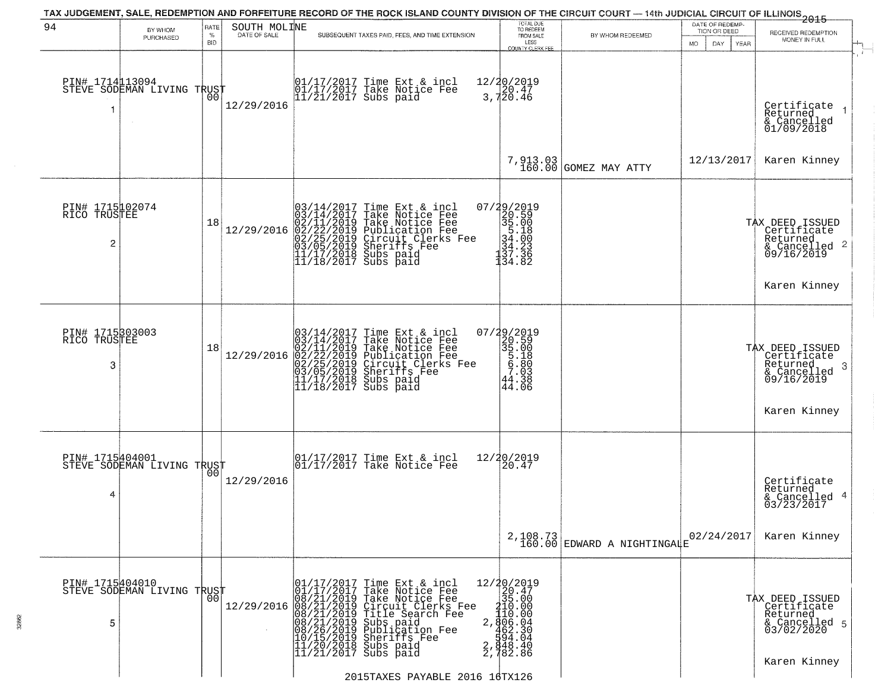TAX JUDGEMENT, SALE, REDEMPTION AND FORFEITURE RECORD OF THE ROCK ISLAND COUNTY DIVISION OF THE CIRCUIT COURT — 14th JUDICIAL CIRCUIT OF ILLINOIS 2015

| 94 | BY WHOM PURCHASED | RATE % BID | SOUTH MOLINE DATE OF SALE | SUBSEQUENT TAXES PAID, FEES, AND TIME EXTENSION | TOTAL DUE TO REDEEM FROM SALE LESS COUNTY CLERK FEE | BY WHOM REDEEMED | DATE OF REDEMPTION OR DEED MO DAY YEAR | RECEIVED REDEMPTION MONEY IN FULL |
|---|---|---|---|---|---|---|---|---|
| PIN# 1714113094 STEVE SODEMAN LIVING TRUST 1 | | 00 | 12/29/2016 | 01/17/2017 Time Ext & incl<br>01/17/2017 Take Notice Fee<br>11/21/2017 Subs paid | 12/20/2019<br>20.47<br>3,720.46<br><br>7,913.03<br>160.00 | GOMEZ MAY ATTY | 12/13/2017 | Certificate Returned & Cancelled 01/09/2018<br>Karen Kinney |
| PIN# 1715102074 RICO TRUSTEE 2 | | 18 | 12/29/2016 | 03/14/2017 Time Ext & incl<br>03/14/2017 Take Notice Fee<br>02/11/2019 Take Notice Fee<br>02/22/2019 Publication Fee<br>02/25/2019 Circuit Clerks Fee<br>03/05/2019 Sheriffs Fee<br>11/17/2018 Subs paid<br>11/18/2017 Subs paid | 07/29/2019<br>20.59<br>35.00<br>5.18<br>34.00<br>34.23<br>137.36<br>134.82 | | | TAX DEED ISSUED Certificate Returned & Cancelled 09/16/2019<br>Karen Kinney |
| PIN# 1715303003 RICO TRUSTEE 3 | | 18 | 12/29/2016 | 03/14/2017 Time Ext & incl<br>03/14/2017 Take Notice Fee<br>02/11/2019 Take Notice Fee<br>02/22/2019 Publication Fee<br>02/25/2019 Circuit Clerks Fee<br>03/05/2019 Sheriffs Fee<br>11/17/2018 Subs paid<br>11/18/2017 Subs paid | 07/29/2019<br>20.59<br>35.00<br>5.18<br>6.80<br>7.03<br>44.38<br>44.06 | | | TAX DEED ISSUED Certificate Returned & Cancelled 09/16/2019<br>Karen Kinney |
| PIN# 1715404001 STEVE SODEMAN LIVING TRUST 4 | | 00 | 12/29/2016 | 01/17/2017 Time Ext & incl<br>01/17/2017 Take Notice Fee | 12/20/2019<br>20.47<br><br>2,108.73<br>160.00 | EDWARD A NIGHTINGALE | 02/24/2017 | Certificate Returned & Cancelled 03/23/2017<br>Karen Kinney |
| PIN# 1715404010 STEVE SODEMAN LIVING TRUST 5 | | 00 | 12/29/2016 | 01/17/2017 Time Ext & incl<br>01/17/2017 Take Notice Fee<br>08/21/2019 Take Notice Fee<br>08/21/2019 Circuit Clerks Fee<br>08/21/2019 Title Search Fee<br>08/21/2019 Subs paid<br>08/26/2019 Publication Fee<br>10/15/2019 Sheriffs Fee<br>11/20/2018 Subs paid<br>11/21/2017 Subs paid | 12/20/2019<br>20.47<br>35.00<br>210.00<br>110.00<br>2,806.04<br>462.30<br>594.04<br>2,848.40<br>2,782.86 | | | TAX DEED ISSUED Certificate Returned & Cancelled 03/02/2020<br>Karen Kinney |

2015TAXES PAYABLE 2016 16TX126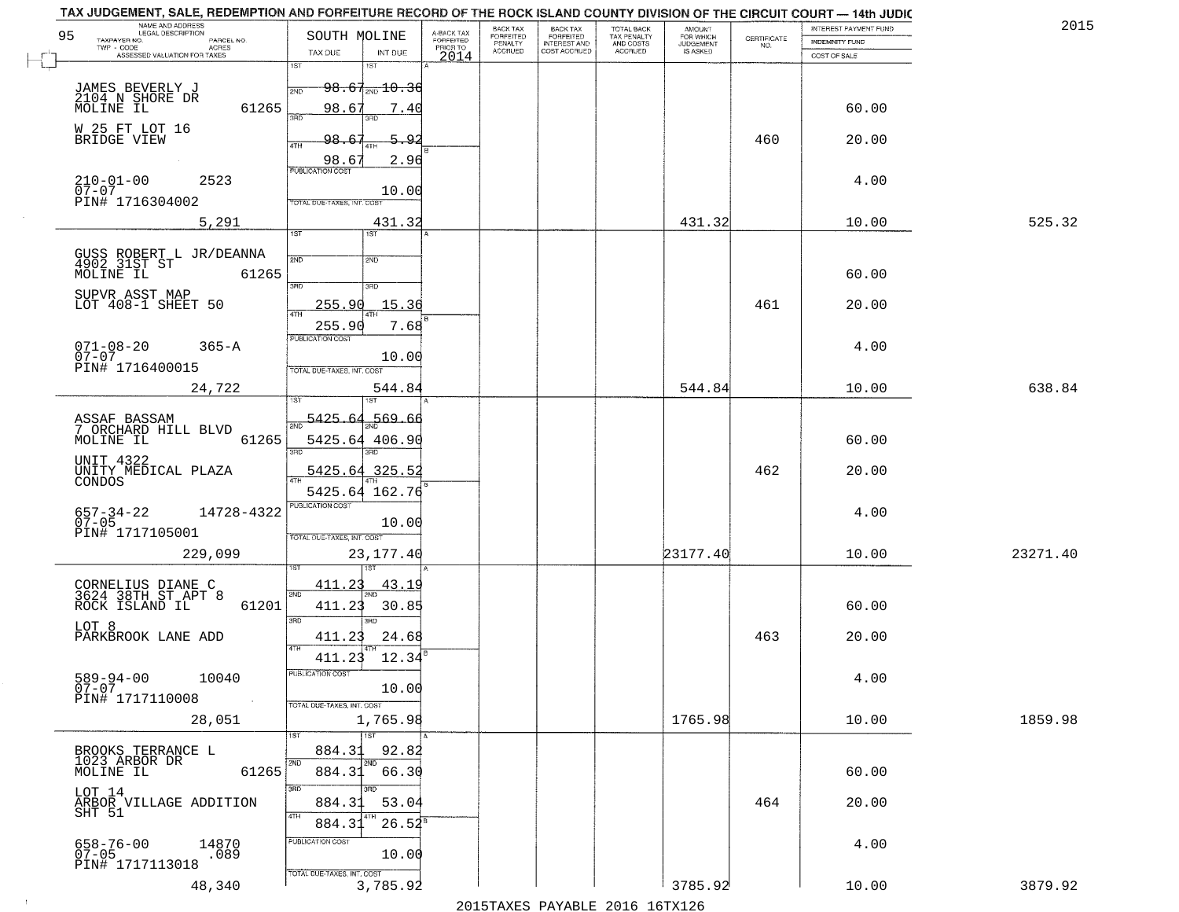TAX JUDGEMENT, SALE, REDEMPTION AND FORFEITURE RECORD OF THE ROCK ISLAND COUNTY DIVISION OF THE CIRCUIT COURT — 14th JUDIC

2015

| 95 NAME AND ADDRESS / LEGAL DESCRIPTION / TAXPAYER NO. / PARCEL NO. / TWP - CODE / ACRES / ASSESSED VALUATION FOR TAXES | SOUTH MOLINE TAX DUE | INT DUE | A-BACK TAX FORFEITED PRIOR TO 2014 | BACK TAX FORFEITED PENALTY ACCRUED | BACK TAX FORFEITED INTEREST AND COST ACCRUED | TOTAL BACK TAX PENALTY AND COSTS ACCRUED | AMOUNT FOR WHICH JUDGEMENT IS ASKED | CERTIFICATE NO. | INTEREST PAYMENT FUND / INDEMNITY FUND / COST OF SALE | |
|---|---|---|---|---|---|---|---|---|---|---|
| JAMES BEVERLY J<br>2104 N SHORE DR<br>MOLINE IL 61265<br>W 25 FT LOT 16<br>BRIDGE VIEW<br>210-01-00 2523<br>07-07<br>PIN# 1716304002 | 1ST 98.67<br>2ND 98.67<br>3RD 98.67<br>4TH 98.67<br>PUBLICATION COST | 1ST 10.36<br>2ND 7.40<br>3RD 5.92<br>4TH 2.96<br>10.00 | | | | | | 460 | 60.00<br>20.00<br>4.00 | |
| 5,291 | TOTAL DUE-TAXES, INT. COST | 431.32 | | | | | 431.32 | | 10.00 | 525.32 |
| GUSS ROBERT L JR/DEANNA<br>4902 31ST ST<br>MOLINE IL 61265<br>SUPVR ASST MAP<br>LOT 408-1 SHEET 50<br>071-08-20 365-A<br>07-07<br>PIN# 1716400015 | 1ST<br>2ND<br>3RD 255.90<br>4TH 255.90<br>PUBLICATION COST | 1ST<br>2ND<br>3RD 15.36<br>4TH 7.68<br>10.00 | | | | | | 461 | 60.00<br>20.00<br>4.00 | |
| 24,722 | TOTAL DUE-TAXES, INT. COST | 544.84 | | | | | 544.84 | | 10.00 | 638.84 |
| ASSAF BASSAM<br>7 ORCHARD HILL BLVD<br>MOLINE IL 61265<br>UNIT 4322<br>UNITY MEDICAL PLAZA<br>CONDOS<br>657-34-22 14728-4322<br>07-05<br>PIN# 1717105001 | 1ST 5425.64<br>2ND 5425.64<br>3RD 5425.64<br>4TH 5425.64<br>PUBLICATION COST | 1ST 569.66<br>2ND 406.90<br>3RD 325.52<br>4TH 162.76<br>10.00 | | | | | | 462 | 60.00<br>20.00<br>4.00 | |
| 229,099 | TOTAL DUE-TAXES, INT. COST | 23,177.40 | | | | | 23177.40 | | 10.00 | 23271.40 |
| CORNELIUS DIANE C<br>3624 38TH ST APT 8<br>ROCK ISLAND IL 61201<br>LOT 8<br>PARKBROOK LANE ADD<br>589-94-00 10040<br>07-07<br>PIN# 1717110008 | 1ST 411.23<br>2ND 411.23<br>3RD 411.23<br>4TH 411.23<br>PUBLICATION COST | 1ST 43.19<br>2ND 30.85<br>3RD 24.68<br>4TH 12.34<br>10.00 | | | | | | 463 | 60.00<br>20.00<br>4.00 | |
| 28,051 | TOTAL DUE-TAXES, INT. COST | 1,765.98 | | | | | 1765.98 | | 10.00 | 1859.98 |
| BROOKS TERRANCE L<br>1023 ARBOR DR<br>MOLINE IL 61265<br>LOT 14<br>ARBOR VILLAGE ADDITION<br>SHT 51<br>658-76-00 14870<br>07-05 .089<br>PIN# 1717113018 | 1ST 884.31<br>2ND 884.31<br>3RD 884.31<br>4TH 884.31<br>PUBLICATION COST | 1ST 92.82<br>2ND 66.30<br>3RD 53.04<br>4TH 26.52<br>10.00 | | | | | | 464 | 60.00<br>20.00<br>4.00 | |
| 48,340 | TOTAL DUE-TAXES, INT. COST | 3,785.92 | | | | | 3785.92 | | 10.00 | 3879.92 |

2015TAXES PAYABLE 2016 16TX126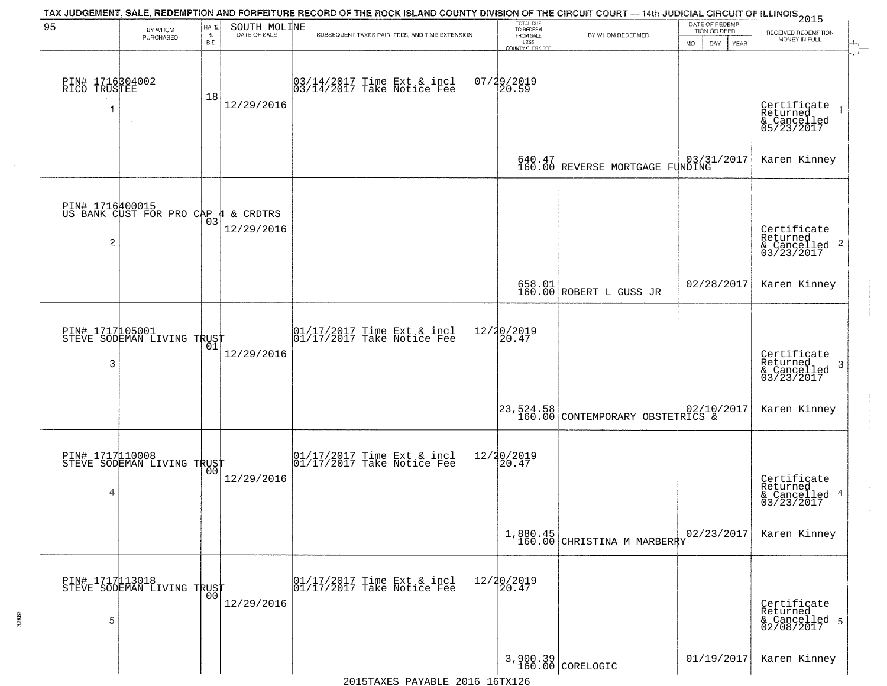TAX JUDGEMENT, SALE, REDEMPTION AND FORFEITURE RECORD OF THE ROCK ISLAND COUNTY DIVISION OF THE CIRCUIT COURT — 14th JUDICIAL CIRCUIT OF ILLINOIS 2015

| 95 | BY WHOM PURCHASED | RATE % BID | SOUTH MOLINE DATE OF SALE | SUBSEQUENT TAXES PAID, FEES, AND TIME EXTENSION | TOTAL DUE TO REDEEM FROM SALE LESS COUNTY CLERK FEE | BY WHOM REDEEMED | DATE OF REDEMPTION OR DEED MO DAY YEAR | RECEIVED REDEMPTION MONEY IN FULL |
|---|---|---|---|---|---|---|---|---|
| 1 | PIN# 1716304002 RICO TRUSTEE | 18 | 12/29/2016 | 03/14/2017 Time Ext & incl 03/14/2017 Take Notice Fee | 07/29/2019 20.59 640.47 160.00 | REVERSE MORTGAGE FUNDING | 03/31/2017 | Certificate Returned & Cancelled 05/23/2017 Karen Kinney |
| 2 | PIN# 1716400015 US BANK CUST FOR PRO CAP 4 & CRDTRS | 03 | 12/29/2016 | | 658.01 160.00 | ROBERT L GUSS JR | 02/28/2017 | Certificate Returned & Cancelled 03/23/2017 Karen Kinney |
| 3 | PIN# 1717105001 STEVE SODEMAN LIVING TRUST | 01 | 12/29/2016 | 01/17/2017 Time Ext & incl 01/17/2017 Take Notice Fee | 12/20/2019 20.47 23,524.58 160.00 | CONTEMPORARY OBSTETRICS & | 02/10/2017 | Certificate Returned & Cancelled 03/23/2017 Karen Kinney |
| 4 | PIN# 1717110008 STEVE SODEMAN LIVING TRUST | 00 | 12/29/2016 | 01/17/2017 Time Ext & incl 01/17/2017 Take Notice Fee | 12/20/2019 20.47 1,880.45 160.00 | CHRISTINA M MARBERRY | 02/23/2017 | Certificate Returned & Cancelled 03/23/2017 Karen Kinney |
| 5 | PIN# 1717113018 STEVE SODEMAN LIVING TRUST | 00 | 12/29/2016 | 01/17/2017 Time Ext & incl 01/17/2017 Take Notice Fee | 12/20/2019 20.47 3,900.39 160.00 | CORELOGIC | 01/19/2017 | Certificate Returned & Cancelled 02/08/2017 Karen Kinney |

2015TAXES PAYABLE 2016 16TX126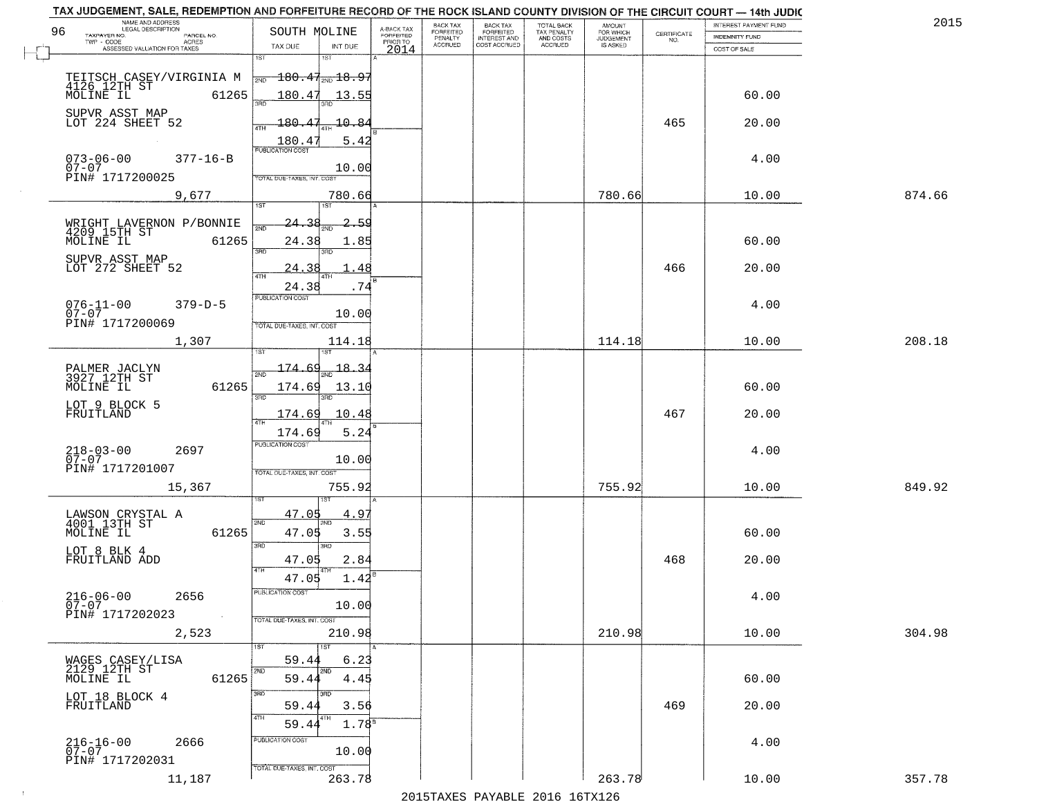TAX JUDGEMENT, SALE, REDEMPTION AND FORFEITURE RECORD OF THE ROCK ISLAND COUNTY DIVISION OF THE CIRCUIT COURT — 14th JUDIC

2015

| NAME AND ADDRESS / LEGAL DESCRIPTION / TAXPAYER NO. / PARCEL NO. / TWP - CODE / ACRES / ASSESSED VALUATION FOR TAXES | SOUTH MOLINE TAX DUE | INT DUE | A-BACK TAX FORFEITED PRIOR TO 2014 | BACK TAX FORFEITED PENALTY ACCRUED | BACK TAX FORFEITED INTEREST AND COST ACCRUED | TOTAL BACK TAX PENALTY AND COSTS ACCRUED | AMOUNT FOR WHICH JUDGEMENT IS ASKED | CERTIFICATE NO. | INTEREST PAYMENT FUND / INDEMNITY FUND / COST OF SALE | |
|---|---|---|---|---|---|---|---|---|---|---|
| 96 | | | | | | | | | | |
| TEITSCH CASEY/VIRGINIA M 4126 12TH ST MOLINE IL 61265 | 1ST 180.47 | 18.97 | | | | | | | | |
| | 2ND 180.47 | 13.55 | | | | | | | 60.00 | |
| SUPVR ASST MAP LOT 224 SHEET 52 | 3RD 180.47 | 10.84 | | | | | | 465 | 20.00 | |
| | 4TH 180.47 | 5.42 | | | | | | | | |
| 073-06-00 377-16-B 07-07 PIN# 1717200025 | PUBLICATION COST | 10.00 | | | | | | | 4.00 | |
| 9,677 | TOTAL DUE-TAXES, INT. COST | 780.66 | | | | | 780.66 | | 10.00 | 874.66 |
| WRIGHT LAVERNON P/BONNIE 4209 15TH ST MOLINE IL 61265 | 1ST 24.38 | 2.59 | | | | | | | | |
| | 2ND 24.38 | 1.85 | | | | | | | 60.00 | |
| SUPVR ASST MAP LOT 272 SHEET 52 | 3RD 24.38 | 1.48 | | | | | | 466 | 20.00 | |
| | 4TH 24.38 | .74 | | | | | | | | |
| 076-11-00 379-D-5 07-07 PIN# 1717200069 | PUBLICATION COST | 10.00 | | | | | | | 4.00 | |
| 1,307 | TOTAL DUE-TAXES, INT. COST | 114.18 | | | | | 114.18 | | 10.00 | 208.18 |
| PALMER JACLYN 3927 12TH ST MOLINE IL 61265 | 1ST 174.69 | 18.34 | | | | | | | | |
| | 2ND 174.69 | 13.10 | | | | | | | 60.00 | |
| LOT 9 BLOCK 5 FRUITLAND | 3RD 174.69 | 10.48 | | | | | | 467 | 20.00 | |
| | 4TH 174.69 | 5.24 | | | | | | | | |
| 218-03-00 2697 07-07 PIN# 1717201007 | PUBLICATION COST | 10.00 | | | | | | | 4.00 | |
| 15,367 | TOTAL DUE-TAXES, INT. COST | 755.92 | | | | | 755.92 | | 10.00 | 849.92 |
| LAWSON CRYSTAL A 4001 13TH ST MOLINE IL 61265 | 1ST 47.05 | 4.97 | | | | | | | | |
| | 2ND 47.05 | 3.55 | | | | | | | 60.00 | |
| LOT 8 BLK 4 FRUITLAND ADD | 3RD 47.05 | 2.84 | | | | | | 468 | 20.00 | |
| | 4TH 47.05 | 1.42 | | | | | | | | |
| 216-06-00 2656 07-07 PIN# 1717202023 | PUBLICATION COST | 10.00 | | | | | | | 4.00 | |
| 2,523 | TOTAL DUE-TAXES, INT. COST | 210.98 | | | | | 210.98 | | 10.00 | 304.98 |
| WAGES CASEY/LISA 2129 12TH ST MOLINE IL 61265 | 1ST 59.44 | 6.23 | | | | | | | | |
| | 2ND 59.44 | 4.45 | | | | | | | 60.00 | |
| LOT 18 BLOCK 4 FRUITLAND | 3RD 59.44 | 3.56 | | | | | | 469 | 20.00 | |
| | 4TH 59.44 | 1.78 | | | | | | | | |
| 216-16-00 2666 07-07 PIN# 1717202031 | PUBLICATION COST | 10.00 | | | | | | | 4.00 | |
| 11,187 | TOTAL DUE-TAXES, INT. COST | 263.78 | | | | | 263.78 | | 10.00 | 357.78 |

2015TAXES PAYABLE 2016 16TX126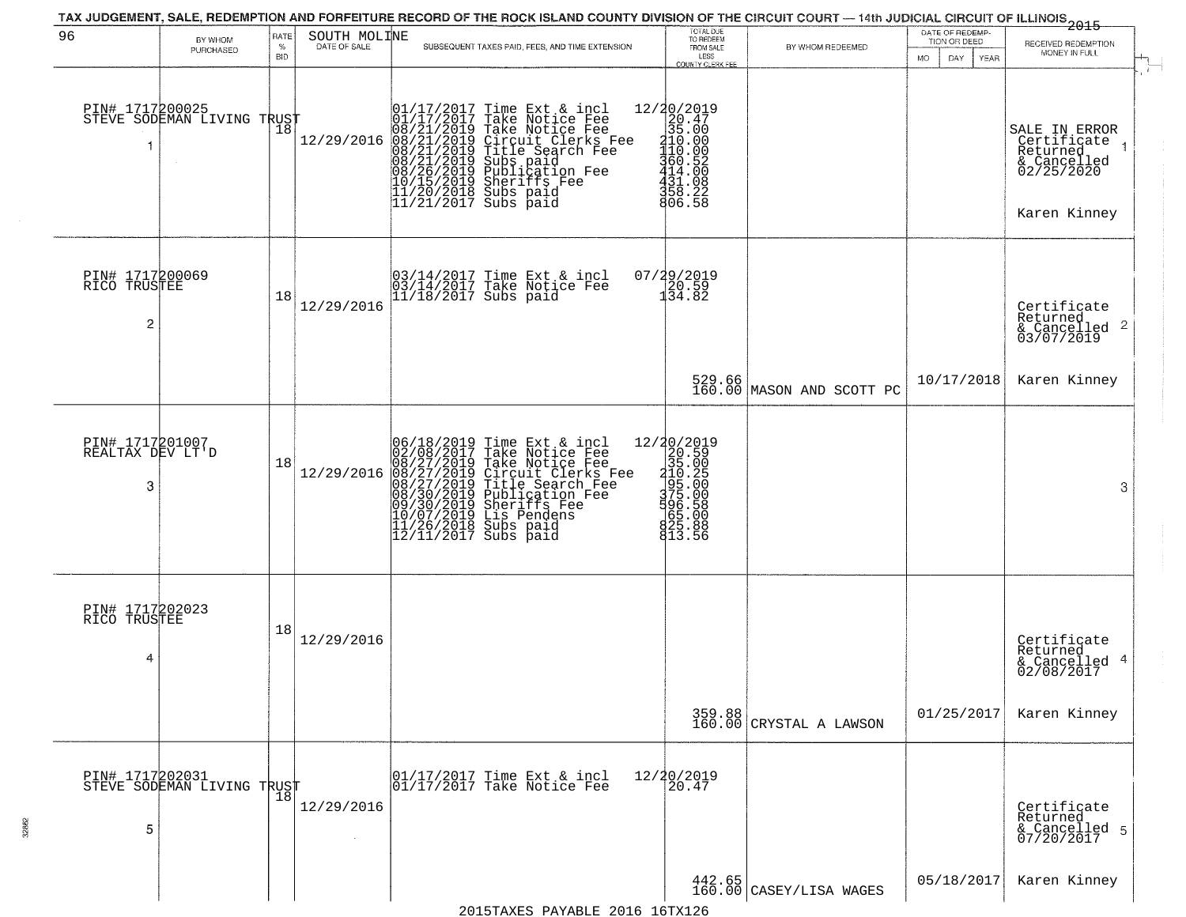TAX JUDGEMENT, SALE, REDEMPTION AND FORFEITURE RECORD OF THE ROCK ISLAND COUNTY DIVISION OF THE CIRCUIT COURT — 14th JUDICIAL CIRCUIT OF ILLINOIS 2015

| 96 BY WHOM PURCHASED | RATE % BID | SOUTH MOLINE DATE OF SALE | SUBSEQUENT TAXES PAID, FEES, AND TIME EXTENSION | TOTAL DUE TO REDEEM FROM SALE LESS COUNTY CLERK FEE | BY WHOM REDEEMED | DATE OF REDEMPTION OR DEED MO DAY YEAR | RECEIVED REDEMPTION MONEY IN FULL |
|---|---|---|---|---|---|---|---|
| PIN# 1717200025 STEVE SODEMAN LIVING TRUST 1 | 18 | 12/29/2016 | 01/17/2017 Time Ext & incl 12/20/2019<br>01/17/2017 Take Notice Fee 20.47<br>08/21/2019 Take Notice Fee 35.00<br>08/21/2019 Circuit Clerks Fee 210.00<br>08/21/2019 Title Search Fee 110.00<br>08/21/2019 Subs paid 360.52<br>08/26/2019 Publication Fee 414.00<br>10/15/2019 Sheriffs Fee 431.08<br>11/20/2018 Subs paid 358.22<br>11/21/2017 Subs paid 806.58 | | | | SALE IN ERROR Certificate Returned & Cancelled 02/25/2020 Karen Kinney 1 |
| PIN# 1717200069 RICO TRUSTEE 2 | 18 | 12/29/2016 | 03/14/2017 Time Ext & incl 07/29/2019<br>03/14/2017 Take Notice Fee 20.59<br>11/18/2017 Subs paid 134.82 | 529.66<br>160.00 | MASON AND SCOTT PC | 10/17/2018 | Certificate Returned & Cancelled 03/07/2019 Karen Kinney 2 |
| PIN# 1717201007 REALTAX DEV LT'D 3 | 18 | 12/29/2016 | 06/18/2019 Time Ext & incl 12/20/2019<br>02/08/2017 Take Notice Fee 20.59<br>08/27/2019 Take Notice Fee 35.00<br>08/27/2019 Circuit Clerks Fee 210.25<br>08/27/2019 Title Search Fee 95.00<br>08/30/2019 Publication Fee 375.00<br>09/30/2019 Sheriffs Fee 596.58<br>10/07/2019 Lis Pendens 65.00<br>11/26/2018 Subs paid 825.88<br>12/11/2017 Subs paid 813.56 | | | | 3 |
| PIN# 1717202023 RICO TRUSTEE 4 | 18 | 12/29/2016 | | 359.88<br>160.00 | CRYSTAL A LAWSON | 01/25/2017 | Certificate Returned & Cancelled 02/08/2017 Karen Kinney 4 |
| PIN# 1717202031 STEVE SODEMAN LIVING TRUST 5 | 18 | 12/29/2016 | 01/17/2017 Time Ext & incl 12/20/2019<br>01/17/2017 Take Notice Fee 20.47 | 442.65<br>160.00 | CASEY/LISA WAGES | 05/18/2017 | Certificate Returned & Cancelled 07/20/2017 Karen Kinney 5 |

2015TAXES PAYABLE 2016 16TX126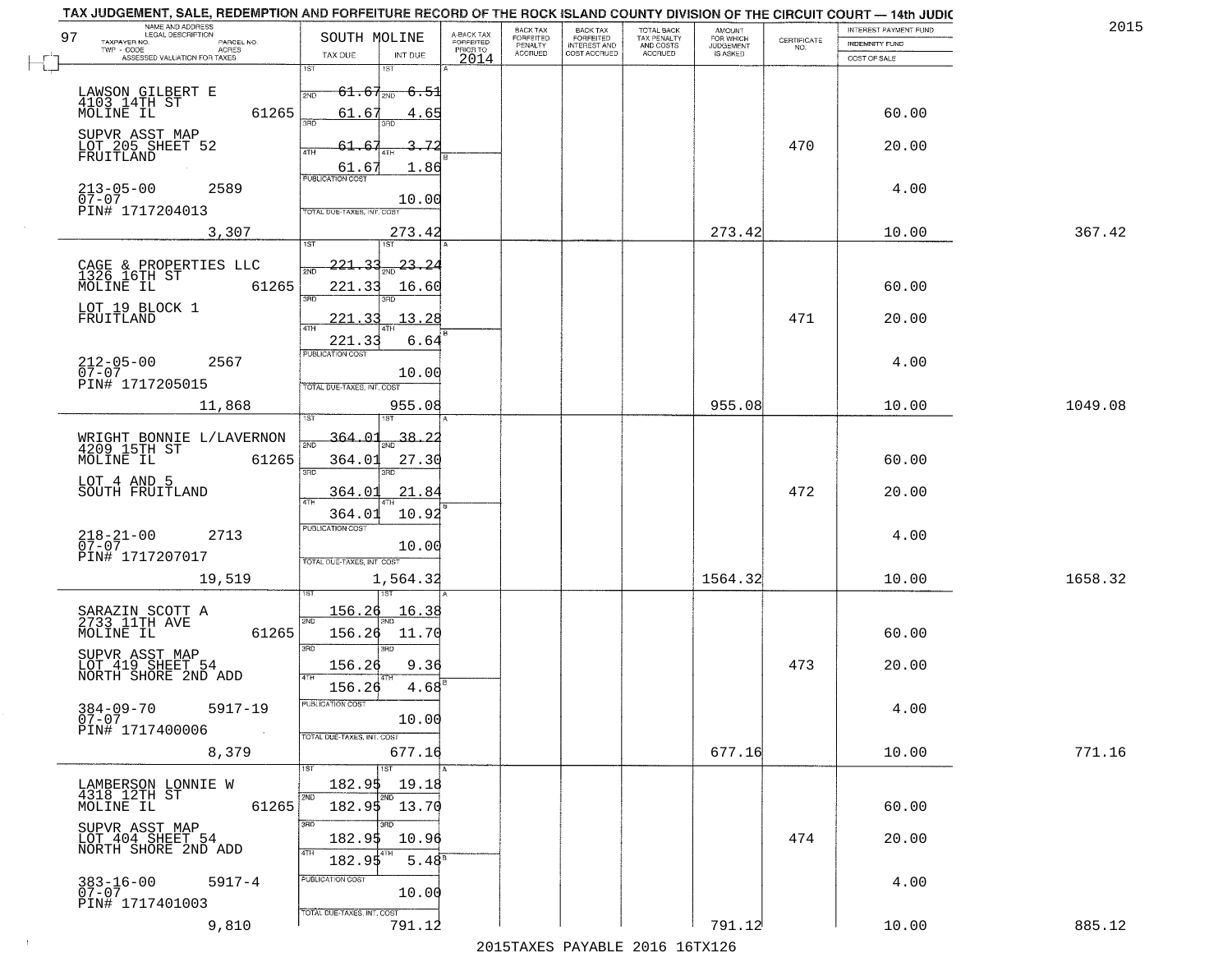TAX JUDGEMENT, SALE, REDEMPTION AND FORFEITURE RECORD OF THE ROCK ISLAND COUNTY DIVISION OF THE CIRCUIT COURT — 14th JUDIC

2015

| 97 NAME AND ADDRESS / LEGAL DESCRIPTION / TAXPAYER NO. / PARCEL NO. / TWP - CODE / ACRES / ASSESSED VALUATION FOR TAXES | SOUTH MOLINE TAX DUE | INT DUE | A-BACK TAX FORFEITED PRIOR TO 2014 | BACK TAX FORFEITED PENALTY ACCRUED | BACK TAX FORFEITED INTEREST AND COST ACCRUED | TOTAL BACK TAX PENALTY AND COSTS ACCRUED | AMOUNT FOR WHICH JUDGEMENT IS ASKED | CERTIFICATE NO. | INTEREST PAYMENT FUND / INDEMNITY FUND / COST OF SALE | |
|---|---|---|---|---|---|---|---|---|---|---|
| LAWSON GILBERT E<br>4103 14TH ST<br>MOLINE IL 61265<br>SUPVR ASST MAP<br>LOT 205 SHEET 52<br>FRUITLAND<br>213-05-00 2589<br>07-07<br>PIN# 1717204013<br>3,307 | 1ST 61.67<br>2ND 61.67<br>3RD 61.67<br>4TH 61.67<br>PUBLICATION COST<br>TOTAL DUE-TAXES, INT. COST | 6.51<br>4.65<br>3.72<br>1.86<br>10.00<br>273.42 | | | | | 273.42 | 470 | 60.00<br>20.00<br>4.00<br>10.00 | 367.42 |
| CAGE & PROPERTIES LLC<br>1326 16TH ST<br>MOLINE IL 61265<br>LOT 19 BLOCK 1<br>FRUITLAND<br>212-05-00 2567<br>07-07<br>PIN# 1717205015<br>11,868 | 1ST 221.33<br>2ND 221.33<br>3RD 221.33<br>4TH 221.33<br>PUBLICATION COST<br>TOTAL DUE-TAXES, INT. COST | 23.24<br>16.60<br>13.28<br>6.64<br>10.00<br>955.08 | | | | | 955.08 | 471 | 60.00<br>20.00<br>4.00<br>10.00 | 1049.08 |
| WRIGHT BONNIE L/LAVERNON<br>4209 15TH ST<br>MOLINE IL 61265<br>LOT 4 AND 5<br>SOUTH FRUITLAND<br>218-21-00 2713<br>07-07<br>PIN# 1717207017<br>19,519 | 1ST 364.01<br>2ND 364.01<br>3RD 364.01<br>4TH 364.01<br>PUBLICATION COST<br>TOTAL DUE-TAXES, INT. COST | 38.22<br>27.30<br>21.84<br>10.92<br>10.00<br>1,564.32 | | | | | 1564.32 | 472 | 60.00<br>20.00<br>4.00<br>10.00 | 1658.32 |
| SARAZIN SCOTT A<br>2733 11TH AVE<br>MOLINE IL 61265<br>SUPVR ASST MAP<br>LOT 419 SHEET 54<br>NORTH SHORE 2ND ADD<br>384-09-70 5917-19<br>07-07<br>PIN# 1717400006<br>8,379 | 1ST 156.26<br>2ND 156.26<br>3RD 156.26<br>4TH 156.26<br>PUBLICATION COST<br>TOTAL DUE-TAXES, INT. COST | 16.38<br>11.70<br>9.36<br>4.68<br>10.00<br>677.16 | | | | | 677.16 | 473 | 60.00<br>20.00<br>4.00<br>10.00 | 771.16 |
| LAMBERSON LONNIE W<br>4318 12TH ST<br>MOLINE IL 61265<br>SUPVR ASST MAP<br>LOT 404 SHEET 54<br>NORTH SHORE 2ND ADD<br>383-16-00 5917-4<br>07-07<br>PIN# 1717401003<br>9,810 | 1ST 182.95<br>2ND 182.95<br>3RD 182.95<br>4TH 182.95<br>PUBLICATION COST<br>TOTAL DUE-TAXES, INT. COST | 19.18<br>13.70<br>10.96<br>5.48<br>10.00<br>791.12 | | | | | 791.12 | 474 | 60.00<br>20.00<br>4.00<br>10.00 | 885.12 |

2015TAXES PAYABLE 2016 16TX126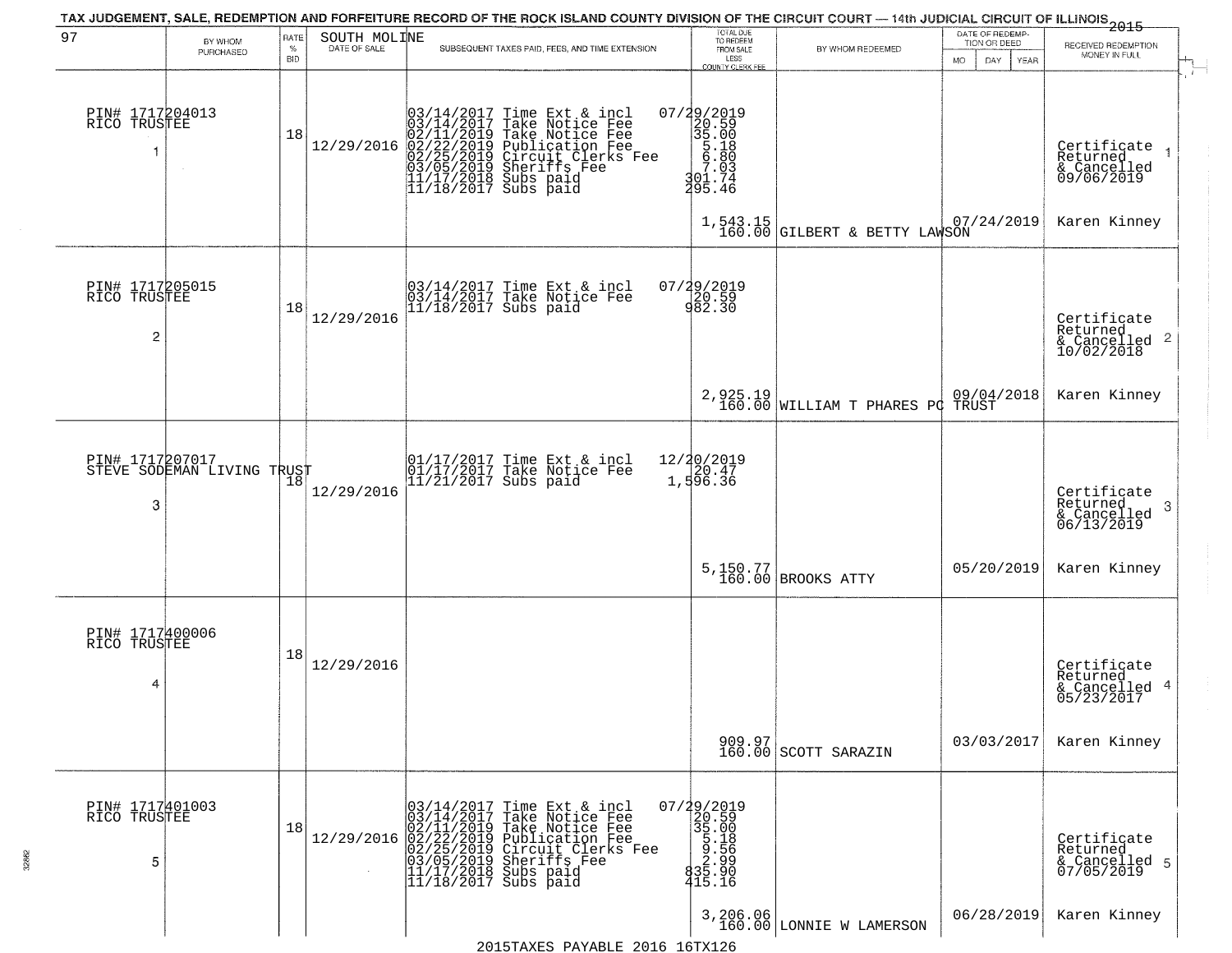TAX JUDGEMENT, SALE, REDEMPTION AND FORFEITURE RECORD OF THE ROCK ISLAND COUNTY DIVISION OF THE CIRCUIT COURT — 14th JUDICIAL CIRCUIT OF ILLINOIS 2015

| 97 BY WHOM PURCHASED | RATE % BID | SOUTH MOLINE DATE OF SALE | SUBSEQUENT TAXES PAID, FEES, AND TIME EXTENSION | TOTAL DUE TO REDEEM FROM SALE LESS COUNTY CLERK FEE | BY WHOM REDEEMED | DATE OF REDEMPTION OR DEED MO DAY YEAR | RECEIVED REDEMPTION MONEY IN FULL |
|---|---|---|---|---|---|---|---|
| PIN# 1717204013 RICO TRUSTEE 1 | 18 | 12/29/2016 | 03/14/2017 Time Ext & incl 07/29/2019<br>03/14/2017 Take Notice Fee 20.59<br>02/11/2019 Take Notice Fee 35.00<br>02/22/2019 Publication Fee 5.18<br>02/25/2019 Circuit Clerks Fee 6.80<br>03/05/2019 Sheriffs Fee 7.03<br>11/17/2018 Subs paid 301.74<br>11/18/2017 Subs paid 295.46 | 1,543.15<br>160.00 | GILBERT & BETTY LAWSON | 07/24/2019 | Certificate Returned & Cancelled 09/06/2019<br>Karen Kinney |
| PIN# 1717205015 RICO TRUSTEE 2 | 18 | 12/29/2016 | 03/14/2017 Time Ext & incl 07/29/2019<br>03/14/2017 Take Notice Fee 20.59<br>11/18/2017 Subs paid 982.30 | 2,925.19<br>160.00 | WILLIAM T PHARES PC TRUST | 09/04/2018 | Certificate Returned & Cancelled 10/02/2018<br>Karen Kinney |
| PIN# 1717207017 STEVE SODEMAN LIVING TRUST 3 | 18 | 12/29/2016 | 01/17/2017 Time Ext & incl 12/20/2019<br>01/17/2017 Take Notice Fee 20.47<br>11/21/2017 Subs paid 1,596.36 | 5,150.77<br>160.00 | BROOKS ATTY | 05/20/2019 | Certificate Returned & Cancelled 06/13/2019<br>Karen Kinney |
| PIN# 1717400006 RICO TRUSTEE 4 | 18 | 12/29/2016 | | 909.97<br>160.00 | SCOTT SARAZIN | 03/03/2017 | Certificate Returned & Cancelled 05/23/2017<br>Karen Kinney |
| PIN# 1717401003 RICO TRUSTEE 5 | 18 | 12/29/2016 | 03/14/2017 Time Ext & incl 07/29/2019<br>03/14/2017 Take Notice Fee 20.59<br>02/11/2019 Take Notice Fee 35.00<br>02/22/2019 Publication Fee 5.18<br>02/25/2019 Circuit Clerks Fee 9.56<br>03/05/2019 Sheriffs Fee 2.99<br>11/17/2018 Subs paid 835.90<br>11/18/2017 Subs paid 415.16 | 3,206.06<br>160.00 | LONNIE W LAMERSON | 06/28/2019 | Certificate Returned & Cancelled 07/05/2019<br>Karen Kinney |

2015TAXES PAYABLE 2016 16TX126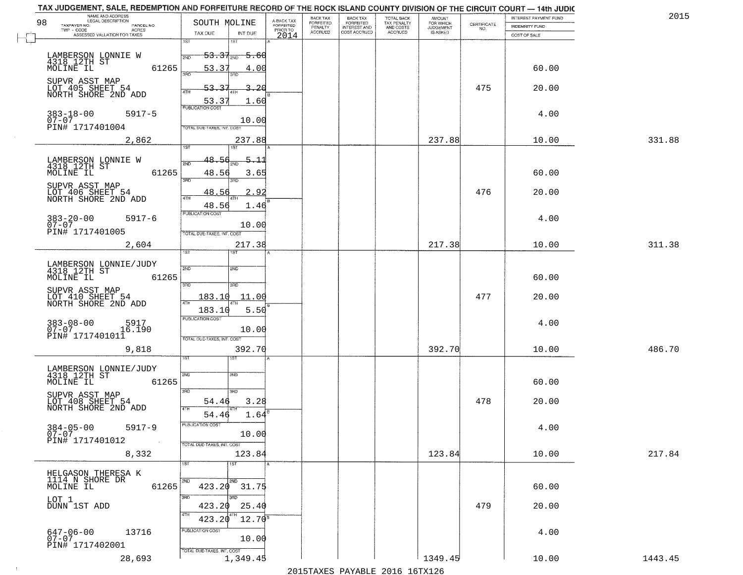TAX JUDGEMENT, SALE, REDEMPTION AND FORFEITURE RECORD OF THE ROCK ISLAND COUNTY DIVISION OF THE CIRCUIT COURT — 14th JUDIC

2015

| 98 NAME AND ADDRESS / LEGAL DESCRIPTION / TAXPAYER NO. / PARCEL NO. / TWP - CODE / ACRES / ASSESSED VALUATION FOR TAXES | SOUTH MOLINE TAX DUE | INT DUE | A-BACK TAX FORFEITED PRIOR TO 2014 | BACK TAX FORFEITED PENALTY ACCRUED | BACK TAX FORFEITED INTEREST AND COST ACCRUED | TOTAL BACK TAX PENALTY AND COSTS ACCRUED | AMOUNT FOR WHICH JUDGEMENT IS ASKED | CERTIFICATE NO. | INTEREST PAYMENT FUND / INDEMNITY FUND / COST OF SALE | |
|---|---|---|---|---|---|---|---|---|---|---|
| LAMBERSON LONNIE W<br>4318 12TH ST<br>MOLINE IL 61265<br>SUPVR ASST MAP<br>LOT 405 SHEET 54<br>NORTH SHORE 2ND ADD<br>383-18-00 5917-5<br>07-07<br>PIN# 1717401004<br>2,862 | 1ST<br>2ND 53.37<br>3RD 53.37<br>4TH 53.37<br>53.37<br>PUBLICATION COST<br>TOTAL DUE-TAXES, INT. COST | 1ST<br>2ND 5.60<br>3RD 4.00<br>4TH 3.20<br>1.60<br>10.00<br>237.88 | | | | | 237.88 | 475 | 60.00<br>20.00<br>4.00<br>10.00 | 331.88 |
| LAMBERSON LONNIE W<br>4318 12TH ST<br>MOLINE IL 61265<br>SUPVR ASST MAP<br>LOT 406 SHEET 54<br>NORTH SHORE 2ND ADD<br>383-20-00 5917-6<br>07-07<br>PIN# 1717401005<br>2,604 | 1ST<br>2ND 48.56<br>3RD 48.56<br>4TH 48.56<br>48.56<br>PUBLICATION COST<br>TOTAL DUE-TAXES, INT. COST | 1ST<br>2ND 5.11<br>3RD 3.65<br>4TH 2.92<br>1.46<br>10.00<br>217.38 | | | | | 217.38 | 476 | 60.00<br>20.00<br>4.00<br>10.00 | 311.38 |
| LAMBERSON LONNIE/JUDY<br>4318 12TH ST<br>MOLINE IL 61265<br>SUPVR ASST MAP<br>LOT 410 SHEET 54<br>NORTH SHORE 2ND ADD<br>383-08-00 5917<br>07-07 16.190<br>PIN# 1717401011<br>9,818 | 1ST<br>2ND<br>3RD 183.10<br>4TH 183.10<br>PUBLICATION COST<br>TOTAL DUE-TAXES, INT. COST | 1ST<br>2ND<br>3RD 11.00<br>4TH 5.50<br>10.00<br>392.70 | | | | | 392.70 | 477 | 60.00<br>20.00<br>4.00<br>10.00 | 486.70 |
| LAMBERSON LONNIE/JUDY<br>4318 12TH ST<br>MOLINE IL 61265<br>SUPVR ASST MAP<br>LOT 408 SHEET 54<br>NORTH SHORE 2ND ADD<br>384-05-00 5917-9<br>07-07<br>PIN# 1717401012<br>8,332 | 1ST<br>2ND<br>3RD 54.46<br>4TH 54.46<br>PUBLICATION COST<br>TOTAL DUE-TAXES, INT. COST | 1ST<br>2ND<br>3RD 3.28<br>4TH 1.64<br>10.00<br>123.84 | | | | | 123.84 | 478 | 60.00<br>20.00<br>4.00<br>10.00 | 217.84 |
| HELGASON THERESA K<br>1114 N SHORE DR<br>MOLINE IL 61265<br>LOT 1<br>DUNN 1ST ADD<br>647-06-00 13716<br>07-07<br>PIN# 1717402001<br>28,693 | 1ST<br>2ND 423.20<br>3RD 423.20<br>4TH 423.20<br>PUBLICATION COST<br>TOTAL DUE-TAXES, INT. COST | 1ST<br>2ND 31.75<br>3RD 25.40<br>4TH 12.70<br>10.00<br>1,349.45 | | | | | 1349.45 | 479 | 60.00<br>20.00<br>4.00<br>10.00 | 1443.45 |

2015TAXES PAYABLE 2016 16TX126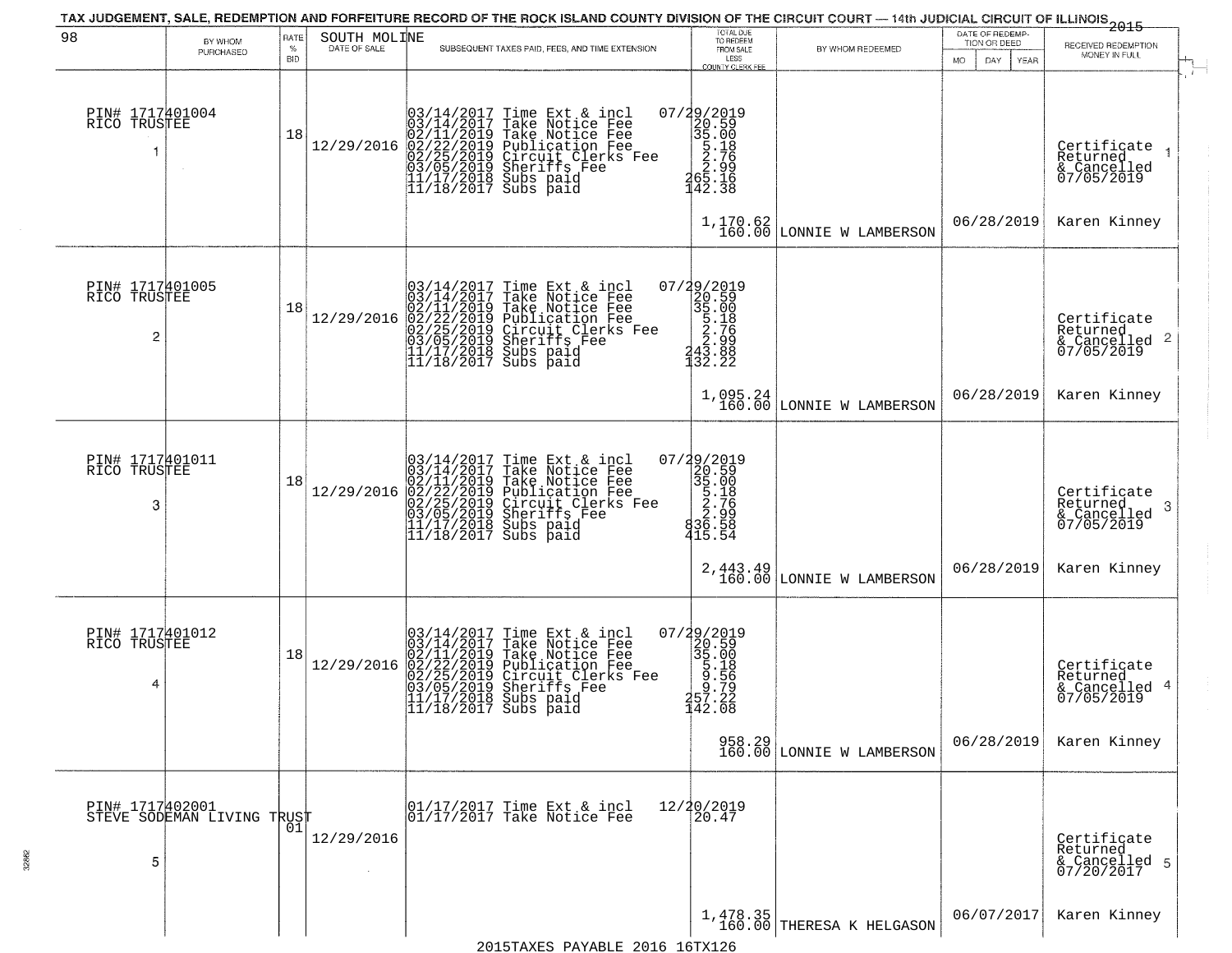TAX JUDGEMENT, SALE, REDEMPTION AND FORFEITURE RECORD OF THE ROCK ISLAND COUNTY DIVISION OF THE CIRCUIT COURT — 14th JUDICIAL CIRCUIT OF ILLINOIS 2015

| 98 BY WHOM PURCHASED | RATE % BID | SOUTH MOLINE DATE OF SALE | SUBSEQUENT TAXES PAID, FEES, AND TIME EXTENSION | TOTAL DUE TO REDEEM FROM SALE LESS COUNTY CLERK FEE | BY WHOM REDEEMED | DATE OF REDEMPTION OR DEED MO DAY YEAR | RECEIVED REDEMPTION MONEY IN FULL |
|---|---|---|---|---|---|---|---|
| PIN# 1717401004 RICO TRUSTEE 1 | 18 | 12/29/2016 | 03/14/2017 Time Ext & incl 07/29/2019<br>03/14/2017 Take Notice Fee 20.59<br>02/11/2019 Take Notice Fee 35.00<br>02/22/2019 Publication Fee 5.18<br>02/25/2019 Circuit Clerks Fee 2.76<br>03/05/2019 Sheriffs Fee 2.99<br>11/17/2018 Subs paid 265.16<br>11/18/2017 Subs paid 142.38 | 1,170.62<br>160.00 | LONNIE W LAMBERSON | 06/28/2019 | Certificate Returned & Cancelled 07/05/2019 1<br>Karen Kinney |
| PIN# 1717401005 RICO TRUSTEE 2 | 18 | 12/29/2016 | 03/14/2017 Time Ext & incl 07/29/2019<br>03/14/2017 Take Notice Fee 20.59<br>02/11/2019 Take Notice Fee 35.00<br>02/22/2019 Publication Fee 5.18<br>02/25/2019 Circuit Clerks Fee 2.76<br>03/05/2019 Sheriffs Fee 2.99<br>11/17/2018 Subs paid 243.88<br>11/18/2017 Subs paid 132.22 | 1,095.24<br>160.00 | LONNIE W LAMBERSON | 06/28/2019 | Certificate Returned & Cancelled 07/05/2019 2<br>Karen Kinney |
| PIN# 1717401011 RICO TRUSTEE 3 | 18 | 12/29/2016 | 03/14/2017 Time Ext & incl 07/29/2019<br>03/14/2017 Take Notice Fee 20.59<br>02/11/2019 Take Notice Fee 35.00<br>02/22/2019 Publication Fee 5.18<br>02/25/2019 Circuit Clerks Fee 2.76<br>03/05/2019 Sheriffs Fee 2.99<br>11/17/2018 Subs paid 836.58<br>11/18/2017 Subs paid 415.54 | 2,443.49<br>160.00 | LONNIE W LAMBERSON | 06/28/2019 | Certificate Returned & Cancelled 07/05/2019 3<br>Karen Kinney |
| PIN# 1717401012 RICO TRUSTEE 4 | 18 | 12/29/2016 | 03/14/2017 Time Ext & incl 07/29/2019<br>03/14/2017 Take Notice Fee 20.59<br>02/11/2019 Take Notice Fee 35.00<br>02/22/2019 Publication Fee 5.18<br>02/25/2019 Circuit Clerks Fee 9.56<br>03/05/2019 Sheriffs Fee 9.79<br>11/17/2018 Subs paid 257.22<br>11/18/2017 Subs paid 142.08 | 958.29<br>160.00 | LONNIE W LAMBERSON | 06/28/2019 | Certificate Returned & Cancelled 07/05/2019 4<br>Karen Kinney |
| PIN# 1717402001 STEVE SODEMAN LIVING TRUST 5 | 01 | 12/29/2016 | 01/17/2017 Time Ext & incl 12/20/2019<br>01/17/2017 Take Notice Fee 20.47 | 1,478.35<br>160.00 | THERESA K HELGASON | 06/07/2017 | Certificate Returned & Cancelled 07/20/2017 5<br>Karen Kinney |

2015TAXES PAYABLE 2016 16TX126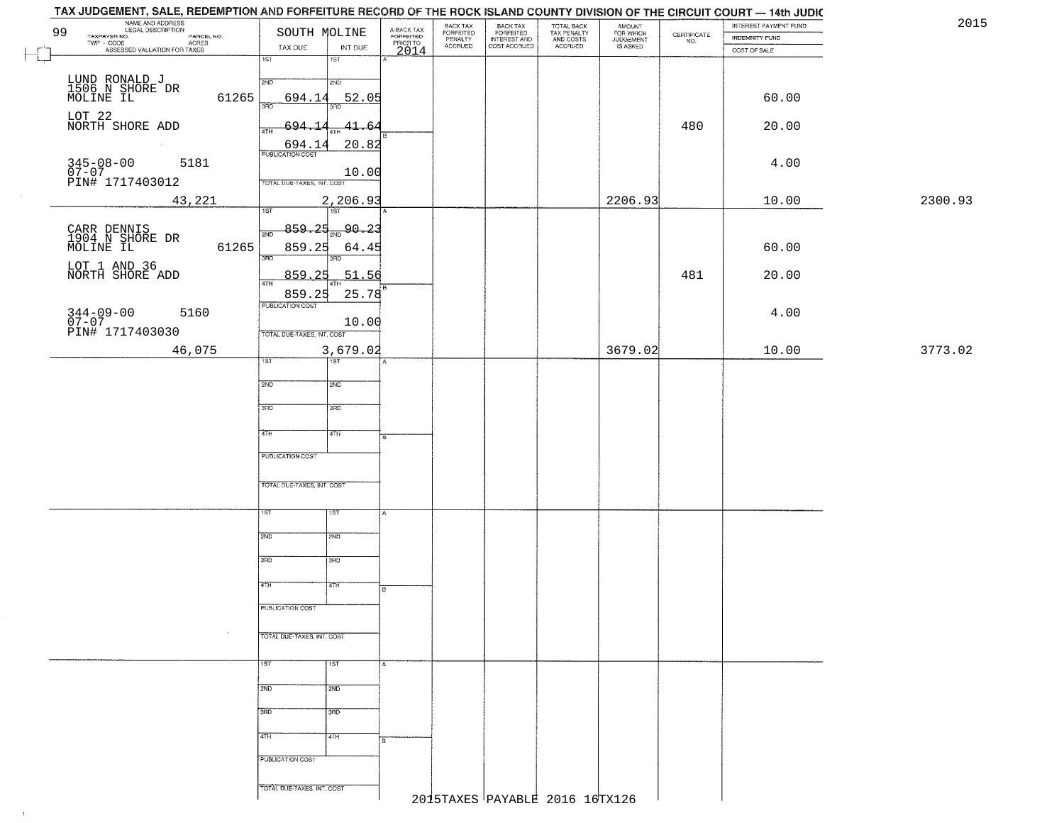TAX JUDGEMENT, SALE, REDEMPTION AND FORFEITURE RECORD OF THE ROCK ISLAND COUNTY DIVISION OF THE CIRCUIT COURT — 14th JUDIC

2015

| NAME AND ADDRESS / LEGAL DESCRIPTION / TAXPAYER NO. / PARCEL NO. / TWP - CODE / ACRES / ASSESSED VALUATION FOR TAXES | SOUTH MOLINE TAX DUE | INT DUE | A-BACK TAX FORFEITED PRIOR TO 2014 | BACK TAX FORFEITED PENALTY ACCRUED | BACK TAX FORFEITED INTEREST AND COST ACCRUED | TOTAL BACK TAX PENALTY AND COSTS ACCRUED | AMOUNT FOR WHICH JUDGEMENT IS ASKED | CERTIFICATE NO. | INTEREST PAYMENT FUND / INDEMNITY FUND / COST OF SALE | |
|---|---|---|---|---|---|---|---|---|---|---|
| 99 | | | | | | | | | | |
| LUND RONALD J<br>1506 N SHORE DR<br>MOLINE IL 61265<br>LOT 22<br>NORTH SHORE ADD<br>345-08-00 5181<br>07-07<br>PIN# 1717403012 | 1ST<br>2ND<br>694.14<br>3RD 694.14<br>4TH 694.14 | 1ST<br>2ND 52.05<br>3RD 41.64<br>4TH 20.82 | | | | | | 480 | 60.00<br>20.00 | |
| | PUBLICATION COST | 10.00 | | | | | | | 4.00 | |
| 43,221 | TOTAL DUE-TAXES, INT. COST | 2,206.93 | | | | | 2206.93 | | 10.00 | 2300.93 |
| CARR DENNIS<br>1904 N SHORE DR<br>MOLINE IL 61265<br>LOT 1 AND 36<br>NORTH SHORE ADD<br>344-09-00 5160<br>07-07<br>PIN# 1717403030 | 1ST 859.25<br>2ND 859.25<br>3RD 859.25<br>4TH 859.25 | 1ST 90.23<br>2ND 64.45<br>3RD 51.56<br>4TH 25.78 | | | | | | 481 | 60.00<br>20.00 | |
| | PUBLICATION COST | 10.00 | | | | | | | 4.00 | |
| 46,075 | TOTAL DUE-TAXES, INT. COST | 3,679.02 | | | | | 3679.02 | | 10.00 | 3773.02 |

2015TAXES PAYABLE 2016 16TX126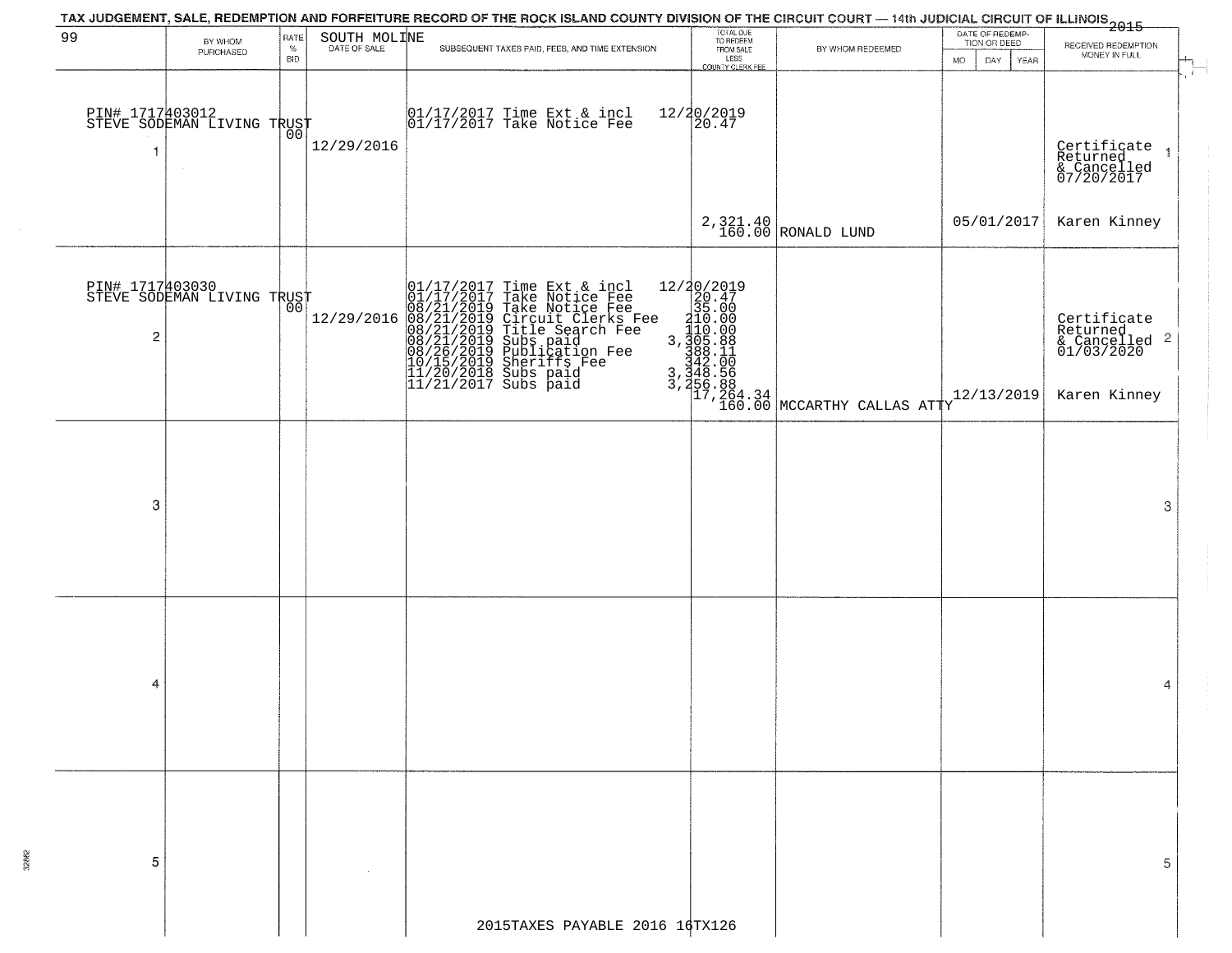# TAX JUDGEMENT, SALE, REDEMPTION AND FORFEITURE RECORD OF THE ROCK ISLAND COUNTY DIVISION OF THE CIRCUIT COURT — 14th JUDICIAL CIRCUIT OF ILLINOIS 2015

99 — SOUTH MOLINE

| | BY WHOM PURCHASED | RATE % BID | DATE OF SALE | SUBSEQUENT TAXES PAID, FEES, AND TIME EXTENSION | TOTAL DUE TO REDEEM FROM SALE LESS COUNTY CLERK FEE | BY WHOM REDEEMED | DATE OF REDEMPTION OR DEED MO DAY YEAR | RECEIVED REDEMPTION MONEY IN FULL |
|---|---|---|---|---|---|---|---|---|
| 1 | PIN# 1717403012 STEVE SODEMAN LIVING TRUST | 00 | 12/29/2016 | 01/17/2017 Time Ext & incl<br>01/17/2017 Take Notice Fee | 12/20/2019<br>20.47<br>2,321.40<br>160.00 | RONALD LUND | 05/01/2017 | Certificate Returned & Cancelled 07/20/2017<br>Karen Kinney |
| 2 | PIN# 1717403030 STEVE SODEMAN LIVING TRUST | 00 | 12/29/2016 | 01/17/2017 Time Ext & incl<br>01/17/2017 Take Notice Fee<br>08/21/2019 Take Notice Fee<br>08/21/2019 Circuit Clerks Fee<br>08/21/2019 Title Search Fee<br>08/21/2019 Subs paid<br>08/26/2019 Publication Fee<br>10/15/2019 Sheriffs Fee<br>11/20/2018 Subs paid<br>11/21/2017 Subs paid | 12/20/2019<br>20.47<br>35.00<br>210.00<br>110.00<br>3,305.88<br>388.11<br>342.00<br>3,348.56<br>3,256.88<br>17,264.34<br>160.00 | MCCARTHY CALLAS ATTY | 12/13/2019 | Certificate Returned & Cancelled 01/03/2020<br>Karen Kinney |
| 3 | | | | | | | | |
| 4 | | | | | | | | |
| 5 | | | | | | | | |

2015TAXES PAYABLE 2016 16TX126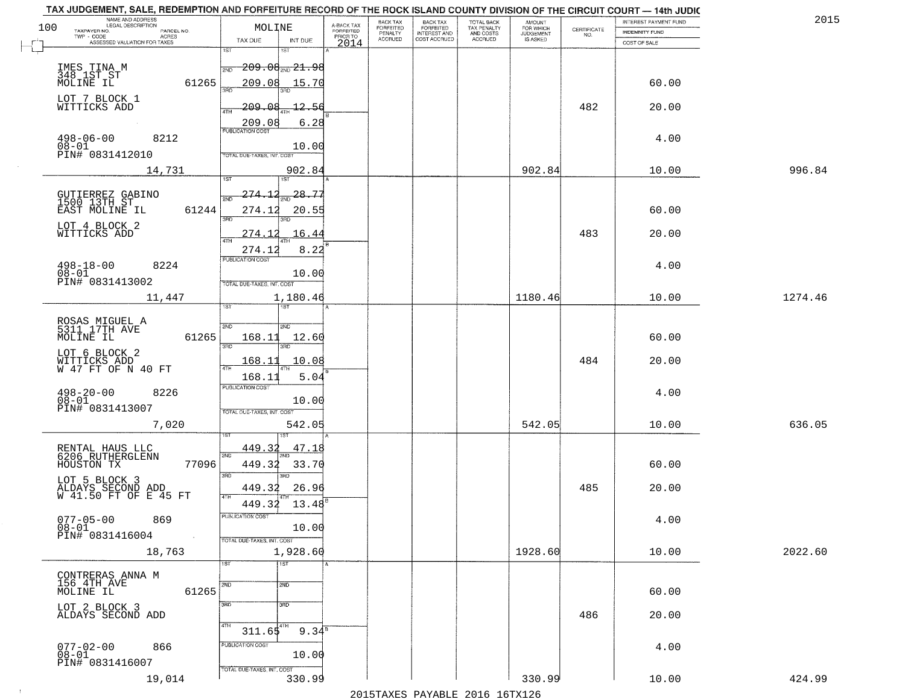# TAX JUDGEMENT, SALE, REDEMPTION AND FORFEITURE RECORD OF THE ROCK ISLAND COUNTY DIVISION OF THE CIRCUIT COURT — 14th JUDIC

2015

| NAME AND ADDRESS / LEGAL DESCRIPTION / TAXPAYER NO. / PARCEL NO. / TWP - CODE / ACRES / ASSESSED VALUATION FOR TAXES | MOLINE TAX DUE | INT DUE | A-BACK TAX FORFEITED PRIOR TO 2014 | BACK TAX FORFEITED PENALTY ACCRUED | BACK TAX FORFEITED INTEREST AND COST ACCRUED | TOTAL BACK TAX PENALTY AND COSTS ACCRUED | AMOUNT FOR WHICH JUDGEMENT IS ASKED | CERTIFICATE NO. | INTEREST PAYMENT FUND / INDEMNITY FUND / COST OF SALE | |
|---|---|---|---|---|---|---|---|---|---|---|
| IMES TINA M<br>348 1ST ST<br>MOLINE IL 61265<br>LOT 7 BLOCK 1<br>WITTICKS ADD<br>498-06-00 8212<br>08-01<br>PIN# 0831412010<br>14,731 | 1ST 209.08<br>2ND 209.08<br>3RD 209.08<br>4TH 209.08<br>PUBLICATION COST<br>TOTAL DUE-TAXES, INT. COST | 21.98<br>15.70<br>12.56<br>6.28<br>10.00<br>902.84 | | | | | 902.84 | 482 | 60.00<br>20.00<br>4.00<br>10.00 | 996.84 |
| GUTIERREZ GABINO<br>1500 13TH ST<br>EAST MOLINE IL 61244<br>LOT 4 BLOCK 2<br>WITTICKS ADD<br>498-18-00 8224<br>08-01<br>PIN# 0831413002<br>11,447 | 1ST 274.12<br>2ND 274.12<br>3RD 274.12<br>4TH 274.12<br>PUBLICATION COST<br>TOTAL DUE-TAXES, INT. COST | 28.77<br>20.55<br>16.44<br>8.22<br>10.00<br>1,180.46 | | | | | 1180.46 | 483 | 60.00<br>20.00<br>4.00<br>10.00 | 1274.46 |
| ROSAS MIGUEL A<br>5311 17TH AVE<br>MOLINE IL 61265<br>LOT 6 BLOCK 2<br>WITTICKS ADD<br>W 47 FT OF N 40 FT<br>498-20-00 8226<br>08-01<br>PIN# 0831413007<br>7,020 | 1ST<br>2ND 168.11<br>3RD 168.11<br>4TH 168.11<br>PUBLICATION COST<br>TOTAL DUE-TAXES, INT. COST | 12.60<br>10.08<br>5.04<br>10.00<br>542.05 | | | | | 542.05 | 484 | 60.00<br>20.00<br>4.00<br>10.00 | 636.05 |
| RENTAL HAUS LLC<br>6206 RUTHERGLENN<br>HOUSTON TX 77096<br>LOT 5 BLOCK 3<br>ALDAYS SECOND ADD<br>W 41.50 FT OF E 45 FT<br>077-05-00 869<br>08-01<br>PIN# 0831416004<br>18,763 | 1ST 449.32<br>2ND 449.32<br>3RD 449.32<br>4TH 449.32<br>PUBLICATION COST<br>TOTAL DUE-TAXES, INT. COST | 47.18<br>33.70<br>26.96<br>13.48<br>10.00<br>1,928.60 | | | | | 1928.60 | 485 | 60.00<br>20.00<br>4.00<br>10.00 | 2022.60 |
| CONTRERAS ANNA M<br>156 4TH AVE<br>MOLINE IL 61265<br>LOT 2 BLOCK 3<br>ALDAYS SECOND ADD<br>077-02-00 866<br>08-01<br>PIN# 0831416007<br>19,014 | 1ST<br>2ND<br>3RD<br>4TH 311.65<br>PUBLICATION COST<br>TOTAL DUE-TAXES, INT. COST | 9.34<br>10.00<br>330.99 | | | | | 330.99 | 486 | 60.00<br>20.00<br>4.00<br>10.00 | 424.99 |

2015TAXES PAYABLE 2016 16TX126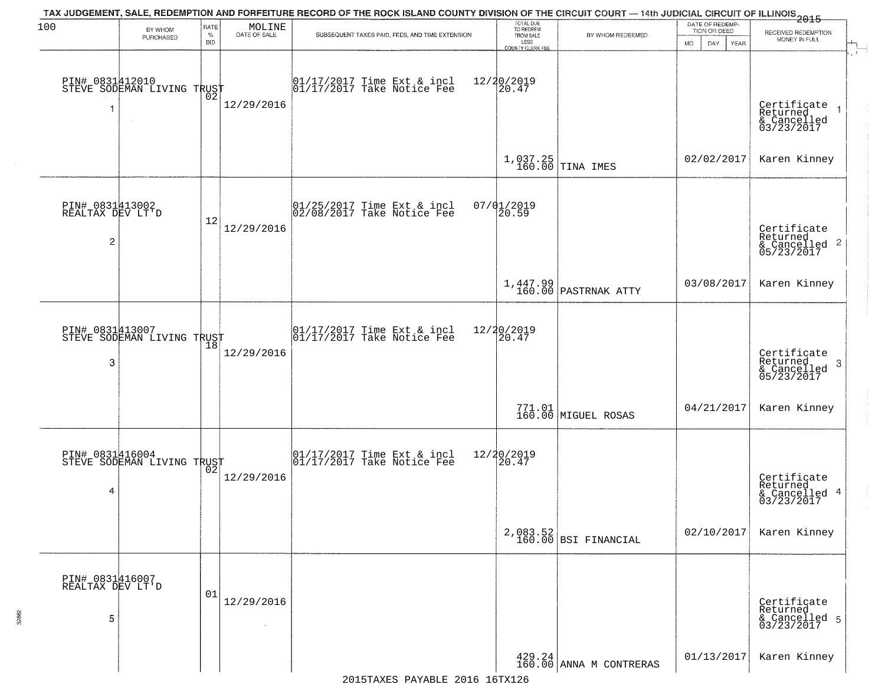TAX JUDGEMENT, SALE, REDEMPTION AND FORFEITURE RECORD OF THE ROCK ISLAND COUNTY DIVISION OF THE CIRCUIT COURT — 14th JUDICIAL CIRCUIT OF ILLINOIS 2015

100 MOLINE

| | BY WHOM PURCHASED | RATE % BID | DATE OF SALE | SUBSEQUENT TAXES PAID, FEES, AND TIME EXTENSION | TOTAL DUE TO REDEEM FROM SALE LESS COUNTY CLERK FEE | BY WHOM REDEEMED | DATE OF REDEMPTION OR DEED MO DAY YEAR | RECEIVED REDEMPTION MONEY IN FULL |
|---|---|---|---|---|---|---|---|---|
| 1 | PIN# 0831412010 STEVE SODEMAN LIVING TRUST | 02 | 12/29/2016 | 01/17/2017 Time Ext & incl 12/20/2019<br>01/17/2017 Take Notice Fee 20.47 | 1,037.25<br>160.00 | TINA IMES | 02/02/2017 | Certificate Returned & Cancelled 03/23/2017<br>Karen Kinney |
| 2 | PIN# 0831413002 REALTAX DEV LT'D | 12 | 12/29/2016 | 01/25/2017 Time Ext & incl 07/01/2019<br>02/08/2017 Take Notice Fee 20.59 | 1,447.99<br>160.00 | PASTRNAK ATTY | 03/08/2017 | Certificate Returned & Cancelled 05/23/2017<br>Karen Kinney |
| 3 | PIN# 0831413007 STEVE SODEMAN LIVING TRUST | 18 | 12/29/2016 | 01/17/2017 Time Ext & incl 12/20/2019<br>01/17/2017 Take Notice Fee 20.47 | 771.01<br>160.00 | MIGUEL ROSAS | 04/21/2017 | Certificate Returned & Cancelled 05/23/2017<br>Karen Kinney |
| 4 | PIN# 0831416004 STEVE SODEMAN LIVING TRUST | 02 | 12/29/2016 | 01/17/2017 Time Ext & incl 12/20/2019<br>01/17/2017 Take Notice Fee 20.47 | 2,083.52<br>160.00 | BSI FINANCIAL | 02/10/2017 | Certificate Returned & Cancelled 03/23/2017<br>Karen Kinney |
| 5 | PIN# 0831416007 REALTAX DEV LT'D | 01 | 12/29/2016 | | 429.24<br>160.00 | ANNA M CONTRERAS | 01/13/2017 | Certificate Returned & Cancelled 03/23/2017<br>Karen Kinney |

2015TAXES PAYABLE 2016 16TX126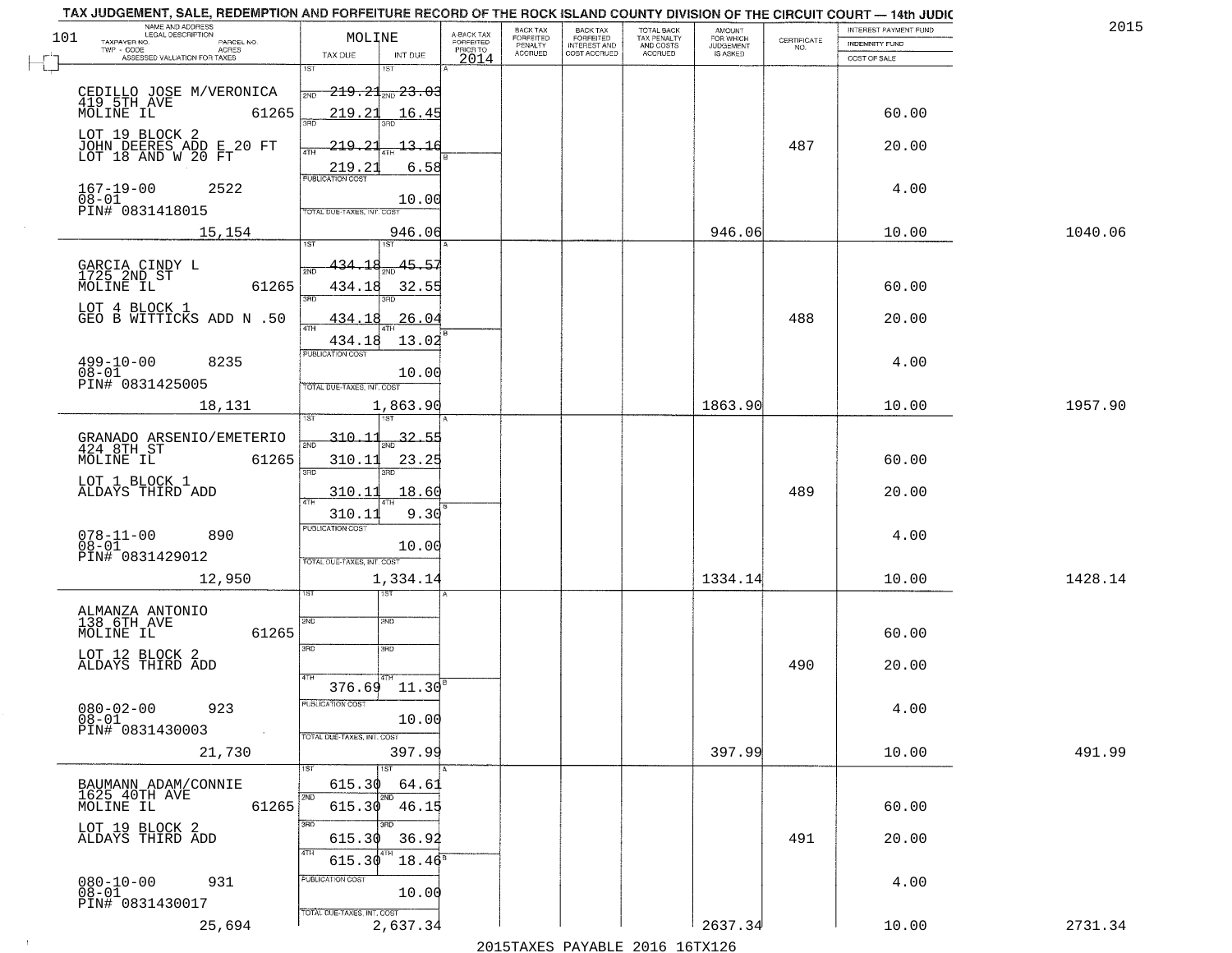# TAX JUDGEMENT, SALE, REDEMPTION AND FORFEITURE RECORD OF THE ROCK ISLAND COUNTY DIVISION OF THE CIRCUIT COURT — 14th JUDIC

2015

101

| NAME AND ADDRESS / LEGAL DESCRIPTION / TAXPAYER NO. / PARCEL NO. / TWP - CODE / ACRES / ASSESSED VALUATION FOR TAXES | MOLINE TAX DUE | INT DUE | A-BACK TAX FORFEITED PRIOR TO 2014 | BACK TAX FORFEITED PENALTY ACCRUED | BACK TAX FORFEITED INTEREST AND COST ACCRUED | TOTAL BACK TAX PENALTY AND COSTS ACCRUED | AMOUNT FOR WHICH JUDGEMENT IS ASKED | CERTIFICATE NO. | INTEREST PAYMENT FUND / INDEMNITY FUND / COST OF SALE | |
|---|---|---|---|---|---|---|---|---|---|---|
| CEDILLO JOSE M/VERONICA 419 5TH AVE MOLINE IL 61265 | 1ST 219.21 | 1ST 23.03 | | | | | | | | |
| | 2ND 219.21 | 2ND 16.45 | | | | | | | 60.00 | |
| LOT 19 BLOCK 2 JOHN DEERES ADD E 20 FT LOT 18 AND W 20 FT | 3RD 219.21 | 3RD 13.16 | | | | | | 487 | 20.00 | |
| | 4TH 219.21 | 4TH 6.58 | | | | | | | | |
| 167-19-00 2522 08-01 PIN# 0831418015 | PUBLICATION COST | 10.00 | | | | | | | 4.00 | |
| 15,154 | TOTAL DUE-TAXES, INT. COST | 946.06 | | | | | 946.06 | | 10.00 | 1040.06 |
| GARCIA CINDY L 1725 2ND ST MOLINE IL 61265 | 1ST 434.18 | 1ST 45.57 | | | | | | | | |
| | 2ND 434.18 | 2ND 32.55 | | | | | | | 60.00 | |
| LOT 4 BLOCK 1 GEO B WITTICKS ADD N .50 | 3RD 434.18 | 3RD 26.04 | | | | | | 488 | 20.00 | |
| | 4TH 434.18 | 4TH 13.02 | | | | | | | | |
| 499-10-00 8235 08-01 PIN# 0831425005 | PUBLICATION COST | 10.00 | | | | | | | 4.00 | |
| 18,131 | TOTAL DUE-TAXES, INT. COST | 1,863.90 | | | | | 1863.90 | | 10.00 | 1957.90 |
| GRANADO ARSENIO/EMETERIO 424 8TH ST MOLINE IL 61265 | 1ST 310.11 | 1ST 32.55 | | | | | | | | |
| | 2ND 310.11 | 2ND 23.25 | | | | | | | 60.00 | |
| LOT 1 BLOCK 1 ALDAYS THIRD ADD | 3RD 310.11 | 3RD 18.60 | | | | | | 489 | 20.00 | |
| | 4TH 310.11 | 4TH 9.30 | | | | | | | | |
| 078-11-00 890 08-01 PIN# 0831429012 | PUBLICATION COST | 10.00 | | | | | | | 4.00 | |
| 12,950 | TOTAL DUE-TAXES, INT. COST | 1,334.14 | | | | | 1334.14 | | 10.00 | 1428.14 |
| ALMANZA ANTONIO 138 6TH AVE MOLINE IL 61265 | 1ST | 1ST | | | | | | | | |
| | 2ND | 2ND | | | | | | | 60.00 | |
| LOT 12 BLOCK 2 ALDAYS THIRD ADD | 3RD | 3RD | | | | | | 490 | 20.00 | |
| | 4TH 376.69 | 4TH 11.30 | | | | | | | | |
| 080-02-00 923 08-01 PIN# 0831430003 | PUBLICATION COST | 10.00 | | | | | | | 4.00 | |
| 21,730 | TOTAL DUE-TAXES, INT. COST | 397.99 | | | | | 397.99 | | 10.00 | 491.99 |
| BAUMANN ADAM/CONNIE 1625 40TH AVE MOLINE IL 61265 | 1ST 615.30 | 1ST 64.61 | | | | | | | | |
| | 2ND 615.30 | 2ND 46.15 | | | | | | | 60.00 | |
| LOT 19 BLOCK 2 ALDAYS THIRD ADD | 3RD 615.30 | 3RD 36.92 | | | | | | 491 | 20.00 | |
| | 4TH 615.30 | 4TH 18.46 | | | | | | | | |
| 080-10-00 931 08-01 PIN# 0831430017 | PUBLICATION COST | 10.00 | | | | | | | 4.00 | |
| 25,694 | TOTAL DUE-TAXES, INT. COST | 2,637.34 | | | | | 2637.34 | | 10.00 | 2731.34 |

2015TAXES PAYABLE 2016 16TX126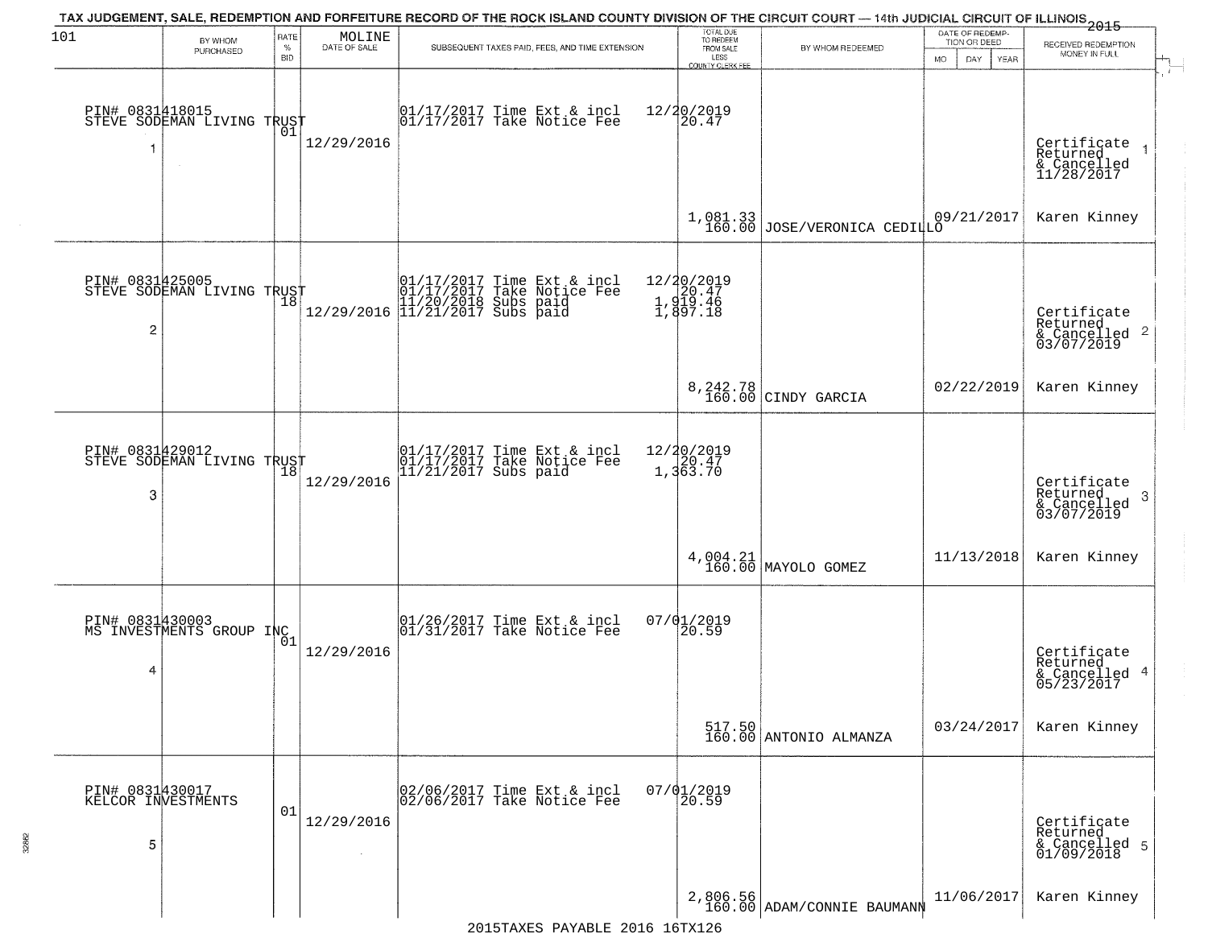TAX JUDGEMENT, SALE, REDEMPTION AND FORFEITURE RECORD OF THE ROCK ISLAND COUNTY DIVISION OF THE CIRCUIT COURT — 14th JUDICIAL CIRCUIT OF ILLINOIS 2015

| 101 | BY WHOM PURCHASED | RATE % BID | MOLINE DATE OF SALE | SUBSEQUENT TAXES PAID, FEES, AND TIME EXTENSION | TOTAL DUE TO REDEEM FROM SALE LESS COUNTY CLERK FEE | BY WHOM REDEEMED | DATE OF REDEMPTION OR DEED MO DAY YEAR | RECEIVED REDEMPTION MONEY IN FULL |
|---|---|---|---|---|---|---|---|---|
| 1 | PIN# 0831418015 STEVE SODEMAN LIVING TRUST | 01 | 12/29/2016 | 01/17/2017 Time Ext & incl 12/20/2019<br>01/17/2017 Take Notice Fee 20.47 | 1,081.33<br>160.00 | JOSE/VERONICA CEDILLO | 09/21/2017 | Certificate Returned & Cancelled 11/28/2017<br>Karen Kinney |
| 2 | PIN# 0831425005 STEVE SODEMAN LIVING TRUST | 18 | 12/29/2016 | 01/17/2017 Time Ext & incl 12/20/2019<br>01/17/2017 Take Notice Fee 20.47<br>11/20/2018 Subs paid 1,919.46<br>11/21/2017 Subs paid 1,897.18 | 8,242.78<br>160.00 | CINDY GARCIA | 02/22/2019 | Certificate Returned & Cancelled 03/07/2019<br>Karen Kinney |
| 3 | PIN# 0831429012 STEVE SODEMAN LIVING TRUST | 18 | 12/29/2016 | 01/17/2017 Time Ext & incl 12/20/2019<br>01/17/2017 Take Notice Fee 20.47<br>11/21/2017 Subs paid 1,363.70 | 4,004.21<br>160.00 | MAYOLO GOMEZ | 11/13/2018 | Certificate Returned & Cancelled 03/07/2019<br>Karen Kinney |
| 4 | PIN# 0831430003 MS INVESTMENTS GROUP INC | 01 | 12/29/2016 | 01/26/2017 Time Ext & incl 07/01/2019<br>01/31/2017 Take Notice Fee 20.59 | 517.50<br>160.00 | ANTONIO ALMANZA | 03/24/2017 | Certificate Returned & Cancelled 05/23/2017<br>Karen Kinney |
| 5 | PIN# 0831430017 KELCOR INVESTMENTS | 01 | 12/29/2016 | 02/06/2017 Time Ext & incl 07/01/2019<br>02/06/2017 Take Notice Fee 20.59 | 2,806.56<br>160.00 | ADAM/CONNIE BAUMANN | 11/06/2017 | Certificate Returned & Cancelled 01/09/2018<br>Karen Kinney |

2015TAXES PAYABLE 2016 16TX126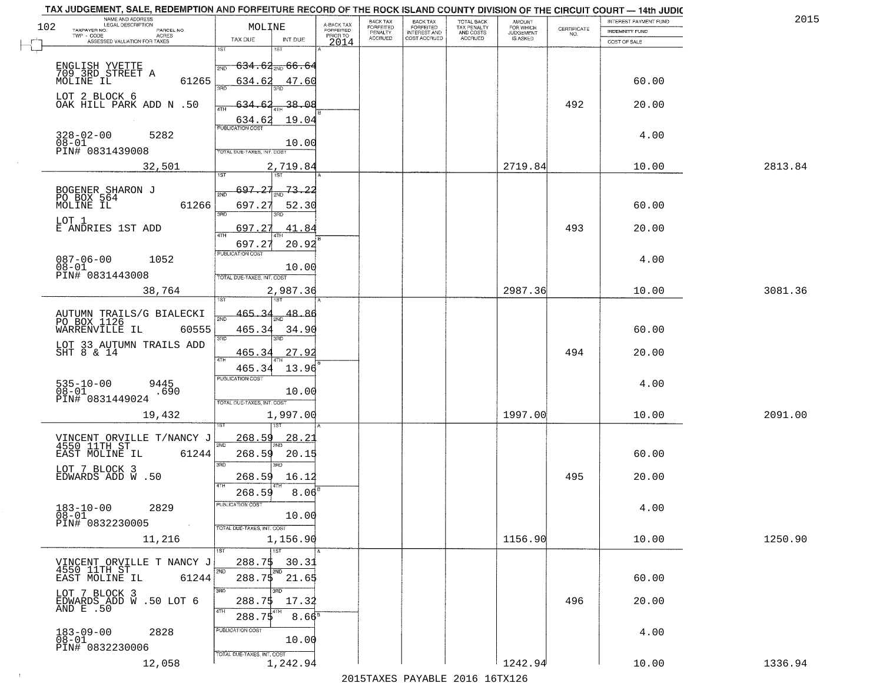# TAX JUDGEMENT, SALE, REDEMPTION AND FORFEITURE RECORD OF THE ROCK ISLAND COUNTY DIVISION OF THE CIRCUIT COURT — 14th JUDIC

2015

| NAME AND ADDRESS / LEGAL DESCRIPTION / TAXPAYER NO. / PARCEL NO. / TWP - CODE / ACRES / ASSESSED VALUATION FOR TAXES | MOLINE TAX DUE | INT DUE | A-BACK TAX FORFEITED PRIOR TO 2014 | BACK TAX FORFEITED PENALTY ACCRUED | BACK TAX FORFEITED INTEREST AND COST ACCRUED | TOTAL BACK TAX PENALTY AND COSTS ACCRUED | AMOUNT FOR WHICH JUDGEMENT IS ASKED | CERTIFICATE NO. | INTEREST PAYMENT FUND / INDEMNITY FUND / COST OF SALE | |
|---|---|---|---|---|---|---|---|---|---|---|
| ENGLISH YVETTE<br>709 3RD STREET A<br>MOLINE IL 61265<br>LOT 2 BLOCK 6<br>OAK HILL PARK ADD N .50<br>328-02-00 5282<br>08-01<br>PIN# 0831439008<br>32,501 | 1ST 634.62<br>2ND 634.62<br>3RD 634.62<br>4TH 634.62<br>PUBLICATION COST<br>TOTAL DUE-TAXES, INT. COST 2,719.84 | 66.64<br>47.60<br>38.08<br>19.04<br>10.00 | | | | | 2719.84 | 492 | 60.00<br>20.00<br>4.00<br>10.00 | 2813.84 |
| BOGENER SHARON J<br>PO BOX 564<br>MOLINE IL 61266<br>LOT 1<br>E ANDRIES 1ST ADD<br>087-06-00 1052<br>08-01<br>PIN# 0831443008<br>38,764 | 1ST 697.27<br>2ND 697.27<br>3RD 697.27<br>4TH 697.27<br>PUBLICATION COST<br>TOTAL DUE-TAXES, INT. COST 2,987.36 | 73.22<br>52.30<br>41.84<br>20.92<br>10.00 | | | | | 2987.36 | 493 | 60.00<br>20.00<br>4.00<br>10.00 | 3081.36 |
| AUTUMN TRAILS/G BIALECKI<br>PO BOX 1126<br>WARRENVILLE IL 60555<br>LOT 33 AUTUMN TRAILS ADD<br>SHT 8 & 14<br>535-10-00 9445<br>08-01 .690<br>PIN# 0831449024<br>19,432 | 1ST 465.34<br>2ND 465.34<br>3RD 465.34<br>4TH 465.34<br>PUBLICATION COST<br>TOTAL DUE-TAXES, INT. COST 1,997.00 | 48.86<br>34.90<br>27.92<br>13.96<br>10.00 | | | | | 1997.00 | 494 | 60.00<br>20.00<br>4.00<br>10.00 | 2091.00 |
| VINCENT ORVILLE T/NANCY J<br>4550 11TH ST<br>EAST MOLINE IL 61244<br>LOT 7 BLOCK 3<br>EDWARDS ADD W .50<br>183-10-00 2829<br>08-01<br>PIN# 0832230005<br>11,216 | 1ST 268.59<br>2ND 268.59<br>3RD 268.59<br>4TH 268.59<br>PUBLICATION COST<br>TOTAL DUE-TAXES, INT. COST 1,156.90 | 28.21<br>20.15<br>16.12<br>8.06<br>10.00 | | | | | 1156.90 | 495 | 60.00<br>20.00<br>4.00<br>10.00 | 1250.90 |
| VINCENT ORVILLE T NANCY J<br>4550 11TH ST<br>EAST MOLINE IL 61244<br>LOT 7 BLOCK 3<br>EDWARDS ADD W .50 LOT 6<br>AND E .50<br>183-09-00 2828<br>08-01<br>PIN# 0832230006<br>12,058 | 1ST 288.75<br>2ND 288.75<br>3RD 288.75<br>4TH 288.75<br>PUBLICATION COST<br>TOTAL DUE-TAXES, INT. COST 1,242.94 | 30.31<br>21.65<br>17.32<br>8.66<br>10.00 | | | | | 1242.94 | 496 | 60.00<br>20.00<br>4.00<br>10.00 | 1336.94 |

2015TAXES PAYABLE 2016 16TX126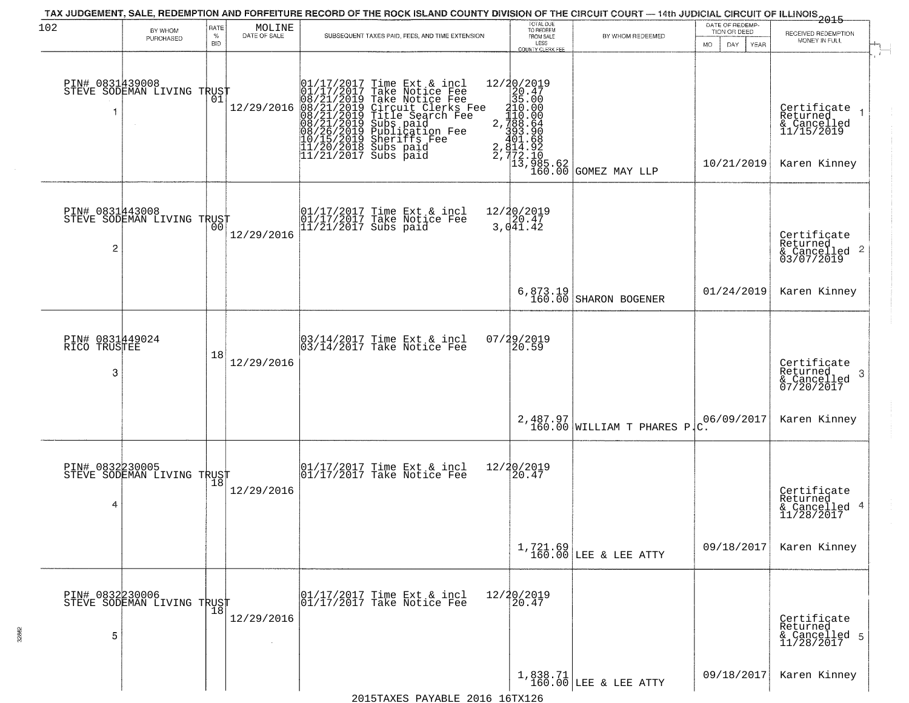TAX JUDGEMENT, SALE, REDEMPTION AND FORFEITURE RECORD OF THE ROCK ISLAND COUNTY DIVISION OF THE CIRCUIT COURT — 14th JUDICIAL CIRCUIT OF ILLINOIS 2015

| 102 | BY WHOM PURCHASED | RATE % BID | MOLINE DATE OF SALE | SUBSEQUENT TAXES PAID, FEES, AND TIME EXTENSION | TOTAL DUE TO REDEEM FROM SALE LESS COUNTY CLERK FEE | BY WHOM REDEEMED | DATE OF REDEMPTION OR DEED MO DAY YEAR | RECEIVED REDEMPTION MONEY IN FULL |
|---|---|---|---|---|---|---|---|---|
| 1 | PIN# 0831439008 STEVE SODEMAN LIVING TRUST | 01 | 12/29/2016 | 01/17/2017 Time Ext & incl 12/20/2019<br>01/17/2017 Take Notice Fee 20.47<br>08/21/2019 Take Notice Fee 35.00<br>08/21/2019 Circuit Clerks Fee 210.00<br>08/21/2019 Title Search Fee 110.00<br>08/21/2019 Subs paid 2,788.64<br>08/26/2019 Publication Fee 393.90<br>10/15/2019 Sheriffs Fee 401.68<br>11/20/2018 Subs paid 2,814.92<br>11/21/2017 Subs paid 2,772.10 | 13,985.62<br>160.00 | GOMEZ MAY LLP | 10/21/2019 | Certificate Returned & Cancelled 11/15/2019<br>Karen Kinney |
| 2 | PIN# 0831443008 STEVE SODEMAN LIVING TRUST | 00 | 12/29/2016 | 01/17/2017 Time Ext & incl 12/20/2019<br>01/17/2017 Take Notice Fee 20.47<br>11/21/2017 Subs paid 3,041.42 | 6,873.19<br>160.00 | SHARON BOGENER | 01/24/2019 | Certificate Returned & Cancelled 03/07/2019<br>Karen Kinney |
| 3 | PIN# 0831449024 RICO TRUSTEE | 18 | 12/29/2016 | 03/14/2017 Time Ext & incl 07/29/2019<br>03/14/2017 Take Notice Fee 20.59 | 2,487.97<br>160.00 | WILLIAM T PHARES P.C. | 06/09/2017 | Certificate Returned & Cancelled 07/20/2017<br>Karen Kinney |
| 4 | PIN# 0832230005 STEVE SODEMAN LIVING TRUST | 18 | 12/29/2016 | 01/17/2017 Time Ext & incl 12/20/2019<br>01/17/2017 Take Notice Fee 20.47 | 1,721.69<br>160.00 | LEE & LEE ATTY | 09/18/2017 | Certificate Returned & Cancelled 11/28/2017<br>Karen Kinney |
| 5 | PIN# 0832230006 STEVE SODEMAN LIVING TRUST | 18 | 12/29/2016 | 01/17/2017 Time Ext & incl 12/20/2019<br>01/17/2017 Take Notice Fee 20.47 | 1,838.71<br>160.00 | LEE & LEE ATTY | 09/18/2017 | Certificate Returned & Cancelled 11/28/2017<br>Karen Kinney |

2015TAXES PAYABLE 2016 16TX126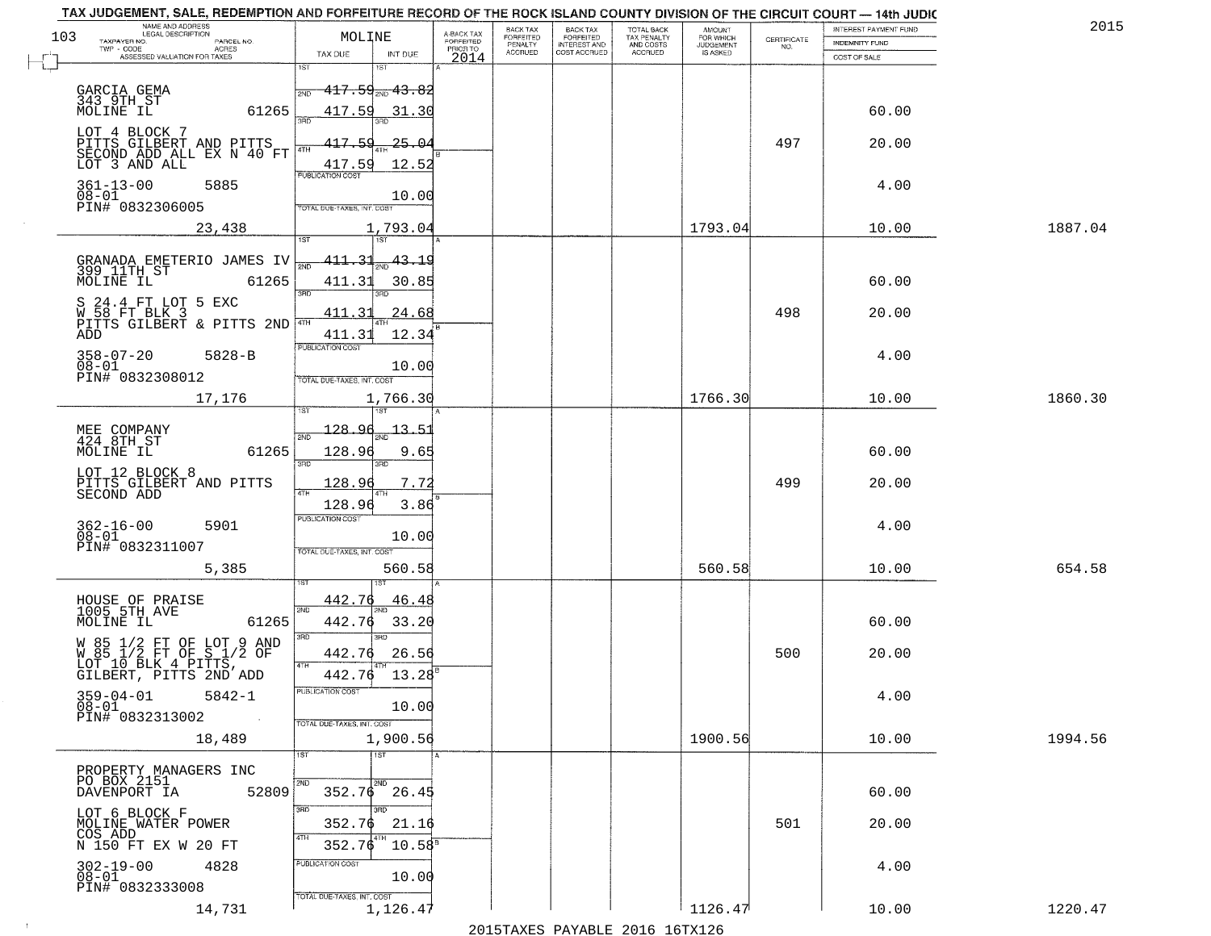TAX JUDGEMENT, SALE, REDEMPTION AND FORFEITURE RECORD OF THE ROCK ISLAND COUNTY DIVISION OF THE CIRCUIT COURT — 14th JUDIC

2015

103 MOLINE

| NAME AND ADDRESS / LEGAL DESCRIPTION / TAXPAYER NO. / PARCEL NO. / TWP - CODE / ACRES / ASSESSED VALUATION FOR TAXES | TAX DUE | INT DUE | A-BACK TAX FORFEITED PRIOR TO 2014 | BACK TAX FORFEITED PENALTY ACCRUED | BACK TAX FORFEITED INTEREST AND COST ACCRUED | TOTAL BACK TAX PENALTY AND COSTS ACCRUED | AMOUNT FOR WHICH JUDGEMENT IS ASKED | CERTIFICATE NO. | INTEREST PAYMENT FUND / INDEMNITY FUND / COST OF SALE | |
|---|---|---|---|---|---|---|---|---|---|---|
| GARCIA GEMA<br>343 9TH ST<br>MOLINE IL 61265<br>LOT 4 BLOCK 7<br>PITTS GILBERT AND PITTS SECOND ADD ALL EX N 40 FT LOT 3 AND ALL<br>361-13-00 5885<br>08-01<br>PIN# 0832306005 | 1ST 417.59<br>2ND 417.59<br>3RD 417.59<br>4TH 417.59<br>PUBLICATION COST | 43.82<br>31.30<br>25.04<br>12.52<br>10.00 | | | | | | 497 | 60.00<br>20.00<br>4.00 | |
| 23,438 | TOTAL DUE-TAXES, INT. COST | 1,793.04 | | | | | 1793.04 | | 10.00 | 1887.04 |
| GRANADA EMETERIO JAMES IV<br>399 11TH ST<br>MOLINE IL 61265<br>S 24.4 FT LOT 5 EXC W 58 FT BLK 3<br>PITTS GILBERT & PITTS 2ND ADD<br>358-07-20 5828-B<br>08-01<br>PIN# 0832308012 | 1ST 411.31<br>2ND 411.31<br>3RD 411.31<br>4TH 411.31<br>PUBLICATION COST | 43.19<br>30.85<br>24.68<br>12.34<br>10.00 | | | | | | 498 | 60.00<br>20.00<br>4.00 | |
| 17,176 | TOTAL DUE-TAXES, INT. COST | 1,766.30 | | | | | 1766.30 | | 10.00 | 1860.30 |
| MEE COMPANY<br>424 8TH ST<br>MOLINE IL 61265<br>LOT 12 BLOCK 8<br>PITTS GILBERT AND PITTS SECOND ADD<br>362-16-00 5901<br>08-01<br>PIN# 0832311007 | 1ST 128.96<br>2ND 128.96<br>3RD 128.96<br>4TH 128.96<br>PUBLICATION COST | 13.51<br>9.65<br>7.72<br>3.86<br>10.00 | | | | | | 499 | 60.00<br>20.00<br>4.00 | |
| 5,385 | TOTAL DUE-TAXES, INT. COST | 560.58 | | | | | 560.58 | | 10.00 | 654.58 |
| HOUSE OF PRAISE<br>1005 5TH AVE<br>MOLINE IL 61265<br>W 85 1/2 FT OF LOT 9 AND W 85 1/2 FT OF S 1/2 OF LOT 10 BLK 4 PITTS, GILBERT, PITTS 2ND ADD<br>359-04-01 5842-1<br>08-01<br>PIN# 0832313002 | 1ST 442.76<br>2ND 442.76<br>3RD 442.76<br>4TH 442.76<br>PUBLICATION COST | 46.48<br>33.20<br>26.56<br>13.28<br>10.00 | | | | | | 500 | 60.00<br>20.00<br>4.00 | |
| 18,489 | TOTAL DUE-TAXES, INT. COST | 1,900.56 | | | | | 1900.56 | | 10.00 | 1994.56 |
| PROPERTY MANAGERS INC<br>PO BOX 2151<br>DAVENPORT IA 52809<br>LOT 6 BLOCK F<br>MOLINE WATER POWER COS ADD<br>N 150 FT EX W 20 FT<br>302-19-00 4828<br>08-01<br>PIN# 0832333008 | 1ST<br>2ND 352.76<br>3RD 352.76<br>4TH 352.76<br>PUBLICATION COST | 26.45<br>21.16<br>10.58<br>10.00 | | | | | | 501 | 60.00<br>20.00<br>4.00 | |
| 14,731 | TOTAL DUE-TAXES, INT. COST | 1,126.47 | | | | | 1126.47 | | 10.00 | 1220.47 |

2015TAXES PAYABLE 2016 16TX126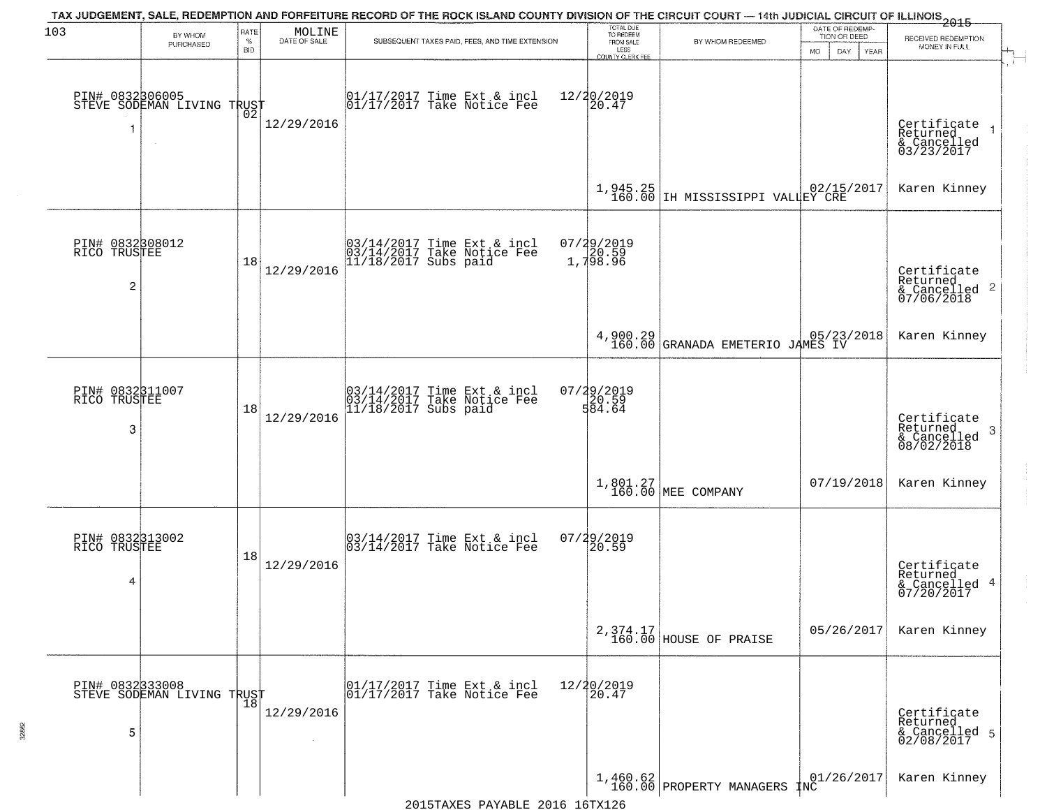TAX JUDGEMENT, SALE, REDEMPTION AND FORFEITURE RECORD OF THE ROCK ISLAND COUNTY DIVISION OF THE CIRCUIT COURT — 14th JUDICIAL CIRCUIT OF ILLINOIS 2015

| 103 | BY WHOM PURCHASED | RATE % BID | MOLINE DATE OF SALE | SUBSEQUENT TAXES PAID, FEES, AND TIME EXTENSION | TOTAL DUE TO REDEEM FROM SALE LESS COUNTY CLERK FEE | BY WHOM REDEEMED | DATE OF REDEMPTION OR DEED MO DAY YEAR | RECEIVED REDEMPTION MONEY IN FULL |
|---|---|---|---|---|---|---|---|---|
| PIN# 0832306005 STEVE SODEMAN LIVING TRUST 1 | | 02 | 12/29/2016 | 01/17/2017 Time Ext & incl<br>01/17/2017 Take Notice Fee | 12/20/2019<br>20.47<br>1,945.25<br>160.00 | IH MISSISSIPPI VALLEY CRE | 02/15/2017 | Certificate Returned & Cancelled 03/23/2017 1<br>Karen Kinney |
| PIN# 0832308012 RICO TRUSTEE 2 | | 18 | 12/29/2016 | 03/14/2017 Time Ext & incl<br>03/14/2017 Take Notice Fee<br>11/18/2017 Subs paid | 07/29/2019<br>20.59<br>1,798.96<br>4,900.29<br>160.00 | GRANADA EMETERIO JAMES IV | 05/23/2018 | Certificate Returned & Cancelled 07/06/2018 2<br>Karen Kinney |
| PIN# 0832311007 RICO TRUSTEE 3 | | 18 | 12/29/2016 | 03/14/2017 Time Ext & incl<br>03/14/2017 Take Notice Fee<br>11/18/2017 Subs paid | 07/29/2019<br>20.59<br>584.64<br>1,801.27<br>160.00 | MEE COMPANY | 07/19/2018 | Certificate Returned & Cancelled 08/02/2018 3<br>Karen Kinney |
| PIN# 0832313002 RICO TRUSTEE 4 | | 18 | 12/29/2016 | 03/14/2017 Time Ext & incl<br>03/14/2017 Take Notice Fee | 07/29/2019<br>20.59<br>2,374.17<br>160.00 | HOUSE OF PRAISE | 05/26/2017 | Certificate Returned & Cancelled 07/20/2017 4<br>Karen Kinney |
| PIN# 0832333008 STEVE SODEMAN LIVING TRUST 5 | | 18 | 12/29/2016 | 01/17/2017 Time Ext & incl<br>01/17/2017 Take Notice Fee | 12/20/2019<br>20.47<br>1,460.62<br>160.00 | PROPERTY MANAGERS INC | 01/26/2017 | Certificate Returned & Cancelled 02/08/2017 5<br>Karen Kinney |

2015TAXES PAYABLE 2016 16TX126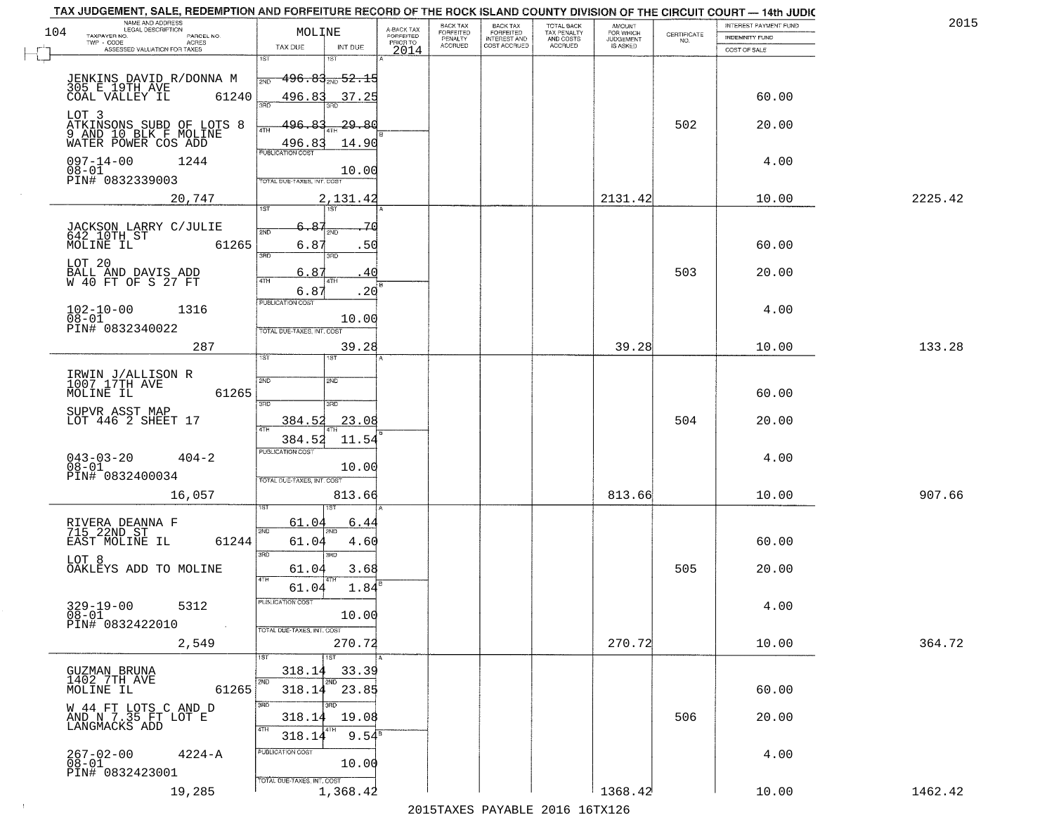TAX JUDGEMENT, SALE, REDEMPTION AND FORFEITURE RECORD OF THE ROCK ISLAND COUNTY DIVISION OF THE CIRCUIT COURT — 14th JUDIC

2015

104

| NAME AND ADDRESS / LEGAL DESCRIPTION / TAXPAYER NO. / PARCEL NO. / TWP - CODE / ACRES / ASSESSED VALUATION FOR TAXES | MOLINE TAX DUE | INT DUE | A-BACK TAX FORFEITED PRIOR TO 2014 | BACK TAX FORFEITED PENALTY ACCRUED | BACK TAX FORFEITED INTEREST AND COST ACCRUED | TOTAL BACK TAX PENALTY AND COSTS ACCRUED | AMOUNT FOR WHICH JUDGEMENT IS ASKED | CERTIFICATE NO. | INTEREST PAYMENT FUND / INDEMNITY FUND / COST OF SALE | |
|---|---|---|---|---|---|---|---|---|---|---|
| JENKINS DAVID R/DONNA M 305 E 19TH AVE COAL VALLEY IL 61240 | 1ST 496.83 | 1ST 52.15 | | | | | | | | |
| | 2ND 496.83 | 2ND 37.25 | | | | | | | 60.00 | |
| LOT 3 ATKINSONS SUBD OF LOTS 8 9 AND 10 BLK F MOLINE WATER POWER COS ADD | 3RD 496.83 | 3RD 29.80 | | | | | | 502 | 20.00 | |
| | 4TH 496.83 | 4TH 14.90 | | | | | | | | |
| 097-14-00 1244 08-01 PIN# 0832339003 | PUBLICATION COST | 10.00 | | | | | | | 4.00 | |
| 20,747 | TOTAL DUE-TAXES, INT. COST | 2,131.42 | | | | | 2131.42 | | 10.00 | 2225.42 |
| JACKSON LARRY C/JULIE 642 10TH ST MOLINE IL 61265 | 1ST 6.87 | 1ST .70 | | | | | | | | |
| | 2ND 6.87 | 2ND .50 | | | | | | | 60.00 | |
| LOT 20 BALL AND DAVIS ADD W 40 FT OF S 27 FT | 3RD 6.87 | 3RD .40 | | | | | | 503 | 20.00 | |
| | 4TH 6.87 | 4TH .20 | | | | | | | | |
| 102-10-00 1316 08-01 PIN# 0832340022 | PUBLICATION COST | 10.00 | | | | | | | 4.00 | |
| 287 | TOTAL DUE-TAXES, INT. COST | 39.28 | | | | | 39.28 | | 10.00 | 133.28 |
| IRWIN J/ALLISON R 1007 17TH AVE MOLINE IL 61265 | 1ST | 1ST | | | | | | | | |
| | 2ND | 2ND | | | | | | | 60.00 | |
| SUPVR ASST MAP LOT 446 2 SHEET 17 | 3RD 384.52 | 3RD 23.08 | | | | | | 504 | 20.00 | |
| | 4TH 384.52 | 4TH 11.54 | | | | | | | | |
| 043-03-20 404-2 08-01 PIN# 0832400034 | PUBLICATION COST | 10.00 | | | | | | | 4.00 | |
| 16,057 | TOTAL DUE-TAXES, INT. COST | 813.66 | | | | | 813.66 | | 10.00 | 907.66 |
| RIVERA DEANNA F 715 22ND ST EAST MOLINE IL 61244 | 1ST 61.04 | 1ST 6.44 | | | | | | | | |
| | 2ND 61.04 | 2ND 4.60 | | | | | | | 60.00 | |
| LOT 8 OAKLEYS ADD TO MOLINE | 3RD 61.04 | 3RD 3.68 | | | | | | 505 | 20.00 | |
| | 4TH 61.04 | 4TH 1.84 | | | | | | | | |
| 329-19-00 5312 08-01 PIN# 0832422010 | PUBLICATION COST | 10.00 | | | | | | | 4.00 | |
| 2,549 | TOTAL DUE-TAXES, INT. COST | 270.72 | | | | | 270.72 | | 10.00 | 364.72 |
| GUZMAN BRUNA 1402 7TH AVE MOLINE IL 61265 | 1ST 318.14 | 1ST 33.39 | | | | | | | | |
| | 2ND 318.14 | 2ND 23.85 | | | | | | | 60.00 | |
| W 44 FT LOTS C AND D AND N 7.35 FT LOT E LANGMACKS ADD | 3RD 318.14 | 3RD 19.08 | | | | | | 506 | 20.00 | |
| | 4TH 318.14 | 4TH 9.54 | | | | | | | | |
| 267-02-00 4224-A 08-01 PIN# 0832423001 | PUBLICATION COST | 10.00 | | | | | | | 4.00 | |
| 19,285 | TOTAL DUE-TAXES, INT. COST | 1,368.42 | | | | | 1368.42 | | 10.00 | 1462.42 |

2015TAXES PAYABLE 2016 16TX126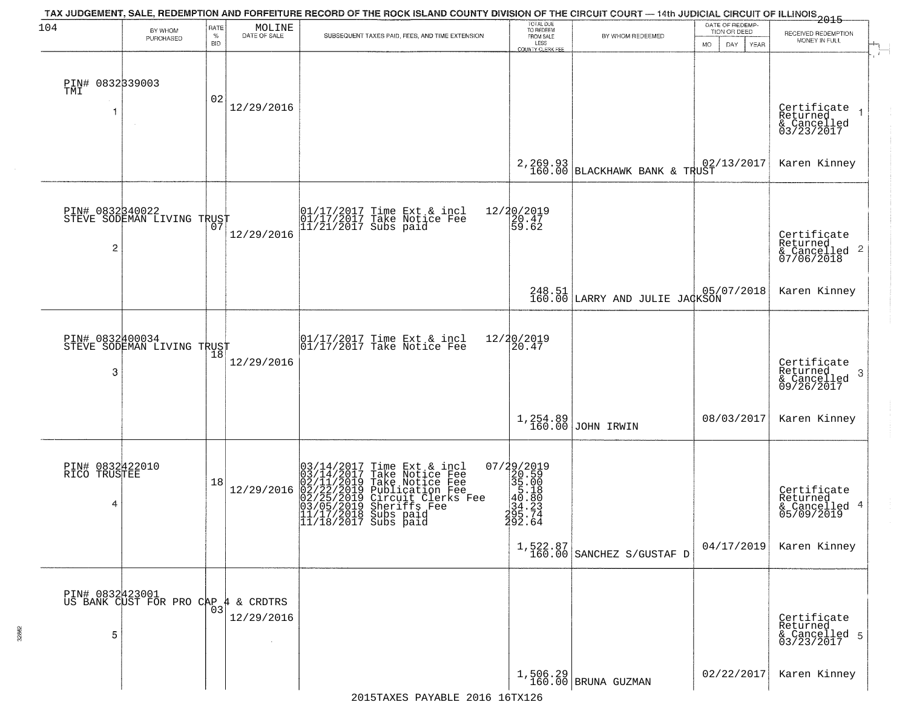# TAX JUDGEMENT, SALE, REDEMPTION AND FORFEITURE RECORD OF THE ROCK ISLAND COUNTY DIVISION OF THE CIRCUIT COURT — 14th JUDICIAL CIRCUIT OF ILLINOIS 2015

104 MOLINE

| | BY WHOM PURCHASED | RATE % BID | DATE OF SALE | SUBSEQUENT TAXES PAID, FEES, AND TIME EXTENSION | TOTAL DUE TO REDEEM FROM SALE LESS COUNTY CLERK FEE | BY WHOM REDEEMED | DATE OF REDEMPTION OR DEED MO DAY YEAR | RECEIVED REDEMPTION MONEY IN FULL |
|---|---|---|---|---|---|---|---|---|
| 1 | PIN# 0832339003 TMI | 02 | 12/29/2016 | | 2,269.93 160.00 | BLACKHAWK BANK & TRUST | 02/13/2017 | Certificate Returned & Cancelled 03/23/2017 Karen Kinney |
| 2 | PIN# 0832340022 STEVE SODEMAN LIVING TRUST | 07 | 12/29/2016 | 01/17/2017 Time Ext & incl 12/20/2019<br>01/17/2017 Take Notice Fee 20.47<br>11/21/2017 Subs paid 59.62 | 248.51 160.00 | LARRY AND JULIE JACKSON | 05/07/2018 | Certificate Returned & Cancelled 07/06/2018 Karen Kinney |
| 3 | PIN# 0832400034 STEVE SODEMAN LIVING TRUST | 18 | 12/29/2016 | 01/17/2017 Time Ext & incl 12/20/2019<br>01/17/2017 Take Notice Fee 20.47 | 1,254.89 160.00 | JOHN IRWIN | 08/03/2017 | Certificate Returned & Cancelled 09/26/2017 Karen Kinney |
| 4 | PIN# 0832422010 RICO TRUSTEE | 18 | 12/29/2016 | 03/14/2017 Time Ext & incl 07/29/2019<br>03/14/2017 Take Notice Fee 20.59<br>02/11/2019 Take Notice Fee 35.00<br>02/22/2019 Publication Fee 5.18<br>02/25/2019 Circuit Clerks Fee 40.80<br>03/05/2019 Sheriffs Fee 34.23<br>11/17/2018 Subs paid 295.74<br>11/18/2017 Subs paid 292.64 | 1,522.87 160.00 | SANCHEZ S/GUSTAF D | 04/17/2019 | Certificate Returned & Cancelled 05/09/2019 Karen Kinney |
| 5 | PIN# 0832423001 US BANK CUST FOR PRO CAP 4 & CRDTRS | 03 | 12/29/2016 | | 1,506.29 160.00 | BRUNA GUZMAN | 02/22/2017 | Certificate Returned & Cancelled 03/23/2017 Karen Kinney |

2015TAXES PAYABLE 2016 16TX126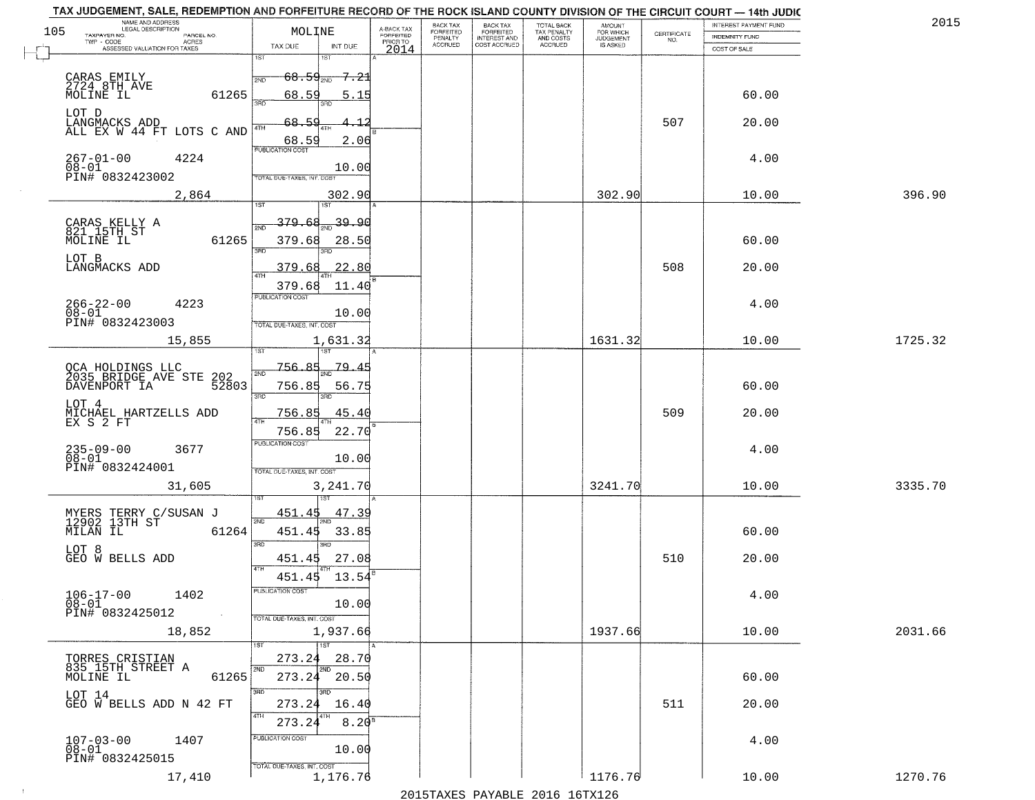# TAX JUDGEMENT, SALE, REDEMPTION AND FORFEITURE RECORD OF THE ROCK ISLAND COUNTY DIVISION OF THE CIRCUIT COURT — 14th JUDIC

2015

| NAME AND ADDRESS / LEGAL DESCRIPTION / TAXPAYER NO. / PARCEL NO. / TWP - CODE / ACRES / ASSESSED VALUATION FOR TAXES | MOLINE TAX DUE | INT DUE | A-BACK TAX FORFEITED PRIOR TO 2014 | BACK TAX FORFEITED PENALTY ACCRUED | BACK TAX FORFEITED INTEREST AND COST ACCRUED | TOTAL BACK TAX PENALTY AND COSTS ACCRUED | AMOUNT FOR WHICH JUDGEMENT IS ASKED | CERTIFICATE NO. | INTEREST PAYMENT FUND / INDEMNITY FUND / COST OF SALE | |
|---|---|---|---|---|---|---|---|---|---|---|
| CARAS EMILY<br>2724 8TH AVE<br>MOLINE IL 61265<br>LOT D<br>LANGMACKS ADD<br>ALL EX W 44 FT LOTS C AND<br>267-01-00 4224<br>08-01<br>PIN# 0832423002<br>2,864 | 1ST 68.59<br>2ND 68.59<br>3RD 68.59<br>4TH 68.59<br>PUBLICATION COST<br>TOTAL DUE-TAXES, INT. COST | 7.21<br>5.15<br>4.12<br>2.06<br>10.00<br>302.90 | | | | | 302.90 | 507 | 60.00<br>20.00<br>4.00<br>10.00 | 396.90 |
| CARAS KELLY A<br>821 15TH ST<br>MOLINE IL 61265<br>LOT B<br>LANGMACKS ADD<br>266-22-00 4223<br>08-01<br>PIN# 0832423003<br>15,855 | 1ST 379.68<br>2ND 379.68<br>3RD 379.68<br>4TH 379.68<br>PUBLICATION COST<br>TOTAL DUE-TAXES, INT. COST | 39.90<br>28.50<br>22.80<br>11.40<br>10.00<br>1,631.32 | | | | | 1631.32 | 508 | 60.00<br>20.00<br>4.00<br>10.00 | 1725.32 |
| QCA HOLDINGS LLC<br>2035 BRIDGE AVE STE 202<br>DAVENPORT IA 52803<br>LOT 4<br>MICHAEL HARTZELLS ADD<br>EX S 2 FT<br>235-09-00 3677<br>08-01<br>PIN# 0832424001<br>31,605 | 1ST 756.85<br>2ND 756.85<br>3RD 756.85<br>4TH 756.85<br>PUBLICATION COST<br>TOTAL DUE-TAXES, INT. COST | 79.45<br>56.75<br>45.40<br>22.70<br>10.00<br>3,241.70 | | | | | 3241.70 | 509 | 60.00<br>20.00<br>4.00<br>10.00 | 3335.70 |
| MYERS TERRY C/SUSAN J<br>12902 13TH ST<br>MILAN IL 61264<br>LOT 8<br>GEO W BELLS ADD<br>106-17-00 1402<br>08-01<br>PIN# 0832425012<br>18,852 | 1ST 451.45<br>2ND 451.45<br>3RD 451.45<br>4TH 451.45<br>PUBLICATION COST<br>TOTAL DUE-TAXES, INT. COST | 47.39<br>33.85<br>27.08<br>13.54<br>10.00<br>1,937.66 | | | | | 1937.66 | 510 | 60.00<br>20.00<br>4.00<br>10.00 | 2031.66 |
| TORRES CRISTIAN<br>835 15TH STREET A<br>MOLINE IL 61265<br>LOT 14<br>GEO W BELLS ADD N 42 FT<br>107-03-00 1407<br>08-01<br>PIN# 0832425015<br>17,410 | 1ST 273.24<br>2ND 273.24<br>3RD 273.24<br>4TH 273.24<br>PUBLICATION COST<br>TOTAL DUE-TAXES, INT. COST | 28.70<br>20.50<br>16.40<br>8.20<br>10.00<br>1,176.76 | | | | | 1176.76 | 511 | 60.00<br>20.00<br>4.00<br>10.00 | 1270.76 |

2015TAXES PAYABLE 2016 16TX126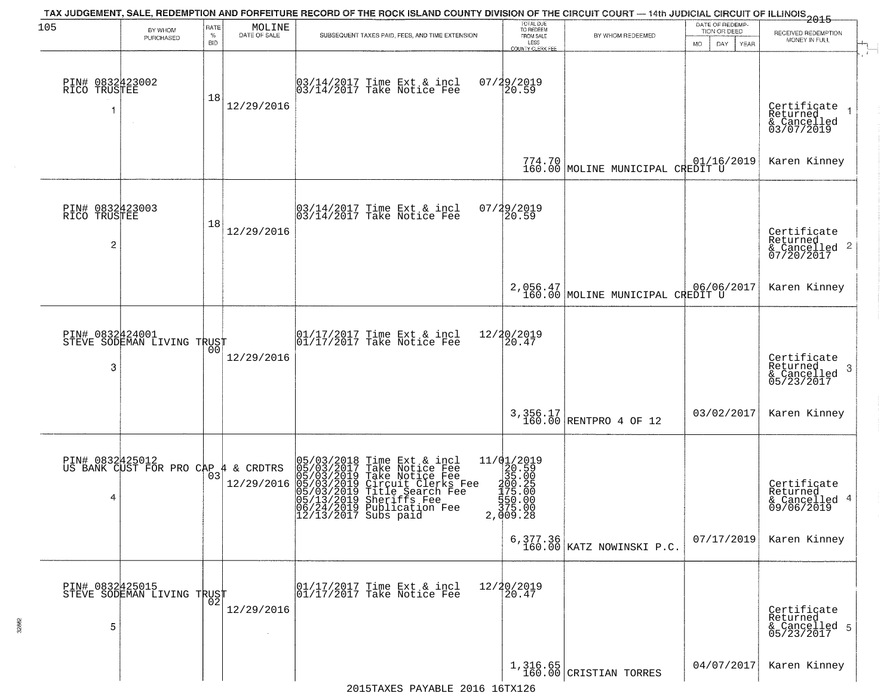# TAX JUDGEMENT, SALE, REDEMPTION AND FORFEITURE RECORD OF THE ROCK ISLAND COUNTY DIVISION OF THE CIRCUIT COURT — 14th JUDICIAL CIRCUIT OF ILLINOIS 2015

105 — MOLINE

| | BY WHOM PURCHASED | RATE % BID | DATE OF SALE | SUBSEQUENT TAXES PAID, FEES, AND TIME EXTENSION | TOTAL DUE TO REDEEM FROM SALE LESS COUNTY CLERK FEE | BY WHOM REDEEMED | DATE OF REDEMPTION OR DEED (MO DAY YEAR) | RECEIVED REDEMPTION MONEY IN FULL |
|---|---|---|---|---|---|---|---|---|
| 1 | PIN# 0832423002 RICO TRUSTEE | 18 | 12/29/2016 | 03/14/2017 Time Ext & incl 07/29/2019; 03/14/2017 Take Notice Fee 20.59 | 774.70 / 160.00 | MOLINE MUNICIPAL CREDIT U | 01/16/2019 | Certificate Returned & Cancelled 03/07/2019 Karen Kinney |
| 2 | PIN# 0832423003 RICO TRUSTEE | 18 | 12/29/2016 | 03/14/2017 Time Ext & incl 07/29/2019; 03/14/2017 Take Notice Fee 20.59 | 2,056.47 / 160.00 | MOLINE MUNICIPAL CREDIT U | 06/06/2017 | Certificate Returned & Cancelled 07/20/2017 Karen Kinney |
| 3 | PIN# 0832424001 STEVE SODEMAN LIVING TRUST | 00 | 12/29/2016 | 01/17/2017 Time Ext & incl 12/20/2019; 01/17/2017 Take Notice Fee 20.47 | 3,356.17 / 160.00 | RENTPRO 4 OF 12 | 03/02/2017 | Certificate Returned & Cancelled 05/23/2017 Karen Kinney |
| 4 | PIN# 0832425012 US BANK CUST FOR PRO CAP 4 & CRDTRS | 03 | 12/29/2016 | 05/03/2018 Time Ext & incl 11/01/2019; 05/03/2017 Take Notice Fee 20.59; 05/03/2019 Take Notice Fee 35.00; 05/03/2019 Circuit Clerks Fee 200.25; 05/03/2019 Title Search Fee 175.00; 05/13/2019 Sheriffs Fee 550.00; 06/24/2019 Publication Fee 375.00; 12/13/2017 Subs paid 2,009.28 | 6,377.36 / 160.00 | KATZ NOWINSKI P.C. | 07/17/2019 | Certificate Returned & Cancelled 09/06/2019 Karen Kinney |
| 5 | PIN# 0832425015 STEVE SODEMAN LIVING TRUST | 02 | 12/29/2016 | 01/17/2017 Time Ext & incl 12/20/2019; 01/17/2017 Take Notice Fee 20.47 | 1,316.65 / 160.00 | CRISTIAN TORRES | 04/07/2017 | Certificate Returned & Cancelled 05/23/2017 Karen Kinney |

2015TAXES PAYABLE 2016 16TX126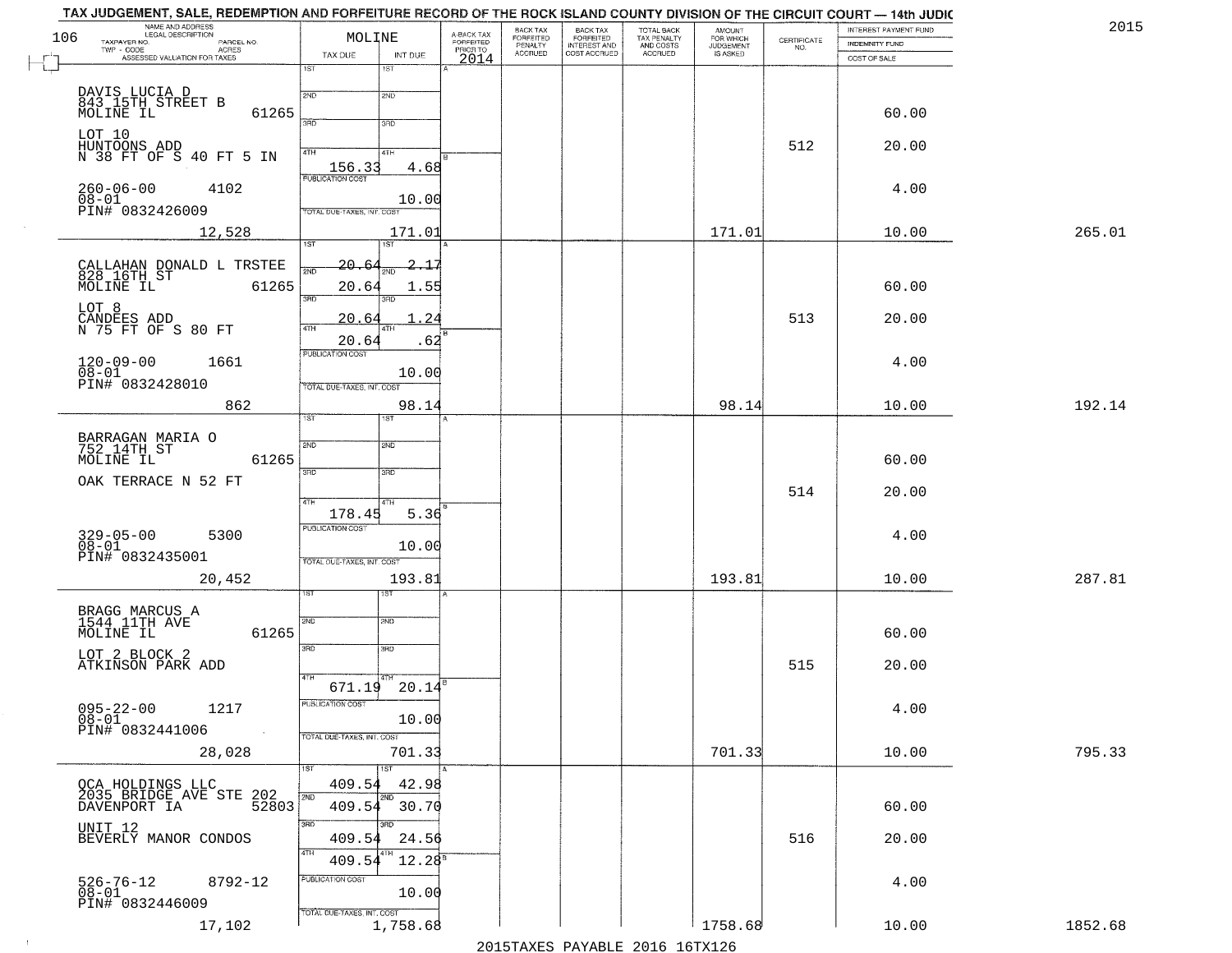TAX JUDGEMENT, SALE, REDEMPTION AND FORFEITURE RECORD OF THE ROCK ISLAND COUNTY DIVISION OF THE CIRCUIT COURT — 14th JUDIC

2015

| NAME AND ADDRESS / LEGAL DESCRIPTION / TAXPAYER NO. / PARCEL NO. / TWP - CODE / ACRES / ASSESSED VALUATION FOR TAXES | MOLINE TAX DUE | INT DUE | A-BACK TAX FORFEITED PRIOR TO 2014 | BACK TAX FORFEITED PENALTY ACCRUED | BACK TAX FORFEITED INTEREST AND COST ACCRUED | TOTAL BACK TAX PENALTY AND COSTS ACCRUED | AMOUNT FOR WHICH JUDGEMENT IS ASKED | CERTIFICATE NO. | INTEREST PAYMENT FUND / INDEMNITY FUND / COST OF SALE | |
|---|---|---|---|---|---|---|---|---|---|---|
| DAVIS LUCIA D<br>843 15TH STREET B<br>MOLINE IL 61265<br>LOT 10<br>HUNTOONS ADD<br>N 38 FT OF S 40 FT 5 IN<br>260-06-00 4102<br>08-01<br>PIN# 0832426009<br>12,528 | 4TH 156.33<br>PUBLICATION COST<br>TOTAL DUE-TAXES, INT. COST | 4.68<br>10.00<br>171.01 | | | | | 171.01 | 512 | 60.00<br>20.00<br>4.00<br>10.00 | 265.01 |
| CALLAHAN DONALD L TRSTEE<br>828 16TH ST<br>MOLINE IL 61265<br>LOT 8<br>CANDEES ADD<br>N 75 FT OF S 80 FT<br>120-09-00 1661<br>08-01<br>PIN# 0832428010<br>862 | 1ST 20.64<br>2ND 20.64<br>3RD 20.64<br>4TH 20.64<br>PUBLICATION COST<br>TOTAL DUE-TAXES, INT. COST | 2.17<br>1.55<br>1.24<br>.62<br>10.00<br>98.14 | | | | | 98.14 | 513 | 60.00<br>20.00<br>4.00<br>10.00 | 192.14 |
| BARRAGAN MARIA O<br>752 14TH ST<br>MOLINE IL 61265<br>OAK TERRACE N 52 FT<br>329-05-00 5300<br>08-01<br>PIN# 0832435001<br>20,452 | 4TH 178.45<br>PUBLICATION COST<br>TOTAL DUE-TAXES, INT. COST | 5.36<br>10.00<br>193.81 | | | | | 193.81 | 514 | 60.00<br>20.00<br>4.00<br>10.00 | 287.81 |
| BRAGG MARCUS A<br>1544 11TH AVE<br>MOLINE IL 61265<br>LOT 2 BLOCK 2<br>ATKINSON PARK ADD<br>095-22-00 1217<br>08-01<br>PIN# 0832441006<br>28,028 | 4TH 671.19<br>PUBLICATION COST<br>TOTAL DUE-TAXES, INT. COST | 20.14<br>10.00<br>701.33 | | | | | 701.33 | 515 | 60.00<br>20.00<br>4.00<br>10.00 | 795.33 |
| QCA HOLDINGS LLC<br>2035 BRIDGE AVE STE 202<br>DAVENPORT IA 52803<br>UNIT 12<br>BEVERLY MANOR CONDOS<br>526-76-12 8792-12<br>08-01<br>PIN# 0832446009<br>17,102 | 1ST 409.54<br>2ND 409.54<br>3RD 409.54<br>4TH 409.54<br>PUBLICATION COST<br>TOTAL DUE-TAXES, INT. COST | 42.98<br>30.70<br>24.56<br>12.28<br>10.00<br>1,758.68 | | | | | 1758.68 | 516 | 60.00<br>20.00<br>4.00<br>10.00 | 1852.68 |

2015TAXES PAYABLE 2016 16TX126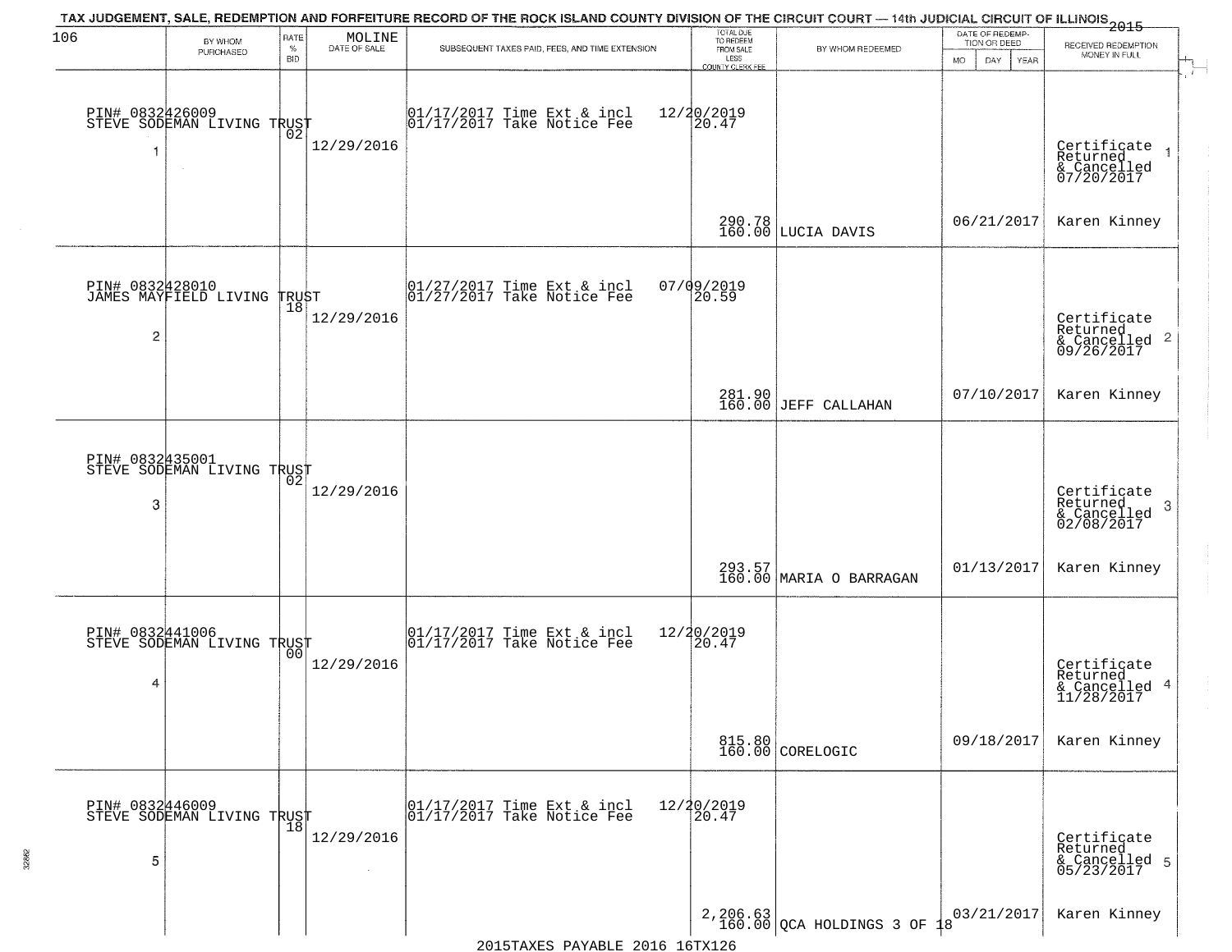# TAX JUDGEMENT, SALE, REDEMPTION AND FORFEITURE RECORD OF THE ROCK ISLAND COUNTY DIVISION OF THE CIRCUIT COURT — 14th JUDICIAL CIRCUIT OF ILLINOIS 2015

106 MOLINE

| | BY WHOM PURCHASED | RATE % BID | DATE OF SALE | SUBSEQUENT TAXES PAID, FEES, AND TIME EXTENSION | TOTAL DUE TO REDEEM FROM SALE LESS COUNTY CLERK FEE | BY WHOM REDEEMED | DATE OF REDEMPTION OR DEED (MO DAY YEAR) | RECEIVED REDEMPTION MONEY IN FULL |
|---|---|---|---|---|---|---|---|---|
| 1 | PIN# 0832426009 STEVE SODEMAN LIVING TRUST | 02 | 12/29/2016 | 01/17/2017 Time Ext & incl 01/17/2017 Take Notice Fee | 12/20/2019 20.47 290.78 160.00 | LUCIA DAVIS | 06/21/2017 | Certificate Returned & Cancelled 07/20/2017 Karen Kinney |
| 2 | PIN# 0832428010 JAMES MAYFIELD LIVING TRUST | 18 | 12/29/2016 | 01/27/2017 Time Ext & incl 01/27/2017 Take Notice Fee | 07/09/2019 20.59 281.90 160.00 | JEFF CALLAHAN | 07/10/2017 | Certificate Returned & Cancelled 09/26/2017 Karen Kinney |
| 3 | PIN# 0832435001 STEVE SODEMAN LIVING TRUST | 02 | 12/29/2016 | | 293.57 160.00 | MARIA O BARRAGAN | 01/13/2017 | Certificate Returned & Cancelled 02/08/2017 Karen Kinney |
| 4 | PIN# 0832441006 STEVE SODEMAN LIVING TRUST | 00 | 12/29/2016 | 01/17/2017 Time Ext & incl 01/17/2017 Take Notice Fee | 12/20/2019 20.47 815.80 160.00 | CORELOGIC | 09/18/2017 | Certificate Returned & Cancelled 11/28/2017 Karen Kinney |
| 5 | PIN# 0832446009 STEVE SODEMAN LIVING TRUST | 18 | 12/29/2016 | 01/17/2017 Time Ext & incl 01/17/2017 Take Notice Fee | 12/20/2019 20.47 2,206.63 160.00 | QCA HOLDINGS 3 OF 18 | 03/21/2017 | Certificate Returned & Cancelled 05/23/2017 Karen Kinney |

2015TAXES PAYABLE 2016 16TX126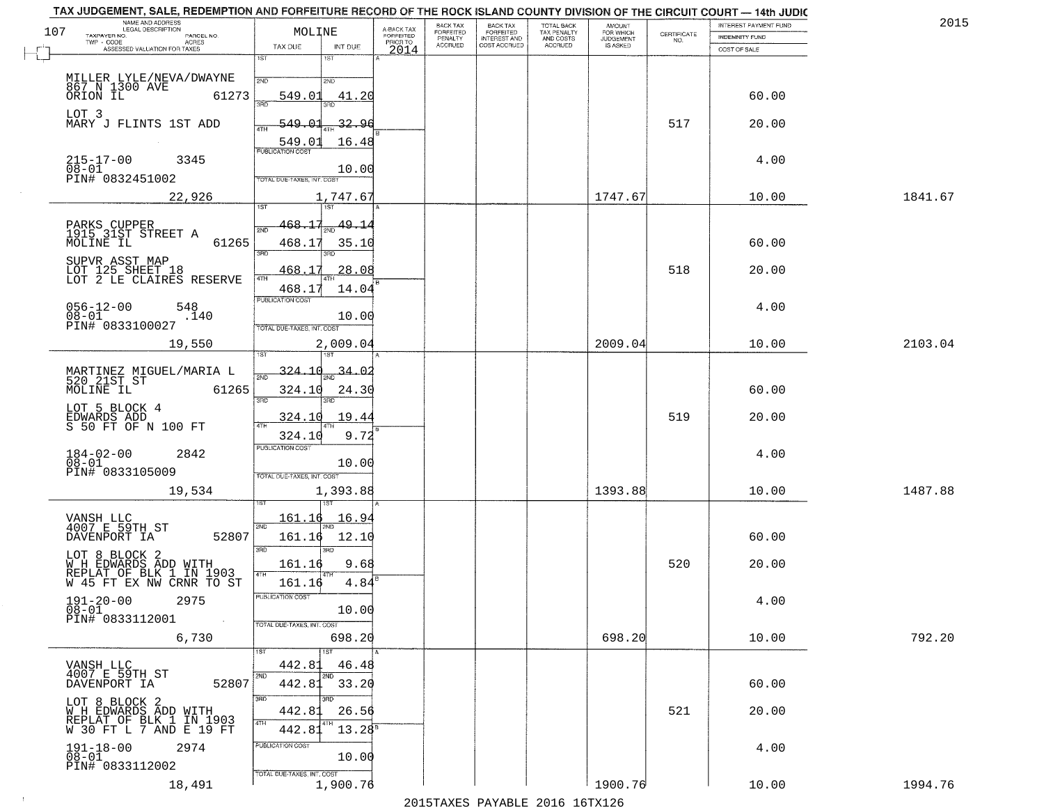TAX JUDGEMENT, SALE, REDEMPTION AND FORFEITURE RECORD OF THE ROCK ISLAND COUNTY DIVISION OF THE CIRCUIT COURT — 14th JUDIC

2015

| NAME AND ADDRESS / LEGAL DESCRIPTION / TAXPAYER NO. / PARCEL NO. / TWP - CODE / ACRES / ASSESSED VALUATION FOR TAXES | MOLINE TAX DUE | INT DUE | A-BACK TAX FORFEITED PRIOR TO 2014 | BACK TAX FORFEITED PENALTY ACCRUED | BACK TAX FORFEITED INTEREST AND COST ACCRUED | TOTAL BACK TAX PENALTY AND COSTS ACCRUED | AMOUNT FOR WHICH JUDGEMENT IS ASKED | CERTIFICATE NO. | INTEREST PAYMENT FUND / INDEMNITY FUND / COST OF SALE | |
|---|---|---|---|---|---|---|---|---|---|---|
| MILLER LYLE/NEVA/DWAYNE<br>867 N 1300 AVE<br>ORION IL 61273<br>LOT 3<br>MARY J FLINTS 1ST ADD<br>215-17-00 3345<br>08-01<br>PIN# 0832451002<br>22,926 | 1ST<br>2ND 549.01<br>3RD 549.01<br>4TH 549.01<br>PUBLICATION COST<br>TOTAL DUE-TAXES, INT. COST | 1ST<br>2ND 41.20<br>3RD 32.96<br>4TH 16.48<br>10.00<br>1,747.67 | | | | | 1747.67 | 517 | 60.00<br>20.00<br>4.00<br>10.00 | 1841.67 |
| PARKS CUPPER<br>1915 31ST STREET A<br>MOLINE IL 61265<br>SUPVR ASST MAP<br>LOT 125 SHEET 18<br>LOT 2 LE CLAIRES RESERVE<br>056-12-00 548<br>08-01 .140<br>PIN# 0833100027<br>19,550 | 1ST 468.17<br>2ND 468.17<br>3RD 468.17<br>4TH 468.17<br>PUBLICATION COST<br>TOTAL DUE-TAXES, INT. COST | 1ST 49.14<br>2ND 35.10<br>3RD 28.08<br>4TH 14.04<br>10.00<br>2,009.04 | | | | | 2009.04 | 518 | 60.00<br>20.00<br>4.00<br>10.00 | 2103.04 |
| MARTINEZ MIGUEL/MARIA L<br>520 21ST ST<br>MOLINE IL 61265<br>LOT 5 BLOCK 4<br>EDWARDS ADD<br>S 50 FT OF N 100 FT<br>184-02-00 2842<br>08-01<br>PIN# 0833105009<br>19,534 | 1ST 324.10<br>2ND 324.10<br>3RD 324.10<br>4TH 324.10<br>PUBLICATION COST<br>TOTAL DUE-TAXES, INT. COST | 1ST 34.02<br>2ND 24.30<br>3RD 19.44<br>4TH 9.72<br>10.00<br>1,393.88 | | | | | 1393.88 | 519 | 60.00<br>20.00<br>4.00<br>10.00 | 1487.88 |
| VANSH LLC<br>4007 E 59TH ST<br>DAVENPORT IA 52807<br>LOT 8 BLOCK 2<br>W H EDWARDS ADD WITH<br>REPLAT OF BLK 1 IN 1903<br>W 45 FT EX NW CRNR TO ST<br>191-20-00 2975<br>08-01<br>PIN# 0833112001<br>6,730 | 1ST 161.16<br>2ND 161.16<br>3RD 161.16<br>4TH 161.16<br>PUBLICATION COST<br>TOTAL DUE-TAXES, INT. COST | 1ST 16.94<br>2ND 12.10<br>3RD 9.68<br>4TH 4.84<br>10.00<br>698.20 | | | | | 698.20 | 520 | 60.00<br>20.00<br>4.00<br>10.00 | 792.20 |
| VANSH LLC<br>4007 E 59TH ST<br>DAVENPORT IA 52807<br>LOT 8 BLOCK 2<br>W H EDWARDS ADD WITH<br>REPLAT OF BLK 1 IN 1903<br>W 30 FT L 7 AND E 19 FT<br>191-18-00 2974<br>08-01<br>PIN# 0833112002<br>18,491 | 1ST 442.81<br>2ND 442.81<br>3RD 442.81<br>4TH 442.81<br>PUBLICATION COST<br>TOTAL DUE-TAXES, INT. COST | 1ST 46.48<br>2ND 33.20<br>3RD 26.56<br>4TH 13.28<br>10.00<br>1,900.76 | | | | | 1900.76 | 521 | 60.00<br>20.00<br>4.00<br>10.00 | 1994.76 |

2015TAXES PAYABLE 2016 16TX126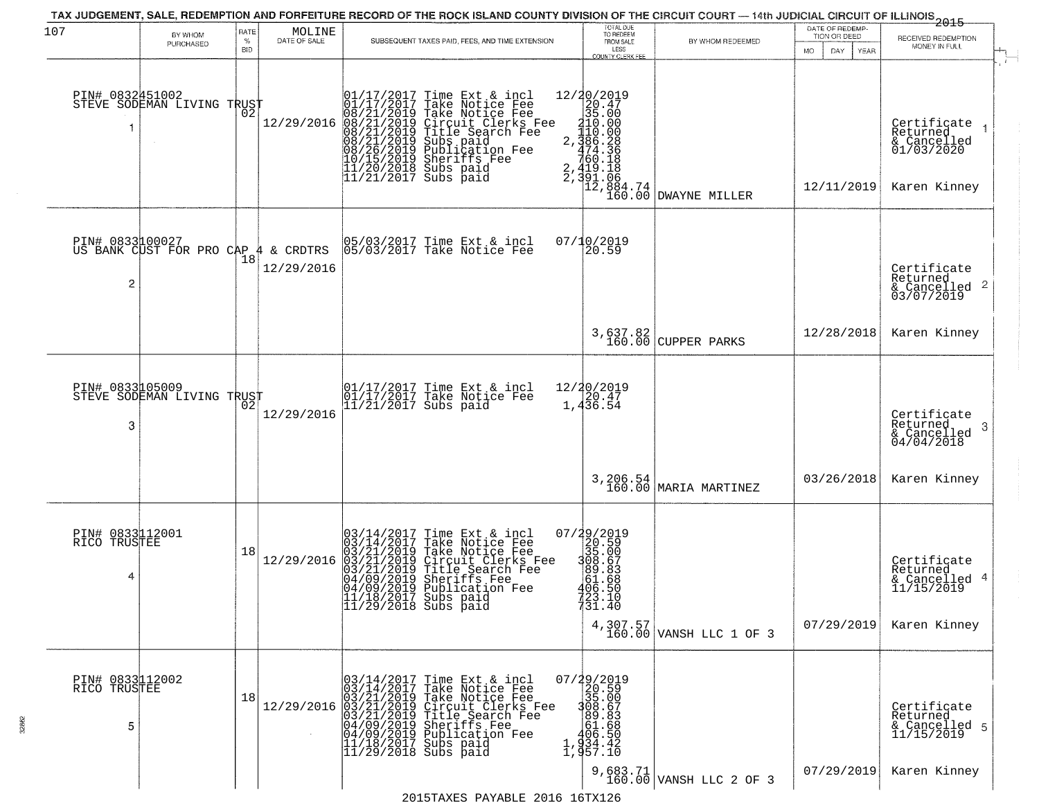TAX JUDGEMENT, SALE, REDEMPTION AND FORFEITURE RECORD OF THE ROCK ISLAND COUNTY DIVISION OF THE CIRCUIT COURT — 14th JUDICIAL CIRCUIT OF ILLINOIS 2015

| 107 | BY WHOM PURCHASED | RATE % BID | MOLINE DATE OF SALE | SUBSEQUENT TAXES PAID, FEES, AND TIME EXTENSION | TOTAL DUE TO REDEEM FROM SALE LESS COUNTY CLERK FEE | BY WHOM REDEEMED | DATE OF REDEMPTION OR DEED MO DAY YEAR | RECEIVED REDEMPTION MONEY IN FULL |
|---|---|---|---|---|---|---|---|---|
| 1 | PIN# 0832451002 STEVE SODEMAN LIVING TRUST | 02 | 12/29/2016 | 01/17/2017 Time Ext & incl<br>01/17/2017 Take Notice Fee<br>08/21/2019 Take Notice Fee<br>08/21/2019 Circuit Clerks Fee<br>08/21/2019 Title Search Fee<br>08/21/2019 Subs paid<br>08/26/2019 Publication Fee<br>10/15/2019 Sheriffs Fee<br>11/20/2018 Subs paid<br>11/21/2017 Subs paid | 12/20/2019<br>20.47<br>35.00<br>210.00<br>110.00<br>2,386.28<br>474.36<br>760.18<br>2,419.18<br>2,391.06<br>12,884.74<br>160.00 | DWAYNE MILLER | 12/11/2019 | Certificate Returned & Cancelled 01/03/2020<br>Karen Kinney |
| 2 | PIN# 0833100027 US BANK CUST FOR PRO CAP 4 & CRDTRS | 18 | 12/29/2016 | 05/03/2017 Time Ext & incl<br>05/03/2017 Take Notice Fee | 07/10/2019<br>20.59<br>3,637.82<br>160.00 | CUPPER PARKS | 12/28/2018 | Certificate Returned & Cancelled 03/07/2019<br>Karen Kinney |
| 3 | PIN# 0833105009 STEVE SODEMAN LIVING TRUST | 02 | 12/29/2016 | 01/17/2017 Time Ext & incl<br>01/17/2017 Take Notice Fee<br>11/21/2017 Subs paid | 12/20/2019<br>20.47<br>1,436.54<br>3,206.54<br>160.00 | MARIA MARTINEZ | 03/26/2018 | Certificate Returned & Cancelled 04/04/2018<br>Karen Kinney |
| 4 | PIN# 0833112001 RICO TRUSTEE | 18 | 12/29/2016 | 03/14/2017 Time Ext & incl<br>03/14/2017 Take Notice Fee<br>03/21/2019 Take Notice Fee<br>03/21/2019 Circuit Clerks Fee<br>03/21/2019 Title Search Fee<br>04/09/2019 Sheriffs Fee<br>04/09/2019 Publication Fee<br>11/18/2017 Subs paid<br>11/29/2018 Subs paid | 07/29/2019<br>20.59<br>35.00<br>308.67<br>89.83<br>61.68<br>406.50<br>723.10<br>731.40<br>4,307.57<br>160.00 | VANSH LLC 1 OF 3 | 07/29/2019 | Certificate Returned & Cancelled 11/15/2019<br>Karen Kinney |
| 5 | PIN# 0833112002 RICO TRUSTEE | 18 | 12/29/2016 | 03/14/2017 Time Ext & incl<br>03/14/2017 Take Notice Fee<br>03/21/2019 Take Notice Fee<br>03/21/2019 Circuit Clerks Fee<br>03/21/2019 Title Search Fee<br>04/09/2019 Sheriffs Fee<br>04/09/2019 Publication Fee<br>11/18/2017 Subs paid<br>11/29/2018 Subs paid | 07/29/2019<br>20.59<br>35.00<br>308.67<br>89.83<br>61.68<br>406.50<br>1,934.42<br>1,957.10<br>9,683.71<br>160.00 | VANSH LLC 2 OF 3 | 07/29/2019 | Certificate Returned & Cancelled 11/15/2019<br>Karen Kinney |

2015TAXES PAYABLE 2016 16TX126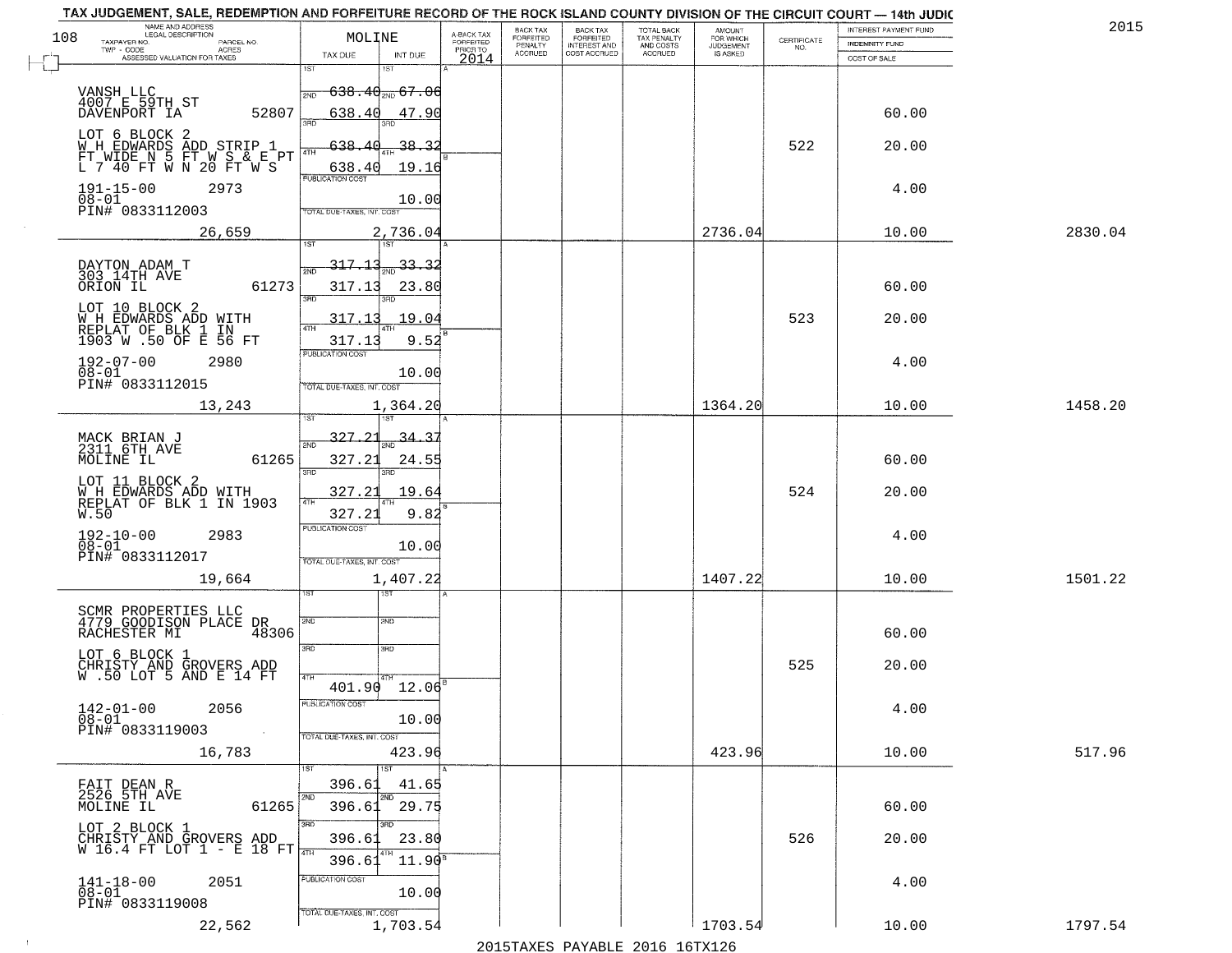# TAX JUDGEMENT, SALE, REDEMPTION AND FORFEITURE RECORD OF THE ROCK ISLAND COUNTY DIVISION OF THE CIRCUIT COURT — 14th JUDIC

2015

MOLINE

| NAME AND ADDRESS / LEGAL DESCRIPTION / TAXPAYER NO. / PARCEL NO. / TWP - CODE / ACRES / ASSESSED VALUATION FOR TAXES | TAX DUE | INT DUE | A-BACK TAX FORFEITED PRIOR TO 2014 | BACK TAX FORFEITED PENALTY ACCRUED | BACK TAX FORFEITED INTEREST AND COST ACCRUED | TOTAL BACK TAX PENALTY AND COSTS ACCRUED | AMOUNT FOR WHICH JUDGEMENT IS ASKED | CERTIFICATE NO. | INTEREST PAYMENT FUND / INDEMNITY FUND / COST OF SALE | |
|---|---|---|---|---|---|---|---|---|---|---|
| VANSH LLC<br>4007 E 59TH ST<br>DAVENPORT IA 52807<br>LOT 6 BLOCK 2<br>W H EDWARDS ADD STRIP 1 FT WIDE N 5 FT W S & E PT L 7 40 FT W N 20 FT W S<br>191-15-00 2973<br>08-01<br>PIN# 0833112003<br>26,659 | 1ST 638.40<br>2ND 638.40<br>3RD 638.40<br>4TH 638.40<br>PUBLICATION COST<br>TOTAL DUE-TAXES, INT. COST 2,736.04 | 1ST 67.06<br>2ND 47.90<br>3RD 38.32<br>4TH 19.16<br>10.00 | | | | | 2736.04 | 522 | 60.00<br>20.00<br>4.00<br>10.00 | 2830.04 |
| DAYTON ADAM T<br>303 14TH AVE<br>ORION IL 61273<br>LOT 10 BLOCK 2<br>W H EDWARDS ADD WITH REPLAT OF BLK 1 IN 1903 W .50 OF E 56 FT<br>192-07-00 2980<br>08-01<br>PIN# 0833112015<br>13,243 | 1ST 317.13<br>2ND 317.13<br>3RD 317.13<br>4TH 317.13<br>PUBLICATION COST<br>TOTAL DUE-TAXES, INT. COST 1,364.20 | 1ST 33.32<br>2ND 23.80<br>3RD 19.04<br>4TH 9.52<br>10.00 | | | | | 1364.20 | 523 | 60.00<br>20.00<br>4.00<br>10.00 | 1458.20 |
| MACK BRIAN J<br>2311 6TH AVE<br>MOLINE IL 61265<br>LOT 11 BLOCK 2<br>W H EDWARDS ADD WITH REPLAT OF BLK 1 IN 1903 W.50<br>192-10-00 2983<br>08-01<br>PIN# 0833112017<br>19,664 | 1ST 327.21<br>2ND 327.21<br>3RD 327.21<br>4TH 327.21<br>PUBLICATION COST<br>TOTAL DUE-TAXES, INT. COST 1,407.22 | 1ST 34.37<br>2ND 24.55<br>3RD 19.64<br>4TH 9.82<br>10.00 | | | | | 1407.22 | 524 | 60.00<br>20.00<br>4.00<br>10.00 | 1501.22 |
| SCMR PROPERTIES LLC<br>4779 GOODISON PLACE DR<br>RACHESTER MI 48306<br>LOT 6 BLOCK 1<br>CHRISTY AND GROVERS ADD W .50 LOT 5 AND E 14 FT<br>142-01-00 2056<br>08-01<br>PIN# 0833119003<br>16,783 | 1ST<br>2ND<br>3RD<br>4TH 401.90<br>PUBLICATION COST<br>TOTAL DUE-TAXES, INT. COST 423.96 | 1ST<br>2ND<br>3RD<br>4TH 12.06<br>10.00 | | | | | 423.96 | 525 | 60.00<br>20.00<br>4.00<br>10.00 | 517.96 |
| FAIT DEAN R<br>2526 5TH AVE<br>MOLINE IL 61265<br>LOT 2 BLOCK 1<br>CHRISTY AND GROVERS ADD W 16.4 FT LOT 1 - E 18 FT<br>141-18-00 2051<br>08-01<br>PIN# 0833119008<br>22,562 | 1ST 396.61<br>2ND 396.61<br>3RD 396.61<br>4TH 396.61<br>PUBLICATION COST<br>TOTAL DUE-TAXES, INT. COST 1,703.54 | 1ST 41.65<br>2ND 29.75<br>3RD 23.80<br>4TH 11.90<br>10.00 | | | | | 1703.54 | 526 | 60.00<br>20.00<br>4.00<br>10.00 | 1797.54 |

2015TAXES PAYABLE 2016 16TX126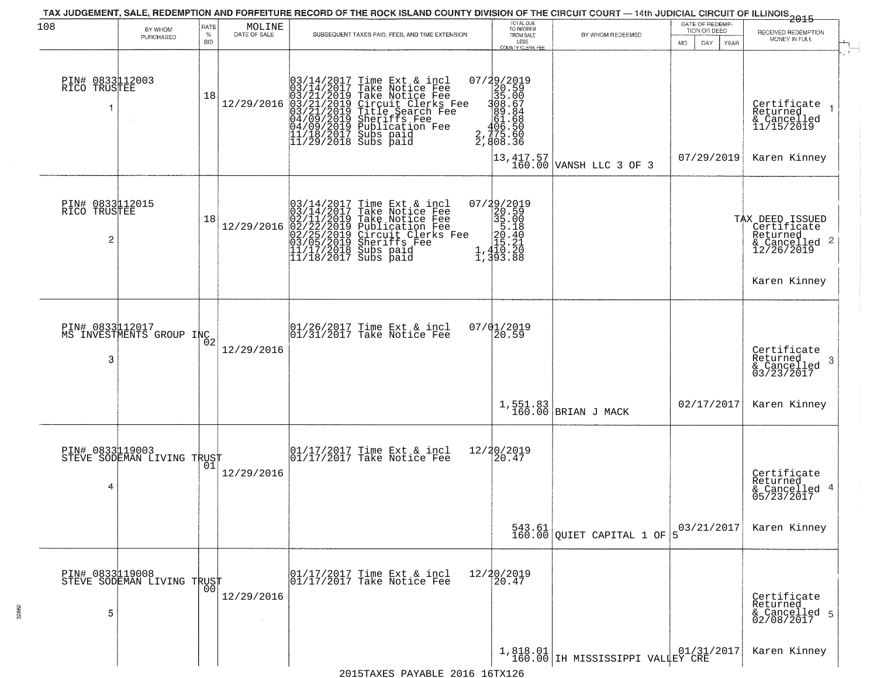TAX JUDGEMENT, SALE, REDEMPTION AND FORFEITURE RECORD OF THE ROCK ISLAND COUNTY DIVISION OF THE CIRCUIT COURT — 14th JUDICIAL CIRCUIT OF ILLINOIS 2015

| 108 | BY WHOM PURCHASED | RATE % BID | MOLINE DATE OF SALE | SUBSEQUENT TAXES PAID, FEES, AND TIME EXTENSION | TOTAL DUE TO REDEEM FROM SALE LESS COUNTY CLERK FEE | BY WHOM REDEEMED | DATE OF REDEMPTION OR DEED MO DAY YEAR | RECEIVED REDEMPTION MONEY IN FULL |
|---|---|---|---|---|---|---|---|---|
| 1 | PIN# 0833112003 RICO TRUSTEE | 18 | 12/29/2016 | 03/14/2017 Time Ext & incl<br>03/14/2017 Take Notice Fee<br>03/21/2019 Take Notice Fee<br>03/21/2019 Circuit Clerks Fee<br>03/21/2019 Title Search Fee<br>04/09/2019 Sheriffs Fee<br>04/09/2019 Publication Fee<br>11/18/2017 Subs paid<br>11/29/2018 Subs paid | 07/29/2019<br>20.59<br>35.00<br>308.67<br>89.84<br>61.68<br>406.50<br>2,775.60<br>2,808.36<br>13,417.57<br>160.00 | VANSH LLC 3 OF 3 | 07/29/2019 | Certificate Returned & Cancelled 11/15/2019<br>Karen Kinney |
| 2 | PIN# 0833112015 RICO TRUSTEE | 18 | 12/29/2016 | 03/14/2017 Time Ext & incl<br>03/14/2017 Take Notice Fee<br>02/11/2019 Take Notice Fee<br>02/22/2019 Publication Fee<br>02/25/2019 Circuit Clerks Fee<br>03/05/2019 Sheriffs Fee<br>11/17/2018 Subs paid<br>11/18/2017 Subs paid | 07/29/2019<br>20.59<br>35.00<br>5.18<br>20.40<br>15.21<br>1,410.20<br>1,393.88 | | | TAX DEED ISSUED Certificate Returned & Cancelled 12/26/2019<br>Karen Kinney |
| 3 | PIN# 0833112017 MS INVESTMENTS GROUP INC | 02 | 12/29/2016 | 01/26/2017 Time Ext & incl<br>01/31/2017 Take Notice Fee | 07/01/2019<br>20.59<br>1,551.83<br>160.00 | BRIAN J MACK | 02/17/2017 | Certificate Returned & Cancelled 03/23/2017<br>Karen Kinney |
| 4 | PIN# 0833119003 STEVE SODEMAN LIVING TRUST | 01 | 12/29/2016 | 01/17/2017 Time Ext & incl<br>01/17/2017 Take Notice Fee | 12/20/2019<br>20.47<br>543.61<br>160.00 | QUIET CAPITAL 1 OF 5 | 03/21/2017 | Certificate Returned & Cancelled 05/23/2017<br>Karen Kinney |
| 5 | PIN# 0833119008 STEVE SODEMAN LIVING TRUST | 00 | 12/29/2016 | 01/17/2017 Time Ext & incl<br>01/17/2017 Take Notice Fee | 12/20/2019<br>20.47<br>1,818.01<br>160.00 | IH MISSISSIPPI VALLEY CRE | 01/31/2017 | Certificate Returned & Cancelled 02/08/2017<br>Karen Kinney |

2015TAXES PAYABLE 2016 16TX126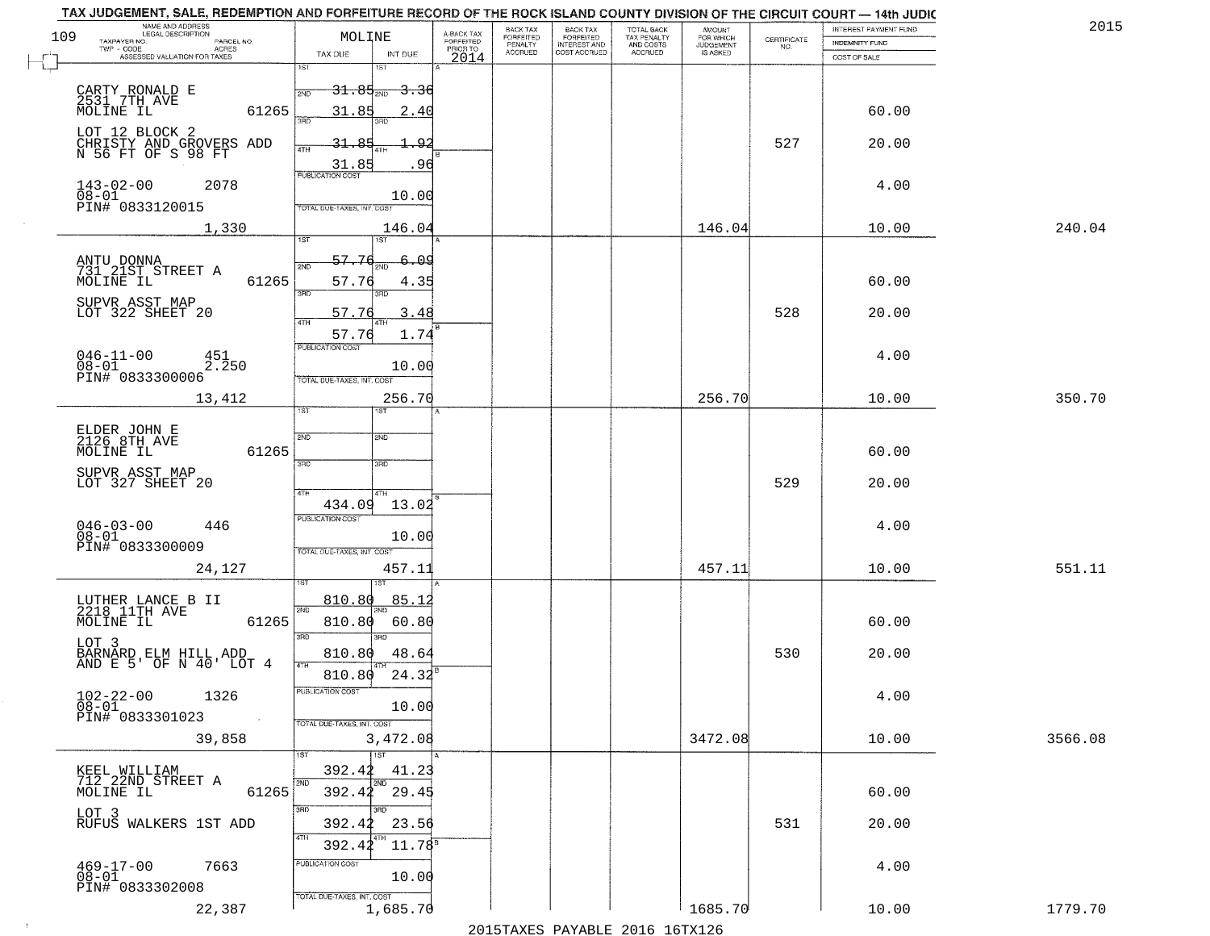TAX JUDGEMENT, SALE, REDEMPTION AND FORFEITURE RECORD OF THE ROCK ISLAND COUNTY DIVISION OF THE CIRCUIT COURT — 14th JUDIC

2015

| NAME AND ADDRESS / LEGAL DESCRIPTION / TAXPAYER NO. / PARCEL NO. / TWP - CODE / ACRES / ASSESSED VALUATION FOR TAXES | MOLINE TAX DUE | INT DUE | A-BACK TAX FORFEITED PRIOR TO 2014 | BACK TAX FORFEITED PENALTY ACCRUED | BACK TAX FORFEITED INTEREST AND COST ACCRUED | TOTAL BACK TAX PENALTY AND COSTS ACCRUED | AMOUNT FOR WHICH JUDGEMENT IS ASKED | CERTIFICATE NO. | INTEREST PAYMENT FUND / INDEMNITY FUND / COST OF SALE | |
|---|---|---|---|---|---|---|---|---|---|---|
| CARTY RONALD E<br>2531 7TH AVE<br>MOLINE IL 61265<br>LOT 12 BLOCK 2<br>CHRISTY AND GROVERS ADD<br>N 56 FT OF S 98 FT<br>143-02-00 2078<br>08-01<br>PIN# 0833120015<br>1,330 | 1ST 31.85<br>2ND 31.85<br>3RD 31.85<br>4TH 31.85<br>PUBLICATION COST<br>TOTAL DUE-TAXES, INT. COST | 3.36<br>2.40<br>1.92<br>.96<br>10.00<br>146.04 | | | | | 146.04 | 527 | 60.00<br>20.00<br>4.00<br>10.00 | 240.04 |
| ANTU DONNA<br>731 21ST STREET A<br>MOLINE IL 61265<br>SUPVR ASST MAP<br>LOT 322 SHEET 20<br>046-11-00 451<br>08-01 2.250<br>PIN# 0833300006<br>13,412 | 1ST 57.76<br>2ND 57.76<br>3RD 57.76<br>4TH 57.76<br>PUBLICATION COST<br>TOTAL DUE-TAXES, INT. COST | 6.09<br>4.35<br>3.48<br>1.74<br>10.00<br>256.70 | | | | | 256.70 | 528 | 60.00<br>20.00<br>4.00<br>10.00 | 350.70 |
| ELDER JOHN E<br>2126 8TH AVE<br>MOLINE IL 61265<br>SUPVR ASST MAP<br>LOT 327 SHEET 20<br>046-03-00 446<br>08-01<br>PIN# 0833300009<br>24,127 | 1ST<br>2ND<br>3RD<br>4TH 434.09<br>PUBLICATION COST<br>TOTAL DUE-TAXES, INT. COST | 13.02<br>10.00<br>457.11 | | | | | 457.11 | 529 | 60.00<br>20.00<br>4.00<br>10.00 | 551.11 |
| LUTHER LANCE B II<br>2218 11TH AVE<br>MOLINE IL 61265<br>LOT 3<br>BARNARD ELM HILL ADD<br>AND E 5' OF N 40' LOT 4<br>102-22-00 1326<br>08-01<br>PIN# 0833301023<br>39,858 | 1ST 810.80<br>2ND 810.80<br>3RD 810.80<br>4TH 810.80<br>PUBLICATION COST<br>TOTAL DUE-TAXES, INT. COST | 85.12<br>60.80<br>48.64<br>24.32<br>10.00<br>3,472.08 | | | | | 3472.08 | 530 | 60.00<br>20.00<br>4.00<br>10.00 | 3566.08 |
| KEEL WILLIAM<br>712 22ND STREET A<br>MOLINE IL 61265<br>LOT 3<br>RUFUS WALKERS 1ST ADD<br>469-17-00 7663<br>08-01<br>PIN# 0833302008<br>22,387 | 1ST 392.42<br>2ND 392.42<br>3RD 392.42<br>4TH 392.42<br>PUBLICATION COST<br>TOTAL DUE-TAXES, INT. COST | 41.23<br>29.45<br>23.56<br>11.78<br>10.00<br>1,685.70 | | | | | 1685.70 | 531 | 60.00<br>20.00<br>4.00<br>10.00 | 1779.70 |

2015TAXES PAYABLE 2016 16TX126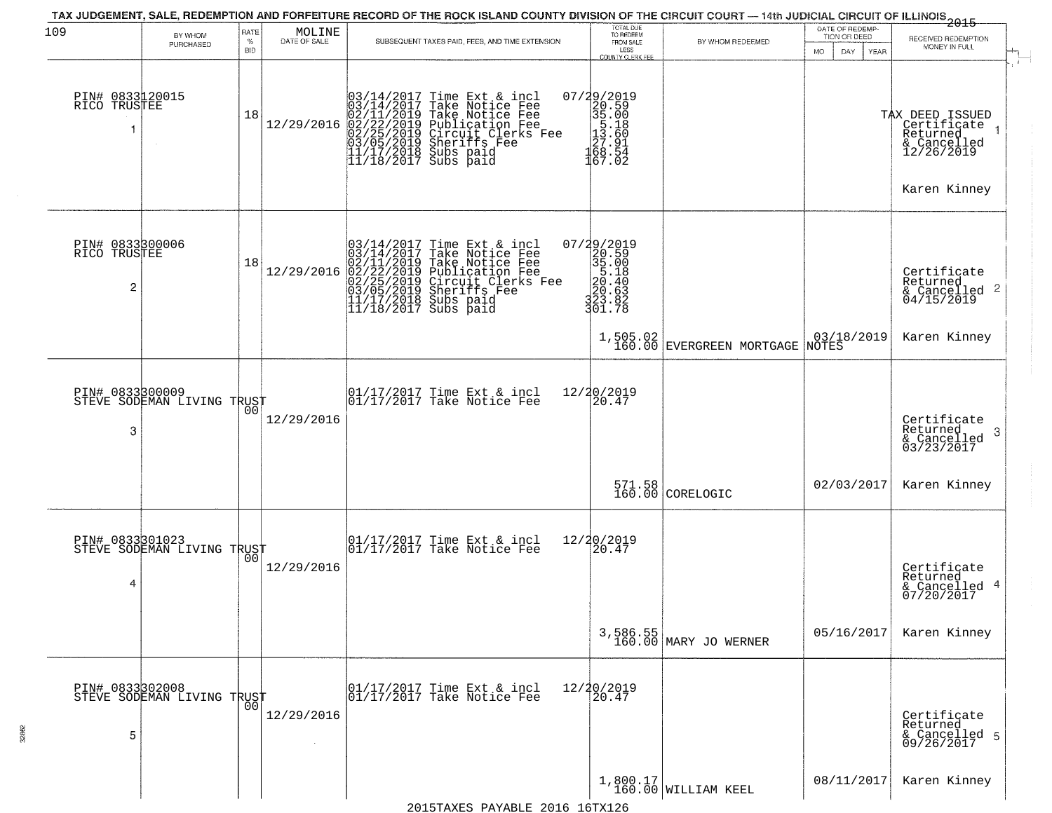# TAX JUDGEMENT, SALE, REDEMPTION AND FORFEITURE RECORD OF THE ROCK ISLAND COUNTY DIVISION OF THE CIRCUIT COURT — 14th JUDICIAL CIRCUIT OF ILLINOIS 2015

| 109 | BY WHOM PURCHASED | RATE % BID | MOLINE DATE OF SALE | SUBSEQUENT TAXES PAID, FEES, AND TIME EXTENSION | TOTAL DUE TO REDEEM FROM SALE LESS COUNTY CLERK FEE | BY WHOM REDEEMED | DATE OF REDEMPTION OR DEED MO DAY YEAR | RECEIVED REDEMPTION MONEY IN FULL |
|---|---|---|---|---|---|---|---|---|
| 1 | PIN# 0833120015 RICO TRUSTEE | 18 | 12/29/2016 | 03/14/2017 Time Ext & incl 07/29/2019<br>03/14/2017 Take Notice Fee 20.59<br>02/11/2019 Take Notice Fee 35.00<br>02/22/2019 Publication Fee 5.18<br>02/25/2019 Circuit Clerks Fee 13.60<br>03/05/2019 Sheriffs Fee 27.91<br>11/17/2018 Subs paid 168.54<br>11/18/2017 Subs paid 167.02 | | | | TAX DEED ISSUED Certificate Returned & Cancelled 12/26/2019<br>Karen Kinney |
| 2 | PIN# 0833300006 RICO TRUSTEE | 18 | 12/29/2016 | 03/14/2017 Time Ext & incl 07/29/2019<br>03/14/2017 Take Notice Fee 20.59<br>02/11/2019 Take Notice Fee 35.00<br>02/22/2019 Publication Fee 5.18<br>02/25/2019 Circuit Clerks Fee 20.40<br>03/05/2019 Sheriffs Fee 20.63<br>11/17/2018 Subs paid 323.82<br>11/18/2017 Subs paid 301.78 | 1,505.02<br>160.00 | EVERGREEN MORTGAGE NOTES | 03/18/2019 | Certificate Returned & Cancelled 04/15/2019<br>Karen Kinney |
| 3 | PIN# 0833300009 STEVE SODEMAN LIVING TRUST | 00 | 12/29/2016 | 01/17/2017 Time Ext & incl 12/20/2019<br>01/17/2017 Take Notice Fee 20.47 | 571.58<br>160.00 | CORELOGIC | 02/03/2017 | Certificate Returned & Cancelled 03/23/2017<br>Karen Kinney |
| 4 | PIN# 0833301023 STEVE SODEMAN LIVING TRUST | 00 | 12/29/2016 | 01/17/2017 Time Ext & incl 12/20/2019<br>01/17/2017 Take Notice Fee 20.47 | 3,586.55<br>160.00 | MARY JO WERNER | 05/16/2017 | Certificate Returned & Cancelled 07/20/2017<br>Karen Kinney |
| 5 | PIN# 0833302008 STEVE SODEMAN LIVING TRUST | 00 | 12/29/2016 | 01/17/2017 Time Ext & incl 12/20/2019<br>01/17/2017 Take Notice Fee 20.47 | 1,800.17<br>160.00 | WILLIAM KEEL | 08/11/2017 | Certificate Returned & Cancelled 09/26/2017<br>Karen Kinney |

2015TAXES PAYABLE 2016 16TX126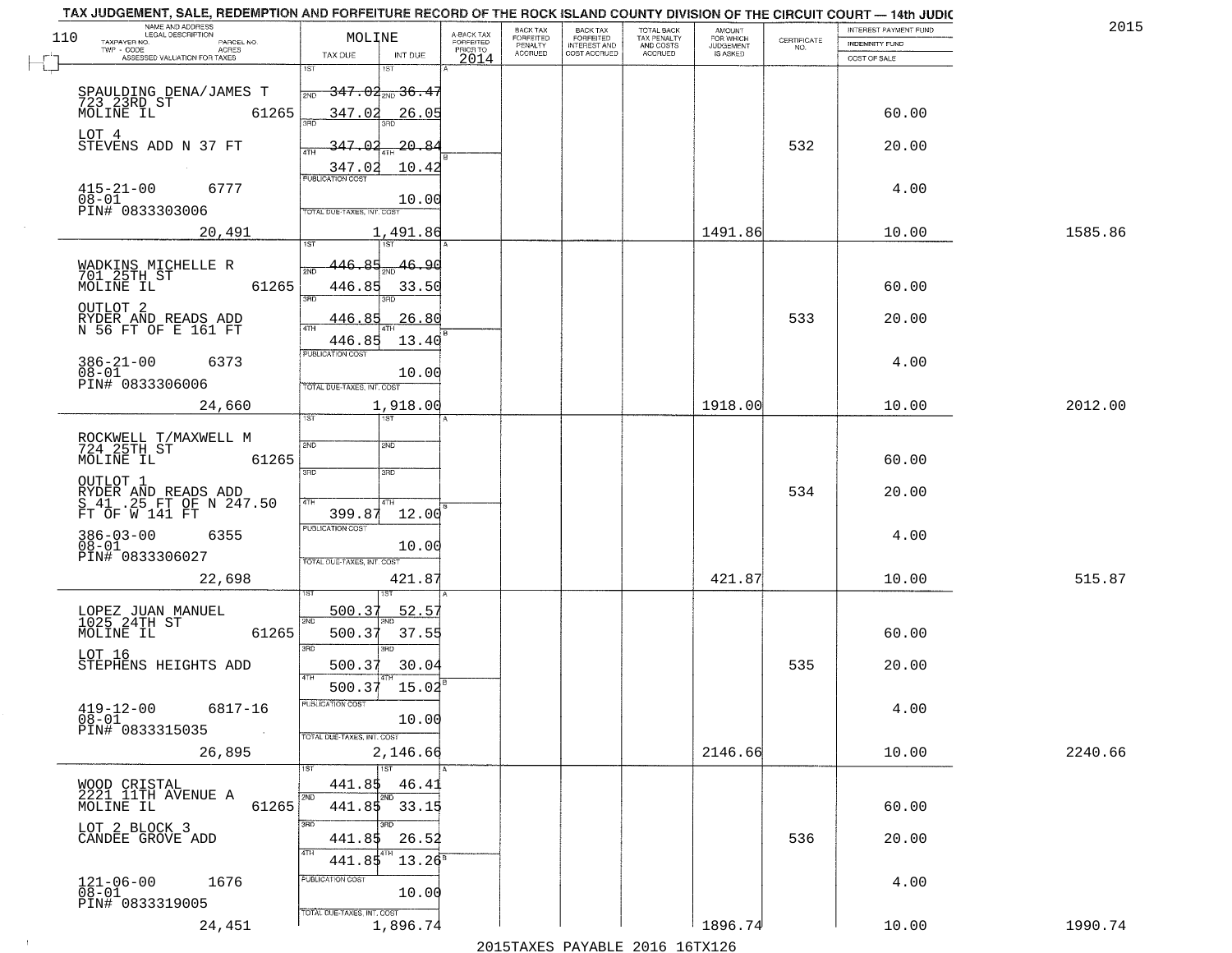TAX JUDGEMENT, SALE, REDEMPTION AND FORFEITURE RECORD OF THE ROCK ISLAND COUNTY DIVISION OF THE CIRCUIT COURT — 14th JUDIC

2015

110

| NAME AND ADDRESS / LEGAL DESCRIPTION / TAXPAYER NO. / PARCEL NO. / TWP - CODE / ACRES / ASSESSED VALUATION FOR TAXES | MOLINE TAX DUE | INT DUE | A-BACK TAX FORFEITED PRIOR TO 2014 | BACK TAX FORFEITED PENALTY ACCRUED | BACK TAX FORFEITED INTEREST AND COST ACCRUED | TOTAL BACK TAX PENALTY AND COSTS ACCRUED | AMOUNT FOR WHICH JUDGEMENT IS ASKED | CERTIFICATE NO. | INTEREST PAYMENT FUND / INDEMNITY FUND / COST OF SALE | |
|---|---|---|---|---|---|---|---|---|---|---|
| SPAULDING DENA/JAMES T<br>723 23RD ST<br>MOLINE IL 61265<br>LOT 4<br>STEVENS ADD N 37 FT<br>415-21-00 6777<br>08-01<br>PIN# 0833303006<br>20,491 | 1ST 347.02<br>2ND 347.02<br>3RD 347.02<br>4TH 347.02<br>PUBLICATION COST<br>TOTAL DUE-TAXES, INT. COST 1,491.86 | 36.47<br>26.05<br>20.84<br>10.42<br>10.00 | | | | | 1491.86 | 532 | 60.00<br>20.00<br>4.00<br>10.00 | 1585.86 |
| WADKINS MICHELLE R<br>701 25TH ST<br>MOLINE IL 61265<br>OUTLOT 2<br>RYDER AND READS ADD<br>N 56 FT OF E 161 FT<br>386-21-00 6373<br>08-01<br>PIN# 0833306006<br>24,660 | 1ST 446.85<br>2ND 446.85<br>3RD 446.85<br>4TH 446.85<br>PUBLICATION COST<br>TOTAL DUE-TAXES, INT. COST 1,918.00 | 46.90<br>33.50<br>26.80<br>13.40<br>10.00 | | | | | 1918.00 | 533 | 60.00<br>20.00<br>4.00<br>10.00 | 2012.00 |
| ROCKWELL T/MAXWELL M<br>724 25TH ST<br>MOLINE IL 61265<br>OUTLOT 1<br>RYDER AND READS ADD<br>S 41 .25 FT OF N 247.50<br>FT OF W 141 FT<br>386-03-00 6355<br>08-01<br>PIN# 0833306027<br>22,698 | 1ST<br>2ND<br>3RD<br>4TH 399.87<br>PUBLICATION COST<br>TOTAL DUE-TAXES, INT. COST 421.87 | 12.00<br>10.00 | | | | | 421.87 | 534 | 60.00<br>20.00<br>4.00<br>10.00 | 515.87 |
| LOPEZ JUAN MANUEL<br>1025 24TH ST<br>MOLINE IL 61265<br>LOT 16<br>STEPHENS HEIGHTS ADD<br>419-12-00 6817-16<br>08-01<br>PIN# 0833315035<br>26,895 | 1ST 500.37<br>2ND 500.37<br>3RD 500.37<br>4TH 500.37<br>PUBLICATION COST<br>TOTAL DUE-TAXES, INT. COST 2,146.66 | 52.57<br>37.55<br>30.04<br>15.02<br>10.00 | | | | | 2146.66 | 535 | 60.00<br>20.00<br>4.00<br>10.00 | 2240.66 |
| WOOD CRISTAL<br>2221 11TH AVENUE A<br>MOLINE IL 61265<br>LOT 2 BLOCK 3<br>CANDEE GROVE ADD<br>121-06-00 1676<br>08-01<br>PIN# 0833319005<br>24,451 | 1ST 441.85<br>2ND 441.85<br>3RD 441.85<br>4TH 441.85<br>PUBLICATION COST<br>TOTAL DUE-TAXES, INT. COST 1,896.74 | 46.41<br>33.15<br>26.52<br>13.26<br>10.00 | | | | | 1896.74 | 536 | 60.00<br>20.00<br>4.00<br>10.00 | 1990.74 |

2015TAXES PAYABLE 2016 16TX126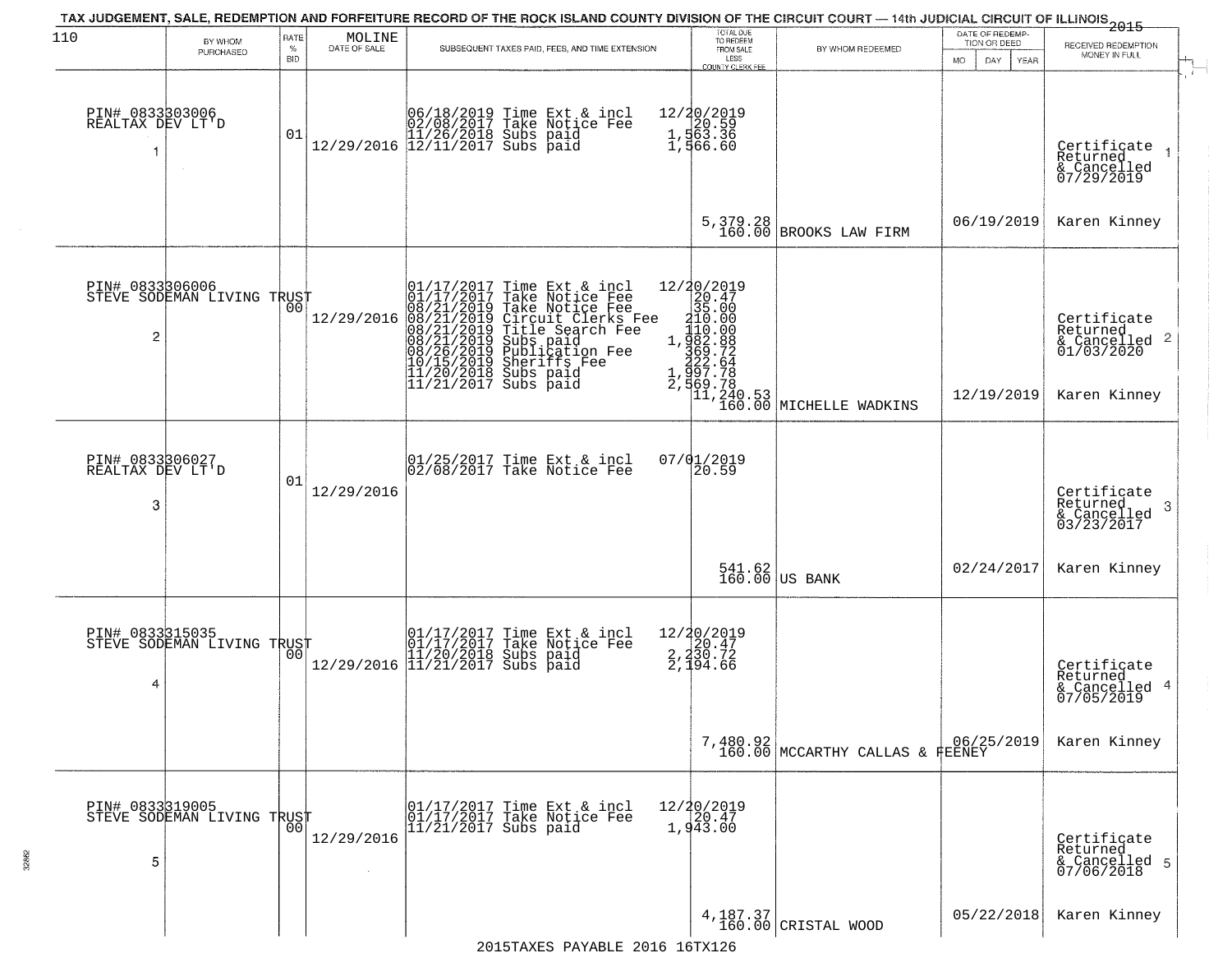TAX JUDGEMENT, SALE, REDEMPTION AND FORFEITURE RECORD OF THE ROCK ISLAND COUNTY DIVISION OF THE CIRCUIT COURT — 14th JUDICIAL CIRCUIT OF ILLINOIS 2015

| 110 | BY WHOM PURCHASED | RATE % BID | MOLINE DATE OF SALE | SUBSEQUENT TAXES PAID, FEES, AND TIME EXTENSION | TOTAL DUE TO REDEEM FROM SALE LESS COUNTY CLERK FEE | BY WHOM REDEEMED | DATE OF REDEMPTION OR DEED MO DAY YEAR | RECEIVED REDEMPTION MONEY IN FULL |
|---|---|---|---|---|---|---|---|---|
| 1 | PIN# 0833303006 REALTAX DEV LT'D | 01 | 12/29/2016 | 06/18/2019 Time Ext & incl<br>02/08/2017 Take Notice Fee<br>11/26/2018 Subs paid<br>12/11/2017 Subs paid | 12/20/2019<br>20.59<br>1,563.36<br>1,566.60<br>5,379.28<br>160.00 | BROOKS LAW FIRM | 06/19/2019 | Certificate Returned & Cancelled 07/29/2019<br>Karen Kinney |
| 2 | PIN# 0833306006 STEVE SODEMAN LIVING TRUST | 00 | 12/29/2016 | 01/17/2017 Time Ext & incl<br>01/17/2017 Take Notice Fee<br>08/21/2019 Take Notice Fee<br>08/21/2019 Circuit Clerks Fee<br>08/21/2019 Title Search Fee<br>08/21/2019 Subs paid<br>08/26/2019 Publication Fee<br>10/15/2019 Sheriffs Fee<br>11/20/2018 Subs paid<br>11/21/2017 Subs paid | 12/20/2019<br>20.47<br>35.00<br>210.00<br>110.00<br>1,982.88<br>369.72<br>222.64<br>1,997.78<br>2,569.78<br>11,240.53<br>160.00 | MICHELLE WADKINS | 12/19/2019 | Certificate Returned & Cancelled 01/03/2020<br>Karen Kinney |
| 3 | PIN# 0833306027 REALTAX DEV LT'D | 01 | 12/29/2016 | 01/25/2017 Time Ext & incl<br>02/08/2017 Take Notice Fee | 07/01/2019<br>20.59<br>541.62<br>160.00 | US BANK | 02/24/2017 | Certificate Returned & Cancelled 03/23/2017<br>Karen Kinney |
| 4 | PIN# 0833315035 STEVE SODEMAN LIVING TRUST | 00 | 12/29/2016 | 01/17/2017 Time Ext & incl<br>01/17/2017 Take Notice Fee<br>11/20/2018 Subs paid<br>11/21/2017 Subs paid | 12/20/2019<br>20.47<br>2,230.72<br>2,194.66<br>7,480.92<br>160.00 | MCCARTHY CALLAS & FEENEY | 06/25/2019 | Certificate Returned & Cancelled 07/05/2019<br>Karen Kinney |
| 5 | PIN# 0833319005 STEVE SODEMAN LIVING TRUST | 00 | 12/29/2016 | 01/17/2017 Time Ext & incl<br>01/17/2017 Take Notice Fee<br>11/21/2017 Subs paid | 12/20/2019<br>20.47<br>1,943.00<br>4,187.37<br>160.00 | CRISTAL WOOD | 05/22/2018 | Certificate Returned & Cancelled 07/06/2018<br>Karen Kinney |

2015TAXES PAYABLE 2016 16TX126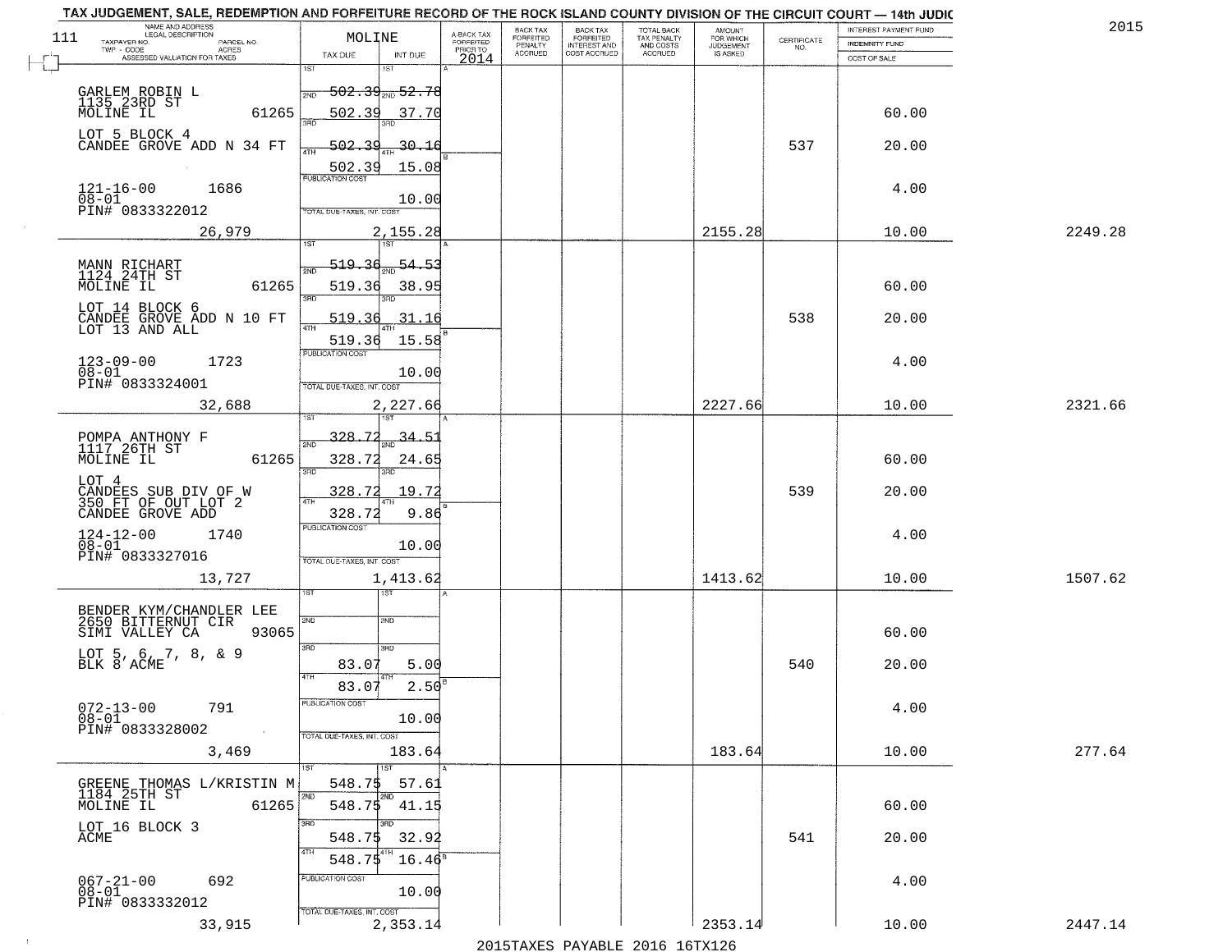TAX JUDGEMENT, SALE, REDEMPTION AND FORFEITURE RECORD OF THE ROCK ISLAND COUNTY DIVISION OF THE CIRCUIT COURT — 14th JUDIC

2015

| 111 NAME AND ADDRESS / LEGAL DESCRIPTION / TAXPAYER NO. / PARCEL NO. / TWP - CODE / ACRES / ASSESSED VALUATION FOR TAXES | MOLINE TAX DUE | INT DUE | A-BACK TAX FORFEITED PRIOR TO 2014 | BACK TAX FORFEITED PENALTY ACCRUED | BACK TAX FORFEITED INTEREST AND COST ACCRUED | TOTAL BACK TAX PENALTY AND COSTS ACCRUED | AMOUNT FOR WHICH JUDGEMENT IS ASKED | CERTIFICATE NO. | INTEREST PAYMENT FUND / INDEMNITY FUND / COST OF SALE | |
|---|---|---|---|---|---|---|---|---|---|---|
| GARLEM ROBIN L<br>1135 23RD ST<br>MOLINE IL 61265<br>LOT 5 BLOCK 4<br>CANDEE GROVE ADD N 34 FT<br>121-16-00 1686<br>08-01<br>PIN# 0833322012<br>26,979 | 1ST<br>2ND 502.39<br>3RD 502.39<br>4TH 502.39<br>502.39<br>PUBLICATION COST<br>TOTAL DUE-TAXES, INT. COST<br>2,155.28 | 1ST<br>2ND 52.78<br>3RD 37.70<br>4TH 30.16<br>15.08<br>10.00 | | | | | 2155.28 | 537 | 60.00<br>20.00<br>4.00<br>10.00 | 2249.28 |
| MANN RICHART<br>1124 24TH ST<br>MOLINE IL 61265<br>LOT 14 BLOCK 6<br>CANDEE GROVE ADD N 10 FT<br>LOT 13 AND ALL<br>123-09-00 1723<br>08-01<br>PIN# 0833324001<br>32,688 | 1ST<br>2ND 519.36<br>3RD 519.36<br>4TH 519.36<br>519.36<br>PUBLICATION COST<br>TOTAL DUE-TAXES, INT. COST<br>2,227.66 | 1ST<br>2ND 54.53<br>3RD 38.95<br>4TH 31.16<br>15.58<br>10.00 | | | | | 2227.66 | 538 | 60.00<br>20.00<br>4.00<br>10.00 | 2321.66 |
| POMPA ANTHONY F<br>1117 26TH ST<br>MOLINE IL 61265<br>LOT 4<br>CANDEES SUB DIV OF W<br>350 FT OF OUT LOT 2<br>CANDEE GROVE ADD<br>124-12-00 1740<br>08-01<br>PIN# 0833327016<br>13,727 | 1ST<br>2ND 328.72<br>3RD 328.72<br>4TH 328.72<br>328.72<br>PUBLICATION COST<br>TOTAL DUE-TAXES, INT. COST<br>1,413.62 | 1ST<br>2ND 34.51<br>3RD 24.65<br>4TH 19.72<br>9.86<br>10.00 | | | | | 1413.62 | 539 | 60.00<br>20.00<br>4.00<br>10.00 | 1507.62 |
| BENDER KYM/CHANDLER LEE<br>2650 BITTERNUT CIR<br>SIMI VALLEY CA 93065<br>LOT 5, 6, 7, 8, & 9<br>BLK 8 ACME<br>072-13-00 791<br>08-01<br>PIN# 0833328002<br>3,469 | 1ST<br>2ND<br>3RD 83.07<br>4TH 83.07<br>PUBLICATION COST<br>TOTAL DUE-TAXES, INT. COST<br>183.64 | 1ST<br>2ND<br>3RD 5.00<br>4TH 2.50<br>10.00 | | | | | 183.64 | 540 | 60.00<br>20.00<br>4.00<br>10.00 | 277.64 |
| GREENE THOMAS L/KRISTIN M<br>1184 25TH ST<br>MOLINE IL 61265<br>LOT 16 BLOCK 3<br>ACME<br>067-21-00 692<br>08-01<br>PIN# 0833332012<br>33,915 | 1ST 548.75<br>2ND 548.75<br>3RD 548.75<br>4TH 548.75<br>PUBLICATION COST<br>TOTAL DUE-TAXES, INT. COST<br>2,353.14 | 1ST 57.61<br>2ND 41.15<br>3RD 32.92<br>4TH 16.46<br>10.00 | | | | | 2353.14 | 541 | 60.00<br>20.00<br>4.00<br>10.00 | 2447.14 |

2015TAXES PAYABLE 2016 16TX126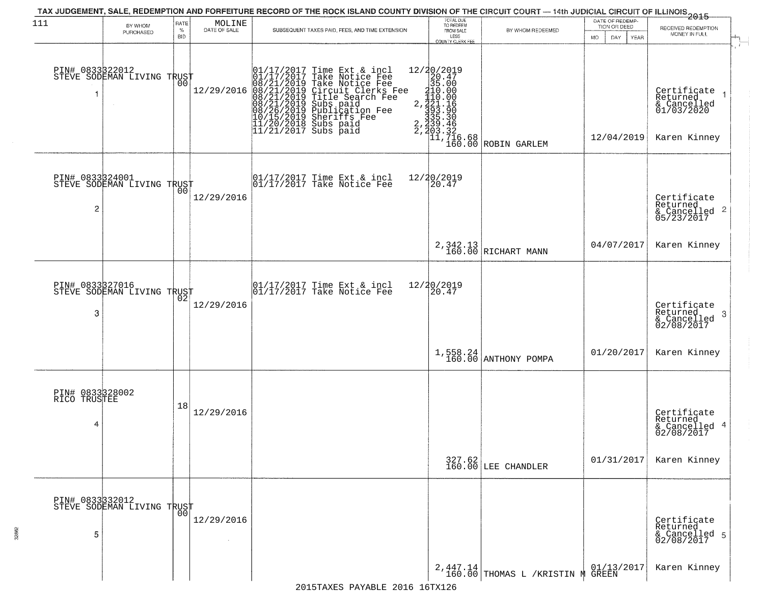TAX JUDGEMENT, SALE, REDEMPTION AND FORFEITURE RECORD OF THE ROCK ISLAND COUNTY DIVISION OF THE CIRCUIT COURT — 14th JUDICIAL CIRCUIT OF ILLINOIS 2015

111

| | BY WHOM PURCHASED | RATE % BID | MOLINE DATE OF SALE | SUBSEQUENT TAXES PAID, FEES, AND TIME EXTENSION | TOTAL DUE TO REDEEM FROM SALE LESS COUNTY CLERK FEE | BY WHOM REDEEMED | DATE OF REDEMPTION OR DEED MO DAY YEAR | RECEIVED REDEMPTION MONEY IN FULL |
|---|---|---|---|---|---|---|---|---|
| 1 | PIN# 0833322012 STEVE SODEMAN LIVING TRUST | 00 | 12/29/2016 | 01/17/2017 Time Ext & incl 12/20/2019<br>01/17/2017 Take Notice Fee 20.47<br>08/21/2019 Take Notice Fee 35.00<br>08/21/2019 Circuit Clerks Fee 210.00<br>08/21/2019 Title Search Fee 110.00<br>08/21/2019 Subs paid 2,221.16<br>08/26/2019 Publication Fee 393.90<br>10/15/2019 Sheriffs Fee 335.30<br>11/20/2018 Subs paid 2,239.46<br>11/21/2017 Subs paid 2,203.32 | 11,716.68<br>160.00 | ROBIN GARLEM | 12/04/2019 | Certificate Returned & Cancelled 01/03/2020<br>Karen Kinney |
| 2 | PIN# 0833324001 STEVE SODEMAN LIVING TRUST | 00 | 12/29/2016 | 01/17/2017 Time Ext & incl 12/20/2019<br>01/17/2017 Take Notice Fee 20.47 | 2,342.13<br>160.00 | RICHART MANN | 04/07/2017 | Certificate Returned & Cancelled 05/23/2017<br>Karen Kinney |
| 3 | PIN# 0833327016 STEVE SODEMAN LIVING TRUST | 02 | 12/29/2016 | 01/17/2017 Time Ext & incl 12/20/2019<br>01/17/2017 Take Notice Fee 20.47 | 1,558.24<br>160.00 | ANTHONY POMPA | 01/20/2017 | Certificate Returned & Cancelled 02/08/2017<br>Karen Kinney |
| 4 | PIN# 0833328002 RICO TRUSTEE | 18 | 12/29/2016 | | 327.62<br>160.00 | LEE CHANDLER | 01/31/2017 | Certificate Returned & Cancelled 02/08/2017<br>Karen Kinney |
| 5 | PIN# 0833332012 STEVE SODEMAN LIVING TRUST | 00 | 12/29/2016 | | 2,447.14<br>160.00 | THOMAS L /KRISTIN M GREEN | 01/13/2017 | Certificate Returned & Cancelled 02/08/2017<br>Karen Kinney |

2015TAXES PAYABLE 2016 16TX126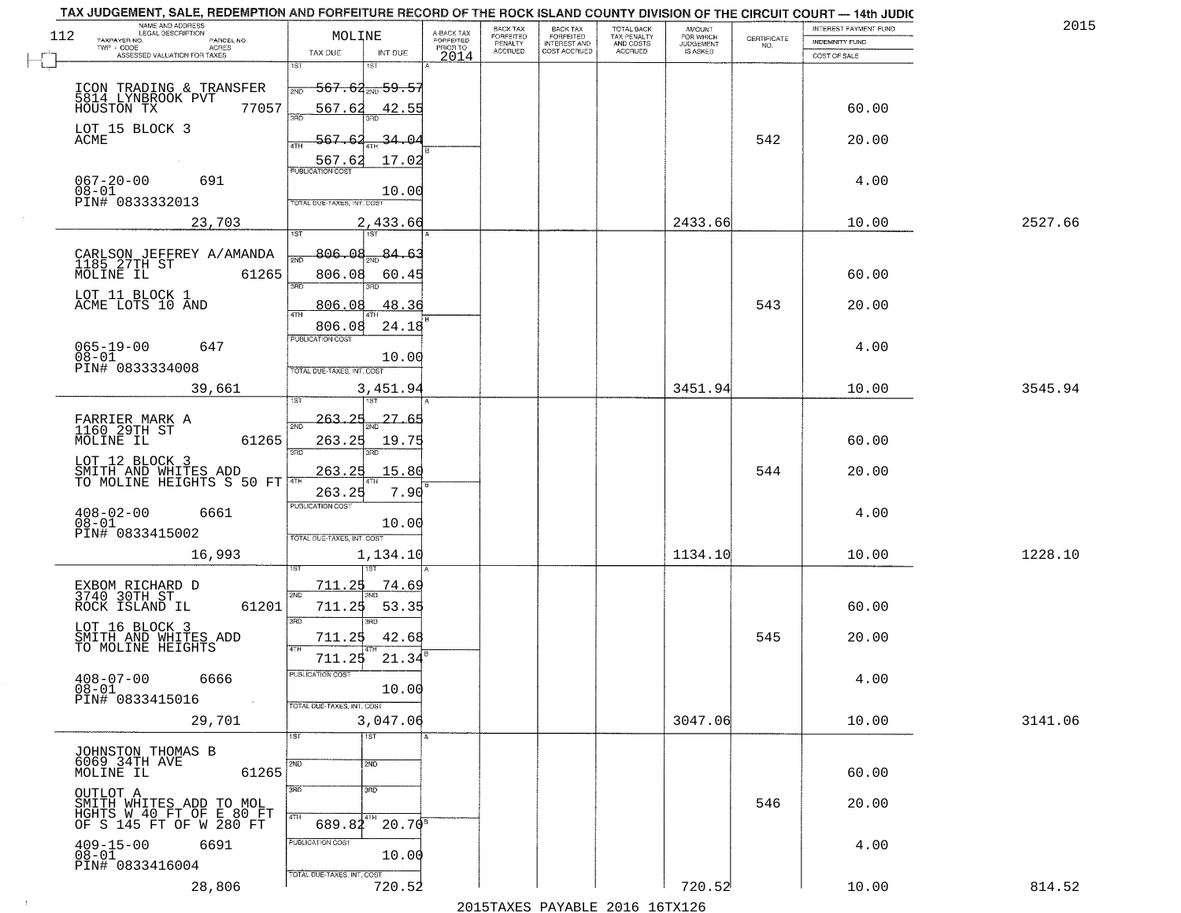# TAX JUDGEMENT, SALE, REDEMPTION AND FORFEITURE RECORD OF THE ROCK ISLAND COUNTY DIVISION OF THE CIRCUIT COURT — 14th JUDIC

2015

| NAME AND ADDRESS / LEGAL DESCRIPTION / TAXPAYER NO. / PARCEL NO. / TWP - CODE / ACRES / ASSESSED VALUATION FOR TAXES | MOLINE TAX DUE | INT DUE | A-BACK TAX FORFEITED PRIOR TO 2014 | BACK TAX FORFEITED PENALTY ACCRUED | BACK TAX FORFEITED INTEREST AND COST ACCRUED | TOTAL BACK TAX PENALTY AND COSTS ACCRUED | AMOUNT FOR WHICH JUDGEMENT IS ASKED | CERTIFICATE NO. | INTEREST PAYMENT FUND / INDEMNITY FUND / COST OF SALE | |
|---|---|---|---|---|---|---|---|---|---|---|
| ICON TRADING & TRANSFER 5814 LYNBROOK PVT HOUSTON TX 77057 | 1ST 567.62 | 59.57 | | | | | | | | |
| | 2ND 567.62 | 42.55 | | | | | | | 60.00 | |
| LOT 15 BLOCK 3 ACME | 3RD 567.62 | 34.04 | | | | | | 542 | 20.00 | |
| | 4TH 567.62 | 17.02 | | | | | | | | |
| 067-20-00 691 08-01 PIN# 0833332013 | PUBLICATION COST | 10.00 | | | | | | | 4.00 | |
| 23,703 | TOTAL DUE-TAXES, INT. COST | 2,433.66 | | | | | 2433.66 | | 10.00 | 2527.66 |
| CARLSON JEFFREY A/AMANDA 1185 27TH ST MOLINE IL 61265 | 1ST 806.08 | 84.63 | | | | | | | | |
| | 2ND 806.08 | 60.45 | | | | | | | 60.00 | |
| LOT 11 BLOCK 1 ACME LOTS 10 AND | 3RD 806.08 | 48.36 | | | | | | 543 | 20.00 | |
| | 4TH 806.08 | 24.18 | | | | | | | | |
| 065-19-00 647 08-01 PIN# 0833334008 | PUBLICATION COST | 10.00 | | | | | | | 4.00 | |
| 39,661 | TOTAL DUE-TAXES, INT. COST | 3,451.94 | | | | | 3451.94 | | 10.00 | 3545.94 |
| FARRIER MARK A 1160 29TH ST MOLINE IL 61265 | 1ST 263.25 | 27.65 | | | | | | | | |
| | 2ND 263.25 | 19.75 | | | | | | | 60.00 | |
| LOT 12 BLOCK 3 SMITH AND WHITES ADD TO MOLINE HEIGHTS S 50 FT | 3RD 263.25 | 15.80 | | | | | | 544 | 20.00 | |
| | 4TH 263.25 | 7.90 | | | | | | | | |
| 408-02-00 6661 08-01 PIN# 0833415002 | PUBLICATION COST | 10.00 | | | | | | | 4.00 | |
| 16,993 | TOTAL DUE-TAXES, INT. COST | 1,134.10 | | | | | 1134.10 | | 10.00 | 1228.10 |
| EXBOM RICHARD D 3740 30TH ST ROCK ISLAND IL 61201 | 1ST 711.25 | 74.69 | | | | | | | | |
| | 2ND 711.25 | 53.35 | | | | | | | 60.00 | |
| LOT 16 BLOCK 3 SMITH AND WHITES ADD TO MOLINE HEIGHTS | 3RD 711.25 | 42.68 | | | | | | 545 | 20.00 | |
| | 4TH 711.25 | 21.34 | | | | | | | | |
| 408-07-00 6666 08-01 PIN# 0833415016 | PUBLICATION COST | 10.00 | | | | | | | 4.00 | |
| 29,701 | TOTAL DUE-TAXES, INT. COST | 3,047.06 | | | | | 3047.06 | | 10.00 | 3141.06 |
| JOHNSTON THOMAS B 6069 34TH AVE MOLINE IL 61265 | 1ST | | | | | | | | | |
| | 2ND | | | | | | | | 60.00 | |
| OUTLOT A SMITH WHITES ADD TO MOL HGHTS W 40 FT OF E 80 FT OF S 145 FT OF W 280 FT | 3RD | | | | | | | 546 | 20.00 | |
| | 4TH 689.82 | 20.70 | | | | | | | | |
| 409-15-00 6691 08-01 PIN# 0833416004 | PUBLICATION COST | 10.00 | | | | | | | 4.00 | |
| 28,806 | TOTAL DUE-TAXES, INT. COST | 720.52 | | | | | 720.52 | | 10.00 | 814.52 |

2015TAXES PAYABLE 2016 16TX126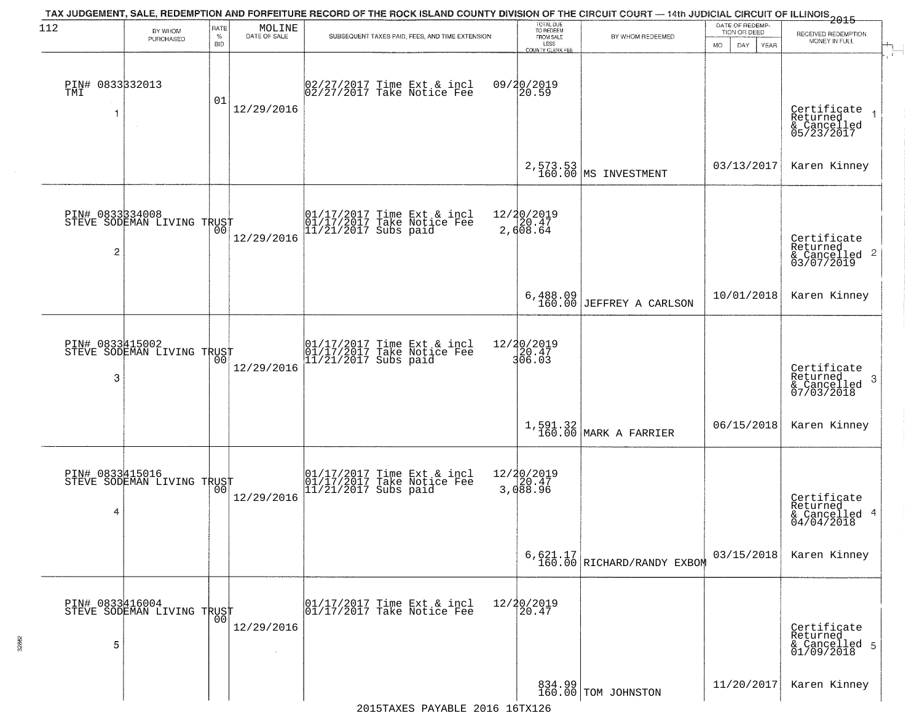TAX JUDGEMENT, SALE, REDEMPTION AND FORFEITURE RECORD OF THE ROCK ISLAND COUNTY DIVISION OF THE CIRCUIT COURT — 14th JUDICIAL CIRCUIT OF ILLINOIS 2015

| BY WHOM PURCHASED | RATE % BID | MOLINE DATE OF SALE | SUBSEQUENT TAXES PAID, FEES, AND TIME EXTENSION | TOTAL DUE TO REDEEM FROM SALE LESS COUNTY CLERK FEE | BY WHOM REDEEMED | DATE OF REDEMPTION OR DEED | RECEIVED REDEMPTION MONEY IN FULL |
|---|---|---|---|---|---|---|---|
| PIN# 0833332013 TMI 1 | 01 | 12/29/2016 | 02/27/2017 Time Ext & incl 09/20/2019; 02/27/2017 Take Notice Fee 20.59 | 2,573.53 160.00 | MS INVESTMENT | 03/13/2017 | Certificate Returned & Cancelled 05/23/2017 Karen Kinney |
| PIN# 0833334008 STEVE SODEMAN LIVING TRUST 2 | 00 | 12/29/2016 | 01/17/2017 Time Ext & incl 12/20/2019; 01/17/2017 Take Notice Fee 20.47; 11/21/2017 Subs paid 2,608.64 | 6,488.09 160.00 | JEFFREY A CARLSON | 10/01/2018 | Certificate Returned & Cancelled 03/07/2019 Karen Kinney |
| PIN# 0833415002 STEVE SODEMAN LIVING TRUST 3 | 00 | 12/29/2016 | 01/17/2017 Time Ext & incl 12/20/2019; 01/17/2017 Take Notice Fee 20.47; 11/21/2017 Subs paid 306.03 | 1,591.32 160.00 | MARK A FARRIER | 06/15/2018 | Certificate Returned & Cancelled 07/03/2018 Karen Kinney |
| PIN# 0833415016 STEVE SODEMAN LIVING TRUST 4 | 00 | 12/29/2016 | 01/17/2017 Time Ext & incl 12/20/2019; 01/17/2017 Take Notice Fee 20.47; 11/21/2017 Subs paid 3,088.96 | 6,621.17 160.00 | RICHARD/RANDY EXBOM | 03/15/2018 | Certificate Returned & Cancelled 04/04/2018 Karen Kinney |
| PIN# 0833416004 STEVE SODEMAN LIVING TRUST 5 | 00 | 12/29/2016 | 01/17/2017 Time Ext & incl 12/20/2019; 01/17/2017 Take Notice Fee 20.47 | 834.99 160.00 | TOM JOHNSTON | 11/20/2017 | Certificate Returned & Cancelled 01/09/2018 Karen Kinney |

2015TAXES PAYABLE 2016 16TX126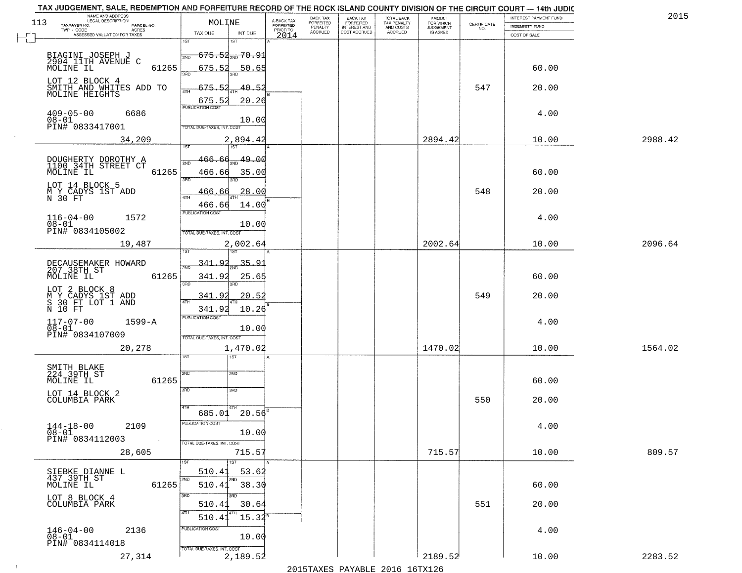# TAX JUDGEMENT, SALE, REDEMPTION AND FORFEITURE RECORD OF THE ROCK ISLAND COUNTY DIVISION OF THE CIRCUIT COURT — 14th JUDIC

2015

113

| NAME AND ADDRESS / LEGAL DESCRIPTION / TAXPAYER NO. / PARCEL NO. / TWP - CODE / ACRES / ASSESSED VALUATION FOR TAXES | MOLINE TAX DUE | INT DUE | A-BACK TAX FORFEITED PRIOR TO 2014 | BACK TAX FORFEITED PENALTY ACCRUED | BACK TAX FORFEITED INTEREST AND COST ACCRUED | TOTAL BACK TAX PENALTY AND COSTS ACCRUED | AMOUNT FOR WHICH JUDGEMENT IS ASKED | CERTIFICATE NO. | INTEREST PAYMENT FUND / INDEMNITY FUND / COST OF SALE | |
|---|---|---|---|---|---|---|---|---|---|---|
| BIAGINI JOSEPH J<br>2904 11TH AVENUE C<br>MOLINE IL 61265<br>LOT 12 BLOCK 4<br>SMITH AND WHITES ADD TO<br>MOLINE HEIGHTS<br>409-05-00 6686<br>08-01<br>PIN# 0833417001<br>34,209 | 1ST<br>2ND 675.52<br>3RD 675.52<br>4TH 675.52<br>675.52<br>PUBLICATION COST<br>TOTAL DUE-TAXES, INT. COST | 1ST<br>2ND 70.91<br>3RD 50.65<br>4TH 40.52<br>20.26<br>10.00<br>2,894.42 | | | | | 2894.42 | 547 | 60.00<br>20.00<br>4.00<br>10.00 | 2988.42 |
| DOUGHERTY DOROTHY A<br>1100 34TH STREET CT<br>MOLINE IL 61265<br>LOT 14 BLOCK 5<br>M Y CADYS 1ST ADD<br>N 30 FT<br>116-04-00 1572<br>08-01<br>PIN# 0834105002<br>19,487 | 1ST<br>2ND 466.66<br>3RD 466.66<br>4TH 466.66<br>466.66<br>PUBLICATION COST<br>TOTAL DUE-TAXES, INT. COST | 1ST<br>2ND 49.00<br>3RD 35.00<br>4TH 28.00<br>14.00<br>10.00<br>2,002.64 | | | | | 2002.64 | 548 | 60.00<br>20.00<br>4.00<br>10.00 | 2096.64 |
| DECAUSEMAKER HOWARD<br>207 38TH ST<br>MOLINE IL 61265<br>LOT 2 BLOCK 8<br>M Y CADYS 1ST ADD<br>S 30 FT LOT 1 AND<br>N 10 FT<br>117-07-00 1599-A<br>08-01<br>PIN# 0834107009<br>20,278 | 1ST<br>2ND 341.92<br>3RD 341.92<br>4TH 341.92<br>341.92<br>PUBLICATION COST<br>TOTAL DUE-TAXES, INT. COST | 1ST<br>2ND 35.91<br>3RD 25.65<br>4TH 20.52<br>10.26<br>10.00<br>1,470.02 | | | | | 1470.02 | 549 | 60.00<br>20.00<br>4.00<br>10.00 | 1564.02 |
| SMITH BLAKE<br>224 39TH ST<br>MOLINE IL 61265<br>LOT 14 BLOCK 2<br>COLUMBIA PARK<br>144-18-00 2109<br>08-01<br>PIN# 0834112003<br>28,605 | 1ST<br>2ND<br>3RD<br>4TH 685.01<br>PUBLICATION COST<br>TOTAL DUE-TAXES, INT. COST | 1ST<br>2ND<br>3RD<br>4TH 20.56<br>10.00<br>715.57 | | | | | 715.57 | 550 | 60.00<br>20.00<br>4.00<br>10.00 | 809.57 |
| SIEBKE DIANNE L<br>437 39TH ST<br>MOLINE IL 61265<br>LOT 8 BLOCK 4<br>COLUMBIA PARK<br>146-04-00 2136<br>08-01<br>PIN# 0834114018<br>27,314 | 1ST 510.41<br>2ND 510.41<br>3RD 510.41<br>4TH 510.41<br>PUBLICATION COST<br>TOTAL DUE-TAXES, INT. COST | 1ST 53.62<br>2ND 38.30<br>3RD 30.64<br>4TH 15.32<br>10.00<br>2,189.52 | | | | | 2189.52 | 551 | 60.00<br>20.00<br>4.00<br>10.00 | 2283.52 |

2015TAXES PAYABLE 2016 16TX126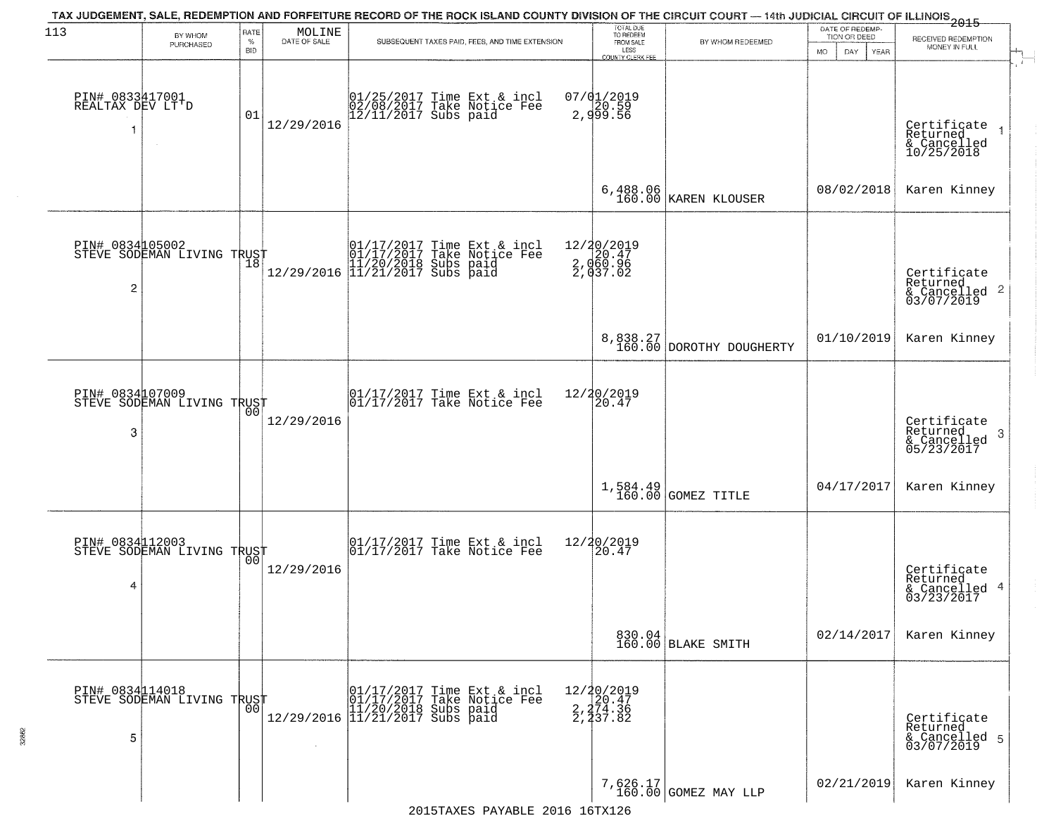TAX JUDGEMENT, SALE, REDEMPTION AND FORFEITURE RECORD OF THE ROCK ISLAND COUNTY DIVISION OF THE CIRCUIT COURT — 14th JUDICIAL CIRCUIT OF ILLINOIS 2015

113 MOLINE

| | BY WHOM PURCHASED | RATE % BID | DATE OF SALE | SUBSEQUENT TAXES PAID, FEES, AND TIME EXTENSION | TOTAL DUE TO REDEEM FROM SALE LESS COUNTY CLERK FEE | BY WHOM REDEEMED | DATE OF REDEMPTION OR DEED MO DAY YEAR | RECEIVED REDEMPTION MONEY IN FULL |
|---|---|---|---|---|---|---|---|---|
| 1 | PIN# 0833417001 REALTAX DEV LT'D | 01 | 12/29/2016 | 01/25/2017 Time Ext & incl<br>02/08/2017 Take Notice Fee<br>12/11/2017 Subs paid | 07/01/2019<br>20.59<br>2,999.56<br><br>6,488.06<br>160.00 | KAREN KLOUSER | 08/02/2018 | Certificate Returned & Cancelled 10/25/2018<br>Karen Kinney |
| 2 | PIN# 0834105002 STEVE SODEMAN LIVING TRUST | 18 | 12/29/2016 | 01/17/2017 Time Ext & incl<br>01/17/2017 Take Notice Fee<br>11/20/2018 Subs paid<br>11/21/2017 Subs paid | 12/20/2019<br>20.47<br>2,060.96<br>2,037.02<br><br>8,838.27<br>160.00 | DOROTHY DOUGHERTY | 01/10/2019 | Certificate Returned & Cancelled 03/07/2019<br>Karen Kinney |
| 3 | PIN# 0834107009 STEVE SODEMAN LIVING TRUST | 00 | 12/29/2016 | 01/17/2017 Time Ext & incl<br>01/17/2017 Take Notice Fee | 12/20/2019<br>20.47<br><br>1,584.49<br>160.00 | GOMEZ TITLE | 04/17/2017 | Certificate Returned & Cancelled 05/23/2017<br>Karen Kinney |
| 4 | PIN# 0834112003 STEVE SODEMAN LIVING TRUST | 00 | 12/29/2016 | 01/17/2017 Time Ext & incl<br>01/17/2017 Take Notice Fee | 12/20/2019<br>20.47<br><br>830.04<br>160.00 | BLAKE SMITH | 02/14/2017 | Certificate Returned & Cancelled 03/23/2017<br>Karen Kinney |
| 5 | PIN# 0834114018 STEVE SODEMAN LIVING TRUST | 00 | 12/29/2016 | 01/17/2017 Time Ext & incl<br>01/17/2017 Take Notice Fee<br>11/20/2018 Subs paid<br>11/21/2017 Subs paid | 12/20/2019<br>20.47<br>2,274.36<br>2,237.82<br><br>7,626.17<br>160.00 | GOMEZ MAY LLP | 02/21/2019 | Certificate Returned & Cancelled 03/07/2019<br>Karen Kinney |

2015TAXES PAYABLE 2016 16TX126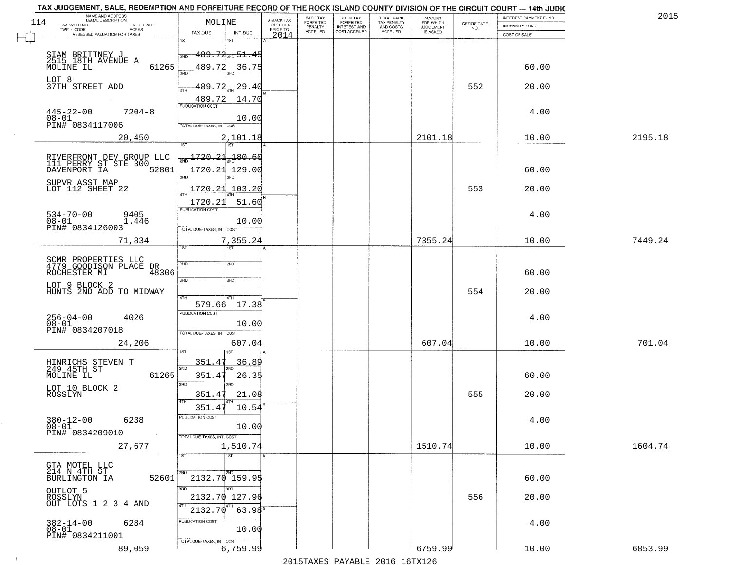TAX JUDGEMENT, SALE, REDEMPTION AND FORFEITURE RECORD OF THE ROCK ISLAND COUNTY DIVISION OF THE CIRCUIT COURT — 14th JUDIC

2015

| NAME AND ADDRESS / LEGAL DESCRIPTION / TAXPAYER NO. / PARCEL NO. / TWP - CODE / ACRES / ASSESSED VALUATION FOR TAXES | MOLINE TAX DUE | INT DUE | A-BACK TAX FORFEITED PRIOR TO 2014 | BACK TAX FORFEITED PENALTY ACCRUED | BACK TAX FORFEITED INTEREST AND COST ACCRUED | TOTAL BACK TAX PENALTY AND COSTS ACCRUED | AMOUNT FOR WHICH JUDGEMENT IS ASKED | CERTIFICATE NO. | INTEREST PAYMENT FUND / INDEMNITY FUND / COST OF SALE | |
|---|---|---|---|---|---|---|---|---|---|---|
| SIAM BRITTNEY J, 2515 18TH AVENUE A, MOLINE IL 61265; LOT 8, 37TH STREET ADD; 445-22-00 7204-8; 08-01; PIN# 0834117006; 20,450 | 1ST 489.72; 2ND 489.72; 3RD 489.72; 4TH 489.72; PUBLICATION COST; TOTAL DUE-TAXES, INT. COST | 51.45; 36.75; 29.40; 14.70; 10.00; 2,101.18 | | | | | 2101.18 | 552 | 60.00; 20.00; 4.00; 10.00 | 2195.18 |
| RIVERFRONT DEV GROUP LLC, 111 PERRY ST STE 300, DAVENPORT IA 52801; SUPVR ASST MAP, LOT 112 SHEET 22; 534-70-00 9405; 08-01 1.446; PIN# 0834126003; 71,834 | 1ST 1720.21; 2ND 1720.21; 3RD 1720.21; 4TH 1720.21; PUBLICATION COST; TOTAL DUE-TAXES, INT. COST | 180.60; 129.00; 103.20; 51.60; 10.00; 7,355.24 | | | | | 7355.24 | 553 | 60.00; 20.00; 4.00; 10.00 | 7449.24 |
| SCMR PROPERTIES LLC, 4779 GOODISON PLACE DR, ROCHESTER MI 48306; LOT 9 BLOCK 2, HUNTS 2ND ADD TO MIDWAY; 256-04-00 4026; 08-01; PIN# 0834207018; 24,206 | 1ST; 2ND; 3RD; 4TH 579.66; PUBLICATION COST; TOTAL DUE-TAXES, INT. COST | 17.38; 10.00; 607.04 | | | | | 607.04 | 554 | 60.00; 20.00; 4.00; 10.00 | 701.04 |
| HINRICHS STEVEN T, 249 45TH ST, MOLINE IL 61265; LOT 10 BLOCK 2, ROSSLYN; 380-12-00 6238; 08-01; PIN# 0834209010; 27,677 | 1ST 351.47; 2ND 351.47; 3RD 351.47; 4TH 351.47; PUBLICATION COST; TOTAL DUE-TAXES, INT. COST | 36.89; 26.35; 21.08; 10.54; 10.00; 1,510.74 | | | | | 1510.74 | 555 | 60.00; 20.00; 4.00; 10.00 | 1604.74 |
| GTA MOTEL LLC, 214 N 4TH ST, BURLINGTON IA 52601; OUTLOT 5, ROSSLYN, OUT LOTS 1 2 3 4 AND; 382-14-00 6284; 08-01; PIN# 0834211001; 89,059 | 1ST; 2ND 2132.70; 3RD 2132.70; 4TH 2132.70; PUBLICATION COST; TOTAL DUE-TAXES, INT. COST | 159.95; 127.96; 63.98; 10.00; 6,759.99 | | | | | 6759.99 | 556 | 60.00; 20.00; 4.00; 10.00 | 6853.99 |

2015TAXES PAYABLE 2016 16TX126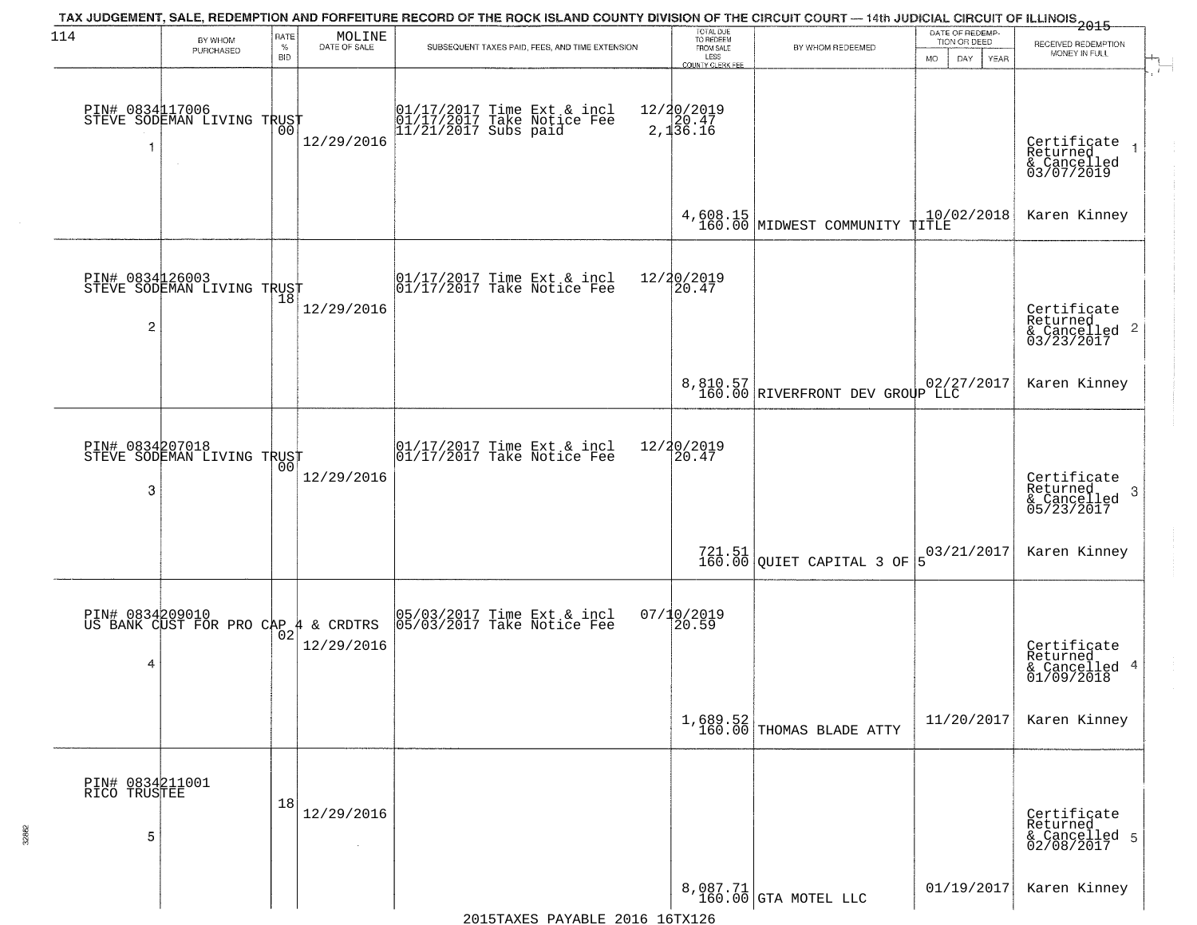TAX JUDGEMENT, SALE, REDEMPTION AND FORFEITURE RECORD OF THE ROCK ISLAND COUNTY DIVISION OF THE CIRCUIT COURT — 14th JUDICIAL CIRCUIT OF ILLINOIS 2015

| 114 | BY WHOM PURCHASED | RATE % BID | MOLINE DATE OF SALE | SUBSEQUENT TAXES PAID, FEES, AND TIME EXTENSION | TOTAL DUE TO REDEEM FROM SALE LESS COUNTY CLERK FEE | BY WHOM REDEEMED | DATE OF REDEMPTION OR DEED (MO DAY YEAR) | RECEIVED REDEMPTION MONEY IN FULL |
|---|---|---|---|---|---|---|---|---|
| 1 | PIN# 0834117006 STEVE SODEMAN LIVING TRUST | 00 | 12/29/2016 | 01/17/2017 Time Ext & incl 12/20/2019; 01/17/2017 Take Notice Fee 20.47; 11/21/2017 Subs paid 2,136.16 | 4,608.15 160.00 | MIDWEST COMMUNITY TITLE | 10/02/2018 | Certificate Returned & Cancelled 03/07/2019 Karen Kinney |
| 2 | PIN# 0834126003 STEVE SODEMAN LIVING TRUST | 18 | 12/29/2016 | 01/17/2017 Time Ext & incl 12/20/2019; 01/17/2017 Take Notice Fee 20.47 | 8,810.57 160.00 | RIVERFRONT DEV GROUP LLC | 02/27/2017 | Certificate Returned & Cancelled 03/23/2017 Karen Kinney |
| 3 | PIN# 0834207018 STEVE SODEMAN LIVING TRUST | 00 | 12/29/2016 | 01/17/2017 Time Ext & incl 12/20/2019; 01/17/2017 Take Notice Fee 20.47 | 721.51 160.00 | QUIET CAPITAL 3 OF 5 | 03/21/2017 | Certificate Returned & Cancelled 05/23/2017 Karen Kinney |
| 4 | PIN# 0834209010 US BANK CUST FOR PRO CAP 4 & CRDTRS | 02 | 12/29/2016 | 05/03/2017 Time Ext & incl 07/10/2019; 05/03/2017 Take Notice Fee 20.59 | 1,689.52 160.00 | THOMAS BLADE ATTY | 11/20/2017 | Certificate Returned & Cancelled 01/09/2018 Karen Kinney |
| 5 | PIN# 0834211001 RICO TRUSTEE | 18 | 12/29/2016 | | 8,087.71 160.00 | GTA MOTEL LLC | 01/19/2017 | Certificate Returned & Cancelled 02/08/2017 Karen Kinney |

2015TAXES PAYABLE 2016 16TX126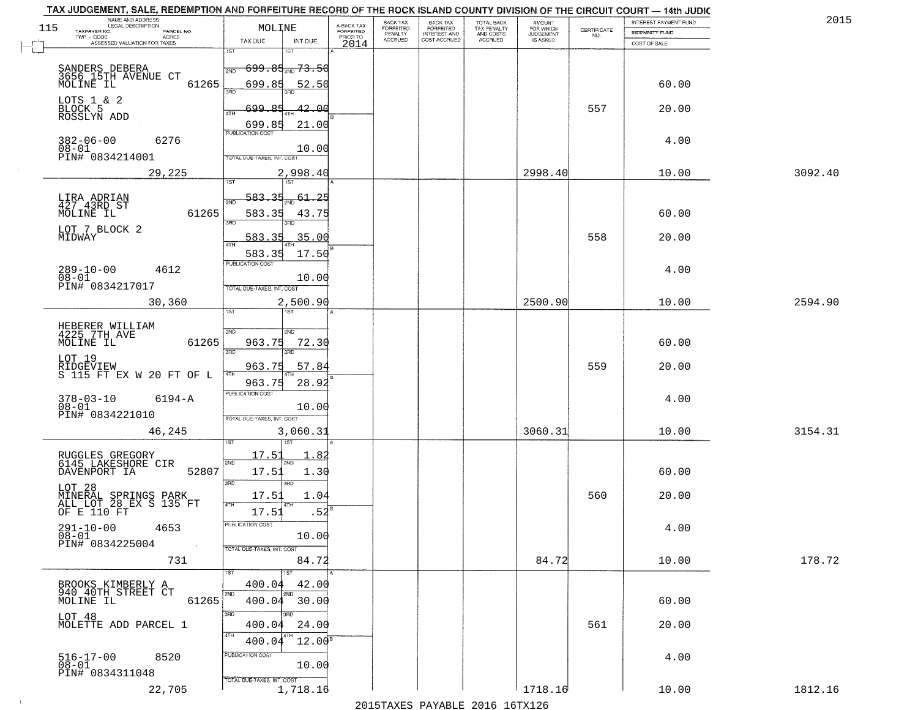TAX JUDGEMENT, SALE, REDEMPTION AND FORFEITURE RECORD OF THE ROCK ISLAND COUNTY DIVISION OF THE CIRCUIT COURT — 14th JUDIC

2015

115 — MOLINE

| NAME AND ADDRESS / LEGAL DESCRIPTION / TAXPAYER NO. / PARCEL NO. / TWP - CODE / ACRES / ASSESSED VALUATION FOR TAXES | TAX DUE | INT DUE | A-BACK TAX FORFEITED PRIOR TO 2014 | BACK TAX FORFEITED PENALTY ACCRUED | BACK TAX FORFEITED INTEREST AND COST ACCRUED | TOTAL BACK TAX PENALTY AND COSTS ACCRUED | AMOUNT FOR WHICH JUDGEMENT IS ASKED | CERTIFICATE NO. | INTEREST PAYMENT FUND / INDEMNITY FUND / COST OF SALE | |
|---|---|---|---|---|---|---|---|---|---|---|
| SANDERS DEBERA<br>3656 15TH AVENUE CT<br>MOLINE IL 61265<br>LOTS 1 & 2<br>BLOCK 5<br>ROSSLYN ADD<br>382-06-00 6276<br>08-01<br>PIN# 0834214001<br>29,225 | 1ST 699.85<br>2ND 699.85<br>3RD 699.85<br>4TH 699.85<br>PUBLICATION COST<br>TOTAL DUE-TAXES, INT. COST 2,998.40 | 73.50<br>52.50<br>42.00<br>21.00<br>10.00 | | | | | 2998.40 | 557 | 60.00<br>20.00<br>4.00<br>10.00 | 3092.40 |
| LIRA ADRIAN<br>427 43RD ST<br>MOLINE IL 61265<br>LOT 7 BLOCK 2<br>MIDWAY<br>289-10-00 4612<br>08-01<br>PIN# 0834217017<br>30,360 | 1ST 583.35<br>2ND 583.35<br>3RD 583.35<br>4TH 583.35<br>PUBLICATION COST<br>TOTAL DUE-TAXES, INT. COST 2,500.90 | 61.25<br>43.75<br>35.00<br>17.50<br>10.00 | | | | | 2500.90 | 558 | 60.00<br>20.00<br>4.00<br>10.00 | 2594.90 |
| HEBERER WILLIAM<br>4225 7TH AVE<br>MOLINE IL 61265<br>LOT 19<br>RIDGEVIEW<br>S 115 FT EX W 20 FT OF L<br>378-03-10 6194-A<br>08-01<br>PIN# 0834221010<br>46,245 | 1ST<br>2ND 963.75<br>3RD 963.75<br>4TH 963.75<br>PUBLICATION COST<br>TOTAL DUE-TAXES, INT. COST 3,060.31 | 72.30<br>57.84<br>28.92<br>10.00 | | | | | 3060.31 | 559 | 60.00<br>20.00<br>4.00<br>10.00 | 3154.31 |
| RUGGLES GREGORY<br>6145 LAKESHORE CIR<br>DAVENPORT IA 52807<br>LOT 28<br>MINERAL SPRINGS PARK<br>ALL LOT 28 EX S 135 FT<br>OF E 110 FT<br>291-10-00 4653<br>08-01<br>PIN# 0834225004<br>731 | 1ST 17.51<br>2ND 17.51<br>3RD 17.51<br>4TH 17.51<br>PUBLICATION COST<br>TOTAL DUE-TAXES, INT. COST 84.72 | 1.82<br>1.30<br>1.04<br>.52<br>10.00 | | | | | 84.72 | 560 | 60.00<br>20.00<br>4.00<br>10.00 | 178.72 |
| BROOKS KIMBERLY A<br>940 40TH STREET CT<br>MOLINE IL 61265<br>LOT 48<br>MOLETTE ADD PARCEL 1<br>516-17-00 8520<br>08-01<br>PIN# 0834311048<br>22,705 | 1ST 400.04<br>2ND 400.04<br>3RD 400.04<br>4TH 400.04<br>PUBLICATION COST<br>TOTAL DUE-TAXES, INT. COST 1,718.16 | 42.00<br>30.00<br>24.00<br>12.00<br>10.00 | | | | | 1718.16 | 561 | 60.00<br>20.00<br>4.00<br>10.00 | 1812.16 |

2015TAXES PAYABLE 2016 16TX126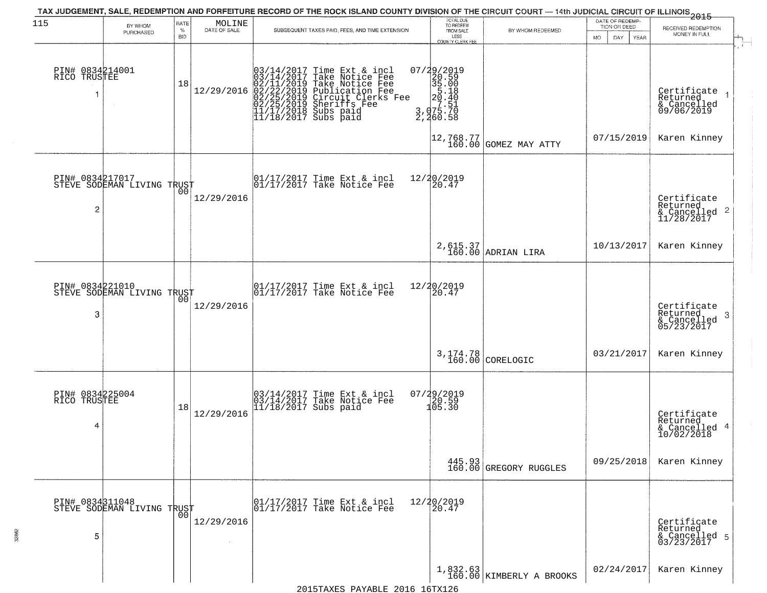TAX JUDGEMENT, SALE, REDEMPTION AND FORFEITURE RECORD OF THE ROCK ISLAND COUNTY DIVISION OF THE CIRCUIT COURT — 14th JUDICIAL CIRCUIT OF ILLINOIS 2015

115

| | BY WHOM PURCHASED | RATE % BID | MOLINE DATE OF SALE | SUBSEQUENT TAXES PAID, FEES, AND TIME EXTENSION | TOTAL DUE TO REDEEM FROM SALE LESS COUNTY CLERK FEE | BY WHOM REDEEMED | DATE OF REDEMPTION OR DEED MO DAY YEAR | RECEIVED REDEMPTION MONEY IN FULL |
|---|---|---|---|---|---|---|---|---|
| 1 | PIN# 0834214001 RICO TRUSTEE | 18 | 12/29/2016 | 03/14/2017 Time Ext & incl 07/29/2019<br>03/14/2017 Take Notice Fee 20.59<br>02/11/2019 Take Notice Fee 35.00<br>02/22/2019 Publication Fee 5.18<br>02/25/2019 Circuit Clerks Fee 20.40<br>02/25/2019 Sheriffs Fee 7.51<br>11/17/2018 Subs paid 3,075.70<br>11/18/2017 Subs paid 2,260.58 | 12,768.77<br>160.00 | GOMEZ MAY ATTY | 07/15/2019 | Certificate Returned & Cancelled 09/06/2019<br>Karen Kinney |
| 2 | PIN# 0834217017 STEVE SODEMAN LIVING TRUST | 00 | 12/29/2016 | 01/17/2017 Time Ext & incl 12/20/2019<br>01/17/2017 Take Notice Fee 20.47 | 2,615.37<br>160.00 | ADRIAN LIRA | 10/13/2017 | Certificate Returned & Cancelled 11/28/2017<br>Karen Kinney |
| 3 | PIN# 0834221010 STEVE SODEMAN LIVING TRUST | 00 | 12/29/2016 | 01/17/2017 Time Ext & incl 12/20/2019<br>01/17/2017 Take Notice Fee 20.47 | 3,174.78<br>160.00 | CORELOGIC | 03/21/2017 | Certificate Returned & Cancelled 05/23/2017<br>Karen Kinney |
| 4 | PIN# 0834225004 RICO TRUSTEE | 18 | 12/29/2016 | 03/14/2017 Time Ext & incl 07/29/2019<br>03/14/2017 Take Notice Fee 20.59<br>11/18/2017 Subs paid 105.30 | 445.93<br>160.00 | GREGORY RUGGLES | 09/25/2018 | Certificate Returned & Cancelled 10/02/2018<br>Karen Kinney |
| 5 | PIN# 0834311048 STEVE SODEMAN LIVING TRUST | 00 | 12/29/2016 | 01/17/2017 Time Ext & incl 12/20/2019<br>01/17/2017 Take Notice Fee 20.47 | 1,832.63<br>160.00 | KIMBERLY A BROOKS | 02/24/2017 | Certificate Returned & Cancelled 03/23/2017<br>Karen Kinney |

2015TAXES PAYABLE 2016 16TX126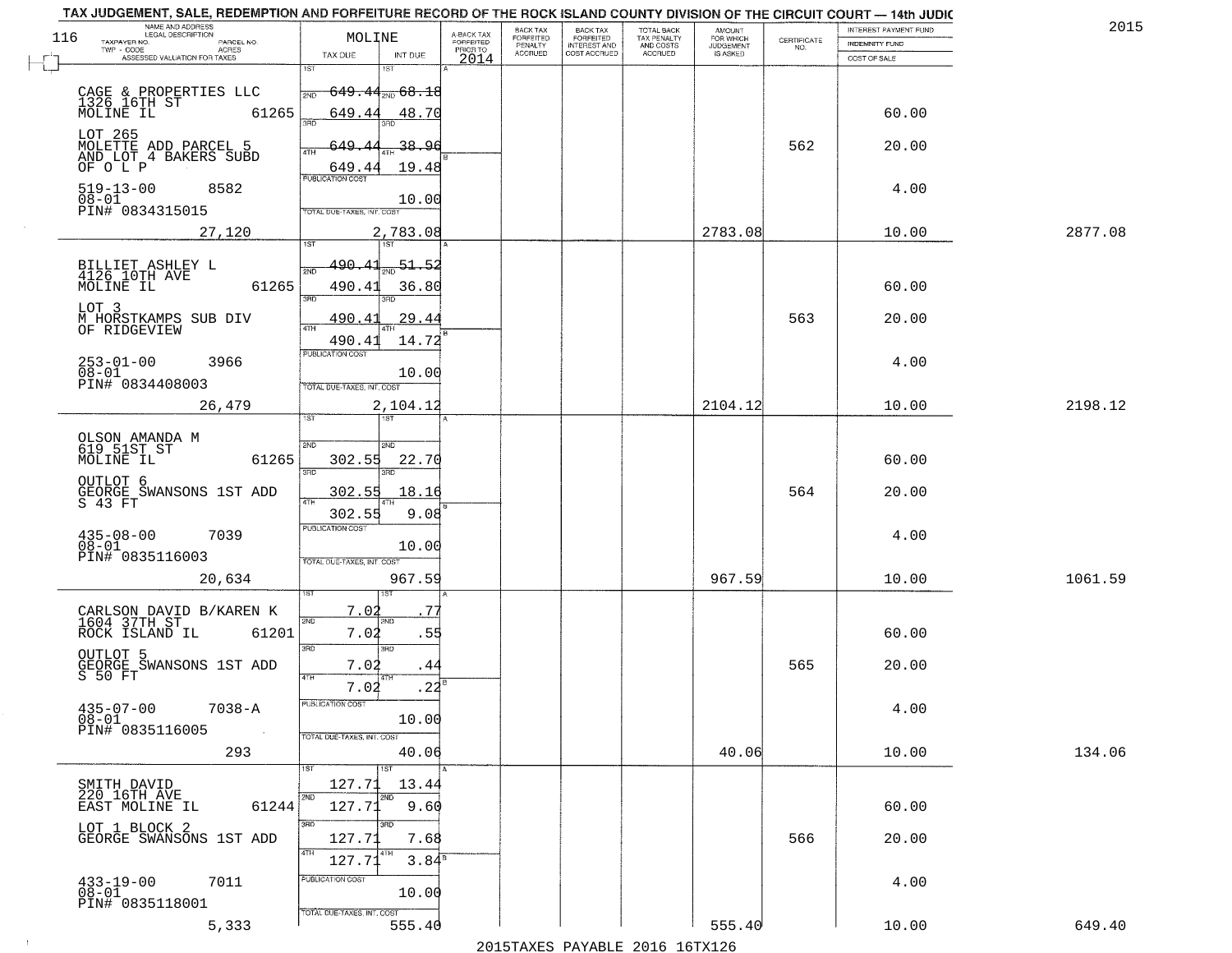# TAX JUDGEMENT, SALE, REDEMPTION AND FORFEITURE RECORD OF THE ROCK ISLAND COUNTY DIVISION OF THE CIRCUIT COURT — 14th JUDIC

2015

116

| NAME AND ADDRESS / LEGAL DESCRIPTION / TAXPAYER NO. / PARCEL NO. / TWP - CODE / ACRES / ASSESSED VALUATION FOR TAXES | MOLINE TAX DUE | INT DUE | A-BACK TAX FORFEITED PRIOR TO 2014 | BACK TAX FORFEITED PENALTY ACCRUED | BACK TAX FORFEITED INTEREST AND COST ACCRUED | TOTAL BACK TAX PENALTY AND COSTS ACCRUED | AMOUNT FOR WHICH JUDGEMENT IS ASKED | CERTIFICATE NO. | INTEREST PAYMENT FUND / INDEMNITY FUND / COST OF SALE | |
|---|---|---|---|---|---|---|---|---|---|---|
| CAGE & PROPERTIES LLC 1326 16TH ST MOLINE IL 61265 | 1ST 649.44 | 1ST 68.18 | | | | | | | | |
| | 2ND 649.44 | 2ND 48.70 | | | | | | | 60.00 | |
| LOT 265 MOLETTE ADD PARCEL 5 AND LOT 4 BAKERS SUBD OF O L P | 3RD 649.44 | 3RD 38.96 | | | | | | 562 | 20.00 | |
| | 4TH 649.44 | 4TH 19.48 | | | | | | | | |
| 519-13-00 8582 08-01 PIN# 0834315015 | PUBLICATION COST | 10.00 | | | | | | | 4.00 | |
| 27,120 | TOTAL DUE-TAXES, INT. COST | 2,783.08 | | | | | 2783.08 | | 10.00 | 2877.08 |
| BILLIET ASHLEY L 4126 10TH AVE MOLINE IL 61265 | 1ST 490.41 | 1ST 51.52 | | | | | | | | |
| | 2ND 490.41 | 2ND 36.80 | | | | | | | 60.00 | |
| LOT 3 M HORSTKAMPS SUB DIV OF RIDGEVIEW | 3RD 490.41 | 3RD 29.44 | | | | | | 563 | 20.00 | |
| | 4TH 490.41 | 4TH 14.72 | | | | | | | | |
| 253-01-00 3966 08-01 PIN# 0834408003 | PUBLICATION COST | 10.00 | | | | | | | 4.00 | |
| 26,479 | TOTAL DUE-TAXES, INT. COST | 2,104.12 | | | | | 2104.12 | | 10.00 | 2198.12 |
| OLSON AMANDA M 619 51ST ST MOLINE IL 61265 | 1ST | 1ST | | | | | | | | |
| | 2ND 302.55 | 2ND 22.70 | | | | | | | 60.00 | |
| OUTLOT 6 GEORGE SWANSONS 1ST ADD S 43 FT | 3RD 302.55 | 3RD 18.16 | | | | | | 564 | 20.00 | |
| | 4TH 302.55 | 4TH 9.08 | | | | | | | | |
| 435-08-00 7039 08-01 PIN# 0835116003 | PUBLICATION COST | 10.00 | | | | | | | 4.00 | |
| 20,634 | TOTAL DUE-TAXES, INT. COST | 967.59 | | | | | 967.59 | | 10.00 | 1061.59 |
| CARLSON DAVID B/KAREN K 1604 37TH ST ROCK ISLAND IL 61201 | 1ST 7.02 | 1ST .77 | | | | | | | | |
| | 2ND 7.02 | 2ND .55 | | | | | | | 60.00 | |
| OUTLOT 5 GEORGE SWANSONS 1ST ADD S 50 FT | 3RD 7.02 | 3RD .44 | | | | | | 565 | 20.00 | |
| | 4TH 7.02 | 4TH .22 | | | | | | | | |
| 435-07-00 7038-A 08-01 PIN# 0835116005 | PUBLICATION COST | 10.00 | | | | | | | 4.00 | |
| 293 | TOTAL DUE-TAXES, INT. COST | 40.06 | | | | | 40.06 | | 10.00 | 134.06 |
| SMITH DAVID 220 16TH AVE EAST MOLINE IL 61244 | 1ST 127.71 | 1ST 13.44 | | | | | | | | |
| | 2ND 127.71 | 2ND 9.60 | | | | | | | 60.00 | |
| LOT 1 BLOCK 2 GEORGE SWANSONS 1ST ADD | 3RD 127.71 | 3RD 7.68 | | | | | | 566 | 20.00 | |
| | 4TH 127.71 | 4TH 3.84 | | | | | | | | |
| 433-19-00 7011 08-01 PIN# 0835118001 | PUBLICATION COST | 10.00 | | | | | | | 4.00 | |
| 5,333 | TOTAL DUE-TAXES, INT. COST | 555.40 | | | | | 555.40 | | 10.00 | 649.40 |

2015TAXES PAYABLE 2016 16TX126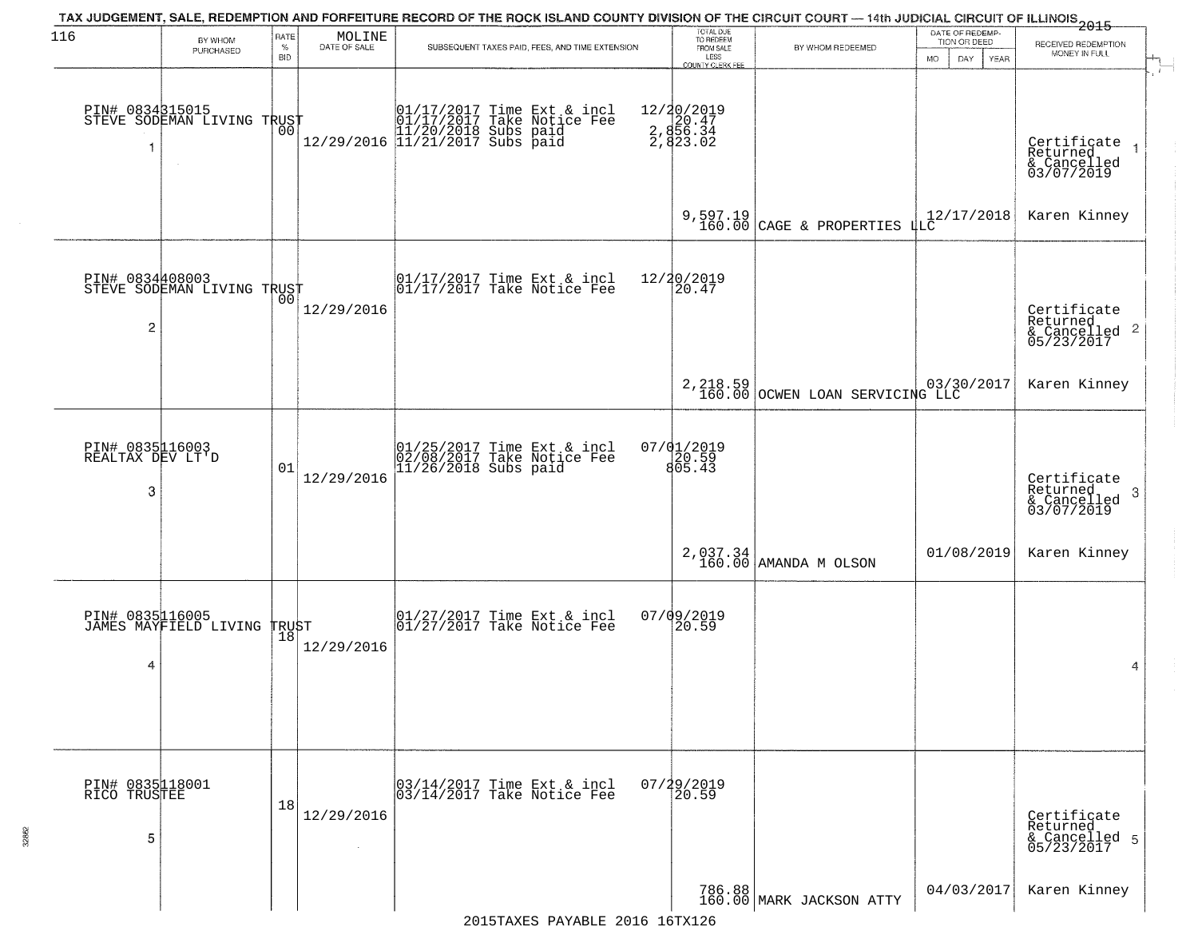TAX JUDGEMENT, SALE, REDEMPTION AND FORFEITURE RECORD OF THE ROCK ISLAND COUNTY DIVISION OF THE CIRCUIT COURT — 14th JUDICIAL CIRCUIT OF ILLINOIS 2015

| 116 BY WHOM PURCHASED | RATE % BID | MOLINE DATE OF SALE | SUBSEQUENT TAXES PAID, FEES, AND TIME EXTENSION | TOTAL DUE TO REDEEM FROM SALE LESS COUNTY CLERK FEE | BY WHOM REDEEMED | DATE OF REDEMPTION OR DEED MO DAY YEAR | RECEIVED REDEMPTION MONEY IN FULL |
|---|---|---|---|---|---|---|---|
| 1 PIN# 0834315015 STEVE SODEMAN LIVING TRUST | 00 | 12/29/2016 | 01/17/2017 Time Ext & incl 01/17/2017 Take Notice Fee 11/20/2018 Subs paid 11/21/2017 Subs paid | 12/20/2019 20.47 2,856.34 2,823.02 9,597.19 160.00 | CAGE & PROPERTIES LLC | 12/17/2018 | Certificate Returned & Cancelled 03/07/2019 Karen Kinney |
| 2 PIN# 0834408003 STEVE SODEMAN LIVING TRUST | 00 | 12/29/2016 | 01/17/2017 Time Ext & incl 01/17/2017 Take Notice Fee | 12/20/2019 20.47 2,218.59 160.00 | OCWEN LOAN SERVICING LLC | 03/30/2017 | Certificate Returned & Cancelled 05/23/2017 Karen Kinney |
| 3 PIN# 0835116003 REALTAX DEV LT'D | 01 | 12/29/2016 | 01/25/2017 Time Ext & incl 02/08/2017 Take Notice Fee 11/26/2018 Subs paid | 07/01/2019 20.59 805.43 2,037.34 160.00 | AMANDA M OLSON | 01/08/2019 | Certificate Returned & Cancelled 03/07/2019 Karen Kinney |
| 4 PIN# 0835116005 JAMES MAYFIELD LIVING TRUST | 18 | 12/29/2016 | 01/27/2017 Time Ext & incl 01/27/2017 Take Notice Fee | 07/09/2019 20.59 | | | |
| 5 PIN# 0835118001 RICO TRUSTEE | 18 | 12/29/2016 | 03/14/2017 Time Ext & incl 03/14/2017 Take Notice Fee | 07/29/2019 20.59 786.88 160.00 | MARK JACKSON ATTY | 04/03/2017 | Certificate Returned & Cancelled 05/23/2017 Karen Kinney |

2015TAXES PAYABLE 2016 16TX126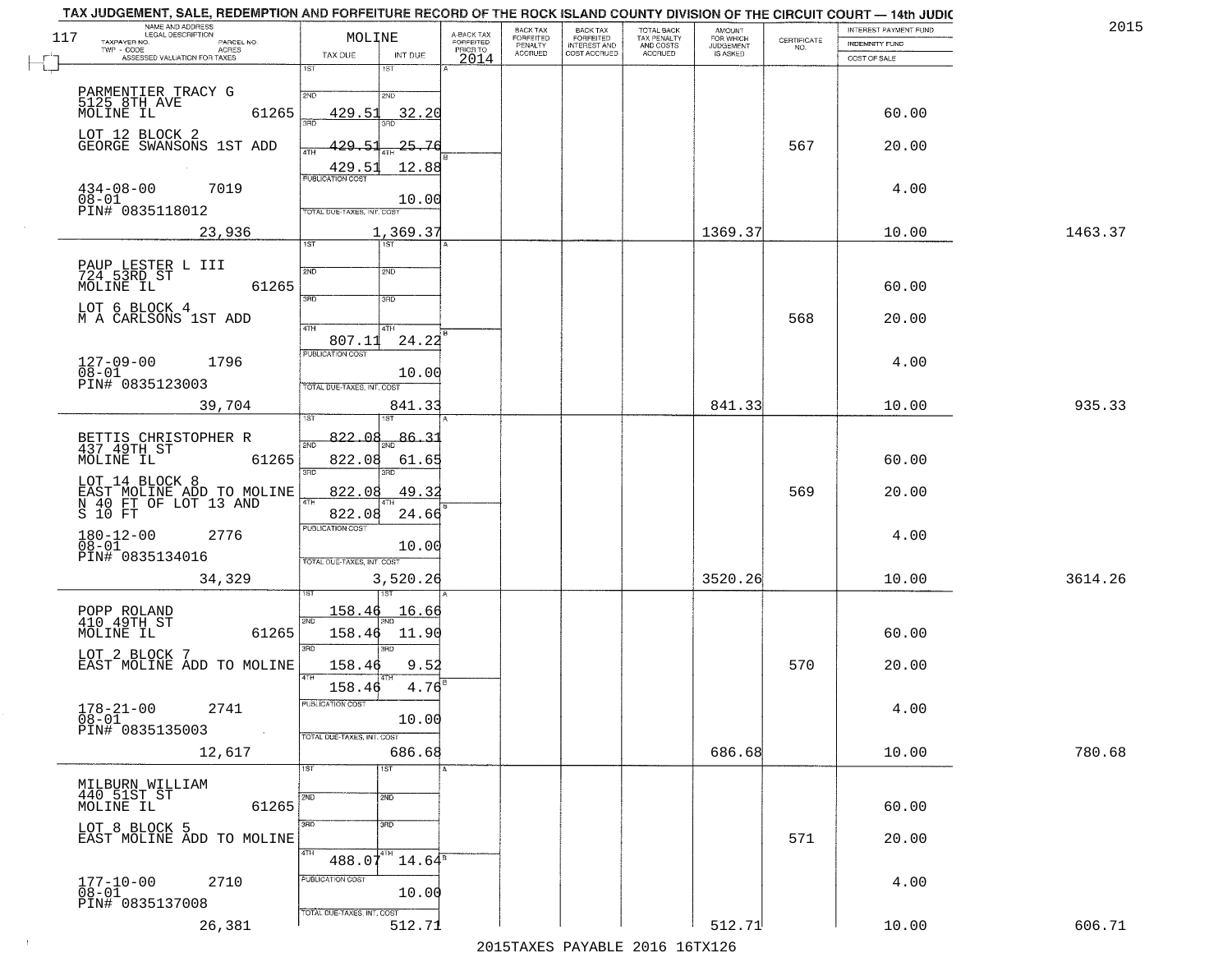# TAX JUDGEMENT, SALE, REDEMPTION AND FORFEITURE RECORD OF THE ROCK ISLAND COUNTY DIVISION OF THE CIRCUIT COURT — 14th JUDIC

2015

| NAME AND ADDRESS / LEGAL DESCRIPTION / TAXPAYER NO. / PARCEL NO. / TWP - CODE / ACRES / ASSESSED VALUATION FOR TAXES | MOLINE TAX DUE | INT DUE | A-BACK TAX FORFEITED PRIOR TO 2014 | BACK TAX FORFEITED PENALTY ACCRUED | BACK TAX FORFEITED INTEREST AND COST ACCRUED | TOTAL BACK TAX PENALTY AND COSTS ACCRUED | AMOUNT FOR WHICH JUDGEMENT IS ASKED | CERTIFICATE NO. | INTEREST PAYMENT FUND / INDEMNITY FUND / COST OF SALE | |
|---|---|---|---|---|---|---|---|---|---|---|
| PARMENTIER TRACY G<br>5125 8TH AVE<br>MOLINE IL 61265<br>LOT 12 BLOCK 2<br>GEORGE SWANSONS 1ST ADD<br>434-08-00 7019<br>08-01<br>PIN# 0835118012<br>23,936 | 1ST<br>2ND 429.51<br>3RD 429.51<br>4TH 429.51<br>PUBLICATION COST<br>TOTAL DUE-TAXES, INT. COST | 32.20<br>25.76<br>12.88<br>10.00<br>1,369.37 | | | | | 1369.37 | 567 | 60.00<br>20.00<br>4.00<br>10.00 | 1463.37 |
| PAUP LESTER L III<br>724 53RD ST<br>MOLINE IL 61265<br>LOT 6 BLOCK 4<br>M A CARLSONS 1ST ADD<br>127-09-00 1796<br>08-01<br>PIN# 0835123003<br>39,704 | 1ST<br>2ND<br>3RD<br>4TH 807.11<br>PUBLICATION COST<br>TOTAL DUE-TAXES, INT. COST | 24.22<br>10.00<br>841.33 | | | | | 841.33 | 568 | 60.00<br>20.00<br>4.00<br>10.00 | 935.33 |
| BETTIS CHRISTOPHER R<br>437 49TH ST<br>MOLINE IL 61265<br>LOT 14 BLOCK 8<br>EAST MOLINE ADD TO MOLINE<br>N 40 FT OF LOT 13 AND<br>S 10 FT<br>180-12-00 2776<br>08-01<br>PIN# 0835134016<br>34,329 | 1ST 822.08<br>2ND 822.08<br>3RD 822.08<br>4TH 822.08<br>PUBLICATION COST<br>TOTAL DUE-TAXES, INT. COST | 86.31<br>61.65<br>49.32<br>24.66<br>10.00<br>3,520.26 | | | | | 3520.26 | 569 | 60.00<br>20.00<br>4.00<br>10.00 | 3614.26 |
| POPP ROLAND<br>410 49TH ST<br>MOLINE IL 61265<br>LOT 2 BLOCK 7<br>EAST MOLINE ADD TO MOLINE<br>178-21-00 2741<br>08-01<br>PIN# 0835135003<br>12,617 | 1ST 158.46<br>2ND 158.46<br>3RD 158.46<br>4TH 158.46<br>PUBLICATION COST<br>TOTAL DUE-TAXES, INT. COST | 16.66<br>11.90<br>9.52<br>4.76<br>10.00<br>686.68 | | | | | 686.68 | 570 | 60.00<br>20.00<br>4.00<br>10.00 | 780.68 |
| MILBURN WILLIAM<br>440 51ST ST<br>MOLINE IL 61265<br>LOT 8 BLOCK 5<br>EAST MOLINE ADD TO MOLINE<br>177-10-00 2710<br>08-01<br>PIN# 0835137008<br>26,381 | 1ST<br>2ND<br>3RD<br>4TH 488.07<br>PUBLICATION COST<br>TOTAL DUE-TAXES, INT. COST | 14.64<br>10.00<br>512.71 | | | | | 512.71 | 571 | 60.00<br>20.00<br>4.00<br>10.00 | 606.71 |

2015TAXES PAYABLE 2016 16TX126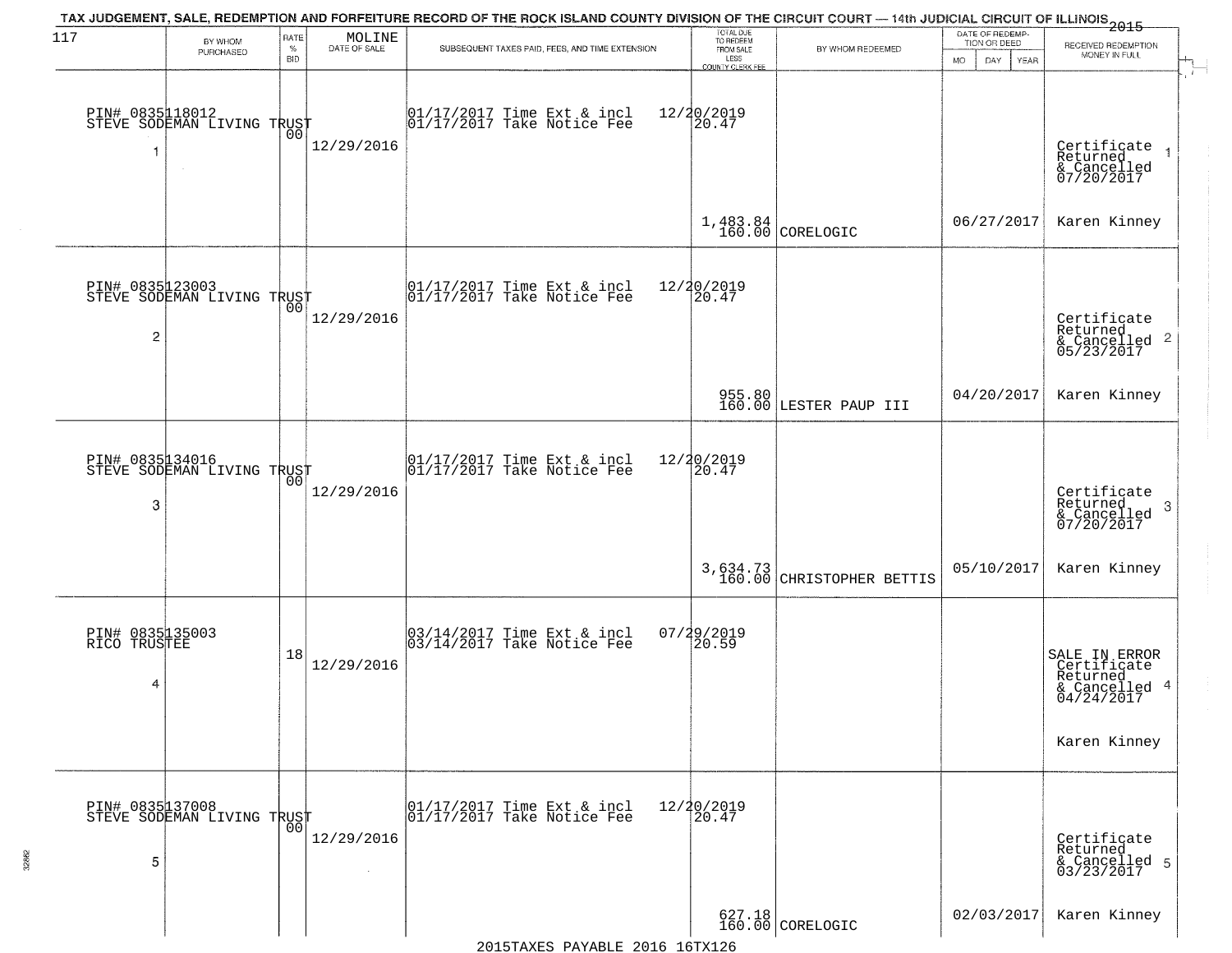TAX JUDGEMENT, SALE, REDEMPTION AND FORFEITURE RECORD OF THE ROCK ISLAND COUNTY DIVISION OF THE CIRCUIT COURT — 14th JUDICIAL CIRCUIT OF ILLINOIS 2015

117 MOLINE

| | BY WHOM PURCHASED | RATE % BID | DATE OF SALE | SUBSEQUENT TAXES PAID, FEES, AND TIME EXTENSION | TOTAL DUE TO REDEEM FROM SALE LESS COUNTY CLERK FEE | BY WHOM REDEEMED | DATE OF REDEMPTION OR DEED | RECEIVED REDEMPTION MONEY IN FULL |
|---|---|---|---|---|---|---|---|---|
| 1 | PIN# 0835118012 STEVE SODEMAN LIVING TRUST | 00 | 12/29/2016 | 01/17/2017 Time Ext & incl 01/17/2017 Take Notice Fee | 12/20/2019 20.47 1,483.84 160.00 | CORELOGIC | 06/27/2017 | Certificate Returned & Cancelled 07/20/2017 Karen Kinney |
| 2 | PIN# 0835123003 STEVE SODEMAN LIVING TRUST | 00 | 12/29/2016 | 01/17/2017 Time Ext & incl 01/17/2017 Take Notice Fee | 12/20/2019 20.47 955.80 160.00 | LESTER PAUP III | 04/20/2017 | Certificate Returned & Cancelled 05/23/2017 Karen Kinney |
| 3 | PIN# 0835134016 STEVE SODEMAN LIVING TRUST | 00 | 12/29/2016 | 01/17/2017 Time Ext & incl 01/17/2017 Take Notice Fee | 12/20/2019 20.47 3,634.73 160.00 | CHRISTOPHER BETTIS | 05/10/2017 | Certificate Returned & Cancelled 07/20/2017 Karen Kinney |
| 4 | PIN# 0835135003 RICO TRUSTEE | 18 | 12/29/2016 | 03/14/2017 Time Ext & incl 03/14/2017 Take Notice Fee | 07/29/2019 20.59 | | | SALE IN ERROR Certificate Returned & Cancelled 04/24/2017 Karen Kinney |
| 5 | PIN# 0835137008 STEVE SODEMAN LIVING TRUST | 00 | 12/29/2016 | 01/17/2017 Time Ext & incl 01/17/2017 Take Notice Fee | 12/20/2019 20.47 627.18 160.00 | CORELOGIC | 02/03/2017 | Certificate Returned & Cancelled 03/23/2017 Karen Kinney |

2015TAXES PAYABLE 2016 16TX126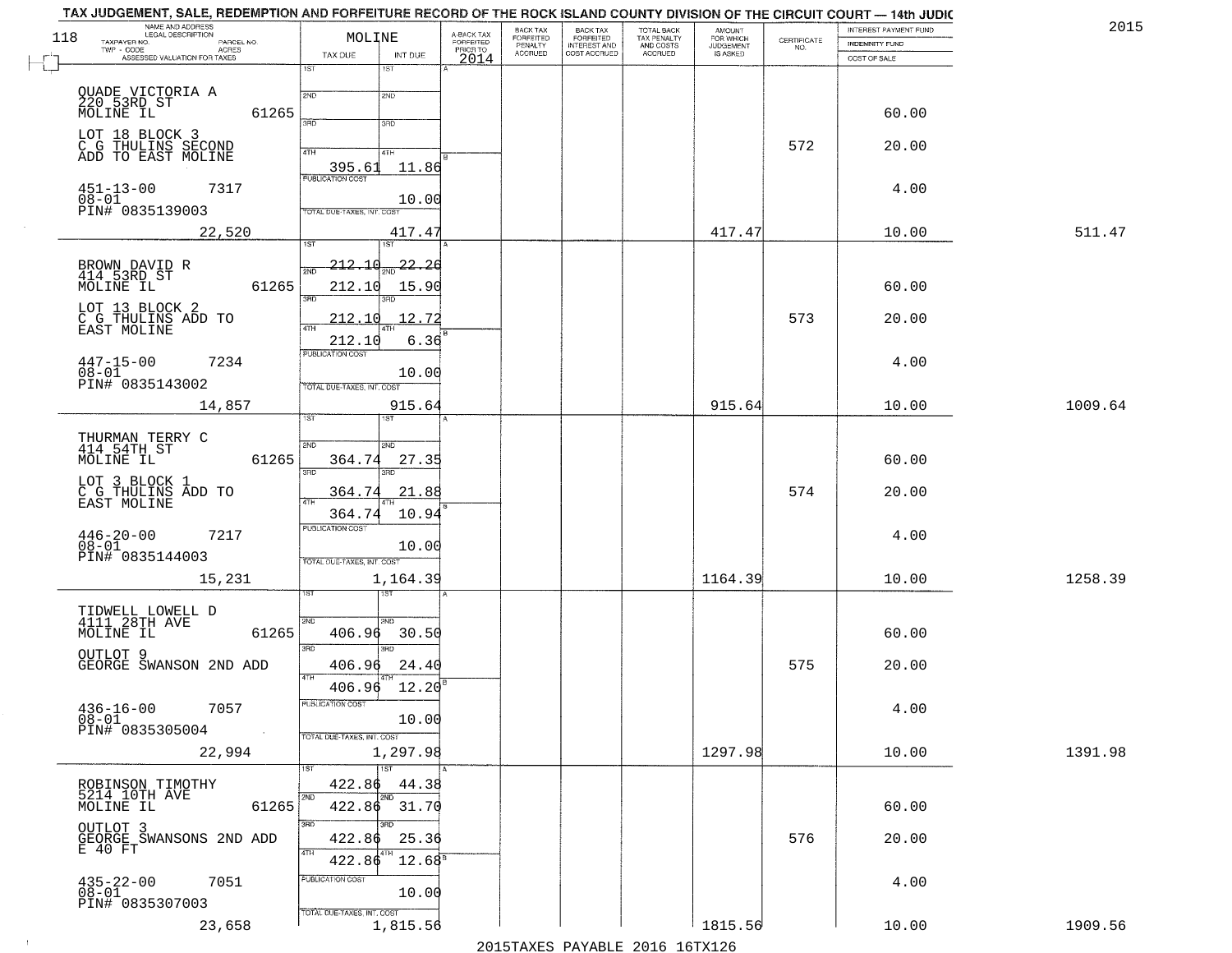# TAX JUDGEMENT, SALE, REDEMPTION AND FORFEITURE RECORD OF THE ROCK ISLAND COUNTY DIVISION OF THE CIRCUIT COURT — 14th JUDIC

2015

118 MOLINE

| NAME AND ADDRESS / LEGAL DESCRIPTION / TAXPAYER NO. / PARCEL NO. / TWP - CODE / ACRES / ASSESSED VALUATION FOR TAXES | TAX DUE | INT DUE | A-BACK TAX FORFEITED PRIOR TO 2014 | BACK TAX FORFEITED PENALTY ACCRUED | BACK TAX FORFEITED INTEREST AND COST ACCRUED | TOTAL BACK TAX PENALTY AND COSTS ACCRUED | AMOUNT FOR WHICH JUDGEMENT IS ASKED | CERTIFICATE NO. | INTEREST PAYMENT FUND / INDEMNITY FUND / COST OF SALE | |
|---|---|---|---|---|---|---|---|---|---|---|
| QUADE VICTORIA A<br>220 53RD ST<br>MOLINE IL 61265<br>LOT 18 BLOCK 3<br>C G THULINS SECOND ADD TO EAST MOLINE<br>451-13-00 7317<br>08-01<br>PIN# 0835139003 | 1ST<br>2ND<br>3RD<br>4TH 395.61 | 1ST<br>2ND<br>3RD<br>4TH 11.86 | | | | | | 572 | 60.00<br>20.00<br>4.00 | |
| | PUBLICATION COST | 10.00 | | | | | | | | |
| 22,520 | TOTAL DUE-TAXES, INT. COST | 417.47 | | | | | 417.47 | | 10.00 | 511.47 |
| BROWN DAVID R<br>414 53RD ST<br>MOLINE IL 61265<br>LOT 13 BLOCK 2<br>C G THULINS ADD TO EAST MOLINE<br>447-15-00 7234<br>08-01<br>PIN# 0835143002 | 1ST 212.10<br>2ND 212.10<br>3RD 212.10<br>4TH 212.10 | 1ST 22.26<br>2ND 15.90<br>3RD 12.72<br>4TH 6.36 | | | | | | 573 | 60.00<br>20.00<br>4.00 | |
| | PUBLICATION COST | 10.00 | | | | | | | | |
| 14,857 | TOTAL DUE-TAXES, INT. COST | 915.64 | | | | | 915.64 | | 10.00 | 1009.64 |
| THURMAN TERRY C<br>414 54TH ST<br>MOLINE IL 61265<br>LOT 3 BLOCK 1<br>C G THULINS ADD TO EAST MOLINE<br>446-20-00 7217<br>08-01<br>PIN# 0835144003 | 1ST<br>2ND 364.74<br>3RD 364.74<br>4TH 364.74 | 1ST<br>2ND 27.35<br>3RD 21.88<br>4TH 10.94 | | | | | | 574 | 60.00<br>20.00<br>4.00 | |
| | PUBLICATION COST | 10.00 | | | | | | | | |
| 15,231 | TOTAL DUE-TAXES, INT. COST | 1,164.39 | | | | | 1164.39 | | 10.00 | 1258.39 |
| TIDWELL LOWELL D<br>4111 28TH AVE<br>MOLINE IL 61265<br>OUTLOT 9<br>GEORGE SWANSON 2ND ADD<br>436-16-00 7057<br>08-01<br>PIN# 0835305004 | 1ST<br>2ND 406.96<br>3RD 406.96<br>4TH 406.96 | 1ST<br>2ND 30.50<br>3RD 24.40<br>4TH 12.20 | | | | | | 575 | 60.00<br>20.00<br>4.00 | |
| | PUBLICATION COST | 10.00 | | | | | | | | |
| 22,994 | TOTAL DUE-TAXES, INT. COST | 1,297.98 | | | | | 1297.98 | | 10.00 | 1391.98 |
| ROBINSON TIMOTHY<br>5214 10TH AVE<br>MOLINE IL 61265<br>OUTLOT 3<br>GEORGE SWANSONS 2ND ADD E 40 FT<br>435-22-00 7051<br>08-01<br>PIN# 0835307003 | 1ST 422.86<br>2ND 422.86<br>3RD 422.86<br>4TH 422.86 | 1ST 44.38<br>2ND 31.70<br>3RD 25.36<br>4TH 12.68 | | | | | | 576 | 60.00<br>20.00<br>4.00 | |
| | PUBLICATION COST | 10.00 | | | | | | | | |
| 23,658 | TOTAL DUE-TAXES, INT. COST | 1,815.56 | | | | | 1815.56 | | 10.00 | 1909.56 |

2015TAXES PAYABLE 2016 16TX126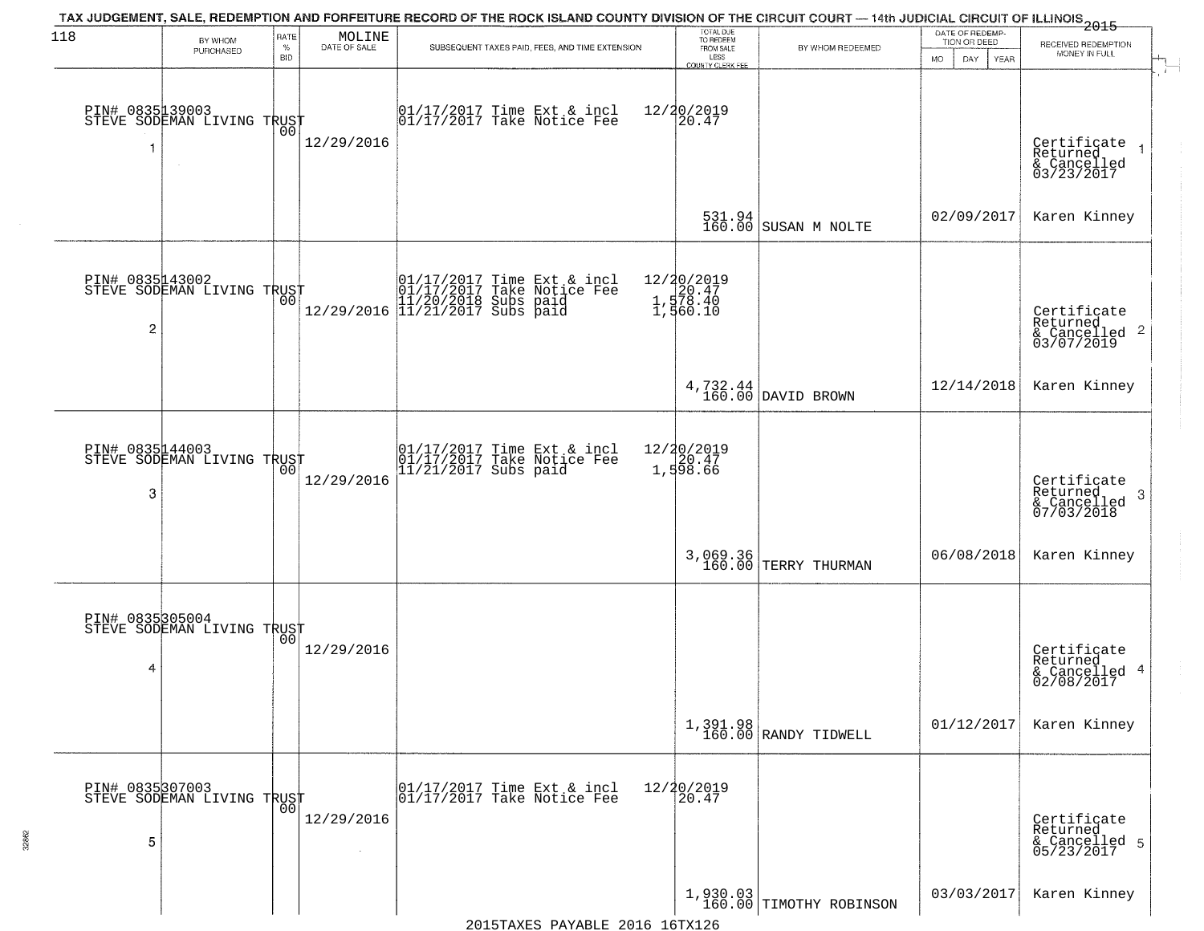# TAX JUDGEMENT, SALE, REDEMPTION AND FORFEITURE RECORD OF THE ROCK ISLAND COUNTY DIVISION OF THE CIRCUIT COURT — 14th JUDICIAL CIRCUIT OF ILLINOIS 2015

118 MOLINE

| | BY WHOM PURCHASED | RATE % BID | DATE OF SALE | SUBSEQUENT TAXES PAID, FEES, AND TIME EXTENSION | TOTAL DUE TO REDEEM FROM SALE LESS COUNTY CLERK FEE | BY WHOM REDEEMED | DATE OF REDEMPTION OR DEED | RECEIVED REDEMPTION MONEY IN FULL |
|---|---|---|---|---|---|---|---|---|
| 1 | PIN# 0835139003 STEVE SODEMAN LIVING TRUST | 00 | 12/29/2016 | 01/17/2017 Time Ext & incl 01/17/2017 Take Notice Fee | 12/20/2019 20.47 531.94 160.00 | SUSAN M NOLTE | 02/09/2017 | Certificate Returned & Cancelled 03/23/2017 Karen Kinney |
| 2 | PIN# 0835143002 STEVE SODEMAN LIVING TRUST | 00 | 12/29/2016 | 01/17/2017 Time Ext & incl 01/17/2017 Take Notice Fee 11/20/2018 Subs paid 11/21/2017 Subs paid | 12/20/2019 20.47 1,578.40 1,560.10 4,732.44 160.00 | DAVID BROWN | 12/14/2018 | Certificate Returned & Cancelled 03/07/2019 Karen Kinney |
| 3 | PIN# 0835144003 STEVE SODEMAN LIVING TRUST | 00 | 12/29/2016 | 01/17/2017 Time Ext & incl 01/17/2017 Take Notice Fee 11/21/2017 Subs paid | 12/20/2019 20.47 1,598.66 3,069.36 160.00 | TERRY THURMAN | 06/08/2018 | Certificate Returned & Cancelled 07/03/2018 Karen Kinney |
| 4 | PIN# 0835305004 STEVE SODEMAN LIVING TRUST | 00 | 12/29/2016 | | 1,391.98 160.00 | RANDY TIDWELL | 01/12/2017 | Certificate Returned & Cancelled 02/08/2017 Karen Kinney |
| 5 | PIN# 0835307003 STEVE SODEMAN LIVING TRUST | 00 | 12/29/2016 | 01/17/2017 Time Ext & incl 01/17/2017 Take Notice Fee | 12/20/2019 20.47 1,930.03 160.00 | TIMOTHY ROBINSON | 03/03/2017 | Certificate Returned & Cancelled 05/23/2017 Karen Kinney |

2015TAXES PAYABLE 2016 16TX126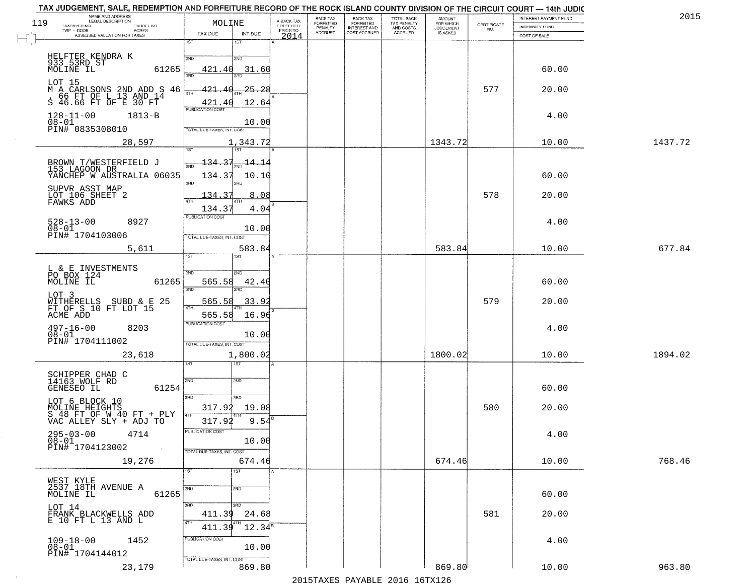# TAX JUDGEMENT, SALE, REDEMPTION AND FORFEITURE RECORD OF THE ROCK ISLAND COUNTY DIVISION OF THE CIRCUIT COURT — 14th JUDIC

2015

| NAME AND ADDRESS / LEGAL DESCRIPTION / TAXPAYER NO. / PARCEL NO. / TWP - CODE / ACRES / ASSESSED VALUATION FOR TAXES | MOLINE TAX DUE | INT DUE | A-BACK TAX FORFEITED PRIOR TO 2014 | BACK TAX FORFEITED PENALTY ACCRUED | BACK TAX FORFEITED INTEREST AND COST ACCRUED | TOTAL BACK TAX PENALTY AND COSTS ACCRUED | AMOUNT FOR WHICH JUDGEMENT IS ASKED | CERTIFICATE NO. | INTEREST PAYMENT FUND / INDEMNITY FUND / COST OF SALE | |
|---|---|---|---|---|---|---|---|---|---|---|
| HELFTER KENDRA K<br>933 53RD ST<br>MOLINE IL 61265<br>LOT 15<br>M A CARLSONS 2ND ADD S 46 . 66 FT OF L 13 AND 14 S 46.66 FT OF E 30 FT<br>128-11-00 1813-B<br>08-01<br>PIN# 0835308010<br>28,597 | 1ST<br>2ND 421.40<br>3RD 421.40<br>4TH 421.40<br>PUBLICATION COST<br>TOTAL DUE-TAXES, INT. COST 1,343.72 | 1ST<br>2ND 31.60<br>3RD 25.28<br>4TH 12.64<br>10.00 | | | | | 1343.72 | 577 | 60.00<br>20.00<br>4.00<br>10.00 | 1437.72 |
| BROWN T/WESTERFIELD J<br>153 LAGOON DR<br>YANCHEP W AUSTRALIA 06035<br>SUPVR ASST MAP<br>LOT 106 SHEET 2<br>FAWKS ADD<br>528-13-00 8927<br>08-01<br>PIN# 1704103006<br>5,611 | 1ST 134.37<br>2ND 134.37<br>3RD 134.37<br>4TH 134.37<br>PUBLICATION COST<br>TOTAL DUE-TAXES, INT. COST 583.84 | 1ST 14.14<br>2ND 10.10<br>3RD 8.08<br>4TH 4.04<br>10.00 | | | | | 583.84 | 578 | 60.00<br>20.00<br>4.00<br>10.00 | 677.84 |
| L & E INVESTMENTS<br>PO BOX 124<br>MOLINE IL 61265<br>LOT 3<br>WITHERELLS SUBD & E 25 FT OF S 10 FT LOT 15<br>ACME ADD<br>497-16-00 8203<br>08-01<br>PIN# 1704111002<br>23,618 | 1ST<br>2ND 565.58<br>3RD 565.58<br>4TH 565.58<br>PUBLICATION COST<br>TOTAL DUE-TAXES, INT. COST 1,800.02 | 1ST<br>2ND 42.40<br>3RD 33.92<br>4TH 16.96<br>10.00 | | | | | 1800.02 | 579 | 60.00<br>20.00<br>4.00<br>10.00 | 1894.02 |
| SCHIPPER CHAD C<br>14163 WOLF RD<br>GENESEO IL 61254<br>LOT 6 BLOCK 10<br>MOLINE HEIGHTS<br>S 48 FT OF W 40 FT + PLY VAC ALLEY SLY + ADJ TO<br>295-03-00 4714<br>08-01<br>PIN# 1704123002<br>19,276 | 1ST<br>2ND<br>3RD 317.92<br>4TH 317.92<br>PUBLICATION COST<br>TOTAL DUE-TAXES, INT. COST 674.46 | 1ST<br>2ND<br>3RD 19.08<br>4TH 9.54<br>10.00 | | | | | 674.46 | 580 | 60.00<br>20.00<br>4.00<br>10.00 | 768.46 |
| WEST KYLE<br>2537 18TH AVENUE A<br>MOLINE IL 61265<br>LOT 14<br>FRANK BLACKWELLS ADD<br>E 10 FT L 13 AND L<br>109-18-00 1452<br>08-01<br>PIN# 1704144012<br>23,179 | 1ST<br>2ND<br>3RD 411.39<br>4TH 411.39<br>PUBLICATION COST<br>TOTAL DUE-TAXES, INT. COST 869.80 | 1ST<br>2ND<br>3RD 24.68<br>4TH 12.34<br>10.00 | | | | | 869.80 | 581 | 60.00<br>20.00<br>4.00<br>10.00 | 963.80 |

2015TAXES PAYABLE 2016 16TX126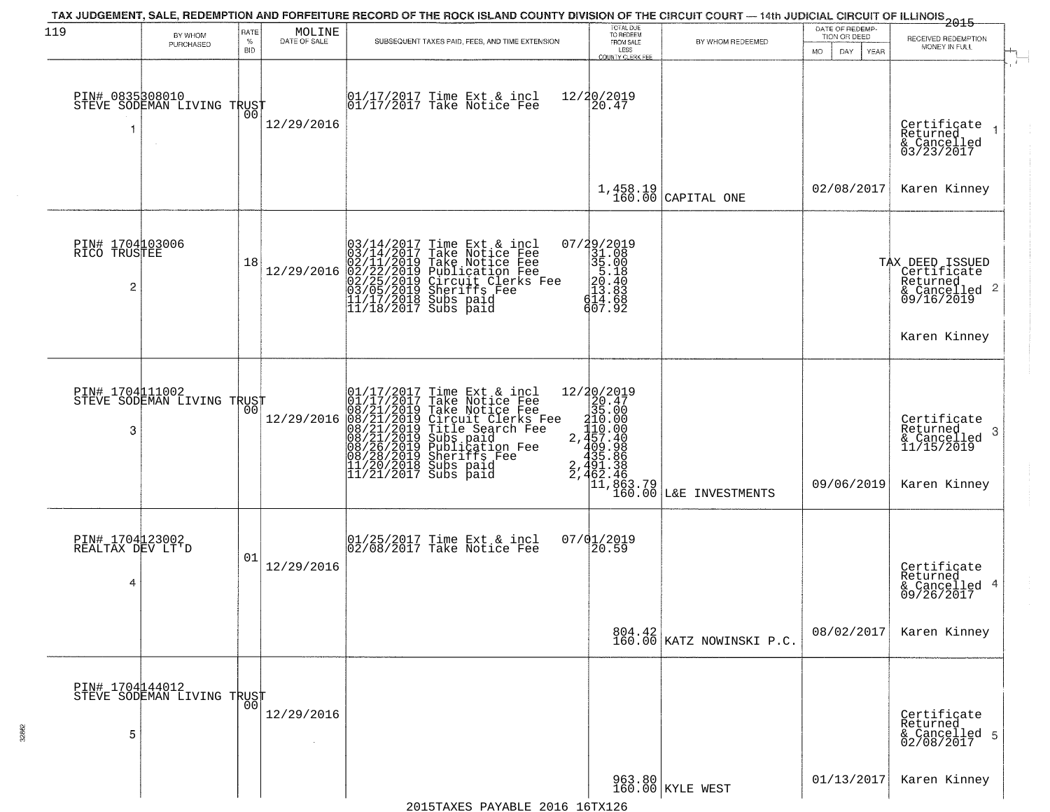TAX JUDGEMENT, SALE, REDEMPTION AND FORFEITURE RECORD OF THE ROCK ISLAND COUNTY DIVISION OF THE CIRCUIT COURT — 14th JUDICIAL CIRCUIT OF ILLINOIS 2015

| 119 | BY WHOM PURCHASED | RATE % BID | MOLINE DATE OF SALE | SUBSEQUENT TAXES PAID, FEES, AND TIME EXTENSION | TOTAL DUE TO REDEEM FROM SALE LESS COUNTY CLERK FEE | BY WHOM REDEEMED | DATE OF REDEMPTION OR DEED MO DAY YEAR | RECEIVED REDEMPTION MONEY IN FULL |
|---|---|---|---|---|---|---|---|---|
| 1 | PIN# 0835308010 STEVE SODEMAN LIVING TRUST | 00 | 12/29/2016 | 01/17/2017 Time Ext & incl<br>01/17/2017 Take Notice Fee | 12/20/2019<br>20.47<br>1,458.19<br>160.00 | CAPITAL ONE | 02/08/2017 | Certificate Returned & Cancelled 03/23/2017<br>Karen Kinney |
| 2 | PIN# 1704103006 RICO TRUSTEE | 18 | 12/29/2016 | 03/14/2017 Time Ext & incl<br>03/14/2017 Take Notice Fee<br>02/11/2019 Take Notice Fee<br>02/22/2019 Publication Fee<br>02/25/2019 Circuit Clerks Fee<br>03/05/2019 Sheriffs Fee<br>11/17/2018 Subs paid<br>11/18/2017 Subs paid | 07/29/2019<br>31.08<br>35.00<br>5.18<br>20.40<br>13.83<br>614.68<br>607.92 | | | TAX DEED ISSUED Certificate Returned & Cancelled 09/16/2019<br>Karen Kinney |
| 3 | PIN# 1704111002 STEVE SODEMAN LIVING TRUST | 00 | 12/29/2016 | 01/17/2017 Time Ext & incl<br>01/17/2017 Take Notice Fee<br>08/21/2019 Take Notice Fee<br>08/21/2019 Circuit Clerks Fee<br>08/21/2019 Title Search Fee<br>08/21/2019 Subs paid<br>08/26/2019 Publication Fee<br>08/28/2019 Sheriffs Fee<br>11/20/2018 Subs paid<br>11/21/2017 Subs paid | 12/20/2019<br>20.47<br>35.00<br>210.00<br>110.00<br>2,457.40<br>409.98<br>435.86<br>2,491.38<br>2,462.46<br>11,863.79<br>160.00 | L&E INVESTMENTS | 09/06/2019 | Certificate Returned & Cancelled 11/15/2019<br>Karen Kinney |
| 4 | PIN# 1704123002 REALTAX DEV LT'D | 01 | 12/29/2016 | 01/25/2017 Time Ext & incl<br>02/08/2017 Take Notice Fee | 07/01/2019<br>20.59<br>804.42<br>160.00 | KATZ NOWINSKI P.C. | 08/02/2017 | Certificate Returned & Cancelled 09/26/2017<br>Karen Kinney |
| 5 | PIN# 1704144012 STEVE SODEMAN LIVING TRUST | 00 | 12/29/2016 | | 963.80<br>160.00 | KYLE WEST | 01/13/2017 | Certificate Returned & Cancelled 02/08/2017<br>Karen Kinney |

2015TAXES PAYABLE 2016 16TX126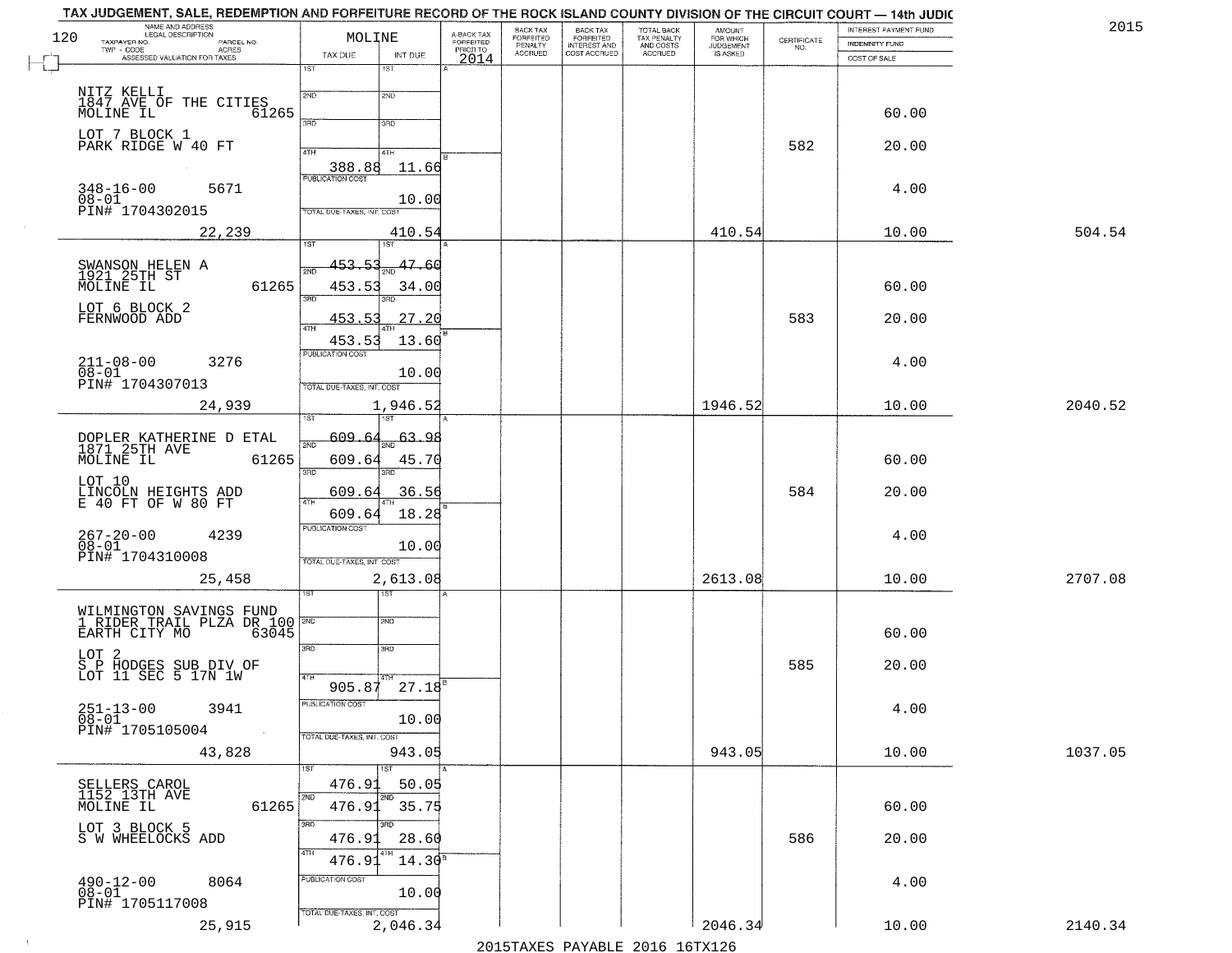TAX JUDGEMENT, SALE, REDEMPTION AND FORFEITURE RECORD OF THE ROCK ISLAND COUNTY DIVISION OF THE CIRCUIT COURT — 14th JUDIC

2015

| NAME AND ADDRESS / LEGAL DESCRIPTION / TAXPAYER NO. / PARCEL NO. / TWP - CODE / ACRES / ASSESSED VALUATION FOR TAXES | MOLINE TAX DUE | INT DUE | A-BACK TAX FORFEITED PRIOR TO 2014 | BACK TAX FORFEITED PENALTY ACCRUED | BACK TAX FORFEITED INTEREST AND COST ACCRUED | TOTAL BACK TAX PENALTY AND COSTS ACCRUED | AMOUNT FOR WHICH JUDGEMENT IS ASKED | CERTIFICATE NO. | INTEREST PAYMENT FUND / INDEMNITY FUND / COST OF SALE | |
|---|---|---|---|---|---|---|---|---|---|---|
| NITZ KELLI<br>1847 AVE OF THE CITIES<br>MOLINE IL 61265<br>LOT 7 BLOCK 1<br>PARK RIDGE W 40 FT<br>348-16-00 5671<br>08-01<br>PIN# 1704302015<br>22,239 | 1ST<br>2ND<br>3RD<br>4TH 388.88<br>PUBLICATION COST<br>TOTAL DUE-TAXES, INT. COST | 11.66<br>10.00<br>410.54 | | | | | 410.54 | 582 | 60.00<br>20.00<br>4.00<br>10.00 | 504.54 |
| SWANSON HELEN A<br>1921 25TH ST<br>MOLINE IL 61265<br>LOT 6 BLOCK 2<br>FERNWOOD ADD<br>211-08-00 3276<br>08-01<br>PIN# 1704307013<br>24,939 | 1ST 453.53<br>2ND 453.53<br>3RD 453.53<br>4TH 453.53<br>PUBLICATION COST<br>TOTAL DUE-TAXES, INT. COST | 47.60<br>34.00<br>27.20<br>13.60<br>10.00<br>1,946.52 | | | | | 1946.52 | 583 | 60.00<br>20.00<br>4.00<br>10.00 | 2040.52 |
| DOPLER KATHERINE D ETAL<br>1871 25TH AVE<br>MOLINE IL 61265<br>LOT 10<br>LINCOLN HEIGHTS ADD<br>E 40 FT OF W 80 FT<br>267-20-00 4239<br>08-01<br>PIN# 1704310008<br>25,458 | 1ST 609.64<br>2ND 609.64<br>3RD 609.64<br>4TH 609.64<br>PUBLICATION COST<br>TOTAL DUE-TAXES, INT. COST | 63.98<br>45.70<br>36.56<br>18.28<br>10.00<br>2,613.08 | | | | | 2613.08 | 584 | 60.00<br>20.00<br>4.00<br>10.00 | 2707.08 |
| WILMINGTON SAVINGS FUND<br>1 RIDER TRAIL PLZA DR 100<br>EARTH CITY MO 63045<br>LOT 2<br>S P HODGES SUB DIV OF<br>LOT 11 SEC 5 17N 1W<br>251-13-00 3941<br>08-01<br>PIN# 1705105004<br>43,828 | 1ST<br>2ND<br>3RD<br>4TH 905.87<br>PUBLICATION COST<br>TOTAL DUE-TAXES, INT. COST | 27.18<br>10.00<br>943.05 | | | | | 943.05 | 585 | 60.00<br>20.00<br>4.00<br>10.00 | 1037.05 |
| SELLERS CAROL<br>1152 13TH AVE<br>MOLINE IL 61265<br>LOT 3 BLOCK 5<br>S W WHEELOCKS ADD<br>490-12-00 8064<br>08-01<br>PIN# 1705117008<br>25,915 | 1ST 476.91<br>2ND 476.91<br>3RD 476.91<br>4TH 476.91<br>PUBLICATION COST<br>TOTAL DUE-TAXES, INT. COST | 50.05<br>35.75<br>28.60<br>14.30<br>10.00<br>2,046.34 | | | | | 2046.34 | 586 | 60.00<br>20.00<br>4.00<br>10.00 | 2140.34 |

2015TAXES PAYABLE 2016 16TX126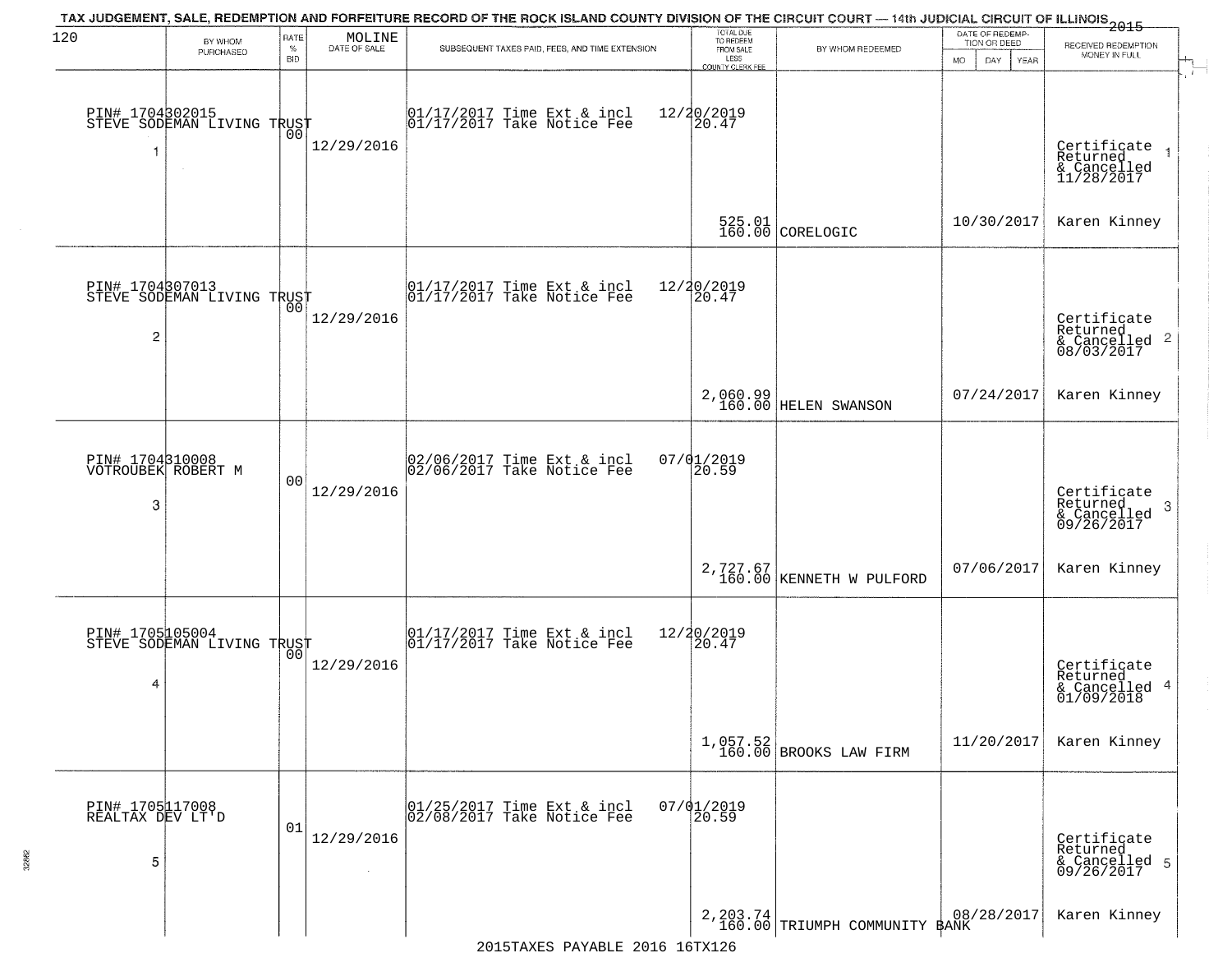TAX JUDGEMENT, SALE, REDEMPTION AND FORFEITURE RECORD OF THE ROCK ISLAND COUNTY DIVISION OF THE CIRCUIT COURT — 14th JUDICIAL CIRCUIT OF ILLINOIS 2015

MOLINE

| # | BY WHOM PURCHASED | RATE % BID | DATE OF SALE | SUBSEQUENT TAXES PAID, FEES, AND TIME EXTENSION | TOTAL DUE TO REDEEM FROM SALE LESS COUNTY CLERK FEE | BY WHOM REDEEMED | DATE OF REDEMPTION OR DEED | RECEIVED REDEMPTION MONEY IN FULL |
|---|---|---|---|---|---|---|---|---|
| 1 | PIN# 1704302015 STEVE SODEMAN LIVING TRUST | 00 | 12/29/2016 | 01/17/2017 Time Ext & incl 12/20/2019; 01/17/2017 Take Notice Fee 20.47 | 525.01 160.00 | CORELOGIC | 10/30/2017 | Certificate Returned & Cancelled 11/28/2017 Karen Kinney |
| 2 | PIN# 1704307013 STEVE SODEMAN LIVING TRUST | 00 | 12/29/2016 | 01/17/2017 Time Ext & incl 12/20/2019; 01/17/2017 Take Notice Fee 20.47 | 2,060.99 160.00 | HELEN SWANSON | 07/24/2017 | Certificate Returned & Cancelled 08/03/2017 Karen Kinney |
| 3 | PIN# 1704310008 VOTROUBEK ROBERT M | 00 | 12/29/2016 | 02/06/2017 Time Ext & incl 07/01/2019; 02/06/2017 Take Notice Fee 20.59 | 2,727.67 160.00 | KENNETH W PULFORD | 07/06/2017 | Certificate Returned & Cancelled 09/26/2017 Karen Kinney |
| 4 | PIN# 1705105004 STEVE SODEMAN LIVING TRUST | 00 | 12/29/2016 | 01/17/2017 Time Ext & incl 12/20/2019; 01/17/2017 Take Notice Fee 20.47 | 1,057.52 160.00 | BROOKS LAW FIRM | 11/20/2017 | Certificate Returned & Cancelled 01/09/2018 Karen Kinney |
| 5 | PIN# 1705117008 REALTAX DEV LT'D | 01 | 12/29/2016 | 01/25/2017 Time Ext & incl 07/01/2019; 02/08/2017 Take Notice Fee 20.59 | 2,203.74 160.00 | TRIUMPH COMMUNITY BANK | 08/28/2017 | Certificate Returned & Cancelled 09/26/2017 Karen Kinney |

2015TAXES PAYABLE 2016 16TX126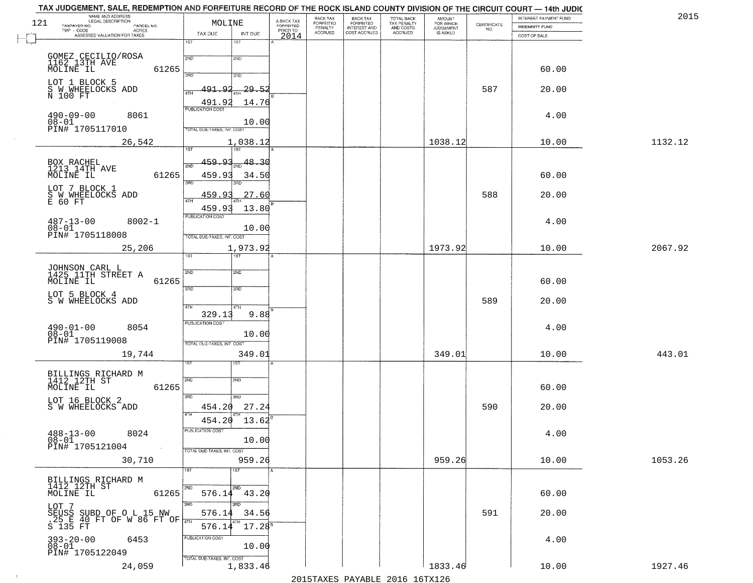# TAX JUDGEMENT, SALE, REDEMPTION AND FORFEITURE RECORD OF THE ROCK ISLAND COUNTY DIVISION OF THE CIRCUIT COURT — 14th JUDIC

2015

MOLINE

| NAME AND ADDRESS / LEGAL DESCRIPTION / TAXPAYER NO. / PARCEL NO. / TWP - CODE / ACRES / ASSESSED VALUATION FOR TAXES | TAX DUE | INT DUE | A-BACK TAX FORFEITED PRIOR TO 2014 | BACK TAX FORFEITED PENALTY ACCRUED | BACK TAX FORFEITED INTEREST AND COST ACCRUED | TOTAL BACK TAX PENALTY AND COSTS ACCRUED | AMOUNT FOR WHICH JUDGEMENT IS ASKED | CERTIFICATE NO. | INTEREST PAYMENT FUND / INDEMNITY FUND / COST OF SALE | |
|---|---|---|---|---|---|---|---|---|---|---|
| GOMEZ CECILIO/ROSA<br>1162 13TH AVE<br>MOLINE IL 61265<br>LOT 1 BLOCK 5<br>S W WHEELOCKS ADD<br>N 100 FT<br>490-09-00 8061<br>08-01<br>PIN# 1705117010<br>26,542 | 1ST<br>2ND<br>3RD 491.92<br>4TH 491.92<br>PUBLICATION COST<br>TOTAL DUE-TAXES, INT. COST | <br><br>29.52<br>14.76<br>10.00<br>1,038.12 | | | | | 1038.12 | 587 | 60.00<br>20.00<br>4.00<br>10.00 | 1132.12 |
| BOX RACHEL<br>1213 14TH AVE<br>MOLINE IL 61265<br>LOT 7 BLOCK 1<br>S W WHEELOCKS ADD<br>E 60 FT<br>487-13-00 8002-1<br>08-01<br>PIN# 1705118008<br>25,206 | 1ST 459.93<br>2ND 459.93<br>3RD 459.93<br>4TH 459.93<br>PUBLICATION COST<br>TOTAL DUE-TAXES, INT. COST | 48.30<br>34.50<br>27.60<br>13.80<br>10.00<br>1,973.92 | | | | | 1973.92 | 588 | 60.00<br>20.00<br>4.00<br>10.00 | 2067.92 |
| JOHNSON CARL L<br>1425 11TH STREET A<br>MOLINE IL 61265<br>LOT 5 BLOCK 4<br>S W WHEELOCKS ADD<br>490-01-00 8054<br>08-01<br>PIN# 1705119008<br>19,744 | 1ST<br>2ND<br>3RD<br>4TH 329.13<br>PUBLICATION COST<br>TOTAL DUE-TAXES, INT. COST | <br><br><br>9.88<br>10.00<br>349.01 | | | | | 349.01 | 589 | 60.00<br>20.00<br>4.00<br>10.00 | 443.01 |
| BILLINGS RICHARD M<br>1412 12TH ST<br>MOLINE IL 61265<br>LOT 16 BLOCK 2<br>S W WHEELOCKS ADD<br>488-13-00 8024<br>08-01<br>PIN# 1705121004<br>30,710 | 1ST<br>2ND<br>3RD 454.20<br>4TH 454.20<br>PUBLICATION COST<br>TOTAL DUE-TAXES, INT. COST | <br><br>27.24<br>13.62<br>10.00<br>959.26 | | | | | 959.26 | 590 | 60.00<br>20.00<br>4.00<br>10.00 | 1053.26 |
| BILLINGS RICHARD M<br>1412 12TH ST<br>MOLINE IL 61265<br>LOT 7<br>SEUSS SUBD OF O L 15 NW<br>.25 E 40 FT OF W 86 FT OF<br>S 135 FT<br>393-20-00 6453<br>08-01<br>PIN# 1705122049<br>24,059 | 1ST<br>2ND 576.14<br>3RD 576.14<br>4TH 576.14<br>PUBLICATION COST<br>TOTAL DUE-TAXES, INT. COST | <br>43.20<br>34.56<br>17.28<br>10.00<br>1,833.46 | | | | | 1833.46 | 591 | 60.00<br>20.00<br>4.00<br>10.00 | 1927.46 |

2015TAXES PAYABLE 2016 16TX126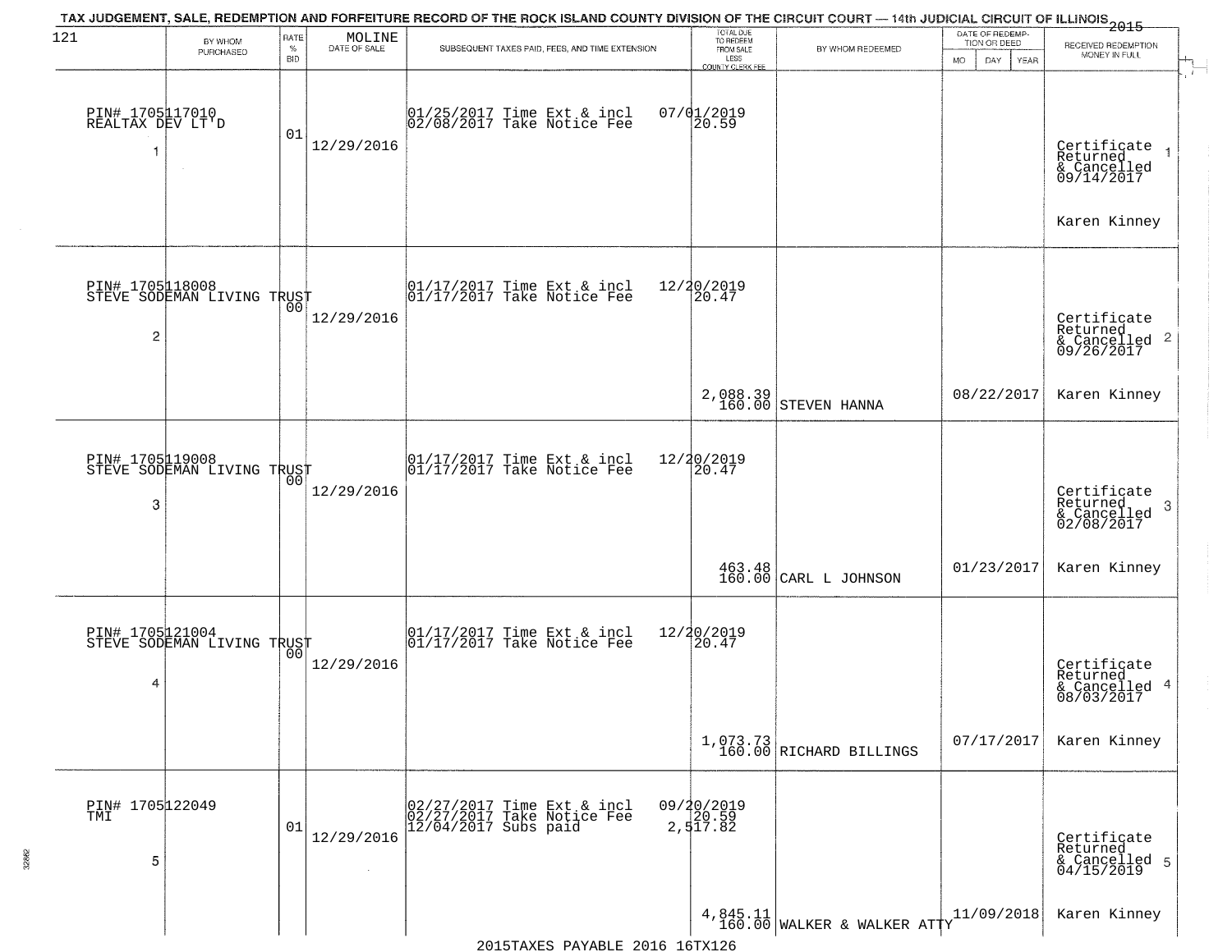TAX JUDGEMENT, SALE, REDEMPTION AND FORFEITURE RECORD OF THE ROCK ISLAND COUNTY DIVISION OF THE CIRCUIT COURT — 14th JUDICIAL CIRCUIT OF ILLINOIS 2015

121

| | BY WHOM PURCHASED | RATE % BID | MOLINE DATE OF SALE | SUBSEQUENT TAXES PAID, FEES, AND TIME EXTENSION | TOTAL DUE TO REDEEM FROM SALE LESS COUNTY CLERK FEE | BY WHOM REDEEMED | DATE OF REDEMPTION OR DEED MO DAY YEAR | RECEIVED REDEMPTION MONEY IN FULL |
|---|---|---|---|---|---|---|---|---|
| 1 | PIN# 1705117010 REALTAX DEV LT'D | 01 | 12/29/2016 | 01/25/2017 Time Ext & incl 02/08/2017 Take Notice Fee | 07/01/2019 20.59 | | | Certificate Returned & Cancelled 09/14/2017 Karen Kinney |
| 2 | PIN# 1705118008 STEVE SODEMAN LIVING TRUST | 00 | 12/29/2016 | 01/17/2017 Time Ext & incl 01/17/2017 Take Notice Fee | 12/20/2019 20.47 2,088.39 160.00 | STEVEN HANNA | 08/22/2017 | Certificate Returned & Cancelled 09/26/2017 Karen Kinney |
| 3 | PIN# 1705119008 STEVE SODEMAN LIVING TRUST | 00 | 12/29/2016 | 01/17/2017 Time Ext & incl 01/17/2017 Take Notice Fee | 12/20/2019 20.47 463.48 160.00 | CARL L JOHNSON | 01/23/2017 | Certificate Returned & Cancelled 02/08/2017 Karen Kinney |
| 4 | PIN# 1705121004 STEVE SODEMAN LIVING TRUST | 00 | 12/29/2016 | 01/17/2017 Time Ext & incl 01/17/2017 Take Notice Fee | 12/20/2019 20.47 1,073.73 160.00 | RICHARD BILLINGS | 07/17/2017 | Certificate Returned & Cancelled 08/03/2017 Karen Kinney |
| 5 | PIN# 1705122049 TMI | 01 | 12/29/2016 | 02/27/2017 Time Ext & incl 02/27/2017 Take Notice Fee 12/04/2017 Subs paid | 09/20/2019 20.59 2,517.82 4,845.11 160.00 | WALKER & WALKER ATTY | 11/09/2018 | Certificate Returned & Cancelled 04/15/2019 Karen Kinney |

2015TAXES PAYABLE 2016 16TX126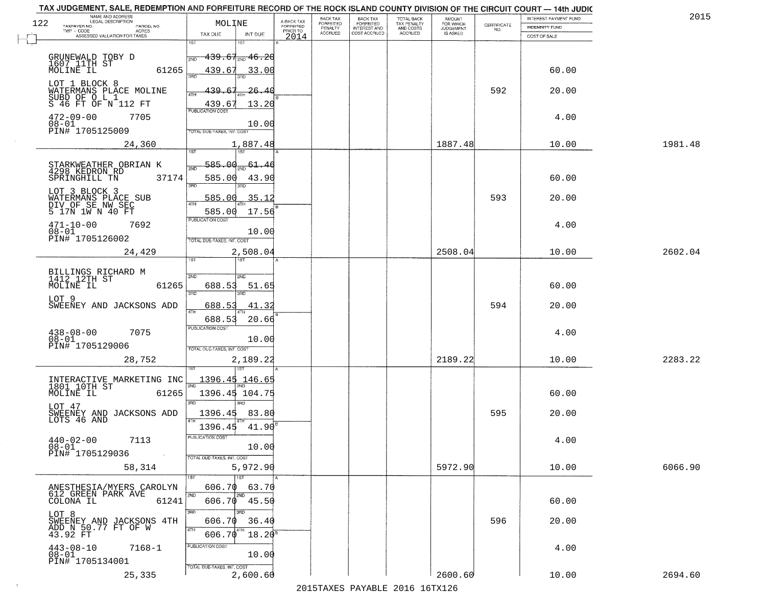# TAX JUDGEMENT, SALE, REDEMPTION AND FORFEITURE RECORD OF THE ROCK ISLAND COUNTY DIVISION OF THE CIRCUIT COURT — 14th JUDIC

2015

| NAME AND ADDRESS / LEGAL DESCRIPTION / TAXPAYER NO. / PARCEL NO. / TWP - CODE / ACRES / ASSESSED VALUATION FOR TAXES | MOLINE TAX DUE | INT DUE | A-BACK TAX FORFEITED PRIOR TO 2014 | BACK TAX FORFEITED PENALTY ACCRUED | BACK TAX FORFEITED INTEREST AND COST ACCRUED | TOTAL BACK TAX PENALTY AND COSTS ACCRUED | AMOUNT FOR WHICH JUDGEMENT IS ASKED | CERTIFICATE NO. | INTEREST PAYMENT FUND / INDEMNITY FUND / COST OF SALE | |
|---|---|---|---|---|---|---|---|---|---|---|
| GRUNEWALD TOBY D<br>1607 11TH ST<br>MOLINE IL 61265<br>LOT 1 BLOCK 8<br>WATERMANS PLACE MOLINE<br>SUBD OF O L 1<br>S 46 FT OF N 112 FT<br>472-09-00 7705<br>08-01<br>PIN# 1705125009<br>24,360 | 1ST ~~439.67~~<br>2ND 439.67<br>3RD ~~439.67~~<br>4TH 439.67<br>PUBLICATION COST<br>TOTAL DUE-TAXES, INT. COST 1,887.48 | ~~46.20~~<br>33.00<br>~~26.40~~<br>13.20<br>10.00 | | | | | 1887.48 | 592 | 60.00<br>20.00<br>4.00<br>10.00 | 1981.48 |
| STARKWEATHER OBRIAN K<br>4298 KEDRON RD<br>SPRINGHILL TN 37174<br>LOT 3 BLOCK 3<br>WATERMANS PLACE SUB<br>DIV OF SE NW SEC<br>5 17N 1W N 40 FT<br>471-10-00 7692<br>08-01<br>PIN# 1705126002<br>24,429 | 1ST ~~585.00~~<br>2ND 585.00<br>3RD 585.00<br>4TH 585.00<br>PUBLICATION COST<br>TOTAL DUE-TAXES, INT. COST 2,508.04 | ~~61.46~~<br>43.90<br>35.12<br>17.56<br>10.00 | | | | | 2508.04 | 593 | 60.00<br>20.00<br>4.00<br>10.00 | 2602.04 |
| BILLINGS RICHARD M<br>1412 12TH ST<br>MOLINE IL 61265<br>LOT 9<br>SWEENEY AND JACKSONS ADD<br>438-08-00 7075<br>08-01<br>PIN# 1705129006<br>28,752 | 1ST<br>2ND 688.53<br>3RD 688.53<br>4TH 688.53<br>PUBLICATION COST<br>TOTAL DUE-TAXES, INT. COST 2,189.22 | 51.65<br>41.32<br>20.66<br>10.00 | | | | | 2189.22 | 594 | 60.00<br>20.00<br>4.00<br>10.00 | 2283.22 |
| INTERACTIVE MARKETING INC<br>1801 10TH ST<br>MOLINE IL 61265<br>LOT 47<br>SWEENEY AND JACKSONS ADD<br>LOTS 46 AND<br>440-02-00 7113<br>08-01<br>PIN# 1705129036<br>58,314 | 1ST 1396.45<br>2ND 1396.45<br>3RD 1396.45<br>4TH 1396.45<br>PUBLICATION COST<br>TOTAL DUE-TAXES, INT. COST 5,972.90 | 146.65<br>104.75<br>83.80<br>41.90<br>10.00 | | | | | 5972.90 | 595 | 60.00<br>20.00<br>4.00<br>10.00 | 6066.90 |
| ANESTHESIA/MYERS CAROLYN<br>612 GREEN PARK AVE<br>COLONA IL 61241<br>LOT 8<br>SWEENEY AND JACKSONS 4TH<br>ADD N 50.77 FT OF W<br>43.92 FT<br>443-08-10 7168-1<br>08-01<br>PIN# 1705134001<br>25,335 | 1ST 606.70<br>2ND 606.70<br>3RD 606.70<br>4TH 606.70<br>PUBLICATION COST<br>TOTAL DUE-TAXES, INT. COST 2,600.60 | 63.70<br>45.50<br>36.40<br>18.20<br>10.00 | | | | | 2600.60 | 596 | 60.00<br>20.00<br>4.00<br>10.00 | 2694.60 |

2015TAXES PAYABLE 2016 16TX126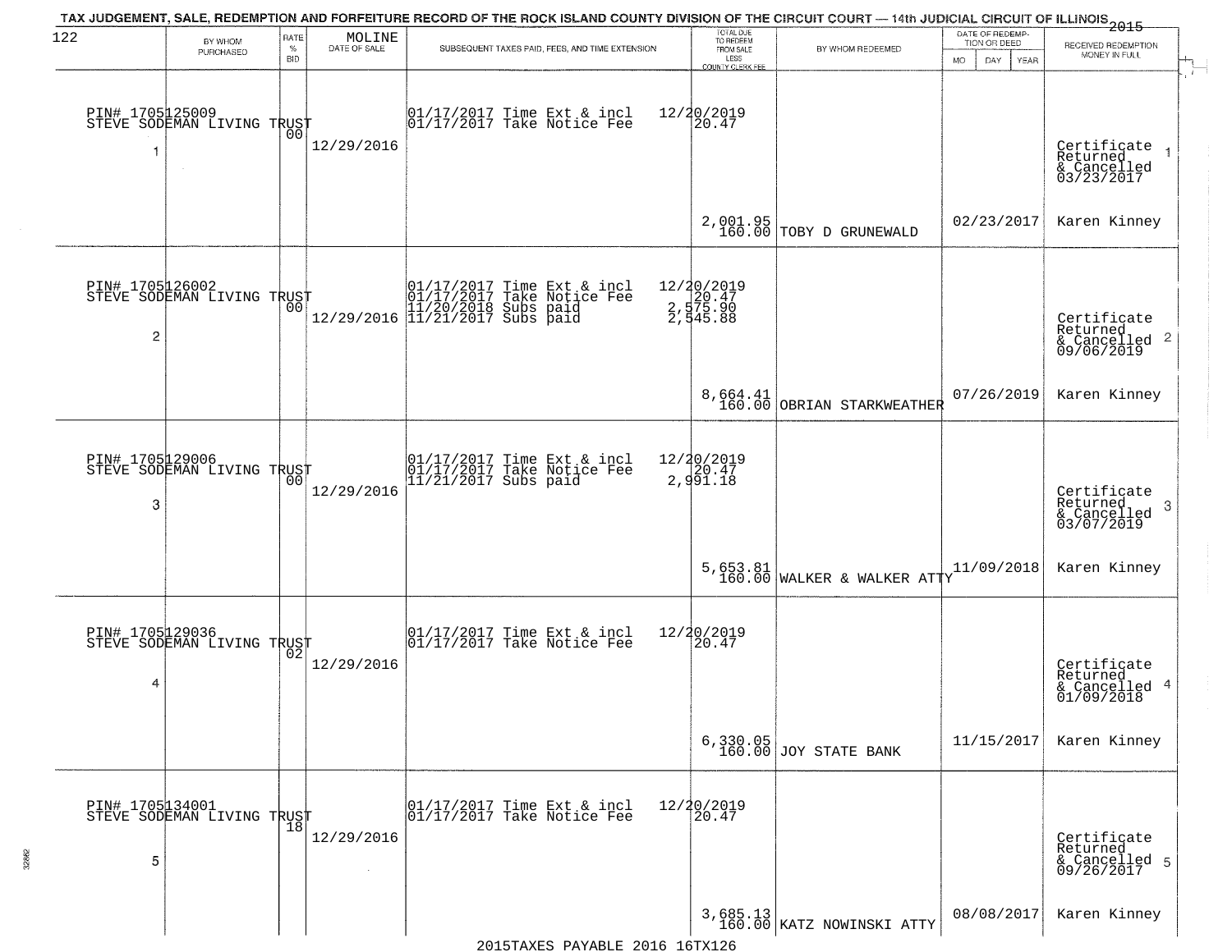TAX JUDGEMENT, SALE, REDEMPTION AND FORFEITURE RECORD OF THE ROCK ISLAND COUNTY DIVISION OF THE CIRCUIT COURT — 14th JUDICIAL CIRCUIT OF ILLINOIS 2015

MOLINE

| | BY WHOM PURCHASED | RATE % BID | DATE OF SALE | SUBSEQUENT TAXES PAID, FEES, AND TIME EXTENSION | TOTAL DUE TO REDEEM FROM SALE LESS COUNTY CLERK FEE | BY WHOM REDEEMED | DATE OF REDEMPTION OR DEED MO DAY YEAR | RECEIVED REDEMPTION MONEY IN FULL |
|---|---|---|---|---|---|---|---|---|
| 1 | PIN# 1705125009 STEVE SODEMAN LIVING TRUST | 00 | 12/29/2016 | 01/17/2017 Time Ext & incl 01/17/2017 Take Notice Fee | 12/20/2019 20.47 2,001.95 160.00 | TOBY D GRUNEWALD | 02/23/2017 | Certificate Returned & Cancelled 03/23/2017 Karen Kinney |
| 2 | PIN# 1705126002 STEVE SODEMAN LIVING TRUST | 00 | 12/29/2016 | 01/17/2017 Time Ext & incl 01/17/2017 Take Notice Fee 11/20/2018 Subs paid 11/21/2017 Subs paid | 12/20/2019 20.47 2,575.90 2,545.88 8,664.41 160.00 | OBRIAN STARKWEATHER | 07/26/2019 | Certificate Returned & Cancelled 09/06/2019 Karen Kinney |
| 3 | PIN# 1705129006 STEVE SODEMAN LIVING TRUST | 00 | 12/29/2016 | 01/17/2017 Time Ext & incl 01/17/2017 Take Notice Fee 11/21/2017 Subs paid | 12/20/2019 20.47 2,991.18 5,653.81 160.00 | WALKER & WALKER ATTY | 11/09/2018 | Certificate Returned & Cancelled 03/07/2019 Karen Kinney |
| 4 | PIN# 1705129036 STEVE SODEMAN LIVING TRUST | 02 | 12/29/2016 | 01/17/2017 Time Ext & incl 01/17/2017 Take Notice Fee | 12/20/2019 20.47 6,330.05 160.00 | JOY STATE BANK | 11/15/2017 | Certificate Returned & Cancelled 01/09/2018 Karen Kinney |
| 5 | PIN# 1705134001 STEVE SODEMAN LIVING TRUST | 18 | 12/29/2016 | 01/17/2017 Time Ext & incl 01/17/2017 Take Notice Fee | 12/20/2019 20.47 3,685.13 160.00 | KATZ NOWINSKI ATTY | 08/08/2017 | Certificate Returned & Cancelled 09/26/2017 Karen Kinney |

2015TAXES PAYABLE 2016 16TX126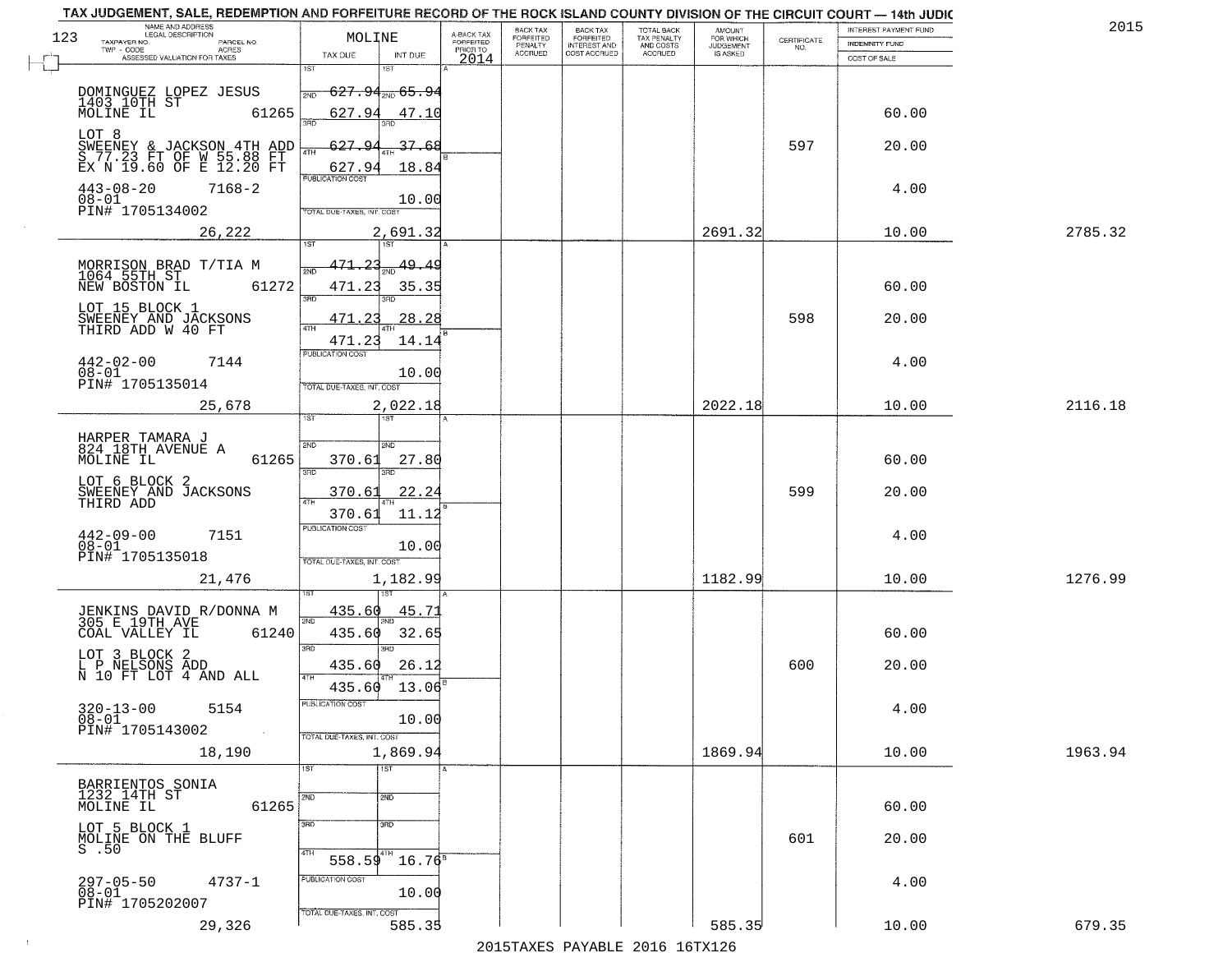TAX JUDGEMENT, SALE, REDEMPTION AND FORFEITURE RECORD OF THE ROCK ISLAND COUNTY DIVISION OF THE CIRCUIT COURT — 14th JUDIC

2015

123

| NAME AND ADDRESS / LEGAL DESCRIPTION / TAXPAYER NO. / PARCEL NO. / TWP - CODE / ACRES / ASSESSED VALUATION FOR TAXES | MOLINE TAX DUE | INT DUE | A-BACK TAX FORFEITED PRIOR TO 2014 | BACK TAX FORFEITED PENALTY ACCRUED | BACK TAX FORFEITED INTEREST AND COST ACCRUED | TOTAL BACK TAX PENALTY AND COSTS ACCRUED | AMOUNT FOR WHICH JUDGEMENT IS ASKED | CERTIFICATE NO. | INTEREST PAYMENT FUND / INDEMNITY FUND / COST OF SALE | |
|---|---|---|---|---|---|---|---|---|---|---|
| DOMINGUEZ LOPEZ JESUS<br>1403 10TH ST<br>MOLINE IL 61265<br>LOT 8<br>SWEENEY & JACKSON 4TH ADD<br>S 77.23 FT OF W 55.88 FT<br>EX N 19.60 OF E 12.20 FT<br>443-08-20 7168-2<br>08-01<br>PIN# 1705134002<br>26,222 | 1ST 627.94<br>2ND 627.94<br>3RD 627.94<br>4TH 627.94<br>PUBLICATION COST<br>TOTAL DUE-TAXES, INT. COST | 65.94<br>47.10<br>37.68<br>18.84<br>10.00<br>2,691.32 | | | | | 2691.32 | 597 | 60.00<br>20.00<br>4.00<br>10.00 | 2785.32 |
| MORRISON BRAD T/TIA M<br>1064 55TH ST<br>NEW BOSTON IL 61272<br>LOT 15 BLOCK 1<br>SWEENEY AND JACKSONS<br>THIRD ADD W 40 FT<br>442-02-00 7144<br>08-01<br>PIN# 1705135014<br>25,678 | 1ST 471.23<br>2ND 471.23<br>3RD 471.23<br>4TH 471.23<br>PUBLICATION COST<br>TOTAL DUE-TAXES, INT. COST | 49.49<br>35.35<br>28.28<br>14.14<br>10.00<br>2,022.18 | | | | | 2022.18 | 598 | 60.00<br>20.00<br>4.00<br>10.00 | 2116.18 |
| HARPER TAMARA J<br>824 18TH AVENUE A<br>MOLINE IL 61265<br>LOT 6 BLOCK 2<br>SWEENEY AND JACKSONS<br>THIRD ADD<br>442-09-00 7151<br>08-01<br>PIN# 1705135018<br>21,476 | 1ST<br>2ND 370.61<br>3RD 370.61<br>4TH 370.61<br>PUBLICATION COST<br>TOTAL DUE-TAXES, INT. COST | 27.80<br>22.24<br>11.12<br>10.00<br>1,182.99 | | | | | 1182.99 | 599 | 60.00<br>20.00<br>4.00<br>10.00 | 1276.99 |
| JENKINS DAVID R/DONNA M<br>305 E 19TH AVE<br>COAL VALLEY IL 61240<br>LOT 3 BLOCK 2<br>L P NELSONS ADD<br>N 10 FT LOT 4 AND ALL<br>320-13-00 5154<br>08-01<br>PIN# 1705143002<br>18,190 | 1ST 435.60<br>2ND 435.60<br>3RD 435.60<br>4TH 435.60<br>PUBLICATION COST<br>TOTAL DUE-TAXES, INT. COST | 45.71<br>32.65<br>26.12<br>13.06<br>10.00<br>1,869.94 | | | | | 1869.94 | 600 | 60.00<br>20.00<br>4.00<br>10.00 | 1963.94 |
| BARRIENTOS SONIA<br>1232 14TH ST<br>MOLINE IL 61265<br>LOT 5 BLOCK 1<br>MOLINE ON THE BLUFF<br>S .50<br>297-05-50 4737-1<br>08-01<br>PIN# 1705202007<br>29,326 | 1ST<br>2ND<br>3RD<br>4TH 558.59<br>PUBLICATION COST<br>TOTAL DUE-TAXES, INT. COST | 16.76<br>10.00<br>585.35 | | | | | 585.35 | 601 | 60.00<br>20.00<br>4.00<br>10.00 | 679.35 |

2015TAXES PAYABLE 2016 16TX126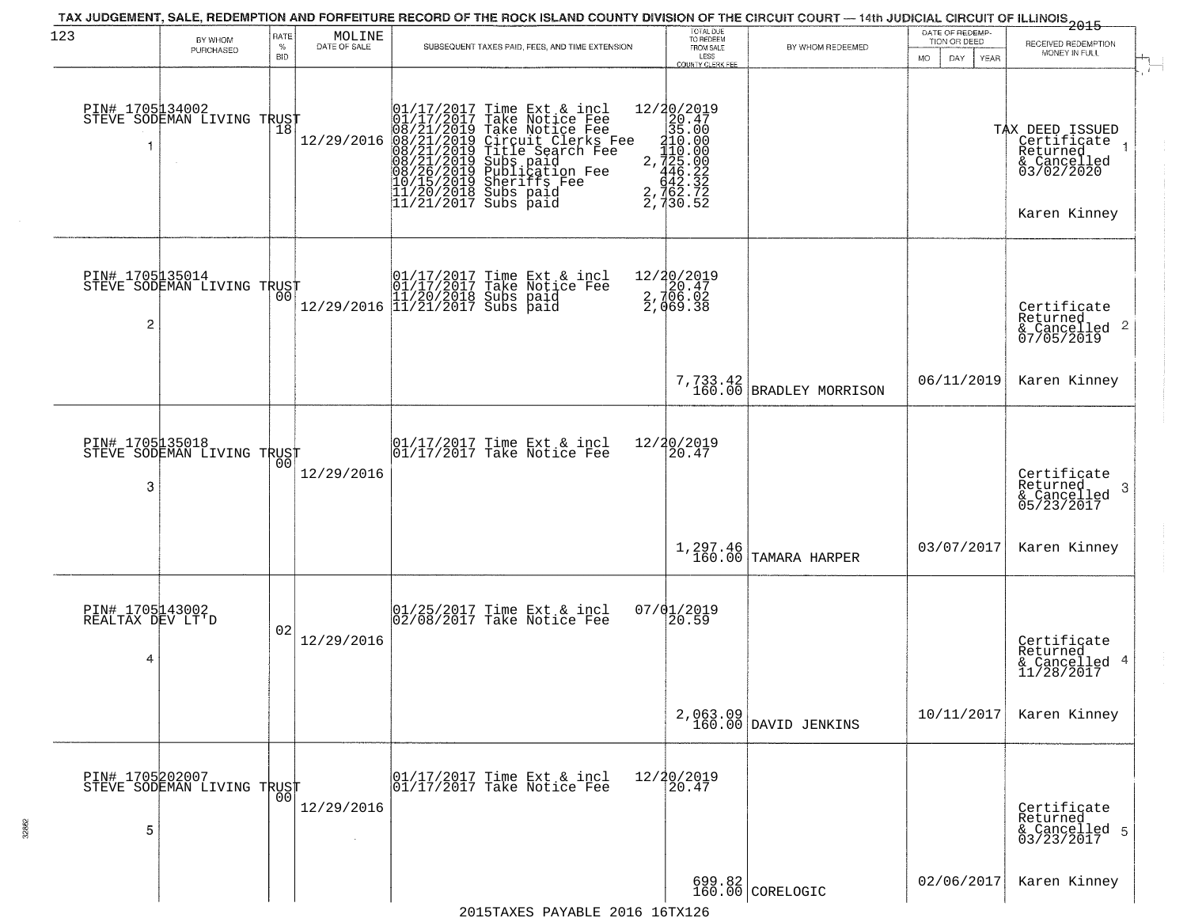TAX JUDGEMENT, SALE, REDEMPTION AND FORFEITURE RECORD OF THE ROCK ISLAND COUNTY DIVISION OF THE CIRCUIT COURT — 14th JUDICIAL CIRCUIT OF ILLINOIS 2015

| 123 | BY WHOM PURCHASED | RATE % BID | MOLINE DATE OF SALE | SUBSEQUENT TAXES PAID, FEES, AND TIME EXTENSION | TOTAL DUE TO REDEEM FROM SALE LESS COUNTY CLERK FEE | BY WHOM REDEEMED | DATE OF REDEMPTION OR DEED MO DAY YEAR | RECEIVED REDEMPTION MONEY IN FULL |
|---|---|---|---|---|---|---|---|---|
| 1 | PIN# 1705134002 STEVE SODEMAN LIVING TRUST | 18 | 12/29/2016 | 01/17/2017 Time Ext & incl 12/20/2019<br>01/17/2017 Take Notice Fee 20.47<br>08/21/2019 Take Notice Fee 35.00<br>08/21/2019 Circuit Clerks Fee 210.00<br>08/21/2019 Title Search Fee 110.00<br>08/21/2019 Subs paid 2,725.00<br>08/26/2019 Publication Fee 446.22<br>10/15/2019 Sheriffs Fee 642.32<br>11/20/2018 Subs paid 2,762.72<br>11/21/2017 Subs paid 2,730.52 | | | | TAX DEED ISSUED Certificate Returned & Cancelled 03/02/2020<br>Karen Kinney |
| 2 | PIN# 1705135014 STEVE SODEMAN LIVING TRUST | 00 | 12/29/2016 | 01/17/2017 Time Ext & incl 12/20/2019<br>01/17/2017 Take Notice Fee 20.47<br>11/20/2018 Subs paid 2,706.02<br>11/21/2017 Subs paid 2,069.38 | 7,733.42<br>160.00 | BRADLEY MORRISON | 06/11/2019 | Certificate Returned & Cancelled 07/05/2019<br>Karen Kinney |
| 3 | PIN# 1705135018 STEVE SODEMAN LIVING TRUST | 00 | 12/29/2016 | 01/17/2017 Time Ext & incl 12/20/2019<br>01/17/2017 Take Notice Fee 20.47 | 1,297.46<br>160.00 | TAMARA HARPER | 03/07/2017 | Certificate Returned & Cancelled 05/23/2017<br>Karen Kinney |
| 4 | PIN# 1705143002 REALTAX DEV LT'D | 02 | 12/29/2016 | 01/25/2017 Time Ext & incl 07/01/2019<br>02/08/2017 Take Notice Fee 20.59 | 2,063.09<br>160.00 | DAVID JENKINS | 10/11/2017 | Certificate Returned & Cancelled 11/28/2017<br>Karen Kinney |
| 5 | PIN# 1705202007 STEVE SODEMAN LIVING TRUST | 00 | 12/29/2016 | 01/17/2017 Time Ext & incl 12/20/2019<br>01/17/2017 Take Notice Fee 20.47 | 699.82<br>160.00 | CORELOGIC | 02/06/2017 | Certificate Returned & Cancelled 03/23/2017<br>Karen Kinney |

2015TAXES PAYABLE 2016 16TX126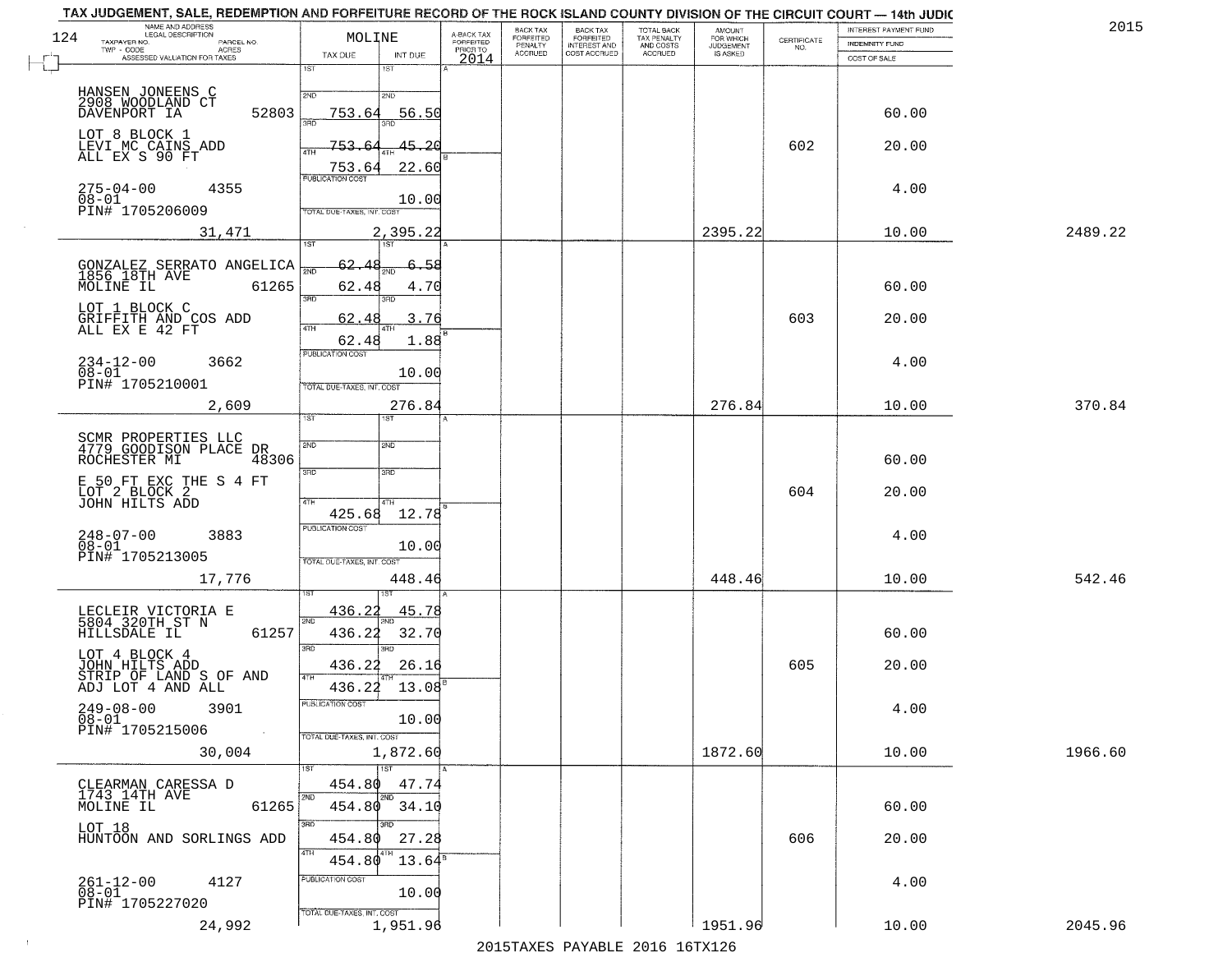TAX JUDGEMENT, SALE, REDEMPTION AND FORFEITURE RECORD OF THE ROCK ISLAND COUNTY DIVISION OF THE CIRCUIT COURT — 14th JUDIC

2015

| NAME AND ADDRESS / LEGAL DESCRIPTION / TAXPAYER NO. / PARCEL NO. / TWP - CODE / ACRES / ASSESSED VALUATION FOR TAXES | MOLINE TAX DUE | INT DUE | A-BACK TAX FORFEITED PRIOR TO 2014 | BACK TAX FORFEITED PENALTY ACCRUED | BACK TAX FORFEITED INTEREST AND COST ACCRUED | TOTAL BACK TAX PENALTY AND COSTS ACCRUED | AMOUNT FOR WHICH JUDGEMENT IS ASKED | CERTIFICATE NO. | INTEREST PAYMENT FUND / INDEMNITY FUND / COST OF SALE | |
|---|---|---|---|---|---|---|---|---|---|---|
| HANSEN JONEENS C<br>2908 WOODLAND CT<br>DAVENPORT IA 52803<br>LOT 8 BLOCK 1<br>LEVI MC CAINS ADD<br>ALL EX S 90 FT<br>275-04-00 4355<br>08-01<br>PIN# 1705206009 | 1ST<br>2ND 753.64<br>3RD 753.64<br>4TH 753.64<br>PUBLICATION COST | 1ST<br>2ND 56.50<br>3RD 45.20<br>4TH 22.60<br>10.00 | | | | | | 602 | 60.00<br>20.00<br>4.00 | |
| 31,471 | TOTAL DUE-TAXES, INT. COST | 2,395.22 | | | | | 2395.22 | | 10.00 | 2489.22 |
| GONZALEZ SERRATO ANGELICA<br>1856 18TH AVE<br>MOLINE IL 61265<br>LOT 1 BLOCK C<br>GRIFFITH AND COS ADD<br>ALL EX E 42 FT<br>234-12-00 3662<br>08-01<br>PIN# 1705210001 | 1ST 62.48<br>2ND 62.48<br>3RD 62.48<br>4TH 62.48<br>PUBLICATION COST | 1ST 6.58<br>2ND 4.70<br>3RD 3.76<br>4TH 1.88<br>10.00 | | | | | | 603 | 60.00<br>20.00<br>4.00 | |
| 2,609 | TOTAL DUE-TAXES, INT. COST | 276.84 | | | | | 276.84 | | 10.00 | 370.84 |
| SCMR PROPERTIES LLC<br>4779 GOODISON PLACE DR<br>ROCHESTER MI 48306<br>E 50 FT EXC THE S 4 FT<br>LOT 2 BLOCK 2<br>JOHN HILTS ADD<br>248-07-00 3883<br>08-01<br>PIN# 1705213005 | 1ST<br>2ND<br>3RD<br>4TH 425.68<br>PUBLICATION COST | 1ST<br>2ND<br>3RD<br>4TH 12.78<br>10.00 | | | | | | 604 | 60.00<br>20.00<br>4.00 | |
| 17,776 | TOTAL DUE-TAXES, INT. COST | 448.46 | | | | | 448.46 | | 10.00 | 542.46 |
| LECLEIR VICTORIA E<br>5804 320TH ST N<br>HILLSDALE IL 61257<br>LOT 4 BLOCK 4<br>JOHN HILTS ADD<br>STRIP OF LAND S OF AND<br>ADJ LOT 4 AND ALL<br>249-08-00 3901<br>08-01<br>PIN# 1705215006 | 1ST 436.22<br>2ND 436.22<br>3RD 436.22<br>4TH 436.22<br>PUBLICATION COST | 1ST 45.78<br>2ND 32.70<br>3RD 26.16<br>4TH 13.08<br>10.00 | | | | | | 605 | 60.00<br>20.00<br>4.00 | |
| 30,004 | TOTAL DUE-TAXES, INT. COST | 1,872.60 | | | | | 1872.60 | | 10.00 | 1966.60 |
| CLEARMAN CARESSA D<br>1743 14TH AVE<br>MOLINE IL 61265<br>LOT 18<br>HUNTOON AND SORLINGS ADD<br>261-12-00 4127<br>08-01<br>PIN# 1705227020 | 1ST 454.80<br>2ND 454.80<br>3RD 454.80<br>4TH 454.80<br>PUBLICATION COST | 1ST 47.74<br>2ND 34.10<br>3RD 27.28<br>4TH 13.64<br>10.00 | | | | | | 606 | 60.00<br>20.00<br>4.00 | |
| 24,992 | TOTAL DUE-TAXES, INT. COST | 1,951.96 | | | | | 1951.96 | | 10.00 | 2045.96 |

2015TAXES PAYABLE 2016 16TX126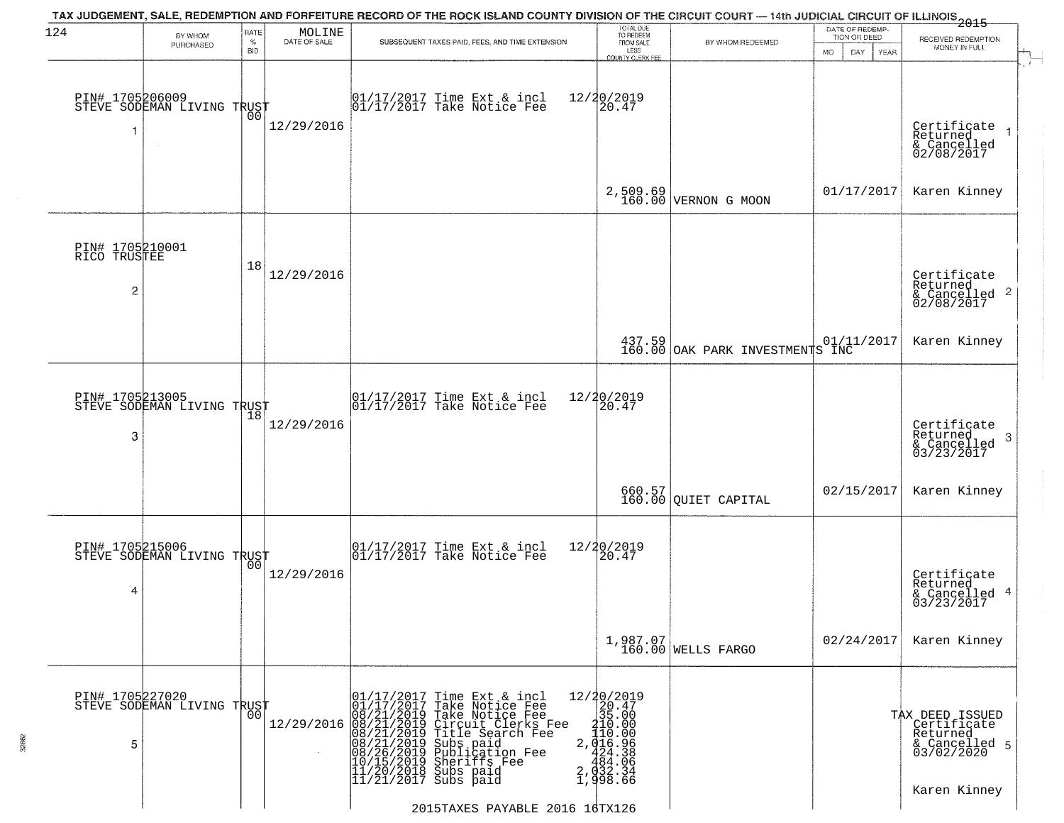TAX JUDGEMENT, SALE, REDEMPTION AND FORFEITURE RECORD OF THE ROCK ISLAND COUNTY DIVISION OF THE CIRCUIT COURT — 14th JUDICIAL CIRCUIT OF ILLINOIS 2015

MOLINE

| | BY WHOM PURCHASED | RATE % BID | DATE OF SALE | SUBSEQUENT TAXES PAID, FEES, AND TIME EXTENSION | TOTAL DUE TO REDEEM FROM SALE LESS COUNTY CLERK FEE | BY WHOM REDEEMED | DATE OF REDEMPTION OR DEED | RECEIVED REDEMPTION MONEY IN FULL |
|---|---|---|---|---|---|---|---|---|
| 1 | PIN# 1705206009 STEVE SODEMAN LIVING TRUST | 00 | 12/29/2016 | 01/17/2017 Time Ext & incl 12/20/2019<br>01/17/2017 Take Notice Fee 20.47 | 2,509.69<br>160.00 | VERNON G MOON | 01/17/2017 | Certificate Returned & Cancelled 02/08/2017<br>Karen Kinney |
| 2 | PIN# 1705210001 RICO TRUSTEE | 18 | 12/29/2016 | | 437.59<br>160.00 | OAK PARK INVESTMENTS INC | 01/11/2017 | Certificate Returned & Cancelled 02/08/2017<br>Karen Kinney |
| 3 | PIN# 1705213005 STEVE SODEMAN LIVING TRUST | 18 | 12/29/2016 | 01/17/2017 Time Ext & incl 12/20/2019<br>01/17/2017 Take Notice Fee 20.47 | 660.57<br>160.00 | QUIET CAPITAL | 02/15/2017 | Certificate Returned & Cancelled 03/23/2017<br>Karen Kinney |
| 4 | PIN# 1705215006 STEVE SODEMAN LIVING TRUST | 00 | 12/29/2016 | 01/17/2017 Time Ext & incl 12/20/2019<br>01/17/2017 Take Notice Fee 20.47 | 1,987.07<br>160.00 | WELLS FARGO | 02/24/2017 | Certificate Returned & Cancelled 03/23/2017<br>Karen Kinney |
| 5 | PIN# 1705227020 STEVE SODEMAN LIVING TRUST | 00 | 12/29/2016 | 01/17/2017 Time Ext & incl 12/20/2019<br>01/17/2017 Take Notice Fee 20.47<br>08/21/2019 Take Notice Fee 35.00<br>08/21/2019 Circuit Clerks Fee 210.00<br>08/21/2019 Title Search Fee 110.00<br>08/21/2019 Subs paid 2,016.96<br>08/26/2019 Publication Fee 424.38<br>10/15/2019 Sheriffs Fee 484.06<br>11/20/2018 Subs paid 2,032.34<br>11/21/2017 Subs paid 1,998.66 | | | | TAX DEED ISSUED Certificate Returned & Cancelled 03/02/2020<br>Karen Kinney |

2015TAXES PAYABLE 2016 16TX126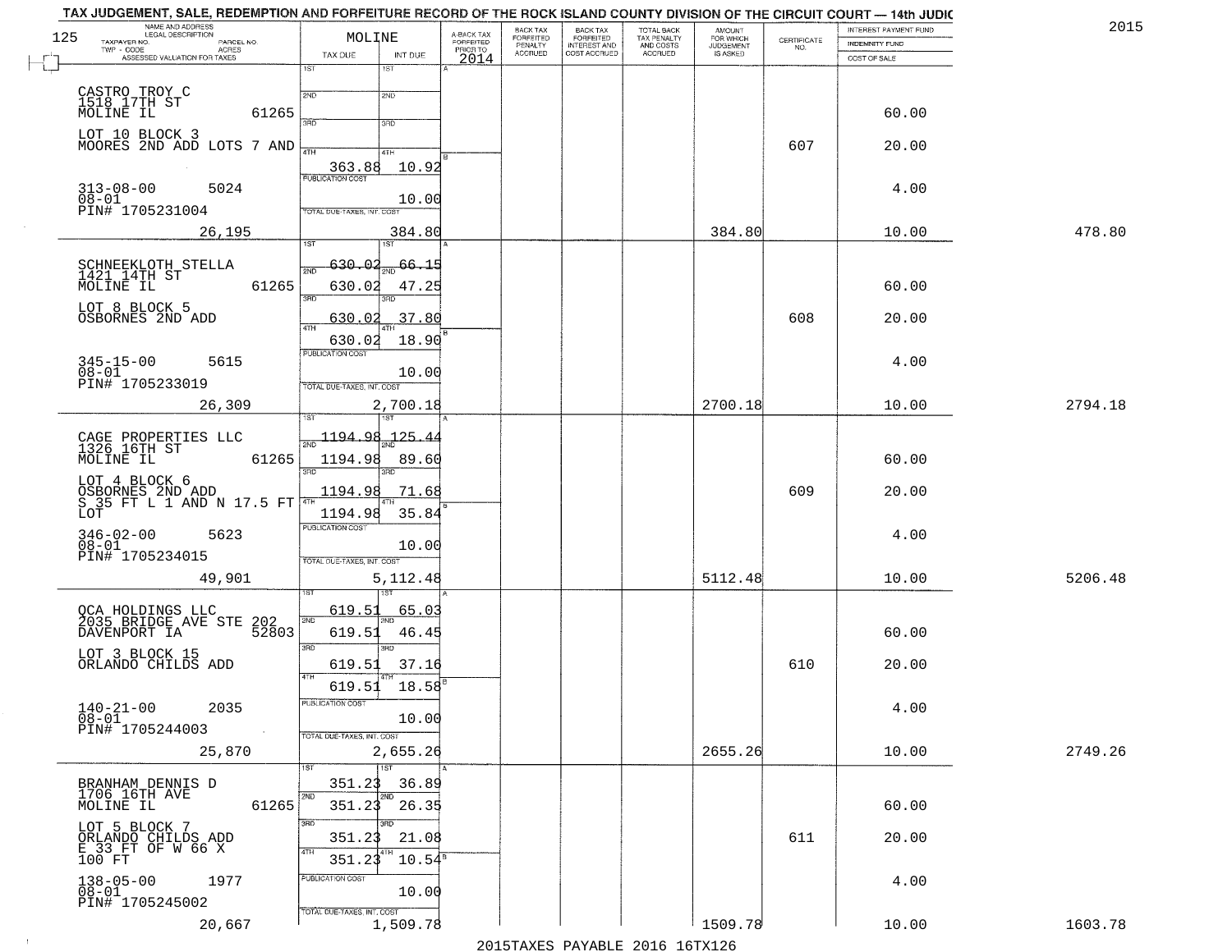TAX JUDGEMENT, SALE, REDEMPTION AND FORFEITURE RECORD OF THE ROCK ISLAND COUNTY DIVISION OF THE CIRCUIT COURT — 14th JUDIC

2015

| NAME AND ADDRESS / LEGAL DESCRIPTION / TAXPAYER NO. / PARCEL NO. / TWP - CODE / ACRES / ASSESSED VALUATION FOR TAXES | MOLINE TAX DUE | INT DUE | A-BACK TAX FORFEITED PRIOR TO 2014 | BACK TAX FORFEITED PENALTY ACCRUED | BACK TAX FORFEITED INTEREST AND COST ACCRUED | TOTAL BACK TAX PENALTY AND COSTS ACCRUED | AMOUNT FOR WHICH JUDGEMENT IS ASKED | CERTIFICATE NO. | INTEREST PAYMENT FUND / INDEMNITY FUND / COST OF SALE | |
|---|---|---|---|---|---|---|---|---|---|---|
| CASTRO TROY C, 1518 17TH ST, MOLINE IL 61265 | 1ST | 1ST | | | | | | | | |
| | 2ND | 2ND | | | | | | | 60.00 | |
| LOT 10 BLOCK 3, MOORES 2ND ADD LOTS 7 AND | 3RD | 3RD | | | | | | 607 | 20.00 | |
| | 4TH 363.88 | 4TH 10.92 | | | | | | | | |
| 313-08-00 5024, 08-01, PIN# 1705231004 | PUBLICATION COST | 10.00 | | | | | | | 4.00 | |
| 26,195 | TOTAL DUE-TAXES, INT. COST | 384.80 | | | | | 384.80 | | 10.00 | 478.80 |
| SCHNEEKLOTH STELLA, 1421 14TH ST, MOLINE IL 61265 | 1ST 630.02 | 1ST 66.15 | | | | | | | | |
| | 2ND 630.02 | 2ND 47.25 | | | | | | | 60.00 | |
| LOT 8 BLOCK 5, OSBORNES 2ND ADD | 3RD 630.02 | 3RD 37.80 | | | | | | 608 | 20.00 | |
| | 4TH 630.02 | 4TH 18.90 | | | | | | | | |
| 345-15-00 5615, 08-01, PIN# 1705233019 | PUBLICATION COST | 10.00 | | | | | | | 4.00 | |
| 26,309 | TOTAL DUE-TAXES, INT. COST | 2,700.18 | | | | | 2700.18 | | 10.00 | 2794.18 |
| CAGE PROPERTIES LLC, 1326 16TH ST, MOLINE IL 61265 | 1ST 1194.98 | 1ST 125.44 | | | | | | | | |
| | 2ND 1194.98 | 2ND 89.60 | | | | | | | 60.00 | |
| LOT 4 BLOCK 6, OSBORNES 2ND ADD, S 35 FT L 1 AND N 17.5 FT LOT | 3RD 1194.98 | 3RD 71.68 | | | | | | 609 | 20.00 | |
| | 4TH 1194.98 | 4TH 35.84 | | | | | | | | |
| 346-02-00 5623, 08-01, PIN# 1705234015 | PUBLICATION COST | 10.00 | | | | | | | 4.00 | |
| 49,901 | TOTAL DUE-TAXES, INT. COST | 5,112.48 | | | | | 5112.48 | | 10.00 | 5206.48 |
| QCA HOLDINGS LLC, 2035 BRIDGE AVE STE 202, DAVENPORT IA 52803 | 1ST 619.51 | 1ST 65.03 | | | | | | | | |
| | 2ND 619.51 | 2ND 46.45 | | | | | | | 60.00 | |
| LOT 3 BLOCK 15, ORLANDO CHILDS ADD | 3RD 619.51 | 3RD 37.16 | | | | | | 610 | 20.00 | |
| | 4TH 619.51 | 4TH 18.58 | | | | | | | | |
| 140-21-00 2035, 08-01, PIN# 1705244003 | PUBLICATION COST | 10.00 | | | | | | | 4.00 | |
| 25,870 | TOTAL DUE-TAXES, INT. COST | 2,655.26 | | | | | 2655.26 | | 10.00 | 2749.26 |
| BRANHAM DENNIS D, 1706 16TH AVE, MOLINE IL 61265 | 1ST 351.23 | 1ST 36.89 | | | | | | | | |
| | 2ND 351.23 | 2ND 26.35 | | | | | | | 60.00 | |
| LOT 5 BLOCK 7, ORLANDO CHILDS ADD, E 33 FT OF W 66 X 100 FT | 3RD 351.23 | 3RD 21.08 | | | | | | 611 | 20.00 | |
| | 4TH 351.23 | 4TH 10.54 | | | | | | | | |
| 138-05-00 1977, 08-01, PIN# 1705245002 | PUBLICATION COST | 10.00 | | | | | | | 4.00 | |
| 20,667 | TOTAL DUE-TAXES, INT. COST | 1,509.78 | | | | | 1509.78 | | 10.00 | 1603.78 |

2015TAXES PAYABLE 2016 16TX126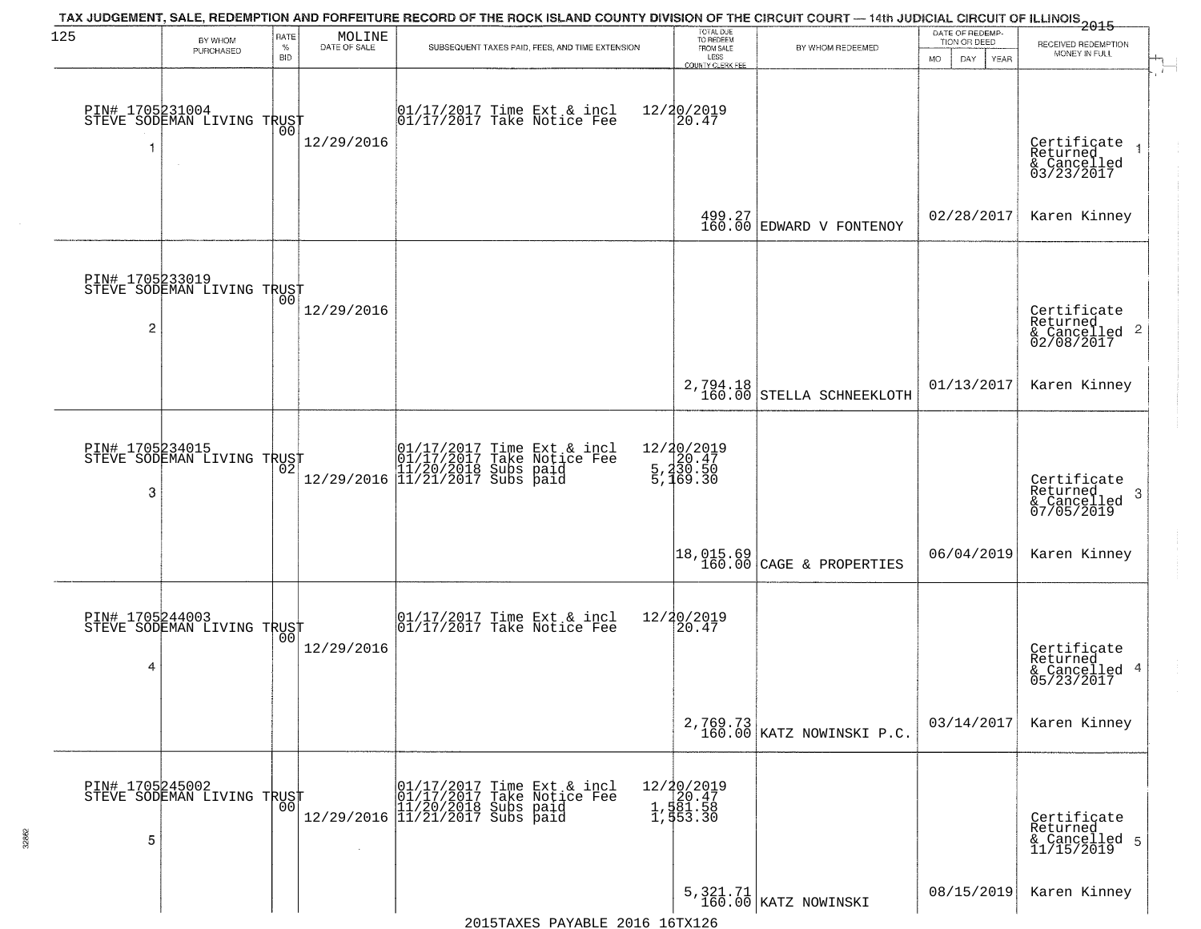# TAX JUDGEMENT, SALE, REDEMPTION AND FORFEITURE RECORD OF THE ROCK ISLAND COUNTY DIVISION OF THE CIRCUIT COURT — 14th JUDICIAL CIRCUIT OF ILLINOIS 2015

| | BY WHOM PURCHASED | RATE % BID | MOLINE DATE OF SALE | SUBSEQUENT TAXES PAID, FEES, AND TIME EXTENSION | TOTAL DUE TO REDEEM FROM SALE LESS COUNTY CLERK FEE | BY WHOM REDEEMED | DATE OF REDEMPTION OR DEED MO DAY YEAR | RECEIVED REDEMPTION MONEY IN FULL |
|---|---|---|---|---|---|---|---|---|
| 1 | PIN# 1705231004 STEVE SODEMAN LIVING TRUST | 00 | 12/29/2016 | 01/17/2017 Time Ext & incl<br>01/17/2017 Take Notice Fee | 12/20/2019<br>20.47<br><br>499.27<br>160.00 | EDWARD V FONTENOY | 02/28/2017 | Certificate Returned & Cancelled 03/23/2017<br>Karen Kinney |
| 2 | PIN# 1705233019 STEVE SODEMAN LIVING TRUST | 00 | 12/29/2016 | | 2,794.18<br>160.00 | STELLA SCHNEEKLOTH | 01/13/2017 | Certificate Returned & Cancelled 02/08/2017<br>Karen Kinney |
| 3 | PIN# 1705234015 STEVE SODEMAN LIVING TRUST | 02 | 12/29/2016 | 01/17/2017 Time Ext & incl<br>01/17/2017 Take Notice Fee<br>11/20/2018 Subs paid<br>11/21/2017 Subs paid | 12/20/2019<br>20.47<br>5,230.50<br>5,169.30<br><br>18,015.69<br>160.00 | CAGE & PROPERTIES | 06/04/2019 | Certificate Returned & Cancelled 07/05/2019<br>Karen Kinney |
| 4 | PIN# 1705244003 STEVE SODEMAN LIVING TRUST | 00 | 12/29/2016 | 01/17/2017 Time Ext & incl<br>01/17/2017 Take Notice Fee | 12/20/2019<br>20.47<br><br>2,769.73<br>160.00 | KATZ NOWINSKI P.C. | 03/14/2017 | Certificate Returned & Cancelled 05/23/2017<br>Karen Kinney |
| 5 | PIN# 1705245002 STEVE SODEMAN LIVING TRUST | 00 | 12/29/2016 | 01/17/2017 Time Ext & incl<br>01/17/2017 Take Notice Fee<br>11/20/2018 Subs paid<br>11/21/2017 Subs paid | 12/20/2019<br>20.47<br>1,581.58<br>1,553.30<br><br>5,321.71<br>160.00 | KATZ NOWINSKI | 08/15/2019 | Certificate Returned & Cancelled 11/15/2019<br>Karen Kinney |

2015TAXES PAYABLE 2016 16TX126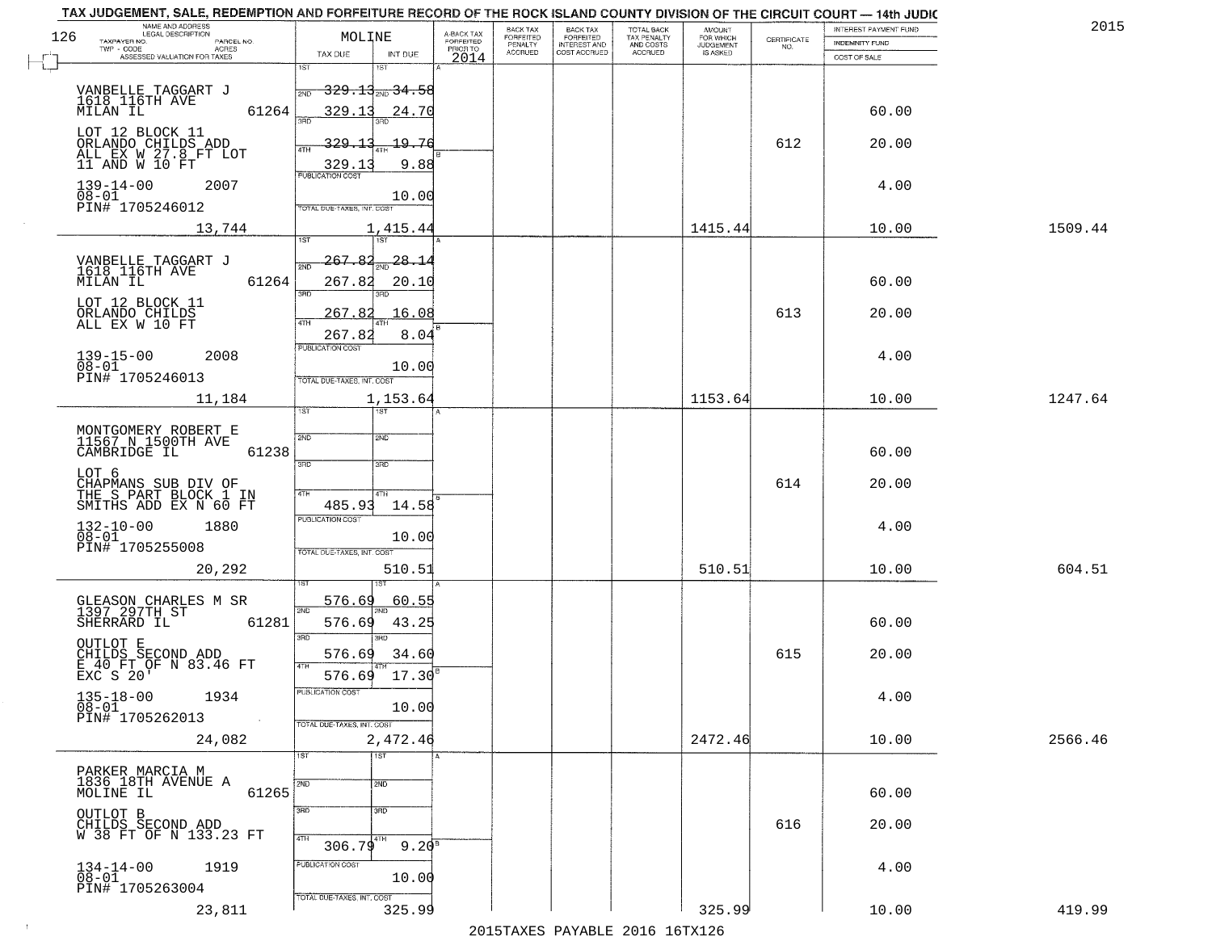# TAX JUDGEMENT, SALE, REDEMPTION AND FORFEITURE RECORD OF THE ROCK ISLAND COUNTY DIVISION OF THE CIRCUIT COURT — 14th JUDIC

2015

| NAME AND ADDRESS / LEGAL DESCRIPTION / TAXPAYER NO. / PARCEL NO. / TWP - CODE / ACRES / ASSESSED VALUATION FOR TAXES | MOLINE TAX DUE | INT DUE | A-BACK TAX FORFEITED PRIOR TO 2014 | BACK TAX FORFEITED PENALTY ACCRUED | BACK TAX FORFEITED INTEREST AND COST ACCRUED | TOTAL BACK TAX PENALTY AND COSTS ACCRUED | AMOUNT FOR WHICH JUDGEMENT IS ASKED | CERTIFICATE NO. | INTEREST PAYMENT FUND / INDEMNITY FUND / COST OF SALE | |
|---|---|---|---|---|---|---|---|---|---|---|
| VANBELLE TAGGART J<br>1618 116TH AVE<br>MILAN IL 61264<br>LOT 12 BLOCK 11<br>ORLANDO CHILDS ADD<br>ALL EX W 27.8 FT LOT<br>11 AND W 10 FT<br>139-14-00 2007<br>08-01<br>PIN# 1705246012<br>13,744 | 1ST 329.13<br>2ND 329.13<br>3RD 329.13<br>4TH 329.13<br>PUBLICATION COST<br>TOTAL DUE-TAXES, INT. COST | 34.58<br>24.70<br>19.76<br>9.88<br>10.00<br>1,415.44 | | | | | 1415.44 | 612 | 60.00<br>20.00<br>4.00<br>10.00 | 1509.44 |
| VANBELLE TAGGART J<br>1618 116TH AVE<br>MILAN IL 61264<br>LOT 12 BLOCK 11<br>ORLANDO CHILDS<br>ALL EX W 10 FT<br>139-15-00 2008<br>08-01<br>PIN# 1705246013<br>11,184 | 1ST 267.82<br>2ND 267.82<br>3RD 267.82<br>4TH 267.82<br>PUBLICATION COST<br>TOTAL DUE-TAXES, INT. COST | 28.14<br>20.10<br>16.08<br>8.04<br>10.00<br>1,153.64 | | | | | 1153.64 | 613 | 60.00<br>20.00<br>4.00<br>10.00 | 1247.64 |
| MONTGOMERY ROBERT E<br>11567 N 1500TH AVE<br>CAMBRIDGE IL 61238<br>LOT 6<br>CHAPMANS SUB DIV OF<br>THE S PART BLOCK 1 IN<br>SMITHS ADD EX N 60 FT<br>132-10-00 1880<br>08-01<br>PIN# 1705255008<br>20,292 | 1ST<br>2ND<br>3RD<br>4TH 485.93<br>PUBLICATION COST<br>TOTAL DUE-TAXES, INT. COST | <br><br><br>14.58<br>10.00<br>510.51 | | | | | 510.51 | 614 | 60.00<br>20.00<br>4.00<br>10.00 | 604.51 |
| GLEASON CHARLES M SR<br>1397 297TH ST<br>SHERRARD IL 61281<br>OUTLOT E<br>CHILDS SECOND ADD<br>E 40 FT OF N 83.46 FT<br>EXC S 20'<br>135-18-00 1934<br>08-01<br>PIN# 1705262013<br>24,082 | 1ST 576.69<br>2ND 576.69<br>3RD 576.69<br>4TH 576.69<br>PUBLICATION COST<br>TOTAL DUE-TAXES, INT. COST | 60.55<br>43.25<br>34.60<br>17.30<br>10.00<br>2,472.46 | | | | | 2472.46 | 615 | 60.00<br>20.00<br>4.00<br>10.00 | 2566.46 |
| PARKER MARCIA M<br>1836 18TH AVENUE A<br>MOLINE IL 61265<br>OUTLOT B<br>CHILDS SECOND ADD<br>W 38 FT OF N 133.23 FT<br>134-14-00 1919<br>08-01<br>PIN# 1705263004<br>23,811 | 1ST<br>2ND<br>3RD<br>4TH 306.79<br>PUBLICATION COST<br>TOTAL DUE-TAXES, INT. COST | <br><br><br>9.20<br>10.00<br>325.99 | | | | | 325.99 | 616 | 60.00<br>20.00<br>4.00<br>10.00 | 419.99 |

2015TAXES PAYABLE 2016 16TX126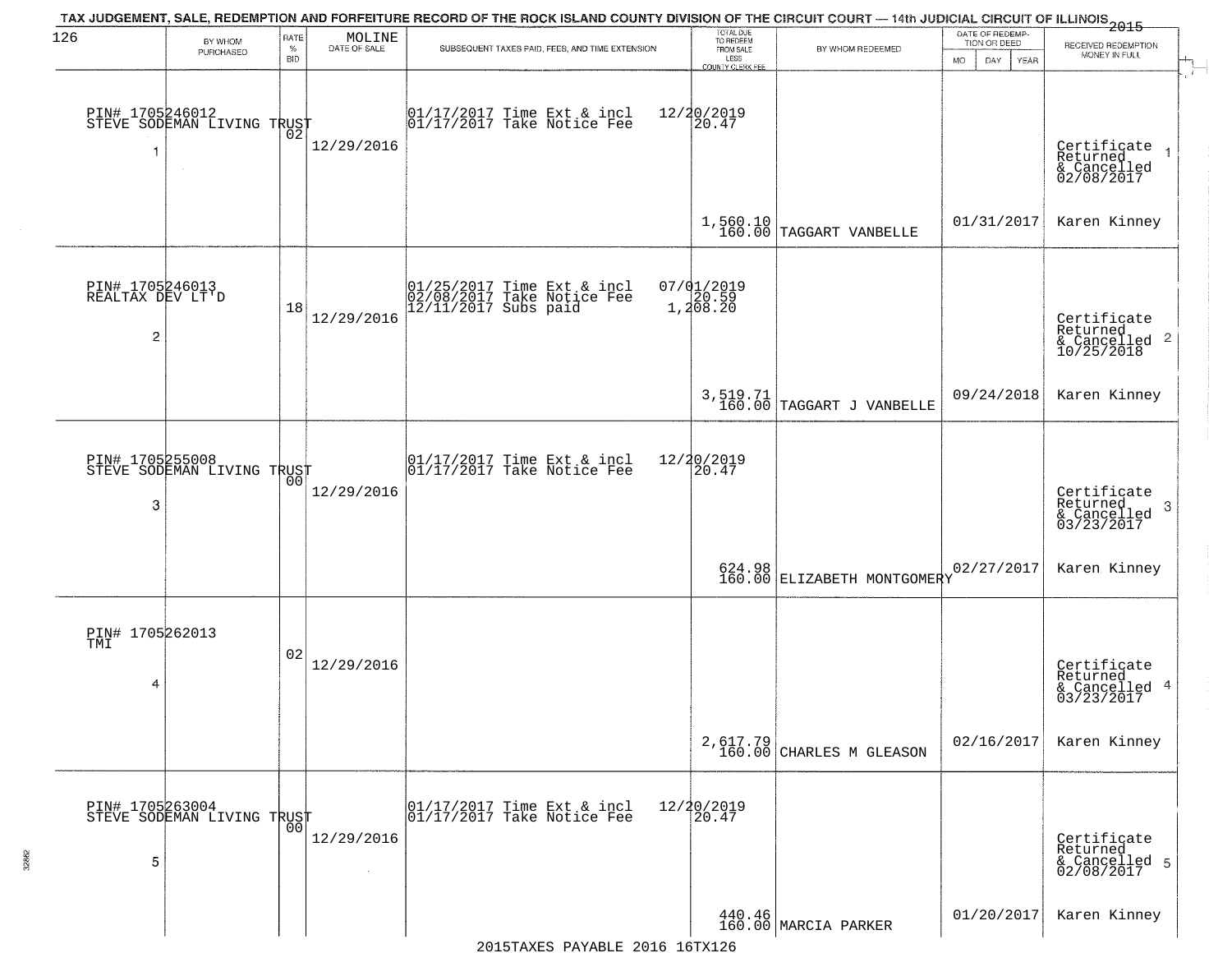# TAX JUDGEMENT, SALE, REDEMPTION AND FORFEITURE RECORD OF THE ROCK ISLAND COUNTY DIVISION OF THE CIRCUIT COURT — 14th JUDICIAL CIRCUIT OF ILLINOIS 2015

| 126 BY WHOM PURCHASED | RATE % BID | MOLINE DATE OF SALE | SUBSEQUENT TAXES PAID, FEES, AND TIME EXTENSION | TOTAL DUE TO REDEEM FROM SALE LESS COUNTY CLERK FEE | BY WHOM REDEEMED | DATE OF REDEMPTION OR DEED MO DAY YEAR | RECEIVED REDEMPTION MONEY IN FULL |
|---|---|---|---|---|---|---|---|
| PIN# 1705246012 STEVE SODEMAN LIVING TRUST 1 | 02 | 12/29/2016 | 01/17/2017 Time Ext & incl 12/20/2019<br>01/17/2017 Take Notice Fee 20.47 | 1,560.10<br>160.00 | TAGGART VANBELLE | 01/31/2017 | Certificate Returned & Cancelled 02/08/2017 1<br>Karen Kinney |
| PIN# 1705246013 REALTAX DEV LT'D 2 | 18 | 12/29/2016 | 01/25/2017 Time Ext & incl 07/01/2019<br>02/08/2017 Take Notice Fee 20.59<br>12/11/2017 Subs paid 1,208.20 | 3,519.71<br>160.00 | TAGGART J VANBELLE | 09/24/2018 | Certificate Returned & Cancelled 10/25/2018 2<br>Karen Kinney |
| PIN# 1705255008 STEVE SODEMAN LIVING TRUST 3 | 00 | 12/29/2016 | 01/17/2017 Time Ext & incl 12/20/2019<br>01/17/2017 Take Notice Fee 20.47 | 624.98<br>160.00 | ELIZABETH MONTGOMERY | 02/27/2017 | Certificate Returned & Cancelled 03/23/2017 3<br>Karen Kinney |
| PIN# 1705262013 TMI 4 | 02 | 12/29/2016 | | 2,617.79<br>160.00 | CHARLES M GLEASON | 02/16/2017 | Certificate Returned & Cancelled 03/23/2017 4<br>Karen Kinney |
| PIN# 1705263004 STEVE SODEMAN LIVING TRUST 5 | 00 | 12/29/2016 | 01/17/2017 Time Ext & incl 12/20/2019<br>01/17/2017 Take Notice Fee 20.47 | 440.46<br>160.00 | MARCIA PARKER | 01/20/2017 | Certificate Returned & Cancelled 02/08/2017 5<br>Karen Kinney |

2015TAXES PAYABLE 2016 16TX126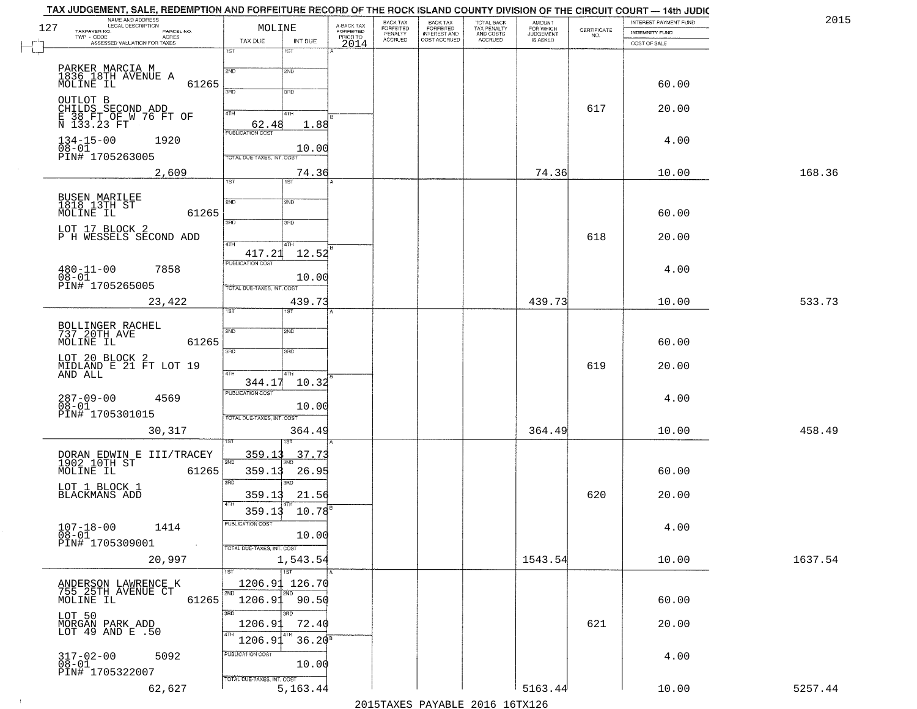# TAX JUDGEMENT, SALE, REDEMPTION AND FORFEITURE RECORD OF THE ROCK ISLAND COUNTY DIVISION OF THE CIRCUIT COURT — 14th JUDIC

2015

127

| NAME AND ADDRESS / LEGAL DESCRIPTION / TAXPAYER NO. / PARCEL NO. / TWP - CODE / ACRES / ASSESSED VALUATION FOR TAXES | MOLINE TAX DUE | INT DUE | A-BACK TAX FORFEITED PRIOR TO 2014 | BACK TAX FORFEITED PENALTY ACCRUED | BACK TAX FORFEITED INTEREST AND COST ACCRUED | TOTAL BACK TAX PENALTY AND COSTS ACCRUED | AMOUNT FOR WHICH JUDGEMENT IS ASKED | CERTIFICATE NO. | INTEREST PAYMENT FUND / INDEMNITY FUND / COST OF SALE | |
|---|---|---|---|---|---|---|---|---|---|---|
| PARKER MARCIA M<br>1836 18TH AVENUE A<br>MOLINE IL 61265<br>OUTLOT B<br>CHILDS SECOND ADD<br>E 38 FT OF W 76 FT OF<br>N 133.23 FT<br>134-15-00 1920<br>08-01<br>PIN# 1705263005<br>2,609 | 4TH 62.48<br>PUBLICATION COST<br>TOTAL DUE-TAXES, INT. COST | 1.88<br>10.00<br>74.36 | | | | | 74.36 | 617 | 60.00<br>20.00<br>4.00<br>10.00 | 168.36 |
| BUSEN MARILEE<br>1818 13TH ST<br>MOLINE IL 61265<br>LOT 17 BLOCK 2<br>P H WESSELS SECOND ADD<br>480-11-00 7858<br>08-01<br>PIN# 1705265005<br>23,422 | 4TH 417.21<br>PUBLICATION COST<br>TOTAL DUE-TAXES, INT. COST | 12.52<br>10.00<br>439.73 | | | | | 439.73 | 618 | 60.00<br>20.00<br>4.00<br>10.00 | 533.73 |
| BOLLINGER RACHEL<br>737 20TH AVE<br>MOLINE IL 61265<br>LOT 20 BLOCK 2<br>MIDLAND E 21 FT LOT 19<br>AND ALL<br>287-09-00 4569<br>08-01<br>PIN# 1705301015<br>30,317 | 4TH 344.17<br>PUBLICATION COST<br>TOTAL DUE-TAXES, INT. COST | 10.32<br>10.00<br>364.49 | | | | | 364.49 | 619 | 60.00<br>20.00<br>4.00<br>10.00 | 458.49 |
| DORAN EDWIN E III/TRACEY<br>1902 10TH ST<br>MOLINE IL 61265<br>LOT 1 BLOCK 1<br>BLACKMANS ADD<br>107-18-00 1414<br>08-01<br>PIN# 1705309001<br>20,997 | 1ST 359.13<br>2ND 359.13<br>3RD 359.13<br>4TH 359.13<br>PUBLICATION COST<br>TOTAL DUE-TAXES, INT. COST | 37.73<br>26.95<br>21.56<br>10.78<br>10.00<br>1,543.54 | | | | | 1543.54 | 620 | 60.00<br>20.00<br>4.00<br>10.00 | 1637.54 |
| ANDERSON LAWRENCE K<br>755 25TH AVENUE CT<br>MOLINE IL 61265<br>LOT 50<br>MORGAN PARK ADD<br>LOT 49 AND E .50<br>317-02-00 5092<br>08-01<br>PIN# 1705322007<br>62,627 | 1ST 1206.91<br>2ND 1206.91<br>3RD 1206.91<br>4TH 1206.91<br>PUBLICATION COST<br>TOTAL DUE-TAXES, INT. COST | 126.70<br>90.50<br>72.40<br>36.20<br>10.00<br>5,163.44 | | | | | 5163.44 | 621 | 60.00<br>20.00<br>4.00<br>10.00 | 5257.44 |

2015TAXES PAYABLE 2016 16TX126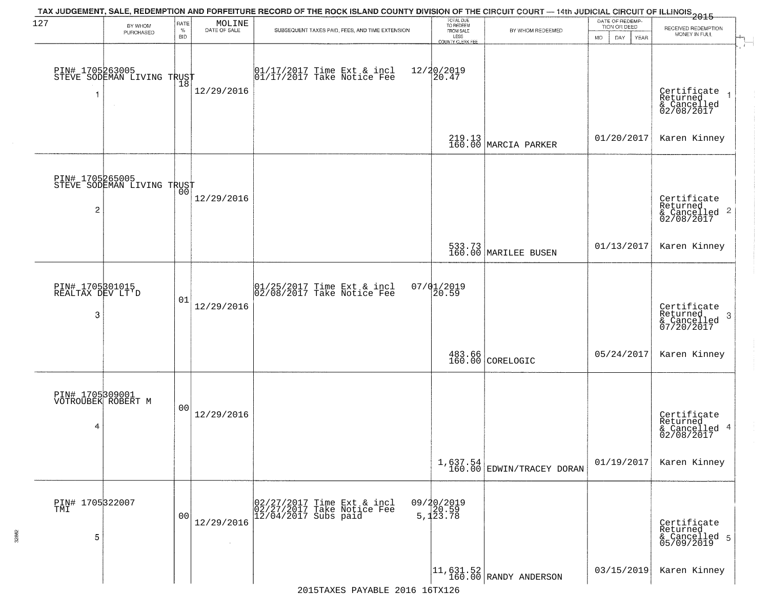TAX JUDGEMENT, SALE, REDEMPTION AND FORFEITURE RECORD OF THE ROCK ISLAND COUNTY DIVISION OF THE CIRCUIT COURT — 14th JUDICIAL CIRCUIT OF ILLINOIS 2015

| 127 BY WHOM PURCHASED | RATE % BID | MOLINE DATE OF SALE | SUBSEQUENT TAXES PAID, FEES, AND TIME EXTENSION | TOTAL DUE TO REDEEM FROM SALE LESS COUNTY CLERK FEE | BY WHOM REDEEMED | DATE OF REDEMPTION OR DEED MO DAY YEAR | RECEIVED REDEMPTION MONEY IN FULL |
|---|---|---|---|---|---|---|---|
| PIN# 1705263005 STEVE SODEMAN LIVING TRUST 1 | 18 | 12/29/2016 | 01/17/2017 Time Ext & incl 01/17/2017 Take Notice Fee | 12/20/2019 20.47 219.13 160.00 | MARCIA PARKER | 01/20/2017 | Certificate Returned & Cancelled 02/08/2017 1 Karen Kinney |
| PIN# 1705265005 STEVE SODEMAN LIVING TRUST 2 | 00 | 12/29/2016 | | 533.73 160.00 | MARILEE BUSEN | 01/13/2017 | Certificate Returned & Cancelled 02/08/2017 2 Karen Kinney |
| PIN# 1705301015 REALTAX DEV LT'D 3 | 01 | 12/29/2016 | 01/25/2017 Time Ext & incl 02/08/2017 Take Notice Fee | 07/01/2019 20.59 483.66 160.00 | CORELOGIC | 05/24/2017 | Certificate Returned & Cancelled 07/20/2017 3 Karen Kinney |
| PIN# 1705309001 VOTROUBEK ROBERT M 4 | 00 | 12/29/2016 | | 1,637.54 160.00 | EDWIN/TRACEY DORAN | 01/19/2017 | Certificate Returned & Cancelled 02/08/2017 4 Karen Kinney |
| PIN# 1705322007 TMI 5 | 00 | 12/29/2016 | 02/27/2017 Time Ext & incl 02/27/2017 Take Notice Fee 12/04/2017 Subs paid | 09/20/2019 20.59 5,123.78 11,631.52 160.00 | RANDY ANDERSON | 03/15/2019 | Certificate Returned & Cancelled 05/09/2019 5 Karen Kinney |

2015TAXES PAYABLE 2016 16TX126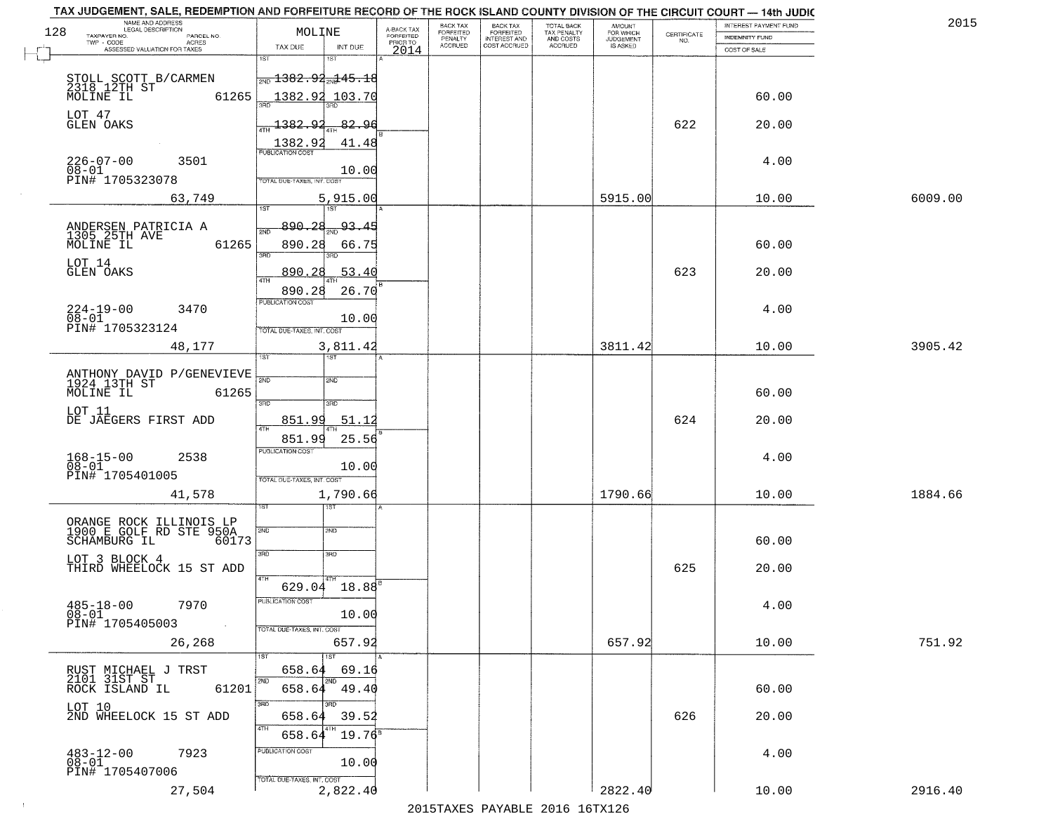TAX JUDGEMENT, SALE, REDEMPTION AND FORFEITURE RECORD OF THE ROCK ISLAND COUNTY DIVISION OF THE CIRCUIT COURT — 14th JUDIC

2015

| NAME AND ADDRESS / LEGAL DESCRIPTION / TAXPAYER NO. / PARCEL NO. / TWP - CODE / ACRES / ASSESSED VALUATION FOR TAXES | MOLINE TAX DUE | INT DUE | A-BACK TAX FORFEITED PRIOR TO 2014 | BACK TAX FORFEITED PENALTY ACCRUED | BACK TAX FORFEITED INTEREST AND COST ACCRUED | TOTAL BACK TAX PENALTY AND COSTS ACCRUED | AMOUNT FOR WHICH JUDGEMENT IS ASKED | CERTIFICATE NO. | INTEREST PAYMENT FUND / INDEMNITY FUND / COST OF SALE | |
|---|---|---|---|---|---|---|---|---|---|---|
| STOLL SCOTT B/CARMEN<br>2318 12TH ST<br>MOLINE IL 61265<br>LOT 47<br>GLEN OAKS<br>226-07-00 3501<br>08-01<br>PIN# 1705323078<br>63,749 | 1ST<br>2ND 1382.92<br>3RD 1382.92<br>4TH 1382.92<br>1382.92<br>PUBLICATION COST<br>TOTAL DUE-TAXES, INT. COST | 1ST<br>2ND 145.18<br>3RD 103.70<br>4TH 82.96<br>41.48<br>10.00<br>5,915.00 | | | | | 5915.00 | 622 | 60.00<br>20.00<br>4.00<br>10.00 | 6009.00 |
| ANDERSEN PATRICIA A<br>1305 25TH AVE<br>MOLINE IL 61265<br>LOT 14<br>GLEN OAKS<br>224-19-00 3470<br>08-01<br>PIN# 1705323124<br>48,177 | 1ST<br>2ND 890.28<br>3RD 890.28<br>4TH 890.28<br>890.28<br>PUBLICATION COST<br>TOTAL DUE-TAXES, INT. COST | 1ST<br>2ND 93.45<br>3RD 66.75<br>4TH 53.40<br>26.70<br>10.00<br>3,811.42 | | | | | 3811.42 | 623 | 60.00<br>20.00<br>4.00<br>10.00 | 3905.42 |
| ANTHONY DAVID P/GENEVIEVE<br>1924 13TH ST<br>MOLINE IL 61265<br>LOT 11<br>DE JAEGERS FIRST ADD<br>168-15-00 2538<br>08-01<br>PIN# 1705401005<br>41,578 | 1ST<br>2ND<br>3RD<br>4TH 851.99<br>851.99<br>PUBLICATION COST<br>TOTAL DUE-TAXES, INT. COST | 1ST<br>2ND<br>3RD<br>4TH 51.12<br>25.56<br>10.00<br>1,790.66 | | | | | 1790.66 | 624 | 60.00<br>20.00<br>4.00<br>10.00 | 1884.66 |
| ORANGE ROCK ILLINOIS LP<br>1900 E GOLF RD STE 950A<br>SCHAMBURG IL 60173<br>LOT 3 BLOCK 4<br>THIRD WHEELOCK 15 ST ADD<br>485-18-00 7970<br>08-01<br>PIN# 1705405003<br>26,268 | 1ST<br>2ND<br>3RD<br>4TH<br>629.04<br>PUBLICATION COST<br>TOTAL DUE-TAXES, INT. COST | 1ST<br>2ND<br>3RD<br>4TH<br>18.88<br>10.00<br>657.92 | | | | | 657.92 | 625 | 60.00<br>20.00<br>4.00<br>10.00 | 751.92 |
| RUST MICHAEL J TRST<br>2101 31ST ST<br>ROCK ISLAND IL 61201<br>LOT 10<br>2ND WHEELOCK 15 ST ADD<br>483-12-00 7923<br>08-01<br>PIN# 1705407006<br>27,504 | 1ST 658.64<br>2ND 658.64<br>3RD 658.64<br>4TH 658.64<br>PUBLICATION COST<br>TOTAL DUE-TAXES, INT. COST | 1ST 69.16<br>2ND 49.40<br>3RD 39.52<br>4TH 19.76<br>10.00<br>2,822.40 | | | | | 2822.40 | 626 | 60.00<br>20.00<br>4.00<br>10.00 | 2916.40 |

2015TAXES PAYABLE 2016 16TX126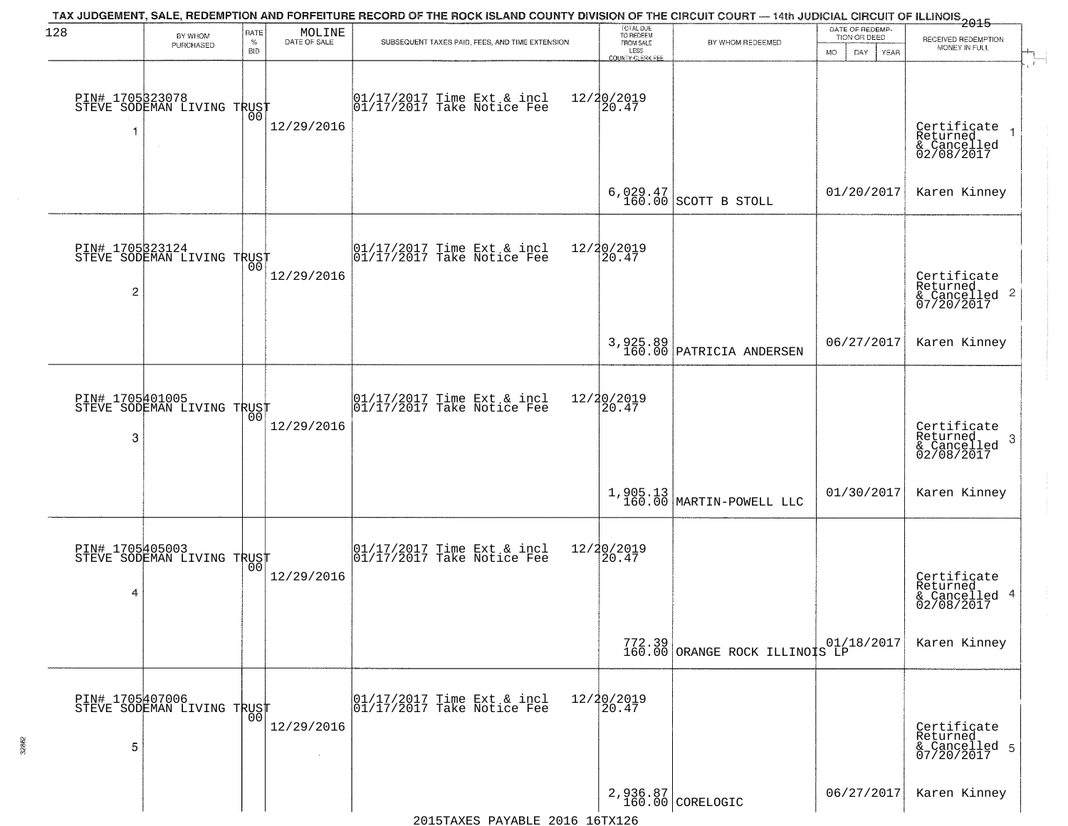TAX JUDGEMENT, SALE, REDEMPTION AND FORFEITURE RECORD OF THE ROCK ISLAND COUNTY DIVISION OF THE CIRCUIT COURT — 14th JUDICIAL CIRCUIT OF ILLINOIS 2015

| BY WHOM PURCHASED | RATE % BID | MOLINE DATE OF SALE | SUBSEQUENT TAXES PAID, FEES, AND TIME EXTENSION | TOTAL DUE TO REDEEM FROM SALE LESS COUNTY CLERK FEE | BY WHOM REDEEMED | DATE OF REDEMPTION OR DEED MO DAY YEAR | RECEIVED REDEMPTION MONEY IN FULL |
|---|---|---|---|---|---|---|---|
| PIN# 1705323078 STEVE SODEMAN LIVING TRUST 1 | 00 | 12/29/2016 | 01/17/2017 Time Ext & incl 12/20/2019<br>01/17/2017 Take Notice Fee 20.47 | 6,029.47<br>160.00 | SCOTT B STOLL | 01/20/2017 | Certificate Returned & Cancelled 02/08/2017<br>Karen Kinney |
| PIN# 1705323124 STEVE SODEMAN LIVING TRUST 2 | 00 | 12/29/2016 | 01/17/2017 Time Ext & incl 12/20/2019<br>01/17/2017 Take Notice Fee 20.47 | 3,925.89<br>160.00 | PATRICIA ANDERSEN | 06/27/2017 | Certificate Returned & Cancelled 07/20/2017<br>Karen Kinney |
| PIN# 1705401005 STEVE SODEMAN LIVING TRUST 3 | 00 | 12/29/2016 | 01/17/2017 Time Ext & incl 12/20/2019<br>01/17/2017 Take Notice Fee 20.47 | 1,905.13<br>160.00 | MARTIN-POWELL LLC | 01/30/2017 | Certificate Returned & Cancelled 02/08/2017<br>Karen Kinney |
| PIN# 1705405003 STEVE SODEMAN LIVING TRUST 4 | 00 | 12/29/2016 | 01/17/2017 Time Ext & incl 12/20/2019<br>01/17/2017 Take Notice Fee 20.47 | 772.39<br>160.00 | ORANGE ROCK ILLINOIS LP | 01/18/2017 | Certificate Returned & Cancelled 02/08/2017<br>Karen Kinney |
| PIN# 1705407006 STEVE SODEMAN LIVING TRUST 5 | 00 | 12/29/2016 | 01/17/2017 Time Ext & incl 12/20/2019<br>01/17/2017 Take Notice Fee 20.47 | 2,936.87<br>160.00 | CORELOGIC | 06/27/2017 | Certificate Returned & Cancelled 07/20/2017<br>Karen Kinney |

2015TAXES PAYABLE 2016 16TX126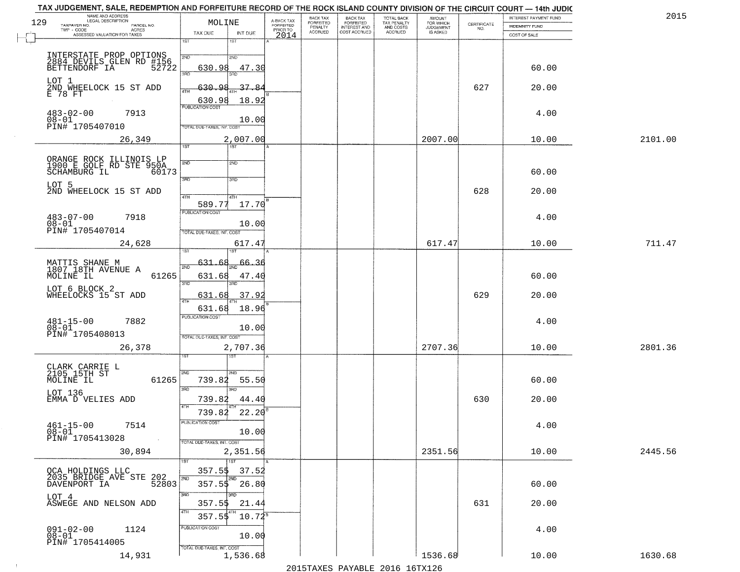# TAX JUDGEMENT, SALE, REDEMPTION AND FORFEITURE RECORD OF THE ROCK ISLAND COUNTY DIVISION OF THE CIRCUIT COURT — 14th JUDIC

2015

| NAME AND ADDRESS / LEGAL DESCRIPTION / TAXPAYER NO. / PARCEL NO. / TWP - CODE / ACRES / ASSESSED VALUATION FOR TAXES | MOLINE TAX DUE | INT DUE | A-BACK TAX FORFEITED PRIOR TO 2014 | BACK TAX FORFEITED PENALTY ACCRUED | BACK TAX FORFEITED INTEREST AND COST ACCRUED | TOTAL BACK TAX PENALTY AND COSTS ACCRUED | AMOUNT FOR WHICH JUDGEMENT IS ASKED | CERTIFICATE NO. | INTEREST PAYMENT FUND / INDEMNITY FUND / COST OF SALE | |
|---|---|---|---|---|---|---|---|---|---|---|
| INTERSTATE PROP OPTIONS, 2884 DEVILS GLEN RD #156, BETTENDORF IA 52722 | 2ND 630.98 | 47.30 | | | | | | | 60.00 | |
| LOT 1, 2ND WHEELOCK 15 ST ADD, E 78 FT | 3RD 630.98 | 37.84 | | | | | | 627 | 20.00 | |
| | 4TH 630.98 | 18.92 | | | | | | | | |
| 483-02-00 7913, 08-01, PIN# 1705407010 | PUBLICATION COST | 10.00 | | | | | | | 4.00 | |
| 26,349 | TOTAL DUE-TAXES, INT. COST | 2,007.00 | | | | | 2007.00 | | 10.00 | 2101.00 |
| ORANGE ROCK ILLINOIS LP, 1900 E GOLF RD STE 950A, SCHAMBURG IL 60173 | | | | | | | | | 60.00 | |
| LOT 5, 2ND WHEELOCK 15 ST ADD | | | | | | | | 628 | 20.00 | |
| | 4TH 589.77 | 17.70 | | | | | | | | |
| 483-07-00 7918, 08-01, PIN# 1705407014 | PUBLICATION COST | 10.00 | | | | | | | 4.00 | |
| 24,628 | TOTAL DUE-TAXES, INT. COST | 617.47 | | | | | 617.47 | | 10.00 | 711.47 |
| MATTIS SHANE M, 1807 18TH AVENUE A, MOLINE IL 61265 | 1ST 631.68 | 66.36 | | | | | | | | |
| | 2ND 631.68 | 47.40 | | | | | | | 60.00 | |
| LOT 6 BLOCK 2, WHEELOCKS 15 ST ADD | 3RD 631.68 | 37.92 | | | | | | 629 | 20.00 | |
| | 4TH 631.68 | 18.96 | | | | | | | | |
| 481-15-00 7882, 08-01, PIN# 1705408013 | PUBLICATION COST | 10.00 | | | | | | | 4.00 | |
| 26,378 | TOTAL DUE-TAXES, INT. COST | 2,707.36 | | | | | 2707.36 | | 10.00 | 2801.36 |
| CLARK CARRIE L, 2105 15TH ST, MOLINE IL 61265 | 2ND 739.82 | 55.50 | | | | | | | 60.00 | |
| LOT 136, EMMA D VELIES ADD | 3RD 739.82 | 44.40 | | | | | | 630 | 20.00 | |
| | 4TH 739.82 | 22.20 | | | | | | | | |
| 461-15-00 7514, 08-01, PIN# 1705413028 | PUBLICATION COST | 10.00 | | | | | | | 4.00 | |
| 30,894 | TOTAL DUE-TAXES, INT. COST | 2,351.56 | | | | | 2351.56 | | 10.00 | 2445.56 |
| OCA HOLDINGS LLC, 2035 BRIDGE AVE STE 202, DAVENPORT IA 52803 | 1ST 357.55 | 37.52 | | | | | | | | |
| | 2ND 357.55 | 26.80 | | | | | | | 60.00 | |
| LOT 4, ASWEGE AND NELSON ADD | 3RD 357.55 | 21.44 | | | | | | 631 | 20.00 | |
| | 4TH 357.55 | 10.72 | | | | | | | | |
| 091-02-00 1124, 08-01, PIN# 1705414005 | PUBLICATION COST | 10.00 | | | | | | | 4.00 | |
| 14,931 | TOTAL DUE-TAXES, INT. COST | 1,536.68 | | | | | 1536.68 | | 10.00 | 1630.68 |

2015TAXES PAYABLE 2016 16TX126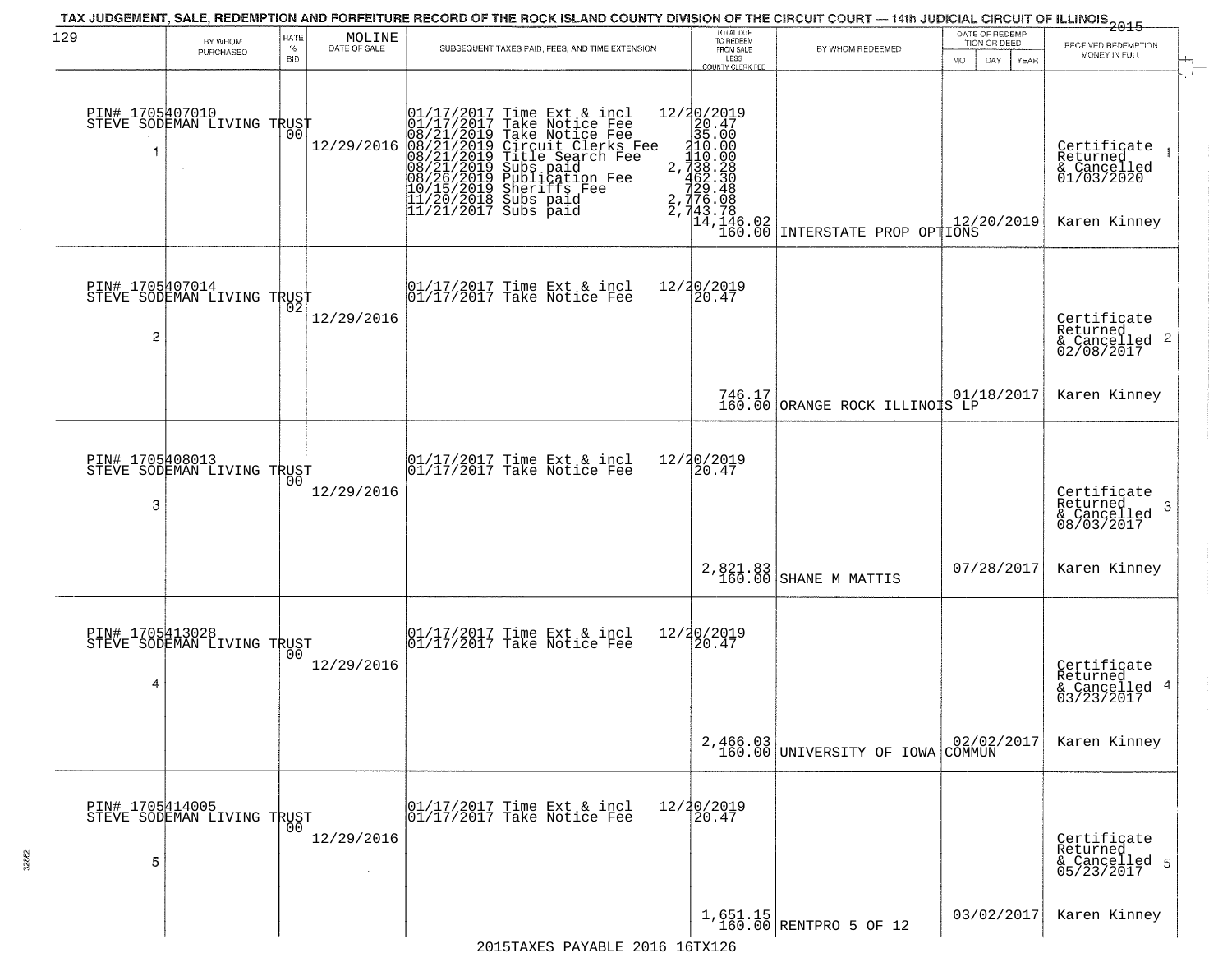TAX JUDGEMENT, SALE, REDEMPTION AND FORFEITURE RECORD OF THE ROCK ISLAND COUNTY DIVISION OF THE CIRCUIT COURT — 14th JUDICIAL CIRCUIT OF ILLINOIS 2015

| 129 BY WHOM PURCHASED | RATE % BID | MOLINE DATE OF SALE | SUBSEQUENT TAXES PAID, FEES, AND TIME EXTENSION | TOTAL DUE TO REDEEM FROM SALE LESS COUNTY CLERK FEE | BY WHOM REDEEMED | DATE OF REDEMPTION OR DEED MO DAY YEAR | RECEIVED REDEMPTION MONEY IN FULL |
|---|---|---|---|---|---|---|---|
| PIN# 1705407010 STEVE SODEMAN LIVING TRUST 1 | 00 | 12/29/2016 | 01/17/2017 Time Ext & incl 12/20/2019<br>01/17/2017 Take Notice Fee 20.47<br>08/21/2019 Take Notice Fee 35.00<br>08/21/2019 Circuit Clerks Fee 210.00<br>08/21/2019 Title Search Fee 110.00<br>08/21/2019 Subs paid 2,738.28<br>08/26/2019 Publication Fee 462.30<br>10/15/2019 Sheriffs Fee 729.48<br>11/20/2018 Subs paid 2,776.08<br>11/21/2017 Subs paid 2,743.78 | 14,146.02<br>160.00 | INTERSTATE PROP OPTIONS | 12/20/2019 | Certificate Returned & Cancelled 01/03/2020 1<br>Karen Kinney |
| PIN# 1705407014 STEVE SODEMAN LIVING TRUST 2 | 02 | 12/29/2016 | 01/17/2017 Time Ext & incl 12/20/2019<br>01/17/2017 Take Notice Fee 20.47 | 746.17<br>160.00 | ORANGE ROCK ILLINOIS LP | 01/18/2017 | Certificate Returned & Cancelled 02/08/2017 2<br>Karen Kinney |
| PIN# 1705408013 STEVE SODEMAN LIVING TRUST 3 | 00 | 12/29/2016 | 01/17/2017 Time Ext & incl 12/20/2019<br>01/17/2017 Take Notice Fee 20.47 | 2,821.83<br>160.00 | SHANE M MATTIS | 07/28/2017 | Certificate Returned & Cancelled 08/03/2017 3<br>Karen Kinney |
| PIN# 1705413028 STEVE SODEMAN LIVING TRUST 4 | 00 | 12/29/2016 | 01/17/2017 Time Ext & incl 12/20/2019<br>01/17/2017 Take Notice Fee 20.47 | 2,466.03<br>160.00 | UNIVERSITY OF IOWA COMMUN | 02/02/2017 | Certificate Returned & Cancelled 03/23/2017 4<br>Karen Kinney |
| PIN# 1705414005 STEVE SODEMAN LIVING TRUST 5 | 00 | 12/29/2016 | 01/17/2017 Time Ext & incl 12/20/2019<br>01/17/2017 Take Notice Fee 20.47 | 1,651.15<br>160.00 | RENTPRO 5 OF 12 | 03/02/2017 | Certificate Returned & Cancelled 05/23/2017 5<br>Karen Kinney |

2015TAXES PAYABLE 2016 16TX126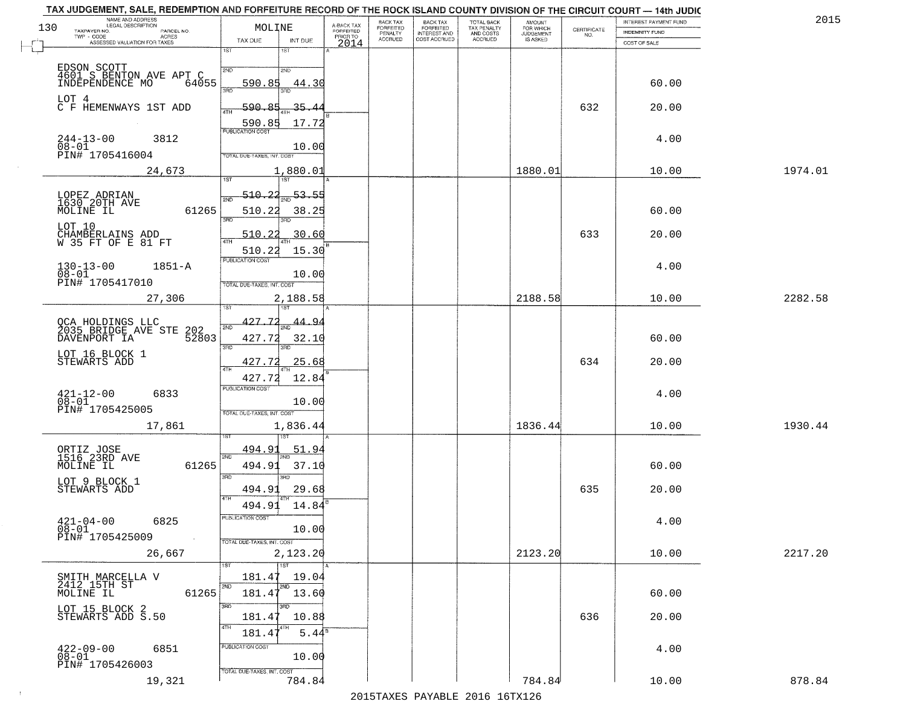# TAX JUDGEMENT, SALE, REDEMPTION AND FORFEITURE RECORD OF THE ROCK ISLAND COUNTY DIVISION OF THE CIRCUIT COURT — 14th JUDIC

2015

| NAME AND ADDRESS / LEGAL DESCRIPTION / TAXPAYER NO. / PARCEL NO. / TWP - CODE / ACRES / ASSESSED VALUATION FOR TAXES | MOLINE TAX DUE | INT DUE | A-BACK TAX FORFEITED PRIOR TO 2014 | BACK TAX FORFEITED PENALTY ACCRUED | BACK TAX FORFEITED INTEREST AND COST ACCRUED | TOTAL BACK TAX PENALTY AND COSTS ACCRUED | AMOUNT FOR WHICH JUDGEMENT IS ASKED | CERTIFICATE NO. | INTEREST PAYMENT FUND / INDEMNITY FUND / COST OF SALE | |
|---|---|---|---|---|---|---|---|---|---|---|
| EDSON SCOTT<br>4601 S BENTON AVE APT C<br>INDEPENDENCE MO 64055<br>LOT 4<br>C F HEMENWAYS 1ST ADD<br>244-13-00 3812<br>08-01<br>PIN# 1705416004 | 1ST<br>2ND 590.85<br>3RD 590.85<br>4TH 590.85<br>PUBLICATION COST | 1ST<br>2ND 44.30<br>3RD 35.44<br>4TH 17.72<br>10.00 | | | | | | 632 | 60.00<br>20.00<br>4.00 | |
| 24,673 | TOTAL DUE-TAXES, INT. COST | 1,880.01 | | | | | 1880.01 | | 10.00 | 1974.01 |
| LOPEZ ADRIAN<br>1630 20TH AVE<br>MOLINE IL 61265<br>LOT 10<br>CHAMBERLAINS ADD<br>W 35 FT OF E 81 FT<br>130-13-00 1851-A<br>08-01<br>PIN# 1705417010 | 1ST 510.22<br>2ND 510.22<br>3RD 510.22<br>4TH 510.22<br>PUBLICATION COST | 1ST 53.55<br>2ND 38.25<br>3RD 30.60<br>4TH 15.30<br>10.00 | | | | | | 633 | 60.00<br>20.00<br>4.00 | |
| 27,306 | TOTAL DUE-TAXES, INT. COST | 2,188.58 | | | | | 2188.58 | | 10.00 | 2282.58 |
| QCA HOLDINGS LLC<br>2035 BRIDGE AVE STE 202<br>DAVENPORT IA 52803<br>LOT 16 BLOCK 1<br>STEWARTS ADD<br>421-12-00 6833<br>08-01<br>PIN# 1705425005 | 1ST 427.72<br>2ND 427.72<br>3RD 427.72<br>4TH 427.72<br>PUBLICATION COST | 1ST 44.94<br>2ND 32.10<br>3RD 25.68<br>4TH 12.84<br>10.00 | | | | | | 634 | 60.00<br>20.00<br>4.00 | |
| 17,861 | TOTAL DUE-TAXES, INT. COST | 1,836.44 | | | | | 1836.44 | | 10.00 | 1930.44 |
| ORTIZ JOSE<br>1516 23RD AVE<br>MOLINE IL 61265<br>LOT 9 BLOCK 1<br>STEWARTS ADD<br>421-04-00 6825<br>08-01<br>PIN# 1705425009 | 1ST 494.91<br>2ND 494.91<br>3RD 494.91<br>4TH 494.91<br>PUBLICATION COST | 1ST 51.94<br>2ND 37.10<br>3RD 29.68<br>4TH 14.84<br>10.00 | | | | | | 635 | 60.00<br>20.00<br>4.00 | |
| 26,667 | TOTAL DUE-TAXES, INT. COST | 2,123.20 | | | | | 2123.20 | | 10.00 | 2217.20 |
| SMITH MARCELLA V<br>2412 15TH ST<br>MOLINE IL 61265<br>LOT 15 BLOCK 2<br>STEWARTS ADD S.50<br>422-09-00 6851<br>08-01<br>PIN# 1705426003 | 1ST 181.47<br>2ND 181.47<br>3RD 181.47<br>4TH 181.47<br>PUBLICATION COST | 1ST 19.04<br>2ND 13.60<br>3RD 10.88<br>4TH 5.44<br>10.00 | | | | | | 636 | 60.00<br>20.00<br>4.00 | |
| 19,321 | TOTAL DUE-TAXES, INT. COST | 784.84 | | | | | 784.84 | | 10.00 | 878.84 |

2015TAXES PAYABLE 2016 16TX126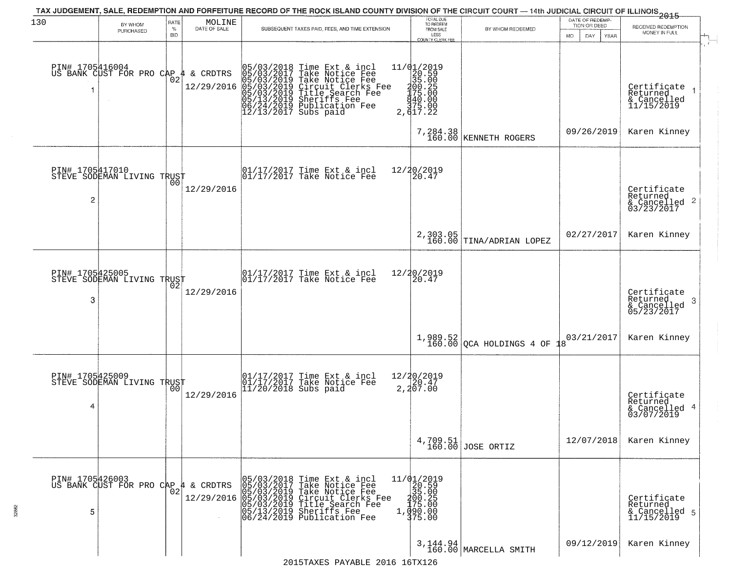TAX JUDGEMENT, SALE, REDEMPTION AND FORFEITURE RECORD OF THE ROCK ISLAND COUNTY DIVISION OF THE CIRCUIT COURT — 14th JUDICIAL CIRCUIT OF ILLINOIS 2015

| 130 | BY WHOM PURCHASED | RATE % BID | MOLINE DATE OF SALE | SUBSEQUENT TAXES PAID, FEES, AND TIME EXTENSION | TOTAL DUE TO REDEEM FROM SALE LESS COUNTY CLERK FEE | BY WHOM REDEEMED | DATE OF REDEMPTION OR DEED MO DAY YEAR | RECEIVED REDEMPTION MONEY IN FULL |
|---|---|---|---|---|---|---|---|---|
| 1 | PIN# 1705416004 US BANK CUST FOR PRO CAP 4 & CRDTRS | 02 | 12/29/2016 | 05/03/2018 Time Ext & incl 11/01/2019<br>05/03/2017 Take Notice Fee 20.59<br>05/03/2019 Take Notice Fee 35.00<br>05/03/2019 Circuit Clerks Fee 200.25<br>05/03/2019 Title Search Fee 175.00<br>05/13/2019 Sheriffs Fee 840.00<br>06/24/2019 Publication Fee 375.00<br>12/13/2017 Subs paid 2,617.22 | 7,284.38<br>160.00 | KENNETH ROGERS | 09/26/2019 | Certificate Returned & Cancelled 11/15/2019<br>Karen Kinney |
| 2 | PIN# 1705417010 STEVE SODEMAN LIVING TRUST | 00 | 12/29/2016 | 01/17/2017 Time Ext & incl 12/20/2019<br>01/17/2017 Take Notice Fee 20.47 | 2,303.05<br>160.00 | TINA/ADRIAN LOPEZ | 02/27/2017 | Certificate Returned & Cancelled 03/23/2017<br>Karen Kinney |
| 3 | PIN# 1705425005 STEVE SODEMAN LIVING TRUST | 02 | 12/29/2016 | 01/17/2017 Time Ext & incl 12/20/2019<br>01/17/2017 Take Notice Fee 20.47 | 1,989.52<br>160.00 | QCA HOLDINGS 4 OF 18 | 03/21/2017 | Certificate Returned & Cancelled 05/23/2017<br>Karen Kinney |
| 4 | PIN# 1705425009 STEVE SODEMAN LIVING TRUST | 00 | 12/29/2016 | 01/17/2017 Time Ext & incl 12/20/2019<br>01/17/2017 Take Notice Fee 20.47<br>11/20/2018 Subs paid 2,207.00 | 4,709.51<br>160.00 | JOSE ORTIZ | 12/07/2018 | Certificate Returned & Cancelled 03/07/2019<br>Karen Kinney |
| 5 | PIN# 1705426003 US BANK CUST FOR PRO CAP 4 & CRDTRS | 02 | 12/29/2016 | 05/03/2018 Time Ext & incl 11/01/2019<br>05/03/2017 Take Notice Fee 20.59<br>05/03/2019 Take Notice Fee 35.00<br>05/03/2019 Circuit Clerks Fee 200.25<br>05/03/2019 Title Search Fee 175.00<br>05/13/2019 Sheriffs Fee 1,090.00<br>06/24/2019 Publication Fee 375.00 | 3,144.94<br>160.00 | MARCELLA SMITH | 09/12/2019 | Certificate Returned & Cancelled 11/15/2019<br>Karen Kinney |

2015TAXES PAYABLE 2016 16TX126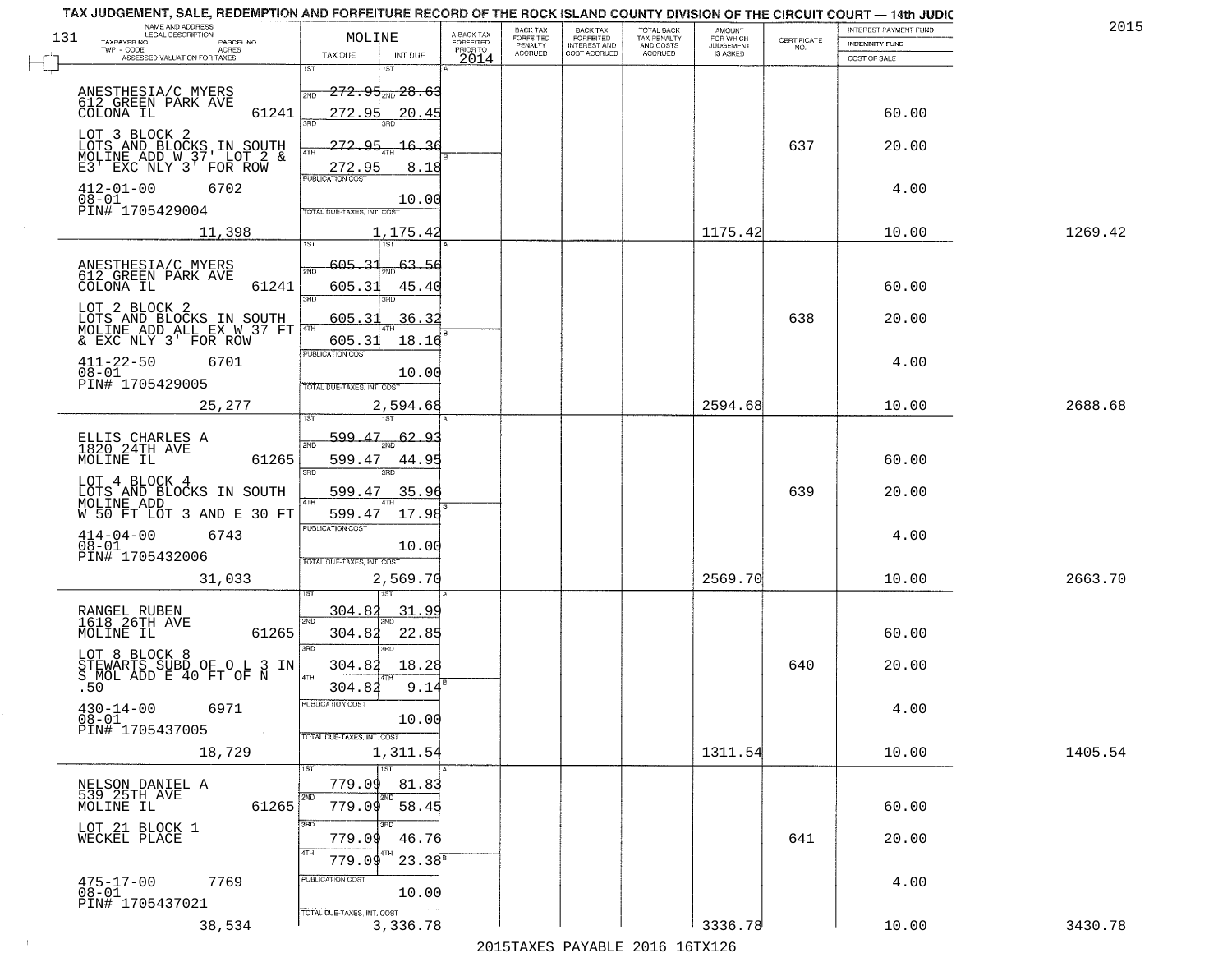# TAX JUDGEMENT, SALE, REDEMPTION AND FORFEITURE RECORD OF THE ROCK ISLAND COUNTY DIVISION OF THE CIRCUIT COURT — 14th JUDIC

2015

| NAME AND ADDRESS / LEGAL DESCRIPTION / TAXPAYER NO. / PARCEL NO. / TWP - CODE / ACRES / ASSESSED VALUATION FOR TAXES | MOLINE TAX DUE | INT DUE | A-BACK TAX FORFEITED PRIOR TO 2014 | BACK TAX FORFEITED PENALTY ACCRUED | BACK TAX FORFEITED INTEREST AND COST ACCRUED | TOTAL BACK TAX PENALTY AND COSTS ACCRUED | AMOUNT FOR WHICH JUDGEMENT IS ASKED | CERTIFICATE NO. | INTEREST PAYMENT FUND / INDEMNITY FUND / COST OF SALE | |
|---|---|---|---|---|---|---|---|---|---|---|
| ANESTHESIA/C MYERS, 612 GREEN PARK AVE, COLONA IL 61241 | 1ST 272.95 | 1ST 28.63 | | | | | | | | |
| | 2ND 272.95 | 2ND 20.45 | | | | | | | 60.00 | |
| LOT 3 BLOCK 2 LOTS AND BLOCKS IN SOUTH MOLINE ADD W 37' LOT 2 & E3' EXC NLY 3' FOR ROW | 3RD 272.95 | 3RD 16.36 | | | | | | 637 | 20.00 | |
| | 4TH 272.95 | 4TH 8.18 | | | | | | | | |
| 412-01-00 6702, 08-01, PIN# 1705429004 | PUBLICATION COST | 10.00 | | | | | | | 4.00 | |
| 11,398 | TOTAL DUE-TAXES, INT. COST | 1,175.42 | | | | | 1175.42 | | 10.00 | 1269.42 |
| ANESTHESIA/C MYERS, 612 GREEN PARK AVE, COLONA IL 61241 | 1ST 605.31 | 1ST 63.56 | | | | | | | | |
| | 2ND 605.31 | 2ND 45.40 | | | | | | | 60.00 | |
| LOT 2 BLOCK 2 LOTS AND BLOCKS IN SOUTH MOLINE ADD ALL EX W 37 FT & EXC NLY 3' FOR ROW | 3RD 605.31 | 3RD 36.32 | | | | | | 638 | 20.00 | |
| | 4TH 605.31 | 4TH 18.16 | | | | | | | | |
| 411-22-50 6701, 08-01, PIN# 1705429005 | PUBLICATION COST | 10.00 | | | | | | | 4.00 | |
| 25,277 | TOTAL DUE-TAXES, INT. COST | 2,594.68 | | | | | 2594.68 | | 10.00 | 2688.68 |
| ELLIS CHARLES A, 1820 24TH AVE, MOLINE IL 61265 | 1ST 599.47 | 1ST 62.93 | | | | | | | | |
| | 2ND 599.47 | 2ND 44.95 | | | | | | | 60.00 | |
| LOT 4 BLOCK 4 LOTS AND BLOCKS IN SOUTH MOLINE ADD W 50 FT LOT 3 AND E 30 FT | 3RD 599.47 | 3RD 35.96 | | | | | | 639 | 20.00 | |
| | 4TH 599.47 | 4TH 17.98 | | | | | | | | |
| 414-04-00 6743, 08-01, PIN# 1705432006 | PUBLICATION COST | 10.00 | | | | | | | 4.00 | |
| 31,033 | TOTAL DUE-TAXES, INT. COST | 2,569.70 | | | | | 2569.70 | | 10.00 | 2663.70 |
| RANGEL RUBEN, 1618 26TH AVE, MOLINE IL 61265 | 1ST 304.82 | 1ST 31.99 | | | | | | | | |
| | 2ND 304.82 | 2ND 22.85 | | | | | | | 60.00 | |
| LOT 8 BLOCK 8 STEWARTS SUBD OF O L 3 IN S MOL ADD E 40 FT OF N .50 | 3RD 304.82 | 3RD 18.28 | | | | | | 640 | 20.00 | |
| | 4TH 304.82 | 4TH 9.14 | | | | | | | | |
| 430-14-00 6971, 08-01, PIN# 1705437005 | PUBLICATION COST | 10.00 | | | | | | | 4.00 | |
| 18,729 | TOTAL DUE-TAXES, INT. COST | 1,311.54 | | | | | 1311.54 | | 10.00 | 1405.54 |
| NELSON DANIEL A, 539 25TH AVE, MOLINE IL 61265 | 1ST 779.09 | 1ST 81.83 | | | | | | | | |
| | 2ND 779.09 | 2ND 58.45 | | | | | | | 60.00 | |
| LOT 21 BLOCK 1 WECKEL PLACE | 3RD 779.09 | 3RD 46.76 | | | | | | 641 | 20.00 | |
| | 4TH 779.09 | 4TH 23.38 | | | | | | | | |
| 475-17-00 7769, 08-01, PIN# 1705437021 | PUBLICATION COST | 10.00 | | | | | | | 4.00 | |
| 38,534 | TOTAL DUE-TAXES, INT. COST | 3,336.78 | | | | | 3336.78 | | 10.00 | 3430.78 |

2015TAXES PAYABLE 2016 16TX126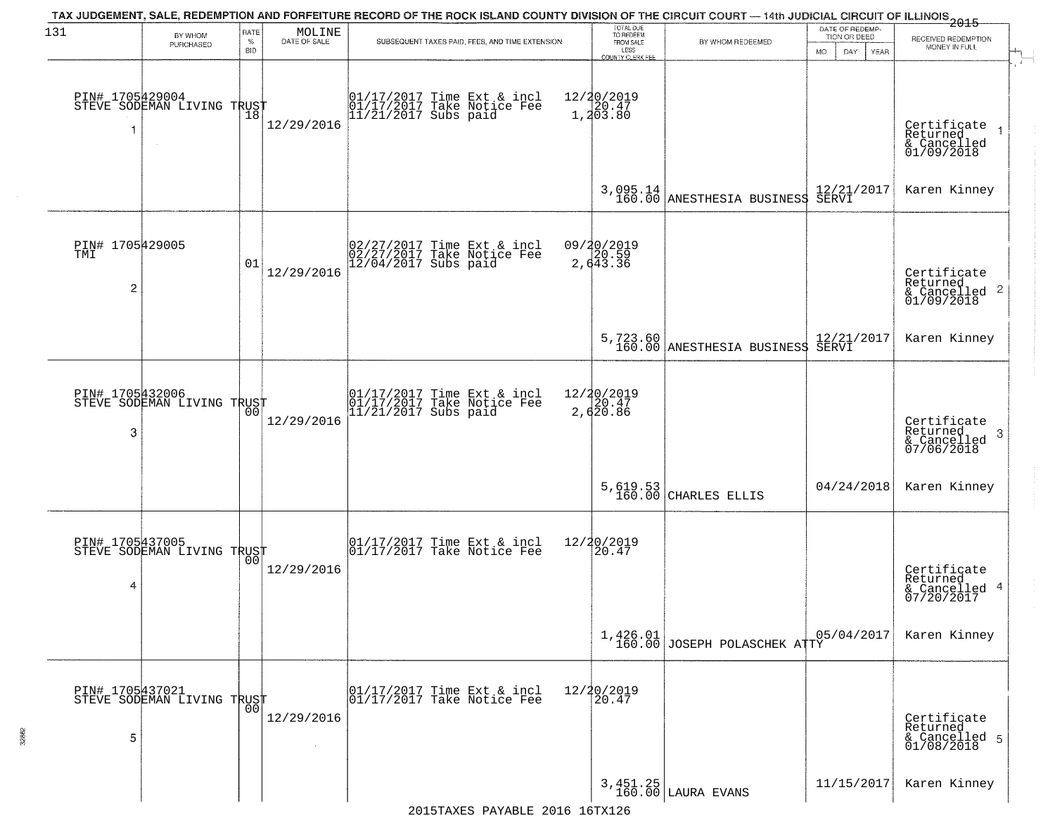TAX JUDGEMENT, SALE, REDEMPTION AND FORFEITURE RECORD OF THE ROCK ISLAND COUNTY DIVISION OF THE CIRCUIT COURT — 14th JUDICIAL CIRCUIT OF ILLINOIS 2015

| 131 BY WHOM PURCHASED | RATE % BID | MOLINE DATE OF SALE | SUBSEQUENT TAXES PAID, FEES, AND TIME EXTENSION | TOTAL DUE TO REDEEM FROM SALE LESS COUNTY CLERK FEE | BY WHOM REDEEMED | DATE OF REDEMPTION OR DEED MO DAY YEAR | RECEIVED REDEMPTION MONEY IN FULL |
|---|---|---|---|---|---|---|---|
| PIN# 1705429004 STEVE SODEMAN LIVING TRUST 1 | 18 | 12/29/2016 | 01/17/2017 Time Ext & incl 12/20/2019<br>01/17/2017 Take Notice Fee 20.47<br>11/21/2017 Subs paid 1,203.80 | 3,095.14<br>160.00 | ANESTHESIA BUSINESS SERVI | 12/21/2017 | Certificate Returned & Cancelled 01/09/2018 1<br>Karen Kinney |
| PIN# 1705429005 TMI 2 | 01 | 12/29/2016 | 02/27/2017 Time Ext & incl 09/20/2019<br>02/27/2017 Take Notice Fee 20.59<br>12/04/2017 Subs paid 2,643.36 | 5,723.60<br>160.00 | ANESTHESIA BUSINESS SERVI | 12/21/2017 | Certificate Returned & Cancelled 01/09/2018 2<br>Karen Kinney |
| PIN# 1705432006 STEVE SODEMAN LIVING TRUST 3 | 00 | 12/29/2016 | 01/17/2017 Time Ext & incl 12/20/2019<br>01/17/2017 Take Notice Fee 20.47<br>11/21/2017 Subs paid 2,620.86 | 5,619.53<br>160.00 | CHARLES ELLIS | 04/24/2018 | Certificate Returned & Cancelled 07/06/2018 3<br>Karen Kinney |
| PIN# 1705437005 STEVE SODEMAN LIVING TRUST 4 | 00 | 12/29/2016 | 01/17/2017 Time Ext & incl 12/20/2019<br>01/17/2017 Take Notice Fee 20.47 | 1,426.01<br>160.00 | JOSEPH POLASCHEK ATTY | 05/04/2017 | Certificate Returned & Cancelled 07/20/2017 4<br>Karen Kinney |
| PIN# 1705437021 STEVE SODEMAN LIVING TRUST 5 | 00 | 12/29/2016 | 01/17/2017 Time Ext & incl 12/20/2019<br>01/17/2017 Take Notice Fee 20.47 | 3,451.25<br>160.00 | LAURA EVANS | 11/15/2017 | Certificate Returned & Cancelled 01/08/2018 5<br>Karen Kinney |

2015TAXES PAYABLE 2016 16TX126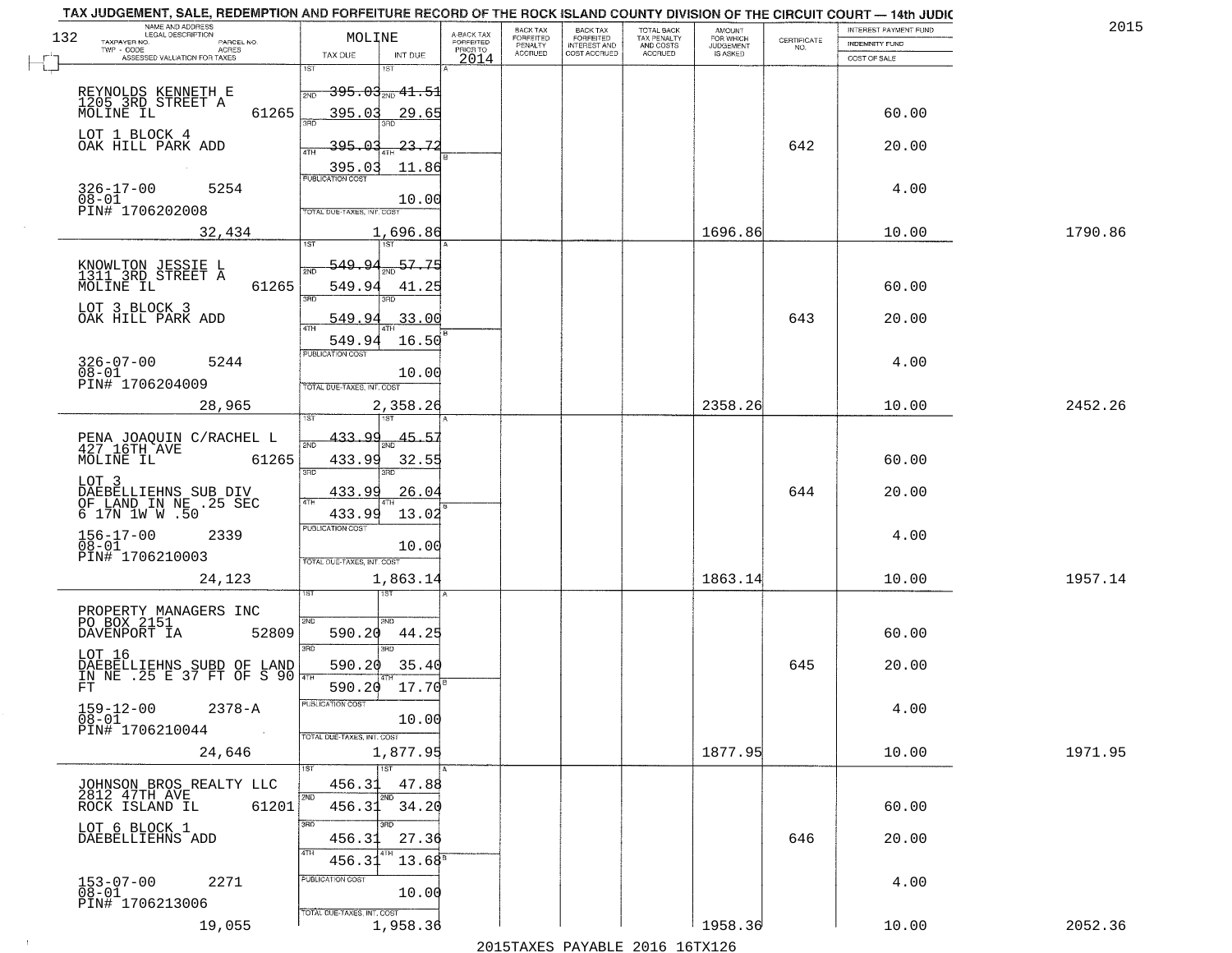# TAX JUDGEMENT, SALE, REDEMPTION AND FORFEITURE RECORD OF THE ROCK ISLAND COUNTY DIVISION OF THE CIRCUIT COURT — 14th JUDIC

2015

| NAME AND ADDRESS / LEGAL DESCRIPTION / TAXPAYER NO. / PARCEL NO. / TWP - CODE / ACRES / ASSESSED VALUATION FOR TAXES | MOLINE TAX DUE | INT DUE | A-BACK TAX FORFEITED PRIOR TO 2014 | BACK TAX FORFEITED PENALTY ACCRUED | BACK TAX FORFEITED INTEREST AND COST ACCRUED | TOTAL BACK TAX PENALTY AND COSTS ACCRUED | AMOUNT FOR WHICH JUDGEMENT IS ASKED | CERTIFICATE NO. | INTEREST PAYMENT FUND / INDEMNITY FUND / COST OF SALE | |
|---|---|---|---|---|---|---|---|---|---|---|
| REYNOLDS KENNETH E<br>1205 3RD STREET A<br>MOLINE IL 61265<br>LOT 1 BLOCK 4<br>OAK HILL PARK ADD<br>326-17-00 5254<br>08-01<br>PIN# 1706202008 | 1ST 395.03<br>2ND 395.03<br>3RD 395.03<br>4TH 395.03<br>PUBLICATION COST | 41.51<br>29.65<br>23.72<br>11.86<br>10.00 | | | | | | 642 | 60.00<br>20.00<br>4.00 | |
| 32,434 | TOTAL DUE-TAXES, INT. COST | 1,696.86 | | | | | 1696.86 | | 10.00 | 1790.86 |
| KNOWLTON JESSIE L<br>1311 3RD STREET A<br>MOLINE IL 61265<br>LOT 3 BLOCK 3<br>OAK HILL PARK ADD<br>326-07-00 5244<br>08-01<br>PIN# 1706204009 | 1ST 549.94<br>2ND 549.94<br>3RD 549.94<br>4TH 549.94<br>PUBLICATION COST | 57.75<br>41.25<br>33.00<br>16.50<br>10.00 | | | | | | 643 | 60.00<br>20.00<br>4.00 | |
| 28,965 | TOTAL DUE-TAXES, INT. COST | 2,358.26 | | | | | 2358.26 | | 10.00 | 2452.26 |
| PENA JOAQUIN C/RACHEL L<br>427 16TH AVE<br>MOLINE IL 61265<br>LOT 3<br>DAEBELLIEHNS SUB DIV<br>OF LAND IN NE .25 SEC<br>6 17N 1W W .50<br>156-17-00 2339<br>08-01<br>PIN# 1706210003 | 1ST 433.99<br>2ND 433.99<br>3RD 433.99<br>4TH 433.99<br>PUBLICATION COST | 45.57<br>32.55<br>26.04<br>13.02<br>10.00 | | | | | | 644 | 60.00<br>20.00<br>4.00 | |
| 24,123 | TOTAL DUE-TAXES, INT. COST | 1,863.14 | | | | | 1863.14 | | 10.00 | 1957.14 |
| PROPERTY MANAGERS INC<br>PO BOX 2151<br>DAVENPORT IA 52809<br>LOT 16<br>DAEBELLIEHNS SUBD OF LAND<br>IN NE .25 E 37 FT OF S 90<br>FT<br>159-12-00 2378-A<br>08-01<br>PIN# 1706210044 | 1ST<br>2ND 590.20<br>3RD 590.20<br>4TH 590.20<br>PUBLICATION COST | 44.25<br>35.40<br>17.70<br>10.00 | | | | | | 645 | 60.00<br>20.00<br>4.00 | |
| 24,646 | TOTAL DUE-TAXES, INT. COST | 1,877.95 | | | | | 1877.95 | | 10.00 | 1971.95 |
| JOHNSON BROS REALTY LLC<br>2812 47TH AVE<br>ROCK ISLAND IL 61201<br>LOT 6 BLOCK 1<br>DAEBELLIEHNS ADD<br>153-07-00 2271<br>08-01<br>PIN# 1706213006 | 1ST 456.31<br>2ND 456.31<br>3RD 456.31<br>4TH 456.31<br>PUBLICATION COST | 47.88<br>34.20<br>27.36<br>13.68<br>10.00 | | | | | | 646 | 60.00<br>20.00<br>4.00 | |
| 19,055 | TOTAL DUE-TAXES, INT. COST | 1,958.36 | | | | | 1958.36 | | 10.00 | 2052.36 |

2015TAXES PAYABLE 2016 16TX126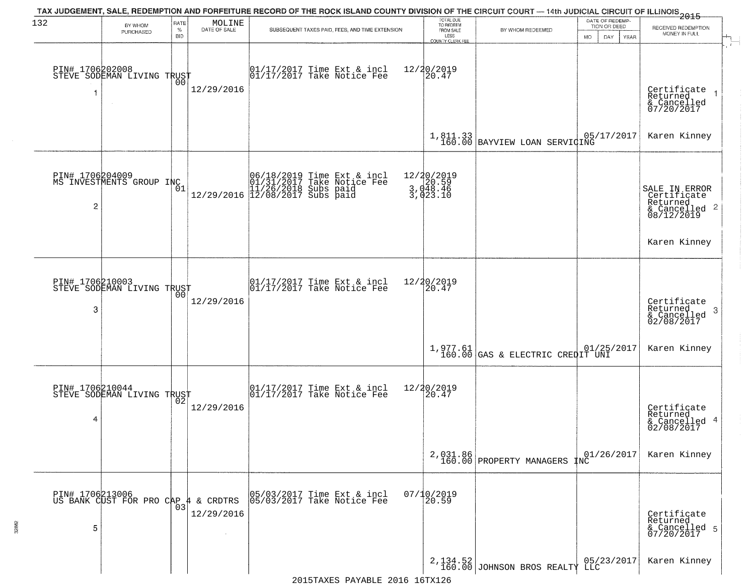# TAX JUDGEMENT, SALE, REDEMPTION AND FORFEITURE RECORD OF THE ROCK ISLAND COUNTY DIVISION OF THE CIRCUIT COURT — 14th JUDICIAL CIRCUIT OF ILLINOIS 2015

132 — MOLINE

| | BY WHOM PURCHASED | RATE % BID | DATE OF SALE | SUBSEQUENT TAXES PAID, FEES, AND TIME EXTENSION | TOTAL DUE TO REDEEM FROM SALE LESS COUNTY CLERK FEE | BY WHOM REDEEMED | DATE OF REDEMPTION OR DEED MO DAY YEAR | RECEIVED REDEMPTION MONEY IN FULL |
|---|---|---|---|---|---|---|---|---|
| 1 | PIN# 1706202008 STEVE SODEMAN LIVING TRUST | 00 | 12/29/2016 | 01/17/2017 Time Ext & incl<br>01/17/2017 Take Notice Fee | 12/20/2019<br>20.47<br>1,811.33<br>160.00 | BAYVIEW LOAN SERVICING | 05/17/2017 | Certificate Returned & Cancelled 07/20/2017<br>Karen Kinney |
| 2 | PIN# 1706204009 MS INVESTMENTS GROUP INC | 01 | 12/29/2016 | 06/18/2019 Time Ext & incl<br>01/31/2017 Take Notice Fee<br>11/26/2018 Subs paid<br>12/08/2017 Subs paid | 12/20/2019<br>20.59<br>3,048.46<br>3,023.10 | | | SALE IN ERROR Certificate Returned & Cancelled 08/12/2019<br>Karen Kinney |
| 3 | PIN# 1706210003 STEVE SODEMAN LIVING TRUST | 00 | 12/29/2016 | 01/17/2017 Time Ext & incl<br>01/17/2017 Take Notice Fee | 12/20/2019<br>20.47<br>1,977.61<br>160.00 | GAS & ELECTRIC CREDIT UNI | 01/25/2017 | Certificate Returned & Cancelled 02/08/2017<br>Karen Kinney |
| 4 | PIN# 1706210044 STEVE SODEMAN LIVING TRUST | 02 | 12/29/2016 | 01/17/2017 Time Ext & incl<br>01/17/2017 Take Notice Fee | 12/20/2019<br>20.47<br>2,031.86<br>160.00 | PROPERTY MANAGERS INC | 01/26/2017 | Certificate Returned & Cancelled 02/08/2017<br>Karen Kinney |
| 5 | PIN# 1706213006 US BANK CUST FOR PRO CAP 4 & CRDTRS | 03 | 12/29/2016 | 05/03/2017 Time Ext & incl<br>05/03/2017 Take Notice Fee | 07/10/2019<br>20.59<br>2,134.52<br>160.00 | JOHNSON BROS REALTY LLC | 05/23/2017 | Certificate Returned & Cancelled 07/20/2017<br>Karen Kinney |

2015TAXES PAYABLE 2016 16TX126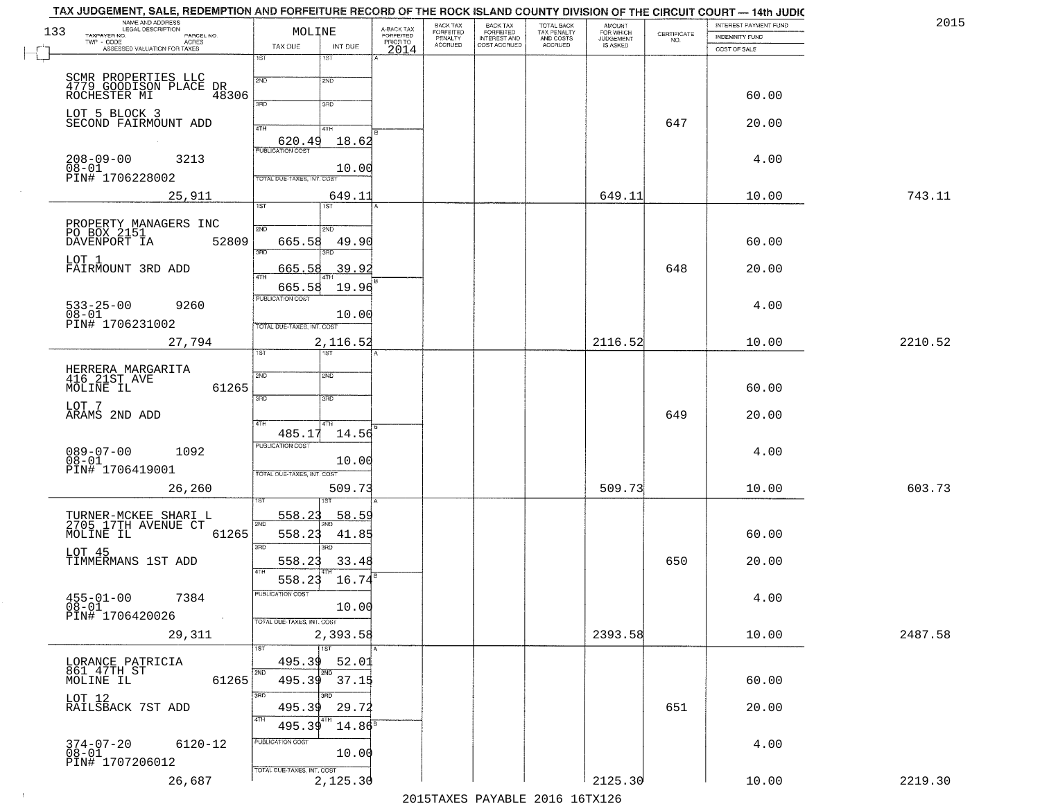# TAX JUDGEMENT, SALE, REDEMPTION AND FORFEITURE RECORD OF THE ROCK ISLAND COUNTY DIVISION OF THE CIRCUIT COURT — 14th JUDIC

2015

133

| NAME AND ADDRESS / LEGAL DESCRIPTION / TAXPAYER NO. / PARCEL NO. / TWP - CODE / ACRES / ASSESSED VALUATION FOR TAXES | MOLINE TAX DUE | INT DUE | A-BACK TAX FORFEITED PRIOR TO 2014 | BACK TAX FORFEITED PENALTY ACCRUED | BACK TAX FORFEITED INTEREST AND COST ACCRUED | TOTAL BACK TAX PENALTY AND COSTS ACCRUED | AMOUNT FOR WHICH JUDGEMENT IS ASKED | CERTIFICATE NO. | INTEREST PAYMENT FUND / INDEMNITY FUND / COST OF SALE | |
|---|---|---|---|---|---|---|---|---|---|---|
| SCMR PROPERTIES LLC<br>4779 GOODISON PLACE DR<br>ROCHESTER MI 48306<br>LOT 5 BLOCK 3<br>SECOND FAIRMOUNT ADD<br>208-09-00 3213<br>08-01<br>PIN# 1706228002<br>25,911 | 1ST<br>2ND<br>3RD<br>4TH 620.49<br>PUBLICATION COST<br>TOTAL DUE-TAXES, INT. COST | 1ST<br>2ND<br>3RD<br>4TH 18.62<br>10.00<br>649.11 | | | | | 649.11 | 647 | 60.00<br>20.00<br>4.00<br>10.00 | 743.11 |
| PROPERTY MANAGERS INC<br>PO BOX 2151<br>DAVENPORT IA 52809<br>LOT 1<br>FAIRMOUNT 3RD ADD<br>533-25-00 9260<br>08-01<br>PIN# 1706231002<br>27,794 | 1ST<br>2ND 665.58<br>3RD 665.58<br>4TH 665.58<br>PUBLICATION COST<br>TOTAL DUE-TAXES, INT. COST | 1ST<br>2ND 49.90<br>3RD 39.92<br>4TH 19.96<br>10.00<br>2,116.52 | | | | | 2116.52 | 648 | 60.00<br>20.00<br>4.00<br>10.00 | 2210.52 |
| HERRERA MARGARITA<br>416 21ST AVE<br>MOLINE IL 61265<br>LOT 7<br>ARAMS 2ND ADD<br>089-07-00 1092<br>08-01<br>PIN# 1706419001<br>26,260 | 1ST<br>2ND<br>3RD<br>4TH 485.17<br>PUBLICATION COST<br>TOTAL DUE-TAXES, INT. COST | 1ST<br>2ND<br>3RD<br>4TH 14.56<br>10.00<br>509.73 | | | | | 509.73 | 649 | 60.00<br>20.00<br>4.00<br>10.00 | 603.73 |
| TURNER-MCKEE SHARI L<br>2705 17TH AVENUE CT<br>MOLINE IL 61265<br>LOT 45<br>TIMMERMANS 1ST ADD<br>455-01-00 7384<br>08-01<br>PIN# 1706420026<br>29,311 | 1ST 558.23<br>2ND 558.23<br>3RD 558.23<br>4TH 558.23<br>PUBLICATION COST<br>TOTAL DUE-TAXES, INT. COST | 1ST 58.59<br>2ND 41.85<br>3RD 33.48<br>4TH 16.74<br>10.00<br>2,393.58 | | | | | 2393.58 | 650 | 60.00<br>20.00<br>4.00<br>10.00 | 2487.58 |
| LORANCE PATRICIA<br>861 47TH ST<br>MOLINE IL 61265<br>LOT 12<br>RAILSBACK 7ST ADD<br>374-07-20 6120-12<br>08-01<br>PIN# 1707206012<br>26,687 | 1ST 495.39<br>2ND 495.39<br>3RD 495.39<br>4TH 495.39<br>PUBLICATION COST<br>TOTAL DUE-TAXES, INT. COST | 1ST 52.01<br>2ND 37.15<br>3RD 29.72<br>4TH 14.86<br>10.00<br>2,125.30 | | | | | 2125.30 | 651 | 60.00<br>20.00<br>4.00<br>10.00 | 2219.30 |

2015TAXES PAYABLE 2016 16TX126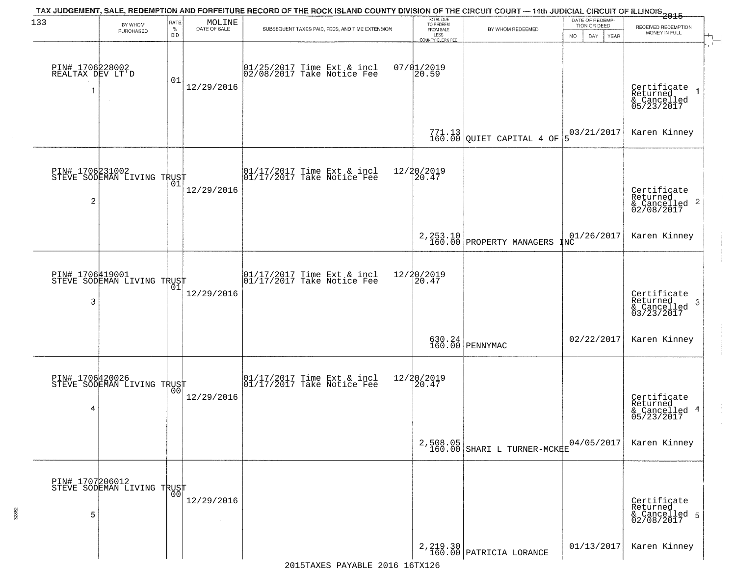TAX JUDGEMENT, SALE, REDEMPTION AND FORFEITURE RECORD OF THE ROCK ISLAND COUNTY DIVISION OF THE CIRCUIT COURT — 14th JUDICIAL CIRCUIT OF ILLINOIS 2015

| 133 | BY WHOM PURCHASED | RATE % BID | MOLINE DATE OF SALE | SUBSEQUENT TAXES PAID, FEES, AND TIME EXTENSION | TOTAL DUE TO REDEEM FROM SALE LESS COUNTY CLERK FEE | BY WHOM REDEEMED | DATE OF REDEMPTION OR DEED MO DAY YEAR | RECEIVED REDEMPTION MONEY IN FULL |
|---|---|---|---|---|---|---|---|---|
| 1 | PIN# 1706228002 REALTAX DEV LT'D | 01 | 12/29/2016 | 01/25/2017 Time Ext & incl 07/01/2019<br>02/08/2017 Take Notice Fee 20.59 | 771.13<br>160.00 | QUIET CAPITAL 4 OF 5 | 03/21/2017 | Certificate Returned & Cancelled 05/23/2017<br>Karen Kinney |
| 2 | PIN# 1706231002 STEVE SODEMAN LIVING TRUST | 01 | 12/29/2016 | 01/17/2017 Time Ext & incl 12/20/2019<br>01/17/2017 Take Notice Fee 20.47 | 2,253.10<br>160.00 | PROPERTY MANAGERS INC | 01/26/2017 | Certificate Returned & Cancelled 02/08/2017<br>Karen Kinney |
| 3 | PIN# 1706419001 STEVE SODEMAN LIVING TRUST | 01 | 12/29/2016 | 01/17/2017 Time Ext & incl 12/20/2019<br>01/17/2017 Take Notice Fee 20.47 | 630.24<br>160.00 | PENNYMAC | 02/22/2017 | Certificate Returned & Cancelled 03/23/2017<br>Karen Kinney |
| 4 | PIN# 1706420026 STEVE SODEMAN LIVING TRUST | 00 | 12/29/2016 | 01/17/2017 Time Ext & incl 12/20/2019<br>01/17/2017 Take Notice Fee 20.47 | 2,508.05<br>160.00 | SHARI L TURNER-MCKEE | 04/05/2017 | Certificate Returned & Cancelled 05/23/2017<br>Karen Kinney |
| 5 | PIN# 1707206012 STEVE SODEMAN LIVING TRUST | 00 | 12/29/2016 | | 2,219.30<br>160.00 | PATRICIA LORANCE | 01/13/2017 | Certificate Returned & Cancelled 02/08/2017<br>Karen Kinney |

2015TAXES PAYABLE 2016 16TX126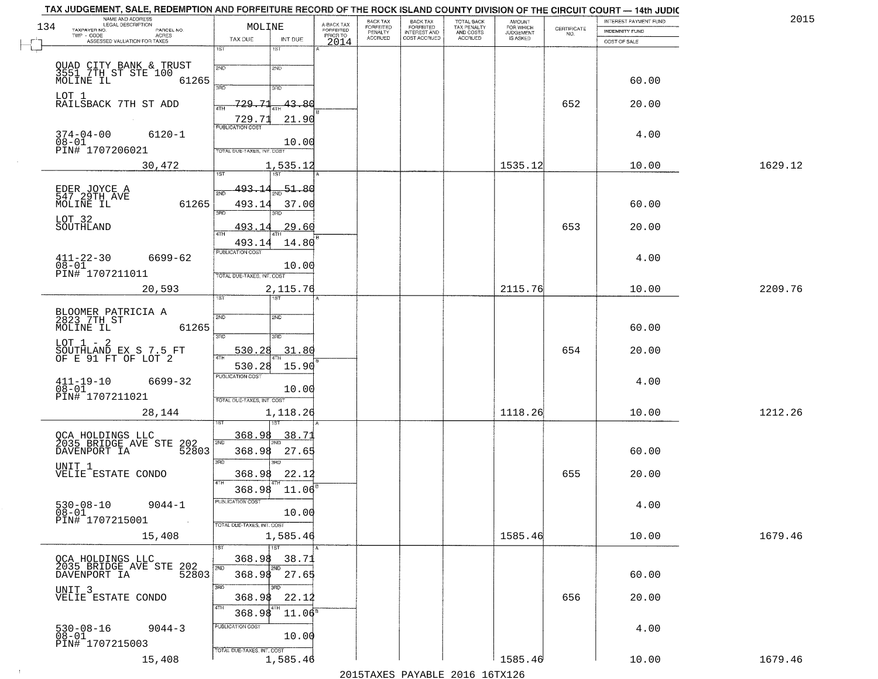TAX JUDGEMENT, SALE, REDEMPTION AND FORFEITURE RECORD OF THE ROCK ISLAND COUNTY DIVISION OF THE CIRCUIT COURT — 14th JUDIC

2015

| NAME AND ADDRESS / LEGAL DESCRIPTION / TAXPAYER NO. / PARCEL NO. / TWP - CODE / ACRES / ASSESSED VALUATION FOR TAXES | MOLINE TAX DUE | INT DUE | A-BACK TAX FORFEITED PRIOR TO 2014 | BACK TAX FORFEITED PENALTY ACCRUED | BACK TAX FORFEITED INTEREST AND COST ACCRUED | TOTAL BACK TAX PENALTY AND COSTS ACCRUED | AMOUNT FOR WHICH JUDGEMENT IS ASKED | CERTIFICATE NO. | INTEREST PAYMENT FUND / INDEMNITY FUND / COST OF SALE | |
|---|---|---|---|---|---|---|---|---|---|---|
| QUAD CITY BANK & TRUST 3551 7TH ST STE 100 MOLINE IL 61265 | 1ST | 1ST | | | | | | | | |
| | 2ND | 2ND | | | | | | | 60.00 | |
| LOT 1 RAILSBACK 7TH ST ADD | 3RD 729.71 | 3RD 43.80 | | | | | | 652 | 20.00 | |
| | 4TH 729.71 | 4TH 21.90 | | | | | | | | |
| 374-04-00 6120-1 08-01 PIN# 1707206021 | PUBLICATION COST | 10.00 | | | | | | | 4.00 | |
| 30,472 | TOTAL DUE-TAXES, INT. COST | 1,535.12 | | | | | 1535.12 | | 10.00 | 1629.12 |
| EDER JOYCE A 547 29TH AVE MOLINE IL 61265 | 1ST 493.14 | 1ST 51.80 | | | | | | | | |
| | 2ND 493.14 | 2ND 37.00 | | | | | | | 60.00 | |
| LOT 32 SOUTHLAND | 3RD 493.14 | 3RD 29.60 | | | | | | 653 | 20.00 | |
| | 4TH 493.14 | 4TH 14.80 | | | | | | | | |
| 411-22-30 6699-62 08-01 PIN# 1707211011 | PUBLICATION COST | 10.00 | | | | | | | 4.00 | |
| 20,593 | TOTAL DUE-TAXES, INT. COST | 2,115.76 | | | | | 2115.76 | | 10.00 | 2209.76 |
| BLOOMER PATRICIA A 2823 7TH ST MOLINE IL 61265 | 1ST | 1ST | | | | | | | | |
| | 2ND | 2ND | | | | | | | 60.00 | |
| LOT 1 - 2 SOUTHLAND EX S 7.5 FT OF E 91 FT OF LOT 2 | 3RD 530.28 | 3RD 31.80 | | | | | | 654 | 20.00 | |
| | 4TH 530.28 | 4TH 15.90 | | | | | | | | |
| 411-19-10 6699-32 08-01 PIN# 1707211021 | PUBLICATION COST | 10.00 | | | | | | | 4.00 | |
| 28,144 | TOTAL DUE-TAXES, INT. COST | 1,118.26 | | | | | 1118.26 | | 10.00 | 1212.26 |
| QCA HOLDINGS LLC 2035 BRIDGE AVE STE 202 DAVENPORT IA 52803 | 1ST 368.98 | 1ST 38.71 | | | | | | | | |
| | 2ND 368.98 | 2ND 27.65 | | | | | | | 60.00 | |
| UNIT 1 VELIE ESTATE CONDO | 3RD 368.98 | 3RD 22.12 | | | | | | 655 | 20.00 | |
| | 4TH 368.98 | 4TH 11.06 | | | | | | | | |
| 530-08-10 9044-1 08-01 PIN# 1707215001 | PUBLICATION COST | 10.00 | | | | | | | 4.00 | |
| 15,408 | TOTAL DUE-TAXES, INT. COST | 1,585.46 | | | | | 1585.46 | | 10.00 | 1679.46 |
| QCA HOLDINGS LLC 2035 BRIDGE AVE STE 202 DAVENPORT IA 52803 | 1ST 368.98 | 1ST 38.71 | | | | | | | | |
| | 2ND 368.98 | 2ND 27.65 | | | | | | | 60.00 | |
| UNIT 3 VELIE ESTATE CONDO | 3RD 368.98 | 3RD 22.12 | | | | | | 656 | 20.00 | |
| | 4TH 368.98 | 4TH 11.06 | | | | | | | | |
| 530-08-16 9044-3 08-01 PIN# 1707215003 | PUBLICATION COST | 10.00 | | | | | | | 4.00 | |
| 15,408 | TOTAL DUE-TAXES, INT. COST | 1,585.46 | | | | | 1585.46 | | 10.00 | 1679.46 |

2015TAXES PAYABLE 2016 16TX126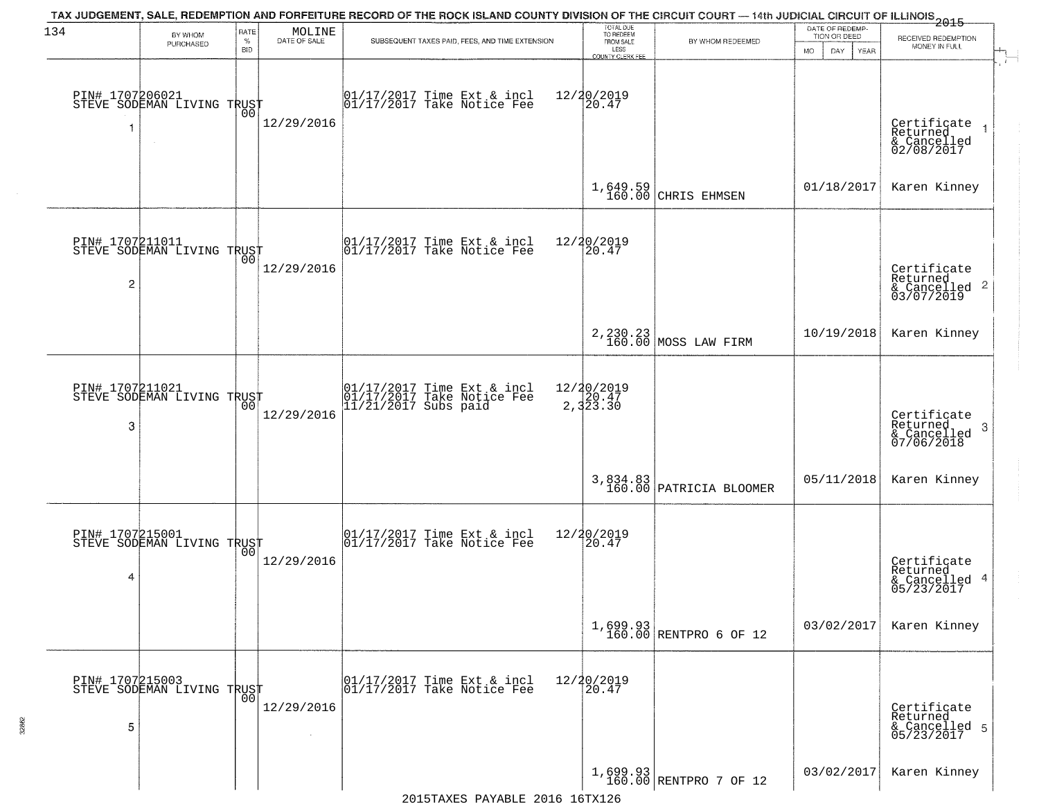TAX JUDGEMENT, SALE, REDEMPTION AND FORFEITURE RECORD OF THE ROCK ISLAND COUNTY DIVISION OF THE CIRCUIT COURT — 14th JUDICIAL CIRCUIT OF ILLINOIS 2015

| 134 | BY WHOM PURCHASED | RATE % BID | MOLINE DATE OF SALE | SUBSEQUENT TAXES PAID, FEES, AND TIME EXTENSION | TOTAL DUE TO REDEEM FROM SALE LESS COUNTY CLERK FEE | BY WHOM REDEEMED | DATE OF REDEMPTION OR DEED (MO DAY YEAR) | RECEIVED REDEMPTION MONEY IN FULL |
|---|---|---|---|---|---|---|---|---|
| 1 | PIN# 1707206021 STEVE SODEMAN LIVING TRUST | 00 | 12/29/2016 | 01/17/2017 Time Ext & incl 01/17/2017 Take Notice Fee | 12/20/2019 20.47 1,649.59 160.00 | CHRIS EHMSEN | 01/18/2017 | Certificate Returned & Cancelled 02/08/2017 Karen Kinney |
| 2 | PIN# 1707211011 STEVE SODEMAN LIVING TRUST | 00 | 12/29/2016 | 01/17/2017 Time Ext & incl 01/17/2017 Take Notice Fee | 12/20/2019 20.47 2,230.23 160.00 | MOSS LAW FIRM | 10/19/2018 | Certificate Returned & Cancelled 03/07/2019 Karen Kinney |
| 3 | PIN# 1707211021 STEVE SODEMAN LIVING TRUST | 00 | 12/29/2016 | 01/17/2017 Time Ext & incl 01/17/2017 Take Notice Fee 11/21/2017 Subs paid | 12/20/2019 20.47 2,323.30 3,834.83 160.00 | PATRICIA BLOOMER | 05/11/2018 | Certificate Returned & Cancelled 07/06/2018 Karen Kinney |
| 4 | PIN# 1707215001 STEVE SODEMAN LIVING TRUST | 00 | 12/29/2016 | 01/17/2017 Time Ext & incl 01/17/2017 Take Notice Fee | 12/20/2019 20.47 1,699.93 160.00 | RENTPRO 6 OF 12 | 03/02/2017 | Certificate Returned & Cancelled 05/23/2017 Karen Kinney |
| 5 | PIN# 1707215003 STEVE SODEMAN LIVING TRUST | 00 | 12/29/2016 | 01/17/2017 Time Ext & incl 01/17/2017 Take Notice Fee | 12/20/2019 20.47 1,699.93 160.00 | RENTPRO 7 OF 12 | 03/02/2017 | Certificate Returned & Cancelled 05/23/2017 Karen Kinney |

2015TAXES PAYABLE 2016 16TX126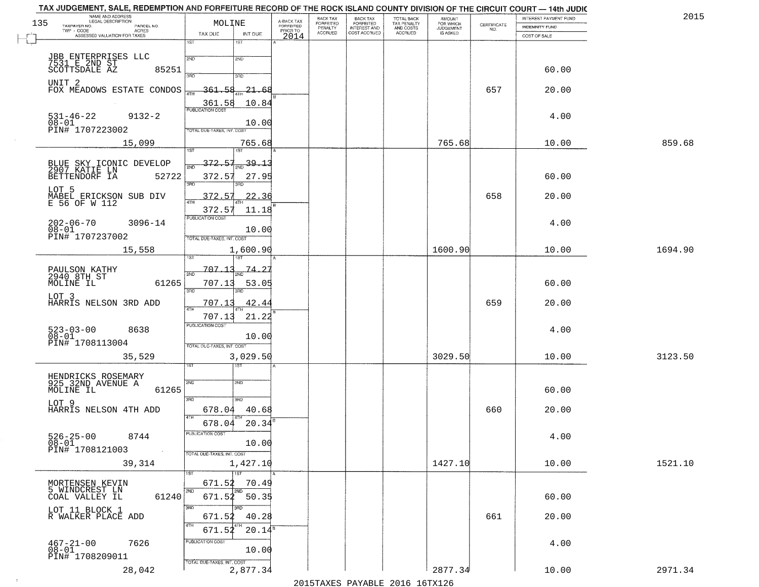TAX JUDGEMENT, SALE, REDEMPTION AND FORFEITURE RECORD OF THE ROCK ISLAND COUNTY DIVISION OF THE CIRCUIT COURT — 14th JUDIC

2015

| NAME AND ADDRESS / LEGAL DESCRIPTION / TAXPAYER NO. / PARCEL NO. / TWP - CODE / ACRES / ASSESSED VALUATION FOR TAXES | MOLINE TAX DUE | INT DUE | A-BACK TAX FORFEITED PRIOR TO 2014 | BACK TAX FORFEITED PENALTY ACCRUED | BACK TAX FORFEITED INTEREST AND COST ACCRUED | TOTAL BACK TAX PENALTY AND COSTS ACCRUED | AMOUNT FOR WHICH JUDGEMENT IS ASKED | CERTIFICATE NO. | INTEREST PAYMENT FUND / INDEMNITY FUND / COST OF SALE | |
|---|---|---|---|---|---|---|---|---|---|---|
| JBB ENTERPRISES LLC, 7531 E 2ND ST, SCOTTSDALE AZ 85251; UNIT 2 FOX MEADOWS ESTATE CONDOS; 531-46-22 9132-2; 08-01; PIN# 1707223002; 15,099 | 1ST: ; 2ND: ; 3RD: ; 4TH: ~~361.58~~; 361.58; PUBLICATION COST | 1ST: ; 2ND: ; 3RD: ; 4TH: ~~21.68~~; 10.84; 10.00; TOTAL DUE-TAXES, INT. COST 765.68 | | | | | 765.68 | 657 | 60.00; 20.00; 4.00; 10.00 | 859.68 |
| BLUE SKY ICONIC DEVELOP, 2907 KATIE LN, BETTENDORF IA 52722; LOT 5 MABEL ERICKSON SUB DIV E 56 OF W 112; 202-06-70 3096-14; 08-01; PIN# 1707237002; 15,558 | 1ST: ~~372.57~~; 2ND: 372.57; 3RD: 372.57; 4TH: 372.57; PUBLICATION COST | 1ST: ~~39.13~~; 2ND: 27.95; 3RD: 22.36; 4TH: 11.18; 10.00; TOTAL DUE-TAXES, INT. COST 1,600.90 | | | | | 1600.90 | 658 | 60.00; 20.00; 4.00; 10.00 | 1694.90 |
| PAULSON KATHY, 2940 8TH ST, MOLINE IL 61265; LOT 3 HARRIS NELSON 3RD ADD; 523-03-00 8638; 08-01; PIN# 1708113004; 35,529 | 1ST: ~~707.13~~; 2ND: 707.13; 3RD: 707.13; 4TH: 707.13; PUBLICATION COST | 1ST: ~~74.27~~; 2ND: 53.05; 3RD: 42.44; 4TH: 21.22; 10.00; TOTAL DUE-TAXES, INT. COST 3,029.50 | | | | | 3029.50 | 659 | 60.00; 20.00; 4.00; 10.00 | 3123.50 |
| HENDRICKS ROSEMARY, 925 32ND AVENUE A, MOLINE IL 61265; LOT 9 HARRIS NELSON 4TH ADD; 526-25-00 8744; 08-01; PIN# 1708121003; 39,314 | 1ST: ; 2ND: ; 3RD: 678.04; 4TH: 678.04; PUBLICATION COST | 1ST: ; 2ND: ; 3RD: 40.68; 4TH: 20.34; 10.00; TOTAL DUE-TAXES, INT. COST 1,427.10 | | | | | 1427.10 | 660 | 60.00; 20.00; 4.00; 10.00 | 1521.10 |
| MORTENSEN KEVIN, 5 WINDCREST LN, COAL VALLEY IL 61240; LOT 11 BLOCK 1 R WALKER PLACE ADD; 467-21-00 7626; 08-01; PIN# 1708209011; 28,042 | 1ST: 671.52; 2ND: 671.52; 3RD: 671.52; 4TH: 671.52; PUBLICATION COST | 1ST: 70.49; 2ND: 50.35; 3RD: 40.28; 4TH: 20.14; 10.00; TOTAL DUE-TAXES, INT. COST 2,877.34 | | | | | 2877.34 | 661 | 60.00; 20.00; 4.00; 10.00 | 2971.34 |

2015TAXES PAYABLE 2016 16TX126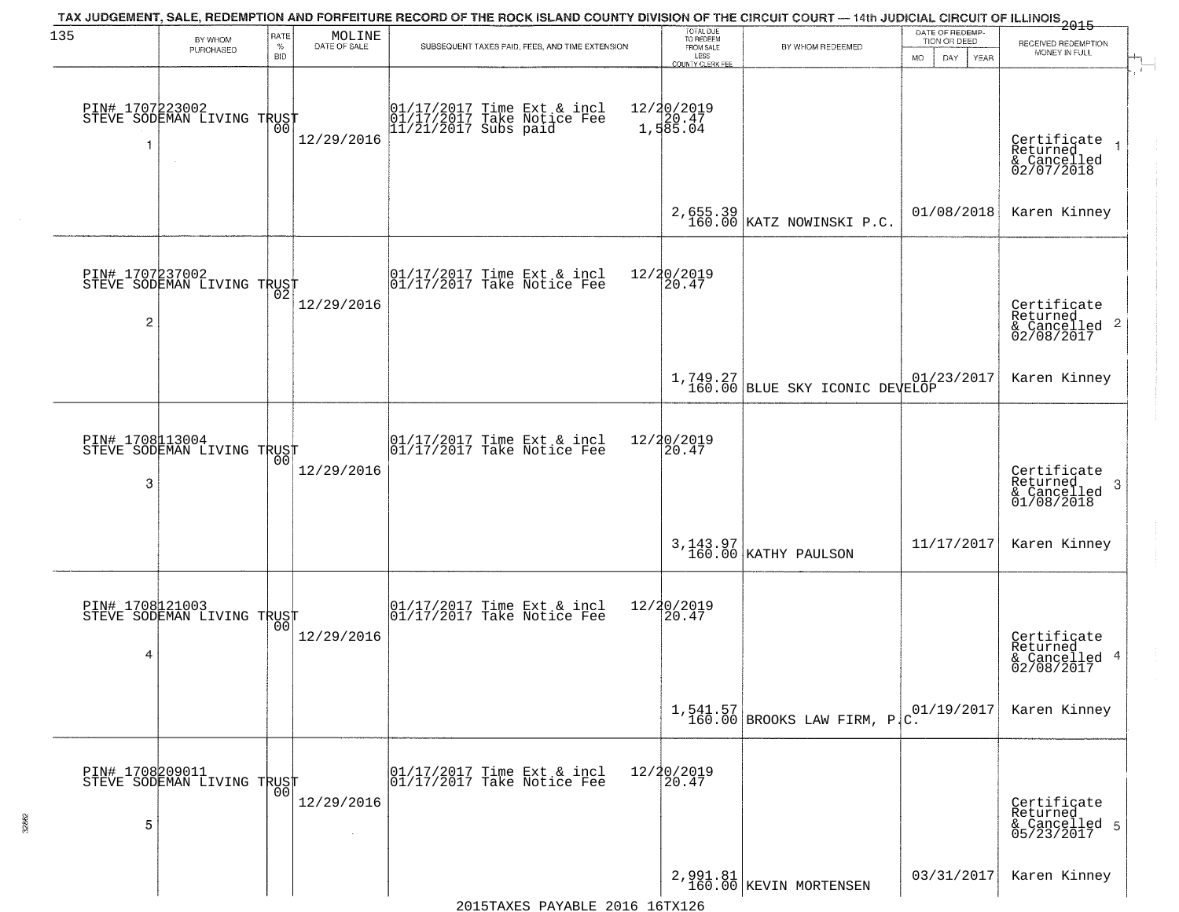# TAX JUDGEMENT, SALE, REDEMPTION AND FORFEITURE RECORD OF THE ROCK ISLAND COUNTY DIVISION OF THE CIRCUIT COURT — 14th JUDICIAL CIRCUIT OF ILLINOIS 2015

| 135 | BY WHOM PURCHASED | RATE % BID | MOLINE DATE OF SALE | SUBSEQUENT TAXES PAID, FEES, AND TIME EXTENSION | TOTAL DUE TO REDEEM FROM SALE LESS COUNTY CLERK FEE | BY WHOM REDEEMED | DATE OF REDEMPTION OR DEED MO DAY YEAR | RECEIVED REDEMPTION MONEY IN FULL |
|---|---|---|---|---|---|---|---|---|
| 1 | PIN# 1707223002 STEVE SODEMAN LIVING TRUST | 00 | 12/29/2016 | 01/17/2017 Time Ext & incl 12/20/2019<br>01/17/2017 Take Notice Fee 20.47<br>11/21/2017 Subs paid 1,585.04 | 2,655.39<br>160.00 | KATZ NOWINSKI P.C. | 01/08/2018 | Certificate Returned & Cancelled 02/07/2018<br>Karen Kinney |
| 2 | PIN# 1707237002 STEVE SODEMAN LIVING TRUST | 02 | 12/29/2016 | 01/17/2017 Time Ext & incl 12/20/2019<br>01/17/2017 Take Notice Fee 20.47 | 1,749.27<br>160.00 | BLUE SKY ICONIC DEVELOP | 01/23/2017 | Certificate Returned & Cancelled 02/08/2017<br>Karen Kinney |
| 3 | PIN# 1708113004 STEVE SODEMAN LIVING TRUST | 00 | 12/29/2016 | 01/17/2017 Time Ext & incl 12/20/2019<br>01/17/2017 Take Notice Fee 20.47 | 3,143.97<br>160.00 | KATHY PAULSON | 11/17/2017 | Certificate Returned & Cancelled 01/08/2018<br>Karen Kinney |
| 4 | PIN# 1708121003 STEVE SODEMAN LIVING TRUST | 00 | 12/29/2016 | 01/17/2017 Time Ext & incl 12/20/2019<br>01/17/2017 Take Notice Fee 20.47 | 1,541.57<br>160.00 | BROOKS LAW FIRM, P.C. | 01/19/2017 | Certificate Returned & Cancelled 02/08/2017<br>Karen Kinney |
| 5 | PIN# 1708209011 STEVE SODEMAN LIVING TRUST | 00 | 12/29/2016 | 01/17/2017 Time Ext & incl 12/20/2019<br>01/17/2017 Take Notice Fee 20.47 | 2,991.81<br>160.00 | KEVIN MORTENSEN | 03/31/2017 | Certificate Returned & Cancelled 05/23/2017<br>Karen Kinney |

2015TAXES PAYABLE 2016 16TX126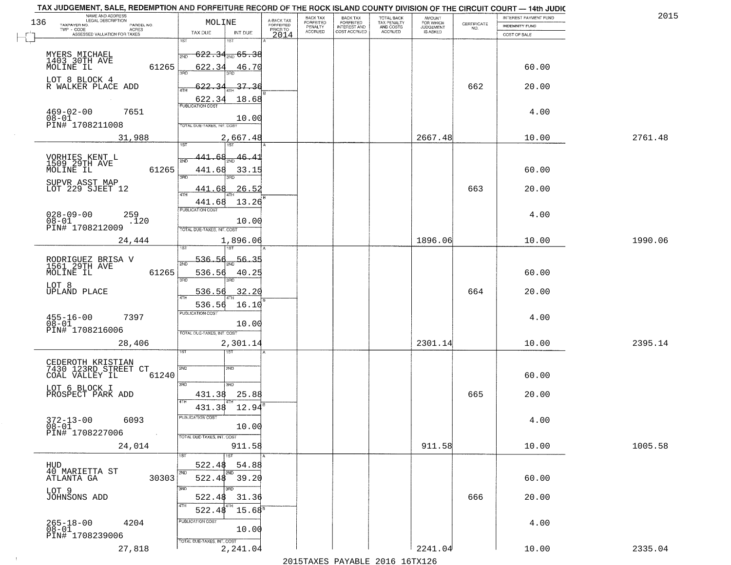# TAX JUDGEMENT, SALE, REDEMPTION AND FORFEITURE RECORD OF THE ROCK ISLAND COUNTY DIVISION OF THE CIRCUIT COURT — 14th JUDIC

2015

| NAME AND ADDRESS / LEGAL DESCRIPTION / TAXPAYER NO. / PARCEL NO. / TWP - CODE / ACRES / ASSESSED VALUATION FOR TAXES | MOLINE TAX DUE | INT DUE | A-BACK TAX FORFEITED PRIOR TO 2014 | BACK TAX FORFEITED PENALTY ACCRUED | BACK TAX FORFEITED INTEREST AND COST ACCRUED | TOTAL BACK TAX PENALTY AND COSTS ACCRUED | AMOUNT FOR WHICH JUDGEMENT IS ASKED | CERTIFICATE NO. | INTEREST PAYMENT FUND / INDEMNITY FUND / COST OF SALE | |
|---|---|---|---|---|---|---|---|---|---|---|
| MYERS MICHAEL<br>1403 30TH AVE<br>MOLINE IL 61265<br>LOT 8 BLOCK 4<br>R WALKER PLACE ADD<br>469-02-00 7651<br>08-01<br>PIN# 1708211008<br>31,988 | 1ST 622.34<br>2ND 622.34<br>3RD 622.34<br>4TH 622.34<br>PUBLICATION COST<br>TOTAL DUE-TAXES, INT. COST 2,667.48 | 65.38<br>46.70<br>37.36<br>18.68<br>10.00 | | | | | 2667.48 | 662 | 60.00<br>20.00<br>4.00<br>10.00 | 2761.48 |
| VORHIES KENT L<br>1509 29TH AVE<br>MOLINE IL 61265<br>SUPVR ASST MAP<br>LOT 229 SJEET 12<br>028-09-00 259<br>08-01 .120<br>PIN# 1708212009<br>24,444 | 1ST 441.68<br>2ND 441.68<br>3RD 441.68<br>4TH 441.68<br>PUBLICATION COST<br>TOTAL DUE-TAXES, INT. COST 1,896.06 | 46.41<br>33.15<br>26.52<br>13.26<br>10.00 | | | | | 1896.06 | 663 | 60.00<br>20.00<br>4.00<br>10.00 | 1990.06 |
| RODRIGUEZ BRISA V<br>1561 29TH AVE<br>MOLINE IL 61265<br>LOT 8<br>UPLAND PLACE<br>455-16-00 7397<br>08-01<br>PIN# 1708216006<br>28,406 | 1ST 536.56<br>2ND 536.56<br>3RD 536.56<br>4TH 536.56<br>PUBLICATION COST<br>TOTAL DUE-TAXES, INT. COST 2,301.14 | 56.35<br>40.25<br>32.20<br>16.10<br>10.00 | | | | | 2301.14 | 664 | 60.00<br>20.00<br>4.00<br>10.00 | 2395.14 |
| CEDEROTH KRISTIAN<br>7430 123RD STREET CT<br>COAL VALLEY IL 61240<br>LOT 6 BLOCK I<br>PROSPECT PARK ADD<br>372-13-00 6093<br>08-01<br>PIN# 1708227006<br>24,014 | 1ST<br>2ND<br>3RD 431.38<br>4TH 431.38<br>PUBLICATION COST<br>TOTAL DUE-TAXES, INT. COST 911.58 | <br><br>25.88<br>12.94<br>10.00 | | | | | 911.58 | 665 | 60.00<br>20.00<br>4.00<br>10.00 | 1005.58 |
| HUD<br>40 MARIETTA ST<br>ATLANTA GA 30303<br>LOT 9<br>JOHNSONS ADD<br>265-18-00 4204<br>08-01<br>PIN# 1708239006<br>27,818 | 1ST 522.48<br>2ND 522.48<br>3RD 522.48<br>4TH 522.48<br>PUBLICATION COST<br>TOTAL DUE-TAXES, INT. COST 2,241.04 | 54.88<br>39.20<br>31.36<br>15.68<br>10.00 | | | | | 2241.04 | 666 | 60.00<br>20.00<br>4.00<br>10.00 | 2335.04 |

2015TAXES PAYABLE 2016 16TX126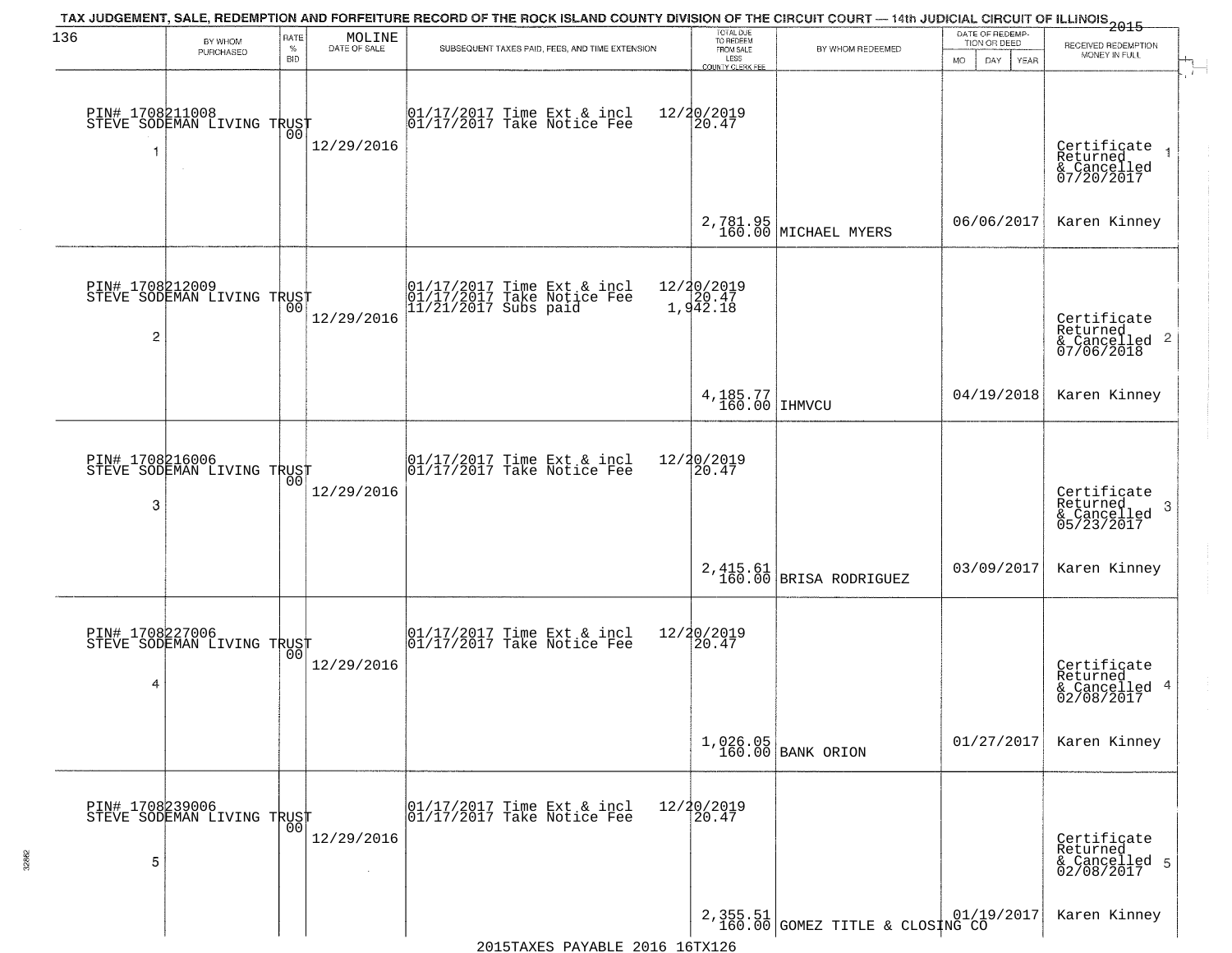TAX JUDGEMENT, SALE, REDEMPTION AND FORFEITURE RECORD OF THE ROCK ISLAND COUNTY DIVISION OF THE CIRCUIT COURT — 14th JUDICIAL CIRCUIT OF ILLINOIS 2015

| | BY WHOM PURCHASED | RATE % BID | MOLINE DATE OF SALE | SUBSEQUENT TAXES PAID, FEES, AND TIME EXTENSION | TOTAL DUE TO REDEEM FROM SALE LESS COUNTY CLERK FEE | BY WHOM REDEEMED | DATE OF REDEMPTION OR DEED MO DAY YEAR | RECEIVED REDEMPTION MONEY IN FULL |
|---|---|---|---|---|---|---|---|---|
| 1 | PIN# 1708211008 STEVE SODEMAN LIVING TRUST | 00 | 12/29/2016 | 01/17/2017 Time Ext & incl 12/20/2019; 01/17/2017 Take Notice Fee 20.47 | 2,781.95 / 160.00 | MICHAEL MYERS | 06/06/2017 | Certificate Returned & Cancelled 07/20/2017 Karen Kinney |
| 2 | PIN# 1708212009 STEVE SODEMAN LIVING TRUST | 00 | 12/29/2016 | 01/17/2017 Time Ext & incl 12/20/2019; 01/17/2017 Take Notice Fee 20.47; 11/21/2017 Subs paid 1,942.18 | 4,185.77 / 160.00 | IHMVCU | 04/19/2018 | Certificate Returned & Cancelled 07/06/2018 Karen Kinney |
| 3 | PIN# 1708216006 STEVE SODEMAN LIVING TRUST | 00 | 12/29/2016 | 01/17/2017 Time Ext & incl 12/20/2019; 01/17/2017 Take Notice Fee 20.47 | 2,415.61 / 160.00 | BRISA RODRIGUEZ | 03/09/2017 | Certificate Returned & Cancelled 05/23/2017 Karen Kinney |
| 4 | PIN# 1708227006 STEVE SODEMAN LIVING TRUST | 00 | 12/29/2016 | 01/17/2017 Time Ext & incl 12/20/2019; 01/17/2017 Take Notice Fee 20.47 | 1,026.05 / 160.00 | BANK ORION | 01/27/2017 | Certificate Returned & Cancelled 02/08/2017 Karen Kinney |
| 5 | PIN# 1708239006 STEVE SODEMAN LIVING TRUST | 00 | 12/29/2016 | 01/17/2017 Time Ext & incl 12/20/2019; 01/17/2017 Take Notice Fee 20.47 | 2,355.51 / 160.00 | GOMEZ TITLE & CLOSING CO | 01/19/2017 | Certificate Returned & Cancelled 02/08/2017 Karen Kinney |

2015TAXES PAYABLE 2016 16TX126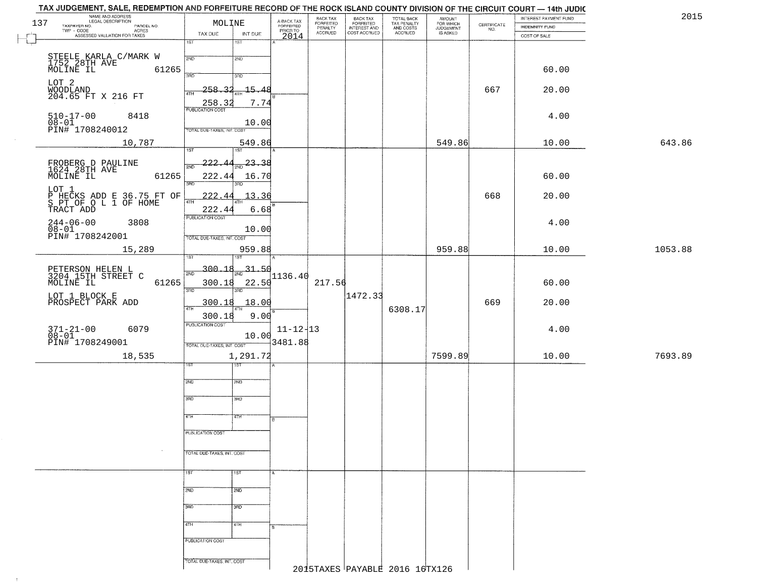TAX JUDGEMENT, SALE, REDEMPTION AND FORFEITURE RECORD OF THE ROCK ISLAND COUNTY DIVISION OF THE CIRCUIT COURT — 14th JUDIC

2015

137

| NAME AND ADDRESS / LEGAL DESCRIPTION / TAXPAYER NO. / PARCEL NO. / TWP - CODE / ACRES / ASSESSED VALUATION FOR TAXES | MOLINE TAX DUE | INT DUE | A-BACK TAX FORFEITED PRIOR TO 2014 | BACK TAX FORFEITED PENALTY ACCRUED | BACK TAX FORFEITED INTEREST AND COST ACCRUED | TOTAL BACK TAX PENALTY AND COSTS ACCRUED | AMOUNT FOR WHICH JUDGEMENT IS ASKED | CERTIFICATE NO. | INTEREST PAYMENT FUND / INDEMNITY FUND / COST OF SALE | |
|---|---|---|---|---|---|---|---|---|---|---|
| STEELE KARLA C/MARK W 1752 28TH AVE MOLINE IL 61265 | 1ST | 1ST | | | | | | | | |
| | 2ND | 2ND | | | | | | | 60.00 | |
| LOT 2 WOODLAND 204.65 FT X 216 FT | 3RD 258.32 | 3RD 15.48 | | | | | | 667 | 20.00 | |
| | 4TH 258.32 | 4TH 7.74 | | | | | | | | |
| 510-17-00 8418 08-01 PIN# 1708240012 | PUBLICATION COST | 10.00 | | | | | | | 4.00 | |
| 10,787 | TOTAL DUE-TAXES, INT. COST | 549.86 | | | | | 549.86 | | 10.00 | 643.86 |
| FROBERG D PAULINE 1624 28TH AVE MOLINE IL 61265 | 1ST 222.44 | 1ST 23.38 | | | | | | | | |
| | 2ND 222.44 | 2ND 16.70 | | | | | | | 60.00 | |
| LOT 1 P HECKS ADD E 36.75 FT OF S PT OF O L 1 OF HOME TRACT ADD | 3RD 222.44 | 3RD 13.36 | | | | | | 668 | 20.00 | |
| | 4TH 222.44 | 4TH 6.68 | | | | | | | | |
| 244-06-00 3808 08-01 PIN# 1708242001 | PUBLICATION COST | 10.00 | | | | | | | 4.00 | |
| 15,289 | TOTAL DUE-TAXES, INT. COST | 959.88 | | | | | 959.88 | | 10.00 | 1053.88 |
| PETERSON HELEN L 3204 15TH STREET C MOLINE IL 61265 | 1ST 300.18 | 1ST 31.50 | 1136.40 | | | | | | | |
| | 2ND 300.18 | 2ND 22.50 | | 217.56 | | | | | 60.00 | |
| LOT 1 BLOCK E PROSPECT PARK ADD | 3RD 300.18 | 3RD 18.00 | | | 1472.33 | 6308.17 | | 669 | 20.00 | |
| | 4TH 300.18 | 4TH 9.00 | | | | | | | | |
| 371-21-00 6079 08-01 PIN# 1708249001 | PUBLICATION COST | 10.00 | 11-12-13 3481.88 | | | | | | 4.00 | |
| 18,535 | TOTAL DUE-TAXES, INT. COST | 1,291.72 | | | | | 7599.89 | | 10.00 | 7693.89 |

2015TAXES PAYABLE 2016 16TX126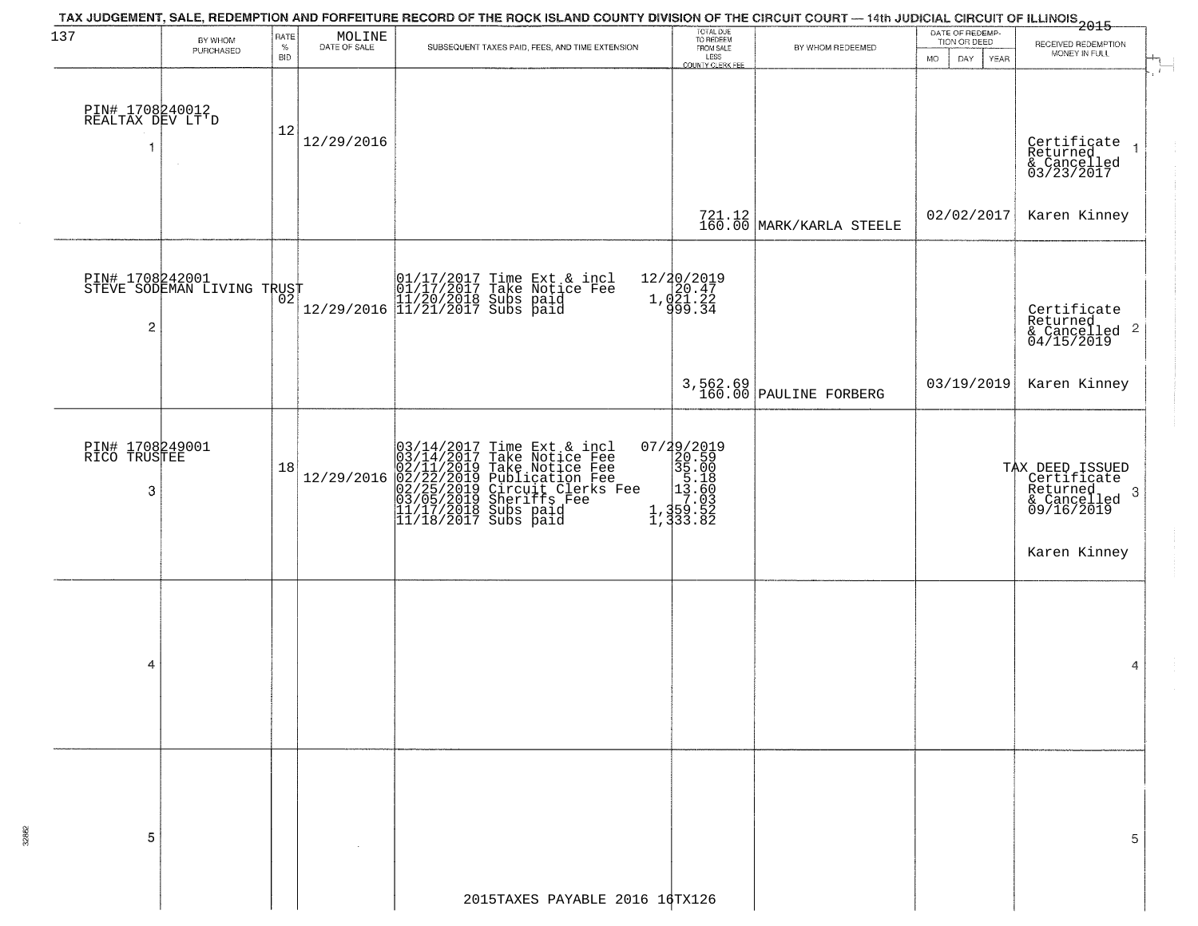TAX JUDGEMENT, SALE, REDEMPTION AND FORFEITURE RECORD OF THE ROCK ISLAND COUNTY DIVISION OF THE CIRCUIT COURT — 14th JUDICIAL CIRCUIT OF ILLINOIS 2015

| 137 | BY WHOM PURCHASED | RATE % BID | MOLINE DATE OF SALE | SUBSEQUENT TAXES PAID, FEES, AND TIME EXTENSION | TOTAL DUE TO REDEEM FROM SALE LESS COUNTY CLERK FEE | BY WHOM REDEEMED | DATE OF REDEMPTION OR DEED MO DAY YEAR | RECEIVED REDEMPTION MONEY IN FULL |
|---|---|---|---|---|---|---|---|---|
| 1 | PIN# 1708240012 REALTAX DEV LT'D | 12 | 12/29/2016 | | 721.12 160.00 | MARK/KARLA STEELE | 02/02/2017 | Certificate Returned & Cancelled 03/23/2017 Karen Kinney |
| 2 | PIN# 1708242001 STEVE SODEMAN LIVING TRUST | 02 | 12/29/2016 | 01/17/2017 Time Ext & incl 12/20/2019<br>01/17/2017 Take Notice Fee 20.47<br>11/20/2018 Subs paid 1,021.22<br>11/21/2017 Subs paid 999.34 | 3,562.69 160.00 | PAULINE FORBERG | 03/19/2019 | Certificate Returned & Cancelled 04/15/2019 Karen Kinney |
| 3 | PIN# 1708249001 RICO TRUSTEE | 18 | 12/29/2016 | 03/14/2017 Time Ext & incl 07/29/2019<br>03/14/2017 Take Notice Fee 20.59<br>02/11/2019 Take Notice Fee 35.00<br>02/22/2019 Publication Fee 5.18<br>02/25/2019 Circuit Clerks Fee 13.60<br>03/05/2019 Sheriffs Fee 7.03<br>11/17/2018 Subs paid 1,359.52<br>11/18/2017 Subs paid 1,333.82 | | | | TAX DEED ISSUED Certificate Returned & Cancelled 09/16/2019 Karen Kinney |
| 4 | | | | | | | | |
| 5 | | | | | | | | |

2015TAXES PAYABLE 2016 16TX126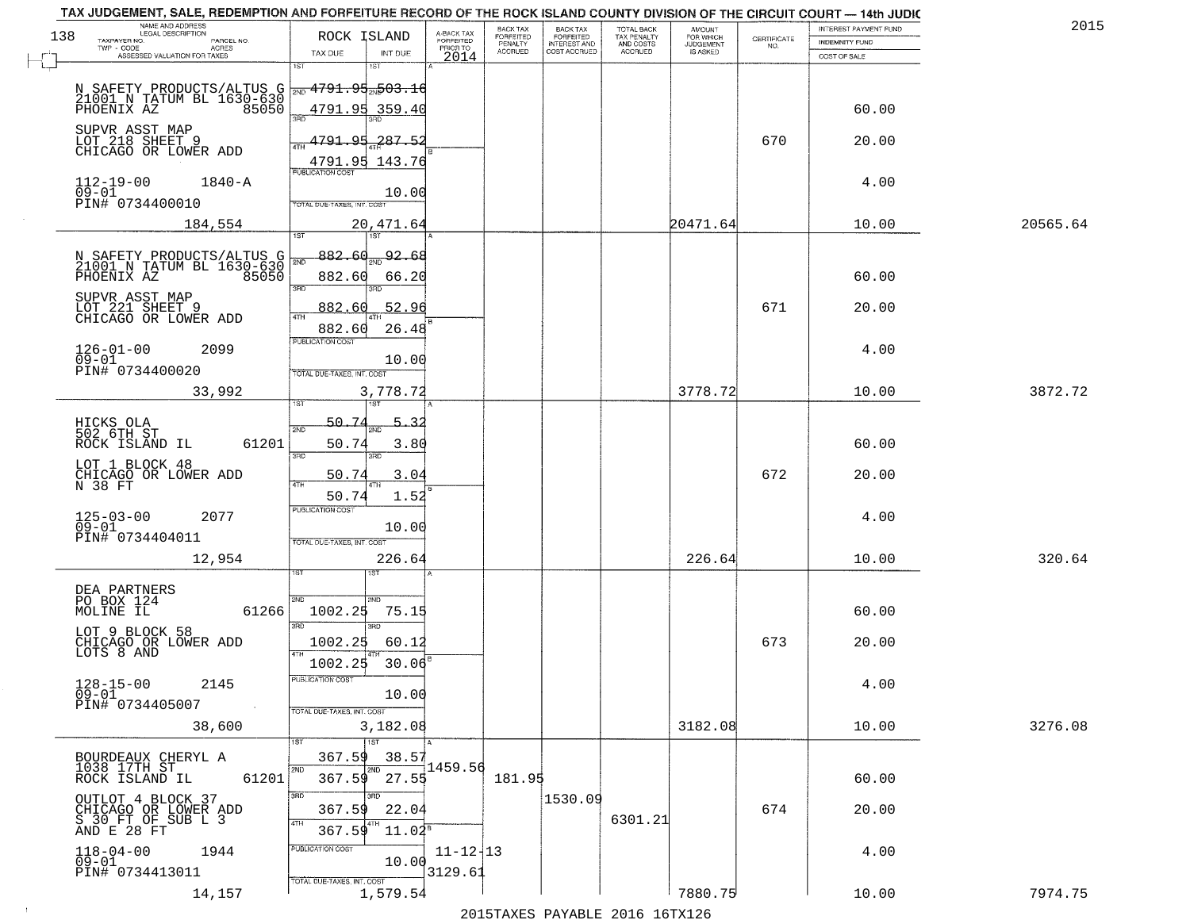TAX JUDGEMENT, SALE, REDEMPTION AND FORFEITURE RECORD OF THE ROCK ISLAND COUNTY DIVISION OF THE CIRCUIT COURT — 14th JUDIC

2015

| NAME AND ADDRESS / LEGAL DESCRIPTION / TAXPAYER NO. / PARCEL NO. / TWP - CODE / ACRES / ASSESSED VALUATION FOR TAXES | ROCK ISLAND TAX DUE | INT DUE | A-BACK TAX FORFEITED PRIOR TO 2014 | BACK TAX FORFEITED PENALTY ACCRUED | BACK TAX FORFEITED INTEREST AND COST ACCRUED | TOTAL BACK TAX PENALTY AND COSTS ACCRUED | AMOUNT FOR WHICH JUDGEMENT IS ASKED | CERTIFICATE NO. | INTEREST PAYMENT FUND / INDEMNITY FUND / COST OF SALE | |
|---|---|---|---|---|---|---|---|---|---|---|
| N SAFETY PRODUCTS/ALTUS G 21001 N TATUM BL 1630-630 PHOENIX AZ 85050 | 1ST 4791.95 | 503.16 | | | | | | | | |
| | 2ND 4791.95 | 359.40 | | | | | | | 60.00 | |
| SUPVR ASST MAP LOT 218 SHEET 9 CHICAGO OR LOWER ADD | 3RD 4791.95 | 287.52 | | | | | | 670 | 20.00 | |
| | 4TH 4791.95 | 143.76 | | | | | | | | |
| 112-19-00 1840-A 09-01 PIN# 0734400010 | PUBLICATION COST | 10.00 | | | | | | | 4.00 | |
| 184,554 | TOTAL DUE-TAXES, INT. COST | 20,471.64 | | | | | 20471.64 | | 10.00 | 20565.64 |
| N SAFETY PRODUCTS/ALTUS G 21001 N TATUM BL 1630-630 PHOENIX AZ 85050 | 1ST 882.60 | 92.68 | | | | | | | | |
| | 2ND 882.60 | 66.20 | | | | | | | 60.00 | |
| SUPVR ASST MAP LOT 221 SHEET 9 CHICAGO OR LOWER ADD | 3RD 882.60 | 52.96 | | | | | | 671 | 20.00 | |
| | 4TH 882.60 | 26.48 | | | | | | | | |
| 126-01-00 2099 09-01 PIN# 0734400020 | PUBLICATION COST | 10.00 | | | | | | | 4.00 | |
| 33,992 | TOTAL DUE-TAXES, INT. COST | 3,778.72 | | | | | 3778.72 | | 10.00 | 3872.72 |
| HICKS OLA 502 6TH ST ROCK ISLAND IL 61201 | 1ST 50.74 | 5.32 | | | | | | | | |
| | 2ND 50.74 | 3.80 | | | | | | | 60.00 | |
| LOT 1 BLOCK 48 CHICAGO OR LOWER ADD N 38 FT | 3RD 50.74 | 3.04 | | | | | | 672 | 20.00 | |
| | 4TH 50.74 | 1.52 | | | | | | | | |
| 125-03-00 2077 09-01 PIN# 0734404011 | PUBLICATION COST | 10.00 | | | | | | | 4.00 | |
| 12,954 | TOTAL DUE-TAXES, INT. COST | 226.64 | | | | | 226.64 | | 10.00 | 320.64 |
| DEA PARTNERS PO BOX 124 MOLINE IL 61266 | 1ST | | | | | | | | | |
| | 2ND 1002.25 | 75.15 | | | | | | | 60.00 | |
| LOT 9 BLOCK 58 CHICAGO OR LOWER ADD LOTS 8 AND | 3RD 1002.25 | 60.12 | | | | | | 673 | 20.00 | |
| | 4TH 1002.25 | 30.06 | | | | | | | | |
| 128-15-00 2145 09-01 PIN# 0734405007 | PUBLICATION COST | 10.00 | | | | | | | 4.00 | |
| 38,600 | TOTAL DUE-TAXES, INT. COST | 3,182.08 | | | | | 3182.08 | | 10.00 | 3276.08 |
| BOURDEAUX CHERYL A 1038 17TH ST ROCK ISLAND IL 61201 | 1ST 367.59 | 38.57 | | | | | | | | |
| | 2ND 367.59 | 27.55 | 1459.56 | 181.95 | | | | | 60.00 | |
| OUTLOT 4 BLOCK 37 CHICAGO OR LOWER ADD S 30 FT OF SUB L 3 AND E 28 FT | 3RD 367.59 | 22.04 | | | 1530.09 | 6301.21 | | 674 | 20.00 | |
| | 4TH 367.59 | 11.02 | | | | | | | | |
| 118-04-00 1944 09-01 PIN# 0734413011 | PUBLICATION COST | 10.00 | 11-12-13 3129.61 | | | | | | 4.00 | |
| 14,157 | TOTAL DUE-TAXES, INT. COST | 1,579.54 | | | | | 7880.75 | | 10.00 | 7974.75 |

2015TAXES PAYABLE 2016 16TX126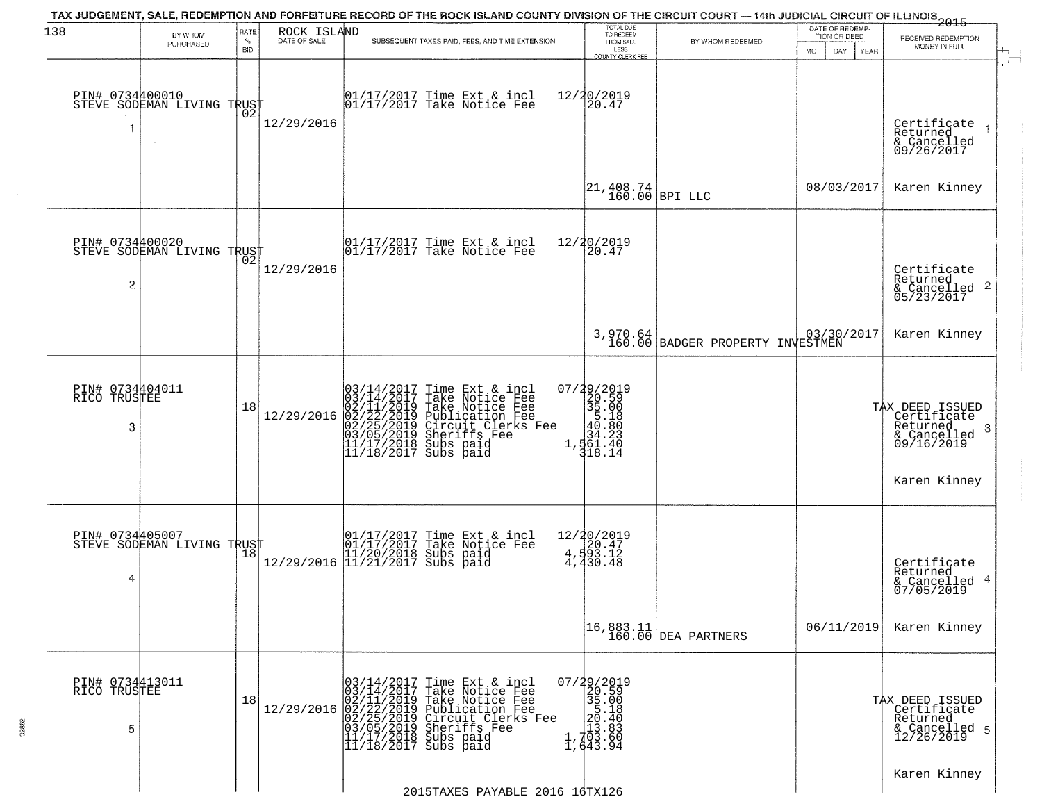TAX JUDGEMENT, SALE, REDEMPTION AND FORFEITURE RECORD OF THE ROCK ISLAND COUNTY DIVISION OF THE CIRCUIT COURT — 14th JUDICIAL CIRCUIT OF ILLINOIS 2015

ROCK ISLAND

| | BY WHOM PURCHASED | RATE % BID | DATE OF SALE | SUBSEQUENT TAXES PAID, FEES, AND TIME EXTENSION | TOTAL DUE TO REDEEM FROM SALE LESS COUNTY CLERK FEE | BY WHOM REDEEMED | DATE OF REDEMPTION OR DEED (MO DAY YEAR) | RECEIVED REDEMPTION MONEY IN FULL |
|---|---|---|---|---|---|---|---|---|
| 1 | PIN# 0734400010 STEVE SODEMAN LIVING TRUST | 02 | 12/29/2016 | 01/17/2017 Time Ext & incl<br>01/17/2017 Take Notice Fee | 12/20/2019<br>20.47<br>21,408.74<br>160.00 | BPI LLC | 08/03/2017 | Certificate Returned & Cancelled 09/26/2017<br>Karen Kinney |
| 2 | PIN# 0734400020 STEVE SODEMAN LIVING TRUST | 02 | 12/29/2016 | 01/17/2017 Time Ext & incl<br>01/17/2017 Take Notice Fee | 12/20/2019<br>20.47<br>3,970.64<br>160.00 | BADGER PROPERTY INVESTMEN | 03/30/2017 | Certificate Returned & Cancelled 05/23/2017<br>Karen Kinney |
| 3 | PIN# 0734404011 RICO TRUSTEE | 18 | 12/29/2016 | 03/14/2017 Time Ext & incl<br>03/14/2017 Take Notice Fee<br>02/11/2019 Take Notice Fee<br>02/22/2019 Publication Fee<br>02/25/2019 Circuit Clerks Fee<br>03/05/2019 Sheriffs Fee<br>11/17/2018 Subs paid<br>11/18/2017 Subs paid | 07/29/2019<br>20.59<br>35.00<br>5.18<br>40.80<br>34.23<br>1,561.40<br>318.14 | | | TAX DEED ISSUED Certificate Returned & Cancelled 09/16/2019<br>Karen Kinney |
| 4 | PIN# 0734405007 STEVE SODEMAN LIVING TRUST | 18 | 12/29/2016 | 01/17/2017 Time Ext & incl<br>01/17/2017 Take Notice Fee<br>11/20/2018 Subs paid<br>11/21/2017 Subs paid | 12/20/2019<br>20.47<br>4,593.12<br>4,430.48<br>16,883.11<br>160.00 | DEA PARTNERS | 06/11/2019 | Certificate Returned & Cancelled 07/05/2019<br>Karen Kinney |
| 5 | PIN# 0734413011 RICO TRUSTEE | 18 | 12/29/2016 | 03/14/2017 Time Ext & incl<br>03/14/2017 Take Notice Fee<br>02/11/2019 Take Notice Fee<br>02/22/2019 Publication Fee<br>02/25/2019 Circuit Clerks Fee<br>03/05/2019 Sheriffs Fee<br>11/17/2018 Subs paid<br>11/18/2017 Subs paid | 07/29/2019<br>20.59<br>35.00<br>5.18<br>20.40<br>13.83<br>1,703.60<br>1,643.94 | | | TAX DEED ISSUED Certificate Returned & Cancelled 12/26/2019<br>Karen Kinney |

2015TAXES PAYABLE 2016 16TX126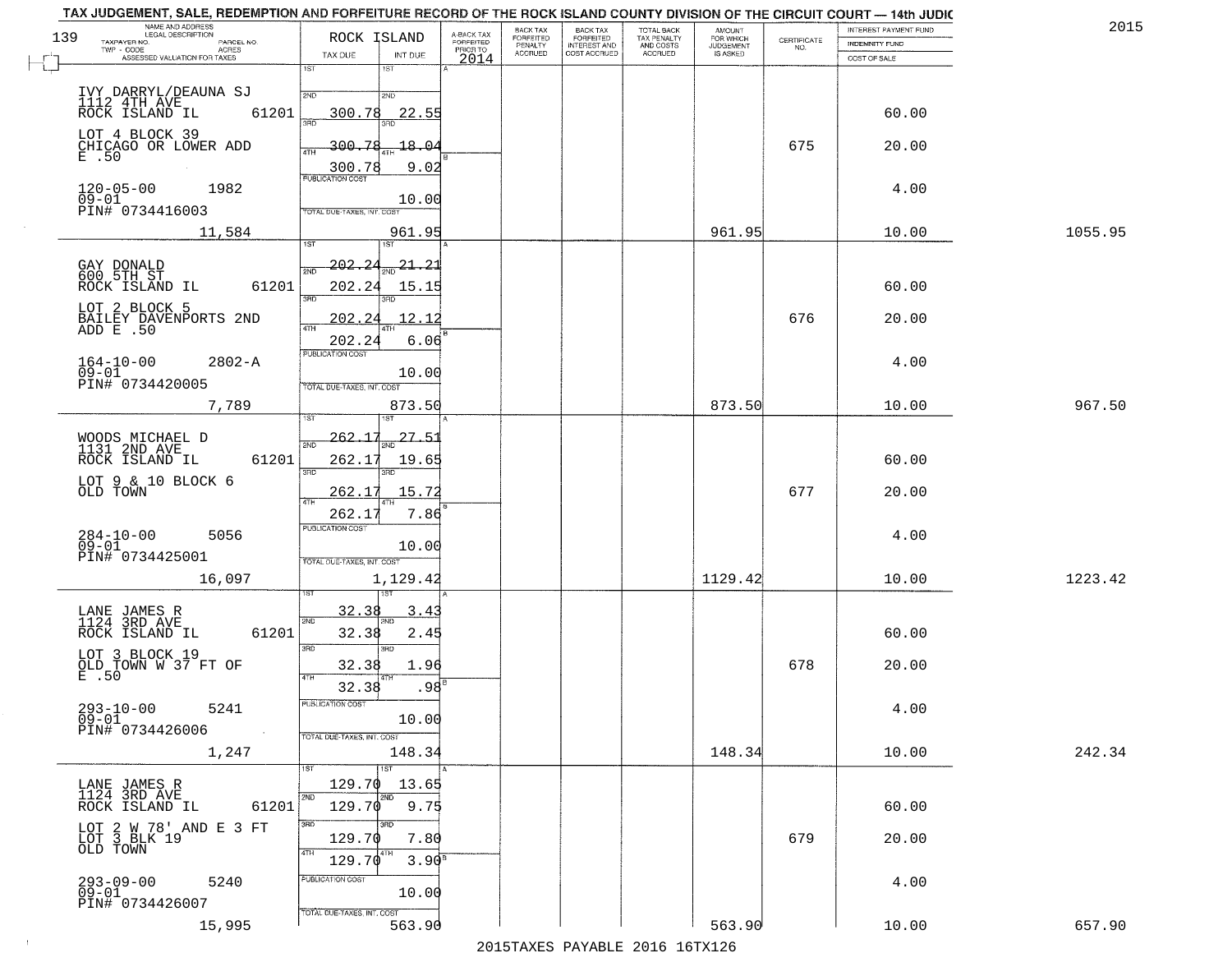TAX JUDGEMENT, SALE, REDEMPTION AND FORFEITURE RECORD OF THE ROCK ISLAND COUNTY DIVISION OF THE CIRCUIT COURT — 14th JUDIC

2015

| NAME AND ADDRESS / LEGAL DESCRIPTION / TAXPAYER NO. / PARCEL NO. / TWP - CODE / ACRES / ASSESSED VALUATION FOR TAXES | ROCK ISLAND TAX DUE | INT DUE | A-BACK TAX FORFEITED PRIOR TO 2014 | BACK TAX FORFEITED PENALTY ACCRUED | BACK TAX FORFEITED INTEREST AND COST ACCRUED | TOTAL BACK TAX PENALTY AND COSTS ACCRUED | AMOUNT FOR WHICH JUDGEMENT IS ASKED | CERTIFICATE NO. | INTEREST PAYMENT FUND / INDEMNITY FUND / COST OF SALE | |
|---|---|---|---|---|---|---|---|---|---|---|
| IVY DARRYL/DEAUNA SJ<br>1112 4TH AVE<br>ROCK ISLAND IL 61201<br>LOT 4 BLOCK 39<br>CHICAGO OR LOWER ADD<br>E .50<br>120-05-00 1982<br>09-01<br>PIN# 0734416003<br>11,584 | 1ST<br>2ND 300.78<br>3RD 300.78<br>4TH 300.78<br>PUBLICATION COST<br>TOTAL DUE-TAXES, INT. COST | 1ST<br>2ND 22.55<br>3RD 18.04<br>4TH 9.02<br>10.00<br>961.95 | | | | | 961.95 | 675 | 60.00<br>20.00<br>4.00<br>10.00 | 1055.95 |
| GAY DONALD<br>600 5TH ST<br>ROCK ISLAND IL 61201<br>LOT 2 BLOCK 5<br>BAILEY DAVENPORTS 2ND<br>ADD E .50<br>164-10-00 2802-A<br>09-01<br>PIN# 0734420005<br>7,789 | 1ST 202.24<br>2ND 202.24<br>3RD 202.24<br>4TH 202.24<br>PUBLICATION COST<br>TOTAL DUE-TAXES, INT. COST | 1ST 21.21<br>2ND 15.15<br>3RD 12.12<br>4TH 6.06<br>10.00<br>873.50 | | | | | 873.50 | 676 | 60.00<br>20.00<br>4.00<br>10.00 | 967.50 |
| WOODS MICHAEL D<br>1131 2ND AVE<br>ROCK ISLAND IL 61201<br>LOT 9 & 10 BLOCK 6<br>OLD TOWN<br>284-10-00 5056<br>09-01<br>PIN# 0734425001<br>16,097 | 1ST 262.17<br>2ND 262.17<br>3RD 262.17<br>4TH 262.17<br>PUBLICATION COST<br>TOTAL DUE-TAXES, INT. COST | 1ST 27.51<br>2ND 19.65<br>3RD 15.72<br>4TH 7.86<br>10.00<br>1,129.42 | | | | | 1129.42 | 677 | 60.00<br>20.00<br>4.00<br>10.00 | 1223.42 |
| LANE JAMES R<br>1124 3RD AVE<br>ROCK ISLAND IL 61201<br>LOT 3 BLOCK 19<br>OLD TOWN W 37 FT OF<br>E .50<br>293-10-00 5241<br>09-01<br>PIN# 0734426006<br>1,247 | 1ST 32.38<br>2ND 32.38<br>3RD 32.38<br>4TH 32.38<br>PUBLICATION COST<br>TOTAL DUE-TAXES, INT. COST | 1ST 3.43<br>2ND 2.45<br>3RD 1.96<br>4TH .98<br>10.00<br>148.34 | | | | | 148.34 | 678 | 60.00<br>20.00<br>4.00<br>10.00 | 242.34 |
| LANE JAMES R<br>1124 3RD AVE<br>ROCK ISLAND IL 61201<br>LOT 2 W 78' AND E 3 FT<br>LOT 3 BLK 19<br>OLD TOWN<br>293-09-00 5240<br>09-01<br>PIN# 0734426007<br>15,995 | 1ST 129.70<br>2ND 129.70<br>3RD 129.70<br>4TH 129.70<br>PUBLICATION COST<br>TOTAL DUE-TAXES, INT. COST | 1ST 13.65<br>2ND 9.75<br>3RD 7.80<br>4TH 3.90<br>10.00<br>563.90 | | | | | 563.90 | 679 | 60.00<br>20.00<br>4.00<br>10.00 | 657.90 |

2015TAXES PAYABLE 2016 16TX126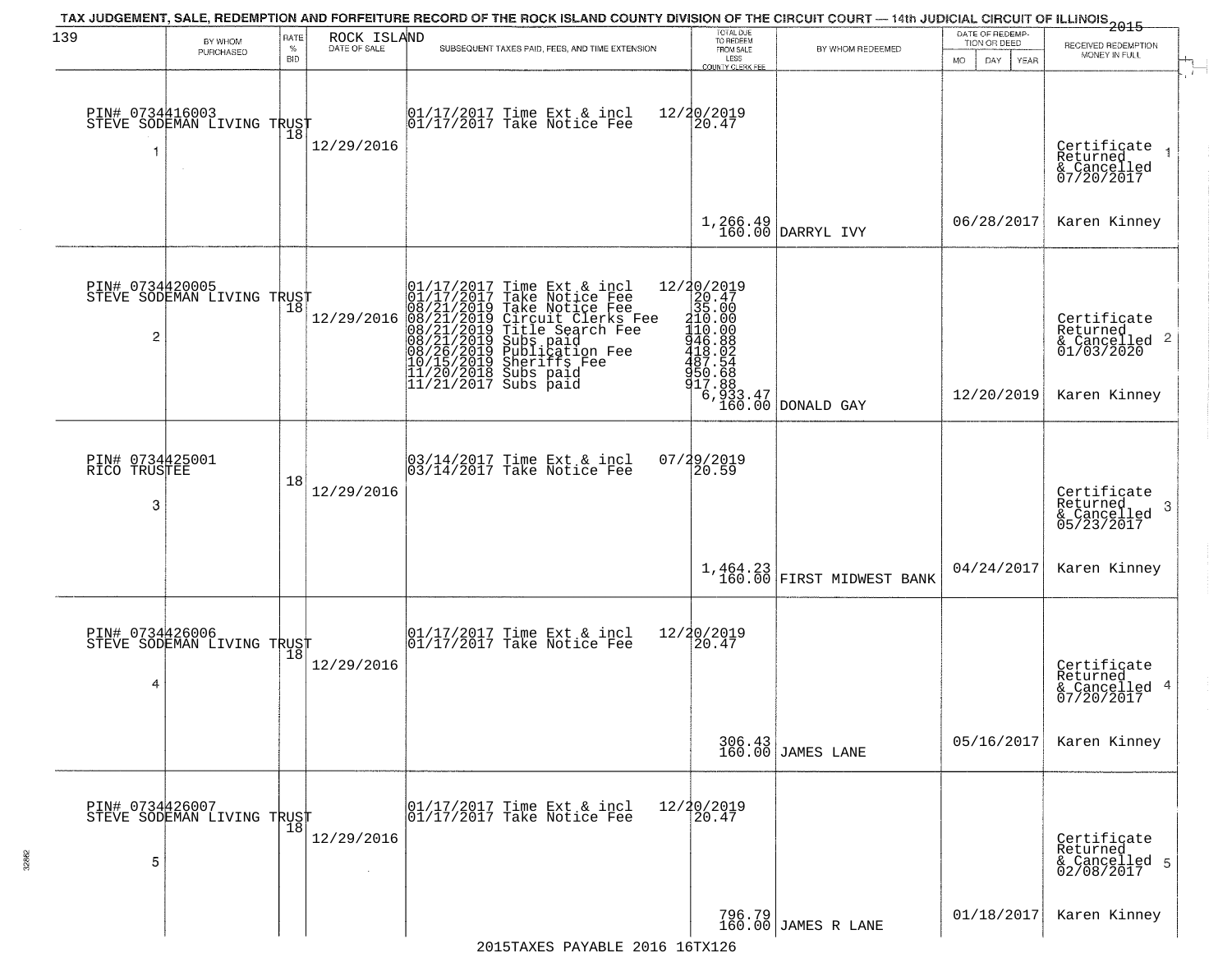TAX JUDGEMENT, SALE, REDEMPTION AND FORFEITURE RECORD OF THE ROCK ISLAND COUNTY DIVISION OF THE CIRCUIT COURT — 14th JUDICIAL CIRCUIT OF ILLINOIS 2015

| 139 BY WHOM PURCHASED | RATE % BID | ROCK ISLAND DATE OF SALE | SUBSEQUENT TAXES PAID, FEES, AND TIME EXTENSION | TOTAL DUE TO REDEEM FROM SALE LESS COUNTY CLERK FEE | BY WHOM REDEEMED | DATE OF REDEMPTION OR DEED MO DAY YEAR | RECEIVED REDEMPTION MONEY IN FULL |
|---|---|---|---|---|---|---|---|
| PIN# 0734416003 STEVE SODEMAN LIVING TRUST 1 | 18 | 12/29/2016 | 01/17/2017 Time Ext & incl<br>01/17/2017 Take Notice Fee | 12/20/2019<br>20.47<br>1,266.49<br>160.00 | DARRYL IVY | 06/28/2017 | Certificate Returned & Cancelled 07/20/2017<br>Karen Kinney |
| PIN# 0734420005 STEVE SODEMAN LIVING TRUST 2 | 18 | 12/29/2016 | 01/17/2017 Time Ext & incl<br>01/17/2017 Take Notice Fee<br>08/21/2019 Take Notice Fee<br>08/21/2019 Circuit Clerks Fee<br>08/21/2019 Title Search Fee<br>08/21/2019 Subs paid<br>08/26/2019 Publication Fee<br>10/15/2019 Sheriffs Fee<br>11/20/2018 Subs paid<br>11/21/2017 Subs paid | 12/20/2019<br>20.47<br>35.00<br>210.00<br>110.00<br>946.88<br>418.02<br>487.54<br>950.68<br>917.88<br>6,933.47<br>160.00 | DONALD GAY | 12/20/2019 | Certificate Returned & Cancelled 01/03/2020<br>Karen Kinney |
| PIN# 0734425001 RICO TRUSTEE 3 | 18 | 12/29/2016 | 03/14/2017 Time Ext & incl<br>03/14/2017 Take Notice Fee | 07/29/2019<br>20.59<br>1,464.23<br>160.00 | FIRST MIDWEST BANK | 04/24/2017 | Certificate Returned & Cancelled 05/23/2017<br>Karen Kinney |
| PIN# 0734426006 STEVE SODEMAN LIVING TRUST 4 | 18 | 12/29/2016 | 01/17/2017 Time Ext & incl<br>01/17/2017 Take Notice Fee | 12/20/2019<br>20.47<br>306.43<br>160.00 | JAMES LANE | 05/16/2017 | Certificate Returned & Cancelled 07/20/2017<br>Karen Kinney |
| PIN# 0734426007 STEVE SODEMAN LIVING TRUST 5 | 18 | 12/29/2016 | 01/17/2017 Time Ext & incl<br>01/17/2017 Take Notice Fee | 12/20/2019<br>20.47<br>796.79<br>160.00 | JAMES R LANE | 01/18/2017 | Certificate Returned & Cancelled 02/08/2017<br>Karen Kinney |

2015TAXES PAYABLE 2016 16TX126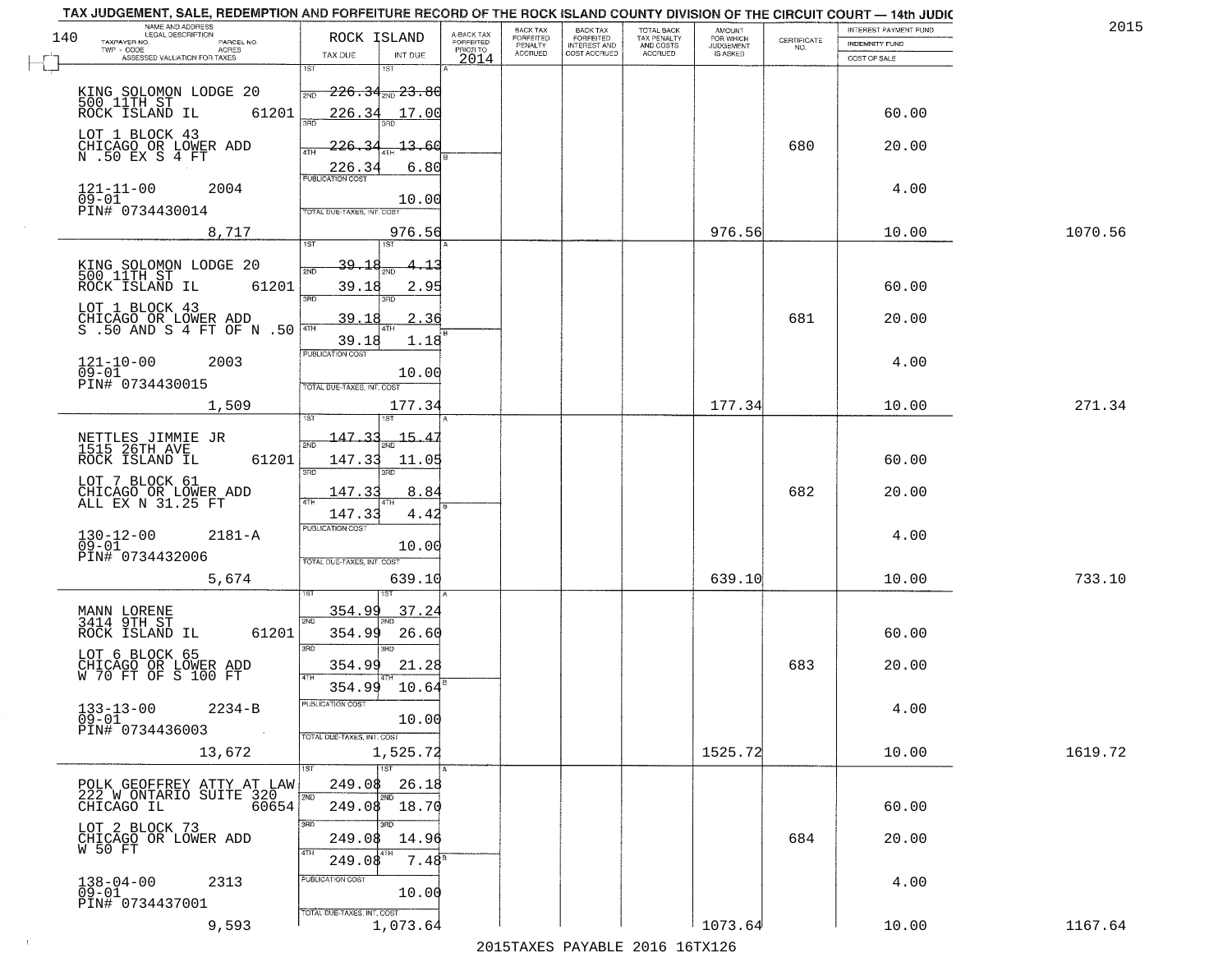TAX JUDGEMENT, SALE, REDEMPTION AND FORFEITURE RECORD OF THE ROCK ISLAND COUNTY DIVISION OF THE CIRCUIT COURT — 14th JUDIC

2015

| NAME AND ADDRESS / LEGAL DESCRIPTION / TAXPAYER NO. / PARCEL NO. / TWP - CODE / ACRES / ASSESSED VALUATION FOR TAXES | ROCK ISLAND TAX DUE | INT DUE | A-BACK TAX FORFEITED PRIOR TO 2014 | BACK TAX FORFEITED PENALTY ACCRUED | BACK TAX FORFEITED INTEREST AND COST ACCRUED | TOTAL BACK TAX PENALTY AND COSTS ACCRUED | AMOUNT FOR WHICH JUDGEMENT IS ASKED | CERTIFICATE NO. | INTEREST PAYMENT FUND / INDEMNITY FUND / COST OF SALE | |
|---|---|---|---|---|---|---|---|---|---|---|
| KING SOLOMON LODGE 20<br>500 11TH ST<br>ROCK ISLAND IL 61201<br>LOT 1 BLOCK 43<br>CHICAGO OR LOWER ADD<br>N .50 EX S 4 FT<br>121-11-00 2004<br>09-01<br>PIN# 0734430014<br>8,717 | 1ST 226.34<br>2ND 226.34<br>3RD 226.34<br>4TH 226.34<br>PUBLICATION COST<br>TOTAL DUE-TAXES, INT. COST | 23.80<br>17.00<br>13.60<br>6.80<br>10.00<br>976.56 | | | | | 976.56 | 680 | 60.00<br>20.00<br>4.00<br>10.00 | 1070.56 |
| KING SOLOMON LODGE 20<br>500 11TH ST<br>ROCK ISLAND IL 61201<br>LOT 1 BLOCK 43<br>CHICAGO OR LOWER ADD<br>S .50 AND S 4 FT OF N .50<br>121-10-00 2003<br>09-01<br>PIN# 0734430015<br>1,509 | 1ST 39.18<br>2ND 39.18<br>3RD 39.18<br>4TH 39.18<br>PUBLICATION COST<br>TOTAL DUE-TAXES, INT. COST | 4.13<br>2.95<br>2.36<br>1.18<br>10.00<br>177.34 | | | | | 177.34 | 681 | 60.00<br>20.00<br>4.00<br>10.00 | 271.34 |
| NETTLES JIMMIE JR<br>1515 26TH AVE<br>ROCK ISLAND IL 61201<br>LOT 7 BLOCK 61<br>CHICAGO OR LOWER ADD<br>ALL EX N 31.25 FT<br>130-12-00 2181-A<br>09-01<br>PIN# 0734432006<br>5,674 | 1ST 147.33<br>2ND 147.33<br>3RD 147.33<br>4TH 147.33<br>PUBLICATION COST<br>TOTAL DUE-TAXES, INT. COST | 15.47<br>11.05<br>8.84<br>4.42<br>10.00<br>639.10 | | | | | 639.10 | 682 | 60.00<br>20.00<br>4.00<br>10.00 | 733.10 |
| MANN LORENE<br>3414 9TH ST<br>ROCK ISLAND IL 61201<br>LOT 6 BLOCK 65<br>CHICAGO OR LOWER ADD<br>W 70 FT OF S 100 FT<br>133-13-00 2234-B<br>09-01<br>PIN# 0734436003<br>13,672 | 1ST 354.99<br>2ND 354.99<br>3RD 354.99<br>4TH 354.99<br>PUBLICATION COST<br>TOTAL DUE-TAXES, INT. COST | 37.24<br>26.60<br>21.28<br>10.64<br>10.00<br>1,525.72 | | | | | 1525.72 | 683 | 60.00<br>20.00<br>4.00<br>10.00 | 1619.72 |
| POLK GEOFFREY ATTY AT LAW<br>222 W ONTARIO SUITE 320<br>CHICAGO IL 60654<br>LOT 2 BLOCK 73<br>CHICAGO OR LOWER ADD<br>W 50 FT<br>138-04-00 2313<br>09-01<br>PIN# 0734437001<br>9,593 | 1ST 249.08<br>2ND 249.08<br>3RD 249.08<br>4TH 249.08<br>PUBLICATION COST<br>TOTAL DUE-TAXES, INT. COST | 26.18<br>18.70<br>14.96<br>7.48<br>10.00<br>1,073.64 | | | | | 1073.64 | 684 | 60.00<br>20.00<br>4.00<br>10.00 | 1167.64 |

2015TAXES PAYABLE 2016 16TX126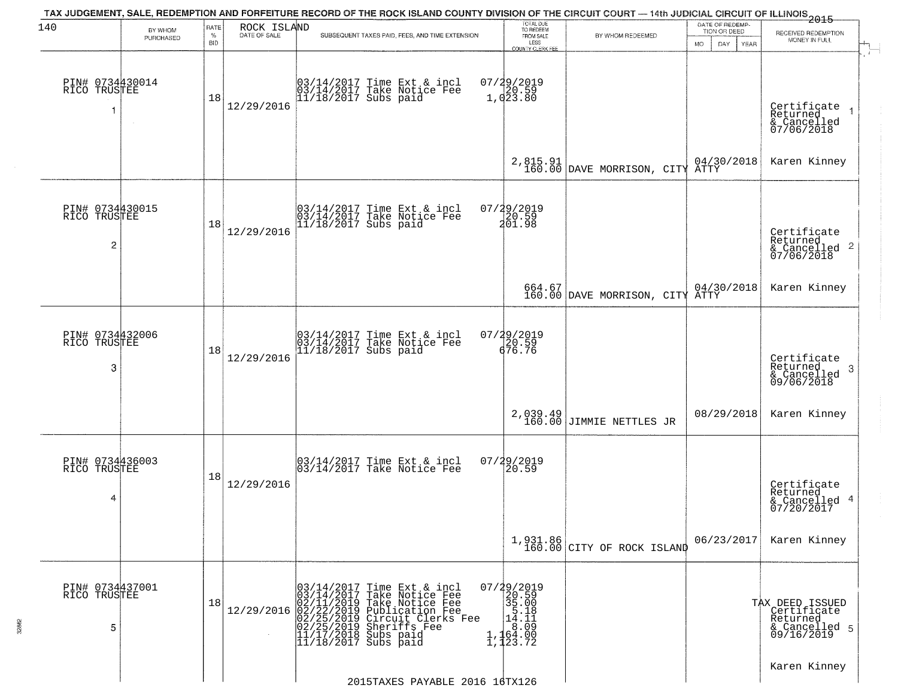TAX JUDGEMENT, SALE, REDEMPTION AND FORFEITURE RECORD OF THE ROCK ISLAND COUNTY DIVISION OF THE CIRCUIT COURT — 14th JUDICIAL CIRCUIT OF ILLINOIS 2015

ROCK ISLAND

| BY WHOM PURCHASED | RATE % BID | DATE OF SALE | SUBSEQUENT TAXES PAID, FEES, AND TIME EXTENSION | TOTAL DUE TO REDEEM FROM SALE LESS COUNTY CLERK FEE | BY WHOM REDEEMED | DATE OF REDEMPTION OR DEED | RECEIVED REDEMPTION MONEY IN FULL |
|---|---|---|---|---|---|---|---|
| PIN# 0734430014 RICO TRUSTEE 1 | 18 | 12/29/2016 | 03/14/2017 Time Ext & incl 07/29/2019<br>03/14/2017 Take Notice Fee 20.59<br>11/18/2017 Subs paid 1,023.80 | 2,815.91<br>160.00 | DAVE MORRISON, CITY ATTY | 04/30/2018 | Certificate Returned & Cancelled 07/06/2018 1<br>Karen Kinney |
| PIN# 0734430015 RICO TRUSTEE 2 | 18 | 12/29/2016 | 03/14/2017 Time Ext & incl 07/29/2019<br>03/14/2017 Take Notice Fee 20.59<br>11/18/2017 Subs paid 201.98 | 664.67<br>160.00 | DAVE MORRISON, CITY ATTY | 04/30/2018 | Certificate Returned & Cancelled 07/06/2018 2<br>Karen Kinney |
| PIN# 0734432006 RICO TRUSTEE 3 | 18 | 12/29/2016 | 03/14/2017 Time Ext & incl 07/29/2019<br>03/14/2017 Take Notice Fee 20.59<br>11/18/2017 Subs paid 676.76 | 2,039.49<br>160.00 | JIMMIE NETTLES JR | 08/29/2018 | Certificate Returned & Cancelled 09/06/2018 3<br>Karen Kinney |
| PIN# 0734436003 RICO TRUSTEE 4 | 18 | 12/29/2016 | 03/14/2017 Time Ext & incl 07/29/2019<br>03/14/2017 Take Notice Fee 20.59 | 1,931.86<br>160.00 | CITY OF ROCK ISLAND | 06/23/2017 | Certificate Returned & Cancelled 07/20/2017 4<br>Karen Kinney |
| PIN# 0734437001 RICO TRUSTEE 5 | 18 | 12/29/2016 | 03/14/2017 Time Ext & incl 07/29/2019<br>03/14/2017 Take Notice Fee 20.59<br>02/11/2019 Take Notice Fee 35.00<br>02/22/2019 Publication Fee 5.18<br>02/25/2019 Circuit Clerks Fee 14.11<br>02/25/2019 Sheriffs Fee 8.09<br>11/17/2018 Subs paid 1,164.00<br>11/18/2017 Subs paid 1,123.72 | | | | TAX DEED ISSUED Certificate Returned & Cancelled 09/16/2019 5<br>Karen Kinney |

2015TAXES PAYABLE 2016 16TX126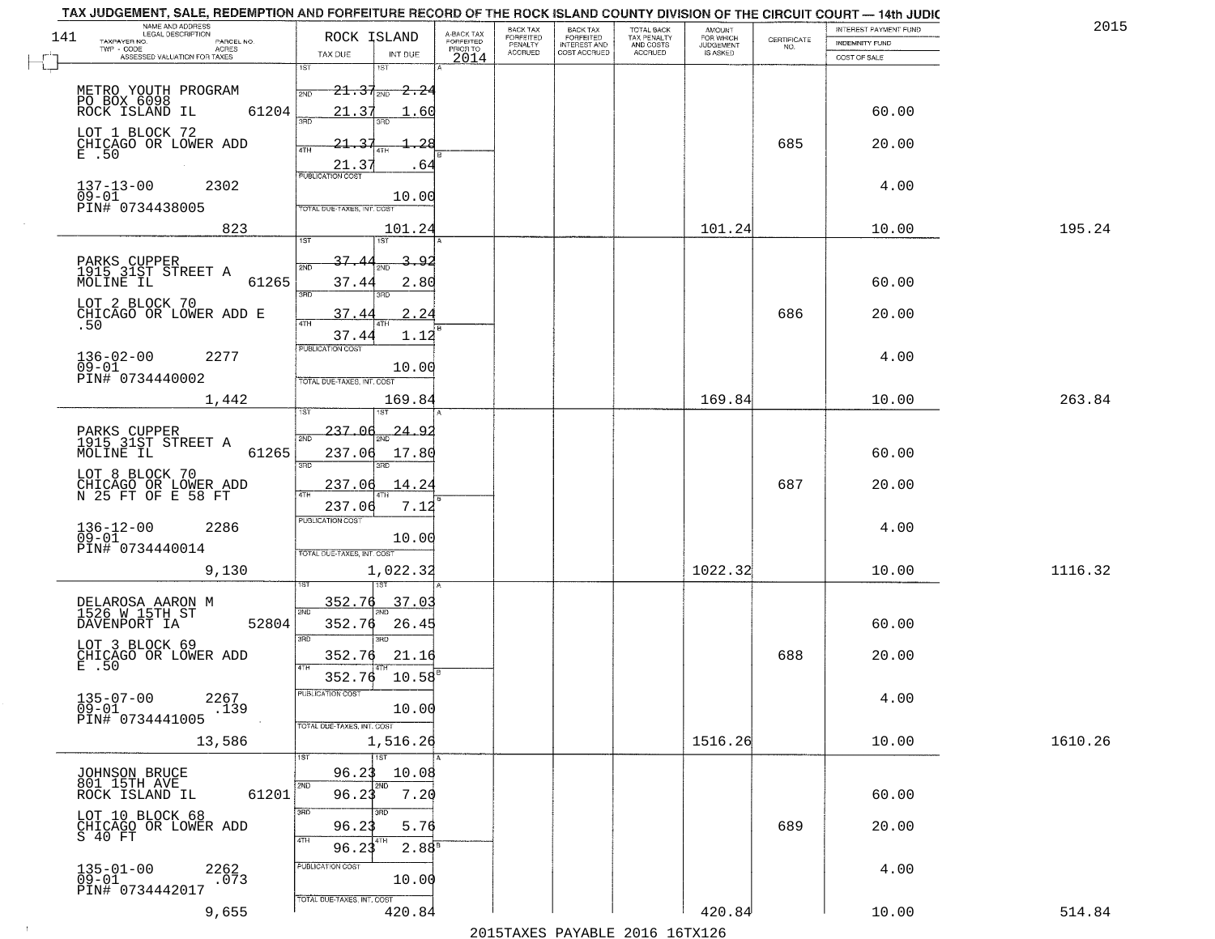TAX JUDGEMENT, SALE, REDEMPTION AND FORFEITURE RECORD OF THE ROCK ISLAND COUNTY DIVISION OF THE CIRCUIT COURT — 14th JUDIC

2015

| NAME AND ADDRESS / LEGAL DESCRIPTION / TAXPAYER NO. / PARCEL NO. / TWP - CODE / ACRES / ASSESSED VALUATION FOR TAXES | ROCK ISLAND TAX DUE | INT DUE | A-BACK TAX FORFEITED PRIOR TO 2014 | BACK TAX FORFEITED PENALTY ACCRUED | BACK TAX FORFEITED INTEREST AND COST ACCRUED | TOTAL BACK TAX PENALTY AND COSTS ACCRUED | AMOUNT FOR WHICH JUDGEMENT IS ASKED | CERTIFICATE NO. | INTEREST PAYMENT FUND / INDEMNITY FUND / COST OF SALE | |
|---|---|---|---|---|---|---|---|---|---|---|
| METRO YOUTH PROGRAM<br>PO BOX 6098<br>ROCK ISLAND IL 61204<br>LOT 1 BLOCK 72<br>CHICAGO OR LOWER ADD<br>E .50<br>137-13-00 2302<br>09-01<br>PIN# 0734438005<br>823 | 1ST 21.37<br>2ND 21.37<br>3RD 21.37<br>4TH 21.37<br>PUBLICATION COST<br>TOTAL DUE-TAXES, INT. COST | 1ST 2.24<br>2ND 1.60<br>3RD 1.28<br>4TH .64<br>10.00<br>101.24 | | | | | 101.24 | 685 | 60.00<br>20.00<br>4.00<br>10.00 | 195.24 |
| PARKS CUPPER<br>1915 31ST STREET A<br>MOLINE IL 61265<br>LOT 2 BLOCK 70<br>CHICAGO OR LOWER ADD E<br>.50<br>136-02-00 2277<br>09-01<br>PIN# 0734440002<br>1,442 | 1ST 37.44<br>2ND 37.44<br>3RD 37.44<br>4TH 37.44<br>PUBLICATION COST<br>TOTAL DUE-TAXES, INT. COST | 1ST 3.92<br>2ND 2.80<br>3RD 2.24<br>4TH 1.12<br>10.00<br>169.84 | | | | | 169.84 | 686 | 60.00<br>20.00<br>4.00<br>10.00 | 263.84 |
| PARKS CUPPER<br>1915 31ST STREET A<br>MOLINE IL 61265<br>LOT 8 BLOCK 70<br>CHICAGO OR LOWER ADD<br>N 25 FT OF E 58 FT<br>136-12-00 2286<br>09-01<br>PIN# 0734440014<br>9,130 | 1ST 237.06<br>2ND 237.06<br>3RD 237.06<br>4TH 237.06<br>PUBLICATION COST<br>TOTAL DUE-TAXES, INT. COST | 1ST 24.92<br>2ND 17.80<br>3RD 14.24<br>4TH 7.12<br>10.00<br>1,022.32 | | | | | 1022.32 | 687 | 60.00<br>20.00<br>4.00<br>10.00 | 1116.32 |
| DELAROSA AARON M<br>1526 W 15TH ST<br>DAVENPORT IA 52804<br>LOT 3 BLOCK 69<br>CHICAGO OR LOWER ADD<br>E .50<br>135-07-00 2267<br>09-01 .139<br>PIN# 0734441005<br>13,586 | 1ST 352.76<br>2ND 352.76<br>3RD 352.76<br>4TH 352.76<br>PUBLICATION COST<br>TOTAL DUE-TAXES, INT. COST | 1ST 37.03<br>2ND 26.45<br>3RD 21.16<br>4TH 10.58<br>10.00<br>1,516.26 | | | | | 1516.26 | 688 | 60.00<br>20.00<br>4.00<br>10.00 | 1610.26 |
| JOHNSON BRUCE<br>801 15TH AVE<br>ROCK ISLAND IL 61201<br>LOT 10 BLOCK 68<br>CHICAGO OR LOWER ADD<br>S 40 FT<br>135-01-00 2262<br>09-01 .073<br>PIN# 0734442017<br>9,655 | 1ST 96.23<br>2ND 96.23<br>3RD 96.23<br>4TH 96.23<br>PUBLICATION COST<br>TOTAL DUE-TAXES, INT. COST | 1ST 10.08<br>2ND 7.20<br>3RD 5.76<br>4TH 2.88<br>10.00<br>420.84 | | | | | 420.84 | 689 | 60.00<br>20.00<br>4.00<br>10.00 | 514.84 |

2015TAXES PAYABLE 2016 16TX126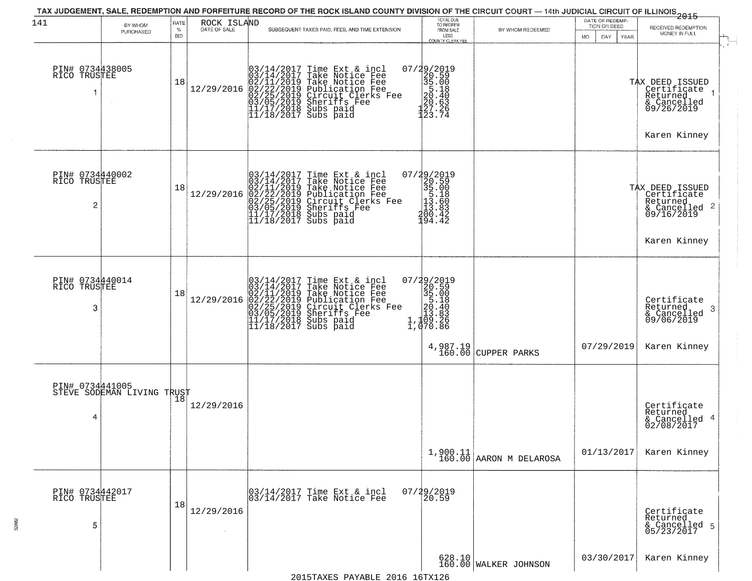TAX JUDGEMENT, SALE, REDEMPTION AND FORFEITURE RECORD OF THE ROCK ISLAND COUNTY DIVISION OF THE CIRCUIT COURT — 14th JUDICIAL CIRCUIT OF ILLINOIS 2015

| 141 BY WHOM PURCHASED | RATE % BID | ROCK ISLAND DATE OF SALE | SUBSEQUENT TAXES PAID, FEES, AND TIME EXTENSION | TOTAL DUE TO REDEEM FROM SALE LESS COUNTY CLERK FEE | BY WHOM REDEEMED | DATE OF REDEMPTION OR DEED MO DAY YEAR | RECEIVED REDEMPTION MONEY IN FULL |
|---|---|---|---|---|---|---|---|
| PIN# 0734438005 RICO TRUSTEE 1 | 18 | 12/29/2016 | 03/14/2017 Time Ext & incl 07/29/2019<br>03/14/2017 Take Notice Fee 20.59<br>02/11/2019 Take Notice Fee 35.00<br>02/22/2019 Publication Fee 5.18<br>02/25/2019 Circuit Clerks Fee 20.40<br>03/05/2019 Sheriffs Fee 20.63<br>11/17/2018 Subs paid 127.26<br>11/18/2017 Subs paid 123.74 | | | | TAX DEED ISSUED Certificate Returned & Cancelled 09/26/2019 Karen Kinney |
| PIN# 0734440002 RICO TRUSTEE 2 | 18 | 12/29/2016 | 03/14/2017 Time Ext & incl 07/29/2019<br>03/14/2017 Take Notice Fee 20.59<br>02/11/2019 Take Notice Fee 35.00<br>02/22/2019 Publication Fee 5.18<br>02/25/2019 Circuit Clerks Fee 13.60<br>03/05/2019 Sheriffs Fee 13.83<br>11/17/2018 Subs paid 200.42<br>11/18/2017 Subs paid 194.42 | | | | TAX DEED ISSUED Certificate Returned & Cancelled 09/16/2019 Karen Kinney |
| PIN# 0734440014 RICO TRUSTEE 3 | 18 | 12/29/2016 | 03/14/2017 Time Ext & incl 07/29/2019<br>03/14/2017 Take Notice Fee 20.59<br>02/11/2019 Take Notice Fee 35.00<br>02/22/2019 Publication Fee 5.18<br>02/25/2019 Circuit Clerks Fee 20.40<br>03/05/2019 Sheriffs Fee 13.83<br>11/17/2018 Subs paid 1,109.26<br>11/18/2017 Subs paid 1,070.86 | 4,987.19<br>160.00 | CUPPER PARKS | 07/29/2019 | Certificate Returned & Cancelled 09/06/2019 Karen Kinney |
| PIN# 0734441005 STEVE SODEMAN LIVING TRUST 4 | 18 | 12/29/2016 | | 1,900.11<br>160.00 | AARON M DELAROSA | 01/13/2017 | Certificate Returned & Cancelled 02/08/2017 Karen Kinney |
| PIN# 0734442017 RICO TRUSTEE 5 | 18 | 12/29/2016 | 03/14/2017 Time Ext & incl 07/29/2019<br>03/14/2017 Take Notice Fee 20.59 | 628.10<br>160.00 | WALKER JOHNSON | 03/30/2017 | Certificate Returned & Cancelled 05/23/2017 Karen Kinney |

2015TAXES PAYABLE 2016 16TX126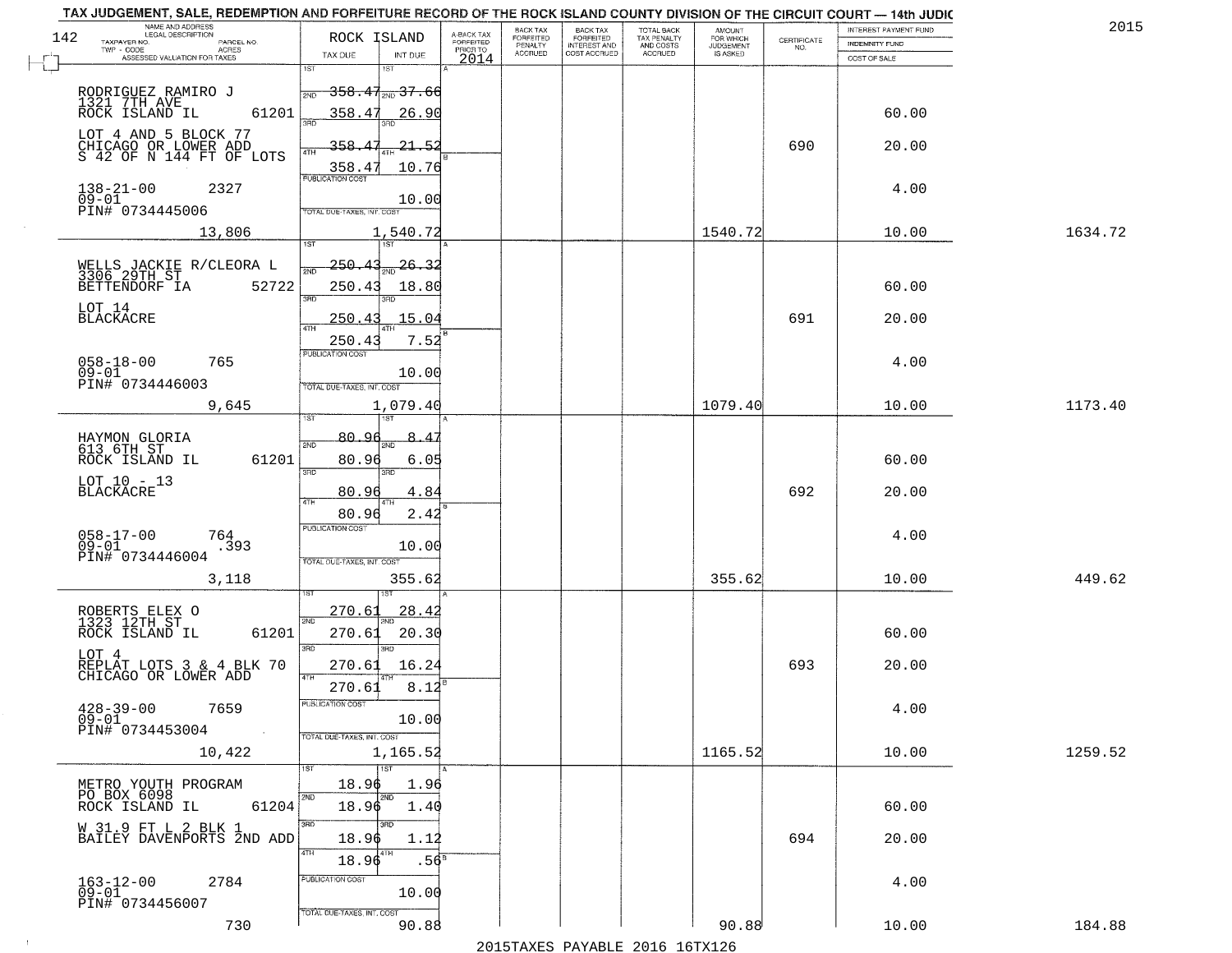TAX JUDGEMENT, SALE, REDEMPTION AND FORFEITURE RECORD OF THE ROCK ISLAND COUNTY DIVISION OF THE CIRCUIT COURT — 14th JUDIC

2015

| NAME AND ADDRESS / LEGAL DESCRIPTION / TAXPAYER NO. / PARCEL NO. / TWP - CODE / ACRES / ASSESSED VALUATION FOR TAXES | ROCK ISLAND TAX DUE | INT DUE | A-BACK TAX FORFEITED PRIOR TO 2014 | BACK TAX FORFEITED PENALTY ACCRUED | BACK TAX FORFEITED INTEREST AND COST ACCRUED | TOTAL BACK TAX PENALTY AND COSTS ACCRUED | AMOUNT FOR WHICH JUDGEMENT IS ASKED | CERTIFICATE NO. | INTEREST PAYMENT FUND / INDEMNITY FUND / COST OF SALE | |
|---|---|---|---|---|---|---|---|---|---|---|
| RODRIGUEZ RAMIRO J<br>1321 7TH AVE<br>ROCK ISLAND IL 61201<br>LOT 4 AND 5 BLOCK 77<br>CHICAGO OR LOWER ADD<br>S 42 OF N 144 FT OF LOTS<br>138-21-00 2327<br>09-01<br>PIN# 0734445006 | 1ST 358.47<br>2ND 358.47<br>3RD 358.47<br>4TH 358.47<br>PUBLICATION COST | 37.66<br>26.90<br>21.52<br>10.76<br>10.00 | | | | | | 690 | 60.00<br>20.00<br>4.00 | |
| 13,806 | TOTAL DUE-TAXES, INT. COST | 1,540.72 | | | | | 1540.72 | | 10.00 | 1634.72 |
| WELLS JACKIE R/CLEORA L<br>3306 29TH ST<br>BETTENDORF IA 52722<br>LOT 14<br>BLACKACRE<br>058-18-00 765<br>09-01<br>PIN# 0734446003 | 1ST 250.43<br>2ND 250.43<br>3RD 250.43<br>4TH 250.43<br>PUBLICATION COST | 26.32<br>18.80<br>15.04<br>7.52<br>10.00 | | | | | | 691 | 60.00<br>20.00<br>4.00 | |
| 9,645 | TOTAL DUE-TAXES, INT. COST | 1,079.40 | | | | | 1079.40 | | 10.00 | 1173.40 |
| HAYMON GLORIA<br>613 6TH ST<br>ROCK ISLAND IL 61201<br>LOT 10 - 13<br>BLACKACRE<br>058-17-00 764<br>09-01 .393<br>PIN# 0734446004 | 1ST 80.96<br>2ND 80.96<br>3RD 80.96<br>4TH 80.96<br>PUBLICATION COST | 8.47<br>6.05<br>4.84<br>2.42<br>10.00 | | | | | | 692 | 60.00<br>20.00<br>4.00 | |
| 3,118 | TOTAL DUE-TAXES, INT. COST | 355.62 | | | | | 355.62 | | 10.00 | 449.62 |
| ROBERTS ELEX O<br>1323 12TH ST<br>ROCK ISLAND IL 61201<br>LOT 4<br>REPLAT LOTS 3 & 4 BLK 70<br>CHICAGO OR LOWER ADD<br>428-39-00 7659<br>09-01<br>PIN# 0734453004 | 1ST 270.61<br>2ND 270.61<br>3RD 270.61<br>4TH 270.61<br>PUBLICATION COST | 28.42<br>20.30<br>16.24<br>8.12<br>10.00 | | | | | | 693 | 60.00<br>20.00<br>4.00 | |
| 10,422 | TOTAL DUE-TAXES, INT. COST | 1,165.52 | | | | | 1165.52 | | 10.00 | 1259.52 |
| METRO YOUTH PROGRAM<br>PO BOX 6098<br>ROCK ISLAND IL 61204<br>W 31.9 FT L 2 BLK 1<br>BAILEY DAVENPORTS 2ND ADD<br>163-12-00 2784<br>09-01<br>PIN# 0734456007 | 1ST 18.96<br>2ND 18.96<br>3RD 18.96<br>4TH 18.96<br>PUBLICATION COST | 1.96<br>1.40<br>1.12<br>.56<br>10.00 | | | | | | 694 | 60.00<br>20.00<br>4.00 | |
| 730 | TOTAL DUE-TAXES, INT. COST | 90.88 | | | | | 90.88 | | 10.00 | 184.88 |

2015TAXES PAYABLE 2016 16TX126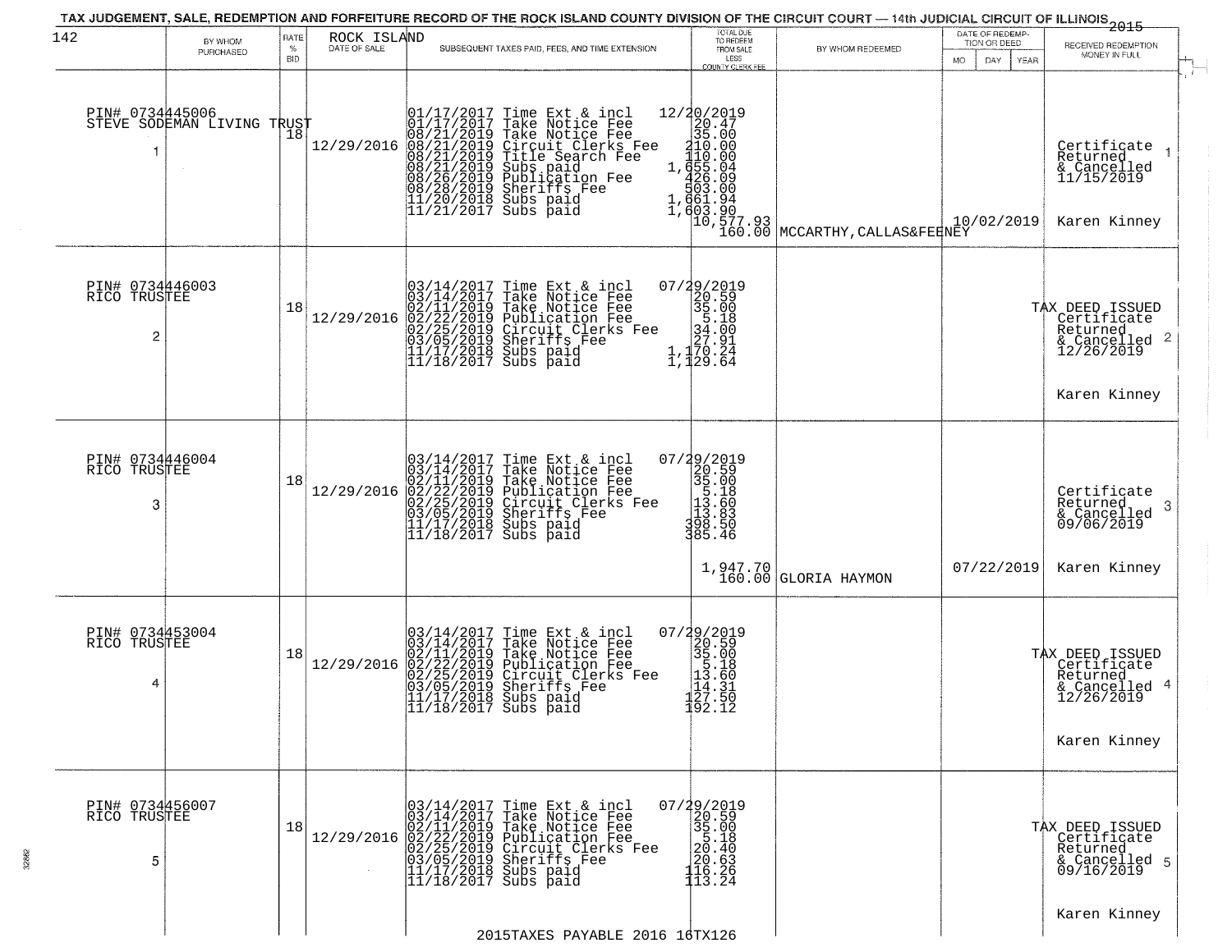# TAX JUDGEMENT, SALE, REDEMPTION AND FORFEITURE RECORD OF THE ROCK ISLAND COUNTY DIVISION OF THE CIRCUIT COURT — 14th JUDICIAL CIRCUIT OF ILLINOIS 2015

142

| | BY WHOM PURCHASED | RATE % BID | ROCK ISLAND DATE OF SALE | SUBSEQUENT TAXES PAID, FEES, AND TIME EXTENSION | TOTAL DUE TO REDEEM FROM SALE LESS COUNTY CLERK FEE | BY WHOM REDEEMED | DATE OF REDEMPTION OR DEED MO DAY YEAR | RECEIVED REDEMPTION MONEY IN FULL |
|---|---|---|---|---|---|---|---|---|
| 1 | PIN# 0734445006 STEVE SODEMAN LIVING TRUST | 18 | 12/29/2016 | 01/17/2017 Time Ext & incl<br>01/17/2017 Take Notice Fee<br>08/21/2019 Take Notice Fee<br>08/21/2019 Circuit Clerks Fee<br>08/21/2019 Title Search Fee<br>08/21/2019 Subs paid<br>08/26/2019 Publication Fee<br>08/28/2019 Sheriffs Fee<br>11/20/2018 Subs paid<br>11/21/2017 Subs paid | 12/20/2019<br>20.47<br>35.00<br>210.00<br>110.00<br>1,655.04<br>426.09<br>503.00<br>1,661.94<br>1,603.90<br>10,577.93<br>160.00 | MCCARTHY,CALLAS&FEENEY | 10/02/2019 | Certificate Returned & Cancelled 11/15/2019<br>Karen Kinney |
| 2 | PIN# 0734446003 RICO TRUSTEE | 18 | 12/29/2016 | 03/14/2017 Time Ext & incl<br>03/14/2017 Take Notice Fee<br>02/11/2019 Take Notice Fee<br>02/22/2019 Publication Fee<br>02/25/2019 Circuit Clerks Fee<br>03/05/2019 Sheriffs Fee<br>11/17/2018 Subs paid<br>11/18/2017 Subs paid | 07/29/2019<br>20.59<br>35.00<br>5.18<br>34.00<br>27.91<br>1,170.24<br>1,129.64 | | | TAX DEED ISSUED Certificate Returned & Cancelled 12/26/2019<br>Karen Kinney |
| 3 | PIN# 0734446004 RICO TRUSTEE | 18 | 12/29/2016 | 03/14/2017 Time Ext & incl<br>03/14/2017 Take Notice Fee<br>02/11/2019 Take Notice Fee<br>02/22/2019 Publication Fee<br>02/25/2019 Circuit Clerks Fee<br>03/05/2019 Sheriffs Fee<br>11/17/2018 Subs paid<br>11/18/2017 Subs paid | 07/29/2019<br>20.59<br>35.00<br>5.18<br>13.60<br>13.83<br>398.50<br>385.46<br>1,947.70<br>160.00 | GLORIA HAYMON | 07/22/2019 | Certificate Returned & Cancelled 09/06/2019<br>Karen Kinney |
| 4 | PIN# 0734453004 RICO TRUSTEE | 18 | 12/29/2016 | 03/14/2017 Time Ext & incl<br>03/14/2017 Take Notice Fee<br>02/11/2019 Take Notice Fee<br>02/22/2019 Publication Fee<br>02/25/2019 Circuit Clerks Fee<br>03/05/2019 Sheriffs Fee<br>11/17/2018 Subs paid<br>11/18/2017 Subs paid | 07/29/2019<br>20.59<br>35.00<br>5.18<br>13.60<br>14.31<br>127.50<br>192.12 | | | TAX DEED ISSUED Certificate Returned & Cancelled 12/26/2019<br>Karen Kinney |
| 5 | PIN# 0734456007 RICO TRUSTEE | 18 | 12/29/2016 | 03/14/2017 Time Ext & incl<br>03/14/2017 Take Notice Fee<br>02/11/2019 Take Notice Fee<br>02/22/2019 Publication Fee<br>02/25/2019 Circuit Clerks Fee<br>03/05/2019 Sheriffs Fee<br>11/17/2018 Subs paid<br>11/18/2017 Subs paid | 07/29/2019<br>20.59<br>35.00<br>5.18<br>20.40<br>20.63<br>116.26<br>113.24 | | | TAX DEED ISSUED Certificate Returned & Cancelled 09/16/2019<br>Karen Kinney |

2015TAXES PAYABLE 2016 16TX126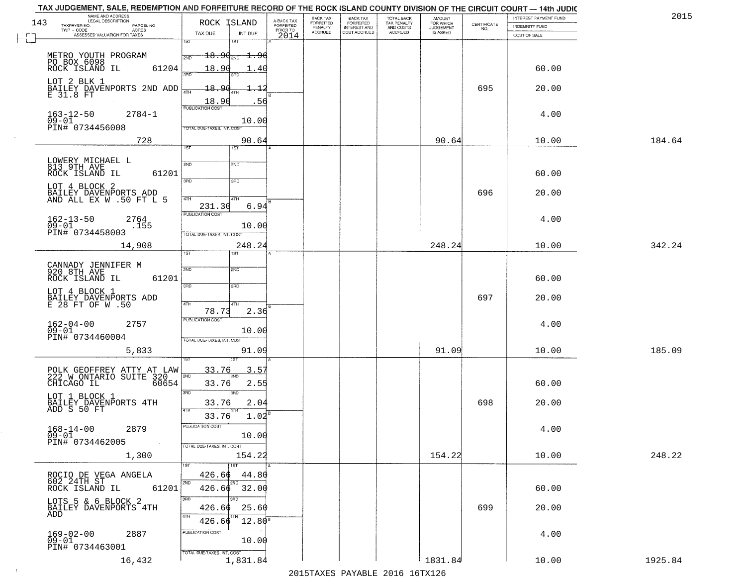TAX JUDGEMENT, SALE, REDEMPTION AND FORFEITURE RECORD OF THE ROCK ISLAND COUNTY DIVISION OF THE CIRCUIT COURT — 14th JUDIC

2015

| 143 NAME AND ADDRESS / LEGAL DESCRIPTION / TAXPAYER NO. / PARCEL NO. / TWP - CODE / ACRES / ASSESSED VALUATION FOR TAXES | ROCK ISLAND TAX DUE | INT DUE | A-BACK TAX FORFEITED PRIOR TO 2014 | BACK TAX FORFEITED PENALTY ACCRUED | BACK TAX FORFEITED INTEREST AND COST ACCRUED | TOTAL BACK TAX PENALTY AND COSTS ACCRUED | AMOUNT FOR WHICH JUDGEMENT IS ASKED | CERTIFICATE NO. | INTEREST PAYMENT FUND / INDEMNITY FUND / COST OF SALE | |
|---|---|---|---|---|---|---|---|---|---|---|
| METRO YOUTH PROGRAM<br>PO BOX 6098<br>ROCK ISLAND IL 61204<br>LOT 2 BLK 1<br>BAILEY DAVENPORTS 2ND ADD<br>E 31.8 FT<br>163-12-50 2784-1<br>09-01<br>PIN# 0734456008<br>728 | 1ST<br>2ND 18.90<br>3RD 18.90<br>4TH 18.90<br>18.90<br>PUBLICATION COST<br>TOTAL DUE-TAXES, INT. COST | 1ST<br>2ND 1.96<br>3RD 1.40<br>4TH 1.12<br>.56<br>10.00<br>90.64 | | | | | 90.64 | 695 | 60.00<br>20.00<br>4.00<br>10.00 | 184.64 |
| LOWERY MICHAEL L<br>813 9TH AVE<br>ROCK ISLAND IL 61201<br>LOT 4 BLOCK 2<br>BAILEY DAVENPORTS ADD<br>AND ALL EX W .50 FT L 5<br>162-13-50 2764<br>09-01 .155<br>PIN# 0734458003<br>14,908 | 1ST<br>2ND<br>3RD<br>4TH<br>231.30<br>PUBLICATION COST<br>TOTAL DUE-TAXES, INT. COST | 1ST<br>2ND<br>3RD<br>4TH<br>6.94<br>10.00<br>248.24 | | | | | 248.24 | 696 | 60.00<br>20.00<br>4.00<br>10.00 | 342.24 |
| CANNADY JENNIFER M<br>920 8TH AVE<br>ROCK ISLAND IL 61201<br>LOT 4 BLOCK 1<br>BAILEY DAVENPORTS ADD<br>E 28 FT OF W .50<br>162-04-00 2757<br>09-01<br>PIN# 0734460004<br>5,833 | 1ST<br>2ND<br>3RD<br>4TH<br>78.73<br>PUBLICATION COST<br>TOTAL DUE-TAXES, INT. COST | 1ST<br>2ND<br>3RD<br>4TH<br>2.36<br>10.00<br>91.09 | | | | | 91.09 | 697 | 60.00<br>20.00<br>4.00<br>10.00 | 185.09 |
| POLK GEOFFREY ATTY AT LAW<br>222 W ONTARIO SUITE 320<br>CHICAGO IL 60654<br>LOT 1 BLOCK 1<br>BAILEY DAVENPORTS 4TH<br>ADD S 50 FT<br>168-14-00 2879<br>09-01<br>PIN# 0734462005<br>1,300 | 1ST 33.76<br>2ND 33.76<br>3RD 33.76<br>4TH 33.76<br>PUBLICATION COST<br>TOTAL DUE-TAXES, INT. COST | 1ST 3.57<br>2ND 2.55<br>3RD 2.04<br>4TH 1.02<br>10.00<br>154.22 | | | | | 154.22 | 698 | 60.00<br>20.00<br>4.00<br>10.00 | 248.22 |
| ROCIO DE VEGA ANGELA<br>602 24TH ST<br>ROCK ISLAND IL 61201<br>LOTS 5 & 6 BLOCK 2<br>BAILEY DAVENPORTS 4TH<br>ADD<br>169-02-00 2887<br>09-01<br>PIN# 0734463001<br>16,432 | 1ST 426.66<br>2ND 426.66<br>3RD 426.66<br>4TH 426.66<br>PUBLICATION COST<br>TOTAL DUE-TAXES, INT. COST | 1ST 44.80<br>2ND 32.00<br>3RD 25.60<br>4TH 12.80<br>10.00<br>1,831.84 | | | | | 1831.84 | 699 | 60.00<br>20.00<br>4.00<br>10.00 | 1925.84 |

2015TAXES PAYABLE 2016 16TX126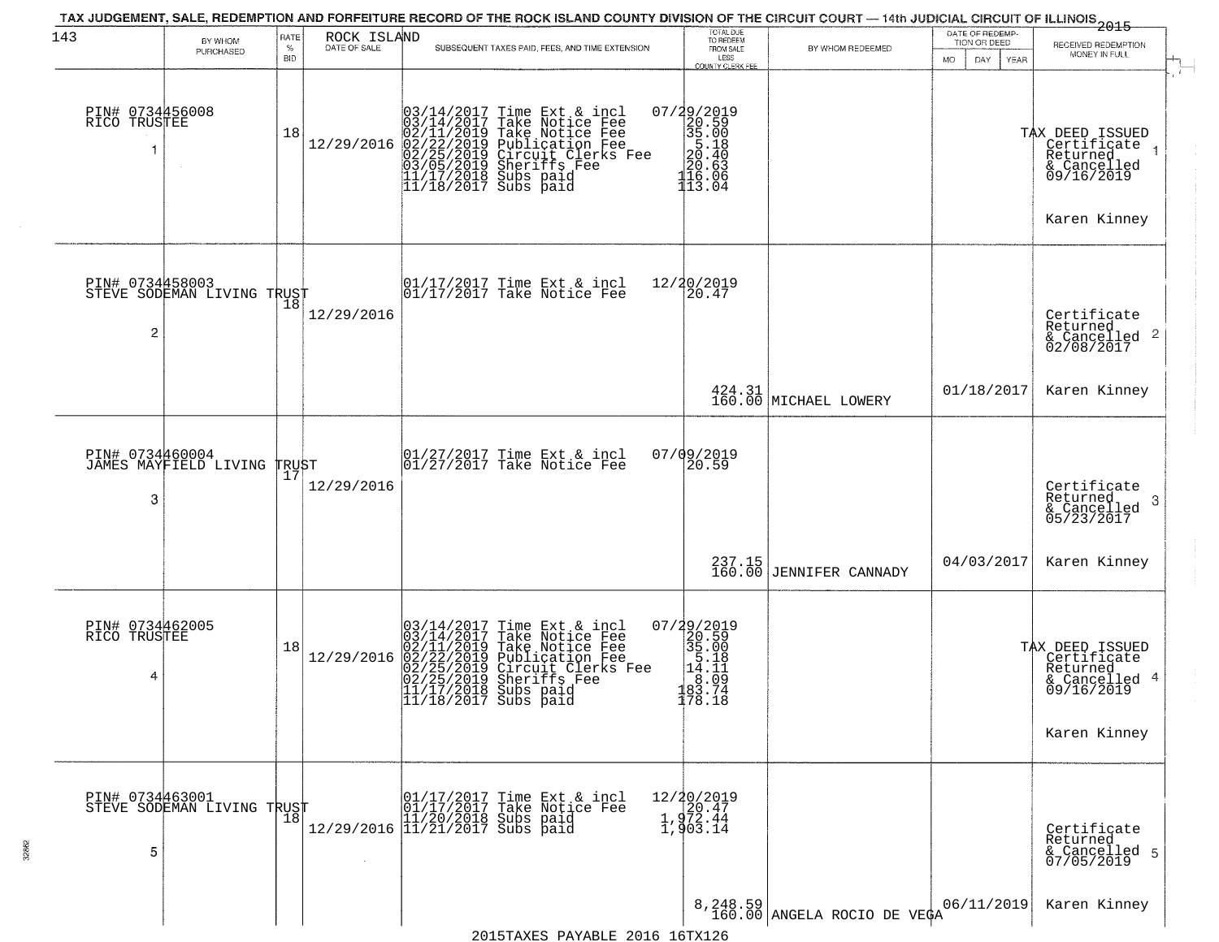TAX JUDGEMENT, SALE, REDEMPTION AND FORFEITURE RECORD OF THE ROCK ISLAND COUNTY DIVISION OF THE CIRCUIT COURT — 14th JUDICIAL CIRCUIT OF ILLINOIS 2015

| 143 | BY WHOM PURCHASED | RATE % BID | ROCK ISLAND DATE OF SALE | SUBSEQUENT TAXES PAID, FEES, AND TIME EXTENSION | TOTAL DUE TO REDEEM FROM SALE LESS COUNTY CLERK FEE | BY WHOM REDEEMED | DATE OF REDEMPTION OR DEED MO DAY YEAR | RECEIVED REDEMPTION MONEY IN FULL |
|---|---|---|---|---|---|---|---|---|
| 1 | PIN# 0734456008 RICO TRUSTEE | 18 | 12/29/2016 | 03/14/2017 Time Ext & incl<br>03/14/2017 Take Notice Fee<br>02/11/2019 Take Notice Fee<br>02/22/2019 Publication Fee<br>02/25/2019 Circuit Clerks Fee<br>03/05/2019 Sheriffs Fee<br>11/17/2018 Subs paid<br>11/18/2017 Subs paid | 07/29/2019<br>20.59<br>35.00<br>5.18<br>20.40<br>20.63<br>116.06<br>113.04 | | | TAX DEED ISSUED Certificate Returned & Cancelled 09/16/2019<br>Karen Kinney |
| 2 | PIN# 0734458003 STEVE SODEMAN LIVING TRUST | 18 | 12/29/2016 | 01/17/2017 Time Ext & incl<br>01/17/2017 Take Notice Fee | 12/20/2019<br>20.47<br>424.31<br>160.00 | MICHAEL LOWERY | 01/18/2017 | Certificate Returned & Cancelled 02/08/2017<br>Karen Kinney |
| 3 | PIN# 0734460004 JAMES MAYFIELD LIVING TRUST | 17 | 12/29/2016 | 01/27/2017 Time Ext & incl<br>01/27/2017 Take Notice Fee | 07/09/2019<br>20.59<br>237.15<br>160.00 | JENNIFER CANNADY | 04/03/2017 | Certificate Returned & Cancelled 05/23/2017<br>Karen Kinney |
| 4 | PIN# 0734462005 RICO TRUSTEE | 18 | 12/29/2016 | 03/14/2017 Time Ext & incl<br>03/14/2017 Take Notice Fee<br>02/11/2019 Take Notice Fee<br>02/22/2019 Publication Fee<br>02/25/2019 Circuit Clerks Fee<br>02/25/2019 Sheriffs Fee<br>11/17/2018 Subs paid<br>11/18/2017 Subs paid | 07/29/2019<br>20.59<br>35.00<br>5.18<br>14.11<br>8.09<br>183.74<br>178.18 | | | TAX DEED ISSUED Certificate Returned & Cancelled 09/16/2019<br>Karen Kinney |
| 5 | PIN# 0734463001 STEVE SODEMAN LIVING TRUST | 18 | 12/29/2016 | 01/17/2017 Time Ext & incl<br>01/17/2017 Take Notice Fee<br>11/20/2018 Subs paid<br>11/21/2017 Subs paid | 12/20/2019<br>20.47<br>1,972.44<br>1,903.14<br>8,248.59<br>160.00 | ANGELA ROCIO DE VEGA | 06/11/2019 | Certificate Returned & Cancelled 07/05/2019<br>Karen Kinney |

2015TAXES PAYABLE 2016 16TX126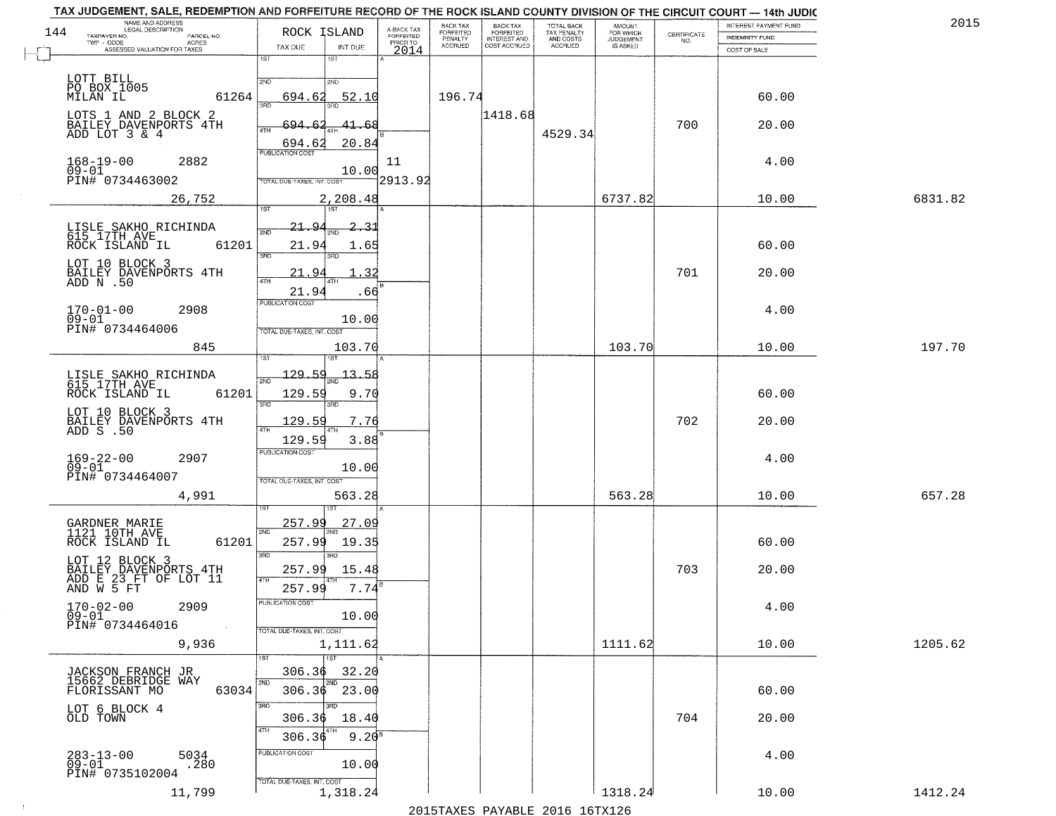TAX JUDGEMENT, SALE, REDEMPTION AND FORFEITURE RECORD OF THE ROCK ISLAND COUNTY DIVISION OF THE CIRCUIT COURT — 14th JUDIC

2015

144 — ROCK ISLAND

| NAME AND ADDRESS / LEGAL DESCRIPTION / TAXPAYER NO. / PARCEL NO. / TWP - CODE / ACRES / ASSESSED VALUATION FOR TAXES | TAX DUE | INT DUE | A-BACK TAX FORFEITED PRIOR TO 2014 | BACK TAX FORFEITED PENALTY ACCRUED | BACK TAX FORFEITED INTEREST AND COST ACCRUED | TOTAL BACK TAX PENALTY AND COSTS ACCRUED | AMOUNT FOR WHICH JUDGEMENT IS ASKED | CERTIFICATE NO. | INTEREST PAYMENT FUND / INDEMNITY FUND / COST OF SALE | |
|---|---|---|---|---|---|---|---|---|---|---|
| LOTT BILL<br>PO BOX 1005<br>MILAN IL 61264<br>LOTS 1 AND 2 BLOCK 2<br>BAILEY DAVENPORTS 4TH<br>ADD LOT 3 & 4<br>168-19-00 2882<br>09-01<br>PIN# 0734463002<br>26,752 | 1ST<br>2ND 694.62<br>3RD 694.62<br>4TH 694.62<br>PUBLICATION COST<br>TOTAL DUE-TAXES, INT. COST | 1ST<br>2ND 52.10<br>3RD 41.68<br>4TH 20.84<br>10.00<br>2,208.48 | 11<br>2913.92 | 196.74 | 1418.68 | 4529.34 | 6737.82 | 700 | 60.00<br>20.00<br>4.00<br>10.00 | 6831.82 |
| LISLE SAKHO RICHINDA<br>615 17TH AVE<br>ROCK ISLAND IL 61201<br>LOT 10 BLOCK 3<br>BAILEY DAVENPORTS 4TH<br>ADD N .50<br>170-01-00 2908<br>09-01<br>PIN# 0734464006<br>845 | 1ST 21.94<br>2ND 21.94<br>3RD 21.94<br>4TH 21.94<br>PUBLICATION COST<br>TOTAL DUE-TAXES, INT. COST | 1ST 2.31<br>2ND 1.65<br>3RD 1.32<br>4TH .66<br>10.00<br>103.70 | | | | | 103.70 | 701 | 60.00<br>20.00<br>4.00<br>10.00 | 197.70 |
| LISLE SAKHO RICHINDA<br>615 17TH AVE<br>ROCK ISLAND IL 61201<br>LOT 10 BLOCK 3<br>BAILEY DAVENPORTS 4TH<br>ADD S .50<br>169-22-00 2907<br>09-01<br>PIN# 0734464007<br>4,991 | 1ST 129.59<br>2ND 129.59<br>3RD 129.59<br>4TH 129.59<br>PUBLICATION COST<br>TOTAL DUE-TAXES, INT. COST | 1ST 13.58<br>2ND 9.70<br>3RD 7.76<br>4TH 3.88<br>10.00<br>563.28 | | | | | 563.28 | 702 | 60.00<br>20.00<br>4.00<br>10.00 | 657.28 |
| GARDNER MARIE<br>1121 10TH AVE<br>ROCK ISLAND IL 61201<br>LOT 12 BLOCK 3<br>BAILEY DAVENPORTS 4TH<br>ADD E 23 FT OF LOT 11<br>AND W 5 FT<br>170-02-00 2909<br>09-01<br>PIN# 0734464016<br>9,936 | 1ST 257.99<br>2ND 257.99<br>3RD 257.99<br>4TH 257.99<br>PUBLICATION COST<br>TOTAL DUE-TAXES, INT. COST | 1ST 27.09<br>2ND 19.35<br>3RD 15.48<br>4TH 7.74<br>10.00<br>1,111.62 | | | | | 1111.62 | 703 | 60.00<br>20.00<br>4.00<br>10.00 | 1205.62 |
| JACKSON FRANCH JR<br>15662 DEBRIDGE WAY<br>FLORISSANT MO 63034<br>LOT 6 BLOCK 4<br>OLD TOWN<br>283-13-00 5034<br>09-01 .280<br>PIN# 0735102004<br>11,799 | 1ST 306.36<br>2ND 306.36<br>3RD 306.36<br>4TH 306.36<br>PUBLICATION COST<br>TOTAL DUE-TAXES, INT. COST | 1ST 32.20<br>2ND 23.00<br>3RD 18.40<br>4TH 9.20<br>10.00<br>1,318.24 | | | | | 1318.24 | 704 | 60.00<br>20.00<br>4.00<br>10.00 | 1412.24 |

2015TAXES PAYABLE 2016 16TX126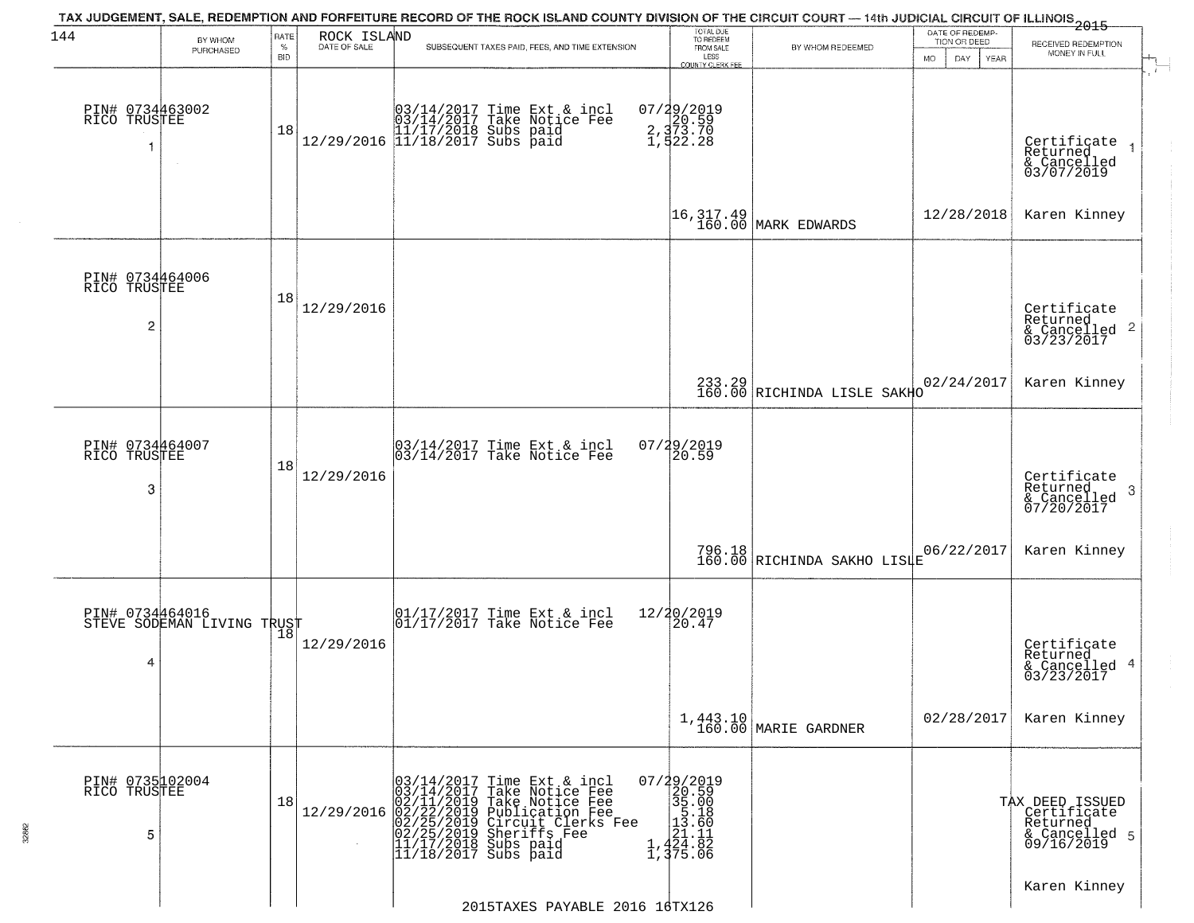# TAX JUDGEMENT, SALE, REDEMPTION AND FORFEITURE RECORD OF THE ROCK ISLAND COUNTY DIVISION OF THE CIRCUIT COURT — 14th JUDICIAL CIRCUIT OF ILLINOIS 2015

144 — ROCK ISLAND

| | BY WHOM PURCHASED | RATE % BID | DATE OF SALE | SUBSEQUENT TAXES PAID, FEES, AND TIME EXTENSION | TOTAL DUE TO REDEEM FROM SALE LESS COUNTY CLERK FEE | BY WHOM REDEEMED | DATE OF REDEMPTION OR DEED (MO DAY YEAR) | RECEIVED REDEMPTION MONEY IN FULL |
|---|---|---|---|---|---|---|---|---|
| 1 | PIN# 0734463002 RICO TRUSTEE | 18 | 12/29/2016 | 03/14/2017 Time Ext & incl 07/29/2019<br>03/14/2017 Take Notice Fee 20.59<br>11/17/2018 Subs paid 2,373.70<br>11/18/2017 Subs paid 1,522.28 | 16,317.49<br>160.00 | MARK EDWARDS | 12/28/2018 | Certificate Returned & Cancelled 03/07/2019<br>Karen Kinney |
| 2 | PIN# 0734464006 RICO TRUSTEE | 18 | 12/29/2016 | | 233.29<br>160.00 | RICHINDA LISLE SAKHO | 02/24/2017 | Certificate Returned & Cancelled 03/23/2017<br>Karen Kinney |
| 3 | PIN# 0734464007 RICO TRUSTEE | 18 | 12/29/2016 | 03/14/2017 Time Ext & incl 07/29/2019<br>03/14/2017 Take Notice Fee 20.59 | 796.18<br>160.00 | RICHINDA SAKHO LISLE | 06/22/2017 | Certificate Returned & Cancelled 07/20/2017<br>Karen Kinney |
| 4 | PIN# 0734464016 STEVE SODEMAN LIVING TRUST | 18 | 12/29/2016 | 01/17/2017 Time Ext & incl 12/20/2019<br>01/17/2017 Take Notice Fee 20.47 | 1,443.10<br>160.00 | MARIE GARDNER | 02/28/2017 | Certificate Returned & Cancelled 03/23/2017<br>Karen Kinney |
| 5 | PIN# 0735102004 RICO TRUSTEE | 18 | 12/29/2016 | 03/14/2017 Time Ext & incl 07/29/2019<br>03/14/2017 Take Notice Fee 20.59<br>02/11/2019 Take Notice Fee 35.00<br>02/22/2019 Publication Fee 5.18<br>02/25/2019 Circuit Clerks Fee 13.60<br>02/25/2019 Sheriffs Fee 21.11<br>11/17/2018 Subs paid 1,424.82<br>11/18/2017 Subs paid 1,375.06 | | | | TAX DEED ISSUED<br>Certificate Returned & Cancelled 09/16/2019<br>Karen Kinney |

2015TAXES PAYABLE 2016 16TX126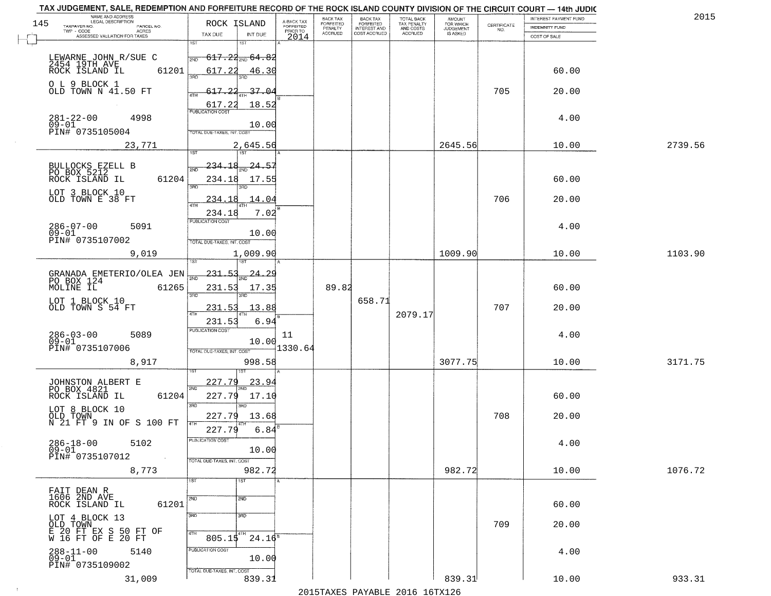TAX JUDGEMENT, SALE, REDEMPTION AND FORFEITURE RECORD OF THE ROCK ISLAND COUNTY DIVISION OF THE CIRCUIT COURT — 14th JUDIC

2015

| NAME AND ADDRESS / LEGAL DESCRIPTION / TAXPAYER NO. / PARCEL NO. / TWP - CODE / ACRES / ASSESSED VALUATION FOR TAXES | ROCK ISLAND TAX DUE | INT DUE | A-BACK TAX FORFEITED PRIOR TO 2014 | BACK TAX FORFEITED PENALTY ACCRUED | BACK TAX FORFEITED INTEREST AND COST ACCRUED | TOTAL BACK TAX PENALTY AND COSTS ACCRUED | AMOUNT FOR WHICH JUDGEMENT IS ASKED | CERTIFICATE NO. | INTEREST PAYMENT FUND / INDEMNITY FUND / COST OF SALE | |
|---|---|---|---|---|---|---|---|---|---|---|
| LEWARNE JOHN R/SUE C<br>2454 19TH AVE<br>ROCK ISLAND IL 61201<br>O L 9 BLOCK 1<br>OLD TOWN N 41.50 FT<br>281-22-00 4998<br>09-01<br>PIN# 0735105004<br>23,771 | 1ST 617.22<br>2ND 617.22<br>3RD 617.22<br>4TH 617.22<br>PUBLICATION COST<br>TOTAL DUE-TAXES, INT. COST | 64.82<br>46.30<br>37.04<br>18.52<br>10.00<br>2,645.56 | | | | | 2645.56 | 705 | 60.00<br>20.00<br>4.00<br>10.00 | 2739.56 |
| BULLOCKS EZELL B<br>PO BOX 5212<br>ROCK ISLAND IL 61204<br>LOT 3 BLOCK 10<br>OLD TOWN E 38 FT<br>286-07-00 5091<br>09-01<br>PIN# 0735107002<br>9,019 | 1ST 234.18<br>2ND 234.18<br>3RD 234.18<br>4TH 234.18<br>PUBLICATION COST<br>TOTAL DUE-TAXES, INT. COST | 24.57<br>17.55<br>14.04<br>7.02<br>10.00<br>1,009.90 | | | | | 1009.90 | 706 | 60.00<br>20.00<br>4.00<br>10.00 | 1103.90 |
| GRANADA EMETERIO/OLEA JEN<br>PO BOX 124<br>MOLINE IL 61265<br>LOT 1 BLOCK 10<br>OLD TOWN S 54 FT<br>286-03-00 5089<br>09-01<br>PIN# 0735107006<br>8,917 | 1ST 231.53<br>2ND 231.53<br>3RD 231.53<br>4TH 231.53<br>PUBLICATION COST<br>TOTAL DUE-TAXES, INT. COST | 24.29<br>17.35<br>13.88<br>6.94<br>10.00<br>998.58 | 11<br>1330.64 | 89.82 | 658.71 | 2079.17 | 3077.75 | 707 | 60.00<br>20.00<br>4.00<br>10.00 | 3171.75 |
| JOHNSTON ALBERT E<br>PO BOX 4821<br>ROCK ISLAND IL 61204<br>LOT 8 BLOCK 10<br>OLD TOWN<br>N 21 FT 9 IN OF S 100 FT<br>286-18-00 5102<br>09-01<br>PIN# 0735107012<br>8,773 | 1ST 227.79<br>2ND 227.79<br>3RD 227.79<br>4TH 227.79<br>PUBLICATION COST<br>TOTAL DUE-TAXES, INT. COST | 23.94<br>17.10<br>13.68<br>6.84<br>10.00<br>982.72 | | | | | 982.72 | 708 | 60.00<br>20.00<br>4.00<br>10.00 | 1076.72 |
| FAIT DEAN R<br>1606 2ND AVE<br>ROCK ISLAND IL 61201<br>LOT 4 BLOCK 13<br>OLD TOWN<br>E 20 FT EX S 50 FT OF<br>W 16 FT OF E 20 FT<br>288-11-00 5140<br>09-01<br>PIN# 0735109002<br>31,009 | 1ST<br>2ND<br>3RD<br>4TH 805.15<br>PUBLICATION COST<br>TOTAL DUE-TAXES, INT. COST | <br><br><br>24.16<br>10.00<br>839.31 | | | | | 839.31 | 709 | 60.00<br>20.00<br>4.00<br>10.00 | 933.31 |

2015TAXES PAYABLE 2016 16TX126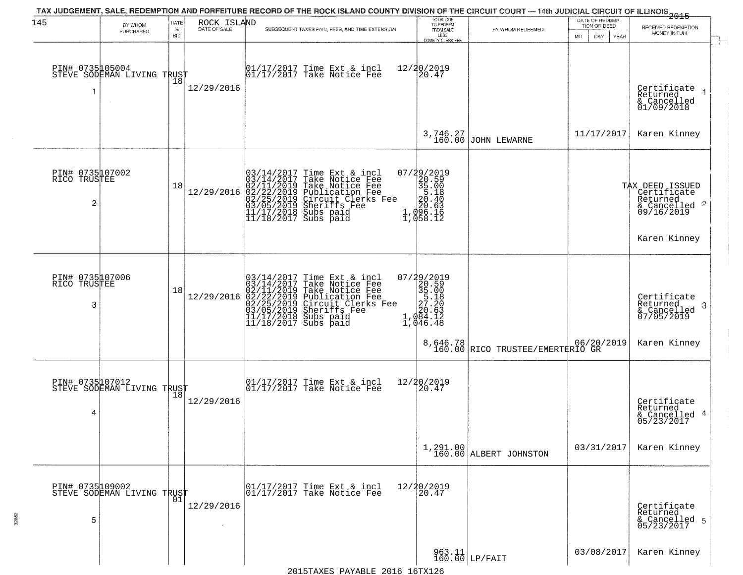# TAX JUDGEMENT, SALE, REDEMPTION AND FORFEITURE RECORD OF THE ROCK ISLAND COUNTY DIVISION OF THE CIRCUIT COURT — 14th JUDICIAL CIRCUIT OF ILLINOIS 2015

145 ROCK ISLAND

| | BY WHOM PURCHASED | RATE % BID | DATE OF SALE | SUBSEQUENT TAXES PAID, FEES, AND TIME EXTENSION | TOTAL DUE TO REDEEM FROM SALE LESS COUNTY CLERK FEE | BY WHOM REDEEMED | DATE OF REDEMPTION OR DEED MO DAY YEAR | RECEIVED REDEMPTION MONEY IN FULL |
|---|---|---|---|---|---|---|---|---|
| 1 | PIN# 0735105004 STEVE SODEMAN LIVING TRUST | 18 | 12/29/2016 | 01/17/2017 Time Ext & incl<br>01/17/2017 Take Notice Fee | 12/20/2019<br>20.47<br><br>3,746.27<br>160.00 | JOHN LEWARNE | 11/17/2017 | Certificate Returned & Cancelled 01/09/2018<br>Karen Kinney |
| 2 | PIN# 0735107002 RICO TRUSTEE | 18 | 12/29/2016 | 03/14/2017 Time Ext & incl<br>03/14/2017 Take Notice Fee<br>02/11/2019 Take Notice Fee<br>02/22/2019 Publication Fee<br>02/25/2019 Circuit Clerks Fee<br>03/05/2019 Sheriffs Fee<br>11/17/2018 Subs paid<br>11/18/2017 Subs paid | 07/29/2019<br>20.59<br>35.00<br>5.18<br>20.40<br>20.63<br>1,096.16<br>1,058.12 | | | TAX DEED ISSUED Certificate Returned & Cancelled 09/16/2019<br>Karen Kinney |
| 3 | PIN# 0735107006 RICO TRUSTEE | 18 | 12/29/2016 | 03/14/2017 Time Ext & incl<br>03/14/2017 Take Notice Fee<br>02/11/2019 Take Notice Fee<br>02/22/2019 Publication Fee<br>02/25/2019 Circuit Clerks Fee<br>03/05/2019 Sheriffs Fee<br>11/17/2018 Subs paid<br>11/18/2017 Subs paid | 07/29/2019<br>20.59<br>35.00<br>5.18<br>27.20<br>20.63<br>1,084.12<br>1,046.48<br><br>8,646.78<br>160.00 | RICO TRUSTEE/EMERTERIO GR | 06/20/2019 | Certificate Returned & Cancelled 07/05/2019<br>Karen Kinney |
| 4 | PIN# 0735107012 STEVE SODEMAN LIVING TRUST | 18 | 12/29/2016 | 01/17/2017 Time Ext & incl<br>01/17/2017 Take Notice Fee | 12/20/2019<br>20.47<br><br>1,291.00<br>160.00 | ALBERT JOHNSTON | 03/31/2017 | Certificate Returned & Cancelled 05/23/2017<br>Karen Kinney |
| 5 | PIN# 0735109002 STEVE SODEMAN LIVING TRUST | 01 | 12/29/2016 | 01/17/2017 Time Ext & incl<br>01/17/2017 Take Notice Fee | 12/20/2019<br>20.47<br><br>963.11<br>160.00 | LP/FAIT | 03/08/2017 | Certificate Returned & Cancelled 05/23/2017<br>Karen Kinney |

2015TAXES PAYABLE 2016 16TX126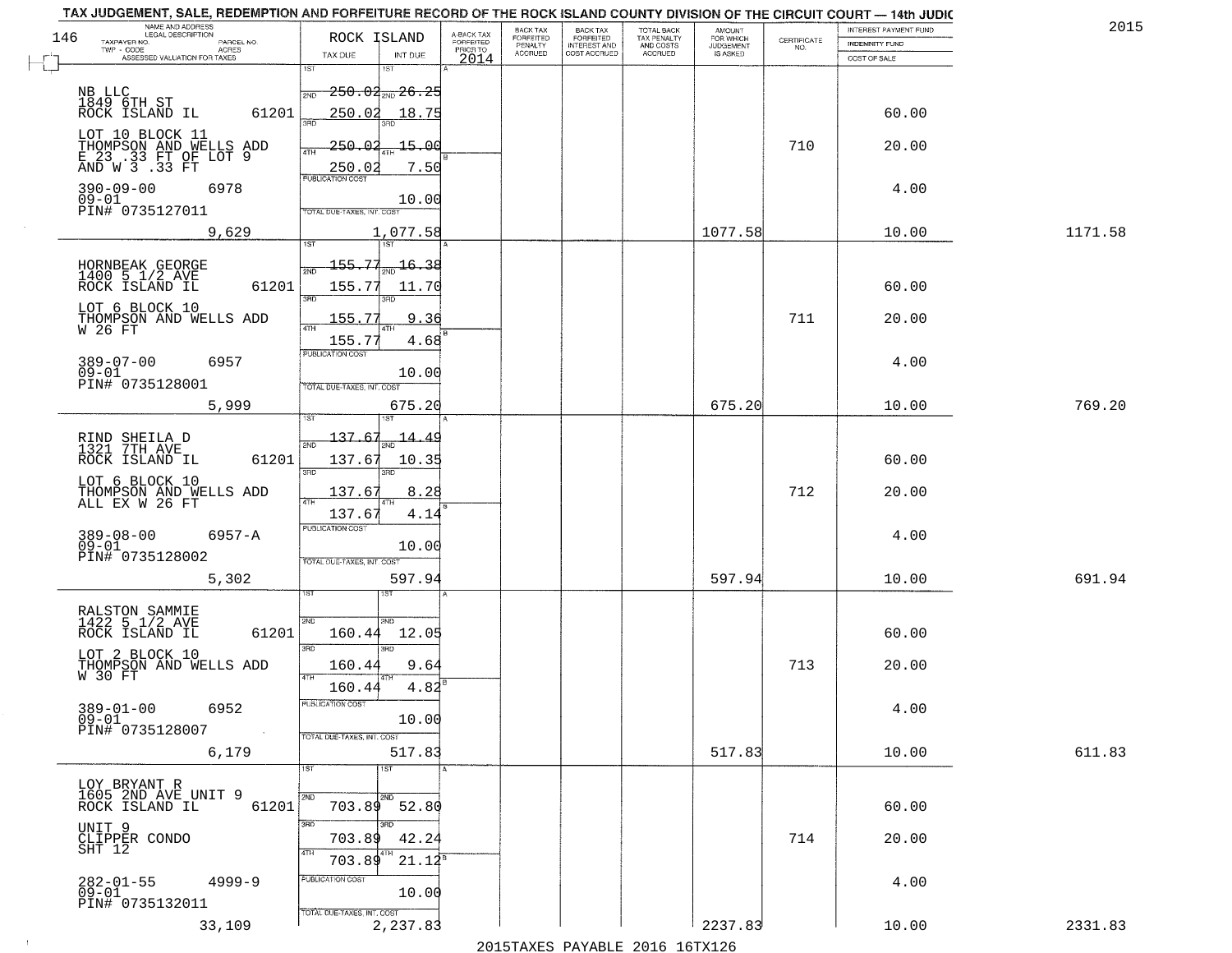# TAX JUDGEMENT, SALE, REDEMPTION AND FORFEITURE RECORD OF THE ROCK ISLAND COUNTY DIVISION OF THE CIRCUIT COURT — 14th JUDIC

2015

| NAME AND ADDRESS / LEGAL DESCRIPTION / TAXPAYER NO. / PARCEL NO. / TWP - CODE / ACRES / ASSESSED VALUATION FOR TAXES | ROCK ISLAND TAX DUE | INT DUE | A-BACK TAX FORFEITED PRIOR TO 2014 | BACK TAX FORFEITED PENALTY ACCRUED | BACK TAX FORFEITED INTEREST AND COST ACCRUED | TOTAL BACK TAX PENALTY AND COSTS ACCRUED | AMOUNT FOR WHICH JUDGEMENT IS ASKED | CERTIFICATE NO. | INTEREST PAYMENT FUND / INDEMNITY FUND / COST OF SALE | |
|---|---|---|---|---|---|---|---|---|---|---|
| NB LLC<br>1849 6TH ST<br>ROCK ISLAND IL 61201<br>LOT 10 BLOCK 11<br>THOMPSON AND WELLS ADD<br>E 23 .33 FT OF LOT 9<br>AND W 3 .33 FT<br>390-09-00 6978<br>09-01<br>PIN# 0735127011<br>9,629 | 1ST 250.02<br>2ND 250.02<br>3RD 250.02<br>4TH 250.02<br>PUBLICATION COST<br>TOTAL DUE-TAXES, INT. COST | 26.25<br>18.75<br>15.00<br>7.50<br>10.00<br>1,077.58 | | | | | 1077.58 | 710 | 60.00<br>20.00<br>4.00<br>10.00 | 1171.58 |
| HORNBEAK GEORGE<br>1400 5 1/2 AVE<br>ROCK ISLAND IL 61201<br>LOT 6 BLOCK 10<br>THOMPSON AND WELLS ADD<br>W 26 FT<br>389-07-00 6957<br>09-01<br>PIN# 0735128001<br>5,999 | 1ST 155.77<br>2ND 155.77<br>3RD 155.77<br>4TH 155.77<br>PUBLICATION COST<br>TOTAL DUE-TAXES, INT. COST | 16.38<br>11.70<br>9.36<br>4.68<br>10.00<br>675.20 | | | | | 675.20 | 711 | 60.00<br>20.00<br>4.00<br>10.00 | 769.20 |
| RIND SHEILA D<br>1321 7TH AVE<br>ROCK ISLAND IL 61201<br>LOT 6 BLOCK 10<br>THOMPSON AND WELLS ADD<br>ALL EX W 26 FT<br>389-08-00 6957-A<br>09-01<br>PIN# 0735128002<br>5,302 | 1ST 137.67<br>2ND 137.67<br>3RD 137.67<br>4TH 137.67<br>PUBLICATION COST<br>TOTAL DUE-TAXES, INT. COST | 14.49<br>10.35<br>8.28<br>4.14<br>10.00<br>597.94 | | | | | 597.94 | 712 | 60.00<br>20.00<br>4.00<br>10.00 | 691.94 |
| RALSTON SAMMIE<br>1422 5 1/2 AVE<br>ROCK ISLAND IL 61201<br>LOT 2 BLOCK 10<br>THOMPSON AND WELLS ADD<br>W 30 FT<br>389-01-00 6952<br>09-01<br>PIN# 0735128007<br>6,179 | 1ST<br>2ND 160.44<br>3RD 160.44<br>4TH 160.44<br>PUBLICATION COST<br>TOTAL DUE-TAXES, INT. COST | <br>12.05<br>9.64<br>4.82<br>10.00<br>517.83 | | | | | 517.83 | 713 | 60.00<br>20.00<br>4.00<br>10.00 | 611.83 |
| LOY BRYANT R<br>1605 2ND AVE UNIT 9<br>ROCK ISLAND IL 61201<br>UNIT 9<br>CLIPPER CONDO<br>SHT 12<br>282-01-55 4999-9<br>09-01<br>PIN# 0735132011<br>33,109 | 1ST<br>2ND 703.89<br>3RD 703.89<br>4TH 703.89<br>PUBLICATION COST<br>TOTAL DUE-TAXES, INT. COST | <br>52.80<br>42.24<br>21.12<br>10.00<br>2,237.83 | | | | | 2237.83 | 714 | 60.00<br>20.00<br>4.00<br>10.00 | 2331.83 |

2015TAXES PAYABLE 2016 16TX126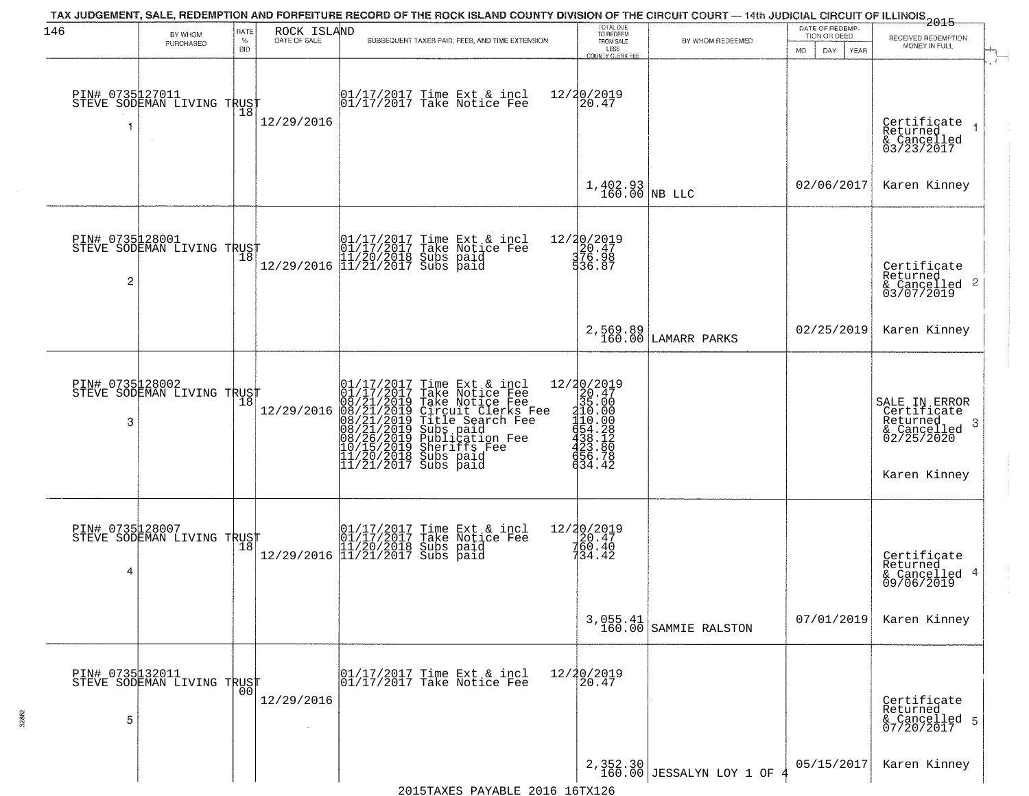TAX JUDGEMENT, SALE, REDEMPTION AND FORFEITURE RECORD OF THE ROCK ISLAND COUNTY DIVISION OF THE CIRCUIT COURT — 14th JUDICIAL CIRCUIT OF ILLINOIS 2015

| | BY WHOM PURCHASED | RATE % BID | ROCK ISLAND DATE OF SALE | SUBSEQUENT TAXES PAID, FEES, AND TIME EXTENSION | TOTAL DUE TO REDEEM FROM SALE LESS COUNTY CLERK FEE | BY WHOM REDEEMED | DATE OF REDEMPTION OR DEED MO DAY YEAR | RECEIVED REDEMPTION MONEY IN FULL |
|---|---|---|---|---|---|---|---|---|
| 1 | PIN# 0735127011 STEVE SODEMAN LIVING TRUST | 18 | 12/29/2016 | 01/17/2017 Time Ext & incl<br>01/17/2017 Take Notice Fee | 12/20/2019<br>20.47<br><br>1,402.93<br>160.00 | NB LLC | 02/06/2017 | Certificate Returned & Cancelled 03/23/2017<br>Karen Kinney |
| 2 | PIN# 0735128001 STEVE SODEMAN LIVING TRUST | 18 | 12/29/2016 | 01/17/2017 Time Ext & incl<br>01/17/2017 Take Notice Fee<br>11/20/2018 Subs paid<br>11/21/2017 Subs paid | 12/20/2019<br>20.47<br>376.98<br>536.87<br><br>2,569.89<br>160.00 | LAMARR PARKS | 02/25/2019 | Certificate Returned & Cancelled 03/07/2019<br>Karen Kinney |
| 3 | PIN# 0735128002 STEVE SODEMAN LIVING TRUST | 18 | 12/29/2016 | 01/17/2017 Time Ext & incl<br>01/17/2017 Take Notice Fee<br>08/21/2019 Take Notice Fee<br>08/21/2019 Circuit Clerks Fee<br>08/21/2019 Title Search Fee<br>08/21/2019 Subs paid<br>08/26/2019 Publication Fee<br>10/15/2019 Sheriffs Fee<br>11/20/2018 Subs paid<br>11/21/2017 Subs paid | 12/20/2019<br>20.47<br>35.00<br>210.00<br>110.00<br>654.28<br>438.12<br>423.80<br>656.78<br>634.42 | | | SALE IN ERROR Certificate Returned & Cancelled 02/25/2020<br>Karen Kinney |
| 4 | PIN# 0735128007 STEVE SODEMAN LIVING TRUST | 18 | 12/29/2016 | 01/17/2017 Time Ext & incl<br>01/17/2017 Take Notice Fee<br>11/20/2018 Subs paid<br>11/21/2017 Subs paid | 12/20/2019<br>20.47<br>760.40<br>734.42<br><br>3,055.41<br>160.00 | SAMMIE RALSTON | 07/01/2019 | Certificate Returned & Cancelled 09/06/2019<br>Karen Kinney |
| 5 | PIN# 0735132011 STEVE SODEMAN LIVING TRUST | 00 | 12/29/2016 | 01/17/2017 Time Ext & incl<br>01/17/2017 Take Notice Fee | 12/20/2019<br>20.47<br><br>2,352.30<br>160.00 | JESSALYN LOY 1 OF 4 | 05/15/2017 | Certificate Returned & Cancelled 07/20/2017<br>Karen Kinney |

2015TAXES PAYABLE 2016 16TX126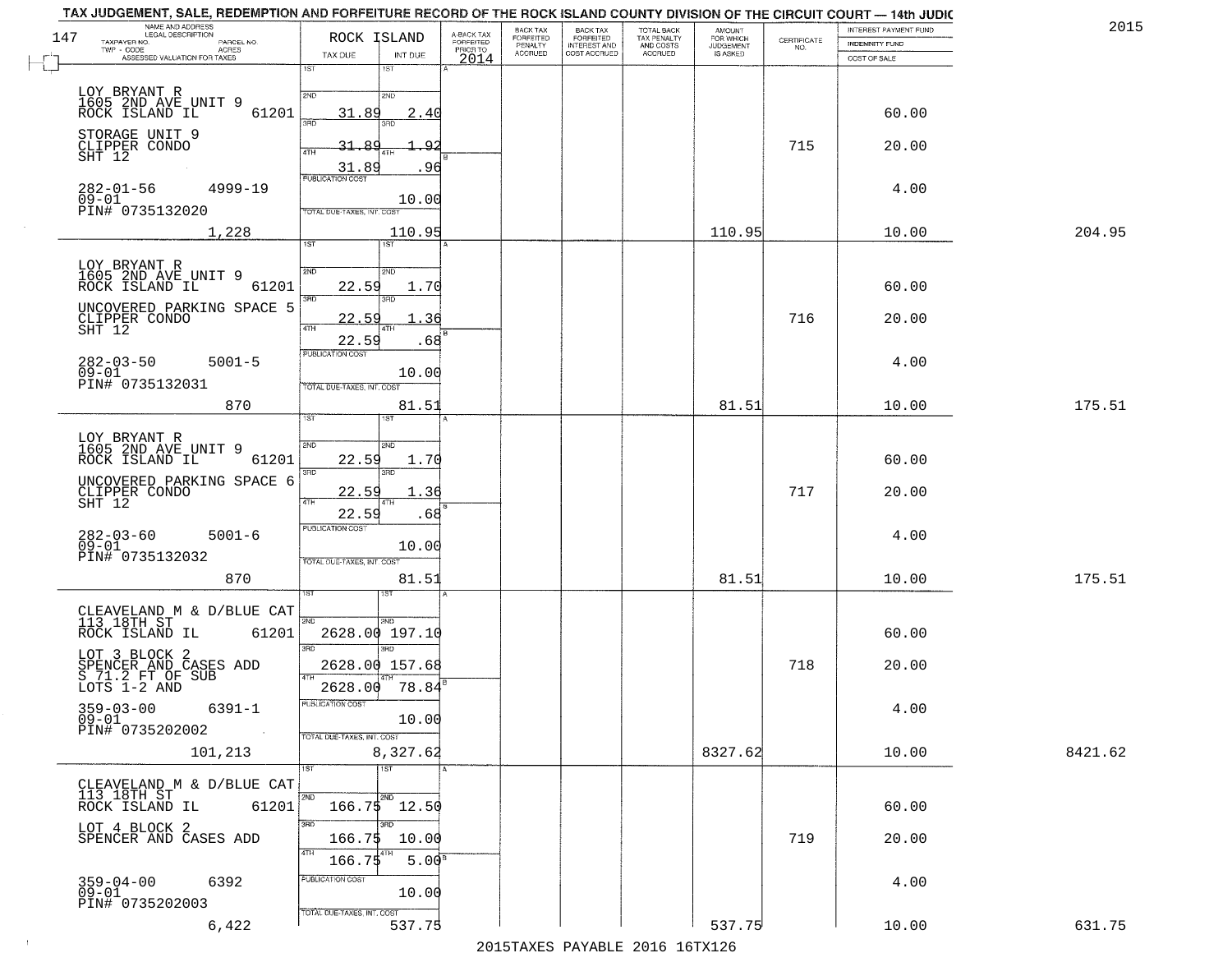TAX JUDGEMENT, SALE, REDEMPTION AND FORFEITURE RECORD OF THE ROCK ISLAND COUNTY DIVISION OF THE CIRCUIT COURT — 14th JUDIC

2015

| NAME AND ADDRESS / LEGAL DESCRIPTION / TAXPAYER NO. PARCEL NO. / TWP - CODE ACRES / ASSESSED VALUATION FOR TAXES | ROCK ISLAND TAX DUE | INT DUE | A-BACK TAX FORFEITED PRIOR TO 2014 | BACK TAX FORFEITED PENALTY ACCRUED | BACK TAX FORFEITED INTEREST AND COST ACCRUED | TOTAL BACK TAX PENALTY AND COSTS ACCRUED | AMOUNT FOR WHICH JUDGEMENT IS ASKED | CERTIFICATE NO. | INTEREST PAYMENT FUND / INDEMNITY FUND / COST OF SALE | |
|---|---|---|---|---|---|---|---|---|---|---|
| LOY BRYANT R<br>1605 2ND AVE UNIT 9<br>ROCK ISLAND IL 61201<br>STORAGE UNIT 9<br>CLIPPER CONDO<br>SHT 12<br>282-01-56 4999-19<br>09-01<br>PIN# 0735132020<br>1,228 | 2ND 31.89<br>3RD 31.89<br>4TH 31.89<br>PUBLICATION COST<br>TOTAL DUE-TAXES, INT. COST | 2.40<br>1.92<br>.96<br>10.00<br>110.95 | | | | | 110.95 | 715 | 60.00<br>20.00<br>4.00<br>10.00 | 204.95 |
| LOY BRYANT R<br>1605 2ND AVE UNIT 9<br>ROCK ISLAND IL 61201<br>UNCOVERED PARKING SPACE 5<br>CLIPPER CONDO<br>SHT 12<br>282-03-50 5001-5<br>09-01<br>PIN# 0735132031<br>870 | 2ND 22.59<br>3RD 22.59<br>4TH 22.59<br>PUBLICATION COST<br>TOTAL DUE-TAXES, INT. COST | 1.70<br>1.36<br>.68<br>10.00<br>81.51 | | | | | 81.51 | 716 | 60.00<br>20.00<br>4.00<br>10.00 | 175.51 |
| LOY BRYANT R<br>1605 2ND AVE UNIT 9<br>ROCK ISLAND IL 61201<br>UNCOVERED PARKING SPACE 6<br>CLIPPER CONDO<br>SHT 12<br>282-03-60 5001-6<br>09-01<br>PIN# 0735132032<br>870 | 2ND 22.59<br>3RD 22.59<br>4TH 22.59<br>PUBLICATION COST<br>TOTAL DUE-TAXES, INT. COST | 1.70<br>1.36<br>.68<br>10.00<br>81.51 | | | | | 81.51 | 717 | 60.00<br>20.00<br>4.00<br>10.00 | 175.51 |
| CLEAVELAND M & D/BLUE CAT<br>113 18TH ST<br>ROCK ISLAND IL 61201<br>LOT 3 BLOCK 2<br>SPENCER AND CASES ADD<br>S 71.2 FT OF SUB<br>LOTS 1-2 AND<br>359-03-00 6391-1<br>09-01<br>PIN# 0735202002<br>101,213 | 2ND 2628.00<br>3RD 2628.00<br>4TH 2628.00<br>PUBLICATION COST<br>TOTAL DUE-TAXES, INT. COST | 197.10<br>157.68<br>78.84<br>10.00<br>8,327.62 | | | | | 8327.62 | 718 | 60.00<br>20.00<br>4.00<br>10.00 | 8421.62 |
| CLEAVELAND M & D/BLUE CAT<br>113 18TH ST<br>ROCK ISLAND IL 61201<br>LOT 4 BLOCK 2<br>SPENCER AND CASES ADD<br>359-04-00 6392<br>09-01<br>PIN# 0735202003<br>6,422 | 2ND 166.75<br>3RD 166.75<br>4TH 166.75<br>PUBLICATION COST<br>TOTAL DUE-TAXES, INT. COST | 12.50<br>10.00<br>5.00<br>10.00<br>537.75 | | | | | 537.75 | 719 | 60.00<br>20.00<br>4.00<br>10.00 | 631.75 |

2015TAXES PAYABLE 2016 16TX126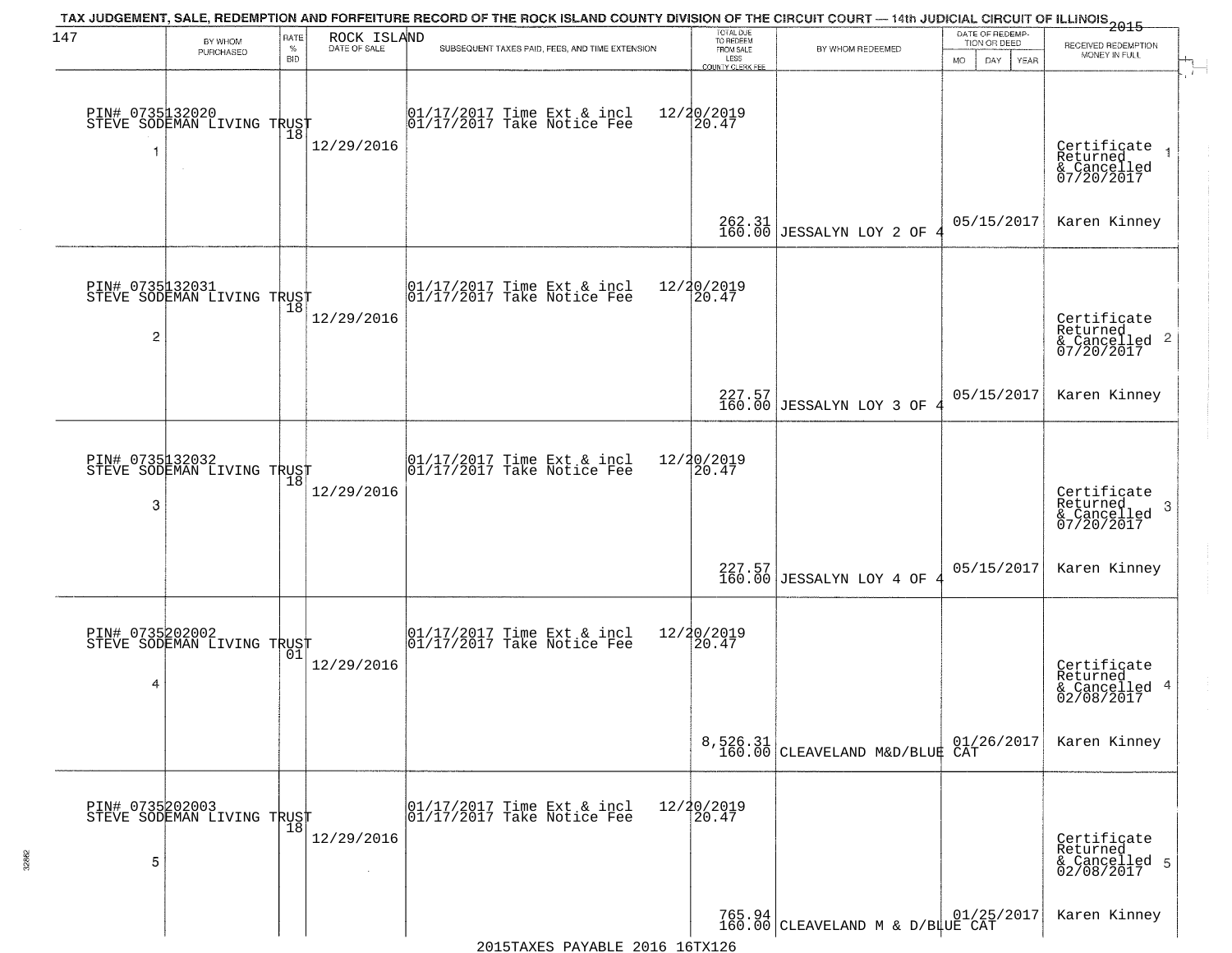TAX JUDGEMENT, SALE, REDEMPTION AND FORFEITURE RECORD OF THE ROCK ISLAND COUNTY DIVISION OF THE CIRCUIT COURT — 14th JUDICIAL CIRCUIT OF ILLINOIS 2015

| 147 BY WHOM PURCHASED | RATE % BID | ROCK ISLAND DATE OF SALE | SUBSEQUENT TAXES PAID, FEES, AND TIME EXTENSION | TOTAL DUE TO REDEEM FROM SALE LESS COUNTY CLERK FEE | BY WHOM REDEEMED | DATE OF REDEMPTION OR DEED MO DAY YEAR | RECEIVED REDEMPTION MONEY IN FULL |
|---|---|---|---|---|---|---|---|
| PIN# 0735132020 STEVE SODEMAN LIVING TRUST 1 | 18 | 12/29/2016 | 01/17/2017 Time Ext & incl 12/20/2019 01/17/2017 Take Notice Fee 20.47 | 262.31 160.00 | JESSALYN LOY 2 OF 4 | 05/15/2017 | Certificate Returned & Cancelled 07/20/2017 Karen Kinney |
| PIN# 0735132031 STEVE SODEMAN LIVING TRUST 2 | 18 | 12/29/2016 | 01/17/2017 Time Ext & incl 12/20/2019 01/17/2017 Take Notice Fee 20.47 | 227.57 160.00 | JESSALYN LOY 3 OF 4 | 05/15/2017 | Certificate Returned & Cancelled 07/20/2017 Karen Kinney |
| PIN# 0735132032 STEVE SODEMAN LIVING TRUST 3 | 18 | 12/29/2016 | 01/17/2017 Time Ext & incl 12/20/2019 01/17/2017 Take Notice Fee 20.47 | 227.57 160.00 | JESSALYN LOY 4 OF 4 | 05/15/2017 | Certificate Returned & Cancelled 07/20/2017 Karen Kinney |
| PIN# 0735202002 STEVE SODEMAN LIVING TRUST 4 | 01 | 12/29/2016 | 01/17/2017 Time Ext & incl 12/20/2019 01/17/2017 Take Notice Fee 20.47 | 8,526.31 160.00 | CLEAVELAND M&D/BLUE CAT | 01/26/2017 | Certificate Returned & Cancelled 02/08/2017 Karen Kinney |
| PIN# 0735202003 STEVE SODEMAN LIVING TRUST 5 | 18 | 12/29/2016 | 01/17/2017 Time Ext & incl 12/20/2019 01/17/2017 Take Notice Fee 20.47 | 765.94 160.00 | CLEAVELAND M & D/BLUE CAT | 01/25/2017 | Certificate Returned & Cancelled 02/08/2017 Karen Kinney |

2015TAXES PAYABLE 2016 16TX126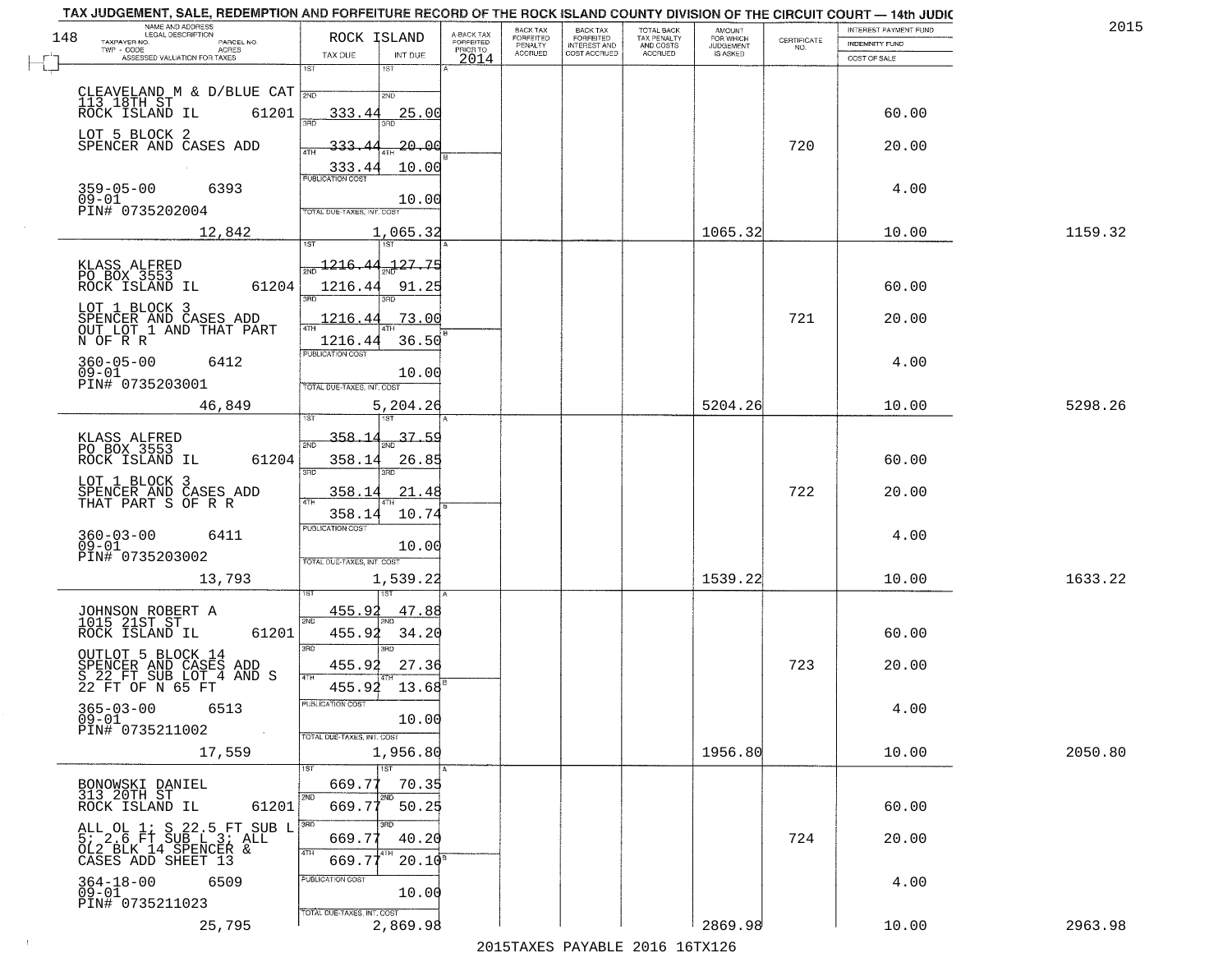# TAX JUDGEMENT, SALE, REDEMPTION AND FORFEITURE RECORD OF THE ROCK ISLAND COUNTY DIVISION OF THE CIRCUIT COURT — 14th JUDIC

2015

| NAME AND ADDRESS / LEGAL DESCRIPTION / TAXPAYER NO. / PARCEL NO. / TWP - CODE / ACRES / ASSESSED VALUATION FOR TAXES | ROCK ISLAND TAX DUE | INT DUE | A-BACK TAX FORFEITED PRIOR TO 2014 | BACK TAX FORFEITED PENALTY ACCRUED | BACK TAX FORFEITED INTEREST AND COST ACCRUED | TOTAL BACK TAX PENALTY AND COSTS ACCRUED | AMOUNT FOR WHICH JUDGEMENT IS ASKED | CERTIFICATE NO. | INTEREST PAYMENT FUND / INDEMNITY FUND / COST OF SALE | |
|---|---|---|---|---|---|---|---|---|---|---|
| CLEAVELAND M & D/BLUE CAT<br>113 18TH ST<br>ROCK ISLAND IL 61201<br>LOT 5 BLOCK 2<br>SPENCER AND CASES ADD<br>359-05-00 6393<br>09-01<br>PIN# 0735202004<br>12,842 | 1ST<br>2ND 333.44<br>3RD 333.44<br>4TH 333.44<br>333.44<br>PUBLICATION COST<br>TOTAL DUE-TAXES, INT. COST | 1ST<br>2ND 25.00<br>3RD 20.00<br>10.00<br><br>10.00<br><br>1,065.32 | | | | | 1065.32 | 720 | 60.00<br>20.00<br>4.00<br>10.00 | 1159.32 |
| KLASS ALFRED<br>PO BOX 3553<br>ROCK ISLAND IL 61204<br>LOT 1 BLOCK 3<br>SPENCER AND CASES ADD<br>OUT LOT 1 AND THAT PART<br>N OF R R<br>360-05-00 6412<br>09-01<br>PIN# 0735203001<br>46,849 | 1ST 1216.44<br>2ND 1216.44<br>3RD 1216.44<br>4TH 1216.44<br>PUBLICATION COST<br>TOTAL DUE-TAXES, INT. COST | 127.75<br>91.25<br>73.00<br>36.50<br><br>10.00<br><br>5,204.26 | | | | | 5204.26 | 721 | 60.00<br>20.00<br>4.00<br>10.00 | 5298.26 |
| KLASS ALFRED<br>PO BOX 3553<br>ROCK ISLAND IL 61204<br>LOT 1 BLOCK 3<br>SPENCER AND CASES ADD<br>THAT PART S OF R R<br>360-03-00 6411<br>09-01<br>PIN# 0735203002<br>13,793 | 1ST 358.14<br>2ND 358.14<br>3RD 358.14<br>4TH 358.14<br>PUBLICATION COST<br>TOTAL DUE-TAXES, INT. COST | 37.59<br>26.85<br>21.48<br>10.74<br><br>10.00<br><br>1,539.22 | | | | | 1539.22 | 722 | 60.00<br>20.00<br>4.00<br>10.00 | 1633.22 |
| JOHNSON ROBERT A<br>1015 21ST ST<br>ROCK ISLAND IL 61201<br>OUTLOT 5 BLOCK 14<br>SPENCER AND CASES ADD<br>S 22 FT SUB LOT 4 AND S<br>22 FT OF N 65 FT<br>365-03-00 6513<br>09-01<br>PIN# 0735211002<br>17,559 | 1ST 455.92<br>2ND 455.92<br>3RD 455.92<br>4TH 455.92<br>PUBLICATION COST<br>TOTAL DUE-TAXES, INT. COST | 47.88<br>34.20<br>27.36<br>13.68<br><br>10.00<br><br>1,956.80 | | | | | 1956.80 | 723 | 60.00<br>20.00<br>4.00<br>10.00 | 2050.80 |
| BONOWSKI DANIEL<br>313 20TH ST<br>ROCK ISLAND IL 61201<br>ALL OL 1; S 22.5 FT SUB L<br>5; 2.6 FT SUB L 3; ALL<br>OL2 BLK 14 SPENCER &<br>CASES ADD SHEET 13<br>364-18-00 6509<br>09-01<br>PIN# 0735211023<br>25,795 | 1ST 669.77<br>2ND 669.77<br>3RD 669.77<br>4TH 669.77<br>PUBLICATION COST<br>TOTAL DUE-TAXES, INT. COST | 70.35<br>50.25<br>40.20<br>20.10<br><br>10.00<br><br>2,869.98 | | | | | 2869.98 | 724 | 60.00<br>20.00<br>4.00<br>10.00 | 2963.98 |

2015TAXES PAYABLE 2016 16TX126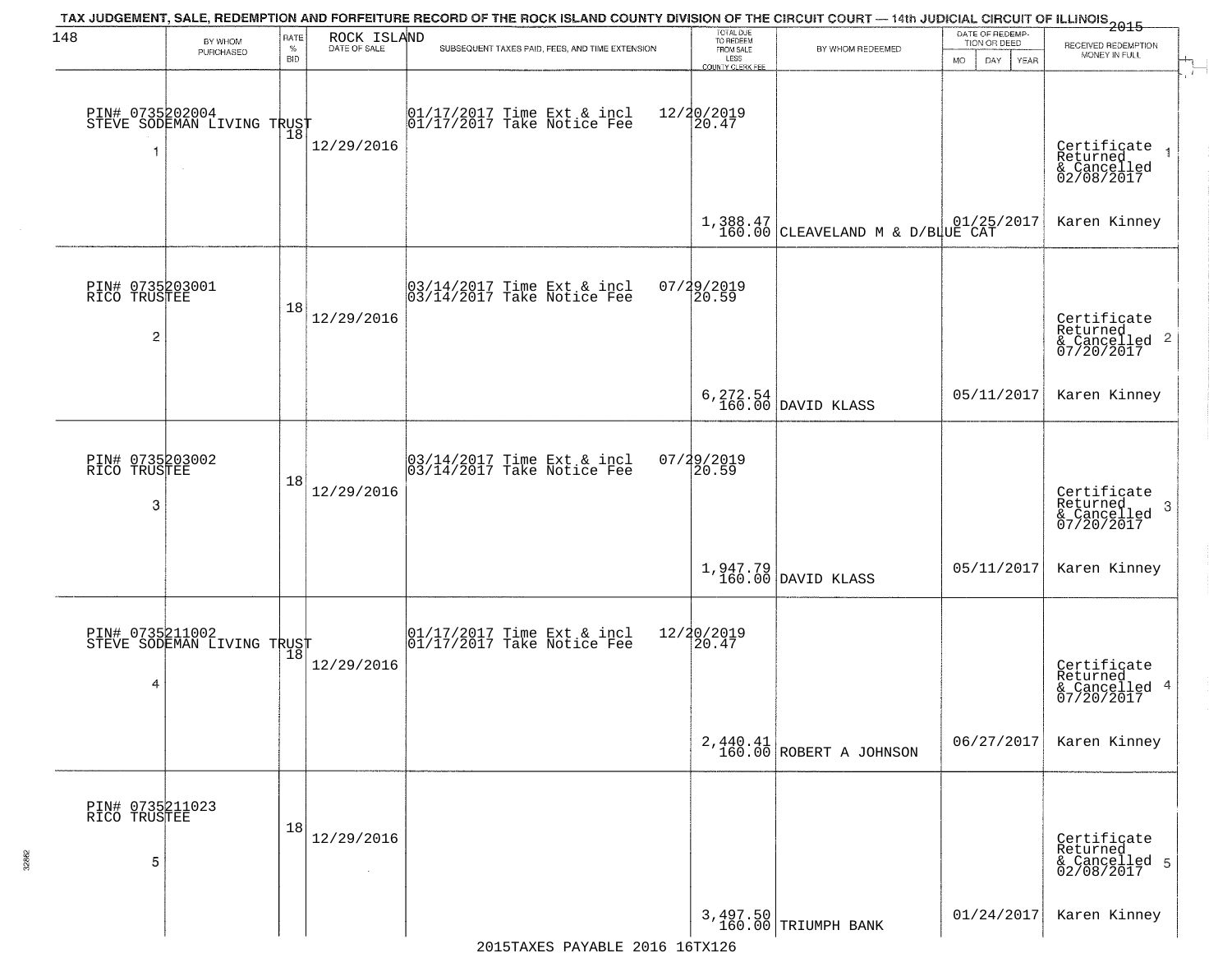TAX JUDGEMENT, SALE, REDEMPTION AND FORFEITURE RECORD OF THE ROCK ISLAND COUNTY DIVISION OF THE CIRCUIT COURT — 14th JUDICIAL CIRCUIT OF ILLINOIS 2015

| BY WHOM PURCHASED | RATE % BID | ROCK ISLAND DATE OF SALE | SUBSEQUENT TAXES PAID, FEES, AND TIME EXTENSION | TOTAL DUE TO REDEEM FROM SALE LESS COUNTY CLERK FEE | BY WHOM REDEEMED | DATE OF REDEMPTION OR DEED MO DAY YEAR | RECEIVED REDEMPTION MONEY IN FULL |
|---|---|---|---|---|---|---|---|
| PIN# 0735202004 STEVE SODEMAN LIVING TRUST 1 | 18 | 12/29/2016 | 01/17/2017 Time Ext & incl 12/20/2019 01/17/2017 Take Notice Fee 20.47 | 1,388.47 160.00 | CLEAVELAND M & D/BLUE CAT | 01/25/2017 | Certificate Returned & Cancelled 02/08/2017 Karen Kinney |
| PIN# 0735203001 RICO TRUSTEE 2 | 18 | 12/29/2016 | 03/14/2017 Time Ext & incl 07/29/2019 03/14/2017 Take Notice Fee 20.59 | 6,272.54 160.00 | DAVID KLASS | 05/11/2017 | Certificate Returned & Cancelled 07/20/2017 Karen Kinney |
| PIN# 0735203002 RICO TRUSTEE 3 | 18 | 12/29/2016 | 03/14/2017 Time Ext & incl 07/29/2019 03/14/2017 Take Notice Fee 20.59 | 1,947.79 160.00 | DAVID KLASS | 05/11/2017 | Certificate Returned & Cancelled 07/20/2017 Karen Kinney |
| PIN# 0735211002 STEVE SODEMAN LIVING TRUST 4 | 18 | 12/29/2016 | 01/17/2017 Time Ext & incl 12/20/2019 01/17/2017 Take Notice Fee 20.47 | 2,440.41 160.00 | ROBERT A JOHNSON | 06/27/2017 | Certificate Returned & Cancelled 07/20/2017 Karen Kinney |
| PIN# 0735211023 RICO TRUSTEE 5 | 18 | 12/29/2016 | | 3,497.50 160.00 | TRIUMPH BANK | 01/24/2017 | Certificate Returned & Cancelled 02/08/2017 Karen Kinney |

2015TAXES PAYABLE 2016 16TX126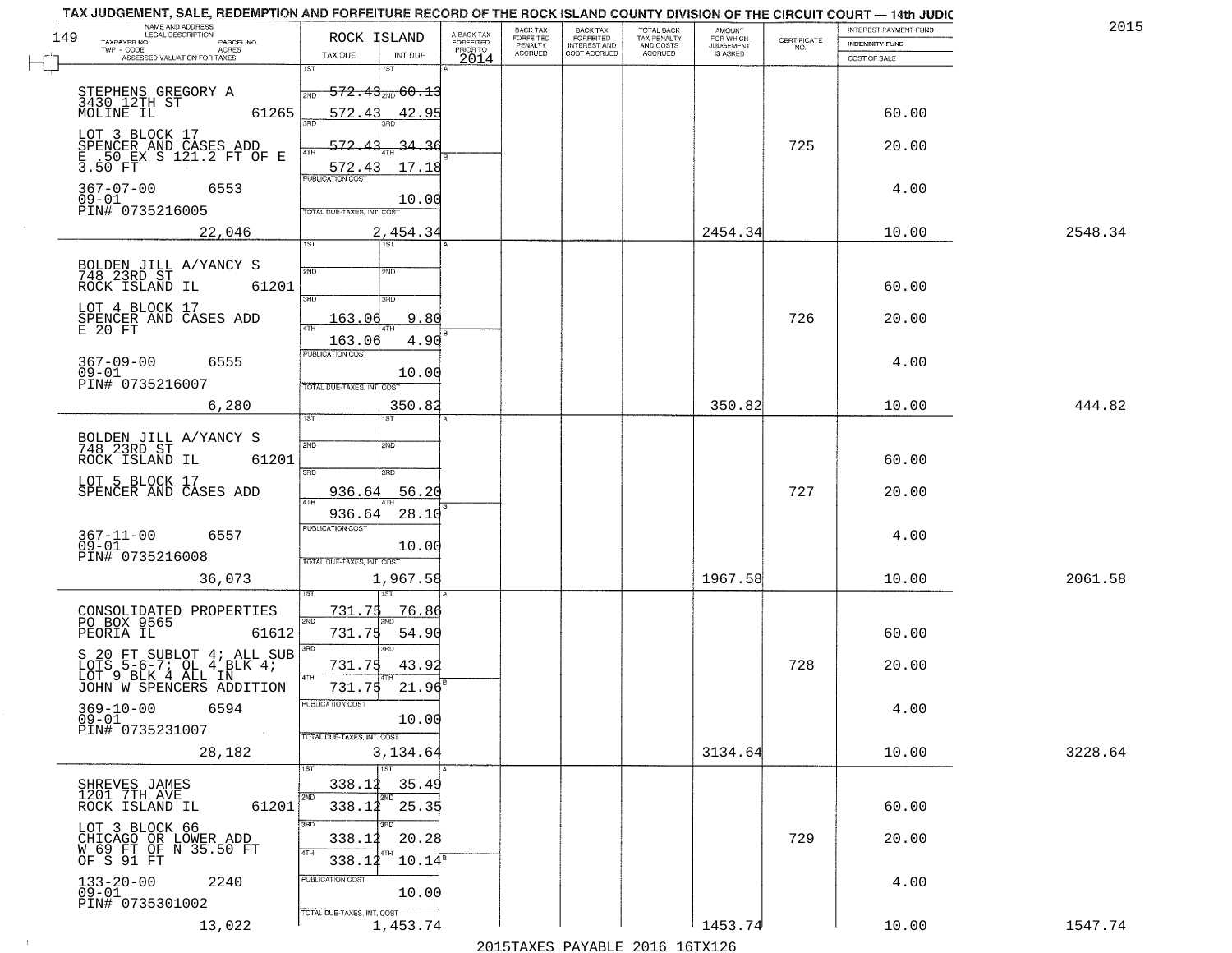# TAX JUDGEMENT, SALE, REDEMPTION AND FORFEITURE RECORD OF THE ROCK ISLAND COUNTY DIVISION OF THE CIRCUIT COURT — 14th JUDIC

2015

| NAME AND ADDRESS / LEGAL DESCRIPTION / TAXPAYER NO. / PARCEL NO. / TWP - CODE / ACRES / ASSESSED VALUATION FOR TAXES | ROCK ISLAND TAX DUE | INT DUE | A-BACK TAX FORFEITED PRIOR TO 2014 | BACK TAX FORFEITED PENALTY ACCRUED | BACK TAX FORFEITED INTEREST AND COST ACCRUED | TOTAL BACK TAX PENALTY AND COSTS ACCRUED | AMOUNT FOR WHICH JUDGEMENT IS ASKED | CERTIFICATE NO. | INTEREST PAYMENT FUND / INDEMNITY FUND / COST OF SALE | |
|---|---|---|---|---|---|---|---|---|---|---|
| STEPHENS GREGORY A<br>3430 12TH ST<br>MOLINE IL 61265<br>LOT 3 BLOCK 17<br>SPENCER AND CASES ADD<br>E .50 EX S 121.2 FT OF E 3.50 FT<br>367-07-00 6553<br>09-01<br>PIN# 0735216005<br>22,046 | 1ST 572.43<br>2ND 572.43<br>3RD 572.43<br>4TH 572.43<br>PUBLICATION COST<br>TOTAL DUE-TAXES, INT. COST | 60.13<br>42.95<br>34.36<br>17.18<br>10.00<br>2,454.34 | | | | | 2454.34 | 725 | 60.00<br>20.00<br>4.00<br>10.00 | 2548.34 |
| BOLDEN JILL A/YANCY S<br>748 23RD ST<br>ROCK ISLAND IL 61201<br>LOT 4 BLOCK 17<br>SPENCER AND CASES ADD<br>E 20 FT<br>367-09-00 6555<br>09-01<br>PIN# 0735216007<br>6,280 | 1ST<br>2ND<br>3RD 163.06<br>4TH 163.06<br>PUBLICATION COST<br>TOTAL DUE-TAXES, INT. COST | 9.80<br>4.90<br>10.00<br>350.82 | | | | | 350.82 | 726 | 60.00<br>20.00<br>4.00<br>10.00 | 444.82 |
| BOLDEN JILL A/YANCY S<br>748 23RD ST<br>ROCK ISLAND IL 61201<br>LOT 5 BLOCK 17<br>SPENCER AND CASES ADD<br>367-11-00 6557<br>09-01<br>PIN# 0735216008<br>36,073 | 1ST<br>2ND<br>3RD 936.64<br>4TH 936.64<br>PUBLICATION COST<br>TOTAL DUE-TAXES, INT. COST | 56.20<br>28.10<br>10.00<br>1,967.58 | | | | | 1967.58 | 727 | 60.00<br>20.00<br>4.00<br>10.00 | 2061.58 |
| CONSOLIDATED PROPERTIES<br>PO BOX 9565<br>PEORIA IL 61612<br>S 20 FT SUBLOT 4; ALL SUB LOTS 5-6-7; OL 4 BLK 4; LOT 9 BLK 4 ALL IN JOHN W SPENCERS ADDITION<br>369-10-00 6594<br>09-01<br>PIN# 0735231007<br>28,182 | 1ST 731.75<br>2ND 731.75<br>3RD 731.75<br>4TH 731.75<br>PUBLICATION COST<br>TOTAL DUE-TAXES, INT. COST | 76.86<br>54.90<br>43.92<br>21.96<br>10.00<br>3,134.64 | | | | | 3134.64 | 728 | 60.00<br>20.00<br>4.00<br>10.00 | 3228.64 |
| SHREVES JAMES<br>1201 7TH AVE<br>ROCK ISLAND IL 61201<br>LOT 3 BLOCK 66<br>CHICAGO OR LOWER ADD<br>W 69 FT OF N 35.50 FT OF S 91 FT<br>133-20-00 2240<br>09-01<br>PIN# 0735301002<br>13,022 | 1ST 338.12<br>2ND 338.12<br>3RD 338.12<br>4TH 338.12<br>PUBLICATION COST<br>TOTAL DUE-TAXES, INT. COST | 35.49<br>25.35<br>20.28<br>10.14<br>10.00<br>1,453.74 | | | | | 1453.74 | 729 | 60.00<br>20.00<br>4.00<br>10.00 | 1547.74 |

2015TAXES PAYABLE 2016 16TX126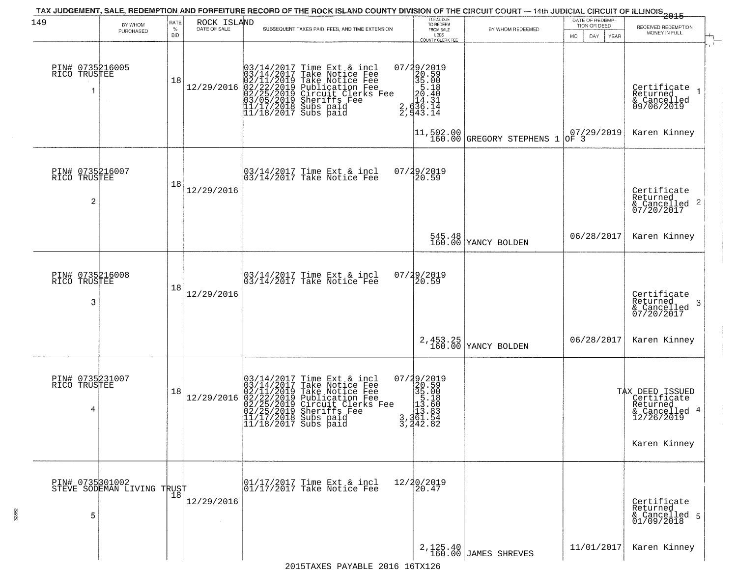TAX JUDGEMENT, SALE, REDEMPTION AND FORFEITURE RECORD OF THE ROCK ISLAND COUNTY DIVISION OF THE CIRCUIT COURT — 14th JUDICIAL CIRCUIT OF ILLINOIS 2015

149 — ROCK ISLAND

| | BY WHOM PURCHASED | RATE % BID | DATE OF SALE | SUBSEQUENT TAXES PAID, FEES, AND TIME EXTENSION | TOTAL DUE TO REDEEM FROM SALE LESS COUNTY CLERK FEE | BY WHOM REDEEMED | DATE OF REDEMPTION OR DEED MO DAY YEAR | RECEIVED REDEMPTION MONEY IN FULL |
|---|---|---|---|---|---|---|---|---|
| 1 | PIN# 0735216005 RICO TRUSTEE | 18 | 12/29/2016 | 03/14/2017 Time Ext & incl 07/29/2019<br>03/14/2017 Take Notice Fee 20.59<br>02/11/2019 Take Notice Fee 35.00<br>02/22/2019 Publication Fee 5.18<br>02/25/2019 Circuit Clerks Fee 20.40<br>03/05/2019 Sheriffs Fee 14.31<br>11/17/2018 Subs paid 2,636.14<br>11/18/2017 Subs paid 2,543.14 | 11,502.00<br>160.00 | GREGORY STEPHENS 1 OF 3 | 07/29/2019 | Certificate Returned & Cancelled 09/06/2019<br>Karen Kinney |
| 2 | PIN# 0735216007 RICO TRUSTEE | 18 | 12/29/2016 | 03/14/2017 Time Ext & incl 07/29/2019<br>03/14/2017 Take Notice Fee 20.59 | 545.48<br>160.00 | YANCY BOLDEN | 06/28/2017 | Certificate Returned & Cancelled 07/20/2017<br>Karen Kinney |
| 3 | PIN# 0735216008 RICO TRUSTEE | 18 | 12/29/2016 | 03/14/2017 Time Ext & incl 07/29/2019<br>03/14/2017 Take Notice Fee 20.59 | 2,453.25<br>160.00 | YANCY BOLDEN | 06/28/2017 | Certificate Returned & Cancelled 07/20/2017<br>Karen Kinney |
| 4 | PIN# 0735231007 RICO TRUSTEE | 18 | 12/29/2016 | 03/14/2017 Time Ext & incl 07/29/2019<br>03/14/2017 Take Notice Fee 20.59<br>02/11/2019 Take Notice Fee 35.00<br>02/22/2019 Publication Fee 5.18<br>02/25/2019 Circuit Clerks Fee 13.60<br>02/25/2019 Sheriffs Fee 13.83<br>11/17/2018 Subs paid 3,361.54<br>11/18/2017 Subs paid 3,242.82 | | | | TAX DEED ISSUED Certificate Returned & Cancelled 12/26/2019<br>Karen Kinney |
| 5 | PIN# 0735301002 STEVE SODEMAN LIVING TRUST | 18 | 12/29/2016 | 01/17/2017 Time Ext & incl 12/20/2019<br>01/17/2017 Take Notice Fee 20.47 | 2,125.40<br>160.00 | JAMES SHREVES | 11/01/2017 | Certificate Returned & Cancelled 01/09/2018<br>Karen Kinney |

2015TAXES PAYABLE 2016 16TX126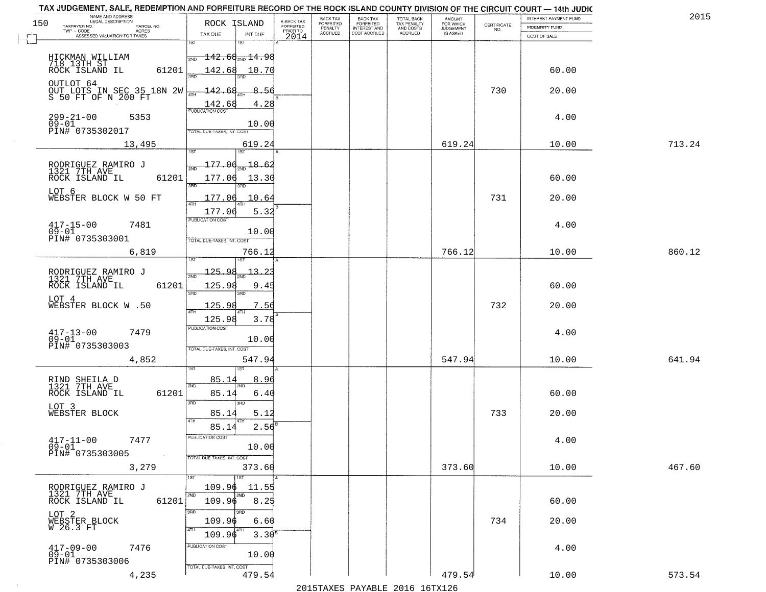# TAX JUDGEMENT, SALE, REDEMPTION AND FORFEITURE RECORD OF THE ROCK ISLAND COUNTY DIVISION OF THE CIRCUIT COURT — 14th JUDIC

150 — 2015

| NAME AND ADDRESS / LEGAL DESCRIPTION / TAXPAYER NO. / PARCEL NO. / TWP - CODE / ACRES / ASSESSED VALUATION FOR TAXES | ROCK ISLAND TAX DUE | INT DUE | A-BACK TAX FORFEITED PRIOR TO 2014 | BACK TAX FORFEITED PENALTY ACCRUED | BACK TAX FORFEITED INTEREST AND COST ACCRUED | TOTAL BACK TAX PENALTY AND COSTS ACCRUED | AMOUNT FOR WHICH JUDGEMENT IS ASKED | CERTIFICATE NO. | INTEREST PAYMENT FUND / INDEMNITY FUND / COST OF SALE | |
|---|---|---|---|---|---|---|---|---|---|---|
| HICKMAN WILLIAM<br>718 13TH ST<br>ROCK ISLAND IL 61201<br>OUTLOT 64<br>OUT LOTS IN SEC 35 18N 2W<br>S 50 FT OF N 200 FT<br>299-21-00 5353<br>09-01<br>PIN# 0735302017<br>13,495 | 1ST 142.68<br>2ND 142.68<br>3RD 142.68<br>4TH 142.68<br>PUBLICATION COST<br>TOTAL DUE-TAXES, INT. COST | 14.98<br>10.70<br>8.56<br>4.28<br>10.00<br>619.24 | | | | | 619.24 | 730 | 60.00<br>20.00<br>4.00<br>10.00 | 713.24 |
| RODRIGUEZ RAMIRO J<br>1321 7TH AVE<br>ROCK ISLAND IL 61201<br>LOT 6<br>WEBSTER BLOCK W 50 FT<br>417-15-00 7481<br>09-01<br>PIN# 0735303001<br>6,819 | 1ST 177.06<br>2ND 177.06<br>3RD 177.06<br>4TH 177.06<br>PUBLICATION COST<br>TOTAL DUE-TAXES, INT. COST | 18.62<br>13.30<br>10.64<br>5.32<br>10.00<br>766.12 | | | | | 766.12 | 731 | 60.00<br>20.00<br>4.00<br>10.00 | 860.12 |
| RODRIGUEZ RAMIRO J<br>1321 7TH AVE<br>ROCK ISLAND IL 61201<br>LOT 4<br>WEBSTER BLOCK W .50<br>417-13-00 7479<br>09-01<br>PIN# 0735303003<br>4,852 | 1ST 125.98<br>2ND 125.98<br>3RD 125.98<br>4TH 125.98<br>PUBLICATION COST<br>TOTAL DUE-TAXES, INT. COST | 13.23<br>9.45<br>7.56<br>3.78<br>10.00<br>547.94 | | | | | 547.94 | 732 | 60.00<br>20.00<br>4.00<br>10.00 | 641.94 |
| RIND SHEILA D<br>1321 7TH AVE<br>ROCK ISLAND IL 61201<br>LOT 3<br>WEBSTER BLOCK<br>417-11-00 7477<br>09-01<br>PIN# 0735303005<br>3,279 | 1ST 85.14<br>2ND 85.14<br>3RD 85.14<br>4TH 85.14<br>PUBLICATION COST<br>TOTAL DUE-TAXES, INT. COST | 8.96<br>6.40<br>5.12<br>2.56<br>10.00<br>373.60 | | | | | 373.60 | 733 | 60.00<br>20.00<br>4.00<br>10.00 | 467.60 |
| RODRIGUEZ RAMIRO J<br>1321 7TH AVE<br>ROCK ISLAND IL 61201<br>LOT 2<br>WEBSTER BLOCK<br>W 26.3 FT<br>417-09-00 7476<br>09-01<br>PIN# 0735303006<br>4,235 | 1ST 109.96<br>2ND 109.96<br>3RD 109.96<br>4TH 109.96<br>PUBLICATION COST<br>TOTAL DUE-TAXES, INT. COST | 11.55<br>8.25<br>6.60<br>3.30<br>10.00<br>479.54 | | | | | 479.54 | 734 | 60.00<br>20.00<br>4.00<br>10.00 | 573.54 |

2015TAXES PAYABLE 2016 16TX126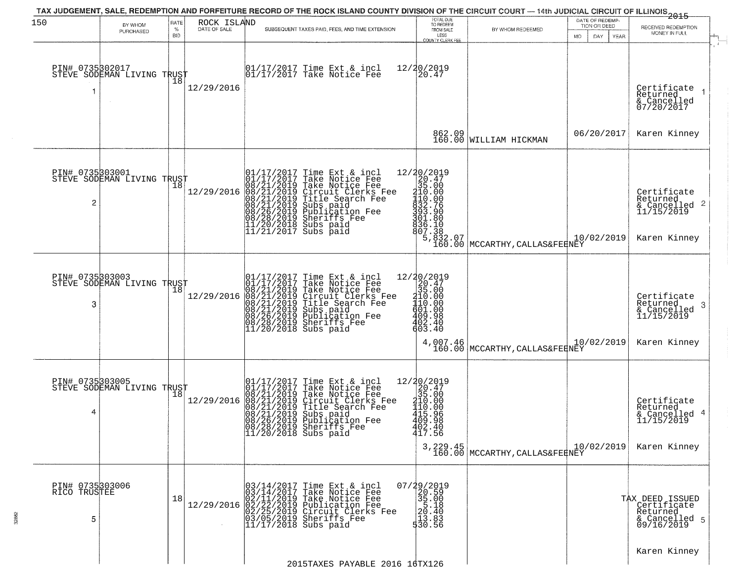TAX JUDGEMENT, SALE, REDEMPTION AND FORFEITURE RECORD OF THE ROCK ISLAND COUNTY DIVISION OF THE CIRCUIT COURT — 14th JUDICIAL CIRCUIT OF ILLINOIS 2015

| 150 BY WHOM PURCHASED | RATE % BID | ROCK ISLAND DATE OF SALE | SUBSEQUENT TAXES PAID, FEES, AND TIME EXTENSION | TOTAL DUE TO REDEEM FROM SALE LESS COUNTY CLERK FEE | BY WHOM REDEEMED | DATE OF REDEMPTION OR DEED MO DAY YEAR | RECEIVED REDEMPTION MONEY IN FULL |
|---|---|---|---|---|---|---|---|
| PIN# 0735302017 STEVE SODEMAN LIVING TRUST 1 | 18 | 12/29/2016 | 01/17/2017 Time Ext & incl<br>01/17/2017 Take Notice Fee | 12/20/2019<br>20.47<br>862.09<br>160.00 | WILLIAM HICKMAN | 06/20/2017 | Certificate Returned & Cancelled 07/20/2017 1<br>Karen Kinney |
| PIN# 0735303001 STEVE SODEMAN LIVING TRUST 2 | 18 | 12/29/2016 | 01/17/2017 Time Ext & incl<br>01/17/2017 Take Notice Fee<br>08/21/2019 Take Notice Fee<br>08/21/2019 Circuit Clerks Fee<br>08/21/2019 Title Search Fee<br>08/21/2019 Subs paid<br>08/26/2019 Publication Fee<br>08/28/2019 Sheriffs Fee<br>11/20/2018 Subs paid<br>11/21/2017 Subs paid | 12/20/2019<br>20.47<br>35.00<br>210.00<br>110.00<br>832.76<br>393.90<br>301.80<br>836.10<br>807.38<br>5,832.07<br>160.00 | MCCARTHY,CALLAS&FEENEY | 10/02/2019 | Certificate Returned & Cancelled 11/15/2019 2<br>Karen Kinney |
| PIN# 0735303003 STEVE SODEMAN LIVING TRUST 3 | 18 | 12/29/2016 | 01/17/2017 Time Ext & incl<br>01/17/2017 Take Notice Fee<br>08/21/2019 Take Notice Fee<br>08/21/2019 Circuit Clerks Fee<br>08/21/2019 Title Search Fee<br>08/21/2019 Subs paid<br>08/26/2019 Publication Fee<br>08/28/2019 Sheriffs Fee<br>11/20/2018 Subs paid | 12/20/2019<br>20.47<br>35.00<br>210.00<br>110.00<br>601.00<br>409.98<br>402.40<br>603.40<br>4,007.46<br>160.00 | MCCARTHY,CALLAS&FEENEY | 10/02/2019 | Certificate Returned & Cancelled 11/15/2019 3<br>Karen Kinney |
| PIN# 0735303005 STEVE SODEMAN LIVING TRUST 4 | 18 | 12/29/2016 | 01/17/2017 Time Ext & incl<br>01/17/2017 Take Notice Fee<br>08/21/2019 Take Notice Fee<br>08/21/2019 Circuit Clerks Fee<br>08/21/2019 Title Search Fee<br>08/21/2019 Subs paid<br>08/26/2019 Publication Fee<br>08/28/2019 Sheriffs Fee<br>11/20/2018 Subs paid | 12/20/2019<br>20.47<br>35.00<br>210.00<br>110.00<br>415.96<br>409.98<br>402.40<br>417.56<br>3,229.45<br>160.00 | MCCARTHY,CALLAS&FEENEY | 10/02/2019 | Certificate Returned & Cancelled 11/15/2019 4<br>Karen Kinney |
| PIN# 0735303006 RICO TRUSTEE 5 | 18 | 12/29/2016 | 03/14/2017 Time Ext & incl<br>03/14/2017 Take Notice Fee<br>02/11/2019 Take Notice Fee<br>02/22/2019 Publication Fee<br>02/25/2019 Circuit Clerks Fee<br>03/05/2019 Sheriffs Fee<br>11/17/2018 Subs paid | 07/29/2019<br>20.59<br>35.00<br>5.18<br>20.40<br>13.83<br>530.56 | | | TAX DEED ISSUED Certificate Returned & Cancelled 09/16/2019 5<br>Karen Kinney |

2015TAXES PAYABLE 2016 16TX126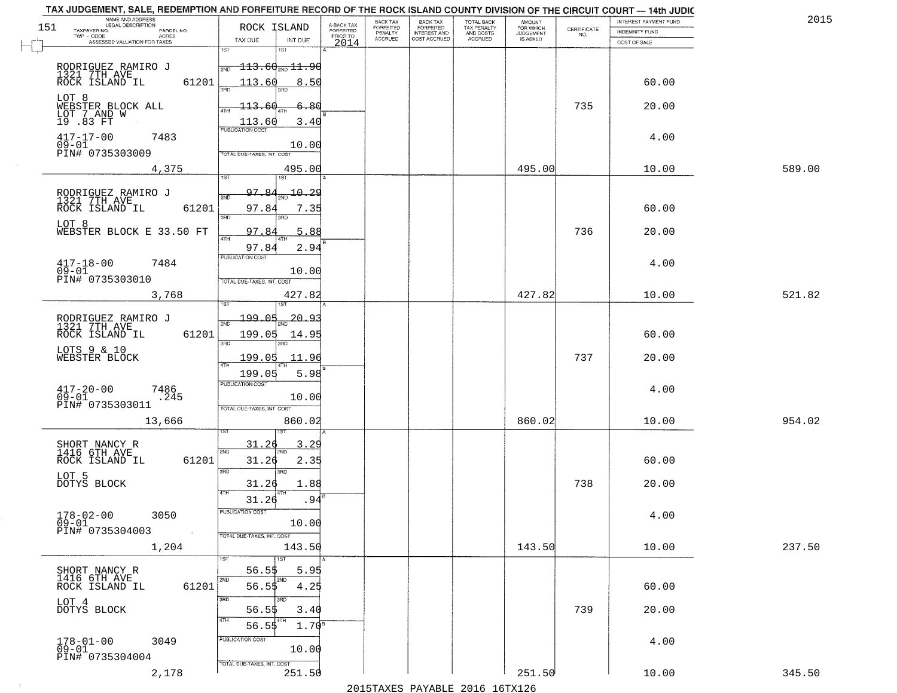# TAX JUDGEMENT, SALE, REDEMPTION AND FORFEITURE RECORD OF THE ROCK ISLAND COUNTY DIVISION OF THE CIRCUIT COURT — 14th JUDIC

2015

| NAME AND ADDRESS / LEGAL DESCRIPTION / TAXPAYER NO. / PARCEL NO. / TWP - CODE / ACRES / ASSESSED VALUATION FOR TAXES | ROCK ISLAND TAX DUE | INT DUE | A-BACK TAX FORFEITED PRIOR TO 2014 | BACK TAX FORFEITED PENALTY ACCRUED | BACK TAX FORFEITED INTEREST AND COST ACCRUED | TOTAL BACK TAX PENALTY AND COSTS ACCRUED | AMOUNT FOR WHICH JUDGEMENT IS ASKED | CERTIFICATE NO. | INTEREST PAYMENT FUND / INDEMNITY FUND / COST OF SALE | |
|---|---|---|---|---|---|---|---|---|---|---|
| RODRIGUEZ RAMIRO J<br>1321 7TH AVE<br>ROCK ISLAND IL 61201<br>LOT 8<br>WEBSTER BLOCK ALL<br>LOT 7 AND W<br>19 .83 FT<br>417-17-00 7483<br>09-01<br>PIN# 0735303009<br>4,375 | 1ST 113.60<br>2ND 113.60<br>3RD 113.60<br>4TH 113.60<br>PUBLICATION COST<br>TOTAL DUE-TAXES, INT. COST | 11.90<br>8.50<br>6.80<br>3.40<br>10.00<br>495.00 | | | | | 495.00 | 735 | 60.00<br>20.00<br>4.00<br>10.00 | 589.00 |
| RODRIGUEZ RAMIRO J<br>1321 7TH AVE<br>ROCK ISLAND IL 61201<br>LOT 8<br>WEBSTER BLOCK E 33.50 FT<br>417-18-00 7484<br>09-01<br>PIN# 0735303010<br>3,768 | 1ST 97.84<br>2ND 97.84<br>3RD 97.84<br>4TH 97.84<br>PUBLICATION COST<br>TOTAL DUE-TAXES, INT. COST | 10.29<br>7.35<br>5.88<br>2.94<br>10.00<br>427.82 | | | | | 427.82 | 736 | 60.00<br>20.00<br>4.00<br>10.00 | 521.82 |
| RODRIGUEZ RAMIRO J<br>1321 7TH AVE<br>ROCK ISLAND IL 61201<br>LOTS 9 & 10<br>WEBSTER BLOCK<br>417-20-00 7486<br>09-01 .245<br>PIN# 0735303011<br>13,666 | 1ST 199.05<br>2ND 199.05<br>3RD 199.05<br>4TH 199.05<br>PUBLICATION COST<br>TOTAL DUE-TAXES, INT. COST | 20.93<br>14.95<br>11.96<br>5.98<br>10.00<br>860.02 | | | | | 860.02 | 737 | 60.00<br>20.00<br>4.00<br>10.00 | 954.02 |
| SHORT NANCY R<br>1416 6TH AVE<br>ROCK ISLAND IL 61201<br>LOT 5<br>DOTYS BLOCK<br>178-02-00 3050<br>09-01<br>PIN# 0735304003<br>1,204 | 1ST 31.26<br>2ND 31.26<br>3RD 31.26<br>4TH 31.26<br>PUBLICATION COST<br>TOTAL DUE-TAXES, INT. COST | 3.29<br>2.35<br>1.88<br>.94<br>10.00<br>143.50 | | | | | 143.50 | 738 | 60.00<br>20.00<br>4.00<br>10.00 | 237.50 |
| SHORT NANCY R<br>1416 6TH AVE<br>ROCK ISLAND IL 61201<br>LOT 4<br>DOTYS BLOCK<br>178-01-00 3049<br>09-01<br>PIN# 0735304004<br>2,178 | 1ST 56.55<br>2ND 56.55<br>3RD 56.55<br>4TH 56.55<br>PUBLICATION COST<br>TOTAL DUE-TAXES, INT. COST | 5.95<br>4.25<br>3.40<br>1.70<br>10.00<br>251.50 | | | | | 251.50 | 739 | 60.00<br>20.00<br>4.00<br>10.00 | 345.50 |

2015TAXES PAYABLE 2016 16TX126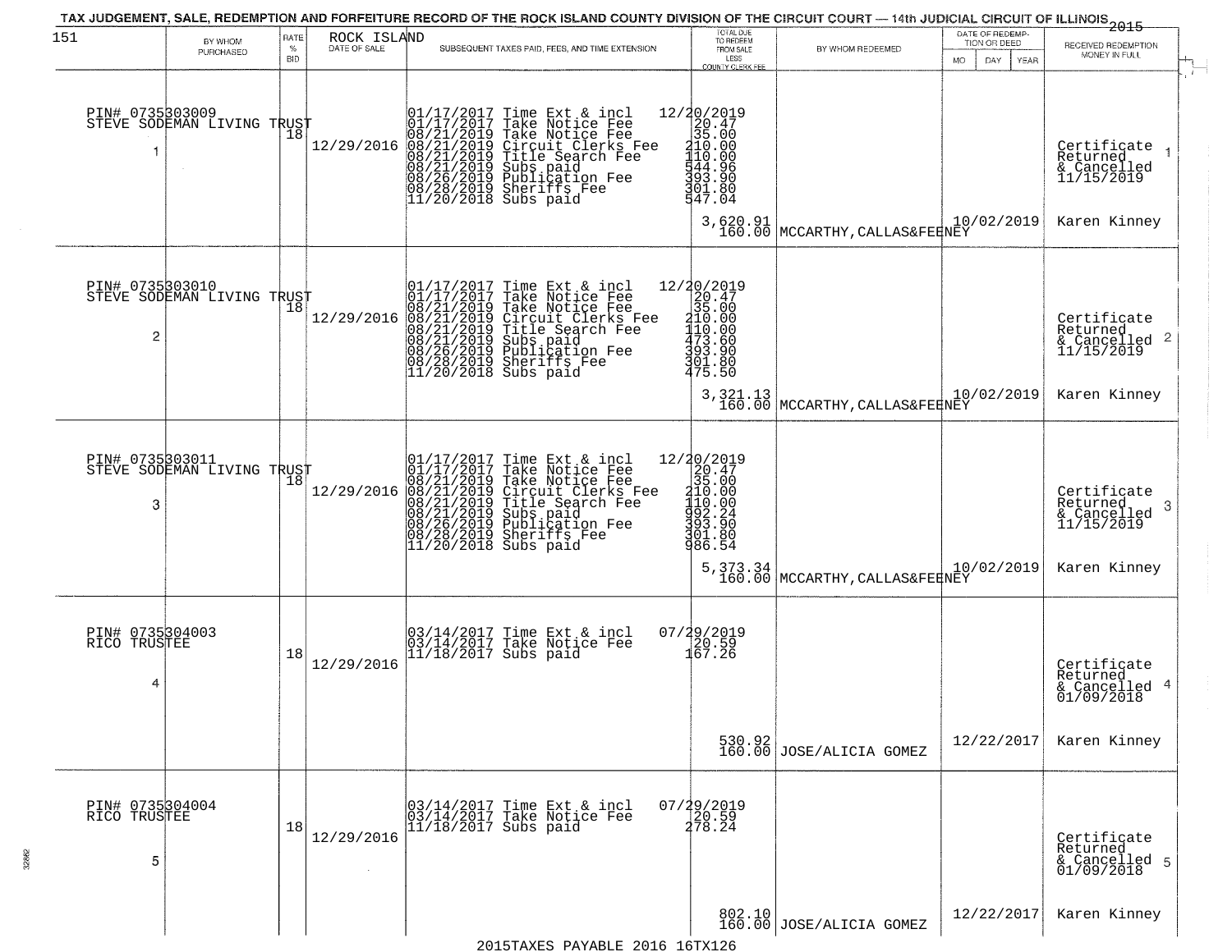# TAX JUDGEMENT, SALE, REDEMPTION AND FORFEITURE RECORD OF THE ROCK ISLAND COUNTY DIVISION OF THE CIRCUIT COURT — 14th JUDICIAL CIRCUIT OF ILLINOIS 2015

151

| | BY WHOM PURCHASED | RATE % BID | ROCK ISLAND DATE OF SALE | SUBSEQUENT TAXES PAID, FEES, AND TIME EXTENSION | TOTAL DUE TO REDEEM FROM SALE LESS COUNTY CLERK FEE | BY WHOM REDEEMED | DATE OF REDEMPTION OR DEED MO DAY YEAR | RECEIVED REDEMPTION MONEY IN FULL |
|---|---|---|---|---|---|---|---|---|
| 1 | PIN# 0735303009 STEVE SODEMAN LIVING TRUST | 18 | 12/29/2016 | 01/17/2017 Time Ext & incl<br>01/17/2017 Take Notice Fee<br>08/21/2019 Take Notice Fee<br>08/21/2019 Circuit Clerks Fee<br>08/21/2019 Title Search Fee<br>08/21/2019 Subs paid<br>08/26/2019 Publication Fee<br>08/28/2019 Sheriffs Fee<br>11/20/2018 Subs paid | 12/20/2019<br>20.47<br>35.00<br>210.00<br>110.00<br>544.96<br>393.90<br>301.80<br>547.04<br>3,620.91<br>160.00 | MCCARTHY,CALLAS&FEENEY | 10/02/2019 | Certificate Returned & Cancelled 11/15/2019<br>Karen Kinney |
| 2 | PIN# 0735303010 STEVE SODEMAN LIVING TRUST | 18 | 12/29/2016 | 01/17/2017 Time Ext & incl<br>01/17/2017 Take Notice Fee<br>08/21/2019 Take Notice Fee<br>08/21/2019 Circuit Clerks Fee<br>08/21/2019 Title Search Fee<br>08/21/2019 Subs paid<br>08/26/2019 Publication Fee<br>08/28/2019 Sheriffs Fee<br>11/20/2018 Subs paid | 12/20/2019<br>20.47<br>35.00<br>210.00<br>110.00<br>473.60<br>393.90<br>301.80<br>475.50<br>3,321.13<br>160.00 | MCCARTHY,CALLAS&FEENEY | 10/02/2019 | Certificate Returned & Cancelled 11/15/2019<br>Karen Kinney |
| 3 | PIN# 0735303011 STEVE SODEMAN LIVING TRUST | 18 | 12/29/2016 | 01/17/2017 Time Ext & incl<br>01/17/2017 Take Notice Fee<br>08/21/2019 Take Notice Fee<br>08/21/2019 Circuit Clerks Fee<br>08/21/2019 Title Search Fee<br>08/21/2019 Subs paid<br>08/26/2019 Publication Fee<br>08/28/2019 Sheriffs Fee<br>11/20/2018 Subs paid | 12/20/2019<br>20.47<br>35.00<br>210.00<br>110.00<br>992.24<br>393.90<br>301.80<br>986.54<br>5,373.34<br>160.00 | MCCARTHY,CALLAS&FEENEY | 10/02/2019 | Certificate Returned & Cancelled 11/15/2019<br>Karen Kinney |
| 4 | PIN# 0735304003 RICO TRUSTEE | 18 | 12/29/2016 | 03/14/2017 Time Ext & incl<br>03/14/2017 Take Notice Fee<br>11/18/2017 Subs paid | 07/29/2019<br>20.59<br>167.26<br>530.92<br>160.00 | JOSE/ALICIA GOMEZ | 12/22/2017 | Certificate Returned & Cancelled 01/09/2018<br>Karen Kinney |
| 5 | PIN# 0735304004 RICO TRUSTEE | 18 | 12/29/2016 | 03/14/2017 Time Ext & incl<br>03/14/2017 Take Notice Fee<br>11/18/2017 Subs paid | 07/29/2019<br>20.59<br>278.24<br>802.10<br>160.00 | JOSE/ALICIA GOMEZ | 12/22/2017 | Certificate Returned & Cancelled 01/09/2018<br>Karen Kinney |

2015TAXES PAYABLE 2016 16TX126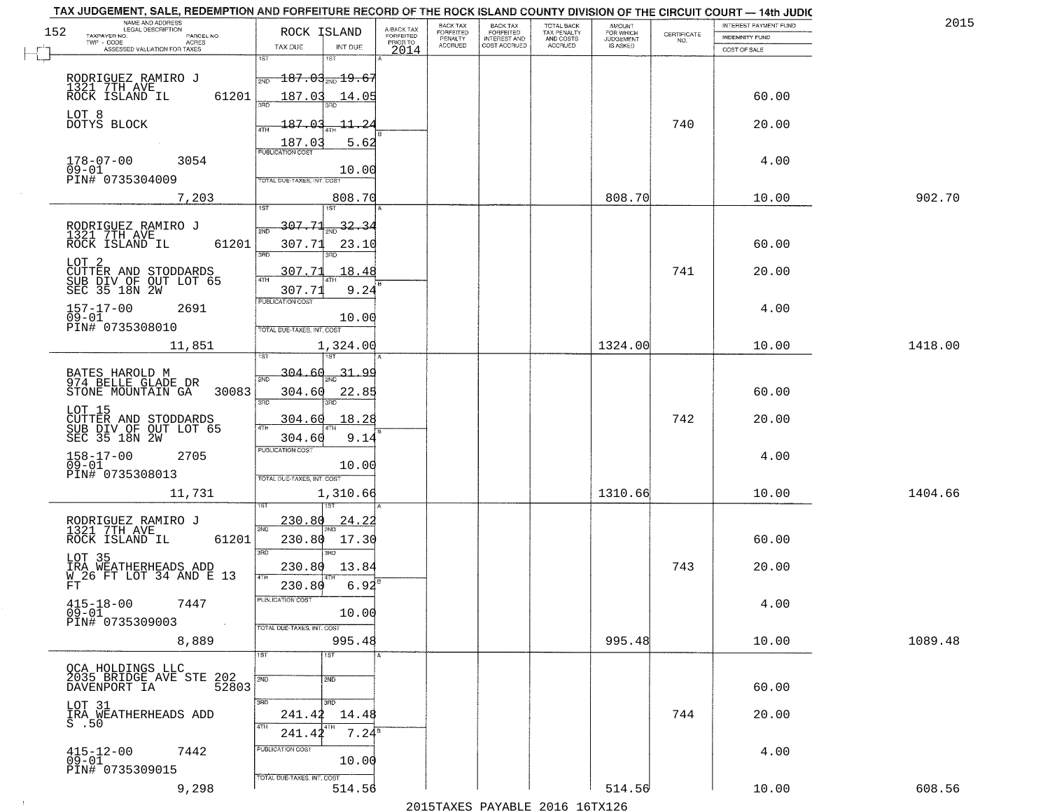TAX JUDGEMENT, SALE, REDEMPTION AND FORFEITURE RECORD OF THE ROCK ISLAND COUNTY DIVISION OF THE CIRCUIT COURT — 14th JUDIC

2015

| NAME AND ADDRESS / LEGAL DESCRIPTION / TAXPAYER NO. / PARCEL NO. / TWP - CODE / ACRES / ASSESSED VALUATION FOR TAXES | ROCK ISLAND TAX DUE | INT DUE | A-BACK TAX FORFEITED PRIOR TO 2014 | BACK TAX FORFEITED PENALTY ACCRUED | BACK TAX FORFEITED INTEREST AND COST ACCRUED | TOTAL BACK TAX PENALTY AND COSTS ACCRUED | AMOUNT FOR WHICH JUDGEMENT IS ASKED | CERTIFICATE NO. | INTEREST PAYMENT FUND / INDEMNITY FUND / COST OF SALE | |
|---|---|---|---|---|---|---|---|---|---|---|
| RODRIGUEZ RAMIRO J<br>1321 7TH AVE<br>ROCK ISLAND IL 61201<br>LOT 8<br>DOTYS BLOCK<br>178-07-00 3054<br>09-01<br>PIN# 0735304009<br>7,203 | 1ST<br>2ND 187.03<br>3RD 187.03<br>4TH 187.03<br>187.03<br>PUBLICATION COST<br>TOTAL DUE-TAXES, INT. COST | 1ST<br>2ND 19.67<br>3RD 14.05<br>4TH 11.24<br>5.62<br>10.00<br>808.70 | | | | | 808.70 | 740 | 60.00<br>20.00<br>4.00<br>10.00 | 902.70 |
| RODRIGUEZ RAMIRO J<br>1321 7TH AVE<br>ROCK ISLAND IL 61201<br>LOT 2<br>CUTTER AND STODDARDS<br>SUB DIV OF OUT LOT 65<br>SEC 35 18N 2W<br>157-17-00 2691<br>09-01<br>PIN# 0735308010<br>11,851 | 1ST<br>2ND 307.71<br>3RD 307.71<br>4TH 307.71<br>307.71<br>PUBLICATION COST<br>TOTAL DUE-TAXES, INT. COST | 1ST<br>2ND 32.34<br>3RD 23.10<br>4TH 18.48<br>9.24<br>10.00<br>1,324.00 | | | | | 1324.00 | 741 | 60.00<br>20.00<br>4.00<br>10.00 | 1418.00 |
| BATES HAROLD M<br>974 BELLE GLADE DR<br>STONE MOUNTAIN GA 30083<br>LOT 15<br>CUTTER AND STODDARDS<br>SUB DIV OF OUT LOT 65<br>SEC 35 18N 2W<br>158-17-00 2705<br>09-01<br>PIN# 0735308013<br>11,731 | 1ST<br>2ND 304.60<br>3RD 304.60<br>4TH 304.60<br>304.60<br>PUBLICATION COST<br>TOTAL DUE-TAXES, INT. COST | 1ST<br>2ND 31.99<br>3RD 22.85<br>4TH 18.28<br>9.14<br>10.00<br>1,310.66 | | | | | 1310.66 | 742 | 60.00<br>20.00<br>4.00<br>10.00 | 1404.66 |
| RODRIGUEZ RAMIRO J<br>1321 7TH AVE<br>ROCK ISLAND IL 61201<br>LOT 35<br>IRA WEATHERHEADS ADD<br>W 26 FT LOT 34 AND E 13<br>FT<br>415-18-00 7447<br>09-01<br>PIN# 0735309003<br>8,889 | 1ST 230.80<br>2ND 230.80<br>3RD 230.80<br>4TH 230.80<br>PUBLICATION COST<br>TOTAL DUE-TAXES, INT. COST | 1ST 24.22<br>2ND 17.30<br>3RD 13.84<br>4TH 6.92<br>10.00<br>995.48 | | | | | 995.48 | 743 | 60.00<br>20.00<br>4.00<br>10.00 | 1089.48 |
| OCA HOLDINGS LLC<br>2035 BRIDGE AVE STE 202<br>DAVENPORT IA 52803<br>LOT 31<br>IRA WEATHERHEADS ADD<br>S .50<br>415-12-00 7442<br>09-01<br>PIN# 0735309015<br>9,298 | 1ST<br>2ND<br>3RD 241.42<br>4TH 241.42<br>PUBLICATION COST<br>TOTAL DUE-TAXES, INT. COST | 1ST<br>2ND<br>3RD 14.48<br>4TH 7.24<br>10.00<br>514.56 | | | | | 514.56 | 744 | 60.00<br>20.00<br>4.00<br>10.00 | 608.56 |

2015TAXES PAYABLE 2016 16TX126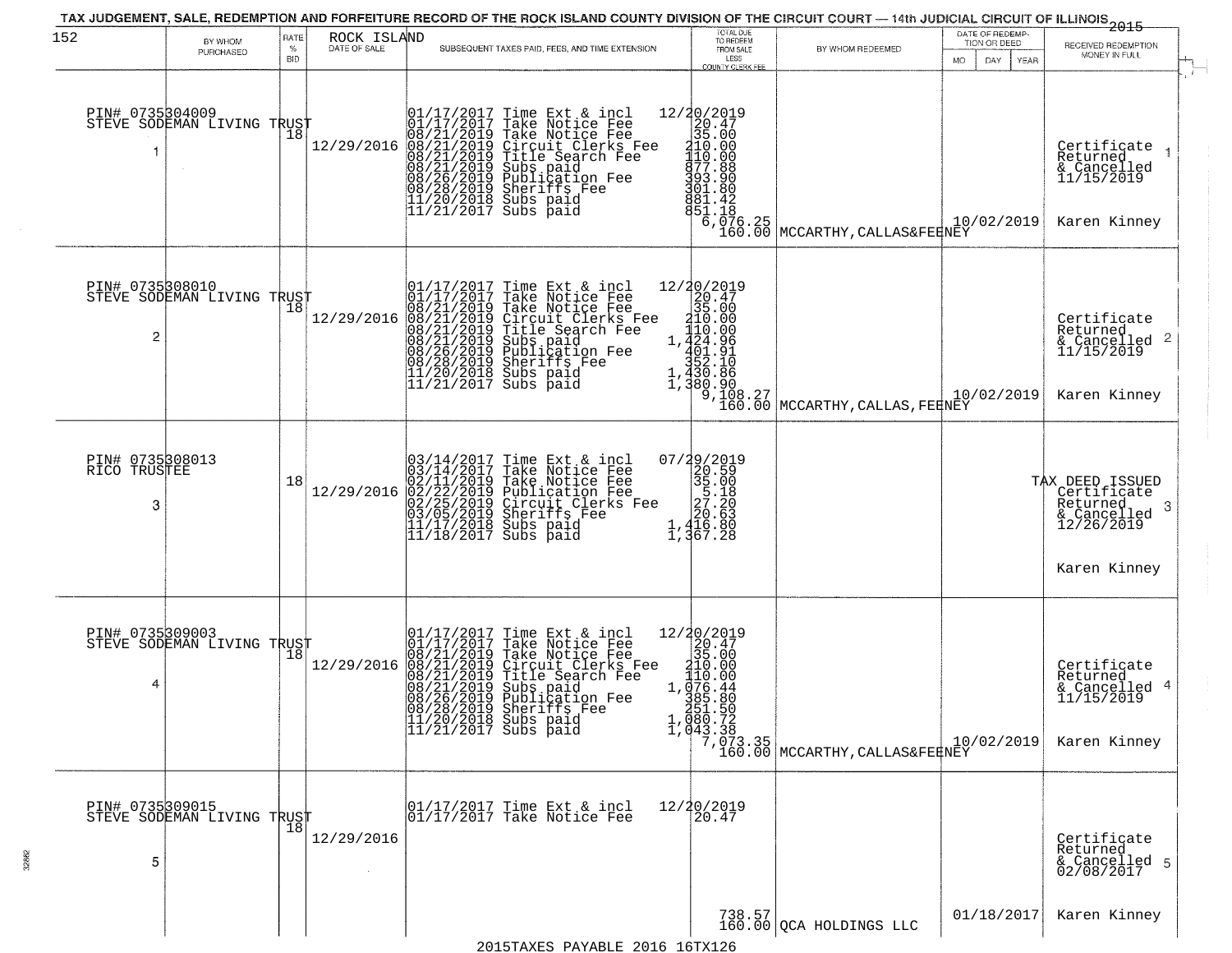TAX JUDGEMENT, SALE, REDEMPTION AND FORFEITURE RECORD OF THE ROCK ISLAND COUNTY DIVISION OF THE CIRCUIT COURT — 14th JUDICIAL CIRCUIT OF ILLINOIS 2015

| | BY WHOM PURCHASED | RATE % BID | ROCK ISLAND DATE OF SALE | SUBSEQUENT TAXES PAID, FEES, AND TIME EXTENSION | TOTAL DUE TO REDEEM FROM SALE LESS COUNTY CLERK FEE | BY WHOM REDEEMED | DATE OF REDEMPTION OR DEED MO DAY YEAR | RECEIVED REDEMPTION MONEY IN FULL |
|---|---|---|---|---|---|---|---|---|
| 1 | PIN# 0735304009 STEVE SODEMAN LIVING TRUST | 18 | 12/29/2016 | 01/17/2017 Time Ext & incl<br>01/17/2017 Take Notice Fee<br>08/21/2019 Take Notice Fee<br>08/21/2019 Circuit Clerks Fee<br>08/21/2019 Title Search Fee<br>08/21/2019 Subs paid<br>08/26/2019 Publication Fee<br>08/28/2019 Sheriffs Fee<br>11/20/2018 Subs paid<br>11/21/2017 Subs paid | 12/20/2019<br>20.47<br>35.00<br>210.00<br>110.00<br>877.88<br>393.90<br>301.80<br>881.42<br>851.18<br>6,076.25<br>160.00 | MCCARTHY,CALLAS&FEENEY | 10/02/2019 | Certificate Returned & Cancelled 11/15/2019<br>Karen Kinney |
| 2 | PIN# 0735308010 STEVE SODEMAN LIVING TRUST | 18 | 12/29/2016 | 01/17/2017 Time Ext & incl<br>01/17/2017 Take Notice Fee<br>08/21/2019 Take Notice Fee<br>08/21/2019 Circuit Clerks Fee<br>08/21/2019 Title Search Fee<br>08/21/2019 Subs paid<br>08/26/2019 Publication Fee<br>08/28/2019 Sheriffs Fee<br>11/20/2018 Subs paid<br>11/21/2017 Subs paid | 12/20/2019<br>20.47<br>35.00<br>210.00<br>110.00<br>1,424.96<br>401.91<br>352.10<br>1,430.86<br>1,380.90<br>9,108.27<br>160.00 | MCCARTHY,CALLAS,FEENEY | 10/02/2019 | Certificate Returned & Cancelled 11/15/2019<br>Karen Kinney |
| 3 | PIN# 0735308013 RICO TRUSTEE | 18 | 12/29/2016 | 03/14/2017 Time Ext & incl<br>03/14/2017 Take Notice Fee<br>02/11/2019 Take Notice Fee<br>02/22/2019 Publication Fee<br>02/25/2019 Circuit Clerks Fee<br>03/05/2019 Sheriffs Fee<br>11/17/2018 Subs paid<br>11/18/2017 Subs paid | 07/29/2019<br>20.59<br>35.00<br>5.18<br>27.20<br>20.63<br>1,416.80<br>1,367.28 | | | TAX DEED ISSUED Certificate Returned & Cancelled 12/26/2019<br>Karen Kinney |
| 4 | PIN# 0735309003 STEVE SODEMAN LIVING TRUST | 18 | 12/29/2016 | 01/17/2017 Time Ext & incl<br>01/17/2017 Take Notice Fee<br>08/21/2019 Take Notice Fee<br>08/21/2019 Circuit Clerks Fee<br>08/21/2019 Title Search Fee<br>08/21/2019 Subs paid<br>08/26/2019 Publication Fee<br>08/28/2019 Sheriffs Fee<br>11/20/2018 Subs paid<br>11/21/2017 Subs paid | 12/20/2019<br>20.47<br>35.00<br>210.00<br>110.00<br>1,076.44<br>385.80<br>251.50<br>1,080.72<br>1,043.38<br>7,073.35<br>160.00 | MCCARTHY,CALLAS&FEENEY | 10/02/2019 | Certificate Returned & Cancelled 11/15/2019<br>Karen Kinney |
| 5 | PIN# 0735309015 STEVE SODEMAN LIVING TRUST | 18 | 12/29/2016 | 01/17/2017 Time Ext & incl<br>01/17/2017 Take Notice Fee | 12/20/2019<br>20.47<br>738.57<br>160.00 | QCA HOLDINGS LLC | 01/18/2017 | Certificate Returned & Cancelled 02/08/2017<br>Karen Kinney |

2015TAXES PAYABLE 2016 16TX126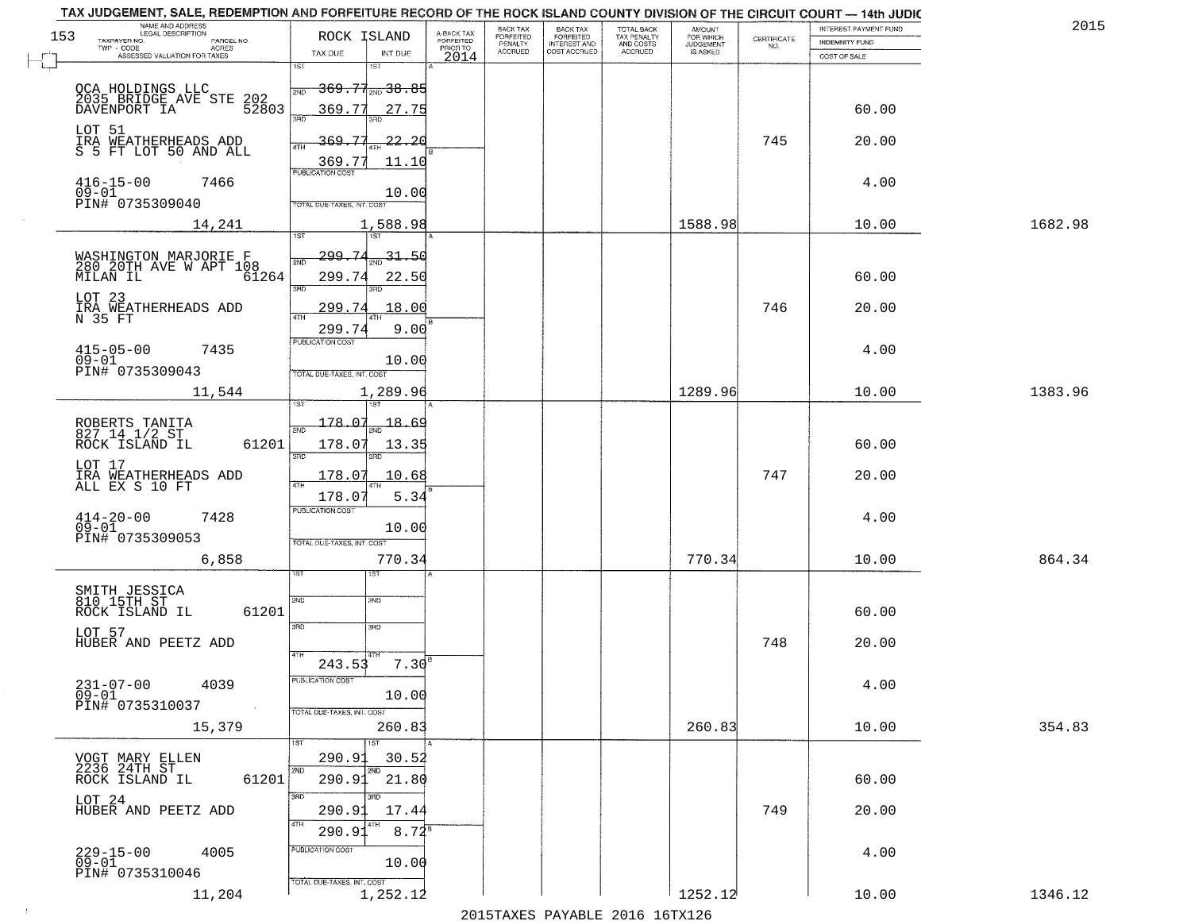# TAX JUDGEMENT, SALE, REDEMPTION AND FORFEITURE RECORD OF THE ROCK ISLAND COUNTY DIVISION OF THE CIRCUIT COURT — 14th JUDIC

2015

| NAME AND ADDRESS / LEGAL DESCRIPTION / TAXPAYER NO. / PARCEL NO. / TWP - CODE / ACRES / ASSESSED VALUATION FOR TAXES | ROCK ISLAND TAX DUE | INT DUE | A-BACK TAX FORFEITED PRIOR TO 2014 | BACK TAX FORFEITED PENALTY ACCRUED | BACK TAX FORFEITED INTEREST AND COST ACCRUED | TOTAL BACK TAX PENALTY AND COSTS ACCRUED | AMOUNT FOR WHICH JUDGEMENT IS ASKED | CERTIFICATE NO. | INTEREST PAYMENT FUND / INDEMNITY FUND / COST OF SALE | |
|---|---|---|---|---|---|---|---|---|---|---|
| QCA HOLDINGS LLC<br>2035 BRIDGE AVE STE 202<br>DAVENPORT IA 52803<br>LOT 51<br>IRA WEATHERHEADS ADD<br>S 5 FT LOT 50 AND ALL<br>416-15-00 7466<br>09-01<br>PIN# 0735309040<br>14,241 | 1ST 369.77<br>2ND 369.77<br>3RD 369.77<br>4TH 369.77<br>PUBLICATION COST<br>TOTAL DUE-TAXES, INT. COST 1,588.98 | 38.85<br>27.75<br>22.20<br>11.10<br>10.00 | | | | | 1588.98 | 745 | 60.00<br>20.00<br>4.00<br>10.00 | 1682.98 |
| WASHINGTON MARJORIE F<br>280 20TH AVE W APT 108<br>MILAN IL 61264<br>LOT 23<br>IRA WEATHERHEADS ADD<br>N 35 FT<br>415-05-00 7435<br>09-01<br>PIN# 0735309043<br>11,544 | 1ST 299.74<br>2ND 299.74<br>3RD 299.74<br>4TH 299.74<br>PUBLICATION COST<br>TOTAL DUE-TAXES, INT. COST 1,289.96 | 31.50<br>22.50<br>18.00<br>9.00<br>10.00 | | | | | 1289.96 | 746 | 60.00<br>20.00<br>4.00<br>10.00 | 1383.96 |
| ROBERTS TANITA<br>827 14 1/2 ST<br>ROCK ISLAND IL 61201<br>LOT 17<br>IRA WEATHERHEADS ADD<br>ALL EX S 10 FT<br>414-20-00 7428<br>09-01<br>PIN# 0735309053<br>6,858 | 1ST 178.07<br>2ND 178.07<br>3RD 178.07<br>4TH 178.07<br>PUBLICATION COST<br>TOTAL DUE-TAXES, INT. COST 770.34 | 18.69<br>13.35<br>10.68<br>5.34<br>10.00 | | | | | 770.34 | 747 | 60.00<br>20.00<br>4.00<br>10.00 | 864.34 |
| SMITH JESSICA<br>810 15TH ST<br>ROCK ISLAND IL 61201<br>LOT 57<br>HUBER AND PEETZ ADD<br>231-07-00 4039<br>09-01<br>PIN# 0735310037<br>15,379 | 1ST<br>2ND<br>3RD<br>4TH 243.53<br>PUBLICATION COST<br>TOTAL DUE-TAXES, INT. COST 260.83 | <br><br><br>7.30<br>10.00 | | | | | 260.83 | 748 | 60.00<br>20.00<br>4.00<br>10.00 | 354.83 |
| VOGT MARY ELLEN<br>2236 24TH ST<br>ROCK ISLAND IL 61201<br>LOT 24<br>HUBER AND PEETZ ADD<br>229-15-00 4005<br>09-01<br>PIN# 0735310046<br>11,204 | 1ST 290.91<br>2ND 290.91<br>3RD 290.91<br>4TH 290.91<br>PUBLICATION COST<br>TOTAL DUE-TAXES, INT. COST 1,252.12 | 30.52<br>21.80<br>17.44<br>8.72<br>10.00 | | | | | 1252.12 | 749 | 60.00<br>20.00<br>4.00<br>10.00 | 1346.12 |

2015TAXES PAYABLE 2016 16TX126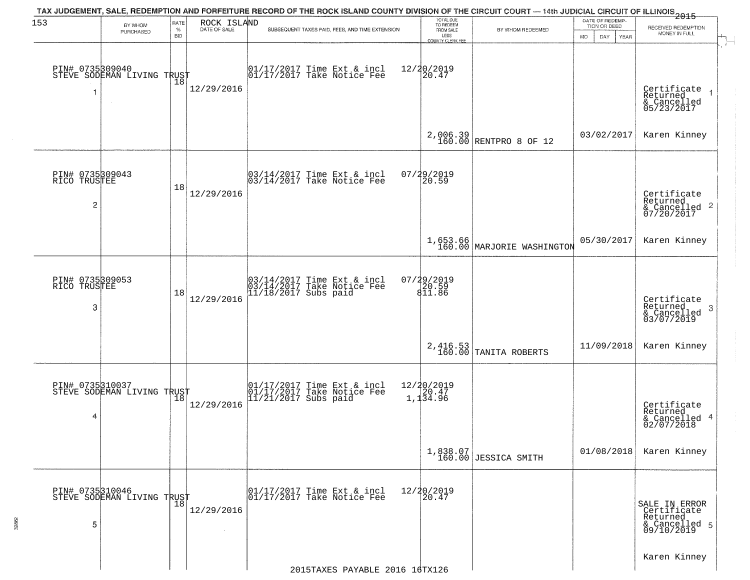TAX JUDGEMENT, SALE, REDEMPTION AND FORFEITURE RECORD OF THE ROCK ISLAND COUNTY DIVISION OF THE CIRCUIT COURT — 14th JUDICIAL CIRCUIT OF ILLINOIS 2015

| 153 BY WHOM PURCHASED | RATE % BID | ROCK ISLAND DATE OF SALE | SUBSEQUENT TAXES PAID, FEES, AND TIME EXTENSION | TOTAL DUE TO REDEEM FROM SALE LESS COUNTY CLERK FEE | BY WHOM REDEEMED | DATE OF REDEMPTION OR DEED MO DAY YEAR | RECEIVED REDEMPTION MONEY IN FULL |
|---|---|---|---|---|---|---|---|
| PIN# 0735309040 STEVE SODEMAN LIVING TRUST 1 | 18 | 12/29/2016 | 01/17/2017 Time Ext & incl 12/20/2019<br>01/17/2017 Take Notice Fee 20.47 | 2,006.39<br>160.00 | RENTPRO 8 OF 12 | 03/02/2017 | Certificate Returned & Cancelled 05/23/2017 1<br>Karen Kinney |
| PIN# 0735309043 RICO TRUSTEE 2 | 18 | 12/29/2016 | 03/14/2017 Time Ext & incl 07/29/2019<br>03/14/2017 Take Notice Fee 20.59 | 1,653.66<br>160.00 | MARJORIE WASHINGTON | 05/30/2017 | Certificate Returned & Cancelled 07/20/2017 2<br>Karen Kinney |
| PIN# 0735309053 RICO TRUSTEE 3 | 18 | 12/29/2016 | 03/14/2017 Time Ext & incl 07/29/2019<br>03/14/2017 Take Notice Fee 20.59<br>11/18/2017 Subs paid 811.86 | 2,416.53<br>160.00 | TANITA ROBERTS | 11/09/2018 | Certificate Returned & Cancelled 03/07/2019 3<br>Karen Kinney |
| PIN# 0735310037 STEVE SODEMAN LIVING TRUST 4 | 18 | 12/29/2016 | 01/17/2017 Time Ext & incl 12/20/2019<br>01/17/2017 Take Notice Fee 20.47<br>11/21/2017 Subs paid 1,134.96 | 1,838.07<br>160.00 | JESSICA SMITH | 01/08/2018 | Certificate Returned & Cancelled 02/07/2018 4<br>Karen Kinney |
| PIN# 0735310046 STEVE SODEMAN LIVING TRUST 5 | 18 | 12/29/2016 | 01/17/2017 Time Ext & incl 12/20/2019<br>01/17/2017 Take Notice Fee 20.47 | | | | SALE IN ERROR Certificate Returned & Cancelled 09/10/2019 5<br>Karen Kinney |

2015TAXES PAYABLE 2016 16TX126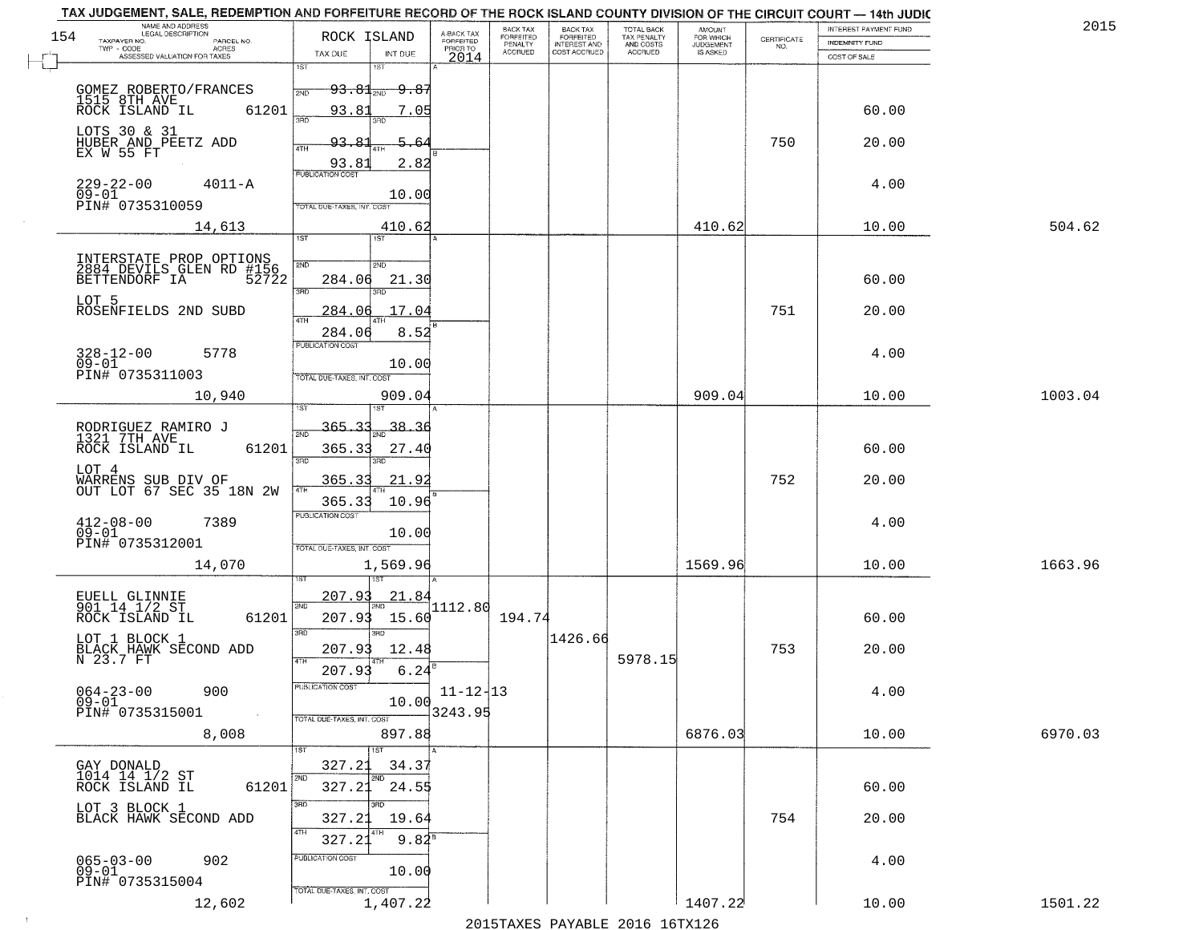TAX JUDGEMENT, SALE, REDEMPTION AND FORFEITURE RECORD OF THE ROCK ISLAND COUNTY DIVISION OF THE CIRCUIT COURT — 14th JUDIC

2015

| NAME AND ADDRESS / LEGAL DESCRIPTION / TAXPAYER NO. / PARCEL NO. / TWP - CODE / ACRES / ASSESSED VALUATION FOR TAXES | ROCK ISLAND TAX DUE | INT DUE | A-BACK TAX FORFEITED PRIOR TO 2014 | BACK TAX FORFEITED PENALTY ACCRUED | BACK TAX FORFEITED INTEREST AND COST ACCRUED | TOTAL BACK TAX PENALTY AND COSTS ACCRUED | AMOUNT FOR WHICH JUDGEMENT IS ASKED | CERTIFICATE NO. | INTEREST PAYMENT FUND / INDEMNITY FUND / COST OF SALE | |
|---|---|---|---|---|---|---|---|---|---|---|
| GOMEZ ROBERTO/FRANCES<br>1515 8TH AVE<br>ROCK ISLAND IL 61201<br>LOTS 30 & 31<br>HUBER AND PEETZ ADD<br>EX W 55 FT<br>229-22-00 4011-A<br>09-01<br>PIN# 0735310059<br>14,613 | 1ST 93.81<br>2ND 93.81<br>3RD 93.81<br>4TH 93.81<br>PUBLICATION COST<br>TOTAL DUE-TAXES, INT. COST | 9.87<br>7.05<br>5.64<br>2.82<br>10.00<br>410.62 | | | | | 410.62 | 750 | 60.00<br>20.00<br>4.00<br>10.00 | 504.62 |
| INTERSTATE PROP OPTIONS<br>2884 DEVILS GLEN RD #156<br>BETTENDORF IA 52722<br>LOT 5<br>ROSENFIELDS 2ND SUBD<br>328-12-00 5778<br>09-01<br>PIN# 0735311003<br>10,940 | 1ST<br>2ND 284.06<br>3RD 284.06<br>4TH 284.06<br>PUBLICATION COST<br>TOTAL DUE-TAXES, INT. COST | 21.30<br>17.04<br>8.52<br>10.00<br>909.04 | | | | | 909.04 | 751 | 60.00<br>20.00<br>4.00<br>10.00 | 1003.04 |
| RODRIGUEZ RAMIRO J<br>1321 7TH AVE<br>ROCK ISLAND IL 61201<br>LOT 4<br>WARRENS SUB DIV OF<br>OUT LOT 67 SEC 35 18N 2W<br>412-08-00 7389<br>09-01<br>PIN# 0735312001<br>14,070 | 1ST 365.33<br>2ND 365.33<br>3RD 365.33<br>4TH 365.33<br>PUBLICATION COST<br>TOTAL DUE-TAXES, INT. COST | 38.36<br>27.40<br>21.92<br>10.96<br>10.00<br>1,569.96 | | | | | 1569.96 | 752 | 60.00<br>20.00<br>4.00<br>10.00 | 1663.96 |
| EUELL GLINNIE<br>901 14 1/2 ST<br>ROCK ISLAND IL 61201<br>LOT 1 BLOCK 1<br>BLACK HAWK SECOND ADD<br>N 23.7 FT<br>064-23-00 900<br>09-01<br>PIN# 0735315001<br>8,008 | 1ST 207.93<br>2ND 207.93<br>3RD 207.93<br>4TH 207.93<br>PUBLICATION COST<br>TOTAL DUE-TAXES, INT. COST | 21.84<br>15.60<br>12.48<br>6.24<br>10.00<br>897.88 | 1112.80<br>11-12-13<br>3243.95 | 194.74 | 1426.66 | 5978.15 | 6876.03 | 753 | 60.00<br>20.00<br>4.00<br>10.00 | 6970.03 |
| GAY DONALD<br>1014 14 1/2 ST<br>ROCK ISLAND IL 61201<br>LOT 3 BLOCK 1<br>BLACK HAWK SECOND ADD<br>065-03-00 902<br>09-01<br>PIN# 0735315004<br>12,602 | 1ST 327.21<br>2ND 327.21<br>3RD 327.21<br>4TH 327.21<br>PUBLICATION COST<br>TOTAL DUE-TAXES, INT. COST | 34.37<br>24.55<br>19.64<br>9.82<br>10.00<br>1,407.22 | | | | | 1407.22 | 754 | 60.00<br>20.00<br>4.00<br>10.00 | 1501.22 |

2015TAXES PAYABLE 2016 16TX126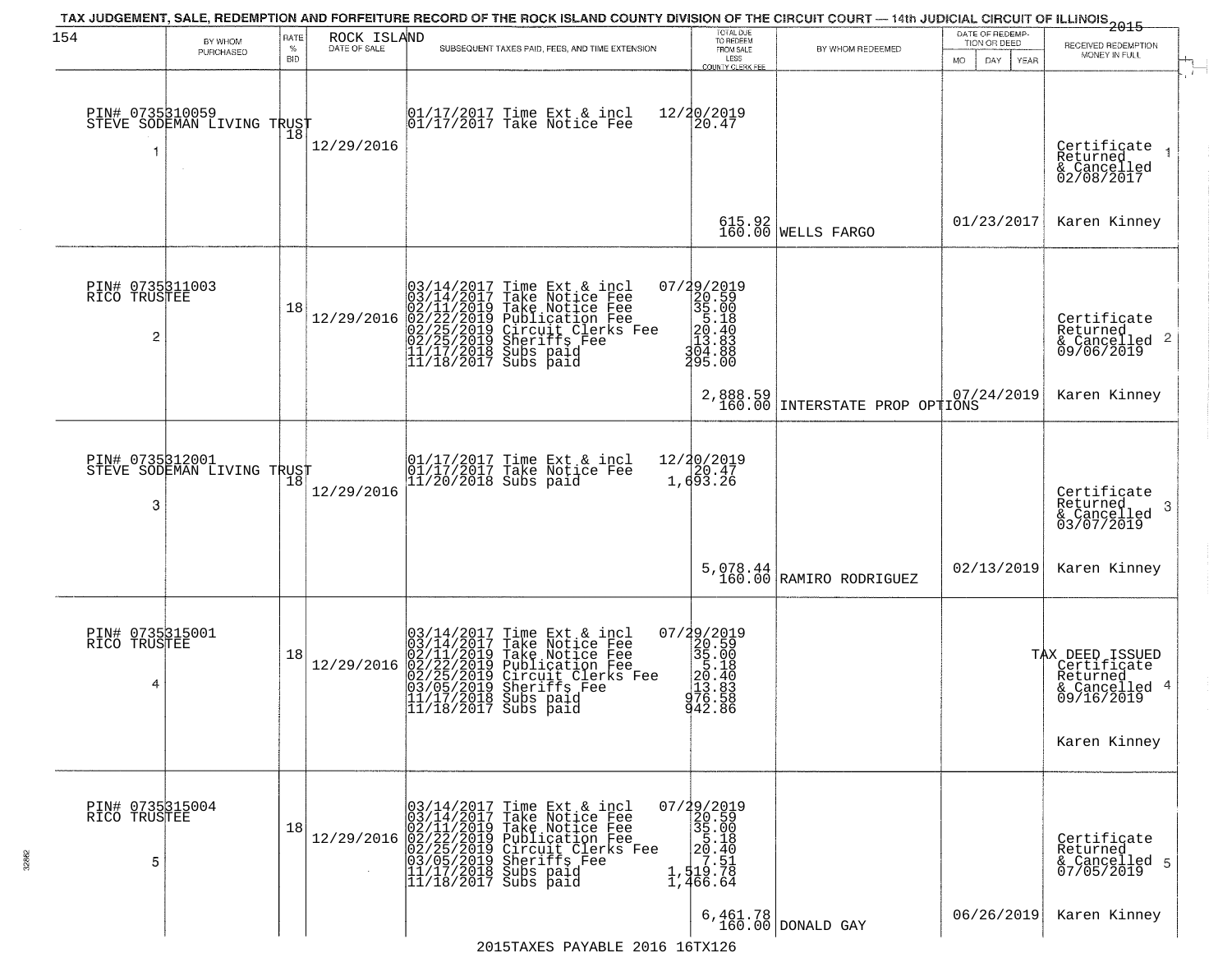TAX JUDGEMENT, SALE, REDEMPTION AND FORFEITURE RECORD OF THE ROCK ISLAND COUNTY DIVISION OF THE CIRCUIT COURT — 14th JUDICIAL CIRCUIT OF ILLINOIS 2015

ROCK ISLAND

| | BY WHOM PURCHASED | RATE % BID | DATE OF SALE | SUBSEQUENT TAXES PAID, FEES, AND TIME EXTENSION | TOTAL DUE TO REDEEM FROM SALE LESS COUNTY CLERK FEE | BY WHOM REDEEMED | DATE OF REDEMPTION OR DEED MO DAY YEAR | RECEIVED REDEMPTION MONEY IN FULL |
|---|---|---|---|---|---|---|---|---|
| 1 | PIN# 0735310059 STEVE SODEMAN LIVING TRUST | 18 | 12/29/2016 | 01/17/2017 Time Ext & incl<br>01/17/2017 Take Notice Fee | 12/20/2019<br>20.47<br><br>615.92<br>160.00 | WELLS FARGO | 01/23/2017 | Certificate Returned & Cancelled 02/08/2017<br>Karen Kinney |
| 2 | PIN# 0735311003 RICO TRUSTEE | 18 | 12/29/2016 | 03/14/2017 Time Ext & incl<br>03/14/2017 Take Notice Fee<br>02/11/2019 Take Notice Fee<br>02/22/2019 Publication Fee<br>02/25/2019 Circuit Clerks Fee<br>02/25/2019 Sheriffs Fee<br>11/17/2018 Subs paid<br>11/18/2017 Subs paid | 07/29/2019<br>20.59<br>35.00<br>5.18<br>20.40<br>13.83<br>304.88<br>295.00<br><br>2,888.59<br>160.00 | INTERSTATE PROP OPTIONS | 07/24/2019 | Certificate Returned & Cancelled 09/06/2019<br>Karen Kinney |
| 3 | PIN# 0735312001 STEVE SODEMAN LIVING TRUST | 18 | 12/29/2016 | 01/17/2017 Time Ext & incl<br>01/17/2017 Take Notice Fee<br>11/20/2018 Subs paid | 12/20/2019<br>20.47<br>1,693.26<br><br>5,078.44<br>160.00 | RAMIRO RODRIGUEZ | 02/13/2019 | Certificate Returned & Cancelled 03/07/2019<br>Karen Kinney |
| 4 | PIN# 0735315001 RICO TRUSTEE | 18 | 12/29/2016 | 03/14/2017 Time Ext & incl<br>03/14/2017 Take Notice Fee<br>02/11/2019 Take Notice Fee<br>02/22/2019 Publication Fee<br>02/25/2019 Circuit Clerks Fee<br>03/05/2019 Sheriffs Fee<br>11/17/2018 Subs paid<br>11/18/2017 Subs paid | 07/29/2019<br>20.59<br>35.00<br>5.18<br>20.40<br>13.83<br>976.58<br>942.86 | | | TAX DEED ISSUED Certificate Returned & Cancelled 09/16/2019<br>Karen Kinney |
| 5 | PIN# 0735315004 RICO TRUSTEE | 18 | 12/29/2016 | 03/14/2017 Time Ext & incl<br>03/14/2017 Take Notice Fee<br>02/11/2019 Take Notice Fee<br>02/22/2019 Publication Fee<br>02/25/2019 Circuit Clerks Fee<br>03/05/2019 Sheriffs Fee<br>11/17/2018 Subs paid<br>11/18/2017 Subs paid | 07/29/2019<br>20.59<br>35.00<br>5.18<br>20.40<br>7.51<br>1,519.78<br>1,466.64<br><br>6,461.78<br>160.00 | DONALD GAY | 06/26/2019 | Certificate Returned & Cancelled 07/05/2019<br>Karen Kinney |

2015TAXES PAYABLE 2016 16TX126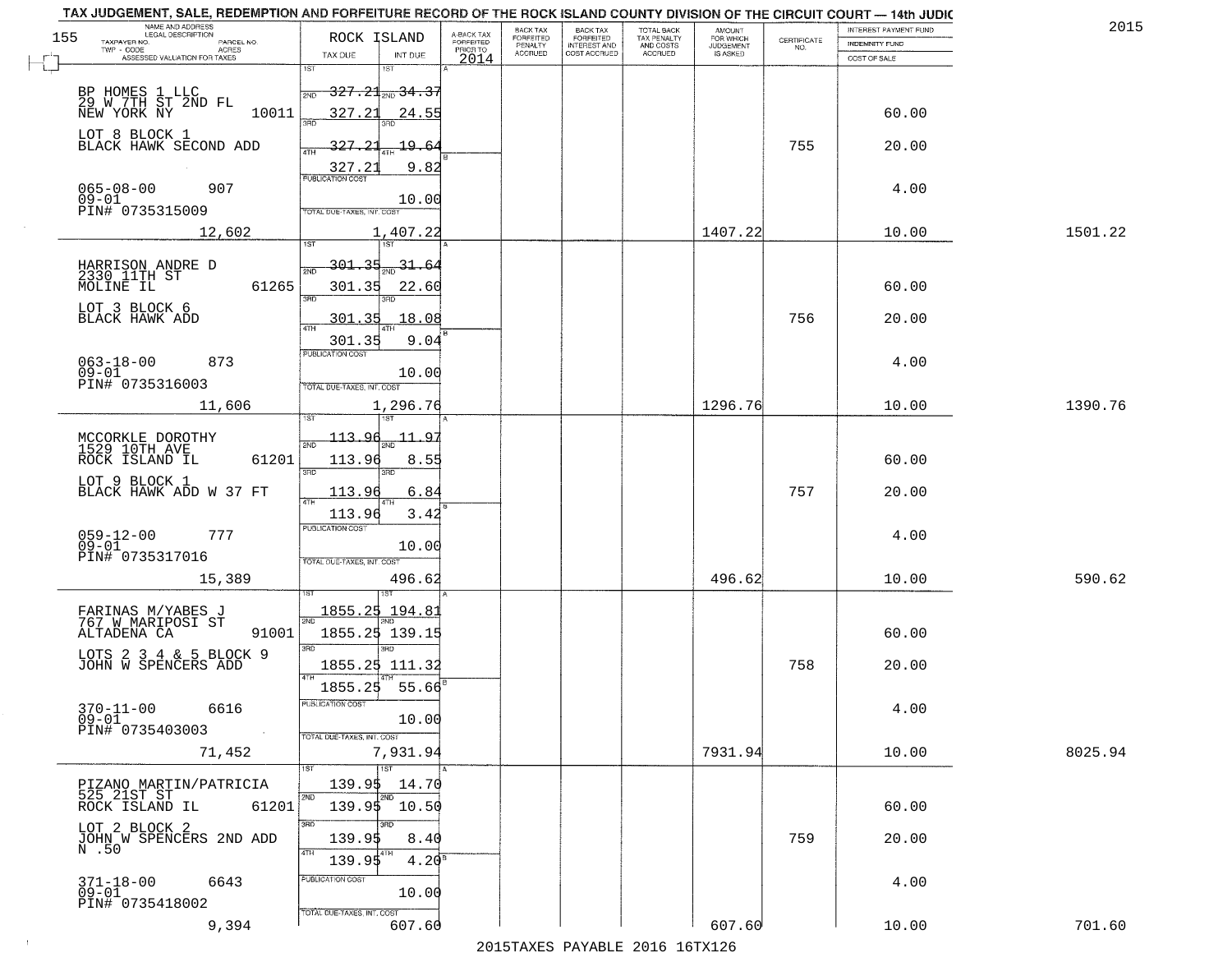# TAX JUDGEMENT, SALE, REDEMPTION AND FORFEITURE RECORD OF THE ROCK ISLAND COUNTY DIVISION OF THE CIRCUIT COURT — 14th JUDIC

2015

| NAME AND ADDRESS / LEGAL DESCRIPTION / TAXPAYER NO. / PARCEL NO. / TWP - CODE / ACRES / ASSESSED VALUATION FOR TAXES | ROCK ISLAND TAX DUE | INT DUE | A-BACK TAX FORFEITED PRIOR TO 2014 | BACK TAX FORFEITED PENALTY ACCRUED | BACK TAX FORFEITED INTEREST AND COST ACCRUED | TOTAL BACK TAX PENALTY AND COSTS ACCRUED | AMOUNT FOR WHICH JUDGEMENT IS ASKED | CERTIFICATE NO. | INTEREST PAYMENT FUND / INDEMNITY FUND / COST OF SALE | |
|---|---|---|---|---|---|---|---|---|---|---|
| BP HOMES 1 LLC, 29 W 7TH ST 2ND FL, NEW YORK NY 10011 | 1ST 327.21 | 1ST 34.37 | | | | | | | | |
| | 2ND 327.21 | 2ND 24.55 | | | | | | | 60.00 | |
| LOT 8 BLOCK 1, BLACK HAWK SECOND ADD | 3RD 327.21 | 3RD 19.64 | | | | | | 755 | 20.00 | |
| | 4TH 327.21 | 4TH 9.82 | | | | | | | | |
| 065-08-00 907, 09-01, PIN# 0735315009 | PUBLICATION COST | 10.00 | | | | | | | 4.00 | |
| 12,602 | TOTAL DUE-TAXES, INT. COST | 1,407.22 | | | | | 1407.22 | | 10.00 | 1501.22 |
| HARRISON ANDRE D, 2330 11TH ST, MOLINE IL 61265 | 1ST 301.35 | 1ST 31.64 | | | | | | | | |
| | 2ND 301.35 | 2ND 22.60 | | | | | | | 60.00 | |
| LOT 3 BLOCK 6, BLACK HAWK ADD | 3RD 301.35 | 3RD 18.08 | | | | | | 756 | 20.00 | |
| | 4TH 301.35 | 4TH 9.04 | | | | | | | | |
| 063-18-00 873, 09-01, PIN# 0735316003 | PUBLICATION COST | 10.00 | | | | | | | 4.00 | |
| 11,606 | TOTAL DUE-TAXES, INT. COST | 1,296.76 | | | | | 1296.76 | | 10.00 | 1390.76 |
| MCCORKLE DOROTHY, 1529 10TH AVE, ROCK ISLAND IL 61201 | 1ST 113.96 | 1ST 11.97 | | | | | | | | |
| | 2ND 113.96 | 2ND 8.55 | | | | | | | 60.00 | |
| LOT 9 BLOCK 1, BLACK HAWK ADD W 37 FT | 3RD 113.96 | 3RD 6.84 | | | | | | 757 | 20.00 | |
| | 4TH 113.96 | 4TH 3.42 | | | | | | | | |
| 059-12-00 777, 09-01, PIN# 0735317016 | PUBLICATION COST | 10.00 | | | | | | | 4.00 | |
| 15,389 | TOTAL DUE-TAXES, INT. COST | 496.62 | | | | | 496.62 | | 10.00 | 590.62 |
| FARINAS M/YABES J, 767 W MARIPOSI ST, ALTADENA CA 91001 | 1ST 1855.25 | 1ST 194.81 | | | | | | | | |
| | 2ND 1855.25 | 2ND 139.15 | | | | | | | 60.00 | |
| LOTS 2 3 4 & 5 BLOCK 9, JOHN W SPENCERS ADD | 3RD 1855.25 | 3RD 111.32 | | | | | | 758 | 20.00 | |
| | 4TH 1855.25 | 4TH 55.66 | | | | | | | | |
| 370-11-00 6616, 09-01, PIN# 0735403003 | PUBLICATION COST | 10.00 | | | | | | | 4.00 | |
| 71,452 | TOTAL DUE-TAXES, INT. COST | 7,931.94 | | | | | 7931.94 | | 10.00 | 8025.94 |
| PIZANO MARTIN/PATRICIA, 525 21ST ST, ROCK ISLAND IL 61201 | 1ST 139.95 | 1ST 14.70 | | | | | | | | |
| | 2ND 139.95 | 2ND 10.50 | | | | | | | 60.00 | |
| LOT 2 BLOCK 2, JOHN W SPENCERS 2ND ADD, N .50 | 3RD 139.95 | 3RD 8.40 | | | | | | 759 | 20.00 | |
| | 4TH 139.95 | 4TH 4.20 | | | | | | | | |
| 371-18-00 6643, 09-01, PIN# 0735418002 | PUBLICATION COST | 10.00 | | | | | | | 4.00 | |
| 9,394 | TOTAL DUE-TAXES, INT. COST | 607.60 | | | | | 607.60 | | 10.00 | 701.60 |

2015TAXES PAYABLE 2016 16TX126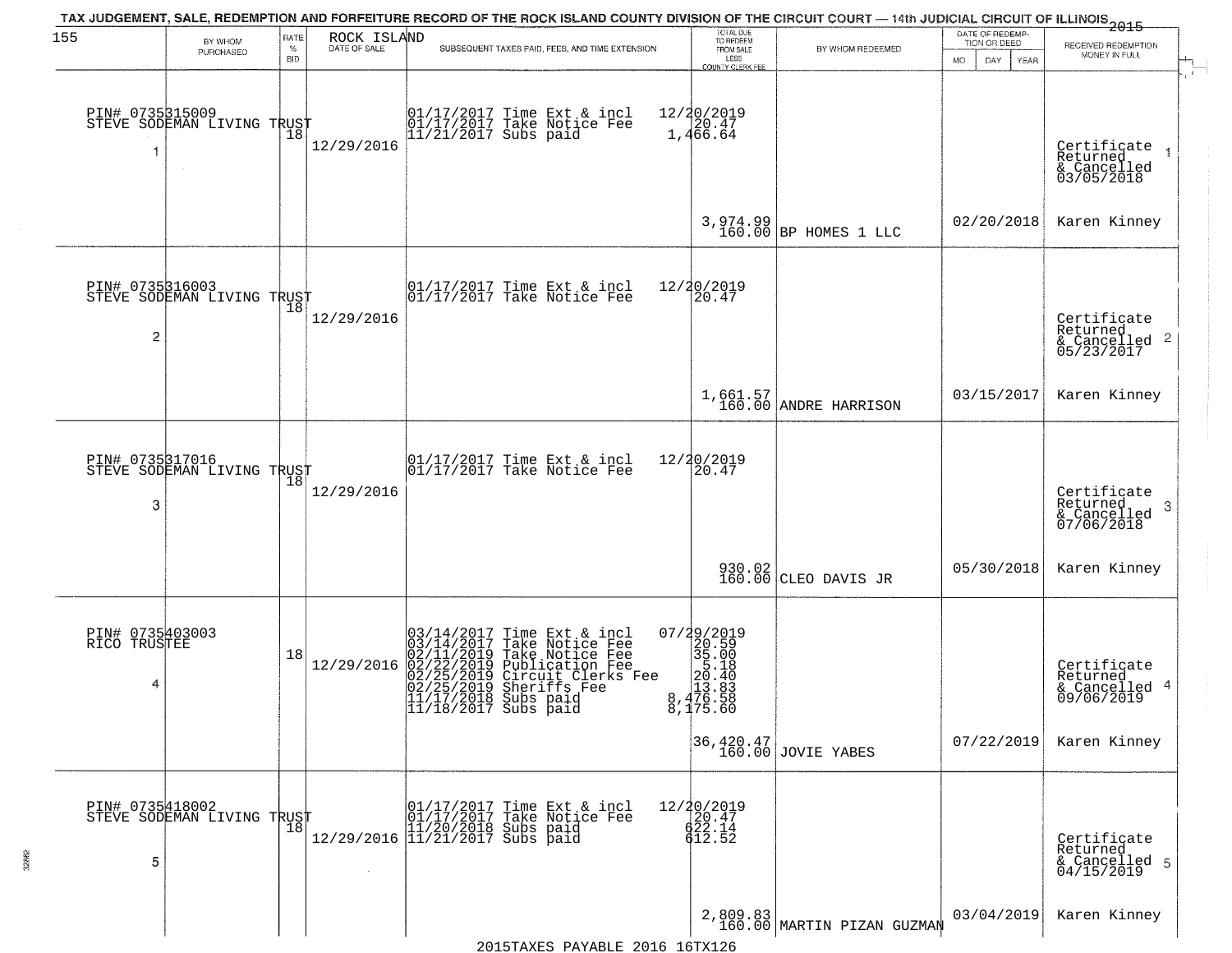TAX JUDGEMENT, SALE, REDEMPTION AND FORFEITURE RECORD OF THE ROCK ISLAND COUNTY DIVISION OF THE CIRCUIT COURT — 14th JUDICIAL CIRCUIT OF ILLINOIS 2015

| 155 BY WHOM PURCHASED | RATE % BID | ROCK ISLAND DATE OF SALE | SUBSEQUENT TAXES PAID, FEES, AND TIME EXTENSION | TOTAL DUE TO REDEEM FROM SALE LESS COUNTY CLERK FEE | BY WHOM REDEEMED | DATE OF REDEMPTION OR DEED MO DAY YEAR | RECEIVED REDEMPTION MONEY IN FULL |
|---|---|---|---|---|---|---|---|
| PIN# 0735315009 STEVE SODEMAN LIVING TRUST 1 | 18 | 12/29/2016 | 01/17/2017 Time Ext & incl 12/20/2019<br>01/17/2017 Take Notice Fee 20.47<br>11/21/2017 Subs paid 1,466.64 | 3,974.99<br>160.00 | BP HOMES 1 LLC | 02/20/2018 | Certificate Returned & Cancelled 03/05/2018 1<br>Karen Kinney |
| PIN# 0735316003 STEVE SODEMAN LIVING TRUST 2 | 18 | 12/29/2016 | 01/17/2017 Time Ext & incl 12/20/2019<br>01/17/2017 Take Notice Fee 20.47 | 1,661.57<br>160.00 | ANDRE HARRISON | 03/15/2017 | Certificate Returned & Cancelled 05/23/2017 2<br>Karen Kinney |
| PIN# 0735317016 STEVE SODEMAN LIVING TRUST 3 | 18 | 12/29/2016 | 01/17/2017 Time Ext & incl 12/20/2019<br>01/17/2017 Take Notice Fee 20.47 | 930.02<br>160.00 | CLEO DAVIS JR | 05/30/2018 | Certificate Returned & Cancelled 07/06/2018 3<br>Karen Kinney |
| PIN# 0735403003 RICO TRUSTEE 4 | 18 | 12/29/2016 | 03/14/2017 Time Ext & incl 07/29/2019<br>03/14/2017 Take Notice Fee 20.59<br>02/11/2019 Take Notice Fee 35.00<br>02/22/2019 Publication Fee 5.18<br>02/25/2019 Circuit Clerks Fee 20.40<br>02/25/2019 Sheriffs Fee 13.83<br>11/17/2018 Subs paid 8,476.58<br>11/18/2017 Subs paid 8,175.60 | 36,420.47<br>160.00 | JOVIE YABES | 07/22/2019 | Certificate Returned & Cancelled 09/06/2019 4<br>Karen Kinney |
| PIN# 0735418002 STEVE SODEMAN LIVING TRUST 5 | 18 | 12/29/2016 | 01/17/2017 Time Ext & incl 12/20/2019<br>01/17/2017 Take Notice Fee 20.47<br>11/20/2018 Subs paid 622.14<br>11/21/2017 Subs paid 612.52 | 2,809.83<br>160.00 | MARTIN PIZAN GUZMAN | 03/04/2019 | Certificate Returned & Cancelled 04/15/2019 5<br>Karen Kinney |

2015TAXES PAYABLE 2016 16TX126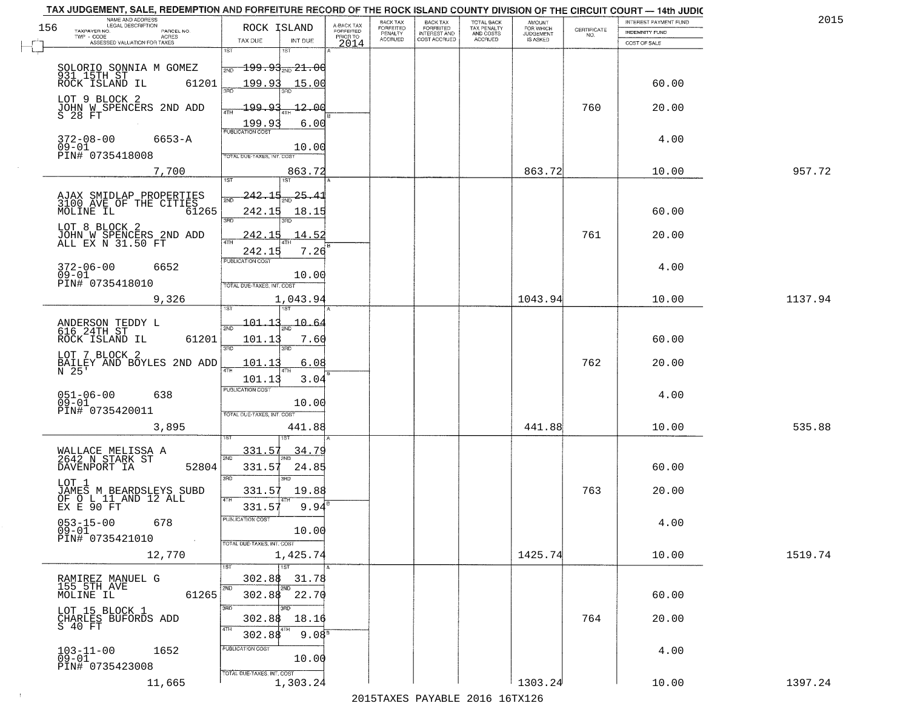TAX JUDGEMENT, SALE, REDEMPTION AND FORFEITURE RECORD OF THE ROCK ISLAND COUNTY DIVISION OF THE CIRCUIT COURT — 14th JUDIC

2015

| NAME AND ADDRESS / LEGAL DESCRIPTION / TAXPAYER NO. / PARCEL NO. / TWP - CODE / ACRES / ASSESSED VALUATION FOR TAXES | ROCK ISLAND TAX DUE | INT DUE | A-BACK TAX FORFEITED PRIOR TO 2014 | BACK TAX FORFEITED PENALTY ACCRUED | BACK TAX FORFEITED INTEREST AND COST ACCRUED | TOTAL BACK TAX PENALTY AND COSTS ACCRUED | AMOUNT FOR WHICH JUDGEMENT IS ASKED | CERTIFICATE NO. | INTEREST PAYMENT FUND / INDEMNITY FUND / COST OF SALE | |
|---|---|---|---|---|---|---|---|---|---|---|
| SOLORIO SONNIA M GOMEZ 931 15TH ST ROCK ISLAND IL 61201 | 1ST 199.93 | 21.00 | | | | | | | | |
| | 2ND 199.93 | 15.00 | | | | | | | 60.00 | |
| LOT 9 BLOCK 2 JOHN W SPENCERS 2ND ADD S 28 FT | 3RD 199.93 | 12.00 | | | | | | 760 | 20.00 | |
| | 4TH 199.93 | 6.00 | | | | | | | | |
| 372-08-00 6653-A 09-01 PIN# 0735418008 | PUBLICATION COST | 10.00 | | | | | | | 4.00 | |
| 7,700 | TOTAL DUE-TAXES, INT. COST | 863.72 | | | | | 863.72 | | 10.00 | 957.72 |
| AJAX SMIDLAP PROPERTIES 3100 AVE OF THE CITIES MOLINE IL 61265 | 1ST 242.15 | 25.41 | | | | | | | | |
| | 2ND 242.15 | 18.15 | | | | | | | 60.00 | |
| LOT 8 BLOCK 2 JOHN W SPENCERS 2ND ADD ALL EX N 31.50 FT | 3RD 242.15 | 14.52 | | | | | | 761 | 20.00 | |
| | 4TH 242.15 | 7.26 | | | | | | | | |
| 372-06-00 6652 09-01 PIN# 0735418010 | PUBLICATION COST | 10.00 | | | | | | | 4.00 | |
| 9,326 | TOTAL DUE-TAXES, INT. COST | 1,043.94 | | | | | 1043.94 | | 10.00 | 1137.94 |
| ANDERSON TEDDY L 616 24TH ST ROCK ISLAND IL 61201 | 1ST 101.13 | 10.64 | | | | | | | | |
| | 2ND 101.13 | 7.60 | | | | | | | 60.00 | |
| LOT 7 BLOCK 2 BAILEY AND BOYLES 2ND ADD N 25' | 3RD 101.13 | 6.08 | | | | | | 762 | 20.00 | |
| | 4TH 101.13 | 3.04 | | | | | | | | |
| 051-06-00 638 09-01 PIN# 0735420011 | PUBLICATION COST | 10.00 | | | | | | | 4.00 | |
| 3,895 | TOTAL DUE-TAXES, INT. COST | 441.88 | | | | | 441.88 | | 10.00 | 535.88 |
| WALLACE MELISSA A 2642 N STARK ST DAVENPORT IA 52804 | 1ST 331.57 | 34.79 | | | | | | | | |
| | 2ND 331.57 | 24.85 | | | | | | | 60.00 | |
| LOT 1 JAMES M BEARDSLEYS SUBD OF O L 11 AND 12 ALL EX E 90 FT | 3RD 331.57 | 19.88 | | | | | | 763 | 20.00 | |
| | 4TH 331.57 | 9.94 | | | | | | | | |
| 053-15-00 678 09-01 PIN# 0735421010 | PUBLICATION COST | 10.00 | | | | | | | 4.00 | |
| 12,770 | TOTAL DUE-TAXES, INT. COST | 1,425.74 | | | | | 1425.74 | | 10.00 | 1519.74 |
| RAMIREZ MANUEL G 155 5TH AVE MOLINE IL 61265 | 1ST 302.88 | 31.78 | | | | | | | | |
| | 2ND 302.88 | 22.70 | | | | | | | 60.00 | |
| LOT 15 BLOCK 1 CHARLES BUFORDS ADD S 40 FT | 3RD 302.88 | 18.16 | | | | | | 764 | 20.00 | |
| | 4TH 302.88 | 9.08 | | | | | | | | |
| 103-11-00 1652 09-01 PIN# 0735423008 | PUBLICATION COST | 10.00 | | | | | | | 4.00 | |
| 11,665 | TOTAL DUE-TAXES, INT. COST | 1,303.24 | | | | | 1303.24 | | 10.00 | 1397.24 |

2015TAXES PAYABLE 2016 16TX126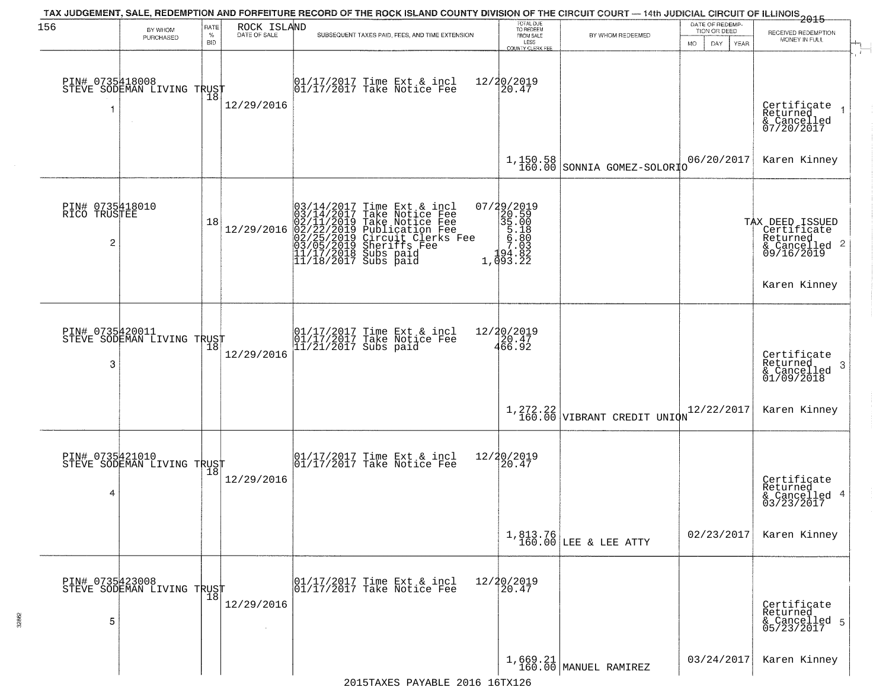TAX JUDGEMENT, SALE, REDEMPTION AND FORFEITURE RECORD OF THE ROCK ISLAND COUNTY DIVISION OF THE CIRCUIT COURT — 14th JUDICIAL CIRCUIT OF ILLINOIS 2015

| | BY WHOM PURCHASED | RATE % BID | ROCK ISLAND DATE OF SALE | SUBSEQUENT TAXES PAID, FEES, AND TIME EXTENSION | TOTAL DUE TO REDEEM FROM SALE LESS COUNTY CLERK FEE | BY WHOM REDEEMED | DATE OF REDEMPTION OR DEED MO DAY YEAR | RECEIVED REDEMPTION MONEY IN FULL |
|---|---|---|---|---|---|---|---|---|
| 1 | PIN# 0735418008 STEVE SODEMAN LIVING TRUST | 18 | 12/29/2016 | 01/17/2017 Time Ext & incl 12/20/2019<br>01/17/2017 Take Notice Fee 20.47 | 1,150.58<br>160.00 | SONNIA GOMEZ-SOLORIO | 06/20/2017 | Certificate Returned & Cancelled 07/20/2017<br>Karen Kinney |
| 2 | PIN# 0735418010 RICO TRUSTEE | 18 | 12/29/2016 | 03/14/2017 Time Ext & incl 07/29/2019<br>03/14/2017 Take Notice Fee 20.59<br>02/11/2019 Take Notice Fee 35.00<br>02/22/2019 Publication Fee 5.18<br>02/25/2019 Circuit Clerks Fee 6.80<br>03/05/2019 Sheriffs Fee 7.03<br>11/17/2018 Subs paid 194.82<br>11/18/2017 Subs paid 1,093.22 | | | | TAX DEED ISSUED Certificate Returned & Cancelled 09/16/2019<br>Karen Kinney |
| 3 | PIN# 0735420011 STEVE SODEMAN LIVING TRUST | 18 | 12/29/2016 | 01/17/2017 Time Ext & incl 12/20/2019<br>01/17/2017 Take Notice Fee 20.47<br>11/21/2017 Subs paid 466.92 | 1,272.22<br>160.00 | VIBRANT CREDIT UNION | 12/22/2017 | Certificate Returned & Cancelled 01/09/2018<br>Karen Kinney |
| 4 | PIN# 0735421010 STEVE SODEMAN LIVING TRUST | 18 | 12/29/2016 | 01/17/2017 Time Ext & incl 12/20/2019<br>01/17/2017 Take Notice Fee 20.47 | 1,813.76<br>160.00 | LEE & LEE ATTY | 02/23/2017 | Certificate Returned & Cancelled 03/23/2017<br>Karen Kinney |
| 5 | PIN# 0735423008 STEVE SODEMAN LIVING TRUST | 18 | 12/29/2016 | 01/17/2017 Time Ext & incl 12/20/2019<br>01/17/2017 Take Notice Fee 20.47 | 1,669.21<br>160.00 | MANUEL RAMIREZ | 03/24/2017 | Certificate Returned & Cancelled 05/23/2017<br>Karen Kinney |

2015TAXES PAYABLE 2016 16TX126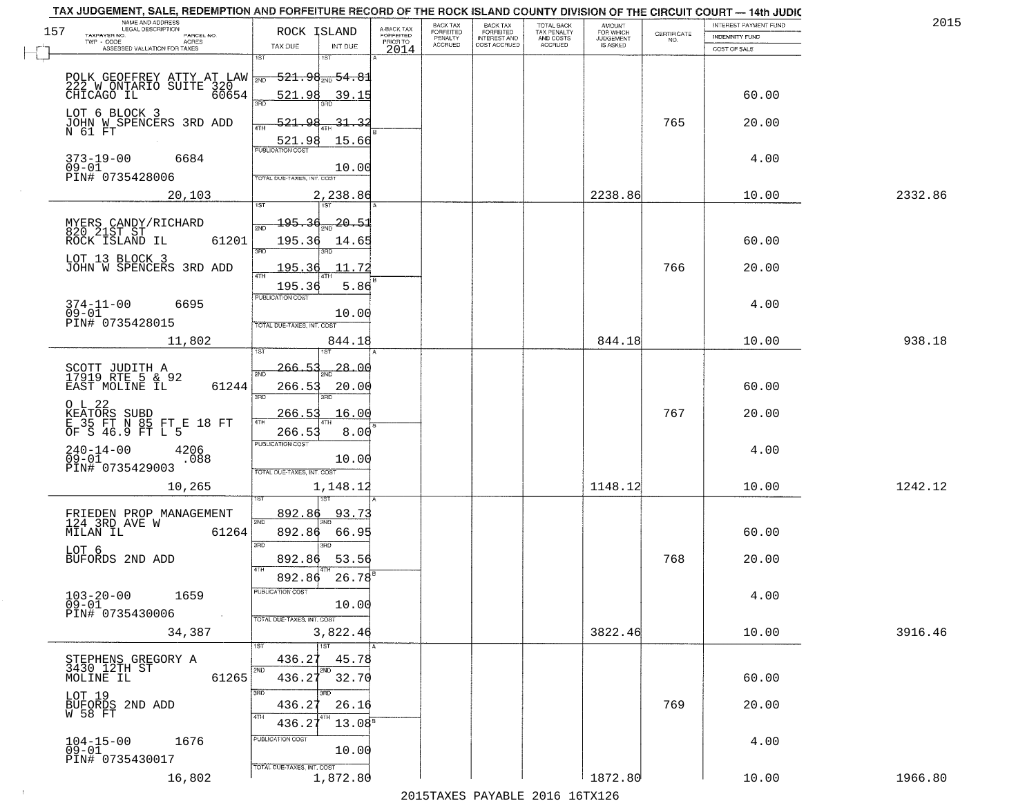## TAX JUDGEMENT, SALE, REDEMPTION AND FORFEITURE RECORD OF THE ROCK ISLAND COUNTY DIVISION OF THE CIRCUIT COURT — 14th JUDIC

157 — ROCK ISLAND — 2015

| NAME AND ADDRESS / LEGAL DESCRIPTION / TAXPAYER NO. / PARCEL NO. / TWP - CODE / ACRES / ASSESSED VALUATION FOR TAXES | TAX DUE | INT DUE | A-BACK TAX FORFEITED PRIOR TO 2014 | BACK TAX FORFEITED PENALTY ACCRUED | BACK TAX FORFEITED INTEREST AND COST ACCRUED | TOTAL BACK TAX PENALTY AND COSTS ACCRUED | AMOUNT FOR WHICH JUDGEMENT IS ASKED | CERTIFICATE NO. | INTEREST PAYMENT FUND / INDEMNITY FUND / COST OF SALE | |
|---|---|---|---|---|---|---|---|---|---|---|
| POLK GEOFFREY ATTY AT LAW<br>222 W ONTARIO SUITE 320<br>CHICAGO IL 60654<br>LOT 6 BLOCK 3<br>JOHN W SPENCERS 3RD ADD<br>N 61 FT<br>373-19-00 6684<br>09-01<br>PIN# 0735428006 | 1ST 521.98<br>2ND 521.98<br>3RD 521.98<br>4TH 521.98<br>PUBLICATION COST | 54.81<br>39.15<br>31.32<br>15.66<br>10.00 | | | | | | 765 | 60.00<br>20.00<br>4.00 | |
| 20,103 | TOTAL DUE-TAXES, INT. COST | 2,238.86 | | | | | 2238.86 | | 10.00 | 2332.86 |
| MYERS CANDY/RICHARD<br>820 21ST ST<br>ROCK ISLAND IL 61201<br>LOT 13 BLOCK 3<br>JOHN W SPENCERS 3RD ADD<br>374-11-00 6695<br>09-01<br>PIN# 0735428015 | 1ST 195.36<br>2ND 195.36<br>3RD 195.36<br>4TH 195.36<br>PUBLICATION COST | 20.51<br>14.65<br>11.72<br>5.86<br>10.00 | | | | | | 766 | 60.00<br>20.00<br>4.00 | |
| 11,802 | TOTAL DUE-TAXES, INT. COST | 844.18 | | | | | 844.18 | | 10.00 | 938.18 |
| SCOTT JUDITH A<br>17919 RTE 5 & 92<br>EAST MOLINE IL 61244<br>O L 22<br>KEATORS SUBD<br>E 35 FT N 85 FT E 18 FT<br>OF S 46.9 FT L 5<br>240-14-00 4206<br>09-01 .088<br>PIN# 0735429003 | 1ST 266.53<br>2ND 266.53<br>3RD 266.53<br>4TH 266.53<br>PUBLICATION COST | 28.00<br>20.00<br>16.00<br>8.00<br>10.00 | | | | | | 767 | 60.00<br>20.00<br>4.00 | |
| 10,265 | TOTAL DUE-TAXES, INT. COST | 1,148.12 | | | | | 1148.12 | | 10.00 | 1242.12 |
| FRIEDEN PROP MANAGEMENT<br>124 3RD AVE W<br>MILAN IL 61264<br>LOT 6<br>BUFORDS 2ND ADD<br>103-20-00 1659<br>09-01<br>PIN# 0735430006 | 1ST 892.86<br>2ND 892.86<br>3RD 892.86<br>4TH 892.86<br>PUBLICATION COST | 93.73<br>66.95<br>53.56<br>26.78<br>10.00 | | | | | | 768 | 60.00<br>20.00<br>4.00 | |
| 34,387 | TOTAL DUE-TAXES, INT. COST | 3,822.46 | | | | | 3822.46 | | 10.00 | 3916.46 |
| STEPHENS GREGORY A<br>3430 12TH ST<br>MOLINE IL 61265<br>LOT 19<br>BUFORDS 2ND ADD<br>W 58 FT<br>104-15-00 1676<br>09-01<br>PIN# 0735430017 | 1ST 436.27<br>2ND 436.27<br>3RD 436.27<br>4TH 436.27<br>PUBLICATION COST | 45.78<br>32.70<br>26.16<br>13.08<br>10.00 | | | | | | 769 | 60.00<br>20.00<br>4.00 | |
| 16,802 | TOTAL DUE-TAXES, INT. COST | 1,872.80 | | | | | 1872.80 | | 10.00 | 1966.80 |

2015TAXES PAYABLE 2016 16TX126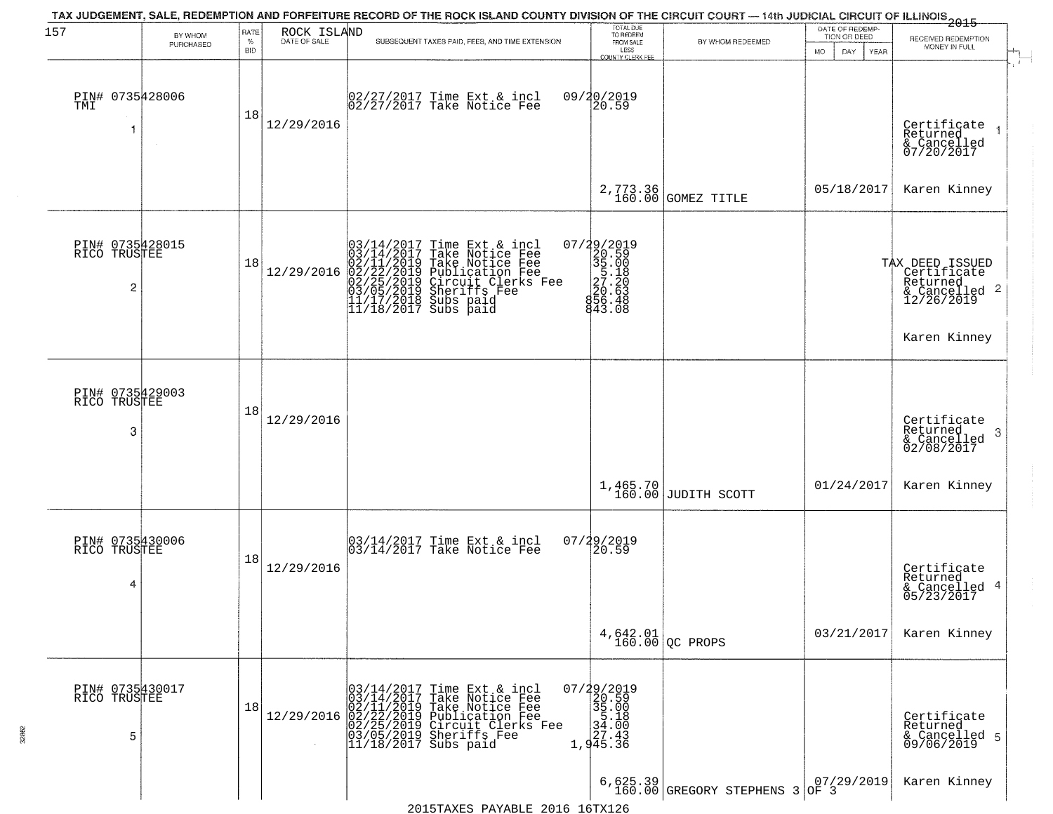TAX JUDGEMENT, SALE, REDEMPTION AND FORFEITURE RECORD OF THE ROCK ISLAND COUNTY DIVISION OF THE CIRCUIT COURT — 14th JUDICIAL CIRCUIT OF ILLINOIS 2015

157 ROCK ISLAND

| | BY WHOM PURCHASED | RATE % BID | DATE OF SALE | SUBSEQUENT TAXES PAID, FEES, AND TIME EXTENSION | TOTAL DUE TO REDEEM FROM SALE LESS COUNTY CLERK FEE | BY WHOM REDEEMED | DATE OF REDEMPTION OR DEED MO DAY YEAR | RECEIVED REDEMPTION MONEY IN FULL |
|---|---|---|---|---|---|---|---|---|
| PIN# 0735428006 TMI 1 | | 18 | 12/29/2016 | 02/27/2017 Time Ext & incl<br>02/27/2017 Take Notice Fee | 09/20/2019<br>20.59<br>2,773.36<br>160.00 | GOMEZ TITLE | 05/18/2017 | Certificate Returned & Cancelled 07/20/2017 1<br>Karen Kinney |
| PIN# 0735428015 RICO TRUSTEE 2 | | 18 | 12/29/2016 | 03/14/2017 Time Ext & incl<br>03/14/2017 Take Notice Fee<br>02/11/2019 Take Notice Fee<br>02/22/2019 Publication Fee<br>02/25/2019 Circuit Clerks Fee<br>03/05/2019 Sheriffs Fee<br>11/17/2018 Subs paid<br>11/18/2017 Subs paid | 07/29/2019<br>20.59<br>35.00<br>5.18<br>27.20<br>20.63<br>856.48<br>843.08 | | | TAX DEED ISSUED Certificate Returned & Cancelled 12/26/2019 2<br>Karen Kinney |
| PIN# 0735429003 RICO TRUSTEE 3 | | 18 | 12/29/2016 | | 1,465.70<br>160.00 | JUDITH SCOTT | 01/24/2017 | Certificate Returned & Cancelled 02/08/2017 3<br>Karen Kinney |
| PIN# 0735430006 RICO TRUSTEE 4 | | 18 | 12/29/2016 | 03/14/2017 Time Ext & incl<br>03/14/2017 Take Notice Fee | 07/29/2019<br>20.59<br>4,642.01<br>160.00 | QC PROPS | 03/21/2017 | Certificate Returned & Cancelled 05/23/2017 4<br>Karen Kinney |
| PIN# 0735430017 RICO TRUSTEE 5 | | 18 | 12/29/2016 | 03/14/2017 Time Ext & incl<br>03/14/2017 Take Notice Fee<br>02/11/2019 Take Notice Fee<br>02/22/2019 Publication Fee<br>02/25/2019 Circuit Clerks Fee<br>03/05/2019 Sheriffs Fee<br>11/18/2017 Subs paid | 07/29/2019<br>20.59<br>35.00<br>5.18<br>34.00<br>27.43<br>1,945.36<br>6,625.39<br>160.00 | GREGORY STEPHENS 3 OF 3 | 07/29/2019 | Certificate Returned & Cancelled 09/06/2019 5<br>Karen Kinney |

2015TAXES PAYABLE 2016 16TX126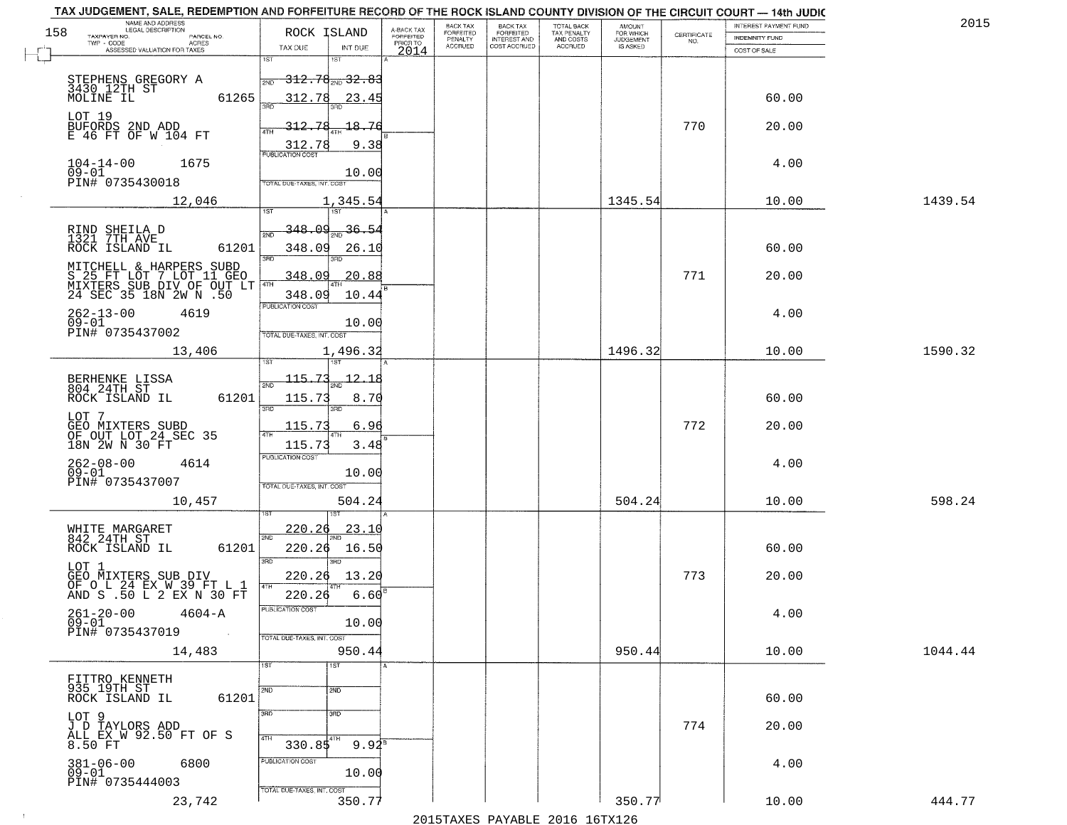TAX JUDGEMENT, SALE, REDEMPTION AND FORFEITURE RECORD OF THE ROCK ISLAND COUNTY DIVISION OF THE CIRCUIT COURT — 14th JUDIC

2015

| NAME AND ADDRESS / LEGAL DESCRIPTION / TAXPAYER NO. / PARCEL NO. / TWP - CODE / ACRES / ASSESSED VALUATION FOR TAXES | ROCK ISLAND TAX DUE | INT DUE | A-BACK TAX FORFEITED PRIOR TO 2014 | BACK TAX FORFEITED PENALTY ACCRUED | BACK TAX FORFEITED INTEREST AND COST ACCRUED | TOTAL BACK TAX PENALTY AND COSTS ACCRUED | AMOUNT FOR WHICH JUDGEMENT IS ASKED | CERTIFICATE NO. | INTEREST PAYMENT FUND / INDEMNITY FUND / COST OF SALE | |
|---|---|---|---|---|---|---|---|---|---|---|
| STEPHENS GREGORY A 3430 12TH ST MOLINE IL 61265 | 1ST 312.78 | 1ST 32.83 | | | | | | | | |
| | 2ND 312.78 | 2ND 23.45 | | | | | | | 60.00 | |
| LOT 19 BUFORDS 2ND ADD E 46 FT OF W 104 FT | 3RD 312.78 | 3RD 18.76 | | | | | | 770 | 20.00 | |
| | 4TH 312.78 | 4TH 9.38 | | | | | | | | |
| 104-14-00 1675 09-01 PIN# 0735430018 | PUBLICATION COST | 10.00 | | | | | | | 4.00 | |
| 12,046 | TOTAL DUE-TAXES, INT. COST | 1,345.54 | | | | | 1345.54 | | 10.00 | 1439.54 |
| RIND SHEILA D 1321 7TH AVE ROCK ISLAND IL 61201 | 1ST 348.09 | 1ST 36.54 | | | | | | | | |
| | 2ND 348.09 | 2ND 26.10 | | | | | | | 60.00 | |
| MITCHELL & HARPERS SUBD S 25 FT LOT 7 LOT 11 GEO MIXTERS SUB DIV OF OUT LT 24 SEC 35 18N 2W N .50 | 3RD 348.09 | 3RD 20.88 | | | | | | 771 | 20.00 | |
| | 4TH 348.09 | 4TH 10.44 | | | | | | | | |
| 262-13-00 4619 09-01 PIN# 0735437002 | PUBLICATION COST | 10.00 | | | | | | | 4.00 | |
| 13,406 | TOTAL DUE-TAXES, INT. COST | 1,496.32 | | | | | 1496.32 | | 10.00 | 1590.32 |
| BERHENKE LISSA 804 24TH ST ROCK ISLAND IL 61201 | 1ST 115.73 | 1ST 12.18 | | | | | | | | |
| | 2ND 115.73 | 2ND 8.70 | | | | | | | 60.00 | |
| LOT 7 GEO MIXTERS SUBD OF OUT LOT 24 SEC 35 18N 2W N 30 FT | 3RD 115.73 | 3RD 6.96 | | | | | | 772 | 20.00 | |
| | 4TH 115.73 | 4TH 3.48 | | | | | | | | |
| 262-08-00 4614 09-01 PIN# 0735437007 | PUBLICATION COST | 10.00 | | | | | | | 4.00 | |
| 10,457 | TOTAL DUE-TAXES, INT. COST | 504.24 | | | | | 504.24 | | 10.00 | 598.24 |
| WHITE MARGARET 842 24TH ST ROCK ISLAND IL 61201 | 1ST 220.26 | 1ST 23.10 | | | | | | | | |
| | 2ND 220.26 | 2ND 16.50 | | | | | | | 60.00 | |
| LOT 1 GEO MIXTERS SUB DIV OF O L 24 EX W 39 FT L 1 AND S .50 L 2 EX N 30 FT | 3RD 220.26 | 3RD 13.20 | | | | | | 773 | 20.00 | |
| | 4TH 220.26 | 4TH 6.60 | | | | | | | | |
| 261-20-00 4604-A 09-01 PIN# 0735437019 | PUBLICATION COST | 10.00 | | | | | | | 4.00 | |
| 14,483 | TOTAL DUE-TAXES, INT. COST | 950.44 | | | | | 950.44 | | 10.00 | 1044.44 |
| FITTRO KENNETH 935 19TH ST ROCK ISLAND IL 61201 | 1ST | 1ST | | | | | | | | |
| | 2ND | 2ND | | | | | | | 60.00 | |
| LOT 9 J D TAYLORS ADD ALL EX W 92.50 FT OF S 8.50 FT | 3RD | 3RD | | | | | | 774 | 20.00 | |
| | 4TH 330.85 | 4TH 9.92 | | | | | | | | |
| 381-06-00 6800 09-01 PIN# 0735444003 | PUBLICATION COST | 10.00 | | | | | | | 4.00 | |
| 23,742 | TOTAL DUE-TAXES, INT. COST | 350.77 | | | | | 350.77 | | 10.00 | 444.77 |

2015TAXES PAYABLE 2016 16TX126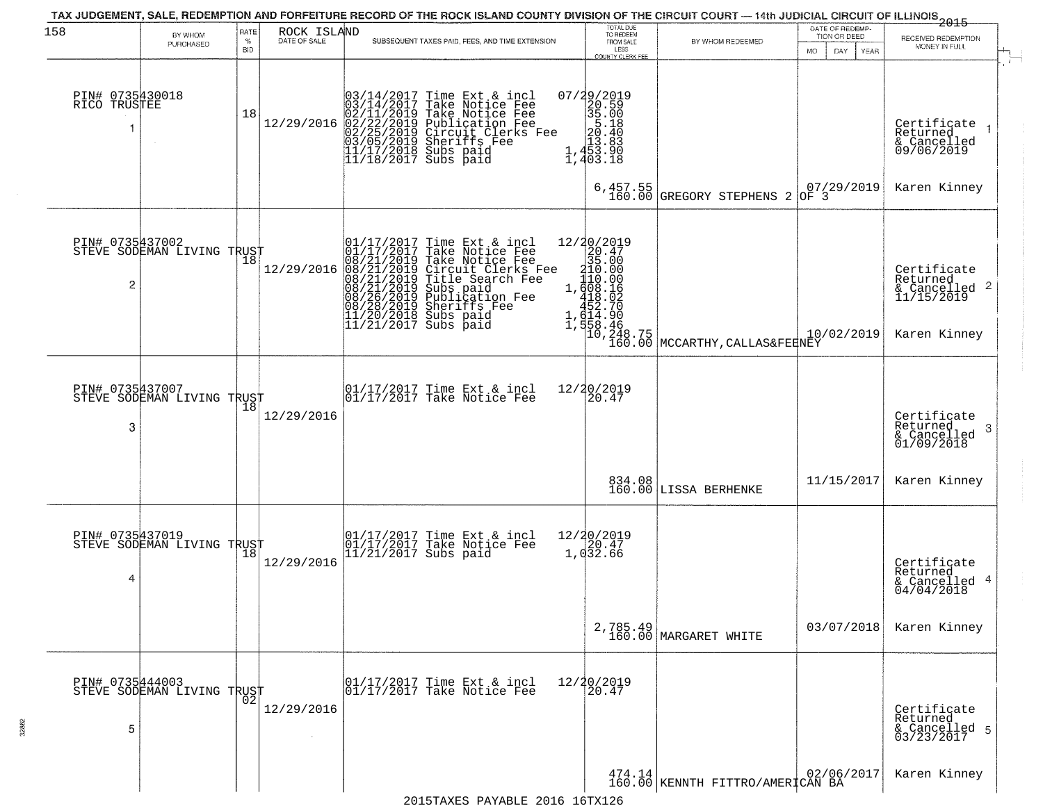TAX JUDGEMENT, SALE, REDEMPTION AND FORFEITURE RECORD OF THE ROCK ISLAND COUNTY DIVISION OF THE CIRCUIT COURT — 14th JUDICIAL CIRCUIT OF ILLINOIS 2015

| BY WHOM PURCHASED | RATE % BID | ROCK ISLAND DATE OF SALE | SUBSEQUENT TAXES PAID, FEES, AND TIME EXTENSION | TOTAL DUE TO REDEEM FROM SALE LESS COUNTY CLERK FEE | BY WHOM REDEEMED | DATE OF REDEMPTION OR DEED MO DAY YEAR | RECEIVED REDEMPTION MONEY IN FULL |
|---|---|---|---|---|---|---|---|
| PIN# 0735430018 RICO TRUSTEE 1 | 18 | 12/29/2016 | 03/14/2017 Time Ext & incl 07/29/2019<br>03/14/2017 Take Notice Fee 20.59<br>02/11/2019 Take Notice Fee 35.00<br>02/22/2019 Publication Fee 5.18<br>02/25/2019 Circuit Clerks Fee 20.40<br>03/05/2019 Sheriffs Fee 13.83<br>11/17/2018 Subs paid 1,453.90<br>11/18/2017 Subs paid 1,403.18 | 6,457.55<br>160.00 | GREGORY STEPHENS 2 OF 3 | 07/29/2019 | Certificate Returned & Cancelled 09/06/2019 1<br>Karen Kinney |
| PIN# 0735437002 STEVE SODEMAN LIVING TRUST 2 | 18 | 12/29/2016 | 01/17/2017 Time Ext & incl 12/20/2019<br>01/17/2017 Take Notice Fee 20.47<br>08/21/2019 Take Notice Fee 35.00<br>08/21/2019 Circuit Clerks Fee 210.00<br>08/21/2019 Title Search Fee 110.00<br>08/21/2019 Subs paid 1,608.16<br>08/26/2019 Publication Fee 418.02<br>08/28/2019 Sheriffs Fee 452.70<br>11/20/2018 Subs paid 1,614.90<br>11/21/2017 Subs paid 1,558.46 | 10,248.75<br>160.00 | MCCARTHY,CALLAS&FEENEY | 10/02/2019 | Certificate Returned & Cancelled 11/15/2019 2<br>Karen Kinney |
| PIN# 0735437007 STEVE SODEMAN LIVING TRUST 3 | 18 | 12/29/2016 | 01/17/2017 Time Ext & incl 12/20/2019<br>01/17/2017 Take Notice Fee 20.47 | 834.08<br>160.00 | LISSA BERHENKE | 11/15/2017 | Certificate Returned & Cancelled 01/09/2018 3<br>Karen Kinney |
| PIN# 0735437019 STEVE SODEMAN LIVING TRUST 4 | 18 | 12/29/2016 | 01/17/2017 Time Ext & incl 12/20/2019<br>01/17/2017 Take Notice Fee 20.47<br>11/21/2017 Subs paid 1,032.66 | 2,785.49<br>160.00 | MARGARET WHITE | 03/07/2018 | Certificate Returned & Cancelled 04/04/2018 4<br>Karen Kinney |
| PIN# 0735444003 STEVE SODEMAN LIVING TRUST 5 | 02 | 12/29/2016 | 01/17/2017 Time Ext & incl 12/20/2019<br>01/17/2017 Take Notice Fee 20.47 | 474.14<br>160.00 | KENNTH FITTRO/AMERICAN BA | 02/06/2017 | Certificate Returned & Cancelled 03/23/2017 5<br>Karen Kinney |

2015TAXES PAYABLE 2016 16TX126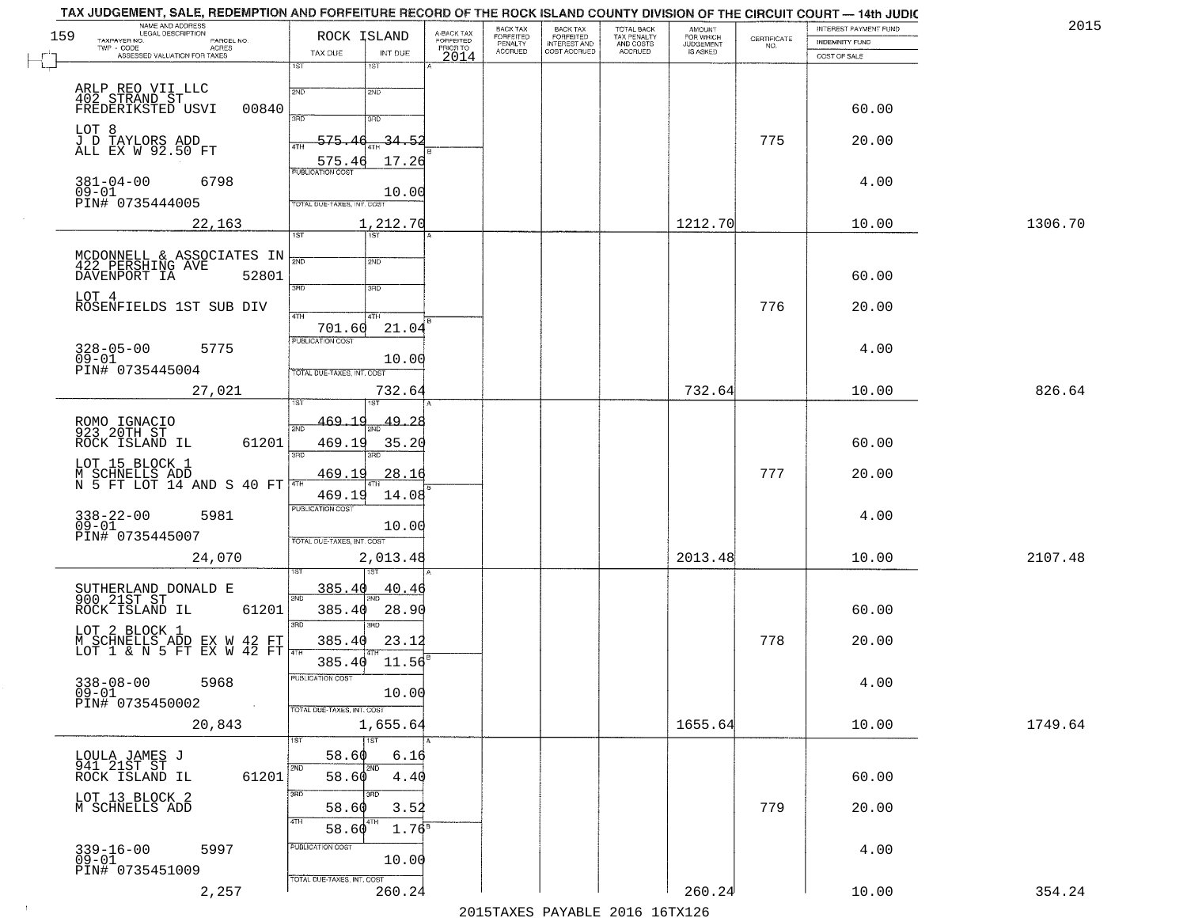TAX JUDGEMENT, SALE, REDEMPTION AND FORFEITURE RECORD OF THE ROCK ISLAND COUNTY DIVISION OF THE CIRCUIT COURT — 14th JUDIC

2015

| NAME AND ADDRESS / LEGAL DESCRIPTION / TAXPAYER NO. / PARCEL NO. / TWP - CODE / ACRES / ASSESSED VALUATION FOR TAXES | ROCK ISLAND TAX DUE | INT DUE | A-BACK TAX FORFEITED PRIOR TO 2014 | BACK TAX FORFEITED PENALTY ACCRUED | BACK TAX FORFEITED INTEREST AND COST ACCRUED | TOTAL BACK TAX PENALTY AND COSTS ACCRUED | AMOUNT FOR WHICH JUDGEMENT IS ASKED | CERTIFICATE NO. | INTEREST PAYMENT FUND / INDEMNITY FUND / COST OF SALE | |
|---|---|---|---|---|---|---|---|---|---|---|
| ARLP REO VII LLC<br>402 STRAND ST<br>FREDERIKSTED USVI 00840<br>LOT 8<br>J D TAYLORS ADD<br>ALL EX W 92.50 FT<br>381-04-00 6798<br>09-01<br>PIN# 0735444005<br>22,163 | 1ST<br>2ND<br>3RD<br>4TH 575.46<br>575.46<br>PUBLICATION COST<br>TOTAL DUE-TAXES, INT. COST | 1ST<br>2ND<br>3RD<br>4TH 34.52<br>17.26<br>10.00<br>1,212.70 | | | | | 1212.70 | 775 | 60.00<br>20.00<br>4.00<br>10.00 | 1306.70 |
| MCDONNELL & ASSOCIATES IN<br>422 PERSHING AVE<br>DAVENPORT IA 52801<br>LOT 4<br>ROSENFIELDS 1ST SUB DIV<br>328-05-00 5775<br>09-01<br>PIN# 0735445004<br>27,021 | 1ST<br>2ND<br>3RD<br>4TH<br>701.60<br>PUBLICATION COST<br>TOTAL DUE-TAXES, INT. COST | 1ST<br>2ND<br>3RD<br>4TH<br>21.04<br>10.00<br>732.64 | | | | | 732.64 | 776 | 60.00<br>20.00<br>4.00<br>10.00 | 826.64 |
| ROMO IGNACIO<br>923 20TH ST<br>ROCK ISLAND IL 61201<br>LOT 15 BLOCK 1<br>M SCHNELLS ADD<br>N 5 FT LOT 14 AND S 40 FT<br>338-22-00 5981<br>09-01<br>PIN# 0735445007<br>24,070 | 1ST 469.19<br>2ND 469.19<br>3RD 469.19<br>4TH 469.19<br>PUBLICATION COST<br>TOTAL DUE-TAXES, INT. COST | 1ST 49.28<br>2ND 35.20<br>3RD 28.16<br>4TH 14.08<br>10.00<br>2,013.48 | | | | | 2013.48 | 777 | 60.00<br>20.00<br>4.00<br>10.00 | 2107.48 |
| SUTHERLAND DONALD E<br>900 21ST ST<br>ROCK ISLAND IL 61201<br>LOT 2 BLOCK 1<br>M SCHNELLS ADD EX W 42 FT<br>LOT 1 & N 5 FT EX W 42 FT<br>338-08-00 5968<br>09-01<br>PIN# 0735450002<br>20,843 | 1ST 385.40<br>2ND 385.40<br>3RD 385.40<br>4TH 385.40<br>PUBLICATION COST<br>TOTAL DUE-TAXES, INT. COST | 1ST 40.46<br>2ND 28.90<br>3RD 23.12<br>4TH 11.56<br>10.00<br>1,655.64 | | | | | 1655.64 | 778 | 60.00<br>20.00<br>4.00<br>10.00 | 1749.64 |
| LOULA JAMES J<br>941 21ST ST<br>ROCK ISLAND IL 61201<br>LOT 13 BLOCK 2<br>M SCHNELLS ADD<br>339-16-00 5997<br>09-01<br>PIN# 0735451009<br>2,257 | 1ST 58.60<br>2ND 58.60<br>3RD 58.60<br>4TH 58.60<br>PUBLICATION COST<br>TOTAL DUE-TAXES, INT. COST | 1ST 6.16<br>2ND 4.40<br>3RD 3.52<br>4TH 1.76<br>10.00<br>260.24 | | | | | 260.24 | 779 | 60.00<br>20.00<br>4.00<br>10.00 | 354.24 |

2015TAXES PAYABLE 2016 16TX126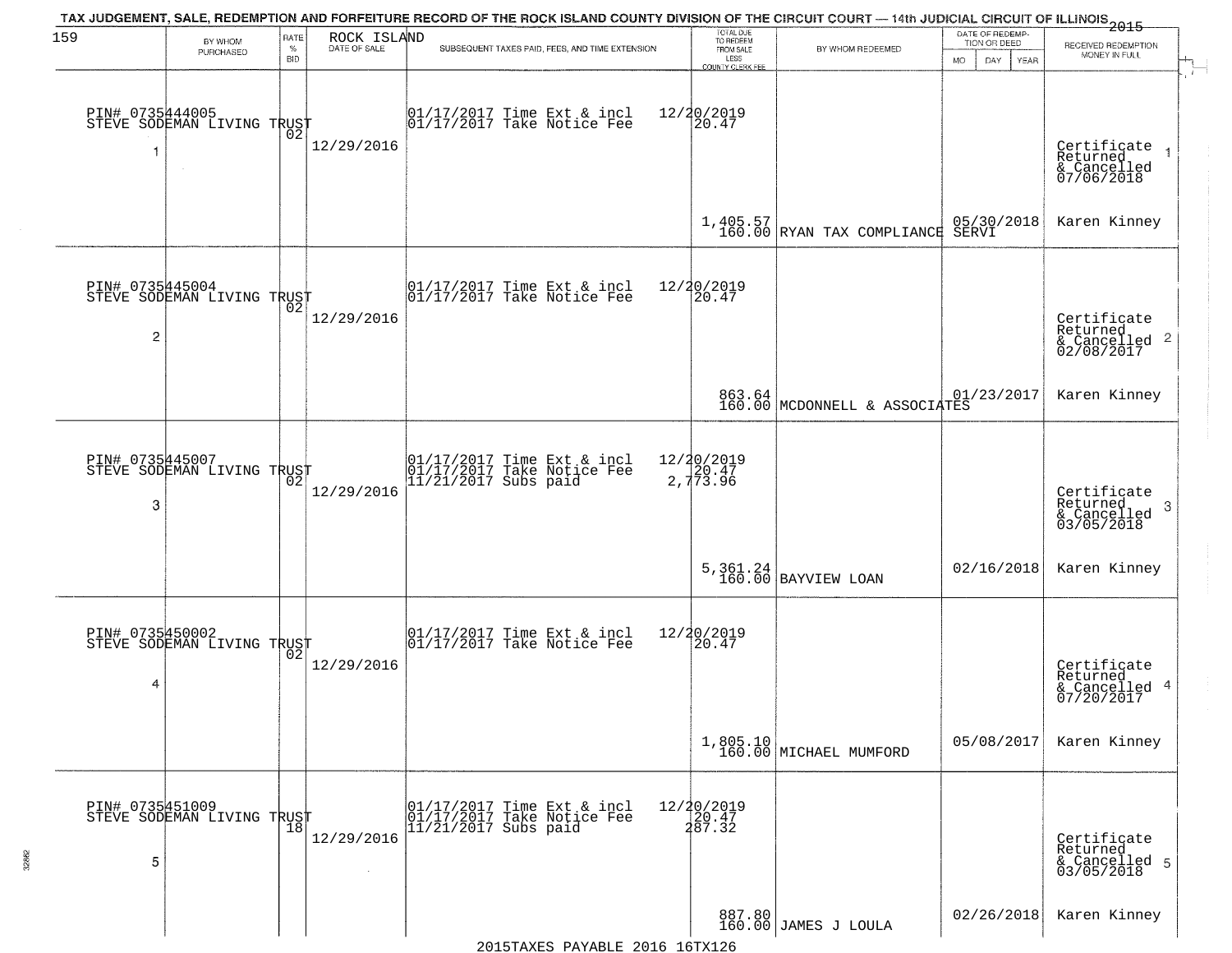TAX JUDGEMENT, SALE, REDEMPTION AND FORFEITURE RECORD OF THE ROCK ISLAND COUNTY DIVISION OF THE CIRCUIT COURT — 14th JUDICIAL CIRCUIT OF ILLINOIS 2015

| 159 | BY WHOM PURCHASED | RATE % BID | ROCK ISLAND DATE OF SALE | SUBSEQUENT TAXES PAID, FEES, AND TIME EXTENSION | TOTAL DUE TO REDEEM FROM SALE LESS COUNTY CLERK FEE | BY WHOM REDEEMED | DATE OF REDEMPTION OR DEED MO DAY YEAR | RECEIVED REDEMPTION MONEY IN FULL |
|---|---|---|---|---|---|---|---|---|
| 1 | PIN# 0735444005 STEVE SODEMAN LIVING TRUST | 02 | 12/29/2016 | 01/17/2017 Time Ext & incl 01/17/2017 Take Notice Fee | 12/20/2019 20.47 1,405.57 160.00 | RYAN TAX COMPLIANCE SERVI | 05/30/2018 | Certificate Returned & Cancelled 07/06/2018 Karen Kinney |
| 2 | PIN# 0735445004 STEVE SODEMAN LIVING TRUST | 02 | 12/29/2016 | 01/17/2017 Time Ext & incl 01/17/2017 Take Notice Fee | 12/20/2019 20.47 863.64 160.00 | MCDONNELL & ASSOCIATES | 01/23/2017 | Certificate Returned & Cancelled 02/08/2017 Karen Kinney |
| 3 | PIN# 0735445007 STEVE SODEMAN LIVING TRUST | 02 | 12/29/2016 | 01/17/2017 Time Ext & incl 01/17/2017 Take Notice Fee 11/21/2017 Subs paid | 12/20/2019 20.47 2,773.96 5,361.24 160.00 | BAYVIEW LOAN | 02/16/2018 | Certificate Returned & Cancelled 03/05/2018 Karen Kinney |
| 4 | PIN# 0735450002 STEVE SODEMAN LIVING TRUST | 02 | 12/29/2016 | 01/17/2017 Time Ext & incl 01/17/2017 Take Notice Fee | 12/20/2019 20.47 1,805.10 160.00 | MICHAEL MUMFORD | 05/08/2017 | Certificate Returned & Cancelled 07/20/2017 Karen Kinney |
| 5 | PIN# 0735451009 STEVE SODEMAN LIVING TRUST | 18 | 12/29/2016 | 01/17/2017 Time Ext & incl 01/17/2017 Take Notice Fee 11/21/2017 Subs paid | 12/20/2019 20.47 287.32 887.80 160.00 | JAMES J LOULA | 02/26/2018 | Certificate Returned & Cancelled 03/05/2018 Karen Kinney |

2015TAXES PAYABLE 2016 16TX126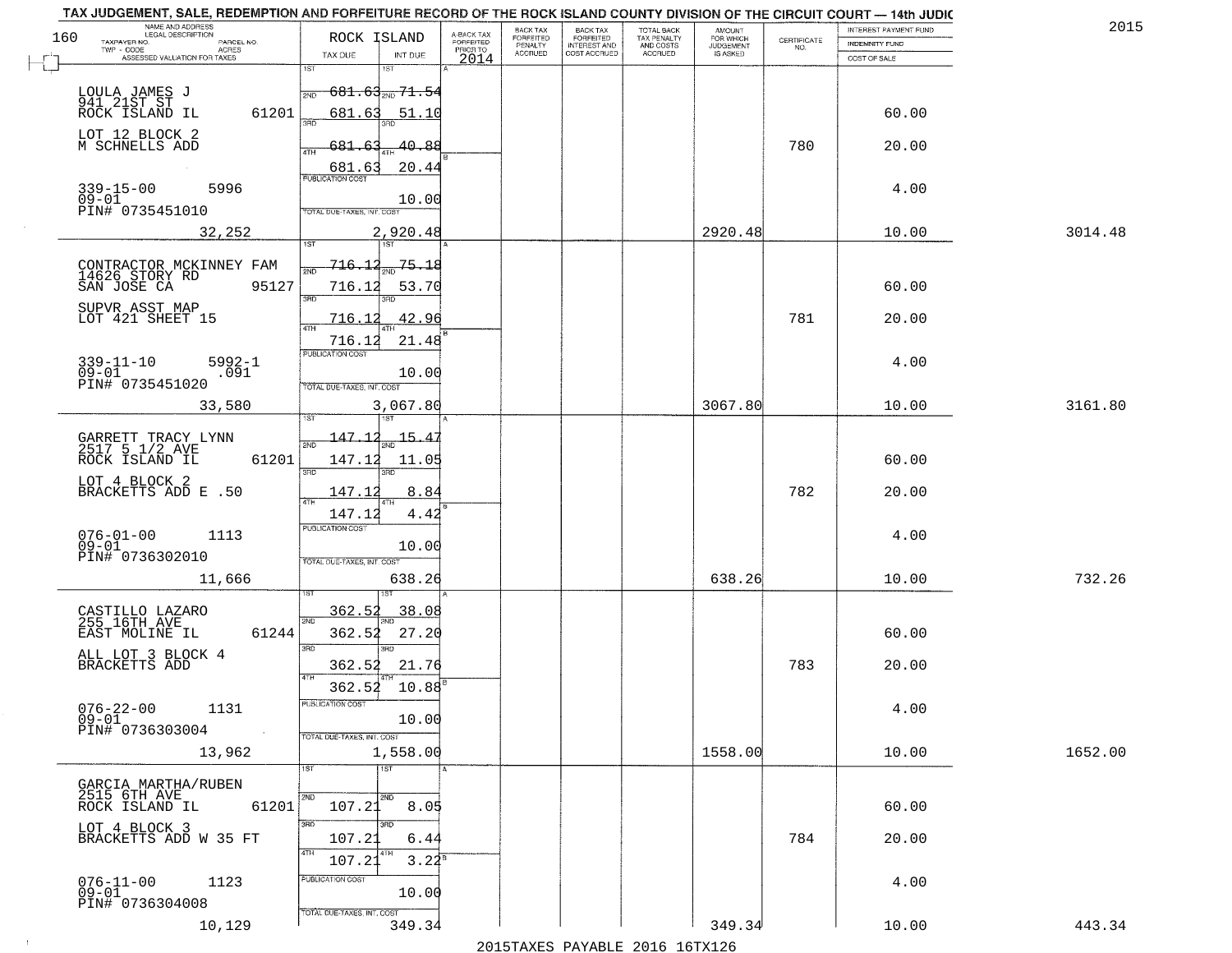TAX JUDGEMENT, SALE, REDEMPTION AND FORFEITURE RECORD OF THE ROCK ISLAND COUNTY DIVISION OF THE CIRCUIT COURT — 14th JUDIC

2015

| NAME AND ADDRESS / LEGAL DESCRIPTION / TAXPAYER NO. / PARCEL NO. / TWP - CODE / ACRES / ASSESSED VALUATION FOR TAXES | ROCK ISLAND TAX DUE | INT DUE | A-BACK TAX FORFEITED PRIOR TO 2014 | BACK TAX FORFEITED PENALTY ACCRUED | BACK TAX FORFEITED INTEREST AND COST ACCRUED | TOTAL BACK TAX PENALTY AND COSTS ACCRUED | AMOUNT FOR WHICH JUDGEMENT IS ASKED | CERTIFICATE NO. | INTEREST PAYMENT FUND / INDEMNITY FUND / COST OF SALE | |
|---|---|---|---|---|---|---|---|---|---|---|
| LOULA JAMES J<br>941 21ST ST<br>ROCK ISLAND IL 61201<br>LOT 12 BLOCK 2<br>M SCHNELLS ADD<br>339-15-00 5996<br>09-01<br>PIN# 0735451010<br>32,252 | 1ST 681.63<br>2ND 681.63<br>3RD 681.63<br>4TH 681.63<br>PUBLICATION COST<br>TOTAL DUE-TAXES, INT, COST 2,920.48 | 71.54<br>51.10<br>40.88<br>20.44<br>10.00 | | | | | 2920.48 | 780 | 60.00<br>20.00<br>4.00<br>10.00 | 3014.48 |
| CONTRACTOR MCKINNEY FAM<br>14626 STORY RD<br>SAN JOSE CA 95127<br>SUPVR ASST MAP<br>LOT 421 SHEET 15<br>339-11-10 5992-1<br>09-01 .091<br>PIN# 0735451020<br>33,580 | 1ST 716.12<br>2ND 716.12<br>3RD 716.12<br>4TH 716.12<br>PUBLICATION COST<br>TOTAL DUE-TAXES, INT, COST 3,067.80 | 75.18<br>53.70<br>42.96<br>21.48<br>10.00 | | | | | 3067.80 | 781 | 60.00<br>20.00<br>4.00<br>10.00 | 3161.80 |
| GARRETT TRACY LYNN<br>2517 5 1/2 AVE<br>ROCK ISLAND IL 61201<br>LOT 4 BLOCK 2<br>BRACKETTS ADD E .50<br>076-01-00 1113<br>09-01<br>PIN# 0736302010<br>11,666 | 1ST 147.12<br>2ND 147.12<br>3RD 147.12<br>4TH 147.12<br>PUBLICATION COST<br>TOTAL DUE-TAXES, INT, COST 638.26 | 15.47<br>11.05<br>8.84<br>4.42<br>10.00 | | | | | 638.26 | 782 | 60.00<br>20.00<br>4.00<br>10.00 | 732.26 |
| CASTILLO LAZARO<br>255 16TH AVE<br>EAST MOLINE IL 61244<br>ALL LOT 3 BLOCK 4<br>BRACKETTS ADD<br>076-22-00 1131<br>09-01<br>PIN# 0736303004<br>13,962 | 1ST 362.52<br>2ND 362.52<br>3RD 362.52<br>4TH 362.52<br>PUBLICATION COST<br>TOTAL DUE-TAXES, INT, COST 1,558.00 | 38.08<br>27.20<br>21.76<br>10.88<br>10.00 | | | | | 1558.00 | 783 | 60.00<br>20.00<br>4.00<br>10.00 | 1652.00 |
| GARCIA MARTHA/RUBEN<br>2515 6TH AVE<br>ROCK ISLAND IL 61201<br>LOT 4 BLOCK 3<br>BRACKETTS ADD W 35 FT<br>076-11-00 1123<br>09-01<br>PIN# 0736304008<br>10,129 | 1ST<br>2ND 107.21<br>3RD 107.21<br>4TH 107.21<br>PUBLICATION COST<br>TOTAL DUE-TAXES, INT, COST 349.34 | <br>8.05<br>6.44<br>3.22<br>10.00 | | | | | 349.34 | 784 | 60.00<br>20.00<br>4.00<br>10.00 | 443.34 |

2015TAXES PAYABLE 2016 16TX126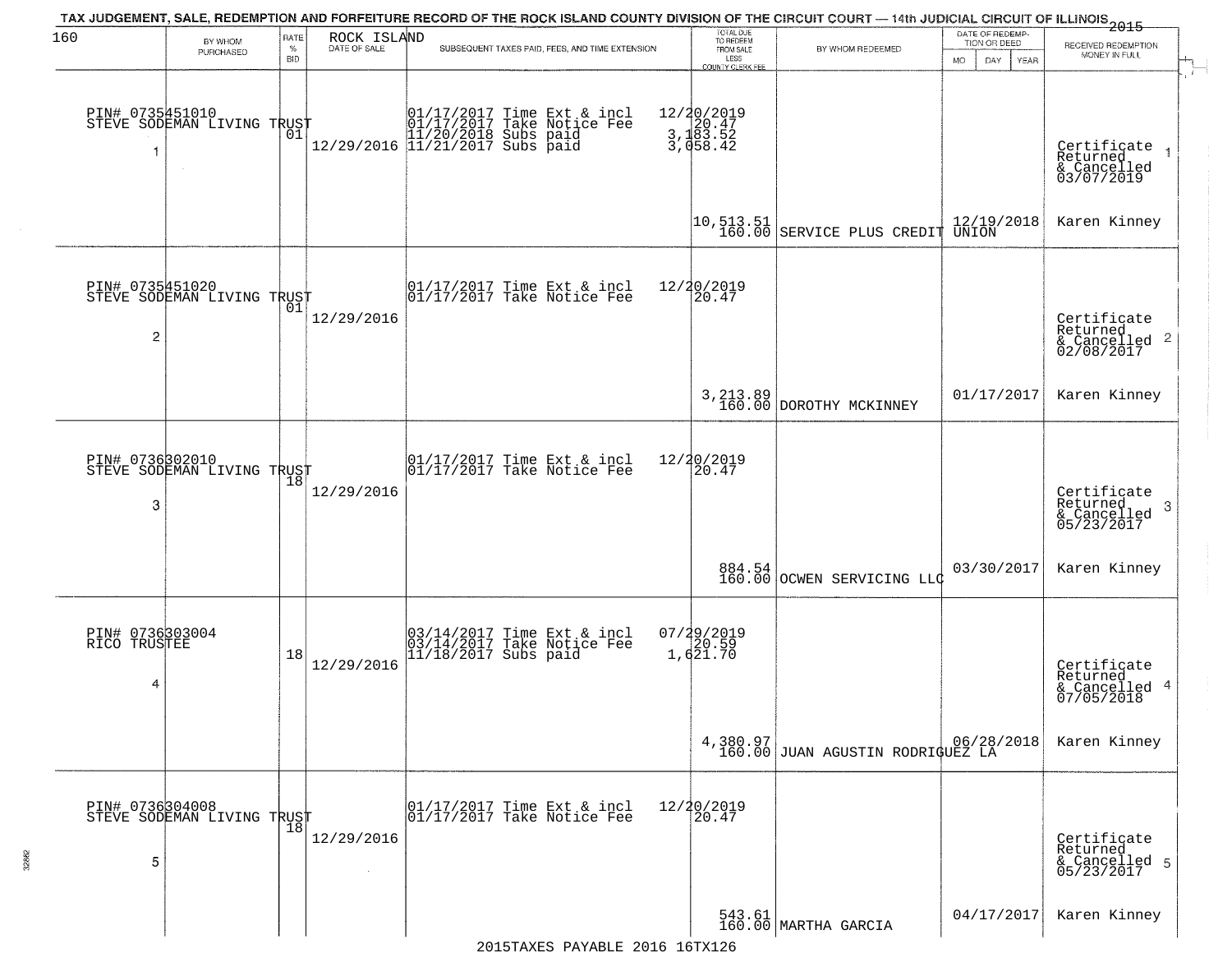TAX JUDGEMENT, SALE, REDEMPTION AND FORFEITURE RECORD OF THE ROCK ISLAND COUNTY DIVISION OF THE CIRCUIT COURT — 14th JUDICIAL CIRCUIT OF ILLINOIS 2015

ROCK ISLAND

| | BY WHOM PURCHASED | RATE % BID | DATE OF SALE | SUBSEQUENT TAXES PAID, FEES, AND TIME EXTENSION | TOTAL DUE TO REDEEM FROM SALE LESS COUNTY CLERK FEE | BY WHOM REDEEMED | DATE OF REDEMPTION OR DEED MO DAY YEAR | RECEIVED REDEMPTION MONEY IN FULL |
|---|---|---|---|---|---|---|---|---|
| 1 | PIN# 0735451010 STEVE SODEMAN LIVING TRUST | 01 | 12/29/2016 | 01/17/2017 Time Ext & incl 12/20/2019; 01/17/2017 Take Notice Fee 20.47; 11/20/2018 Subs paid 3,183.52; 11/21/2017 Subs paid 3,058.42 | 10,513.51 160.00 | SERVICE PLUS CREDIT UNION | 12/19/2018 | Certificate Returned & Cancelled 03/07/2019 Karen Kinney |
| 2 | PIN# 0735451020 STEVE SODEMAN LIVING TRUST | 01 | 12/29/2016 | 01/17/2017 Time Ext & incl 12/20/2019; 01/17/2017 Take Notice Fee 20.47 | 3,213.89 160.00 | DOROTHY MCKINNEY | 01/17/2017 | Certificate Returned & Cancelled 02/08/2017 Karen Kinney |
| 3 | PIN# 0736302010 STEVE SODEMAN LIVING TRUST | 18 | 12/29/2016 | 01/17/2017 Time Ext & incl 12/20/2019; 01/17/2017 Take Notice Fee 20.47 | 884.54 160.00 | OCWEN SERVICING LLC | 03/30/2017 | Certificate Returned & Cancelled 05/23/2017 Karen Kinney |
| 4 | PIN# 0736303004 RICO TRUSTEE | 18 | 12/29/2016 | 03/14/2017 Time Ext & incl 07/29/2019; 03/14/2017 Take Notice Fee 20.59; 11/18/2017 Subs paid 1,621.70 | 4,380.97 160.00 | JUAN AGUSTIN RODRIGUEZ LA | 06/28/2018 | Certificate Returned & Cancelled 07/05/2018 Karen Kinney |
| 5 | PIN# 0736304008 STEVE SODEMAN LIVING TRUST | 18 | 12/29/2016 | 01/17/2017 Time Ext & incl 12/20/2019; 01/17/2017 Take Notice Fee 20.47 | 543.61 160.00 | MARTHA GARCIA | 04/17/2017 | Certificate Returned & Cancelled 05/23/2017 Karen Kinney |

2015TAXES PAYABLE 2016 16TX126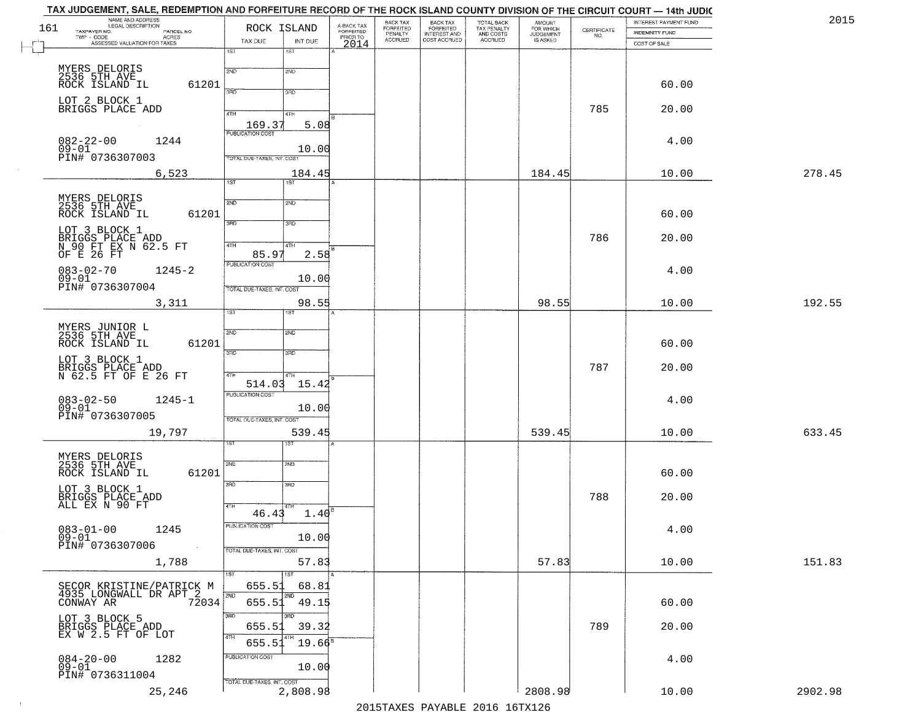TAX JUDGEMENT, SALE, REDEMPTION AND FORFEITURE RECORD OF THE ROCK ISLAND COUNTY DIVISION OF THE CIRCUIT COURT — 14th JUDIC

2015

| NAME AND ADDRESS / LEGAL DESCRIPTION / TAXPAYER NO. / PARCEL NO. / TWP - CODE / ACRES / ASSESSED VALUATION FOR TAXES | ROCK ISLAND TAX DUE | INT DUE | A-BACK TAX FORFEITED PRIOR TO 2014 | BACK TAX FORFEITED PENALTY ACCRUED | BACK TAX FORFEITED INTEREST AND COST ACCRUED | TOTAL BACK TAX PENALTY AND COSTS ACCRUED | AMOUNT FOR WHICH JUDGEMENT IS ASKED | CERTIFICATE NO. | INTEREST PAYMENT FUND / INDEMNITY FUND / COST OF SALE | |
|---|---|---|---|---|---|---|---|---|---|---|
| MYERS DELORIS<br>2536 5TH AVE<br>ROCK ISLAND IL 61201<br>LOT 2 BLOCK 1<br>BRIGGS PLACE ADD<br>082-22-00 1244<br>09-01<br>PIN# 0736307003<br>6,523 | 4TH 169.37<br>PUBLICATION COST<br>TOTAL DUE-TAXES, INT. COST | 5.08<br>10.00<br>184.45 | | | | | 184.45 | 785 | 60.00<br>20.00<br>4.00<br>10.00 | 278.45 |
| MYERS DELORIS<br>2536 5TH AVE<br>ROCK ISLAND IL 61201<br>LOT 3 BLOCK 1<br>BRIGGS PLACE ADD<br>N 90 FT EX N 62.5 FT<br>OF E 26 FT<br>083-02-70 1245-2<br>09-01<br>PIN# 0736307004<br>3,311 | 4TH 85.97<br>PUBLICATION COST<br>TOTAL DUE-TAXES, INT. COST | 2.58<br>10.00<br>98.55 | | | | | 98.55 | 786 | 60.00<br>20.00<br>4.00<br>10.00 | 192.55 |
| MYERS JUNIOR L<br>2536 5TH AVE<br>ROCK ISLAND IL 61201<br>LOT 3 BLOCK 1<br>BRIGGS PLACE ADD<br>N 62.5 FT OF E 26 FT<br>083-02-50 1245-1<br>09-01<br>PIN# 0736307005<br>19,797 | 4TH 514.03<br>PUBLICATION COST<br>TOTAL DUE-TAXES, INT. COST | 15.42<br>10.00<br>539.45 | | | | | 539.45 | 787 | 60.00<br>20.00<br>4.00<br>10.00 | 633.45 |
| MYERS DELORIS<br>2536 5TH AVE<br>ROCK ISLAND IL 61201<br>LOT 3 BLOCK 1<br>BRIGGS PLACE ADD<br>ALL EX N 90 FT<br>083-01-00 1245<br>09-01<br>PIN# 0736307006<br>1,788 | 4TH 46.43<br>PUBLICATION COST<br>TOTAL DUE-TAXES, INT. COST | 1.40<br>10.00<br>57.83 | | | | | 57.83 | 788 | 60.00<br>20.00<br>4.00<br>10.00 | 151.83 |
| SECOR KRISTINE/PATRICK M<br>4935 LONGWALL DR APT 2<br>CONWAY AR 72034<br>LOT 3 BLOCK 5<br>BRIGGS PLACE ADD<br>EX W 2.5 FT OF LOT<br>084-20-00 1282<br>09-01<br>PIN# 0736311004<br>25,246 | 1ST 655.51<br>2ND 655.51<br>3RD 655.51<br>4TH 655.51<br>PUBLICATION COST<br>TOTAL DUE-TAXES, INT. COST | 68.81<br>49.15<br>39.32<br>19.66<br>10.00<br>2,808.98 | | | | | 2808.98 | 789 | 60.00<br>20.00<br>4.00<br>10.00 | 2902.98 |

2015TAXES PAYABLE 2016 16TX126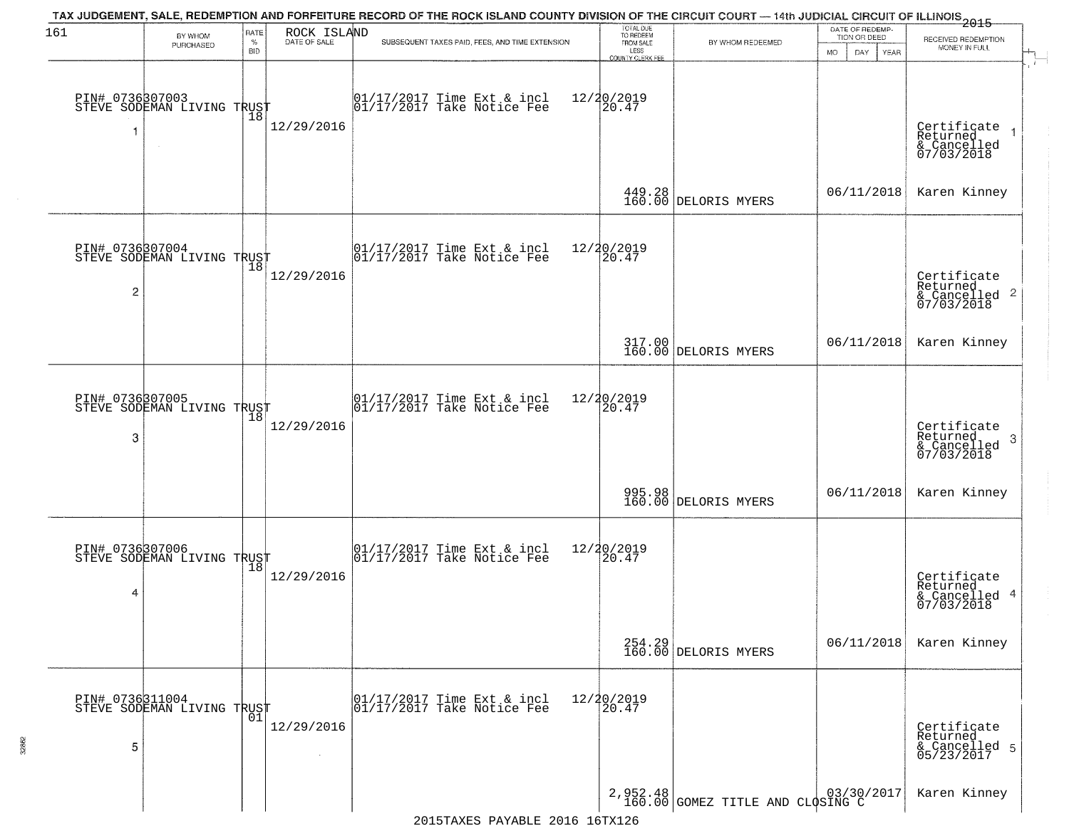TAX JUDGEMENT, SALE, REDEMPTION AND FORFEITURE RECORD OF THE ROCK ISLAND COUNTY DIVISION OF THE CIRCUIT COURT — 14th JUDICIAL CIRCUIT OF ILLINOIS 2015

| 161 | BY WHOM PURCHASED | RATE % BID | ROCK ISLAND DATE OF SALE | SUBSEQUENT TAXES PAID, FEES, AND TIME EXTENSION | TOTAL DUE TO REDEEM FROM SALE LESS COUNTY CLERK FEE | BY WHOM REDEEMED | DATE OF REDEMPTION OR DEED MO DAY YEAR | RECEIVED REDEMPTION MONEY IN FULL |
|---|---|---|---|---|---|---|---|---|
| 1 | PIN# 0736307003 STEVE SODEMAN LIVING TRUST | 18 | 12/29/2016 | 01/17/2017 Time Ext & incl 01/17/2017 Take Notice Fee | 12/20/2019 20.47 449.28 160.00 | DELORIS MYERS | 06/11/2018 | Certificate Returned & Cancelled 07/03/2018 Karen Kinney |
| 2 | PIN# 0736307004 STEVE SODEMAN LIVING TRUST | 18 | 12/29/2016 | 01/17/2017 Time Ext & incl 01/17/2017 Take Notice Fee | 12/20/2019 20.47 317.00 160.00 | DELORIS MYERS | 06/11/2018 | Certificate Returned & Cancelled 07/03/2018 Karen Kinney |
| 3 | PIN# 0736307005 STEVE SODEMAN LIVING TRUST | 18 | 12/29/2016 | 01/17/2017 Time Ext & incl 01/17/2017 Take Notice Fee | 12/20/2019 20.47 995.98 160.00 | DELORIS MYERS | 06/11/2018 | Certificate Returned & Cancelled 07/03/2018 Karen Kinney |
| 4 | PIN# 0736307006 STEVE SODEMAN LIVING TRUST | 18 | 12/29/2016 | 01/17/2017 Time Ext & incl 01/17/2017 Take Notice Fee | 12/20/2019 20.47 254.29 160.00 | DELORIS MYERS | 06/11/2018 | Certificate Returned & Cancelled 07/03/2018 Karen Kinney |
| 5 | PIN# 0736311004 STEVE SODEMAN LIVING TRUST | 01 | 12/29/2016 | 01/17/2017 Time Ext & incl 01/17/2017 Take Notice Fee | 12/20/2019 20.47 2,952.48 160.00 | GOMEZ TITLE AND CLOSING C | 03/30/2017 | Certificate Returned & Cancelled 05/23/2017 Karen Kinney |

2015TAXES PAYABLE 2016 16TX126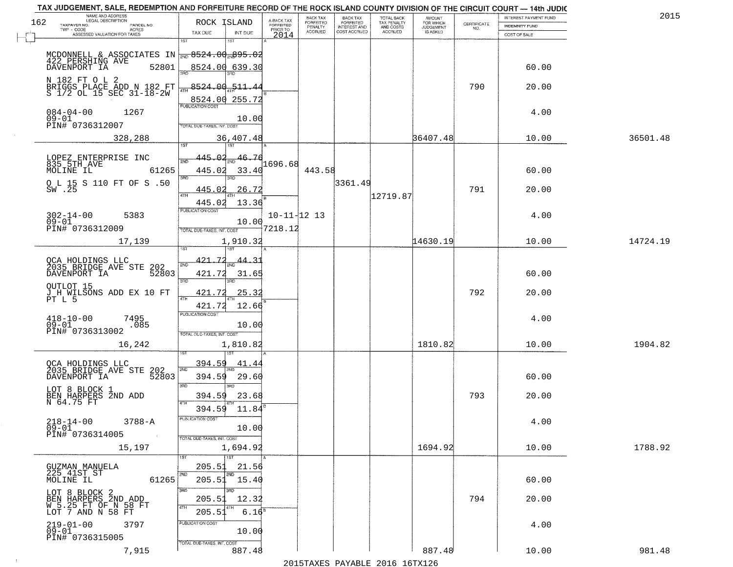# TAX JUDGEMENT, SALE, REDEMPTION AND FORFEITURE RECORD OF THE ROCK ISLAND COUNTY DIVISION OF THE CIRCUIT COURT — 14th JUDIC

2015

| NAME AND ADDRESS / LEGAL DESCRIPTION / TAXPAYER NO. / PARCEL NO. / TWP - CODE / ACRES / ASSESSED VALUATION FOR TAXES | ROCK ISLAND TAX DUE | INT DUE | A-BACK TAX FORFEITED PRIOR TO 2014 | BACK TAX FORFEITED PENALTY ACCRUED | BACK TAX FORFEITED INTEREST AND COST ACCRUED | TOTAL BACK TAX PENALTY AND COSTS ACCRUED | AMOUNT FOR WHICH JUDGEMENT IS ASKED | CERTIFICATE NO. | INTEREST PAYMENT FUND / INDEMNITY FUND / COST OF SALE | |
|---|---|---|---|---|---|---|---|---|---|---|
| MCDONNELL & ASSOCIATES IN 422 PERSHING AVE DAVENPORT IA 52801 | 1ST 8524.00 | 895.02 | | | | | | | | |
| | 2ND 8524.00 | 639.30 | | | | | | | 60.00 | |
| N 182 FT O L 2 BRIGGS PLACE ADD N 182 FT S 1/2 OL 15 SEC 31-18-2W | 3RD 8524.00 | 511.44 | | | | | | 790 | 20.00 | |
| | 4TH 8524.00 | 255.72 | | | | | | | | |
| 084-04-00 1267 09-01 PIN# 0736312007 | PUBLICATION COST | 10.00 | | | | | | | 4.00 | |
| 328,288 | TOTAL DUE-TAXES, INT. COST | 36,407.48 | | | | | 36407.48 | | 10.00 | 36501.48 |
| LOPEZ ENTERPRISE INC 835 5TH AVE MOLINE IL 61265 | 1ST 445.02 | 46.76 | 1696.68 | | | | | | | |
| | 2ND 445.02 | 33.40 | | 443.58 | | | | | 60.00 | |
| O L 15 S 110 FT OF S .50 SW .25 | 3RD 445.02 | 26.72 | | | 3361.49 | | | 791 | 20.00 | |
| | 4TH 445.02 | 13.36 | | | | 12719.87 | | | | |
| 302-14-00 5383 09-01 PIN# 0736312009 | PUBLICATION COST | 10.00 | 10-11-12 13 7218.12 | | | | | | 4.00 | |
| 17,139 | TOTAL DUE-TAXES, INT. COST | 1,910.32 | | | | | 14630.19 | | 10.00 | 14724.19 |
| QCA HOLDINGS LLC 2035 BRIDGE AVE STE 202 DAVENPORT IA 52803 | 1ST 421.72 | 44.31 | | | | | | | | |
| | 2ND 421.72 | 31.65 | | | | | | | 60.00 | |
| OUTLOT 15 J H WILSONS ADD EX 10 FT PT L 5 | 3RD 421.72 | 25.32 | | | | | | 792 | 20.00 | |
| | 4TH 421.72 | 12.66 | | | | | | | | |
| 418-10-00 7495 09-01 .085 PIN# 0736313002 | PUBLICATION COST | 10.00 | | | | | | | 4.00 | |
| 16,242 | TOTAL DUE-TAXES, INT. COST | 1,810.82 | | | | | 1810.82 | | 10.00 | 1904.82 |
| QCA HOLDINGS LLC 2035 BRIDGE AVE STE 202 DAVENPORT IA 52803 | 1ST 394.59 | 41.44 | | | | | | | | |
| | 2ND 394.59 | 29.60 | | | | | | | 60.00 | |
| LOT 8 BLOCK 1 BEN HARPERS 2ND ADD N 64.75 FT | 3RD 394.59 | 23.68 | | | | | | 793 | 20.00 | |
| | 4TH 394.59 | 11.84 | | | | | | | | |
| 218-14-00 3788-A 09-01 PIN# 0736314005 | PUBLICATION COST | 10.00 | | | | | | | 4.00 | |
| 15,197 | TOTAL DUE-TAXES, INT. COST | 1,694.92 | | | | | 1694.92 | | 10.00 | 1788.92 |
| GUZMAN MANUELA 225 41ST ST MOLINE IL 61265 | 1ST 205.51 | 21.56 | | | | | | | | |
| | 2ND 205.51 | 15.40 | | | | | | | 60.00 | |
| LOT 8 BLOCK 2 BEN HARPERS 2ND ADD W 5.25 FT OF N 58 FT LOT 7 AND N 58 FT | 3RD 205.51 | 12.32 | | | | | | 794 | 20.00 | |
| | 4TH 205.51 | 6.16 | | | | | | | | |
| 219-01-00 3797 09-01 PIN# 0736315005 | PUBLICATION COST | 10.00 | | | | | | | 4.00 | |
| 7,915 | TOTAL DUE-TAXES, INT. COST | 887.48 | | | | | 887.48 | | 10.00 | 981.48 |

2015TAXES PAYABLE 2016 16TX126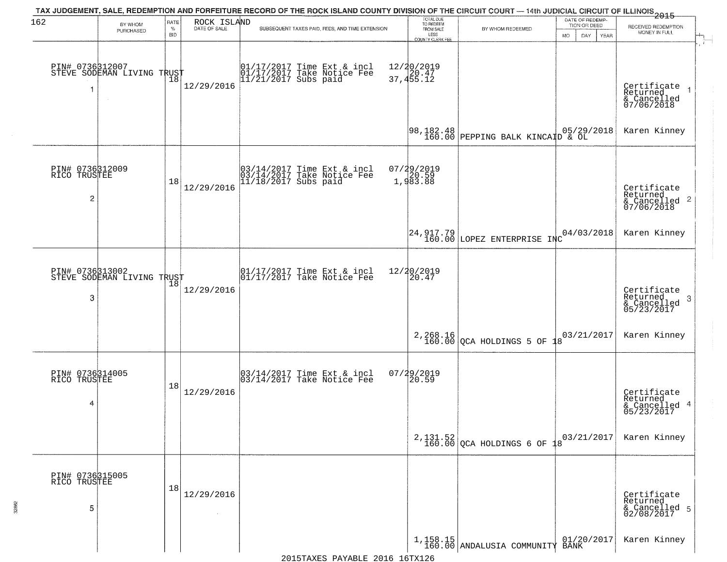TAX JUDGEMENT, SALE, REDEMPTION AND FORFEITURE RECORD OF THE ROCK ISLAND COUNTY DIVISION OF THE CIRCUIT COURT — 14th JUDICIAL CIRCUIT OF ILLINOIS 2015

| BY WHOM PURCHASED | RATE % BID | ROCK ISLAND DATE OF SALE | SUBSEQUENT TAXES PAID, FEES, AND TIME EXTENSION | TOTAL DUE TO REDEEM FROM SALE LESS COUNTY CLERK FEE | BY WHOM REDEEMED | DATE OF REDEMPTION OR DEED MO DAY YEAR | RECEIVED REDEMPTION MONEY IN FULL |
|---|---|---|---|---|---|---|---|
| PIN# 0736312007 STEVE SODEMAN LIVING TRUST 1 | 18 | 12/29/2016 | 01/17/2017 Time Ext & incl 12/20/2019; 01/17/2017 Take Notice Fee 20.47; 11/21/2017 Subs paid 37,455.12 | 98,182.48 160.00 | PEPPING BALK KINCAID & OL | 05/29/2018 | Certificate Returned & Cancelled 07/06/2018 Karen Kinney |
| PIN# 0736312009 RICO TRUSTEE 2 | 18 | 12/29/2016 | 03/14/2017 Time Ext & incl 07/29/2019; 03/14/2017 Take Notice Fee 20.59; 11/18/2017 Subs paid 1,983.88 | 24,917.79 160.00 | LOPEZ ENTERPRISE INC | 04/03/2018 | Certificate Returned & Cancelled 07/06/2018 Karen Kinney |
| PIN# 0736313002 STEVE SODEMAN LIVING TRUST 3 | 18 | 12/29/2016 | 01/17/2017 Time Ext & incl 12/20/2019; 01/17/2017 Take Notice Fee 20.47 | 2,268.16 160.00 | QCA HOLDINGS 5 OF 18 | 03/21/2017 | Certificate Returned & Cancelled 05/23/2017 Karen Kinney |
| PIN# 0736314005 RICO TRUSTEE 4 | 18 | 12/29/2016 | 03/14/2017 Time Ext & incl 07/29/2019; 03/14/2017 Take Notice Fee 20.59 | 2,131.52 160.00 | QCA HOLDINGS 6 OF 18 | 03/21/2017 | Certificate Returned & Cancelled 05/23/2017 Karen Kinney |
| PIN# 0736315005 RICO TRUSTEE 5 | 18 | 12/29/2016 | | 1,158.15 160.00 | ANDALUSIA COMMUNITY BANK | 01/20/2017 | Certificate Returned & Cancelled 02/08/2017 Karen Kinney |

2015TAXES PAYABLE 2016 16TX126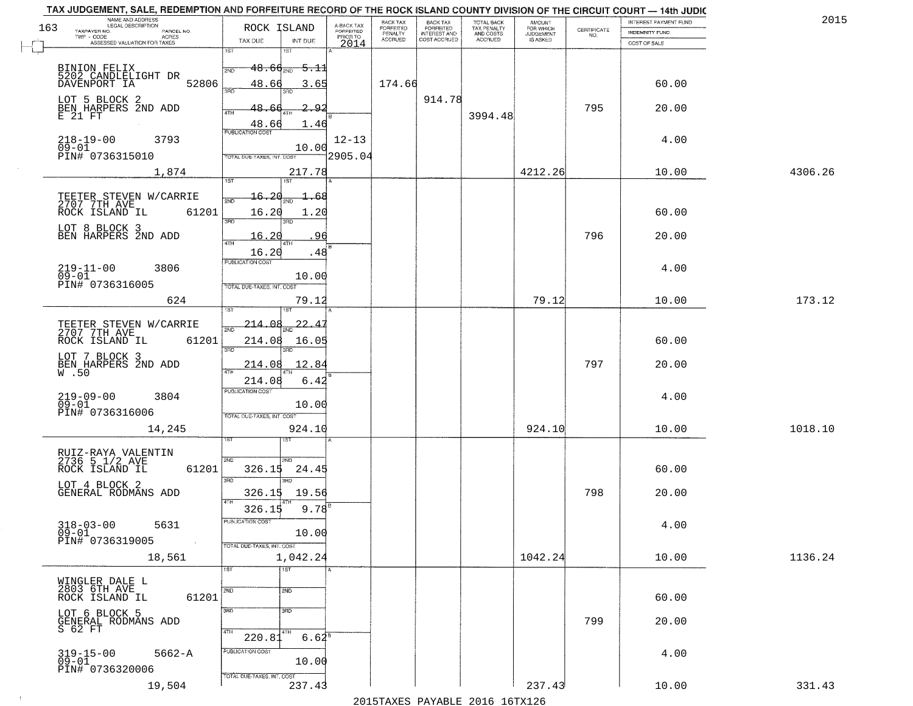# TAX JUDGEMENT, SALE, REDEMPTION AND FORFEITURE RECORD OF THE ROCK ISLAND COUNTY DIVISION OF THE CIRCUIT COURT — 14th JUDIC

2015

163

| NAME AND ADDRESS / LEGAL DESCRIPTION / TAXPAYER NO. / PARCEL NO. / TWP - CODE / ACRES / ASSESSED VALUATION FOR TAXES | ROCK ISLAND TAX DUE | INT DUE | A-BACK TAX FORFEITED PRIOR TO 2014 | BACK TAX FORFEITED PENALTY ACCRUED | BACK TAX FORFEITED INTEREST AND COST ACCRUED | TOTAL BACK TAX PENALTY AND COSTS ACCRUED | AMOUNT FOR WHICH JUDGEMENT IS ASKED | CERTIFICATE NO. | INTEREST PAYMENT FUND / INDEMNITY FUND / COST OF SALE | |
|---|---|---|---|---|---|---|---|---|---|---|
| BINION FELIX<br>5202 CANDLELIGHT DR<br>DAVENPORT IA 52806<br>LOT 5 BLOCK 2<br>BEN HARPERS 2ND ADD<br>E 21 FT<br>218-19-00 3793<br>09-01<br>PIN# 0736315010<br>1,874 | 1ST<br>2ND 48.66<br>3RD 48.66<br>4TH 48.66<br>48.66<br>PUBLICATION COST<br>TOTAL DUE-TAXES, INT. COST | 1ST<br>2ND 5.11<br>3RD 3.65<br>4TH 2.92<br>1.46<br>10.00<br>217.78 | 12-13<br>2905.04 | 174.66 | 914.78 | 3994.48 | 4212.26 | 795 | 60.00<br>20.00<br>4.00<br>10.00 | 4306.26 |
| TEETER STEVEN W/CARRIE<br>2707 7TH AVE<br>ROCK ISLAND IL 61201<br>LOT 8 BLOCK 3<br>BEN HARPERS 2ND ADD<br>219-11-00 3806<br>09-01<br>PIN# 0736316005<br>624 | 1ST<br>2ND 16.20<br>3RD 16.20<br>4TH 16.20<br>16.20<br>PUBLICATION COST<br>TOTAL DUE-TAXES, INT. COST | 1ST<br>2ND 1.68<br>3RD 1.20<br>4TH .96<br>.48<br>10.00<br>79.12 | | | | | 79.12 | 796 | 60.00<br>20.00<br>4.00<br>10.00 | 173.12 |
| TEETER STEVEN W/CARRIE<br>2707 7TH AVE<br>ROCK ISLAND IL 61201<br>LOT 7 BLOCK 3<br>BEN HARPERS 2ND ADD<br>W .50<br>219-09-00 3804<br>09-01<br>PIN# 0736316006<br>14,245 | 1ST<br>2ND 214.08<br>3RD 214.08<br>4TH 214.08<br>214.08<br>PUBLICATION COST<br>TOTAL DUE-TAXES, INT. COST | 1ST<br>2ND 22.47<br>3RD 16.05<br>4TH 12.84<br>6.42<br>10.00<br>924.10 | | | | | 924.10 | 797 | 60.00<br>20.00<br>4.00<br>10.00 | 1018.10 |
| RUIZ-RAYA VALENTIN<br>2736 5 1/2 AVE<br>ROCK ISLAND IL 61201<br>LOT 4 BLOCK 2<br>GENERAL RODMANS ADD<br>318-03-00 5631<br>09-01<br>PIN# 0736319005<br>18,561 | 1ST<br>2ND 326.15<br>3RD 326.15<br>4TH 326.15<br>PUBLICATION COST<br>TOTAL DUE-TAXES, INT. COST | 1ST<br>2ND 24.45<br>3RD 19.56<br>4TH 9.78<br>10.00<br>1,042.24 | | | | | 1042.24 | 798 | 60.00<br>20.00<br>4.00<br>10.00 | 1136.24 |
| WINGLER DALE L<br>2803 6TH AVE<br>ROCK ISLAND IL 61201<br>LOT 6 BLOCK 5<br>GENERAL RODMANS ADD<br>S 62 FT<br>319-15-00 5662-A<br>09-01<br>PIN# 0736320006<br>19,504 | 1ST<br>2ND<br>3RD<br>4TH 220.81<br>PUBLICATION COST<br>TOTAL DUE-TAXES, INT. COST | 1ST<br>2ND<br>3RD<br>4TH 6.62<br>10.00<br>237.43 | | | | | 237.43 | 799 | 60.00<br>20.00<br>4.00<br>10.00 | 331.43 |

2015TAXES PAYABLE 2016 16TX126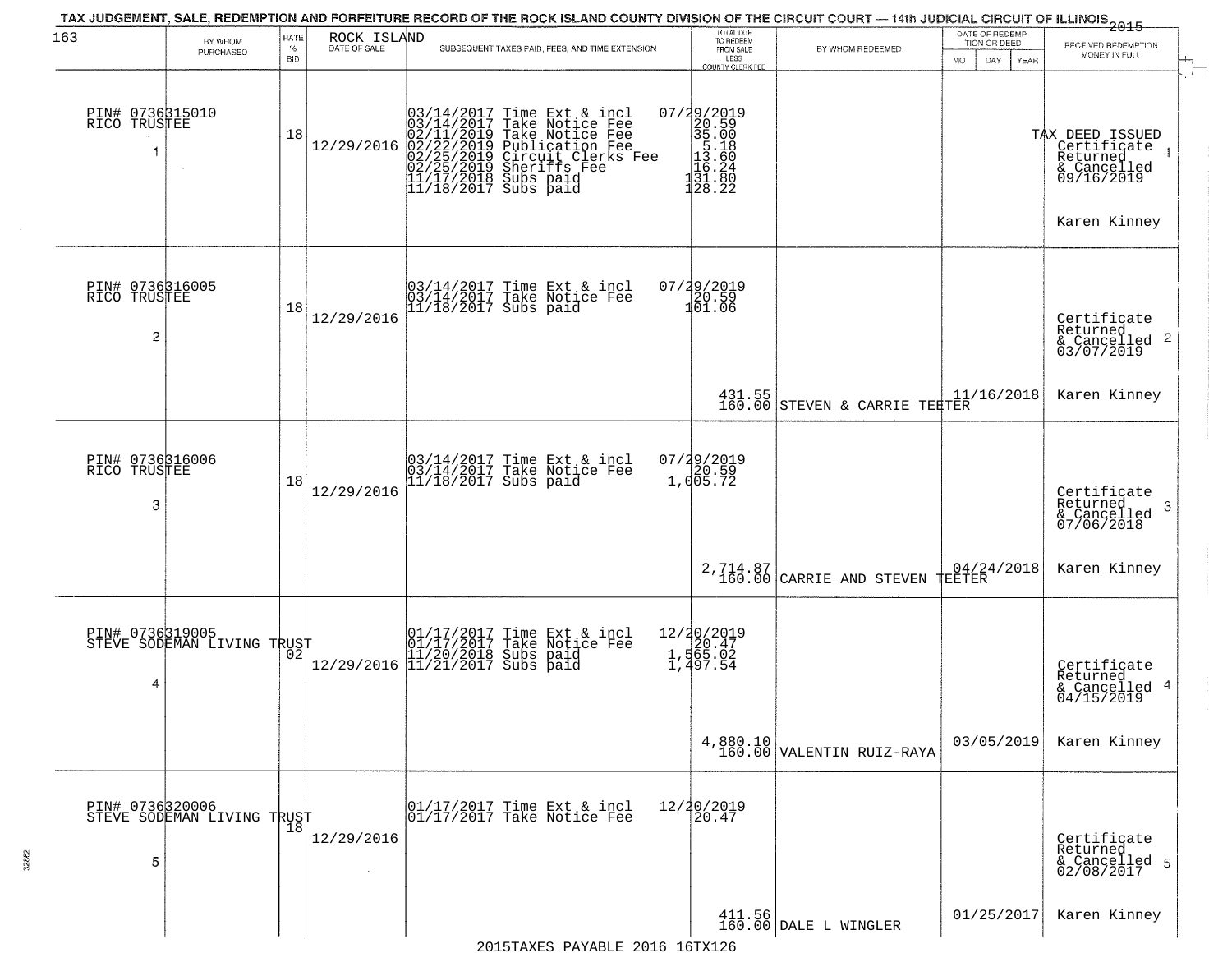TAX JUDGEMENT, SALE, REDEMPTION AND FORFEITURE RECORD OF THE ROCK ISLAND COUNTY DIVISION OF THE CIRCUIT COURT — 14th JUDICIAL CIRCUIT OF ILLINOIS 2015

| 163 BY WHOM PURCHASED | RATE % BID | ROCK ISLAND DATE OF SALE | SUBSEQUENT TAXES PAID, FEES, AND TIME EXTENSION | TOTAL DUE TO REDEEM FROM SALE LESS COUNTY CLERK FEE | BY WHOM REDEEMED | DATE OF REDEMPTION OR DEED MO DAY YEAR | RECEIVED REDEMPTION MONEY IN FULL |
|---|---|---|---|---|---|---|---|
| PIN# 0736315010 RICO TRUSTEE 1 | 18 | 12/29/2016 | 03/14/2017 Time Ext & incl 07/29/2019<br>03/14/2017 Take Notice Fee 20.59<br>02/11/2019 Take Notice Fee 35.00<br>02/22/2019 Publication Fee 5.18<br>02/25/2019 Circuit Clerks Fee 13.60<br>02/25/2019 Sheriffs Fee 16.24<br>11/17/2018 Subs paid 131.80<br>11/18/2017 Subs paid 128.22 | | | | TAX DEED ISSUED Certificate Returned & Cancelled 09/16/2019 Karen Kinney |
| PIN# 0736316005 RICO TRUSTEE 2 | 18 | 12/29/2016 | 03/14/2017 Time Ext & incl 07/29/2019<br>03/14/2017 Take Notice Fee 20.59<br>11/18/2017 Subs paid 101.06 | 431.55<br>160.00 | STEVEN & CARRIE TEETER | 11/16/2018 | Certificate Returned & Cancelled 03/07/2019 Karen Kinney |
| PIN# 0736316006 RICO TRUSTEE 3 | 18 | 12/29/2016 | 03/14/2017 Time Ext & incl 07/29/2019<br>03/14/2017 Take Notice Fee 20.59<br>11/18/2017 Subs paid 1,005.72 | 2,714.87<br>160.00 | CARRIE AND STEVEN TEETER | 04/24/2018 | Certificate Returned & Cancelled 07/06/2018 Karen Kinney |
| PIN# 0736319005 STEVE SODEMAN LIVING TRUST 4 | 02 | 12/29/2016 | 01/17/2017 Time Ext & incl 12/20/2019<br>01/17/2017 Take Notice Fee 20.47<br>11/20/2018 Subs paid 1,565.02<br>11/21/2017 Subs paid 1,497.54 | 4,880.10<br>160.00 | VALENTIN RUIZ-RAYA | 03/05/2019 | Certificate Returned & Cancelled 04/15/2019 Karen Kinney |
| PIN# 0736320006 STEVE SODEMAN LIVING TRUST 5 | 18 | 12/29/2016 | 01/17/2017 Time Ext & incl 12/20/2019<br>01/17/2017 Take Notice Fee 20.47 | 411.56<br>160.00 | DALE L WINGLER | 01/25/2017 | Certificate Returned & Cancelled 02/08/2017 Karen Kinney |

2015TAXES PAYABLE 2016 16TX126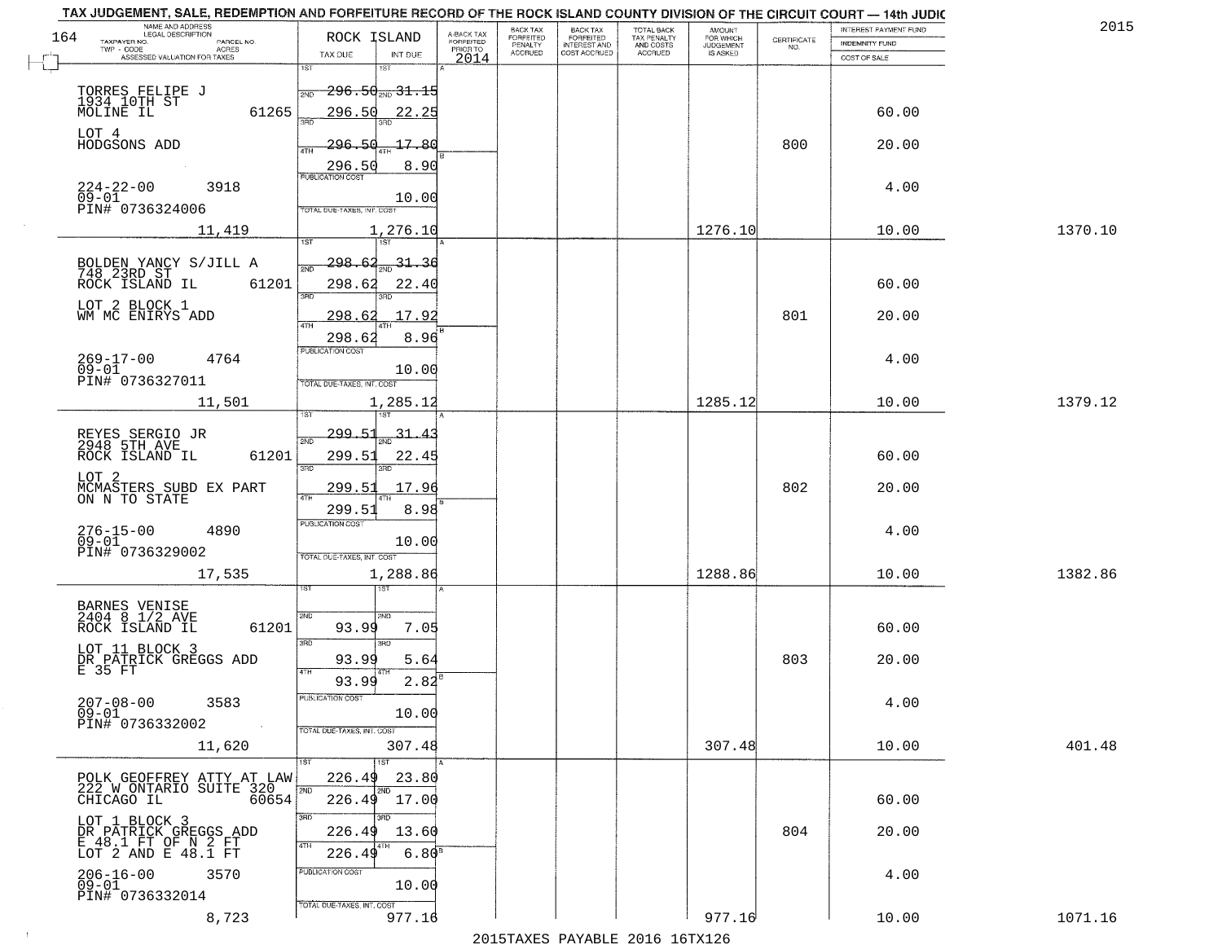# TAX JUDGEMENT, SALE, REDEMPTION AND FORFEITURE RECORD OF THE ROCK ISLAND COUNTY DIVISION OF THE CIRCUIT COURT — 14th JUDIC

2015

| NAME AND ADDRESS / LEGAL DESCRIPTION / TAXPAYER NO. / PARCEL NO. / TWP - CODE / ACRES / ASSESSED VALUATION FOR TAXES | ROCK ISLAND TAX DUE | INT DUE | A-BACK TAX FORFEITED PRIOR TO 2014 | BACK TAX FORFEITED PENALTY ACCRUED | BACK TAX FORFEITED INTEREST AND COST ACCRUED | TOTAL BACK TAX PENALTY AND COSTS ACCRUED | AMOUNT FOR WHICH JUDGEMENT IS ASKED | CERTIFICATE NO. | INTEREST PAYMENT FUND / INDEMNITY FUND / COST OF SALE | |
|---|---|---|---|---|---|---|---|---|---|---|
| TORRES FELIPE J<br>1934 10TH ST<br>MOLINE IL 61265<br>LOT 4<br>HODGSONS ADD<br>224-22-00 3918<br>09-01<br>PIN# 0736324006<br>11,419 | 1ST 296.50<br>2ND 296.50<br>3RD 296.50<br>4TH 296.50<br>PUBLICATION COST<br>TOTAL DUE-TAXES, INT. COST 1,276.10 | 31.15<br>22.25<br>17.80<br>8.90<br>10.00 | | | | | 1276.10 | 800 | 60.00<br>20.00<br>4.00<br>10.00 | 1370.10 |
| BOLDEN YANCY S/JILL A<br>748 23RD ST<br>ROCK ISLAND IL 61201<br>LOT 2 BLOCK 1<br>WM MC ENIRYS ADD<br>269-17-00 4764<br>09-01<br>PIN# 0736327011<br>11,501 | 1ST 298.62<br>2ND 298.62<br>3RD 298.62<br>4TH 298.62<br>PUBLICATION COST<br>TOTAL DUE-TAXES, INT. COST 1,285.12 | 31.36<br>22.40<br>17.92<br>8.96<br>10.00 | | | | | 1285.12 | 801 | 60.00<br>20.00<br>4.00<br>10.00 | 1379.12 |
| REYES SERGIO JR<br>2948 5TH AVE<br>ROCK ISLAND IL 61201<br>LOT 2<br>MCMASTERS SUBD EX PART ON N TO STATE<br>276-15-00 4890<br>09-01<br>PIN# 0736329002<br>17,535 | 1ST 299.51<br>2ND 299.51<br>3RD 299.51<br>4TH 299.51<br>PUBLICATION COST<br>TOTAL DUE-TAXES, INT. COST 1,288.86 | 31.43<br>22.45<br>17.96<br>8.98<br>10.00 | | | | | 1288.86 | 802 | 60.00<br>20.00<br>4.00<br>10.00 | 1382.86 |
| BARNES VENISE<br>2404 8 1/2 AVE<br>ROCK ISLAND IL 61201<br>LOT 11 BLOCK 3<br>DR PATRICK GREGGS ADD E 35 FT<br>207-08-00 3583<br>09-01<br>PIN# 0736332002<br>11,620 | 1ST<br>2ND 93.99<br>3RD 93.99<br>4TH 93.99<br>PUBLICATION COST<br>TOTAL DUE-TAXES, INT. COST 307.48 | 7.05<br>5.64<br>2.82<br>10.00 | | | | | 307.48 | 803 | 60.00<br>20.00<br>4.00<br>10.00 | 401.48 |
| POLK GEOFFREY ATTY AT LAW<br>222 W ONTARIO SUITE 320<br>CHICAGO IL 60654<br>LOT 1 BLOCK 3<br>DR PATRICK GREGGS ADD E 48.1 FT OF N 2 FT LOT 2 AND E 48.1 FT<br>206-16-00 3570<br>09-01<br>PIN# 0736332014<br>8,723 | 1ST 226.49<br>2ND 226.49<br>3RD 226.49<br>4TH 226.49<br>PUBLICATION COST<br>TOTAL DUE-TAXES, INT. COST 977.16 | 23.80<br>17.00<br>13.60<br>6.80<br>10.00 | | | | | 977.16 | 804 | 60.00<br>20.00<br>4.00<br>10.00 | 1071.16 |

2015TAXES PAYABLE 2016 16TX126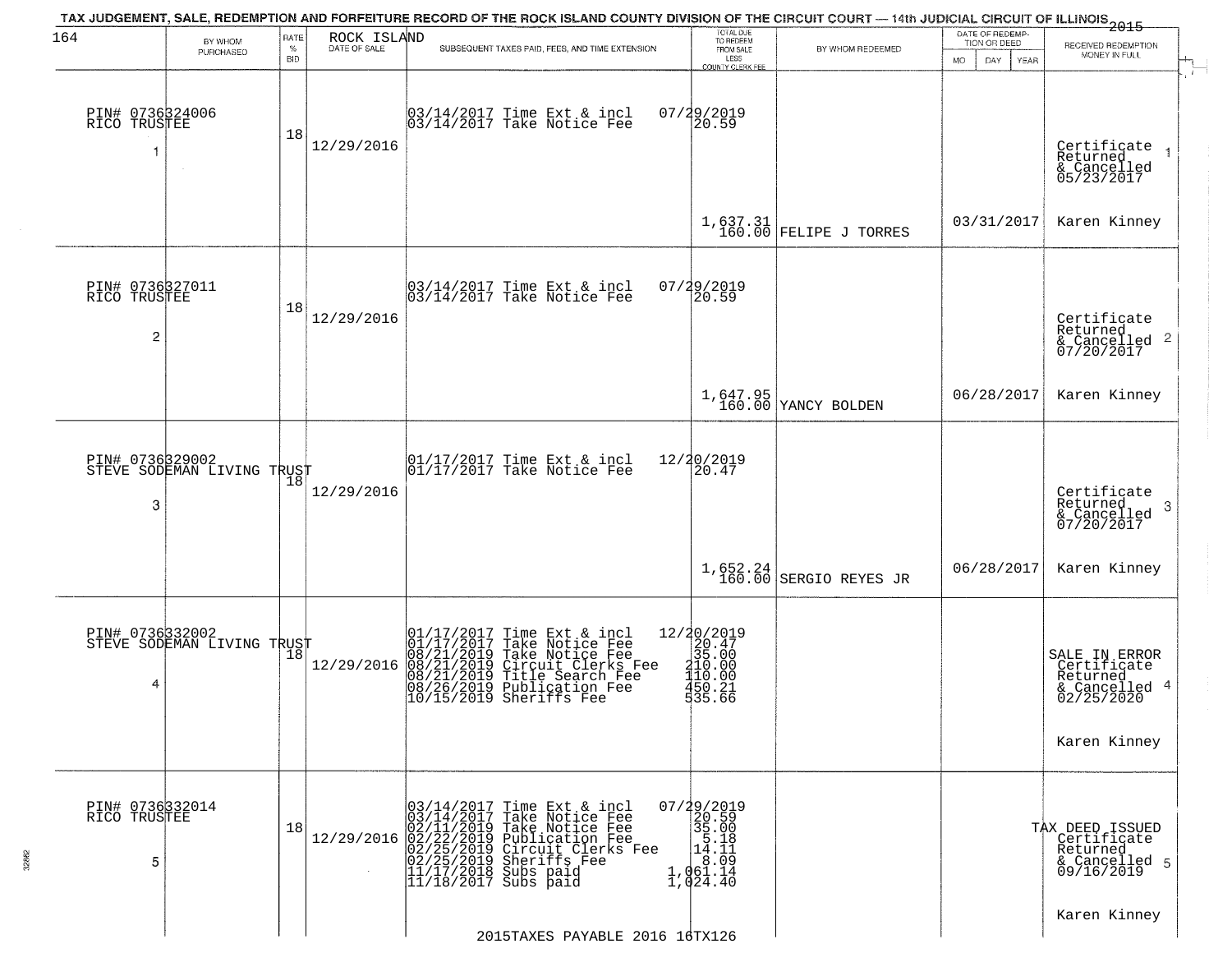TAX JUDGEMENT, SALE, REDEMPTION AND FORFEITURE RECORD OF THE ROCK ISLAND COUNTY DIVISION OF THE CIRCUIT COURT — 14th JUDICIAL CIRCUIT OF ILLINOIS 2015

| 164 BY WHOM PURCHASED | RATE % BID | ROCK ISLAND DATE OF SALE | SUBSEQUENT TAXES PAID, FEES, AND TIME EXTENSION | TOTAL DUE TO REDEEM FROM SALE LESS COUNTY CLERK FEE | BY WHOM REDEEMED | DATE OF REDEMPTION OR DEED MO DAY YEAR | RECEIVED REDEMPTION MONEY IN FULL |
|---|---|---|---|---|---|---|---|
| PIN# 0736324006 RICO TRUSTEE 1 | 18 | 12/29/2016 | 03/14/2017 Time Ext & incl 07/29/2019<br>03/14/2017 Take Notice Fee 20.59 | 1,637.31<br>160.00 | FELIPE J TORRES | 03/31/2017 | Certificate Returned & Cancelled 05/23/2017 1<br>Karen Kinney |
| PIN# 0736327011 RICO TRUSTEE 2 | 18 | 12/29/2016 | 03/14/2017 Time Ext & incl 07/29/2019<br>03/14/2017 Take Notice Fee 20.59 | 1,647.95<br>160.00 | YANCY BOLDEN | 06/28/2017 | Certificate Returned & Cancelled 07/20/2017 2<br>Karen Kinney |
| PIN# 0736329002 STEVE SODEMAN LIVING TRUST 3 | 18 | 12/29/2016 | 01/17/2017 Time Ext & incl 12/20/2019<br>01/17/2017 Take Notice Fee 20.47 | 1,652.24<br>160.00 | SERGIO REYES JR | 06/28/2017 | Certificate Returned & Cancelled 07/20/2017 3<br>Karen Kinney |
| PIN# 0736332002 STEVE SODEMAN LIVING TRUST 4 | 18 | 12/29/2016 | 01/17/2017 Time Ext & incl 12/20/2019<br>01/17/2017 Take Notice Fee 20.47<br>08/21/2019 Take Notice Fee 35.00<br>08/21/2019 Circuit Clerks Fee 210.00<br>08/21/2019 Title Search Fee 110.00<br>08/26/2019 Publication Fee 450.21<br>10/15/2019 Sheriffs Fee 535.66 | | | | SALE IN ERROR Certificate Returned & Cancelled 02/25/2020 4<br>Karen Kinney |
| PIN# 0736332014 RICO TRUSTEE 5 | 18 | 12/29/2016 | 03/14/2017 Time Ext & incl 07/29/2019<br>03/14/2017 Take Notice Fee 20.59<br>02/11/2019 Take Notice Fee 35.00<br>02/22/2019 Publication Fee 5.18<br>02/25/2019 Circuit Clerks Fee 14.11<br>02/25/2019 Sheriffs Fee 8.09<br>11/17/2018 Subs paid 1,061.14<br>11/18/2017 Subs paid 1,024.40 | | | | TAX DEED ISSUED Certificate Returned & Cancelled 09/16/2019 5<br>Karen Kinney |

2015TAXES PAYABLE 2016 16TX126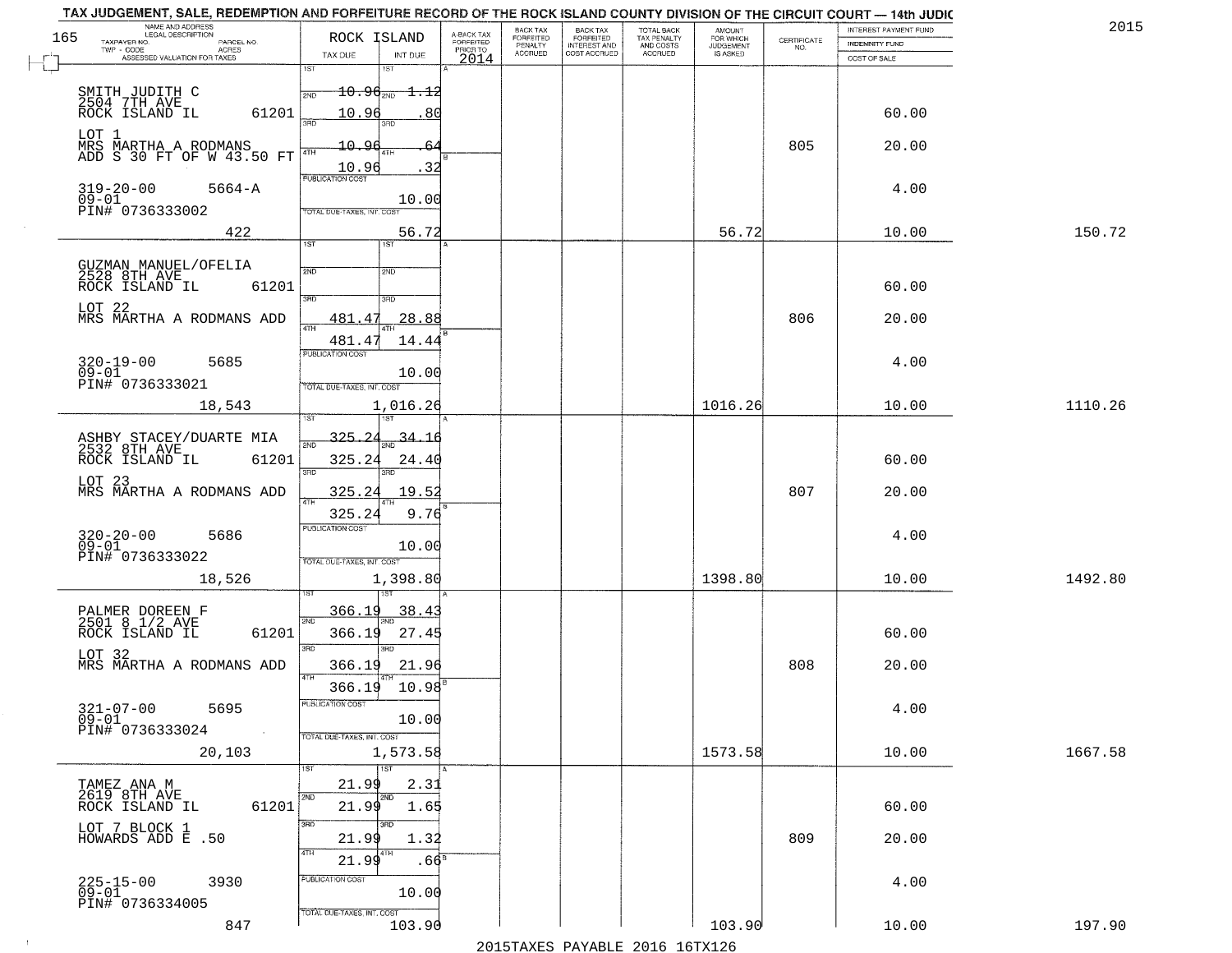TAX JUDGEMENT, SALE, REDEMPTION AND FORFEITURE RECORD OF THE ROCK ISLAND COUNTY DIVISION OF THE CIRCUIT COURT — 14th JUDIC

2015

| NAME AND ADDRESS / LEGAL DESCRIPTION / TAXPAYER NO. / PARCEL NO. / TWP - CODE / ACRES / ASSESSED VALUATION FOR TAXES | ROCK ISLAND TAX DUE | INT DUE | A-BACK TAX FORFEITED PRIOR TO 2014 | BACK TAX FORFEITED PENALTY ACCRUED | BACK TAX FORFEITED INTEREST AND COST ACCRUED | TOTAL BACK TAX PENALTY AND COSTS ACCRUED | AMOUNT FOR WHICH JUDGEMENT IS ASKED | CERTIFICATE NO. | INTEREST PAYMENT FUND / INDEMNITY FUND / COST OF SALE | |
|---|---|---|---|---|---|---|---|---|---|---|
| SMITH JUDITH C<br>2504 7TH AVE<br>ROCK ISLAND IL 61201<br>LOT 1<br>MRS MARTHA A RODMANS<br>ADD S 30 FT OF W 43.50 FT<br>319-20-00 5664-A<br>09-01<br>PIN# 0736333002<br>422 | 1ST<br>2ND ~~10.96~~<br>3RD 10.96<br>4TH ~~10.96~~<br>10.96<br>PUBLICATION COST<br>TOTAL DUE-TAXES, INT. COST | 1ST<br>2ND ~~1.12~~<br>3RD .80<br>4TH ~~.64~~<br>.32<br>10.00<br>56.72 | | | | | 56.72 | 805 | 60.00<br>20.00<br>4.00<br>10.00 | 150.72 |
| GUZMAN MANUEL/OFELIA<br>2528 8TH AVE<br>ROCK ISLAND IL 61201<br>LOT 22<br>MRS MARTHA A RODMANS ADD<br>320-19-00 5685<br>09-01<br>PIN# 0736333021<br>18,543 | 1ST<br>2ND<br>3RD 481.47<br>4TH 481.47<br>PUBLICATION COST<br>TOTAL DUE-TAXES, INT. COST | 1ST<br>2ND<br>3RD 28.88<br>4TH 14.44<br>10.00<br>1,016.26 | | | | | 1016.26 | 806 | 60.00<br>20.00<br>4.00<br>10.00 | 1110.26 |
| ASHBY STACEY/DUARTE MIA<br>2532 8TH AVE<br>ROCK ISLAND IL 61201<br>LOT 23<br>MRS MARTHA A RODMANS ADD<br>320-20-00 5686<br>09-01<br>PIN# 0736333022<br>18,526 | 1ST 325.24<br>2ND 325.24<br>3RD 325.24<br>4TH 325.24<br>PUBLICATION COST<br>TOTAL DUE-TAXES, INT. COST | 1ST 34.16<br>2ND 24.40<br>3RD 19.52<br>4TH 9.76<br>10.00<br>1,398.80 | | | | | 1398.80 | 807 | 60.00<br>20.00<br>4.00<br>10.00 | 1492.80 |
| PALMER DOREEN F<br>2501 8 1/2 AVE<br>ROCK ISLAND IL 61201<br>LOT 32<br>MRS MARTHA A RODMANS ADD<br>321-07-00 5695<br>09-01<br>PIN# 0736333024<br>20,103 | 1ST 366.19<br>2ND 366.19<br>3RD 366.19<br>4TH 366.19<br>PUBLICATION COST<br>TOTAL DUE-TAXES, INT. COST | 1ST 38.43<br>2ND 27.45<br>3RD 21.96<br>4TH 10.98<br>10.00<br>1,573.58 | | | | | 1573.58 | 808 | 60.00<br>20.00<br>4.00<br>10.00 | 1667.58 |
| TAMEZ ANA M<br>2619 8TH AVE<br>ROCK ISLAND IL 61201<br>LOT 7 BLOCK 1<br>HOWARDS ADD E .50<br>225-15-00 3930<br>09-01<br>PIN# 0736334005<br>847 | 1ST 21.99<br>2ND 21.99<br>3RD 21.99<br>4TH 21.99<br>PUBLICATION COST<br>TOTAL DUE-TAXES, INT. COST | 1ST 2.31<br>2ND 1.65<br>3RD 1.32<br>4TH .66<br>10.00<br>103.90 | | | | | 103.90 | 809 | 60.00<br>20.00<br>4.00<br>10.00 | 197.90 |

2015TAXES PAYABLE 2016 16TX126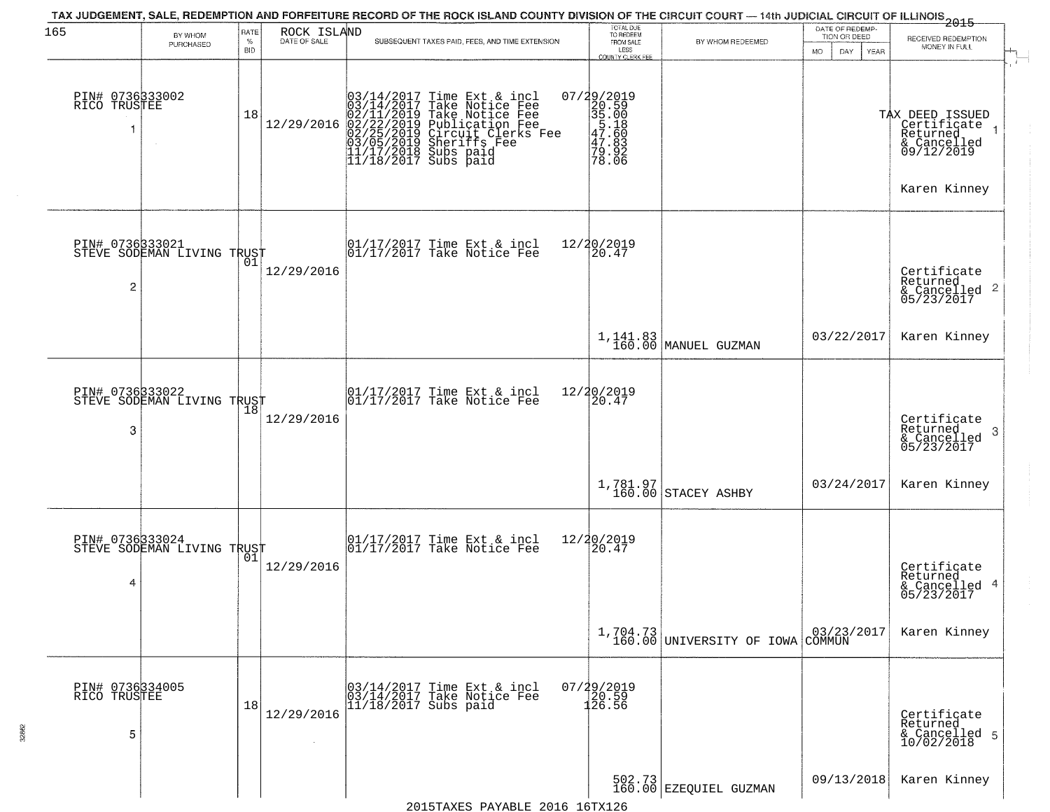TAX JUDGEMENT, SALE, REDEMPTION AND FORFEITURE RECORD OF THE ROCK ISLAND COUNTY DIVISION OF THE CIRCUIT COURT — 14th JUDICIAL CIRCUIT OF ILLINOIS 2015

165

| BY WHOM PURCHASED | RATE % BID | ROCK ISLAND DATE OF SALE | SUBSEQUENT TAXES PAID, FEES, AND TIME EXTENSION | TOTAL DUE TO REDEEM FROM SALE LESS COUNTY CLERK FEE | BY WHOM REDEEMED | DATE OF REDEMPTION OR DEED MO DAY YEAR | RECEIVED REDEMPTION MONEY IN FULL |
|---|---|---|---|---|---|---|---|
| PIN# 0736333002 RICO TRUSTEE 1 | 18 | 12/29/2016 | 03/14/2017 Time Ext & incl 07/29/2019<br>03/14/2017 Take Notice Fee 20.59<br>02/11/2019 Take Notice Fee 35.00<br>02/22/2019 Publication Fee 5.18<br>02/25/2019 Circuit Clerks Fee 47.60<br>03/05/2019 Sheriffs Fee 47.83<br>11/17/2018 Subs paid 79.92<br>11/18/2017 Subs paid 78.06 | | | | TAX DEED ISSUED Certificate Returned & Cancelled 09/12/2019 1<br>Karen Kinney |
| PIN# 0736333021 STEVE SODEMAN LIVING TRUST 2 | 01 | 12/29/2016 | 01/17/2017 Time Ext & incl 12/20/2019<br>01/17/2017 Take Notice Fee 20.47 | 1,141.83<br>160.00 | MANUEL GUZMAN | 03/22/2017 | Certificate Returned & Cancelled 05/23/2017 2<br>Karen Kinney |
| PIN# 0736333022 STEVE SODEMAN LIVING TRUST 3 | 18 | 12/29/2016 | 01/17/2017 Time Ext & incl 12/20/2019<br>01/17/2017 Take Notice Fee 20.47 | 1,781.97<br>160.00 | STACEY ASHBY | 03/24/2017 | Certificate Returned & Cancelled 05/23/2017 3<br>Karen Kinney |
| PIN# 0736333024 STEVE SODEMAN LIVING TRUST 4 | 01 | 12/29/2016 | 01/17/2017 Time Ext & incl 12/20/2019<br>01/17/2017 Take Notice Fee 20.47 | 1,704.73<br>160.00 | UNIVERSITY OF IOWA COMMUN | 03/23/2017 | Certificate Returned & Cancelled 05/23/2017 4<br>Karen Kinney |
| PIN# 0736334005 RICO TRUSTEE 5 | 18 | 12/29/2016 | 03/14/2017 Time Ext & incl 07/29/2019<br>03/14/2017 Take Notice Fee 20.59<br>11/18/2017 Subs paid 126.56 | 502.73<br>160.00 | EZEQUIEL GUZMAN | 09/13/2018 | Certificate Returned & Cancelled 10/02/2018 5<br>Karen Kinney |

2015TAXES PAYABLE 2016 16TX126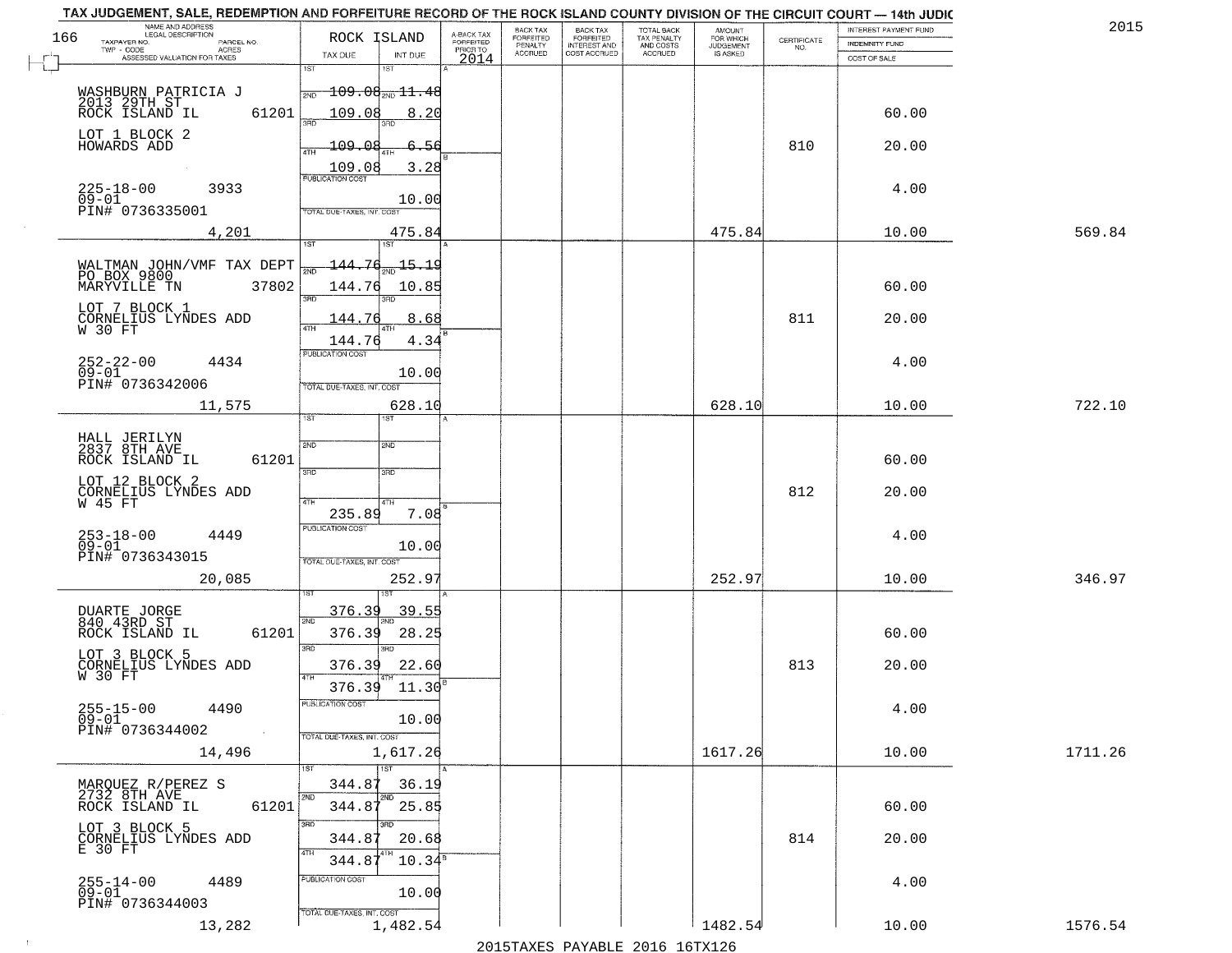TAX JUDGEMENT, SALE, REDEMPTION AND FORFEITURE RECORD OF THE ROCK ISLAND COUNTY DIVISION OF THE CIRCUIT COURT — 14th JUDIC

2015

| NAME AND ADDRESS / LEGAL DESCRIPTION / TAXPAYER NO. / PARCEL NO. / TWP - CODE / ACRES / ASSESSED VALUATION FOR TAXES | ROCK ISLAND TAX DUE | INT DUE | A-BACK TAX FORFEITED PRIOR TO 2014 | BACK TAX FORFEITED PENALTY ACCRUED | BACK TAX FORFEITED INTEREST AND COST ACCRUED | TOTAL BACK TAX PENALTY AND COSTS ACCRUED | AMOUNT FOR WHICH JUDGEMENT IS ASKED | CERTIFICATE NO. | INTEREST PAYMENT FUND / INDEMNITY FUND / COST OF SALE | |
|---|---|---|---|---|---|---|---|---|---|---|
| WASHBURN PATRICIA J, 2013 29TH ST, ROCK ISLAND IL 61201; LOT 1 BLOCK 2 HOWARDS ADD; 225-18-00 3933; 09-01; PIN# 0736335001; 4,201 | 1ST; 2ND 109.08; 3RD 109.08; 4TH 109.08; 109.08; PUBLICATION COST; TOTAL DUE-TAXES, INT. COST | 1ST; 2ND 11.48; 3RD 8.20; 4TH 6.56; 3.28; 10.00; 475.84 | | | | | 475.84 | 810 | 60.00; 20.00; 4.00; 10.00 | 569.84 |
| WALTMAN JOHN/VMF TAX DEPT, PO BOX 9800, MARYVILLE TN 37802; LOT 7 BLOCK 1 CORNELIUS LYNDES ADD W 30 FT; 252-22-00 4434; 09-01; PIN# 0736342006; 11,575 | 1ST; 2ND 144.76; 3RD 144.76; 4TH 144.76; 144.76; PUBLICATION COST; TOTAL DUE-TAXES, INT. COST | 1ST; 2ND 15.19; 3RD 10.85; 4TH 8.68; 4.34; 10.00; 628.10 | | | | | 628.10 | 811 | 60.00; 20.00; 4.00; 10.00 | 722.10 |
| HALL JERILYN, 2837 8TH AVE, ROCK ISLAND IL 61201; LOT 12 BLOCK 2 CORNELIUS LYNDES ADD W 45 FT; 253-18-00 4449; 09-01; PIN# 0736343015; 20,085 | 1ST; 2ND; 3RD; 4TH 235.89; PUBLICATION COST; TOTAL DUE-TAXES, INT. COST | 1ST; 2ND; 3RD; 4TH 7.08; 10.00; 252.97 | | | | | 252.97 | 812 | 60.00; 20.00; 4.00; 10.00 | 346.97 |
| DUARTE JORGE, 840 43RD ST, ROCK ISLAND IL 61201; LOT 3 BLOCK 5 CORNELIUS LYNDES ADD W 30 FT; 255-15-00 4490; 09-01; PIN# 0736344002; 14,496 | 1ST 376.39; 2ND 376.39; 3RD 376.39; 4TH 376.39; PUBLICATION COST; TOTAL DUE-TAXES, INT. COST | 1ST 39.55; 2ND 28.25; 3RD 22.60; 4TH 11.30; 10.00; 1,617.26 | | | | | 1617.26 | 813 | 60.00; 20.00; 4.00; 10.00 | 1711.26 |
| MARQUEZ R/PEREZ S, 2732 8TH AVE, ROCK ISLAND IL 61201; LOT 3 BLOCK 5 CORNELIUS LYNDES ADD E 30 FT; 255-14-00 4489; 09-01; PIN# 0736344003; 13,282 | 1ST 344.87; 2ND 344.87; 3RD 344.87; 4TH 344.87; PUBLICATION COST; TOTAL DUE-TAXES, INT. COST | 1ST 36.19; 2ND 25.85; 3RD 20.68; 4TH 10.34; 10.00; 1,482.54 | | | | | 1482.54 | 814 | 60.00; 20.00; 4.00; 10.00 | 1576.54 |

2015TAXES PAYABLE 2016 16TX126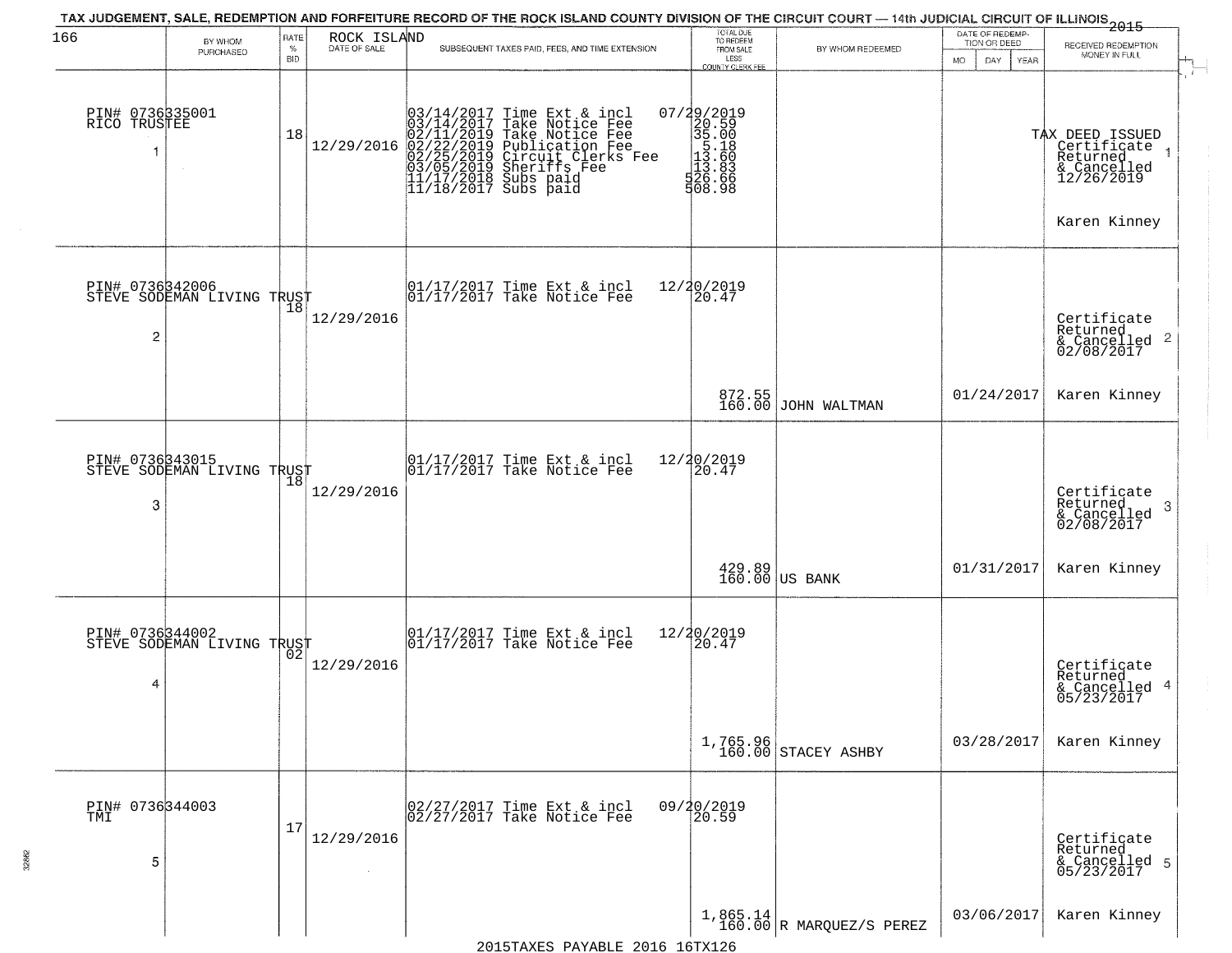TAX JUDGEMENT, SALE, REDEMPTION AND FORFEITURE RECORD OF THE ROCK ISLAND COUNTY DIVISION OF THE CIRCUIT COURT — 14th JUDICIAL CIRCUIT OF ILLINOIS 2015

| BY WHOM PURCHASED | RATE % BID | ROCK ISLAND DATE OF SALE | SUBSEQUENT TAXES PAID, FEES, AND TIME EXTENSION | TOTAL DUE TO REDEEM FROM SALE LESS COUNTY CLERK FEE | BY WHOM REDEEMED | DATE OF REDEMPTION OR DEED MO DAY YEAR | RECEIVED REDEMPTION MONEY IN FULL |
|---|---|---|---|---|---|---|---|
| PIN# 0736335001 RICO TRUSTEE 1 | 18 | 12/29/2016 | 03/14/2017 Time Ext & incl 07/29/2019<br>03/14/2017 Take Notice Fee 20.59<br>02/11/2019 Take Notice Fee 35.00<br>02/22/2019 Publication Fee 5.18<br>02/25/2019 Circuit Clerks Fee 13.60<br>03/05/2019 Sheriffs Fee 13.83<br>11/17/2018 Subs paid 526.66<br>11/18/2017 Subs paid 508.98 | | | | TAX DEED ISSUED Certificate Returned & Cancelled 12/26/2019 1<br>Karen Kinney |
| PIN# 0736342006 STEVE SODEMAN LIVING TRUST 2 | 18 | 12/29/2016 | 01/17/2017 Time Ext & incl 12/20/2019<br>01/17/2017 Take Notice Fee 20.47 | 872.55<br>160.00 | JOHN WALTMAN | 01/24/2017 | Certificate Returned & Cancelled 02/08/2017 2<br>Karen Kinney |
| PIN# 0736343015 STEVE SODEMAN LIVING TRUST 3 | 18 | 12/29/2016 | 01/17/2017 Time Ext & incl 12/20/2019<br>01/17/2017 Take Notice Fee 20.47 | 429.89<br>160.00 | US BANK | 01/31/2017 | Certificate Returned & Cancelled 02/08/2017 3<br>Karen Kinney |
| PIN# 0736344002 STEVE SODEMAN LIVING TRUST 4 | 02 | 12/29/2016 | 01/17/2017 Time Ext & incl 12/20/2019<br>01/17/2017 Take Notice Fee 20.47 | 1,765.96<br>160.00 | STACEY ASHBY | 03/28/2017 | Certificate Returned & Cancelled 05/23/2017 4<br>Karen Kinney |
| PIN# 0736344003 TMI 5 | 17 | 12/29/2016 | 02/27/2017 Time Ext & incl 09/20/2019<br>02/27/2017 Take Notice Fee 20.59 | 1,865.14<br>160.00 | R MARQUEZ/S PEREZ | 03/06/2017 | Certificate Returned & Cancelled 05/23/2017 5<br>Karen Kinney |

2015TAXES PAYABLE 2016 16TX126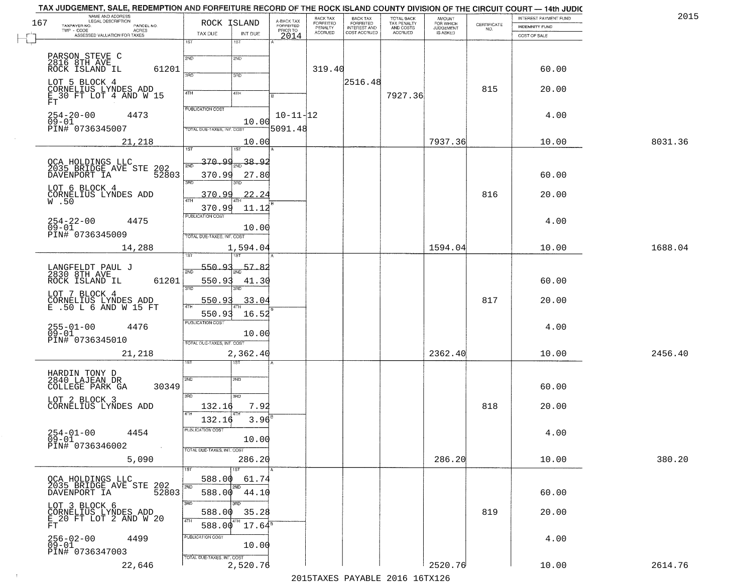TAX JUDGEMENT, SALE, REDEMPTION AND FORFEITURE RECORD OF THE ROCK ISLAND COUNTY DIVISION OF THE CIRCUIT COURT — 14th JUDIC

2015

| NAME AND ADDRESS / LEGAL DESCRIPTION / TAXPAYER NO. / PARCEL NO. / TWP - CODE / ACRES / ASSESSED VALUATION FOR TAXES | ROCK ISLAND TAX DUE | INT DUE | A-BACK TAX FORFEITED PRIOR TO 2014 | BACK TAX FORFEITED PENALTY ACCRUED | BACK TAX FORFEITED INTEREST AND COST ACCRUED | TOTAL BACK TAX PENALTY AND COSTS ACCRUED | AMOUNT FOR WHICH JUDGEMENT IS ASKED | CERTIFICATE NO. | INTEREST PAYMENT FUND / INDEMNITY FUND / COST OF SALE | |
|---|---|---|---|---|---|---|---|---|---|---|
| PARSON STEVE C<br>2816 8TH AVE<br>ROCK ISLAND IL 61201<br>LOT 5 BLOCK 4<br>CORNELIUS LYNDES ADD<br>E 30 FT LOT 4 AND W 15 FT<br>254-20-00 4473<br>09-01<br>PIN# 0736345007<br>21,218 | 1ST<br>2ND<br>3RD<br>4TH<br>PUBLICATION COST<br>TOTAL DUE-TAXES, INT. COST | 10.00<br>10.00 | 10-11-12<br>5091.48 | 319.40 | 2516.48 | 7927.36 | 7937.36 | 815 | 60.00<br>20.00<br>4.00<br>10.00 | 8031.36 |
| OCA HOLDINGS LLC<br>2035 BRIDGE AVE STE 202<br>DAVENPORT IA 52803<br>LOT 6 BLOCK 4<br>CORNELIUS LYNDES ADD<br>W .50<br>254-22-00 4475<br>09-01<br>PIN# 0736345009<br>14,288 | 1ST 370.99<br>2ND 370.99<br>3RD 370.99<br>4TH 370.99<br>PUBLICATION COST<br>TOTAL DUE-TAXES, INT. COST | 38.92<br>27.80<br>22.24<br>11.12<br>10.00<br>1,594.04 | | | | | 1594.04 | 816 | 60.00<br>20.00<br>4.00<br>10.00 | 1688.04 |
| LANGFELDT PAUL J<br>2830 8TH AVE<br>ROCK ISLAND IL 61201<br>LOT 7 BLOCK 4<br>CORNELIUS LYNDES ADD<br>E .50 L 6 AND W 15 FT<br>255-01-00 4476<br>09-01<br>PIN# 0736345010<br>21,218 | 1ST 550.93<br>2ND 550.93<br>3RD 550.93<br>4TH 550.93<br>PUBLICATION COST<br>TOTAL DUE-TAXES, INT. COST | 57.82<br>41.30<br>33.04<br>16.52<br>10.00<br>2,362.40 | | | | | 2362.40 | 817 | 60.00<br>20.00<br>4.00<br>10.00 | 2456.40 |
| HARDIN TONY D<br>2840 LAJEAN DR<br>COLLEGE PARK GA 30349<br>LOT 2 BLOCK 3<br>CORNELIUS LYNDES ADD<br>254-01-00 4454<br>09-01<br>PIN# 0736346002<br>5,090 | 1ST<br>2ND<br>3RD 132.16<br>4TH 132.16<br>PUBLICATION COST<br>TOTAL DUE-TAXES, INT. COST | 7.92<br>3.96<br>10.00<br>286.20 | | | | | 286.20 | 818 | 60.00<br>20.00<br>4.00<br>10.00 | 380.20 |
| OCA HOLDINGS LLC<br>2035 BRIDGE AVE STE 202<br>DAVENPORT IA 52803<br>LOT 3 BLOCK 6<br>CORNELIUS LYNDES ADD<br>E 20 FT LOT 2 AND W 20 FT<br>256-02-00 4499<br>09-01<br>PIN# 0736347003<br>22,646 | 1ST 588.00<br>2ND 588.00<br>3RD 588.00<br>4TH 588.00<br>PUBLICATION COST<br>TOTAL DUE-TAXES, INT. COST | 61.74<br>44.10<br>35.28<br>17.64<br>10.00<br>2,520.76 | | | | | 2520.76 | 819 | 60.00<br>20.00<br>4.00<br>10.00 | 2614.76 |

2015TAXES PAYABLE 2016 16TX126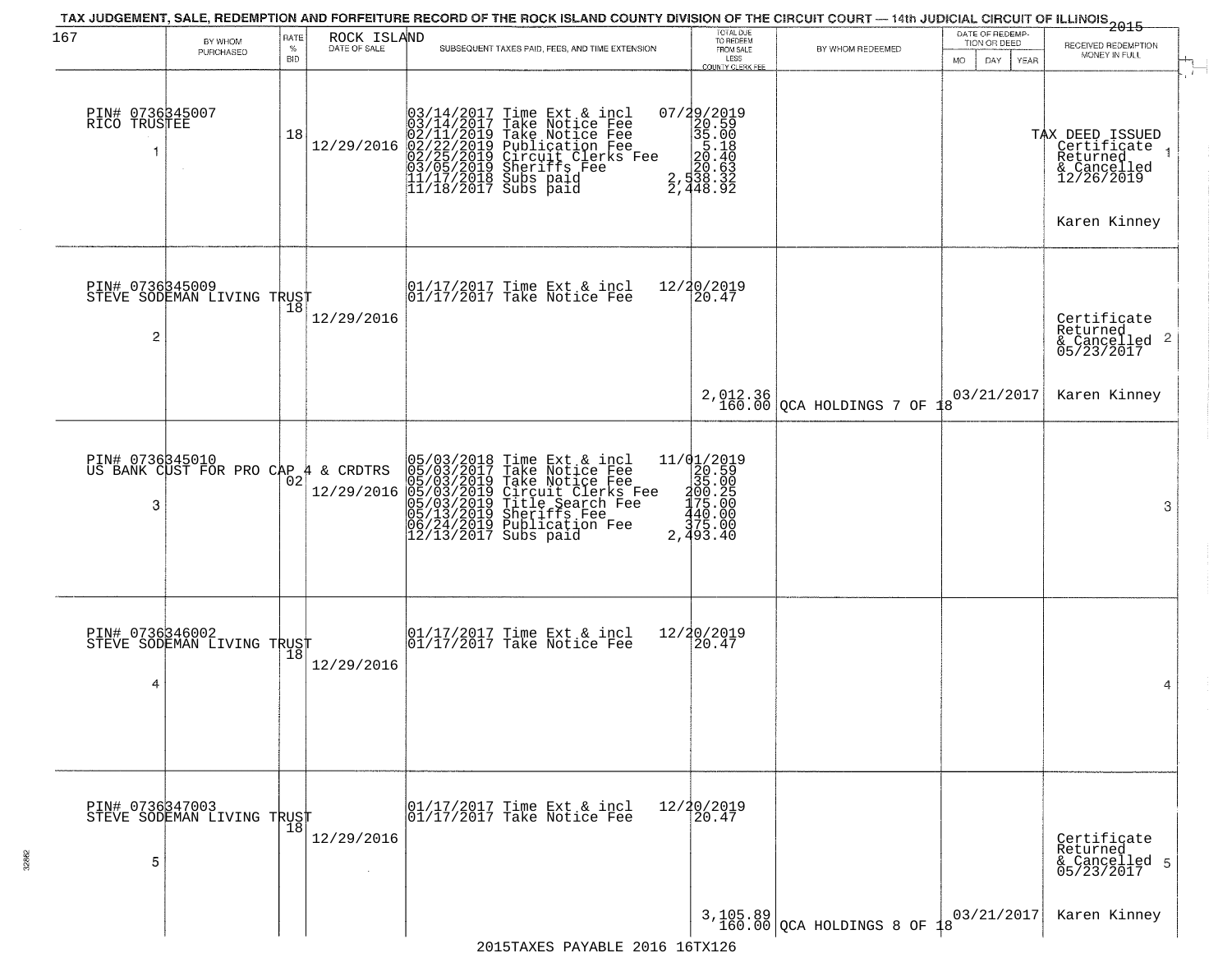TAX JUDGEMENT, SALE, REDEMPTION AND FORFEITURE RECORD OF THE ROCK ISLAND COUNTY DIVISION OF THE CIRCUIT COURT — 14th JUDICIAL CIRCUIT OF ILLINOIS 2015

| 167 BY WHOM PURCHASED | RATE % BID | ROCK ISLAND DATE OF SALE | SUBSEQUENT TAXES PAID, FEES, AND TIME EXTENSION | TOTAL DUE TO REDEEM FROM SALE LESS COUNTY CLERK FEE | BY WHOM REDEEMED | DATE OF REDEMPTION OR DEED MO DAY YEAR | RECEIVED REDEMPTION MONEY IN FULL |
|---|---|---|---|---|---|---|---|
| PIN# 0736345007 RICO TRUSTEE 1 | 18 | 12/29/2016 | 03/14/2017 Time Ext & incl 07/29/2019<br>03/14/2017 Take Notice Fee 20.59<br>02/11/2019 Take Notice Fee 35.00<br>02/22/2019 Publication Fee 5.18<br>02/25/2019 Circuit Clerks Fee 20.40<br>03/05/2019 Sheriffs Fee 20.63<br>11/17/2018 Subs paid 2,538.32<br>11/18/2017 Subs paid 2,448.92 | | | | TAX DEED ISSUED Certificate Returned & Cancelled 12/26/2019 Karen Kinney |
| PIN# 0736345009 STEVE SODEMAN LIVING TRUST 2 | 18 | 12/29/2016 | 01/17/2017 Time Ext & incl 12/20/2019<br>01/17/2017 Take Notice Fee 20.47 | 2,012.36<br>160.00 | QCA HOLDINGS 7 OF 18 | 03/21/2017 | Certificate Returned & Cancelled 05/23/2017 Karen Kinney |
| PIN# 0736345010 US BANK CUST FOR PRO CAP 4 & CRDTRS 3 | 02 | 12/29/2016 | 05/03/2018 Time Ext & incl 11/01/2019<br>05/03/2017 Take Notice Fee 20.59<br>05/03/2019 Take Notice Fee 35.00<br>05/03/2019 Circuit Clerks Fee 200.25<br>05/03/2019 Title Search Fee 175.00<br>05/13/2019 Sheriffs Fee 440.00<br>06/24/2019 Publication Fee 375.00<br>12/13/2017 Subs paid 2,493.40 | | | | |
| PIN# 0736346002 STEVE SODEMAN LIVING TRUST 4 | 18 | 12/29/2016 | 01/17/2017 Time Ext & incl 12/20/2019<br>01/17/2017 Take Notice Fee 20.47 | | | | |
| PIN# 0736347003 STEVE SODEMAN LIVING TRUST 5 | 18 | 12/29/2016 | 01/17/2017 Time Ext & incl 12/20/2019<br>01/17/2017 Take Notice Fee 20.47 | 3,105.89<br>160.00 | QCA HOLDINGS 8 OF 18 | 03/21/2017 | Certificate Returned & Cancelled 05/23/2017 Karen Kinney |

2015TAXES PAYABLE 2016 16TX126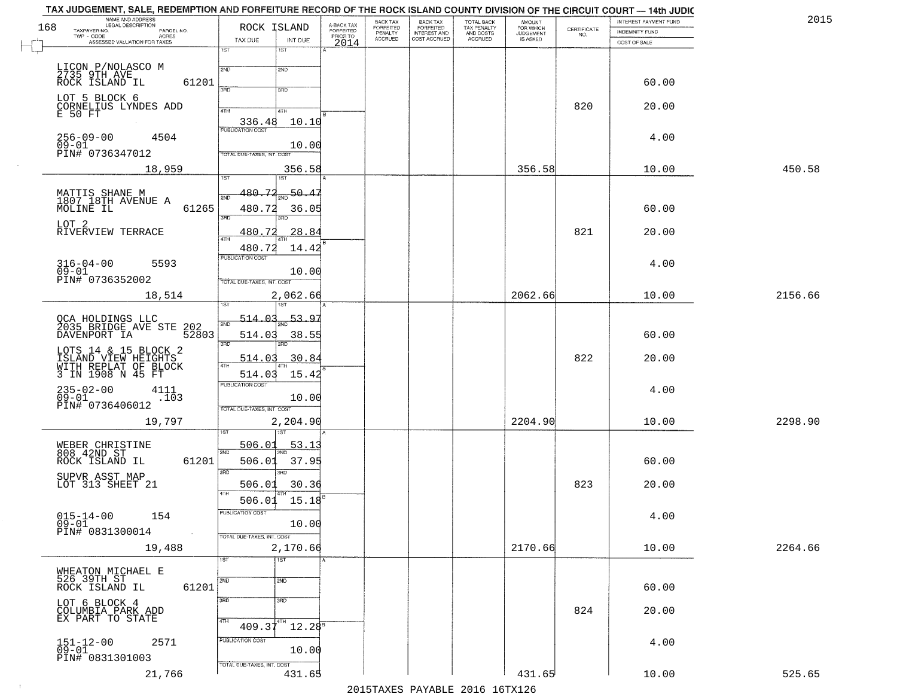TAX JUDGEMENT, SALE, REDEMPTION AND FORFEITURE RECORD OF THE ROCK ISLAND COUNTY DIVISION OF THE CIRCUIT COURT — 14th JUDIC

2015

| 168 NAME AND ADDRESS / LEGAL DESCRIPTION / TAXPAYER NO. / PARCEL NO. / TWP - CODE / ACRES / ASSESSED VALUATION FOR TAXES | ROCK ISLAND TAX DUE | INT DUE | A-BACK TAX FORFEITED PRIOR TO 2014 | BACK TAX FORFEITED PENALTY ACCRUED | BACK TAX FORFEITED INTEREST AND COST ACCRUED | TOTAL BACK TAX PENALTY AND COSTS ACCRUED | AMOUNT FOR WHICH JUDGEMENT IS ASKED | CERTIFICATE NO. | INTEREST PAYMENT FUND / INDEMNITY FUND / COST OF SALE | |
|---|---|---|---|---|---|---|---|---|---|---|
| LICON P/NOLASCO M<br>2735 9TH AVE<br>ROCK ISLAND IL 61201<br>LOT 5 BLOCK 6<br>CORNELIUS LYNDES ADD<br>E 50 FT<br>256-09-00 4504<br>09-01<br>PIN# 0736347012<br>18,959 | 1ST:<br>2ND:<br>3RD:<br>4TH: 336.48<br>PUBLICATION COST<br>TOTAL DUE-TAXES, INT. COST | 1ST:<br>2ND:<br>3RD:<br>4TH: 10.10<br>10.00<br>356.58 | | | | | 356.58 | 820 | 60.00<br>20.00<br>4.00<br>10.00 | 450.58 |
| MATTIS SHANE M<br>1807 18TH AVENUE A<br>MOLINE IL 61265<br>LOT 2<br>RIVERVIEW TERRACE<br>316-04-00 5593<br>09-01<br>PIN# 0736352002<br>18,514 | 1ST: 480.72<br>2ND: 480.72<br>3RD: 480.72<br>4TH: 480.72<br>PUBLICATION COST<br>TOTAL DUE-TAXES, INT. COST | 1ST: 50.47<br>2ND: 36.05<br>3RD: 28.84<br>4TH: 14.42<br>10.00<br>2,062.66 | | | | | 2062.66 | 821 | 60.00<br>20.00<br>4.00<br>10.00 | 2156.66 |
| QCA HOLDINGS LLC<br>2035 BRIDGE AVE STE 202<br>DAVENPORT IA 52803<br>LOTS 14 & 15 BLOCK 2<br>ISLAND VIEW HEIGHTS<br>WITH REPLAT OF BLOCK<br>3 IN 1908 N 45 FT<br>235-02-00 4111<br>09-01 .103<br>PIN# 0736406012<br>19,797 | 1ST: 514.03<br>2ND: 514.03<br>3RD: 514.03<br>4TH: 514.03<br>PUBLICATION COST<br>TOTAL DUE-TAXES, INT. COST | 1ST: 53.97<br>2ND: 38.55<br>3RD: 30.84<br>4TH: 15.42<br>10.00<br>2,204.90 | | | | | 2204.90 | 822 | 60.00<br>20.00<br>4.00<br>10.00 | 2298.90 |
| WEBER CHRISTINE<br>808 42ND ST<br>ROCK ISLAND IL 61201<br>SUPVR ASST MAP<br>LOT 313 SHEET 21<br>015-14-00 154<br>09-01<br>PIN# 0831300014<br>19,488 | 1ST: 506.01<br>2ND: 506.01<br>3RD: 506.01<br>4TH: 506.01<br>PUBLICATION COST<br>TOTAL DUE-TAXES, INT. COST | 1ST: 53.13<br>2ND: 37.95<br>3RD: 30.36<br>4TH: 15.18<br>10.00<br>2,170.66 | | | | | 2170.66 | 823 | 60.00<br>20.00<br>4.00<br>10.00 | 2264.66 |
| WHEATON MICHAEL E<br>526 39TH ST<br>ROCK ISLAND IL 61201<br>LOT 6 BLOCK 4<br>COLUMBIA PARK ADD<br>EX PART TO STATE<br>151-12-00 2571<br>09-01<br>PIN# 0831301003<br>21,766 | 1ST:<br>2ND:<br>3RD:<br>4TH: 409.37<br>PUBLICATION COST<br>TOTAL DUE-TAXES, INT. COST | 1ST:<br>2ND:<br>3RD:<br>4TH: 12.28<br>10.00<br>431.65 | | | | | 431.65 | 824 | 60.00<br>20.00<br>4.00<br>10.00 | 525.65 |

2015TAXES PAYABLE 2016 16TX126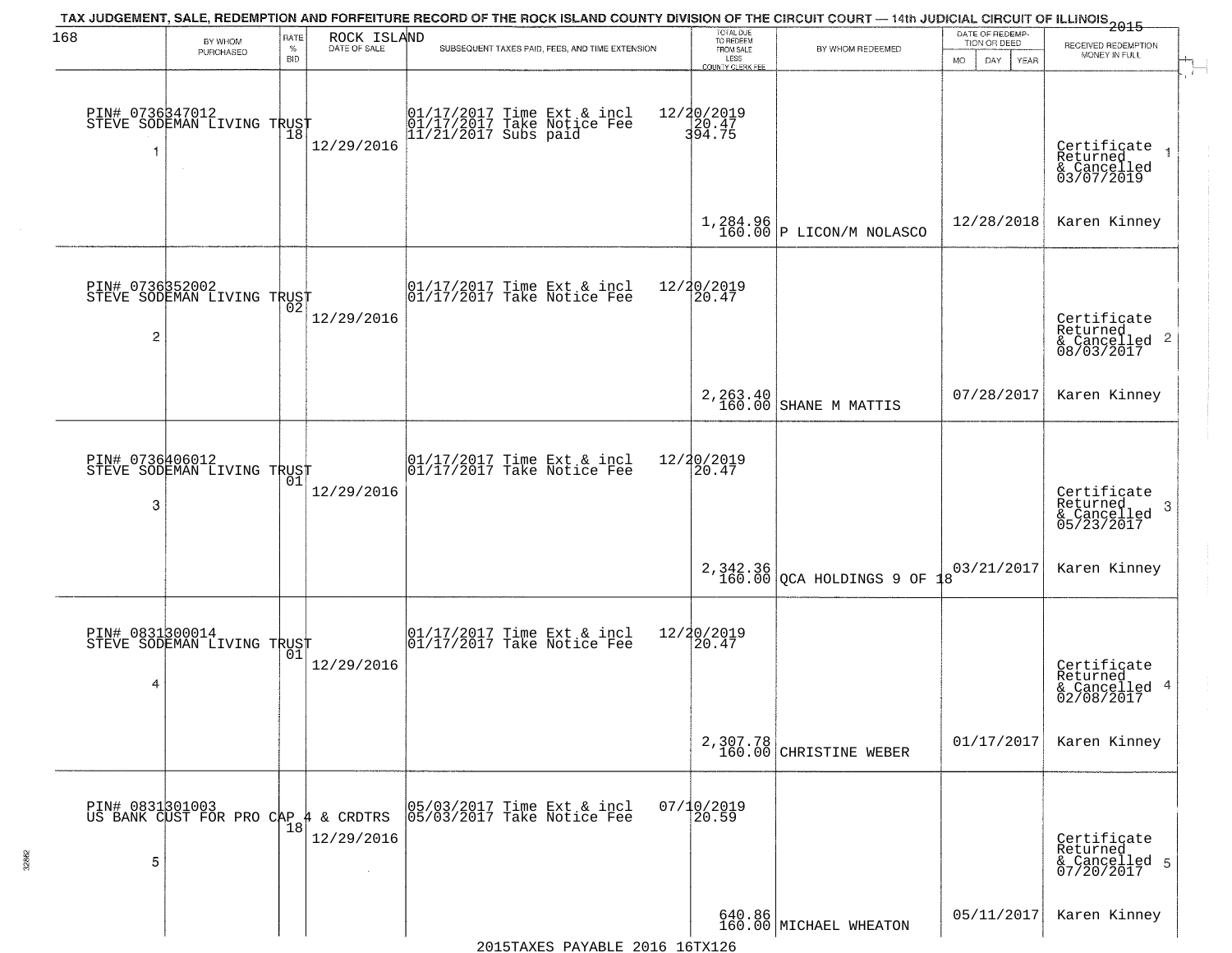TAX JUDGEMENT, SALE, REDEMPTION AND FORFEITURE RECORD OF THE ROCK ISLAND COUNTY DIVISION OF THE CIRCUIT COURT — 14th JUDICIAL CIRCUIT OF ILLINOIS 2015

ROCK ISLAND

| | BY WHOM PURCHASED | RATE % BID | DATE OF SALE | SUBSEQUENT TAXES PAID, FEES, AND TIME EXTENSION | TOTAL DUE TO REDEEM FROM SALE LESS COUNTY CLERK FEE | BY WHOM REDEEMED | DATE OF REDEMPTION OR DEED MO DAY YEAR | RECEIVED REDEMPTION MONEY IN FULL |
|---|---|---|---|---|---|---|---|---|
| 1 | PIN# 0736347012 STEVE SODEMAN LIVING TRUST | 18 | 12/29/2016 | 01/17/2017 Time Ext & incl 01/17/2017 Take Notice Fee 11/21/2017 Subs paid | 12/20/2019 20.47 394.75 1,284.96 160.00 | P LICON/M NOLASCO | 12/28/2018 | Certificate Returned & Cancelled 03/07/2019 Karen Kinney |
| 2 | PIN# 0736352002 STEVE SODEMAN LIVING TRUST | 02 | 12/29/2016 | 01/17/2017 Time Ext & incl 01/17/2017 Take Notice Fee | 12/20/2019 20.47 2,263.40 160.00 | SHANE M MATTIS | 07/28/2017 | Certificate Returned & Cancelled 08/03/2017 Karen Kinney |
| 3 | PIN# 0736406012 STEVE SODEMAN LIVING TRUST | 01 | 12/29/2016 | 01/17/2017 Time Ext & incl 01/17/2017 Take Notice Fee | 12/20/2019 20.47 2,342.36 160.00 | QCA HOLDINGS 9 OF 18 | 03/21/2017 | Certificate Returned & Cancelled 05/23/2017 Karen Kinney |
| 4 | PIN# 0831300014 STEVE SODEMAN LIVING TRUST | 01 | 12/29/2016 | 01/17/2017 Time Ext & incl 01/17/2017 Take Notice Fee | 12/20/2019 20.47 2,307.78 160.00 | CHRISTINE WEBER | 01/17/2017 | Certificate Returned & Cancelled 02/08/2017 Karen Kinney |
| 5 | PIN# 0831301003 US BANK CUST FOR PRO CAP 4 & CRDTRS | 18 | 12/29/2016 | 05/03/2017 Time Ext & incl 05/03/2017 Take Notice Fee | 07/10/2019 20.59 640.86 160.00 | MICHAEL WHEATON | 05/11/2017 | Certificate Returned & Cancelled 07/20/2017 Karen Kinney |

2015TAXES PAYABLE 2016 16TX126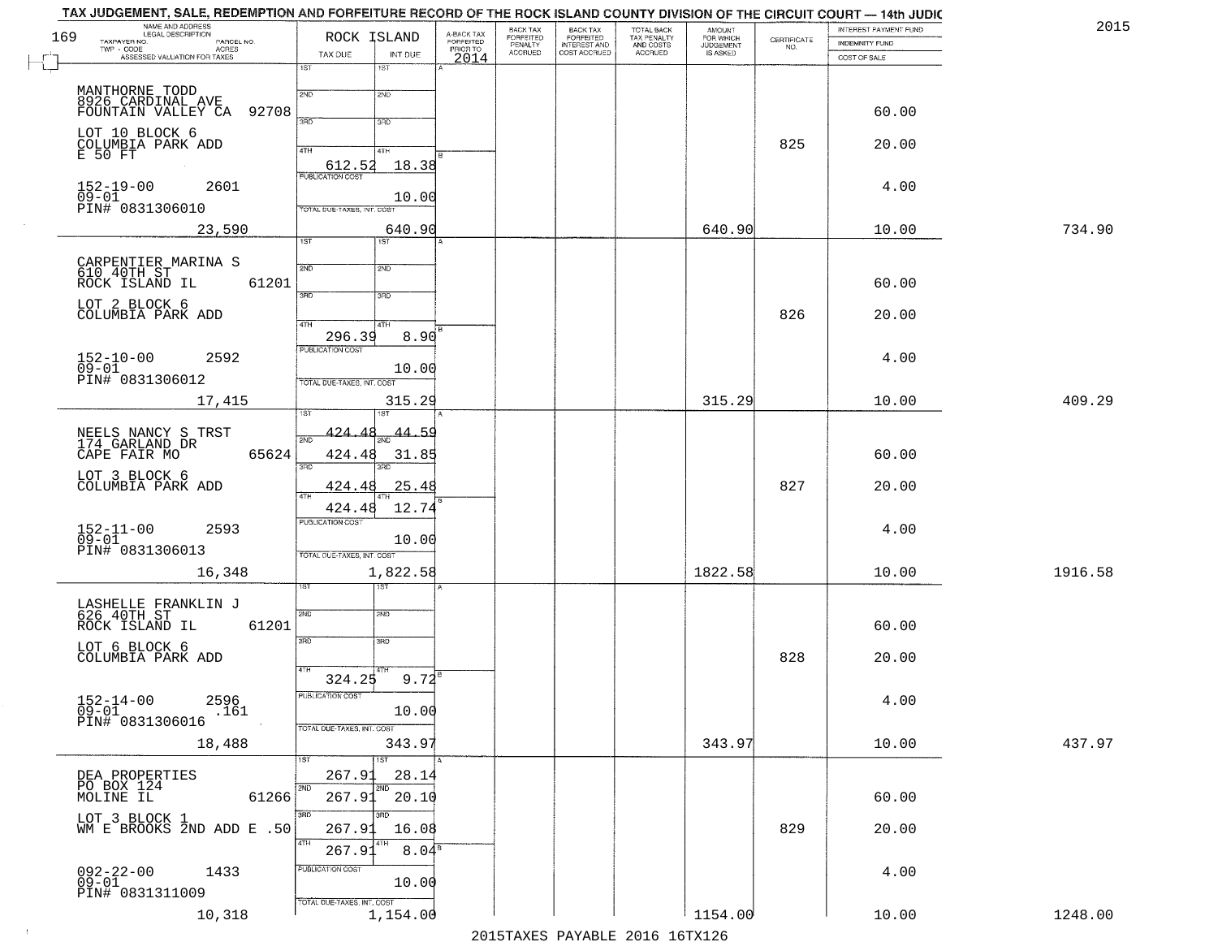# TAX JUDGEMENT, SALE, REDEMPTION AND FORFEITURE RECORD OF THE ROCK ISLAND COUNTY DIVISION OF THE CIRCUIT COURT — 14th JUDIC

2015

| NAME AND ADDRESS / LEGAL DESCRIPTION / TAXPAYER NO. / PARCEL NO. / TWP - CODE / ACRES / ASSESSED VALUATION FOR TAXES | ROCK ISLAND TAX DUE | INT DUE | A-BACK TAX FORFEITED PRIOR TO 2014 | BACK TAX FORFEITED PENALTY ACCRUED | BACK TAX FORFEITED INTEREST AND COST ACCRUED | TOTAL BACK TAX PENALTY AND COSTS ACCRUED | AMOUNT FOR WHICH JUDGEMENT IS ASKED | CERTIFICATE NO. | INTEREST PAYMENT FUND / INDEMNITY FUND / COST OF SALE | |
|---|---|---|---|---|---|---|---|---|---|---|
| MANTHORNE TODD<br>8926 CARDINAL AVE<br>FOUNTAIN VALLEY CA 92708<br>LOT 10 BLOCK 6<br>COLUMBIA PARK ADD<br>E 50 FT<br>152-19-00 2601<br>09-01<br>PIN# 0831306010<br>23,590 | 1ST<br>2ND<br>3RD<br>4TH 612.52<br>PUBLICATION COST<br>TOTAL DUE-TAXES, INT. COST | 1ST<br>2ND<br>3RD<br>4TH 18.38<br><br>10.00<br>640.90 | | | | | 640.90 | 825 | 60.00<br>20.00<br>4.00<br>10.00 | 734.90 |
| CARPENTIER MARINA S<br>610 40TH ST<br>ROCK ISLAND IL 61201<br>LOT 2 BLOCK 6<br>COLUMBIA PARK ADD<br>152-10-00 2592<br>09-01<br>PIN# 0831306012<br>17,415 | 1ST<br>2ND<br>3RD<br>4TH 296.39<br>PUBLICATION COST<br>TOTAL DUE-TAXES, INT. COST | 1ST<br>2ND<br>3RD<br>4TH 8.90<br><br>10.00<br>315.29 | | | | | 315.29 | 826 | 60.00<br>20.00<br>4.00<br>10.00 | 409.29 |
| NEELS NANCY S TRST<br>174 GARLAND DR<br>CAPE FAIR MO 65624<br>LOT 3 BLOCK 6<br>COLUMBIA PARK ADD<br>152-11-00 2593<br>09-01<br>PIN# 0831306013<br>16,348 | 1ST 424.48<br>2ND 424.48<br>3RD 424.48<br>4TH 424.48<br>PUBLICATION COST<br>TOTAL DUE-TAXES, INT. COST | 1ST 44.59<br>2ND 31.85<br>3RD 25.48<br>4TH 12.74<br><br>10.00<br>1,822.58 | | | | | 1822.58 | 827 | 60.00<br>20.00<br>4.00<br>10.00 | 1916.58 |
| LASHELLE FRANKLIN J<br>626 40TH ST<br>ROCK ISLAND IL 61201<br>LOT 6 BLOCK 6<br>COLUMBIA PARK ADD<br>152-14-00 2596<br>09-01 .161<br>PIN# 0831306016<br>18,488 | 1ST<br>2ND<br>3RD<br>4TH 324.25<br>PUBLICATION COST<br>TOTAL DUE-TAXES, INT. COST | 1ST<br>2ND<br>3RD<br>4TH 9.72<br><br>10.00<br>343.97 | | | | | 343.97 | 828 | 60.00<br>20.00<br>4.00<br>10.00 | 437.97 |
| DEA PROPERTIES<br>PO BOX 124<br>MOLINE IL 61266<br>LOT 3 BLOCK 1<br>WM E BROOKS 2ND ADD E .50<br>092-22-00 1433<br>09-01<br>PIN# 0831311009<br>10,318 | 1ST 267.91<br>2ND 267.91<br>3RD 267.91<br>4TH 267.91<br>PUBLICATION COST<br>TOTAL DUE-TAXES, INT. COST | 1ST 28.14<br>2ND 20.10<br>3RD 16.08<br>4TH 8.04<br><br>10.00<br>1,154.00 | | | | | 1154.00 | 829 | 60.00<br>20.00<br>4.00<br>10.00 | 1248.00 |

2015TAXES PAYABLE 2016 16TX126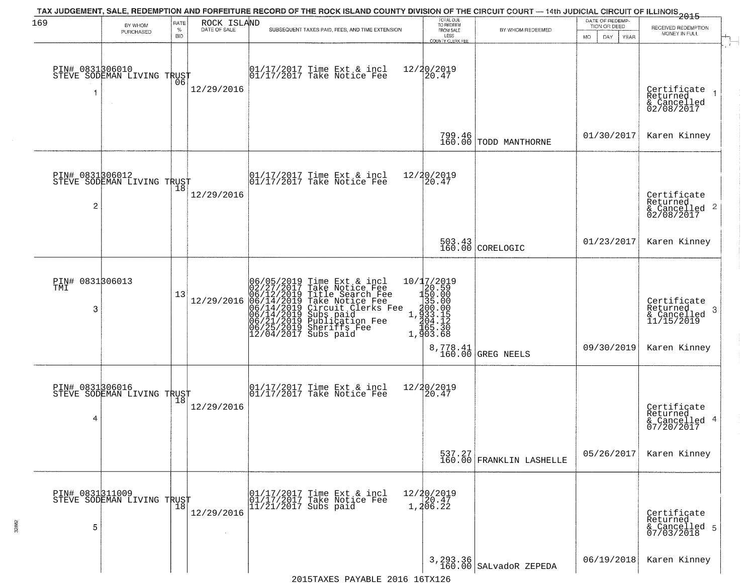TAX JUDGEMENT, SALE, REDEMPTION AND FORFEITURE RECORD OF THE ROCK ISLAND COUNTY DIVISION OF THE CIRCUIT COURT — 14th JUDICIAL CIRCUIT OF ILLINOIS 2015

169 ROCK ISLAND

| | BY WHOM PURCHASED | RATE % BID | DATE OF SALE | SUBSEQUENT TAXES PAID, FEES, AND TIME EXTENSION | TOTAL DUE TO REDEEM FROM SALE LESS COUNTY CLERK FEE | BY WHOM REDEEMED | DATE OF REDEMPTION OR DEED | RECEIVED REDEMPTION MONEY IN FULL |
|---|---|---|---|---|---|---|---|---|
| 1 | PIN# 0831306010 STEVE SODEMAN LIVING TRUST | 06 | 12/29/2016 | 01/17/2017 Time Ext & incl 12/20/2019<br>01/17/2017 Take Notice Fee 20.47 | 799.46<br>160.00 | TODD MANTHORNE | 01/30/2017 | Certificate Returned & Cancelled 02/08/2017<br>Karen Kinney |
| 2 | PIN# 0831306012 STEVE SODEMAN LIVING TRUST | 18 | 12/29/2016 | 01/17/2017 Time Ext & incl 12/20/2019<br>01/17/2017 Take Notice Fee 20.47 | 503.43<br>160.00 | CORELOGIC | 01/23/2017 | Certificate Returned & Cancelled 02/08/2017<br>Karen Kinney |
| 3 | PIN# 0831306013 TMI | 13 | 12/29/2016 | 06/05/2019 Time Ext & incl 10/17/2019<br>02/27/2017 Take Notice Fee 20.59<br>06/12/2019 Title Search Fee 150.00<br>06/14/2019 Take Notice Fee 35.00<br>06/14/2019 Circuit Clerks Fee 200.00<br>06/14/2019 Subs paid 1,933.15<br>06/21/2019 Publication Fee 204.12<br>06/25/2019 Sheriffs Fee 165.30<br>12/04/2017 Subs paid 1,903.68 | 8,778.41<br>160.00 | GREG NEELS | 09/30/2019 | Certificate Returned & Cancelled 11/15/2019<br>Karen Kinney |
| 4 | PIN# 0831306016 STEVE SODEMAN LIVING TRUST | 18 | 12/29/2016 | 01/17/2017 Time Ext & incl 12/20/2019<br>01/17/2017 Take Notice Fee 20.47 | 537.27<br>160.00 | FRANKLIN LASHELLE | 05/26/2017 | Certificate Returned & Cancelled 07/20/2017<br>Karen Kinney |
| 5 | PIN# 0831311009 STEVE SODEMAN LIVING TRUST | 18 | 12/29/2016 | 01/17/2017 Time Ext & incl 12/20/2019<br>01/17/2017 Take Notice Fee 20.47<br>11/21/2017 Subs paid 1,206.22 | 3,293.36<br>160.00 | SALvadoR ZEPEDA | 06/19/2018 | Certificate Returned & Cancelled 07/03/2018<br>Karen Kinney |

2015TAXES PAYABLE 2016 16TX126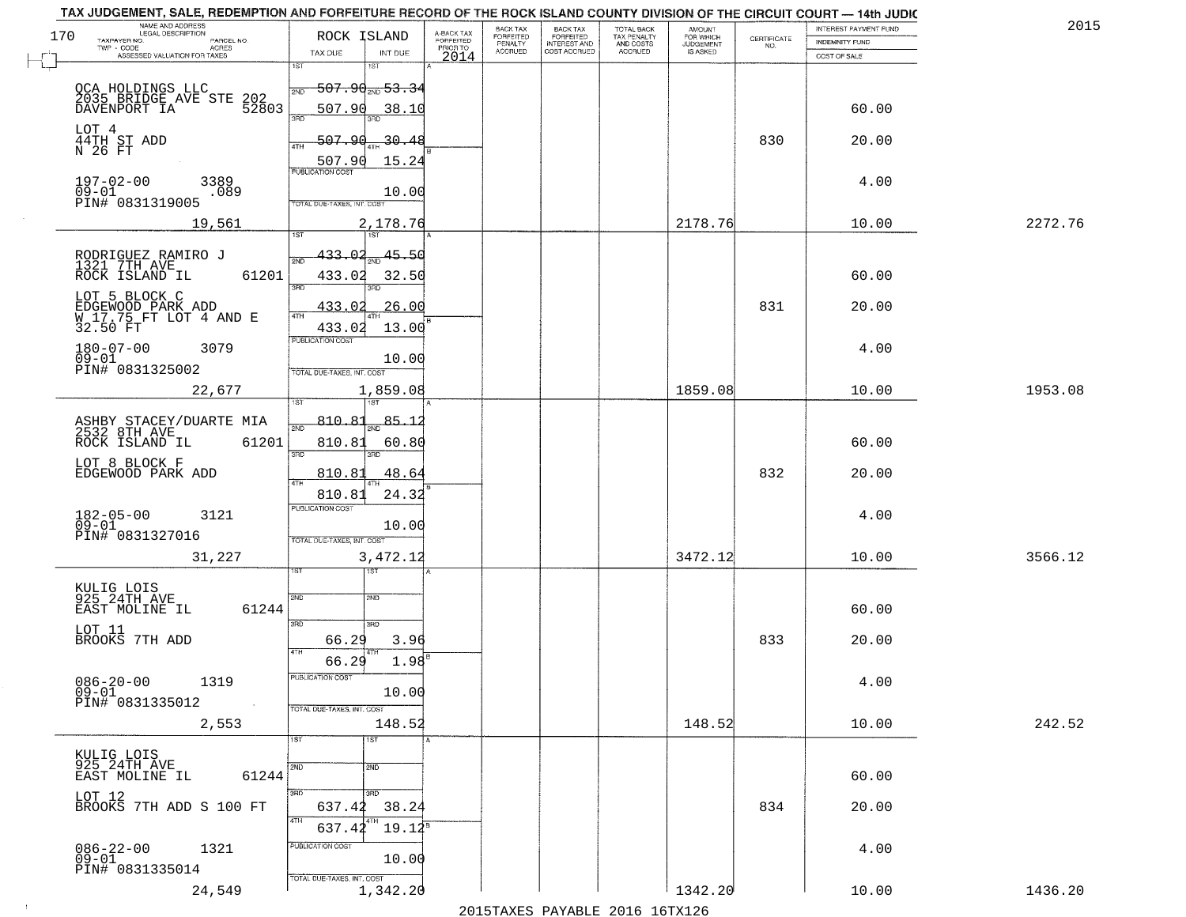TAX JUDGEMENT, SALE, REDEMPTION AND FORFEITURE RECORD OF THE ROCK ISLAND COUNTY DIVISION OF THE CIRCUIT COURT — 14th JUDIC

2015

| NAME AND ADDRESS / LEGAL DESCRIPTION / TAXPAYER NO. PARCEL NO. / TWP - CODE ACRES / ASSESSED VALUATION FOR TAXES | ROCK ISLAND TAX DUE | INT DUE | A-BACK TAX FORFEITED PRIOR TO 2014 | BACK TAX FORFEITED PENALTY ACCRUED | BACK TAX FORFEITED INTEREST AND COST ACCRUED | TOTAL BACK TAX PENALTY AND COSTS ACCRUED | AMOUNT FOR WHICH JUDGEMENT IS ASKED | CERTIFICATE NO. | INTEREST PAYMENT FUND / INDEMNITY FUND / COST OF SALE | |
|---|---|---|---|---|---|---|---|---|---|---|
| QCA HOLDINGS LLC 2035 BRIDGE AVE STE 202 DAVENPORT IA 52803 | 1ST 507.90 | 53.34 | | | | | | | | |
| | 2ND 507.90 | 38.10 | | | | | | | 60.00 | |
| LOT 4 44TH ST ADD N 26 FT | 3RD 507.90 | 30.48 | | | | | | 830 | 20.00 | |
| | 4TH 507.90 | 15.24 | | | | | | | | |
| 197-02-00 3389 09-01 .089 PIN# 0831319005 | PUBLICATION COST | 10.00 | | | | | | | 4.00 | |
| 19,561 | TOTAL DUE-TAXES, INT. COST | 2,178.76 | | | | | 2178.76 | | 10.00 | 2272.76 |
| RODRIGUEZ RAMIRO J 1321 7TH AVE ROCK ISLAND IL 61201 | 1ST 433.02 | 45.50 | | | | | | | | |
| | 2ND 433.02 | 32.50 | | | | | | | 60.00 | |
| LOT 5 BLOCK C EDGEWOOD PARK ADD W 17.75 FT LOT 4 AND E 32.50 FT | 3RD 433.02 | 26.00 | | | | | | 831 | 20.00 | |
| | 4TH 433.02 | 13.00 | | | | | | | | |
| 180-07-00 3079 09-01 PIN# 0831325002 | PUBLICATION COST | 10.00 | | | | | | | 4.00 | |
| 22,677 | TOTAL DUE-TAXES, INT. COST | 1,859.08 | | | | | 1859.08 | | 10.00 | 1953.08 |
| ASHBY STACEY/DUARTE MIA 2532 8TH AVE ROCK ISLAND IL 61201 | 1ST 810.81 | 85.12 | | | | | | | | |
| | 2ND 810.81 | 60.80 | | | | | | | 60.00 | |
| LOT 8 BLOCK F EDGEWOOD PARK ADD | 3RD 810.81 | 48.64 | | | | | | 832 | 20.00 | |
| | 4TH 810.81 | 24.32 | | | | | | | | |
| 182-05-00 3121 09-01 PIN# 0831327016 | PUBLICATION COST | 10.00 | | | | | | | 4.00 | |
| 31,227 | TOTAL DUE-TAXES, INT. COST | 3,472.12 | | | | | 3472.12 | | 10.00 | 3566.12 |
| KULIG LOIS 925 24TH AVE EAST MOLINE IL 61244 | 1ST | | | | | | | | | |
| | 2ND | | | | | | | | 60.00 | |
| LOT 11 BROOKS 7TH ADD | 3RD 66.29 | 3.96 | | | | | | 833 | 20.00 | |
| | 4TH 66.29 | 1.98 | | | | | | | | |
| 086-20-00 1319 09-01 PIN# 0831335012 | PUBLICATION COST | 10.00 | | | | | | | 4.00 | |
| 2,553 | TOTAL DUE-TAXES, INT. COST | 148.52 | | | | | 148.52 | | 10.00 | 242.52 |
| KULIG LOIS 925 24TH AVE EAST MOLINE IL 61244 | 1ST | | | | | | | | | |
| | 2ND | | | | | | | | 60.00 | |
| LOT 12 BROOKS 7TH ADD S 100 FT | 3RD 637.42 | 38.24 | | | | | | 834 | 20.00 | |
| | 4TH 637.42 | 19.12 | | | | | | | | |
| 086-22-00 1321 09-01 PIN# 0831335014 | PUBLICATION COST | 10.00 | | | | | | | 4.00 | |
| 24,549 | TOTAL DUE-TAXES, INT. COST | 1,342.20 | | | | | 1342.20 | | 10.00 | 1436.20 |

2015TAXES PAYABLE 2016 16TX126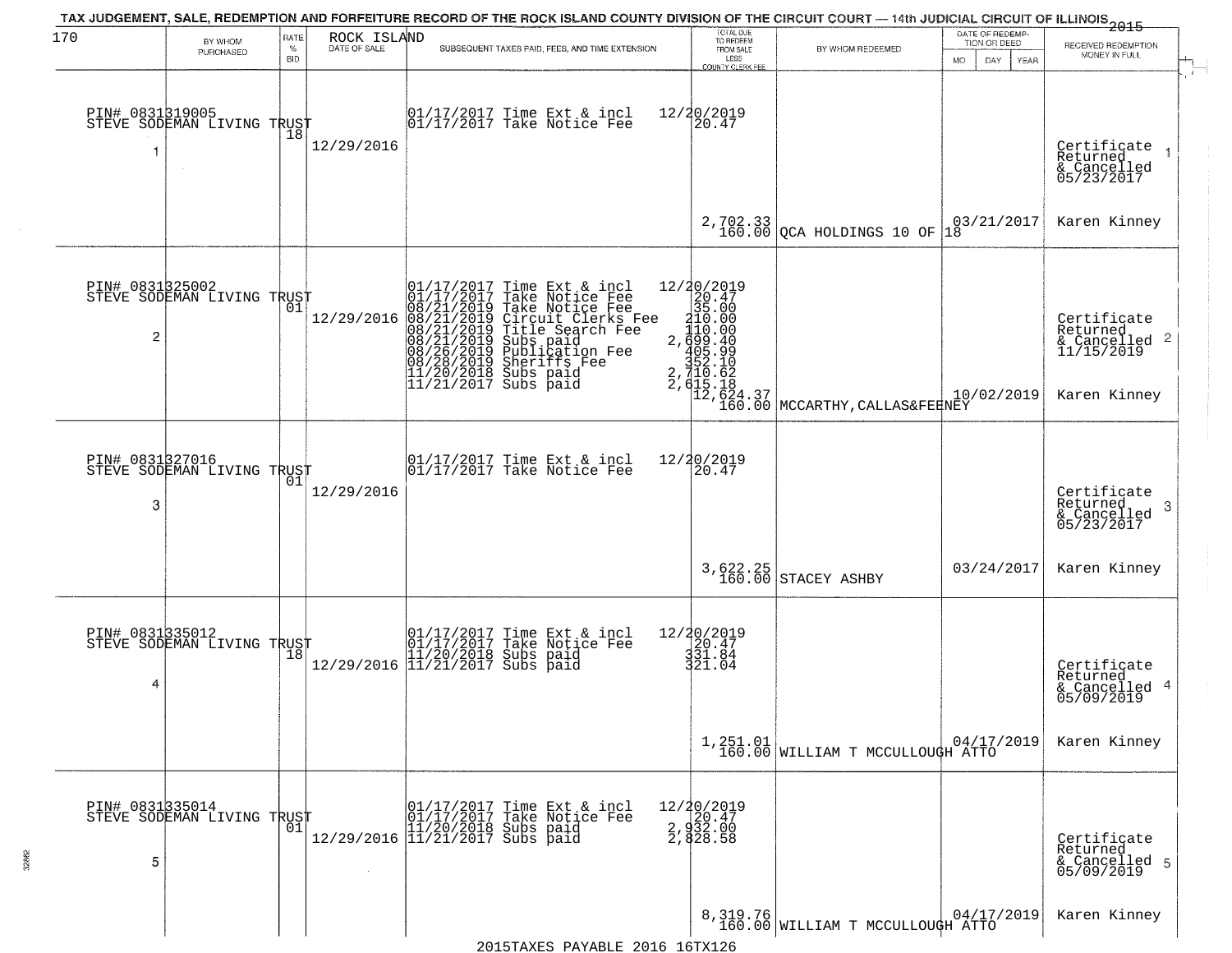TAX JUDGEMENT, SALE, REDEMPTION AND FORFEITURE RECORD OF THE ROCK ISLAND COUNTY DIVISION OF THE CIRCUIT COURT — 14th JUDICIAL CIRCUIT OF ILLINOIS 2015

| 170 BY WHOM PURCHASED | RATE % BID | ROCK ISLAND DATE OF SALE | SUBSEQUENT TAXES PAID, FEES, AND TIME EXTENSION | TOTAL DUE TO REDEEM FROM SALE LESS COUNTY CLERK FEE | BY WHOM REDEEMED | DATE OF REDEMPTION OR DEED MO DAY YEAR | RECEIVED REDEMPTION MONEY IN FULL |
|---|---|---|---|---|---|---|---|
| PIN# 0831319005 STEVE SODEMAN LIVING TRUST 1 | 18 | 12/29/2016 | 01/17/2017 Time Ext & incl 12/20/2019<br>01/17/2017 Take Notice Fee 20.47 | 2,702.33<br>160.00 | QCA HOLDINGS 10 OF 18 | 03/21/2017 | Certificate Returned & Cancelled 05/23/2017 1<br>Karen Kinney |
| PIN# 0831325002 STEVE SODEMAN LIVING TRUST 2 | 01 | 12/29/2016 | 01/17/2017 Time Ext & incl 12/20/2019<br>01/17/2017 Take Notice Fee 20.47<br>08/21/2019 Take Notice Fee 35.00<br>08/21/2019 Circuit Clerks Fee 210.00<br>08/21/2019 Title Search Fee 110.00<br>08/21/2019 Subs paid 2,699.40<br>08/26/2019 Publication Fee 405.99<br>08/28/2019 Sheriffs Fee 352.10<br>11/20/2018 Subs paid 2,710.62<br>11/21/2017 Subs paid 2,615.18 | 12,624.37<br>160.00 | MCCARTHY,CALLAS&FEENEY | 10/02/2019 | Certificate Returned & Cancelled 11/15/2019 2<br>Karen Kinney |
| PIN# 0831327016 STEVE SODEMAN LIVING TRUST 3 | 01 | 12/29/2016 | 01/17/2017 Time Ext & incl 12/20/2019<br>01/17/2017 Take Notice Fee 20.47 | 3,622.25<br>160.00 | STACEY ASHBY | 03/24/2017 | Certificate Returned & Cancelled 05/23/2017 3<br>Karen Kinney |
| PIN# 0831335012 STEVE SODEMAN LIVING TRUST 4 | 18 | 12/29/2016 | 01/17/2017 Time Ext & incl 12/20/2019<br>01/17/2017 Take Notice Fee 20.47<br>11/20/2018 Subs paid 331.84<br>11/21/2017 Subs paid 321.04 | 1,251.01<br>160.00 | WILLIAM T MCCULLOUGH ATTO | 04/17/2019 | Certificate Returned & Cancelled 05/09/2019 4<br>Karen Kinney |
| PIN# 0831335014 STEVE SODEMAN LIVING TRUST 5 | 01 | 12/29/2016 | 01/17/2017 Time Ext & incl 12/20/2019<br>01/17/2017 Take Notice Fee 20.47<br>11/20/2018 Subs paid 2,932.00<br>11/21/2017 Subs paid 2,828.58 | 8,319.76<br>160.00 | WILLIAM T MCCULLOUGH ATTO | 04/17/2019 | Certificate Returned & Cancelled 05/09/2019 5<br>Karen Kinney |

2015TAXES PAYABLE 2016 16TX126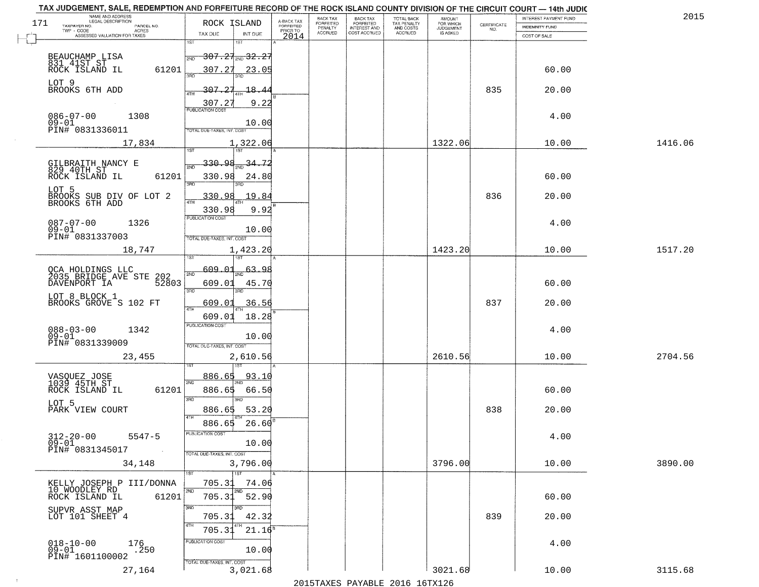TAX JUDGEMENT, SALE, REDEMPTION AND FORFEITURE RECORD OF THE ROCK ISLAND COUNTY DIVISION OF THE CIRCUIT COURT — 14th JUDIC

2015

| NAME AND ADDRESS / LEGAL DESCRIPTION / TAXPAYER NO. / PARCEL NO. / TWP - CODE / ACRES / ASSESSED VALUATION FOR TAXES | ROCK ISLAND TAX DUE | INT DUE | A-BACK TAX FORFEITED PRIOR TO 2014 | BACK TAX FORFEITED PENALTY ACCRUED | BACK TAX FORFEITED INTEREST AND COST ACCRUED | TOTAL BACK TAX PENALTY AND COSTS ACCRUED | AMOUNT FOR WHICH JUDGEMENT IS ASKED | CERTIFICATE NO. | INTEREST PAYMENT FUND / INDEMNITY FUND / COST OF SALE | |
|---|---|---|---|---|---|---|---|---|---|---|
| BEAUCHAMP LISA<br>831 41ST ST<br>ROCK ISLAND IL 61201<br>LOT 9<br>BROOKS 6TH ADD<br>086-07-00 1308<br>09-01<br>PIN# 0831336011<br>17,834 | 1ST 307.27<br>2ND 307.27<br>3RD 307.27<br>4TH 307.27<br>PUBLICATION COST<br>TOTAL DUE-TAXES, INT. COST 1,322.06 | 32.27<br>23.05<br>18.44<br>9.22<br>10.00 | | | | | 1322.06 | 835 | 60.00<br>20.00<br>4.00<br>10.00 | 1416.06 |
| GILBRAITH NANCY E<br>829 40TH ST<br>ROCK ISLAND IL 61201<br>LOT 5<br>BROOKS SUB DIV OF LOT 2<br>BROOKS 6TH ADD<br>087-07-00 1326<br>09-01<br>PIN# 0831337003<br>18,747 | 1ST 330.98<br>2ND 330.98<br>3RD 330.98<br>4TH 330.98<br>PUBLICATION COST<br>TOTAL DUE-TAXES, INT. COST 1,423.20 | 34.72<br>24.80<br>19.84<br>9.92<br>10.00 | | | | | 1423.20 | 836 | 60.00<br>20.00<br>4.00<br>10.00 | 1517.20 |
| QCA HOLDINGS LLC<br>2035 BRIDGE AVE STE 202<br>DAVENPORT IA 52803<br>LOT 8 BLOCK 1<br>BROOKS GROVE S 102 FT<br>088-03-00 1342<br>09-01<br>PIN# 0831339009<br>23,455 | 1ST 609.01<br>2ND 609.01<br>3RD 609.01<br>4TH 609.01<br>PUBLICATION COST<br>TOTAL DUE-TAXES, INT. COST 2,610.56 | 63.98<br>45.70<br>36.56<br>18.28<br>10.00 | | | | | 2610.56 | 837 | 60.00<br>20.00<br>4.00<br>10.00 | 2704.56 |
| VASQUEZ JOSE<br>1039 45TH ST<br>ROCK ISLAND IL 61201<br>LOT 5<br>PARK VIEW COURT<br>312-20-00 5547-5<br>09-01<br>PIN# 0831345017<br>34,148 | 1ST 886.65<br>2ND 886.65<br>3RD 886.65<br>4TH 886.65<br>PUBLICATION COST<br>TOTAL DUE-TAXES, INT. COST 3,796.00 | 93.10<br>66.50<br>53.20<br>26.60<br>10.00 | | | | | 3796.00 | 838 | 60.00<br>20.00<br>4.00<br>10.00 | 3890.00 |
| KELLY JOSEPH P III/DONNA<br>10 WOODLEY RD<br>ROCK ISLAND IL 61201<br>SUPVR ASST MAP<br>LOT 101 SHEET 4<br>018-10-00 176<br>09-01 .250<br>PIN# 1601100002<br>27,164 | 1ST 705.31<br>2ND 705.31<br>3RD 705.31<br>4TH 705.31<br>PUBLICATION COST<br>TOTAL DUE-TAXES, INT. COST 3,021.68 | 74.06<br>52.90<br>42.32<br>21.16<br>10.00 | | | | | 3021.68 | 839 | 60.00<br>20.00<br>4.00<br>10.00 | 3115.68 |

2015TAXES PAYABLE 2016 16TX126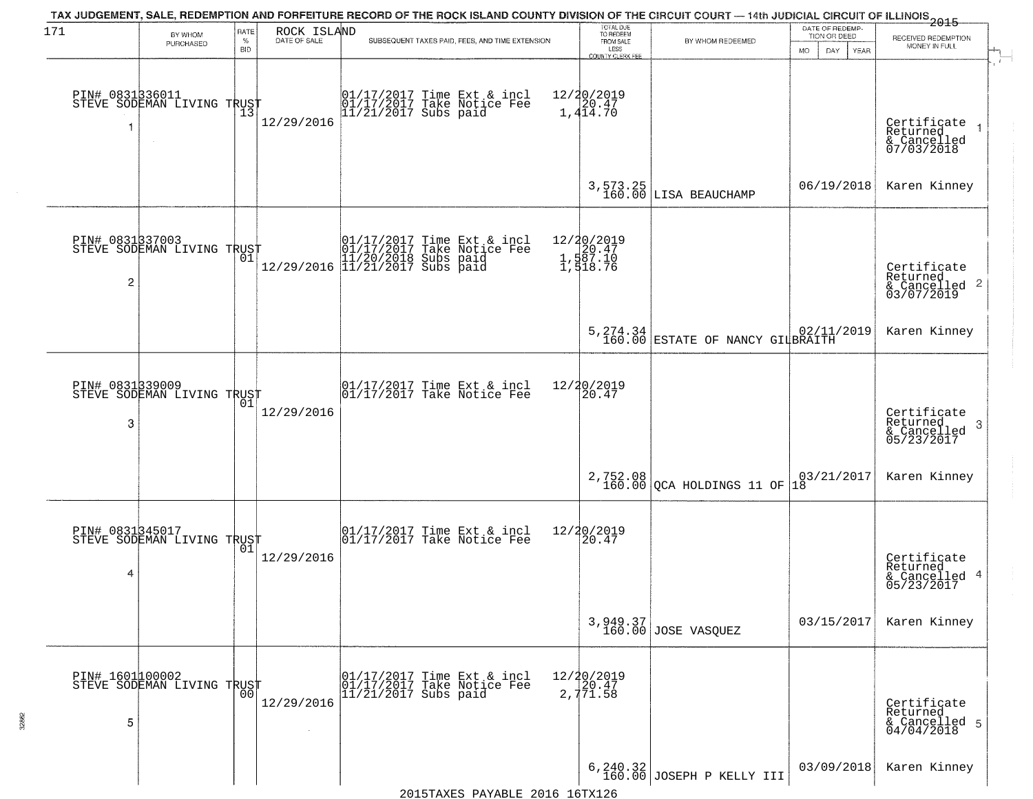TAX JUDGEMENT, SALE, REDEMPTION AND FORFEITURE RECORD OF THE ROCK ISLAND COUNTY DIVISION OF THE CIRCUIT COURT — 14th JUDICIAL CIRCUIT OF ILLINOIS 2015

| BY WHOM PURCHASED | RATE % BID | ROCK ISLAND DATE OF SALE | SUBSEQUENT TAXES PAID, FEES, AND TIME EXTENSION | TOTAL DUE TO REDEEM FROM SALE LESS COUNTY CLERK FEE | BY WHOM REDEEMED | DATE OF REDEMPTION OR DEED | RECEIVED REDEMPTION MONEY IN FULL |
|---|---|---|---|---|---|---|---|
| PIN# 0831336011 STEVE SODEMAN LIVING TRUST 1 | 13 | 12/29/2016 | 01/17/2017 Time Ext & incl 12/20/2019; 01/17/2017 Take Notice Fee 20.47; 11/21/2017 Subs paid 1,414.70 | 3,573.25 160.00 | LISA BEAUCHAMP | 06/19/2018 | Certificate Returned & Cancelled 07/03/2018 Karen Kinney |
| PIN# 0831337003 STEVE SODEMAN LIVING TRUST 2 | 01 | 12/29/2016 | 01/17/2017 Time Ext & incl 12/20/2019; 01/17/2017 Take Notice Fee 20.47; 11/20/2018 Subs paid 1,587.10; 11/21/2017 Subs paid 1,518.76 | 5,274.34 160.00 | ESTATE OF NANCY GILBRAITH | 02/11/2019 | Certificate Returned & Cancelled 03/07/2019 Karen Kinney |
| PIN# 0831339009 STEVE SODEMAN LIVING TRUST 3 | 01 | 12/29/2016 | 01/17/2017 Time Ext & incl 12/20/2019; 01/17/2017 Take Notice Fee 20.47 | 2,752.08 160.00 | QCA HOLDINGS 11 OF 18 | 03/21/2017 | Certificate Returned & Cancelled 05/23/2017 Karen Kinney |
| PIN# 0831345017 STEVE SODEMAN LIVING TRUST 4 | 01 | 12/29/2016 | 01/17/2017 Time Ext & incl 12/20/2019; 01/17/2017 Take Notice Fee 20.47 | 3,949.37 160.00 | JOSE VASQUEZ | 03/15/2017 | Certificate Returned & Cancelled 05/23/2017 Karen Kinney |
| PIN# 1601100002 STEVE SODEMAN LIVING TRUST 5 | 00 | 12/29/2016 | 01/17/2017 Time Ext & incl 12/20/2019; 01/17/2017 Take Notice Fee 20.47; 11/21/2017 Subs paid 2,771.58 | 6,240.32 160.00 | JOSEPH P KELLY III | 03/09/2018 | Certificate Returned & Cancelled 04/04/2018 Karen Kinney |

2015TAXES PAYABLE 2016 16TX126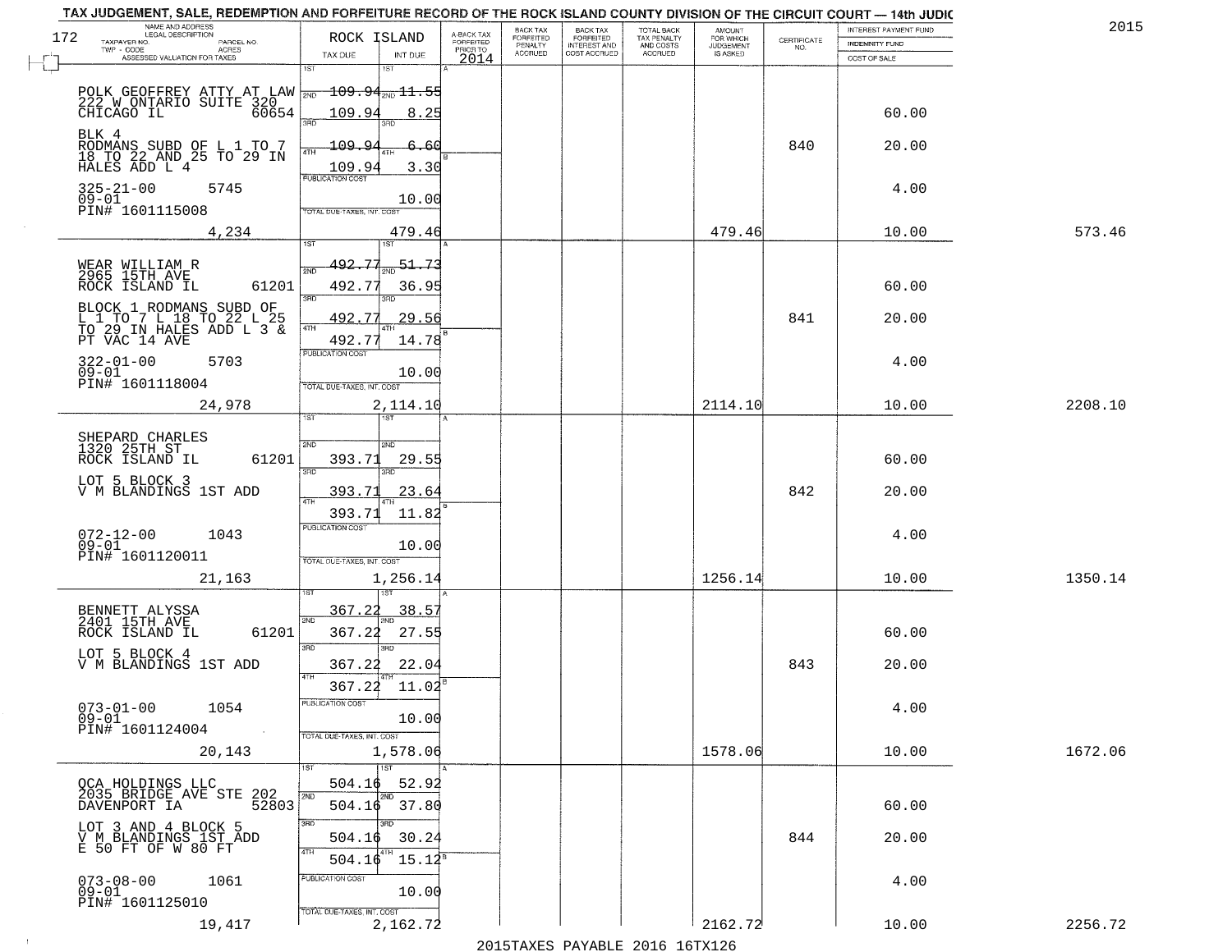TAX JUDGEMENT, SALE, REDEMPTION AND FORFEITURE RECORD OF THE ROCK ISLAND COUNTY DIVISION OF THE CIRCUIT COURT — 14th JUDIC

2015

172

| NAME AND ADDRESS / LEGAL DESCRIPTION / TAXPAYER NO. / PARCEL NO. / TWP - CODE / ACRES / ASSESSED VALUATION FOR TAXES | ROCK ISLAND TAX DUE | INT DUE | A-BACK TAX FORFEITED PRIOR TO 2014 | BACK TAX FORFEITED PENALTY ACCRUED | BACK TAX FORFEITED INTEREST AND COST ACCRUED | TOTAL BACK TAX PENALTY AND COSTS ACCRUED | AMOUNT FOR WHICH JUDGEMENT IS ASKED | CERTIFICATE NO. | INTEREST PAYMENT FUND / INDEMNITY FUND / COST OF SALE | |
|---|---|---|---|---|---|---|---|---|---|---|
| POLK GEOFFREY ATTY AT LAW<br>222 W ONTARIO SUITE 320<br>CHICAGO IL 60654<br>BLK 4<br>RODMANS SUBD OF L 1 TO 7 18 TO 22 AND 25 TO 29 IN HALES ADD L 4<br>325-21-00 5745<br>09-01<br>PIN# 1601115008<br>4,234 | 1ST ~~109.94~~<br>2ND 109.94<br>3RD ~~109.94~~<br>4TH 109.94<br>PUBLICATION COST<br>TOTAL DUE-TAXES, INT. COST | ~~11.55~~<br>8.25<br>~~6.60~~<br>3.30<br>10.00<br>479.46 | | | | | 479.46 | 840 | 60.00<br>20.00<br>4.00<br>10.00 | 573.46 |
| WEAR WILLIAM R<br>2965 15TH AVE<br>ROCK ISLAND IL 61201<br>BLOCK 1 RODMANS SUBD OF L 1 TO 7 L 18 TO 22 L 25 TO 29 IN HALES ADD L 3 & PT VAC 14 AVE<br>322-01-00 5703<br>09-01<br>PIN# 1601118004<br>24,978 | 1ST ~~492.77~~<br>2ND 492.77<br>3RD 492.77<br>4TH 492.77<br>PUBLICATION COST<br>TOTAL DUE-TAXES, INT. COST | ~~51.73~~<br>36.95<br>29.56<br>14.78<br>10.00<br>2,114.10 | | | | | 2114.10 | 841 | 60.00<br>20.00<br>4.00<br>10.00 | 2208.10 |
| SHEPARD CHARLES<br>1320 25TH ST<br>ROCK ISLAND IL 61201<br>LOT 5 BLOCK 3<br>V M BLANDINGS 1ST ADD<br>072-12-00 1043<br>09-01<br>PIN# 1601120011<br>21,163 | 1ST<br>2ND 393.71<br>3RD 393.71<br>4TH 393.71<br>PUBLICATION COST<br>TOTAL DUE-TAXES, INT. COST | 29.55<br>23.64<br>11.82<br>10.00<br>1,256.14 | | | | | 1256.14 | 842 | 60.00<br>20.00<br>4.00<br>10.00 | 1350.14 |
| BENNETT ALYSSA<br>2401 15TH AVE<br>ROCK ISLAND IL 61201<br>LOT 5 BLOCK 4<br>V M BLANDINGS 1ST ADD<br>073-01-00 1054<br>09-01<br>PIN# 1601124004<br>20,143 | 1ST 367.22<br>2ND 367.22<br>3RD 367.22<br>4TH 367.22<br>PUBLICATION COST<br>TOTAL DUE-TAXES, INT. COST | 38.57<br>27.55<br>22.04<br>11.02<br>10.00<br>1,578.06 | | | | | 1578.06 | 843 | 60.00<br>20.00<br>4.00<br>10.00 | 1672.06 |
| QCA HOLDINGS LLC<br>2035 BRIDGE AVE STE 202<br>DAVENPORT IA 52803<br>LOT 3 AND 4 BLOCK 5<br>V M BLANDINGS 1ST ADD<br>E 50 FT OF W 80 FT<br>073-08-00 1061<br>09-01<br>PIN# 1601125010<br>19,417 | 1ST 504.16<br>2ND 504.16<br>3RD 504.16<br>4TH 504.16<br>PUBLICATION COST<br>TOTAL DUE-TAXES, INT. COST | 52.92<br>37.80<br>30.24<br>15.12<br>10.00<br>2,162.72 | | | | | 2162.72 | 844 | 60.00<br>20.00<br>4.00<br>10.00 | 2256.72 |

2015TAXES PAYABLE 2016 16TX126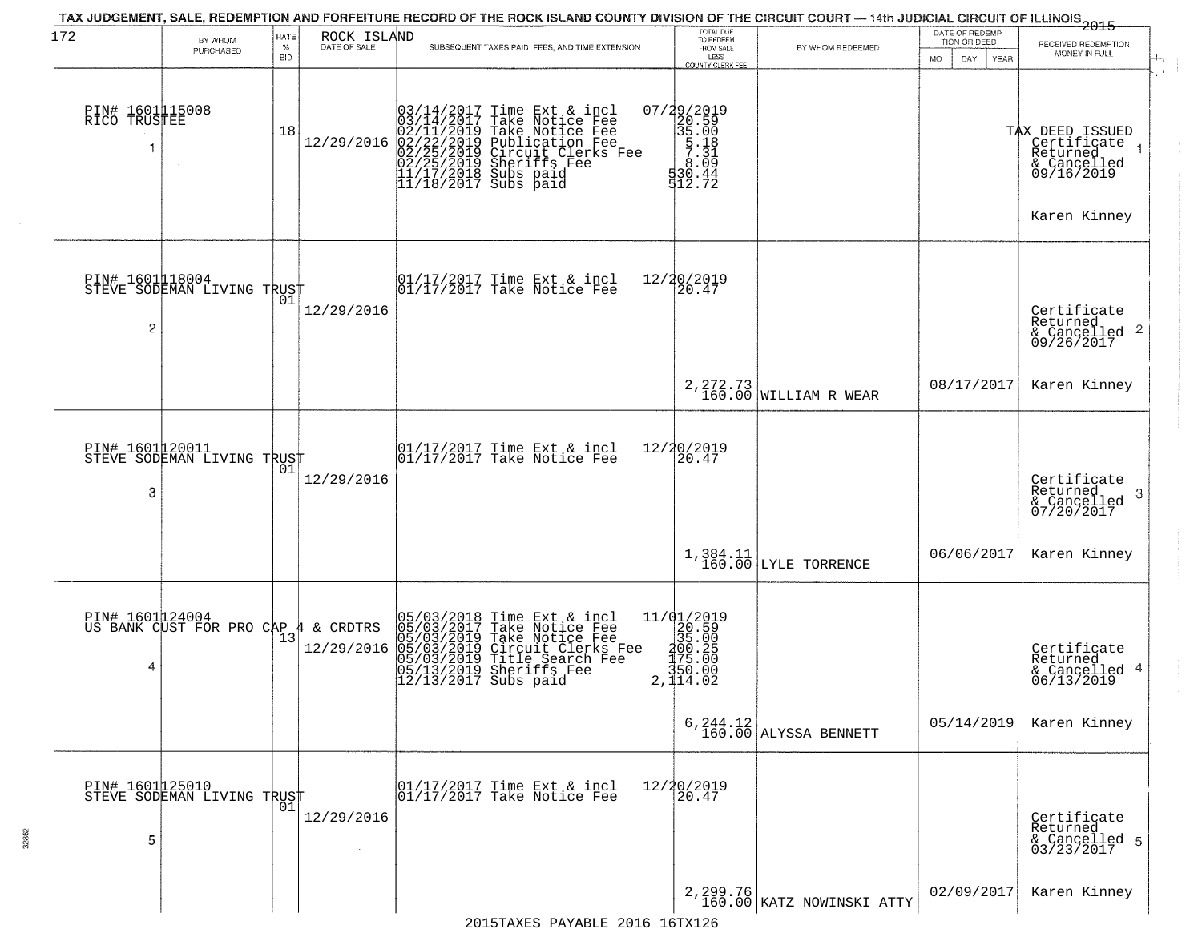TAX JUDGEMENT, SALE, REDEMPTION AND FORFEITURE RECORD OF THE ROCK ISLAND COUNTY DIVISION OF THE CIRCUIT COURT — 14th JUDICIAL CIRCUIT OF ILLINOIS 2015

172 ROCK ISLAND

| | BY WHOM PURCHASED | RATE % BID | DATE OF SALE | SUBSEQUENT TAXES PAID, FEES, AND TIME EXTENSION | TOTAL DUE TO REDEEM FROM SALE LESS COUNTY CLERK FEE | BY WHOM REDEEMED | DATE OF REDEMPTION OR DEED MO DAY YEAR | RECEIVED REDEMPTION MONEY IN FULL |
|---|---|---|---|---|---|---|---|---|
| 1 | PIN# 1601115008 RICO TRUSTEE | 18 | 12/29/2016 | 03/14/2017 Time Ext & incl<br>03/14/2017 Take Notice Fee<br>02/11/2019 Take Notice Fee<br>02/22/2019 Publication Fee<br>02/25/2019 Circuit Clerks Fee<br>02/25/2019 Sheriffs Fee<br>11/17/2018 Subs paid<br>11/18/2017 Subs paid | 07/29/2019<br>20.59<br>35.00<br>5.18<br>7.31<br>8.09<br>530.44<br>512.72 | | | TAX DEED ISSUED Certificate Returned & Cancelled 09/16/2019<br>Karen Kinney |
| 2 | PIN# 1601118004 STEVE SODEMAN LIVING TRUST | 01 | 12/29/2016 | 01/17/2017 Time Ext & incl<br>01/17/2017 Take Notice Fee | 12/20/2019<br>20.47<br>2,272.73<br>160.00 | WILLIAM R WEAR | 08/17/2017 | Certificate Returned & Cancelled 09/26/2017<br>Karen Kinney |
| 3 | PIN# 1601120011 STEVE SODEMAN LIVING TRUST | 01 | 12/29/2016 | 01/17/2017 Time Ext & incl<br>01/17/2017 Take Notice Fee | 12/20/2019<br>20.47<br>1,384.11<br>160.00 | LYLE TORRENCE | 06/06/2017 | Certificate Returned & Cancelled 07/20/2017<br>Karen Kinney |
| 4 | PIN# 1601124004 US BANK CUST FOR PRO CAP 4 & CRDTRS | 13 | 12/29/2016 | 05/03/2018 Time Ext & incl<br>05/03/2017 Take Notice Fee<br>05/03/2019 Take Notice Fee<br>05/03/2019 Circuit Clerks Fee<br>05/03/2019 Title Search Fee<br>05/13/2019 Sheriffs Fee<br>12/13/2017 Subs paid | 11/01/2019<br>20.59<br>35.00<br>200.25<br>175.00<br>350.00<br>2,114.02<br>6,244.12<br>160.00 | ALYSSA BENNETT | 05/14/2019 | Certificate Returned & Cancelled 06/13/2019<br>Karen Kinney |
| 5 | PIN# 1601125010 STEVE SODEMAN LIVING TRUST | 01 | 12/29/2016 | 01/17/2017 Time Ext & incl<br>01/17/2017 Take Notice Fee | 12/20/2019<br>20.47<br>2,299.76<br>160.00 | KATZ NOWINSKI ATTY | 02/09/2017 | Certificate Returned & Cancelled 03/23/2017<br>Karen Kinney |

2015TAXES PAYABLE 2016 16TX126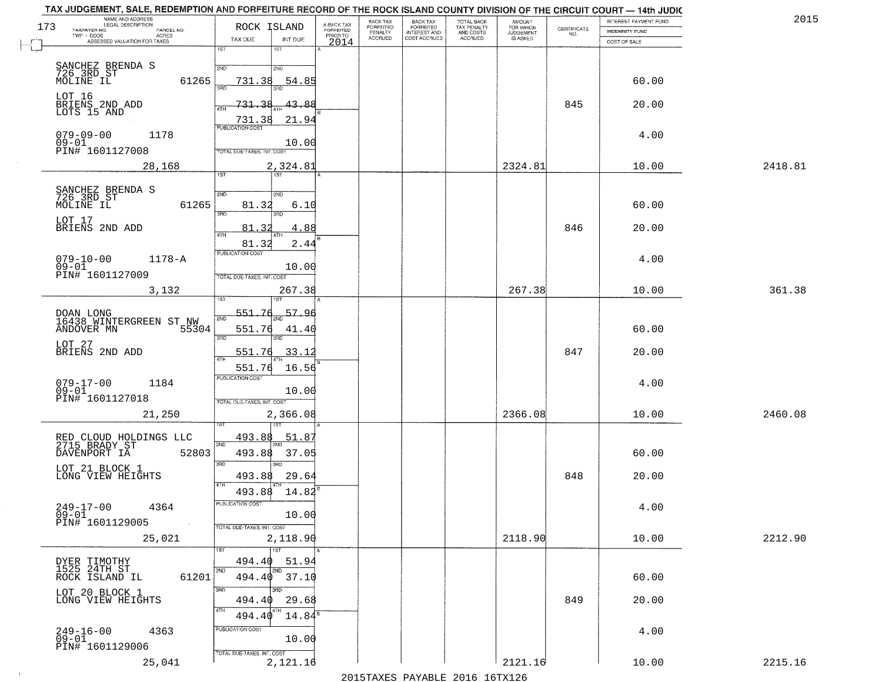# TAX JUDGEMENT, SALE, REDEMPTION AND FORFEITURE RECORD OF THE ROCK ISLAND COUNTY DIVISION OF THE CIRCUIT COURT — 14th JUDIC

2015

173

| NAME AND ADDRESS / LEGAL DESCRIPTION / TAXPAYER NO. / PARCEL NO. / TWP - CODE / ACRES / ASSESSED VALUATION FOR TAXES | ROCK ISLAND TAX DUE | INT DUE | A-BACK TAX FORFEITED PRIOR TO 2014 | BACK TAX FORFEITED PENALTY ACCRUED | BACK TAX FORFEITED INTEREST AND COST ACCRUED | TOTAL BACK TAX PENALTY AND COSTS ACCRUED | AMOUNT FOR WHICH JUDGEMENT IS ASKED | CERTIFICATE NO. | INTEREST PAYMENT FUND / INDEMNITY FUND / COST OF SALE | |
|---|---|---|---|---|---|---|---|---|---|---|
| SANCHEZ BRENDA S<br>726 3RD ST<br>MOLINE IL 61265<br>LOT 16<br>BRIENS 2ND ADD<br>LOTS 15 AND<br>079-09-00 1178<br>09-01<br>PIN# 1601127008 | 1ST<br>2ND 731.38<br>3RD 731.38<br>4TH 731.38<br>PUBLICATION COST | 1ST<br>2ND 54.85<br>3RD 43.88<br>4TH 21.94<br>10.00 | | | | | | 845 | 60.00<br>20.00<br>4.00 | |
| 28,168 | TOTAL DUE-TAXES, INT. COST | 2,324.81 | | | | | 2324.81 | | 10.00 | 2418.81 |
| SANCHEZ BRENDA S<br>726 3RD ST<br>MOLINE IL 61265<br>LOT 17<br>BRIENS 2ND ADD<br>079-10-00 1178-A<br>09-01<br>PIN# 1601127009 | 1ST<br>2ND 81.32<br>3RD 81.32<br>4TH 81.32<br>PUBLICATION COST | 1ST<br>2ND 6.10<br>3RD 4.88<br>4TH 2.44<br>10.00 | | | | | | 846 | 60.00<br>20.00<br>4.00 | |
| 3,132 | TOTAL DUE-TAXES, INT. COST | 267.38 | | | | | 267.38 | | 10.00 | 361.38 |
| DOAN LONG<br>16438 WINTERGREEN ST NW<br>ANDOVER MN 55304<br>LOT 27<br>BRIENS 2ND ADD<br>079-17-00 1184<br>09-01<br>PIN# 1601127018 | 1ST 551.76<br>2ND 551.76<br>3RD 551.76<br>4TH 551.76<br>PUBLICATION COST | 1ST 57.96<br>2ND 41.40<br>3RD 33.12<br>4TH 16.56<br>10.00 | | | | | | 847 | 60.00<br>20.00<br>4.00 | |
| 21,250 | TOTAL DUE-TAXES, INT. COST | 2,366.08 | | | | | 2366.08 | | 10.00 | 2460.08 |
| RED CLOUD HOLDINGS LLC<br>2715 BRADY ST<br>DAVENPORT IA 52803<br>LOT 21 BLOCK 1<br>LONG VIEW HEIGHTS<br>249-17-00 4364<br>09-01<br>PIN# 1601129005 | 1ST 493.88<br>2ND 493.88<br>3RD 493.88<br>4TH 493.88<br>PUBLICATION COST | 1ST 51.87<br>2ND 37.05<br>3RD 29.64<br>4TH 14.82<br>10.00 | | | | | | 848 | 60.00<br>20.00<br>4.00 | |
| 25,021 | TOTAL DUE-TAXES, INT. COST | 2,118.90 | | | | | 2118.90 | | 10.00 | 2212.90 |
| DYER TIMOTHY<br>1525 24TH ST<br>ROCK ISLAND IL 61201<br>LOT 20 BLOCK 1<br>LONG VIEW HEIGHTS<br>249-16-00 4363<br>09-01<br>PIN# 1601129006 | 1ST 494.40<br>2ND 494.40<br>3RD 494.40<br>4TH 494.40<br>PUBLICATION COST | 1ST 51.94<br>2ND 37.10<br>3RD 29.68<br>4TH 14.84<br>10.00 | | | | | | 849 | 60.00<br>20.00<br>4.00 | |
| 25,041 | TOTAL DUE-TAXES, INT. COST | 2,121.16 | | | | | 2121.16 | | 10.00 | 2215.16 |

2015TAXES PAYABLE 2016 16TX126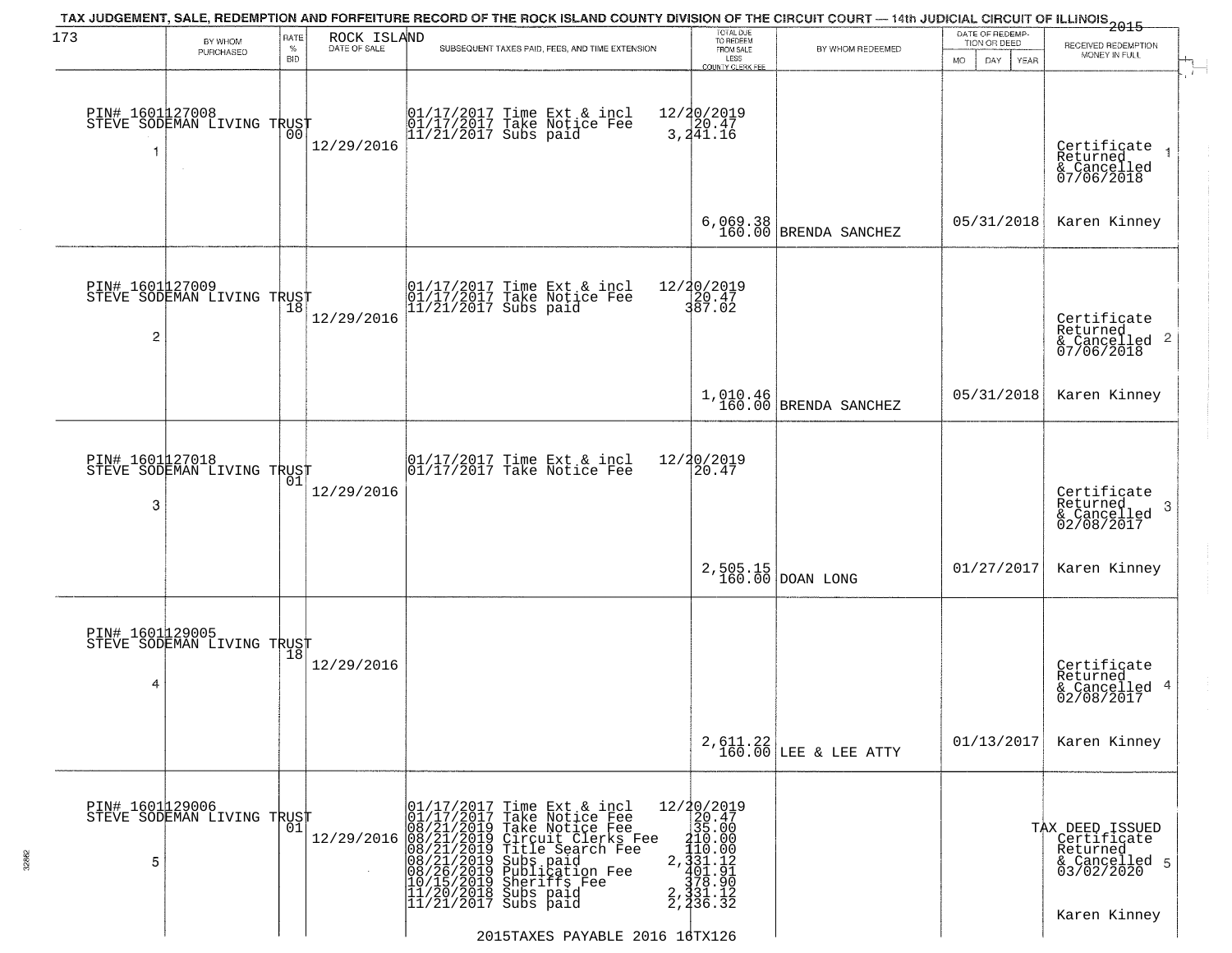TAX JUDGEMENT, SALE, REDEMPTION AND FORFEITURE RECORD OF THE ROCK ISLAND COUNTY DIVISION OF THE CIRCUIT COURT — 14th JUDICIAL CIRCUIT OF ILLINOIS 2015

| 173 | BY WHOM PURCHASED | RATE % BID | ROCK ISLAND DATE OF SALE | SUBSEQUENT TAXES PAID, FEES, AND TIME EXTENSION | TOTAL DUE TO REDEEM FROM SALE LESS COUNTY CLERK FEE | BY WHOM REDEEMED | DATE OF REDEMPTION OR DEED MO DAY YEAR | RECEIVED REDEMPTION MONEY IN FULL |
|---|---|---|---|---|---|---|---|---|
| 1 | PIN# 1601127008 STEVE SODEMAN LIVING TRUST | 00 | 12/29/2016 | 01/17/2017 Time Ext & incl<br>01/17/2017 Take Notice Fee<br>11/21/2017 Subs paid | 12/20/2019<br>20.47<br>3,241.16<br><br>6,069.38<br>160.00 | BRENDA SANCHEZ | 05/31/2018 | Certificate Returned & Cancelled 07/06/2018<br>Karen Kinney |
| 2 | PIN# 1601127009 STEVE SODEMAN LIVING TRUST | 18 | 12/29/2016 | 01/17/2017 Time Ext & incl<br>01/17/2017 Take Notice Fee<br>11/21/2017 Subs paid | 12/20/2019<br>20.47<br>387.02<br><br>1,010.46<br>160.00 | BRENDA SANCHEZ | 05/31/2018 | Certificate Returned & Cancelled 07/06/2018<br>Karen Kinney |
| 3 | PIN# 1601127018 STEVE SODEMAN LIVING TRUST | 01 | 12/29/2016 | 01/17/2017 Time Ext & incl<br>01/17/2017 Take Notice Fee | 12/20/2019<br>20.47<br><br>2,505.15<br>160.00 | DOAN LONG | 01/27/2017 | Certificate Returned & Cancelled 02/08/2017<br>Karen Kinney |
| 4 | PIN# 1601129005 STEVE SODEMAN LIVING TRUST | 18 | 12/29/2016 | | 2,611.22<br>160.00 | LEE & LEE ATTY | 01/13/2017 | Certificate Returned & Cancelled 02/08/2017<br>Karen Kinney |
| 5 | PIN# 1601129006 STEVE SODEMAN LIVING TRUST | 01 | 12/29/2016 | 01/17/2017 Time Ext & incl<br>01/17/2017 Take Notice Fee<br>08/21/2019 Take Notice Fee<br>08/21/2019 Circuit Clerks Fee<br>08/21/2019 Title Search Fee<br>08/21/2019 Subs paid<br>08/26/2019 Publication Fee<br>10/15/2019 Sheriffs Fee<br>11/20/2018 Subs paid<br>11/21/2017 Subs paid | 12/20/2019<br>20.47<br>35.00<br>210.00<br>110.00<br>2,331.12<br>401.91<br>378.90<br>2,331.12<br>2,236.32 | | | TAX DEED ISSUED Certificate Returned & Cancelled 03/02/2020<br>Karen Kinney |

2015TAXES PAYABLE 2016 16TX126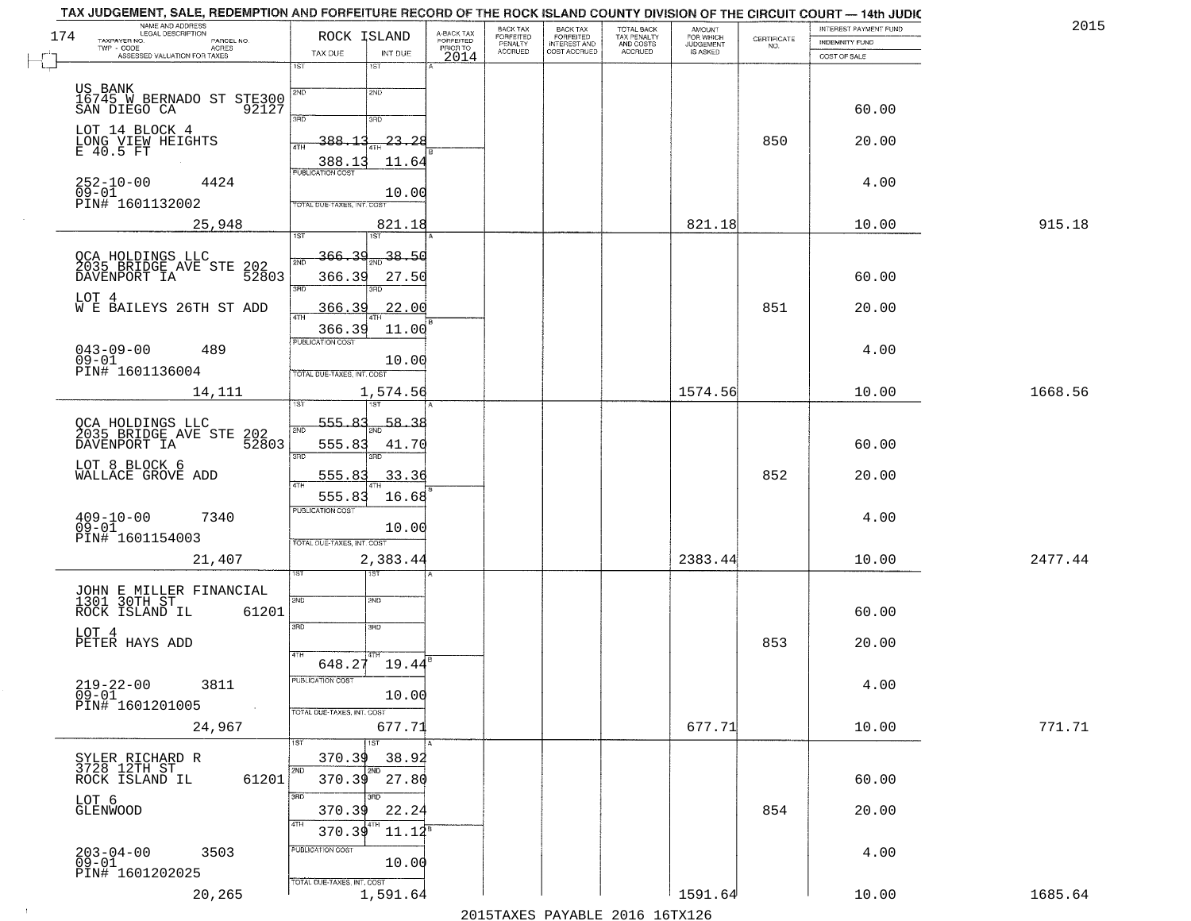# TAX JUDGEMENT, SALE, REDEMPTION AND FORFEITURE RECORD OF THE ROCK ISLAND COUNTY DIVISION OF THE CIRCUIT COURT — 14th JUDIC

2015

| NAME AND ADDRESS / LEGAL DESCRIPTION / TAXPAYER NO. / PARCEL NO. / TWP - CODE / ACRES / ASSESSED VALUATION FOR TAXES | ROCK ISLAND TAX DUE | INT DUE | A-BACK TAX FORFEITED PRIOR TO 2014 | BACK TAX FORFEITED PENALTY ACCRUED | BACK TAX FORFEITED INTEREST AND COST ACCRUED | TOTAL BACK TAX PENALTY AND COSTS ACCRUED | AMOUNT FOR WHICH JUDGEMENT IS ASKED | CERTIFICATE NO. | INTEREST PAYMENT FUND / INDEMNITY FUND / COST OF SALE | |
|---|---|---|---|---|---|---|---|---|---|---|
| US BANK 16745 W BERNADO ST STE300 SAN DIEGO CA 92127 | 1ST | 1ST | | | | | | | | |
| | 2ND | 2ND | | | | | | | 60.00 | |
| LOT 14 BLOCK 4 LONG VIEW HEIGHTS E 40.5 FT | 3RD 388.13 | 3RD 23.28 | | | | | | 850 | 20.00 | |
| | 4TH 388.13 | 4TH 11.64 | | | | | | | | |
| 252-10-00 4424 09-01 PIN# 1601132002 | PUBLICATION COST | 10.00 | | | | | | | 4.00 | |
| 25,948 | TOTAL DUE-TAXES, INT. COST | 821.18 | | | | | 821.18 | | 10.00 | 915.18 |
| OCA HOLDINGS LLC 2035 BRIDGE AVE STE 202 DAVENPORT IA 52803 | 1ST 366.39 | 1ST 38.50 | | | | | | | | |
| | 2ND 366.39 | 2ND 27.50 | | | | | | | 60.00 | |
| LOT 4 W E BAILEYS 26TH ST ADD | 3RD 366.39 | 3RD 22.00 | | | | | | 851 | 20.00 | |
| | 4TH 366.39 | 4TH 11.00 | | | | | | | | |
| 043-09-00 489 09-01 PIN# 1601136004 | PUBLICATION COST | 10.00 | | | | | | | 4.00 | |
| 14,111 | TOTAL DUE-TAXES, INT. COST | 1,574.56 | | | | | 1574.56 | | 10.00 | 1668.56 |
| OCA HOLDINGS LLC 2035 BRIDGE AVE STE 202 DAVENPORT IA 52803 | 1ST 555.83 | 1ST 58.38 | | | | | | | | |
| | 2ND 555.83 | 2ND 41.70 | | | | | | | 60.00 | |
| LOT 8 BLOCK 6 WALLACE GROVE ADD | 3RD 555.83 | 3RD 33.36 | | | | | | 852 | 20.00 | |
| | 4TH 555.83 | 4TH 16.68 | | | | | | | | |
| 409-10-00 7340 09-01 PIN# 1601154003 | PUBLICATION COST | 10.00 | | | | | | | 4.00 | |
| 21,407 | TOTAL DUE-TAXES, INT. COST | 2,383.44 | | | | | 2383.44 | | 10.00 | 2477.44 |
| JOHN E MILLER FINANCIAL 1301 30TH ST ROCK ISLAND IL 61201 | 1ST | 1ST | | | | | | | | |
| | 2ND | 2ND | | | | | | | 60.00 | |
| LOT 4 PETER HAYS ADD | 3RD | 3RD | | | | | | 853 | 20.00 | |
| | 4TH 648.27 | 4TH 19.44 | | | | | | | | |
| 219-22-00 3811 09-01 PIN# 1601201005 | PUBLICATION COST | 10.00 | | | | | | | 4.00 | |
| 24,967 | TOTAL DUE-TAXES, INT. COST | 677.71 | | | | | 677.71 | | 10.00 | 771.71 |
| SYLER RICHARD R 3728 12TH ST ROCK ISLAND IL 61201 | 1ST 370.39 | 1ST 38.92 | | | | | | | | |
| | 2ND 370.39 | 2ND 27.80 | | | | | | | 60.00 | |
| LOT 6 GLENWOOD | 3RD 370.39 | 3RD 22.24 | | | | | | 854 | 20.00 | |
| | 4TH 370.39 | 4TH 11.12 | | | | | | | | |
| 203-04-00 3503 09-01 PIN# 1601202025 | PUBLICATION COST | 10.00 | | | | | | | 4.00 | |
| 20,265 | TOTAL DUE-TAXES, INT. COST | 1,591.64 | | | | | 1591.64 | | 10.00 | 1685.64 |

2015TAXES PAYABLE 2016 16TX126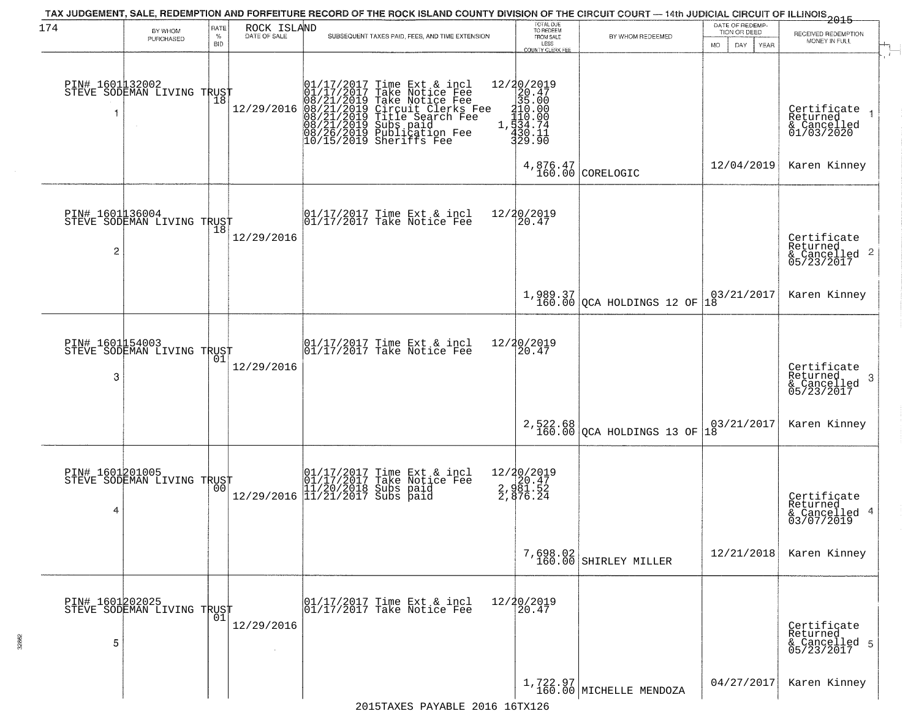TAX JUDGEMENT, SALE, REDEMPTION AND FORFEITURE RECORD OF THE ROCK ISLAND COUNTY DIVISION OF THE CIRCUIT COURT — 14th JUDICIAL CIRCUIT OF ILLINOIS 2015

| 174 BY WHOM PURCHASED | RATE % BID | ROCK ISLAND DATE OF SALE | SUBSEQUENT TAXES PAID, FEES, AND TIME EXTENSION | TOTAL DUE TO REDEEM FROM SALE LESS COUNTY CLERK FEE | BY WHOM REDEEMED | DATE OF REDEMPTION OR DEED MO DAY YEAR | RECEIVED REDEMPTION MONEY IN FULL |
|---|---|---|---|---|---|---|---|
| PIN# 1601132002 STEVE SODEMAN LIVING TRUST 1 | 18 | 12/29/2016 | 01/17/2017 Time Ext & incl<br>01/17/2017 Take Notice Fee<br>08/21/2019 Take Notice Fee<br>08/21/2019 Circuit Clerks Fee<br>08/21/2019 Title Search Fee<br>08/21/2019 Subs paid<br>08/26/2019 Publication Fee<br>10/15/2019 Sheriffs Fee | 12/20/2019<br>20.47<br>35.00<br>210.00<br>110.00<br>1,534.74<br>430.11<br>329.90<br>4,876.47<br>160.00 | CORELOGIC | 12/04/2019 | Certificate Returned & Cancelled 01/03/2020 1<br>Karen Kinney |
| PIN# 1601136004 STEVE SODEMAN LIVING TRUST 2 | 18 | 12/29/2016 | 01/17/2017 Time Ext & incl<br>01/17/2017 Take Notice Fee | 12/20/2019<br>20.47<br>1,989.37<br>160.00 | QCA HOLDINGS 12 OF 18 | 03/21/2017 | Certificate Returned & Cancelled 05/23/2017 2<br>Karen Kinney |
| PIN# 1601154003 STEVE SODEMAN LIVING TRUST 3 | 01 | 12/29/2016 | 01/17/2017 Time Ext & incl<br>01/17/2017 Take Notice Fee | 12/20/2019<br>20.47<br>2,522.68<br>160.00 | QCA HOLDINGS 13 OF 18 | 03/21/2017 | Certificate Returned & Cancelled 05/23/2017 3<br>Karen Kinney |
| PIN# 1601201005 STEVE SODEMAN LIVING TRUST 4 | 00 | 12/29/2016 | 01/17/2017 Time Ext & incl<br>01/17/2017 Take Notice Fee<br>11/20/2018 Subs paid<br>11/21/2017 Subs paid | 12/20/2019<br>20.47<br>2,981.52<br>2,876.24<br>7,698.02<br>160.00 | SHIRLEY MILLER | 12/21/2018 | Certificate Returned & Cancelled 03/07/2019 4<br>Karen Kinney |
| PIN# 1601202025 STEVE SODEMAN LIVING TRUST 5 | 01 | 12/29/2016 | 01/17/2017 Time Ext & incl<br>01/17/2017 Take Notice Fee | 12/20/2019<br>20.47<br>1,722.97<br>160.00 | MICHELLE MENDOZA | 04/27/2017 | Certificate Returned & Cancelled 05/23/2017 5<br>Karen Kinney |

2015TAXES PAYABLE 2016 16TX126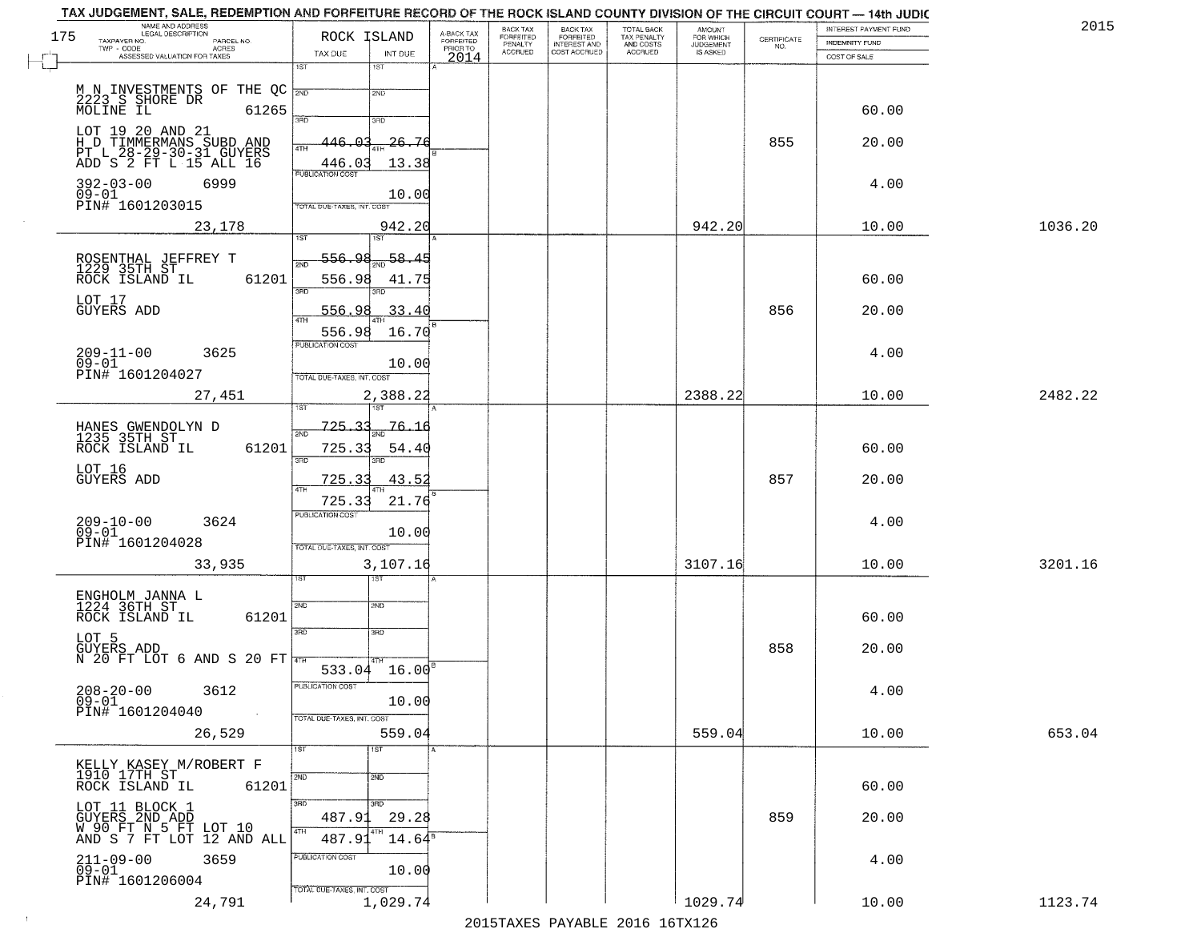# TAX JUDGEMENT, SALE, REDEMPTION AND FORFEITURE RECORD OF THE ROCK ISLAND COUNTY DIVISION OF THE CIRCUIT COURT — 14th JUDIC

2015

175

| NAME AND ADDRESS / LEGAL DESCRIPTION / TAXPAYER NO. / PARCEL NO. / TWP - CODE / ACRES / ASSESSED VALUATION FOR TAXES | ROCK ISLAND TAX DUE | INT DUE | A-BACK TAX FORFEITED PRIOR TO 2014 | BACK TAX FORFEITED PENALTY ACCRUED | BACK TAX FORFEITED INTEREST AND COST ACCRUED | TOTAL BACK TAX PENALTY AND COSTS ACCRUED | AMOUNT FOR WHICH JUDGEMENT IS ASKED | CERTIFICATE NO. | INTEREST PAYMENT FUND / INDEMNITY FUND / COST OF SALE | |
|---|---|---|---|---|---|---|---|---|---|---|
| M N INVESTMENTS OF THE QC 2223 S SHORE DR MOLINE IL 61265 | 1ST | 1ST | | | | | | | | |
| | 2ND | 2ND | | | | | | | 60.00 | |
| LOT 19 20 AND 21 H D TIMMERMANS SUBD AND PT L 28-29-30-31 GUYERS ADD S 2 FT L 15 ALL 16 | 3RD 446.03 | 3RD 26.76 | | | | | | 855 | 20.00 | |
| | 4TH 446.03 | 4TH 13.38 | | | | | | | | |
| 392-03-00 6999 09-01 PIN# 1601203015 | PUBLICATION COST | 10.00 | | | | | | | 4.00 | |
| 23,178 | TOTAL DUE-TAXES, INT. COST | 942.20 | | | | | 942.20 | | 10.00 | 1036.20 |
| ROSENTHAL JEFFREY T 1229 35TH ST ROCK ISLAND IL 61201 | 1ST 556.98 | 1ST 58.45 | | | | | | | | |
| | 2ND 556.98 | 2ND 41.75 | | | | | | | 60.00 | |
| LOT 17 GUYERS ADD | 3RD 556.98 | 3RD 33.40 | | | | | | 856 | 20.00 | |
| | 4TH 556.98 | 4TH 16.70 | | | | | | | | |
| 209-11-00 3625 09-01 PIN# 1601204027 | PUBLICATION COST | 10.00 | | | | | | | 4.00 | |
| 27,451 | TOTAL DUE-TAXES, INT. COST | 2,388.22 | | | | | 2388.22 | | 10.00 | 2482.22 |
| HANES GWENDOLYN D 1235 35TH ST ROCK ISLAND IL 61201 | 1ST 725.33 | 1ST 76.16 | | | | | | | | |
| | 2ND 725.33 | 2ND 54.40 | | | | | | | 60.00 | |
| LOT 16 GUYERS ADD | 3RD 725.33 | 3RD 43.52 | | | | | | 857 | 20.00 | |
| | 4TH 725.33 | 4TH 21.76 | | | | | | | | |
| 209-10-00 3624 09-01 PIN# 1601204028 | PUBLICATION COST | 10.00 | | | | | | | 4.00 | |
| 33,935 | TOTAL DUE-TAXES, INT. COST | 3,107.16 | | | | | 3107.16 | | 10.00 | 3201.16 |
| ENGHOLM JANNA L 1224 36TH ST ROCK ISLAND IL 61201 | 1ST | 1ST | | | | | | | | |
| | 2ND | 2ND | | | | | | | 60.00 | |
| LOT 5 GUYERS ADD N 20 FT LOT 6 AND S 20 FT | 3RD | 3RD | | | | | | 858 | 20.00 | |
| | 4TH 533.04 | 4TH 16.00 | | | | | | | | |
| 208-20-00 3612 09-01 PIN# 1601204040 | PUBLICATION COST | 10.00 | | | | | | | 4.00 | |
| 26,529 | TOTAL DUE-TAXES, INT. COST | 559.04 | | | | | 559.04 | | 10.00 | 653.04 |
| KELLY KASEY M/ROBERT F 1910 17TH ST ROCK ISLAND IL 61201 | 1ST | 1ST | | | | | | | | |
| | 2ND | 2ND | | | | | | | 60.00 | |
| LOT 11 BLOCK 1 GUYERS 2ND ADD W 90 FT N 5 FT LOT 10 AND S 7 FT LOT 12 AND ALL | 3RD 487.91 | 3RD 29.28 | | | | | | 859 | 20.00 | |
| | 4TH 487.91 | 4TH 14.64 | | | | | | | | |
| 211-09-00 3659 09-01 PIN# 1601206004 | PUBLICATION COST | 10.00 | | | | | | | 4.00 | |
| 24,791 | TOTAL DUE-TAXES, INT. COST | 1,029.74 | | | | | 1029.74 | | 10.00 | 1123.74 |

2015TAXES PAYABLE 2016 16TX126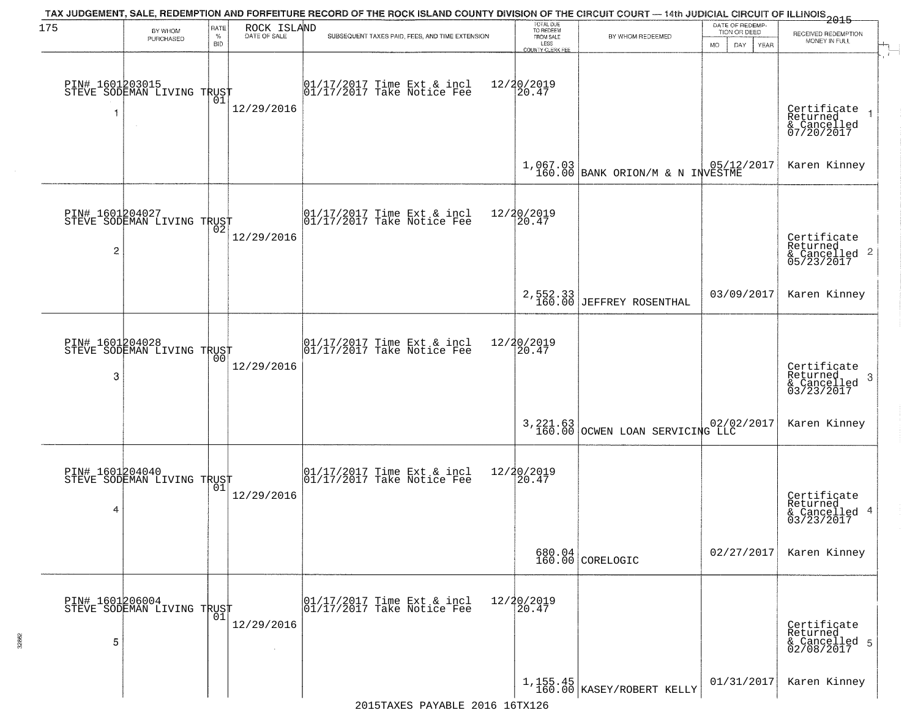TAX JUDGEMENT, SALE, REDEMPTION AND FORFEITURE RECORD OF THE ROCK ISLAND COUNTY DIVISION OF THE CIRCUIT COURT — 14th JUDICIAL CIRCUIT OF ILLINOIS 2015

175

| | BY WHOM PURCHASED | RATE % BID | ROCK ISLAND DATE OF SALE | SUBSEQUENT TAXES PAID, FEES, AND TIME EXTENSION | TOTAL DUE TO REDEEM FROM SALE LESS COUNTY CLERK FEE | BY WHOM REDEEMED | DATE OF REDEMPTION OR DEED MO DAY YEAR | RECEIVED REDEMPTION MONEY IN FULL |
|---|---|---|---|---|---|---|---|---|
| 1 | PIN# 1601203015 STEVE SODEMAN LIVING TRUST | 01 | 12/29/2016 | 01/17/2017 Time Ext & incl 12/20/2019<br>01/17/2017 Take Notice Fee 20.47 | 1,067.03<br>160.00 | BANK ORION/M & N INVESTME | 05/12/2017 | Certificate Returned & Cancelled 07/20/2017<br>Karen Kinney |
| 2 | PIN# 1601204027 STEVE SODEMAN LIVING TRUST | 02 | 12/29/2016 | 01/17/2017 Time Ext & incl 12/20/2019<br>01/17/2017 Take Notice Fee 20.47 | 2,552.33<br>160.00 | JEFFREY ROSENTHAL | 03/09/2017 | Certificate Returned & Cancelled 05/23/2017<br>Karen Kinney |
| 3 | PIN# 1601204028 STEVE SODEMAN LIVING TRUST | 00 | 12/29/2016 | 01/17/2017 Time Ext & incl 12/20/2019<br>01/17/2017 Take Notice Fee 20.47 | 3,221.63<br>160.00 | OCWEN LOAN SERVICING LLC | 02/02/2017 | Certificate Returned & Cancelled 03/23/2017<br>Karen Kinney |
| 4 | PIN# 1601204040 STEVE SODEMAN LIVING TRUST | 01 | 12/29/2016 | 01/17/2017 Time Ext & incl 12/20/2019<br>01/17/2017 Take Notice Fee 20.47 | 680.04<br>160.00 | CORELOGIC | 02/27/2017 | Certificate Returned & Cancelled 03/23/2017<br>Karen Kinney |
| 5 | PIN# 1601206004 STEVE SODEMAN LIVING TRUST | 01 | 12/29/2016 | 01/17/2017 Time Ext & incl 12/20/2019<br>01/17/2017 Take Notice Fee 20.47 | 1,155.45<br>160.00 | KASEY/ROBERT KELLY | 01/31/2017 | Certificate Returned & Cancelled 02/08/2017<br>Karen Kinney |

2015TAXES PAYABLE 2016 16TX126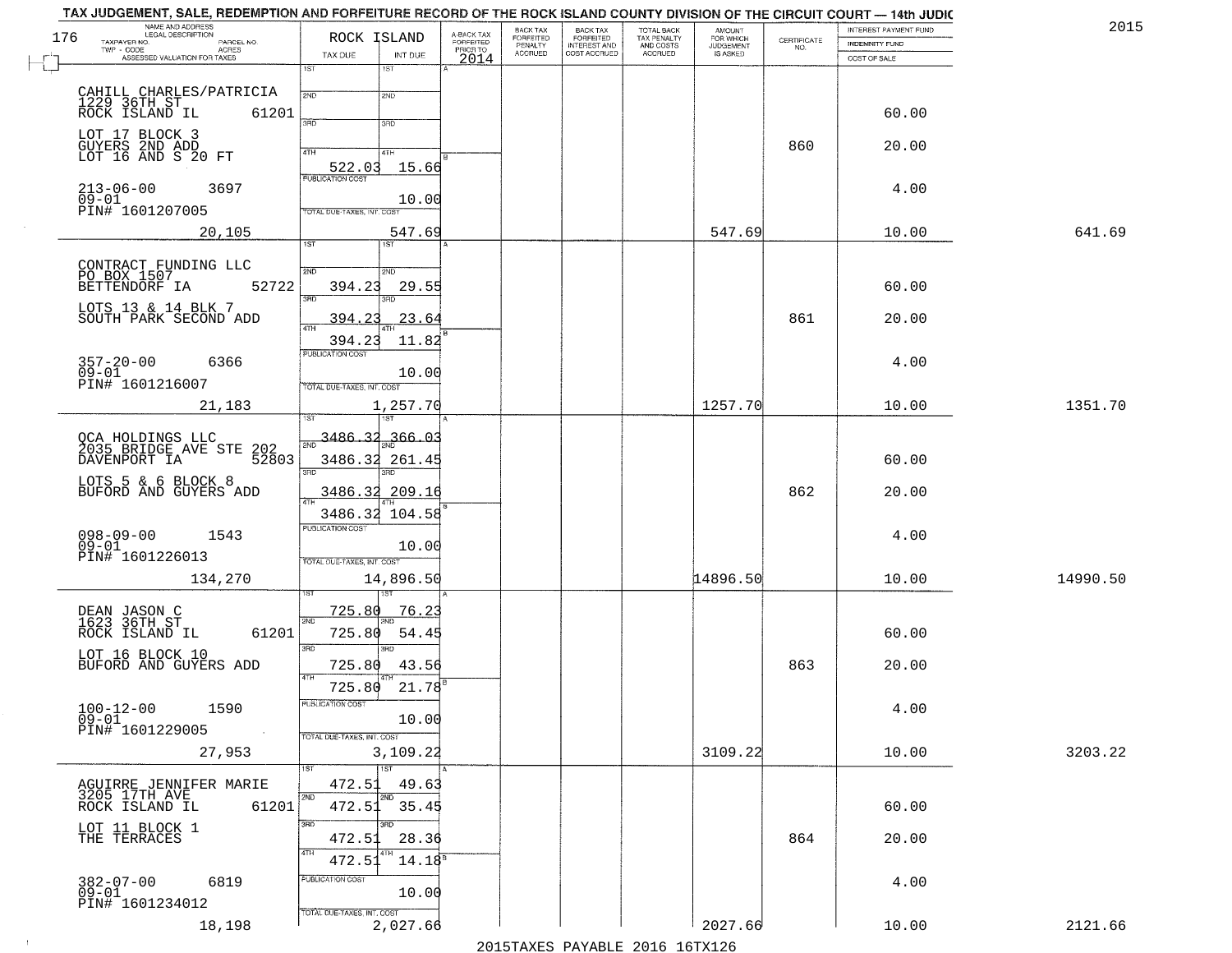# TAX JUDGEMENT, SALE, REDEMPTION AND FORFEITURE RECORD OF THE ROCK ISLAND COUNTY DIVISION OF THE CIRCUIT COURT — 14th JUDIC

2015

| NAME AND ADDRESS / LEGAL DESCRIPTION / TAXPAYER NO. / PARCEL NO. / TWP - CODE / ACRES / ASSESSED VALUATION FOR TAXES | ROCK ISLAND TAX DUE | INT DUE | A-BACK TAX FORFEITED PRIOR TO 2014 | BACK TAX FORFEITED PENALTY ACCRUED | BACK TAX FORFEITED INTEREST AND COST ACCRUED | TOTAL BACK TAX PENALTY AND COSTS ACCRUED | AMOUNT FOR WHICH JUDGEMENT IS ASKED | CERTIFICATE NO. | INTEREST PAYMENT FUND / INDEMNITY FUND / COST OF SALE | |
|---|---|---|---|---|---|---|---|---|---|---|
| CAHILL CHARLES/PATRICIA 1229 36TH ST ROCK ISLAND IL 61201 | 1ST | 1ST | | | | | | | | |
| | 2ND | 2ND | | | | | | | 60.00 | |
| LOT 17 BLOCK 3 GUYERS 2ND ADD LOT 16 AND S 20 FT | 3RD | 3RD | | | | | | 860 | 20.00 | |
| | 4TH 522.03 | 4TH 15.66 | | | | | | | | |
| 213-06-00 3697 09-01 PIN# 1601207005 | PUBLICATION COST | 10.00 | | | | | | | 4.00 | |
| 20,105 | TOTAL DUE-TAXES, INT. COST | 547.69 | | | | | 547.69 | | 10.00 | 641.69 |
| CONTRACT FUNDING LLC PO BOX 1507 BETTENDORF IA 52722 | 1ST | 1ST | | | | | | | | |
| | 2ND 394.23 | 2ND 29.55 | | | | | | | 60.00 | |
| LOTS 13 & 14 BLK 7 SOUTH PARK SECOND ADD | 3RD 394.23 | 3RD 23.64 | | | | | | 861 | 20.00 | |
| | 4TH 394.23 | 4TH 11.82 | | | | | | | | |
| 357-20-00 6366 09-01 PIN# 1601216007 | PUBLICATION COST | 10.00 | | | | | | | 4.00 | |
| 21,183 | TOTAL DUE-TAXES, INT. COST | 1,257.70 | | | | | 1257.70 | | 10.00 | 1351.70 |
| QCA HOLDINGS LLC 2035 BRIDGE AVE STE 202 DAVENPORT IA 52803 | 1ST 3486.32 | 1ST 366.03 | | | | | | | | |
| | 2ND 3486.32 | 2ND 261.45 | | | | | | | 60.00 | |
| LOTS 5 & 6 BLOCK 8 BUFORD AND GUYERS ADD | 3RD 3486.32 | 3RD 209.16 | | | | | | 862 | 20.00 | |
| | 4TH 3486.32 | 4TH 104.58 | | | | | | | | |
| 098-09-00 1543 09-01 PIN# 1601226013 | PUBLICATION COST | 10.00 | | | | | | | 4.00 | |
| 134,270 | TOTAL DUE-TAXES, INT. COST | 14,896.50 | | | | | 14896.50 | | 10.00 | 14990.50 |
| DEAN JASON C 1623 36TH ST ROCK ISLAND IL 61201 | 1ST 725.80 | 1ST 76.23 | | | | | | | | |
| | 2ND 725.80 | 2ND 54.45 | | | | | | | 60.00 | |
| LOT 16 BLOCK 10 BUFORD AND GUYERS ADD | 3RD 725.80 | 3RD 43.56 | | | | | | 863 | 20.00 | |
| | 4TH 725.80 | 4TH 21.78 | | | | | | | | |
| 100-12-00 1590 09-01 PIN# 1601229005 | PUBLICATION COST | 10.00 | | | | | | | 4.00 | |
| 27,953 | TOTAL DUE-TAXES, INT. COST | 3,109.22 | | | | | 3109.22 | | 10.00 | 3203.22 |
| AGUIRRE JENNIFER MARIE 3205 17TH AVE ROCK ISLAND IL 61201 | 1ST 472.51 | 1ST 49.63 | | | | | | | | |
| | 2ND 472.51 | 2ND 35.45 | | | | | | | 60.00 | |
| LOT 11 BLOCK 1 THE TERRACES | 3RD 472.51 | 3RD 28.36 | | | | | | 864 | 20.00 | |
| | 4TH 472.51 | 4TH 14.18 | | | | | | | | |
| 382-07-00 6819 09-01 PIN# 1601234012 | PUBLICATION COST | 10.00 | | | | | | | 4.00 | |
| 18,198 | TOTAL DUE-TAXES, INT. COST | 2,027.66 | | | | | 2027.66 | | 10.00 | 2121.66 |

2015TAXES PAYABLE 2016 16TX126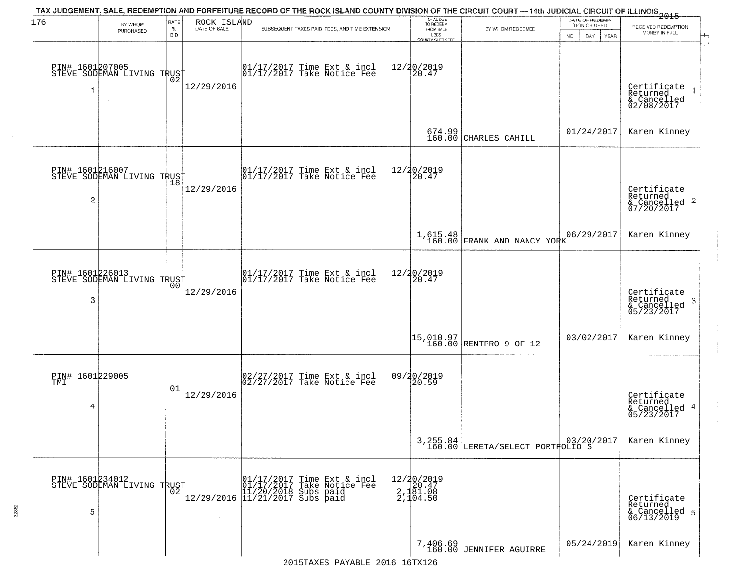# TAX JUDGEMENT, SALE, REDEMPTION AND FORFEITURE RECORD OF THE ROCK ISLAND COUNTY DIVISION OF THE CIRCUIT COURT — 14th JUDICIAL CIRCUIT OF ILLINOIS 2015

176 ROCK ISLAND

| | BY WHOM PURCHASED | RATE % BID | DATE OF SALE | SUBSEQUENT TAXES PAID, FEES, AND TIME EXTENSION | TOTAL DUE TO REDEEM FROM SALE LESS COUNTY CLERK FEE | BY WHOM REDEEMED | DATE OF REDEMPTION OR DEED MO DAY YEAR | RECEIVED REDEMPTION MONEY IN FULL |
|---|---|---|---|---|---|---|---|---|
| 1 | PIN# 1601207005 STEVE SODEMAN LIVING TRUST | 02 | 12/29/2016 | 01/17/2017 Time Ext & incl 12/20/2019<br>01/17/2017 Take Notice Fee 20.47 | 674.99<br>160.00 | CHARLES CAHILL | 01/24/2017 | Certificate Returned & Cancelled 02/08/2017<br>Karen Kinney |
| 2 | PIN# 1601216007 STEVE SODEMAN LIVING TRUST | 18 | 12/29/2016 | 01/17/2017 Time Ext & incl 12/20/2019<br>01/17/2017 Take Notice Fee 20.47 | 1,615.48<br>160.00 | FRANK AND NANCY YORK | 06/29/2017 | Certificate Returned & Cancelled 07/20/2017<br>Karen Kinney |
| 3 | PIN# 1601226013 STEVE SODEMAN LIVING TRUST | 00 | 12/29/2016 | 01/17/2017 Time Ext & incl 12/20/2019<br>01/17/2017 Take Notice Fee 20.47 | 15,010.97<br>160.00 | RENTPRO 9 OF 12 | 03/02/2017 | Certificate Returned & Cancelled 05/23/2017<br>Karen Kinney |
| 4 | PIN# 1601229005 TMI | 01 | 12/29/2016 | 02/27/2017 Time Ext & incl 09/20/2019<br>02/27/2017 Take Notice Fee 20.59 | 3,255.84<br>160.00 | LERETA/SELECT PORTFOLIO S | 03/20/2017 | Certificate Returned & Cancelled 05/23/2017<br>Karen Kinney |
| 5 | PIN# 1601234012 STEVE SODEMAN LIVING TRUST | 02 | 12/29/2016 | 01/17/2017 Time Ext & incl 12/20/2019<br>01/17/2017 Take Notice Fee 20.47<br>11/20/2018 Subs paid 2,181.08<br>11/21/2017 Subs paid 2,104.50 | 7,406.69<br>160.00 | JENNIFER AGUIRRE | 05/24/2019 | Certificate Returned & Cancelled 06/13/2019<br>Karen Kinney |

2015TAXES PAYABLE 2016 16TX126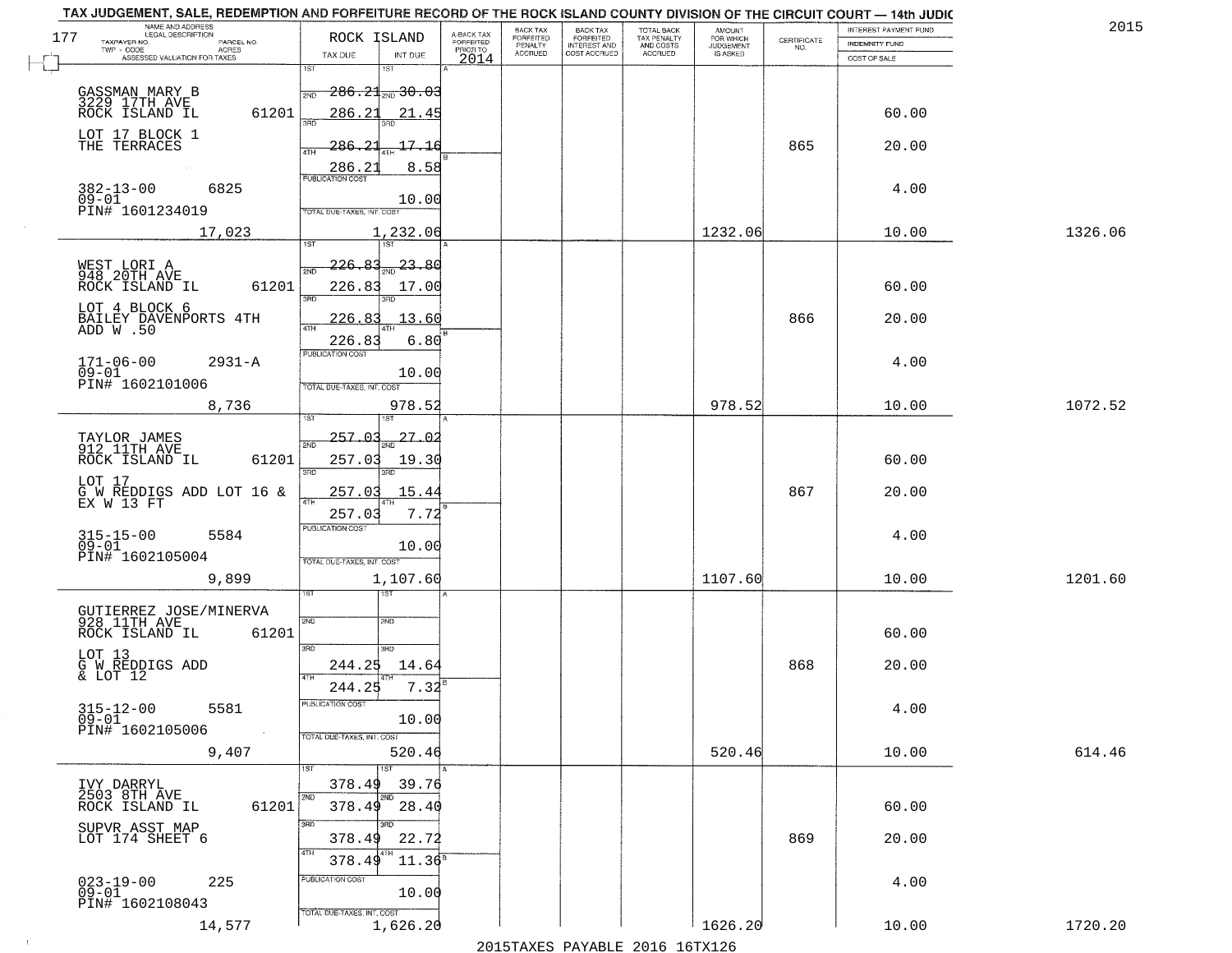TAX JUDGEMENT, SALE, REDEMPTION AND FORFEITURE RECORD OF THE ROCK ISLAND COUNTY DIVISION OF THE CIRCUIT COURT — 14th JUDIC

2015

| NAME AND ADDRESS / LEGAL DESCRIPTION / TAXPAYER NO. / PARCEL NO. / TWP - CODE / ACRES / ASSESSED VALUATION FOR TAXES | ROCK ISLAND TAX DUE | INT DUE | A-BACK TAX FORFEITED PRIOR TO 2014 | BACK TAX FORFEITED PENALTY ACCRUED | BACK TAX FORFEITED INTEREST AND COST ACCRUED | TOTAL BACK TAX PENALTY AND COSTS ACCRUED | AMOUNT FOR WHICH JUDGEMENT IS ASKED | CERTIFICATE NO. | INTEREST PAYMENT FUND / INDEMNITY FUND / COST OF SALE | |
|---|---|---|---|---|---|---|---|---|---|---|
| GASSMAN MARY B<br>3229 17TH AVE<br>ROCK ISLAND IL 61201<br>LOT 17 BLOCK 1<br>THE TERRACES<br>382-13-00 6825<br>09-01<br>PIN# 1601234019<br>17,023 | 1ST 286.21<br>2ND 286.21<br>3RD 286.21<br>4TH 286.21<br>PUBLICATION COST<br>TOTAL DUE-TAXES, INT. COST | 30.03<br>21.45<br>17.16<br>8.58<br>10.00<br>1,232.06 | | | | | 1232.06 | 865 | 60.00<br>20.00<br>4.00<br>10.00 | 1326.06 |
| WEST LORI A<br>948 20TH AVE<br>ROCK ISLAND IL 61201<br>LOT 4 BLOCK 6<br>BAILEY DAVENPORTS 4TH<br>ADD W .50<br>171-06-00 2931-A<br>09-01<br>PIN# 1602101006<br>8,736 | 1ST 226.83<br>2ND 226.83<br>3RD 226.83<br>4TH 226.83<br>PUBLICATION COST<br>TOTAL DUE-TAXES, INT. COST | 23.80<br>17.00<br>13.60<br>6.80<br>10.00<br>978.52 | | | | | 978.52 | 866 | 60.00<br>20.00<br>4.00<br>10.00 | 1072.52 |
| TAYLOR JAMES<br>912 11TH AVE<br>ROCK ISLAND IL 61201<br>LOT 17<br>G W REDDIGS ADD LOT 16 &<br>EX W 13 FT<br>315-15-00 5584<br>09-01<br>PIN# 1602105004<br>9,899 | 1ST 257.03<br>2ND 257.03<br>3RD 257.03<br>4TH 257.03<br>PUBLICATION COST<br>TOTAL DUE-TAXES, INT. COST | 27.02<br>19.30<br>15.44<br>7.72<br>10.00<br>1,107.60 | | | | | 1107.60 | 867 | 60.00<br>20.00<br>4.00<br>10.00 | 1201.60 |
| GUTIERREZ JOSE/MINERVA<br>928 11TH AVE<br>ROCK ISLAND IL 61201<br>LOT 13<br>G W REDDIGS ADD<br>& LOT 12<br>315-12-00 5581<br>09-01<br>PIN# 1602105006<br>9,407 | 1ST<br>2ND<br>3RD 244.25<br>4TH 244.25<br>PUBLICATION COST<br>TOTAL DUE-TAXES, INT. COST | <br><br>14.64<br>7.32<br>10.00<br>520.46 | | | | | 520.46 | 868 | 60.00<br>20.00<br>4.00<br>10.00 | 614.46 |
| IVY DARRYL<br>2503 8TH AVE<br>ROCK ISLAND IL 61201<br>SUPVR ASST MAP<br>LOT 174 SHEET 6<br>023-19-00 225<br>09-01<br>PIN# 1602108043<br>14,577 | 1ST 378.49<br>2ND 378.49<br>3RD 378.49<br>4TH 378.49<br>PUBLICATION COST<br>TOTAL DUE-TAXES, INT. COST | 39.76<br>28.40<br>22.72<br>11.36<br>10.00<br>1,626.20 | | | | | 1626.20 | 869 | 60.00<br>20.00<br>4.00<br>10.00 | 1720.20 |

2015TAXES PAYABLE 2016 16TX126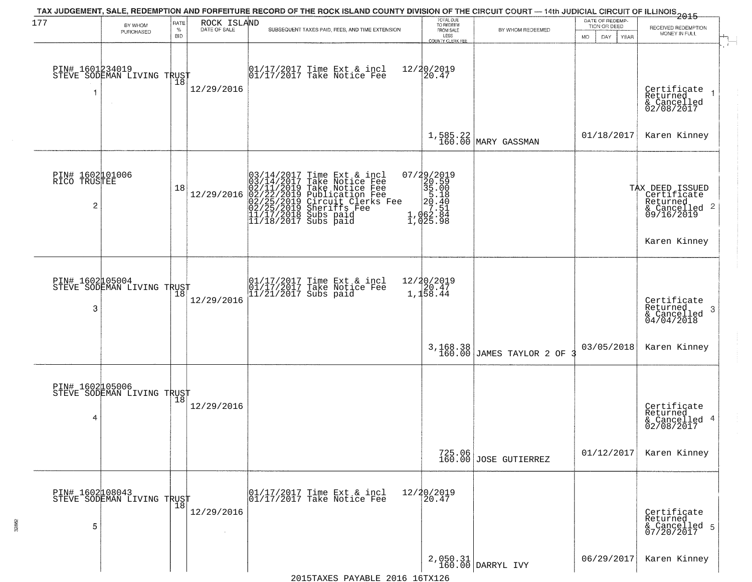TAX JUDGEMENT, SALE, REDEMPTION AND FORFEITURE RECORD OF THE ROCK ISLAND COUNTY DIVISION OF THE CIRCUIT COURT — 14th JUDICIAL CIRCUIT OF ILLINOIS 2015

| 177 BY WHOM PURCHASED | RATE % BID | ROCK ISLAND DATE OF SALE | SUBSEQUENT TAXES PAID, FEES, AND TIME EXTENSION | TOTAL DUE TO REDEEM FROM SALE LESS COUNTY CLERK FEE | BY WHOM REDEEMED | DATE OF REDEMPTION OR DEED MO DAY YEAR | RECEIVED REDEMPTION MONEY IN FULL |
|---|---|---|---|---|---|---|---|
| PIN# 1601234019 STEVE SODEMAN LIVING TRUST 1 | 18 | 12/29/2016 | 01/17/2017 Time Ext & incl<br>01/17/2017 Take Notice Fee | 12/20/2019<br>20.47<br>1,585.22<br>160.00 | MARY GASSMAN | 01/18/2017 | Certificate Returned & Cancelled 02/08/2017 1<br>Karen Kinney |
| PIN# 1602101006 RICO TRUSTEE 2 | 18 | 12/29/2016 | 03/14/2017 Time Ext & incl<br>03/14/2017 Take Notice Fee<br>02/11/2019 Take Notice Fee<br>02/22/2019 Publication Fee<br>02/25/2019 Circuit Clerks Fee<br>02/25/2019 Sheriffs Fee<br>11/17/2018 Subs paid<br>11/18/2017 Subs paid | 07/29/2019<br>20.59<br>35.00<br>5.18<br>20.40<br>7.51<br>1,062.84<br>1,025.98 | | | TAX DEED ISSUED Certificate Returned & Cancelled 09/16/2019 2<br>Karen Kinney |
| PIN# 1602105004 STEVE SODEMAN LIVING TRUST 3 | 18 | 12/29/2016 | 01/17/2017 Time Ext & incl<br>01/17/2017 Take Notice Fee<br>11/21/2017 Subs paid | 12/20/2019<br>20.47<br>1,158.44<br>3,168.38<br>160.00 | JAMES TAYLOR 2 OF 3 | 03/05/2018 | Certificate Returned & Cancelled 04/04/2018 3<br>Karen Kinney |
| PIN# 1602105006 STEVE SODEMAN LIVING TRUST 4 | 18 | 12/29/2016 | | 725.06<br>160.00 | JOSE GUTIERREZ | 01/12/2017 | Certificate Returned & Cancelled 02/08/2017 4<br>Karen Kinney |
| PIN# 1602108043 STEVE SODEMAN LIVING TRUST 5 | 18 | 12/29/2016 | 01/17/2017 Time Ext & incl<br>01/17/2017 Take Notice Fee | 12/20/2019<br>20.47<br>2,050.31<br>160.00 | DARRYL IVY | 06/29/2017 | Certificate Returned & Cancelled 07/20/2017 5<br>Karen Kinney |

2015TAXES PAYABLE 2016 16TX126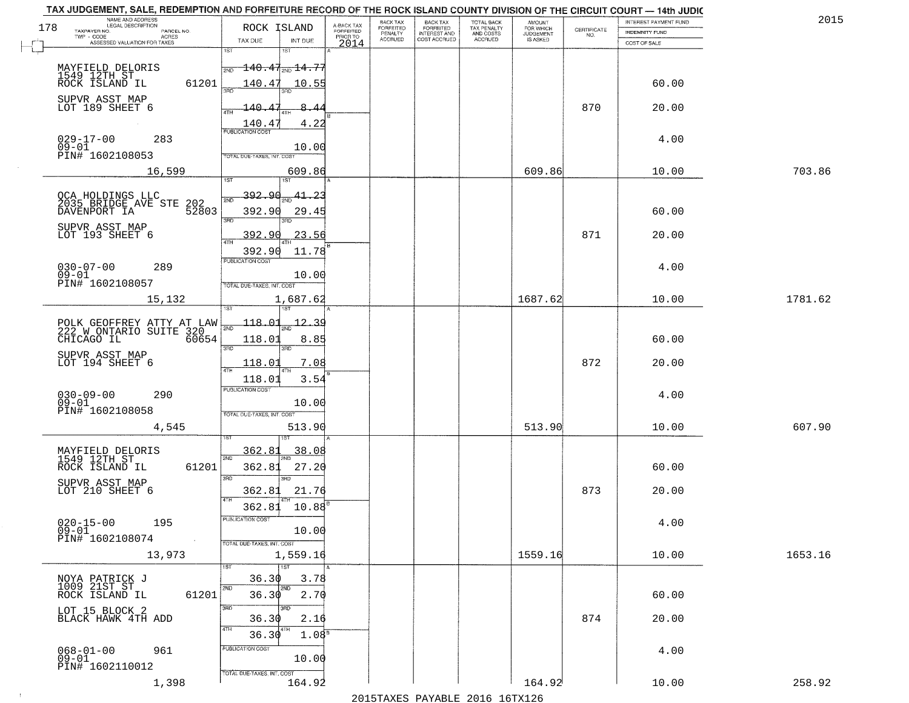TAX JUDGEMENT, SALE, REDEMPTION AND FORFEITURE RECORD OF THE ROCK ISLAND COUNTY DIVISION OF THE CIRCUIT COURT — 14th JUDIC

2015

| NAME AND ADDRESS / LEGAL DESCRIPTION / TAXPAYER NO. / PARCEL NO. / TWP - CODE / ACRES / ASSESSED VALUATION FOR TAXES | ROCK ISLAND TAX DUE | INT DUE | A-BACK TAX FORFEITED PRIOR TO 2014 | BACK TAX FORFEITED PENALTY ACCRUED | BACK TAX FORFEITED INTEREST AND COST ACCRUED | TOTAL BACK TAX PENALTY AND COSTS ACCRUED | AMOUNT FOR WHICH JUDGEMENT IS ASKED | CERTIFICATE NO. | INTEREST PAYMENT FUND / INDEMNITY FUND / COST OF SALE | |
|---|---|---|---|---|---|---|---|---|---|---|
| MAYFIELD DELORIS<br>1549 12TH ST<br>ROCK ISLAND IL 61201<br>SUPVR ASST MAP<br>LOT 189 SHEET 6<br>029-17-00 283<br>09-01<br>PIN# 1602108053<br>16,599 | 1ST 140.47<br>2ND 140.47<br>3RD 140.47<br>4TH 140.47<br>PUBLICATION COST<br>TOTAL DUE-TAXES, INT. COST | 14.77<br>10.55<br>8.44<br>4.22<br>10.00<br>609.86 | | | | | 609.86 | 870 | 60.00<br>20.00<br>4.00<br>10.00 | 703.86 |
| OCA HOLDINGS LLC<br>2035 BRIDGE AVE STE 202<br>DAVENPORT IA 52803<br>SUPVR ASST MAP<br>LOT 193 SHEET 6<br>030-07-00 289<br>09-01<br>PIN# 1602108057<br>15,132 | 1ST 392.90<br>2ND 392.90<br>3RD 392.90<br>4TH 392.90<br>PUBLICATION COST<br>TOTAL DUE-TAXES, INT. COST | 41.23<br>29.45<br>23.56<br>11.78<br>10.00<br>1,687.62 | | | | | 1687.62 | 871 | 60.00<br>20.00<br>4.00<br>10.00 | 1781.62 |
| POLK GEOFFREY ATTY AT LAW<br>222 W ONTARIO SUITE 320<br>CHICAGO IL 60654<br>SUPVR ASST MAP<br>LOT 194 SHEET 6<br>030-09-00 290<br>09-01<br>PIN# 1602108058<br>4,545 | 1ST 118.01<br>2ND 118.01<br>3RD 118.01<br>4TH 118.01<br>PUBLICATION COST<br>TOTAL DUE-TAXES, INT. COST | 12.39<br>8.85<br>7.08<br>3.54<br>10.00<br>513.90 | | | | | 513.90 | 872 | 60.00<br>20.00<br>4.00<br>10.00 | 607.90 |
| MAYFIELD DELORIS<br>1549 12TH ST<br>ROCK ISLAND IL 61201<br>SUPVR ASST MAP<br>LOT 210 SHEET 6<br>020-15-00 195<br>09-01<br>PIN# 1602108074<br>13,973 | 1ST 362.81<br>2ND 362.81<br>3RD 362.81<br>4TH 362.81<br>PUBLICATION COST<br>TOTAL DUE-TAXES, INT. COST | 38.08<br>27.20<br>21.76<br>10.88<br>10.00<br>1,559.16 | | | | | 1559.16 | 873 | 60.00<br>20.00<br>4.00<br>10.00 | 1653.16 |
| NOYA PATRICK J<br>1009 21ST ST<br>ROCK ISLAND IL 61201<br>LOT 15 BLOCK 2<br>BLACK HAWK 4TH ADD<br>068-01-00 961<br>09-01<br>PIN# 1602110012<br>1,398 | 1ST 36.30<br>2ND 36.30<br>3RD 36.30<br>4TH 36.30<br>PUBLICATION COST<br>TOTAL DUE-TAXES, INT. COST | 3.78<br>2.70<br>2.16<br>1.08<br>10.00<br>164.92 | | | | | 164.92 | 874 | 60.00<br>20.00<br>4.00<br>10.00 | 258.92 |

2015TAXES PAYABLE 2016 16TX126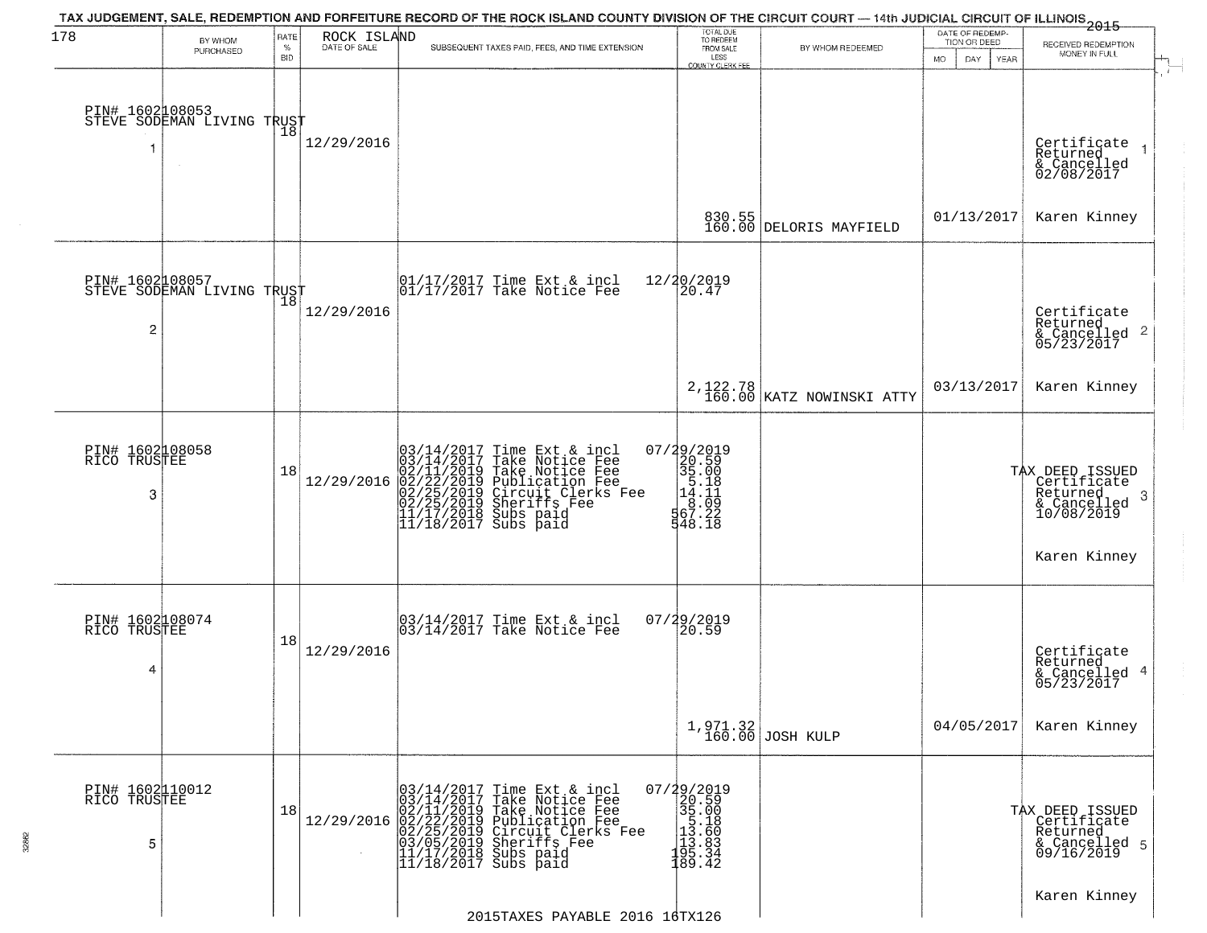TAX JUDGEMENT, SALE, REDEMPTION AND FORFEITURE RECORD OF THE ROCK ISLAND COUNTY DIVISION OF THE CIRCUIT COURT — 14th JUDICIAL CIRCUIT OF ILLINOIS 2015

178 | ROCK ISLAND

| BY WHOM PURCHASED | RATE % BID | DATE OF SALE | SUBSEQUENT TAXES PAID, FEES, AND TIME EXTENSION | TOTAL DUE TO REDEEM FROM SALE LESS COUNTY CLERK FEE | BY WHOM REDEEMED | DATE OF REDEMPTION OR DEED MO DAY YEAR | RECEIVED REDEMPTION MONEY IN FULL |
|---|---|---|---|---|---|---|---|
| PIN# 1602108053 STEVE SODEMAN LIVING TRUST 1 | 18 | 12/29/2016 | | 830.55 160.00 | DELORIS MAYFIELD | 01/13/2017 | Certificate Returned & Cancelled 02/08/2017 1 Karen Kinney |
| PIN# 1602108057 STEVE SODEMAN LIVING TRUST 2 | 18 | 12/29/2016 | 01/17/2017 Time Ext & incl 12/20/2019<br>01/17/2017 Take Notice Fee 20.47 | 2,122.78 160.00 | KATZ NOWINSKI ATTY | 03/13/2017 | Certificate Returned & Cancelled 05/23/2017 2 Karen Kinney |
| PIN# 1602108058 RICO TRUSTEE 3 | 18 | 12/29/2016 | 03/14/2017 Time Ext & incl 07/29/2019<br>03/14/2017 Take Notice Fee 20.59<br>02/11/2019 Take Notice Fee 35.00<br>02/22/2019 Publication Fee 5.18<br>02/25/2019 Circuit Clerks Fee 14.11<br>02/25/2019 Sheriffs Fee 8.09<br>11/17/2018 Subs paid 567.22<br>11/18/2017 Subs paid 548.18 | | | | TAX DEED ISSUED Certificate Returned & Cancelled 10/08/2019 3 Karen Kinney |
| PIN# 1602108074 RICO TRUSTEE 4 | 18 | 12/29/2016 | 03/14/2017 Time Ext & incl 07/29/2019<br>03/14/2017 Take Notice Fee 20.59 | 1,971.32 160.00 | JOSH KULP | 04/05/2017 | Certificate Returned & Cancelled 05/23/2017 4 Karen Kinney |
| PIN# 1602110012 RICO TRUSTEE 5 | 18 | 12/29/2016 | 03/14/2017 Time Ext & incl 07/29/2019<br>03/14/2017 Take Notice Fee 20.59<br>02/11/2019 Take Notice Fee 35.00<br>02/22/2019 Publication Fee 5.18<br>02/25/2019 Circuit Clerks Fee 13.60<br>03/05/2019 Sheriffs Fee 13.83<br>11/17/2018 Subs paid 195.34<br>11/18/2017 Subs paid 189.42 | | | | TAX DEED ISSUED Certificate Returned & Cancelled 09/16/2019 5 Karen Kinney |

2015TAXES PAYABLE 2016 16TX126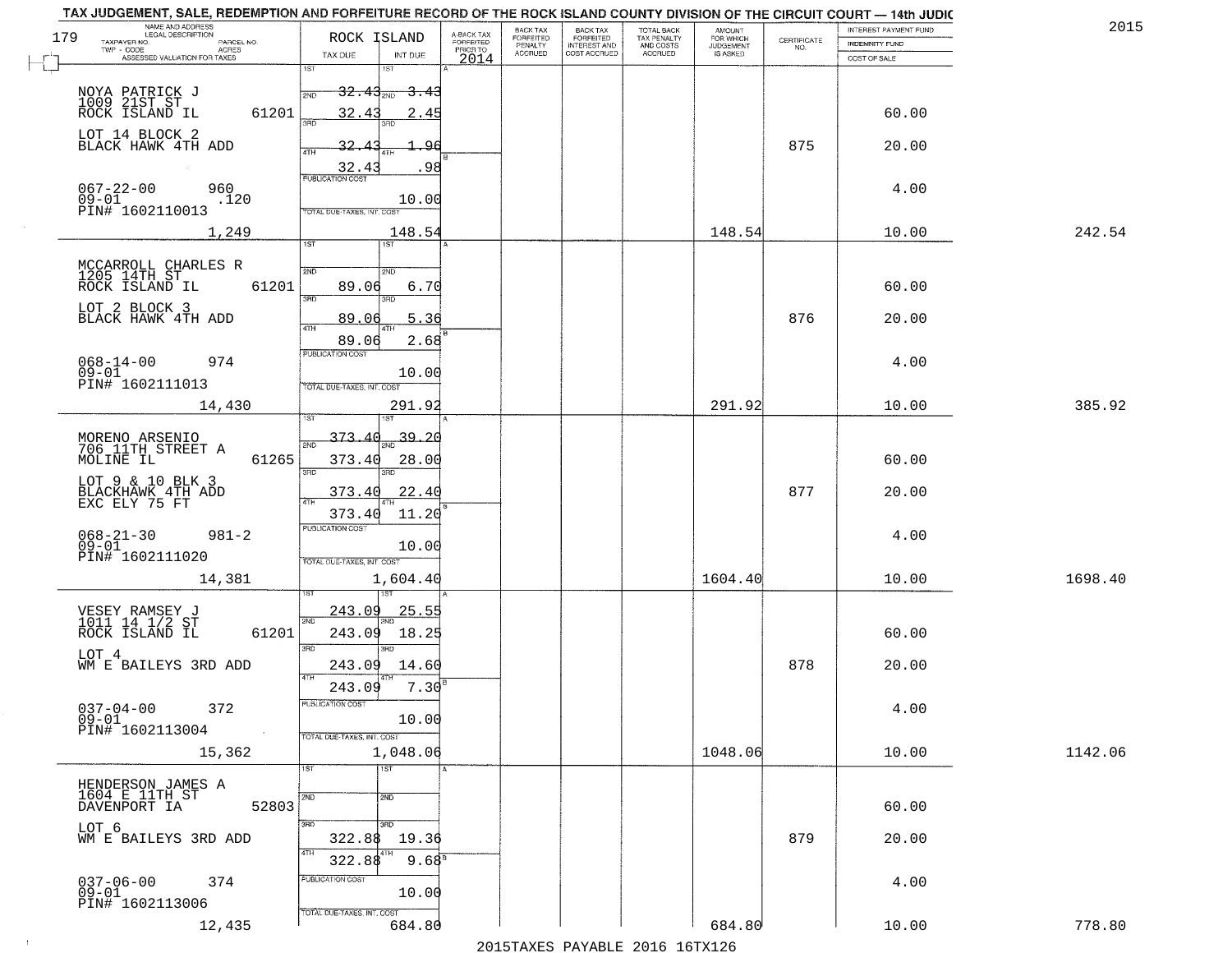# TAX JUDGEMENT, SALE, REDEMPTION AND FORFEITURE RECORD OF THE ROCK ISLAND COUNTY DIVISION OF THE CIRCUIT COURT — 14th JUDIC

2015

179

| NAME AND ADDRESS / LEGAL DESCRIPTION / TAXPAYER NO. / PARCEL NO. / TWP - CODE / ACRES / ASSESSED VALUATION FOR TAXES | ROCK ISLAND TAX DUE | INT DUE | A-BACK TAX FORFEITED PRIOR TO 2014 | BACK TAX FORFEITED PENALTY ACCRUED | BACK TAX FORFEITED INTEREST AND COST ACCRUED | TOTAL BACK TAX PENALTY AND COSTS ACCRUED | AMOUNT FOR WHICH JUDGEMENT IS ASKED | CERTIFICATE NO. | INTEREST PAYMENT FUND / INDEMNITY FUND / COST OF SALE | |
|---|---|---|---|---|---|---|---|---|---|---|
| NOYA PATRICK J<br>1009 21ST ST<br>ROCK ISLAND IL 61201<br>LOT 14 BLOCK 2<br>BLACK HAWK 4TH ADD<br>067-22-00 960<br>09-01 .120<br>PIN# 1602110013<br>1,249 | 1ST 32.43<br>2ND 32.43<br>3RD 32.43<br>4TH 32.43<br>PUBLICATION COST<br>TOTAL DUE-TAXES, INT. COST | 3.43<br>2.45<br>1.96<br>.98<br>10.00<br>148.54 | | | | | 148.54 | 875 | 60.00<br>20.00<br>4.00<br>10.00 | 242.54 |
| MCCARROLL CHARLES R<br>1205 14TH ST<br>ROCK ISLAND IL 61201<br>LOT 2 BLOCK 3<br>BLACK HAWK 4TH ADD<br>068-14-00 974<br>09-01<br>PIN# 1602111013<br>14,430 | 1ST<br>2ND 89.06<br>3RD 89.06<br>4TH 89.06<br>PUBLICATION COST<br>TOTAL DUE-TAXES, INT. COST | <br>6.70<br>5.36<br>2.68<br>10.00<br>291.92 | | | | | 291.92 | 876 | 60.00<br>20.00<br>4.00<br>10.00 | 385.92 |
| MORENO ARSENIO<br>706 11TH STREET A<br>MOLINE IL 61265<br>LOT 9 & 10 BLK 3<br>BLACKHAWK 4TH ADD<br>EXC ELY 75 FT<br>068-21-30 981-2<br>09-01<br>PIN# 1602111020<br>14,381 | 1ST 373.40<br>2ND 373.40<br>3RD 373.40<br>4TH 373.40<br>PUBLICATION COST<br>TOTAL DUE-TAXES, INT. COST | 39.20<br>28.00<br>22.40<br>11.20<br>10.00<br>1,604.40 | | | | | 1604.40 | 877 | 60.00<br>20.00<br>4.00<br>10.00 | 1698.40 |
| VESEY RAMSEY J<br>1011 14 1/2 ST<br>ROCK ISLAND IL 61201<br>LOT 4<br>WM E BAILEYS 3RD ADD<br>037-04-00 372<br>09-01<br>PIN# 1602113004<br>15,362 | 1ST 243.09<br>2ND 243.09<br>3RD 243.09<br>4TH 243.09<br>PUBLICATION COST<br>TOTAL DUE-TAXES, INT. COST | 25.55<br>18.25<br>14.60<br>7.30<br>10.00<br>1,048.06 | | | | | 1048.06 | 878 | 60.00<br>20.00<br>4.00<br>10.00 | 1142.06 |
| HENDERSON JAMES A<br>1604 E 11TH ST<br>DAVENPORT IA 52803<br>LOT 6<br>WM E BAILEYS 3RD ADD<br>037-06-00 374<br>09-01<br>PIN# 1602113006<br>12,435 | 1ST<br>2ND<br>3RD 322.88<br>4TH 322.88<br>PUBLICATION COST<br>TOTAL DUE-TAXES, INT. COST | <br><br>19.36<br>9.68<br>10.00<br>684.80 | | | | | 684.80 | 879 | 60.00<br>20.00<br>4.00<br>10.00 | 778.80 |

2015TAXES PAYABLE 2016 16TX126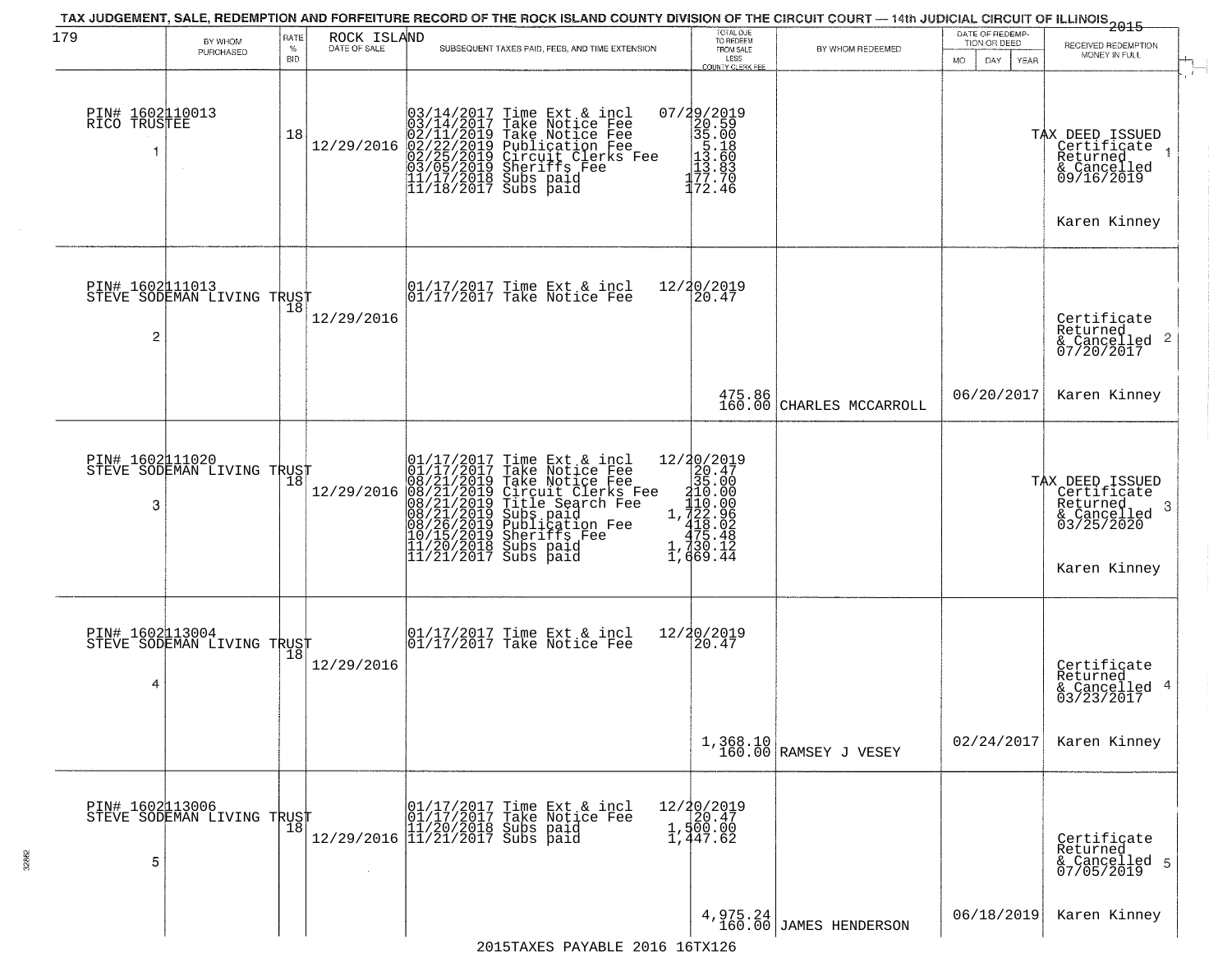TAX JUDGEMENT, SALE, REDEMPTION AND FORFEITURE RECORD OF THE ROCK ISLAND COUNTY DIVISION OF THE CIRCUIT COURT — 14th JUDICIAL CIRCUIT OF ILLINOIS 2015

179

| | BY WHOM PURCHASED | RATE % BID | ROCK ISLAND DATE OF SALE | SUBSEQUENT TAXES PAID, FEES, AND TIME EXTENSION | TOTAL DUE TO REDEEM FROM SALE LESS COUNTY CLERK FEE | BY WHOM REDEEMED | DATE OF REDEMPTION OR DEED MO DAY YEAR | RECEIVED REDEMPTION MONEY IN FULL |
|---|---|---|---|---|---|---|---|---|
| 1 | PIN# 1602110013 RICO TRUSTEE | 18 | 12/29/2016 | 03/14/2017 Time Ext & incl<br>03/14/2017 Take Notice Fee<br>02/11/2019 Take Notice Fee<br>02/22/2019 Publication Fee<br>02/25/2019 Circuit Clerks Fee<br>03/05/2019 Sheriffs Fee<br>11/17/2018 Subs paid<br>11/18/2017 Subs paid | 07/29/2019<br>20.59<br>35.00<br>5.18<br>13.60<br>13.83<br>177.70<br>172.46 | | | TAX DEED ISSUED Certificate Returned & Cancelled 09/16/2019<br>Karen Kinney |
| 2 | PIN# 1602111013 STEVE SODEMAN LIVING TRUST | 18 | 12/29/2016 | 01/17/2017 Time Ext & incl<br>01/17/2017 Take Notice Fee | 12/20/2019<br>20.47<br>475.86<br>160.00 | CHARLES MCCARROLL | 06/20/2017 | Certificate Returned & Cancelled 07/20/2017<br>Karen Kinney |
| 3 | PIN# 1602111020 STEVE SODEMAN LIVING TRUST | 18 | 12/29/2016 | 01/17/2017 Time Ext & incl<br>01/17/2017 Take Notice Fee<br>08/21/2019 Take Notice Fee<br>08/21/2019 Circuit Clerks Fee<br>08/21/2019 Title Search Fee<br>08/21/2019 Subs paid<br>08/26/2019 Publication Fee<br>10/15/2019 Sheriffs Fee<br>11/20/2018 Subs paid<br>11/21/2017 Subs paid | 12/20/2019<br>20.47<br>35.00<br>210.00<br>110.00<br>1,722.96<br>418.02<br>475.48<br>1,730.12<br>1,669.44 | | | TAX DEED ISSUED Certificate Returned & Cancelled 03/25/2020<br>Karen Kinney |
| 4 | PIN# 1602113004 STEVE SODEMAN LIVING TRUST | 18 | 12/29/2016 | 01/17/2017 Time Ext & incl<br>01/17/2017 Take Notice Fee | 12/20/2019<br>20.47<br>1,368.10<br>160.00 | RAMSEY J VESEY | 02/24/2017 | Certificate Returned & Cancelled 03/23/2017<br>Karen Kinney |
| 5 | PIN# 1602113006 STEVE SODEMAN LIVING TRUST | 18 | 12/29/2016 | 01/17/2017 Time Ext & incl<br>01/17/2017 Take Notice Fee<br>11/20/2018 Subs paid<br>11/21/2017 Subs paid | 12/20/2019<br>20.47<br>1,500.00<br>1,447.62<br>4,975.24<br>160.00 | JAMES HENDERSON | 06/18/2019 | Certificate Returned & Cancelled 07/05/2019<br>Karen Kinney |

2015TAXES PAYABLE 2016 16TX126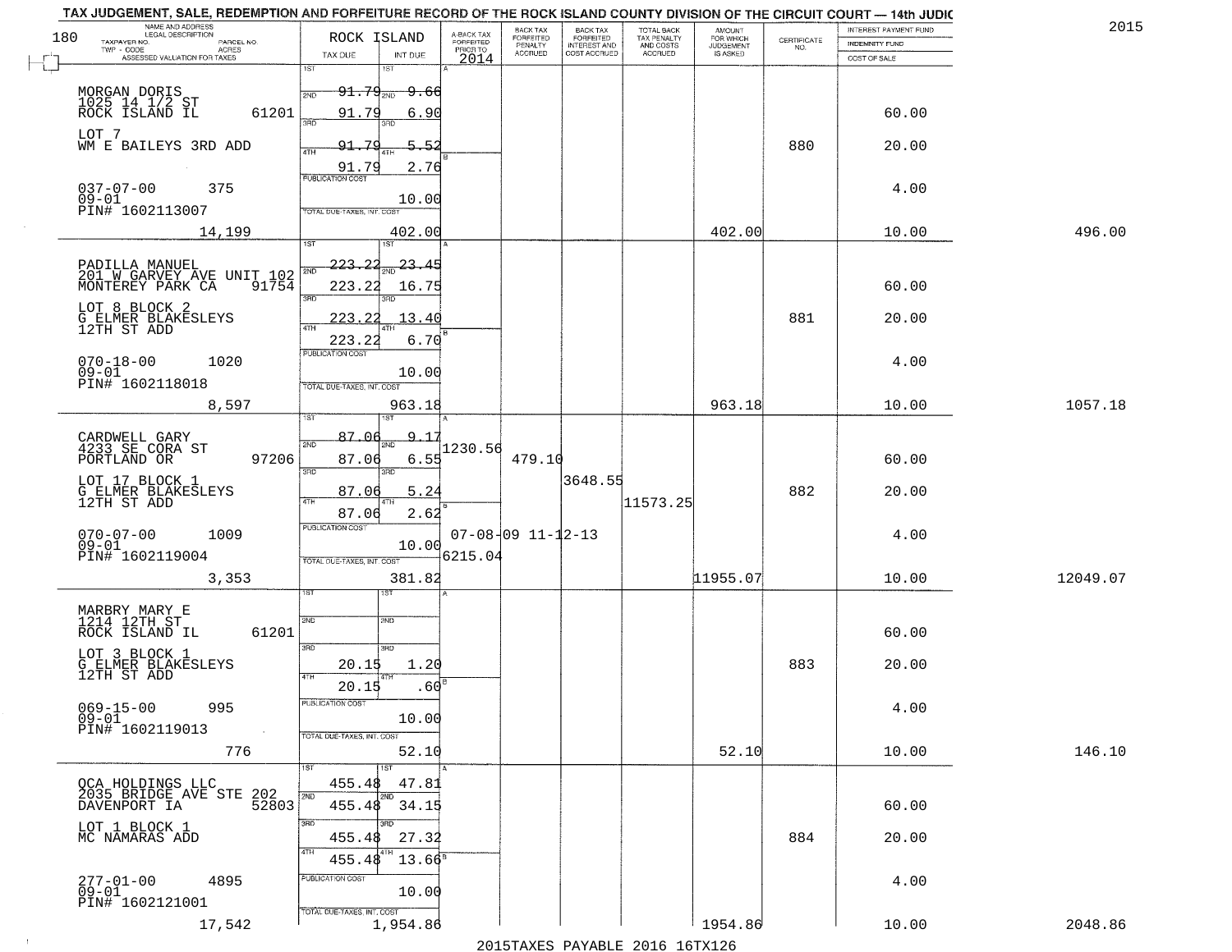TAX JUDGEMENT, SALE, REDEMPTION AND FORFEITURE RECORD OF THE ROCK ISLAND COUNTY DIVISION OF THE CIRCUIT COURT — 14th JUDIC

2015

| NAME AND ADDRESS / LEGAL DESCRIPTION / TAXPAYER NO. / PARCEL NO. / TWP - CODE / ACRES / ASSESSED VALUATION FOR TAXES | ROCK ISLAND TAX DUE | INT DUE | A-BACK TAX FORFEITED PRIOR TO 2014 | BACK TAX FORFEITED PENALTY ACCRUED | BACK TAX FORFEITED INTEREST AND COST ACCRUED | TOTAL BACK TAX PENALTY AND COSTS ACCRUED | AMOUNT FOR WHICH JUDGEMENT IS ASKED | CERTIFICATE NO. | INTEREST PAYMENT FUND / INDEMNITY FUND / COST OF SALE | |
|---|---|---|---|---|---|---|---|---|---|---|
| MORGAN DORIS<br>1025 14 1/2 ST<br>ROCK ISLAND IL 61201<br>LOT 7<br>WM E BAILEYS 3RD ADD<br>037-07-00 375<br>09-01<br>PIN# 1602113007<br>14,199 | 1ST<br>2ND 91.79<br>3RD 91.79<br>4TH 91.79<br>91.79<br>PUBLICATION COST<br>TOTAL DUE-TAXES, INT. COST | 1ST<br>2ND 9.66<br>3RD 6.90<br>4TH 5.52<br>2.76<br>10.00<br>402.00 | | | | | 402.00 | 880 | 60.00<br>20.00<br>4.00<br>10.00 | 496.00 |
| PADILLA MANUEL<br>201 W GARVEY AVE UNIT 102<br>MONTEREY PARK CA 91754<br>LOT 8 BLOCK 2<br>G ELMER BLAKESLEYS<br>12TH ST ADD<br>070-18-00 1020<br>09-01<br>PIN# 1602118018<br>8,597 | 1ST<br>2ND 223.22<br>3RD 223.22<br>4TH 223.22<br>223.22<br>PUBLICATION COST<br>TOTAL DUE-TAXES, INT. COST | 1ST<br>2ND 23.45<br>3RD 16.75<br>4TH 13.40<br>6.70<br>10.00<br>963.18 | | | | | 963.18 | 881 | 60.00<br>20.00<br>4.00<br>10.00 | 1057.18 |
| CARDWELL GARY<br>4233 SE CORA ST<br>PORTLAND OR 97206<br>LOT 17 BLOCK 1<br>G ELMER BLAKESLEYS<br>12TH ST ADD<br>070-07-00 1009<br>09-01<br>PIN# 1602119004<br>3,353 | 1ST<br>2ND 87.06<br>3RD 87.06<br>4TH 87.06<br>87.06<br>PUBLICATION COST<br>TOTAL DUE-TAXES, INT. COST | 1ST<br>2ND 9.17<br>3RD 6.55<br>4TH 5.24<br>2.62<br>10.00<br>381.82 | 1230.56<br>07-08-09<br>6215.04 | 479.10<br>11-12-13 | 3648.55 | 11573.25 | 11955.07 | 882 | 60.00<br>20.00<br>4.00<br>10.00 | 12049.07 |
| MARBRY MARY E<br>1214 12TH ST<br>ROCK ISLAND IL 61201<br>LOT 3 BLOCK 1<br>G ELMER BLAKESLEYS<br>12TH ST ADD<br>069-15-00 995<br>09-01<br>PIN# 1602119013<br>776 | 1ST<br>2ND<br>3RD 20.15<br>4TH 20.15<br>PUBLICATION COST<br>TOTAL DUE-TAXES, INT. COST | 1ST<br>2ND<br>3RD 1.20<br>4TH .60<br>10.00<br>52.10 | | | | | 52.10 | 883 | 60.00<br>20.00<br>4.00<br>10.00 | 146.10 |
| OCA HOLDINGS LLC<br>2035 BRIDGE AVE STE 202<br>DAVENPORT IA 52803<br>LOT 1 BLOCK 1<br>MC NAMARAS ADD<br>277-01-00 4895<br>09-01<br>PIN# 1602121001<br>17,542 | 1ST 455.48<br>2ND 455.48<br>3RD 455.48<br>4TH 455.48<br>PUBLICATION COST<br>TOTAL DUE-TAXES, INT. COST | 1ST 47.81<br>2ND 34.15<br>3RD 27.32<br>4TH 13.66<br>10.00<br>1,954.86 | | | | | 1954.86 | 884 | 60.00<br>20.00<br>4.00<br>10.00 | 2048.86 |

2015TAXES PAYABLE 2016 16TX126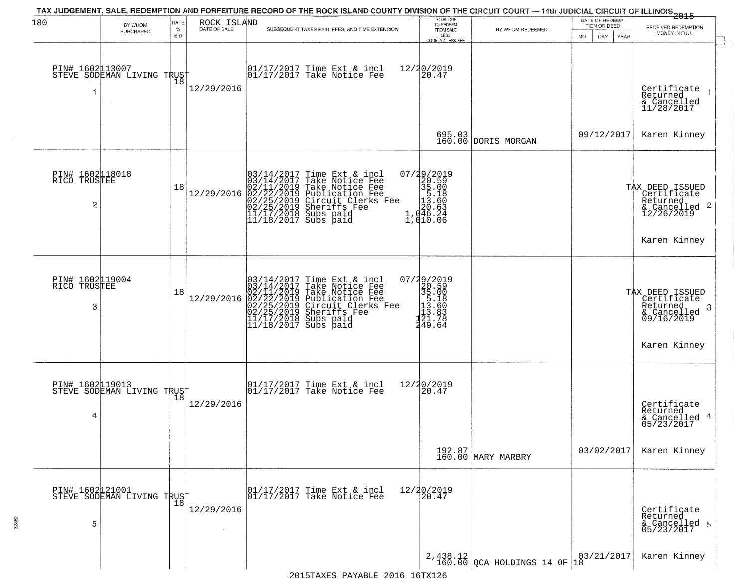# TAX JUDGEMENT, SALE, REDEMPTION AND FORFEITURE RECORD OF THE ROCK ISLAND COUNTY DIVISION OF THE CIRCUIT COURT — 14th JUDICIAL CIRCUIT OF ILLINOIS 2015

| 180 BY WHOM PURCHASED | RATE % BID | ROCK ISLAND DATE OF SALE | SUBSEQUENT TAXES PAID, FEES, AND TIME EXTENSION | TOTAL DUE TO REDEEM FROM SALE LESS COUNTY CLERK FEE | BY WHOM REDEEMED | DATE OF REDEMPTION OR DEED MO DAY YEAR | RECEIVED REDEMPTION MONEY IN FULL |
|---|---|---|---|---|---|---|---|
| PIN# 1602113007 STEVE SODEMAN LIVING TRUST 1 | 18 | 12/29/2016 | 01/17/2017 Time Ext & incl<br>01/17/2017 Take Notice Fee | 12/20/2019<br>20.47<br>695.03<br>160.00 | DORIS MORGAN | 09/12/2017 | Certificate Returned & Cancelled 11/28/2017 1<br>Karen Kinney |
| PIN# 1602118018 RICO TRUSTEE 2 | 18 | 12/29/2016 | 03/14/2017 Time Ext & incl<br>03/14/2017 Take Notice Fee<br>02/11/2019 Take Notice Fee<br>02/22/2019 Publication Fee<br>02/25/2019 Circuit Clerks Fee<br>02/25/2019 Sheriffs Fee<br>11/17/2018 Subs paid<br>11/18/2017 Subs paid | 07/29/2019<br>20.59<br>35.00<br>5.18<br>13.60<br>20.63<br>1,046.24<br>1,010.06 | | | TAX DEED ISSUED Certificate Returned & Cancelled 12/26/2019 2<br>Karen Kinney |
| PIN# 1602119004 RICO TRUSTEE 3 | 18 | 12/29/2016 | 03/14/2017 Time Ext & incl<br>03/14/2017 Take Notice Fee<br>02/11/2019 Take Notice Fee<br>02/22/2019 Publication Fee<br>02/25/2019 Circuit Clerks Fee<br>02/25/2019 Sheriffs Fee<br>11/17/2018 Subs paid<br>11/18/2017 Subs paid | 07/29/2019<br>20.59<br>35.00<br>5.18<br>13.60<br>13.83<br>121.78<br>249.64 | | | TAX DEED ISSUED Certificate Returned & Cancelled 09/16/2019 3<br>Karen Kinney |
| PIN# 1602119013 STEVE SODEMAN LIVING TRUST 4 | 18 | 12/29/2016 | 01/17/2017 Time Ext & incl<br>01/17/2017 Take Notice Fee | 12/20/2019<br>20.47<br>192.87<br>160.00 | MARY MARBRY | 03/02/2017 | Certificate Returned & Cancelled 05/23/2017 4<br>Karen Kinney |
| PIN# 1602121001 STEVE SODEMAN LIVING TRUST 5 | 18 | 12/29/2016 | 01/17/2017 Time Ext & incl<br>01/17/2017 Take Notice Fee | 12/20/2019<br>20.47<br>2,438.12<br>160.00 | QCA HOLDINGS 14 OF 18 | 03/21/2017 | Certificate Returned & Cancelled 05/23/2017 5<br>Karen Kinney |

2015TAXES PAYABLE 2016 16TX126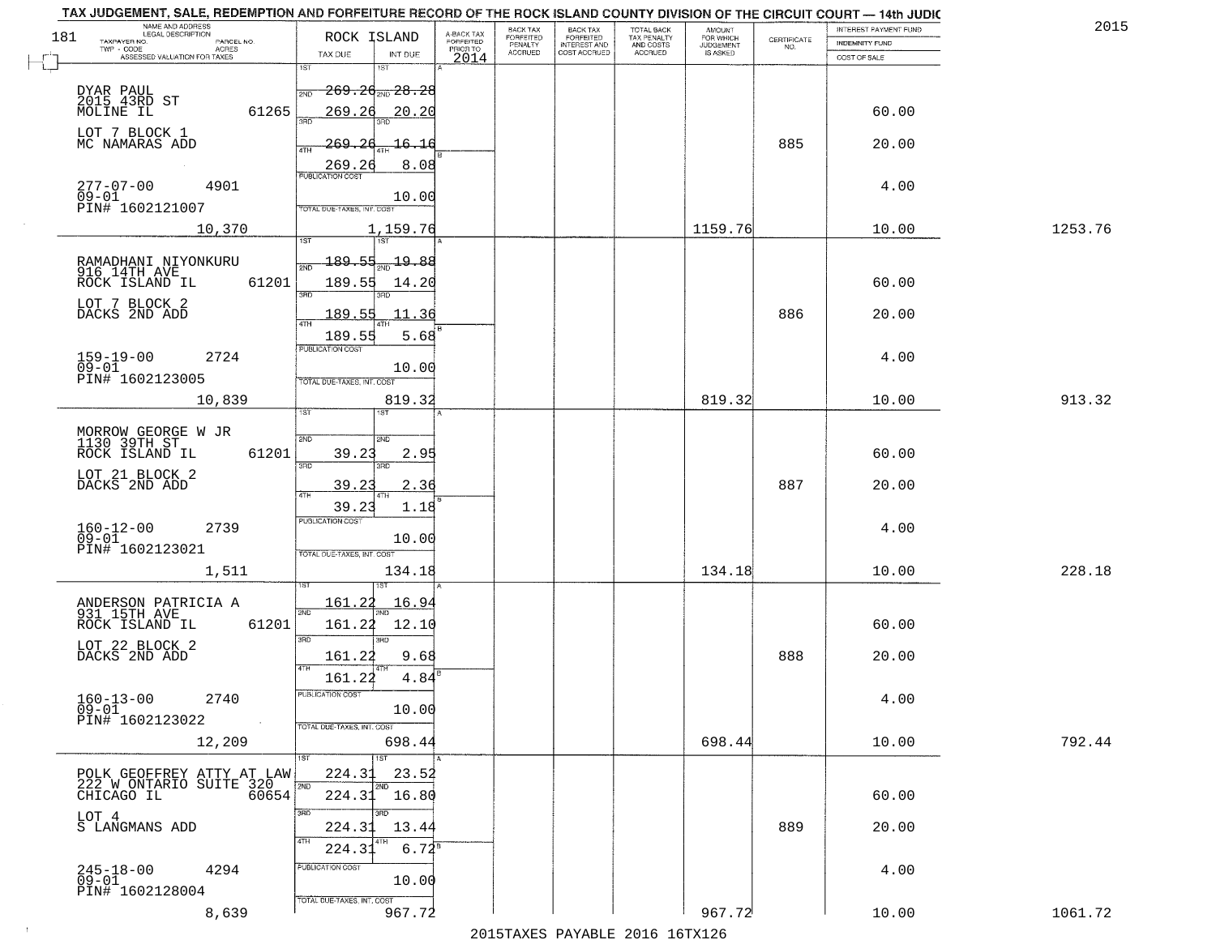# TAX JUDGEMENT, SALE, REDEMPTION AND FORFEITURE RECORD OF THE ROCK ISLAND COUNTY DIVISION OF THE CIRCUIT COURT — 14th JUDIC

2015

181

| NAME AND ADDRESS / LEGAL DESCRIPTION / TAXPAYER NO. PARCEL NO. / TWP - CODE ACRES / ASSESSED VALUATION FOR TAXES | ROCK ISLAND TAX DUE | INT DUE | A-BACK TAX FORFEITED PRIOR TO 2014 | BACK TAX FORFEITED PENALTY ACCRUED | BACK TAX FORFEITED INTEREST AND COST ACCRUED | TOTAL BACK TAX PENALTY AND COSTS ACCRUED | AMOUNT FOR WHICH JUDGEMENT IS ASKED | CERTIFICATE NO. | INTEREST PAYMENT FUND / INDEMNITY FUND / COST OF SALE | |
|---|---|---|---|---|---|---|---|---|---|---|
| DYAR PAUL<br>2015 43RD ST<br>MOLINE IL 61265<br>LOT 7 BLOCK 1<br>MC NAMARAS ADD<br>277-07-00 4901<br>09-01<br>PIN# 1602121007<br>10,370 | 1ST 269.26<br>2ND 269.26<br>3RD 269.26<br>4TH 269.26<br>PUBLICATION COST<br>TOTAL DUE-TAXES, INT. COST | 28.28<br>20.20<br>16.16<br>8.08<br>10.00<br>1,159.76 | | | | | 1159.76 | 885 | 60.00<br>20.00<br>4.00<br>10.00 | 1253.76 |
| RAMADHANI NIYONKURU<br>916 14TH AVE<br>ROCK ISLAND IL 61201<br>LOT 7 BLOCK 2<br>DACKS 2ND ADD<br>159-19-00 2724<br>09-01<br>PIN# 1602123005<br>10,839 | 1ST 189.55<br>2ND 189.55<br>3RD 189.55<br>4TH 189.55<br>PUBLICATION COST<br>TOTAL DUE-TAXES, INT. COST | 19.88<br>14.20<br>11.36<br>5.68<br>10.00<br>819.32 | | | | | 819.32 | 886 | 60.00<br>20.00<br>4.00<br>10.00 | 913.32 |
| MORROW GEORGE W JR<br>1130 39TH ST<br>ROCK ISLAND IL 61201<br>LOT 21 BLOCK 2<br>DACKS 2ND ADD<br>160-12-00 2739<br>09-01<br>PIN# 1602123021<br>1,511 | 1ST<br>2ND 39.23<br>3RD 39.23<br>4TH 39.23<br>PUBLICATION COST<br>TOTAL DUE-TAXES, INT. COST | 2.95<br>2.36<br>1.18<br>10.00<br>134.18 | | | | | 134.18 | 887 | 60.00<br>20.00<br>4.00<br>10.00 | 228.18 |
| ANDERSON PATRICIA A<br>931 15TH AVE<br>ROCK ISLAND IL 61201<br>LOT 22 BLOCK 2<br>DACKS 2ND ADD<br>160-13-00 2740<br>09-01<br>PIN# 1602123022<br>12,209 | 1ST 161.22<br>2ND 161.22<br>3RD 161.22<br>4TH 161.22<br>PUBLICATION COST<br>TOTAL DUE-TAXES, INT. COST | 16.94<br>12.10<br>9.68<br>4.84<br>10.00<br>698.44 | | | | | 698.44 | 888 | 60.00<br>20.00<br>4.00<br>10.00 | 792.44 |
| POLK GEOFFREY ATTY AT LAW<br>222 W ONTARIO SUITE 320<br>CHICAGO IL 60654<br>LOT 4<br>S LANGMANS ADD<br>245-18-00 4294<br>09-01<br>PIN# 1602128004<br>8,639 | 1ST 224.31<br>2ND 224.31<br>3RD 224.31<br>4TH 224.31<br>PUBLICATION COST<br>TOTAL DUE-TAXES, INT. COST | 23.52<br>16.80<br>13.44<br>6.72<br>10.00<br>967.72 | | | | | 967.72 | 889 | 60.00<br>20.00<br>4.00<br>10.00 | 1061.72 |

2015TAXES PAYABLE 2016 16TX126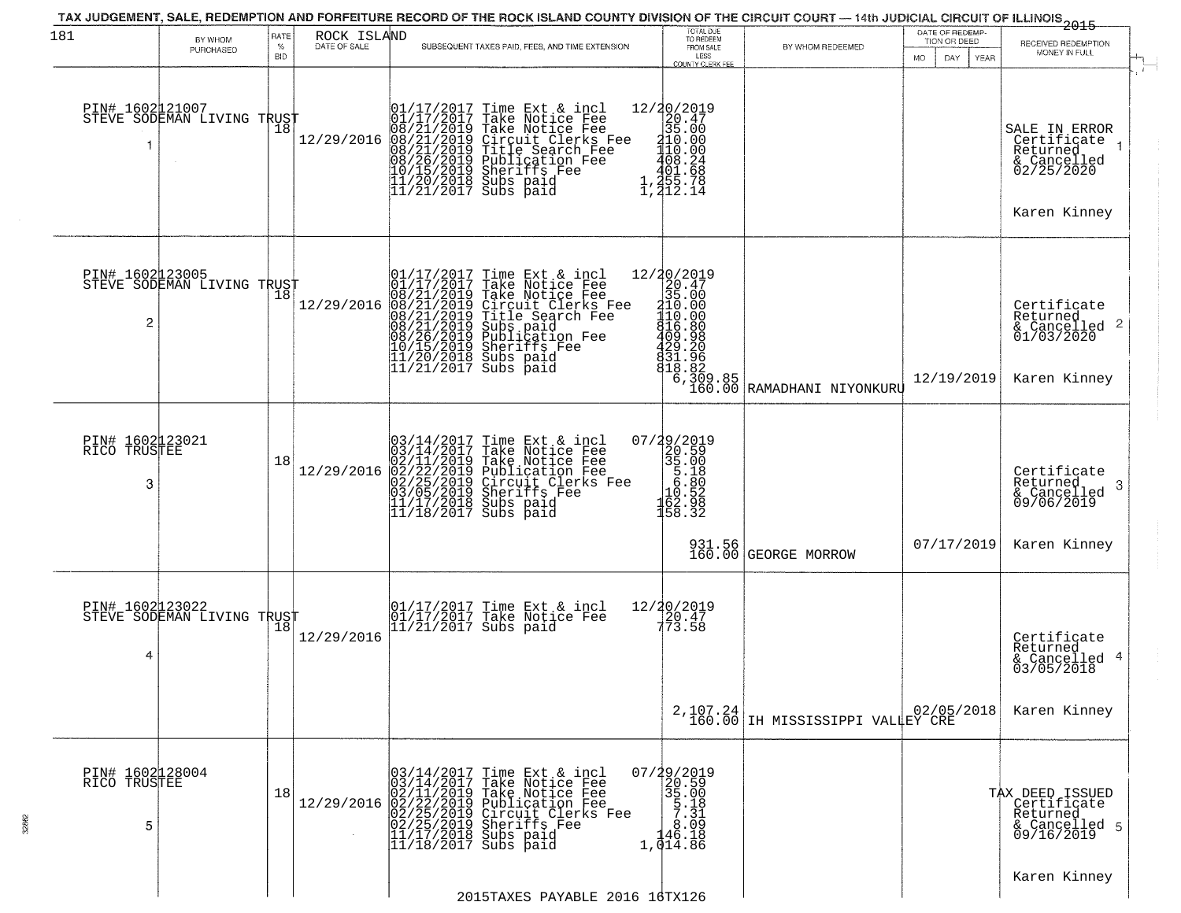TAX JUDGEMENT, SALE, REDEMPTION AND FORFEITURE RECORD OF THE ROCK ISLAND COUNTY DIVISION OF THE CIRCUIT COURT — 14th JUDICIAL CIRCUIT OF ILLINOIS 2015

| 181 | BY WHOM PURCHASED | RATE % BID | ROCK ISLAND DATE OF SALE | SUBSEQUENT TAXES PAID, FEES, AND TIME EXTENSION | TOTAL DUE TO REDEEM FROM SALE LESS COUNTY CLERK FEE | BY WHOM REDEEMED | DATE OF REDEMPTION OR DEED MO DAY YEAR | RECEIVED REDEMPTION MONEY IN FULL |
|---|---|---|---|---|---|---|---|---|
| 1 | PIN# 1602121007 STEVE SODEMAN LIVING TRUST | 18 | 12/29/2016 | 01/17/2017 Time Ext & incl<br>01/17/2017 Take Notice Fee<br>08/21/2019 Take Notice Fee<br>08/21/2019 Circuit Clerks Fee<br>08/21/2019 Title Search Fee<br>08/26/2019 Publication Fee<br>10/15/2019 Sheriffs Fee<br>11/20/2018 Subs paid<br>11/21/2017 Subs paid | 12/20/2019<br>20.47<br>35.00<br>210.00<br>110.00<br>408.24<br>401.68<br>1,255.78<br>1,212.14 | | | SALE IN ERROR Certificate Returned & Cancelled 02/25/2020<br>Karen Kinney |
| 2 | PIN# 1602123005 STEVE SODEMAN LIVING TRUST | 18 | 12/29/2016 | 01/17/2017 Time Ext & incl<br>01/17/2017 Take Notice Fee<br>08/21/2019 Take Notice Fee<br>08/21/2019 Circuit Clerks Fee<br>08/21/2019 Title Search Fee<br>08/21/2019 Subs paid<br>08/26/2019 Publication Fee<br>10/15/2019 Sheriffs Fee<br>11/20/2018 Subs paid<br>11/21/2017 Subs paid | 12/20/2019<br>20.47<br>35.00<br>210.00<br>110.00<br>816.80<br>409.98<br>429.20<br>831.96<br>818.82<br>6,309.85<br>160.00 | RAMADHANI NIYONKURU | 12/19/2019 | Certificate Returned & Cancelled 01/03/2020<br>Karen Kinney |
| 3 | PIN# 1602123021 RICO TRUSTEE | 18 | 12/29/2016 | 03/14/2017 Time Ext & incl<br>03/14/2017 Take Notice Fee<br>02/11/2019 Take Notice Fee<br>02/22/2019 Publication Fee<br>02/25/2019 Circuit Clerks Fee<br>03/05/2019 Sheriffs Fee<br>11/17/2018 Subs paid<br>11/18/2017 Subs paid | 07/29/2019<br>20.59<br>35.00<br>5.18<br>6.80<br>10.52<br>162.98<br>158.32<br>931.56<br>160.00 | GEORGE MORROW | 07/17/2019 | Certificate Returned & Cancelled 09/06/2019<br>Karen Kinney |
| 4 | PIN# 1602123022 STEVE SODEMAN LIVING TRUST | 18 | 12/29/2016 | 01/17/2017 Time Ext & incl<br>01/17/2017 Take Notice Fee<br>11/21/2017 Subs paid | 12/20/2019<br>20.47<br>773.58<br>2,107.24<br>160.00 | IH MISSISSIPPI VALLEY CRE | 02/05/2018 | Certificate Returned & Cancelled 03/05/2018<br>Karen Kinney |
| 5 | PIN# 1602128004 RICO TRUSTEE | 18 | 12/29/2016 | 03/14/2017 Time Ext & incl<br>03/14/2017 Take Notice Fee<br>02/11/2019 Take Notice Fee<br>02/22/2019 Publication Fee<br>02/25/2019 Circuit Clerks Fee<br>02/25/2019 Sheriffs Fee<br>11/17/2018 Subs paid<br>11/18/2017 Subs paid | 07/29/2019<br>20.59<br>35.00<br>5.18<br>7.31<br>8.09<br>146.18<br>1,014.86 | | | TAX DEED ISSUED Certificate Returned & Cancelled 09/16/2019<br>Karen Kinney |

2015TAXES PAYABLE 2016 16TX126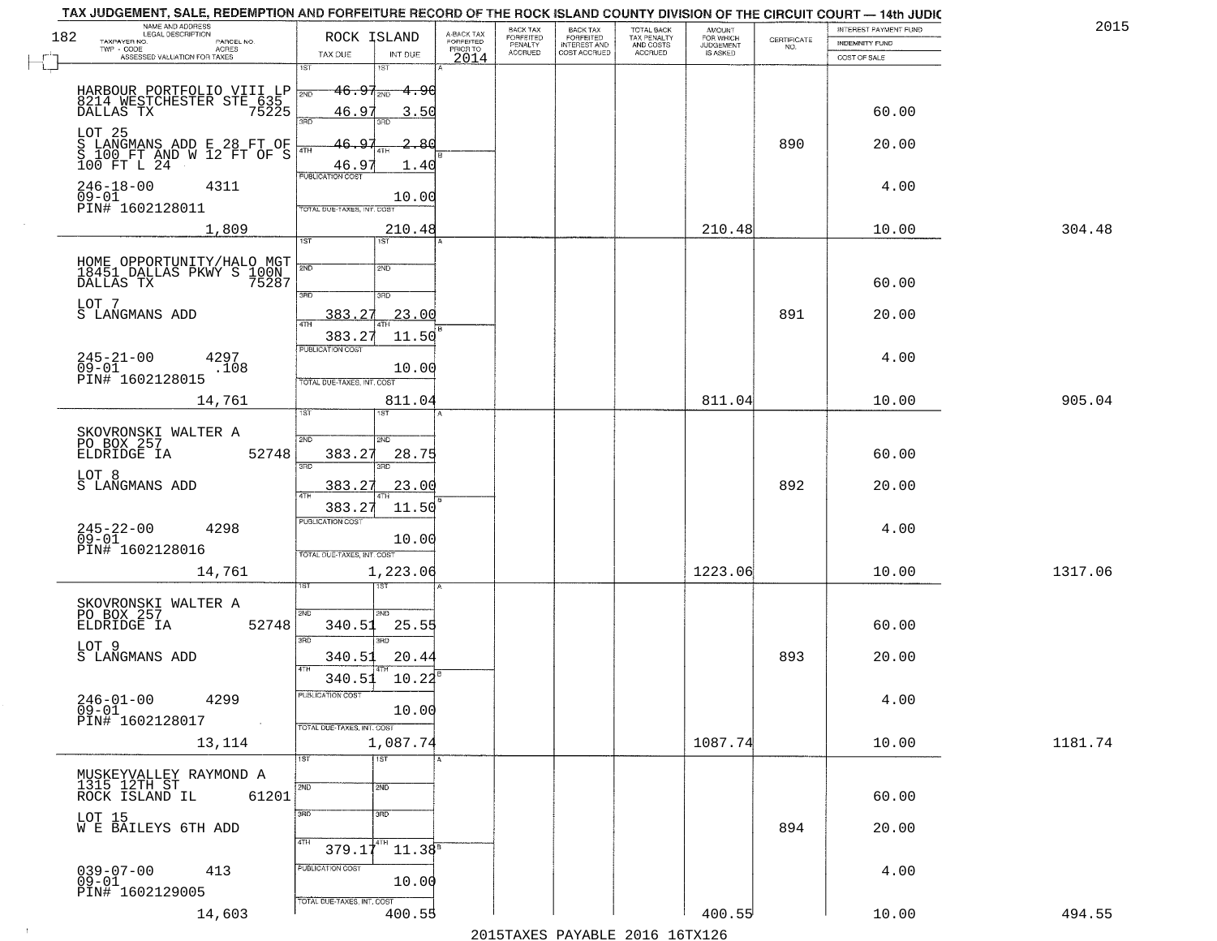TAX JUDGEMENT, SALE, REDEMPTION AND FORFEITURE RECORD OF THE ROCK ISLAND COUNTY DIVISION OF THE CIRCUIT COURT — 14th JUDIC

2015

| NAME AND ADDRESS / LEGAL DESCRIPTION / TAXPAYER NO. / PARCEL NO. / TWP - CODE / ACRES / ASSESSED VALUATION FOR TAXES | ROCK ISLAND TAX DUE | INT DUE | A-BACK TAX FORFEITED PRIOR TO 2014 | BACK TAX FORFEITED PENALTY ACCRUED | BACK TAX FORFEITED INTEREST AND COST ACCRUED | TOTAL BACK TAX PENALTY AND COSTS ACCRUED | AMOUNT FOR WHICH JUDGEMENT IS ASKED | CERTIFICATE NO. | INTEREST PAYMENT FUND / INDEMNITY FUND / COST OF SALE | |
|---|---|---|---|---|---|---|---|---|---|---|
| HARBOUR PORTFOLIO VIII LP 8214 WESTCHESTER STE 635 DALLAS TX 75225 | 1ST | 1ST | | | | | | | | |
| | 2ND 46.97 | 2ND 4.90 | | | | | | | | |
| | 3RD 46.97 | 3RD 3.50 | | | | | | | 60.00 | |
| LOT 25 S LANGMANS ADD E 28 FT OF S 100 FT AND W 12 FT OF S 100 FT L 24 | 4TH 46.97 | 4TH 2.80 | | | | | | 890 | 20.00 | |
| | 46.97 | 1.40 | | | | | | | | |
| 246-18-00 4311 09-01 PIN# 1602128011 | PUBLICATION COST | 10.00 | | | | | | | 4.00 | |
| 1,809 | TOTAL DUE-TAXES, INT. COST | 210.48 | | | | | 210.48 | | 10.00 | 304.48 |
| HOME OPPORTUNITY/HALO MGT 18451 DALLAS PKWY S 100N DALLAS TX 75287 | 1ST | 1ST | | | | | | | | |
| | 2ND | 2ND | | | | | | | 60.00 | |
| LOT 7 S LANGMANS ADD | 3RD 383.27 | 3RD 23.00 | | | | | | 891 | 20.00 | |
| | 4TH 383.27 | 4TH 11.50 | | | | | | | | |
| 245-21-00 4297 09-01 .108 PIN# 1602128015 | PUBLICATION COST | 10.00 | | | | | | | 4.00 | |
| 14,761 | TOTAL DUE-TAXES, INT. COST | 811.04 | | | | | 811.04 | | 10.00 | 905.04 |
| SKOVRONSKI WALTER A PO BOX 257 ELDRIDGE IA 52748 | 1ST | 1ST | | | | | | | | |
| | 2ND 383.27 | 2ND 28.75 | | | | | | | 60.00 | |
| LOT 8 S LANGMANS ADD | 3RD 383.27 | 3RD 23.00 | | | | | | 892 | 20.00 | |
| | 4TH 383.27 | 4TH 11.50 | | | | | | | | |
| 245-22-00 4298 09-01 PIN# 1602128016 | PUBLICATION COST | 10.00 | | | | | | | 4.00 | |
| 14,761 | TOTAL DUE-TAXES, INT. COST | 1,223.06 | | | | | 1223.06 | | 10.00 | 1317.06 |
| SKOVRONSKI WALTER A PO BOX 257 ELDRIDGE IA 52748 | 1ST | 1ST | | | | | | | | |
| | 2ND 340.51 | 2ND 25.55 | | | | | | | 60.00 | |
| LOT 9 S LANGMANS ADD | 3RD 340.51 | 3RD 20.44 | | | | | | 893 | 20.00 | |
| | 4TH 340.51 | 4TH 10.22 | | | | | | | | |
| 246-01-00 4299 09-01 PIN# 1602128017 | PUBLICATION COST | 10.00 | | | | | | | 4.00 | |
| 13,114 | TOTAL DUE-TAXES, INT. COST | 1,087.74 | | | | | 1087.74 | | 10.00 | 1181.74 |
| MUSKEYVALLEY RAYMOND A 1315 12TH ST ROCK ISLAND IL 61201 | 1ST | 1ST | | | | | | | | |
| | 2ND | 2ND | | | | | | | 60.00 | |
| LOT 15 W E BAILEYS 6TH ADD | 3RD | 3RD | | | | | | 894 | 20.00 | |
| | 4TH 379.17 | 4TH 11.38 | | | | | | | | |
| 039-07-00 413 09-01 PIN# 1602129005 | PUBLICATION COST | 10.00 | | | | | | | 4.00 | |
| 14,603 | TOTAL DUE-TAXES, INT. COST | 400.55 | | | | | 400.55 | | 10.00 | 494.55 |

2015TAXES PAYABLE 2016 16TX126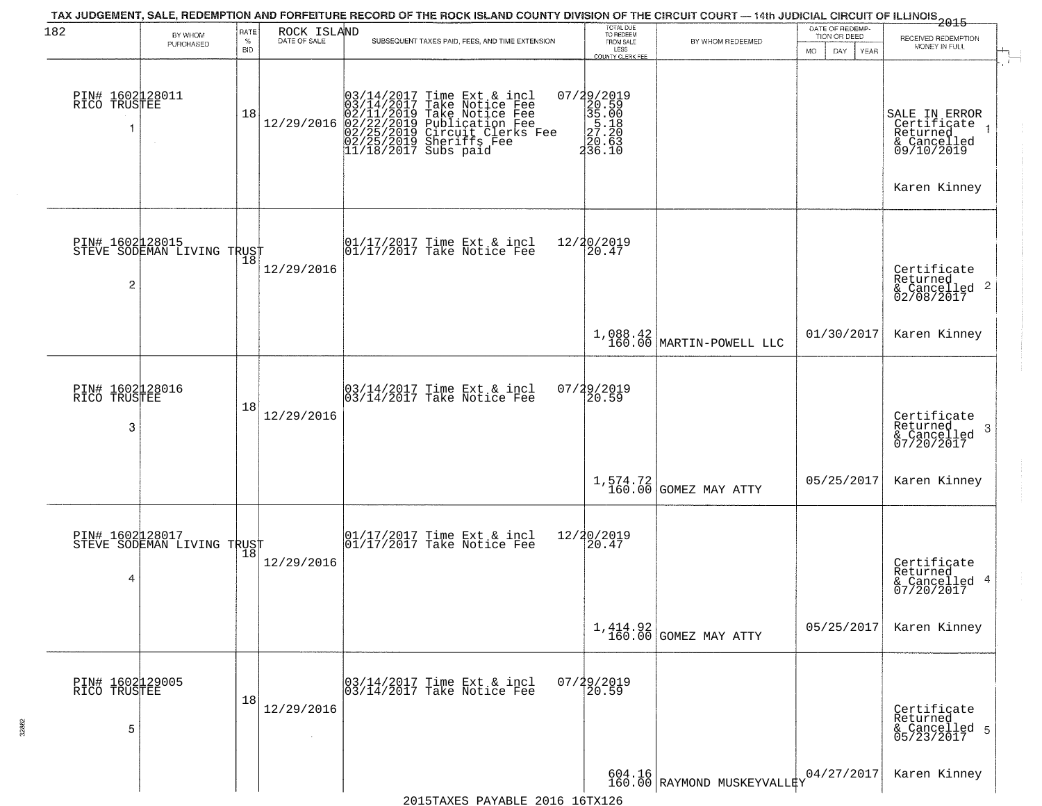TAX JUDGEMENT, SALE, REDEMPTION AND FORFEITURE RECORD OF THE ROCK ISLAND COUNTY DIVISION OF THE CIRCUIT COURT — 14th JUDICIAL CIRCUIT OF ILLINOIS 2015

| BY WHOM PURCHASED | RATE % BID | ROCK ISLAND DATE OF SALE | SUBSEQUENT TAXES PAID, FEES, AND TIME EXTENSION | TOTAL DUE TO REDEEM FROM SALE LESS COUNTY CLERK FEE | BY WHOM REDEEMED | DATE OF REDEMPTION OR DEED MO DAY YEAR | RECEIVED REDEMPTION MONEY IN FULL |
|---|---|---|---|---|---|---|---|
| PIN# 1602128011 RICO TRUSTEE 1 | 18 | 12/29/2016 | 03/14/2017 Time Ext & incl 07/29/2019<br>03/14/2017 Take Notice Fee 20.59<br>02/11/2019 Take Notice Fee 35.00<br>02/22/2019 Publication Fee 5.18<br>02/25/2019 Circuit Clerks Fee 27.20<br>02/25/2019 Sheriffs Fee 20.63<br>11/18/2017 Subs paid 236.10 | | | | SALE IN ERROR Certificate Returned & Cancelled 09/10/2019 1<br>Karen Kinney |
| PIN# 1602128015 STEVE SODEMAN LIVING TRUST 2 | 18 | 12/29/2016 | 01/17/2017 Time Ext & incl 12/20/2019<br>01/17/2017 Take Notice Fee 20.47 | 1,088.42<br>160.00 | MARTIN-POWELL LLC | 01/30/2017 | Certificate Returned & Cancelled 02/08/2017 2<br>Karen Kinney |
| PIN# 1602128016 RICO TRUSTEE 3 | 18 | 12/29/2016 | 03/14/2017 Time Ext & incl 07/29/2019<br>03/14/2017 Take Notice Fee 20.59 | 1,574.72<br>160.00 | GOMEZ MAY ATTY | 05/25/2017 | Certificate Returned & Cancelled 07/20/2017 3<br>Karen Kinney |
| PIN# 1602128017 STEVE SODEMAN LIVING TRUST 4 | 18 | 12/29/2016 | 01/17/2017 Time Ext & incl 12/20/2019<br>01/17/2017 Take Notice Fee 20.47 | 1,414.92<br>160.00 | GOMEZ MAY ATTY | 05/25/2017 | Certificate Returned & Cancelled 07/20/2017 4<br>Karen Kinney |
| PIN# 1602129005 RICO TRUSTEE 5 | 18 | 12/29/2016 | 03/14/2017 Time Ext & incl 07/29/2019<br>03/14/2017 Take Notice Fee 20.59 | 604.16<br>160.00 | RAYMOND MUSKEYVALLEY | 04/27/2017 | Certificate Returned & Cancelled 05/23/2017 5<br>Karen Kinney |

2015TAXES PAYABLE 2016 16TX126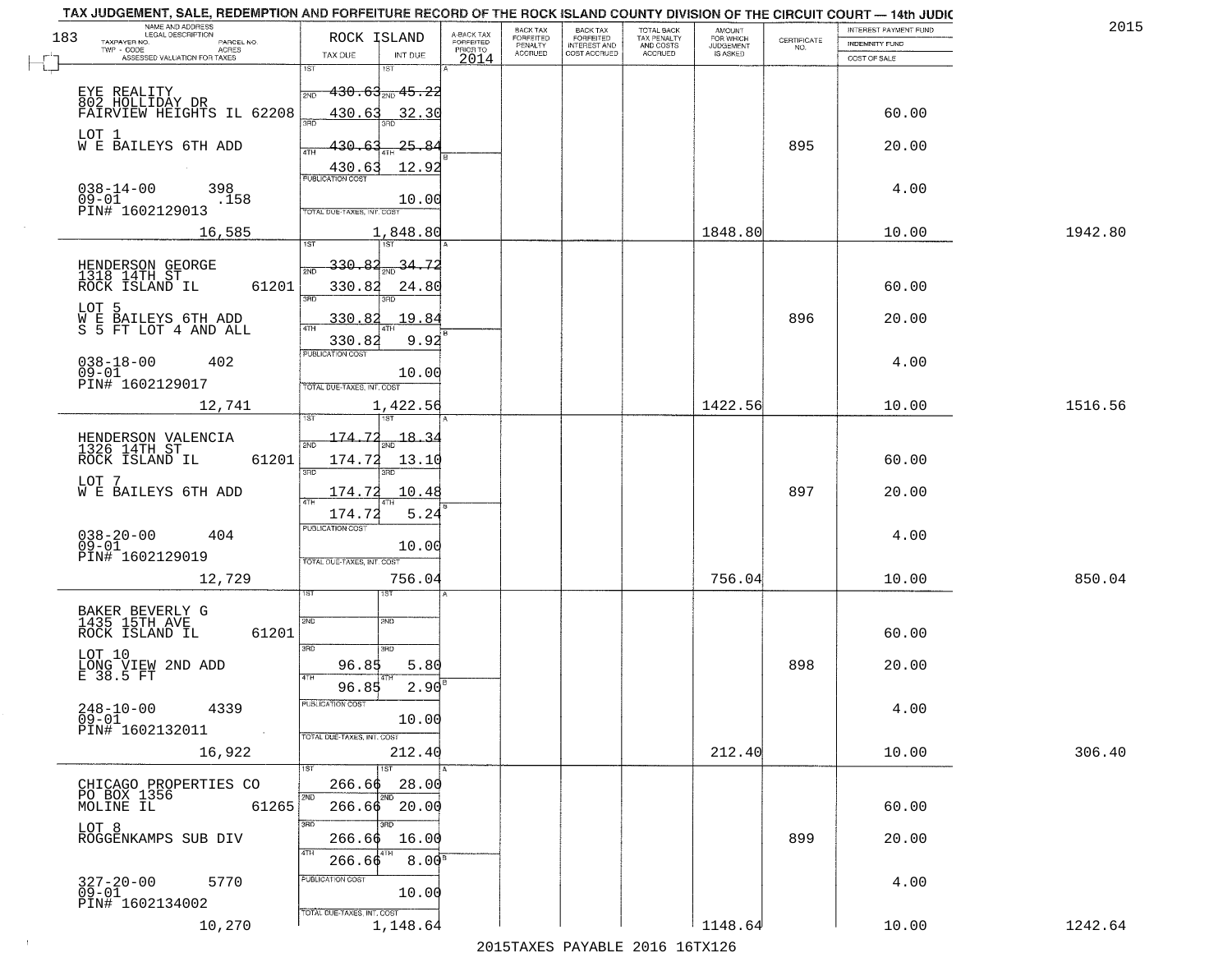TAX JUDGEMENT, SALE, REDEMPTION AND FORFEITURE RECORD OF THE ROCK ISLAND COUNTY DIVISION OF THE CIRCUIT COURT — 14th JUDIC

2015

| NAME AND ADDRESS / LEGAL DESCRIPTION / TAXPAYER NO. / PARCEL NO. / TWP - CODE / ACRES / ASSESSED VALUATION FOR TAXES | ROCK ISLAND TAX DUE | INT DUE | A-BACK TAX FORFEITED PRIOR TO 2014 | BACK TAX FORFEITED PENALTY ACCRUED | BACK TAX FORFEITED INTEREST AND COST ACCRUED | TOTAL BACK TAX PENALTY AND COSTS ACCRUED | AMOUNT FOR WHICH JUDGEMENT IS ASKED | CERTIFICATE NO. | INTEREST PAYMENT FUND / INDEMNITY FUND / COST OF SALE | |
|---|---|---|---|---|---|---|---|---|---|---|
| EYE REALITY<br>802 HOLLIDAY DR<br>FAIRVIEW HEIGHTS IL 62208<br>LOT 1<br>W E BAILEYS 6TH ADD<br>038-14-00 398<br>09-01 .158<br>PIN# 1602129013<br>16,585 | 1ST ~~430.63~~<br>2ND 430.63<br>3RD ~~430.63~~<br>4TH 430.63<br>PUBLICATION COST<br>TOTAL DUE-TAXES, INT. COST | ~~45.22~~<br>32.30<br>~~25.84~~<br>12.92<br>10.00<br>1,848.80 | | | | | 1848.80 | 895 | 60.00<br>20.00<br>4.00<br>10.00 | 1942.80 |
| HENDERSON GEORGE<br>1318 14TH ST<br>ROCK ISLAND IL 61201<br>LOT 5<br>W E BAILEYS 6TH ADD<br>S 5 FT LOT 4 AND ALL<br>038-18-00 402<br>09-01<br>PIN# 1602129017<br>12,741 | 1ST ~~330.82~~<br>2ND 330.82<br>3RD 330.82<br>4TH 330.82<br>PUBLICATION COST<br>TOTAL DUE-TAXES, INT. COST | ~~34.72~~<br>24.80<br>19.84<br>9.92<br>10.00<br>1,422.56 | | | | | 1422.56 | 896 | 60.00<br>20.00<br>4.00<br>10.00 | 1516.56 |
| HENDERSON VALENCIA<br>1326 14TH ST<br>ROCK ISLAND IL 61201<br>LOT 7<br>W E BAILEYS 6TH ADD<br>038-20-00 404<br>09-01<br>PIN# 1602129019<br>12,729 | 1ST ~~174.72~~<br>2ND 174.72<br>3RD 174.72<br>4TH 174.72<br>PUBLICATION COST<br>TOTAL DUE-TAXES, INT. COST | ~~18.34~~<br>13.10<br>10.48<br>5.24<br>10.00<br>756.04 | | | | | 756.04 | 897 | 60.00<br>20.00<br>4.00<br>10.00 | 850.04 |
| BAKER BEVERLY G<br>1435 15TH AVE<br>ROCK ISLAND IL 61201<br>LOT 10<br>LONG VIEW 2ND ADD<br>E 38.5 FT<br>248-10-00 4339<br>09-01<br>PIN# 1602132011<br>16,922 | 1ST<br>2ND<br>3RD 96.85<br>4TH 96.85<br>PUBLICATION COST<br>TOTAL DUE-TAXES, INT. COST | 5.80<br>2.90<br>10.00<br>212.40 | | | | | 212.40 | 898 | 60.00<br>20.00<br>4.00<br>10.00 | 306.40 |
| CHICAGO PROPERTIES CO<br>PO BOX 1356<br>MOLINE IL 61265<br>LOT 8<br>ROGGENKAMPS SUB DIV<br>327-20-00 5770<br>09-01<br>PIN# 1602134002<br>10,270 | 1ST 266.66<br>2ND 266.66<br>3RD 266.66<br>4TH 266.66<br>PUBLICATION COST<br>TOTAL DUE-TAXES, INT. COST | 28.00<br>20.00<br>16.00<br>8.00<br>10.00<br>1,148.64 | | | | | 1148.64 | 899 | 60.00<br>20.00<br>4.00<br>10.00 | 1242.64 |

2015TAXES PAYABLE 2016 16TX126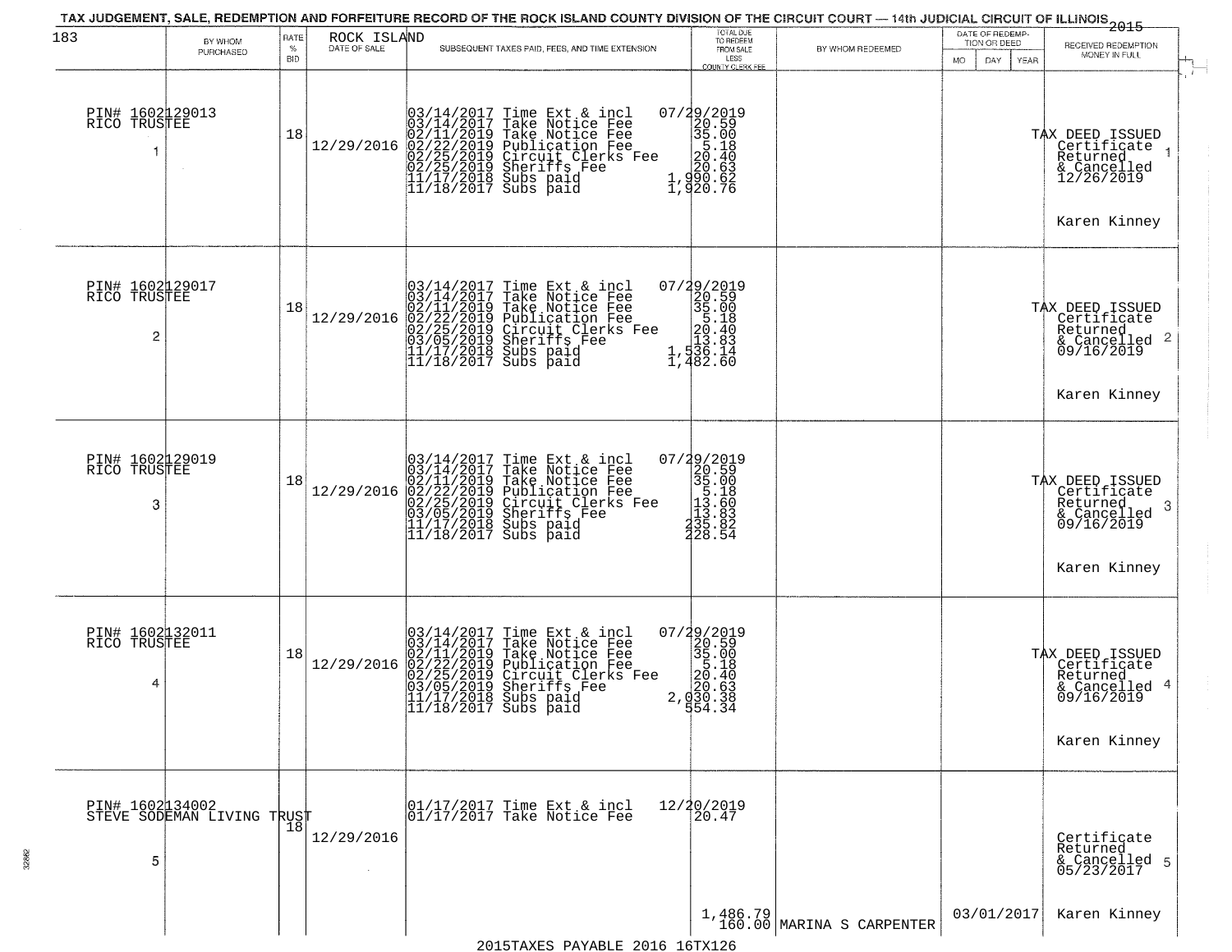TAX JUDGEMENT, SALE, REDEMPTION AND FORFEITURE RECORD OF THE ROCK ISLAND COUNTY DIVISION OF THE CIRCUIT COURT — 14th JUDICIAL CIRCUIT OF ILLINOIS 2015

| 183 BY WHOM PURCHASED | RATE % BID | ROCK ISLAND DATE OF SALE | SUBSEQUENT TAXES PAID, FEES, AND TIME EXTENSION | TOTAL DUE TO REDEEM FROM SALE LESS COUNTY CLERK FEE | BY WHOM REDEEMED | DATE OF REDEMPTION OR DEED MO DAY YEAR | RECEIVED REDEMPTION MONEY IN FULL |
|---|---|---|---|---|---|---|---|
| PIN# 1602129013 RICO TRUSTEE 1 | 18 | 12/29/2016 | 03/14/2017 Time Ext & incl<br>03/14/2017 Take Notice Fee<br>02/11/2019 Take Notice Fee<br>02/22/2019 Publication Fee<br>02/25/2019 Circuit Clerks Fee<br>02/25/2019 Sheriffs Fee<br>11/17/2018 Subs paid<br>11/18/2017 Subs paid | 07/29/2019<br>20.59<br>35.00<br>5.18<br>20.40<br>20.63<br>1,990.62<br>1,920.76 | | | TAX DEED ISSUED Certificate Returned & Cancelled 12/26/2019 Karen Kinney 1 |
| PIN# 1602129017 RICO TRUSTEE 2 | 18 | 12/29/2016 | 03/14/2017 Time Ext & incl<br>03/14/2017 Take Notice Fee<br>02/11/2019 Take Notice Fee<br>02/22/2019 Publication Fee<br>02/25/2019 Circuit Clerks Fee<br>03/05/2019 Sheriffs Fee<br>11/17/2018 Subs paid<br>11/18/2017 Subs paid | 07/29/2019<br>20.59<br>35.00<br>5.18<br>20.40<br>13.83<br>1,536.14<br>1,482.60 | | | TAX DEED ISSUED Certificate Returned & Cancelled 09/16/2019 Karen Kinney 2 |
| PIN# 1602129019 RICO TRUSTEE 3 | 18 | 12/29/2016 | 03/14/2017 Time Ext & incl<br>03/14/2017 Take Notice Fee<br>02/11/2019 Take Notice Fee<br>02/22/2019 Publication Fee<br>02/25/2019 Circuit Clerks Fee<br>03/05/2019 Sheriffs Fee<br>11/17/2018 Subs paid<br>11/18/2017 Subs paid | 07/29/2019<br>20.59<br>35.00<br>5.18<br>13.60<br>13.83<br>235.82<br>228.54 | | | TAX DEED ISSUED Certificate Returned & Cancelled 09/16/2019 Karen Kinney 3 |
| PIN# 1602132011 RICO TRUSTEE 4 | 18 | 12/29/2016 | 03/14/2017 Time Ext & incl<br>03/14/2017 Take Notice Fee<br>02/11/2019 Take Notice Fee<br>02/22/2019 Publication Fee<br>02/25/2019 Circuit Clerks Fee<br>03/05/2019 Sheriffs Fee<br>11/17/2018 Subs paid<br>11/18/2017 Subs paid | 07/29/2019<br>20.59<br>35.00<br>5.18<br>20.40<br>20.63<br>2,030.38<br>554.34 | | | TAX DEED ISSUED Certificate Returned & Cancelled 09/16/2019 Karen Kinney 4 |
| PIN# 1602134002 STEVE SODEMAN LIVING TRUST 5 | 18 | 12/29/2016 | 01/17/2017 Time Ext & incl<br>01/17/2017 Take Notice Fee | 12/20/2019<br>20.47<br>1,486.79<br>160.00 | MARINA S CARPENTER | 03/01/2017 | Certificate Returned & Cancelled 05/23/2017 Karen Kinney 5 |

2015TAXES PAYABLE 2016 16TX126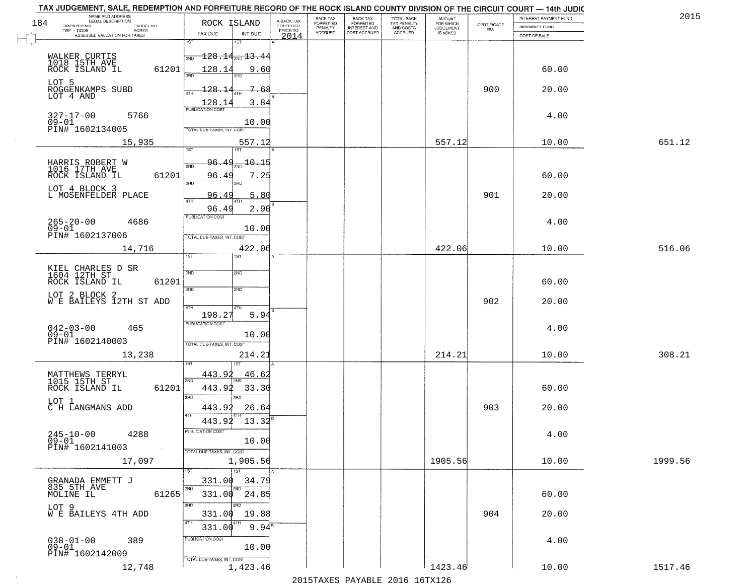# TAX JUDGEMENT, SALE, REDEMPTION AND FORFEITURE RECORD OF THE ROCK ISLAND COUNTY DIVISION OF THE CIRCUIT COURT — 14th JUDIC

2015

| NAME AND ADDRESS / LEGAL DESCRIPTION / TAXPAYER NO. / PARCEL NO. / TWP - CODE / ACRES / ASSESSED VALUATION FOR TAXES | ROCK ISLAND TAX DUE | INT DUE | A-BACK TAX FORFEITED PRIOR TO 2014 | BACK TAX FORFEITED PENALTY ACCRUED | BACK TAX FORFEITED INTEREST AND COST ACCRUED | TOTAL BACK TAX PENALTY AND COSTS ACCRUED | AMOUNT FOR WHICH JUDGEMENT IS ASKED | CERTIFICATE NO. | INTEREST PAYMENT FUND / INDEMNITY FUND / COST OF SALE | |
|---|---|---|---|---|---|---|---|---|---|---|
| WALKER CURTIS<br>1018 15TH AVE<br>ROCK ISLAND IL 61201<br>LOT 5<br>ROGGENKAMPS SUBD<br>LOT 4 AND<br>327-17-00 5766<br>09-01<br>PIN# 1602134005<br>15,935 | 1ST<br>2ND 128.14<br>3RD 128.14<br>4TH 128.14<br>128.14<br>PUBLICATION COST<br>TOTAL DUE-TAXES, INT. COST | 1ST<br>2ND 13.44<br>3RD 9.60<br>4TH 7.68<br>3.84<br>10.00<br>557.12 | | | | | 557.12 | 900 | 60.00<br>20.00<br>4.00<br>10.00 | 651.12 |
| HARRIS ROBERT W<br>1016 17TH AVE<br>ROCK ISLAND IL 61201<br>LOT 4 BLOCK 3<br>L MOSENFELDER PLACE<br>265-20-00 4686<br>09-01<br>PIN# 1602137006<br>14,716 | 1ST<br>2ND 96.49<br>3RD 96.49<br>4TH 96.49<br>96.49<br>PUBLICATION COST<br>TOTAL DUE-TAXES, INT. COST | 1ST<br>2ND 10.15<br>3RD 7.25<br>4TH 5.80<br>2.90<br>10.00<br>422.06 | | | | | 422.06 | 901 | 60.00<br>20.00<br>4.00<br>10.00 | 516.06 |
| KIEL CHARLES D SR<br>1604 12TH ST<br>ROCK ISLAND IL 61201<br>LOT 2 BLOCK 2<br>W E BAILEYS 12TH ST ADD<br>042-03-00 465<br>09-01<br>PIN# 1602140003<br>13,238 | 1ST<br>2ND<br>3RD<br>4TH<br>198.27<br>PUBLICATION COST<br>TOTAL DUE-TAXES, INT. COST | 1ST<br>2ND<br>3RD<br>4TH<br>5.94<br>10.00<br>214.21 | | | | | 214.21 | 902 | 60.00<br>20.00<br>4.00<br>10.00 | 308.21 |
| MATTHEWS TERRYL<br>1015 15TH ST<br>ROCK ISLAND IL 61201<br>LOT 1<br>C H LANGMANS ADD<br>245-10-00 4288<br>09-01<br>PIN# 1602141003<br>17,097 | 1ST 443.92<br>2ND 443.92<br>3RD 443.92<br>4TH 443.92<br>PUBLICATION COST<br>TOTAL DUE-TAXES, INT. COST | 1ST 46.62<br>2ND 33.30<br>3RD 26.64<br>4TH 13.32<br>10.00<br>1,905.56 | | | | | 1905.56 | 903 | 60.00<br>20.00<br>4.00<br>10.00 | 1999.56 |
| GRANADA EMMETT J<br>835 5TH AVE<br>MOLINE IL 61265<br>LOT 9<br>W E BAILEYS 4TH ADD<br>038-01-00 389<br>09-01<br>PIN# 1602142009<br>12,748 | 1ST 331.00<br>2ND 331.00<br>3RD 331.00<br>4TH 331.00<br>PUBLICATION COST<br>TOTAL DUE-TAXES, INT. COST | 1ST 34.79<br>2ND 24.85<br>3RD 19.88<br>4TH 9.94<br>10.00<br>1,423.46 | | | | | 1423.46 | 904 | 60.00<br>20.00<br>4.00<br>10.00 | 1517.46 |

2015TAXES PAYABLE 2016 16TX126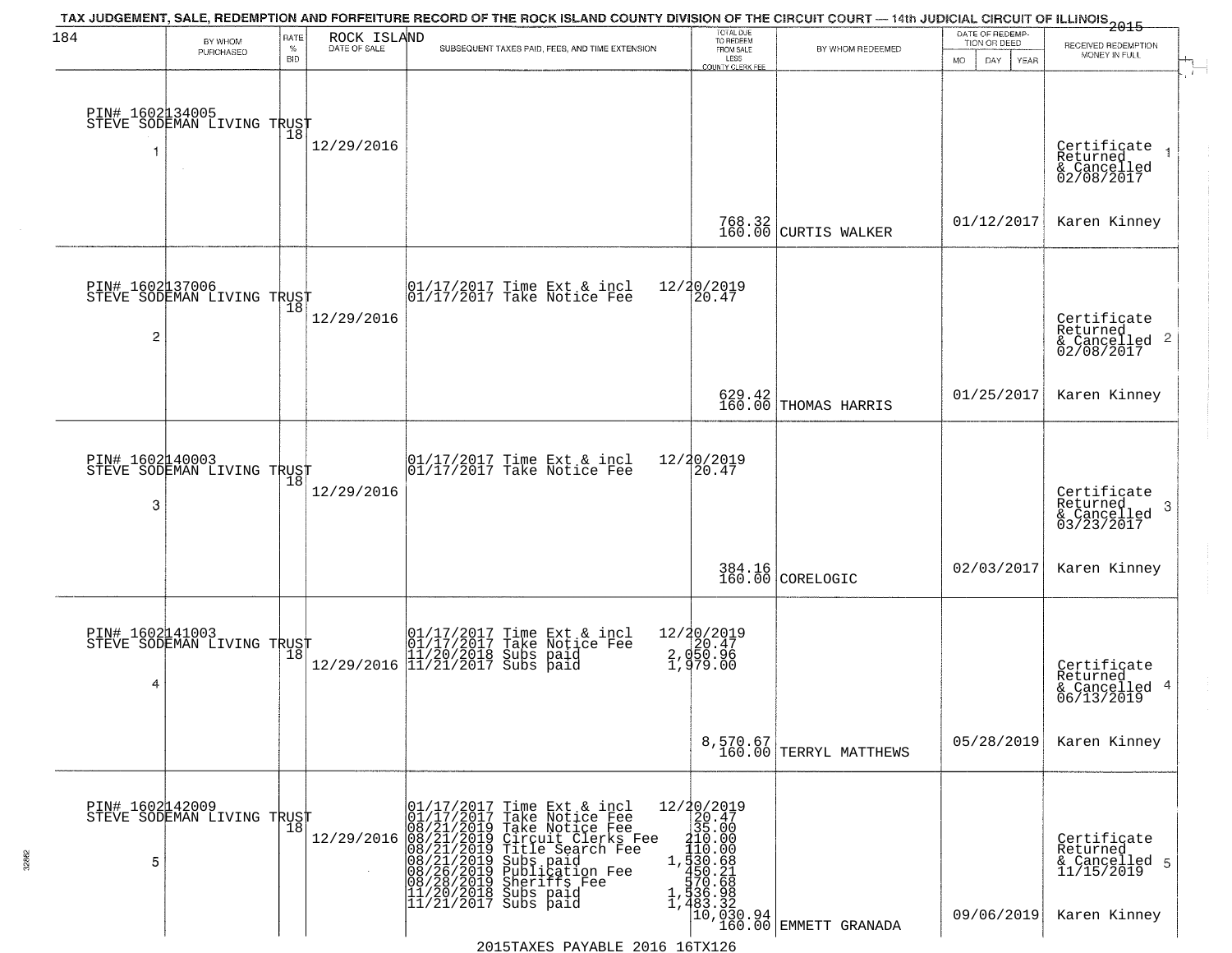TAX JUDGEMENT, SALE, REDEMPTION AND FORFEITURE RECORD OF THE ROCK ISLAND COUNTY DIVISION OF THE CIRCUIT COURT — 14th JUDICIAL CIRCUIT OF ILLINOIS 2015

| | BY WHOM PURCHASED | RATE % BID | ROCK ISLAND DATE OF SALE | SUBSEQUENT TAXES PAID, FEES, AND TIME EXTENSION | TOTAL DUE TO REDEEM FROM SALE LESS COUNTY CLERK FEE | BY WHOM REDEEMED | DATE OF REDEMPTION OR DEED MO DAY YEAR | RECEIVED REDEMPTION MONEY IN FULL |
|---|---|---|---|---|---|---|---|---|
| 1 | PIN# 1602134005 STEVE SODEMAN LIVING TRUST | 18 | 12/29/2016 | | 768.32<br>160.00 | CURTIS WALKER | 01/12/2017 | Certificate Returned & Cancelled 02/08/2017<br>Karen Kinney |
| 2 | PIN# 1602137006 STEVE SODEMAN LIVING TRUST | 18 | 12/29/2016 | 01/17/2017 Time Ext & incl 12/20/2019<br>01/17/2017 Take Notice Fee 20.47 | 629.42<br>160.00 | THOMAS HARRIS | 01/25/2017 | Certificate Returned & Cancelled 02/08/2017<br>Karen Kinney |
| 3 | PIN# 1602140003 STEVE SODEMAN LIVING TRUST | 18 | 12/29/2016 | 01/17/2017 Time Ext & incl 12/20/2019<br>01/17/2017 Take Notice Fee 20.47 | 384.16<br>160.00 | CORELOGIC | 02/03/2017 | Certificate Returned & Cancelled 03/23/2017<br>Karen Kinney |
| 4 | PIN# 1602141003 STEVE SODEMAN LIVING TRUST | 18 | 12/29/2016 | 01/17/2017 Time Ext & incl 12/20/2019<br>01/17/2017 Take Notice Fee 20.47<br>11/20/2018 Subs paid 2,050.96<br>11/21/2017 Subs paid 1,979.00 | 8,570.67<br>160.00 | TERRYL MATTHEWS | 05/28/2019 | Certificate Returned & Cancelled 06/13/2019<br>Karen Kinney |
| 5 | PIN# 1602142009 STEVE SODEMAN LIVING TRUST | 18 | 12/29/2016 | 01/17/2017 Time Ext & incl 12/20/2019<br>01/17/2017 Take Notice Fee 20.47<br>08/21/2019 Take Notice Fee 35.00<br>08/21/2019 Circuit Clerks Fee 210.00<br>08/21/2019 Title Search Fee 110.00<br>08/21/2019 Subs paid 1,530.68<br>08/26/2019 Publication Fee 450.21<br>08/28/2019 Sheriffs Fee 570.68<br>11/20/2018 Subs paid 1,536.98<br>11/21/2017 Subs paid 1,483.32 | 10,030.94<br>160.00 | EMMETT GRANADA | 09/06/2019 | Certificate Returned & Cancelled 11/15/2019<br>Karen Kinney |

2015TAXES PAYABLE 2016 16TX126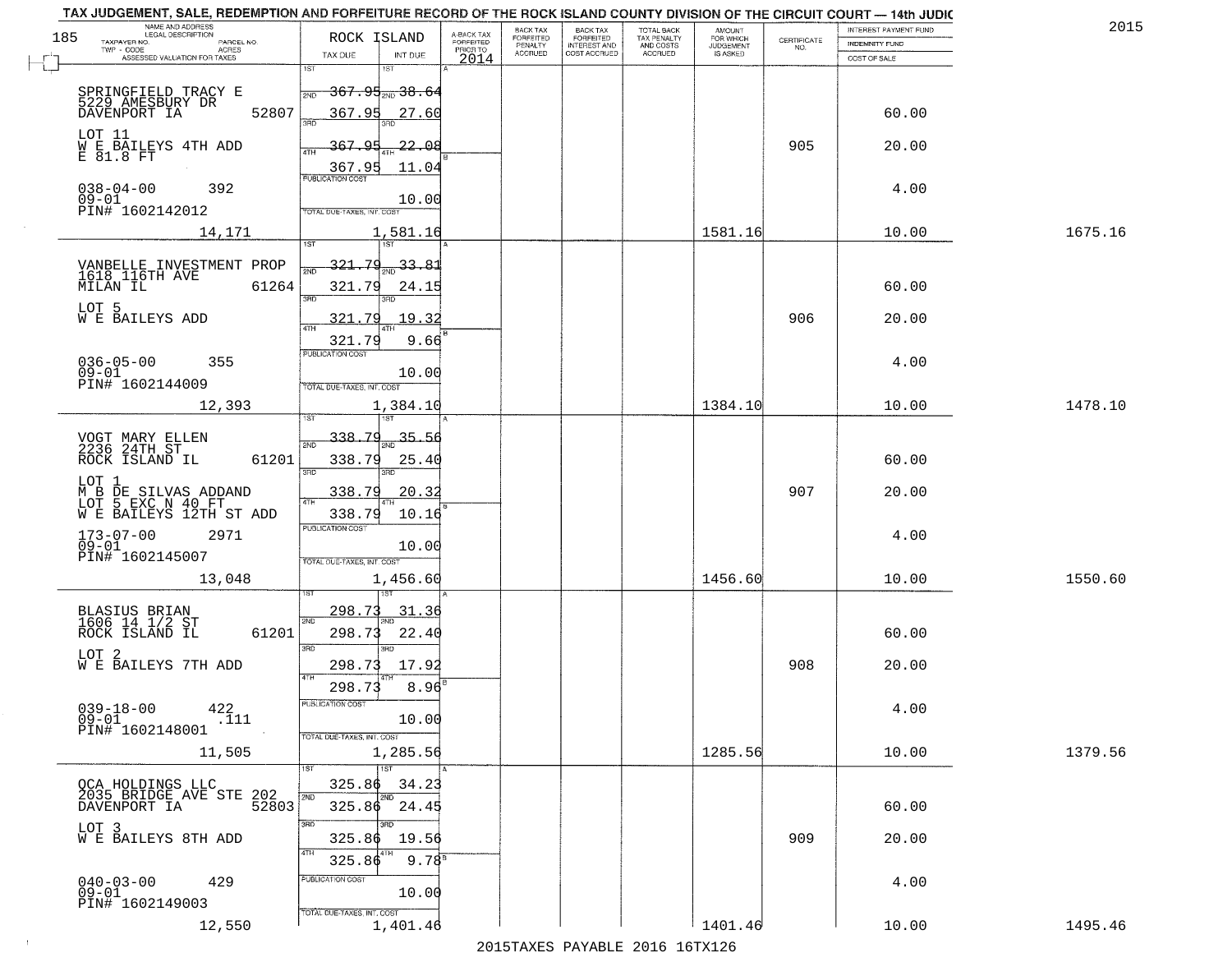TAX JUDGEMENT, SALE, REDEMPTION AND FORFEITURE RECORD OF THE ROCK ISLAND COUNTY DIVISION OF THE CIRCUIT COURT — 14th JUDIC

2015

185

| NAME AND ADDRESS / LEGAL DESCRIPTION / TAXPAYER NO. PARCEL NO. / TWP - CODE ACRES / ASSESSED VALUATION FOR TAXES | ROCK ISLAND TAX DUE | INT DUE | A-BACK TAX FORFEITED PRIOR TO 2014 | BACK TAX FORFEITED PENALTY ACCRUED | BACK TAX FORFEITED INTEREST AND COST ACCRUED | TOTAL BACK TAX PENALTY AND COSTS ACCRUED | AMOUNT FOR WHICH JUDGEMENT IS ASKED | CERTIFICATE NO. | INTEREST PAYMENT FUND / INDEMNITY FUND / COST OF SALE | |
|---|---|---|---|---|---|---|---|---|---|---|
| SPRINGFIELD TRACY E<br>5229 AMESBURY DR<br>DAVENPORT IA 52807<br>LOT 11<br>W E BAILEYS 4TH ADD<br>E 81.8 FT<br>038-04-00 392<br>09-01<br>PIN# 1602142012<br>14,171 | 1ST 367.95<br>2ND 367.95<br>3RD 367.95<br>4TH 367.95<br>PUBLICATION COST<br>TOTAL DUE-TAXES, INT. COST 1,581.16 | 1ST 38.64<br>2ND 27.60<br>3RD 22.08<br>4TH 11.04<br>10.00 | | | | | 1581.16 | 905 | 60.00<br>20.00<br>4.00<br>10.00 | 1675.16 |
| VANBELLE INVESTMENT PROP<br>1618 116TH AVE<br>MILAN IL 61264<br>LOT 5<br>W E BAILEYS ADD<br>036-05-00 355<br>09-01<br>PIN# 1602144009<br>12,393 | 1ST 321.79<br>2ND 321.79<br>3RD 321.79<br>4TH 321.79<br>PUBLICATION COST<br>TOTAL DUE-TAXES, INT. COST 1,384.10 | 1ST 33.81<br>2ND 24.15<br>3RD 19.32<br>4TH 9.66<br>10.00 | | | | | 1384.10 | 906 | 60.00<br>20.00<br>4.00<br>10.00 | 1478.10 |
| VOGT MARY ELLEN<br>2236 24TH ST<br>ROCK ISLAND IL 61201<br>LOT 1<br>M B DE SILVAS ADDAND<br>LOT 5 EXC N 40 FT<br>W E BAILEYS 12TH ST ADD<br>173-07-00 2971<br>09-01<br>PIN# 1602145007<br>13,048 | 1ST 338.79<br>2ND 338.79<br>3RD 338.79<br>4TH 338.79<br>PUBLICATION COST<br>TOTAL DUE-TAXES, INT. COST 1,456.60 | 1ST 35.56<br>2ND 25.40<br>3RD 20.32<br>4TH 10.16<br>10.00 | | | | | 1456.60 | 907 | 60.00<br>20.00<br>4.00<br>10.00 | 1550.60 |
| BLASIUS BRIAN<br>1606 14 1/2 ST<br>ROCK ISLAND IL 61201<br>LOT 2<br>W E BAILEYS 7TH ADD<br>039-18-00 422<br>09-01 .111<br>PIN# 1602148001<br>11,505 | 1ST 298.73<br>2ND 298.73<br>3RD 298.73<br>4TH 298.73<br>PUBLICATION COST<br>TOTAL DUE-TAXES, INT. COST 1,285.56 | 1ST 31.36<br>2ND 22.40<br>3RD 17.92<br>4TH 8.96<br>10.00 | | | | | 1285.56 | 908 | 60.00<br>20.00<br>4.00<br>10.00 | 1379.56 |
| OCA HOLDINGS LLC<br>2035 BRIDGE AVE STE 202<br>DAVENPORT IA 52803<br>LOT 3<br>W E BAILEYS 8TH ADD<br>040-03-00 429<br>09-01<br>PIN# 1602149003<br>12,550 | 1ST 325.86<br>2ND 325.86<br>3RD 325.86<br>4TH 325.86<br>PUBLICATION COST<br>TOTAL DUE-TAXES, INT. COST 1,401.46 | 1ST 34.23<br>2ND 24.45<br>3RD 19.56<br>4TH 9.78<br>10.00 | | | | | 1401.46 | 909 | 60.00<br>20.00<br>4.00<br>10.00 | 1495.46 |

2015TAXES PAYABLE 2016 16TX126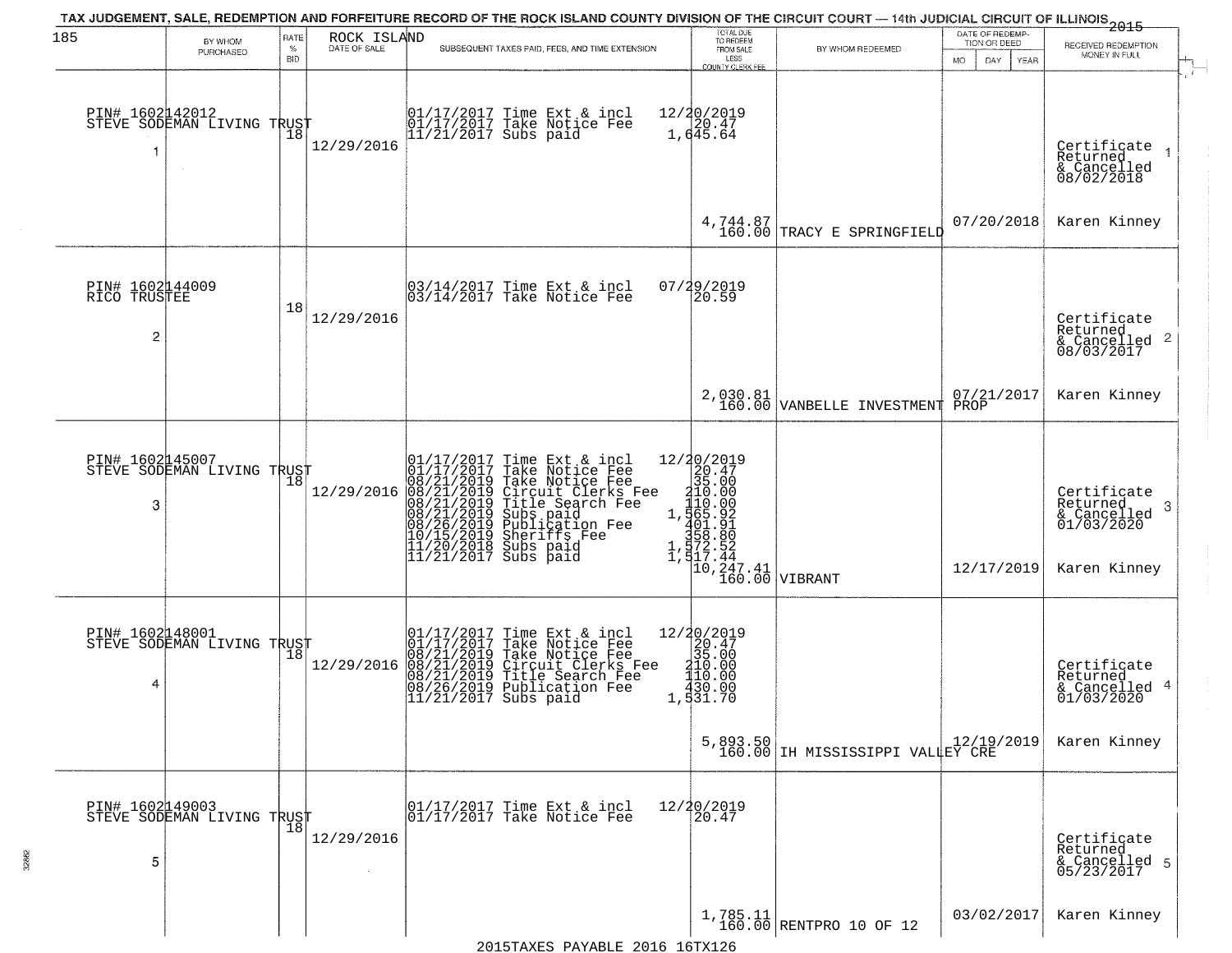TAX JUDGEMENT, SALE, REDEMPTION AND FORFEITURE RECORD OF THE ROCK ISLAND COUNTY DIVISION OF THE CIRCUIT COURT — 14th JUDICIAL CIRCUIT OF ILLINOIS 2015

| 185 | BY WHOM PURCHASED | RATE % BID | ROCK ISLAND DATE OF SALE | SUBSEQUENT TAXES PAID, FEES, AND TIME EXTENSION | TOTAL DUE TO REDEEM FROM SALE LESS COUNTY CLERK FEE | BY WHOM REDEEMED | DATE OF REDEMPTION OR DEED MO DAY YEAR | RECEIVED REDEMPTION MONEY IN FULL |
|---|---|---|---|---|---|---|---|---|
| 1 | PIN# 1602142012 STEVE SODEMAN LIVING TRUST | 18 | 12/29/2016 | 01/17/2017 Time Ext & incl 12/20/2019<br>01/17/2017 Take Notice Fee 20.47<br>11/21/2017 Subs paid 1,645.64 | 4,744.87<br>160.00 | TRACY E SPRINGFIELD | 07/20/2018 | Certificate Returned & Cancelled 08/02/2018<br>Karen Kinney |
| 2 | PIN# 1602144009 RICO TRUSTEE | 18 | 12/29/2016 | 03/14/2017 Time Ext & incl 07/29/2019<br>03/14/2017 Take Notice Fee 20.59 | 2,030.81<br>160.00 | VANBELLE INVESTMENT PROP | 07/21/2017 | Certificate Returned & Cancelled 08/03/2017<br>Karen Kinney |
| 3 | PIN# 1602145007 STEVE SODEMAN LIVING TRUST | 18 | 12/29/2016 | 01/17/2017 Time Ext & incl 12/20/2019<br>01/17/2017 Take Notice Fee 20.47<br>08/21/2019 Take Notice Fee 35.00<br>08/21/2019 Circuit Clerks Fee 210.00<br>08/21/2019 Title Search Fee 110.00<br>08/21/2019 Subs paid 1,565.92<br>08/26/2019 Publication Fee 401.91<br>10/15/2019 Sheriffs Fee 358.80<br>11/20/2018 Subs paid 1,572.52<br>11/21/2017 Subs paid 1,517.44 | 10,247.41<br>160.00 | VIBRANT | 12/17/2019 | Certificate Returned & Cancelled 01/03/2020<br>Karen Kinney |
| 4 | PIN# 1602148001 STEVE SODEMAN LIVING TRUST | 18 | 12/29/2016 | 01/17/2017 Time Ext & incl 12/20/2019<br>01/17/2017 Take Notice Fee 20.47<br>08/21/2019 Take Notice Fee 35.00<br>08/21/2019 Circuit Clerks Fee 210.00<br>08/21/2019 Title Search Fee 110.00<br>08/26/2019 Publication Fee 430.00<br>11/21/2017 Subs paid 1,531.70 | 5,893.50<br>160.00 | IH MISSISSIPPI VALLEY CRE | 12/19/2019 | Certificate Returned & Cancelled 01/03/2020<br>Karen Kinney |
| 5 | PIN# 1602149003 STEVE SODEMAN LIVING TRUST | 18 | 12/29/2016 | 01/17/2017 Time Ext & incl 12/20/2019<br>01/17/2017 Take Notice Fee 20.47 | 1,785.11<br>160.00 | RENTPRO 10 OF 12 | 03/02/2017 | Certificate Returned & Cancelled 05/23/2017<br>Karen Kinney |

2015TAXES PAYABLE 2016 16TX126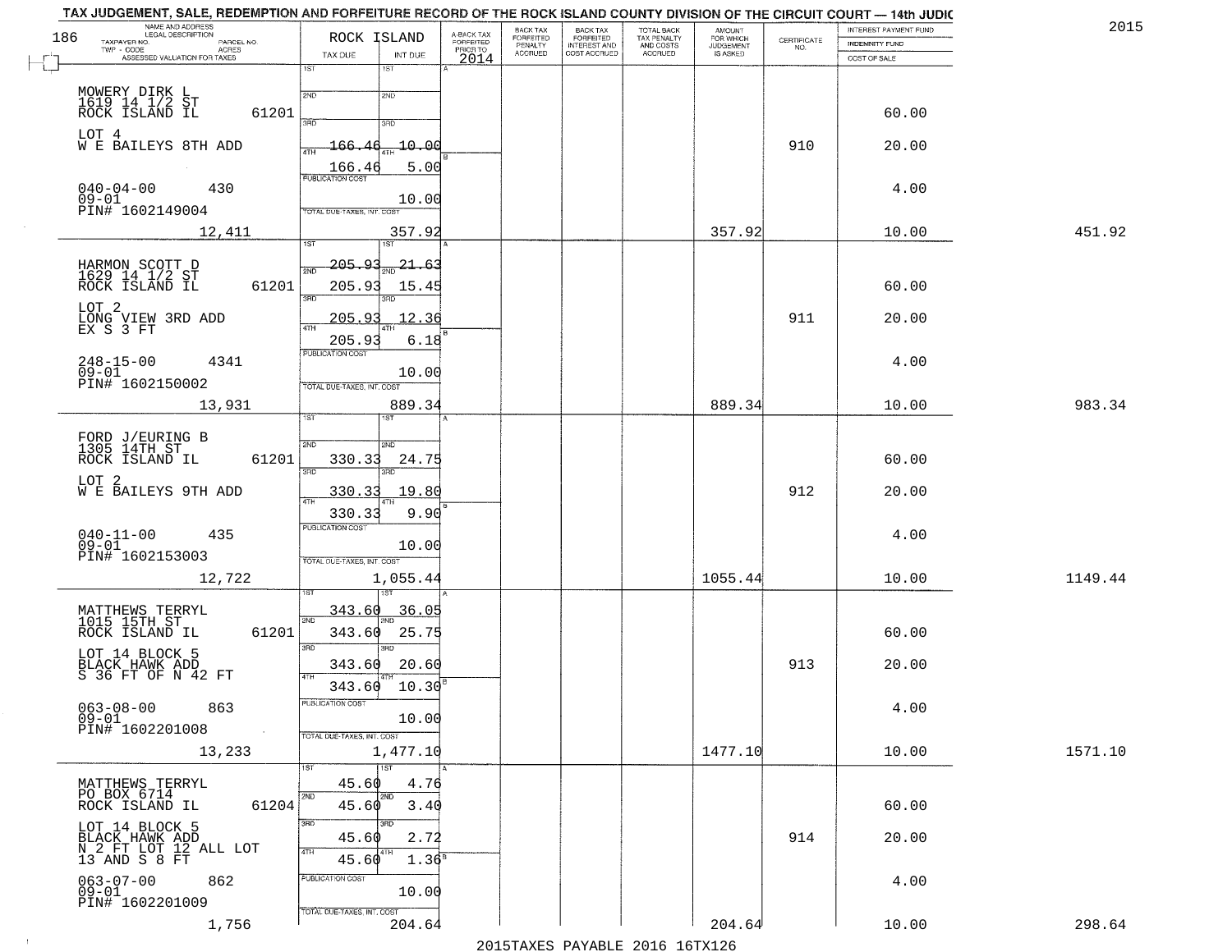# TAX JUDGEMENT, SALE, REDEMPTION AND FORFEITURE RECORD OF THE ROCK ISLAND COUNTY DIVISION OF THE CIRCUIT COURT — 14th JUDIC

2015

| NAME AND ADDRESS / LEGAL DESCRIPTION / TAXPAYER NO. / PARCEL NO. / TWP - CODE / ACRES / ASSESSED VALUATION FOR TAXES | ROCK ISLAND TAX DUE | INT DUE | A-BACK TAX FORFEITED PRIOR TO 2014 | BACK TAX FORFEITED PENALTY ACCRUED | BACK TAX FORFEITED INTEREST AND COST ACCRUED | TOTAL BACK TAX PENALTY AND COSTS ACCRUED | AMOUNT FOR WHICH JUDGEMENT IS ASKED | CERTIFICATE NO. | INTEREST PAYMENT FUND / INDEMNITY FUND / COST OF SALE | |
|---|---|---|---|---|---|---|---|---|---|---|
| MOWERY DIRK L<br>1619 14 1/2 ST<br>ROCK ISLAND IL 61201<br>LOT 4<br>W E BAILEYS 8TH ADD<br>040-04-00 430<br>09-01<br>PIN# 1602149004<br>12,411 | 1ST<br>2ND<br>3RD<br>4TH 166.46<br>166.46<br>PUBLICATION COST<br>TOTAL DUE-TAXES, INT. COST | 1ST<br>2ND<br>3RD<br>4TH 10.00<br>5.00<br><br>10.00<br>357.92 | | | | | 357.92 | 910 | 60.00<br>20.00<br>4.00<br>10.00 | 451.92 |
| HARMON SCOTT D<br>1629 14 1/2 ST<br>ROCK ISLAND IL 61201<br>LOT 2<br>LONG VIEW 3RD ADD<br>EX S 3 FT<br>248-15-00 4341<br>09-01<br>PIN# 1602150002<br>13,931 | 1ST 205.93<br>2ND 205.93<br>3RD 205.93<br>4TH 205.93<br>PUBLICATION COST<br>TOTAL DUE-TAXES, INT. COST | 21.63<br>15.45<br>12.36<br>6.18<br>10.00<br>889.34 | | | | | 889.34 | 911 | 60.00<br>20.00<br>4.00<br>10.00 | 983.34 |
| FORD J/EURING B<br>1305 14TH ST<br>ROCK ISLAND IL 61201<br>LOT 2<br>W E BAILEYS 9TH ADD<br>040-11-00 435<br>09-01<br>PIN# 1602153003<br>12,722 | 1ST<br>2ND 330.33<br>3RD 330.33<br>4TH 330.33<br>PUBLICATION COST<br>TOTAL DUE-TAXES, INT. COST | <br>24.75<br>19.80<br>9.90<br>10.00<br>1,055.44 | | | | | 1055.44 | 912 | 60.00<br>20.00<br>4.00<br>10.00 | 1149.44 |
| MATTHEWS TERRYL<br>1015 15TH ST<br>ROCK ISLAND IL 61201<br>LOT 14 BLOCK 5<br>BLACK HAWK ADD<br>S 36 FT OF N 42 FT<br>063-08-00 863<br>09-01<br>PIN# 1602201008<br>13,233 | 1ST 343.60<br>2ND 343.60<br>3RD 343.60<br>4TH 343.60<br>PUBLICATION COST<br>TOTAL DUE-TAXES, INT. COST | 36.05<br>25.75<br>20.60<br>10.30<br>10.00<br>1,477.10 | | | | | 1477.10 | 913 | 60.00<br>20.00<br>4.00<br>10.00 | 1571.10 |
| MATTHEWS TERRYL<br>PO BOX 6714<br>ROCK ISLAND IL 61204<br>LOT 14 BLOCK 5<br>BLACK HAWK ADD<br>N 2 FT LOT 12 ALL LOT 13 AND S 8 FT<br>063-07-00 862<br>09-01<br>PIN# 1602201009<br>1,756 | 1ST 45.60<br>2ND 45.60<br>3RD 45.60<br>4TH 45.60<br>PUBLICATION COST<br>TOTAL DUE-TAXES, INT. COST | 4.76<br>3.40<br>2.72<br>1.36<br>10.00<br>204.64 | | | | | 204.64 | 914 | 60.00<br>20.00<br>4.00<br>10.00 | 298.64 |

2015TAXES PAYABLE 2016 16TX126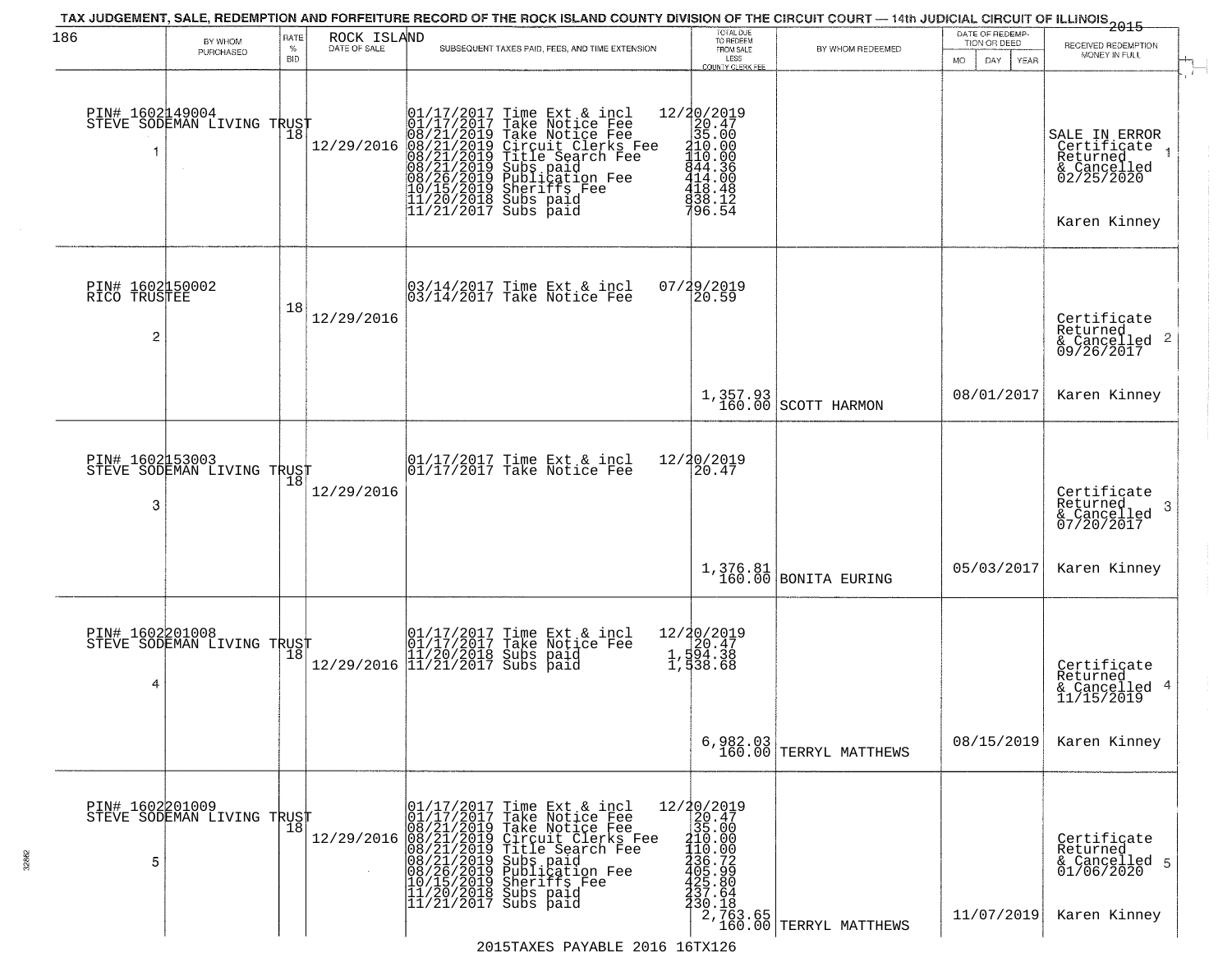TAX JUDGEMENT, SALE, REDEMPTION AND FORFEITURE RECORD OF THE ROCK ISLAND COUNTY DIVISION OF THE CIRCUIT COURT — 14th JUDICIAL CIRCUIT OF ILLINOIS 2015

| | BY WHOM PURCHASED | RATE % BID | ROCK ISLAND DATE OF SALE | SUBSEQUENT TAXES PAID, FEES, AND TIME EXTENSION | TOTAL DUE TO REDEEM FROM SALE LESS COUNTY CLERK FEE | BY WHOM REDEEMED | DATE OF REDEMPTION OR DEED MO DAY YEAR | RECEIVED REDEMPTION MONEY IN FULL |
|---|---|---|---|---|---|---|---|---|
| 1 | PIN# 1602149004 STEVE SODEMAN LIVING TRUST | 18 | 12/29/2016 | 01/17/2017 Time Ext & incl 12/20/2019<br>01/17/2017 Take Notice Fee 20.47<br>08/21/2019 Take Notice Fee 35.00<br>08/21/2019 Circuit Clerks Fee 210.00<br>08/21/2019 Title Search Fee 110.00<br>08/21/2019 Subs paid 844.36<br>08/26/2019 Publication Fee 414.00<br>10/15/2019 Sheriffs Fee 418.48<br>11/20/2018 Subs paid 838.12<br>11/21/2017 Subs paid 796.54 | | | | SALE IN ERROR Certificate Returned & Cancelled 02/25/2020<br>Karen Kinney |
| 2 | PIN# 1602150002 RICO TRUSTEE | 18 | 12/29/2016 | 03/14/2017 Time Ext & incl 07/29/2019<br>03/14/2017 Take Notice Fee 20.59 | 1,357.93<br>160.00 | SCOTT HARMON | 08/01/2017 | Certificate Returned & Cancelled 09/26/2017<br>Karen Kinney |
| 3 | PIN# 1602153003 STEVE SODEMAN LIVING TRUST | 18 | 12/29/2016 | 01/17/2017 Time Ext & incl 12/20/2019<br>01/17/2017 Take Notice Fee 20.47 | 1,376.81<br>160.00 | BONITA EURING | 05/03/2017 | Certificate Returned & Cancelled 07/20/2017<br>Karen Kinney |
| 4 | PIN# 1602201008 STEVE SODEMAN LIVING TRUST | 18 | 12/29/2016 | 01/17/2017 Time Ext & incl 12/20/2019<br>01/17/2017 Take Notice Fee 20.47<br>11/20/2018 Subs paid 1,594.38<br>11/21/2017 Subs paid 1,538.68 | 6,982.03<br>160.00 | TERRYL MATTHEWS | 08/15/2019 | Certificate Returned & Cancelled 11/15/2019<br>Karen Kinney |
| 5 | PIN# 1602201009 STEVE SODEMAN LIVING TRUST | 18 | 12/29/2016 | 01/17/2017 Time Ext & incl 12/20/2019<br>01/17/2017 Take Notice Fee 20.47<br>08/21/2019 Take Notice Fee 35.00<br>08/21/2019 Circuit Clerks Fee 210.00<br>08/21/2019 Title Search Fee 110.00<br>08/21/2019 Subs paid 236.72<br>08/26/2019 Publication Fee 405.99<br>10/15/2019 Sheriffs Fee 425.80<br>11/20/2018 Subs paid 237.64<br>11/21/2017 Subs paid 230.18 | 2,763.65<br>160.00 | TERRYL MATTHEWS | 11/07/2019 | Certificate Returned & Cancelled 01/06/2020<br>Karen Kinney |

2015TAXES PAYABLE 2016 16TX126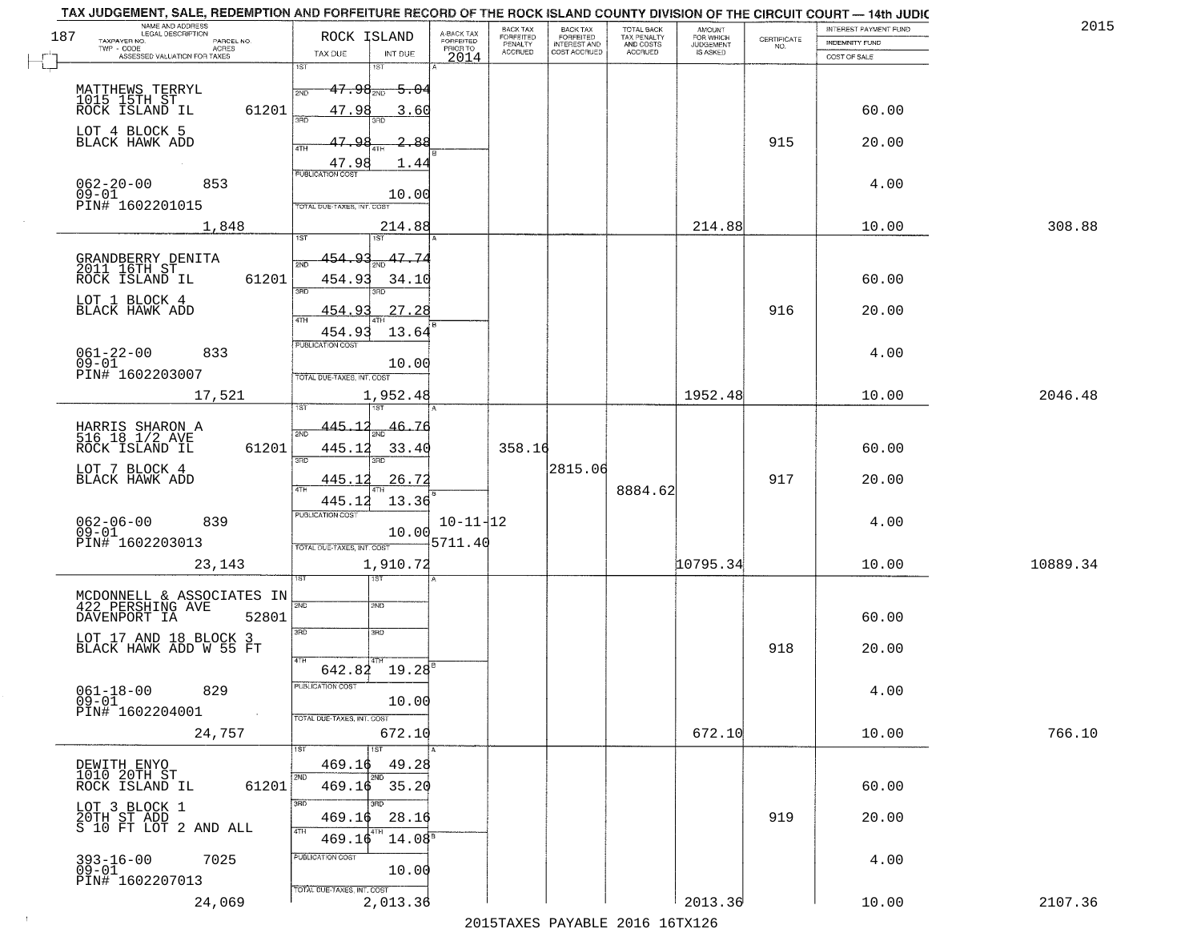TAX JUDGEMENT, SALE, REDEMPTION AND FORFEITURE RECORD OF THE ROCK ISLAND COUNTY DIVISION OF THE CIRCUIT COURT — 14th JUDIC

2015

| NAME AND ADDRESS / LEGAL DESCRIPTION / TAXPAYER NO. / PARCEL NO. / TWP - CODE / ACRES / ASSESSED VALUATION FOR TAXES | ROCK ISLAND TAX DUE | INT DUE | A-BACK TAX FORFEITED PRIOR TO 2014 | BACK TAX FORFEITED PENALTY ACCRUED | BACK TAX FORFEITED INTEREST AND COST ACCRUED | TOTAL BACK TAX PENALTY AND COSTS ACCRUED | AMOUNT FOR WHICH JUDGEMENT IS ASKED | CERTIFICATE NO. | INTEREST PAYMENT FUND / INDEMNITY FUND / COST OF SALE | |
|---|---|---|---|---|---|---|---|---|---|---|
| 187 | | | | | | | | | | |
| MATTHEWS TERRYL<br>1015 15TH ST<br>ROCK ISLAND IL 61201<br>LOT 4 BLOCK 5<br>BLACK HAWK ADD<br>062-20-00 853<br>09-01<br>PIN# 1602201015<br>1,848 | 1ST 47.98<br>2ND 47.98<br>3RD 47.98<br>4TH 47.98<br>PUBLICATION COST<br>TOTAL DUE-TAXES, INT. COST | 5.04<br>3.60<br>2.88<br>1.44<br>10.00<br>214.88 | | | | | 214.88 | 915 | 60.00<br>20.00<br>4.00<br>10.00 | 308.88 |
| GRANDBERRY DENITA<br>2011 16TH ST<br>ROCK ISLAND IL 61201<br>LOT 1 BLOCK 4<br>BLACK HAWK ADD<br>061-22-00 833<br>09-01<br>PIN# 1602203007<br>17,521 | 1ST 454.93<br>2ND 454.93<br>3RD 454.93<br>4TH 454.93<br>PUBLICATION COST<br>TOTAL DUE-TAXES, INT. COST | 47.74<br>34.10<br>27.28<br>13.64<br>10.00<br>1,952.48 | | | | | 1952.48 | 916 | 60.00<br>20.00<br>4.00<br>10.00 | 2046.48 |
| HARRIS SHARON A<br>516 18 1/2 AVE<br>ROCK ISLAND IL 61201<br>LOT 7 BLOCK 4<br>BLACK HAWK ADD<br>062-06-00 839<br>09-01<br>PIN# 1602203013<br>23,143 | 1ST 445.12<br>2ND 445.12<br>3RD 445.12<br>4TH 445.12<br>PUBLICATION COST<br>TOTAL DUE-TAXES, INT. COST | 46.76<br>33.40<br>26.72<br>13.36<br>10.00<br>1,910.72 | 10-11-12<br>5711.40 | 358.16 | 2815.06 | 8884.62 | 10795.34 | 917 | 60.00<br>20.00<br>4.00<br>10.00 | 10889.34 |
| MCDONNELL & ASSOCIATES IN<br>422 PERSHING AVE<br>DAVENPORT IA 52801<br>LOT 17 AND 18 BLOCK 3<br>BLACK HAWK ADD W 55 FT<br>061-18-00 829<br>09-01<br>PIN# 1602204001<br>24,757 | 1ST<br>2ND<br>3RD<br>4TH 642.82<br>PUBLICATION COST<br>TOTAL DUE-TAXES, INT. COST | <br><br><br>19.28<br>10.00<br>672.10 | | | | | 672.10 | 918 | 60.00<br>20.00<br>4.00<br>10.00 | 766.10 |
| DEWITH ENYO<br>1010 20TH ST<br>ROCK ISLAND IL 61201<br>LOT 3 BLOCK 1<br>20TH ST ADD<br>S 10 FT LOT 2 AND ALL<br>393-16-00 7025<br>09-01<br>PIN# 1602207013<br>24,069 | 1ST 469.16<br>2ND 469.16<br>3RD 469.16<br>4TH 469.16<br>PUBLICATION COST<br>TOTAL DUE-TAXES, INT. COST | 49.28<br>35.20<br>28.16<br>14.08<br>10.00<br>2,013.36 | | | | | 2013.36 | 919 | 60.00<br>20.00<br>4.00<br>10.00 | 2107.36 |

2015TAXES PAYABLE 2016 16TX126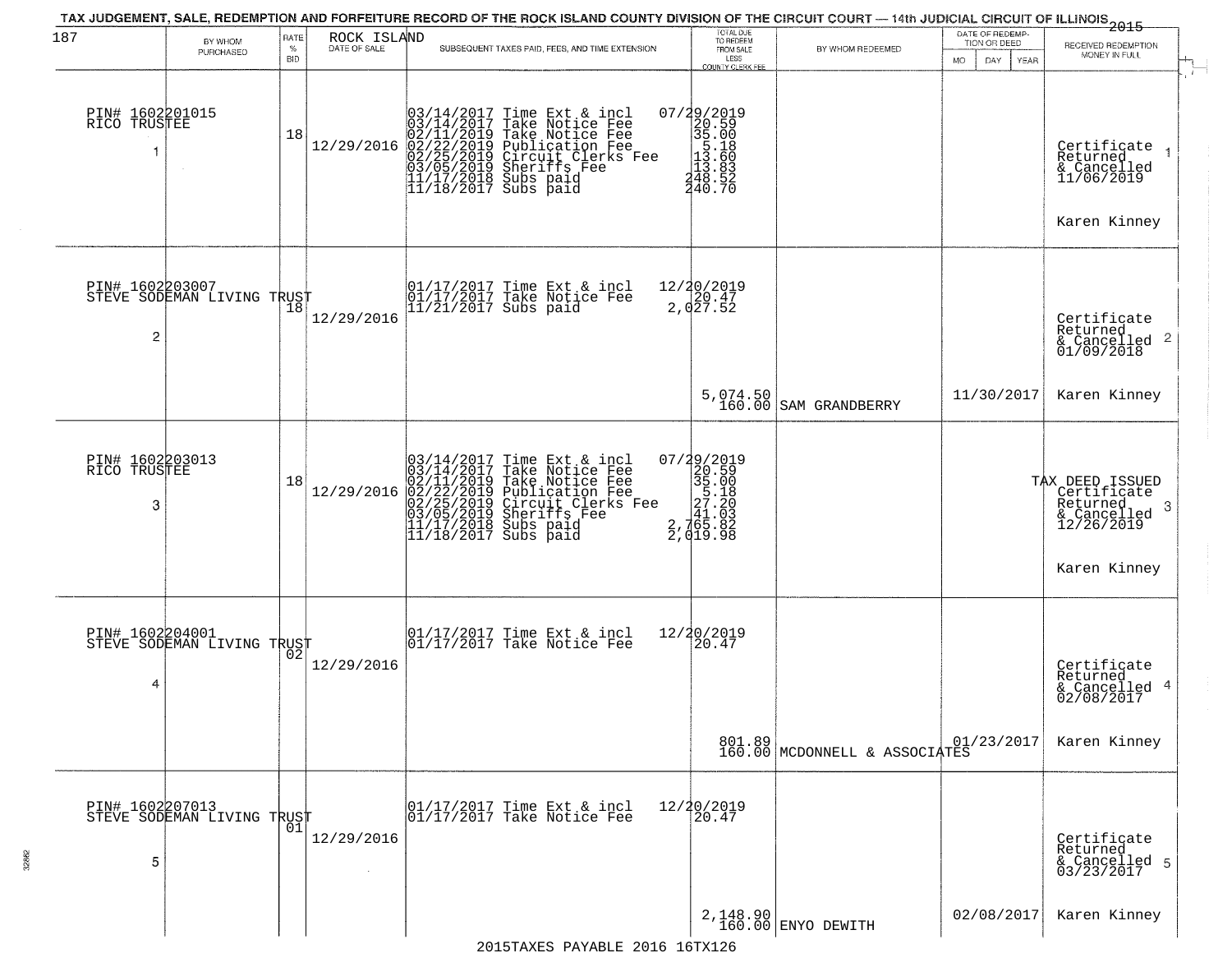TAX JUDGEMENT, SALE, REDEMPTION AND FORFEITURE RECORD OF THE ROCK ISLAND COUNTY DIVISION OF THE CIRCUIT COURT — 14th JUDICIAL CIRCUIT OF ILLINOIS 2015

| 187 | BY WHOM PURCHASED | RATE % BID | ROCK ISLAND DATE OF SALE | SUBSEQUENT TAXES PAID, FEES, AND TIME EXTENSION | TOTAL DUE TO REDEEM FROM SALE LESS COUNTY CLERK FEE | BY WHOM REDEEMED | DATE OF REDEMPTION OR DEED MO DAY YEAR | RECEIVED REDEMPTION MONEY IN FULL |
|---|---|---|---|---|---|---|---|---|
| 1 | PIN# 1602201015 RICO TRUSTEE | 18 | 12/29/2016 | 03/14/2017 Time Ext & incl<br>03/14/2017 Take Notice Fee<br>02/11/2019 Take Notice Fee<br>02/22/2019 Publication Fee<br>02/25/2019 Circuit Clerks Fee<br>03/05/2019 Sheriffs Fee<br>11/17/2018 Subs paid<br>11/18/2017 Subs paid | 07/29/2019<br>20.59<br>35.00<br>5.18<br>13.60<br>13.83<br>248.52<br>240.70 | | | Certificate Returned & Cancelled 11/06/2019<br>Karen Kinney |
| 2 | PIN# 1602203007 STEVE SODEMAN LIVING TRUST | 18 | 12/29/2016 | 01/17/2017 Time Ext & incl<br>01/17/2017 Take Notice Fee<br>11/21/2017 Subs paid | 12/20/2019<br>20.47<br>2,027.52<br>5,074.50<br>160.00 | SAM GRANDBERRY | 11/30/2017 | Certificate Returned & Cancelled 01/09/2018<br>Karen Kinney |
| 3 | PIN# 1602203013 RICO TRUSTEE | 18 | 12/29/2016 | 03/14/2017 Time Ext & incl<br>03/14/2017 Take Notice Fee<br>02/11/2019 Take Notice Fee<br>02/22/2019 Publication Fee<br>02/25/2019 Circuit Clerks Fee<br>03/05/2019 Sheriffs Fee<br>11/17/2018 Subs paid<br>11/18/2017 Subs paid | 07/29/2019<br>20.59<br>35.00<br>5.18<br>27.20<br>41.03<br>2,765.82<br>2,019.98 | | | TAX DEED ISSUED Certificate Returned & Cancelled 12/26/2019<br>Karen Kinney |
| 4 | PIN# 1602204001 STEVE SODEMAN LIVING TRUST | 02 | 12/29/2016 | 01/17/2017 Time Ext & incl<br>01/17/2017 Take Notice Fee | 12/20/2019<br>20.47<br>801.89<br>160.00 | MCDONNELL & ASSOCIATES | 01/23/2017 | Certificate Returned & Cancelled 02/08/2017<br>Karen Kinney |
| 5 | PIN# 1602207013 STEVE SODEMAN LIVING TRUST | 01 | 12/29/2016 | 01/17/2017 Time Ext & incl<br>01/17/2017 Take Notice Fee | 12/20/2019<br>20.47<br>2,148.90<br>160.00 | ENYO DEWITH | 02/08/2017 | Certificate Returned & Cancelled 03/23/2017<br>Karen Kinney |

2015TAXES PAYABLE 2016 16TX126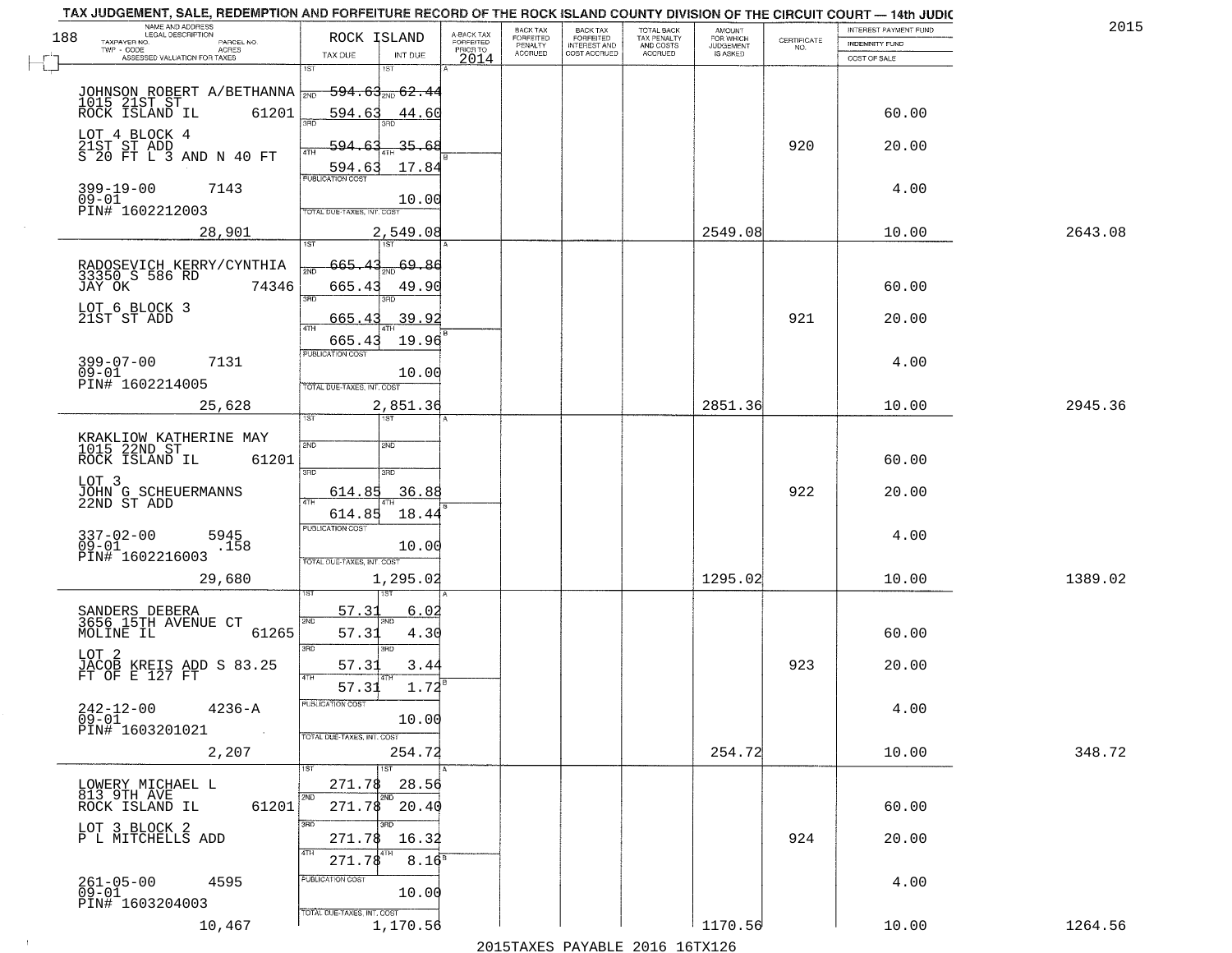TAX JUDGEMENT, SALE, REDEMPTION AND FORFEITURE RECORD OF THE ROCK ISLAND COUNTY DIVISION OF THE CIRCUIT COURT — 14th JUDIC

2015

| NAME AND ADDRESS / LEGAL DESCRIPTION / TAXPAYER NO. / PARCEL NO. / TWP - CODE / ACRES / ASSESSED VALUATION FOR TAXES | ROCK ISLAND TAX DUE | INT DUE | A-BACK TAX FORFEITED PRIOR TO 2014 | BACK TAX FORFEITED PENALTY ACCRUED | BACK TAX FORFEITED INTEREST AND COST ACCRUED | TOTAL BACK TAX PENALTY AND COSTS ACCRUED | AMOUNT FOR WHICH JUDGEMENT IS ASKED | CERTIFICATE NO. | INTEREST PAYMENT FUND / INDEMNITY FUND / COST OF SALE | |
|---|---|---|---|---|---|---|---|---|---|---|
| JOHNSON ROBERT A/BETHANNA<br>1015 21ST ST<br>ROCK ISLAND IL 61201<br>LOT 4 BLOCK 4<br>21ST ST ADD<br>S 20 FT L 3 AND N 40 FT<br>399-19-00 7143<br>09-01<br>PIN# 1602212003<br>28,901 | 1ST 594.63<br>2ND 594.63<br>3RD 594.63<br>4TH 594.63<br>PUBLICATION COST<br>TOTAL DUE-TAXES, INT. COST 2,549.08 | 62.44<br>44.60<br>35.68<br>17.84<br>10.00 | | | | | 2549.08 | 920 | 60.00<br>20.00<br>4.00<br>10.00 | 2643.08 |
| RADOSEVICH KERRY/CYNTHIA<br>33350 S 586 RD<br>JAY OK 74346<br>LOT 6 BLOCK 3<br>21ST ST ADD<br>399-07-00 7131<br>09-01<br>PIN# 1602214005<br>25,628 | 1ST 665.43<br>2ND 665.43<br>3RD 665.43<br>4TH 665.43<br>PUBLICATION COST<br>TOTAL DUE-TAXES, INT. COST 2,851.36 | 69.86<br>49.90<br>39.92<br>19.96<br>10.00 | | | | | 2851.36 | 921 | 60.00<br>20.00<br>4.00<br>10.00 | 2945.36 |
| KRAKLIOW KATHERINE MAY<br>1015 22ND ST<br>ROCK ISLAND IL 61201<br>LOT 3<br>JOHN G SCHEUERMANNS<br>22ND ST ADD<br>337-02-00 5945<br>09-01 .158<br>PIN# 1602216003<br>29,680 | 1ST<br>2ND<br>3RD 614.85<br>4TH 614.85<br>PUBLICATION COST<br>TOTAL DUE-TAXES, INT. COST 1,295.02 | 36.88<br>18.44<br>10.00 | | | | | 1295.02 | 922 | 60.00<br>20.00<br>4.00<br>10.00 | 1389.02 |
| SANDERS DEBERA<br>3656 15TH AVENUE CT<br>MOLINE IL 61265<br>LOT 2<br>JACOB KREIS ADD S 83.25<br>FT OF E 127 FT<br>242-12-00 4236-A<br>09-01<br>PIN# 1603201021<br>2,207 | 1ST 57.31<br>2ND 57.31<br>3RD 57.31<br>4TH 57.31<br>PUBLICATION COST<br>TOTAL DUE-TAXES, INT. COST 254.72 | 6.02<br>4.30<br>3.44<br>1.72<br>10.00 | | | | | 254.72 | 923 | 60.00<br>20.00<br>4.00<br>10.00 | 348.72 |
| LOWERY MICHAEL L<br>813 9TH AVE<br>ROCK ISLAND IL 61201<br>LOT 3 BLOCK 2<br>P L MITCHELLS ADD<br>261-05-00 4595<br>09-01<br>PIN# 1603204003<br>10,467 | 1ST 271.78<br>2ND 271.78<br>3RD 271.78<br>4TH 271.78<br>PUBLICATION COST<br>TOTAL DUE-TAXES, INT. COST 1,170.56 | 28.56<br>20.40<br>16.32<br>8.16<br>10.00 | | | | | 1170.56 | 924 | 60.00<br>20.00<br>4.00<br>10.00 | 1264.56 |

2015TAXES PAYABLE 2016 16TX126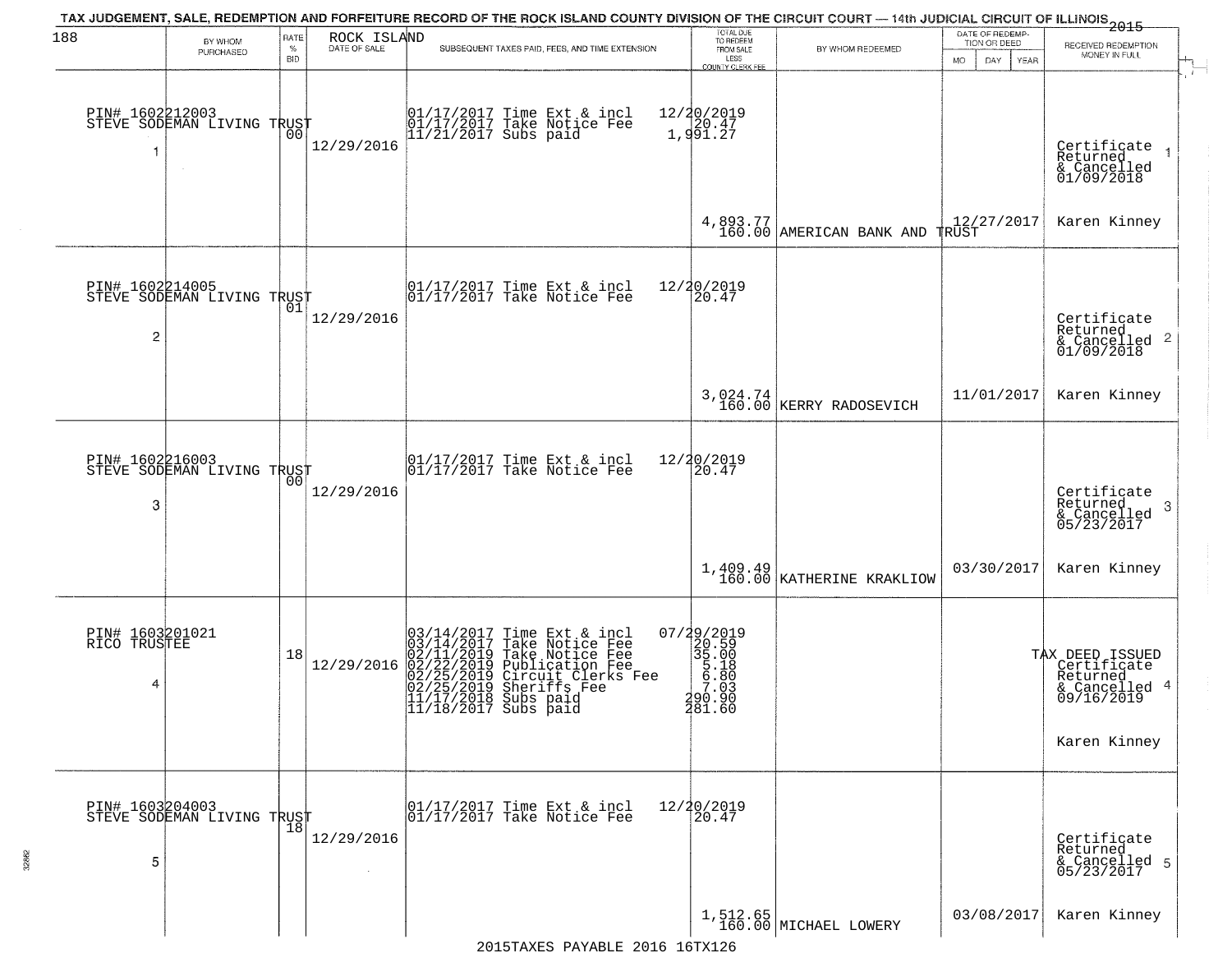# TAX JUDGEMENT, SALE, REDEMPTION AND FORFEITURE RECORD OF THE ROCK ISLAND COUNTY DIVISION OF THE CIRCUIT COURT — 14th JUDICIAL CIRCUIT OF ILLINOIS 2015

| # | BY WHOM PURCHASED | RATE % BID | ROCK ISLAND DATE OF SALE | SUBSEQUENT TAXES PAID, FEES, AND TIME EXTENSION | TOTAL DUE TO REDEEM FROM SALE LESS COUNTY CLERK FEE | BY WHOM REDEEMED | DATE OF REDEMPTION OR DEED | RECEIVED REDEMPTION MONEY IN FULL |
|---|---|---|---|---|---|---|---|---|
| 1 | PIN# 1602212003 STEVE SODEMAN LIVING TRUST | 00 | 12/29/2016 | 01/17/2017 Time Ext & incl 12/20/2019<br>01/17/2017 Take Notice Fee 20.47<br>11/21/2017 Subs paid 1,991.27 | 4,893.77<br>160.00 | AMERICAN BANK AND TRUST | 12/27/2017 | Certificate Returned & Cancelled 01/09/2018<br>Karen Kinney |
| 2 | PIN# 1602214005 STEVE SODEMAN LIVING TRUST | 01 | 12/29/2016 | 01/17/2017 Time Ext & incl 12/20/2019<br>01/17/2017 Take Notice Fee 20.47 | 3,024.74<br>160.00 | KERRY RADOSEVICH | 11/01/2017 | Certificate Returned & Cancelled 01/09/2018<br>Karen Kinney |
| 3 | PIN# 1602216003 STEVE SODEMAN LIVING TRUST | 00 | 12/29/2016 | 01/17/2017 Time Ext & incl 12/20/2019<br>01/17/2017 Take Notice Fee 20.47 | 1,409.49<br>160.00 | KATHERINE KRAKLIOW | 03/30/2017 | Certificate Returned & Cancelled 05/23/2017<br>Karen Kinney |
| 4 | PIN# 1603201021 RICO TRUSTEE | 18 | 12/29/2016 | 03/14/2017 Time Ext & incl 07/29/2019<br>03/14/2017 Take Notice Fee 20.59<br>02/11/2019 Take Notice Fee 35.00<br>02/22/2019 Publication Fee 5.18<br>02/25/2019 Circuit Clerks Fee 6.80<br>02/25/2019 Sheriffs Fee 7.03<br>11/17/2018 Subs paid 290.90<br>11/18/2017 Subs paid 281.60 | | | | TAX DEED ISSUED Certificate Returned & Cancelled 09/16/2019<br>Karen Kinney |
| 5 | PIN# 1603204003 STEVE SODEMAN LIVING TRUST | 18 | 12/29/2016 | 01/17/2017 Time Ext & incl 12/20/2019<br>01/17/2017 Take Notice Fee 20.47 | 1,512.65<br>160.00 | MICHAEL LOWERY | 03/08/2017 | Certificate Returned & Cancelled 05/23/2017<br>Karen Kinney |

2015TAXES PAYABLE 2016 16TX126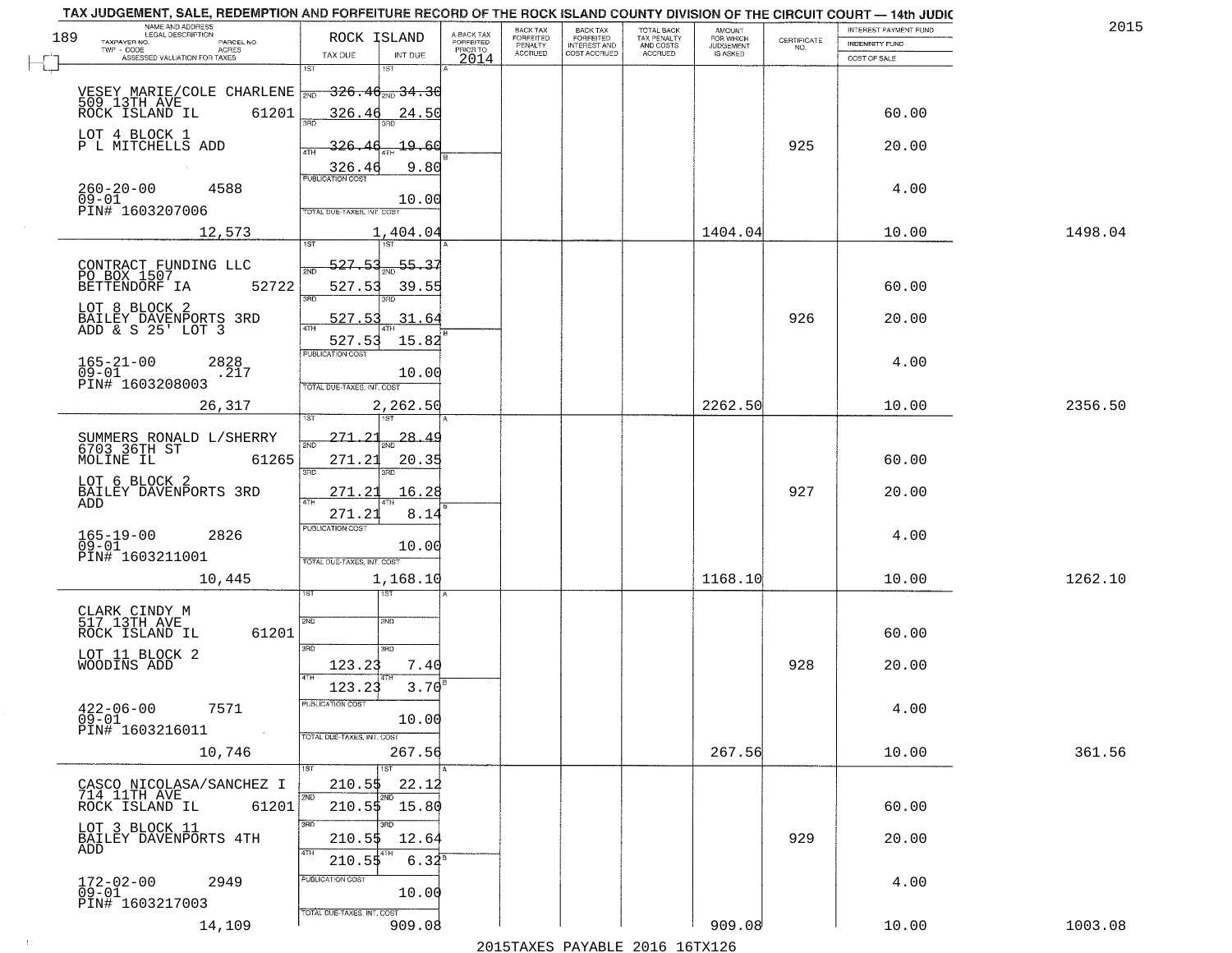# TAX JUDGEMENT, SALE, REDEMPTION AND FORFEITURE RECORD OF THE ROCK ISLAND COUNTY DIVISION OF THE CIRCUIT COURT — 14th JUDIC

2015

189

| NAME AND ADDRESS / LEGAL DESCRIPTION / TAXPAYER NO. / PARCEL NO. / TWP - CODE / ACRES / ASSESSED VALUATION FOR TAXES | ROCK ISLAND TAX DUE | INT DUE | A-BACK TAX FORFEITED PRIOR TO 2014 | BACK TAX FORFEITED PENALTY ACCRUED | BACK TAX FORFEITED INTEREST AND COST ACCRUED | TOTAL BACK TAX PENALTY AND COSTS ACCRUED | AMOUNT FOR WHICH JUDGEMENT IS ASKED | CERTIFICATE NO. | INTEREST PAYMENT FUND / INDEMNITY FUND / COST OF SALE | |
|---|---|---|---|---|---|---|---|---|---|---|
| VESEY MARIE/COLE CHARLENE<br>509 13TH AVE<br>ROCK ISLAND IL 61201<br>LOT 4 BLOCK 1<br>P L MITCHELLS ADD<br>260-20-00 4588<br>09-01<br>PIN# 1603207006<br>12,573 | 1ST 326.46<br>2ND 326.46<br>3RD 326.46<br>4TH 326.46<br>PUBLICATION COST<br>TOTAL DUE-TAXES, INT. COST 1,404.04 | 34.30<br>24.50<br>19.60<br>9.80<br>10.00 | | | | | 1404.04 | 925 | 60.00<br>20.00<br>4.00<br>10.00 | 1498.04 |
| CONTRACT FUNDING LLC<br>PO BOX 1507<br>BETTENDORF IA 52722<br>LOT 8 BLOCK 2<br>BAILEY DAVENPORTS 3RD<br>ADD & S 25' LOT 3<br>165-21-00 2828<br>09-01 .217<br>PIN# 1603208003<br>26,317 | 1ST 527.53<br>2ND 527.53<br>3RD 527.53<br>4TH 527.53<br>PUBLICATION COST<br>TOTAL DUE-TAXES, INT. COST 2,262.50 | 55.37<br>39.55<br>31.64<br>15.82<br>10.00 | | | | | 2262.50 | 926 | 60.00<br>20.00<br>4.00<br>10.00 | 2356.50 |
| SUMMERS RONALD L/SHERRY<br>6703 36TH ST<br>MOLINE IL 61265<br>LOT 6 BLOCK 2<br>BAILEY DAVENPORTS 3RD<br>ADD<br>165-19-00 2826<br>09-01<br>PIN# 1603211001<br>10,445 | 1ST 271.21<br>2ND 271.21<br>3RD 271.21<br>4TH 271.21<br>PUBLICATION COST<br>TOTAL DUE-TAXES, INT. COST 1,168.10 | 28.49<br>20.35<br>16.28<br>8.14<br>10.00 | | | | | 1168.10 | 927 | 60.00<br>20.00<br>4.00<br>10.00 | 1262.10 |
| CLARK CINDY M<br>517 13TH AVE<br>ROCK ISLAND IL 61201<br>LOT 11 BLOCK 2<br>WOODINS ADD<br>422-06-00 7571<br>09-01<br>PIN# 1603216011<br>10,746 | 1ST<br>2ND<br>3RD 123.23<br>4TH 123.23<br>PUBLICATION COST<br>TOTAL DUE-TAXES, INT. COST 267.56 | 7.40<br>3.70<br>10.00 | | | | | 267.56 | 928 | 60.00<br>20.00<br>4.00<br>10.00 | 361.56 |
| CASCO NICOLASA/SANCHEZ I<br>714 11TH AVE<br>ROCK ISLAND IL 61201<br>LOT 3 BLOCK 11<br>BAILEY DAVENPORTS 4TH<br>ADD<br>172-02-00 2949<br>09-01<br>PIN# 1603217003<br>14,109 | 1ST 210.55<br>2ND 210.55<br>3RD 210.55<br>4TH 210.55<br>PUBLICATION COST<br>TOTAL DUE-TAXES, INT. COST 909.08 | 22.12<br>15.80<br>12.64<br>6.32<br>10.00 | | | | | 909.08 | 929 | 60.00<br>20.00<br>4.00<br>10.00 | 1003.08 |

2015TAXES PAYABLE 2016 16TX126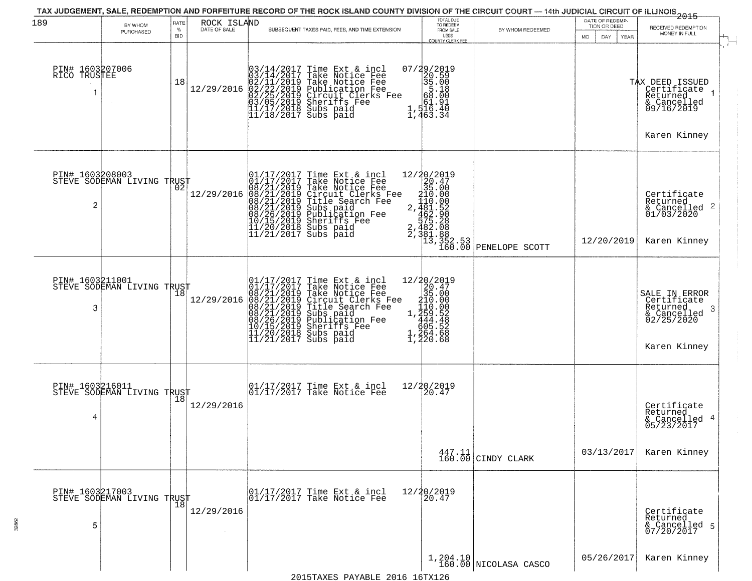TAX JUDGEMENT, SALE, REDEMPTION AND FORFEITURE RECORD OF THE ROCK ISLAND COUNTY DIVISION OF THE CIRCUIT COURT — 14th JUDICIAL CIRCUIT OF ILLINOIS 2015

| 189 BY WHOM PURCHASED | RATE % BID | ROCK ISLAND DATE OF SALE | SUBSEQUENT TAXES PAID, FEES, AND TIME EXTENSION | TOTAL DUE TO REDEEM FROM SALE LESS COUNTY CLERK FEE | BY WHOM REDEEMED | DATE OF REDEMPTION OR DEED MO DAY YEAR | RECEIVED REDEMPTION MONEY IN FULL |
|---|---|---|---|---|---|---|---|
| PIN# 1603207006 RICO TRUSTEE 1 | 18 | 12/29/2016 | 03/14/2017 Time Ext & incl 07/29/2019<br>03/14/2017 Take Notice Fee 20.59<br>02/11/2019 Take Notice Fee 35.00<br>02/22/2019 Publication Fee 5.18<br>02/25/2019 Circuit Clerks Fee 68.00<br>03/05/2019 Sheriffs Fee 61.91<br>11/17/2018 Subs paid 1,516.40<br>11/18/2017 Subs paid 1,463.34 | | | | TAX DEED ISSUED Certificate Returned & Cancelled 09/16/2019 Karen Kinney |
| PIN# 1603208003 STEVE SODEMAN LIVING TRUST 2 | 02 | 12/29/2016 | 01/17/2017 Time Ext & incl 12/20/2019<br>01/17/2017 Take Notice Fee 20.47<br>08/21/2019 Take Notice Fee 35.00<br>08/21/2019 Circuit Clerks Fee 210.00<br>08/21/2019 Title Search Fee 110.00<br>08/21/2019 Subs paid 2,481.52<br>08/26/2019 Publication Fee 462.90<br>10/15/2019 Sheriffs Fee 575.28<br>11/20/2018 Subs paid 2,482.08<br>11/21/2017 Subs paid 2,381.88 | 13,352.53<br>160.00 | PENELOPE SCOTT | 12/20/2019 | Certificate Returned & Cancelled 01/03/2020 Karen Kinney |
| PIN# 1603211001 STEVE SODEMAN LIVING TRUST 3 | 18 | 12/29/2016 | 01/17/2017 Time Ext & incl 12/20/2019<br>01/17/2017 Take Notice Fee 20.47<br>08/21/2019 Take Notice Fee 35.00<br>08/21/2019 Circuit Clerks Fee 210.00<br>08/21/2019 Title Search Fee 110.00<br>08/21/2019 Subs paid 1,259.52<br>08/26/2019 Publication Fee 444.48<br>10/15/2019 Sheriffs Fee 605.52<br>11/20/2018 Subs paid 1,264.68<br>11/21/2017 Subs paid 1,220.68 | | | | SALE IN ERROR Certificate Returned & Cancelled 02/25/2020 Karen Kinney |
| PIN# 1603216011 STEVE SODEMAN LIVING TRUST 4 | 18 | 12/29/2016 | 01/17/2017 Time Ext & incl 12/20/2019<br>01/17/2017 Take Notice Fee 20.47 | 447.11<br>160.00 | CINDY CLARK | 03/13/2017 | Certificate Returned & Cancelled 05/23/2017 Karen Kinney |
| PIN# 1603217003 STEVE SODEMAN LIVING TRUST 5 | 18 | 12/29/2016 | 01/17/2017 Time Ext & incl 12/20/2019<br>01/17/2017 Take Notice Fee 20.47 | 1,204.10<br>160.00 | NICOLASA CASCO | 05/26/2017 | Certificate Returned & Cancelled 07/20/2017 Karen Kinney |

2015TAXES PAYABLE 2016 16TX126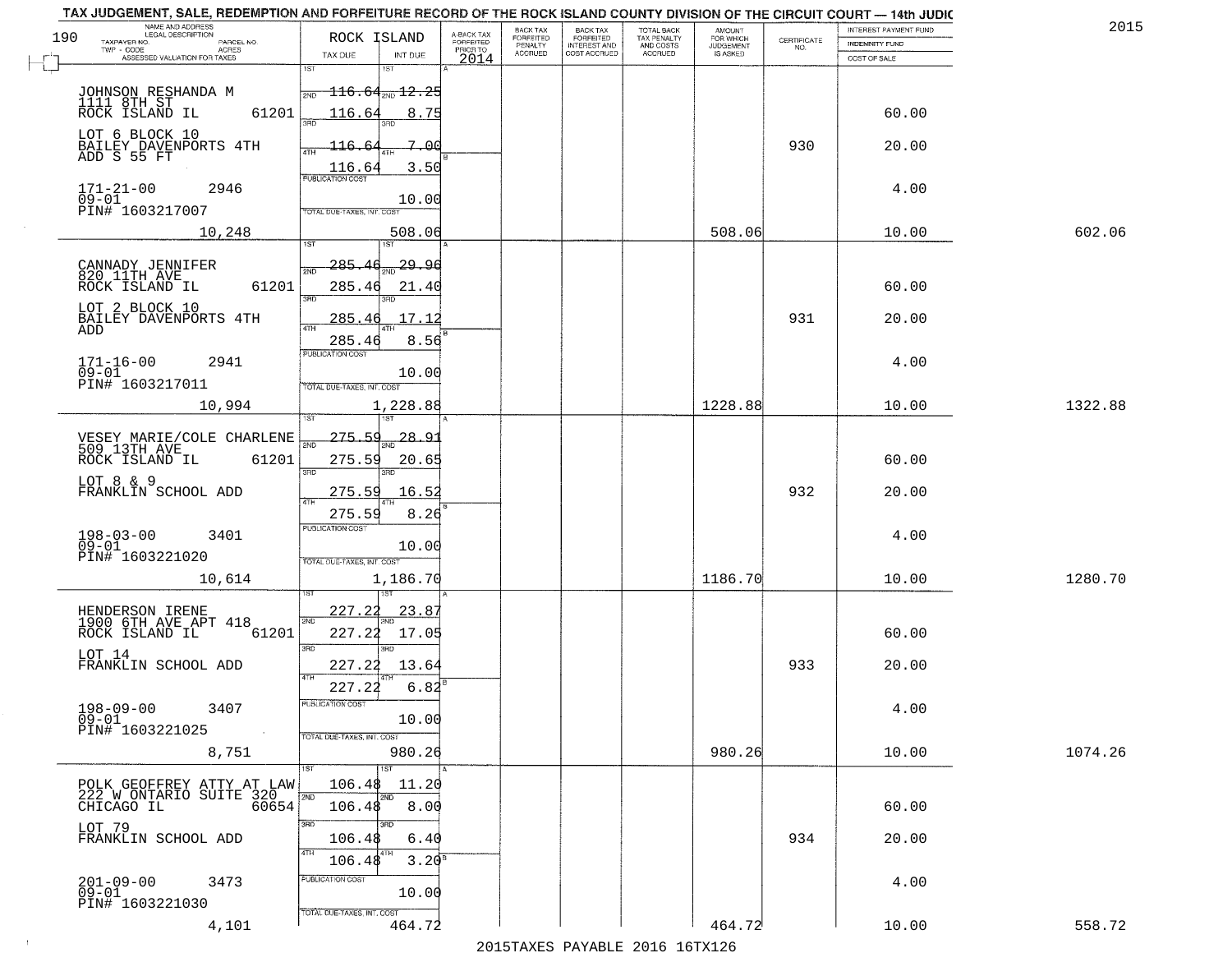TAX JUDGEMENT, SALE, REDEMPTION AND FORFEITURE RECORD OF THE ROCK ISLAND COUNTY DIVISION OF THE CIRCUIT COURT — 14th JUDIC

2015

| NAME AND ADDRESS / LEGAL DESCRIPTION / TAXPAYER NO. / PARCEL NO. / TWP - CODE / ACRES / ASSESSED VALUATION FOR TAXES | ROCK ISLAND TAX DUE | INT DUE | A-BACK TAX FORFEITED PRIOR TO 2014 | BACK TAX FORFEITED PENALTY ACCRUED | BACK TAX FORFEITED INTEREST AND COST ACCRUED | TOTAL BACK TAX PENALTY AND COSTS ACCRUED | AMOUNT FOR WHICH JUDGEMENT IS ASKED | CERTIFICATE NO. | INTEREST PAYMENT FUND / INDEMNITY FUND / COST OF SALE | |
|---|---|---|---|---|---|---|---|---|---|---|
| JOHNSON RESHANDA M, 1111 8TH ST, ROCK ISLAND IL 61201 | 1ST 116.64 | 12.25 | | | | | | | | |
| | 2ND 116.64 | 8.75 | | | | | | | 60.00 | |
| LOT 6 BLOCK 10, BAILEY DAVENPORTS 4TH ADD S 55 FT | 3RD 116.64 | 7.00 | | | | | | 930 | 20.00 | |
| | 4TH 116.64 | 3.50 | | | | | | | | |
| 171-21-00 2946, 09-01, PIN# 1603217007 | PUBLICATION COST | 10.00 | | | | | | | 4.00 | |
| 10,248 | TOTAL DUE-TAXES, INT. COST | 508.06 | | | | | 508.06 | | 10.00 | 602.06 |
| CANNADY JENNIFER, 820 11TH AVE, ROCK ISLAND IL 61201 | 1ST 285.46 | 29.96 | | | | | | | | |
| | 2ND 285.46 | 21.40 | | | | | | | 60.00 | |
| LOT 2 BLOCK 10, BAILEY DAVENPORTS 4TH ADD | 3RD 285.46 | 17.12 | | | | | | 931 | 20.00 | |
| | 4TH 285.46 | 8.56 | | | | | | | | |
| 171-16-00 2941, 09-01, PIN# 1603217011 | PUBLICATION COST | 10.00 | | | | | | | 4.00 | |
| 10,994 | TOTAL DUE-TAXES, INT. COST | 1,228.88 | | | | | 1228.88 | | 10.00 | 1322.88 |
| VESEY MARIE/COLE CHARLENE, 509 13TH AVE, ROCK ISLAND IL 61201 | 1ST 275.59 | 28.91 | | | | | | | | |
| | 2ND 275.59 | 20.65 | | | | | | | 60.00 | |
| LOT 8 & 9, FRANKLIN SCHOOL ADD | 3RD 275.59 | 16.52 | | | | | | 932 | 20.00 | |
| | 4TH 275.59 | 8.26 | | | | | | | | |
| 198-03-00 3401, 09-01, PIN# 1603221020 | PUBLICATION COST | 10.00 | | | | | | | 4.00 | |
| 10,614 | TOTAL DUE-TAXES, INT. COST | 1,186.70 | | | | | 1186.70 | | 10.00 | 1280.70 |
| HENDERSON IRENE, 1900 6TH AVE APT 418, ROCK ISLAND IL 61201 | 1ST 227.22 | 23.87 | | | | | | | | |
| | 2ND 227.22 | 17.05 | | | | | | | 60.00 | |
| LOT 14, FRANKLIN SCHOOL ADD | 3RD 227.22 | 13.64 | | | | | | 933 | 20.00 | |
| | 4TH 227.22 | 6.82 | | | | | | | | |
| 198-09-00 3407, 09-01, PIN# 1603221025 | PUBLICATION COST | 10.00 | | | | | | | 4.00 | |
| 8,751 | TOTAL DUE-TAXES, INT. COST | 980.26 | | | | | 980.26 | | 10.00 | 1074.26 |
| POLK GEOFFREY ATTY AT LAW, 222 W ONTARIO SUITE 320, CHICAGO IL 60654 | 1ST 106.48 | 11.20 | | | | | | | | |
| | 2ND 106.48 | 8.00 | | | | | | | 60.00 | |
| LOT 79, FRANKLIN SCHOOL ADD | 3RD 106.48 | 6.40 | | | | | | 934 | 20.00 | |
| | 4TH 106.48 | 3.20 | | | | | | | | |
| 201-09-00 3473, 09-01, PIN# 1603221030 | PUBLICATION COST | 10.00 | | | | | | | 4.00 | |
| 4,101 | TOTAL DUE-TAXES, INT. COST | 464.72 | | | | | 464.72 | | 10.00 | 558.72 |

2015TAXES PAYABLE 2016 16TX126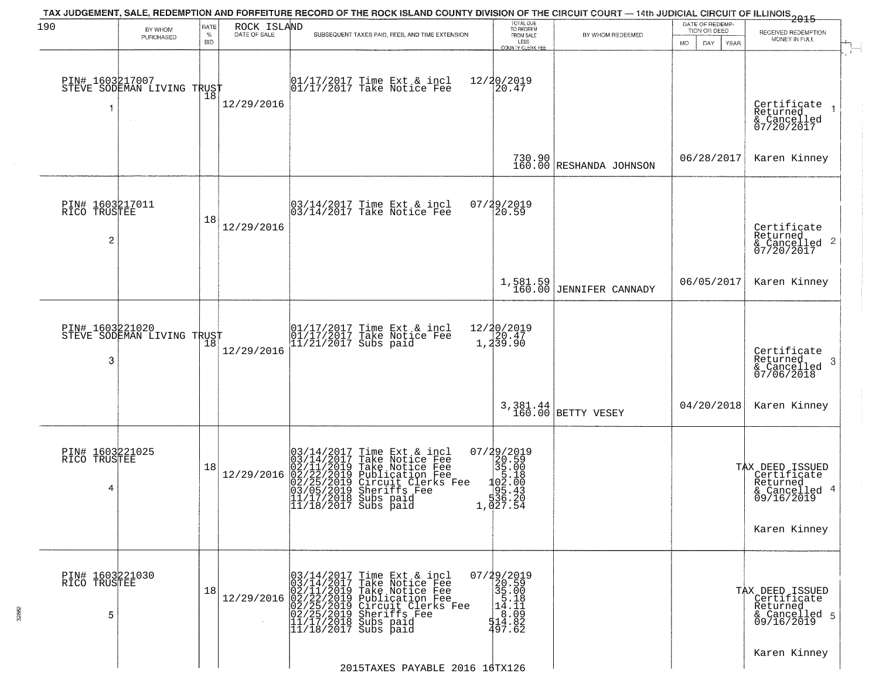TAX JUDGEMENT, SALE, REDEMPTION AND FORFEITURE RECORD OF THE ROCK ISLAND COUNTY DIVISION OF THE CIRCUIT COURT — 14th JUDICIAL CIRCUIT OF ILLINOIS 2015

190 ROCK ISLAND

| | BY WHOM PURCHASED | RATE % BID | DATE OF SALE | SUBSEQUENT TAXES PAID, FEES, AND TIME EXTENSION | TOTAL DUE TO REDEEM FROM SALE LESS COUNTY CLERK FEE | BY WHOM REDEEMED | DATE OF REDEMPTION OR DEED (MO DAY YEAR) | RECEIVED REDEMPTION MONEY IN FULL |
|---|---|---|---|---|---|---|---|---|
| 1 | PIN# 1603217007 STEVE SODEMAN LIVING TRUST | 18 | 12/29/2016 | 01/17/2017 Time Ext & incl 12/20/2019<br>01/17/2017 Take Notice Fee 20.47 | 730.90<br>160.00 | RESHANDA JOHNSON | 06/28/2017 | Certificate Returned & Cancelled 07/20/2017<br>Karen Kinney |
| 2 | PIN# 1603217011 RICO TRUSTEE | 18 | 12/29/2016 | 03/14/2017 Time Ext & incl 07/29/2019<br>03/14/2017 Take Notice Fee 20.59 | 1,581.59<br>160.00 | JENNIFER CANNADY | 06/05/2017 | Certificate Returned & Cancelled 07/20/2017<br>Karen Kinney |
| 3 | PIN# 1603221020 STEVE SODEMAN LIVING TRUST | 18 | 12/29/2016 | 01/17/2017 Time Ext & incl 12/20/2019<br>01/17/2017 Take Notice Fee 20.47<br>11/21/2017 Subs paid 1,239.90 | 3,381.44<br>160.00 | BETTY VESEY | 04/20/2018 | Certificate Returned & Cancelled 07/06/2018<br>Karen Kinney |
| 4 | PIN# 1603221025 RICO TRUSTEE | 18 | 12/29/2016 | 03/14/2017 Time Ext & incl 07/29/2019<br>03/14/2017 Take Notice Fee 20.59<br>02/11/2019 Take Notice Fee 35.00<br>02/22/2019 Publication Fee 5.18<br>02/25/2019 Circuit Clerks Fee 102.00<br>03/05/2019 Sheriffs Fee 95.43<br>11/17/2018 Subs paid 536.20<br>11/18/2017 Subs paid 1,027.54 | | | | TAX DEED ISSUED Certificate Returned & Cancelled 09/16/2019<br>Karen Kinney |
| 5 | PIN# 1603221030 RICO TRUSTEE | 18 | 12/29/2016 | 03/14/2017 Time Ext & incl 07/29/2019<br>03/14/2017 Take Notice Fee 20.59<br>02/11/2019 Take Notice Fee 35.00<br>02/22/2019 Publication Fee 5.18<br>02/25/2019 Circuit Clerks Fee 14.11<br>02/25/2019 Sheriffs Fee 8.09<br>11/17/2018 Subs paid 514.82<br>11/18/2017 Subs paid 497.62 | | | | TAX DEED ISSUED Certificate Returned & Cancelled 09/16/2019<br>Karen Kinney |

2015TAXES PAYABLE 2016 16TX126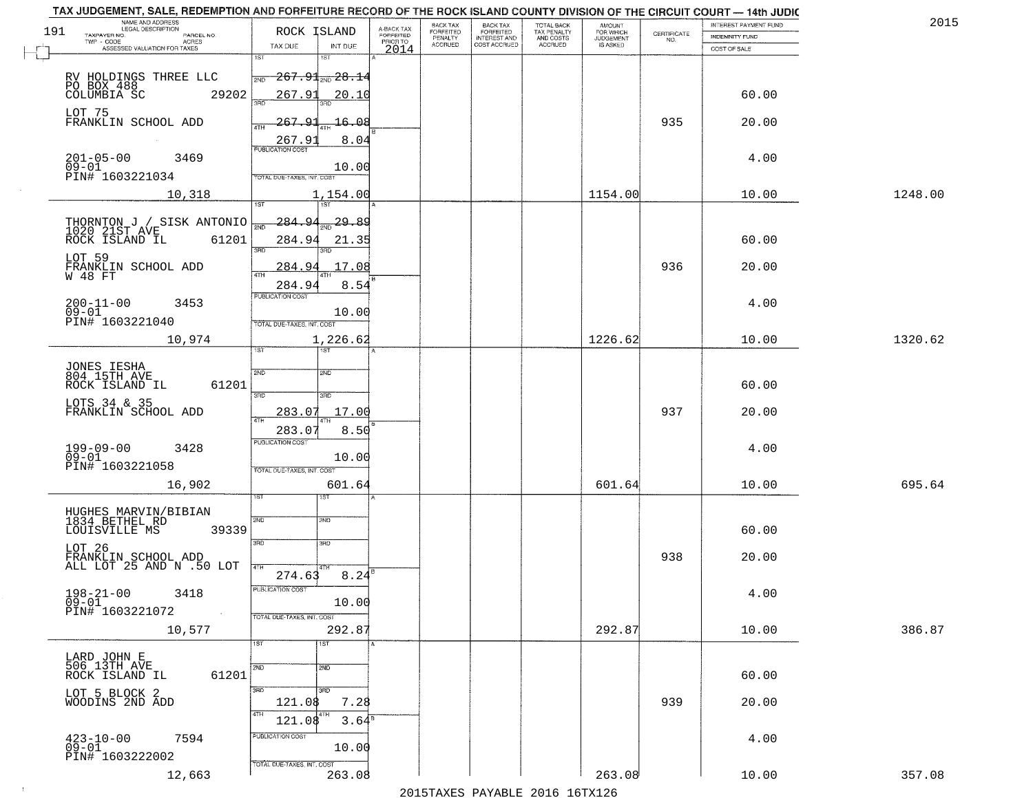# TAX JUDGEMENT, SALE, REDEMPTION AND FORFEITURE RECORD OF THE ROCK ISLAND COUNTY DIVISION OF THE CIRCUIT COURT — 14th JUDIC

2015

191

| NAME AND ADDRESS / LEGAL DESCRIPTION / TAXPAYER NO. / PARCEL NO. / TWP - CODE / ACRES / ASSESSED VALUATION FOR TAXES | ROCK ISLAND TAX DUE | INT DUE | A-BACK TAX FORFEITED PRIOR TO 2014 | BACK TAX FORFEITED PENALTY ACCRUED | BACK TAX FORFEITED INTEREST AND COST ACCRUED | TOTAL BACK TAX PENALTY AND COSTS ACCRUED | AMOUNT FOR WHICH JUDGEMENT IS ASKED | CERTIFICATE NO. | INTEREST PAYMENT FUND / INDEMNITY FUND / COST OF SALE | |
|---|---|---|---|---|---|---|---|---|---|---|
| RV HOLDINGS THREE LLC<br>PO BOX 488<br>COLUMBIA SC 29202<br>LOT 75<br>FRANKLIN SCHOOL ADD<br>201-05-00 3469<br>09-01<br>PIN# 1603221034<br>10,318 | 1ST 267.91<br>2ND 267.91<br>3RD 267.91<br>4TH 267.91<br>PUBLICATION COST<br>TOTAL DUE-TAXES, INT. COST | 28.14<br>20.10<br>16.08<br>8.04<br>10.00<br>1,154.00 | | | | | 1154.00 | 935 | 60.00<br>20.00<br>4.00<br>10.00 | 1248.00 |
| THORNTON J / SISK ANTONIO<br>1020 21ST AVE<br>ROCK ISLAND IL 61201<br>LOT 59<br>FRANKLIN SCHOOL ADD<br>W 48 FT<br>200-11-00 3453<br>09-01<br>PIN# 1603221040<br>10,974 | 1ST 284.94<br>2ND 284.94<br>3RD 284.94<br>4TH 284.94<br>PUBLICATION COST<br>TOTAL DUE-TAXES, INT. COST | 29.89<br>21.35<br>17.08<br>8.54<br>10.00<br>1,226.62 | | | | | 1226.62 | 936 | 60.00<br>20.00<br>4.00<br>10.00 | 1320.62 |
| JONES IESHA<br>804 15TH AVE<br>ROCK ISLAND IL 61201<br>LOTS 34 & 35<br>FRANKLIN SCHOOL ADD<br>199-09-00 3428<br>09-01<br>PIN# 1603221058<br>16,902 | 1ST<br>2ND<br>3RD 283.07<br>4TH 283.07<br>PUBLICATION COST<br>TOTAL DUE-TAXES, INT. COST | 17.00<br>8.50<br>10.00<br>601.64 | | | | | 601.64 | 937 | 60.00<br>20.00<br>4.00<br>10.00 | 695.64 |
| HUGHES MARVIN/BIBIAN<br>1834 BETHEL RD<br>LOUISVILLE MS 39339<br>LOT 26<br>FRANKLIN SCHOOL ADD<br>ALL LOT 25 AND N .50 LOT<br>198-21-00 3418<br>09-01<br>PIN# 1603221072<br>10,577 | 1ST<br>2ND<br>3RD<br>4TH 274.63<br>PUBLICATION COST<br>TOTAL DUE-TAXES, INT. COST | 8.24<br>10.00<br>292.87 | | | | | 292.87 | 938 | 60.00<br>20.00<br>4.00<br>10.00 | 386.87 |
| LARD JOHN E<br>506 13TH AVE<br>ROCK ISLAND IL 61201<br>LOT 5 BLOCK 2<br>WOODINS 2ND ADD<br>423-10-00 7594<br>09-01<br>PIN# 1603222002<br>12,663 | 1ST<br>2ND<br>3RD 121.08<br>4TH 121.08<br>PUBLICATION COST<br>TOTAL DUE-TAXES, INT. COST | 7.28<br>3.64<br>10.00<br>263.08 | | | | | 263.08 | 939 | 60.00<br>20.00<br>4.00<br>10.00 | 357.08 |

2015TAXES PAYABLE 2016 16TX126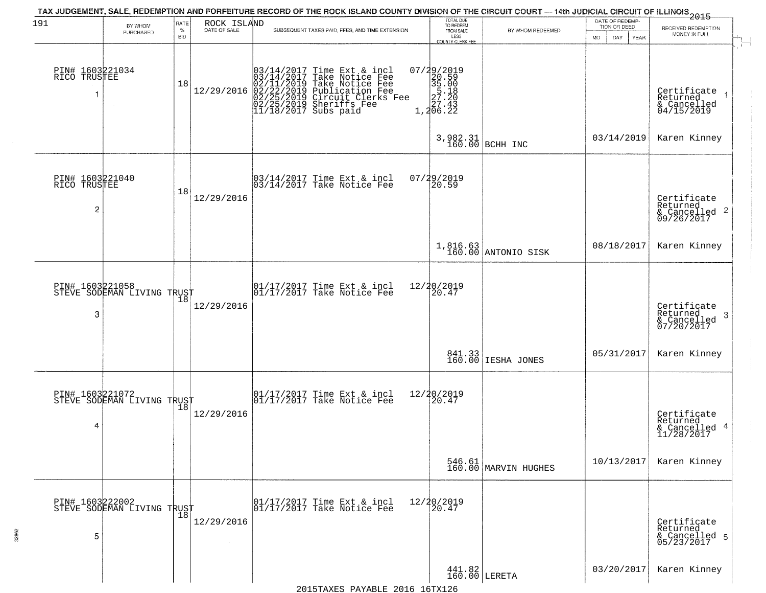TAX JUDGEMENT, SALE, REDEMPTION AND FORFEITURE RECORD OF THE ROCK ISLAND COUNTY DIVISION OF THE CIRCUIT COURT — 14th JUDICIAL CIRCUIT OF ILLINOIS 2015

191

| BY WHOM PURCHASED | RATE % BID | ROCK ISLAND DATE OF SALE | SUBSEQUENT TAXES PAID, FEES, AND TIME EXTENSION | TOTAL DUE TO REDEEM FROM SALE LESS COUNTY CLERK FEE | BY WHOM REDEEMED | DATE OF REDEMPTION OR DEED | RECEIVED REDEMPTION MONEY IN FULL |
|---|---|---|---|---|---|---|---|
| PIN# 1603221034 RICO TRUSTEE 1 | 18 | 12/29/2016 | 03/14/2017 Time Ext & incl 07/29/2019<br>03/14/2017 Take Notice Fee 20.59<br>02/11/2019 Take Notice Fee 35.00<br>02/22/2019 Publication Fee 5.18<br>02/25/2019 Circuit Clerks Fee 27.20<br>02/25/2019 Sheriffs Fee 27.43<br>11/18/2017 Subs paid 1,206.22 | 3,982.31<br>160.00 | BCHH INC | 03/14/2019 | Certificate Returned & Cancelled 04/15/2019 1<br>Karen Kinney |
| PIN# 1603221040 RICO TRUSTEE 2 | 18 | 12/29/2016 | 03/14/2017 Time Ext & incl 07/29/2019<br>03/14/2017 Take Notice Fee 20.59 | 1,816.63<br>160.00 | ANTONIO SISK | 08/18/2017 | Certificate Returned & Cancelled 09/26/2017 2<br>Karen Kinney |
| PIN# 1603221058 STEVE SODEMAN LIVING TRUST 3 | 18 | 12/29/2016 | 01/17/2017 Time Ext & incl 12/20/2019<br>01/17/2017 Take Notice Fee 20.47 | 841.33<br>160.00 | IESHA JONES | 05/31/2017 | Certificate Returned & Cancelled 07/20/2017 3<br>Karen Kinney |
| PIN# 1603221072 STEVE SODEMAN LIVING TRUST 4 | 18 | 12/29/2016 | 01/17/2017 Time Ext & incl 12/20/2019<br>01/17/2017 Take Notice Fee 20.47 | 546.61<br>160.00 | MARVIN HUGHES | 10/13/2017 | Certificate Returned & Cancelled 11/28/2017 4<br>Karen Kinney |
| PIN# 1603222002 STEVE SODEMAN LIVING TRUST 5 | 18 | 12/29/2016 | 01/17/2017 Time Ext & incl 12/20/2019<br>01/17/2017 Take Notice Fee 20.47 | 441.82<br>160.00 | LERETA | 03/20/2017 | Certificate Returned & Cancelled 05/23/2017 5<br>Karen Kinney |

2015TAXES PAYABLE 2016 16TX126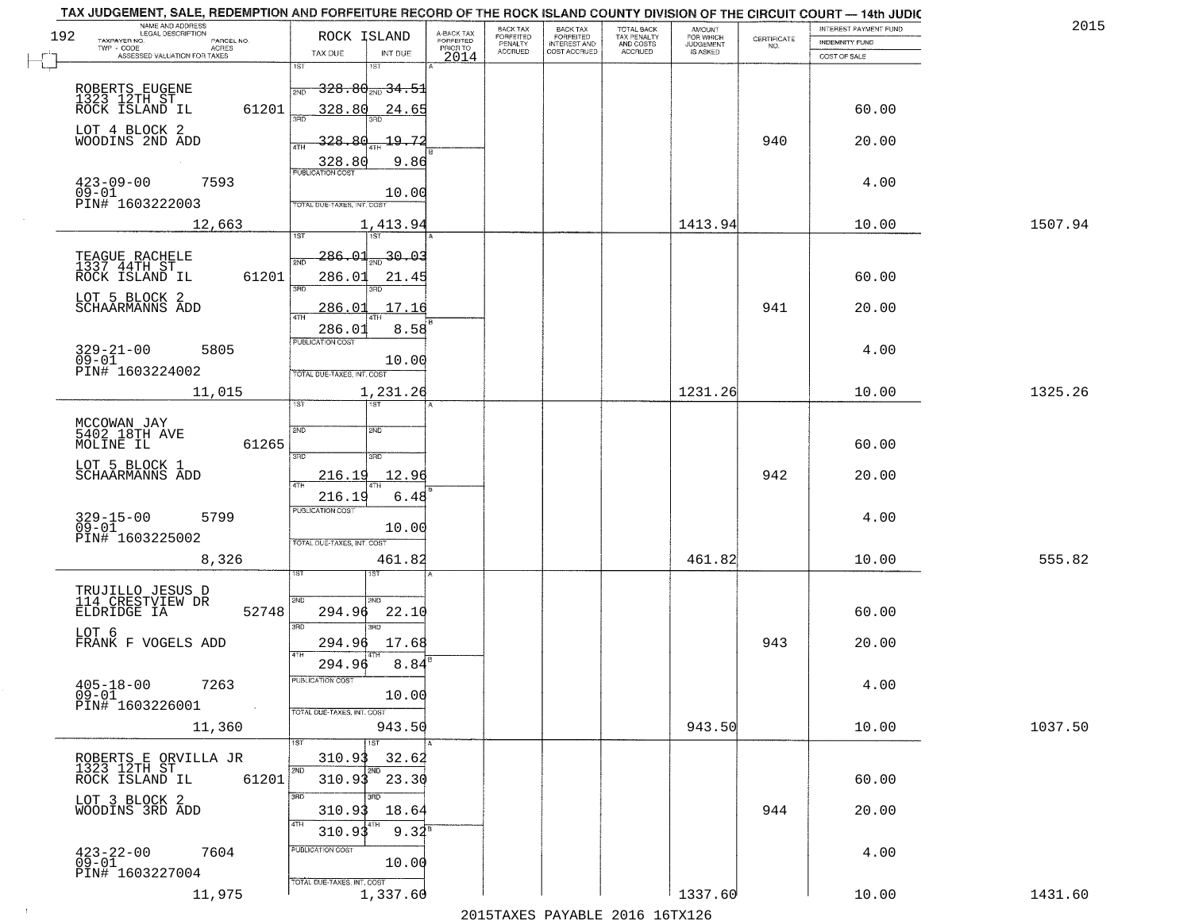TAX JUDGEMENT, SALE, REDEMPTION AND FORFEITURE RECORD OF THE ROCK ISLAND COUNTY DIVISION OF THE CIRCUIT COURT — 14th JUDIC

2015

| NAME AND ADDRESS / LEGAL DESCRIPTION / TAXPAYER NO. / PARCEL NO. / TWP - CODE / ACRES / ASSESSED VALUATION FOR TAXES | ROCK ISLAND TAX DUE | INT DUE | A-BACK TAX FORFEITED PRIOR TO 2014 | BACK TAX FORFEITED PENALTY ACCRUED | BACK TAX FORFEITED INTEREST AND COST ACCRUED | TOTAL BACK TAX PENALTY AND COSTS ACCRUED | AMOUNT FOR WHICH JUDGEMENT IS ASKED | CERTIFICATE NO. | INTEREST PAYMENT FUND / INDEMNITY FUND / COST OF SALE | |
|---|---|---|---|---|---|---|---|---|---|---|
| ROBERTS EUGENE 1323 12TH ST ROCK ISLAND IL 61201 LOT 4 BLOCK 2 WOODINS 2ND ADD 423-09-00 7593 09-01 PIN# 1603222003 12,663 | 1ST 328.80 2ND 328.80 3RD 328.80 4TH 328.80 PUBLICATION COST TOTAL DUE-TAXES, INT. COST 1,413.94 | 1ST 34.51 2ND 24.65 3RD 19.72 4TH 9.86 10.00 | | | | | 1413.94 | 940 | 60.00 20.00 4.00 10.00 | 1507.94 |
| TEAGUE RACHELE 1337 44TH ST ROCK ISLAND IL 61201 LOT 5 BLOCK 2 SCHAARMANNS ADD 329-21-00 5805 09-01 PIN# 1603224002 11,015 | 1ST 286.01 2ND 286.01 3RD 286.01 4TH 286.01 PUBLICATION COST TOTAL DUE-TAXES, INT. COST 1,231.26 | 1ST 30.03 2ND 21.45 3RD 17.16 4TH 8.58 10.00 | | | | | 1231.26 | 941 | 60.00 20.00 4.00 10.00 | 1325.26 |
| MCCOWAN JAY 5402 18TH AVE MOLINE IL 61265 LOT 5 BLOCK 1 SCHAARMANNS ADD 329-15-00 5799 09-01 PIN# 1603225002 8,326 | 1ST 2ND 3RD 216.19 4TH 216.19 PUBLICATION COST TOTAL DUE-TAXES, INT. COST 461.82 | 1ST 2ND 3RD 12.96 4TH 6.48 10.00 | | | | | 461.82 | 942 | 60.00 20.00 4.00 10.00 | 555.82 |
| TRUJILLO JESUS D 114 CRESTVIEW DR ELDRIDGE IA 52748 LOT 6 FRANK F VOGELS ADD 405-18-00 7263 09-01 PIN# 1603226001 11,360 | 1ST 2ND 294.96 3RD 294.96 4TH 294.96 PUBLICATION COST TOTAL DUE-TAXES, INT. COST 943.50 | 1ST 2ND 22.10 3RD 17.68 4TH 8.84 10.00 | | | | | 943.50 | 943 | 60.00 20.00 4.00 10.00 | 1037.50 |
| ROBERTS E ORVILLA JR 1323 12TH ST ROCK ISLAND IL 61201 LOT 3 BLOCK 2 WOODINS 3RD ADD 423-22-00 7604 09-01 PIN# 1603227004 11,975 | 1ST 310.93 2ND 310.93 3RD 310.93 4TH 310.93 PUBLICATION COST TOTAL DUE-TAXES, INT. COST 1,337.60 | 1ST 32.62 2ND 23.30 3RD 18.64 4TH 9.32 10.00 | | | | | 1337.60 | 944 | 60.00 20.00 4.00 10.00 | 1431.60 |

2015TAXES PAYABLE 2016 16TX126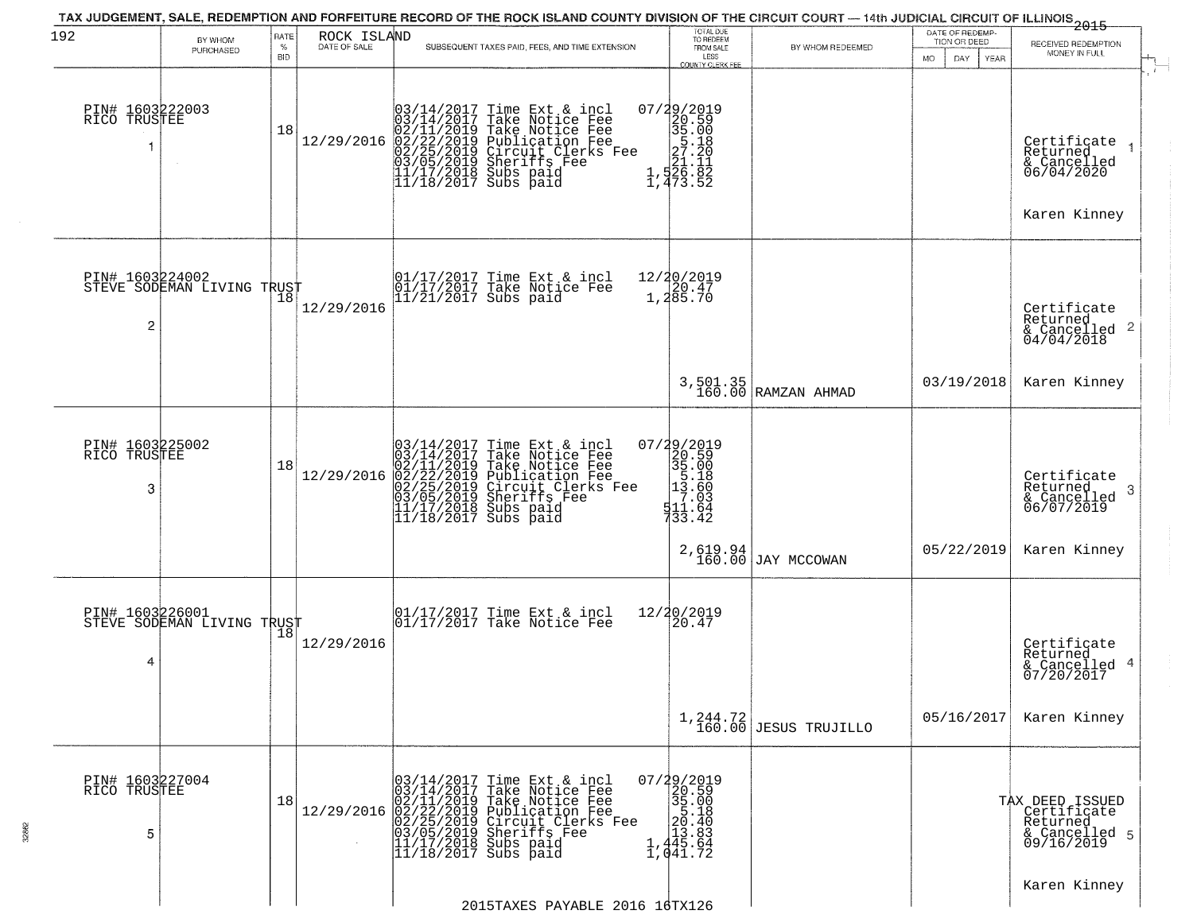# TAX JUDGEMENT, SALE, REDEMPTION AND FORFEITURE RECORD OF THE ROCK ISLAND COUNTY DIVISION OF THE CIRCUIT COURT — 14th JUDICIAL CIRCUIT OF ILLINOIS 2015

192

| | BY WHOM PURCHASED | RATE % BID | ROCK ISLAND DATE OF SALE | SUBSEQUENT TAXES PAID, FEES, AND TIME EXTENSION | TOTAL DUE TO REDEEM FROM SALE LESS COUNTY CLERK FEE | BY WHOM REDEEMED | DATE OF REDEMPTION OR DEED MO DAY YEAR | RECEIVED REDEMPTION MONEY IN FULL |
|---|---|---|---|---|---|---|---|---|
| 1 | PIN# 1603222003 RICO TRUSTEE | 18 | 12/29/2016 | 03/14/2017 Time Ext & incl 07/29/2019<br>03/14/2017 Take Notice Fee 20.59<br>02/11/2019 Take Notice Fee 35.00<br>02/22/2019 Publication Fee 5.18<br>02/25/2019 Circuit Clerks Fee 27.20<br>03/05/2019 Sheriffs Fee 21.11<br>11/17/2018 Subs paid 1,526.82<br>11/18/2017 Subs paid 1,473.52 | | | | Certificate Returned & Cancelled 06/04/2020<br>Karen Kinney |
| 2 | PIN# 1603224002 STEVE SODEMAN LIVING TRUST | 18 | 12/29/2016 | 01/17/2017 Time Ext & incl 12/20/2019<br>01/17/2017 Take Notice Fee 20.47<br>11/21/2017 Subs paid 1,285.70 | 3,501.35<br>160.00 | RAMZAN AHMAD | 03/19/2018 | Certificate Returned & Cancelled 04/04/2018<br>Karen Kinney |
| 3 | PIN# 1603225002 RICO TRUSTEE | 18 | 12/29/2016 | 03/14/2017 Time Ext & incl 07/29/2019<br>03/14/2017 Take Notice Fee 20.59<br>02/11/2019 Take Notice Fee 35.00<br>02/22/2019 Publication Fee 5.18<br>02/25/2019 Circuit Clerks Fee 13.60<br>03/05/2019 Sheriffs Fee 7.03<br>11/17/2018 Subs paid 511.64<br>11/18/2017 Subs paid 733.42 | 2,619.94<br>160.00 | JAY MCCOWAN | 05/22/2019 | Certificate Returned & Cancelled 06/07/2019<br>Karen Kinney |
| 4 | PIN# 1603226001 STEVE SODEMAN LIVING TRUST | 18 | 12/29/2016 | 01/17/2017 Time Ext & incl 12/20/2019<br>01/17/2017 Take Notice Fee 20.47 | 1,244.72<br>160.00 | JESUS TRUJILLO | 05/16/2017 | Certificate Returned & Cancelled 07/20/2017<br>Karen Kinney |
| 5 | PIN# 1603227004 RICO TRUSTEE | 18 | 12/29/2016 | 03/14/2017 Time Ext & incl 07/29/2019<br>03/14/2017 Take Notice Fee 20.59<br>02/11/2019 Take Notice Fee 35.00<br>02/22/2019 Publication Fee 5.18<br>02/25/2019 Circuit Clerks Fee 20.40<br>03/05/2019 Sheriffs Fee 13.83<br>11/17/2018 Subs paid 1,445.64<br>11/18/2017 Subs paid 1,041.72 | | | | TAX DEED ISSUED Certificate Returned & Cancelled 09/16/2019<br>Karen Kinney |

2015TAXES PAYABLE 2016 16TX126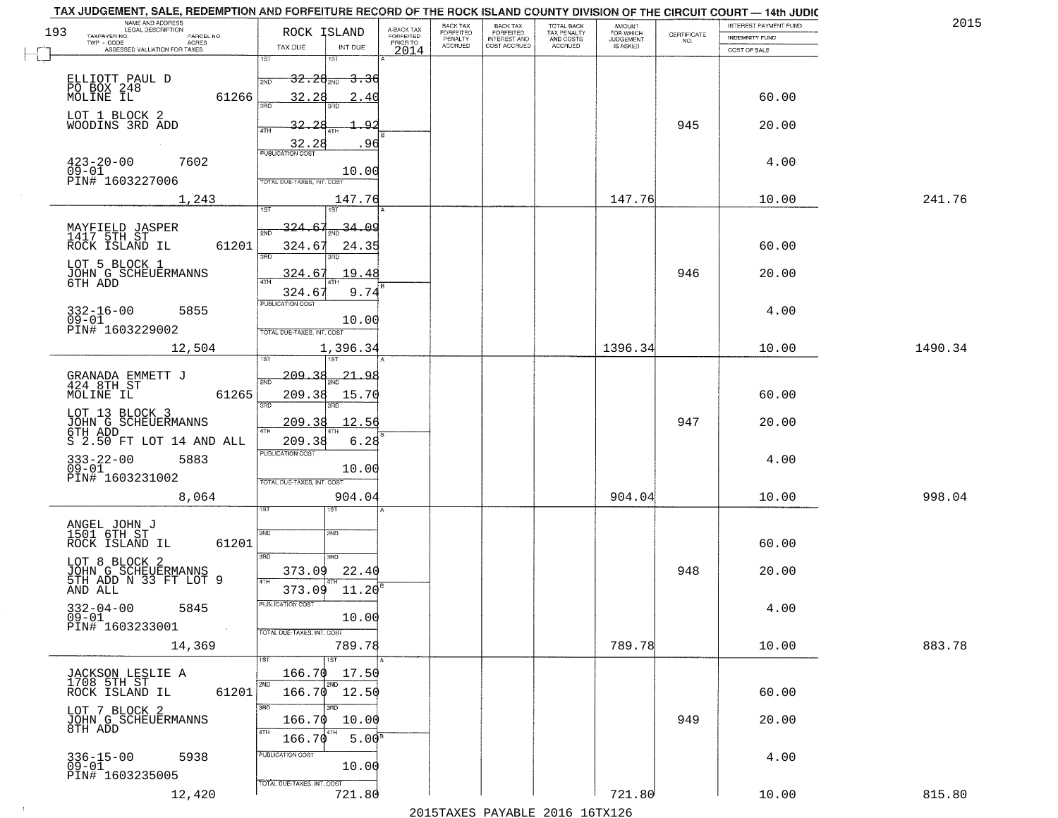TAX JUDGEMENT, SALE, REDEMPTION AND FORFEITURE RECORD OF THE ROCK ISLAND COUNTY DIVISION OF THE CIRCUIT COURT — 14th JUDIC

193 — 2015

| NAME AND ADDRESS / LEGAL DESCRIPTION / TAXPAYER NO. / PARCEL NO. / TWP - CODE / ACRES / ASSESSED VALUATION FOR TAXES | ROCK ISLAND TAX DUE | INT DUE | A-BACK TAX FORFEITED PRIOR TO 2014 | BACK TAX FORFEITED PENALTY ACCRUED | BACK TAX FORFEITED INTEREST AND COST ACCRUED | TOTAL BACK TAX PENALTY AND COSTS ACCRUED | AMOUNT FOR WHICH JUDGEMENT IS ASKED | CERTIFICATE NO. | INTEREST PAYMENT FUND / INDEMNITY FUND / COST OF SALE | |
|---|---|---|---|---|---|---|---|---|---|---|
| ELLIOTT PAUL D<br>PO BOX 248<br>MOLINE IL 61266<br>LOT 1 BLOCK 2<br>WOODINS 3RD ADD<br>423-20-00 7602<br>09-01<br>PIN# 1603227006 | 1ST 32.28<br>2ND 32.28<br>3RD 32.28<br>4TH 32.28<br>PUBLICATION COST | 1ST 3.36<br>2ND 2.40<br>3RD 1.92<br>4TH .96<br>10.00 | | | | | | 945 | 60.00<br>20.00<br>4.00 | |
| 1,243 | TOTAL DUE-TAXES, INT. COST | 147.76 | | | | | 147.76 | | 10.00 | 241.76 |
| MAYFIELD JASPER<br>1417 5TH ST<br>ROCK ISLAND IL 61201<br>LOT 5 BLOCK 1<br>JOHN G SCHEUERMANNS<br>6TH ADD<br>332-16-00 5855<br>09-01<br>PIN# 1603229002 | 1ST 324.67<br>2ND 324.67<br>3RD 324.67<br>4TH 324.67<br>PUBLICATION COST | 1ST 34.09<br>2ND 24.35<br>3RD 19.48<br>4TH 9.74<br>10.00 | | | | | | 946 | 60.00<br>20.00<br>4.00 | |
| 12,504 | TOTAL DUE-TAXES, INT. COST | 1,396.34 | | | | | 1396.34 | | 10.00 | 1490.34 |
| GRANADA EMMETT J<br>424 8TH ST<br>MOLINE IL 61265<br>LOT 13 BLOCK 3<br>JOHN G SCHEUERMANNS<br>6TH ADD<br>S 2.50 FT LOT 14 AND ALL<br>333-22-00 5883<br>09-01<br>PIN# 1603231002 | 1ST 209.38<br>2ND 209.38<br>3RD 209.38<br>4TH 209.38<br>PUBLICATION COST | 1ST 21.98<br>2ND 15.70<br>3RD 12.56<br>4TH 6.28<br>10.00 | | | | | | 947 | 60.00<br>20.00<br>4.00 | |
| 8,064 | TOTAL DUE-TAXES, INT. COST | 904.04 | | | | | 904.04 | | 10.00 | 998.04 |
| ANGEL JOHN J<br>1501 6TH ST<br>ROCK ISLAND IL 61201<br>LOT 8 BLOCK 2<br>JOHN G SCHEUERMANNS<br>5TH ADD N 33 FT LOT 9<br>AND ALL<br>332-04-00 5845<br>09-01<br>PIN# 1603233001 | 1ST<br>2ND<br>3RD 373.09<br>4TH 373.09<br>PUBLICATION COST | 1ST<br>2ND<br>3RD 22.40<br>4TH 11.20<br>10.00 | | | | | | 948 | 60.00<br>20.00<br>4.00 | |
| 14,369 | TOTAL DUE-TAXES, INT. COST | 789.78 | | | | | 789.78 | | 10.00 | 883.78 |
| JACKSON LESLIE A<br>1708 5TH ST<br>ROCK ISLAND IL 61201<br>LOT 7 BLOCK 2<br>JOHN G SCHEUERMANNS<br>8TH ADD<br>336-15-00 5938<br>09-01<br>PIN# 1603235005 | 1ST 166.70<br>2ND 166.70<br>3RD 166.70<br>4TH 166.70<br>PUBLICATION COST | 1ST 17.50<br>2ND 12.50<br>3RD 10.00<br>4TH 5.00<br>10.00 | | | | | | 949 | 60.00<br>20.00<br>4.00 | |
| 12,420 | TOTAL DUE-TAXES, INT. COST | 721.80 | | | | | 721.80 | | 10.00 | 815.80 |

2015TAXES PAYABLE 2016 16TX126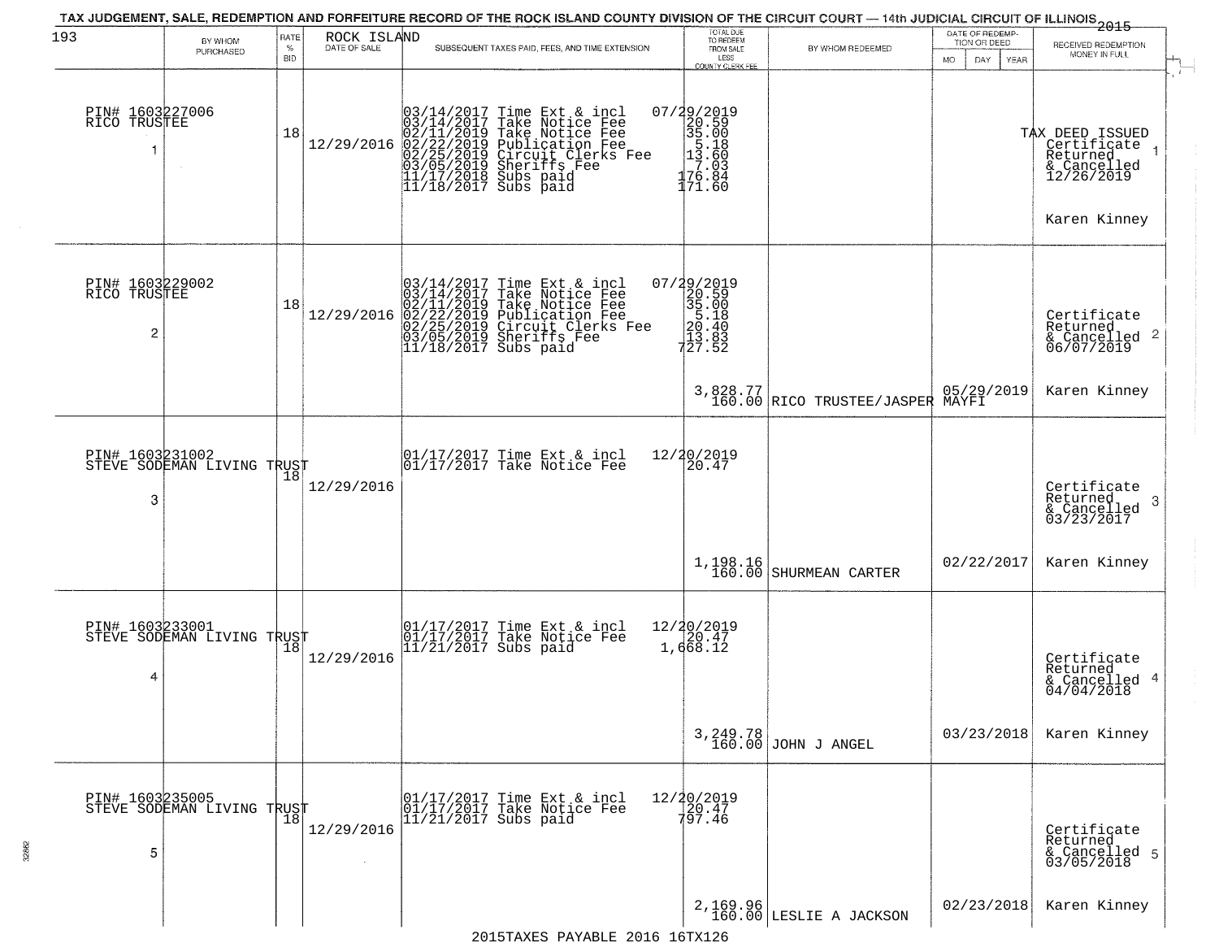TAX JUDGEMENT, SALE, REDEMPTION AND FORFEITURE RECORD OF THE ROCK ISLAND COUNTY DIVISION OF THE CIRCUIT COURT — 14th JUDICIAL CIRCUIT OF ILLINOIS 2015

| 193 BY WHOM PURCHASED | RATE % BID | ROCK ISLAND DATE OF SALE | SUBSEQUENT TAXES PAID, FEES, AND TIME EXTENSION | TOTAL DUE TO REDEEM FROM SALE LESS COUNTY CLERK FEE | BY WHOM REDEEMED | DATE OF REDEMPTION OR DEED MO DAY YEAR | RECEIVED REDEMPTION MONEY IN FULL |
|---|---|---|---|---|---|---|---|
| PIN# 1603227006 RICO TRUSTEE 1 | 18 | 12/29/2016 | 03/14/2017 Time Ext & incl 07/29/2019<br>03/14/2017 Take Notice Fee 20.59<br>02/11/2019 Take Notice Fee 35.00<br>02/22/2019 Publication Fee 5.18<br>02/25/2019 Circuit Clerks Fee 13.60<br>03/05/2019 Sheriffs Fee 7.03<br>11/17/2018 Subs paid 176.84<br>11/18/2017 Subs paid 171.60 | | | | TAX DEED ISSUED Certificate Returned & Cancelled 12/26/2019 1<br>Karen Kinney |
| PIN# 1603229002 RICO TRUSTEE 2 | 18 | 12/29/2016 | 03/14/2017 Time Ext & incl 07/29/2019<br>03/14/2017 Take Notice Fee 20.59<br>02/11/2019 Take Notice Fee 35.00<br>02/22/2019 Publication Fee 5.18<br>02/25/2019 Circuit Clerks Fee 20.40<br>03/05/2019 Sheriffs Fee 13.83<br>11/18/2017 Subs paid 727.52 | 3,828.77<br>160.00 | RICO TRUSTEE/JASPER MAYFI | 05/29/2019 | Certificate Returned & Cancelled 06/07/2019 2<br>Karen Kinney |
| PIN# 1603231002 STEVE SODEMAN LIVING TRUST 3 | 18 | 12/29/2016 | 01/17/2017 Time Ext & incl 12/20/2019<br>01/17/2017 Take Notice Fee 20.47 | 1,198.16<br>160.00 | SHURMEAN CARTER | 02/22/2017 | Certificate Returned & Cancelled 03/23/2017 3<br>Karen Kinney |
| PIN# 1603233001 STEVE SODEMAN LIVING TRUST 4 | 18 | 12/29/2016 | 01/17/2017 Time Ext & incl 12/20/2019<br>01/17/2017 Take Notice Fee 20.47<br>11/21/2017 Subs paid 1,668.12 | 3,249.78<br>160.00 | JOHN J ANGEL | 03/23/2018 | Certificate Returned & Cancelled 04/04/2018 4<br>Karen Kinney |
| PIN# 1603235005 STEVE SODEMAN LIVING TRUST 5 | 18 | 12/29/2016 | 01/17/2017 Time Ext & incl 12/20/2019<br>01/17/2017 Take Notice Fee 20.47<br>11/21/2017 Subs paid 797.46 | 2,169.96<br>160.00 | LESLIE A JACKSON | 02/23/2018 | Certificate Returned & Cancelled 03/05/2018 5<br>Karen Kinney |

2015TAXES PAYABLE 2016 16TX126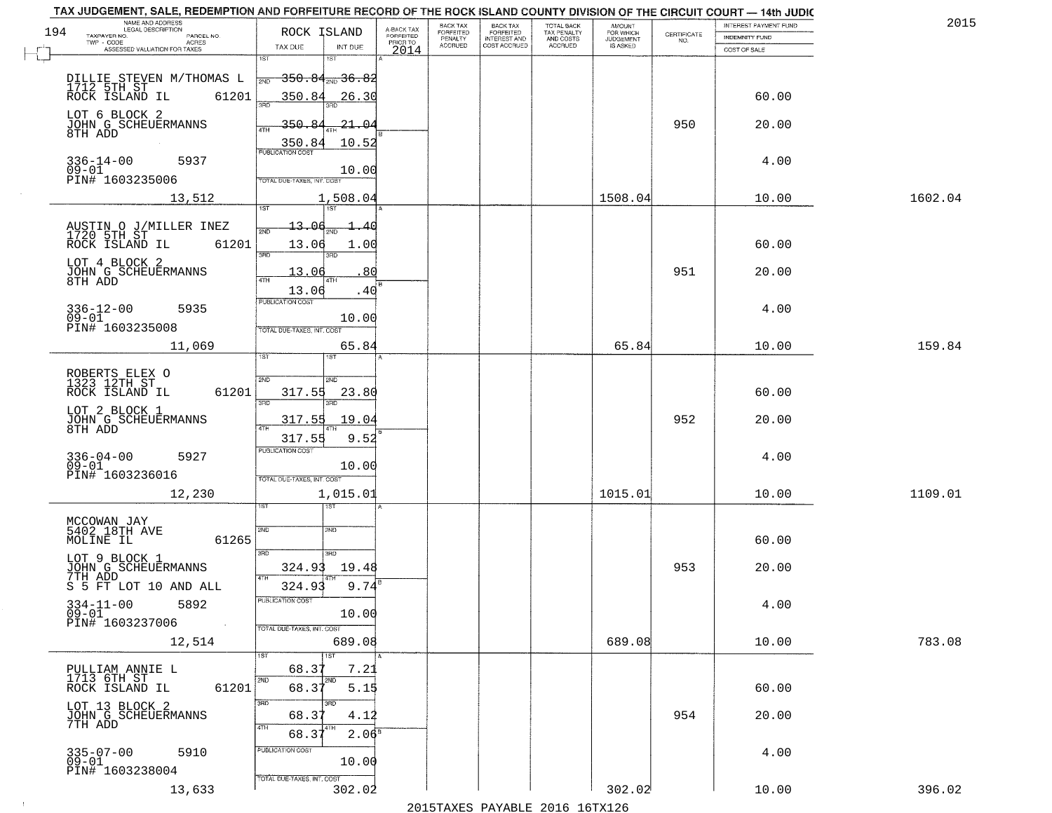# TAX JUDGEMENT, SALE, REDEMPTION AND FORFEITURE RECORD OF THE ROCK ISLAND COUNTY DIVISION OF THE CIRCUIT COURT — 14th JUDIC

2015

| NAME AND ADDRESS / LEGAL DESCRIPTION / TAXPAYER NO. / PARCEL NO. / TWP - CODE / ACRES / ASSESSED VALUATION FOR TAXES | ROCK ISLAND TAX DUE | INT DUE | A-BACK TAX FORFEITED PRIOR TO 2014 | BACK TAX FORFEITED PENALTY ACCRUED | BACK TAX FORFEITED INTEREST AND COST ACCRUED | TOTAL BACK TAX PENALTY AND COSTS ACCRUED | AMOUNT FOR WHICH JUDGEMENT IS ASKED | CERTIFICATE NO. | INTEREST PAYMENT FUND / INDEMNITY FUND / COST OF SALE | |
|---|---|---|---|---|---|---|---|---|---|---|
| DILLIE STEVEN M/THOMAS L<br>1712 5TH ST<br>ROCK ISLAND IL 61201<br>LOT 6 BLOCK 2<br>JOHN G SCHEUERMANNS<br>8TH ADD<br>336-14-00 5937<br>09-01<br>PIN# 1603235006 | 1ST<br>2ND 350.84<br>3RD 350.84<br>4TH 350.84<br>350.84<br>PUBLICATION COST | 1ST<br>2ND 36.82<br>3RD 26.30<br>4TH 21.04<br>10.52<br>10.00 | | | | | | 950 | 60.00<br>20.00<br>4.00 | |
| 13,512 | TOTAL DUE-TAXES, INT. COST | 1,508.04 | | | | | 1508.04 | | 10.00 | 1602.04 |
| AUSTIN O J/MILLER INEZ<br>1720 5TH ST<br>ROCK ISLAND IL 61201<br>LOT 4 BLOCK 2<br>JOHN G SCHEUERMANNS<br>8TH ADD<br>336-12-00 5935<br>09-01<br>PIN# 1603235008 | 1ST<br>2ND 13.06<br>3RD 13.06<br>4TH 13.06<br>13.06<br>PUBLICATION COST | 1ST<br>2ND 1.40<br>3RD 1.00<br>4TH .80<br>.40<br>10.00 | | | | | | 951 | 60.00<br>20.00<br>4.00 | |
| 11,069 | TOTAL DUE-TAXES, INT. COST | 65.84 | | | | | 65.84 | | 10.00 | 159.84 |
| ROBERTS ELEX O<br>1323 12TH ST<br>ROCK ISLAND IL 61201<br>LOT 2 BLOCK 1<br>JOHN G SCHEUERMANNS<br>8TH ADD<br>336-04-00 5927<br>09-01<br>PIN# 1603236016 | 1ST<br>2ND 317.55<br>3RD 317.55<br>4TH 317.55<br>PUBLICATION COST | 1ST<br>2ND 23.80<br>3RD 19.04<br>4TH 9.52<br>10.00 | | | | | | 952 | 60.00<br>20.00<br>4.00 | |
| 12,230 | TOTAL DUE-TAXES, INT. COST | 1,015.01 | | | | | 1015.01 | | 10.00 | 1109.01 |
| MCCOWAN JAY<br>5402 18TH AVE<br>MOLINE IL 61265<br>LOT 9 BLOCK 1<br>JOHN G SCHEUERMANNS<br>7TH ADD<br>S 5 FT LOT 10 AND ALL<br>334-11-00 5892<br>09-01<br>PIN# 1603237006 | 1ST<br>2ND<br>3RD 324.93<br>4TH 324.93<br>PUBLICATION COST | 1ST<br>2ND<br>3RD 19.48<br>4TH 9.74<br>10.00 | | | | | | 953 | 60.00<br>20.00<br>4.00 | |
| 12,514 | TOTAL DUE-TAXES, INT. COST | 689.08 | | | | | 689.08 | | 10.00 | 783.08 |
| PULLIAM ANNIE L<br>1713 6TH ST<br>ROCK ISLAND IL 61201<br>LOT 13 BLOCK 2<br>JOHN G SCHEUERMANNS<br>7TH ADD<br>335-07-00 5910<br>09-01<br>PIN# 1603238004 | 1ST 68.37<br>2ND 68.37<br>3RD 68.37<br>4TH 68.37<br>PUBLICATION COST | 1ST 7.21<br>2ND 5.15<br>3RD 4.12<br>4TH 2.06<br>10.00 | | | | | | 954 | 60.00<br>20.00<br>4.00 | |
| 13,633 | TOTAL DUE-TAXES, INT. COST | 302.02 | | | | | 302.02 | | 10.00 | 396.02 |

2015TAXES PAYABLE 2016 16TX126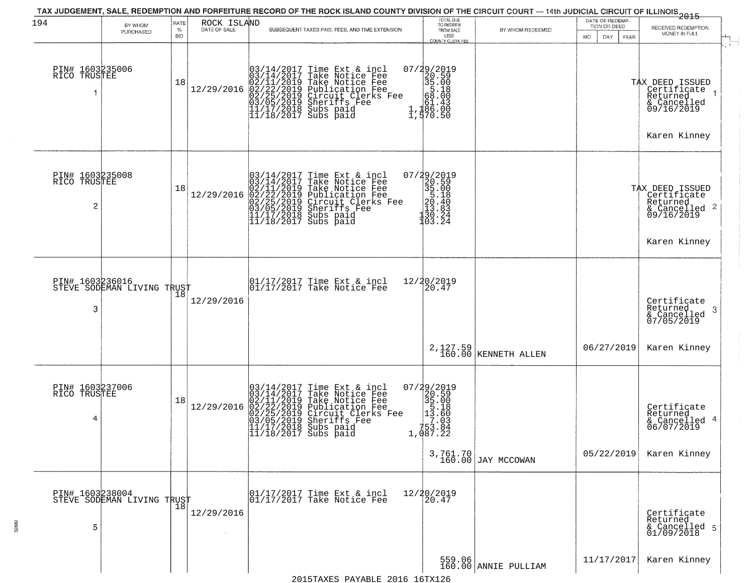TAX JUDGEMENT, SALE, REDEMPTION AND FORFEITURE RECORD OF THE ROCK ISLAND COUNTY DIVISION OF THE CIRCUIT COURT — 14th JUDICIAL CIRCUIT OF ILLINOIS 2015

| 194 | BY WHOM PURCHASED | RATE % BID | ROCK ISLAND DATE OF SALE | SUBSEQUENT TAXES PAID, FEES, AND TIME EXTENSION | TOTAL DUE TO REDEEM FROM SALE LESS COUNTY CLERK FEE | BY WHOM REDEEMED | DATE OF REDEMPTION OR DEED (MO DAY YEAR) | RECEIVED REDEMPTION MONEY IN FULL |
|---|---|---|---|---|---|---|---|---|
| 1 | PIN# 1603235006 RICO TRUSTEE | 18 | 12/29/2016 | 03/14/2017 Time Ext & incl<br>03/14/2017 Take Notice Fee<br>02/11/2019 Take Notice Fee<br>02/22/2019 Publication Fee<br>02/25/2019 Circuit Clerks Fee<br>03/05/2019 Sheriffs Fee<br>11/17/2018 Subs paid<br>11/18/2017 Subs paid | 07/29/2019<br>20.59<br>35.00<br>5.18<br>68.00<br>61.43<br>1,186.00<br>1,570.50 | | | TAX DEED ISSUED Certificate Returned & Cancelled 09/16/2019<br>Karen Kinney |
| 2 | PIN# 1603235008 RICO TRUSTEE | 18 | 12/29/2016 | 03/14/2017 Time Ext & incl<br>03/14/2017 Take Notice Fee<br>02/11/2019 Take Notice Fee<br>02/22/2019 Publication Fee<br>02/25/2019 Circuit Clerks Fee<br>03/05/2019 Sheriffs Fee<br>11/17/2018 Subs paid<br>11/18/2017 Subs paid | 07/29/2019<br>20.59<br>35.00<br>5.18<br>20.40<br>13.83<br>130.24<br>103.24 | | | TAX DEED ISSUED Certificate Returned & Cancelled 09/16/2019<br>Karen Kinney |
| 3 | PIN# 1603236016 STEVE SODEMAN LIVING TRUST | 18 | 12/29/2016 | 01/17/2017 Time Ext & incl<br>01/17/2017 Take Notice Fee | 12/20/2019<br>20.47<br>2,127.59<br>160.00 | KENNETH ALLEN | 06/27/2019 | Certificate Returned & Cancelled 07/05/2019<br>Karen Kinney |
| 4 | PIN# 1603237006 RICO TRUSTEE | 18 | 12/29/2016 | 03/14/2017 Time Ext & incl<br>03/14/2017 Take Notice Fee<br>02/11/2019 Take Notice Fee<br>02/22/2019 Publication Fee<br>02/25/2019 Circuit Clerks Fee<br>03/05/2019 Sheriffs Fee<br>11/17/2018 Subs paid<br>11/18/2017 Subs paid | 07/29/2019<br>20.59<br>35.00<br>5.18<br>13.60<br>7.03<br>753.84<br>1,087.22<br>3,761.70<br>160.00 | JAY MCCOWAN | 05/22/2019 | Certificate Returned & Cancelled 06/07/2019<br>Karen Kinney |
| 5 | PIN# 1603238004 STEVE SODEMAN LIVING TRUST | 18 | 12/29/2016 | 01/17/2017 Time Ext & incl<br>01/17/2017 Take Notice Fee | 12/20/2019<br>20.47<br>559.06<br>160.00 | ANNIE PULLIAM | 11/17/2017 | Certificate Returned & Cancelled 01/09/2018<br>Karen Kinney |

2015TAXES PAYABLE 2016 16TX126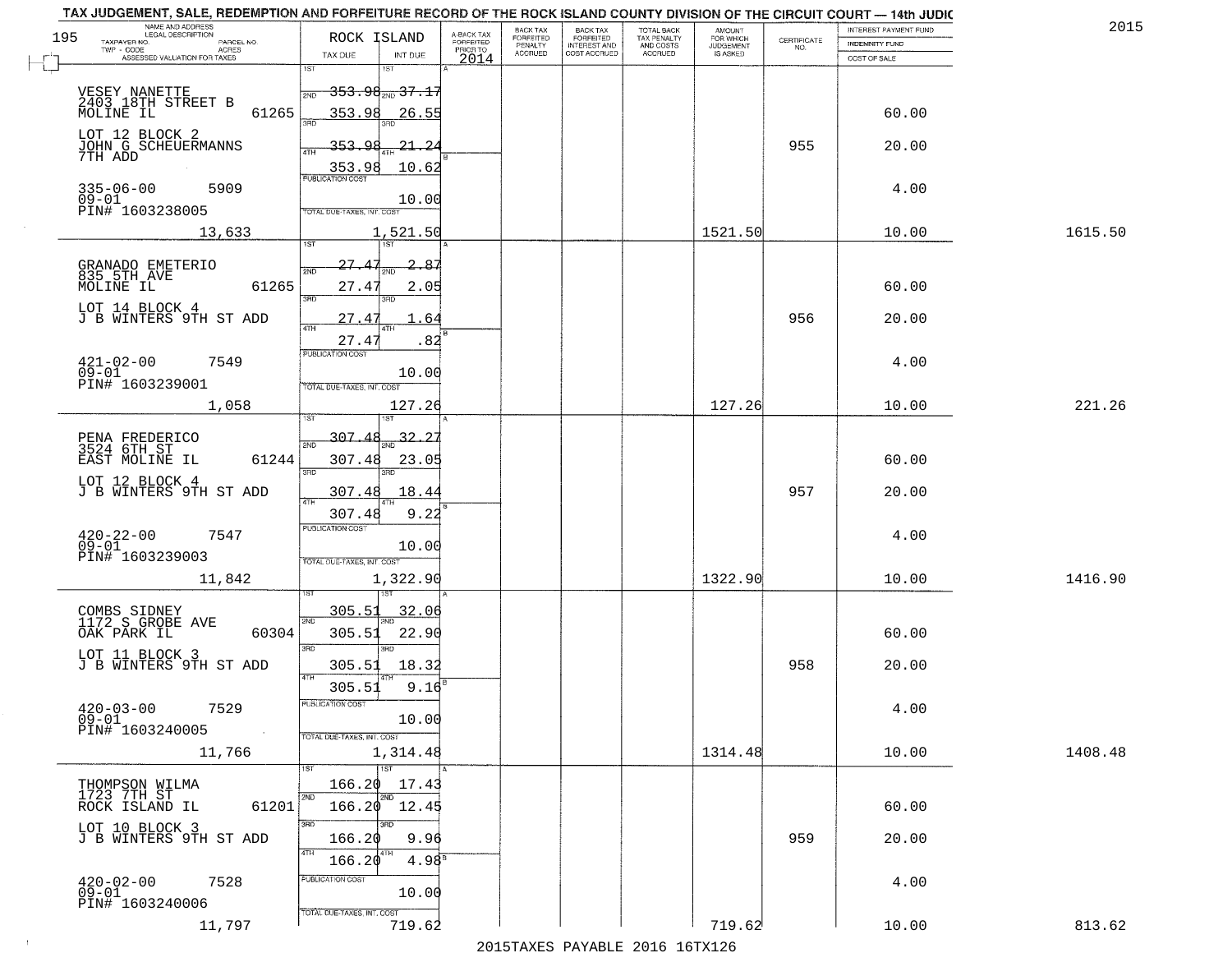TAX JUDGEMENT, SALE, REDEMPTION AND FORFEITURE RECORD OF THE ROCK ISLAND COUNTY DIVISION OF THE CIRCUIT COURT — 14th JUDIC

2015

| NAME AND ADDRESS / LEGAL DESCRIPTION / TAXPAYER NO. / PARCEL NO. / TWP - CODE / ACRES / ASSESSED VALUATION FOR TAXES | ROCK ISLAND TAX DUE | INT DUE | A-BACK TAX FORFEITED PRIOR TO 2014 | BACK TAX FORFEITED PENALTY ACCRUED | BACK TAX FORFEITED INTEREST AND COST ACCRUED | TOTAL BACK TAX PENALTY AND COSTS ACCRUED | AMOUNT FOR WHICH JUDGEMENT IS ASKED | CERTIFICATE NO. | INTEREST PAYMENT FUND / INDEMNITY FUND / COST OF SALE | |
|---|---|---|---|---|---|---|---|---|---|---|
| VESEY NANETTE<br>2403 18TH STREET B<br>MOLINE IL 61265<br>LOT 12 BLOCK 2<br>JOHN G SCHEUERMANNS<br>7TH ADD<br>335-06-00 5909<br>09-01<br>PIN# 1603238005<br>13,633 | 1ST 353.98<br>2ND 353.98<br>3RD 353.98<br>4TH 353.98<br>PUBLICATION COST<br>TOTAL DUE-TAXES, INT. COST | 37.17<br>26.55<br>21.24<br>10.62<br>10.00<br>1,521.50 | | | | | 1521.50 | 955 | 60.00<br>20.00<br>4.00<br>10.00 | 1615.50 |
| GRANADO EMETERIO<br>835 5TH AVE<br>MOLINE IL 61265<br>LOT 14 BLOCK 4<br>J B WINTERS 9TH ST ADD<br>421-02-00 7549<br>09-01<br>PIN# 1603239001<br>1,058 | 1ST 27.47<br>2ND 27.47<br>3RD 27.47<br>4TH 27.47<br>PUBLICATION COST<br>TOTAL DUE-TAXES, INT. COST | 2.87<br>2.05<br>1.64<br>.82<br>10.00<br>127.26 | | | | | 127.26 | 956 | 60.00<br>20.00<br>4.00<br>10.00 | 221.26 |
| PENA FREDERICO<br>3524 6TH ST<br>EAST MOLINE IL 61244<br>LOT 12 BLOCK 4<br>J B WINTERS 9TH ST ADD<br>420-22-00 7547<br>09-01<br>PIN# 1603239003<br>11,842 | 1ST 307.48<br>2ND 307.48<br>3RD 307.48<br>4TH 307.48<br>PUBLICATION COST<br>TOTAL DUE-TAXES, INT. COST | 32.27<br>23.05<br>18.44<br>9.22<br>10.00<br>1,322.90 | | | | | 1322.90 | 957 | 60.00<br>20.00<br>4.00<br>10.00 | 1416.90 |
| COMBS SIDNEY<br>1172 S GROBE AVE<br>OAK PARK IL 60304<br>LOT 11 BLOCK 3<br>J B WINTERS 9TH ST ADD<br>420-03-00 7529<br>09-01<br>PIN# 1603240005<br>11,766 | 1ST 305.51<br>2ND 305.51<br>3RD 305.51<br>4TH 305.51<br>PUBLICATION COST<br>TOTAL DUE-TAXES, INT. COST | 32.06<br>22.90<br>18.32<br>9.16<br>10.00<br>1,314.48 | | | | | 1314.48 | 958 | 60.00<br>20.00<br>4.00<br>10.00 | 1408.48 |
| THOMPSON WILMA<br>1723 7TH ST<br>ROCK ISLAND IL 61201<br>LOT 10 BLOCK 3<br>J B WINTERS 9TH ST ADD<br>420-02-00 7528<br>09-01<br>PIN# 1603240006<br>11,797 | 1ST 166.20<br>2ND 166.20<br>3RD 166.20<br>4TH 166.20<br>PUBLICATION COST<br>TOTAL DUE-TAXES, INT. COST | 17.43<br>12.45<br>9.96<br>4.98<br>10.00<br>719.62 | | | | | 719.62 | 959 | 60.00<br>20.00<br>4.00<br>10.00 | 813.62 |

2015TAXES PAYABLE 2016 16TX126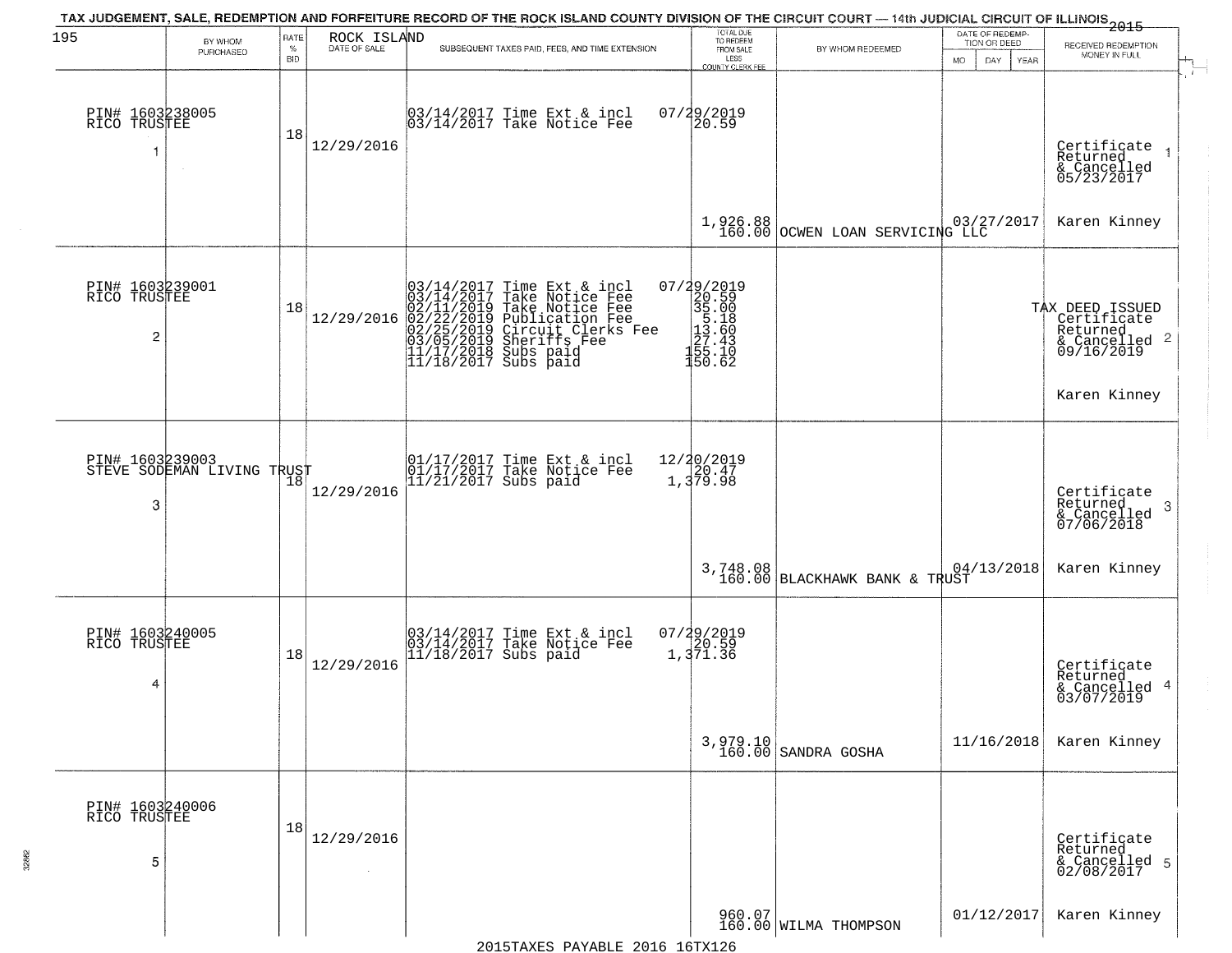# TAX JUDGEMENT, SALE, REDEMPTION AND FORFEITURE RECORD OF THE ROCK ISLAND COUNTY DIVISION OF THE CIRCUIT COURT — 14th JUDICIAL CIRCUIT OF ILLINOIS 2015

| 195 | BY WHOM PURCHASED | RATE % BID | ROCK ISLAND DATE OF SALE | SUBSEQUENT TAXES PAID, FEES, AND TIME EXTENSION | TOTAL DUE TO REDEEM FROM SALE LESS COUNTY CLERK FEE | BY WHOM REDEEMED | DATE OF REDEMPTION OR DEED MO DAY YEAR | RECEIVED REDEMPTION MONEY IN FULL |
|---|---|---|---|---|---|---|---|---|
| 1 | PIN# 1603238005 RICO TRUSTEE | 18 | 12/29/2016 | 03/14/2017 Time Ext & incl<br>03/14/2017 Take Notice Fee | 07/29/2019<br>20.59<br>1,926.88<br>160.00 | OCWEN LOAN SERVICING LLC | 03/27/2017 | Certificate Returned & Cancelled 05/23/2017<br>Karen Kinney |
| 2 | PIN# 1603239001 RICO TRUSTEE | 18 | 12/29/2016 | 03/14/2017 Time Ext & incl<br>03/14/2017 Take Notice Fee<br>02/11/2019 Take Notice Fee<br>02/22/2019 Publication Fee<br>02/25/2019 Circuit Clerks Fee<br>03/05/2019 Sheriffs Fee<br>11/17/2018 Subs paid<br>11/18/2017 Subs paid | 07/29/2019<br>20.59<br>35.00<br>5.18<br>13.60<br>27.43<br>155.10<br>150.62 | | | TAX DEED ISSUED Certificate Returned & Cancelled 09/16/2019<br>Karen Kinney |
| 3 | PIN# 1603239003 STEVE SODEMAN LIVING TRUST | 18 | 12/29/2016 | 01/17/2017 Time Ext & incl<br>01/17/2017 Take Notice Fee<br>11/21/2017 Subs paid | 12/20/2019<br>20.47<br>1,379.98<br>3,748.08<br>160.00 | BLACKHAWK BANK & TRUST | 04/13/2018 | Certificate Returned & Cancelled 07/06/2018<br>Karen Kinney |
| 4 | PIN# 1603240005 RICO TRUSTEE | 18 | 12/29/2016 | 03/14/2017 Time Ext & incl<br>03/14/2017 Take Notice Fee<br>11/18/2017 Subs paid | 07/29/2019<br>20.59<br>1,371.36<br>3,979.10<br>160.00 | SANDRA GOSHA | 11/16/2018 | Certificate Returned & Cancelled 03/07/2019<br>Karen Kinney |
| 5 | PIN# 1603240006 RICO TRUSTEE | 18 | 12/29/2016 | | 960.07<br>160.00 | WILMA THOMPSON | 01/12/2017 | Certificate Returned & Cancelled 02/08/2017<br>Karen Kinney |

2015TAXES PAYABLE 2016 16TX126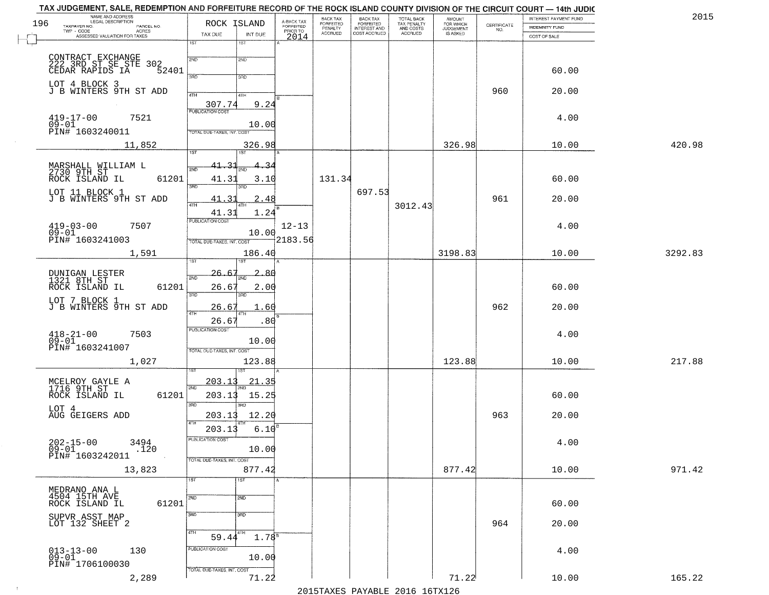# TAX JUDGEMENT, SALE, REDEMPTION AND FORFEITURE RECORD OF THE ROCK ISLAND COUNTY DIVISION OF THE CIRCUIT COURT — 14th JUDIC

196 — ROCK ISLAND — 2015

| NAME AND ADDRESS / LEGAL DESCRIPTION / TAXPAYER NO. / PARCEL NO. / TWP - CODE / ACRES / ASSESSED VALUATION FOR TAXES | TAX DUE | INT DUE | A-BACK TAX FORFEITED PRIOR TO 2014 | BACK TAX FORFEITED PENALTY ACCRUED | BACK TAX FORFEITED INTEREST AND COST ACCRUED | TOTAL BACK TAX PENALTY AND COSTS ACCRUED | AMOUNT FOR WHICH JUDGEMENT IS ASKED | CERTIFICATE NO. | INTEREST PAYMENT FUND / INDEMNITY FUND / COST OF SALE | |
|---|---|---|---|---|---|---|---|---|---|---|
| CONTRACT EXCHANGE<br>222 3RD ST SE STE 302<br>CEDAR RAPIDS IA 52401<br>LOT 4 BLOCK 3<br>J B WINTERS 9TH ST ADD<br>419-17-00 7521<br>09-01<br>PIN# 1603240011<br>11,852 | 1ST:<br>2ND:<br>3RD:<br>4TH: 307.74<br>PUBLICATION COST<br>TOTAL DUE-TAXES, INT. COST | 1ST:<br>2ND:<br>3RD:<br>4TH: 9.24<br>10.00<br>326.98 | | | | | 326.98 | 960 | 60.00<br>20.00<br>4.00<br>10.00 | 420.98 |
| MARSHALL WILLIAM L<br>2730 9TH ST<br>ROCK ISLAND IL 61201<br>LOT 11 BLOCK 1<br>J B WINTERS 9TH ST ADD<br>419-03-00 7507<br>09-01<br>PIN# 1603241003<br>1,591 | 1ST: 41.31<br>2ND: 41.31<br>3RD: 41.31<br>4TH: 41.31<br>PUBLICATION COST<br>TOTAL DUE-TAXES, INT. COST | 1ST: 4.34<br>2ND: 3.10<br>3RD: 2.48<br>4TH: 1.24<br>10.00<br>186.40 | 12-13<br>2183.56 | 131.34 | 697.53 | 3012.43 | 3198.83 | 961 | 60.00<br>20.00<br>4.00<br>10.00 | 3292.83 |
| DUNIGAN LESTER<br>1321 8TH ST<br>ROCK ISLAND IL 61201<br>LOT 7 BLOCK 1<br>J B WINTERS 9TH ST ADD<br>418-21-00 7503<br>09-01<br>PIN# 1603241007<br>1,027 | 1ST: 26.67<br>2ND: 26.67<br>3RD: 26.67<br>4TH: 26.67<br>PUBLICATION COST<br>TOTAL DUE-TAXES, INT. COST | 1ST: 2.80<br>2ND: 2.00<br>3RD: 1.60<br>4TH: .80<br>10.00<br>123.88 | | | | | 123.88 | 962 | 60.00<br>20.00<br>4.00<br>10.00 | 217.88 |
| MCELROY GAYLE A<br>1716 9TH ST<br>ROCK ISLAND IL 61201<br>LOT 4<br>AUG GEIGERS ADD<br>202-15-00 3494<br>09-01 .120<br>PIN# 1603242011<br>13,823 | 1ST: 203.13<br>2ND: 203.13<br>3RD: 203.13<br>4TH: 203.13<br>PUBLICATION COST<br>TOTAL DUE-TAXES, INT. COST | 1ST: 21.35<br>2ND: 15.25<br>3RD: 12.20<br>4TH: 6.10<br>10.00<br>877.42 | | | | | 877.42 | 963 | 60.00<br>20.00<br>4.00<br>10.00 | 971.42 |
| MEDRANO ANA L<br>4504 15TH AVE<br>ROCK ISLAND IL 61201<br>SUPVR ASST MAP<br>LOT 132 SHEET 2<br>013-13-00 130<br>09-01<br>PIN# 1706100030<br>2,289 | 1ST:<br>2ND:<br>3RD:<br>4TH: 59.44<br>PUBLICATION COST<br>TOTAL DUE-TAXES, INT. COST | 1ST:<br>2ND:<br>3RD:<br>4TH: 1.78<br>10.00<br>71.22 | | | | | 71.22 | 964 | 60.00<br>20.00<br>4.00<br>10.00 | 165.22 |

2015TAXES PAYABLE 2016 16TX126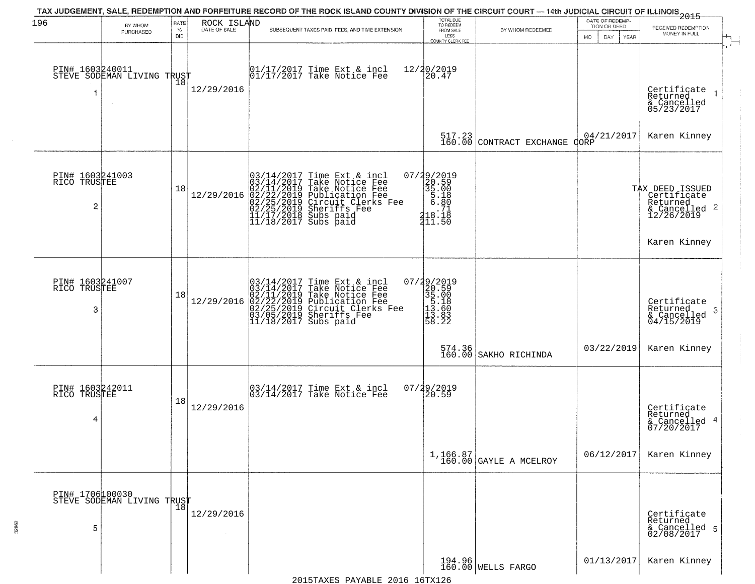TAX JUDGEMENT, SALE, REDEMPTION AND FORFEITURE RECORD OF THE ROCK ISLAND COUNTY DIVISION OF THE CIRCUIT COURT — 14th JUDICIAL CIRCUIT OF ILLINOIS 2015

| 196 BY WHOM PURCHASED | RATE % BID | ROCK ISLAND DATE OF SALE | SUBSEQUENT TAXES PAID, FEES, AND TIME EXTENSION | TOTAL DUE TO REDEEM FROM SALE LESS COUNTY CLERK FEE | BY WHOM REDEEMED | DATE OF REDEMPTION OR DEED MO DAY YEAR | RECEIVED REDEMPTION MONEY IN FULL |
|---|---|---|---|---|---|---|---|
| PIN# 1603240011 STEVE SODEMAN LIVING TRUST 1 | 18 | 12/29/2016 | 01/17/2017 Time Ext & incl<br>01/17/2017 Take Notice Fee | 12/20/2019<br>20.47<br>517.23<br>160.00 | CONTRACT EXCHANGE CORP | 04/21/2017 | Certificate Returned & Cancelled 05/23/2017 1<br>Karen Kinney |
| PIN# 1603241003 RICO TRUSTEE 2 | 18 | 12/29/2016 | 03/14/2017 Time Ext & incl<br>03/14/2017 Take Notice Fee<br>02/11/2019 Take Notice Fee<br>02/22/2019 Publication Fee<br>02/25/2019 Circuit Clerks Fee<br>02/25/2019 Sheriffs Fee<br>11/17/2018 Subs paid<br>11/18/2017 Subs paid | 07/29/2019<br>20.59<br>35.00<br>5.18<br>6.80<br>.71<br>218.18<br>211.50 | | | TAX DEED ISSUED Certificate Returned & Cancelled 12/26/2019 2<br>Karen Kinney |
| PIN# 1603241007 RICO TRUSTEE 3 | 18 | 12/29/2016 | 03/14/2017 Time Ext & incl<br>03/14/2017 Take Notice Fee<br>02/11/2019 Take Notice Fee<br>02/22/2019 Publication Fee<br>02/25/2019 Circuit Clerks Fee<br>03/05/2019 Sheriffs Fee<br>11/18/2017 Subs paid | 07/29/2019<br>20.59<br>35.00<br>5.18<br>13.60<br>13.83<br>58.22<br>574.36<br>160.00 | SAKHO RICHINDA | 03/22/2019 | Certificate Returned & Cancelled 04/15/2019 3<br>Karen Kinney |
| PIN# 1603242011 RICO TRUSTEE 4 | 18 | 12/29/2016 | 03/14/2017 Time Ext & incl<br>03/14/2017 Take Notice Fee | 07/29/2019<br>20.59<br>1,166.87<br>160.00 | GAYLE A MCELROY | 06/12/2017 | Certificate Returned & Cancelled 07/20/2017 4<br>Karen Kinney |
| PIN# 1706100030 STEVE SODEMAN LIVING TRUST 5 | 18 | 12/29/2016 | | 194.96<br>160.00 | WELLS FARGO | 01/13/2017 | Certificate Returned & Cancelled 02/08/2017 5<br>Karen Kinney |

2015TAXES PAYABLE 2016 16TX126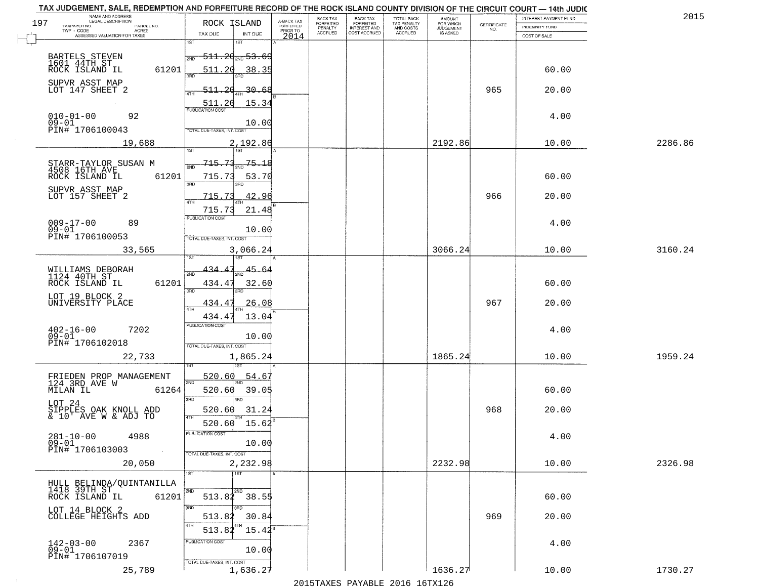# TAX JUDGEMENT, SALE, REDEMPTION AND FORFEITURE RECORD OF THE ROCK ISLAND COUNTY DIVISION OF THE CIRCUIT COURT — 14th JUDIC

2015

| NAME AND ADDRESS / LEGAL DESCRIPTION / TAXPAYER NO. / PARCEL NO. / TWP - CODE / ACRES / ASSESSED VALUATION FOR TAXES | ROCK ISLAND TAX DUE | INT DUE | A-BACK TAX FORFEITED PRIOR TO 2014 | BACK TAX FORFEITED PENALTY ACCRUED | BACK TAX FORFEITED INTEREST AND COST ACCRUED | TOTAL BACK TAX PENALTY AND COSTS ACCRUED | AMOUNT FOR WHICH JUDGEMENT IS ASKED | CERTIFICATE NO. | INTEREST PAYMENT FUND / INDEMNITY FUND / COST OF SALE | |
|---|---|---|---|---|---|---|---|---|---|---|
| BARTELS STEVEN<br>1601 44TH ST<br>ROCK ISLAND IL 61201<br>SUPVR ASST MAP<br>LOT 147 SHEET 2<br>010-01-00 92<br>09-01<br>PIN# 1706100043<br>19,688 | 1ST 511.20<br>2ND 511.20<br>3RD 511.20<br>4TH 511.20<br>PUBLICATION COST<br>TOTAL DUE-TAXES, INT. COST 2,192.86 | 1ST 53.69<br>2ND 38.35<br>3RD 30.68<br>4TH 15.34<br>10.00 | | | | | 2192.86 | 965 | 60.00<br>20.00<br>4.00<br>10.00 | 2286.86 |
| STARR-TAYLOR SUSAN M<br>4508 16TH AVE<br>ROCK ISLAND IL 61201<br>SUPVR ASST MAP<br>LOT 157 SHEET 2<br>009-17-00 89<br>09-01<br>PIN# 1706100053<br>33,565 | 1ST 715.73<br>2ND 715.73<br>3RD 715.73<br>4TH 715.73<br>PUBLICATION COST<br>TOTAL DUE-TAXES, INT. COST 3,066.24 | 1ST 75.18<br>2ND 53.70<br>3RD 42.96<br>4TH 21.48<br>10.00 | | | | | 3066.24 | 966 | 60.00<br>20.00<br>4.00<br>10.00 | 3160.24 |
| WILLIAMS DEBORAH<br>1124 40TH ST<br>ROCK ISLAND IL 61201<br>LOT 19 BLOCK 2<br>UNIVERSITY PLACE<br>402-16-00 7202<br>09-01<br>PIN# 1706102018<br>22,733 | 1ST 434.47<br>2ND 434.47<br>3RD 434.47<br>4TH 434.47<br>PUBLICATION COST<br>TOTAL DUE-TAXES, INT. COST 1,865.24 | 1ST 45.64<br>2ND 32.60<br>3RD 26.08<br>4TH 13.04<br>10.00 | | | | | 1865.24 | 967 | 60.00<br>20.00<br>4.00<br>10.00 | 1959.24 |
| FRIEDEN PROP MANAGEMENT<br>124 3RD AVE W<br>MILAN IL 61264<br>LOT 24<br>SIPPLES OAK KNOLL ADD<br>& 10' AVE W & ADJ TO<br>281-10-00 4988<br>09-01<br>PIN# 1706103003<br>20,050 | 1ST 520.60<br>2ND 520.60<br>3RD 520.60<br>4TH 520.60<br>PUBLICATION COST<br>TOTAL DUE-TAXES, INT. COST 2,232.98 | 1ST 54.67<br>2ND 39.05<br>3RD 31.24<br>4TH 15.62<br>10.00 | | | | | 2232.98 | 968 | 60.00<br>20.00<br>4.00<br>10.00 | 2326.98 |
| HULL BELINDA/QUINTANILLA<br>1418 39TH ST<br>ROCK ISLAND IL 61201<br>LOT 14 BLOCK 2<br>COLLEGE HEIGHTS ADD<br>142-03-00 2367<br>09-01<br>PIN# 1706107019<br>25,789 | 1ST<br>2ND 513.82<br>3RD 513.82<br>4TH 513.82<br>PUBLICATION COST<br>TOTAL DUE-TAXES, INT. COST 1,636.27 | 1ST<br>2ND 38.55<br>3RD 30.84<br>4TH 15.42<br>10.00 | | | | | 1636.27 | 969 | 60.00<br>20.00<br>4.00<br>10.00 | 1730.27 |

2015TAXES PAYABLE 2016 16TX126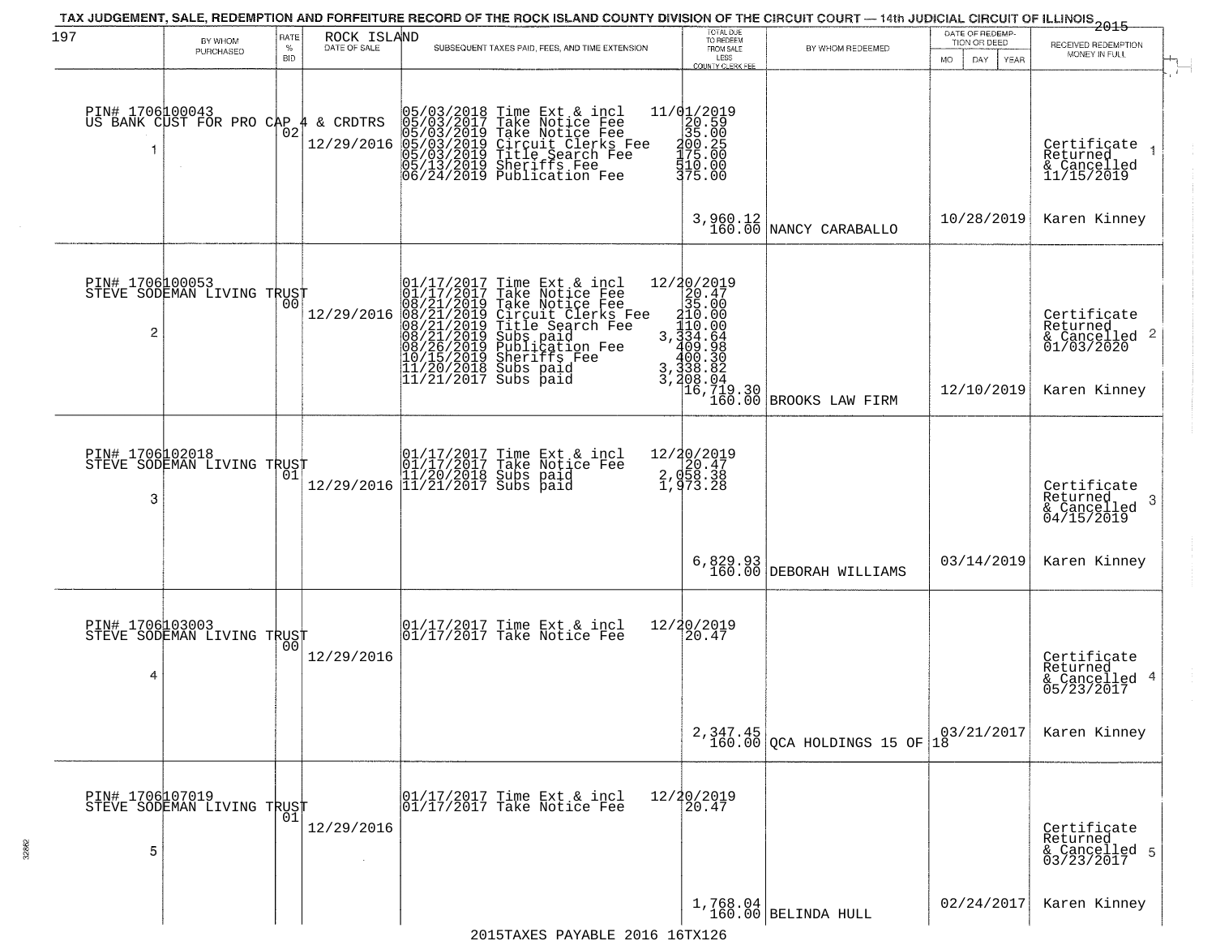TAX JUDGEMENT, SALE, REDEMPTION AND FORFEITURE RECORD OF THE ROCK ISLAND COUNTY DIVISION OF THE CIRCUIT COURT — 14th JUDICIAL CIRCUIT OF ILLINOIS 2015

197

| BY WHOM PURCHASED | RATE % BID | ROCK ISLAND DATE OF SALE | SUBSEQUENT TAXES PAID, FEES, AND TIME EXTENSION | TOTAL DUE TO REDEEM FROM SALE LESS COUNTY CLERK FEE | BY WHOM REDEEMED | DATE OF REDEMPTION OR DEED MO DAY YEAR | RECEIVED REDEMPTION MONEY IN FULL |
|---|---|---|---|---|---|---|---|
| PIN# 1706100043 US BANK CUST FOR PRO CAP 4 & CRDTRS 1 | 02 | 12/29/2016 | 05/03/2018 Time Ext & incl 11/01/2019; 05/03/2017 Take Notice Fee 20.59; 05/03/2019 Take Notice Fee 35.00; 05/03/2019 Circuit Clerks Fee 200.25; 05/03/2019 Title Search Fee 175.00; 05/13/2019 Sheriffs Fee 510.00; 06/24/2019 Publication Fee 375.00 | 3,960.12 160.00 | NANCY CARABALLO | 10/28/2019 | Certificate Returned & Cancelled 11/15/2019 Karen Kinney |
| PIN# 1706100053 STEVE SODEMAN LIVING TRUST 2 | 00 | 12/29/2016 | 01/17/2017 Time Ext & incl 12/20/2019; 01/17/2017 Take Notice Fee 20.47; 08/21/2019 Take Notice Fee 35.00; 08/21/2019 Circuit Clerks Fee 210.00; 08/21/2019 Title Search Fee 110.00; 08/21/2019 Subs paid 3,334.64; 08/26/2019 Publication Fee 409.98; 10/15/2019 Sheriffs Fee 400.30; 11/20/2018 Subs paid 3,338.82; 11/21/2017 Subs paid 3,208.04 | 16,719.30 160.00 | BROOKS LAW FIRM | 12/10/2019 | Certificate Returned & Cancelled 01/03/2020 Karen Kinney |
| PIN# 1706102018 STEVE SODEMAN LIVING TRUST 3 | 01 | 12/29/2016 | 01/17/2017 Time Ext & incl 12/20/2019; 01/17/2017 Take Notice Fee 20.47; 11/20/2018 Subs paid 2,058.38; 11/21/2017 Subs paid 1,973.28 | 6,829.93 160.00 | DEBORAH WILLIAMS | 03/14/2019 | Certificate Returned & Cancelled 04/15/2019 Karen Kinney |
| PIN# 1706103003 STEVE SODEMAN LIVING TRUST 4 | 00 | 12/29/2016 | 01/17/2017 Time Ext & incl 12/20/2019; 01/17/2017 Take Notice Fee 20.47 | 2,347.45 160.00 | QCA HOLDINGS 15 OF 18 | 03/21/2017 | Certificate Returned & Cancelled 05/23/2017 Karen Kinney |
| PIN# 1706107019 STEVE SODEMAN LIVING TRUST 5 | 01 | 12/29/2016 | 01/17/2017 Time Ext & incl 12/20/2019; 01/17/2017 Take Notice Fee 20.47 | 1,768.04 160.00 | BELINDA HULL | 02/24/2017 | Certificate Returned & Cancelled 03/23/2017 Karen Kinney |

2015TAXES PAYABLE 2016 16TX126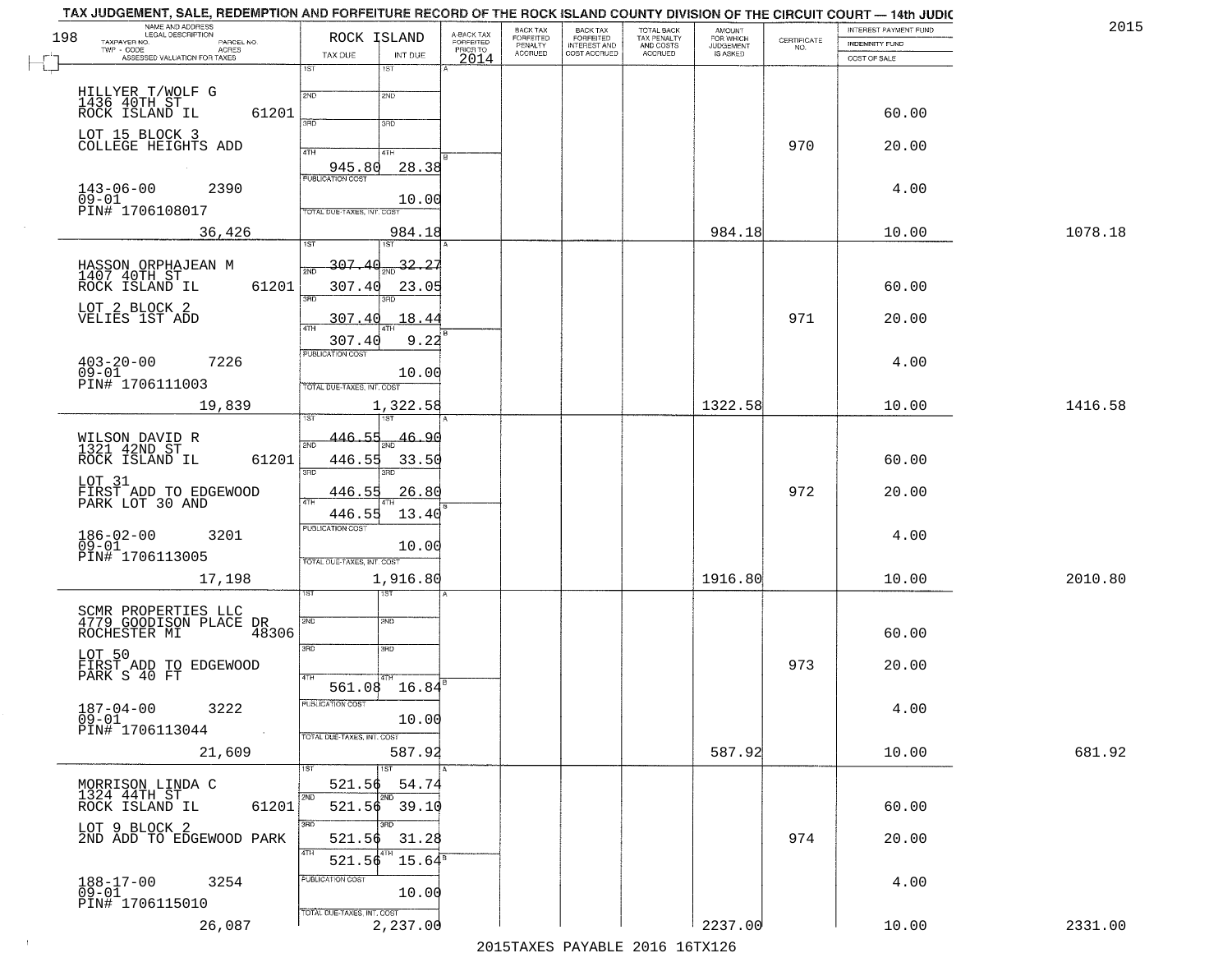TAX JUDGEMENT, SALE, REDEMPTION AND FORFEITURE RECORD OF THE ROCK ISLAND COUNTY DIVISION OF THE CIRCUIT COURT — 14th JUDIC

2015

| NAME AND ADDRESS / LEGAL DESCRIPTION / TAXPAYER NO. / PARCEL NO. / TWP - CODE / ACRES / ASSESSED VALUATION FOR TAXES | ROCK ISLAND TAX DUE | INT DUE | A-BACK TAX FORFEITED PRIOR TO 2014 | BACK TAX FORFEITED PENALTY ACCRUED | BACK TAX FORFEITED INTEREST AND COST ACCRUED | TOTAL BACK TAX PENALTY AND COSTS ACCRUED | AMOUNT FOR WHICH JUDGEMENT IS ASKED | CERTIFICATE NO. | INTEREST PAYMENT FUND / INDEMNITY FUND / COST OF SALE | |
|---|---|---|---|---|---|---|---|---|---|---|
| HILLYER T/WOLF G<br>1436 40TH ST<br>ROCK ISLAND IL 61201<br>LOT 15 BLOCK 3<br>COLLEGE HEIGHTS ADD<br>143-06-00 2390<br>09-01<br>PIN# 1706108017<br>36,426 | 4TH 945.80<br>PUBLICATION COST<br>TOTAL DUE-TAXES, INT. COST | 28.38<br>10.00<br>984.18 | | | | | 984.18 | 970 | 60.00<br>20.00<br>4.00<br>10.00 | 1078.18 |
| HASSON ORPHAJEAN M<br>1407 40TH ST<br>ROCK ISLAND IL 61201<br>LOT 2 BLOCK 2<br>VELIES 1ST ADD<br>403-20-00 7226<br>09-01<br>PIN# 1706111003<br>19,839 | 1ST ~~307.40~~<br>2ND 307.40<br>3RD 307.40<br>4TH 307.40<br>PUBLICATION COST<br>TOTAL DUE-TAXES, INT. COST | ~~32.27~~<br>23.05<br>18.44<br>9.22<br>10.00<br>1,322.58 | | | | | 1322.58 | 971 | 60.00<br>20.00<br>4.00<br>10.00 | 1416.58 |
| WILSON DAVID R<br>1321 42ND ST<br>ROCK ISLAND IL 61201<br>LOT 31<br>FIRST ADD TO EDGEWOOD<br>PARK LOT 30 AND<br>186-02-00 3201<br>09-01<br>PIN# 1706113005<br>17,198 | 1ST ~~446.55~~<br>2ND 446.55<br>3RD 446.55<br>4TH 446.55<br>PUBLICATION COST<br>TOTAL DUE-TAXES, INT. COST | ~~46.90~~<br>33.50<br>26.80<br>13.40<br>10.00<br>1,916.80 | | | | | 1916.80 | 972 | 60.00<br>20.00<br>4.00<br>10.00 | 2010.80 |
| SCMR PROPERTIES LLC<br>4779 GOODISON PLACE DR<br>ROCHESTER MI 48306<br>LOT 50<br>FIRST ADD TO EDGEWOOD<br>PARK S 40 FT<br>187-04-00 3222<br>09-01<br>PIN# 1706113044<br>21,609 | 4TH 561.08<br>PUBLICATION COST<br>TOTAL DUE-TAXES, INT. COST | 16.84<br>10.00<br>587.92 | | | | | 587.92 | 973 | 60.00<br>20.00<br>4.00<br>10.00 | 681.92 |
| MORRISON LINDA C<br>1324 44TH ST<br>ROCK ISLAND IL 61201<br>LOT 9 BLOCK 2<br>2ND ADD TO EDGEWOOD PARK<br>188-17-00 3254<br>09-01<br>PIN# 1706115010<br>26,087 | 1ST 521.56<br>2ND 521.56<br>3RD 521.56<br>4TH 521.56<br>PUBLICATION COST<br>TOTAL DUE-TAXES, INT. COST | 54.74<br>39.10<br>31.28<br>15.64<br>10.00<br>2,237.00 | | | | | 2237.00 | 974 | 60.00<br>20.00<br>4.00<br>10.00 | 2331.00 |

2015TAXES PAYABLE 2016 16TX126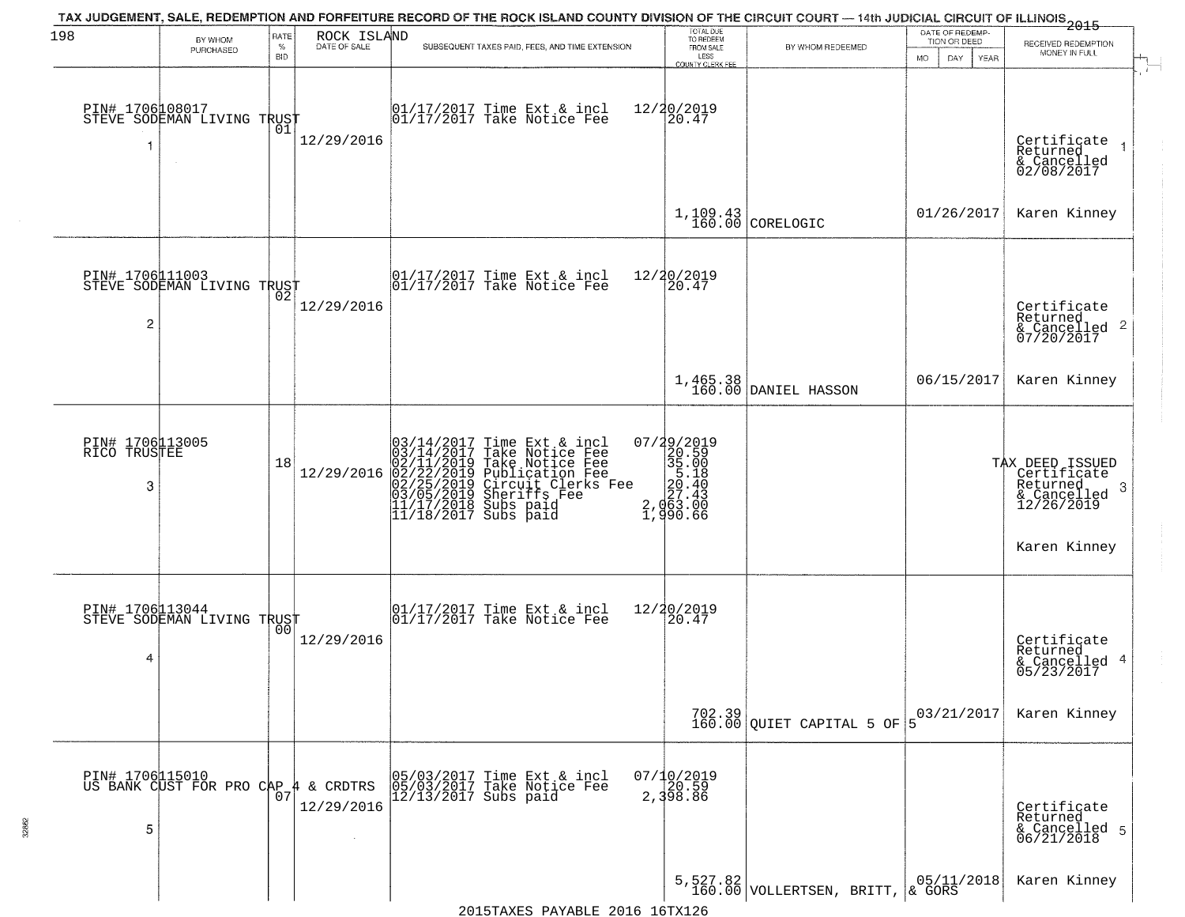TAX JUDGEMENT, SALE, REDEMPTION AND FORFEITURE RECORD OF THE ROCK ISLAND COUNTY DIVISION OF THE CIRCUIT COURT — 14th JUDICIAL CIRCUIT OF ILLINOIS 2015

198 ROCK ISLAND

| | BY WHOM PURCHASED | RATE % BID | DATE OF SALE | SUBSEQUENT TAXES PAID, FEES, AND TIME EXTENSION | TOTAL DUE TO REDEEM FROM SALE LESS COUNTY CLERK FEE | BY WHOM REDEEMED | DATE OF REDEMPTION OR DEED | RECEIVED REDEMPTION MONEY IN FULL |
|---|---|---|---|---|---|---|---|---|
| 1 | PIN# 1706108017 STEVE SODEMAN LIVING TRUST | 01 | 12/29/2016 | 01/17/2017 Time Ext & incl 12/20/2019<br>01/17/2017 Take Notice Fee 20.47 | 1,109.43<br>160.00 | CORELOGIC | 01/26/2017 | Certificate Returned & Cancelled 02/08/2017<br>Karen Kinney |
| 2 | PIN# 1706111003 STEVE SODEMAN LIVING TRUST | 02 | 12/29/2016 | 01/17/2017 Time Ext & incl 12/20/2019<br>01/17/2017 Take Notice Fee 20.47 | 1,465.38<br>160.00 | DANIEL HASSON | 06/15/2017 | Certificate Returned & Cancelled 07/20/2017<br>Karen Kinney |
| 3 | PIN# 1706113005 RICO TRUSTEE | 18 | 12/29/2016 | 03/14/2017 Time Ext & incl 07/29/2019<br>03/14/2017 Take Notice Fee 20.59<br>02/11/2019 Take Notice Fee 35.00<br>02/22/2019 Publication Fee 5.18<br>02/25/2019 Circuit Clerks Fee 20.40<br>03/05/2019 Sheriffs Fee 27.43<br>11/17/2018 Subs paid 2,063.00<br>11/18/2017 Subs paid 1,990.66 | | | | TAX DEED ISSUED Certificate Returned & Cancelled 12/26/2019<br>Karen Kinney |
| 4 | PIN# 1706113044 STEVE SODEMAN LIVING TRUST | 00 | 12/29/2016 | 01/17/2017 Time Ext & incl 12/20/2019<br>01/17/2017 Take Notice Fee 20.47 | 702.39<br>160.00 | QUIET CAPITAL 5 OF 5 | 03/21/2017 | Certificate Returned & Cancelled 05/23/2017<br>Karen Kinney |
| 5 | PIN# 1706115010 US BANK CUST FOR PRO CAP 4 & CRDTRS | 07 | 12/29/2016 | 05/03/2017 Time Ext & incl 07/10/2019<br>05/03/2017 Take Notice Fee 20.59<br>12/13/2017 Subs paid 2,398.86 | 5,527.82<br>160.00 | VOLLERTSEN, BRITT, & GORS | 05/11/2018 | Certificate Returned & Cancelled 06/21/2018<br>Karen Kinney |

2015TAXES PAYABLE 2016 16TX126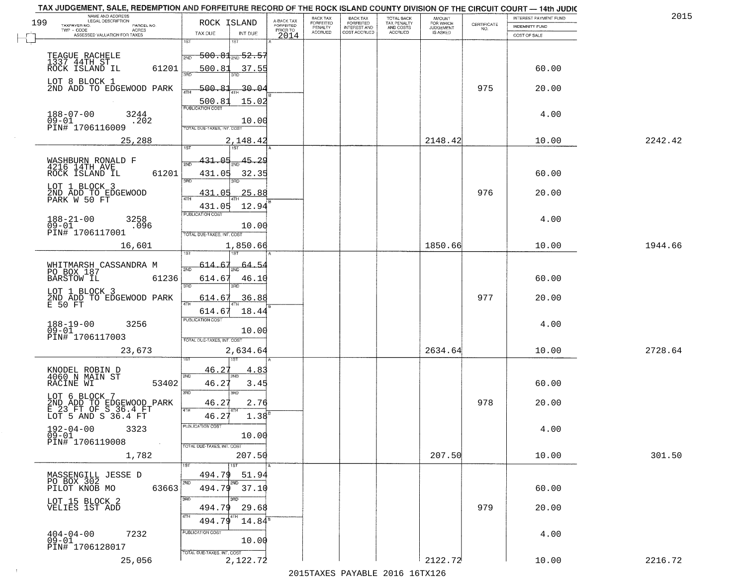TAX JUDGEMENT, SALE, REDEMPTION AND FORFEITURE RECORD OF THE ROCK ISLAND COUNTY DIVISION OF THE CIRCUIT COURT — 14th JUDIC

2015

| NAME AND ADDRESS / LEGAL DESCRIPTION / TAXPAYER NO. / PARCEL NO. / TWP - CODE / ACRES / ASSESSED VALUATION FOR TAXES | ROCK ISLAND TAX DUE | INT DUE | A-BACK TAX FORFEITED PRIOR TO 2014 | BACK TAX FORFEITED PENALTY ACCRUED | BACK TAX FORFEITED INTEREST AND COST ACCRUED | TOTAL BACK TAX PENALTY AND COSTS ACCRUED | AMOUNT FOR WHICH JUDGEMENT IS ASKED | CERTIFICATE NO. | INTEREST PAYMENT FUND / INDEMNITY FUND / COST OF SALE | |
|---|---|---|---|---|---|---|---|---|---|---|
| 199 | | | | | | | | | | |
| TEAGUE RACHELE 1337 44TH ST ROCK ISLAND IL 61201 | 1ST 500.81 | 1ST 52.57 | | | | | | | | |
| | 2ND 500.81 | 2ND 37.55 | | | | | | | 60.00 | |
| LOT 8 BLOCK 1 2ND ADD TO EDGEWOOD PARK | 3RD 500.81 | 3RD 30.04 | | | | | | 975 | 20.00 | |
| | 4TH 500.81 | 4TH 15.02 | | | | | | | | |
| 188-07-00 3244 09-01 .202 PIN# 1706116009 | PUBLICATION COST | 10.00 | | | | | | | 4.00 | |
| 25,288 | TOTAL DUE-TAXES, INT. COST | 2,148.42 | | | | | 2148.42 | | 10.00 | 2242.42 |
| WASHBURN RONALD F 4216 14TH AVE ROCK ISLAND IL 61201 | 1ST 431.05 | 1ST 45.29 | | | | | | | | |
| | 2ND 431.05 | 2ND 32.35 | | | | | | | 60.00 | |
| LOT 1 BLOCK 3 2ND ADD TO EDGEWOOD PARK W 50 FT | 3RD 431.05 | 3RD 25.88 | | | | | | 976 | 20.00 | |
| | 4TH 431.05 | 4TH 12.94 | | | | | | | | |
| 188-21-00 3258 09-01 .096 PIN# 1706117001 | PUBLICATION COST | 10.00 | | | | | | | 4.00 | |
| 16,601 | TOTAL DUE-TAXES, INT. COST | 1,850.66 | | | | | 1850.66 | | 10.00 | 1944.66 |
| WHITMARSH CASSANDRA M PO BOX 187 BARSTOW IL 61236 | 1ST 614.67 | 1ST 64.54 | | | | | | | | |
| | 2ND 614.67 | 2ND 46.10 | | | | | | | 60.00 | |
| LOT 1 BLOCK 3 2ND ADD TO EDGEWOOD PARK E 50 FT | 3RD 614.67 | 3RD 36.88 | | | | | | 977 | 20.00 | |
| | 4TH 614.67 | 4TH 18.44 | | | | | | | | |
| 188-19-00 3256 09-01 PIN# 1706117003 | PUBLICATION COST | 10.00 | | | | | | | 4.00 | |
| 23,673 | TOTAL DUE-TAXES, INT. COST | 2,634.64 | | | | | 2634.64 | | 10.00 | 2728.64 |
| KNODEL ROBIN D 4060 N MAIN ST RACINE WI 53402 | 1ST 46.27 | 1ST 4.83 | | | | | | | | |
| | 2ND 46.27 | 2ND 3.45 | | | | | | | 60.00 | |
| LOT 6 BLOCK 7 2ND ADD TO EDGEWOOD PARK E 23 FT OF S 36.4 FT LOT 5 AND S 36.4 FT | 3RD 46.27 | 3RD 2.76 | | | | | | 978 | 20.00 | |
| | 4TH 46.27 | 4TH 1.38 | | | | | | | | |
| 192-04-00 3323 09-01 PIN# 1706119008 | PUBLICATION COST | 10.00 | | | | | | | 4.00 | |
| 1,782 | TOTAL DUE-TAXES, INT. COST | 207.50 | | | | | 207.50 | | 10.00 | 301.50 |
| MASSENGILL JESSE D PO BOX 302 PILOT KNOB MO 63663 | 1ST 494.79 | 1ST 51.94 | | | | | | | | |
| | 2ND 494.79 | 2ND 37.10 | | | | | | | 60.00 | |
| LOT 15 BLOCK 2 VELIES 1ST ADD | 3RD 494.79 | 3RD 29.68 | | | | | | 979 | 20.00 | |
| | 4TH 494.79 | 4TH 14.84 | | | | | | | | |
| 404-04-00 7232 09-01 PIN# 1706128017 | PUBLICATION COST | 10.00 | | | | | | | 4.00 | |
| 25,056 | TOTAL DUE-TAXES, INT. COST | 2,122.72 | | | | | 2122.72 | | 10.00 | 2216.72 |

2015TAXES PAYABLE 2016 16TX126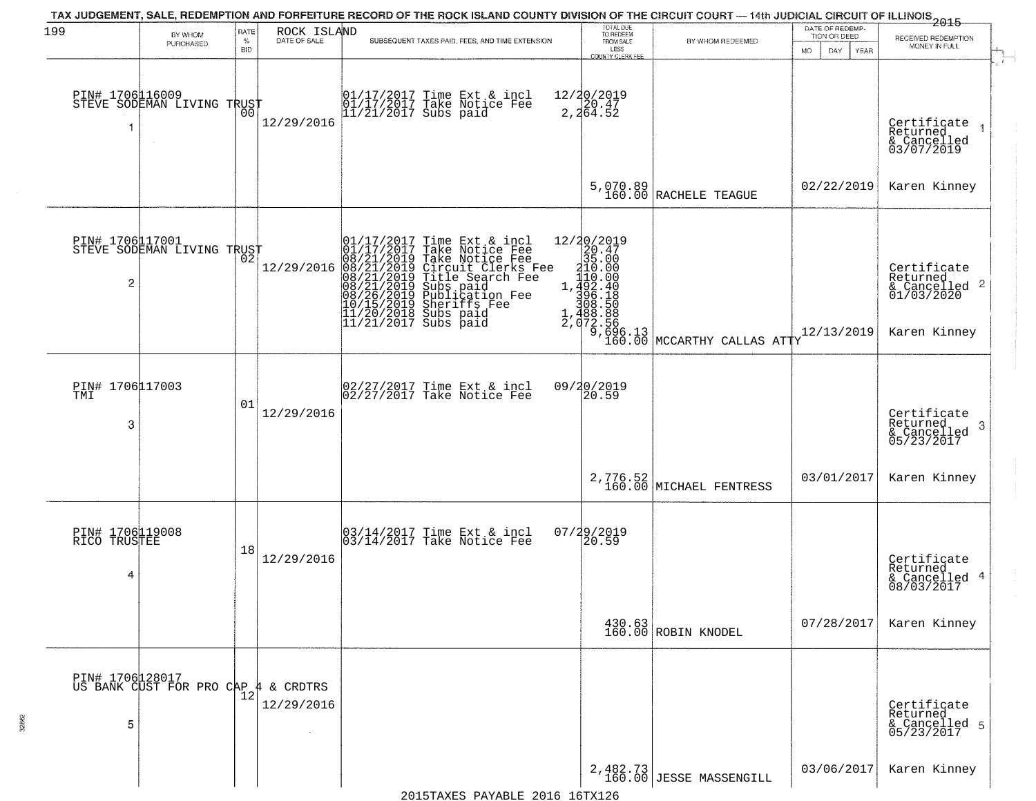# TAX JUDGEMENT, SALE, REDEMPTION AND FORFEITURE RECORD OF THE ROCK ISLAND COUNTY DIVISION OF THE CIRCUIT COURT — 14th JUDICIAL CIRCUIT OF ILLINOIS 2015

| 199 | BY WHOM PURCHASED | RATE % BID | ROCK ISLAND DATE OF SALE | SUBSEQUENT TAXES PAID, FEES, AND TIME EXTENSION | TOTAL DUE TO REDEEM FROM SALE LESS COUNTY CLERK FEE | BY WHOM REDEEMED | DATE OF REDEMPTION OR DEED MO DAY YEAR | RECEIVED REDEMPTION MONEY IN FULL |
|---|---|---|---|---|---|---|---|---|
| 1 | PIN# 1706116009 STEVE SODEMAN LIVING TRUST | 00 | 12/29/2016 | 01/17/2017 Time Ext & incl<br>01/17/2017 Take Notice Fee<br>11/21/2017 Subs paid | 12/20/2019<br>20.47<br>2,264.52<br>5,070.89<br>160.00 | RACHELE TEAGUE | 02/22/2019 | Certificate Returned & Cancelled 03/07/2019<br>Karen Kinney |
| 2 | PIN# 1706117001 STEVE SODEMAN LIVING TRUST | 02 | 12/29/2016 | 01/17/2017 Time Ext & incl<br>01/17/2017 Take Notice Fee<br>08/21/2019 Take Notice Fee<br>08/21/2019 Circuit Clerks Fee<br>08/21/2019 Title Search Fee<br>08/21/2019 Subs paid<br>08/26/2019 Publication Fee<br>10/15/2019 Sheriffs Fee<br>11/20/2018 Subs paid<br>11/21/2017 Subs paid | 12/20/2019<br>20.47<br>35.00<br>210.00<br>110.00<br>1,492.40<br>396.18<br>308.50<br>1,488.88<br>2,072.56<br>9,696.13<br>160.00 | MCCARTHY CALLAS ATTY | 12/13/2019 | Certificate Returned & Cancelled 01/03/2020<br>Karen Kinney |
| 3 | PIN# 1706117003 TMI | 01 | 12/29/2016 | 02/27/2017 Time Ext & incl<br>02/27/2017 Take Notice Fee | 09/20/2019<br>20.59<br>2,776.52<br>160.00 | MICHAEL FENTRESS | 03/01/2017 | Certificate Returned & Cancelled 05/23/2017<br>Karen Kinney |
| 4 | PIN# 1706119008 RICO TRUSTEE | 18 | 12/29/2016 | 03/14/2017 Time Ext & incl<br>03/14/2017 Take Notice Fee | 07/29/2019<br>20.59<br>430.63<br>160.00 | ROBIN KNODEL | 07/28/2017 | Certificate Returned & Cancelled 08/03/2017<br>Karen Kinney |
| 5 | PIN# 1706128017 US BANK CUST FOR PRO CAP 4 & CRDTRS | 12 | 12/29/2016 | | 2,482.73<br>160.00 | JESSE MASSENGILL | 03/06/2017 | Certificate Returned & Cancelled 05/23/2017<br>Karen Kinney |

2015TAXES PAYABLE 2016 16TX126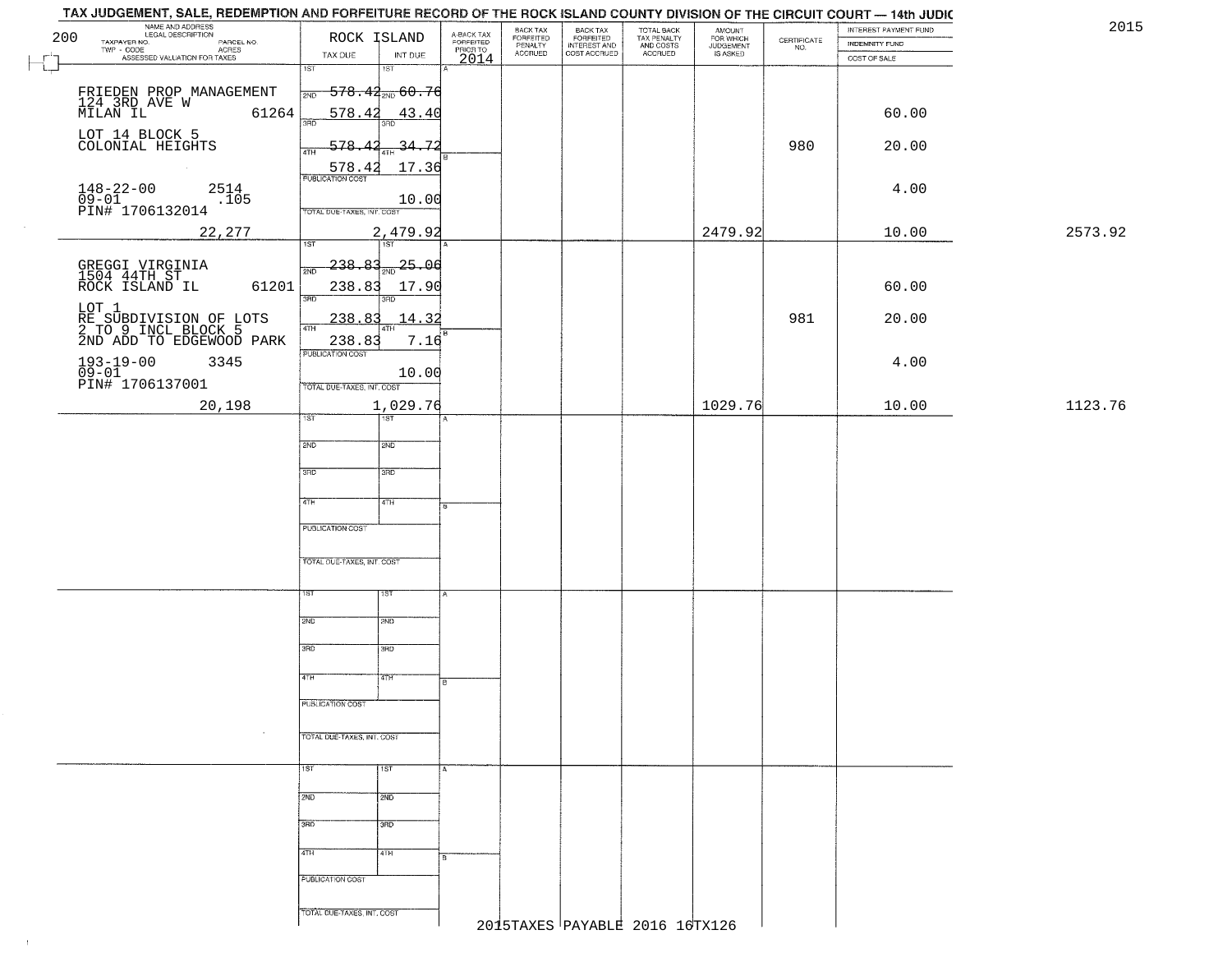# TAX JUDGEMENT, SALE, REDEMPTION AND FORFEITURE RECORD OF THE ROCK ISLAND COUNTY DIVISION OF THE CIRCUIT COURT — 14th JUDIC

2015

| NAME AND ADDRESS / LEGAL DESCRIPTION / TAXPAYER NO. / PARCEL NO. / TWP - CODE / ACRES / ASSESSED VALUATION FOR TAXES | ROCK ISLAND TAX DUE | INT DUE | A-BACK TAX FORFEITED PRIOR TO 2014 | BACK TAX FORFEITED PENALTY ACCRUED | BACK TAX FORFEITED INTEREST AND COST ACCRUED | TOTAL BACK TAX PENALTY AND COSTS ACCRUED | AMOUNT FOR WHICH JUDGEMENT IS ASKED | CERTIFICATE NO. | INTEREST PAYMENT FUND / INDEMNITY FUND / COST OF SALE | |
|---|---|---|---|---|---|---|---|---|---|---|
| 200 | | | | | | | | | | |
| FRIEDEN PROP MANAGEMENT<br>124 3RD AVE W<br>MILAN IL 61264 | 1ST<br>2ND 578.42 | 1ST<br>2ND 60.76 | | | | | | | 60.00 | |
| LOT 14 BLOCK 5<br>COLONIAL HEIGHTS | 3RD 578.42 | 3RD 43.40 | | | | | | 980 | 20.00 | |
| | 4TH 578.42<br>578.42 | 4TH 34.72<br>17.36 | | | | | | | | |
| 148-22-00 2514<br>09-01 .105<br>PIN# 1706132014 | PUBLICATION COST | 10.00 | | | | | | | 4.00 | |
| 22,277 | TOTAL DUE-TAXES, INT. COST | 2,479.92 | | | | | 2479.92 | | 10.00 | 2573.92 |
| GREGGI VIRGINIA<br>1504 44TH ST<br>ROCK ISLAND IL 61201 | 1ST<br>2ND 238.83 | 1ST<br>2ND 25.06 | | | | | | | 60.00 | |
| LOT 1<br>RE SUBDIVISION OF LOTS<br>2 TO 9 INCL BLOCK 5<br>2ND ADD TO EDGEWOOD PARK | 3RD 238.83 | 3RD 17.90 | | | | | | 981 | 20.00 | |
| | 4TH 238.83<br>238.83 | 4TH 14.32<br>7.16 | | | | | | | | |
| 193-19-00 3345<br>09-01<br>PIN# 1706137001 | PUBLICATION COST | 10.00 | | | | | | | 4.00 | |
| 20,198 | TOTAL DUE-TAXES, INT. COST | 1,029.76 | | | | | 1029.76 | | 10.00 | 1123.76 |

2015TAXES PAYABLE 2016 16TX126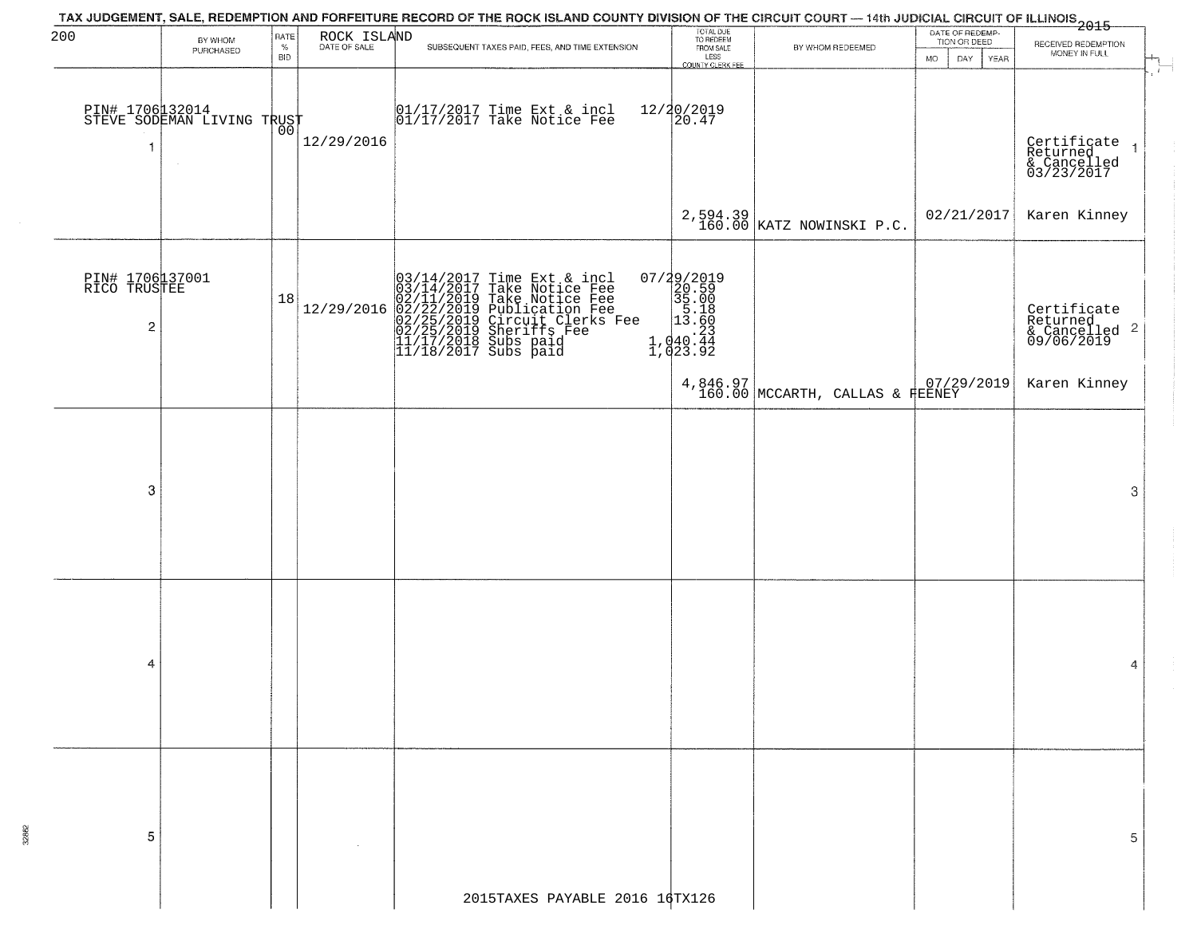TAX JUDGEMENT, SALE, REDEMPTION AND FORFEITURE RECORD OF THE ROCK ISLAND COUNTY DIVISION OF THE CIRCUIT COURT — 14th JUDICIAL CIRCUIT OF ILLINOIS 2015

200 ROCK ISLAND

| | BY WHOM PURCHASED | RATE % BID | DATE OF SALE | SUBSEQUENT TAXES PAID, FEES, AND TIME EXTENSION | TOTAL DUE TO REDEEM FROM SALE LESS COUNTY CLERK FEE | BY WHOM REDEEMED | DATE OF REDEMPTION OR DEED MO DAY YEAR | RECEIVED REDEMPTION MONEY IN FULL | |
|---|---|---|---|---|---|---|---|---|---|
| 1 | PIN# 1706132014 STEVE SODEMAN LIVING TRUST | 00 | 12/29/2016 | 01/17/2017 Time Ext & incl<br>01/17/2017 Take Notice Fee | 12/20/2019<br>20.47<br><br>2,594.39<br>160.00 | KATZ NOWINSKI P.C. | 02/21/2017 | Certificate Returned & Cancelled 03/23/2017<br><br>Karen Kinney | 1 |
| 2 | PIN# 1706137001 RICO TRUSTEE | 18 | 12/29/2016 | 03/14/2017 Time Ext & incl<br>03/14/2017 Take Notice Fee<br>02/11/2019 Take Notice Fee<br>02/22/2019 Publication Fee<br>02/25/2019 Circuit Clerks Fee<br>02/25/2019 Sheriffs Fee<br>11/17/2018 Subs paid<br>11/18/2017 Subs paid | 07/29/2019<br>20.59<br>35.00<br>5.18<br>13.60<br>.23<br>1,040.44<br>1,023.92<br><br>4,846.97<br>160.00 | MCCARTH, CALLAS & FEENEY | 07/29/2019 | Certificate Returned & Cancelled 09/06/2019<br><br>Karen Kinney | 2 |
| 3 | | | | | | | | | 3 |
| 4 | | | | | | | | | 4 |
| 5 | | | | | | | | | 5 |

2015TAXES PAYABLE 2016 16TX126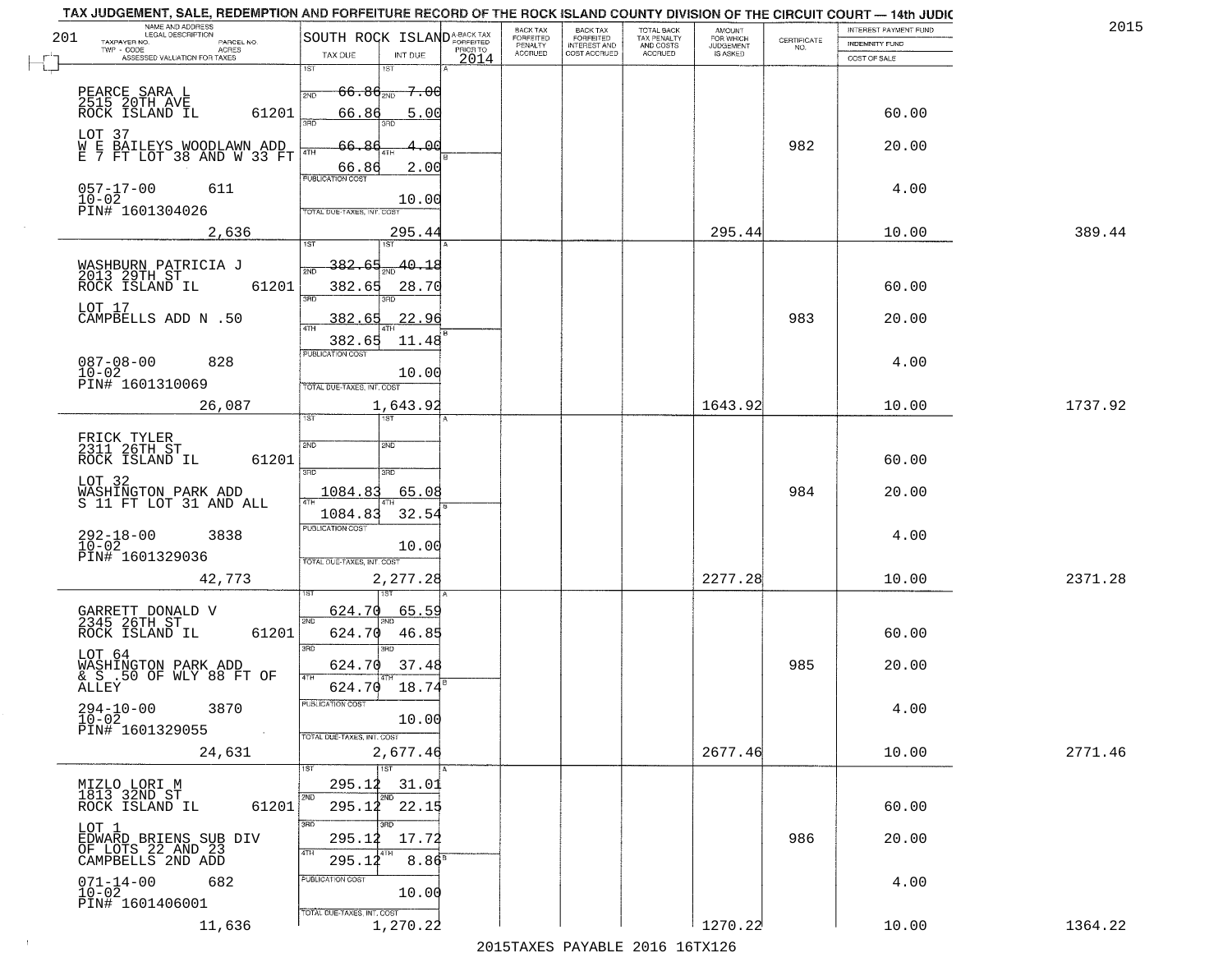# TAX JUDGEMENT, SALE, REDEMPTION AND FORFEITURE RECORD OF THE ROCK ISLAND COUNTY DIVISION OF THE CIRCUIT COURT — 14th JUDIC

2015

| 201 NAME AND ADDRESS / LEGAL DESCRIPTION / TAXPAYER NO. / PARCEL NO. / TWP - CODE / ACRES / ASSESSED VALUATION FOR TAXES | SOUTH ROCK ISLAND TAX DUE | INT DUE | A-BACK TAX FORFEITED PRIOR TO 2014 | BACK TAX FORFEITED PENALTY ACCRUED | BACK TAX FORFEITED INTEREST AND COST ACCRUED | TOTAL BACK TAX PENALTY AND COSTS ACCRUED | AMOUNT FOR WHICH JUDGEMENT IS ASKED | CERTIFICATE NO. | INTEREST PAYMENT FUND / INDEMNITY FUND / COST OF SALE | |
|---|---|---|---|---|---|---|---|---|---|---|
| PEARCE SARA L<br>2515 20TH AVE<br>ROCK ISLAND IL 61201<br>LOT 37<br>W E BAILEYS WOODLAWN ADD<br>E 7 FT LOT 38 AND W 33 FT<br>057-17-00 611<br>10-02<br>PIN# 1601304026<br>2,636 | 1ST<br>2ND 66.86<br>3RD 66.86<br>4TH 66.86<br>66.86<br>PUBLICATION COST<br>TOTAL DUE-TAXES, INT. COST | 1ST<br>2ND 7.00<br>3RD 5.00<br>4TH 4.00<br>2.00<br>10.00<br>295.44 | | | | | 295.44 | 982 | 60.00<br>20.00<br>4.00<br>10.00 | 389.44 |
| WASHBURN PATRICIA J<br>2013 29TH ST<br>ROCK ISLAND IL 61201<br>LOT 17<br>CAMPBELLS ADD N .50<br>087-08-00 828<br>10-02<br>PIN# 1601310069<br>26,087 | 1ST<br>2ND 382.65<br>3RD 382.65<br>4TH 382.65<br>382.65<br>PUBLICATION COST<br>TOTAL DUE-TAXES, INT. COST | 1ST<br>2ND 40.18<br>3RD 28.70<br>4TH 22.96<br>11.48<br>10.00<br>1,643.92 | | | | | 1643.92 | 983 | 60.00<br>20.00<br>4.00<br>10.00 | 1737.92 |
| FRICK TYLER<br>2311 26TH ST<br>ROCK ISLAND IL 61201<br>LOT 32<br>WASHINGTON PARK ADD<br>S 11 FT LOT 31 AND ALL<br>292-18-00 3838<br>10-02<br>PIN# 1601329036<br>42,773 | 1ST<br>2ND<br>3RD<br>1084.83<br>4TH 1084.83<br>PUBLICATION COST<br>TOTAL DUE-TAXES, INT. COST | 1ST<br>2ND<br>3RD<br>65.08<br>4TH 32.54<br>10.00<br>2,277.28 | | | | | 2277.28 | 984 | 60.00<br>20.00<br>4.00<br>10.00 | 2371.28 |
| GARRETT DONALD V<br>2345 26TH ST<br>ROCK ISLAND IL 61201<br>LOT 64<br>WASHINGTON PARK ADD<br>& S .50 OF WLY 88 FT OF<br>ALLEY<br>294-10-00 3870<br>10-02<br>PIN# 1601329055<br>24,631 | 1ST 624.70<br>2ND 624.70<br>3RD 624.70<br>4TH 624.70<br>PUBLICATION COST<br>TOTAL DUE-TAXES, INT. COST | 1ST 65.59<br>2ND 46.85<br>3RD 37.48<br>4TH 18.74<br>10.00<br>2,677.46 | | | | | 2677.46 | 985 | 60.00<br>20.00<br>4.00<br>10.00 | 2771.46 |
| MIZLO LORI M<br>1813 32ND ST<br>ROCK ISLAND IL 61201<br>LOT 1<br>EDWARD BRIENS SUB DIV<br>OF LOTS 22 AND 23<br>CAMPBELLS 2ND ADD<br>071-14-00 682<br>10-02<br>PIN# 1601406001<br>11,636 | 1ST 295.12<br>2ND 295.12<br>3RD 295.12<br>4TH 295.12<br>PUBLICATION COST<br>TOTAL DUE-TAXES, INT. COST | 1ST 31.01<br>2ND 22.15<br>3RD 17.72<br>4TH 8.86<br>10.00<br>1,270.22 | | | | | 1270.22 | 986 | 60.00<br>20.00<br>4.00<br>10.00 | 1364.22 |

2015TAXES PAYABLE 2016 16TX126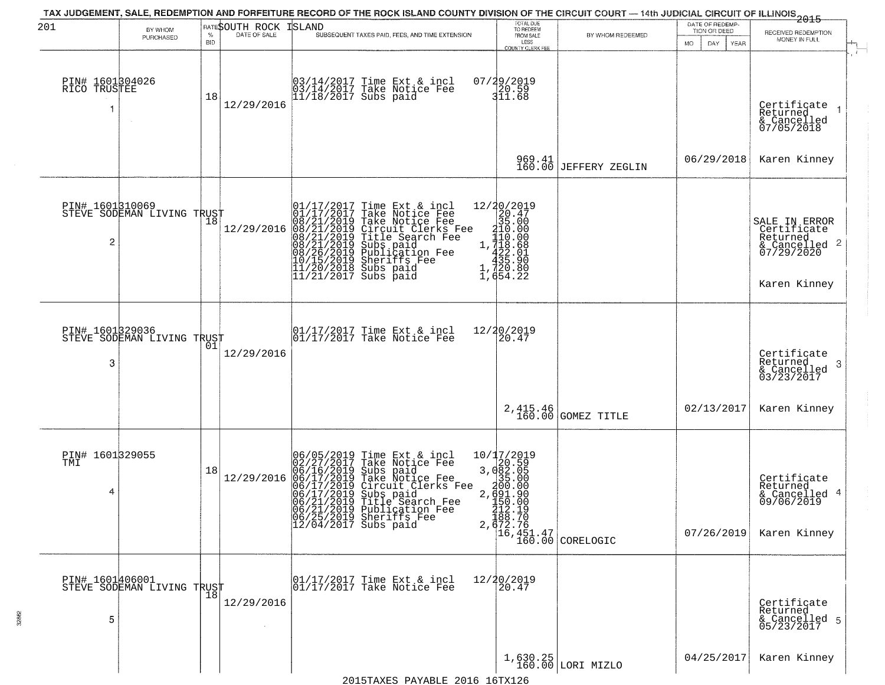# TAX JUDGEMENT, SALE, REDEMPTION AND FORFEITURE RECORD OF THE ROCK ISLAND COUNTY DIVISION OF THE CIRCUIT COURT — 14th JUDICIAL CIRCUIT OF ILLINOIS 2015

201 — SOUTH ROCK ISLAND

| # | BY WHOM PURCHASED | RATE % BID | DATE OF SALE | SUBSEQUENT TAXES PAID, FEES, AND TIME EXTENSION | TOTAL DUE TO REDEEM FROM SALE LESS COUNTY CLERK FEE | BY WHOM REDEEMED | DATE OF REDEMPTION OR DEED | RECEIVED REDEMPTION MONEY IN FULL |
|---|---|---|---|---|---|---|---|---|
| 1 | PIN# 1601304026 RICO TRUSTEE | 18 | 12/29/2016 | 03/14/2017 Time Ext & incl<br>03/14/2017 Take Notice Fee<br>11/18/2017 Subs paid | 07/29/2019<br>20.59<br>311.68<br>969.41<br>160.00 | JEFFERY ZEGLIN | 06/29/2018 | Certificate Returned & Cancelled 07/05/2018<br>Karen Kinney |
| 2 | PIN# 1601310069 STEVE SODEMAN LIVING TRUST | 18 | 12/29/2016 | 01/17/2017 Time Ext & incl<br>01/17/2017 Take Notice Fee<br>08/21/2019 Take Notice Fee<br>08/21/2019 Circuit Clerks Fee<br>08/21/2019 Title Search Fee<br>08/21/2019 Subs paid<br>08/26/2019 Publication Fee<br>10/15/2019 Sheriffs Fee<br>11/20/2018 Subs paid<br>11/21/2017 Subs paid | 12/20/2019<br>20.47<br>35.00<br>210.00<br>110.00<br>1,718.68<br>422.01<br>435.90<br>1,720.80<br>1,654.22 | | | SALE IN ERROR Certificate Returned & Cancelled 07/29/2020<br>Karen Kinney |
| 3 | PIN# 1601329036 STEVE SODEMAN LIVING TRUST | 01 | 12/29/2016 | 01/17/2017 Time Ext & incl<br>01/17/2017 Take Notice Fee | 12/20/2019<br>20.47<br>2,415.46<br>160.00 | GOMEZ TITLE | 02/13/2017 | Certificate Returned & Cancelled 03/23/2017<br>Karen Kinney |
| 4 | PIN# 1601329055 TMI | 18 | 12/29/2016 | 06/05/2019 Time Ext & incl<br>02/27/2017 Take Notice Fee<br>06/16/2019 Subs paid<br>06/17/2019 Take Notice Fee<br>06/17/2019 Circuit Clerks Fee<br>06/17/2019 Subs paid<br>06/21/2019 Title Search Fee<br>06/21/2019 Publication Fee<br>06/25/2019 Sheriffs Fee<br>12/04/2017 Subs paid | 10/17/2019<br>20.59<br>3,082.05<br>35.00<br>200.00<br>2,691.90<br>150.00<br>212.19<br>188.70<br>2,672.76<br>16,451.47<br>160.00 | CORELOGIC | 07/26/2019 | Certificate Returned & Cancelled 09/06/2019<br>Karen Kinney |
| 5 | PIN# 1601406001 STEVE SODEMAN LIVING TRUST | 18 | 12/29/2016 | 01/17/2017 Time Ext & incl<br>01/17/2017 Take Notice Fee | 12/20/2019<br>20.47<br>1,630.25<br>160.00 | LORI MIZLO | 04/25/2017 | Certificate Returned & Cancelled 05/23/2017<br>Karen Kinney |

2015TAXES PAYABLE 2016 16TX126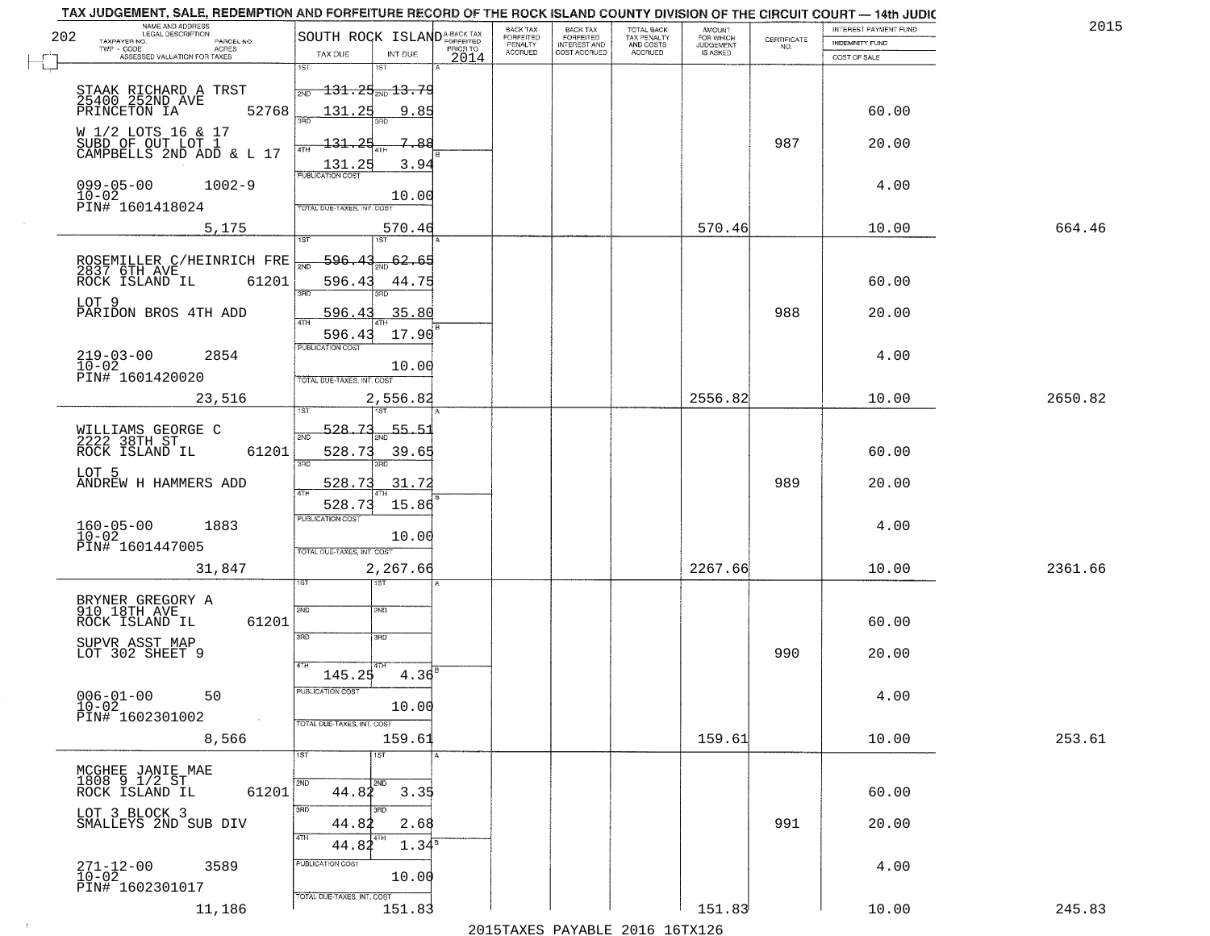TAX JUDGEMENT, SALE, REDEMPTION AND FORFEITURE RECORD OF THE ROCK ISLAND COUNTY DIVISION OF THE CIRCUIT COURT — 14th JUDIC

2015

202

| NAME AND ADDRESS / LEGAL DESCRIPTION / TAXPAYER NO. / PARCEL NO. / TWP - CODE / ACRES / ASSESSED VALUATION FOR TAXES | SOUTH ROCK ISLAND TAX DUE | INT DUE | A-BACK TAX FORFEITED PRIOR TO 2014 | BACK TAX FORFEITED PENALTY ACCRUED | BACK TAX FORFEITED INTEREST AND COST ACCRUED | TOTAL BACK TAX PENALTY AND COSTS ACCRUED | AMOUNT FOR WHICH JUDGEMENT IS ASKED | CERTIFICATE NO. | INTEREST PAYMENT FUND / INDEMNITY FUND / COST OF SALE | |
|---|---|---|---|---|---|---|---|---|---|---|
| STAAK RICHARD A TRST<br>25400 252ND AVE<br>PRINCETON IA 52768<br>W 1/2 LOTS 16 & 17<br>SUBD OF OUT LOT 1<br>CAMPBELLS 2ND ADD & L 17<br>099-05-00 1002-9<br>10-02<br>PIN# 1601418024<br>5,175 | 1ST 131.25<br>2ND 131.25<br>3RD 131.25<br>4TH 131.25<br>PUBLICATION COST<br>TOTAL DUE-TAXES, INT. COST | 13.79<br>9.85<br>7.88<br>3.94<br>10.00<br>570.46 | | | | | 570.46 | 987 | 60.00<br>20.00<br>4.00<br>10.00 | 664.46 |
| ROSEMILLER C/HEINRICH FRE<br>2837 6TH AVE<br>ROCK ISLAND IL 61201<br>LOT 9<br>PARIDON BROS 4TH ADD<br>219-03-00 2854<br>10-02<br>PIN# 1601420020<br>23,516 | 1ST 596.43<br>2ND 596.43<br>3RD 596.43<br>4TH 596.43<br>PUBLICATION COST<br>TOTAL DUE-TAXES, INT. COST | 62.65<br>44.75<br>35.80<br>17.90<br>10.00<br>2,556.82 | | | | | 2556.82 | 988 | 60.00<br>20.00<br>4.00<br>10.00 | 2650.82 |
| WILLIAMS GEORGE C<br>2222 38TH ST<br>ROCK ISLAND IL 61201<br>LOT 5<br>ANDREW H HAMMERS ADD<br>160-05-00 1883<br>10-02<br>PIN# 1601447005<br>31,847 | 1ST 528.73<br>2ND 528.73<br>3RD 528.73<br>4TH 528.73<br>PUBLICATION COST<br>TOTAL DUE-TAXES, INT. COST | 55.51<br>39.65<br>31.72<br>15.86<br>10.00<br>2,267.66 | | | | | 2267.66 | 989 | 60.00<br>20.00<br>4.00<br>10.00 | 2361.66 |
| BRYNER GREGORY A<br>910 18TH AVE<br>ROCK ISLAND IL 61201<br>SUPVR ASST MAP<br>LOT 302 SHEET 9<br>006-01-00 50<br>10-02<br>PIN# 1602301002<br>8,566 | 1ST<br>2ND<br>3RD<br>4TH 145.25<br>PUBLICATION COST<br>TOTAL DUE-TAXES, INT. COST | 4.36<br>10.00<br>159.61 | | | | | 159.61 | 990 | 60.00<br>20.00<br>4.00<br>10.00 | 253.61 |
| MCGHEE JANIE MAE<br>1808 9 1/2 ST<br>ROCK ISLAND IL 61201<br>LOT 3 BLOCK 3<br>SMALLEYS 2ND SUB DIV<br>271-12-00 3589<br>10-02<br>PIN# 1602301017<br>11,186 | 1ST<br>2ND 44.82<br>3RD 44.82<br>4TH 44.82<br>PUBLICATION COST<br>TOTAL DUE-TAXES, INT. COST | 3.35<br>2.68<br>1.34<br>10.00<br>151.83 | | | | | 151.83 | 991 | 60.00<br>20.00<br>4.00<br>10.00 | 245.83 |

2015TAXES PAYABLE 2016 16TX126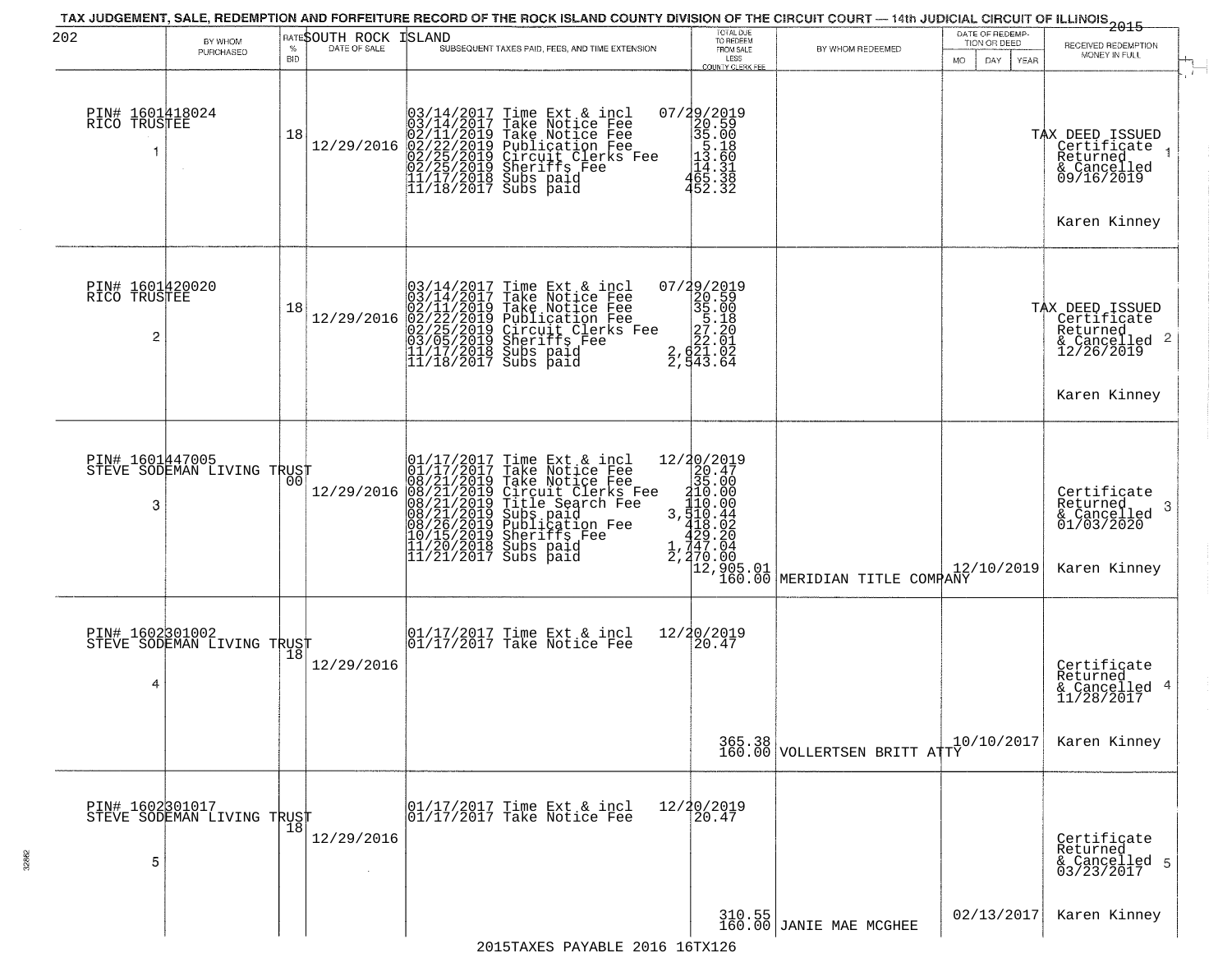TAX JUDGEMENT, SALE, REDEMPTION AND FORFEITURE RECORD OF THE ROCK ISLAND COUNTY DIVISION OF THE CIRCUIT COURT — 14th JUDICIAL CIRCUIT OF ILLINOIS 2015

SOUTH ROCK ISLAND

| | BY WHOM PURCHASED | RATE % BID | DATE OF SALE | SUBSEQUENT TAXES PAID, FEES, AND TIME EXTENSION | TOTAL DUE TO REDEEM FROM SALE LESS COUNTY CLERK FEE | BY WHOM REDEEMED | DATE OF REDEMPTION OR DEED MO DAY YEAR | RECEIVED REDEMPTION MONEY IN FULL |
|---|---|---|---|---|---|---|---|---|
| 1 | PIN# 1601418024 RICO TRUSTEE | 18 | 12/29/2016 | 03/14/2017 Time Ext & incl<br>03/14/2017 Take Notice Fee<br>02/11/2019 Take Notice Fee<br>02/22/2019 Publication Fee<br>02/25/2019 Circuit Clerks Fee<br>02/25/2019 Sheriffs Fee<br>11/17/2018 Subs paid<br>11/18/2017 Subs paid | 07/29/2019<br>20.59<br>35.00<br>5.18<br>13.60<br>14.31<br>465.38<br>452.32 | | | TAX DEED ISSUED Certificate Returned & Cancelled 09/16/2019 Karen Kinney |
| 2 | PIN# 1601420020 RICO TRUSTEE | 18 | 12/29/2016 | 03/14/2017 Time Ext & incl<br>03/14/2017 Take Notice Fee<br>02/11/2019 Take Notice Fee<br>02/22/2019 Publication Fee<br>02/25/2019 Circuit Clerks Fee<br>03/05/2019 Sheriffs Fee<br>11/17/2018 Subs paid<br>11/18/2017 Subs paid | 07/29/2019<br>20.59<br>35.00<br>5.18<br>27.20<br>22.01<br>2,621.02<br>2,543.64 | | | TAX DEED ISSUED Certificate Returned & Cancelled 12/26/2019 Karen Kinney |
| 3 | PIN# 1601447005 STEVE SODEMAN LIVING TRUST | 00 | 12/29/2016 | 01/17/2017 Time Ext & incl<br>01/17/2017 Take Notice Fee<br>08/21/2019 Take Notice Fee<br>08/21/2019 Circuit Clerks Fee<br>08/21/2019 Title Search Fee<br>08/21/2019 Subs paid<br>08/26/2019 Publication Fee<br>10/15/2019 Sheriffs Fee<br>11/20/2018 Subs paid<br>11/21/2017 Subs paid | 12/20/2019<br>20.47<br>35.00<br>210.00<br>110.00<br>3,510.44<br>418.02<br>429.20<br>1,747.04<br>2,270.00<br>12,905.01<br>160.00 | MERIDIAN TITLE COMPANY | 12/10/2019 | Certificate Returned & Cancelled 01/03/2020 Karen Kinney |
| 4 | PIN# 1602301002 STEVE SODEMAN LIVING TRUST | 18 | 12/29/2016 | 01/17/2017 Time Ext & incl<br>01/17/2017 Take Notice Fee | 12/20/2019<br>20.47<br>365.38<br>160.00 | VOLLERTSEN BRITT ATTY | 10/10/2017 | Certificate Returned & Cancelled 11/28/2017 Karen Kinney |
| 5 | PIN# 1602301017 STEVE SODEMAN LIVING TRUST | 18 | 12/29/2016 | 01/17/2017 Time Ext & incl<br>01/17/2017 Take Notice Fee | 12/20/2019<br>20.47<br>310.55<br>160.00 | JANIE MAE MCGHEE | 02/13/2017 | Certificate Returned & Cancelled 03/23/2017 Karen Kinney |

2015TAXES PAYABLE 2016 16TX126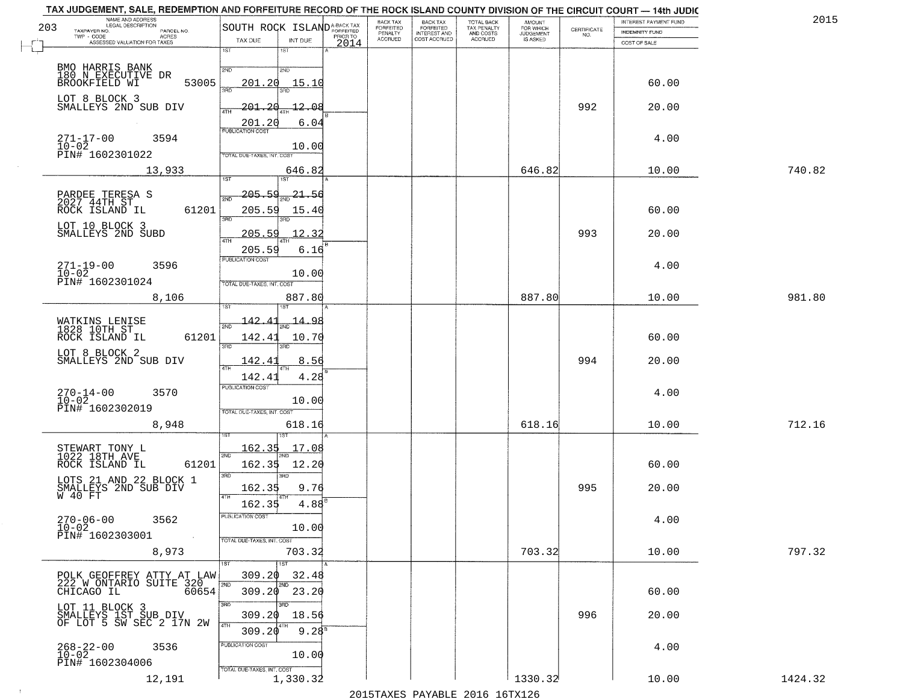TAX JUDGEMENT, SALE, REDEMPTION AND FORFEITURE RECORD OF THE ROCK ISLAND COUNTY DIVISION OF THE CIRCUIT COURT — 14th JUDIC

2015

| 203 NAME AND ADDRESS / LEGAL DESCRIPTION / TAXPAYER NO. / PARCEL NO. / TWP - CODE / ACRES / ASSESSED VALUATION FOR TAXES | SOUTH ROCK ISLAND TAX DUE | INT DUE | A-BACK TAX FORFEITED PRIOR TO 2014 | BACK TAX FORFEITED PENALTY ACCRUED | BACK TAX FORFEITED INTEREST AND COST ACCRUED | TOTAL BACK TAX PENALTY AND COSTS ACCRUED | AMOUNT FOR WHICH JUDGEMENT IS ASKED | CERTIFICATE NO. | INTEREST PAYMENT FUND / INDEMNITY FUND / COST OF SALE | |
|---|---|---|---|---|---|---|---|---|---|---|
| BMO HARRIS BANK<br>180 N EXECUTIVE DR<br>BROOKFIELD WI 53005<br>LOT 8 BLOCK 3<br>SMALLEYS 2ND SUB DIV<br>271-17-00 3594<br>10-02<br>PIN# 1602301022<br>13,933 | 1ST<br>2ND 201.20<br>3RD 201.20<br>4TH 201.20<br>PUBLICATION COST<br>TOTAL DUE-TAXES, INT. COST | 15.10<br>12.08<br>6.04<br>10.00<br>646.82 | | | | | 646.82 | 992 | 60.00<br>20.00<br>4.00<br>10.00 | 740.82 |
| PARDEE TERESA S<br>2027 44TH ST<br>ROCK ISLAND IL 61201<br>LOT 10 BLOCK 3<br>SMALLEYS 2ND SUBD<br>271-19-00 3596<br>10-02<br>PIN# 1602301024<br>8,106 | 1ST 205.59<br>2ND 205.59<br>3RD 205.59<br>4TH 205.59<br>PUBLICATION COST<br>TOTAL DUE-TAXES, INT. COST | 21.56<br>15.40<br>12.32<br>6.16<br>10.00<br>887.80 | | | | | 887.80 | 993 | 60.00<br>20.00<br>4.00<br>10.00 | 981.80 |
| WATKINS LENISE<br>1828 10TH ST<br>ROCK ISLAND IL 61201<br>LOT 8 BLOCK 2<br>SMALLEYS 2ND SUB DIV<br>270-14-00 3570<br>10-02<br>PIN# 1602302019<br>8,948 | 1ST 142.41<br>2ND 142.41<br>3RD 142.41<br>4TH 142.41<br>PUBLICATION COST<br>TOTAL DUE-TAXES, INT. COST | 14.98<br>10.70<br>8.56<br>4.28<br>10.00<br>618.16 | | | | | 618.16 | 994 | 60.00<br>20.00<br>4.00<br>10.00 | 712.16 |
| STEWART TONY L<br>1022 18TH AVE<br>ROCK ISLAND IL 61201<br>LOTS 21 AND 22 BLOCK 1<br>SMALLEYS 2ND SUB DIV<br>W 40 FT<br>270-06-00 3562<br>10-02<br>PIN# 1602303001<br>8,973 | 1ST 162.35<br>2ND 162.35<br>3RD 162.35<br>4TH 162.35<br>PUBLICATION COST<br>TOTAL DUE-TAXES, INT. COST | 17.08<br>12.20<br>9.76<br>4.88<br>10.00<br>703.32 | | | | | 703.32 | 995 | 60.00<br>20.00<br>4.00<br>10.00 | 797.32 |
| POLK GEOFFREY ATTY AT LAW<br>222 W ONTARIO SUITE 320<br>CHICAGO IL 60654<br>LOT 11 BLOCK 3<br>SMALLEYS 1ST SUB DIV<br>OF LOT 5 SW SEC 2 17N 2W<br>268-22-00 3536<br>10-02<br>PIN# 1602304006<br>12,191 | 1ST 309.20<br>2ND 309.20<br>3RD 309.20<br>4TH 309.20<br>PUBLICATION COST<br>TOTAL DUE-TAXES, INT. COST | 32.48<br>23.20<br>18.56<br>9.28<br>10.00<br>1,330.32 | | | | | 1330.32 | 996 | 60.00<br>20.00<br>4.00<br>10.00 | 1424.32 |

2015TAXES PAYABLE 2016 16TX126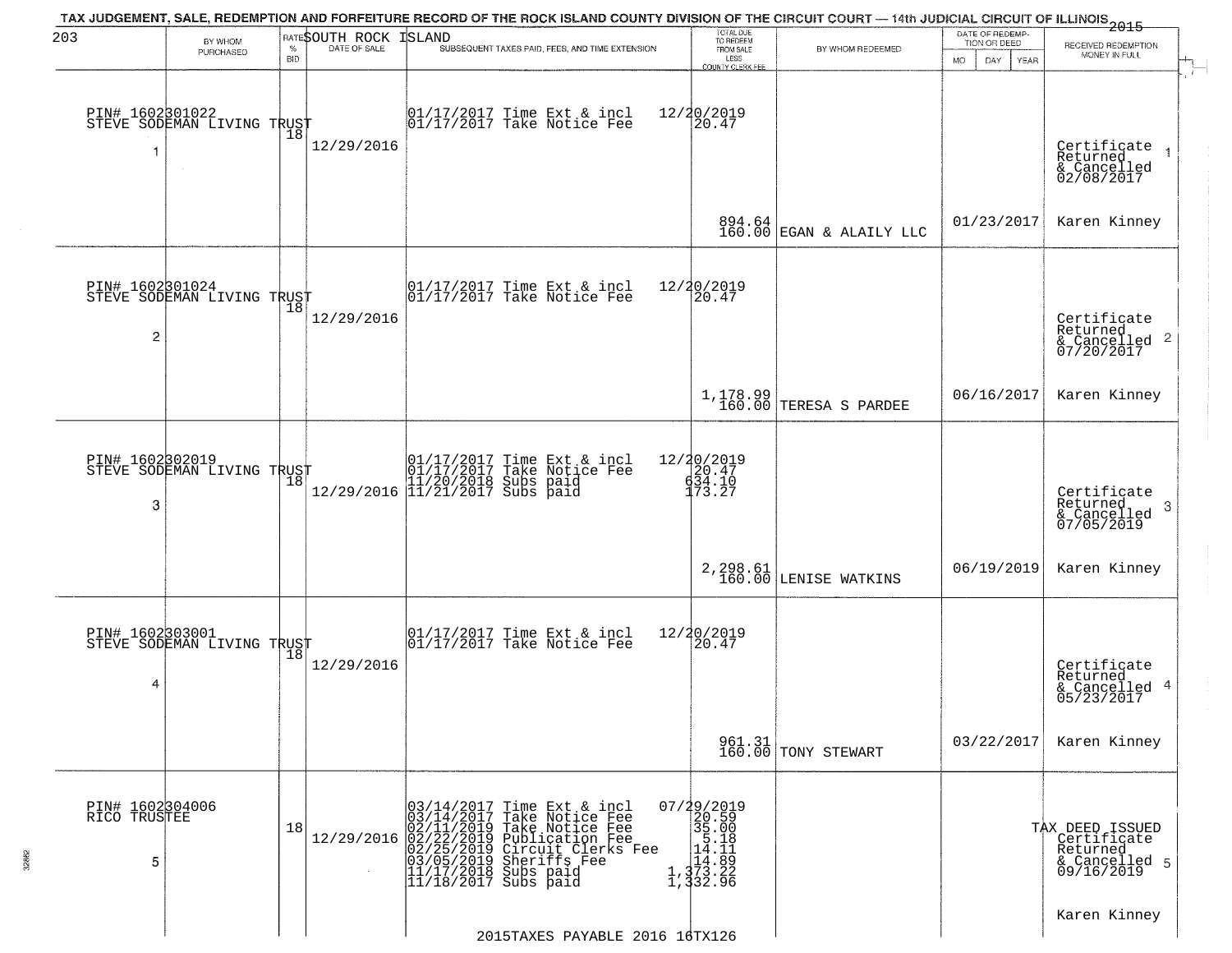TAX JUDGEMENT, SALE, REDEMPTION AND FORFEITURE RECORD OF THE ROCK ISLAND COUNTY DIVISION OF THE CIRCUIT COURT — 14th JUDICIAL CIRCUIT OF ILLINOIS 2015

203 SOUTH ROCK ISLAND

| | BY WHOM PURCHASED | RATE % BID | DATE OF SALE | SUBSEQUENT TAXES PAID, FEES, AND TIME EXTENSION | TOTAL DUE TO REDEEM FROM SALE LESS COUNTY CLERK FEE | BY WHOM REDEEMED | DATE OF REDEMPTION OR DEED MO DAY YEAR | RECEIVED REDEMPTION MONEY IN FULL |
|---|---|---|---|---|---|---|---|---|
| 1 | PIN# 1602301022 STEVE SODEMAN LIVING TRUST | 18 | 12/29/2016 | 01/17/2017 Time Ext & incl 12/20/2019<br>01/17/2017 Take Notice Fee | 20.47<br><br>894.64<br>160.00 | EGAN & ALAILY LLC | 01/23/2017 | Certificate Returned & Cancelled 02/08/2017<br>Karen Kinney |
| 2 | PIN# 1602301024 STEVE SODEMAN LIVING TRUST | 18 | 12/29/2016 | 01/17/2017 Time Ext & incl 12/20/2019<br>01/17/2017 Take Notice Fee | 20.47<br><br>1,178.99<br>160.00 | TERESA S PARDEE | 06/16/2017 | Certificate Returned & Cancelled 07/20/2017<br>Karen Kinney |
| 3 | PIN# 1602302019 STEVE SODEMAN LIVING TRUST | 18 | 12/29/2016 | 01/17/2017 Time Ext & incl 12/20/2019<br>01/17/2017 Take Notice Fee<br>11/20/2018 Subs paid<br>11/21/2017 Subs paid | 20.47<br>634.10<br>173.27<br><br>2,298.61<br>160.00 | LENISE WATKINS | 06/19/2019 | Certificate Returned & Cancelled 07/05/2019<br>Karen Kinney |
| 4 | PIN# 1602303001 STEVE SODEMAN LIVING TRUST | 18 | 12/29/2016 | 01/17/2017 Time Ext & incl 12/20/2019<br>01/17/2017 Take Notice Fee | 20.47<br><br>961.31<br>160.00 | TONY STEWART | 03/22/2017 | Certificate Returned & Cancelled 05/23/2017<br>Karen Kinney |
| 5 | PIN# 1602304006 RICO TRUSTEE | 18 | 12/29/2016 | 03/14/2017 Time Ext & incl 07/29/2019<br>03/14/2017 Take Notice Fee<br>02/11/2019 Take Notice Fee<br>02/22/2019 Publication Fee<br>02/25/2019 Circuit Clerks Fee<br>03/05/2019 Sheriffs Fee<br>11/17/2018 Subs paid<br>11/18/2017 Subs paid | 20.59<br>35.00<br>5.18<br>14.11<br>14.89<br>1,373.22<br>1,332.96 | | | TAX DEED ISSUED Certificate Returned & Cancelled 09/16/2019<br>Karen Kinney |

2015TAXES PAYABLE 2016 16TX126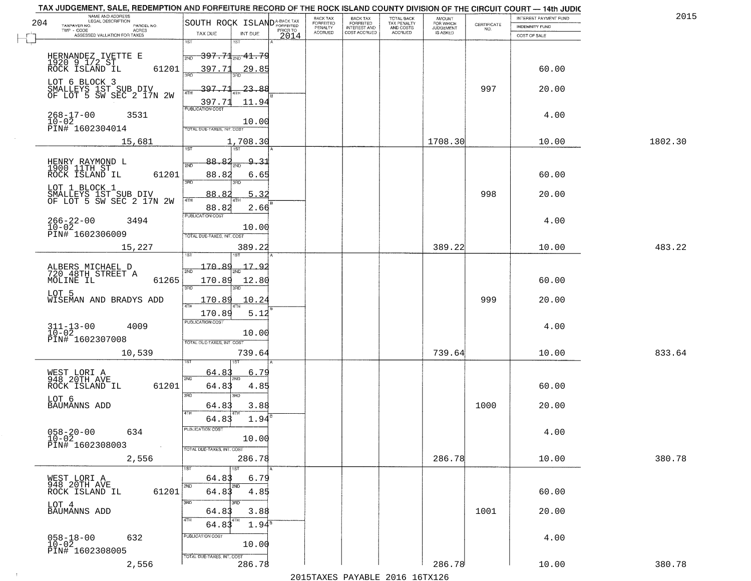TAX JUDGEMENT, SALE, REDEMPTION AND FORFEITURE RECORD OF THE ROCK ISLAND COUNTY DIVISION OF THE CIRCUIT COURT — 14th JUDIC

2015

| 204 NAME AND ADDRESS / LEGAL DESCRIPTION / TAXPAYER NO. / PARCEL NO. / TWP - CODE / ACRES / ASSESSED VALUATION FOR TAXES | SOUTH ROCK ISLAND TAX DUE | INT DUE | A-BACK TAX FORFEITED PRIOR TO 2014 | BACK TAX FORFEITED PENALTY ACCRUED | BACK TAX FORFEITED INTEREST AND COST ACCRUED | TOTAL BACK TAX PENALTY AND COSTS ACCRUED | AMOUNT FOR WHICH JUDGEMENT IS ASKED | CERTIFICATE NO. | INTEREST PAYMENT FUND / INDEMNITY FUND / COST OF SALE | |
|---|---|---|---|---|---|---|---|---|---|---|
| HERNANDEZ IVETTE E<br>1920 9 1/2 ST<br>ROCK ISLAND IL 61201<br>LOT 6 BLOCK 3<br>SMALLEYS 1ST SUB DIV<br>OF LOT 5 SW SEC 2 17N 2W<br>268-17-00 3531<br>10-02<br>PIN# 1602304014<br>15,681 | 1ST 397.71<br>2ND 397.71<br>3RD 397.71<br>4TH 397.71<br>PUBLICATION COST<br>TOTAL DUE-TAXES, INT. COST | 41.79<br>29.85<br>23.88<br>11.94<br>10.00<br>1,708.30 | | | | | 1708.30 | 997 | 60.00<br>20.00<br>4.00<br>10.00 | 1802.30 |
| HENRY RAYMOND L<br>1900 11TH ST<br>ROCK ISLAND IL 61201<br>LOT 1 BLOCK 1<br>SMALLEYS 1ST SUB DIV<br>OF LOT 5 SW SEC 2 17N 2W<br>266-22-00 3494<br>10-02<br>PIN# 1602306009<br>15,227 | 1ST 88.82<br>2ND 88.82<br>3RD 88.82<br>4TH 88.82<br>PUBLICATION COST<br>TOTAL DUE-TAXES, INT. COST | 9.31<br>6.65<br>5.32<br>2.66<br>10.00<br>389.22 | | | | | 389.22 | 998 | 60.00<br>20.00<br>4.00<br>10.00 | 483.22 |
| ALBERS MICHAEL D<br>720 48TH STREET A<br>MOLINE IL 61265<br>LOT 5<br>WISEMAN AND BRADYS ADD<br>311-13-00 4009<br>10-02<br>PIN# 1602307008<br>10,539 | 1ST 170.89<br>2ND 170.89<br>3RD 170.89<br>4TH 170.89<br>PUBLICATION COST<br>TOTAL DUE-TAXES, INT. COST | 17.92<br>12.80<br>10.24<br>5.12<br>10.00<br>739.64 | | | | | 739.64 | 999 | 60.00<br>20.00<br>4.00<br>10.00 | 833.64 |
| WEST LORI A<br>948 20TH AVE<br>ROCK ISLAND IL 61201<br>LOT 6<br>BAUMANNS ADD<br>058-20-00 634<br>10-02<br>PIN# 1602308003<br>2,556 | 1ST 64.83<br>2ND 64.83<br>3RD 64.83<br>4TH 64.83<br>PUBLICATION COST<br>TOTAL DUE-TAXES, INT. COST | 6.79<br>4.85<br>3.88<br>1.94<br>10.00<br>286.78 | | | | | 286.78 | 1000 | 60.00<br>20.00<br>4.00<br>10.00 | 380.78 |
| WEST LORI A<br>948 20TH AVE<br>ROCK ISLAND IL 61201<br>LOT 4<br>BAUMANNS ADD<br>058-18-00 632<br>10-02<br>PIN# 1602308005<br>2,556 | 1ST 64.83<br>2ND 64.83<br>3RD 64.83<br>4TH 64.83<br>PUBLICATION COST<br>TOTAL DUE-TAXES, INT. COST | 6.79<br>4.85<br>3.88<br>1.94<br>10.00<br>286.78 | | | | | 286.78 | 1001 | 60.00<br>20.00<br>4.00<br>10.00 | 380.78 |

2015TAXES PAYABLE 2016 16TX126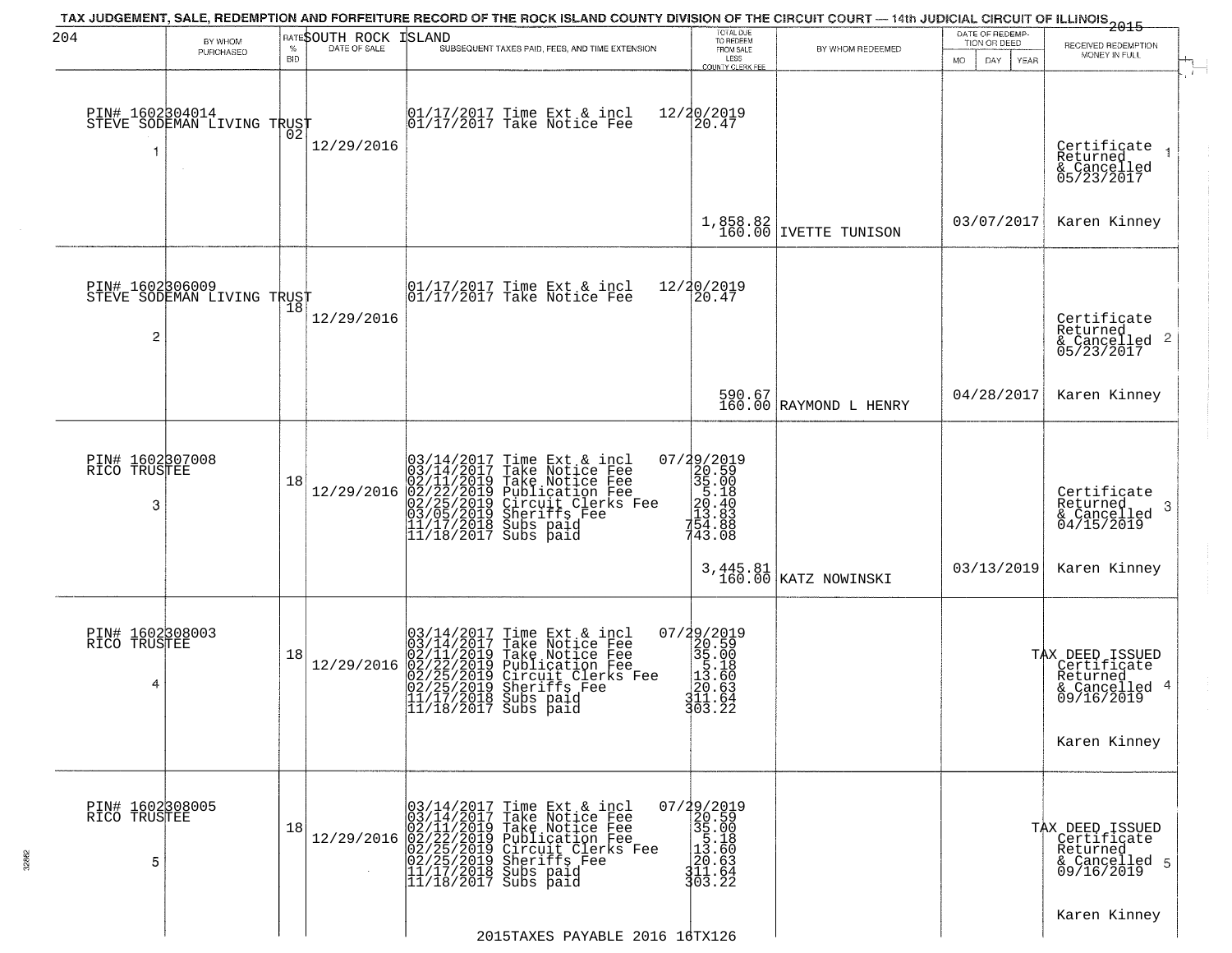TAX JUDGEMENT, SALE, REDEMPTION AND FORFEITURE RECORD OF THE ROCK ISLAND COUNTY DIVISION OF THE CIRCUIT COURT — 14th JUDICIAL CIRCUIT OF ILLINOIS 2015

SOUTH ROCK ISLAND

| | BY WHOM PURCHASED | RATE % BID | DATE OF SALE | SUBSEQUENT TAXES PAID, FEES, AND TIME EXTENSION | TOTAL DUE TO REDEEM FROM SALE LESS COUNTY CLERK FEE | BY WHOM REDEEMED | DATE OF REDEMPTION OR DEED MO DAY YEAR | RECEIVED REDEMPTION MONEY IN FULL |
|---|---|---|---|---|---|---|---|---|
| 1 | PIN# 1602304014 STEVE SODEMAN LIVING TRUST | 02 | 12/29/2016 | 01/17/2017 Time Ext & incl<br>01/17/2017 Take Notice Fee | 12/20/2019<br>20.47<br>1,858.82<br>160.00 | IVETTE TUNISON | 03/07/2017 | Certificate Returned & Cancelled 05/23/2017<br>Karen Kinney |
| 2 | PIN# 1602306009 STEVE SODEMAN LIVING TRUST | 18 | 12/29/2016 | 01/17/2017 Time Ext & incl<br>01/17/2017 Take Notice Fee | 12/20/2019<br>20.47<br>590.67<br>160.00 | RAYMOND L HENRY | 04/28/2017 | Certificate Returned & Cancelled 05/23/2017<br>Karen Kinney |
| 3 | PIN# 1602307008 RICO TRUSTEE | 18 | 12/29/2016 | 03/14/2017 Time Ext & incl<br>03/14/2017 Take Notice Fee<br>02/11/2019 Take Notice Fee<br>02/22/2019 Publication Fee<br>02/25/2019 Circuit Clerks Fee<br>03/05/2019 Sheriffs Fee<br>11/17/2018 Subs paid<br>11/18/2017 Subs paid | 07/29/2019<br>20.59<br>35.00<br>5.18<br>20.40<br>13.83<br>754.88<br>743.08<br>3,445.81<br>160.00 | KATZ NOWINSKI | 03/13/2019 | Certificate Returned & Cancelled 04/15/2019<br>Karen Kinney |
| 4 | PIN# 1602308003 RICO TRUSTEE | 18 | 12/29/2016 | 03/14/2017 Time Ext & incl<br>03/14/2017 Take Notice Fee<br>02/11/2019 Take Notice Fee<br>02/22/2019 Publication Fee<br>02/25/2019 Circuit Clerks Fee<br>02/25/2019 Sheriffs Fee<br>11/17/2018 Subs paid<br>11/18/2017 Subs paid | 07/29/2019<br>20.59<br>35.00<br>5.18<br>13.60<br>20.63<br>311.64<br>303.22 | | | TAX DEED ISSUED Certificate Returned & Cancelled 09/16/2019<br>Karen Kinney |
| 5 | PIN# 1602308005 RICO TRUSTEE | 18 | 12/29/2016 | 03/14/2017 Time Ext & incl<br>03/14/2017 Take Notice Fee<br>02/11/2019 Take Notice Fee<br>02/22/2019 Publication Fee<br>02/25/2019 Circuit Clerks Fee<br>02/25/2019 Sheriffs Fee<br>11/17/2018 Subs paid<br>11/18/2017 Subs paid | 07/29/2019<br>20.59<br>35.00<br>5.18<br>13.60<br>20.63<br>311.64<br>303.22 | | | TAX DEED ISSUED Certificate Returned & Cancelled 09/16/2019<br>Karen Kinney |

2015TAXES PAYABLE 2016 16TX126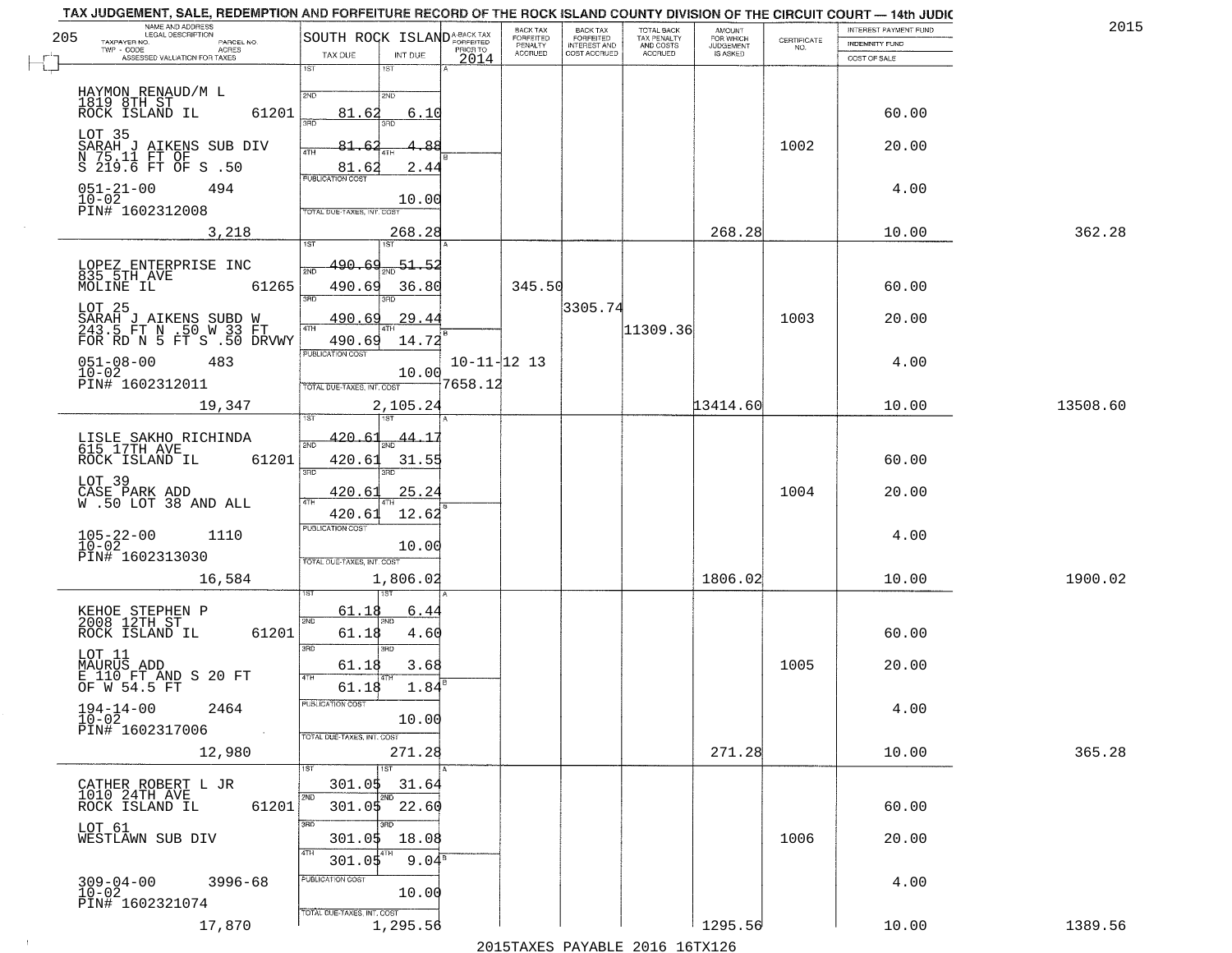# TAX JUDGEMENT, SALE, REDEMPTION AND FORFEITURE RECORD OF THE ROCK ISLAND COUNTY DIVISION OF THE CIRCUIT COURT — 14th JUDIC

2015

205 — SOUTH ROCK ISLAND

| NAME AND ADDRESS / LEGAL DESCRIPTION / TAXPAYER NO. / PARCEL NO. / TWP - CODE / ACRES / ASSESSED VALUATION FOR TAXES | TAX DUE | INT DUE | A-BACK TAX FORFEITED PRIOR TO 2014 | BACK TAX FORFEITED PENALTY ACCRUED | BACK TAX FORFEITED INTEREST AND COST ACCRUED | TOTAL BACK TAX PENALTY AND COSTS ACCRUED | AMOUNT FOR WHICH JUDGEMENT IS ASKED | CERTIFICATE NO. | INTEREST PAYMENT FUND / INDEMNITY FUND / COST OF SALE | |
|---|---|---|---|---|---|---|---|---|---|---|
| HAYMON RENAUD/M L<br>1819 8TH ST<br>ROCK ISLAND IL 61201<br>LOT 35<br>SARAH J AIKENS SUB DIV<br>N 75.11 FT OF<br>S 219.6 FT OF S .50<br>051-21-00 494<br>10-02<br>PIN# 1602312008<br>3,218 | 1ST<br>2ND 81.62<br>3RD 81.62<br>4TH 81.62<br>PUBLICATION COST<br>TOTAL DUE-TAXES, INT. COST | 1ST<br>2ND 6.10<br>3RD 4.88<br>4TH 2.44<br>10.00<br>268.28 | | | | | 268.28 | 1002 | 60.00<br>20.00<br>4.00<br>10.00 | 362.28 |
| LOPEZ ENTERPRISE INC<br>835 5TH AVE<br>MOLINE IL 61265<br>LOT 25<br>SARAH J AIKENS SUBD W<br>243.5 FT N .50 W 33 FT<br>FOR RD N 5 FT S .50 DRVWY<br>051-08-00 483<br>10-02<br>PIN# 1602312011<br>19,347 | 1ST 490.69<br>2ND 490.69<br>3RD 490.69<br>4TH 490.69<br>PUBLICATION COST<br>TOTAL DUE-TAXES, INT. COST | 1ST 51.52<br>2ND 36.80<br>3RD 29.44<br>4TH 14.72<br>10.00<br>2,105.24 | 10-11-12 13<br>7658.12 | 345.50 | 3305.74 | 11309.36 | 13414.60 | 1003 | 60.00<br>20.00<br>4.00<br>10.00 | 13508.60 |
| LISLE SAKHO RICHINDA<br>615 17TH AVE<br>ROCK ISLAND IL 61201<br>LOT 39<br>CASE PARK ADD<br>W .50 LOT 38 AND ALL<br>105-22-00 1110<br>10-02<br>PIN# 1602313030<br>16,584 | 1ST 420.61<br>2ND 420.61<br>3RD 420.61<br>4TH 420.61<br>PUBLICATION COST<br>TOTAL DUE-TAXES, INT. COST | 1ST 44.17<br>2ND 31.55<br>3RD 25.24<br>4TH 12.62<br>10.00<br>1,806.02 | | | | | 1806.02 | 1004 | 60.00<br>20.00<br>4.00<br>10.00 | 1900.02 |
| KEHOE STEPHEN P<br>2008 12TH ST<br>ROCK ISLAND IL 61201<br>LOT 11<br>MAURUS ADD<br>E 110 FT AND S 20 FT<br>OF W 54.5 FT<br>194-14-00 2464<br>10-02<br>PIN# 1602317006<br>12,980 | 1ST 61.18<br>2ND 61.18<br>3RD 61.18<br>4TH 61.18<br>PUBLICATION COST<br>TOTAL DUE-TAXES, INT. COST | 1ST 6.44<br>2ND 4.60<br>3RD 3.68<br>4TH 1.84<br>10.00<br>271.28 | | | | | 271.28 | 1005 | 60.00<br>20.00<br>4.00<br>10.00 | 365.28 |
| CATHER ROBERT L JR<br>1010 24TH AVE<br>ROCK ISLAND IL 61201<br>LOT 61<br>WESTLAWN SUB DIV<br>309-04-00 3996-68<br>10-02<br>PIN# 1602321074<br>17,870 | 1ST 301.05<br>2ND 301.05<br>3RD 301.05<br>4TH 301.05<br>PUBLICATION COST<br>TOTAL DUE-TAXES, INT. COST | 1ST 31.64<br>2ND 22.60<br>3RD 18.08<br>4TH 9.04<br>10.00<br>1,295.56 | | | | | 1295.56 | 1006 | 60.00<br>20.00<br>4.00<br>10.00 | 1389.56 |

2015TAXES PAYABLE 2016 16TX126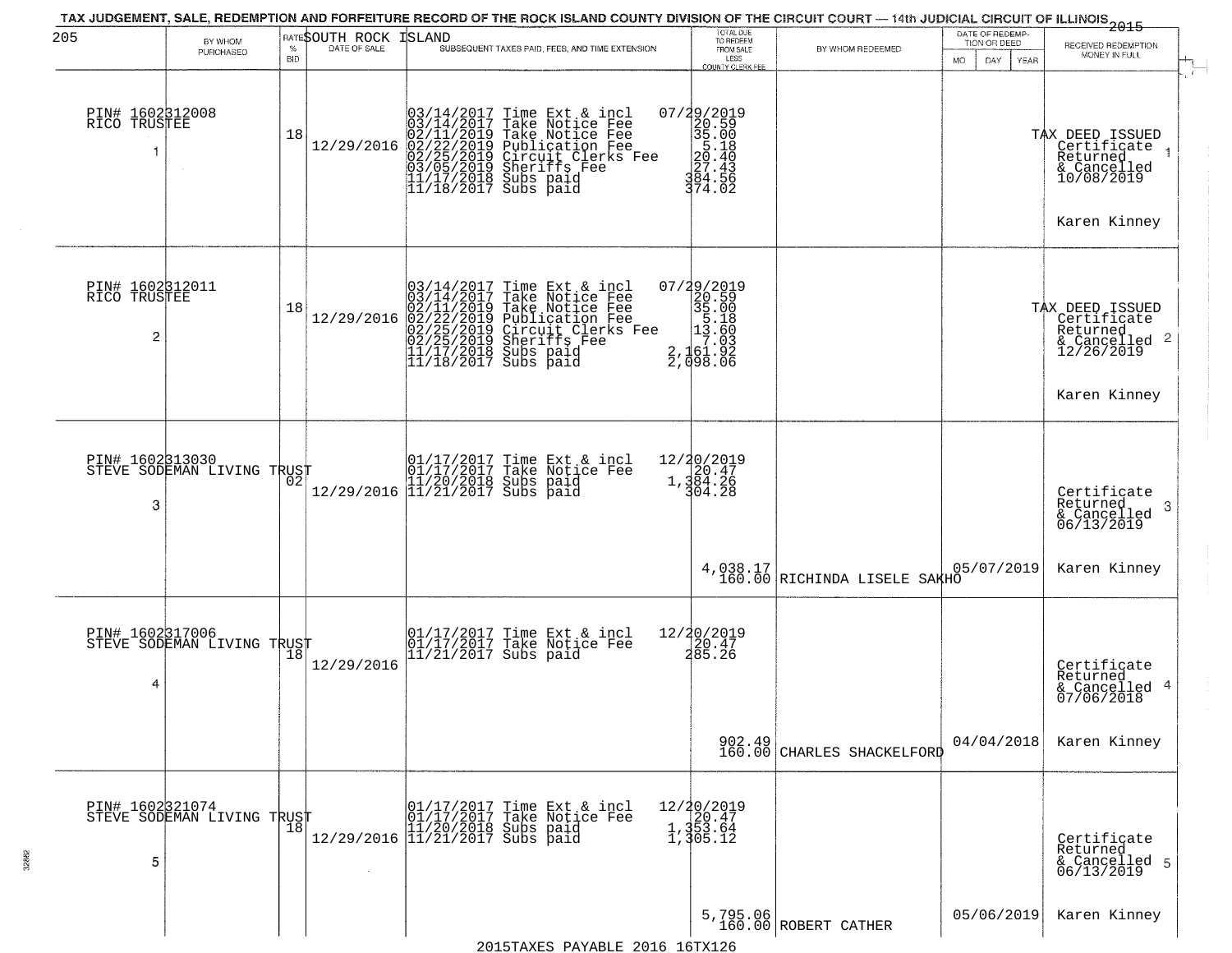TAX JUDGEMENT, SALE, REDEMPTION AND FORFEITURE RECORD OF THE ROCK ISLAND COUNTY DIVISION OF THE CIRCUIT COURT — 14th JUDICIAL CIRCUIT OF ILLINOIS 2015

205 SOUTH ROCK ISLAND

| BY WHOM PURCHASED | RATE % BID | DATE OF SALE | SUBSEQUENT TAXES PAID, FEES, AND TIME EXTENSION | TOTAL DUE TO REDEEM FROM SALE LESS COUNTY CLERK FEE | BY WHOM REDEEMED | DATE OF REDEMPTION OR DEED MO DAY YEAR | RECEIVED REDEMPTION MONEY IN FULL |
|---|---|---|---|---|---|---|---|
| PIN# 1602312008 RICO TRUSTEE 1 | 18 | 12/29/2016 | 03/14/2017 Time Ext & incl 07/29/2019<br>03/14/2017 Take Notice Fee 20.59<br>02/11/2019 Take Notice Fee 35.00<br>02/22/2019 Publication Fee 5.18<br>02/25/2019 Circuit Clerks Fee 20.40<br>03/05/2019 Sheriffs Fee 27.43<br>11/17/2018 Subs paid 384.56<br>11/18/2017 Subs paid 374.02 | | | | TAX DEED ISSUED Certificate Returned & Cancelled 10/08/2019 Karen Kinney |
| PIN# 1602312011 RICO TRUSTEE 2 | 18 | 12/29/2016 | 03/14/2017 Time Ext & incl 07/29/2019<br>03/14/2017 Take Notice Fee 20.59<br>02/11/2019 Take Notice Fee 35.00<br>02/22/2019 Publication Fee 5.18<br>02/25/2019 Circuit Clerks Fee 13.60<br>02/25/2019 Sheriffs Fee 7.03<br>11/17/2018 Subs paid 2,161.92<br>11/18/2017 Subs paid 2,098.06 | | | | TAX DEED ISSUED Certificate Returned & Cancelled 12/26/2019 Karen Kinney |
| PIN# 1602313030 STEVE SODEMAN LIVING TRUST 3 | 02 | 12/29/2016 | 01/17/2017 Time Ext & incl 12/20/2019<br>01/17/2017 Take Notice Fee 20.47<br>11/20/2018 Subs paid 1,384.26<br>11/21/2017 Subs paid 304.28 | 4,038.17<br>160.00 | RICHINDA LISELE SAKHO | 05/07/2019 | Certificate Returned & Cancelled 06/13/2019 Karen Kinney |
| PIN# 1602317006 STEVE SODEMAN LIVING TRUST 4 | 18 | 12/29/2016 | 01/17/2017 Time Ext & incl 12/20/2019<br>01/17/2017 Take Notice Fee 20.47<br>11/21/2017 Subs paid 285.26 | 902.49<br>160.00 | CHARLES SHACKELFORD | 04/04/2018 | Certificate Returned & Cancelled 07/06/2018 Karen Kinney |
| PIN# 1602321074 STEVE SODEMAN LIVING TRUST 5 | 18 | 12/29/2016 | 01/17/2017 Time Ext & incl 12/20/2019<br>01/17/2017 Take Notice Fee 20.47<br>11/20/2018 Subs paid 1,353.64<br>11/21/2017 Subs paid 1,305.12 | 5,795.06<br>160.00 | ROBERT CATHER | 05/06/2019 | Certificate Returned & Cancelled 06/13/2019 Karen Kinney |

2015TAXES PAYABLE 2016 16TX126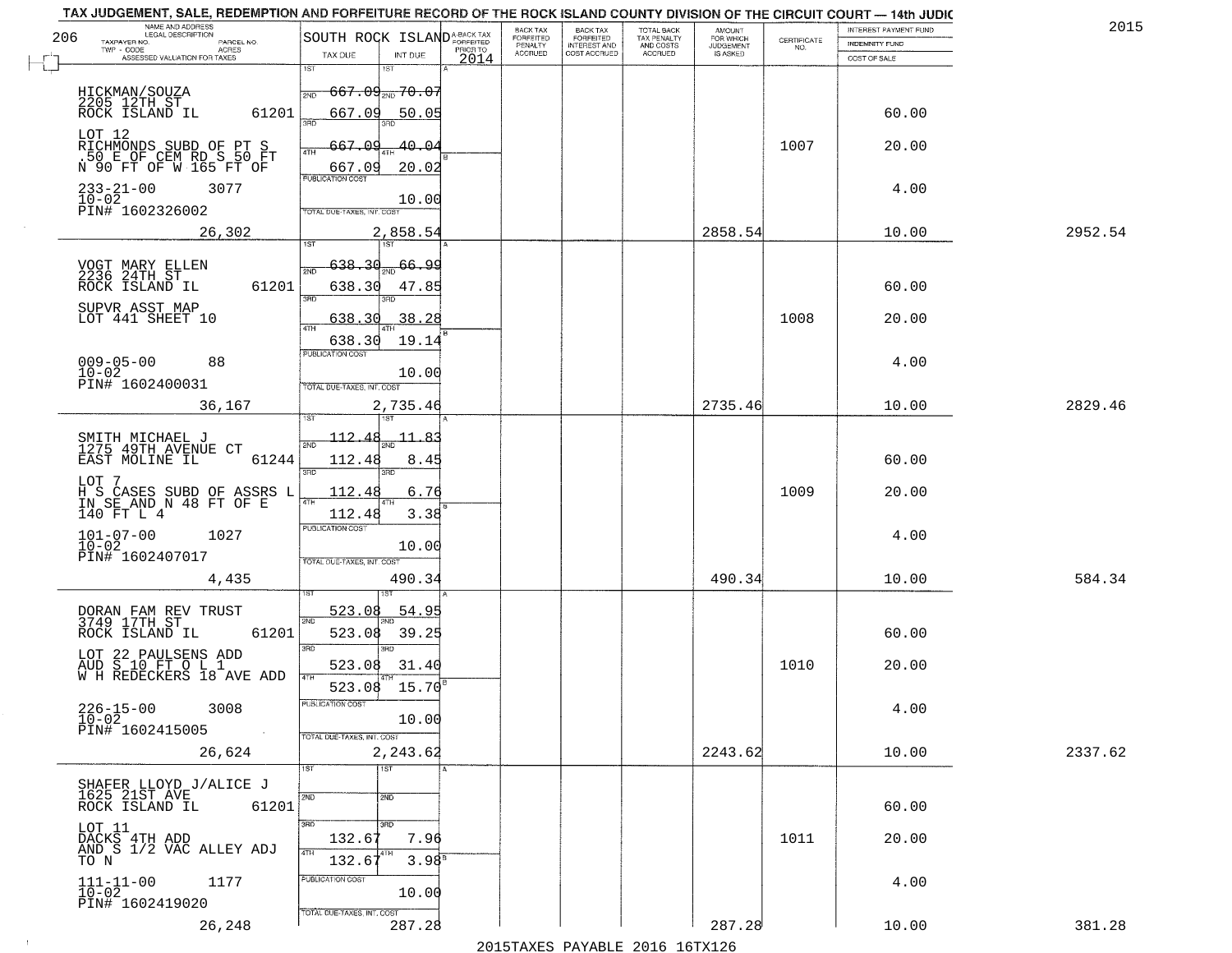TAX JUDGEMENT, SALE, REDEMPTION AND FORFEITURE RECORD OF THE ROCK ISLAND COUNTY DIVISION OF THE CIRCUIT COURT — 14th JUDIC

2015

206

| NAME AND ADDRESS / LEGAL DESCRIPTION / TAXPAYER NO. / PARCEL NO. / TWP - CODE / ACRES / ASSESSED VALUATION FOR TAXES | SOUTH ROCK ISLAND TAX DUE | INT DUE | A-BACK TAX FORFEITED PRIOR TO 2014 | BACK TAX FORFEITED PENALTY ACCRUED | BACK TAX FORFEITED INTEREST AND COST ACCRUED | TOTAL BACK TAX PENALTY AND COSTS ACCRUED | AMOUNT FOR WHICH JUDGEMENT IS ASKED | CERTIFICATE NO. | INTEREST PAYMENT FUND / INDEMNITY FUND / COST OF SALE | |
|---|---|---|---|---|---|---|---|---|---|---|
| HICKMAN/SOUZA 2205 12TH ST ROCK ISLAND IL 61201 | 1ST 667.09 | 1ST 70.07 | | | | | | | | |
| | 2ND 667.09 | 2ND 50.05 | | | | | | | 60.00 | |
| LOT 12 RICHMONDS SUBD OF PT S .50 E OF CEM RD S 50 FT N 90 FT OF W 165 FT OF | 3RD 667.09 | 3RD 40.04 | | | | | | 1007 | 20.00 | |
| | 4TH 667.09 | 4TH 20.02 | | | | | | | | |
| 233-21-00 3077 10-02 PIN# 1602326002 | PUBLICATION COST | 10.00 | | | | | | | 4.00 | |
| 26,302 | TOTAL DUE-TAXES, INT. COST | 2,858.54 | | | | | 2858.54 | | 10.00 | 2952.54 |
| VOGT MARY ELLEN 2236 24TH ST ROCK ISLAND IL 61201 | 1ST 638.30 | 1ST 66.99 | | | | | | | | |
| | 2ND 638.30 | 2ND 47.85 | | | | | | | 60.00 | |
| SUPVR ASST MAP LOT 441 SHEET 10 | 3RD 638.30 | 3RD 38.28 | | | | | | 1008 | 20.00 | |
| | 4TH 638.30 | 4TH 19.14 | | | | | | | | |
| 009-05-00 88 10-02 PIN# 1602400031 | PUBLICATION COST | 10.00 | | | | | | | 4.00 | |
| 36,167 | TOTAL DUE-TAXES, INT. COST | 2,735.46 | | | | | 2735.46 | | 10.00 | 2829.46 |
| SMITH MICHAEL J 1275 49TH AVENUE CT EAST MOLINE IL 61244 | 1ST 112.48 | 1ST 11.83 | | | | | | | | |
| | 2ND 112.48 | 2ND 8.45 | | | | | | | 60.00 | |
| LOT 7 H S CASES SUBD OF ASSRS L IN SE AND N 48 FT OF E 140 FT L 4 | 3RD 112.48 | 3RD 6.76 | | | | | | 1009 | 20.00 | |
| | 4TH 112.48 | 4TH 3.38 | | | | | | | | |
| 101-07-00 1027 10-02 PIN# 1602407017 | PUBLICATION COST | 10.00 | | | | | | | 4.00 | |
| 4,435 | TOTAL DUE-TAXES, INT. COST | 490.34 | | | | | 490.34 | | 10.00 | 584.34 |
| DORAN FAM REV TRUST 3749 17TH ST ROCK ISLAND IL 61201 | 1ST 523.08 | 1ST 54.95 | | | | | | | | |
| | 2ND 523.08 | 2ND 39.25 | | | | | | | 60.00 | |
| LOT 22 PAULSENS ADD AUD S 10 FT O L 1 W H REDECKERS 18 AVE ADD | 3RD 523.08 | 3RD 31.40 | | | | | | 1010 | 20.00 | |
| | 4TH 523.08 | 4TH 15.70 | | | | | | | | |
| 226-15-00 3008 10-02 PIN# 1602415005 | PUBLICATION COST | 10.00 | | | | | | | 4.00 | |
| 26,624 | TOTAL DUE-TAXES, INT. COST | 2,243.62 | | | | | 2243.62 | | 10.00 | 2337.62 |
| SHAFER LLOYD J/ALICE J 1625 21ST AVE ROCK ISLAND IL 61201 | 1ST | 1ST | | | | | | | | |
| | 2ND | 2ND | | | | | | | 60.00 | |
| LOT 11 DACKS 4TH ADD AND S 1/2 VAC ALLEY ADJ TO N | 3RD 132.67 | 3RD 7.96 | | | | | | 1011 | 20.00 | |
| | 4TH 132.67 | 4TH 3.98 | | | | | | | | |
| 111-11-00 1177 10-02 PIN# 1602419020 | PUBLICATION COST | 10.00 | | | | | | | 4.00 | |
| 26,248 | TOTAL DUE-TAXES, INT. COST | 287.28 | | | | | 287.28 | | 10.00 | 381.28 |

2015TAXES PAYABLE 2016 16TX126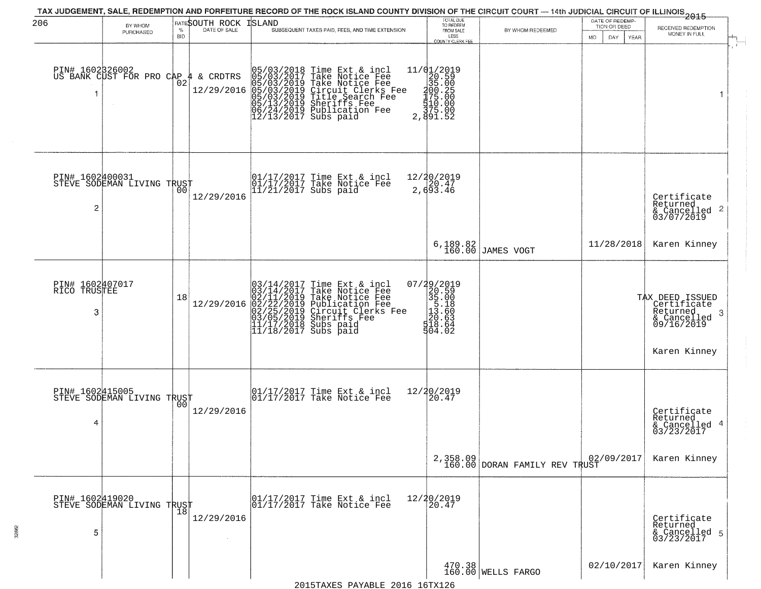# TAX JUDGEMENT, SALE, REDEMPTION AND FORFEITURE RECORD OF THE ROCK ISLAND COUNTY DIVISION OF THE CIRCUIT COURT — 14th JUDICIAL CIRCUIT OF ILLINOIS 2015

206 — SOUTH ROCK ISLAND

| # | BY WHOM PURCHASED | RATE % BID | DATE OF SALE | SUBSEQUENT TAXES PAID, FEES, AND TIME EXTENSION | TOTAL DUE TO REDEEM FROM SALE LESS COUNTY CLERK FEE | BY WHOM REDEEMED | DATE OF REDEMPTION OR DEED | RECEIVED REDEMPTION MONEY IN FULL |
|---|---|---|---|---|---|---|---|---|
| 1 | PIN# 1602326002 US BANK CUST FOR PRO CAP 4 & CRDTRS | 02 | 12/29/2016 | 05/03/2018 Time Ext & incl 11/01/2019<br>05/03/2017 Take Notice Fee 20.59<br>05/03/2019 Take Notice Fee 35.00<br>05/03/2019 Circuit Clerks Fee 200.25<br>05/03/2019 Title Search Fee 175.00<br>05/13/2019 Sheriffs Fee 510.00<br>06/24/2019 Publication Fee 375.00<br>12/13/2017 Subs paid 2,891.52 | | | | |
| 2 | PIN# 1602400031 STEVE SODEMAN LIVING TRUST | 00 | 12/29/2016 | 01/17/2017 Time Ext & incl 12/20/2019<br>01/17/2017 Take Notice Fee 20.47<br>11/21/2017 Subs paid 2,693.46 | 6,189.82<br>160.00 | JAMES VOGT | 11/28/2018 | Certificate Returned & Cancelled 03/07/2019<br>Karen Kinney |
| 3 | PIN# 1602407017 RICO TRUSTEE | 18 | 12/29/2016 | 03/14/2017 Time Ext & incl 07/29/2019<br>03/14/2017 Take Notice Fee 20.59<br>02/11/2019 Take Notice Fee 35.00<br>02/22/2019 Publication Fee 5.18<br>02/25/2019 Circuit Clerks Fee 13.60<br>03/05/2019 Sheriffs Fee 20.63<br>11/17/2018 Subs paid 518.64<br>11/18/2017 Subs paid 504.02 | | | | TAX DEED ISSUED Certificate Returned & Cancelled 09/16/2019<br>Karen Kinney |
| 4 | PIN# 1602415005 STEVE SODEMAN LIVING TRUST | 00 | 12/29/2016 | 01/17/2017 Time Ext & incl 12/20/2019<br>01/17/2017 Take Notice Fee 20.47 | 2,358.09<br>160.00 | DORAN FAMILY REV TRUST | 02/09/2017 | Certificate Returned & Cancelled 03/23/2017<br>Karen Kinney |
| 5 | PIN# 1602419020 STEVE SODEMAN LIVING TRUST | 18 | 12/29/2016 | 01/17/2017 Time Ext & incl 12/20/2019<br>01/17/2017 Take Notice Fee 20.47 | 470.38<br>160.00 | WELLS FARGO | 02/10/2017 | Certificate Returned & Cancelled 03/23/2017<br>Karen Kinney |

2015TAXES PAYABLE 2016 16TX126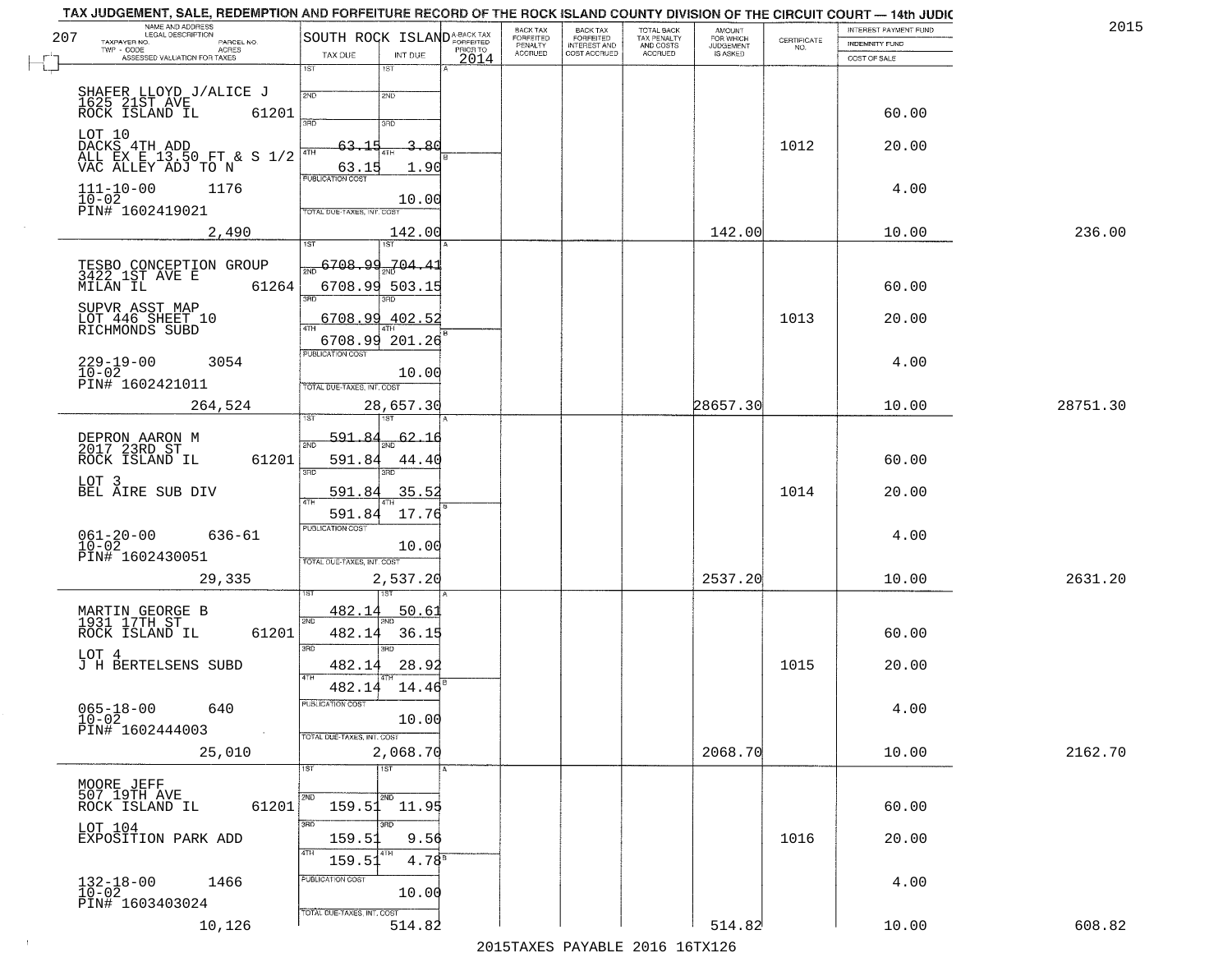TAX JUDGEMENT, SALE, REDEMPTION AND FORFEITURE RECORD OF THE ROCK ISLAND COUNTY DIVISION OF THE CIRCUIT COURT — 14th JUDIC

2015

| NAME AND ADDRESS / LEGAL DESCRIPTION / TAXPAYER NO. / PARCEL NO. / TWP - CODE / ACRES / ASSESSED VALUATION FOR TAXES | SOUTH ROCK ISLAND TAX DUE | INT DUE | A-BACK TAX FORFEITED PRIOR TO 2014 | BACK TAX FORFEITED PENALTY ACCRUED | BACK TAX FORFEITED INTEREST AND COST ACCRUED | TOTAL BACK TAX PENALTY AND COSTS ACCRUED | AMOUNT FOR WHICH JUDGEMENT IS ASKED | CERTIFICATE NO. | INTEREST PAYMENT FUND / INDEMNITY FUND / COST OF SALE | |
|---|---|---|---|---|---|---|---|---|---|---|
| 207 | | | | | | | | | | |
| SHAFER LLOYD J/ALICE J<br>1625 21ST AVE<br>ROCK ISLAND IL 61201<br>LOT 10<br>DACKS 4TH ADD<br>ALL EX E 13.50 FT & S 1/2<br>VAC ALLEY ADJ TO N<br>111-10-00 1176<br>10-02<br>PIN# 1602419021<br>2,490 | 1ST<br>2ND<br>3RD 63.15<br>4TH 63.15<br>PUBLICATION COST<br>TOTAL DUE-TAXES, INT. COST | 1ST<br>2ND<br>3RD 3.80<br>4TH 1.90<br>10.00<br>142.00 | | | | | 142.00 | 1012 | 60.00<br>20.00<br>4.00<br>10.00 | 236.00 |
| TESBO CONCEPTION GROUP<br>3422 1ST AVE E<br>MILAN IL 61264<br>SUPVR ASST MAP<br>LOT 446 SHEET 10<br>RICHMONDS SUBD<br>229-19-00 3054<br>10-02<br>PIN# 1602421011<br>264,524 | 1ST 6708.99<br>2ND 6708.99<br>3RD 6708.99<br>4TH 6708.99<br>PUBLICATION COST<br>TOTAL DUE-TAXES, INT. COST | 1ST 704.41<br>2ND 503.15<br>3RD 402.52<br>4TH 201.26<br>10.00<br>28,657.30 | | | | | 28657.30 | 1013 | 60.00<br>20.00<br>4.00<br>10.00 | 28751.30 |
| DEPRON AARON M<br>2017 23RD ST<br>ROCK ISLAND IL 61201<br>LOT 3<br>BEL AIRE SUB DIV<br>061-20-00 636-61<br>10-02<br>PIN# 1602430051<br>29,335 | 1ST 591.84<br>2ND 591.84<br>3RD 591.84<br>4TH 591.84<br>PUBLICATION COST<br>TOTAL DUE-TAXES, INT. COST | 1ST 62.16<br>2ND 44.40<br>3RD 35.52<br>4TH 17.76<br>10.00<br>2,537.20 | | | | | 2537.20 | 1014 | 60.00<br>20.00<br>4.00<br>10.00 | 2631.20 |
| MARTIN GEORGE B<br>1931 17TH ST<br>ROCK ISLAND IL 61201<br>LOT 4<br>J H BERTELSENS SUBD<br>065-18-00 640<br>10-02<br>PIN# 1602444003<br>25,010 | 1ST 482.14<br>2ND 482.14<br>3RD 482.14<br>4TH 482.14<br>PUBLICATION COST<br>TOTAL DUE-TAXES, INT. COST | 1ST 50.61<br>2ND 36.15<br>3RD 28.92<br>4TH 14.46<br>10.00<br>2,068.70 | | | | | 2068.70 | 1015 | 60.00<br>20.00<br>4.00<br>10.00 | 2162.70 |
| MOORE JEFF<br>507 19TH AVE<br>ROCK ISLAND IL 61201<br>LOT 104<br>EXPOSITION PARK ADD<br>132-18-00 1466<br>10-02<br>PIN# 1603403024<br>10,126 | 1ST<br>2ND 159.51<br>3RD 159.51<br>4TH 159.51<br>PUBLICATION COST<br>TOTAL DUE-TAXES, INT. COST | 1ST<br>2ND 11.95<br>3RD 9.56<br>4TH 4.78<br>10.00<br>514.82 | | | | | 514.82 | 1016 | 60.00<br>20.00<br>4.00<br>10.00 | 608.82 |

2015TAXES PAYABLE 2016 16TX126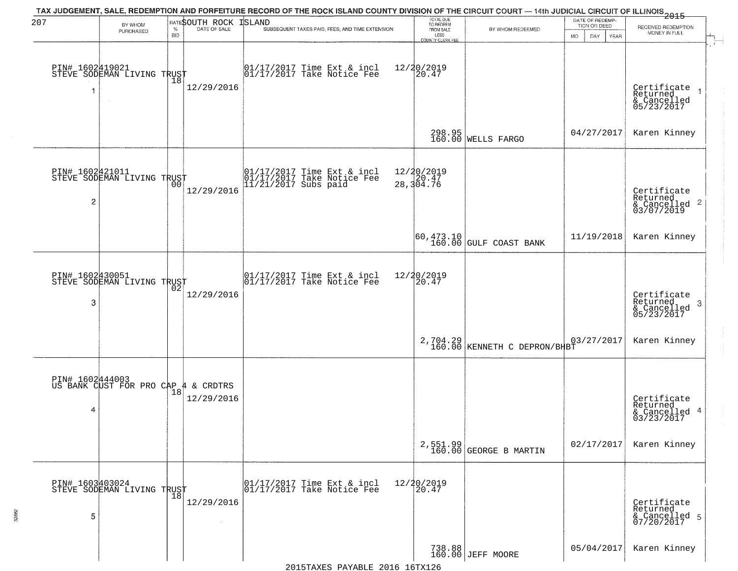TAX JUDGEMENT, SALE, REDEMPTION AND FORFEITURE RECORD OF THE ROCK ISLAND COUNTY DIVISION OF THE CIRCUIT COURT — 14th JUDICIAL CIRCUIT OF ILLINOIS 2015

207 — SOUTH ROCK ISLAND

| | BY WHOM PURCHASED | RATE % BID | DATE OF SALE | SUBSEQUENT TAXES PAID, FEES, AND TIME EXTENSION | TOTAL DUE TO REDEEM FROM SALE LESS COUNTY CLERK FEE | BY WHOM REDEEMED | DATE OF REDEMPTION OR DEED MO DAY YEAR | RECEIVED REDEMPTION MONEY IN FULL |
|---|---|---|---|---|---|---|---|---|
| 1 | PIN# 1602419021 STEVE SODEMAN LIVING TRUST | 18 | 12/29/2016 | 01/17/2017 Time Ext & incl 12/20/2019; 01/17/2017 Take Notice Fee 20.47 | 298.95 160.00 | WELLS FARGO | 04/27/2017 | Certificate Returned & Cancelled 05/23/2017 Karen Kinney |
| 2 | PIN# 1602421011 STEVE SODEMAN LIVING TRUST | 00 | 12/29/2016 | 01/17/2017 Time Ext & incl 12/20/2019; 01/17/2017 Take Notice Fee 20.47; 11/21/2017 Subs paid 28,304.76 | 60,473.10 160.00 | GULF COAST BANK | 11/19/2018 | Certificate Returned & Cancelled 03/07/2019 Karen Kinney |
| 3 | PIN# 1602430051 STEVE SODEMAN LIVING TRUST | 02 | 12/29/2016 | 01/17/2017 Time Ext & incl 12/20/2019; 01/17/2017 Take Notice Fee 20.47 | 2,704.29 160.00 | KENNETH C DEPRON/BHBT | 03/27/2017 | Certificate Returned & Cancelled 05/23/2017 Karen Kinney |
| 4 | PIN# 1602444003 US BANK CUST FOR PRO CAP 4 & CRDTRS | 18 | 12/29/2016 | | 2,551.99 160.00 | GEORGE B MARTIN | 02/17/2017 | Certificate Returned & Cancelled 03/23/2017 Karen Kinney |
| 5 | PIN# 1603403024 STEVE SODEMAN LIVING TRUST | 18 | 12/29/2016 | 01/17/2017 Time Ext & incl 12/20/2019; 01/17/2017 Take Notice Fee 20.47 | 738.88 160.00 | JEFF MOORE | 05/04/2017 | Certificate Returned & Cancelled 07/20/2017 Karen Kinney |

2015TAXES PAYABLE 2016 16TX126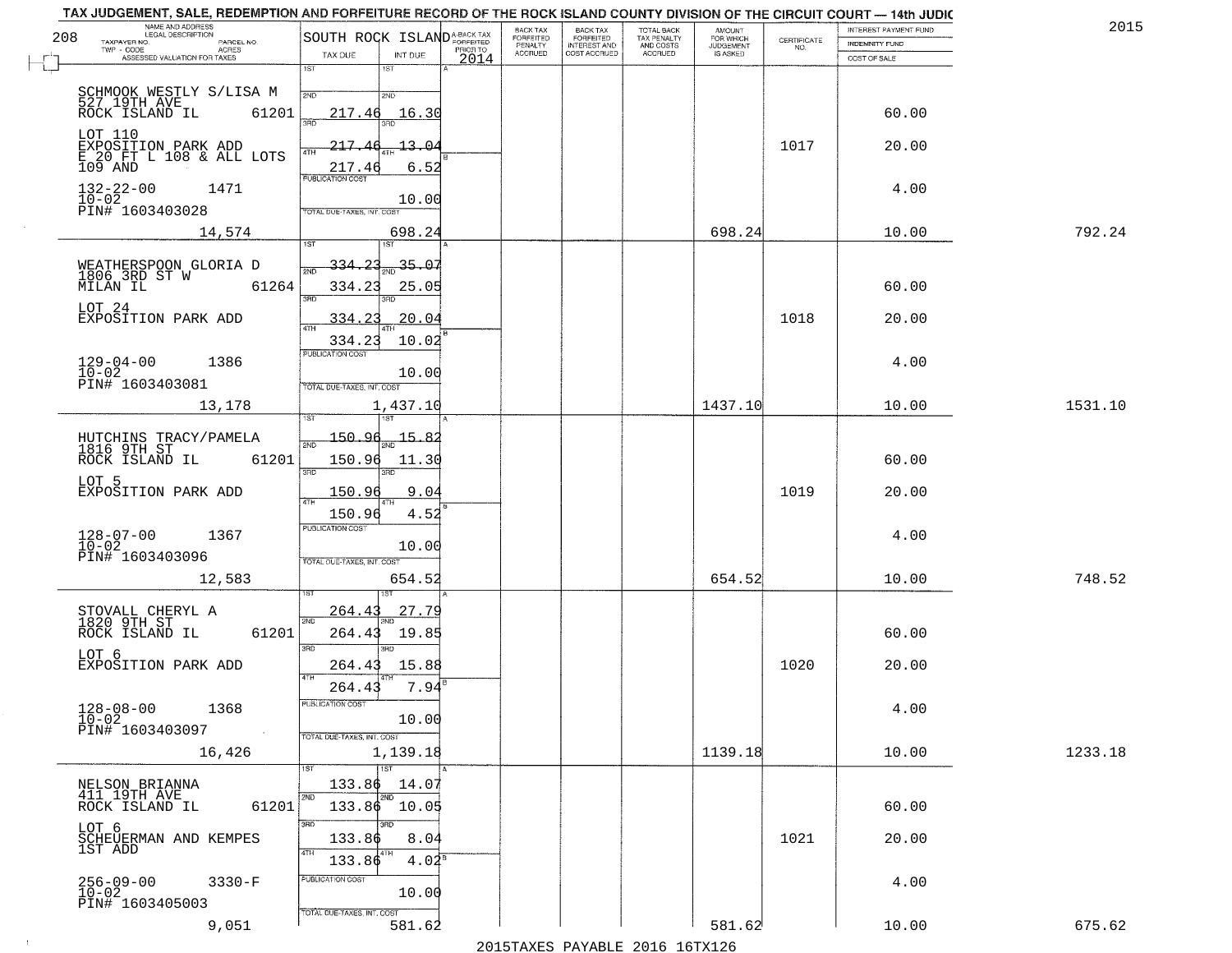TAX JUDGEMENT, SALE, REDEMPTION AND FORFEITURE RECORD OF THE ROCK ISLAND COUNTY DIVISION OF THE CIRCUIT COURT — 14th JUDIC

2015

| NAME AND ADDRESS / LEGAL DESCRIPTION / TAXPAYER NO. / PARCEL NO. / TWP - CODE / ACRES / ASSESSED VALUATION FOR TAXES | SOUTH ROCK ISLAND TAX DUE | INT DUE | A-BACK TAX FORFEITED PRIOR TO 2014 | BACK TAX FORFEITED PENALTY ACCRUED | BACK TAX FORFEITED INTEREST AND COST ACCRUED | TOTAL BACK TAX PENALTY AND COSTS ACCRUED | AMOUNT FOR WHICH JUDGEMENT IS ASKED | CERTIFICATE NO. | INTEREST PAYMENT FUND / INDEMNITY FUND / COST OF SALE | |
|---|---|---|---|---|---|---|---|---|---|---|
| SCHMOOK WESTLY S/LISA M<br>527 19TH AVE<br>ROCK ISLAND IL 61201<br>LOT 110<br>EXPOSITION PARK ADD<br>E 20 FT L 108 & ALL LOTS<br>109 AND<br>132-22-00 1471<br>10-02<br>PIN# 1603403028<br>14,574 | 1ST<br>2ND 217.46<br>3RD 217.46<br>4TH 217.46<br>PUBLICATION COST<br>TOTAL DUE-TAXES, INT. COST | 1ST<br>2ND 16.30<br>3RD 13.04<br>4TH 6.52<br>10.00<br>698.24 | | | | | 698.24 | 1017 | 60.00<br>20.00<br>4.00<br>10.00 | 792.24 |
| WEATHERSPOON GLORIA D<br>1806 3RD ST W<br>MILAN IL 61264<br>LOT 24<br>EXPOSITION PARK ADD<br>129-04-00 1386<br>10-02<br>PIN# 1603403081<br>13,178 | 1ST 334.23<br>2ND 334.23<br>3RD 334.23<br>4TH 334.23<br>PUBLICATION COST<br>TOTAL DUE-TAXES, INT. COST | 1ST 35.07<br>2ND 25.05<br>3RD 20.04<br>4TH 10.02<br>10.00<br>1,437.10 | | | | | 1437.10 | 1018 | 60.00<br>20.00<br>4.00<br>10.00 | 1531.10 |
| HUTCHINS TRACY/PAMELA<br>1816 9TH ST<br>ROCK ISLAND IL 61201<br>LOT 5<br>EXPOSITION PARK ADD<br>128-07-00 1367<br>10-02<br>PIN# 1603403096<br>12,583 | 1ST 150.96<br>2ND 150.96<br>3RD 150.96<br>4TH 150.96<br>PUBLICATION COST<br>TOTAL DUE-TAXES, INT. COST | 1ST 15.82<br>2ND 11.30<br>3RD 9.04<br>4TH 4.52<br>10.00<br>654.52 | | | | | 654.52 | 1019 | 60.00<br>20.00<br>4.00<br>10.00 | 748.52 |
| STOVALL CHERYL A<br>1820 9TH ST<br>ROCK ISLAND IL 61201<br>LOT 6<br>EXPOSITION PARK ADD<br>128-08-00 1368<br>10-02<br>PIN# 1603403097<br>16,426 | 1ST 264.43<br>2ND 264.43<br>3RD 264.43<br>4TH 264.43<br>PUBLICATION COST<br>TOTAL DUE-TAXES, INT. COST | 1ST 27.79<br>2ND 19.85<br>3RD 15.88<br>4TH 7.94<br>10.00<br>1,139.18 | | | | | 1139.18 | 1020 | 60.00<br>20.00<br>4.00<br>10.00 | 1233.18 |
| NELSON BRIANNA<br>411 19TH AVE<br>ROCK ISLAND IL 61201<br>LOT 6<br>SCHEUERMAN AND KEMPES<br>1ST ADD<br>256-09-00 3330-F<br>10-02<br>PIN# 1603405003<br>9,051 | 1ST 133.86<br>2ND 133.86<br>3RD 133.86<br>4TH 133.86<br>PUBLICATION COST<br>TOTAL DUE-TAXES, INT. COST | 1ST 14.07<br>2ND 10.05<br>3RD 8.04<br>4TH 4.02<br>10.00<br>581.62 | | | | | 581.62 | 1021 | 60.00<br>20.00<br>4.00<br>10.00 | 675.62 |

2015TAXES PAYABLE 2016 16TX126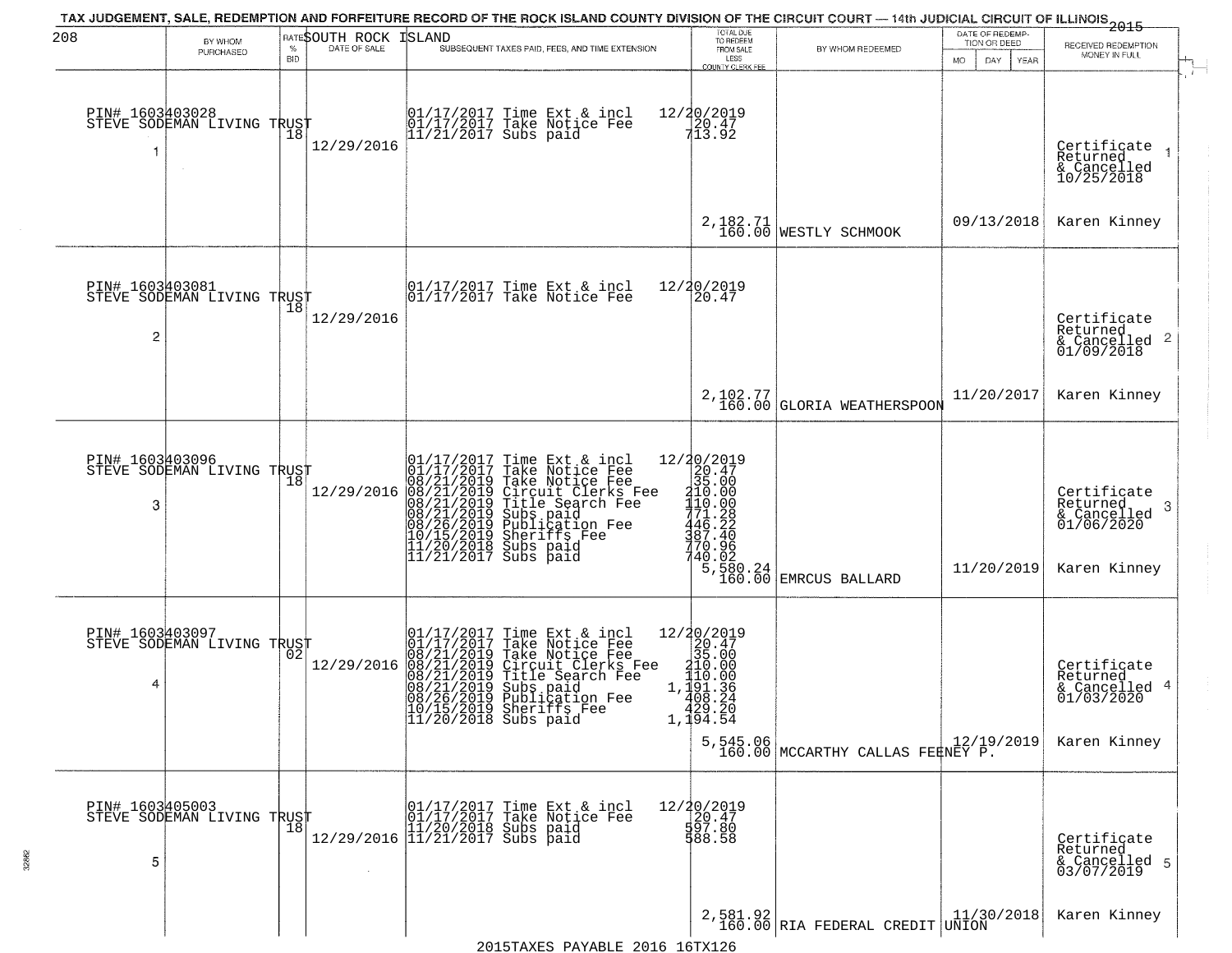TAX JUDGEMENT, SALE, REDEMPTION AND FORFEITURE RECORD OF THE ROCK ISLAND COUNTY DIVISION OF THE CIRCUIT COURT — 14th JUDICIAL CIRCUIT OF ILLINOIS 2015

208 SOUTH ROCK ISLAND

| | BY WHOM PURCHASED | RATE % BID | DATE OF SALE | SUBSEQUENT TAXES PAID, FEES, AND TIME EXTENSION | TOTAL DUE TO REDEEM FROM SALE LESS COUNTY CLERK FEE | BY WHOM REDEEMED | DATE OF REDEMPTION OR DEED MO DAY YEAR | RECEIVED REDEMPTION MONEY IN FULL |
|---|---|---|---|---|---|---|---|---|
| 1 | PIN# 1603403028 STEVE SODEMAN LIVING TRUST | 18 | 12/29/2016 | 01/17/2017 Time Ext & incl<br>01/17/2017 Take Notice Fee<br>11/21/2017 Subs paid | 12/20/2019<br>20.47<br>713.92<br>2,182.71<br>160.00 | WESTLY SCHMOOK | 09/13/2018 | Certificate Returned & Cancelled 10/25/2018<br>Karen Kinney |
| 2 | PIN# 1603403081 STEVE SODEMAN LIVING TRUST | 18 | 12/29/2016 | 01/17/2017 Time Ext & incl<br>01/17/2017 Take Notice Fee | 12/20/2019<br>20.47<br>2,102.77<br>160.00 | GLORIA WEATHERSPOON | 11/20/2017 | Certificate Returned & Cancelled 01/09/2018<br>Karen Kinney |
| 3 | PIN# 1603403096 STEVE SODEMAN LIVING TRUST | 18 | 12/29/2016 | 01/17/2017 Time Ext & incl<br>01/17/2017 Take Notice Fee<br>08/21/2019 Take Notice Fee<br>08/21/2019 Circuit Clerks Fee<br>08/21/2019 Title Search Fee<br>08/21/2019 Subs paid<br>08/26/2019 Publication Fee<br>10/15/2019 Sheriffs Fee<br>11/20/2018 Subs paid<br>11/21/2017 Subs paid | 12/20/2019<br>20.47<br>35.00<br>210.00<br>110.00<br>771.28<br>446.22<br>387.40<br>770.96<br>740.02<br>5,580.24<br>160.00 | EMRCUS BALLARD | 11/20/2019 | Certificate Returned & Cancelled 01/06/2020<br>Karen Kinney |
| 4 | PIN# 1603403097 STEVE SODEMAN LIVING TRUST | 02 | 12/29/2016 | 01/17/2017 Time Ext & incl<br>01/17/2017 Take Notice Fee<br>08/21/2019 Take Notice Fee<br>08/21/2019 Circuit Clerks Fee<br>08/21/2019 Title Search Fee<br>08/21/2019 Subs paid<br>08/26/2019 Publication Fee<br>10/15/2019 Sheriffs Fee<br>11/20/2018 Subs paid | 12/20/2019<br>20.47<br>35.00<br>210.00<br>110.00<br>1,191.36<br>408.24<br>429.20<br>1,194.54<br>5,545.06<br>160.00 | MCCARTHY CALLAS FEENEY P. | 12/19/2019 | Certificate Returned & Cancelled 01/03/2020<br>Karen Kinney |
| 5 | PIN# 1603405003 STEVE SODEMAN LIVING TRUST | 18 | 12/29/2016 | 01/17/2017 Time Ext & incl<br>01/17/2017 Take Notice Fee<br>11/20/2018 Subs paid<br>11/21/2017 Subs paid | 12/20/2019<br>20.47<br>597.80<br>588.58<br>2,581.92<br>160.00 | RIA FEDERAL CREDIT UNION | 11/30/2018 | Certificate Returned & Cancelled 03/07/2019<br>Karen Kinney |

2015TAXES PAYABLE 2016 16TX126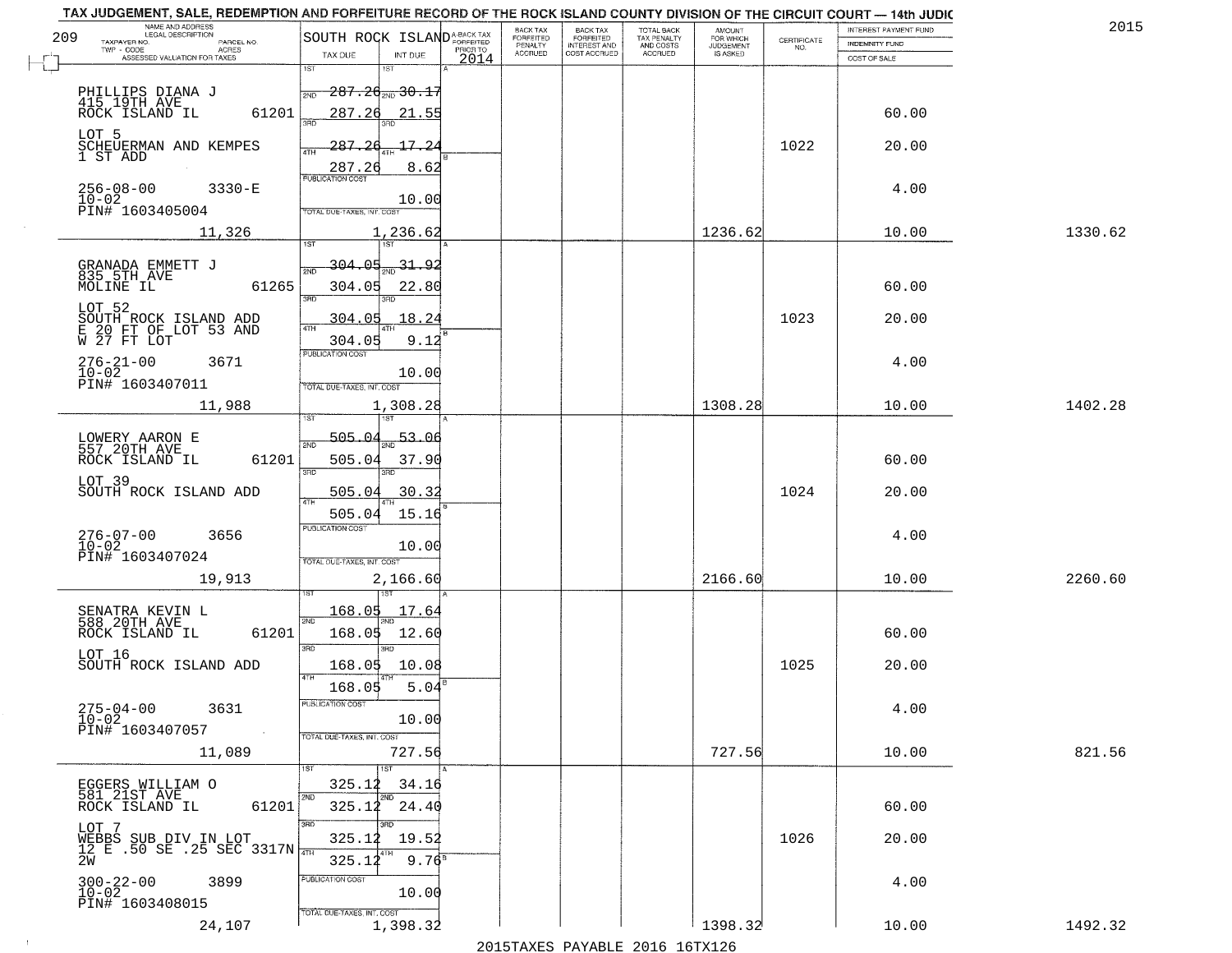TAX JUDGEMENT, SALE, REDEMPTION AND FORFEITURE RECORD OF THE ROCK ISLAND COUNTY DIVISION OF THE CIRCUIT COURT — 14th JUDIC

2015

| 209 NAME AND ADDRESS / LEGAL DESCRIPTION / TAXPAYER NO. PARCEL NO. / TWP - CODE ACRES / ASSESSED VALUATION FOR TAXES | SOUTH ROCK ISLAND TAX DUE | INT DUE | A-BACK TAX FORFEITED PRIOR TO 2014 | BACK TAX FORFEITED PENALTY ACCRUED | BACK TAX FORFEITED INTEREST AND COST ACCRUED | TOTAL BACK TAX PENALTY AND COSTS ACCRUED | AMOUNT FOR WHICH JUDGEMENT IS ASKED | CERTIFICATE NO. | INTEREST PAYMENT FUND / INDEMNITY FUND / COST OF SALE | |
|---|---|---|---|---|---|---|---|---|---|---|
| PHILLIPS DIANA J 415 19TH AVE ROCK ISLAND IL 61201 | 1ST 287.26 | 1ST 30.17 | | | | | | | | |
| | 2ND 287.26 | 2ND 21.55 | | | | | | | 60.00 | |
| LOT 5 SCHEUERMAN AND KEMPES 1 ST ADD | 3RD 287.26 | 3RD 17.24 | | | | | | 1022 | 20.00 | |
| | 4TH 287.26 | 4TH 8.62 | | | | | | | | |
| 256-08-00 3330-E 10-02 PIN# 1603405004 | PUBLICATION COST | 10.00 | | | | | | | 4.00 | |
| 11,326 | TOTAL DUE-TAXES, INT. COST | 1,236.62 | | | | | 1236.62 | | 10.00 | 1330.62 |
| GRANADA EMMETT J 835 5TH AVE MOLINE IL 61265 | 1ST 304.05 | 1ST 31.92 | | | | | | | | |
| | 2ND 304.05 | 2ND 22.80 | | | | | | | 60.00 | |
| LOT 52 SOUTH ROCK ISLAND ADD E 20 FT OF LOT 53 AND W 27 FT LOT | 3RD 304.05 | 3RD 18.24 | | | | | | 1023 | 20.00 | |
| | 4TH 304.05 | 4TH 9.12 | | | | | | | | |
| 276-21-00 3671 10-02 PIN# 1603407011 | PUBLICATION COST | 10.00 | | | | | | | 4.00 | |
| 11,988 | TOTAL DUE-TAXES, INT. COST | 1,308.28 | | | | | 1308.28 | | 10.00 | 1402.28 |
| LOWERY AARON E 557 20TH AVE ROCK ISLAND IL 61201 | 1ST 505.04 | 1ST 53.06 | | | | | | | | |
| | 2ND 505.04 | 2ND 37.90 | | | | | | | 60.00 | |
| LOT 39 SOUTH ROCK ISLAND ADD | 3RD 505.04 | 3RD 30.32 | | | | | | 1024 | 20.00 | |
| | 4TH 505.04 | 4TH 15.16 | | | | | | | | |
| 276-07-00 3656 10-02 PIN# 1603407024 | PUBLICATION COST | 10.00 | | | | | | | 4.00 | |
| 19,913 | TOTAL DUE-TAXES, INT. COST | 2,166.60 | | | | | 2166.60 | | 10.00 | 2260.60 |
| SENATRA KEVIN L 588 20TH AVE ROCK ISLAND IL 61201 | 1ST 168.05 | 1ST 17.64 | | | | | | | | |
| | 2ND 168.05 | 2ND 12.60 | | | | | | | 60.00 | |
| LOT 16 SOUTH ROCK ISLAND ADD | 3RD 168.05 | 3RD 10.08 | | | | | | 1025 | 20.00 | |
| | 4TH 168.05 | 4TH 5.04 | | | | | | | | |
| 275-04-00 3631 10-02 PIN# 1603407057 | PUBLICATION COST | 10.00 | | | | | | | 4.00 | |
| 11,089 | TOTAL DUE-TAXES, INT. COST | 727.56 | | | | | 727.56 | | 10.00 | 821.56 |
| EGGERS WILLIAM O 581 21ST AVE ROCK ISLAND IL 61201 | 1ST 325.12 | 1ST 34.16 | | | | | | | | |
| | 2ND 325.12 | 2ND 24.40 | | | | | | | 60.00 | |
| LOT 7 WEBBS SUB DIV IN LOT 12 E .50 SE .25 SEC 3317N 2W | 3RD 325.12 | 3RD 19.52 | | | | | | 1026 | 20.00 | |
| | 4TH 325.12 | 4TH 9.76 | | | | | | | | |
| 300-22-00 3899 10-02 PIN# 1603408015 | PUBLICATION COST | 10.00 | | | | | | | 4.00 | |
| 24,107 | TOTAL DUE-TAXES, INT. COST | 1,398.32 | | | | | 1398.32 | | 10.00 | 1492.32 |

2015TAXES PAYABLE 2016 16TX126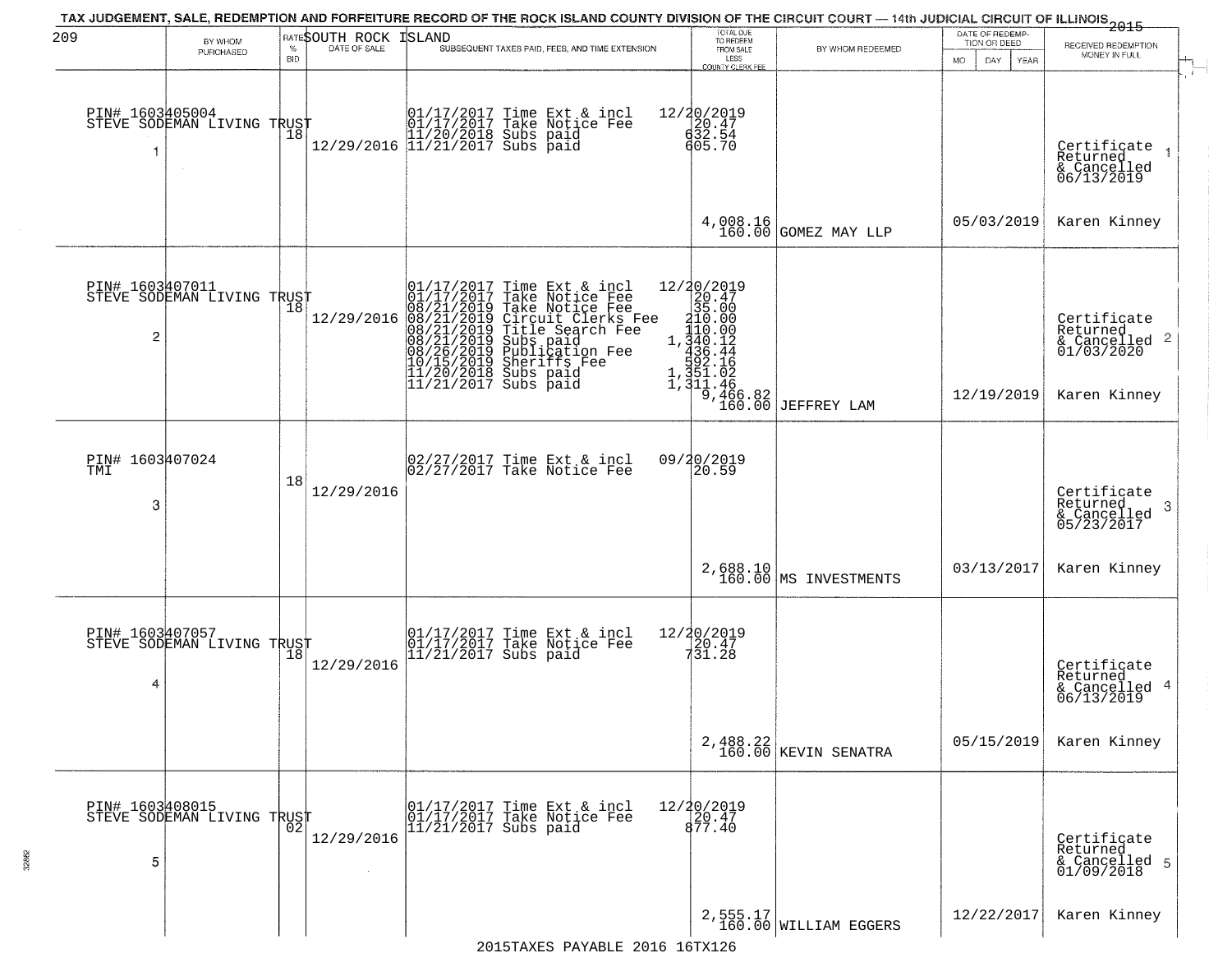TAX JUDGEMENT, SALE, REDEMPTION AND FORFEITURE RECORD OF THE ROCK ISLAND COUNTY DIVISION OF THE CIRCUIT COURT — 14th JUDICIAL CIRCUIT OF ILLINOIS 2015

209 — SOUTH ROCK ISLAND

| BY WHOM PURCHASED | RATE % BID | DATE OF SALE | SUBSEQUENT TAXES PAID, FEES, AND TIME EXTENSION | TOTAL DUE TO REDEEM FROM SALE LESS COUNTY CLERK FEE | BY WHOM REDEEMED | DATE OF REDEMPTION OR DEED MO DAY YEAR | RECEIVED REDEMPTION MONEY IN FULL |
|---|---|---|---|---|---|---|---|
| PIN# 1603405004 STEVE SODEMAN LIVING TRUST 1 | 18 | 12/29/2016 | 01/17/2017 Time Ext & incl 12/20/2019; 01/17/2017 Take Notice Fee 20.47; 11/20/2018 Subs paid 632.54; 11/21/2017 Subs paid 605.70 | 4,008.16 160.00 | GOMEZ MAY LLP | 05/03/2019 | Certificate Returned & Cancelled 06/13/2019 Karen Kinney |
| PIN# 1603407011 STEVE SODEMAN LIVING TRUST 2 | 18 | 12/29/2016 | 01/17/2017 Time Ext & incl 12/20/2019; 01/17/2017 Take Notice Fee 20.47; 08/21/2019 Take Notice Fee 35.00; 08/21/2019 Circuit Clerks Fee 210.00; 08/21/2019 Title Search Fee 110.00; 08/21/2019 Subs paid 1,340.12; 08/26/2019 Publication Fee 436.44; 10/15/2019 Sheriffs Fee 592.16; 11/20/2018 Subs paid 1,351.02; 11/21/2017 Subs paid 1,311.46 | 9,466.82 160.00 | JEFFREY LAM | 12/19/2019 | Certificate Returned & Cancelled 01/03/2020 Karen Kinney |
| PIN# 1603407024 TMI 3 | 18 | 12/29/2016 | 02/27/2017 Time Ext & incl 09/20/2019; 02/27/2017 Take Notice Fee 20.59 | 2,688.10 160.00 | MS INVESTMENTS | 03/13/2017 | Certificate Returned & Cancelled 05/23/2017 Karen Kinney |
| PIN# 1603407057 STEVE SODEMAN LIVING TRUST 4 | 18 | 12/29/2016 | 01/17/2017 Time Ext & incl 12/20/2019; 01/17/2017 Take Notice Fee 20.47; 11/21/2017 Subs paid 731.28 | 2,488.22 160.00 | KEVIN SENATRA | 05/15/2019 | Certificate Returned & Cancelled 06/13/2019 Karen Kinney |
| PIN# 1603408015 STEVE SODEMAN LIVING TRUST 5 | 02 | 12/29/2016 | 01/17/2017 Time Ext & incl 12/20/2019; 01/17/2017 Take Notice Fee 20.47; 11/21/2017 Subs paid 877.40 | 2,555.17 160.00 | WILLIAM EGGERS | 12/22/2017 | Certificate Returned & Cancelled 01/09/2018 Karen Kinney |

2015TAXES PAYABLE 2016 16TX126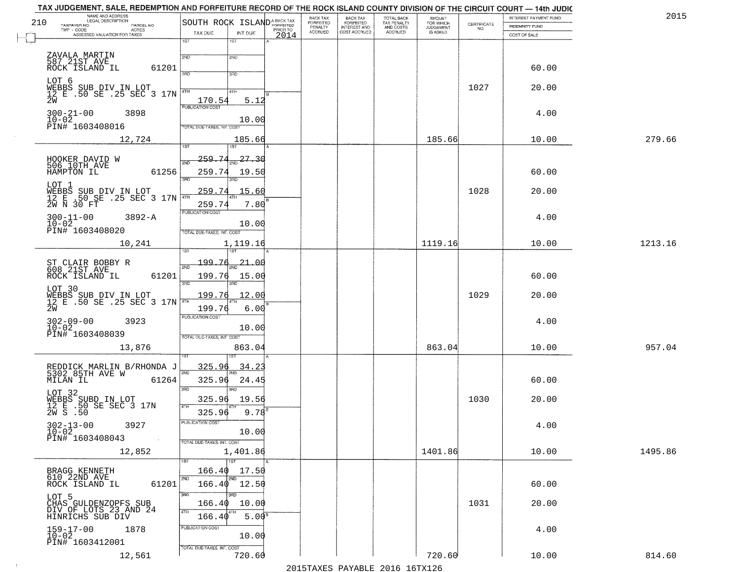TAX JUDGEMENT, SALE, REDEMPTION AND FORFEITURE RECORD OF THE ROCK ISLAND COUNTY DIVISION OF THE CIRCUIT COURT — 14th JUDIC

2015

| NAME AND ADDRESS / LEGAL DESCRIPTION / TAXPAYER NO. / PARCEL NO. / TWP - CODE / ACRES / ASSESSED VALUATION FOR TAXES | SOUTH ROCK ISLAND TAX DUE | INT DUE | A-BACK TAX FORFEITED PRIOR TO 2014 | BACK TAX FORFEITED PENALTY ACCRUED | BACK TAX FORFEITED INTEREST AND COST ACCRUED | TOTAL BACK TAX PENALTY AND COSTS ACCRUED | AMOUNT FOR WHICH JUDGEMENT IS ASKED | CERTIFICATE NO. | INTEREST PAYMENT FUND / INDEMNITY FUND / COST OF SALE | |
|---|---|---|---|---|---|---|---|---|---|---|
| 210 | | | | | | | | | | |
| ZAVALA MARTIN 587 21ST AVE ROCK ISLAND IL 61201 | 1ST | 1ST | | | | | | | | |
| | 2ND | 2ND | | | | | | | 60.00 | |
| LOT 6 WEBBS SUB DIV IN LOT 12 E .50 SE .25 SEC 3 17N 2W | 3RD | 3RD | | | | | | 1027 | 20.00 | |
| | 4TH 170.54 | 4TH 5.12 | B | | | | | | | |
| 300-21-00 3898 10-02 PIN# 1603408016 | PUBLICATION COST | 10.00 | | | | | | | 4.00 | |
| 12,724 | TOTAL DUE-TAXES, INT. COST | 185.66 | | | | | 185.66 | | 10.00 | 279.66 |
| HOOKER DAVID W 506 10TH AVE HAMPTON IL 61256 | 1ST 259.74 | 1ST 27.30 | A | | | | | | | |
| | 2ND 259.74 | 2ND 19.50 | | | | | | | 60.00 | |
| LOT 1 WEBBS SUB DIV IN LOT 12 E .50 SE .25 SEC 3 17N 2W N 30 FT | 3RD 259.74 | 3RD 15.60 | | | | | | 1028 | 20.00 | |
| | 4TH 259.74 | 4TH 7.80 | B | | | | | | | |
| 300-11-00 3892-A 10-02 PIN# 1603408020 | PUBLICATION COST | 10.00 | | | | | | | 4.00 | |
| 10,241 | TOTAL DUE-TAXES, INT. COST | 1,119.16 | | | | | 1119.16 | | 10.00 | 1213.16 |
| ST CLAIR BOBBY R 608 21ST AVE ROCK ISLAND IL 61201 | 1ST 199.76 | 1ST 21.00 | A | | | | | | | |
| | 2ND 199.76 | 2ND 15.00 | | | | | | | 60.00 | |
| LOT 30 WEBBS SUB DIV IN LOT 12 E .50 SE .25 SEC 3 17N 2W | 3RD 199.76 | 3RD 12.00 | | | | | | 1029 | 20.00 | |
| | 4TH 199.76 | 4TH 6.00 | B | | | | | | | |
| 302-09-00 3923 10-02 PIN# 1603408039 | PUBLICATION COST | 10.00 | | | | | | | 4.00 | |
| 13,876 | TOTAL DUE-TAXES, INT. COST | 863.04 | | | | | 863.04 | | 10.00 | 957.04 |
| REDDICK MARLIN B/RHONDA J 5302 85TH AVE W MILAN IL 61264 | 1ST 325.96 | 1ST 34.23 | A | | | | | | | |
| | 2ND 325.96 | 2ND 24.45 | | | | | | | 60.00 | |
| LOT 32 WEBBS SUBD IN LOT 12 E .50 SE SEC 3 17N 2W S .50 | 3RD 325.96 | 3RD 19.56 | | | | | | 1030 | 20.00 | |
| | 4TH 325.96 | 4TH 9.78 | B | | | | | | | |
| 302-13-00 3927 10-02 PIN# 1603408043 | PUBLICATION COST | 10.00 | | | | | | | 4.00 | |
| 12,852 | TOTAL DUE-TAXES, INT. COST | 1,401.86 | | | | | 1401.86 | | 10.00 | 1495.86 |
| BRAGG KENNETH 610 22ND AVE ROCK ISLAND IL 61201 | 1ST 166.40 | 1ST 17.50 | A | | | | | | | |
| | 2ND 166.40 | 2ND 12.50 | | | | | | | 60.00 | |
| LOT 5 CHAS GULDENZOPFS SUB DIV OF LOTS 23 AND 24 HINRICHS SUB DIV | 3RD 166.40 | 3RD 10.00 | | | | | | 1031 | 20.00 | |
| | 4TH 166.40 | 4TH 5.00 | B | | | | | | | |
| 159-17-00 1878 10-02 PIN# 1603412001 | PUBLICATION COST | 10.00 | | | | | | | 4.00 | |
| 12,561 | TOTAL DUE-TAXES, INT. COST | 720.60 | | | | | 720.60 | | 10.00 | 814.60 |

2015TAXES PAYABLE 2016 16TX126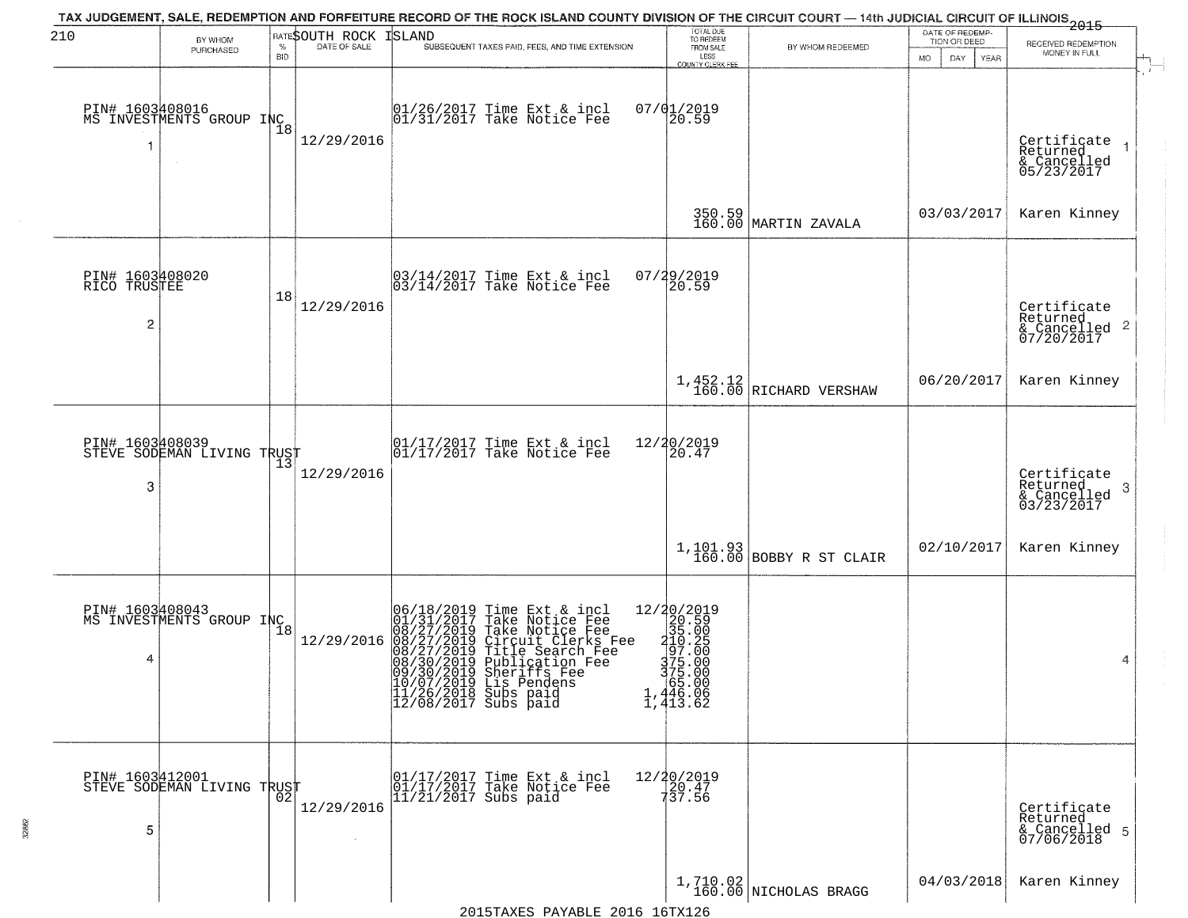TAX JUDGEMENT, SALE, REDEMPTION AND FORFEITURE RECORD OF THE ROCK ISLAND COUNTY DIVISION OF THE CIRCUIT COURT — 14th JUDICIAL CIRCUIT OF ILLINOIS 2015

SOUTH ROCK ISLAND

| 210 BY WHOM PURCHASED | RATE % BID | DATE OF SALE | SUBSEQUENT TAXES PAID, FEES, AND TIME EXTENSION | TOTAL DUE TO REDEEM FROM SALE LESS COUNTY CLERK FEE | BY WHOM REDEEMED | DATE OF REDEMPTION OR DEED MO DAY YEAR | RECEIVED REDEMPTION MONEY IN FULL |
|---|---|---|---|---|---|---|---|
| PIN# 1603408016 MS INVESTMENTS GROUP INC 1 | 18 | 12/29/2016 | 01/26/2017 Time Ext & incl 07/01/2019<br>01/31/2017 Take Notice Fee 20.59 | 350.59<br>160.00 | MARTIN ZAVALA | 03/03/2017 | Certificate Returned & Cancelled 05/23/2017 1<br>Karen Kinney |
| PIN# 1603408020 RICO TRUSTEE 2 | 18 | 12/29/2016 | 03/14/2017 Time Ext & incl 07/29/2019<br>03/14/2017 Take Notice Fee 20.59 | 1,452.12<br>160.00 | RICHARD VERSHAW | 06/20/2017 | Certificate Returned & Cancelled 07/20/2017 2<br>Karen Kinney |
| PIN# 1603408039 STEVE SODEMAN LIVING TRUST 3 | 13 | 12/29/2016 | 01/17/2017 Time Ext & incl 12/20/2019<br>01/17/2017 Take Notice Fee 20.47 | 1,101.93<br>160.00 | BOBBY R ST CLAIR | 02/10/2017 | Certificate Returned & Cancelled 03/23/2017 3<br>Karen Kinney |
| PIN# 1603408043 MS INVESTMENTS GROUP INC 4 | 18 | 12/29/2016 | 06/18/2019 Time Ext & incl 12/20/2019<br>01/31/2017 Take Notice Fee 20.59<br>08/27/2019 Take Notice Fee 35.00<br>08/27/2019 Circuit Clerks Fee 210.25<br>08/27/2019 Title Search Fee 97.00<br>08/30/2019 Publication Fee 375.00<br>09/30/2019 Sheriffs Fee 375.00<br>10/07/2019 Lis Pendens 65.00<br>11/26/2018 Subs paid 1,446.06<br>12/08/2017 Subs paid 1,413.62 | | | | 4 |
| PIN# 1603412001 STEVE SODEMAN LIVING TRUST 5 | 02 | 12/29/2016 | 01/17/2017 Time Ext & incl 12/20/2019<br>01/17/2017 Take Notice Fee 20.47<br>11/21/2017 Subs paid 737.56 | 1,710.02<br>160.00 | NICHOLAS BRAGG | 04/03/2018 | Certificate Returned & Cancelled 07/06/2018 5<br>Karen Kinney |

2015TAXES PAYABLE 2016 16TX126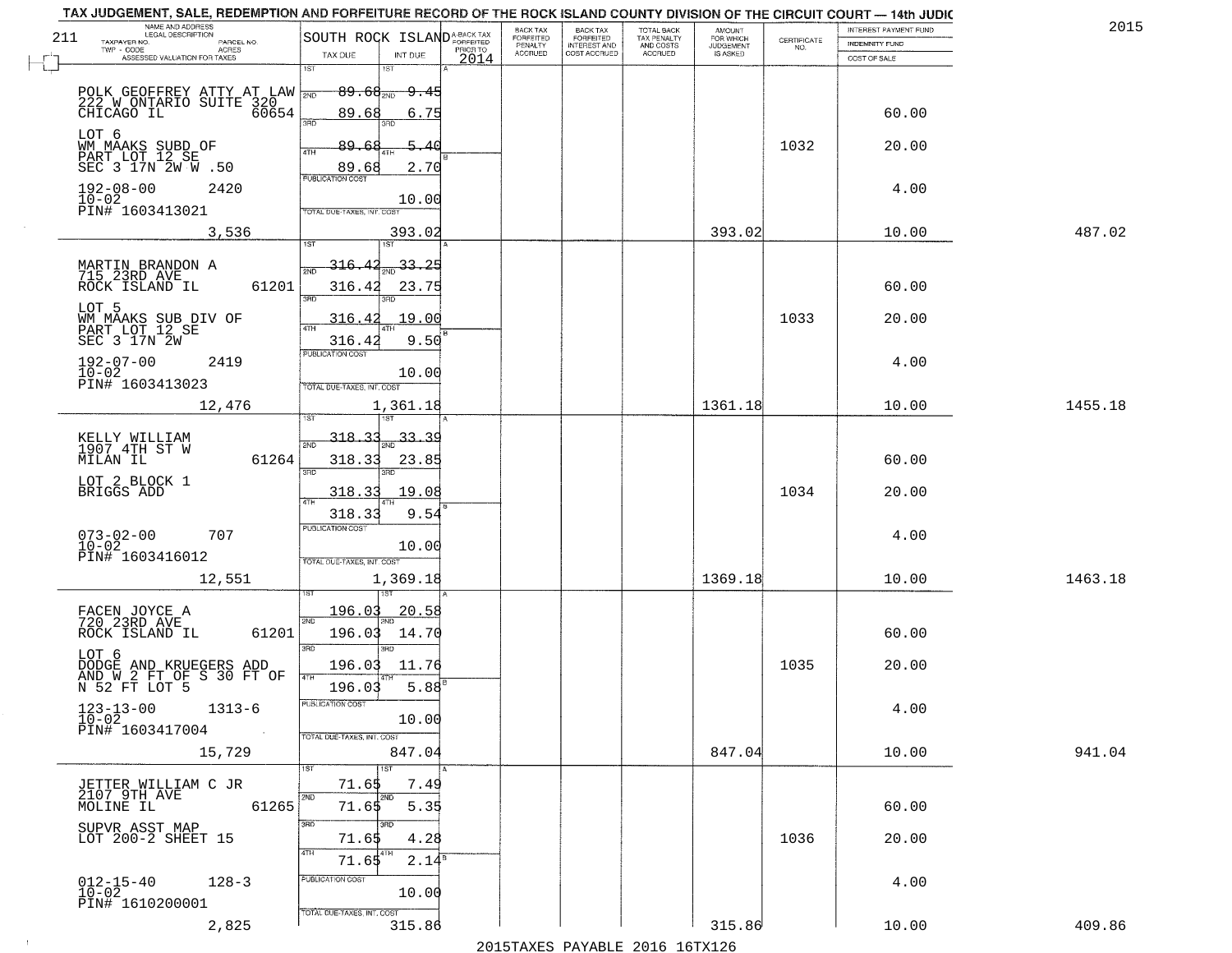# TAX JUDGEMENT, SALE, REDEMPTION AND FORFEITURE RECORD OF THE ROCK ISLAND COUNTY DIVISION OF THE CIRCUIT COURT — 14th JUDIC

2015

211

| NAME AND ADDRESS / LEGAL DESCRIPTION / TAXPAYER NO. / PARCEL NO. / TWP - CODE / ACRES / ASSESSED VALUATION FOR TAXES | SOUTH ROCK ISLAND TAX DUE | INT DUE | A-BACK TAX FORFEITED PRIOR TO 2014 | BACK TAX FORFEITED PENALTY ACCRUED | BACK TAX FORFEITED INTEREST AND COST ACCRUED | TOTAL BACK TAX PENALTY AND COSTS ACCRUED | AMOUNT FOR WHICH JUDGEMENT IS ASKED | CERTIFICATE NO. | INTEREST PAYMENT FUND / INDEMNITY FUND / COST OF SALE | |
|---|---|---|---|---|---|---|---|---|---|---|
| POLK GEOFFREY ATTY AT LAW<br>222 W ONTARIO SUITE 320<br>CHICAGO IL 60654<br>LOT 6<br>WM MAAKS SUBD OF<br>PART LOT 12 SE<br>SEC 3 17N 2W W .50<br>192-08-00 2420<br>10-02<br>PIN# 1603413021<br>3,536 | 1ST 89.68<br>2ND 89.68<br>3RD 89.68<br>4TH 89.68<br>PUBLICATION COST<br>TOTAL DUE-TAXES, INT. COST | 9.45<br>6.75<br>5.40<br>2.70<br>10.00<br>393.02 | | | | | 393.02 | 1032 | 60.00<br>20.00<br>4.00<br>10.00 | 487.02 |
| MARTIN BRANDON A<br>715 23RD AVE<br>ROCK ISLAND IL 61201<br>LOT 5<br>WM MAAKS SUB DIV OF<br>PART LOT 12 SE<br>SEC 3 17N 2W<br>192-07-00 2419<br>10-02<br>PIN# 1603413023<br>12,476 | 1ST 316.42<br>2ND 316.42<br>3RD 316.42<br>4TH 316.42<br>PUBLICATION COST<br>TOTAL DUE-TAXES, INT. COST | 33.25<br>23.75<br>19.00<br>9.50<br>10.00<br>1,361.18 | | | | | 1361.18 | 1033 | 60.00<br>20.00<br>4.00<br>10.00 | 1455.18 |
| KELLY WILLIAM<br>1907 4TH ST W<br>MILAN IL 61264<br>LOT 2 BLOCK 1<br>BRIGGS ADD<br>073-02-00 707<br>10-02<br>PIN# 1603416012<br>12,551 | 1ST 318.33<br>2ND 318.33<br>3RD 318.33<br>4TH 318.33<br>PUBLICATION COST<br>TOTAL DUE-TAXES, INT. COST | 33.39<br>23.85<br>19.08<br>9.54<br>10.00<br>1,369.18 | | | | | 1369.18 | 1034 | 60.00<br>20.00<br>4.00<br>10.00 | 1463.18 |
| FACEN JOYCE A<br>720 23RD AVE<br>ROCK ISLAND IL 61201<br>LOT 6<br>DODGE AND KRUEGERS ADD<br>AND W 2 FT OF S 30 FT OF<br>N 52 FT LOT 5<br>123-13-00 1313-6<br>10-02<br>PIN# 1603417004<br>15,729 | 1ST 196.03<br>2ND 196.03<br>3RD 196.03<br>4TH 196.03<br>PUBLICATION COST<br>TOTAL DUE-TAXES, INT. COST | 20.58<br>14.70<br>11.76<br>5.88<br>10.00<br>847.04 | | | | | 847.04 | 1035 | 60.00<br>20.00<br>4.00<br>10.00 | 941.04 |
| JETTER WILLIAM C JR<br>2107 9TH AVE<br>MOLINE IL 61265<br>SUPVR ASST MAP<br>LOT 200-2 SHEET 15<br>012-15-40 128-3<br>10-02<br>PIN# 1610200001<br>2,825 | 1ST 71.65<br>2ND 71.65<br>3RD 71.65<br>4TH 71.65<br>PUBLICATION COST<br>TOTAL DUE-TAXES, INT. COST | 7.49<br>5.35<br>4.28<br>2.14<br>10.00<br>315.86 | | | | | 315.86 | 1036 | 60.00<br>20.00<br>4.00<br>10.00 | 409.86 |

2015TAXES PAYABLE 2016 16TX126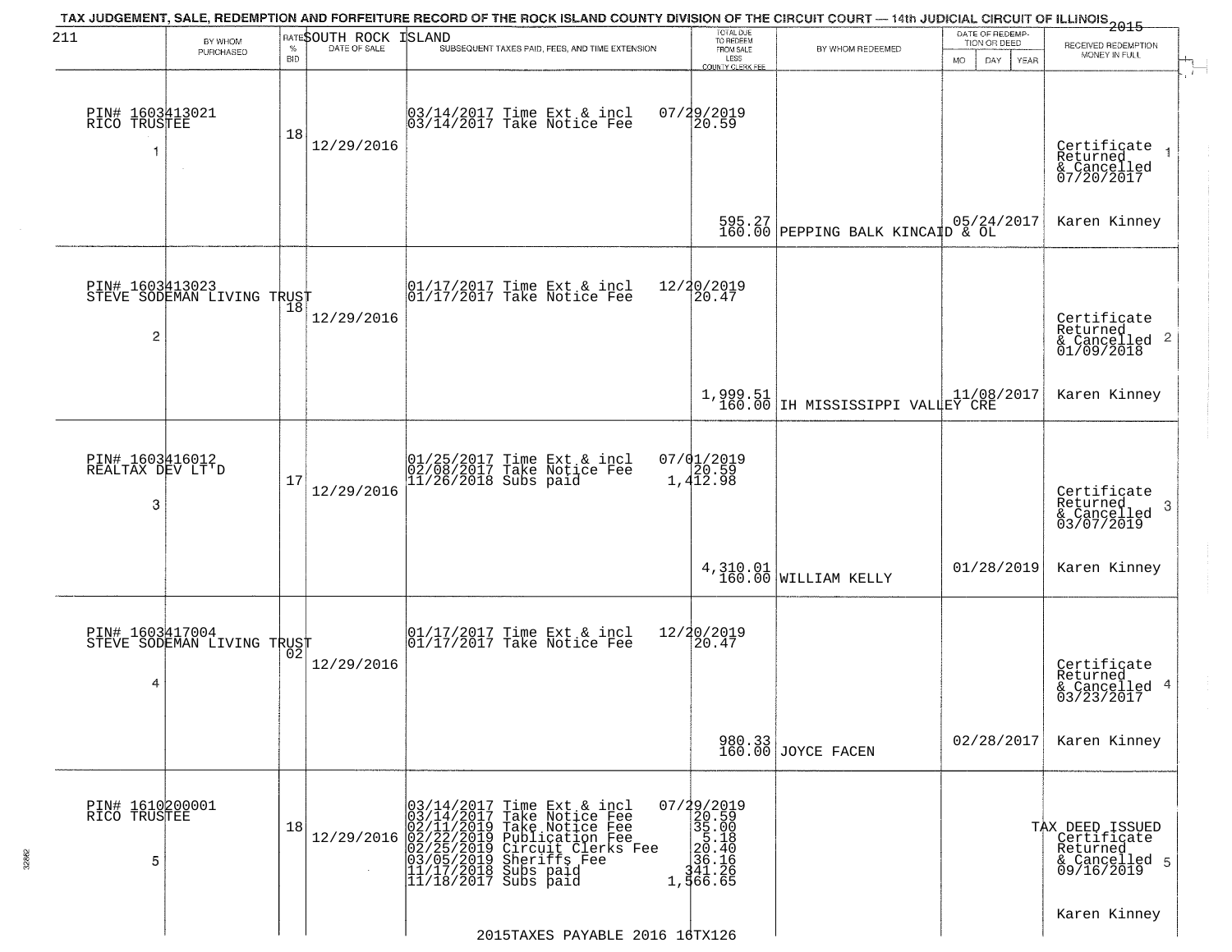# TAX JUDGEMENT, SALE, REDEMPTION AND FORFEITURE RECORD OF THE ROCK ISLAND COUNTY DIVISION OF THE CIRCUIT COURT — 14th JUDICIAL CIRCUIT OF ILLINOIS 2015

211 SOUTH ROCK ISLAND

| | BY WHOM PURCHASED | RATE % BID | DATE OF SALE | SUBSEQUENT TAXES PAID, FEES, AND TIME EXTENSION | TOTAL DUE TO REDEEM FROM SALE LESS COUNTY CLERK FEE | BY WHOM REDEEMED | DATE OF REDEMPTION OR DEED | RECEIVED REDEMPTION MONEY IN FULL |
|---|---|---|---|---|---|---|---|---|
| 1 | PIN# 1603413021 RICO TRUSTEE | 18 | 12/29/2016 | 03/14/2017 Time Ext & incl<br>03/14/2017 Take Notice Fee | 07/29/2019<br>20.59<br>595.27<br>160.00 | PEPPING BALK KINCAID & OL | 05/24/2017 | Certificate Returned & Cancelled 07/20/2017<br>Karen Kinney |
| 2 | PIN# 1603413023 STEVE SODEMAN LIVING TRUST | 18 | 12/29/2016 | 01/17/2017 Time Ext & incl<br>01/17/2017 Take Notice Fee | 12/20/2019<br>20.47<br>1,999.51<br>160.00 | IH MISSISSIPPI VALLEY CRE | 11/08/2017 | Certificate Returned & Cancelled 01/09/2018<br>Karen Kinney |
| 3 | PIN# 1603416012 REALTAX DEV LT'D | 17 | 12/29/2016 | 01/25/2017 Time Ext & incl<br>02/08/2017 Take Notice Fee<br>11/26/2018 Subs paid | 07/01/2019<br>20.59<br>1,412.98<br>4,310.01<br>160.00 | WILLIAM KELLY | 01/28/2019 | Certificate Returned & Cancelled 03/07/2019<br>Karen Kinney |
| 4 | PIN# 1603417004 STEVE SODEMAN LIVING TRUST | 02 | 12/29/2016 | 01/17/2017 Time Ext & incl<br>01/17/2017 Take Notice Fee | 12/20/2019<br>20.47<br>980.33<br>160.00 | JOYCE FACEN | 02/28/2017 | Certificate Returned & Cancelled 03/23/2017<br>Karen Kinney |
| 5 | PIN# 1610200001 RICO TRUSTEE | 18 | 12/29/2016 | 03/14/2017 Time Ext & incl<br>03/14/2017 Take Notice Fee<br>02/11/2019 Take Notice Fee<br>02/22/2019 Publication Fee<br>02/25/2019 Circuit Clerks Fee<br>03/05/2019 Sheriffs Fee<br>11/17/2018 Subs paid<br>11/18/2017 Subs paid | 07/29/2019<br>20.59<br>35.00<br>5.18<br>20.40<br>36.16<br>341.26<br>1,566.65 | | | TAX DEED ISSUED Certificate Returned & Cancelled 09/16/2019<br>Karen Kinney |

2015TAXES PAYABLE 2016 16TX126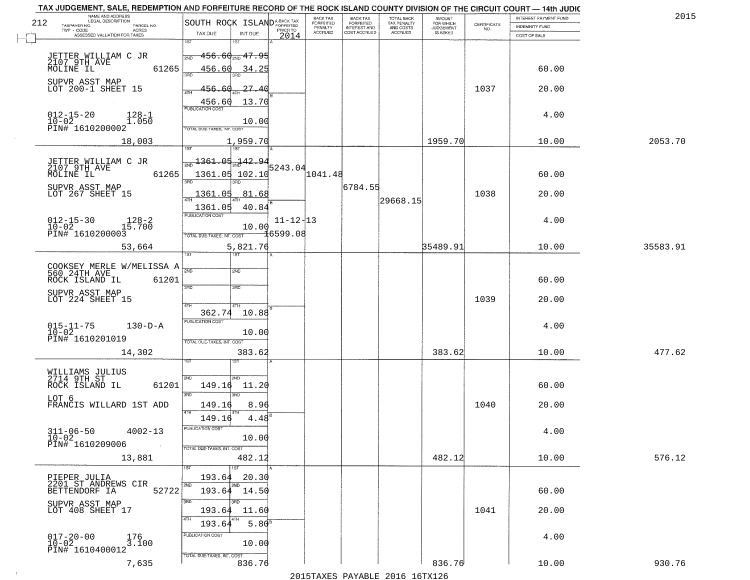# TAX JUDGEMENT, SALE, REDEMPTION AND FORFEITURE RECORD OF THE ROCK ISLAND COUNTY DIVISION OF THE CIRCUIT COURT — 14th JUDIC

212 — SOUTH ROCK ISLAND — 2015

| NAME AND ADDRESS / LEGAL DESCRIPTION / TAXPAYER NO. / PARCEL NO. / TWP - CODE / ACRES / ASSESSED VALUATION FOR TAXES | TAX DUE | INT DUE | A-BACK TAX FORFEITED PRIOR TO 2014 | BACK TAX FORFEITED PENALTY ACCRUED | BACK TAX FORFEITED INTEREST AND COST ACCRUED | TOTAL BACK TAX PENALTY AND COSTS ACCRUED | AMOUNT FOR WHICH JUDGEMENT IS ASKED | CERTIFICATE NO. | INTEREST PAYMENT FUND / INDEMNITY FUND / COST OF SALE | |
|---|---|---|---|---|---|---|---|---|---|---|
| JETTER WILLIAM C JR<br>2107 9TH AVE<br>MOLINE IL 61265<br>SUPVR ASST MAP<br>LOT 200-1 SHEET 15<br>012-15-20 128-1<br>10-02 1.050<br>PIN# 1610200002<br>18,003 | 1ST<br>2ND 456.60<br>3RD 456.60<br>4TH 456.60<br>456.60<br>PUBLICATION COST<br>TOTAL DUE-TAXES, INT. COST | 1ST<br>2ND 47.95<br>3RD 34.25<br>4TH 27.40<br>13.70<br>10.00<br>1,959.70 | | | | | 1959.70 | 1037 | 60.00<br>20.00<br>4.00<br>10.00 | 2053.70 |
| JETTER WILLIAM C JR<br>2107 9TH AVE<br>MOLINE IL 61265<br>SUPVR ASST MAP<br>LOT 267 SHEET 15<br>012-15-30 128-2<br>10-02 15.700<br>PIN# 1610200003<br>53,664 | 1ST<br>2ND 1361.05<br>3RD 1361.05<br>4TH 1361.05<br>1361.05<br>PUBLICATION COST<br>TOTAL DUE-TAXES, INT. COST | 1ST<br>2ND 142.94<br>3RD 102.10<br>4TH 81.68<br>40.84<br>10.00<br>5,821.76 | 5243.04<br>11-12-13<br>16599.08 | 1041.48 | 6784.55 | 29668.15 | 35489.91 | 1038 | 60.00<br>20.00<br>4.00<br>10.00 | 35583.91 |
| COOKSEY MERLE W/MELISSA A<br>560 24TH AVE<br>ROCK ISLAND IL 61201<br>SUPVR ASST MAP<br>LOT 224 SHEET 15<br>015-11-75 130-D-A<br>10-02<br>PIN# 1610201019<br>14,302 | 1ST<br>2ND<br>3RD<br>4TH<br>362.74<br>PUBLICATION COST<br>TOTAL DUE-TAXES, INT. COST | 1ST<br>2ND<br>3RD<br>4TH<br>10.88<br>10.00<br>383.62 | | | | | 383.62 | 1039 | 60.00<br>20.00<br>4.00<br>10.00 | 477.62 |
| WILLIAMS JULIUS<br>2714 9TH ST<br>ROCK ISLAND IL 61201<br>LOT 6<br>FRANCIS WILLARD 1ST ADD<br>311-06-50 4002-13<br>10-02<br>PIN# 1610209006<br>13,881 | 1ST<br>2ND 149.16<br>3RD 149.16<br>4TH 149.16<br>PUBLICATION COST<br>TOTAL DUE-TAXES, INT. COST | 1ST<br>2ND 11.20<br>3RD 8.96<br>4TH 4.48<br>10.00<br>482.12 | | | | | 482.12 | 1040 | 60.00<br>20.00<br>4.00<br>10.00 | 576.12 |
| PIEPER JULIA<br>2201 ST ANDREWS CIR<br>BETTENDORF IA 52722<br>SUPVR ASST MAP<br>LOT 408 SHEET 17<br>017-20-00 176<br>10-02 3.100<br>PIN# 1610400012<br>7,635 | 1ST 193.64<br>2ND 193.64<br>3RD 193.64<br>4TH 193.64<br>PUBLICATION COST<br>TOTAL DUE-TAXES, INT. COST | 1ST 20.30<br>2ND 14.50<br>3RD 11.60<br>4TH 5.80<br>10.00<br>836.76 | | | | | 836.76 | 1041 | 60.00<br>20.00<br>4.00<br>10.00 | 930.76 |

2015TAXES PAYABLE 2016 16TX126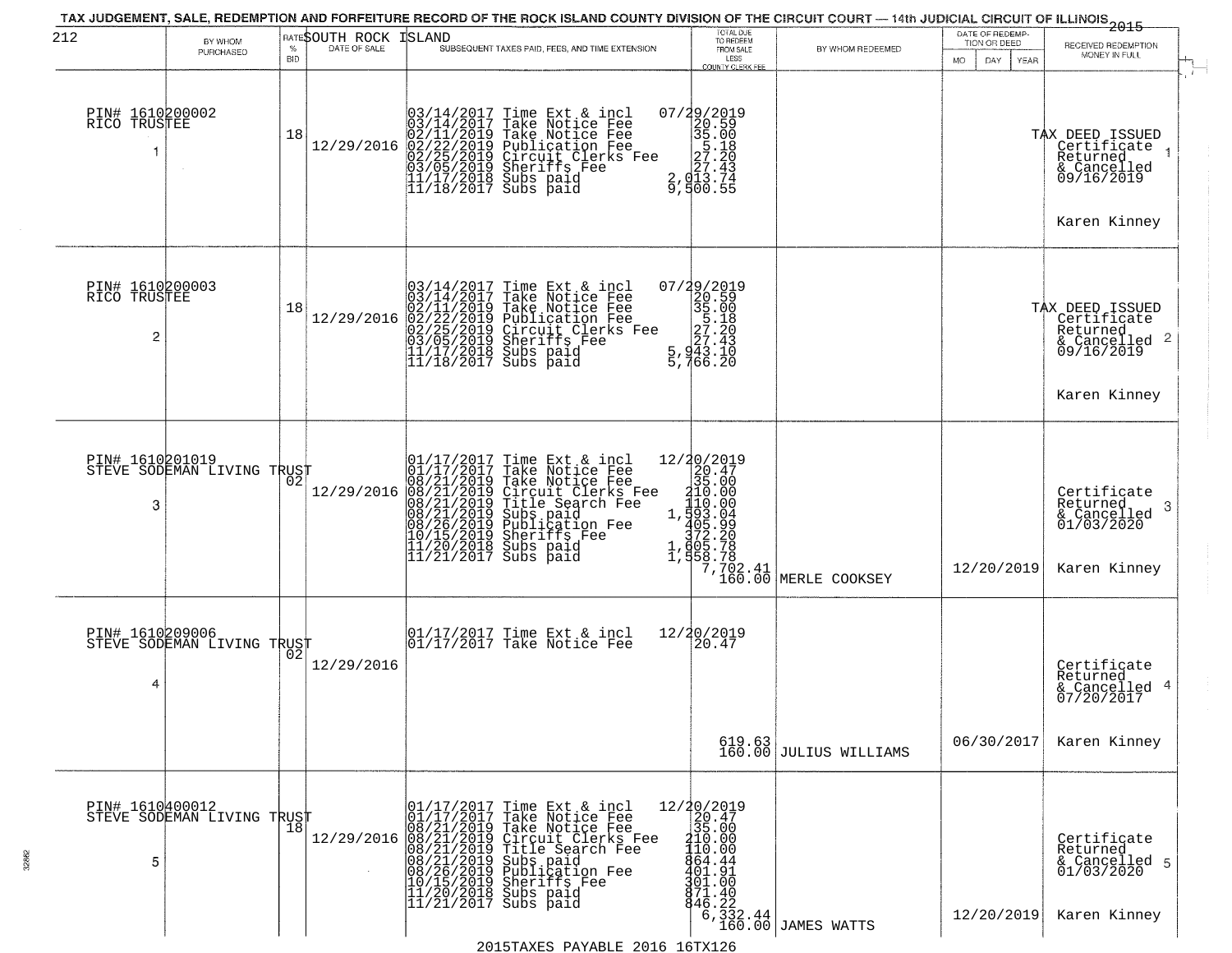TAX JUDGEMENT, SALE, REDEMPTION AND FORFEITURE RECORD OF THE ROCK ISLAND COUNTY DIVISION OF THE CIRCUIT COURT — 14th JUDICIAL CIRCUIT OF ILLINOIS 2015

SOUTH ROCK ISLAND

| 212 | BY WHOM PURCHASED | RATE % BID | DATE OF SALE | SUBSEQUENT TAXES PAID, FEES, AND TIME EXTENSION | TOTAL DUE TO REDEEM FROM SALE LESS COUNTY CLERK FEE | BY WHOM REDEEMED | DATE OF REDEMPTION OR DEED MO DAY YEAR | RECEIVED REDEMPTION MONEY IN FULL |
|---|---|---|---|---|---|---|---|---|
| 1 | PIN# 1610200002 RICO TRUSTEE | 18 | 12/29/2016 | 03/14/2017 Time Ext & incl 07/29/2019<br>03/14/2017 Take Notice Fee 20.59<br>02/11/2019 Take Notice Fee 35.00<br>02/22/2019 Publication Fee 5.18<br>02/25/2019 Circuit Clerks Fee 27.20<br>03/05/2019 Sheriffs Fee 27.43<br>11/17/2018 Subs paid 2,013.74<br>11/18/2017 Subs paid 9,500.55 | | | | TAX DEED ISSUED Certificate Returned & Cancelled 09/16/2019<br>Karen Kinney |
| 2 | PIN# 1610200003 RICO TRUSTEE | 18 | 12/29/2016 | 03/14/2017 Time Ext & incl 07/29/2019<br>03/14/2017 Take Notice Fee 20.59<br>02/11/2019 Take Notice Fee 35.00<br>02/22/2019 Publication Fee 5.18<br>02/25/2019 Circuit Clerks Fee 27.20<br>03/05/2019 Sheriffs Fee 27.43<br>11/17/2018 Subs paid 5,943.10<br>11/18/2017 Subs paid 5,766.20 | | | | TAX DEED ISSUED Certificate Returned & Cancelled 09/16/2019<br>Karen Kinney |
| 3 | PIN# 1610201019 STEVE SODEMAN LIVING TRUST | 02 | 12/29/2016 | 01/17/2017 Time Ext & incl 12/20/2019<br>01/17/2017 Take Notice Fee 20.47<br>08/21/2019 Take Notice Fee 35.00<br>08/21/2019 Circuit Clerks Fee 210.00<br>08/21/2019 Title Search Fee 110.00<br>08/21/2019 Subs paid 1,593.04<br>08/26/2019 Publication Fee 405.99<br>10/15/2019 Sheriffs Fee 372.20<br>11/20/2018 Subs paid 1,605.78<br>11/21/2017 Subs paid 1,558.78 | 7,702.41<br>160.00 | MERLE COOKSEY | 12/20/2019 | Certificate Returned & Cancelled 01/03/2020<br>Karen Kinney |
| 4 | PIN# 1610209006 STEVE SODEMAN LIVING TRUST | 02 | 12/29/2016 | 01/17/2017 Time Ext & incl 12/20/2019<br>01/17/2017 Take Notice Fee 20.47 | 619.63<br>160.00 | JULIUS WILLIAMS | 06/30/2017 | Certificate Returned & Cancelled 07/20/2017<br>Karen Kinney |
| 5 | PIN# 1610400012 STEVE SODEMAN LIVING TRUST | 18 | 12/29/2016 | 01/17/2017 Time Ext & incl 12/20/2019<br>01/17/2017 Take Notice Fee 20.47<br>08/21/2019 Take Notice Fee 35.00<br>08/21/2019 Circuit Clerks Fee 210.00<br>08/21/2019 Title Search Fee 110.00<br>08/21/2019 Subs paid 864.44<br>08/26/2019 Publication Fee 401.91<br>10/15/2019 Sheriffs Fee 301.00<br>11/20/2018 Subs paid 871.40<br>11/21/2017 Subs paid 846.22 | 6,332.44<br>160.00 | JAMES WATTS | 12/20/2019 | Certificate Returned & Cancelled 01/03/2020<br>Karen Kinney |

2015TAXES PAYABLE 2016 16TX126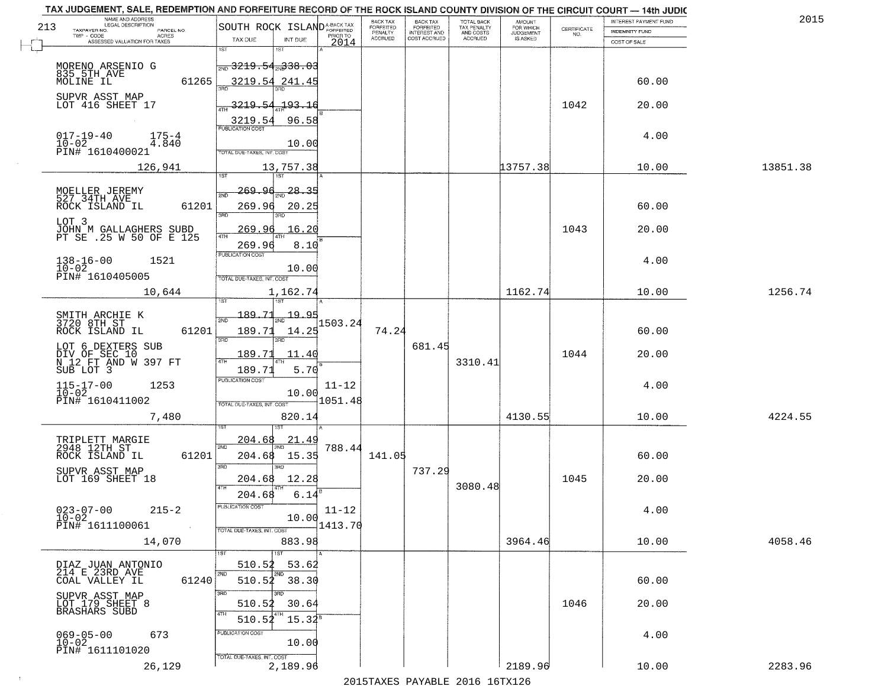TAX JUDGEMENT, SALE, REDEMPTION AND FORFEITURE RECORD OF THE ROCK ISLAND COUNTY DIVISION OF THE CIRCUIT COURT — 14th JUDIC

2015

213

SOUTH ROCK ISLAND

| NAME AND ADDRESS / LEGAL DESCRIPTION / TAXPAYER NO. / PARCEL NO. / TWP - CODE / ACRES / ASSESSED VALUATION FOR TAXES | TAX DUE | INT DUE | A-BACK TAX FORFEITED PRIOR TO 2014 | BACK TAX FORFEITED PENALTY ACCRUED | BACK TAX FORFEITED INTEREST AND COST ACCRUED | TOTAL BACK TAX PENALTY AND COSTS ACCRUED | AMOUNT FOR WHICH JUDGEMENT IS ASKED | CERTIFICATE NO. | INTEREST PAYMENT FUND / INDEMNITY FUND / COST OF SALE | |
|---|---|---|---|---|---|---|---|---|---|---|
| MORENO ARSENIO G<br>835 5TH AVE<br>MOLINE IL 61265<br>SUPVR ASST MAP<br>LOT 416 SHEET 17<br>017-19-40 175-4<br>10-02 4.840<br>PIN# 1610400021<br>126,941 | 1ST 3219.54<br>2ND 3219.54<br>3RD 3219.54<br>4TH 3219.54<br>PUBLICATION COST<br>TOTAL DUE-TAXES, INT. COST | 338.03<br>241.45<br>193.16<br>96.58<br>10.00<br>13,757.38 | | | | | 13757.38 | 1042 | 60.00<br>20.00<br>4.00<br>10.00 | 13851.38 |
| MOELLER JEREMY<br>527 34TH AVE<br>ROCK ISLAND IL 61201<br>LOT 3<br>JOHN M GALLAGHERS SUBD<br>PT SE .25 W 50 OF E 125<br>138-16-00 1521<br>10-02<br>PIN# 1610405005<br>10,644 | 1ST 269.96<br>2ND 269.96<br>3RD 269.96<br>4TH 269.96<br>PUBLICATION COST<br>TOTAL DUE-TAXES, INT. COST | 28.35<br>20.25<br>16.20<br>8.10<br>10.00<br>1,162.74 | | | | | 1162.74 | 1043 | 60.00<br>20.00<br>4.00<br>10.00 | 1256.74 |
| SMITH ARCHIE K<br>3720 8TH ST<br>ROCK ISLAND IL 61201<br>LOT 6 DEXTERS SUB<br>DIV OF SEC 10<br>N 12 FT AND W 397 FT<br>SUB LOT 3<br>115-17-00 1253<br>10-02<br>PIN# 1610411002<br>7,480 | 1ST 189.71<br>2ND 189.71<br>3RD 189.71<br>4TH 189.71<br>PUBLICATION COST<br>TOTAL DUE-TAXES, INT. COST | 19.95<br>14.25<br>11.40<br>5.70<br>10.00<br>820.14 | 1503.24<br>11-12<br>1051.48 | 74.24 | 681.45 | 3310.41 | 4130.55 | 1044 | 60.00<br>20.00<br>4.00<br>10.00 | 4224.55 |
| TRIPLETT MARGIE<br>2948 12TH ST<br>ROCK ISLAND IL 61201<br>SUPVR ASST MAP<br>LOT 169 SHEET 18<br>023-07-00 215-2<br>10-02<br>PIN# 1611100061<br>14,070 | 1ST 204.68<br>2ND 204.68<br>3RD 204.68<br>4TH 204.68<br>PUBLICATION COST<br>TOTAL DUE-TAXES, INT. COST | 21.49<br>15.35<br>12.28<br>6.14<br>10.00<br>883.98 | 788.44<br>11-12<br>1413.70 | 141.05 | 737.29 | 3080.48 | 3964.46 | 1045 | 60.00<br>20.00<br>4.00<br>10.00 | 4058.46 |
| DIAZ JUAN ANTONIO<br>214 E 23RD AVE<br>COAL VALLEY IL 61240<br>SUPVR ASST MAP<br>LOT 179 SHEET 8<br>BRASHARS SUBD<br>069-05-00 673<br>10-02<br>PIN# 1611101020<br>26,129 | 1ST 510.52<br>2ND 510.52<br>3RD 510.52<br>4TH 510.52<br>PUBLICATION COST<br>TOTAL DUE-TAXES, INT. COST | 53.62<br>38.30<br>30.64<br>15.32<br>10.00<br>2,189.96 | | | | | 2189.96 | 1046 | 60.00<br>20.00<br>4.00<br>10.00 | 2283.96 |

2015TAXES PAYABLE 2016 16TX126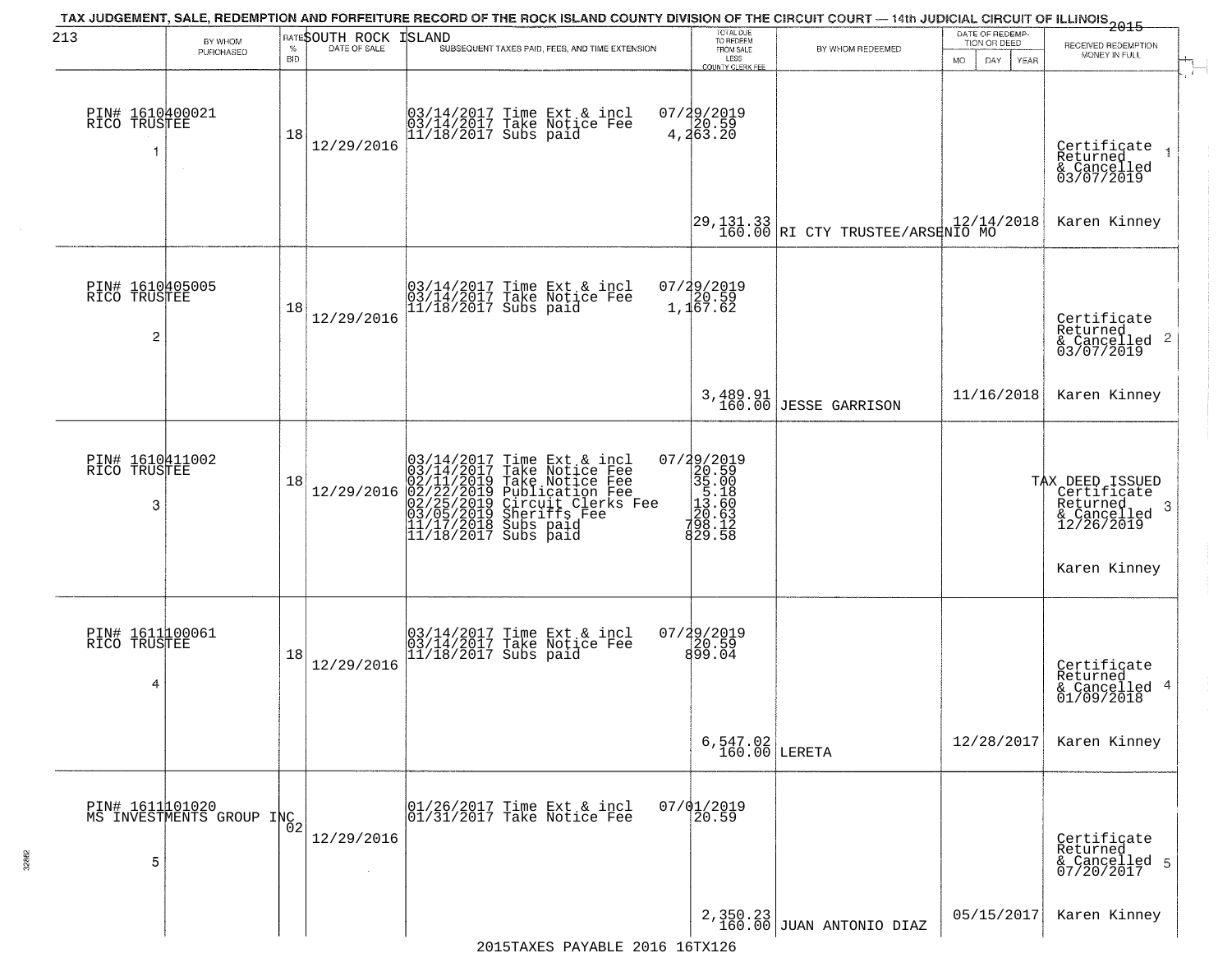TAX JUDGEMENT, SALE, REDEMPTION AND FORFEITURE RECORD OF THE ROCK ISLAND COUNTY DIVISION OF THE CIRCUIT COURT — 14th JUDICIAL CIRCUIT OF ILLINOIS 2015

213 SOUTH ROCK ISLAND

| | BY WHOM PURCHASED | RATE % BID | DATE OF SALE | SUBSEQUENT TAXES PAID, FEES, AND TIME EXTENSION | TOTAL DUE TO REDEEM FROM SALE LESS COUNTY CLERK FEE | BY WHOM REDEEMED | DATE OF REDEMPTION OR DEED MO DAY YEAR | RECEIVED REDEMPTION MONEY IN FULL |
|---|---|---|---|---|---|---|---|---|
| 1 | PIN# 1610400021 RICO TRUSTEE | 18 | 12/29/2016 | 03/14/2017 Time Ext & incl 07/29/2019<br>03/14/2017 Take Notice Fee 20.59<br>11/18/2017 Subs paid 4,263.20 | 29,131.33<br>160.00 | RI CTY TRUSTEE/ARSENIO MO | 12/14/2018 | Certificate Returned & Cancelled 03/07/2019<br>Karen Kinney |
| 2 | PIN# 1610405005 RICO TRUSTEE | 18 | 12/29/2016 | 03/14/2017 Time Ext & incl 07/29/2019<br>03/14/2017 Take Notice Fee 20.59<br>11/18/2017 Subs paid 1,167.62 | 3,489.91<br>160.00 | JESSE GARRISON | 11/16/2018 | Certificate Returned & Cancelled 03/07/2019<br>Karen Kinney |
| 3 | PIN# 1610411002 RICO TRUSTEE | 18 | 12/29/2016 | 03/14/2017 Time Ext & incl 07/29/2019<br>03/14/2017 Take Notice Fee 20.59<br>02/11/2019 Take Notice Fee 35.00<br>02/22/2019 Publication Fee 5.18<br>02/25/2019 Circuit Clerks Fee 13.60<br>03/05/2019 Sheriffs Fee 20.63<br>11/17/2018 Subs paid 798.12<br>11/18/2017 Subs paid 829.58 | | | | TAX DEED ISSUED Certificate Returned & Cancelled 12/26/2019<br>Karen Kinney |
| 4 | PIN# 1611100061 RICO TRUSTEE | 18 | 12/29/2016 | 03/14/2017 Time Ext & incl 07/29/2019<br>03/14/2017 Take Notice Fee 20.59<br>11/18/2017 Subs paid 899.04 | 6,547.02<br>160.00 | LERETA | 12/28/2017 | Certificate Returned & Cancelled 01/09/2018<br>Karen Kinney |
| 5 | PIN# 1611101020 MS INVESTMENTS GROUP INC | 02 | 12/29/2016 | 01/26/2017 Time Ext & incl 07/01/2019<br>01/31/2017 Take Notice Fee 20.59 | 2,350.23<br>160.00 | JUAN ANTONIO DIAZ | 05/15/2017 | Certificate Returned & Cancelled 07/20/2017<br>Karen Kinney |

2015TAXES PAYABLE 2016 16TX126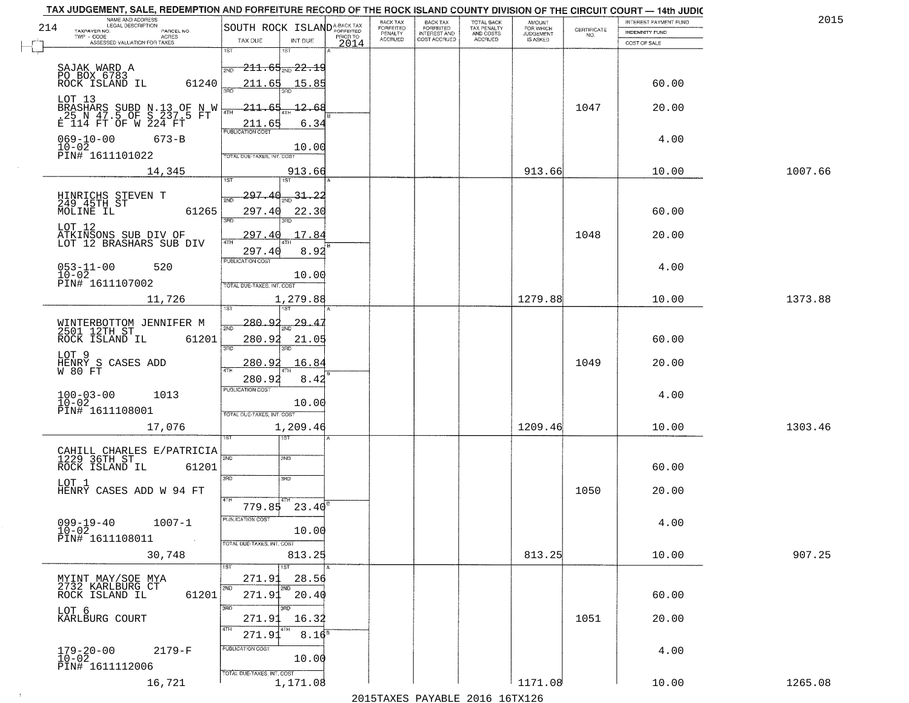# TAX JUDGEMENT, SALE, REDEMPTION AND FORFEITURE RECORD OF THE ROCK ISLAND COUNTY DIVISION OF THE CIRCUIT COURT — 14th JUDIC

2015

214 — SOUTH ROCK ISLAND

| NAME AND ADDRESS / LEGAL DESCRIPTION / TAXPAYER NO. / PARCEL NO. / TWP - CODE / ACRES / ASSESSED VALUATION FOR TAXES | TAX DUE | INT DUE | A-BACK TAX FORFEITED PRIOR TO 2014 | BACK TAX FORFEITED PENALTY ACCRUED | BACK TAX FORFEITED INTEREST AND COST ACCRUED | TOTAL BACK TAX PENALTY AND COSTS ACCRUED | AMOUNT FOR WHICH JUDGEMENT IS ASKED | CERTIFICATE NO. | INTEREST PAYMENT FUND / INDEMNITY FUND / COST OF SALE | |
|---|---|---|---|---|---|---|---|---|---|---|
| SAJAK WARD A<br>PO BOX 6783<br>ROCK ISLAND IL 61240<br>LOT 13<br>BRASHARS SUBD N.13 OF N W .25 N 47.5 OF S 237.5 FT E 114 FT OF W 224 FT<br>069-10-00 673-B<br>10-02<br>PIN# 1611101022<br>14,345 | 1ST 211.65<br>2ND 211.65<br>3RD 211.65<br>4TH 211.65<br>PUBLICATION COST<br>TOTAL DUE-TAXES, INT. COST | 1ST 22.19<br>2ND 15.85<br>3RD 12.68<br>4TH 6.34<br>10.00<br>913.66 | | | | | 913.66 | 1047 | 60.00<br>20.00<br>4.00<br>10.00 | 1007.66 |
| HINRICHS STEVEN T<br>249 45TH ST<br>MOLINE IL 61265<br>LOT 12<br>ATKINSONS SUB DIV OF LOT 12 BRASHARS SUB DIV<br>053-11-00 520<br>10-02<br>PIN# 1611107002<br>11,726 | 1ST 297.40<br>2ND 297.40<br>3RD 297.40<br>4TH 297.40<br>PUBLICATION COST<br>TOTAL DUE-TAXES, INT. COST | 1ST 31.22<br>2ND 22.30<br>3RD 17.84<br>4TH 8.92<br>10.00<br>1,279.88 | | | | | 1279.88 | 1048 | 60.00<br>20.00<br>4.00<br>10.00 | 1373.88 |
| WINTERBOTTOM JENNIFER M<br>2501 12TH ST<br>ROCK ISLAND IL 61201<br>LOT 9<br>HENRY S CASES ADD W 80 FT<br>100-03-00 1013<br>10-02<br>PIN# 1611108001<br>17,076 | 1ST 280.92<br>2ND 280.92<br>3RD 280.92<br>4TH 280.92<br>PUBLICATION COST<br>TOTAL DUE-TAXES, INT. COST | 1ST 29.47<br>2ND 21.05<br>3RD 16.84<br>4TH 8.42<br>10.00<br>1,209.46 | | | | | 1209.46 | 1049 | 60.00<br>20.00<br>4.00<br>10.00 | 1303.46 |
| CAHILL CHARLES E/PATRICIA<br>1229 36TH ST<br>ROCK ISLAND IL 61201<br>LOT 1<br>HENRY CASES ADD W 94 FT<br>099-19-40 1007-1<br>10-02<br>PIN# 1611108011<br>30,748 | 1ST<br>2ND<br>3RD<br>4TH 779.85<br>PUBLICATION COST<br>TOTAL DUE-TAXES, INT. COST | 1ST<br>2ND<br>3RD<br>4TH 23.40<br>10.00<br>813.25 | | | | | 813.25 | 1050 | 60.00<br>20.00<br>4.00<br>10.00 | 907.25 |
| MYINT MAY/SOE MYA<br>2732 KARLBURG CT<br>ROCK ISLAND IL 61201<br>LOT 6<br>KARLBURG COURT<br>179-20-00 2179-F<br>10-02<br>PIN# 1611112006<br>16,721 | 1ST 271.91<br>2ND 271.91<br>3RD 271.91<br>4TH 271.91<br>PUBLICATION COST<br>TOTAL DUE-TAXES, INT. COST | 1ST 28.56<br>2ND 20.40<br>3RD 16.32<br>4TH 8.16<br>10.00<br>1,171.08 | | | | | 1171.08 | 1051 | 60.00<br>20.00<br>4.00<br>10.00 | 1265.08 |

2015TAXES PAYABLE 2016 16TX126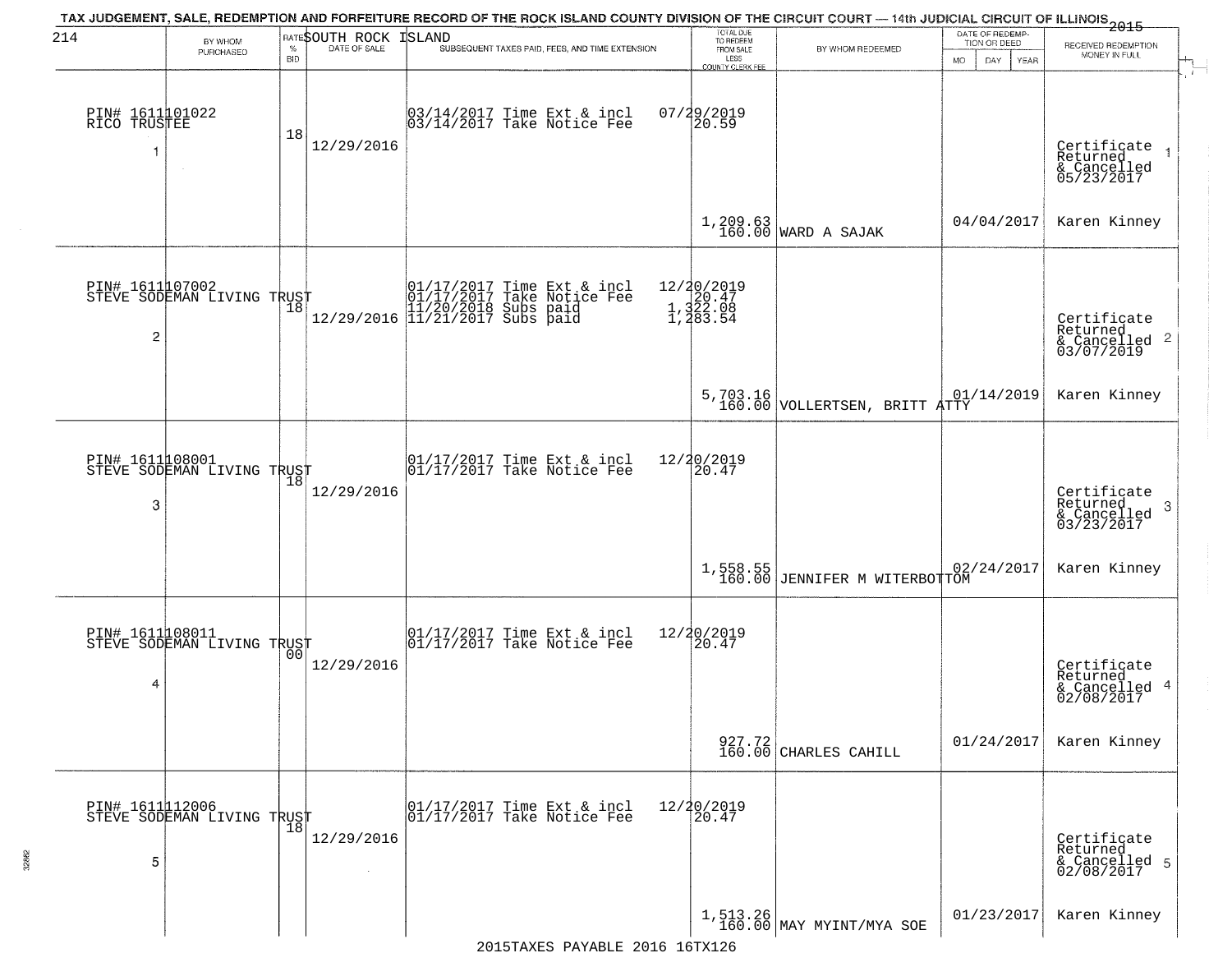TAX JUDGEMENT, SALE, REDEMPTION AND FORFEITURE RECORD OF THE ROCK ISLAND COUNTY DIVISION OF THE CIRCUIT COURT — 14th JUDICIAL CIRCUIT OF ILLINOIS 2015

214 SOUTH ROCK ISLAND

| | BY WHOM PURCHASED | RATE % BID | DATE OF SALE | SUBSEQUENT TAXES PAID, FEES, AND TIME EXTENSION | TOTAL DUE TO REDEEM FROM SALE LESS COUNTY CLERK FEE | BY WHOM REDEEMED | DATE OF REDEMPTION OR DEED MO DAY YEAR | RECEIVED REDEMPTION MONEY IN FULL |
|---|---|---|---|---|---|---|---|---|
| 1 | PIN# 1611101022<br>RICO TRUSTEE | 18 | 12/29/2016 | 03/14/2017 Time Ext & incl<br>03/14/2017 Take Notice Fee | 07/29/2019<br>20.59<br><br>1,209.63<br>160.00 | WARD A SAJAK | 04/04/2017 | Certificate Returned & Cancelled 05/23/2017<br>Karen Kinney |
| 2 | PIN# 1611107002<br>STEVE SODEMAN LIVING TRUST | 18 | 12/29/2016 | 01/17/2017 Time Ext & incl<br>01/17/2017 Take Notice Fee<br>11/20/2018 Subs paid<br>11/21/2017 Subs paid | 12/20/2019<br>20.47<br>1,322.08<br>1,283.54<br><br>5,703.16<br>160.00 | VOLLERTSEN, BRITT ATTY | 01/14/2019 | Certificate Returned & Cancelled 03/07/2019<br>Karen Kinney |
| 3 | PIN# 1611108001<br>STEVE SODEMAN LIVING TRUST | 18 | 12/29/2016 | 01/17/2017 Time Ext & incl<br>01/17/2017 Take Notice Fee | 12/20/2019<br>20.47<br><br>1,558.55<br>160.00 | JENNIFER M WITERBOTTOM | 02/24/2017 | Certificate Returned & Cancelled 03/23/2017<br>Karen Kinney |
| 4 | PIN# 1611108011<br>STEVE SODEMAN LIVING TRUST | 00 | 12/29/2016 | 01/17/2017 Time Ext & incl<br>01/17/2017 Take Notice Fee | 12/20/2019<br>20.47<br><br>927.72<br>160.00 | CHARLES CAHILL | 01/24/2017 | Certificate Returned & Cancelled 02/08/2017<br>Karen Kinney |
| 5 | PIN# 1611112006<br>STEVE SODEMAN LIVING TRUST | 18 | 12/29/2016 | 01/17/2017 Time Ext & incl<br>01/17/2017 Take Notice Fee | 12/20/2019<br>20.47<br><br>1,513.26<br>160.00 | MAY MYINT/MYA SOE | 01/23/2017 | Certificate Returned & Cancelled 02/08/2017<br>Karen Kinney |

2015TAXES PAYABLE 2016 16TX126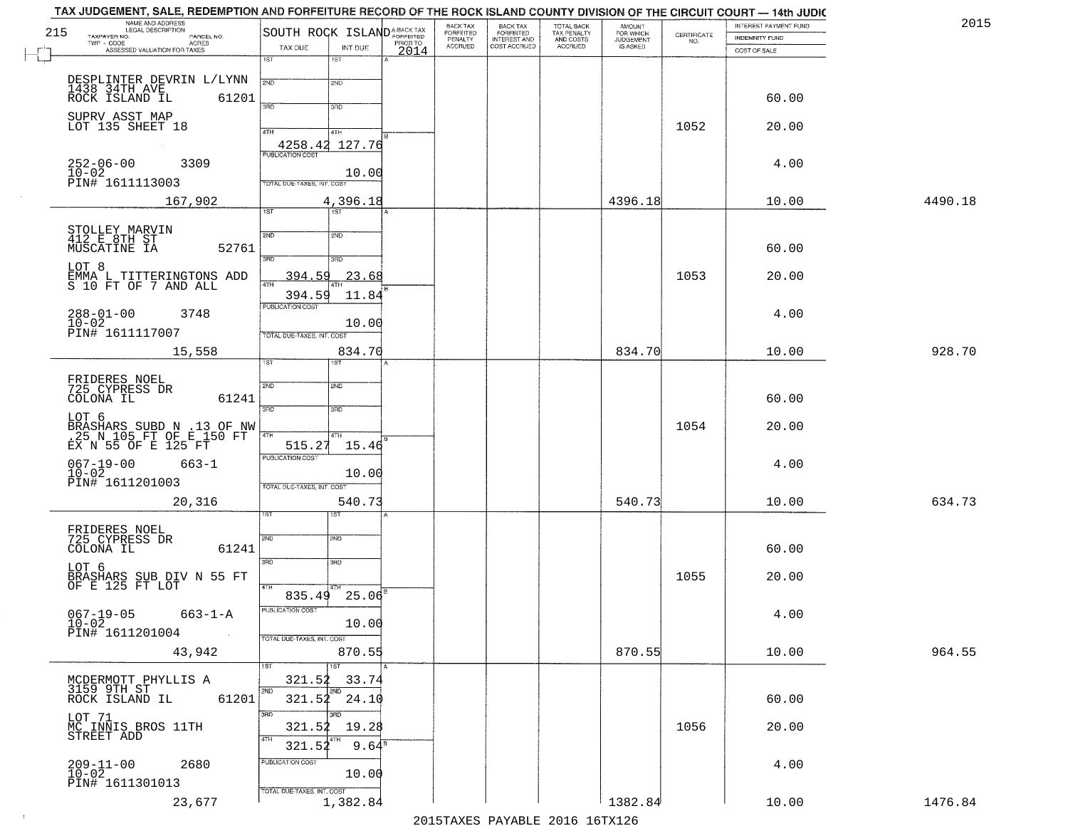TAX JUDGEMENT, SALE, REDEMPTION AND FORFEITURE RECORD OF THE ROCK ISLAND COUNTY DIVISION OF THE CIRCUIT COURT — 14th JUDIC

2015

| 215 NAME AND ADDRESS / LEGAL DESCRIPTION / TAXPAYER NO. / PARCEL NO. / TWP - CODE / ACRES / ASSESSED VALUATION FOR TAXES | SOUTH ROCK ISLAND TAX DUE | INT DUE | A-BACK TAX FORFEITED PRIOR TO 2014 | BACK TAX FORFEITED PENALTY ACCRUED | BACK TAX FORFEITED INTEREST AND COST ACCRUED | TOTAL BACK TAX PENALTY AND COSTS ACCRUED | AMOUNT FOR WHICH JUDGEMENT IS ASKED | CERTIFICATE NO. | INTEREST PAYMENT FUND / INDEMNITY FUND / COST OF SALE | |
|---|---|---|---|---|---|---|---|---|---|---|
| DESPLINTER DEVRIN L/LYNN<br>1438 34TH AVE<br>ROCK ISLAND IL 61201<br>SUPRV ASST MAP<br>LOT 135 SHEET 18<br>252-06-00 3309<br>10-02<br>PIN# 1611113003<br>167,902 | 4TH 4258.42<br>PUBLICATION COST<br>TOTAL DUE-TAXES, INT. COST | 127.76<br>10.00<br>4,396.18 | | | | | 4396.18 | 1052 | 60.00<br>20.00<br>4.00<br>10.00 | 4490.18 |
| STOLLEY MARVIN<br>412 E 8TH ST<br>MUSCATINE IA 52761<br>LOT 8<br>EMMA L TITTERINGTONS ADD<br>S 10 FT OF 7 AND ALL<br>288-01-00 3748<br>10-02<br>PIN# 1611117007<br>15,558 | 3RD 394.59<br>4TH 394.59<br>PUBLICATION COST<br>TOTAL DUE-TAXES, INT. COST | 23.68<br>11.84<br>10.00<br>834.70 | | | | | 834.70 | 1053 | 60.00<br>20.00<br>4.00<br>10.00 | 928.70 |
| FRIDERES NOEL<br>725 CYPRESS DR<br>COLONA IL 61241<br>LOT 6<br>BRASHARS SUBD N .13 OF NW<br>.25 N 105 FT OF E 150 FT<br>EX N 55 OF E 125 FT<br>067-19-00 663-1<br>10-02<br>PIN# 1611201003<br>20,316 | 4TH 515.27<br>PUBLICATION COST<br>TOTAL DUE-TAXES, INT. COST | 15.46<br>10.00<br>540.73 | | | | | 540.73 | 1054 | 60.00<br>20.00<br>4.00<br>10.00 | 634.73 |
| FRIDERES NOEL<br>725 CYPRESS DR<br>COLONA IL 61241<br>LOT 6<br>BRASHARS SUB DIV N 55 FT<br>OF E 125 FT LOT<br>067-19-05 663-1-A<br>10-02<br>PIN# 1611201004<br>43,942 | 4TH 835.49<br>PUBLICATION COST<br>TOTAL DUE-TAXES, INT. COST | 25.06<br>10.00<br>870.55 | | | | | 870.55 | 1055 | 60.00<br>20.00<br>4.00<br>10.00 | 964.55 |
| MCDERMOTT PHYLLIS A<br>3159 9TH ST<br>ROCK ISLAND IL 61201<br>LOT 71<br>MC INNIS BROS 11TH<br>STREET ADD<br>209-11-00 2680<br>10-02<br>PIN# 1611301013<br>23,677 | 1ST 321.52<br>2ND 321.52<br>3RD 321.52<br>4TH 321.52<br>PUBLICATION COST<br>TOTAL DUE-TAXES, INT. COST | 33.74<br>24.10<br>19.28<br>9.64<br>10.00<br>1,382.84 | | | | | 1382.84 | 1056 | 60.00<br>20.00<br>4.00<br>10.00 | 1476.84 |

2015TAXES PAYABLE 2016 16TX126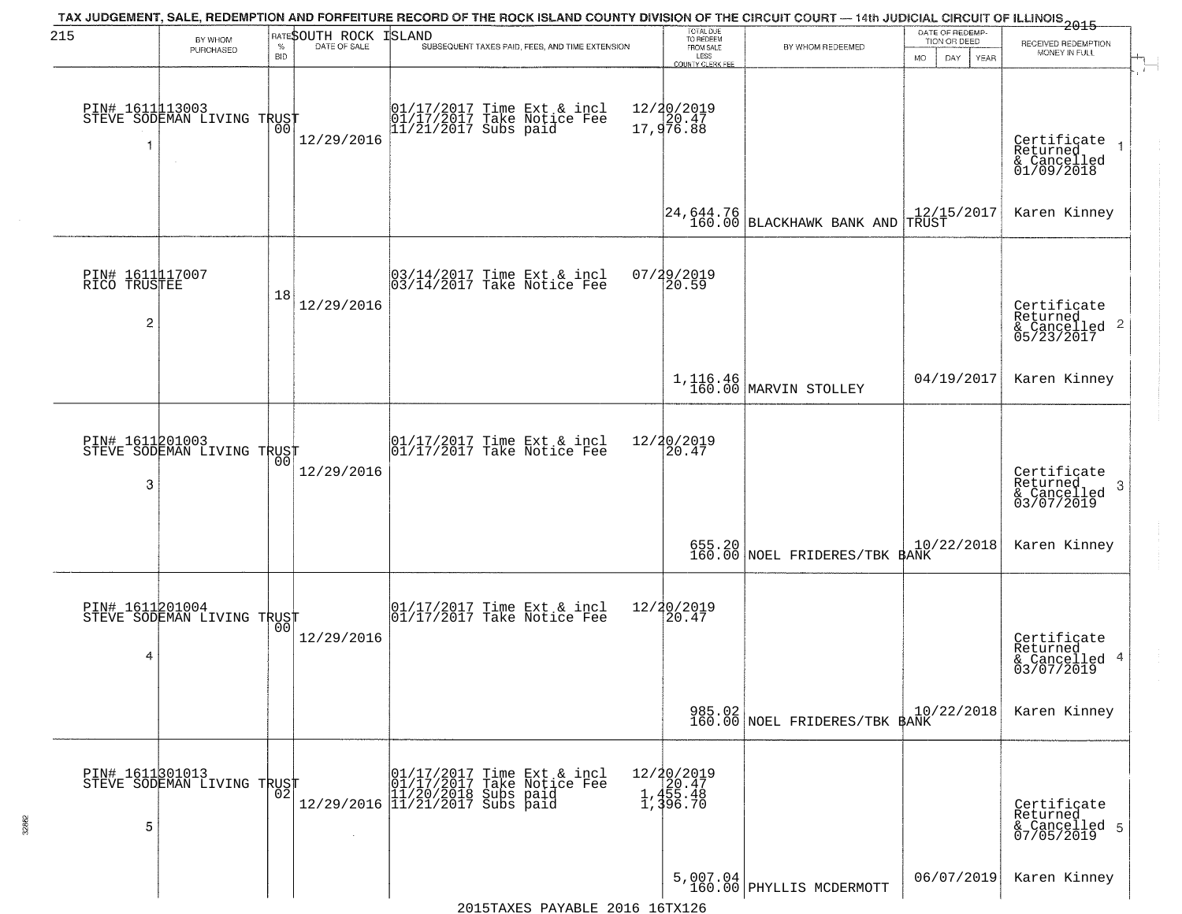TAX JUDGEMENT, SALE, REDEMPTION AND FORFEITURE RECORD OF THE ROCK ISLAND COUNTY DIVISION OF THE CIRCUIT COURT — 14th JUDICIAL CIRCUIT OF ILLINOIS 2015

215 SOUTH ROCK ISLAND

| BY WHOM PURCHASED | RATE % BID | DATE OF SALE | SUBSEQUENT TAXES PAID, FEES, AND TIME EXTENSION | TOTAL DUE TO REDEEM FROM SALE LESS COUNTY CLERK FEE | BY WHOM REDEEMED | DATE OF REDEMPTION OR DEED MO DAY YEAR | RECEIVED REDEMPTION MONEY IN FULL |
|---|---|---|---|---|---|---|---|
| PIN# 1611113003 STEVE SODEMAN LIVING TRUST 1 | 00 | 12/29/2016 | 01/17/2017 Time Ext & incl 01/17/2017 Take Notice Fee 11/21/2017 Subs paid | 12/20/2019 20.47 17,976.88 24,644.76 160.00 | BLACKHAWK BANK AND TRUST | 12/15/2017 | Certificate Returned & Cancelled 01/09/2018 Karen Kinney |
| PIN# 1611117007 RICO TRUSTEE 2 | 18 | 12/29/2016 | 03/14/2017 Time Ext & incl 03/14/2017 Take Notice Fee | 07/29/2019 20.59 1,116.46 160.00 | MARVIN STOLLEY | 04/19/2017 | Certificate Returned & Cancelled 05/23/2017 Karen Kinney |
| PIN# 1611201003 STEVE SODEMAN LIVING TRUST 3 | 00 | 12/29/2016 | 01/17/2017 Time Ext & incl 01/17/2017 Take Notice Fee | 12/20/2019 20.47 655.20 160.00 | NOEL FRIDERES/TBK BANK | 10/22/2018 | Certificate Returned & Cancelled 03/07/2019 Karen Kinney |
| PIN# 1611201004 STEVE SODEMAN LIVING TRUST 4 | 00 | 12/29/2016 | 01/17/2017 Time Ext & incl 01/17/2017 Take Notice Fee | 12/20/2019 20.47 985.02 160.00 | NOEL FRIDERES/TBK BANK | 10/22/2018 | Certificate Returned & Cancelled 03/07/2019 Karen Kinney |
| PIN# 1611301013 STEVE SODEMAN LIVING TRUST 5 | 02 | 12/29/2016 | 01/17/2017 Time Ext & incl 01/17/2017 Take Notice Fee 11/20/2018 Subs paid 11/21/2017 Subs paid | 12/20/2019 20.47 1,455.48 1,396.70 5,007.04 160.00 | PHYLLIS MCDERMOTT | 06/07/2019 | Certificate Returned & Cancelled 07/05/2019 Karen Kinney |

2015TAXES PAYABLE 2016 16TX126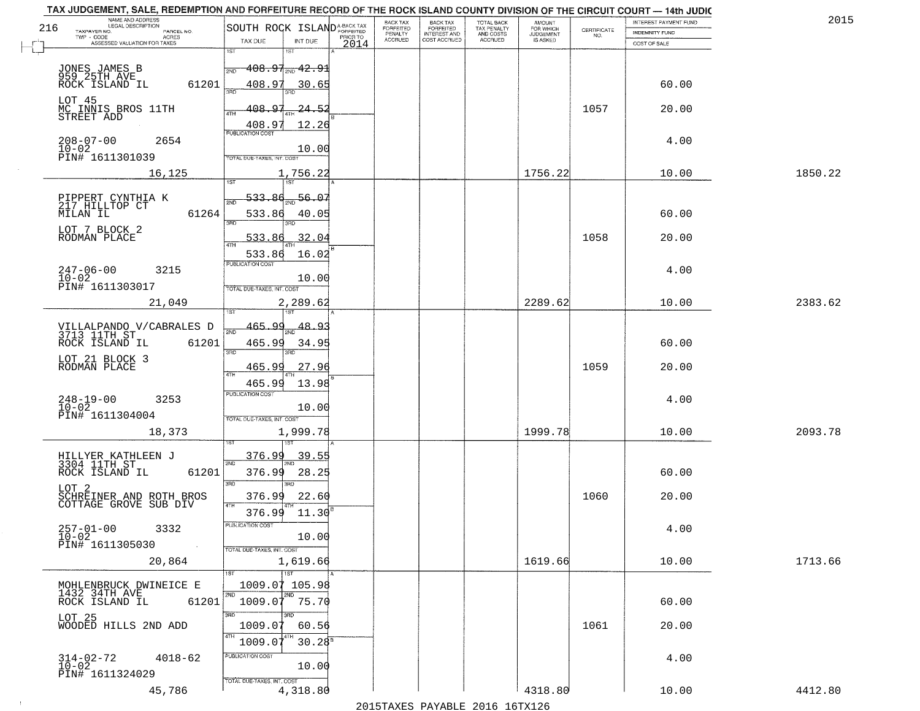# TAX JUDGEMENT, SALE, REDEMPTION AND FORFEITURE RECORD OF THE ROCK ISLAND COUNTY DIVISION OF THE CIRCUIT COURT — 14th JUDIC

2015

216 SOUTH ROCK ISLAND

| NAME AND ADDRESS / LEGAL DESCRIPTION / TAXPAYER NO. / PARCEL NO. / TWP - CODE / ACRES / ASSESSED VALUATION FOR TAXES | TAX DUE | INT DUE | A-BACK TAX FORFEITED PRIOR TO 2014 | BACK TAX FORFEITED PENALTY ACCRUED | BACK TAX FORFEITED INTEREST AND COST ACCRUED | TOTAL BACK TAX PENALTY AND COSTS ACCRUED | AMOUNT FOR WHICH JUDGEMENT IS ASKED | CERTIFICATE NO. | INTEREST PAYMENT FUND / INDEMNITY FUND / COST OF SALE | |
|---|---|---|---|---|---|---|---|---|---|---|
| JONES JAMES B<br>959 25TH AVE<br>ROCK ISLAND IL 61201<br>LOT 45<br>MC INNIS BROS 11TH STREET ADD<br>208-07-00 2654<br>10-02<br>PIN# 1611301039<br>16,125 | 1ST 408.97<br>2ND 408.97<br>3RD 408.97<br>4TH 408.97<br>PUBLICATION COST<br>TOTAL DUE-TAXES, INT. COST 1,756.22 | 1ST 42.91<br>2ND 30.65<br>3RD 24.52<br>4TH 12.26<br>10.00 | | | | | 1756.22 | 1057 | 60.00<br>20.00<br>4.00<br>10.00 | 1850.22 |
| PIPPERT CYNTHIA K<br>217 HILLTOP CT<br>MILAN IL 61264<br>LOT 7 BLOCK 2<br>RODMAN PLACE<br>247-06-00 3215<br>10-02<br>PIN# 1611303017<br>21,049 | 1ST 533.86<br>2ND 533.86<br>3RD 533.86<br>4TH 533.86<br>PUBLICATION COST<br>TOTAL DUE-TAXES, INT. COST 2,289.62 | 1ST 56.07<br>2ND 40.05<br>3RD 32.04<br>4TH 16.02<br>10.00 | | | | | 2289.62 | 1058 | 60.00<br>20.00<br>4.00<br>10.00 | 2383.62 |
| VILLALPANDO V/CABRALES D<br>3713 11TH ST<br>ROCK ISLAND IL 61201<br>LOT 21 BLOCK 3<br>RODMAN PLACE<br>248-19-00 3253<br>10-02<br>PIN# 1611304004<br>18,373 | 1ST 465.99<br>2ND 465.99<br>3RD 465.99<br>4TH 465.99<br>PUBLICATION COST<br>TOTAL DUE-TAXES, INT. COST 1,999.78 | 1ST 48.93<br>2ND 34.95<br>3RD 27.96<br>4TH 13.98<br>10.00 | | | | | 1999.78 | 1059 | 60.00<br>20.00<br>4.00<br>10.00 | 2093.78 |
| HILLYER KATHLEEN J<br>3304 11TH ST<br>ROCK ISLAND IL 61201<br>LOT 2<br>SCHREINER AND ROTH BROS COTTAGE GROVE SUB DIV<br>257-01-00 3332<br>10-02<br>PIN# 1611305030<br>20,864 | 1ST 376.99<br>2ND 376.99<br>3RD 376.99<br>4TH 376.99<br>PUBLICATION COST<br>TOTAL DUE-TAXES, INT. COST 1,619.66 | 1ST 39.55<br>2ND 28.25<br>3RD 22.60<br>4TH 11.30<br>10.00 | | | | | 1619.66 | 1060 | 60.00<br>20.00<br>4.00<br>10.00 | 1713.66 |
| MOHLENBRUCK DWINEICE E<br>1432 34TH AVE<br>ROCK ISLAND IL 61201<br>LOT 25<br>WOODED HILLS 2ND ADD<br>314-02-72 4018-62<br>10-02<br>PIN# 1611324029<br>45,786 | 1ST 1009.07<br>2ND 1009.07<br>3RD 1009.07<br>4TH 1009.07<br>PUBLICATION COST<br>TOTAL DUE-TAXES, INT. COST 4,318.80 | 1ST 105.98<br>2ND 75.70<br>3RD 60.56<br>4TH 30.28<br>10.00 | | | | | 4318.80 | 1061 | 60.00<br>20.00<br>4.00<br>10.00 | 4412.80 |

2015TAXES PAYABLE 2016 16TX126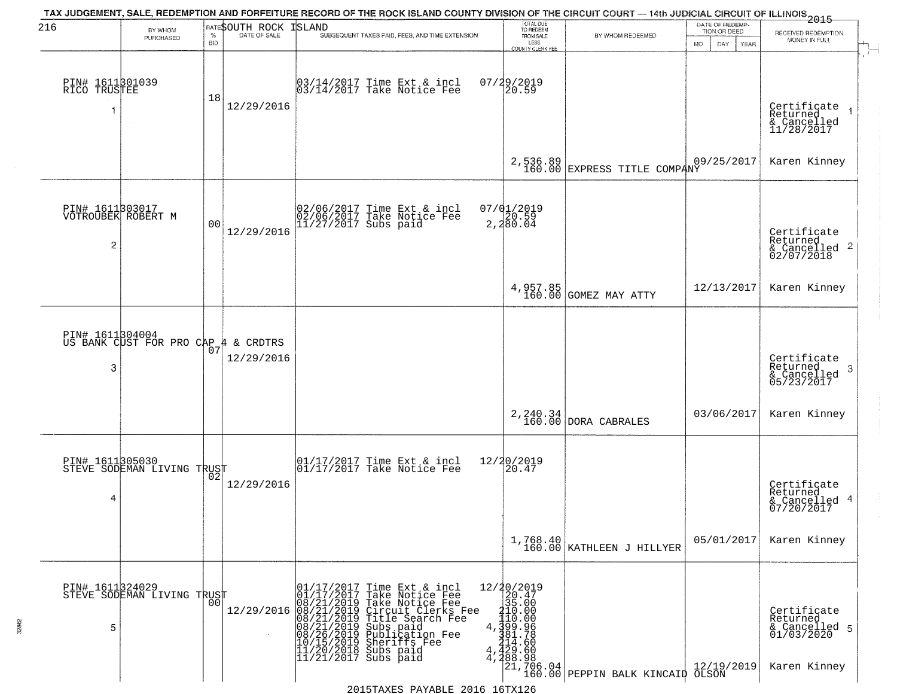TAX JUDGEMENT, SALE, REDEMPTION AND FORFEITURE RECORD OF THE ROCK ISLAND COUNTY DIVISION OF THE CIRCUIT COURT — 14th JUDICIAL CIRCUIT OF ILLINOIS 2015

SOUTH ROCK ISLAND

| BY WHOM PURCHASED | RATE % BID | DATE OF SALE | SUBSEQUENT TAXES PAID, FEES, AND TIME EXTENSION | TOTAL DUE TO REDEEM FROM SALE LESS COUNTY CLERK FEE | BY WHOM REDEEMED | DATE OF REDEMPTION OR DEED | RECEIVED REDEMPTION MONEY IN FULL |
|---|---|---|---|---|---|---|---|
| PIN# 1611301039 RICO TRUSTEE 1 | 18 | 12/29/2016 | 03/14/2017 Time Ext & incl 07/29/2019<br>03/14/2017 Take Notice Fee 20.59 | 2,536.89<br>160.00 | EXPRESS TITLE COMPANY | 09/25/2017 | Certificate Returned & Cancelled 11/28/2017 1<br>Karen Kinney |
| PIN# 1611303017 VOTROUBEK ROBERT M 2 | 00 | 12/29/2016 | 02/06/2017 Time Ext & incl 07/01/2019<br>02/06/2017 Take Notice Fee 20.59<br>11/27/2017 Subs paid 2,280.04 | 4,957.85<br>160.00 | GOMEZ MAY ATTY | 12/13/2017 | Certificate Returned & Cancelled 02/07/2018 2<br>Karen Kinney |
| PIN# 1611304004 US BANK CUST FOR PRO CAP 4 & CRDTRS 3 | 07 | 12/29/2016 | | 2,240.34<br>160.00 | DORA CABRALES | 03/06/2017 | Certificate Returned & Cancelled 05/23/2017 3<br>Karen Kinney |
| PIN# 1611305030 STEVE SODEMAN LIVING TRUST 4 | 02 | 12/29/2016 | 01/17/2017 Time Ext & incl 12/20/2019<br>01/17/2017 Take Notice Fee 20.47 | 1,768.40<br>160.00 | KATHLEEN J HILLYER | 05/01/2017 | Certificate Returned & Cancelled 07/20/2017 4<br>Karen Kinney |
| PIN# 1611324029 STEVE SODEMAN LIVING TRUST 5 | 00 | 12/29/2016 | 01/17/2017 Time Ext & incl 12/20/2019<br>01/17/2017 Take Notice Fee 20.47<br>08/21/2019 Take Notice Fee 35.00<br>08/21/2019 Circuit Clerks Fee 210.00<br>08/21/2019 Title Search Fee 110.00<br>08/21/2019 Subs paid 4,399.96<br>08/26/2019 Publication Fee 381.78<br>10/15/2019 Sheriffs Fee 214.60<br>11/20/2018 Subs paid 4,429.60<br>11/21/2017 Subs paid 4,288.98 | 21,706.04<br>160.00 | PEPPIN BALK KINCAID OLSON | 12/19/2019 | Certificate Returned & Cancelled 01/03/2020 5<br>Karen Kinney |

2015TAXES PAYABLE 2016 16TX126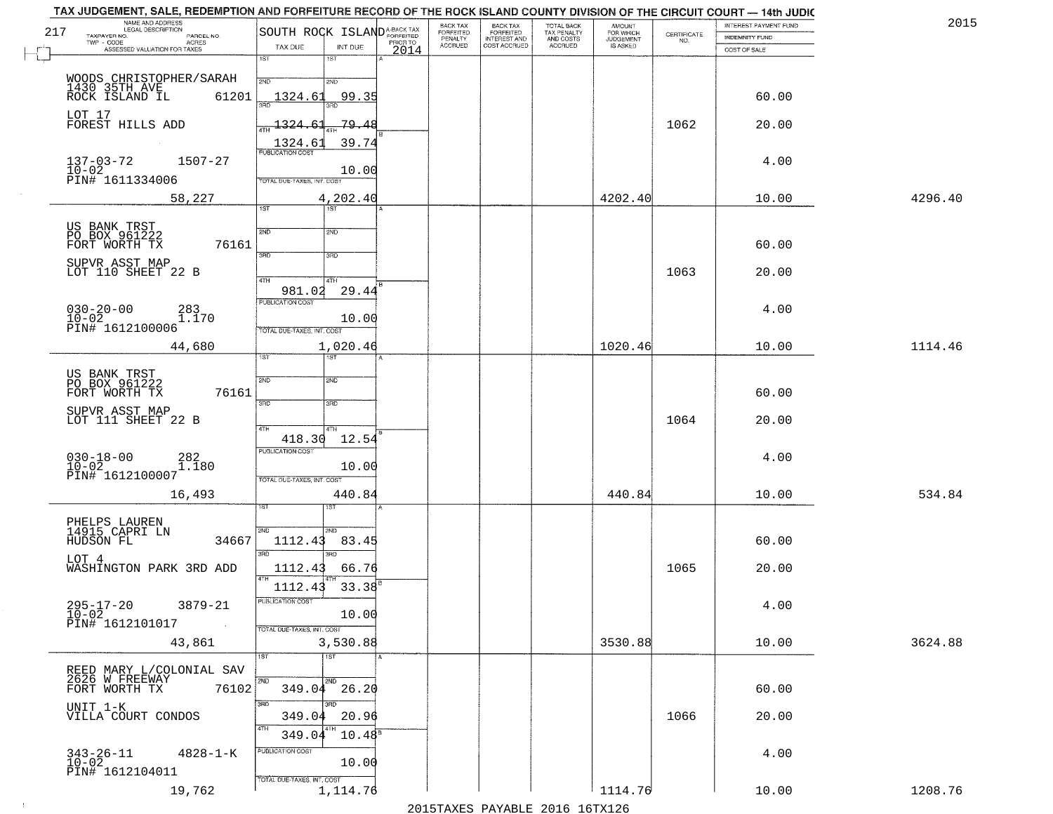TAX JUDGEMENT, SALE, REDEMPTION AND FORFEITURE RECORD OF THE ROCK ISLAND COUNTY DIVISION OF THE CIRCUIT COURT — 14th JUDIC

2015

| NAME AND ADDRESS / LEGAL DESCRIPTION / TAXPAYER NO. / PARCEL NO. / TWP - CODE / ACRES / ASSESSED VALUATION FOR TAXES | SOUTH ROCK ISLAND TAX DUE | INT DUE | A-BACK TAX FORFEITED PRIOR TO 2014 | BACK TAX FORFEITED PENALTY ACCRUED | BACK TAX FORFEITED INTEREST AND COST ACCRUED | TOTAL BACK TAX PENALTY AND COSTS ACCRUED | AMOUNT FOR WHICH JUDGEMENT IS ASKED | CERTIFICATE NO. | INTEREST PAYMENT FUND / INDEMNITY FUND / COST OF SALE | |
|---|---|---|---|---|---|---|---|---|---|---|
| 217 | 1ST | 1ST | | | | | | | | |
| WOODS CHRISTOPHER/SARAH 1430 35TH AVE ROCK ISLAND IL 61201 | 2ND 1324.61 | 2ND 99.35 | | | | | | | 60.00 | |
| LOT 17 FOREST HILLS ADD | 3RD 1324.61 | 3RD 79.48 | | | | | | 1062 | 20.00 | |
| | 4TH 1324.61 | 4TH 39.74 | | | | | | | | |
| 137-03-72 1507-27 10-02 PIN# 1611334006 | PUBLICATION COST | 10.00 | | | | | | | 4.00 | |
| 58,227 | TOTAL DUE-TAXES, INT. COST | 4,202.40 | | | | | 4202.40 | | 10.00 | 4296.40 |
| US BANK TRST PO BOX 961222 FORT WORTH TX 76161 | 1ST / 2ND | 1ST / 2ND | | | | | | | 60.00 | |
| SUPVR ASST MAP LOT 110 SHEET 22 B | 3RD | 3RD | | | | | | 1063 | 20.00 | |
| | 4TH 981.02 | 4TH 29.44 | | | | | | | | |
| 030-20-00 283 10-02 1.170 PIN# 1612100006 | PUBLICATION COST | 10.00 | | | | | | | 4.00 | |
| 44,680 | TOTAL DUE-TAXES, INT. COST | 1,020.46 | | | | | 1020.46 | | 10.00 | 1114.46 |
| US BANK TRST PO BOX 961222 FORT WORTH TX 76161 | 1ST / 2ND | 1ST / 2ND | | | | | | | 60.00 | |
| SUPVR ASST MAP LOT 111 SHEET 22 B | 3RD | 3RD | | | | | | 1064 | 20.00 | |
| | 4TH 418.30 | 4TH 12.54 | | | | | | | | |
| 030-18-00 282 10-02 1.180 PIN# 1612100007 | PUBLICATION COST | 10.00 | | | | | | | 4.00 | |
| 16,493 | TOTAL DUE-TAXES, INT. COST | 440.84 | | | | | 440.84 | | 10.00 | 534.84 |
| PHELPS LAUREN 14915 CAPRI LN HUDSON FL 34667 | 2ND 1112.43 | 2ND 83.45 | | | | | | | 60.00 | |
| LOT 4 WASHINGTON PARK 3RD ADD | 3RD 1112.43 | 3RD 66.76 | | | | | | 1065 | 20.00 | |
| | 4TH 1112.43 | 4TH 33.38 | | | | | | | | |
| 295-17-20 3879-21 10-02 PIN# 1612101017 | PUBLICATION COST | 10.00 | | | | | | | 4.00 | |
| 43,861 | TOTAL DUE-TAXES, INT. COST | 3,530.88 | | | | | 3530.88 | | 10.00 | 3624.88 |
| REED MARY L/COLONIAL SAV 2626 W FREEWAY FORT WORTH TX 76102 | 2ND 349.04 | 2ND 26.20 | | | | | | | 60.00 | |
| UNIT 1-K VILLA COURT CONDOS | 3RD 349.04 | 3RD 20.96 | | | | | | 1066 | 20.00 | |
| | 4TH 349.04 | 4TH 10.48 | | | | | | | | |
| 343-26-11 4828-1-K 10-02 PIN# 1612104011 | PUBLICATION COST | 10.00 | | | | | | | 4.00 | |
| 19,762 | TOTAL DUE-TAXES, INT. COST | 1,114.76 | | | | | 1114.76 | | 10.00 | 1208.76 |

2015TAXES PAYABLE 2016 16TX126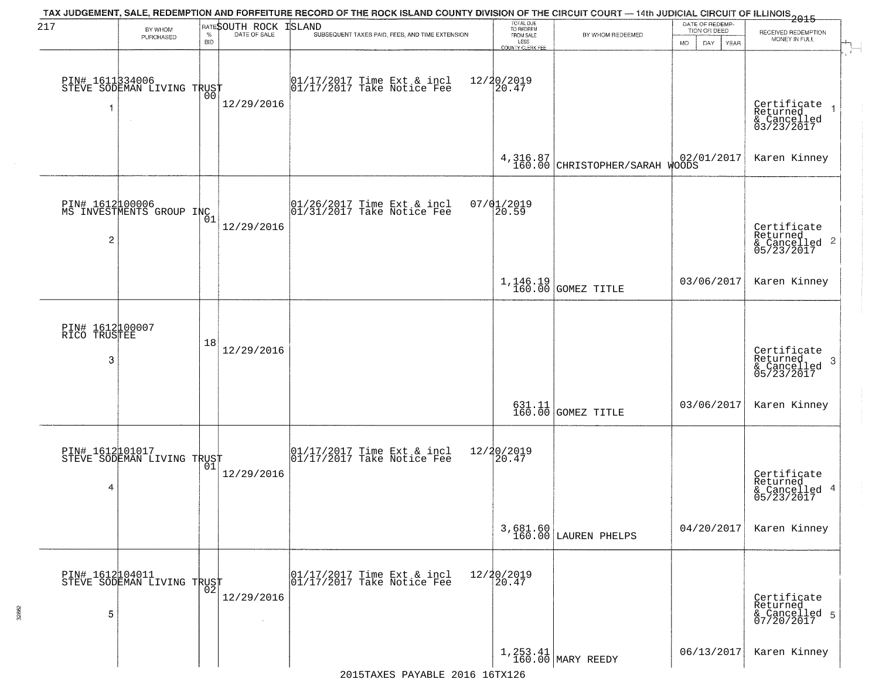TAX JUDGEMENT, SALE, REDEMPTION AND FORFEITURE RECORD OF THE ROCK ISLAND COUNTY DIVISION OF THE CIRCUIT COURT — 14th JUDICIAL CIRCUIT OF ILLINOIS 2015

217 SOUTH ROCK ISLAND

| | BY WHOM PURCHASED | RATE % BID | DATE OF SALE | SUBSEQUENT TAXES PAID, FEES, AND TIME EXTENSION | TOTAL DUE TO REDEEM FROM SALE LESS COUNTY CLERK FEE | BY WHOM REDEEMED | DATE OF REDEMPTION OR DEED MO DAY YEAR | RECEIVED REDEMPTION MONEY IN FULL |
|---|---|---|---|---|---|---|---|---|
| 1 | PIN# 1611334006 STEVE SODEMAN LIVING TRUST | 00 | 12/29/2016 | 01/17/2017 Time Ext & incl 12/20/2019<br>01/17/2017 Take Notice Fee 20.47 | 4,316.87<br>160.00 | CHRISTOPHER/SARAH WOODS | 02/01/2017 | Certificate Returned & Cancelled 03/23/2017<br>Karen Kinney |
| 2 | PIN# 1612100006 MS INVESTMENTS GROUP INC | 01 | 12/29/2016 | 01/26/2017 Time Ext & incl 07/01/2019<br>01/31/2017 Take Notice Fee 20.59 | 1,146.19<br>160.00 | GOMEZ TITLE | 03/06/2017 | Certificate Returned & Cancelled 05/23/2017<br>Karen Kinney |
| 3 | PIN# 1612100007 RICO TRUSTEE | 18 | 12/29/2016 | | 631.11<br>160.00 | GOMEZ TITLE | 03/06/2017 | Certificate Returned & Cancelled 05/23/2017<br>Karen Kinney |
| 4 | PIN# 1612101017 STEVE SODEMAN LIVING TRUST | 01 | 12/29/2016 | 01/17/2017 Time Ext & incl 12/20/2019<br>01/17/2017 Take Notice Fee 20.47 | 3,681.60<br>160.00 | LAUREN PHELPS | 04/20/2017 | Certificate Returned & Cancelled 05/23/2017<br>Karen Kinney |
| 5 | PIN# 1612104011 STEVE SODEMAN LIVING TRUST | 02 | 12/29/2016 | 01/17/2017 Time Ext & incl 12/20/2019<br>01/17/2017 Take Notice Fee 20.47 | 1,253.41<br>160.00 | MARY REEDY | 06/13/2017 | Certificate Returned & Cancelled 07/20/2017<br>Karen Kinney |

2015TAXES PAYABLE 2016 16TX126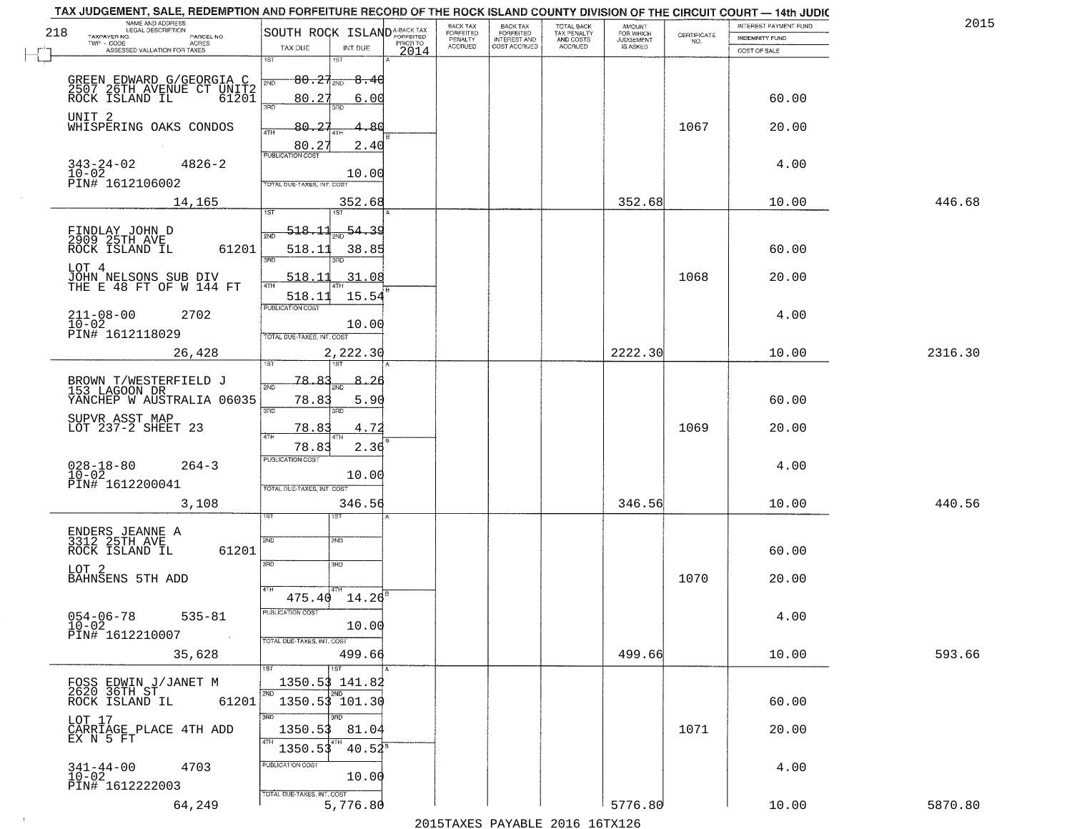TAX JUDGEMENT, SALE, REDEMPTION AND FORFEITURE RECORD OF THE ROCK ISLAND COUNTY DIVISION OF THE CIRCUIT COURT — 14th JUDIC

2015

| NAME AND ADDRESS / LEGAL DESCRIPTION / TAXPAYER NO. / PARCEL NO. / TWP - CODE / ACRES / ASSESSED VALUATION FOR TAXES | SOUTH ROCK ISLAND TAX DUE | INT DUE | A-BACK TAX FORFEITED PRIOR TO 2014 | BACK TAX FORFEITED PENALTY ACCRUED | BACK TAX FORFEITED INTEREST AND COST ACCRUED | TOTAL BACK TAX PENALTY AND COSTS ACCRUED | AMOUNT FOR WHICH JUDGEMENT IS ASKED | CERTIFICATE NO. | INTEREST PAYMENT FUND / INDEMNITY FUND / COST OF SALE | |
|---|---|---|---|---|---|---|---|---|---|---|
| GREEN EDWARD G/GEORGIA C<br>2507 26TH AVENUE CT UNIT2<br>ROCK ISLAND IL 61201<br>UNIT 2<br>WHISPERING OAKS CONDOS<br>343-24-02 4826-2<br>10-02<br>PIN# 1612106002<br>14,165 | 1ST 80.27<br>2ND 80.27<br>3RD 80.27<br>4TH 80.27<br>PUBLICATION COST<br>TOTAL DUE-TAXES, INT. COST | 8.40<br>6.00<br>4.80<br>2.40<br>10.00<br>352.68 | | | | | 352.68 | 1067 | 60.00<br>20.00<br>4.00<br>10.00 | 446.68 |
| FINDLAY JOHN D<br>2909 25TH AVE<br>ROCK ISLAND IL 61201<br>LOT 4<br>JOHN NELSONS SUB DIV<br>THE E 48 FT OF W 144 FT<br>211-08-00 2702<br>10-02<br>PIN# 1612118029<br>26,428 | 1ST 518.11<br>2ND 518.11<br>3RD 518.11<br>4TH 518.11<br>PUBLICATION COST<br>TOTAL DUE-TAXES, INT. COST | 54.39<br>38.85<br>31.08<br>15.54<br>10.00<br>2,222.30 | | | | | 2222.30 | 1068 | 60.00<br>20.00<br>4.00<br>10.00 | 2316.30 |
| BROWN T/WESTERFIELD J<br>153 LAGOON DR<br>YANCHEP W AUSTRALIA 06035<br>SUPVR ASST MAP<br>LOT 237-2 SHEET 23<br>028-18-80 264-3<br>10-02<br>PIN# 1612200041<br>3,108 | 1ST 78.83<br>2ND 78.83<br>3RD 78.83<br>4TH 78.83<br>PUBLICATION COST<br>TOTAL DUE-TAXES, INT. COST | 8.26<br>5.90<br>4.72<br>2.36<br>10.00<br>346.56 | | | | | 346.56 | 1069 | 60.00<br>20.00<br>4.00<br>10.00 | 440.56 |
| ENDERS JEANNE A<br>3312 25TH AVE<br>ROCK ISLAND IL 61201<br>LOT 2<br>BAHNSENS 5TH ADD<br>054-06-78 535-81<br>10-02<br>PIN# 1612210007<br>35,628 | 1ST<br>2ND<br>3RD<br>4TH 475.40<br>PUBLICATION COST<br>TOTAL DUE-TAXES, INT. COST | 14.26<br>10.00<br>499.66 | | | | | 499.66 | 1070 | 60.00<br>20.00<br>4.00<br>10.00 | 593.66 |
| FOSS EDWIN J/JANET M<br>2620 36TH ST<br>ROCK ISLAND IL 61201<br>LOT 17<br>CARRIAGE PLACE 4TH ADD<br>EX N 5 FT<br>341-44-00 4703<br>10-02<br>PIN# 1612222003<br>64,249 | 1ST 1350.53<br>2ND 1350.53<br>3RD 1350.53<br>4TH 1350.53<br>PUBLICATION COST<br>TOTAL DUE-TAXES, INT. COST | 141.82<br>101.30<br>81.04<br>40.52<br>10.00<br>5,776.80 | | | | | 5776.80 | 1071 | 60.00<br>20.00<br>4.00<br>10.00 | 5870.80 |

2015TAXES PAYABLE 2016 16TX126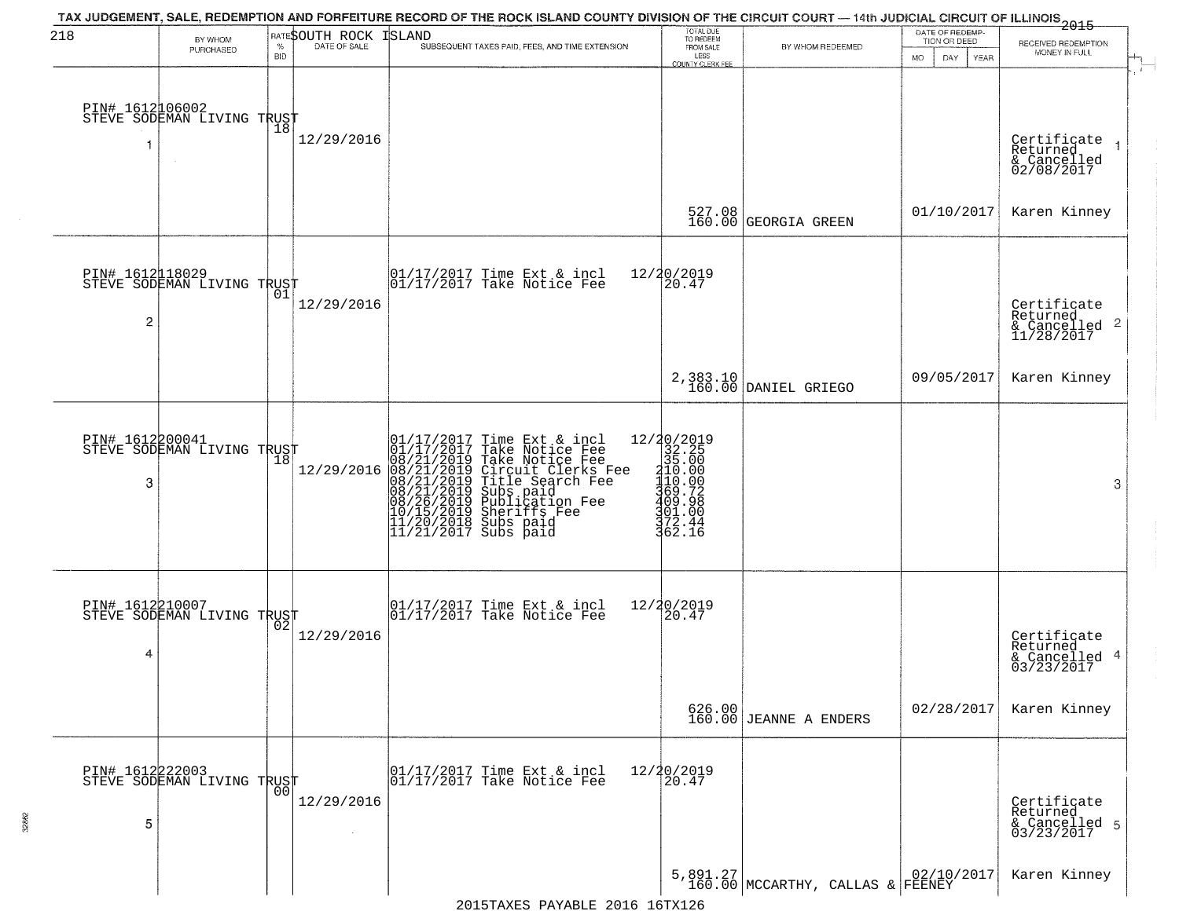# TAX JUDGEMENT, SALE, REDEMPTION AND FORFEITURE RECORD OF THE ROCK ISLAND COUNTY DIVISION OF THE CIRCUIT COURT — 14th JUDICIAL CIRCUIT OF ILLINOIS 2015

SOUTH ROCK ISLAND

| # | BY WHOM PURCHASED | RATE % BID | DATE OF SALE | SUBSEQUENT TAXES PAID, FEES, AND TIME EXTENSION | TOTAL DUE TO REDEEM FROM SALE LESS COUNTY CLERK FEE | BY WHOM REDEEMED | DATE OF REDEMPTION OR DEED | RECEIVED REDEMPTION MONEY IN FULL |
|---|---|---|---|---|---|---|---|---|
| 1 | PIN# 1612106002 STEVE SODEMAN LIVING TRUST | 18 | 12/29/2016 | | 527.08 160.00 | GEORGIA GREEN | 01/10/2017 | Certificate Returned & Cancelled 02/08/2017 Karen Kinney |
| 2 | PIN# 1612118029 STEVE SODEMAN LIVING TRUST | 01 | 12/29/2016 | 01/17/2017 Time Ext & incl 12/20/2019; 01/17/2017 Take Notice Fee 20.47 | 2,383.10 160.00 | DANIEL GRIEGO | 09/05/2017 | Certificate Returned & Cancelled 11/28/2017 Karen Kinney |
| 3 | PIN# 1612200041 STEVE SODEMAN LIVING TRUST | 18 | 12/29/2016 | 01/17/2017 Time Ext & incl 12/20/2019; 01/17/2017 Take Notice Fee 32.25; 08/21/2019 Take Notice Fee 35.00; 08/21/2019 Circuit Clerks Fee 210.00; 08/21/2019 Title Search Fee 110.00; 08/21/2019 Subs paid 369.72; 08/26/2019 Publication Fee 409.98; 10/15/2019 Sheriffs Fee 301.00; 11/20/2018 Subs paid 372.44; 11/21/2017 Subs paid 362.16 | | | | |
| 4 | PIN# 1612210007 STEVE SODEMAN LIVING TRUST | 02 | 12/29/2016 | 01/17/2017 Time Ext & incl 12/20/2019; 01/17/2017 Take Notice Fee 20.47 | 626.00 160.00 | JEANNE A ENDERS | 02/28/2017 | Certificate Returned & Cancelled 03/23/2017 Karen Kinney |
| 5 | PIN# 1612222003 STEVE SODEMAN LIVING TRUST | 00 | 12/29/2016 | 01/17/2017 Time Ext & incl 12/20/2019; 01/17/2017 Take Notice Fee 20.47 | 5,891.27 160.00 | MCCARTHY, CALLAS & FEENEY | 02/10/2017 | Certificate Returned & Cancelled 03/23/2017 Karen Kinney |

2015TAXES PAYABLE 2016 16TX126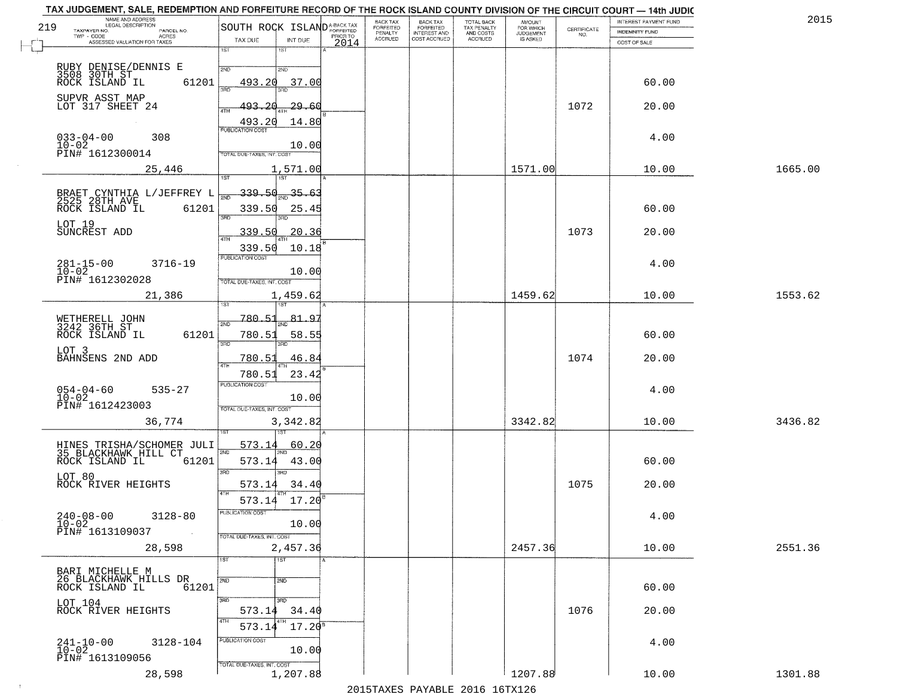# TAX JUDGEMENT, SALE, REDEMPTION AND FORFEITURE RECORD OF THE ROCK ISLAND COUNTY DIVISION OF THE CIRCUIT COURT — 14th JUDIC

2015

| NAME AND ADDRESS / LEGAL DESCRIPTION / TAXPAYER NO. / PARCEL NO. / TWP - CODE / ACRES / ASSESSED VALUATION FOR TAXES | SOUTH ROCK ISLAND TAX DUE | INT DUE | A-BACK TAX FORFEITED PRIOR TO 2014 | BACK TAX FORFEITED PENALTY ACCRUED | BACK TAX FORFEITED INTEREST AND COST ACCRUED | TOTAL BACK TAX PENALTY AND COSTS ACCRUED | AMOUNT FOR WHICH JUDGEMENT IS ASKED | CERTIFICATE NO. | INTEREST PAYMENT FUND / INDEMNITY FUND / COST OF SALE | |
|---|---|---|---|---|---|---|---|---|---|---|
| 219 | | | | | | | | | | |
| RUBY DENISE/DENNIS E<br>3508 30TH ST<br>ROCK ISLAND IL 61201<br>SUPVR ASST MAP<br>LOT 317 SHEET 24<br>033-04-00 308<br>10-02<br>PIN# 1612300014<br>25,446 | 1ST<br>2ND 493.20<br>3RD 493.20<br>4TH 493.20<br>PUBLICATION COST<br>TOTAL DUE-TAXES, INT. COST 1,571.00 | 1ST<br>2ND 37.00<br>3RD 29.60<br>4TH 14.80<br>10.00 | | | | | 1571.00 | 1072 | 60.00<br>20.00<br>4.00<br>10.00 | 1665.00 |
| BRAET CYNTHIA L/JEFFREY L<br>2525 28TH AVE<br>ROCK ISLAND IL 61201<br>LOT 19<br>SUNCREST ADD<br>281-15-00 3716-19<br>10-02<br>PIN# 1612302028<br>21,386 | 1ST 339.50<br>2ND 339.50<br>3RD 339.50<br>4TH 339.50<br>PUBLICATION COST<br>TOTAL DUE-TAXES, INT. COST 1,459.62 | 1ST 35.63<br>2ND 25.45<br>3RD 20.36<br>4TH 10.18<br>10.00 | | | | | 1459.62 | 1073 | 60.00<br>20.00<br>4.00<br>10.00 | 1553.62 |
| WETHERELL JOHN<br>3242 36TH ST<br>ROCK ISLAND IL 61201<br>LOT 3<br>BAHNSENS 2ND ADD<br>054-04-60 535-27<br>10-02<br>PIN# 1612423003<br>36,774 | 1ST 780.51<br>2ND 780.51<br>3RD 780.51<br>4TH 780.51<br>PUBLICATION COST<br>TOTAL DUE-TAXES, INT. COST 3,342.82 | 1ST 81.97<br>2ND 58.55<br>3RD 46.84<br>4TH 23.42<br>10.00 | | | | | 3342.82 | 1074 | 60.00<br>20.00<br>4.00<br>10.00 | 3436.82 |
| HINES TRISHA/SCHOMER JULI<br>35 BLACKHAWK HILL CT<br>ROCK ISLAND IL 61201<br>LOT 80<br>ROCK RIVER HEIGHTS<br>240-08-00 3128-80<br>10-02<br>PIN# 1613109037<br>28,598 | 1ST 573.14<br>2ND 573.14<br>3RD 573.14<br>4TH 573.14<br>PUBLICATION COST<br>TOTAL DUE-TAXES, INT. COST 2,457.36 | 1ST 60.20<br>2ND 43.00<br>3RD 34.40<br>4TH 17.20<br>10.00 | | | | | 2457.36 | 1075 | 60.00<br>20.00<br>4.00<br>10.00 | 2551.36 |
| BARI MICHELLE M<br>26 BLACKHAWK HILLS DR<br>ROCK ISLAND IL 61201<br>LOT 104<br>ROCK RIVER HEIGHTS<br>241-10-00 3128-104<br>10-02<br>PIN# 1613109056<br>28,598 | 1ST<br>2ND<br>3RD 573.14<br>4TH 573.14<br>PUBLICATION COST<br>TOTAL DUE-TAXES, INT. COST 1,207.88 | 1ST<br>2ND<br>3RD 34.40<br>4TH 17.20<br>10.00 | | | | | 1207.88 | 1076 | 60.00<br>20.00<br>4.00<br>10.00 | 1301.88 |

2015TAXES PAYABLE 2016 16TX126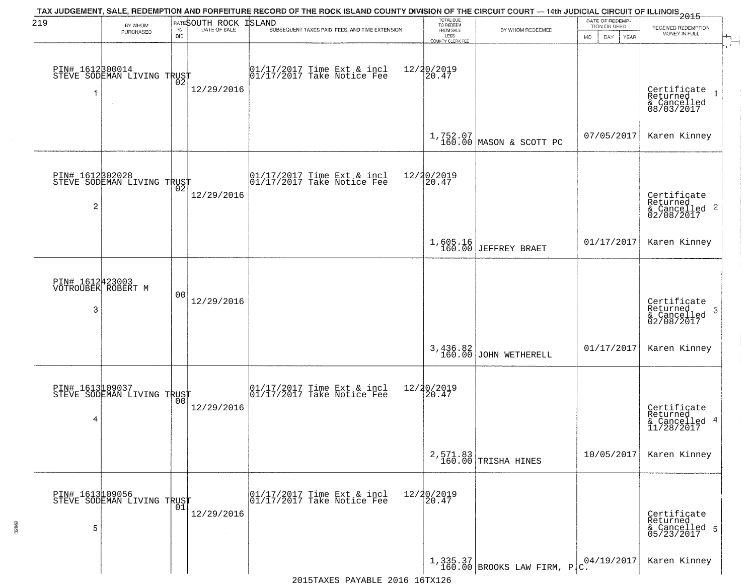# TAX JUDGEMENT, SALE, REDEMPTION AND FORFEITURE RECORD OF THE ROCK ISLAND COUNTY DIVISION OF THE CIRCUIT COURT — 14th JUDICIAL CIRCUIT OF ILLINOIS 2015

219 — SOUTH ROCK ISLAND

| | BY WHOM PURCHASED | RATE % BID | DATE OF SALE | SUBSEQUENT TAXES PAID, FEES, AND TIME EXTENSION | TOTAL DUE TO REDEEM FROM SALE LESS COUNTY CLERK FEE | BY WHOM REDEEMED | DATE OF REDEMPTION OR DEED MO DAY YEAR | RECEIVED REDEMPTION MONEY IN FULL |
|---|---|---|---|---|---|---|---|---|
| 1 | PIN# 1612300014 STEVE SODEMAN LIVING TRUST | 02 | 12/29/2016 | 01/17/2017 Time Ext & incl 01/17/2017 Take Notice Fee 12/20/2019 | 20.47<br>1,752.07<br>160.00 | MASON & SCOTT PC | 07/05/2017 | Certificate Returned & Cancelled 08/03/2017<br>Karen Kinney |
| 2 | PIN# 1612302028 STEVE SODEMAN LIVING TRUST | 02 | 12/29/2016 | 01/17/2017 Time Ext & incl 01/17/2017 Take Notice Fee 12/20/2019 | 20.47<br>1,605.16<br>160.00 | JEFFREY BRAET | 01/17/2017 | Certificate Returned & Cancelled 02/08/2017<br>Karen Kinney |
| 3 | PIN# 1612423003 VOTROUBEK ROBERT M | 00 | 12/29/2016 | | 3,436.82<br>160.00 | JOHN WETHERELL | 01/17/2017 | Certificate Returned & Cancelled 02/08/2017<br>Karen Kinney |
| 4 | PIN# 1613109037 STEVE SODEMAN LIVING TRUST | 00 | 12/29/2016 | 01/17/2017 Time Ext & incl 01/17/2017 Take Notice Fee 12/20/2019 | 20.47<br>2,571.83<br>160.00 | TRISHA HINES | 10/05/2017 | Certificate Returned & Cancelled 11/28/2017<br>Karen Kinney |
| 5 | PIN# 1613109056 STEVE SODEMAN LIVING TRUST | 01 | 12/29/2016 | 01/17/2017 Time Ext & incl 01/17/2017 Take Notice Fee 12/20/2019 | 20.47<br>1,335.37<br>160.00 | BROOKS LAW FIRM, P.C. | 04/19/2017 | Certificate Returned & Cancelled 05/23/2017<br>Karen Kinney |

2015TAXES PAYABLE 2016 16TX126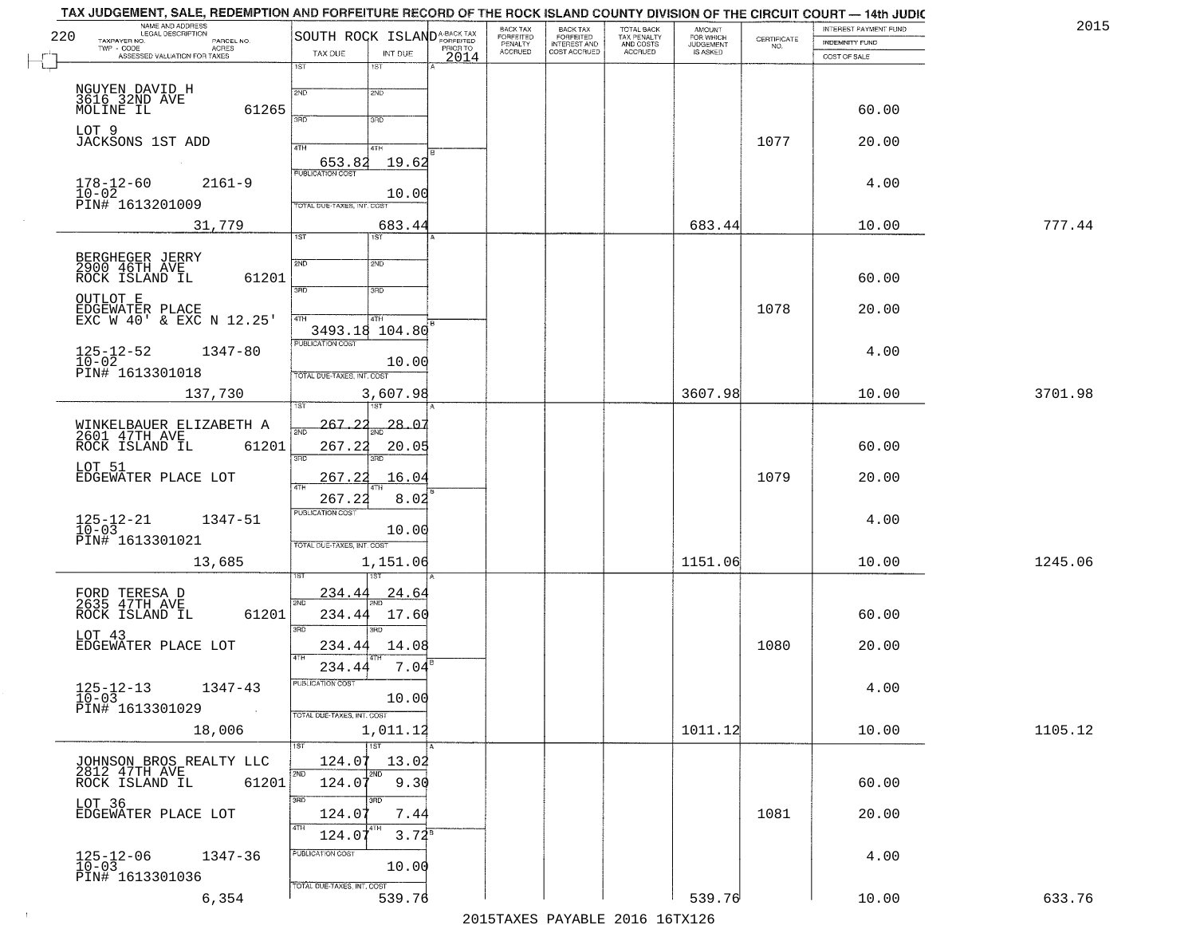# TAX JUDGEMENT, SALE, REDEMPTION AND FORFEITURE RECORD OF THE ROCK ISLAND COUNTY DIVISION OF THE CIRCUIT COURT — 14th JUDIC

2015

| NAME AND ADDRESS / LEGAL DESCRIPTION / TAXPAYER NO. / PARCEL NO. / TWP - CODE / ACRES / ASSESSED VALUATION FOR TAXES | SOUTH ROCK ISLAND TAX DUE | INT DUE | A-BACK TAX FORFEITED PRIOR TO 2014 | BACK TAX FORFEITED PENALTY ACCRUED | BACK TAX FORFEITED INTEREST AND COST ACCRUED | TOTAL BACK TAX PENALTY AND COSTS ACCRUED | AMOUNT FOR WHICH JUDGEMENT IS ASKED | CERTIFICATE NO. | INTEREST PAYMENT FUND / INDEMNITY FUND / COST OF SALE | |
|---|---|---|---|---|---|---|---|---|---|---|
| 220 NGUYEN DAVID H, 3616 32ND AVE, MOLINE IL 61265; LOT 9 JACKSONS 1ST ADD; 178-12-60 2161-9; 10-02; PIN# 1613201009; 31,779 | 1ST; 2ND; 3RD; 4TH 653.82; PUBLICATION COST; TOTAL DUE-TAXES, INT. COST | 19.62; 10.00; 683.44 | | | | | 683.44 | 1077 | 60.00; 20.00; 4.00; 10.00 | 777.44 |
| BERGHEGER JERRY, 2900 46TH AVE, ROCK ISLAND IL 61201; OUTLOT E EDGEWATER PLACE EXC W 40' & EXC N 12.25'; 125-12-52 1347-80; 10-02; PIN# 1613301018; 137,730 | 1ST; 2ND; 3RD; 4TH 3493.18; PUBLICATION COST; TOTAL DUE-TAXES, INT. COST | 104.80; 10.00; 3,607.98 | | | | | 3607.98 | 1078 | 60.00; 20.00; 4.00; 10.00 | 3701.98 |
| WINKELBAUER ELIZABETH A, 2601 47TH AVE, ROCK ISLAND IL 61201; LOT 51 EDGEWATER PLACE LOT; 125-12-21 1347-51; 10-03; PIN# 1613301021; 13,685 | 1ST 267.22; 2ND 267.22; 3RD 267.22; 4TH 267.22; PUBLICATION COST; TOTAL DUE-TAXES, INT. COST | 28.07; 20.05; 16.04; 8.02; 10.00; 1,151.06 | | | | | 1151.06 | 1079 | 60.00; 20.00; 4.00; 10.00 | 1245.06 |
| FORD TERESA D, 2635 47TH AVE, ROCK ISLAND IL 61201; LOT 43 EDGEWATER PLACE LOT; 125-12-13 1347-43; 10-03; PIN# 1613301029; 18,006 | 1ST 234.44; 2ND 234.44; 3RD 234.44; 4TH 234.44; PUBLICATION COST; TOTAL DUE-TAXES, INT. COST | 24.64; 17.60; 14.08; 7.04; 10.00; 1,011.12 | | | | | 1011.12 | 1080 | 60.00; 20.00; 4.00; 10.00 | 1105.12 |
| JOHNSON BROS REALTY LLC, 2812 47TH AVE, ROCK ISLAND IL 61201; LOT 36 EDGEWATER PLACE LOT; 125-12-06 1347-36; 10-03; PIN# 1613301036; 6,354 | 1ST 124.07; 2ND 124.07; 3RD 124.07; 4TH 124.07; PUBLICATION COST; TOTAL DUE-TAXES, INT. COST | 13.02; 9.30; 7.44; 3.72; 10.00; 539.76 | | | | | 539.76 | 1081 | 60.00; 20.00; 4.00; 10.00 | 633.76 |

2015TAXES PAYABLE 2016 16TX126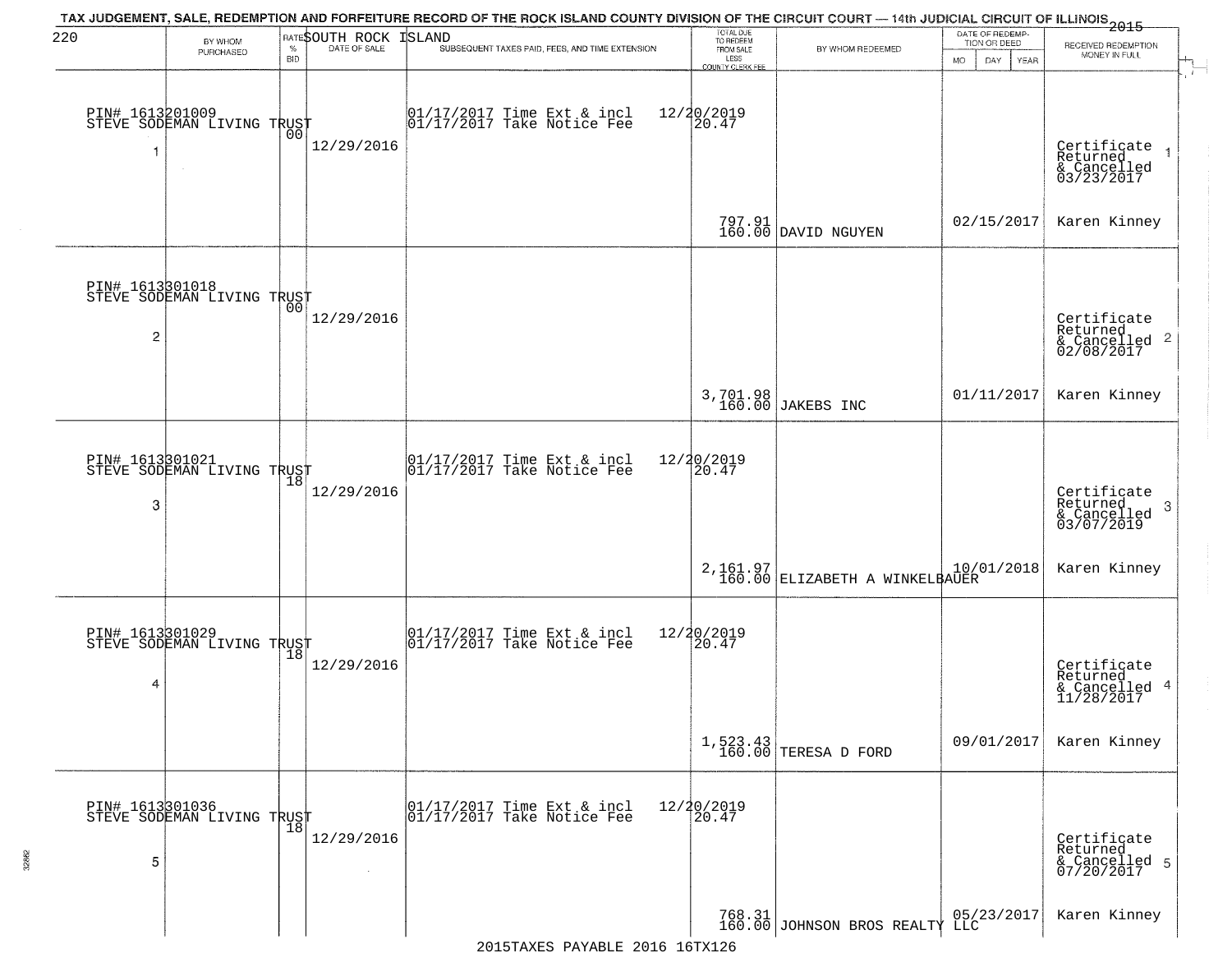TAX JUDGEMENT, SALE, REDEMPTION AND FORFEITURE RECORD OF THE ROCK ISLAND COUNTY DIVISION OF THE CIRCUIT COURT — 14th JUDICIAL CIRCUIT OF ILLINOIS 2015

220 SOUTH ROCK ISLAND

| BY WHOM PURCHASED | RATE % BID | DATE OF SALE | SUBSEQUENT TAXES PAID, FEES, AND TIME EXTENSION | TOTAL DUE TO REDEEM FROM SALE LESS COUNTY CLERK FEE | BY WHOM REDEEMED | DATE OF REDEMPTION OR DEED MO DAY YEAR | RECEIVED REDEMPTION MONEY IN FULL |
|---|---|---|---|---|---|---|---|
| PIN# 1613201009 STEVE SODEMAN LIVING TRUST 1 | 00 | 12/29/2016 | 01/17/2017 Time Ext & incl 12/20/2019 01/17/2017 Take Notice Fee | 20.47 797.91 160.00 | DAVID NGUYEN | 02/15/2017 | Certificate Returned & Cancelled 03/23/2017 Karen Kinney |
| PIN# 1613301018 STEVE SODEMAN LIVING TRUST 2 | 00 | 12/29/2016 | | 3,701.98 160.00 | JAKEBS INC | 01/11/2017 | Certificate Returned & Cancelled 02/08/2017 Karen Kinney |
| PIN# 1613301021 STEVE SODEMAN LIVING TRUST 3 | 18 | 12/29/2016 | 01/17/2017 Time Ext & incl 12/20/2019 01/17/2017 Take Notice Fee | 20.47 2,161.97 160.00 | ELIZABETH A WINKELBAUER | 10/01/2018 | Certificate Returned & Cancelled 03/07/2019 Karen Kinney |
| PIN# 1613301029 STEVE SODEMAN LIVING TRUST 4 | 18 | 12/29/2016 | 01/17/2017 Time Ext & incl 12/20/2019 01/17/2017 Take Notice Fee | 20.47 1,523.43 160.00 | TERESA D FORD | 09/01/2017 | Certificate Returned & Cancelled 11/28/2017 Karen Kinney |
| PIN# 1613301036 STEVE SODEMAN LIVING TRUST 5 | 18 | 12/29/2016 | 01/17/2017 Time Ext & incl 12/20/2019 01/17/2017 Take Notice Fee | 20.47 768.31 160.00 | JOHNSON BROS REALTY LLC | 05/23/2017 | Certificate Returned & Cancelled 07/20/2017 Karen Kinney |

2015TAXES PAYABLE 2016 16TX126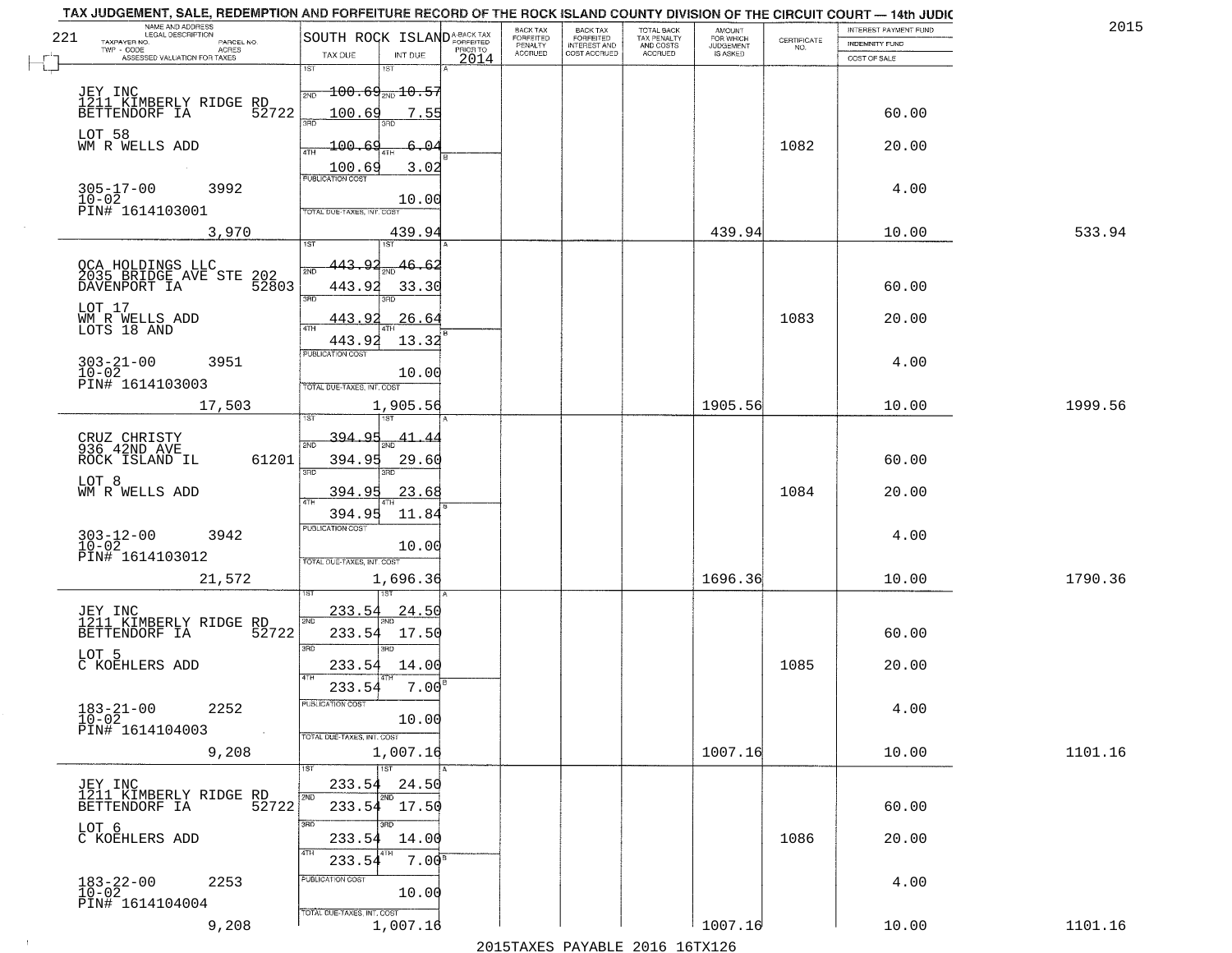# TAX JUDGEMENT, SALE, REDEMPTION AND FORFEITURE RECORD OF THE ROCK ISLAND COUNTY DIVISION OF THE CIRCUIT COURT — 14th JUDIC

2015

| NAME AND ADDRESS / LEGAL DESCRIPTION / TAXPAYER NO. / PARCEL NO. / TWP - CODE / ACRES / ASSESSED VALUATION FOR TAXES | SOUTH ROCK ISLAND TAX DUE | INT DUE | A-BACK TAX FORFEITED PRIOR TO 2014 | BACK TAX FORFEITED PENALTY ACCRUED | BACK TAX FORFEITED INTEREST AND COST ACCRUED | TOTAL BACK TAX PENALTY AND COSTS ACCRUED | AMOUNT FOR WHICH JUDGEMENT IS ASKED | CERTIFICATE NO. | INTEREST PAYMENT FUND / INDEMNITY FUND / COST OF SALE | |
|---|---|---|---|---|---|---|---|---|---|---|
| 221 | | | | | | | | | | |
| JEY INC 1211 KIMBERLY RIDGE RD BETTENDORF IA 52722 | 1ST 100.69 2ND 100.69 | 1ST 10.57 2ND 7.55 | | | | | | | 60.00 | |
| LOT 58 WM R WELLS ADD | 3RD 100.69 4TH 100.69 | 3RD 6.04 4TH 3.02 | | | | | | 1082 | 20.00 | |
| 305-17-00 3992 10-02 PIN# 1614103001 | PUBLICATION COST | 10.00 | | | | | | | 4.00 | |
| 3,970 | TOTAL DUE-TAXES, INT. COST | 439.94 | | | | | 439.94 | | 10.00 | 533.94 |
| OCA HOLDINGS LLC 2035 BRIDGE AVE STE 202 DAVENPORT IA 52803 | 1ST 443.92 2ND 443.92 | 1ST 46.62 2ND 33.30 | | | | | | | 60.00 | |
| LOT 17 WM R WELLS ADD LOTS 18 AND | 3RD 443.92 4TH 443.92 | 3RD 26.64 4TH 13.32 | | | | | | 1083 | 20.00 | |
| 303-21-00 3951 10-02 PIN# 1614103003 | PUBLICATION COST | 10.00 | | | | | | | 4.00 | |
| 17,503 | TOTAL DUE-TAXES, INT. COST | 1,905.56 | | | | | 1905.56 | | 10.00 | 1999.56 |
| CRUZ CHRISTY 936 42ND AVE ROCK ISLAND IL 61201 | 1ST 394.95 2ND 394.95 | 1ST 41.44 2ND 29.60 | | | | | | | 60.00 | |
| LOT 8 WM R WELLS ADD | 3RD 394.95 4TH 394.95 | 3RD 23.68 4TH 11.84 | | | | | | 1084 | 20.00 | |
| 303-12-00 3942 10-02 PIN# 1614103012 | PUBLICATION COST | 10.00 | | | | | | | 4.00 | |
| 21,572 | TOTAL DUE-TAXES, INT. COST | 1,696.36 | | | | | 1696.36 | | 10.00 | 1790.36 |
| JEY INC 1211 KIMBERLY RIDGE RD BETTENDORF IA 52722 | 1ST 233.54 2ND 233.54 | 1ST 24.50 2ND 17.50 | | | | | | | 60.00 | |
| LOT 5 C KOEHLERS ADD | 3RD 233.54 4TH 233.54 | 3RD 14.00 4TH 7.00 | | | | | | 1085 | 20.00 | |
| 183-21-00 2252 10-02 PIN# 1614104003 | PUBLICATION COST | 10.00 | | | | | | | 4.00 | |
| 9,208 | TOTAL DUE-TAXES, INT. COST | 1,007.16 | | | | | 1007.16 | | 10.00 | 1101.16 |
| JEY INC 1211 KIMBERLY RIDGE RD BETTENDORF IA 52722 | 1ST 233.54 2ND 233.54 | 1ST 24.50 2ND 17.50 | | | | | | | 60.00 | |
| LOT 6 C KOEHLERS ADD | 3RD 233.54 4TH 233.54 | 3RD 14.00 4TH 7.00 | | | | | | 1086 | 20.00 | |
| 183-22-00 2253 10-02 PIN# 1614104004 | PUBLICATION COST | 10.00 | | | | | | | 4.00 | |
| 9,208 | TOTAL DUE-TAXES, INT. COST | 1,007.16 | | | | | 1007.16 | | 10.00 | 1101.16 |

2015TAXES PAYABLE 2016 16TX126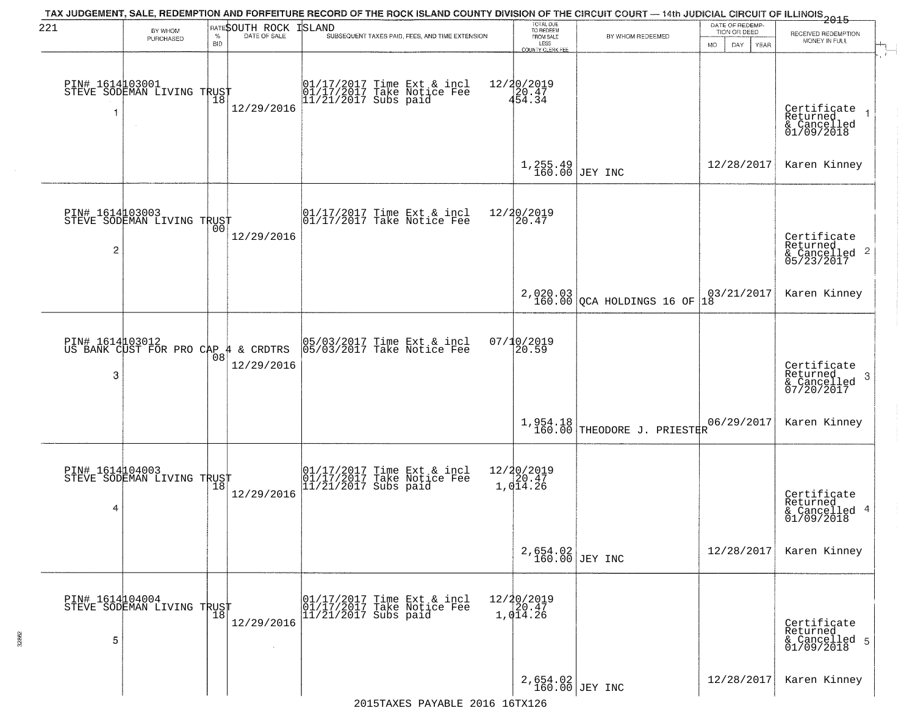TAX JUDGEMENT, SALE, REDEMPTION AND FORFEITURE RECORD OF THE ROCK ISLAND COUNTY DIVISION OF THE CIRCUIT COURT — 14th JUDICIAL CIRCUIT OF ILLINOIS 2015

221 — SOUTH ROCK ISLAND

| | BY WHOM PURCHASED | RATE % BID | DATE OF SALE | SUBSEQUENT TAXES PAID, FEES, AND TIME EXTENSION | TOTAL DUE TO REDEEM FROM SALE LESS COUNTY CLERK FEE | BY WHOM REDEEMED | DATE OF REDEMPTION OR DEED | RECEIVED REDEMPTION MONEY IN FULL |
|---|---|---|---|---|---|---|---|---|
| 1 | PIN# 1614103001 STEVE SODEMAN LIVING TRUST | 18 | 12/29/2016 | 01/17/2017 Time Ext & incl 01/17/2017 Take Notice Fee 11/21/2017 Subs paid | 12/20/2019 20.47 454.34 1,255.49 160.00 | JEY INC | 12/28/2017 | Certificate Returned & Cancelled 01/09/2018 Karen Kinney |
| 2 | PIN# 1614103003 STEVE SODEMAN LIVING TRUST | 00 | 12/29/2016 | 01/17/2017 Time Ext & incl 01/17/2017 Take Notice Fee | 12/20/2019 20.47 2,020.03 160.00 | QCA HOLDINGS 16 OF 18 | 03/21/2017 | Certificate Returned & Cancelled 05/23/2017 Karen Kinney |
| 3 | PIN# 1614103012 US BANK CUST FOR PRO CAP 4 & CRDTRS | 08 | 12/29/2016 | 05/03/2017 Time Ext & incl 05/03/2017 Take Notice Fee | 07/10/2019 20.59 1,954.18 160.00 | THEODORE J. PRIESTER | 06/29/2017 | Certificate Returned & Cancelled 07/20/2017 Karen Kinney |
| 4 | PIN# 1614104003 STEVE SODEMAN LIVING TRUST | 18 | 12/29/2016 | 01/17/2017 Time Ext & incl 01/17/2017 Take Notice Fee 11/21/2017 Subs paid | 12/20/2019 20.47 1,014.26 2,654.02 160.00 | JEY INC | 12/28/2017 | Certificate Returned & Cancelled 01/09/2018 Karen Kinney |
| 5 | PIN# 1614104004 STEVE SODEMAN LIVING TRUST | 18 | 12/29/2016 | 01/17/2017 Time Ext & incl 01/17/2017 Take Notice Fee 11/21/2017 Subs paid | 12/20/2019 20.47 1,014.26 2,654.02 160.00 | JEY INC | 12/28/2017 | Certificate Returned & Cancelled 01/09/2018 Karen Kinney |

2015TAXES PAYABLE 2016 16TX126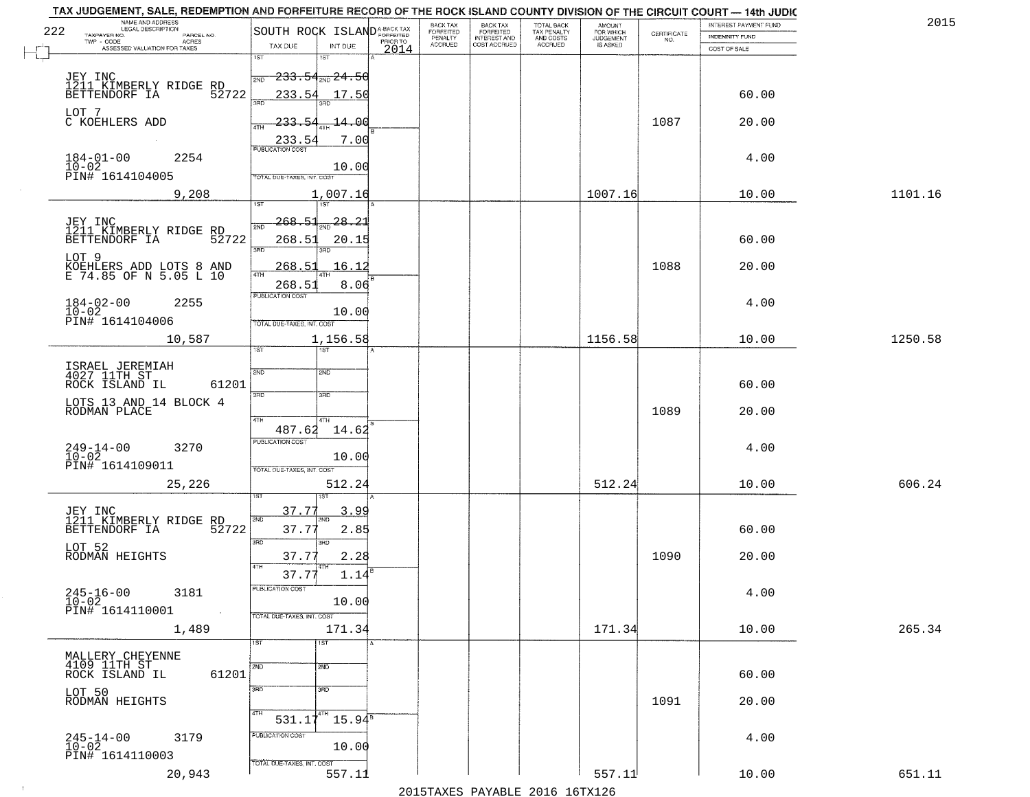# TAX JUDGEMENT, SALE, REDEMPTION AND FORFEITURE RECORD OF THE ROCK ISLAND COUNTY DIVISION OF THE CIRCUIT COURT — 14th JUDIC

2015

222

| NAME AND ADDRESS / LEGAL DESCRIPTION / TAXPAYER NO. / PARCEL NO. / TWP - CODE / ACRES / ASSESSED VALUATION FOR TAXES | SOUTH ROCK ISLAND TAX DUE | INT DUE | A-BACK TAX FORFEITED PRIOR TO 2014 | BACK TAX FORFEITED PENALTY ACCRUED | BACK TAX FORFEITED INTEREST AND COST ACCRUED | TOTAL BACK TAX PENALTY AND COSTS ACCRUED | AMOUNT FOR WHICH JUDGEMENT IS ASKED | CERTIFICATE NO. | INTEREST PAYMENT FUND / INDEMNITY FUND / COST OF SALE | |
|---|---|---|---|---|---|---|---|---|---|---|
| JEY INC<br>1211 KIMBERLY RIDGE RD<br>BETTENDORF IA 52722<br>LOT 7<br>C KOEHLERS ADD<br>184-01-00 2254<br>10-02<br>PIN# 1614104005<br>9,208 | 1ST 233.54<br>2ND 233.54<br>3RD 233.54<br>4TH 233.54<br>PUBLICATION COST<br>TOTAL DUE-TAXES, INT. COST | 24.50<br>17.50<br>14.00<br>7.00<br>10.00<br>1,007.16 | | | | | 1007.16 | 1087 | 60.00<br>20.00<br>4.00<br>10.00 | 1101.16 |
| JEY INC<br>1211 KIMBERLY RIDGE RD<br>BETTENDORF IA 52722<br>LOT 9<br>KOEHLERS ADD LOTS 8 AND<br>E 74.85 OF N 5.05 L 10<br>184-02-00 2255<br>10-02<br>PIN# 1614104006<br>10,587 | 1ST 268.51<br>2ND 268.51<br>3RD 268.51<br>4TH 268.51<br>PUBLICATION COST<br>TOTAL DUE-TAXES, INT. COST | 28.21<br>20.15<br>16.12<br>8.06<br>10.00<br>1,156.58 | | | | | 1156.58 | 1088 | 60.00<br>20.00<br>4.00<br>10.00 | 1250.58 |
| ISRAEL JEREMIAH<br>4027 11TH ST<br>ROCK ISLAND IL 61201<br>LOTS 13 AND 14 BLOCK 4<br>RODMAN PLACE<br>249-14-00 3270<br>10-02<br>PIN# 1614109011<br>25,226 | 1ST<br>2ND<br>3RD<br>4TH 487.62<br>PUBLICATION COST<br>TOTAL DUE-TAXES, INT. COST | 14.62<br>10.00<br>512.24 | | | | | 512.24 | 1089 | 60.00<br>20.00<br>4.00<br>10.00 | 606.24 |
| JEY INC<br>1211 KIMBERLY RIDGE RD<br>BETTENDORF IA 52722<br>LOT 52<br>RODMAN HEIGHTS<br>245-16-00 3181<br>10-02<br>PIN# 1614110001<br>1,489 | 1ST 37.77<br>2ND 37.77<br>3RD 37.77<br>4TH 37.77<br>PUBLICATION COST<br>TOTAL DUE-TAXES, INT. COST | 3.99<br>2.85<br>2.28<br>1.14<br>10.00<br>171.34 | | | | | 171.34 | 1090 | 60.00<br>20.00<br>4.00<br>10.00 | 265.34 |
| MALLERY CHEYENNE<br>4109 11TH ST<br>ROCK ISLAND IL 61201<br>LOT 50<br>RODMAN HEIGHTS<br>245-14-00 3179<br>10-02<br>PIN# 1614110003<br>20,943 | 1ST<br>2ND<br>3RD<br>4TH 531.17<br>PUBLICATION COST<br>TOTAL DUE-TAXES, INT. COST | 15.94<br>10.00<br>557.11 | | | | | 557.11 | 1091 | 60.00<br>20.00<br>4.00<br>10.00 | 651.11 |

2015TAXES PAYABLE 2016 16TX126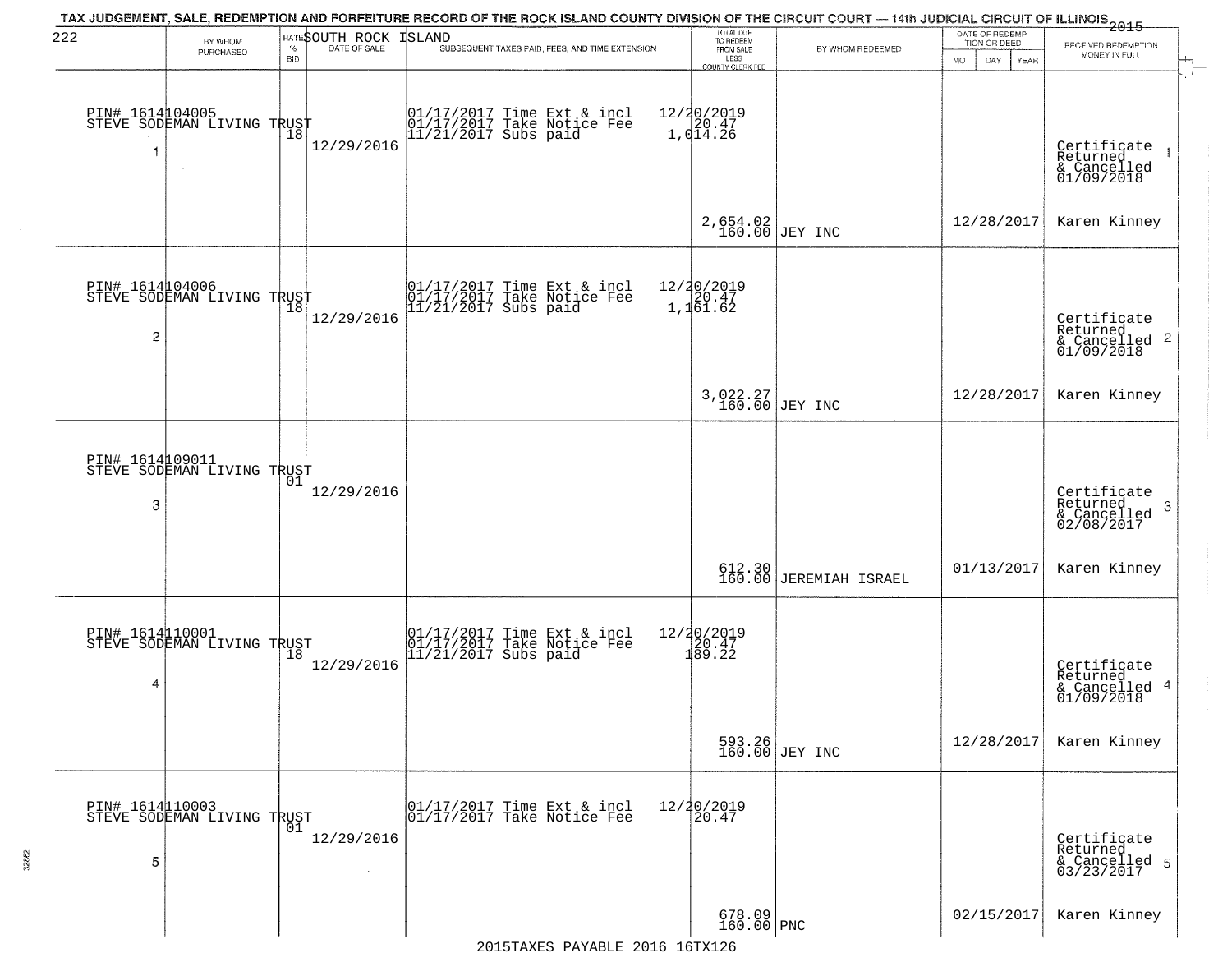TAX JUDGEMENT, SALE, REDEMPTION AND FORFEITURE RECORD OF THE ROCK ISLAND COUNTY DIVISION OF THE CIRCUIT COURT — 14th JUDICIAL CIRCUIT OF ILLINOIS 2015

SOUTH ROCK ISLAND

| | BY WHOM PURCHASED | RATE % BID | DATE OF SALE | SUBSEQUENT TAXES PAID, FEES, AND TIME EXTENSION | TOTAL DUE TO REDEEM FROM SALE LESS COUNTY CLERK FEE | BY WHOM REDEEMED | DATE OF REDEMPTION OR DEED MO DAY YEAR | RECEIVED REDEMPTION MONEY IN FULL |
|---|---|---|---|---|---|---|---|---|
| 1 | PIN# 1614104005 STEVE SODEMAN LIVING TRUST | 18 | 12/29/2016 | 01/17/2017 Time Ext & incl 01/17/2017 Take Notice Fee 11/21/2017 Subs paid | 12/20/2019 20.47 1,014.26 2,654.02 160.00 | JEY INC | 12/28/2017 | Certificate Returned & Cancelled 01/09/2018 Karen Kinney |
| 2 | PIN# 1614104006 STEVE SODEMAN LIVING TRUST | 18 | 12/29/2016 | 01/17/2017 Time Ext & incl 01/17/2017 Take Notice Fee 11/21/2017 Subs paid | 12/20/2019 20.47 1,161.62 3,022.27 160.00 | JEY INC | 12/28/2017 | Certificate Returned & Cancelled 01/09/2018 Karen Kinney |
| 3 | PIN# 1614109011 STEVE SODEMAN LIVING TRUST | 01 | 12/29/2016 | | 612.30 160.00 | JEREMIAH ISRAEL | 01/13/2017 | Certificate Returned & Cancelled 02/08/2017 Karen Kinney |
| 4 | PIN# 1614110001 STEVE SODEMAN LIVING TRUST | 18 | 12/29/2016 | 01/17/2017 Time Ext & incl 01/17/2017 Take Notice Fee 11/21/2017 Subs paid | 12/20/2019 20.47 189.22 593.26 160.00 | JEY INC | 12/28/2017 | Certificate Returned & Cancelled 01/09/2018 Karen Kinney |
| 5 | PIN# 1614110003 STEVE SODEMAN LIVING TRUST | 01 | 12/29/2016 | 01/17/2017 Time Ext & incl 01/17/2017 Take Notice Fee | 12/20/2019 20.47 678.09 160.00 | PNC | 02/15/2017 | Certificate Returned & Cancelled 03/23/2017 Karen Kinney |

2015TAXES PAYABLE 2016 16TX126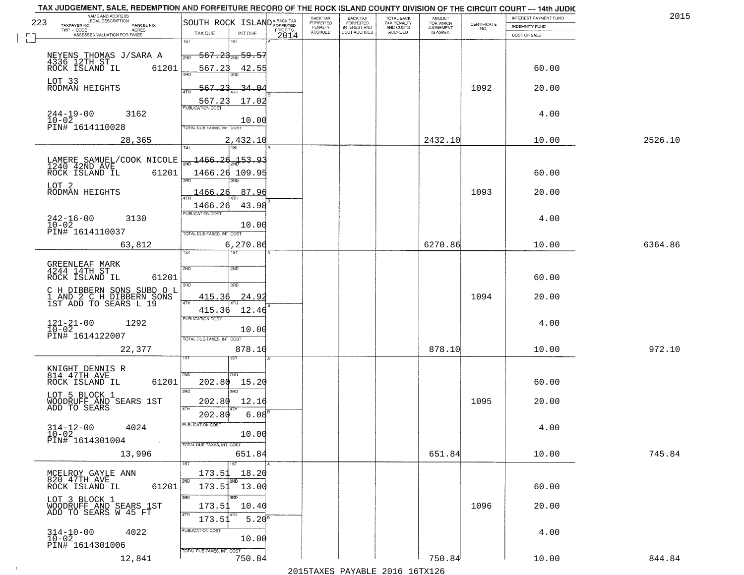TAX JUDGEMENT, SALE, REDEMPTION AND FORFEITURE RECORD OF THE ROCK ISLAND COUNTY DIVISION OF THE CIRCUIT COURT — 14th JUDIC

2015

| NAME AND ADDRESS / LEGAL DESCRIPTION / TAXPAYER NO. / PARCEL NO. / TWP - CODE / ACRES / ASSESSED VALUATION FOR TAXES | SOUTH ROCK ISLAND TAX DUE | INT DUE | A-BACK TAX FORFEITED PRIOR TO 2014 | BACK TAX FORFEITED PENALTY ACCRUED | BACK TAX FORFEITED INTEREST AND COST ACCRUED | TOTAL BACK TAX PENALTY AND COSTS ACCRUED | AMOUNT FOR WHICH JUDGEMENT IS ASKED | CERTIFICATE NO. | INTEREST PAYMENT FUND / INDEMNITY FUND / COST OF SALE | |
|---|---|---|---|---|---|---|---|---|---|---|
| 223 | | | | | | | | | | |
| NEYENS THOMAS J/SARA A 4336 12TH ST ROCK ISLAND IL 61201 | 1ST 567.23 | 1ST 59.57 | | | | | | | | |
| | 2ND 567.23 | 2ND 42.55 | | | | | | | 60.00 | |
| LOT 33 RODMAN HEIGHTS | 3RD 567.23 | 3RD 34.04 | | | | | | 1092 | 20.00 | |
| | 4TH 567.23 | 4TH 17.02 | | | | | | | | |
| 244-19-00 3162 10-02 PIN# 1614110028 | PUBLICATION COST | 10.00 | | | | | | | 4.00 | |
| 28,365 | TOTAL DUE-TAXES, INT. COST | 2,432.10 | | | | | 2432.10 | | 10.00 | 2526.10 |
| LAMERE SAMUEL/COOK NICOLE 1240 42ND AVE ROCK ISLAND IL 61201 | 1ST 1466.26 | 1ST 153.93 | | | | | | | | |
| | 2ND 1466.26 | 2ND 109.95 | | | | | | | 60.00 | |
| LOT 2 RODMAN HEIGHTS | 3RD 1466.26 | 3RD 87.96 | | | | | | 1093 | 20.00 | |
| | 4TH 1466.26 | 4TH 43.98 | | | | | | | | |
| 242-16-00 3130 10-02 PIN# 1614110037 | PUBLICATION COST | 10.00 | | | | | | | 4.00 | |
| 63,812 | TOTAL DUE-TAXES, INT. COST | 6,270.86 | | | | | 6270.86 | | 10.00 | 6364.86 |
| GREENLEAF MARK 4244 14TH ST ROCK ISLAND IL 61201 | 1ST | 1ST | | | | | | | | |
| | 2ND | 2ND | | | | | | | 60.00 | |
| C H DIBBERN SONS SUBD O L 1 AND 2 C H DIBBERN SONS 1ST ADD TO SEARS L 19 | 3RD 415.36 | 3RD 24.92 | | | | | | 1094 | 20.00 | |
| | 4TH 415.36 | 4TH 12.46 | | | | | | | | |
| 121-21-00 1292 10-02 PIN# 1614122007 | PUBLICATION COST | 10.00 | | | | | | | 4.00 | |
| 22,377 | TOTAL DUE-TAXES, INT. COST | 878.10 | | | | | 878.10 | | 10.00 | 972.10 |
| KNIGHT DENNIS R 814 47TH AVE ROCK ISLAND IL 61201 | 1ST | 1ST | | | | | | | | |
| | 2ND 202.80 | 2ND 15.20 | | | | | | | 60.00 | |
| LOT 5 BLOCK 1 WOODRUFF AND SEARS 1ST ADD TO SEARS | 3RD 202.80 | 3RD 12.16 | | | | | | 1095 | 20.00 | |
| | 4TH 202.80 | 4TH 6.08 | | | | | | | | |
| 314-12-00 4024 10-02 PIN# 1614301004 | PUBLICATION COST | 10.00 | | | | | | | 4.00 | |
| 13,996 | TOTAL DUE-TAXES, INT. COST | 651.84 | | | | | 651.84 | | 10.00 | 745.84 |
| MCELROY GAYLE ANN 820 47TH AVE ROCK ISLAND IL 61201 | 1ST 173.51 | 1ST 18.20 | | | | | | | | |
| | 2ND 173.51 | 2ND 13.00 | | | | | | | 60.00 | |
| LOT 3 BLOCK 1 WOODRUFF AND SEARS 1ST ADD TO SEARS W 45 FT | 3RD 173.51 | 3RD 10.40 | | | | | | 1096 | 20.00 | |
| | 4TH 173.51 | 4TH 5.20 | | | | | | | | |
| 314-10-00 4022 10-02 PIN# 1614301006 | PUBLICATION COST | 10.00 | | | | | | | 4.00 | |
| 12,841 | TOTAL DUE-TAXES, INT. COST | 750.84 | | | | | 750.84 | | 10.00 | 844.84 |

2015TAXES PAYABLE 2016 16TX126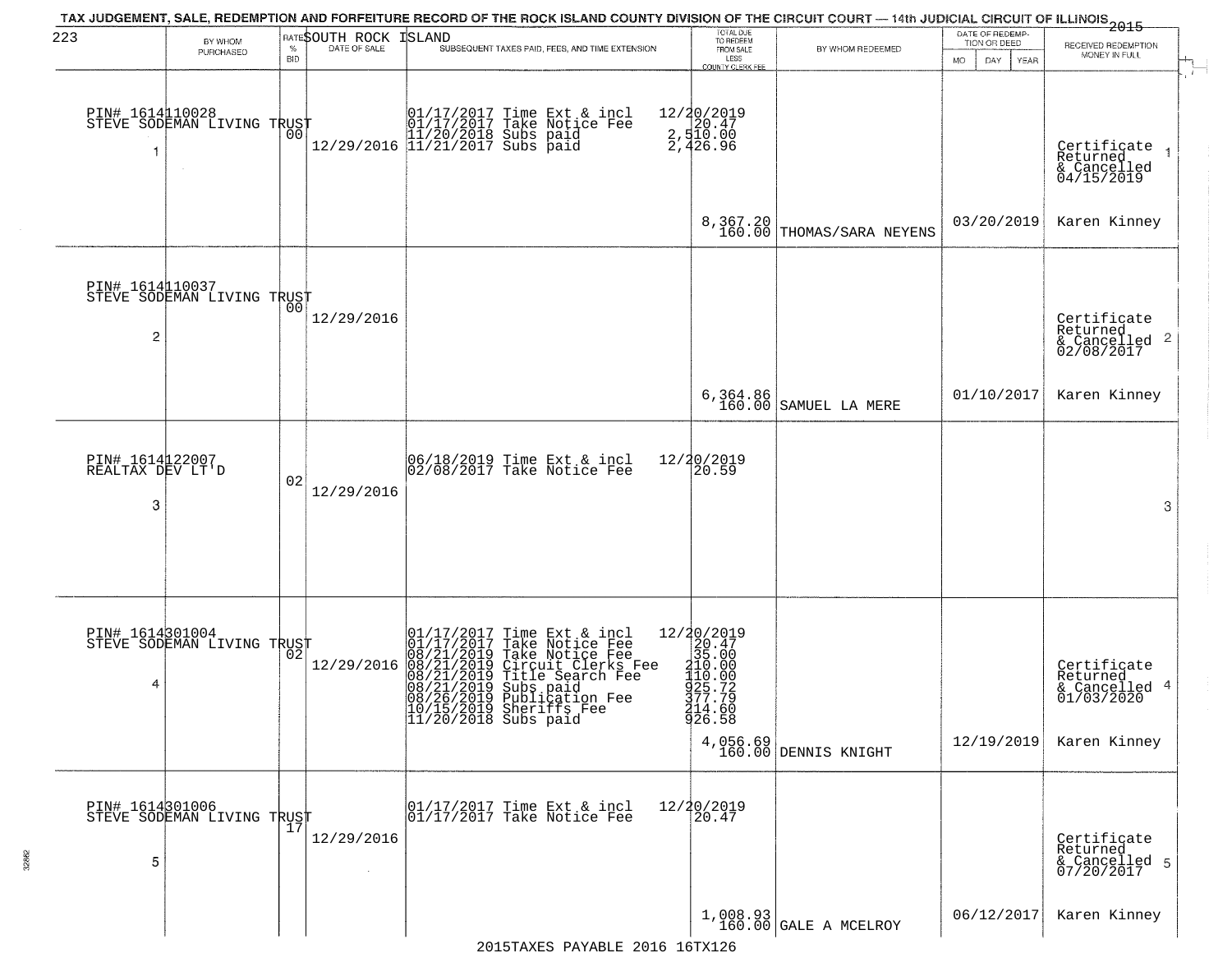TAX JUDGEMENT, SALE, REDEMPTION AND FORFEITURE RECORD OF THE ROCK ISLAND COUNTY DIVISION OF THE CIRCUIT COURT — 14th JUDICIAL CIRCUIT OF ILLINOIS 2015

223 SOUTH ROCK ISLAND

| | BY WHOM PURCHASED | RATE % BID | DATE OF SALE | SUBSEQUENT TAXES PAID, FEES, AND TIME EXTENSION | TOTAL DUE TO REDEEM FROM SALE LESS COUNTY CLERK FEE | BY WHOM REDEEMED | DATE OF REDEMPTION OR DEED MO DAY YEAR | RECEIVED REDEMPTION MONEY IN FULL | |
|---|---|---|---|---|---|---|---|---|---|
| 1 | PIN# 1614110028 STEVE SODEMAN LIVING TRUST | 00 | 12/29/2016 | 01/17/2017 Time Ext & incl<br>01/17/2017 Take Notice Fee<br>11/20/2018 Subs paid<br>11/21/2017 Subs paid | 12/20/2019<br>20.47<br>2,510.00<br>2,426.96<br>8,367.20<br>160.00 | THOMAS/SARA NEYENS | 03/20/2019 | Certificate Returned & Cancelled 04/15/2019<br>Karen Kinney | 1 |
| 2 | PIN# 1614110037 STEVE SODEMAN LIVING TRUST | 00 | 12/29/2016 | | 6,364.86<br>160.00 | SAMUEL LA MERE | 01/10/2017 | Certificate Returned & Cancelled 02/08/2017<br>Karen Kinney | 2 |
| 3 | PIN# 1614122007 REALTAX DEV LT'D | 02 | 12/29/2016 | 06/18/2019 Time Ext & incl<br>02/08/2017 Take Notice Fee | 12/20/2019<br>20.59 | | | | 3 |
| 4 | PIN# 1614301004 STEVE SODEMAN LIVING TRUST | 02 | 12/29/2016 | 01/17/2017 Time Ext & incl<br>01/17/2017 Take Notice Fee<br>08/21/2019 Take Notice Fee<br>08/21/2019 Circuit Clerks Fee<br>08/21/2019 Title Search Fee<br>08/21/2019 Subs paid<br>08/26/2019 Publication Fee<br>10/15/2019 Sheriffs Fee<br>11/20/2018 Subs paid | 12/20/2019<br>20.47<br>35.00<br>210.00<br>110.00<br>925.72<br>377.79<br>214.60<br>926.58<br>4,056.69<br>160.00 | DENNIS KNIGHT | 12/19/2019 | Certificate Returned & Cancelled 01/03/2020<br>Karen Kinney | 4 |
| 5 | PIN# 1614301006 STEVE SODEMAN LIVING TRUST | 17 | 12/29/2016 | 01/17/2017 Time Ext & incl<br>01/17/2017 Take Notice Fee | 12/20/2019<br>20.47<br>1,008.93<br>160.00 | GALE A MCELROY | 06/12/2017 | Certificate Returned & Cancelled 07/20/2017<br>Karen Kinney | 5 |

2015TAXES PAYABLE 2016 16TX126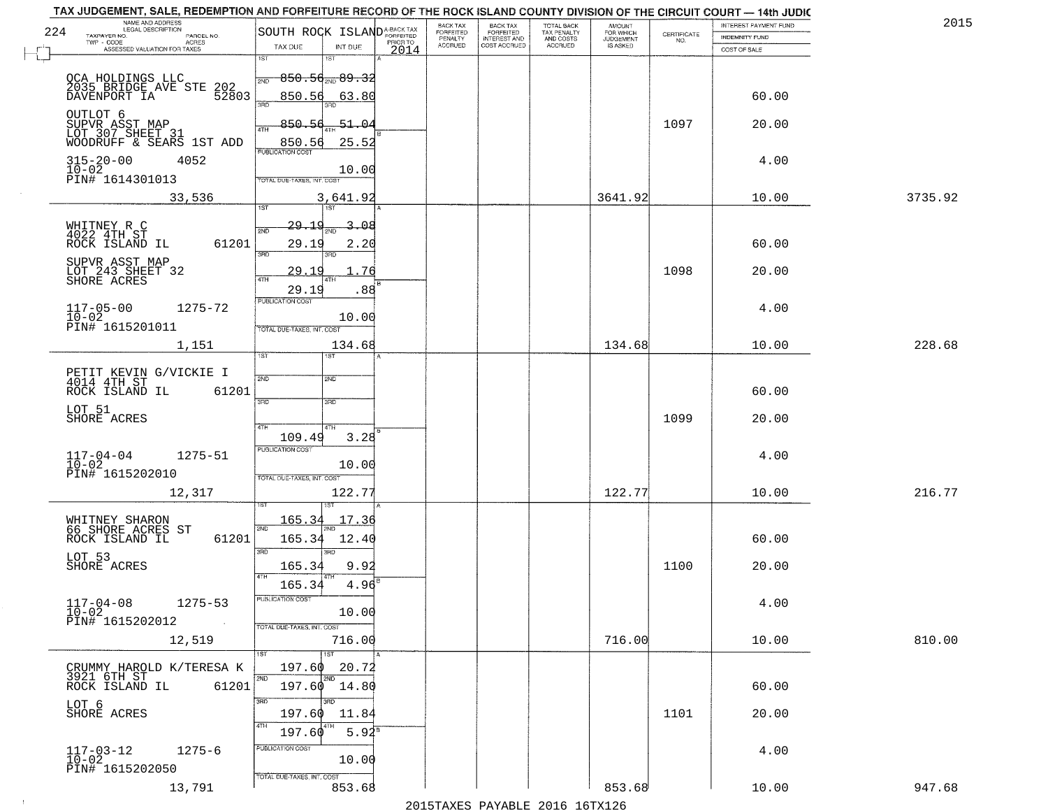TAX JUDGEMENT, SALE, REDEMPTION AND FORFEITURE RECORD OF THE ROCK ISLAND COUNTY DIVISION OF THE CIRCUIT COURT — 14th JUDIC

2015

224

SOUTH ROCK ISLAND

| NAME AND ADDRESS / LEGAL DESCRIPTION / TAXPAYER NO. / PARCEL NO. / TWP - CODE / ACRES / ASSESSED VALUATION FOR TAXES | TAX DUE | INT DUE | A-BACK TAX FORFEITED PRIOR TO 2014 | BACK TAX FORFEITED PENALTY ACCRUED | BACK TAX FORFEITED INTEREST AND COST ACCRUED | TOTAL BACK TAX PENALTY AND COSTS ACCRUED | AMOUNT FOR WHICH JUDGEMENT IS ASKED | CERTIFICATE NO. | INTEREST PAYMENT FUND / INDEMNITY FUND / COST OF SALE | |
|---|---|---|---|---|---|---|---|---|---|---|
| OCA HOLDINGS LLC<br>2035 BRIDGE AVE STE 202<br>DAVENPORT IA 52803<br>OUTLOT 6<br>SUPVR ASST MAP<br>LOT 307 SHEET 31<br>WOODRUFF & SEARS 1ST ADD<br>315-20-00 4052<br>10-02<br>PIN# 1614301013<br>33,536 | 1ST<br>2ND 850.56<br>3RD 850.56<br>4TH 850.56<br>850.56<br>PUBLICATION COST<br>TOTAL DUE-TAXES, INT. COST | 1ST<br>2ND 89.32<br>3RD 63.80<br>4TH 51.04<br>25.52<br>10.00<br>3,641.92 | | | | | 3641.92 | 1097 | 60.00<br>20.00<br>4.00<br>10.00 | 3735.92 |
| WHITNEY R C<br>4022 4TH ST<br>ROCK ISLAND IL 61201<br>SUPVR ASST MAP<br>LOT 243 SHEET 32<br>SHORE ACRES<br>117-05-00 1275-72<br>10-02<br>PIN# 1615201011<br>1,151 | 1ST<br>2ND 29.19<br>3RD 29.19<br>4TH 29.19<br>29.19<br>PUBLICATION COST<br>TOTAL DUE-TAXES, INT. COST | 1ST<br>2ND 3.08<br>3RD 2.20<br>4TH 1.76<br>.88<br>10.00<br>134.68 | | | | | 134.68 | 1098 | 60.00<br>20.00<br>4.00<br>10.00 | 228.68 |
| PETIT KEVIN G/VICKIE I<br>4014 4TH ST<br>ROCK ISLAND IL 61201<br>LOT 51<br>SHORE ACRES<br>117-04-04 1275-51<br>10-02<br>PIN# 1615202010<br>12,317 | 1ST<br>2ND<br>3RD<br>4TH<br>109.49<br>PUBLICATION COST<br>TOTAL DUE-TAXES, INT. COST | 1ST<br>2ND<br>3RD<br>4TH<br>3.28<br>10.00<br>122.77 | | | | | 122.77 | 1099 | 60.00<br>20.00<br>4.00<br>10.00 | 216.77 |
| WHITNEY SHARON<br>66 SHORE ACRES ST<br>ROCK ISLAND IL 61201<br>LOT 53<br>SHORE ACRES<br>117-04-08 1275-53<br>10-02<br>PIN# 1615202012<br>12,519 | 1ST 165.34<br>2ND 165.34<br>3RD 165.34<br>4TH 165.34<br>PUBLICATION COST<br>TOTAL DUE-TAXES, INT. COST | 1ST 17.36<br>2ND 12.40<br>3RD 9.92<br>4TH 4.96<br>10.00<br>716.00 | | | | | 716.00 | 1100 | 60.00<br>20.00<br>4.00<br>10.00 | 810.00 |
| CRUMMY HAROLD K/TERESA K<br>3921 6TH ST<br>ROCK ISLAND IL 61201<br>LOT 6<br>SHORE ACRES<br>117-03-12 1275-6<br>10-02<br>PIN# 1615202050<br>13,791 | 1ST 197.60<br>2ND 197.60<br>3RD 197.60<br>4TH 197.60<br>PUBLICATION COST<br>TOTAL DUE-TAXES, INT. COST | 1ST 20.72<br>2ND 14.80<br>3RD 11.84<br>4TH 5.92<br>10.00<br>853.68 | | | | | 853.68 | 1101 | 60.00<br>20.00<br>4.00<br>10.00 | 947.68 |

2015TAXES PAYABLE 2016 16TX126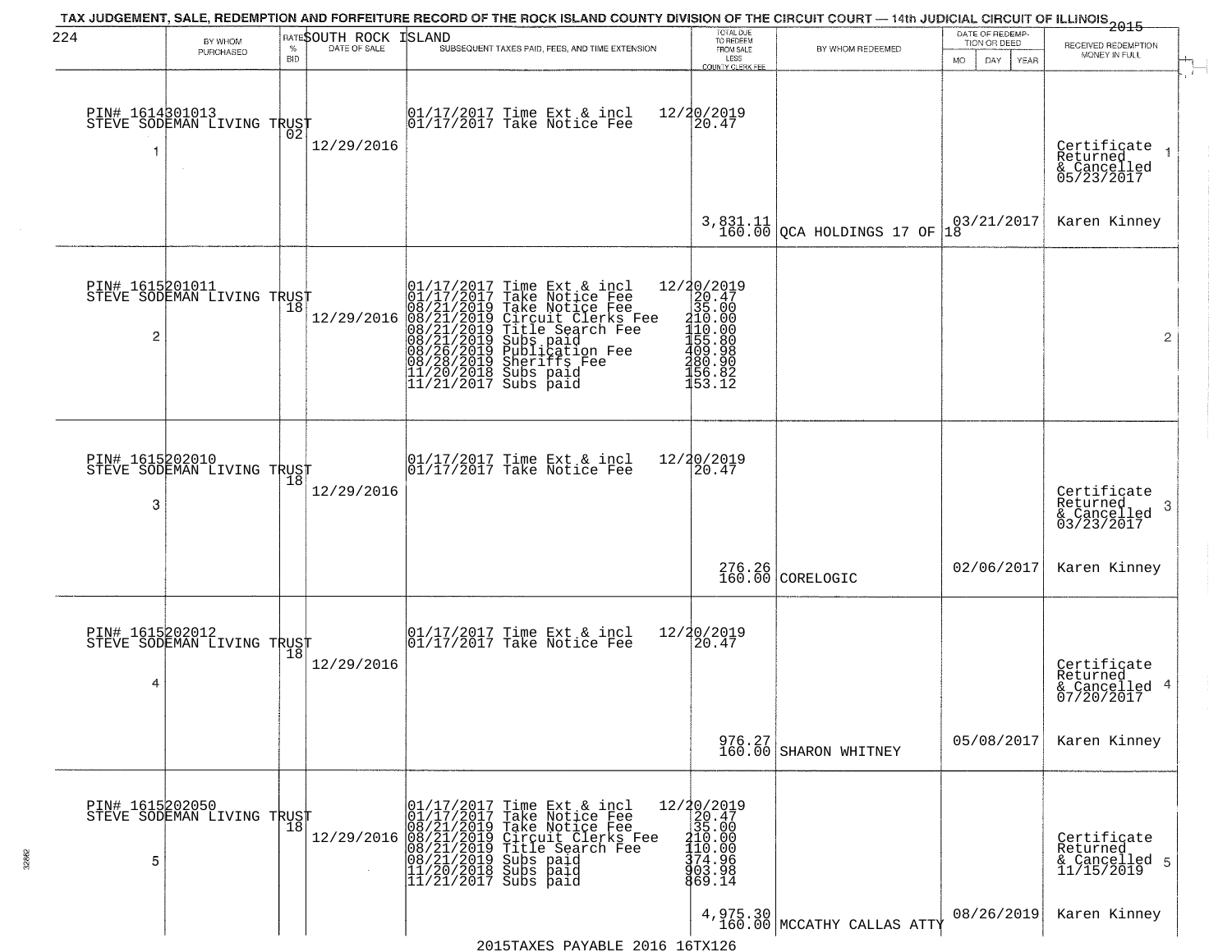TAX JUDGEMENT, SALE, REDEMPTION AND FORFEITURE RECORD OF THE ROCK ISLAND COUNTY DIVISION OF THE CIRCUIT COURT — 14th JUDICIAL CIRCUIT OF ILLINOIS 2015

224 SOUTH ROCK ISLAND

| | BY WHOM PURCHASED | RATE % BID | DATE OF SALE | SUBSEQUENT TAXES PAID, FEES, AND TIME EXTENSION | TOTAL DUE TO REDEEM FROM SALE LESS COUNTY CLERK FEE | BY WHOM REDEEMED | DATE OF REDEMPTION OR DEED MO DAY YEAR | RECEIVED REDEMPTION MONEY IN FULL |
|---|---|---|---|---|---|---|---|---|
| 1 | PIN# 1614301013 STEVE SODEMAN LIVING TRUST | 02 | 12/29/2016 | 01/17/2017 Time Ext & incl 12/20/2019<br>01/17/2017 Take Notice Fee 20.47 | 3,831.11<br>160.00 | QCA HOLDINGS 17 OF 18 | 03/21/2017 | Certificate Returned & Cancelled 05/23/2017<br>Karen Kinney |
| 2 | PIN# 1615201011 STEVE SODEMAN LIVING TRUST | 18 | 12/29/2016 | 01/17/2017 Time Ext & incl 12/20/2019<br>01/17/2017 Take Notice Fee 20.47<br>08/21/2019 Take Notice Fee 35.00<br>08/21/2019 Circuit Clerks Fee 210.00<br>08/21/2019 Title Search Fee 110.00<br>08/21/2019 Subs paid 155.80<br>08/26/2019 Publication Fee 409.98<br>08/28/2019 Sheriffs Fee 280.90<br>11/20/2018 Subs paid 156.82<br>11/21/2017 Subs paid 153.12 | | | | |
| 3 | PIN# 1615202010 STEVE SODEMAN LIVING TRUST | 18 | 12/29/2016 | 01/17/2017 Time Ext & incl 12/20/2019<br>01/17/2017 Take Notice Fee 20.47 | 276.26<br>160.00 | CORELOGIC | 02/06/2017 | Certificate Returned & Cancelled 03/23/2017<br>Karen Kinney |
| 4 | PIN# 1615202012 STEVE SODEMAN LIVING TRUST | 18 | 12/29/2016 | 01/17/2017 Time Ext & incl 12/20/2019<br>01/17/2017 Take Notice Fee 20.47 | 976.27<br>160.00 | SHARON WHITNEY | 05/08/2017 | Certificate Returned & Cancelled 07/20/2017<br>Karen Kinney |
| 5 | PIN# 1615202050 STEVE SODEMAN LIVING TRUST | 18 | 12/29/2016 | 01/17/2017 Time Ext & incl 12/20/2019<br>01/17/2017 Take Notice Fee 20.47<br>08/21/2019 Take Notice Fee 35.00<br>08/21/2019 Circuit Clerks Fee 210.00<br>08/21/2019 Title Search Fee 110.00<br>08/21/2019 Subs paid 374.96<br>11/20/2018 Subs paid 903.98<br>11/21/2017 Subs paid 869.14 | 4,975.30<br>160.00 | MCCATHY CALLAS ATTY | 08/26/2019 | Certificate Returned & Cancelled 11/15/2019<br>Karen Kinney |

2015TAXES PAYABLE 2016 16TX126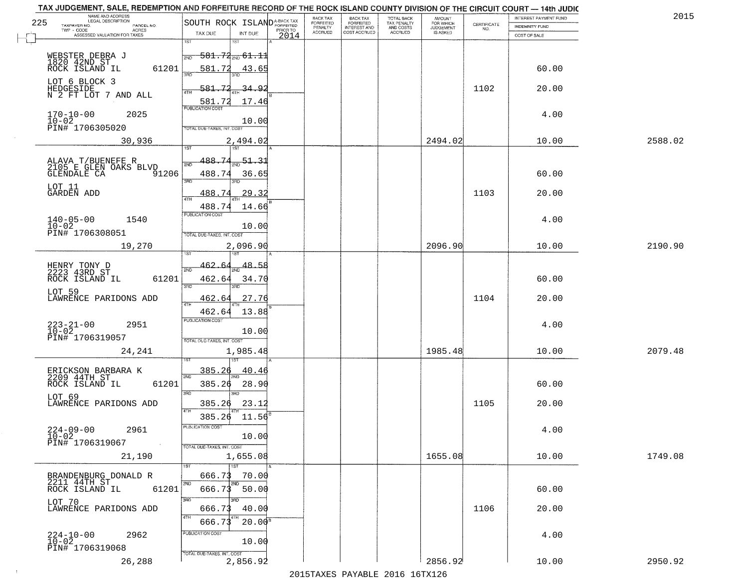TAX JUDGEMENT, SALE, REDEMPTION AND FORFEITURE RECORD OF THE ROCK ISLAND COUNTY DIVISION OF THE CIRCUIT COURT — 14th JUDIC

2015

225 SOUTH ROCK ISLAND

| NAME AND ADDRESS / LEGAL DESCRIPTION / TAXPAYER NO. / PARCEL NO. / TWP - CODE / ACRES / ASSESSED VALUATION FOR TAXES | TAX DUE | INT DUE | A-BACK TAX FORFEITED PRIOR TO 2014 | BACK TAX FORFEITED PENALTY ACCRUED | BACK TAX FORFEITED INTEREST AND COST ACCRUED | TOTAL BACK TAX PENALTY AND COSTS ACCRUED | AMOUNT FOR WHICH JUDGEMENT IS ASKED | CERTIFICATE NO. | INTEREST PAYMENT FUND / INDEMNITY FUND / COST OF SALE | |
|---|---|---|---|---|---|---|---|---|---|---|
| WEBSTER DEBRA J<br>1820 42ND ST<br>ROCK ISLAND IL 61201<br>LOT 6 BLOCK 3<br>HEDGESIDE<br>N 2 FT LOT 7 AND ALL<br>170-10-00 2025<br>10-02<br>PIN# 1706305020<br>30,936 | 1ST 581.72<br>2ND 581.72<br>3RD 581.72<br>4TH 581.72<br>PUBLICATION COST<br>TOTAL DUE-TAXES, INT. COST 2,494.02 | 61.11<br>43.65<br>34.92<br>17.46<br>10.00 | | | | | 2494.02 | 1102 | 60.00<br>20.00<br>4.00<br>10.00 | 2588.02 |
| ALAVA T/BUENEFE R<br>2105 E GLEN OAKS BLVD<br>GLENDALE CA 91206<br>LOT 11<br>GARDEN ADD<br>140-05-00 1540<br>10-02<br>PIN# 1706308051<br>19,270 | 1ST 488.74<br>2ND 488.74<br>3RD 488.74<br>4TH 488.74<br>PUBLICATION COST<br>TOTAL DUE-TAXES, INT. COST 2,096.90 | 51.31<br>36.65<br>29.32<br>14.66<br>10.00 | | | | | 2096.90 | 1103 | 60.00<br>20.00<br>4.00<br>10.00 | 2190.90 |
| HENRY TONY D<br>2223 43RD ST<br>ROCK ISLAND IL 61201<br>LOT 59<br>LAWRENCE PARIDONS ADD<br>223-21-00 2951<br>10-02<br>PIN# 1706319057<br>24,241 | 1ST 462.64<br>2ND 462.64<br>3RD 462.64<br>4TH 462.64<br>PUBLICATION COST<br>TOTAL DUE-TAXES, INT. COST 1,985.48 | 48.58<br>34.70<br>27.76<br>13.88<br>10.00 | | | | | 1985.48 | 1104 | 60.00<br>20.00<br>4.00<br>10.00 | 2079.48 |
| ERICKSON BARBARA K<br>2209 44TH ST<br>ROCK ISLAND IL 61201<br>LOT 69<br>LAWRENCE PARIDONS ADD<br>224-09-00 2961<br>10-02<br>PIN# 1706319067<br>21,190 | 1ST 385.26<br>2ND 385.26<br>3RD 385.26<br>4TH 385.26<br>PUBLICATION COST<br>TOTAL DUE-TAXES, INT. COST 1,655.08 | 40.46<br>28.90<br>23.12<br>11.56<br>10.00 | | | | | 1655.08 | 1105 | 60.00<br>20.00<br>4.00<br>10.00 | 1749.08 |
| BRANDENBURG DONALD R<br>2211 44TH ST<br>ROCK ISLAND IL 61201<br>LOT 70<br>LAWRENCE PARIDONS ADD<br>224-10-00 2962<br>10-02<br>PIN# 1706319068<br>26,288 | 1ST 666.73<br>2ND 666.73<br>3RD 666.73<br>4TH 666.73<br>PUBLICATION COST<br>TOTAL DUE-TAXES, INT. COST 2,856.92 | 70.00<br>50.00<br>40.00<br>20.00<br>10.00 | | | | | 2856.92 | 1106 | 60.00<br>20.00<br>4.00<br>10.00 | 2950.92 |

2015TAXES PAYABLE 2016 16TX126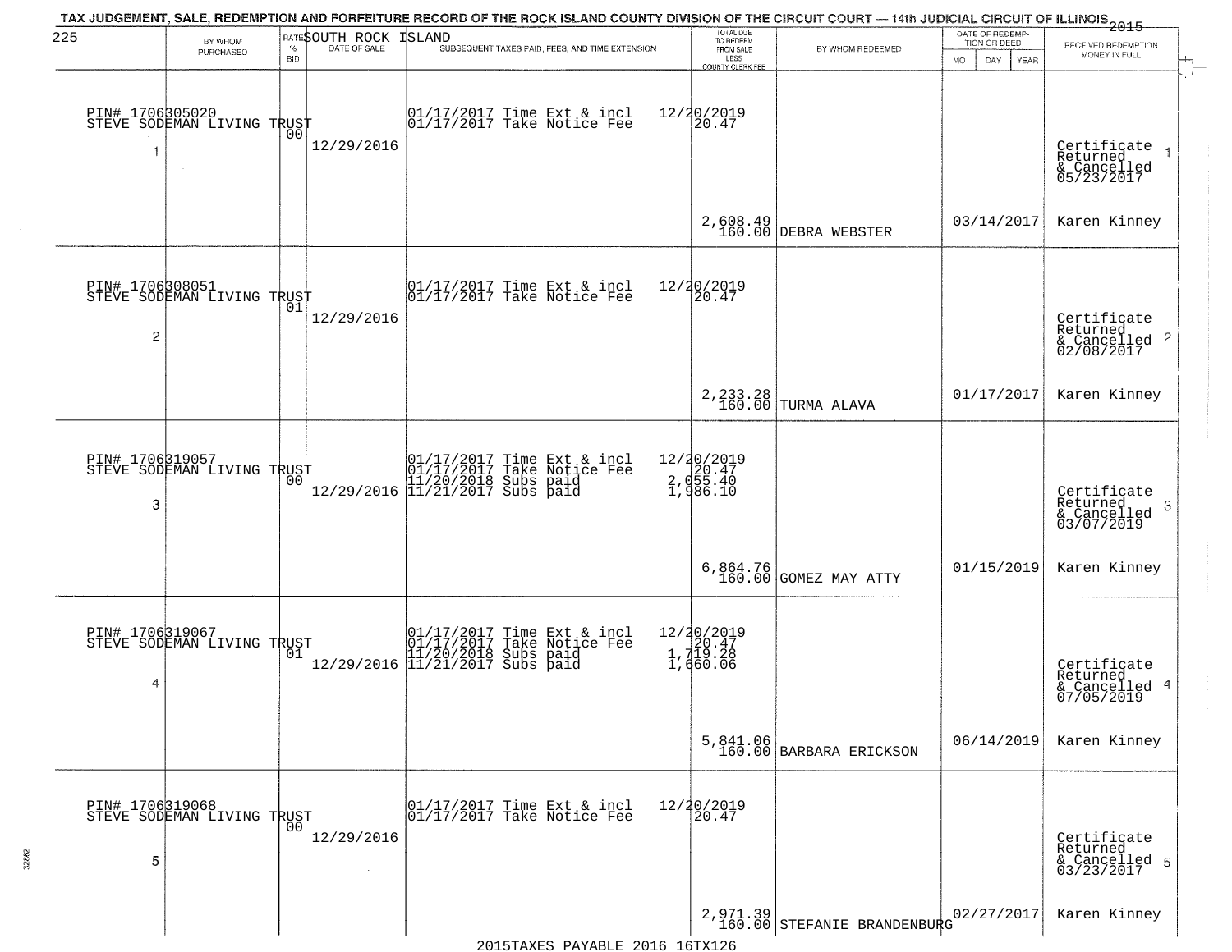TAX JUDGEMENT, SALE, REDEMPTION AND FORFEITURE RECORD OF THE ROCK ISLAND COUNTY DIVISION OF THE CIRCUIT COURT — 14th JUDICIAL CIRCUIT OF ILLINOIS 2015

SOUTH ROCK ISLAND

| | BY WHOM PURCHASED | RATE % BID | DATE OF SALE | SUBSEQUENT TAXES PAID, FEES, AND TIME EXTENSION | TOTAL DUE TO REDEEM FROM SALE LESS COUNTY CLERK FEE | BY WHOM REDEEMED | DATE OF REDEMPTION OR DEED | RECEIVED REDEMPTION MONEY IN FULL |
|---|---|---|---|---|---|---|---|---|
| 1 | PIN# 1706305020 STEVE SODEMAN LIVING TRUST | 00 | 12/29/2016 | 01/17/2017 Time Ext & incl 12/20/2019<br>01/17/2017 Take Notice Fee 20.47 | 2,608.49<br>160.00 | DEBRA WEBSTER | 03/14/2017 | Certificate Returned & Cancelled 05/23/2017<br>Karen Kinney |
| 2 | PIN# 1706308051 STEVE SODEMAN LIVING TRUST | 01 | 12/29/2016 | 01/17/2017 Time Ext & incl 12/20/2019<br>01/17/2017 Take Notice Fee 20.47 | 2,233.28<br>160.00 | TURMA ALAVA | 01/17/2017 | Certificate Returned & Cancelled 02/08/2017<br>Karen Kinney |
| 3 | PIN# 1706319057 STEVE SODEMAN LIVING TRUST | 00 | 12/29/2016 | 01/17/2017 Time Ext & incl 12/20/2019<br>01/17/2017 Take Notice Fee 20.47<br>11/20/2018 Subs paid 2,055.40<br>11/21/2017 Subs paid 1,986.10 | 6,864.76<br>160.00 | GOMEZ MAY ATTY | 01/15/2019 | Certificate Returned & Cancelled 03/07/2019<br>Karen Kinney |
| 4 | PIN# 1706319067 STEVE SODEMAN LIVING TRUST | 01 | 12/29/2016 | 01/17/2017 Time Ext & incl 12/20/2019<br>01/17/2017 Take Notice Fee 20.47<br>11/20/2018 Subs paid 1,719.28<br>11/21/2017 Subs paid 1,660.06 | 5,841.06<br>160.00 | BARBARA ERICKSON | 06/14/2019 | Certificate Returned & Cancelled 07/05/2019<br>Karen Kinney |
| 5 | PIN# 1706319068 STEVE SODEMAN LIVING TRUST | 00 | 12/29/2016 | 01/17/2017 Time Ext & incl 12/20/2019<br>01/17/2017 Take Notice Fee 20.47 | 2,971.39<br>160.00 | STEFANIE BRANDENBURG | 02/27/2017 | Certificate Returned & Cancelled 03/23/2017<br>Karen Kinney |

2015TAXES PAYABLE 2016 16TX126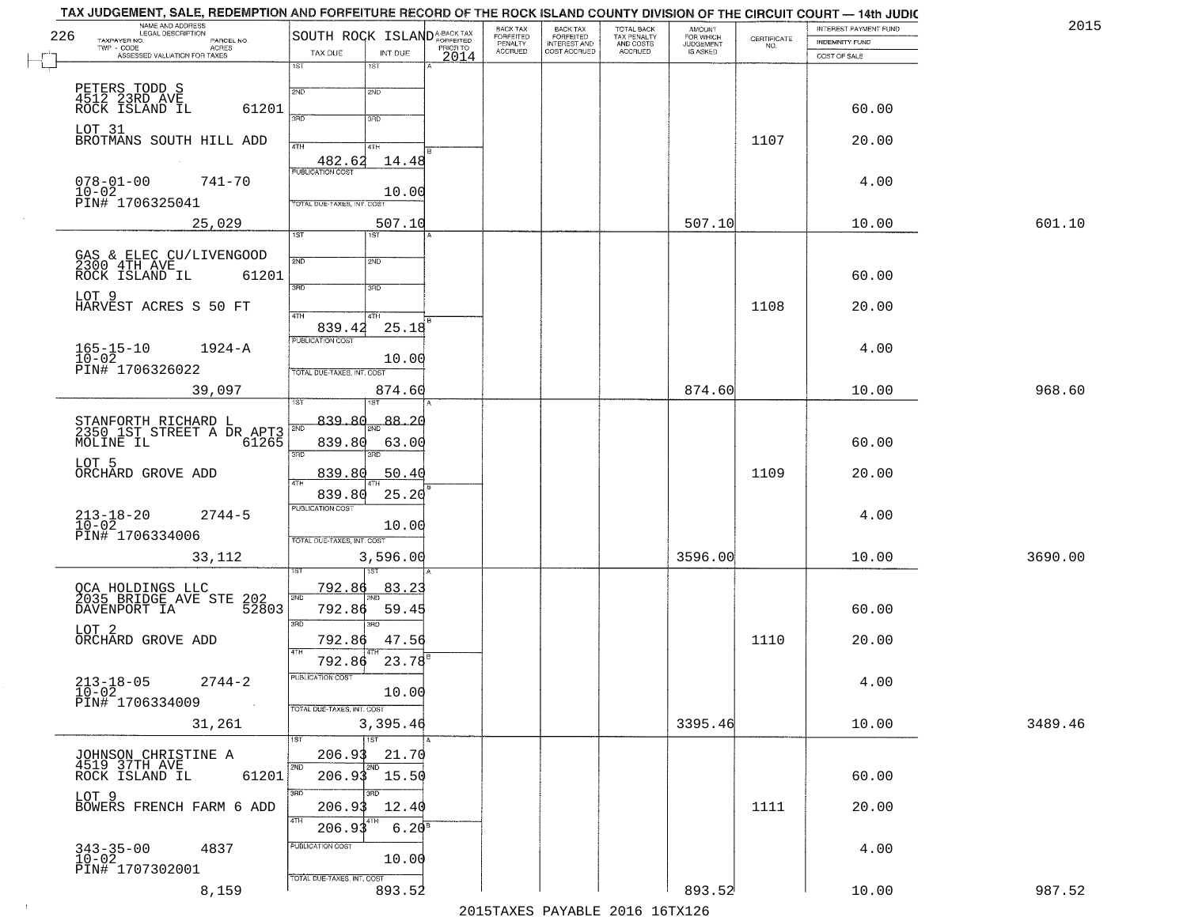# TAX JUDGEMENT, SALE, REDEMPTION AND FORFEITURE RECORD OF THE ROCK ISLAND COUNTY DIVISION OF THE CIRCUIT COURT — 14th JUDIC

2015

226

| NAME AND ADDRESS / LEGAL DESCRIPTION / TAXPAYER NO. / PARCEL NO. / TWP - CODE / ACRES / ASSESSED VALUATION FOR TAXES | SOUTH ROCK ISLAND TAX DUE | INT DUE | A-BACK TAX FORFEITED PRIOR TO 2014 | BACK TAX FORFEITED PENALTY ACCRUED | BACK TAX FORFEITED INTEREST AND COST ACCRUED | TOTAL BACK TAX PENALTY AND COSTS ACCRUED | AMOUNT FOR WHICH JUDGEMENT IS ASKED | CERTIFICATE NO. | INTEREST PAYMENT FUND / INDEMNITY FUND / COST OF SALE | |
|---|---|---|---|---|---|---|---|---|---|---|
| PETERS TODD S<br>4512 23RD AVE<br>ROCK ISLAND IL 61201<br>LOT 31<br>BROTMANS SOUTH HILL ADD<br>078-01-00 741-70<br>10-02<br>PIN# 1706325041<br>25,029 | 1ST<br>2ND<br>3RD<br>4TH 482.62<br>PUBLICATION COST<br>TOTAL DUE-TAXES, INT. COST | 1ST<br>2ND<br>3RD<br>4TH 14.48<br>10.00<br>507.10 | | | | | 507.10 | 1107 | 60.00<br>20.00<br>4.00<br>10.00 | 601.10 |
| GAS & ELEC CU/LIVENGOOD<br>2300 4TH AVE<br>ROCK ISLAND IL 61201<br>LOT 9<br>HARVEST ACRES S 50 FT<br>165-15-10 1924-A<br>10-02<br>PIN# 1706326022<br>39,097 | 1ST<br>2ND<br>3RD<br>4TH 839.42<br>PUBLICATION COST<br>TOTAL DUE-TAXES, INT. COST | 1ST<br>2ND<br>3RD<br>4TH 25.18<br>10.00<br>874.60 | | | | | 874.60 | 1108 | 60.00<br>20.00<br>4.00<br>10.00 | 968.60 |
| STANFORTH RICHARD L<br>2350 1ST STREET A DR APT3<br>MOLINE IL 61265<br>LOT 5<br>ORCHARD GROVE ADD<br>213-18-20 2744-5<br>10-02<br>PIN# 1706334006<br>33,112 | 1ST 839.80<br>2ND 839.80<br>3RD 839.80<br>4TH 839.80<br>PUBLICATION COST<br>TOTAL DUE-TAXES, INT. COST | 1ST 88.20<br>2ND 63.00<br>3RD 50.40<br>4TH 25.20<br>10.00<br>3,596.00 | | | | | 3596.00 | 1109 | 60.00<br>20.00<br>4.00<br>10.00 | 3690.00 |
| QCA HOLDINGS LLC<br>2035 BRIDGE AVE STE 202<br>DAVENPORT IA 52803<br>LOT 2<br>ORCHARD GROVE ADD<br>213-18-05 2744-2<br>10-02<br>PIN# 1706334009<br>31,261 | 1ST 792.86<br>2ND 792.86<br>3RD 792.86<br>4TH 792.86<br>PUBLICATION COST<br>TOTAL DUE-TAXES, INT. COST | 1ST 83.23<br>2ND 59.45<br>3RD 47.56<br>4TH 23.78<br>10.00<br>3,395.46 | | | | | 3395.46 | 1110 | 60.00<br>20.00<br>4.00<br>10.00 | 3489.46 |
| JOHNSON CHRISTINE A<br>4519 37TH AVE<br>ROCK ISLAND IL 61201<br>LOT 9<br>BOWERS FRENCH FARM 6 ADD<br>343-35-00 4837<br>10-02<br>PIN# 1707302001<br>8,159 | 1ST 206.93<br>2ND 206.93<br>3RD 206.93<br>4TH 206.93<br>PUBLICATION COST<br>TOTAL DUE-TAXES, INT. COST | 1ST 21.70<br>2ND 15.50<br>3RD 12.40<br>4TH 6.20<br>10.00<br>893.52 | | | | | 893.52 | 1111 | 60.00<br>20.00<br>4.00<br>10.00 | 987.52 |

2015TAXES PAYABLE 2016 16TX126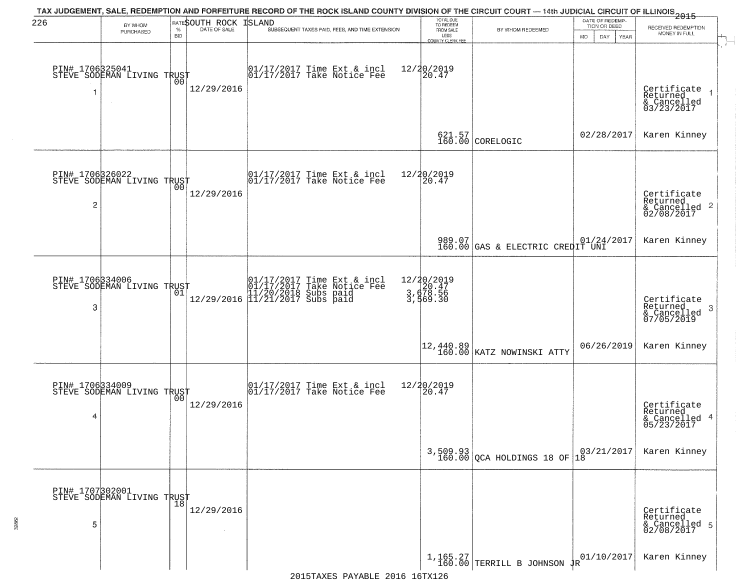TAX JUDGEMENT, SALE, REDEMPTION AND FORFEITURE RECORD OF THE ROCK ISLAND COUNTY DIVISION OF THE CIRCUIT COURT — 14th JUDICIAL CIRCUIT OF ILLINOIS 2015

SOUTH ROCK ISLAND

| BY WHOM PURCHASED | RATE % BID | DATE OF SALE | SUBSEQUENT TAXES PAID, FEES, AND TIME EXTENSION | TOTAL DUE TO REDEEM FROM SALE LESS COUNTY CLERK FEE | BY WHOM REDEEMED | DATE OF REDEMPTION OR DEED MO DAY YEAR | RECEIVED REDEMPTION MONEY IN FULL |
|---|---|---|---|---|---|---|---|
| PIN# 1706325041 STEVE SODEMAN LIVING TRUST 1 | 00 | 12/29/2016 | 01/17/2017 Time Ext & incl 01/17/2017 Take Notice Fee | 12/20/2019 20.47 621.57 160.00 | CORELOGIC | 02/28/2017 | Certificate Returned & Cancelled 03/23/2017 Karen Kinney |
| PIN# 1706326022 STEVE SODEMAN LIVING TRUST 2 | 00 | 12/29/2016 | 01/17/2017 Time Ext & incl 01/17/2017 Take Notice Fee | 12/20/2019 20.47 989.07 160.00 | GAS & ELECTRIC CREDIT UNI | 01/24/2017 | Certificate Returned & Cancelled 02/08/2017 Karen Kinney |
| PIN# 1706334006 STEVE SODEMAN LIVING TRUST 3 | 01 | 12/29/2016 | 01/17/2017 Time Ext & incl 01/17/2017 Take Notice Fee 11/20/2018 Subs paid 11/21/2017 Subs paid | 12/20/2019 20.47 3,678.56 3,569.30 12,440.89 160.00 | KATZ NOWINSKI ATTY | 06/26/2019 | Certificate Returned & Cancelled 07/05/2019 Karen Kinney |
| PIN# 1706334009 STEVE SODEMAN LIVING TRUST 4 | 00 | 12/29/2016 | 01/17/2017 Time Ext & incl 01/17/2017 Take Notice Fee | 12/20/2019 20.47 3,509.93 160.00 | QCA HOLDINGS 18 OF 18 | 03/21/2017 | Certificate Returned & Cancelled 05/23/2017 Karen Kinney |
| PIN# 1707302001 STEVE SODEMAN LIVING TRUST 5 | 18 | 12/29/2016 | | 1,165.27 160.00 | TERRILL B JOHNSON JR | 01/10/2017 | Certificate Returned & Cancelled 02/08/2017 Karen Kinney |

2015TAXES PAYABLE 2016 16TX126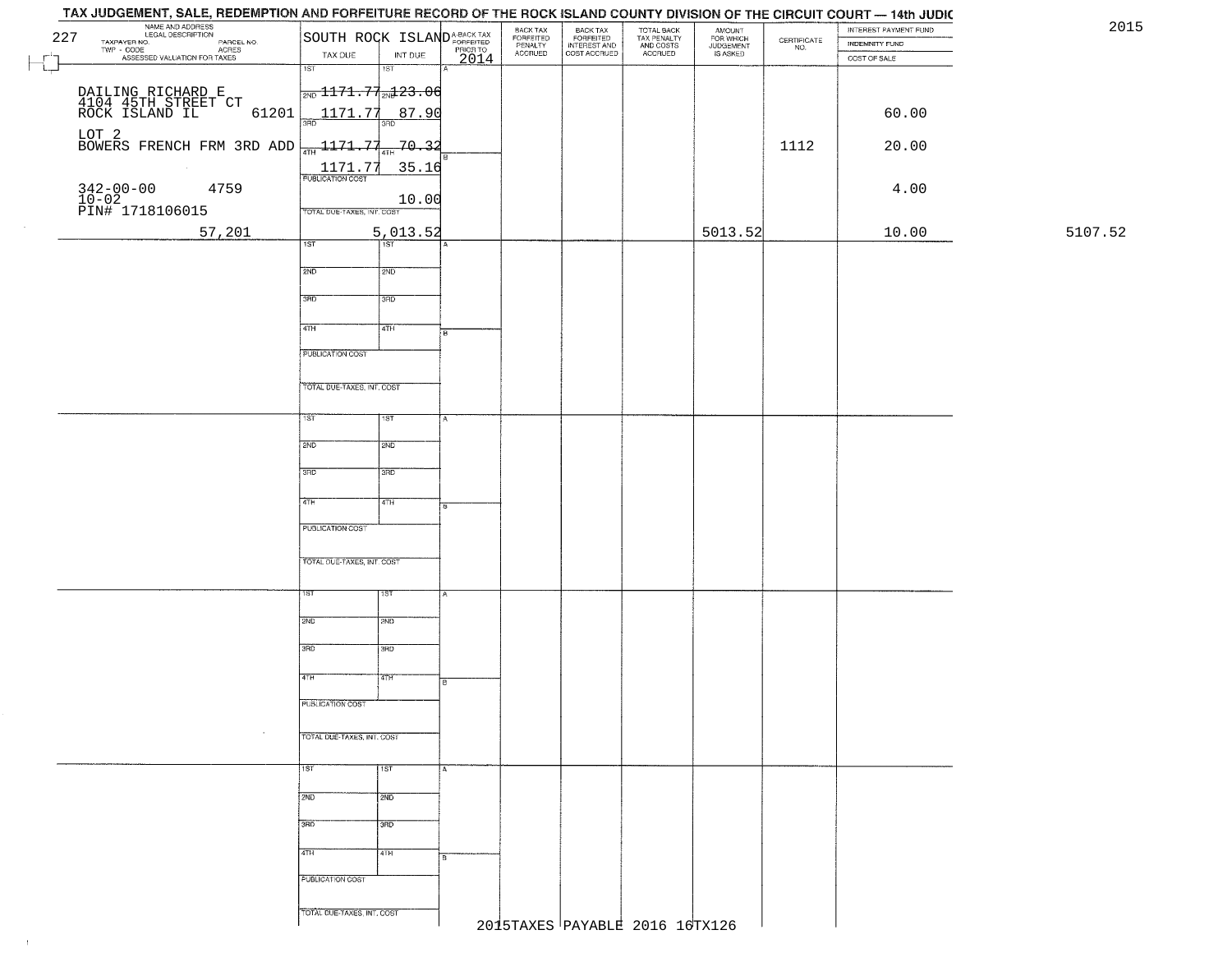# TAX JUDGEMENT, SALE, REDEMPTION AND FORFEITURE RECORD OF THE ROCK ISLAND COUNTY DIVISION OF THE CIRCUIT COURT — 14th JUDIC

2015

| 227 NAME AND ADDRESS / LEGAL DESCRIPTION / TAXPAYER NO. / PARCEL NO. / TWP - CODE / ACRES / ASSESSED VALUATION FOR TAXES | SOUTH ROCK ISLAND TAX DUE | INT DUE | A-BACK TAX FORFEITED PRIOR TO 2014 | BACK TAX FORFEITED PENALTY ACCRUED | BACK TAX FORFEITED INTEREST AND COST ACCRUED | TOTAL BACK TAX PENALTY AND COSTS ACCRUED | AMOUNT FOR WHICH JUDGEMENT IS ASKED | CERTIFICATE NO. | INTEREST PAYMENT FUND / INDEMNITY FUND / COST OF SALE | |
|---|---|---|---|---|---|---|---|---|---|---|
| DAILING RICHARD E<br>4104 45TH STREET CT<br>ROCK ISLAND IL 61201<br>LOT 2<br>BOWERS FRENCH FRM 3RD ADD<br>342-00-00 4759<br>10-02<br>PIN# 1718106015 | 1ST<br>2ND 1171.77<br>3RD 1171.77<br>4TH 1171.77<br>1171.77<br>PUBLICATION COST | 1ST<br>2ND 123.06<br>3RD 87.90<br>4TH 70.32<br>35.16<br>10.00 | | | | | | 1112 | 60.00<br>20.00<br>4.00 | |
| 57,201 | TOTAL DUE-TAXES, INT. COST | 5,013.52 | | | | | 5013.52 | | 10.00 | 5107.52 |

2015TAXES PAYABLE 2016 16TX126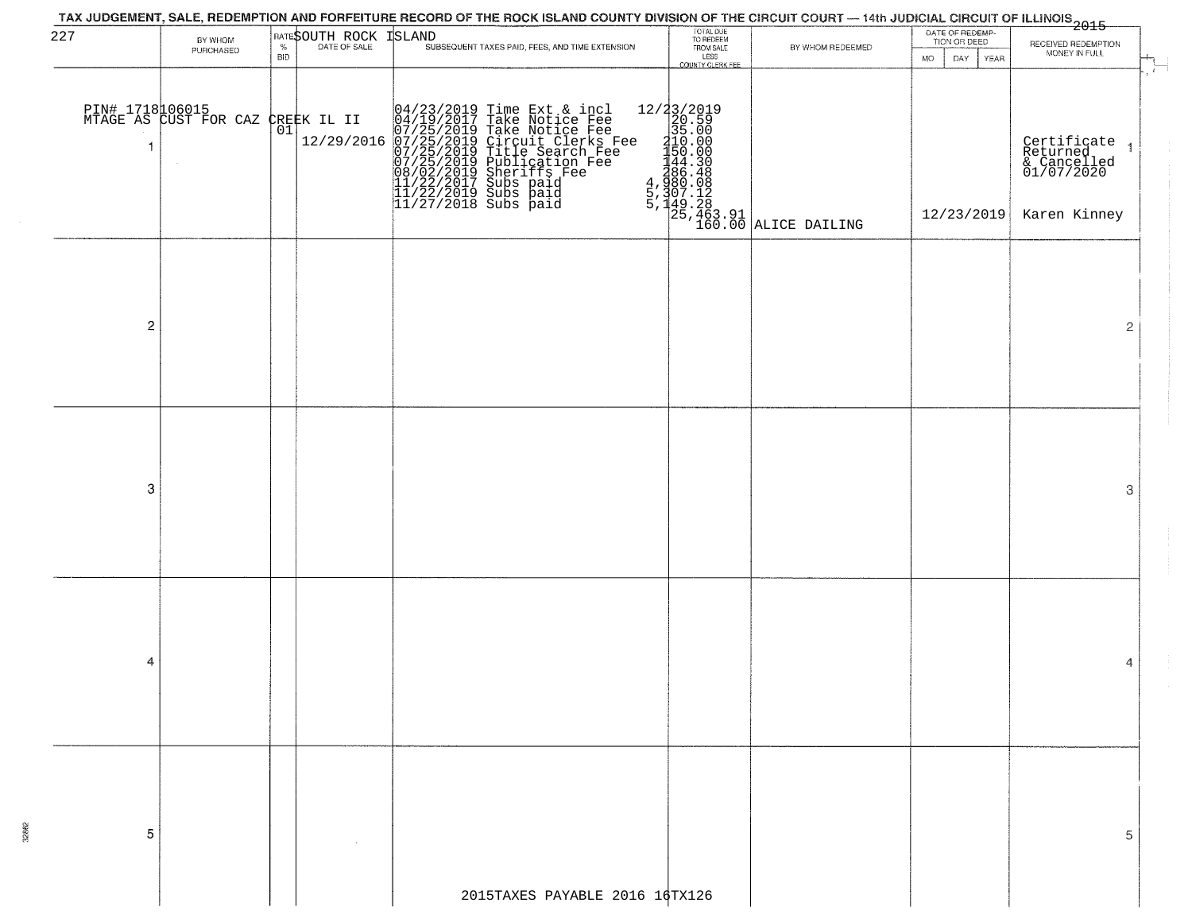TAX JUDGEMENT, SALE, REDEMPTION AND FORFEITURE RECORD OF THE ROCK ISLAND COUNTY DIVISION OF THE CIRCUIT COURT — 14th JUDICIAL CIRCUIT OF ILLINOIS 2015

227 SOUTH ROCK ISLAND

| | BY WHOM PURCHASED | RATE % BID | DATE OF SALE | SUBSEQUENT TAXES PAID, FEES, AND TIME EXTENSION | TOTAL DUE TO REDEEM FROM SALE LESS COUNTY CLERK FEE | BY WHOM REDEEMED | DATE OF REDEMPTION OR DEED MO DAY YEAR | RECEIVED REDEMPTION MONEY IN FULL | |
|---|---|---|---|---|---|---|---|---|---|
| 1 | PIN# 1718106015<br>MTAGE AS CUST FOR CAZ CREEK IL II | 01 | 12/29/2016 | 04/23/2019 Time Ext & incl<br>04/19/2017 Take Notice Fee<br>07/25/2019 Take Notice Fee<br>07/25/2019 Circuit Clerks Fee<br>07/25/2019 Title Search Fee<br>07/25/2019 Publication Fee<br>08/02/2019 Sheriffs Fee<br>11/22/2017 Subs paid<br>11/22/2019 Subs paid<br>11/27/2018 Subs paid | 12/23/2019<br>20.59<br>35.00<br>210.00<br>150.00<br>144.30<br>286.48<br>4,980.08<br>5,307.12<br>5,149.28<br>25,463.91<br>160.00 | ALICE DAILING | 12/23/2019 | Certificate Returned & Cancelled 01/07/2020<br>Karen Kinney | 1 |
| 2 | | | | | | | | | 2 |
| 3 | | | | | | | | | 3 |
| 4 | | | | | | | | | 4 |
| 5 | | | | | | | | | 5 |

2015TAXES PAYABLE 2016 16TX126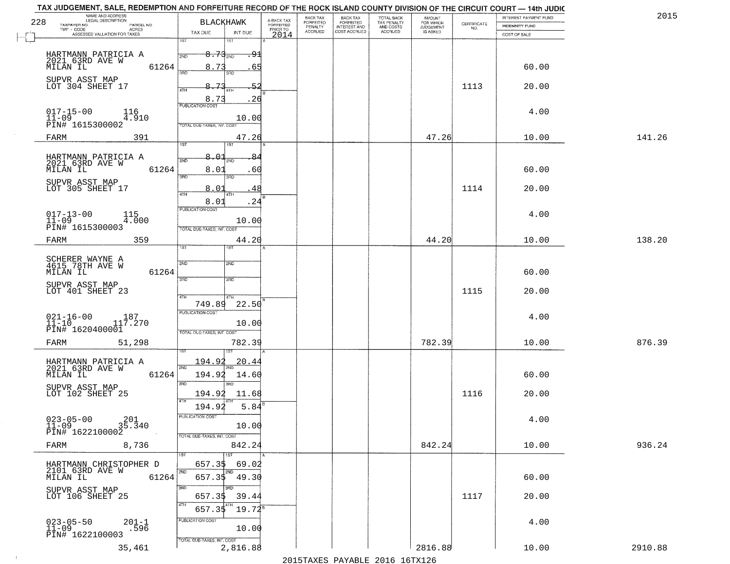# TAX JUDGEMENT, SALE, REDEMPTION AND FORFEITURE RECORD OF THE ROCK ISLAND COUNTY DIVISION OF THE CIRCUIT COURT — 14th JUDIC

2015

| NAME AND ADDRESS / LEGAL DESCRIPTION / TAXPAYER NO. / PARCEL NO. / TWP - CODE / ACRES / ASSESSED VALUATION FOR TAXES | BLACKHAWK TAX DUE | INT DUE | A-BACK TAX FORFEITED PRIOR TO 2014 | BACK TAX FORFEITED PENALTY ACCRUED | BACK TAX FORFEITED INTEREST AND COST ACCRUED | TOTAL BACK TAX PENALTY AND COSTS ACCRUED | AMOUNT FOR WHICH JUDGEMENT IS ASKED | CERTIFICATE NO. | INTEREST PAYMENT FUND / INDEMNITY FUND / COST OF SALE | |
|---|---|---|---|---|---|---|---|---|---|---|
| HARTMANN PATRICIA A, 2021 63RD AVE W, MILAN IL 61264 | 1ST 8.73 | .91 | | | | | | | | |
| | 2ND 8.73 | .65 | | | | | | | 60.00 | |
| SUPVR ASST MAP, LOT 304 SHEET 17 | 3RD 8.73 | .52 | | | | | | 1113 | 20.00 | |
| | 4TH 8.73 | .26 | | | | | | | | |
| 017-15-00 116, 11-09 4.910, PIN# 1615300002 | PUBLICATION COST | 10.00 | | | | | | | 4.00 | |
| FARM 391 | TOTAL DUE-TAXES, INT. COST | 47.26 | | | | | 47.26 | | 10.00 | 141.26 |
| HARTMANN PATRICIA A, 2021 63RD AVE W, MILAN IL 61264 | 1ST 8.01 | .84 | | | | | | | | |
| | 2ND 8.01 | .60 | | | | | | | 60.00 | |
| SUPVR ASST MAP, LOT 305 SHEET 17 | 3RD 8.01 | .48 | | | | | | 1114 | 20.00 | |
| | 4TH 8.01 | .24 | | | | | | | | |
| 017-13-00 115, 11-09 4.000, PIN# 1615300003 | PUBLICATION COST | 10.00 | | | | | | | 4.00 | |
| FARM 359 | TOTAL DUE-TAXES, INT. COST | 44.20 | | | | | 44.20 | | 10.00 | 138.20 |
| SCHERER WAYNE A, 4615 78TH AVE W, MILAN IL 61264 | 1ST | | | | | | | | | |
| | 2ND | | | | | | | | 60.00 | |
| SUPVR ASST MAP, LOT 401 SHEET 23 | 3RD | | | | | | | 1115 | 20.00 | |
| | 4TH 749.89 | 22.50 | | | | | | | | |
| 021-16-00 187, 11-10 117.270, PIN# 1620400001 | PUBLICATION COST | 10.00 | | | | | | | 4.00 | |
| FARM 51,298 | TOTAL DUE-TAXES, INT. COST | 782.39 | | | | | 782.39 | | 10.00 | 876.39 |
| HARTMANN PATRICIA A, 2021 63RD AVE W, MILAN IL 61264 | 1ST 194.92 | 20.44 | | | | | | | | |
| | 2ND 194.92 | 14.60 | | | | | | | 60.00 | |
| SUPVR ASST MAP, LOT 102 SHEET 25 | 3RD 194.92 | 11.68 | | | | | | 1116 | 20.00 | |
| | 4TH 194.92 | 5.84 | | | | | | | | |
| 023-05-00 201, 11-09 35.340, PIN# 1622100002 | PUBLICATION COST | 10.00 | | | | | | | 4.00 | |
| FARM 8,736 | TOTAL DUE-TAXES, INT. COST | 842.24 | | | | | 842.24 | | 10.00 | 936.24 |
| HARTMANN CHRISTOPHER D, 2101 63RD AVE W, MILAN IL 61264 | 1ST 657.35 | 69.02 | | | | | | | | |
| | 2ND 657.35 | 49.30 | | | | | | | 60.00 | |
| SUPVR ASST MAP, LOT 106 SHEET 25 | 3RD 657.35 | 39.44 | | | | | | 1117 | 20.00 | |
| | 4TH 657.35 | 19.72 | | | | | | | | |
| 023-05-50 201-1, 11-09 .596, PIN# 1622100003 | PUBLICATION COST | 10.00 | | | | | | | 4.00 | |
| 35,461 | TOTAL DUE-TAXES, INT. COST | 2,816.88 | | | | | 2816.88 | | 10.00 | 2910.88 |

2015TAXES PAYABLE 2016 16TX126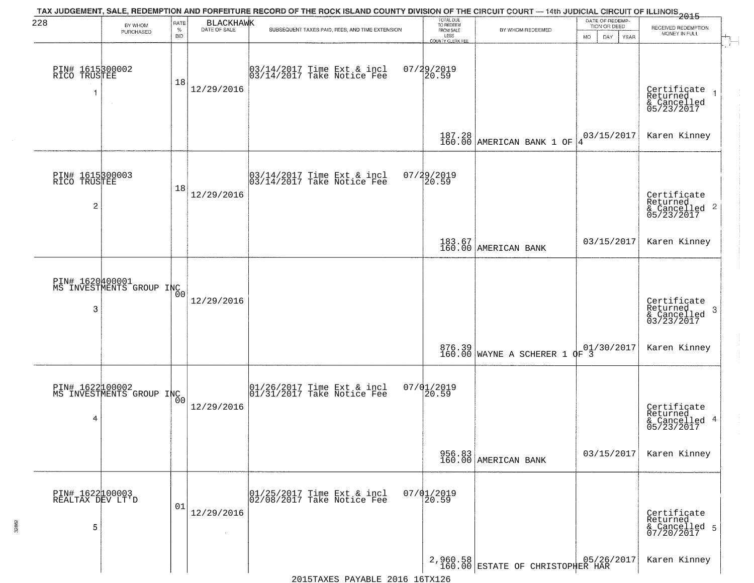TAX JUDGEMENT, SALE, REDEMPTION AND FORFEITURE RECORD OF THE ROCK ISLAND COUNTY DIVISION OF THE CIRCUIT COURT — 14th JUDICIAL CIRCUIT OF ILLINOIS 2015

228 BLACKHAWK

| BY WHOM PURCHASED | RATE % BID | DATE OF SALE | SUBSEQUENT TAXES PAID, FEES, AND TIME EXTENSION | TOTAL DUE TO REDEEM FROM SALE LESS COUNTY CLERK FEE | BY WHOM REDEEMED | DATE OF REDEMPTION OR DEED MO DAY YEAR | RECEIVED REDEMPTION MONEY IN FULL |
|---|---|---|---|---|---|---|---|
| PIN# 1615300002 RICO TRUSTEE 1 | 18 | 12/29/2016 | 03/14/2017 Time Ext & incl 07/29/2019 03/14/2017 Take Notice Fee 20.59 | 187.28 160.00 | AMERICAN BANK 1 OF 4 | 03/15/2017 | Certificate Returned & Cancelled 05/23/2017 Karen Kinney 1 |
| PIN# 1615300003 RICO TRUSTEE 2 | 18 | 12/29/2016 | 03/14/2017 Time Ext & incl 07/29/2019 03/14/2017 Take Notice Fee 20.59 | 183.67 160.00 | AMERICAN BANK | 03/15/2017 | Certificate Returned & Cancelled 05/23/2017 Karen Kinney 2 |
| PIN# 1620400001 MS INVESTMENTS GROUP INC 3 | 00 | 12/29/2016 | | 876.39 160.00 | WAYNE A SCHERER 1 OF 3 | 01/30/2017 | Certificate Returned & Cancelled 03/23/2017 Karen Kinney 3 |
| PIN# 1622100002 MS INVESTMENTS GROUP INC 4 | 00 | 12/29/2016 | 01/26/2017 Time Ext & incl 07/01/2019 01/31/2017 Take Notice Fee 20.59 | 956.83 160.00 | AMERICAN BANK | 03/15/2017 | Certificate Returned & Cancelled 05/23/2017 Karen Kinney 4 |
| PIN# 1622100003 REALTAX DEV LT'D 5 | 01 | 12/29/2016 | 01/25/2017 Time Ext & incl 07/01/2019 02/08/2017 Take Notice Fee 20.59 | 2,960.58 160.00 | ESTATE OF CHRISTOPHER HAR | 05/26/2017 | Certificate Returned & Cancelled 07/20/2017 Karen Kinney 5 |

2015TAXES PAYABLE 2016 16TX126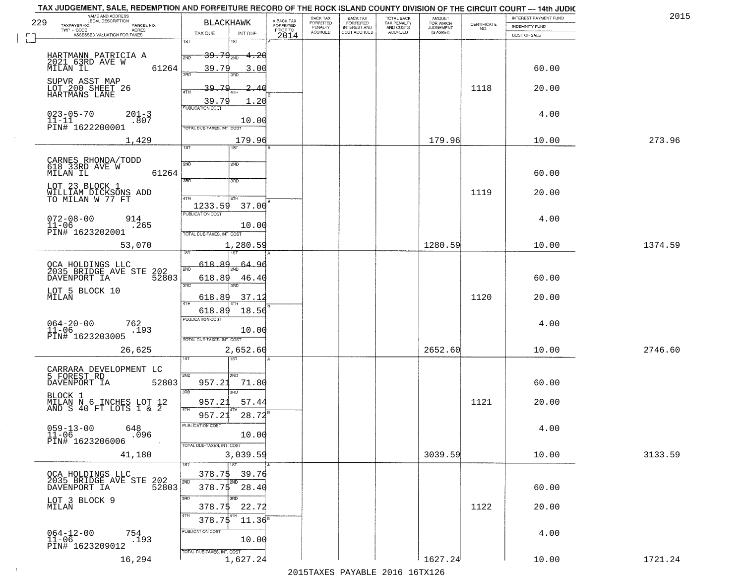# TAX JUDGEMENT, SALE, REDEMPTION AND FORFEITURE RECORD OF THE ROCK ISLAND COUNTY DIVISION OF THE CIRCUIT COURT — 14th JUDIC

2015

| NAME AND ADDRESS / LEGAL DESCRIPTION / TAXPAYER NO. / PARCEL NO. / TWP - CODE / ACRES / ASSESSED VALUATION FOR TAXES | BLACKHAWK TAX DUE | INT DUE | A-BACK TAX FORFEITED PRIOR TO 2014 | BACK TAX FORFEITED PENALTY ACCRUED | BACK TAX FORFEITED INTEREST AND COST ACCRUED | TOTAL BACK TAX PENALTY AND COSTS ACCRUED | AMOUNT FOR WHICH JUDGEMENT IS ASKED | CERTIFICATE NO. | INTEREST PAYMENT FUND / INDEMNITY FUND / COST OF SALE | |
|---|---|---|---|---|---|---|---|---|---|---|
| 229 | | | | | | | | | | |
| HARTMANN PATRICIA A<br>2021 63RD AVE W<br>MILAN IL 61264 | 1ST 39.79 | 4.20 | | | | | | | | |
| | 2ND 39.79 | 3.00 | | | | | | | 60.00 | |
| SUPVR ASST MAP<br>LOT 200 SHEET 26<br>HARTMANS LANE | 3RD 39.79 | 2.40 | | | | | | 1118 | 20.00 | |
| | 4TH 39.79 | 1.20 | | | | | | | | |
| 023-05-70 201-3<br>11-11 .807<br>PIN# 1622200001 | PUBLICATION COST | 10.00 | | | | | | | 4.00 | |
| 1,429 | TOTAL DUE-TAXES, INT. COST | 179.96 | | | | | 179.96 | | 10.00 | 273.96 |
| CARNES RHONDA/TODD<br>618 33RD AVE W<br>MILAN IL 61264 | 1ST | | | | | | | | | |
| | 2ND | | | | | | | | 60.00 | |
| LOT 23 BLOCK 1<br>WILLIAM DICKSONS ADD<br>TO MILAN W 77 FT | 3RD | | | | | | | 1119 | 20.00 | |
| | 4TH 1233.59 | 37.00 | | | | | | | | |
| 072-08-00 914<br>11-06 .265<br>PIN# 1623202001 | PUBLICATION COST | 10.00 | | | | | | | 4.00 | |
| 53,070 | TOTAL DUE-TAXES, INT. COST | 1,280.59 | | | | | 1280.59 | | 10.00 | 1374.59 |
| QCA HOLDINGS LLC<br>2035 BRIDGE AVE STE 202<br>DAVENPORT IA 52803 | 1ST 618.89 | 64.96 | | | | | | | | |
| | 2ND 618.89 | 46.40 | | | | | | | 60.00 | |
| LOT 5 BLOCK 10<br>MILAN | 3RD 618.89 | 37.12 | | | | | | 1120 | 20.00 | |
| | 4TH 618.89 | 18.56 | | | | | | | | |
| 064-20-00 762<br>11-06 .193<br>PIN# 1623203005 | PUBLICATION COST | 10.00 | | | | | | | 4.00 | |
| 26,625 | TOTAL DUE-TAXES, INT. COST | 2,652.60 | | | | | 2652.60 | | 10.00 | 2746.60 |
| CARRARA DEVELOPMENT LC<br>5 FOREST RD<br>DAVENPORT IA 52803 | 1ST | | | | | | | | | |
| | 2ND 957.21 | 71.80 | | | | | | | 60.00 | |
| BLOCK 1<br>MILAN N 6 INCHES LOT 12<br>AND S 40 FT LOTS 1 & 2 | 3RD 957.21 | 57.44 | | | | | | 1121 | 20.00 | |
| | 4TH 957.21 | 28.72 | | | | | | | | |
| 059-13-00 648<br>11-06 .096<br>PIN# 1623206006 | PUBLICATION COST | 10.00 | | | | | | | 4.00 | |
| 41,180 | TOTAL DUE-TAXES, INT. COST | 3,039.59 | | | | | 3039.59 | | 10.00 | 3133.59 |
| QCA HOLDINGS LLC<br>2035 BRIDGE AVE STE 202<br>DAVENPORT IA 52803 | 1ST 378.75 | 39.76 | | | | | | | | |
| | 2ND 378.75 | 28.40 | | | | | | | 60.00 | |
| LOT 3 BLOCK 9<br>MILAN | 3RD 378.75 | 22.72 | | | | | | 1122 | 20.00 | |
| | 4TH 378.75 | 11.36 | | | | | | | | |
| 064-12-00 754<br>11-06 .193<br>PIN# 1623209012 | PUBLICATION COST | 10.00 | | | | | | | 4.00 | |
| 16,294 | TOTAL DUE-TAXES, INT. COST | 1,627.24 | | | | | 1627.24 | | 10.00 | 1721.24 |

2015TAXES PAYABLE 2016 16TX126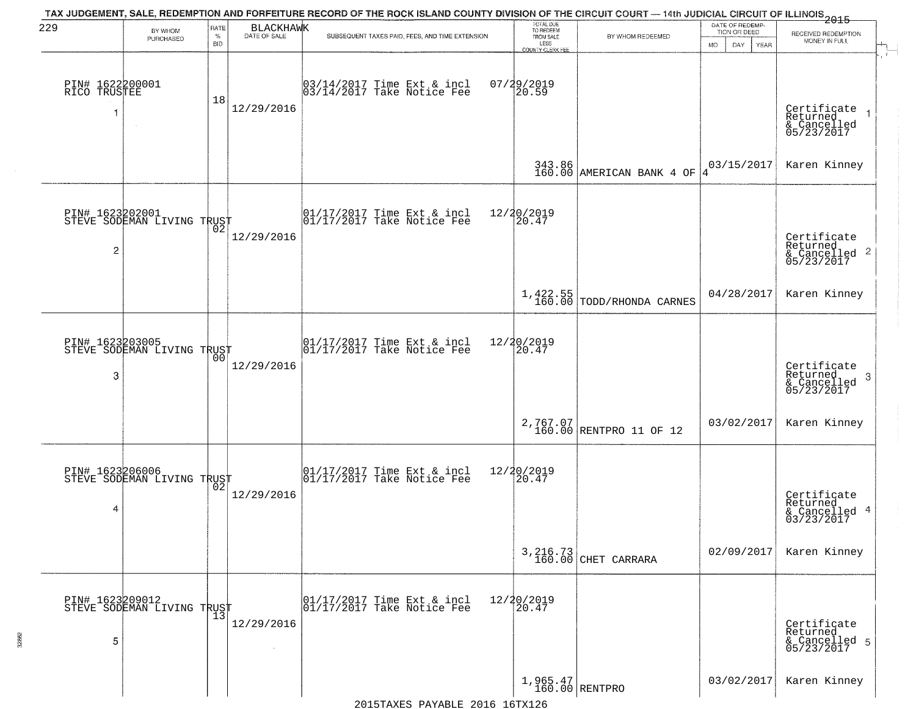# TAX JUDGEMENT, SALE, REDEMPTION AND FORFEITURE RECORD OF THE ROCK ISLAND COUNTY DIVISION OF THE CIRCUIT COURT — 14th JUDICIAL CIRCUIT OF ILLINOIS 2015

229 BLACKHAWK

| | BY WHOM PURCHASED | RATE % BID | DATE OF SALE | SUBSEQUENT TAXES PAID, FEES, AND TIME EXTENSION | TOTAL DUE TO REDEEM FROM SALE LESS COUNTY CLERK FEE | BY WHOM REDEEMED | DATE OF REDEMPTION OR DEED MO DAY YEAR | RECEIVED REDEMPTION MONEY IN FULL |
|---|---|---|---|---|---|---|---|---|
| 1 | PIN# 1622200001 RICO TRUSTEE | 18 | 12/29/2016 | 03/14/2017 Time Ext & incl 07/29/2019<br>03/14/2017 Take Notice Fee 20.59 | 343.86<br>160.00 | AMERICAN BANK 4 OF 4 | 03/15/2017 | Certificate Returned & Cancelled 05/23/2017<br>Karen Kinney |
| 2 | PIN# 1623202001 STEVE SODEMAN LIVING TRUST | 02 | 12/29/2016 | 01/17/2017 Time Ext & incl 12/20/2019<br>01/17/2017 Take Notice Fee 20.47 | 1,422.55<br>160.00 | TODD/RHONDA CARNES | 04/28/2017 | Certificate Returned & Cancelled 05/23/2017<br>Karen Kinney |
| 3 | PIN# 1623203005 STEVE SODEMAN LIVING TRUST | 00 | 12/29/2016 | 01/17/2017 Time Ext & incl 12/20/2019<br>01/17/2017 Take Notice Fee 20.47 | 2,767.07<br>160.00 | RENTPRO 11 OF 12 | 03/02/2017 | Certificate Returned & Cancelled 05/23/2017<br>Karen Kinney |
| 4 | PIN# 1623206006 STEVE SODEMAN LIVING TRUST | 02 | 12/29/2016 | 01/17/2017 Time Ext & incl 12/20/2019<br>01/17/2017 Take Notice Fee 20.47 | 3,216.73<br>160.00 | CHET CARRARA | 02/09/2017 | Certificate Returned & Cancelled 03/23/2017<br>Karen Kinney |
| 5 | PIN# 1623209012 STEVE SODEMAN LIVING TRUST | 13 | 12/29/2016 | 01/17/2017 Time Ext & incl 12/20/2019<br>01/17/2017 Take Notice Fee 20.47 | 1,965.47<br>160.00 | RENTPRO | 03/02/2017 | Certificate Returned & Cancelled 05/23/2017<br>Karen Kinney |

2015TAXES PAYABLE 2016 16TX126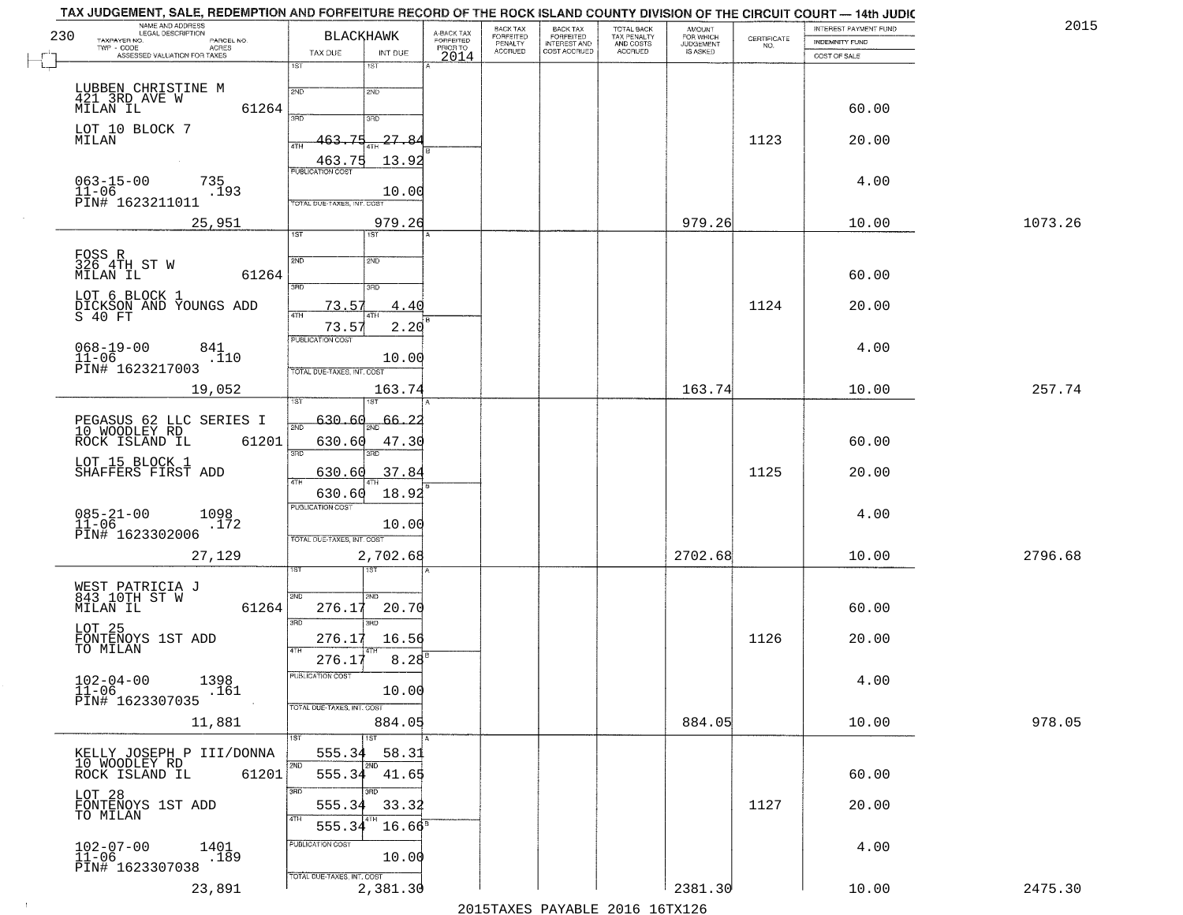TAX JUDGEMENT, SALE, REDEMPTION AND FORFEITURE RECORD OF THE ROCK ISLAND COUNTY DIVISION OF THE CIRCUIT COURT — 14th JUDIC

2015

230 BLACKHAWK

| NAME AND ADDRESS / LEGAL DESCRIPTION / TAXPAYER NO. / PARCEL NO. / TWP - CODE / ACRES / ASSESSED VALUATION FOR TAXES | TAX DUE | INT DUE | A-BACK TAX FORFEITED PRIOR TO 2014 | BACK TAX FORFEITED PENALTY ACCRUED | BACK TAX FORFEITED INTEREST AND COST ACCRUED | TOTAL BACK TAX PENALTY AND COSTS ACCRUED | AMOUNT FOR WHICH JUDGEMENT IS ASKED | CERTIFICATE NO. | INTEREST PAYMENT FUND / INDEMNITY FUND / COST OF SALE | |
|---|---|---|---|---|---|---|---|---|---|---|
| LUBBEN CHRISTINE M<br>421 3RD AVE W<br>MILAN IL 61264<br>LOT 10 BLOCK 7<br>MILAN<br>063-15-00 735<br>11-06 .193<br>PIN# 1623211011<br>25,951 | 1ST<br>2ND<br>3RD<br>4TH 463.75<br>463.75<br>PUBLICATION COST<br>TOTAL DUE-TAXES, INT. COST | 1ST<br>2ND<br>3RD<br>27.84<br>13.92<br>10.00<br>979.26 | | | | | 979.26 | 1123 | 60.00<br>20.00<br>4.00<br>10.00 | 1073.26 |
| FOSS R<br>326 4TH ST W<br>MILAN IL 61264<br>LOT 6 BLOCK 1<br>DICKSON AND YOUNGS ADD<br>S 40 FT<br>068-19-00 841<br>11-06 .110<br>PIN# 1623217003<br>19,052 | 1ST<br>2ND<br>3RD 73.57<br>4TH 73.57<br>PUBLICATION COST<br>TOTAL DUE-TAXES, INT. COST | 1ST<br>2ND<br>3RD 4.40<br>2.20<br>10.00<br>163.74 | | | | | 163.74 | 1124 | 60.00<br>20.00<br>4.00<br>10.00 | 257.74 |
| PEGASUS 62 LLC SERIES I<br>10 WOODLEY RD<br>ROCK ISLAND IL 61201<br>LOT 15 BLOCK 1<br>SHAFFERS FIRST ADD<br>085-21-00 1098<br>11-06 .172<br>PIN# 1623302006<br>27,129 | 1ST 630.60<br>2ND 630.60<br>3RD 630.60<br>4TH 630.60<br>PUBLICATION COST<br>TOTAL DUE-TAXES, INT. COST | 66.22<br>47.30<br>37.84<br>18.92<br>10.00<br>2,702.68 | | | | | 2702.68 | 1125 | 60.00<br>20.00<br>4.00<br>10.00 | 2796.68 |
| WEST PATRICIA J<br>843 10TH ST W<br>MILAN IL 61264<br>LOT 25<br>FONTENOYS 1ST ADD<br>TO MILAN<br>102-04-00 1398<br>11-06 .161<br>PIN# 1623307035<br>11,881 | 1ST<br>2ND 276.17<br>3RD 276.17<br>4TH 276.17<br>PUBLICATION COST<br>TOTAL DUE-TAXES, INT. COST | 1ST<br>20.70<br>16.56<br>8.28<br>10.00<br>884.05 | | | | | 884.05 | 1126 | 60.00<br>20.00<br>4.00<br>10.00 | 978.05 |
| KELLY JOSEPH P III/DONNA<br>10 WOODLEY RD<br>ROCK ISLAND IL 61201<br>LOT 28<br>FONTENOYS 1ST ADD<br>TO MILAN<br>102-07-00 1401<br>11-06 .189<br>PIN# 1623307038<br>23,891 | 1ST 555.34<br>2ND 555.34<br>3RD 555.34<br>4TH 555.34<br>PUBLICATION COST<br>TOTAL DUE-TAXES, INT. COST | 58.31<br>41.65<br>33.32<br>16.66<br>10.00<br>2,381.30 | | | | | 2381.30 | 1127 | 60.00<br>20.00<br>4.00<br>10.00 | 2475.30 |

2015TAXES PAYABLE 2016 16TX126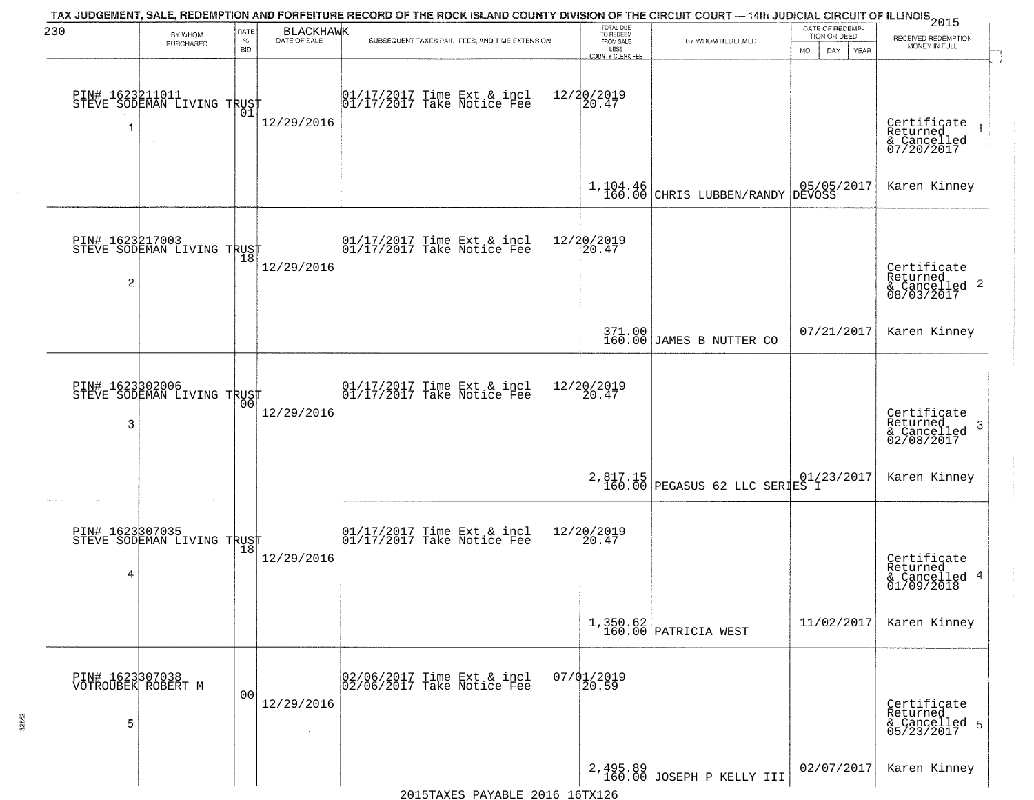TAX JUDGEMENT, SALE, REDEMPTION AND FORFEITURE RECORD OF THE ROCK ISLAND COUNTY DIVISION OF THE CIRCUIT COURT — 14th JUDICIAL CIRCUIT OF ILLINOIS 2015

230 BLACKHAWK

| | BY WHOM PURCHASED | RATE % BID | DATE OF SALE | SUBSEQUENT TAXES PAID, FEES, AND TIME EXTENSION | TOTAL DUE TO REDEEM FROM SALE LESS COUNTY CLERK FEE | BY WHOM REDEEMED | DATE OF REDEMPTION OR DEED | RECEIVED REDEMPTION MONEY IN FULL |
|---|---|---|---|---|---|---|---|---|
| 1 | PIN# 1623211011 STEVE SODEMAN LIVING TRUST | 01 | 12/29/2016 | 01/17/2017 Time Ext & incl 01/17/2017 Take Notice Fee 12/20/2019 | 20.47 1,104.46 160.00 | CHRIS LUBBEN/RANDY DEVOSS | 05/05/2017 | Certificate Returned & Cancelled 07/20/2017 Karen Kinney |
| 2 | PIN# 1623217003 STEVE SODEMAN LIVING TRUST | 18 | 12/29/2016 | 01/17/2017 Time Ext & incl 01/17/2017 Take Notice Fee 12/20/2019 | 20.47 371.00 160.00 | JAMES B NUTTER CO | 07/21/2017 | Certificate Returned & Cancelled 08/03/2017 Karen Kinney |
| 3 | PIN# 1623302006 STEVE SODEMAN LIVING TRUST | 00 | 12/29/2016 | 01/17/2017 Time Ext & incl 01/17/2017 Take Notice Fee 12/20/2019 | 20.47 2,817.15 160.00 | PEGASUS 62 LLC SERIES I | 01/23/2017 | Certificate Returned & Cancelled 02/08/2017 Karen Kinney |
| 4 | PIN# 1623307035 STEVE SODEMAN LIVING TRUST | 18 | 12/29/2016 | 01/17/2017 Time Ext & incl 01/17/2017 Take Notice Fee 12/20/2019 | 20.47 1,350.62 160.00 | PATRICIA WEST | 11/02/2017 | Certificate Returned & Cancelled 01/09/2018 Karen Kinney |
| 5 | PIN# 1623307038 VOTROUBEK ROBERT M | 00 | 12/29/2016 | 02/06/2017 Time Ext & incl 02/06/2017 Take Notice Fee 07/01/2019 | 20.59 2,495.89 160.00 | JOSEPH P KELLY III | 02/07/2017 | Certificate Returned & Cancelled 05/23/2017 Karen Kinney |

2015TAXES PAYABLE 2016 16TX126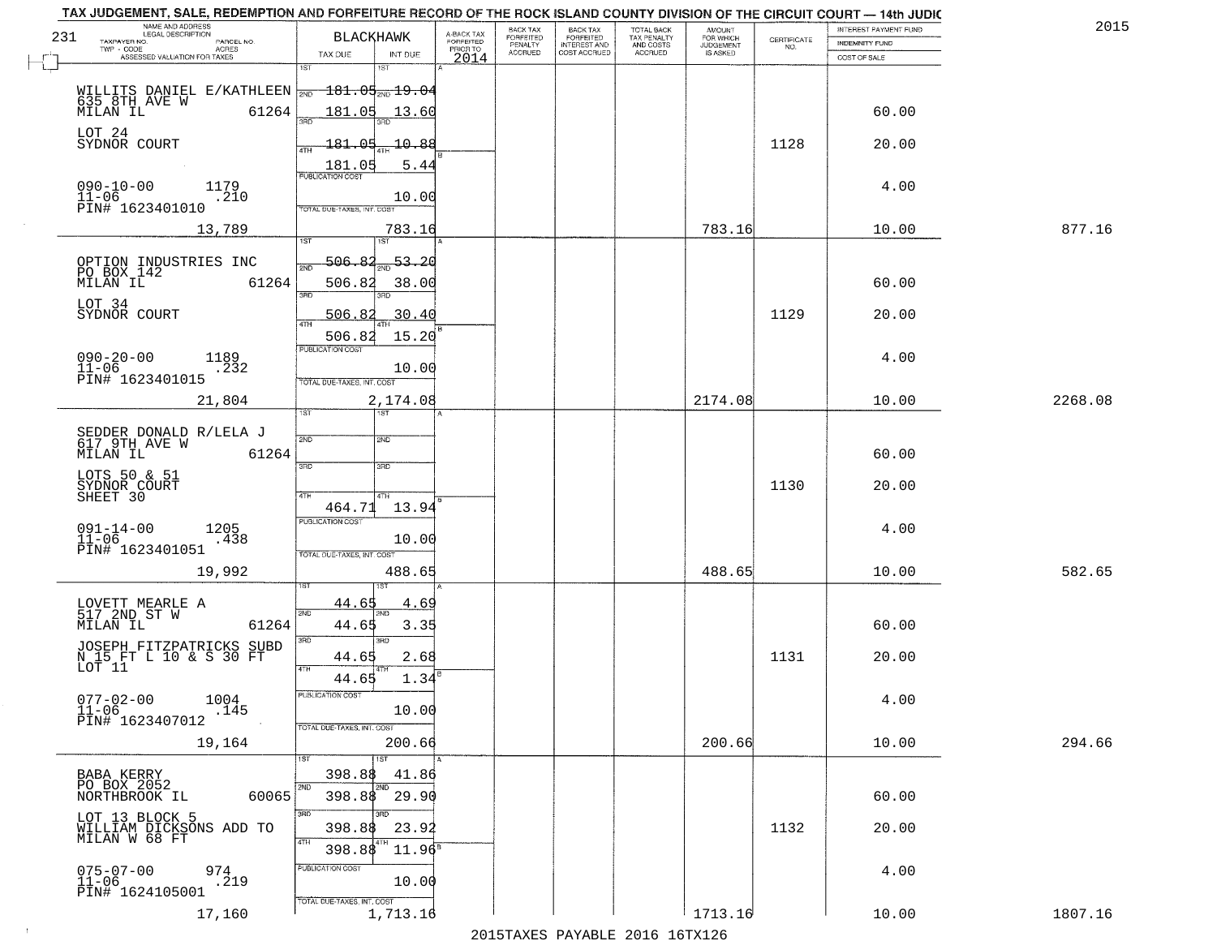# TAX JUDGEMENT, SALE, REDEMPTION AND FORFEITURE RECORD OF THE ROCK ISLAND COUNTY DIVISION OF THE CIRCUIT COURT — 14th JUDIC

2015

231

| NAME AND ADDRESS / LEGAL DESCRIPTION / TAXPAYER NO. / PARCEL NO. / TWP - CODE / ACRES / ASSESSED VALUATION FOR TAXES | BLACKHAWK TAX DUE | INT DUE | A-BACK TAX FORFEITED PRIOR TO 2014 | BACK TAX FORFEITED PENALTY ACCRUED | BACK TAX FORFEITED INTEREST AND COST ACCRUED | TOTAL BACK TAX PENALTY AND COSTS ACCRUED | AMOUNT FOR WHICH JUDGEMENT IS ASKED | CERTIFICATE NO. | INTEREST PAYMENT FUND / INDEMNITY FUND / COST OF SALE | |
|---|---|---|---|---|---|---|---|---|---|---|
| WILLITS DANIEL E/KATHLEEN<br>635 8TH AVE W<br>MILAN IL 61264<br>LOT 24<br>SYDNOR COURT<br>090-10-00 1179<br>11-06 .210<br>PIN# 1623401010<br>13,789 | 1ST 181.05<br>2ND 181.05<br>3RD 181.05<br>4TH 181.05<br>PUBLICATION COST<br>TOTAL DUE-TAXES, INT. COST | 19.04<br>13.60<br>10.88<br>5.44<br>10.00<br>783.16 | | | | | 783.16 | 1128 | 60.00<br>20.00<br>4.00<br>10.00 | 877.16 |
| OPTION INDUSTRIES INC<br>PO BOX 142<br>MILAN IL 61264<br>LOT 34<br>SYDNOR COURT<br>090-20-00 1189<br>11-06 .232<br>PIN# 1623401015<br>21,804 | 1ST 506.82<br>2ND 506.82<br>3RD 506.82<br>4TH 506.82<br>PUBLICATION COST<br>TOTAL DUE-TAXES, INT. COST | 53.20<br>38.00<br>30.40<br>15.20<br>10.00<br>2,174.08 | | | | | 2174.08 | 1129 | 60.00<br>20.00<br>4.00<br>10.00 | 2268.08 |
| SEDDER DONALD R/LELA J<br>617 9TH AVE W<br>MILAN IL 61264<br>LOTS 50 & 51<br>SYDNOR COURT<br>SHEET 30<br>091-14-00 1205<br>11-06 .438<br>PIN# 1623401051<br>19,992 | 1ST<br>2ND<br>3RD<br>4TH 464.71<br>PUBLICATION COST<br>TOTAL DUE-TAXES, INT. COST | <br><br><br>13.94<br>10.00<br>488.65 | | | | | 488.65 | 1130 | 60.00<br>20.00<br>4.00<br>10.00 | 582.65 |
| LOVETT MEARLE A<br>517 2ND ST W<br>MILAN IL 61264<br>JOSEPH FITZPATRICKS SUBD<br>N 15 FT L 10 & S 30 FT<br>LOT 11<br>077-02-00 1004<br>11-06 .145<br>PIN# 1623407012<br>19,164 | 1ST 44.65<br>2ND 44.65<br>3RD 44.65<br>4TH 44.65<br>PUBLICATION COST<br>TOTAL DUE-TAXES, INT. COST | 4.69<br>3.35<br>2.68<br>1.34<br>10.00<br>200.66 | | | | | 200.66 | 1131 | 60.00<br>20.00<br>4.00<br>10.00 | 294.66 |
| BABA KERRY<br>PO BOX 2052<br>NORTHBROOK IL 60065<br>LOT 13 BLOCK 5<br>WILLIAM DICKSONS ADD TO<br>MILAN W 68 FT<br>075-07-00 974<br>11-06 .219<br>PIN# 1624105001<br>17,160 | 1ST 398.88<br>2ND 398.88<br>3RD 398.88<br>4TH 398.88<br>PUBLICATION COST<br>TOTAL DUE-TAXES, INT. COST | 41.86<br>29.90<br>23.92<br>11.96<br>10.00<br>1,713.16 | | | | | 1713.16 | 1132 | 60.00<br>20.00<br>4.00<br>10.00 | 1807.16 |

2015TAXES PAYABLE 2016 16TX126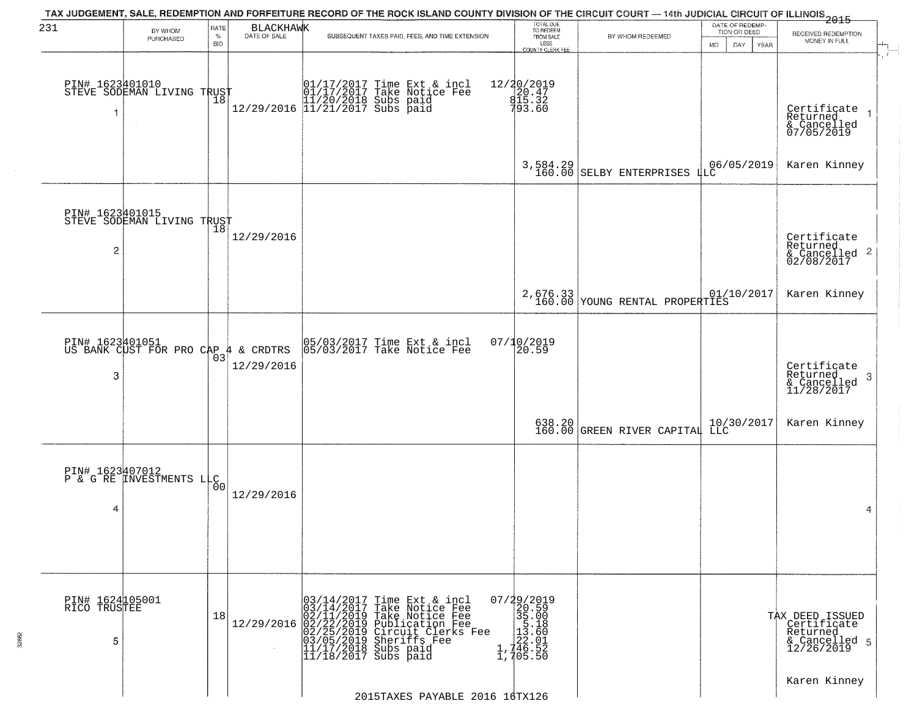TAX JUDGEMENT, SALE, REDEMPTION AND FORFEITURE RECORD OF THE ROCK ISLAND COUNTY DIVISION OF THE CIRCUIT COURT — 14th JUDICIAL CIRCUIT OF ILLINOIS 2015

231 BLACKHAWK

| | BY WHOM PURCHASED | RATE % BID | DATE OF SALE | SUBSEQUENT TAXES PAID, FEES, AND TIME EXTENSION | TOTAL DUE TO REDEEM FROM SALE LESS COUNTY CLERK FEE | BY WHOM REDEEMED | DATE OF REDEMPTION OR DEED MO DAY YEAR | RECEIVED REDEMPTION MONEY IN FULL | |
|---|---|---|---|---|---|---|---|---|---|
| 1 | PIN# 1623401010 STEVE SODEMAN LIVING TRUST | 18 | 12/29/2016 | 01/17/2017 Time Ext & incl<br>01/17/2017 Take Notice Fee<br>11/20/2018 Subs paid<br>11/21/2017 Subs paid | 12/20/2019<br>20.47<br>815.32<br>793.60<br>3,584.29<br>160.00 | SELBY ENTERPRISES LLC | 06/05/2019 | Certificate Returned & Cancelled 07/05/2019<br>Karen Kinney | 1 |
| 2 | PIN# 1623401015 STEVE SODEMAN LIVING TRUST | 18 | 12/29/2016 | | 2,676.33<br>160.00 | YOUNG RENTAL PROPERTIES | 01/10/2017 | Certificate Returned & Cancelled 02/08/2017<br>Karen Kinney | 2 |
| 3 | PIN# 1623401051 US BANK CUST FOR PRO CAP 4 & CRDTRS | 03 | 12/29/2016 | 05/03/2017 Time Ext & incl<br>05/03/2017 Take Notice Fee | 07/10/2019<br>20.59<br>638.20<br>160.00 | GREEN RIVER CAPITAL LLC | 10/30/2017 | Certificate Returned & Cancelled 11/28/2017<br>Karen Kinney | 3 |
| 4 | PIN# 1623407012 P & G RE INVESTMENTS LLC | 00 | 12/29/2016 | | | | | | 4 |
| 5 | PIN# 1624105001 RICO TRUSTEE | 18 | 12/29/2016 | 03/14/2017 Time Ext & incl<br>03/14/2017 Take Notice Fee<br>02/11/2019 Take Notice Fee<br>02/22/2019 Publication Fee<br>02/25/2019 Circuit Clerks Fee<br>03/05/2019 Sheriffs Fee<br>11/17/2018 Subs paid<br>11/18/2017 Subs paid | 07/29/2019<br>20.59<br>35.00<br>5.18<br>13.60<br>22.01<br>1,746.52<br>1,705.50 | | | TAX DEED ISSUED Certificate Returned & Cancelled 12/26/2019<br>Karen Kinney | 5 |

2015TAXES PAYABLE 2016 16TX126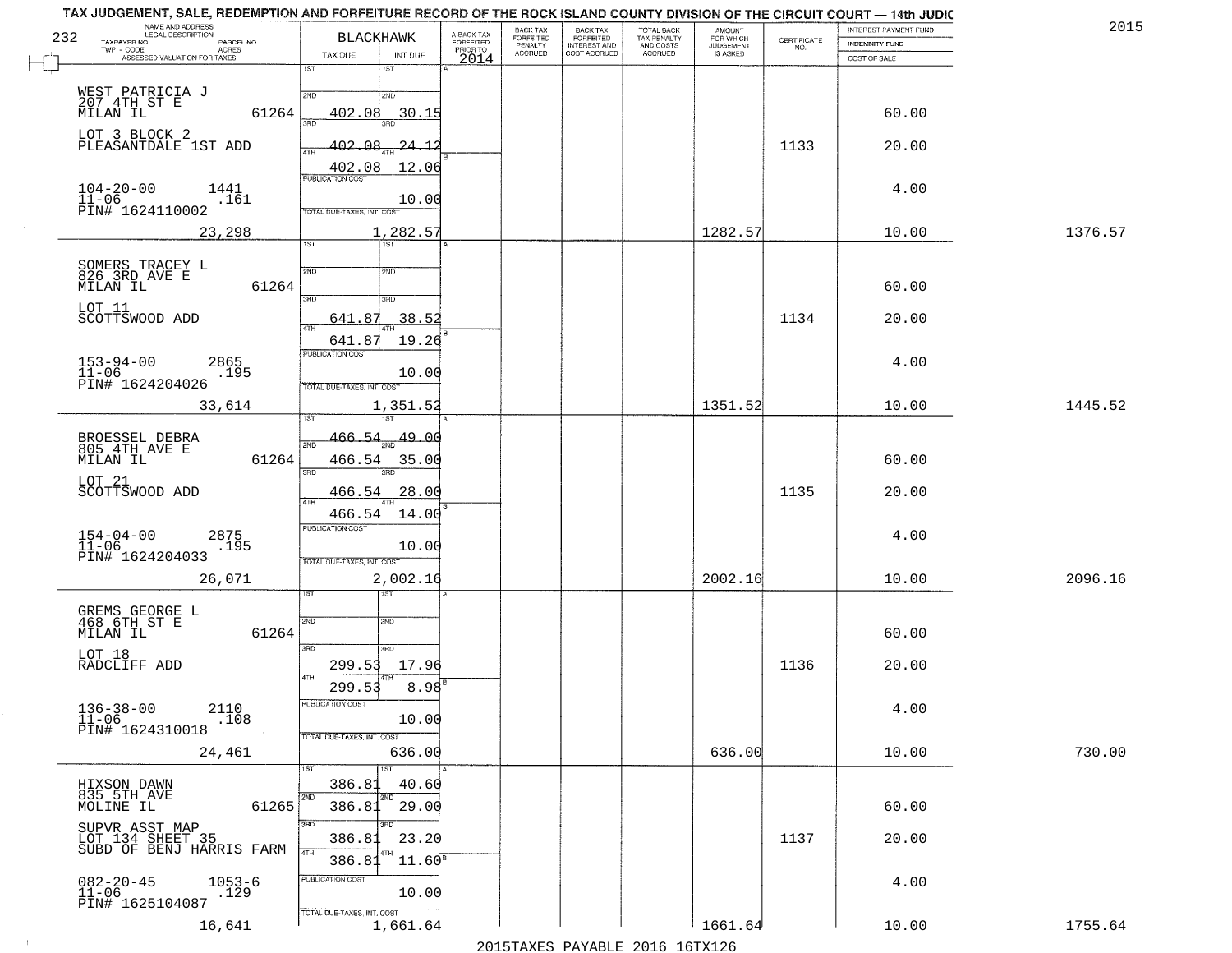# TAX JUDGEMENT, SALE, REDEMPTION AND FORFEITURE RECORD OF THE ROCK ISLAND COUNTY DIVISION OF THE CIRCUIT COURT — 14th JUDIC

2015

232 BLACKHAWK

| NAME AND ADDRESS / LEGAL DESCRIPTION / TAXPAYER NO. / PARCEL NO. / TWP - CODE / ACRES / ASSESSED VALUATION FOR TAXES | TAX DUE | INT DUE | A-BACK TAX FORFEITED PRIOR TO 2014 | BACK TAX FORFEITED PENALTY ACCRUED | BACK TAX FORFEITED INTEREST AND COST ACCRUED | TOTAL BACK TAX PENALTY AND COSTS ACCRUED | AMOUNT FOR WHICH JUDGEMENT IS ASKED | CERTIFICATE NO. | INTEREST PAYMENT FUND / INDEMNITY FUND / COST OF SALE | |
|---|---|---|---|---|---|---|---|---|---|---|
| WEST PATRICIA J<br>207 4TH ST E<br>MILAN IL 61264<br>LOT 3 BLOCK 2<br>PLEASANTDALE 1ST ADD<br>104-20-00 1441<br>11-06 .161<br>PIN# 1624110002<br>23,298 | 1ST<br>2ND 402.08<br>3RD 402.08<br>4TH 402.08<br>PUBLICATION COST<br>TOTAL DUE-TAXES, INT. COST | 1ST<br>2ND 30.15<br>3RD 24.12<br>4TH 12.06<br>10.00<br>1,282.57 | | | | | 1282.57 | 1133 | 60.00<br>20.00<br>4.00<br>10.00 | 1376.57 |
| SOMERS TRACEY L<br>826 3RD AVE E<br>MILAN IL 61264<br>LOT 11<br>SCOTTSWOOD ADD<br>153-94-00 2865<br>11-06 .195<br>PIN# 1624204026<br>33,614 | 1ST<br>2ND<br>3RD 641.87<br>4TH 641.87<br>PUBLICATION COST<br>TOTAL DUE-TAXES, INT. COST | 1ST<br>2ND<br>3RD 38.52<br>4TH 19.26<br>10.00<br>1,351.52 | | | | | 1351.52 | 1134 | 60.00<br>20.00<br>4.00<br>10.00 | 1445.52 |
| BROESSEL DEBRA<br>805 4TH AVE E<br>MILAN IL 61264<br>LOT 21<br>SCOTTSWOOD ADD<br>154-04-00 2875<br>11-06 .195<br>PIN# 1624204033<br>26,071 | 1ST 466.54<br>2ND 466.54<br>3RD 466.54<br>4TH 466.54<br>PUBLICATION COST<br>TOTAL DUE-TAXES, INT. COST | 1ST 49.00<br>2ND 35.00<br>3RD 28.00<br>4TH 14.00<br>10.00<br>2,002.16 | | | | | 2002.16 | 1135 | 60.00<br>20.00<br>4.00<br>10.00 | 2096.16 |
| GREMS GEORGE L<br>468 6TH ST E<br>MILAN IL 61264<br>LOT 18<br>RADCLIFF ADD<br>136-38-00 2110<br>11-06 .108<br>PIN# 1624310018<br>24,461 | 1ST<br>2ND<br>3RD 299.53<br>4TH 299.53<br>PUBLICATION COST<br>TOTAL DUE-TAXES, INT. COST | 1ST<br>2ND<br>3RD 17.96<br>4TH 8.98<br>10.00<br>636.00 | | | | | 636.00 | 1136 | 60.00<br>20.00<br>4.00<br>10.00 | 730.00 |
| HIXSON DAWN<br>835 5TH AVE<br>MOLINE IL 61265<br>SUPVR ASST MAP<br>LOT 134 SHEET 35<br>SUBD OF BENJ HARRIS FARM<br>082-20-45 1053-6<br>11-06 .129<br>PIN# 1625104087<br>16,641 | 1ST 386.81<br>2ND 386.81<br>3RD 386.81<br>4TH 386.81<br>PUBLICATION COST<br>TOTAL DUE-TAXES, INT. COST | 1ST 40.60<br>2ND 29.00<br>3RD 23.20<br>4TH 11.60<br>10.00<br>1,661.64 | | | | | 1661.64 | 1137 | 60.00<br>20.00<br>4.00<br>10.00 | 1755.64 |

2015TAXES PAYABLE 2016 16TX126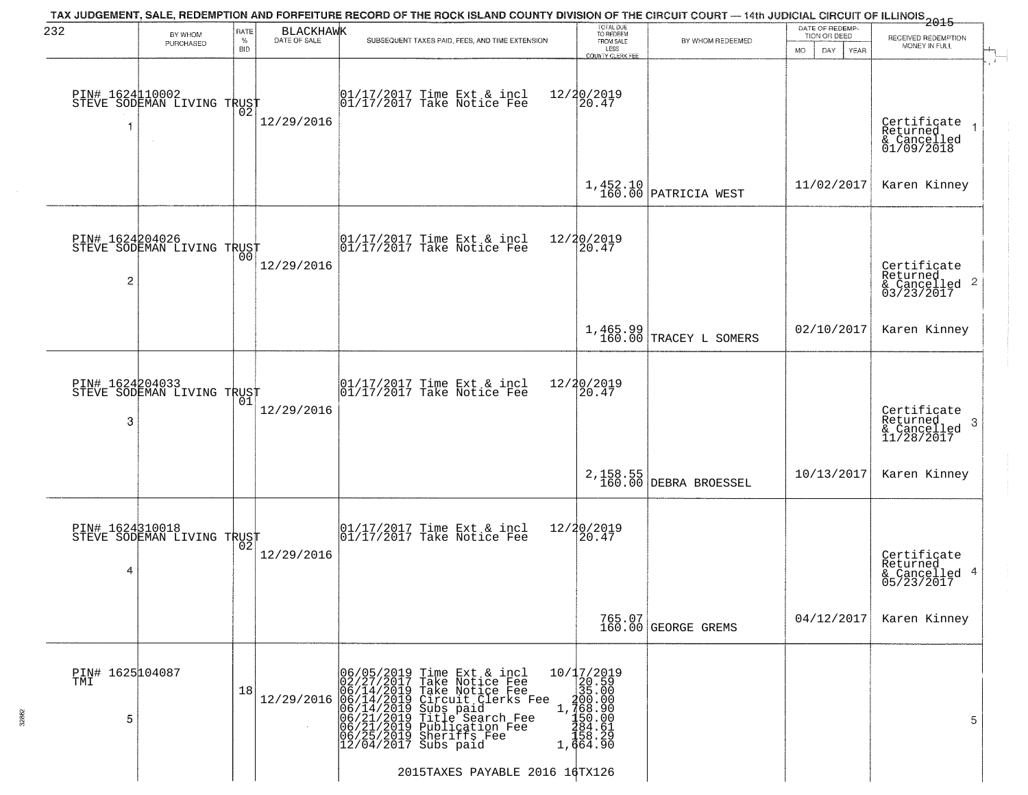TAX JUDGEMENT, SALE, REDEMPTION AND FORFEITURE RECORD OF THE ROCK ISLAND COUNTY DIVISION OF THE CIRCUIT COURT — 14th JUDICIAL CIRCUIT OF ILLINOIS 2015

BLACKHAWK

| | BY WHOM PURCHASED | RATE % BID | DATE OF SALE | SUBSEQUENT TAXES PAID, FEES, AND TIME EXTENSION | TOTAL DUE TO REDEEM FROM SALE LESS COUNTY CLERK FEE | BY WHOM REDEEMED | DATE OF REDEMPTION OR DEED MO DAY YEAR | RECEIVED REDEMPTION MONEY IN FULL |
|---|---|---|---|---|---|---|---|---|
| 1 | PIN# 1624110002 STEVE SODEMAN LIVING TRUST | 02 | 12/29/2016 | 01/17/2017 Time Ext & incl 12/20/2019<br>01/17/2017 Take Notice Fee 20.47 | 1,452.10<br>160.00 | PATRICIA WEST | 11/02/2017 | Certificate Returned & Cancelled 01/09/2018<br>Karen Kinney |
| 2 | PIN# 1624204026 STEVE SODEMAN LIVING TRUST | 00 | 12/29/2016 | 01/17/2017 Time Ext & incl 12/20/2019<br>01/17/2017 Take Notice Fee 20.47 | 1,465.99<br>160.00 | TRACEY L SOMERS | 02/10/2017 | Certificate Returned & Cancelled 03/23/2017<br>Karen Kinney |
| 3 | PIN# 1624204033 STEVE SODEMAN LIVING TRUST | 01 | 12/29/2016 | 01/17/2017 Time Ext & incl 12/20/2019<br>01/17/2017 Take Notice Fee 20.47 | 2,158.55<br>160.00 | DEBRA BROESSEL | 10/13/2017 | Certificate Returned & Cancelled 11/28/2017<br>Karen Kinney |
| 4 | PIN# 1624310018 STEVE SODEMAN LIVING TRUST | 02 | 12/29/2016 | 01/17/2017 Time Ext & incl 12/20/2019<br>01/17/2017 Take Notice Fee 20.47 | 765.07<br>160.00 | GEORGE GREMS | 04/12/2017 | Certificate Returned & Cancelled 05/23/2017<br>Karen Kinney |
| 5 | PIN# 1625104087 TMI | 18 | 12/29/2016 | 06/05/2019 Time Ext & incl 10/17/2019<br>02/27/2017 Take Notice Fee 20.59<br>06/14/2019 Take Notice Fee 35.00<br>06/14/2019 Circuit Clerks Fee 200.00<br>06/14/2019 Subs paid 1,768.90<br>06/21/2019 Title Search Fee 150.00<br>06/21/2019 Publication Fee 284.61<br>06/25/2019 Sheriffs Fee 158.29<br>12/04/2017 Subs paid 1,664.90 | | | | |

2015TAXES PAYABLE 2016 16TX126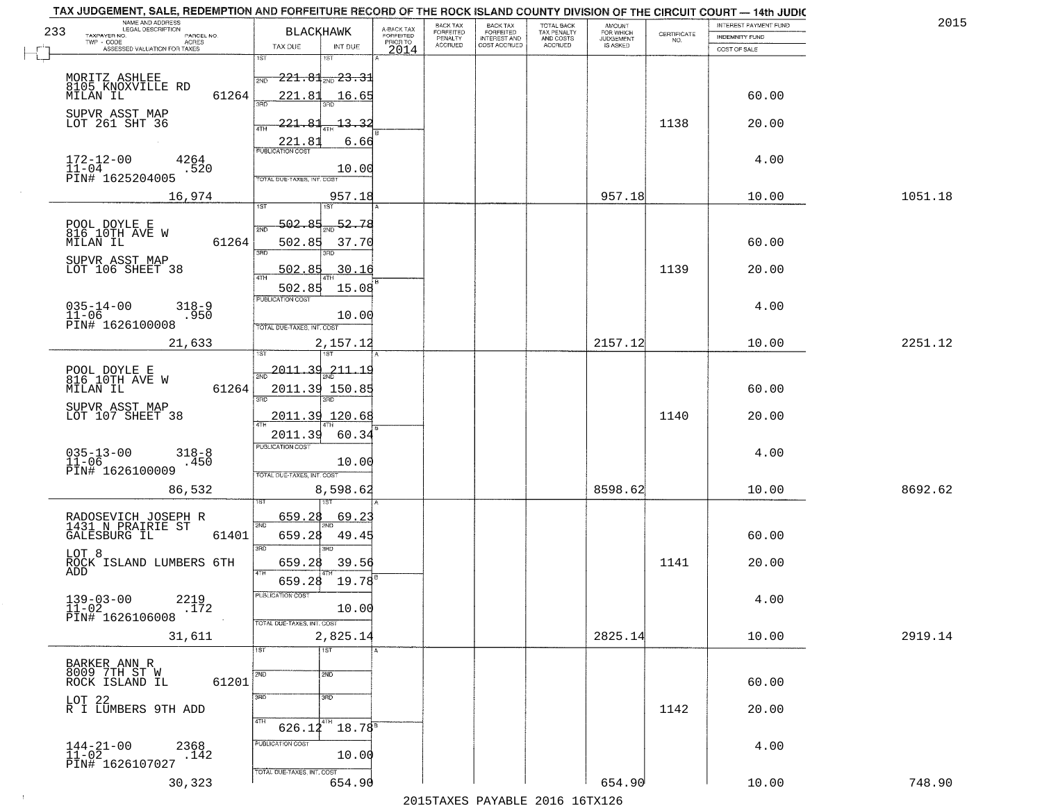# TAX JUDGEMENT, SALE, REDEMPTION AND FORFEITURE RECORD OF THE ROCK ISLAND COUNTY DIVISION OF THE CIRCUIT COURT — 14th JUDIC

2015

233 BLACKHAWK

| NAME AND ADDRESS / LEGAL DESCRIPTION / TAXPAYER NO. / PARCEL NO. / TWP - CODE / ACRES / ASSESSED VALUATION FOR TAXES | TAX DUE | INT DUE | A-BACK TAX FORFEITED PRIOR TO 2014 | BACK TAX FORFEITED PENALTY ACCRUED | BACK TAX FORFEITED INTEREST AND COST ACCRUED | TOTAL BACK TAX PENALTY AND COSTS ACCRUED | AMOUNT FOR WHICH JUDGEMENT IS ASKED | CERTIFICATE NO. | INTEREST PAYMENT FUND / INDEMNITY FUND / COST OF SALE | |
|---|---|---|---|---|---|---|---|---|---|---|
| MORITZ ASHLEE<br>8105 KNOXVILLE RD<br>MILAN IL 61264<br>SUPVR ASST MAP<br>LOT 261 SHT 36<br>172-12-00 4264<br>11-04 .520<br>PIN# 1625204005<br>16,974 | 1ST 221.81<br>2ND 221.81<br>3RD 221.81<br>4TH 221.81<br>PUBLICATION COST<br>TOTAL DUE-TAXES, INT. COST | 1ST 23.31<br>2ND 16.65<br>3RD 13.32<br>4TH 6.66<br>10.00<br>957.18 | | | | | 957.18 | 1138 | 60.00<br>20.00<br>4.00<br>10.00 | 1051.18 |
| POOL DOYLE E<br>816 10TH AVE W<br>MILAN IL 61264<br>SUPVR ASST MAP<br>LOT 106 SHEET 38<br>035-14-00 318-9<br>11-06 .950<br>PIN# 1626100008<br>21,633 | 1ST 502.85<br>2ND 502.85<br>3RD 502.85<br>4TH 502.85<br>PUBLICATION COST<br>TOTAL DUE-TAXES, INT. COST | 1ST 52.78<br>2ND 37.70<br>3RD 30.16<br>4TH 15.08<br>10.00<br>2,157.12 | | | | | 2157.12 | 1139 | 60.00<br>20.00<br>4.00<br>10.00 | 2251.12 |
| POOL DOYLE E<br>816 10TH AVE W<br>MILAN IL 61264<br>SUPVR ASST MAP<br>LOT 107 SHEET 38<br>035-13-00 318-8<br>11-06 .450<br>PIN# 1626100009<br>86,532 | 1ST 2011.39<br>2ND 2011.39<br>3RD 2011.39<br>4TH 2011.39<br>PUBLICATION COST<br>TOTAL DUE-TAXES, INT. COST | 1ST 211.19<br>2ND 150.85<br>3RD 120.68<br>4TH 60.34<br>10.00<br>8,598.62 | | | | | 8598.62 | 1140 | 60.00<br>20.00<br>4.00<br>10.00 | 8692.62 |
| RADOSEVICH JOSEPH R<br>1431 N PRAIRIE ST<br>GALESBURG IL 61401<br>LOT 8<br>ROCK ISLAND LUMBERS 6TH ADD<br>139-03-00 2219<br>11-02 .172<br>PIN# 1626106008<br>31,611 | 1ST 659.28<br>2ND 659.28<br>3RD 659.28<br>4TH 659.28<br>PUBLICATION COST<br>TOTAL DUE-TAXES, INT. COST | 1ST 69.23<br>2ND 49.45<br>3RD 39.56<br>4TH 19.78<br>10.00<br>2,825.14 | | | | | 2825.14 | 1141 | 60.00<br>20.00<br>4.00<br>10.00 | 2919.14 |
| BARKER ANN R<br>8009 7TH ST W<br>ROCK ISLAND IL 61201<br>LOT 22<br>R I LUMBERS 9TH ADD<br>144-21-00 2368<br>11-02 .142<br>PIN# 1626107027<br>30,323 | 1ST<br>2ND<br>3RD<br>4TH 626.12<br>PUBLICATION COST<br>TOTAL DUE-TAXES, INT. COST | 1ST<br>2ND<br>3RD<br>4TH 18.78<br>10.00<br>654.90 | | | | | 654.90 | 1142 | 60.00<br>20.00<br>4.00<br>10.00 | 748.90 |

2015TAXES PAYABLE 2016 16TX126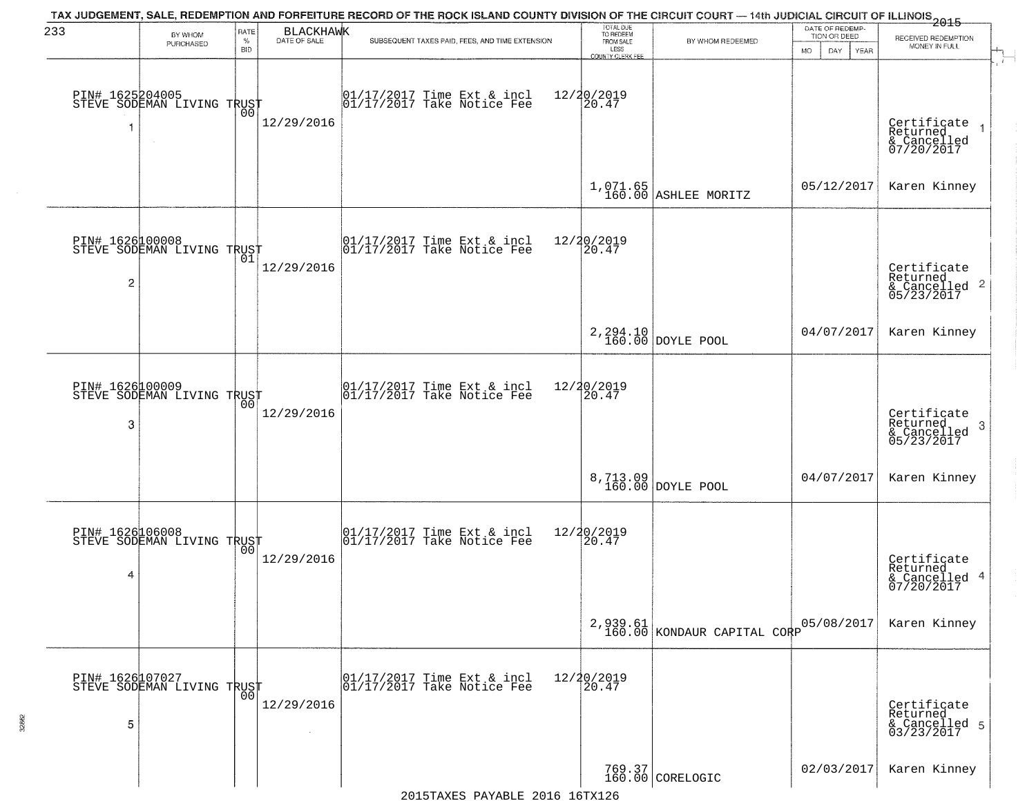TAX JUDGEMENT, SALE, REDEMPTION AND FORFEITURE RECORD OF THE ROCK ISLAND COUNTY DIVISION OF THE CIRCUIT COURT — 14th JUDICIAL CIRCUIT OF ILLINOIS 2015

233 BLACKHAWK

| | BY WHOM PURCHASED | RATE % BID | DATE OF SALE | SUBSEQUENT TAXES PAID, FEES, AND TIME EXTENSION | TOTAL DUE TO REDEEM FROM SALE LESS COUNTY CLERK FEE | BY WHOM REDEEMED | DATE OF REDEMPTION OR DEED MO DAY YEAR | RECEIVED REDEMPTION MONEY IN FULL |
|---|---|---|---|---|---|---|---|---|
| 1 | PIN# 1625204005 STEVE SODEMAN LIVING TRUST | 00 | 12/29/2016 | 01/17/2017 Time Ext & incl 12/20/2019<br>01/17/2017 Take Notice Fee 20.47 | 1,071.65<br>160.00 | ASHLEE MORITZ | 05/12/2017 | Certificate Returned & Cancelled 07/20/2017<br>Karen Kinney |
| 2 | PIN# 1626100008 STEVE SODEMAN LIVING TRUST | 01 | 12/29/2016 | 01/17/2017 Time Ext & incl 12/20/2019<br>01/17/2017 Take Notice Fee 20.47 | 2,294.10<br>160.00 | DOYLE POOL | 04/07/2017 | Certificate Returned & Cancelled 05/23/2017<br>Karen Kinney |
| 3 | PIN# 1626100009 STEVE SODEMAN LIVING TRUST | 00 | 12/29/2016 | 01/17/2017 Time Ext & incl 12/20/2019<br>01/17/2017 Take Notice Fee 20.47 | 8,713.09<br>160.00 | DOYLE POOL | 04/07/2017 | Certificate Returned & Cancelled 05/23/2017<br>Karen Kinney |
| 4 | PIN# 1626106008 STEVE SODEMAN LIVING TRUST | 00 | 12/29/2016 | 01/17/2017 Time Ext & incl 12/20/2019<br>01/17/2017 Take Notice Fee 20.47 | 2,939.61<br>160.00 | KONDAUR CAPITAL CORP | 05/08/2017 | Certificate Returned & Cancelled 07/20/2017<br>Karen Kinney |
| 5 | PIN# 1626107027 STEVE SODEMAN LIVING TRUST | 00 | 12/29/2016 | 01/17/2017 Time Ext & incl 12/20/2019<br>01/17/2017 Take Notice Fee 20.47 | 769.37<br>160.00 | CORELOGIC | 02/03/2017 | Certificate Returned & Cancelled 03/23/2017<br>Karen Kinney |

2015TAXES PAYABLE 2016 16TX126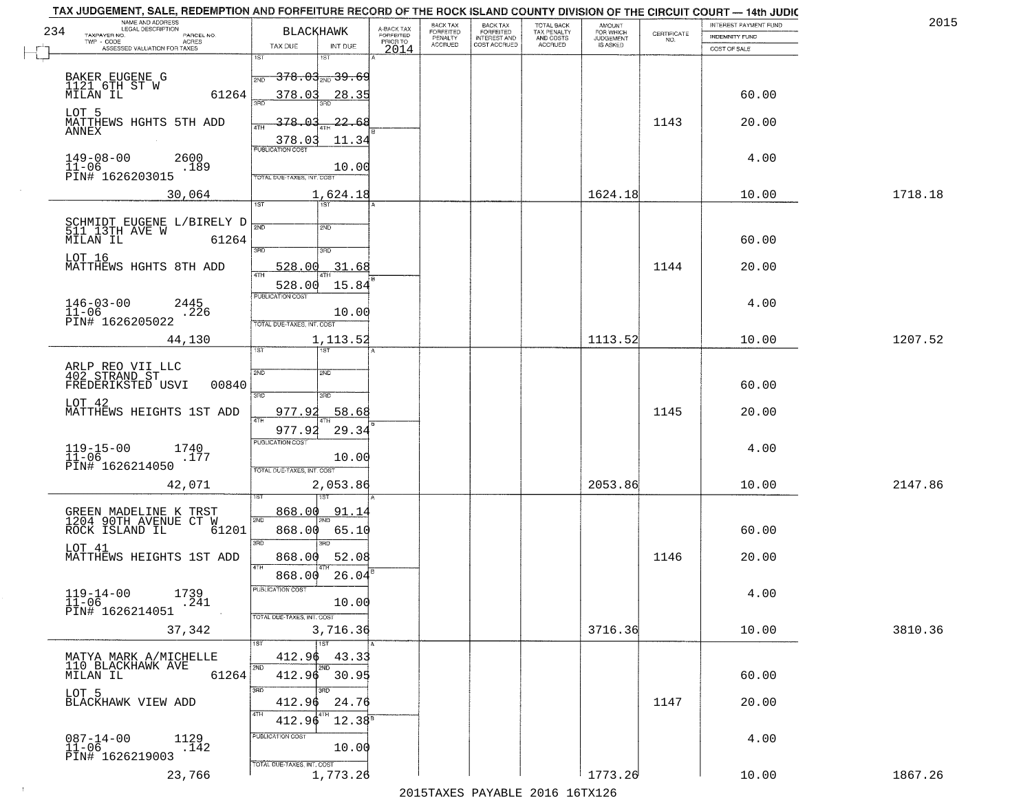# TAX JUDGEMENT, SALE, REDEMPTION AND FORFEITURE RECORD OF THE ROCK ISLAND COUNTY DIVISION OF THE CIRCUIT COURT — 14th JUDIC

2015

| NAME AND ADDRESS / LEGAL DESCRIPTION / TAXPAYER NO. / PARCEL NO. / TWP - CODE / ACRES / ASSESSED VALUATION FOR TAXES | BLACKHAWK TAX DUE | INT DUE | A-BACK TAX FORFEITED PRIOR TO 2014 | BACK TAX FORFEITED PENALTY ACCRUED | BACK TAX FORFEITED INTEREST AND COST ACCRUED | TOTAL BACK TAX PENALTY AND COSTS ACCRUED | AMOUNT FOR WHICH JUDGEMENT IS ASKED | CERTIFICATE NO. | INTEREST PAYMENT FUND / INDEMNITY FUND / COST OF SALE | |
|---|---|---|---|---|---|---|---|---|---|---|
| BAKER EUGENE G<br>1121 6TH ST W<br>MILAN IL 61264<br>LOT 5<br>MATTHEWS HGHTS 5TH ADD ANNEX<br>149-08-00 2600<br>11-06 .189<br>PIN# 1626203015<br>30,064 | 1ST<br>2ND 378.03<br>3RD 378.03<br>4TH 378.03<br>378.03<br>PUBLICATION COST<br>TOTAL DUE-TAXES, INT. COST | 1ST<br>2ND 39.69<br>28.35<br>3RD<br>22.68<br>4TH 11.34<br>10.00<br>1,624.18 | | | | | 1624.18 | 1143 | 60.00<br>20.00<br>4.00<br>10.00 | 1718.18 |
| SCHMIDT EUGENE L/BIRELY D<br>511 13TH AVE W<br>MILAN IL 61264<br>LOT 16<br>MATTHEWS HGHTS 8TH ADD<br>146-03-00 2445<br>11-06 .226<br>PIN# 1626205022<br>44,130 | 1ST<br>2ND<br>3RD 528.00<br>4TH 528.00<br>PUBLICATION COST<br>TOTAL DUE-TAXES, INT. COST | 1ST<br>2ND<br>3RD 31.68<br>4TH 15.84<br>10.00<br>1,113.52 | | | | | 1113.52 | 1144 | 60.00<br>20.00<br>4.00<br>10.00 | 1207.52 |
| ARLP REO VII LLC<br>402 STRAND ST<br>FREDERIKSTED USVI 00840<br>LOT 42<br>MATTHEWS HEIGHTS 1ST ADD<br>119-15-00 1740<br>11-06 .177<br>PIN# 1626214050<br>42,071 | 1ST<br>2ND<br>3RD 977.92<br>4TH 977.92<br>PUBLICATION COST<br>TOTAL DUE-TAXES, INT. COST | 1ST<br>2ND<br>3RD 58.68<br>4TH 29.34<br>10.00<br>2,053.86 | | | | | 2053.86 | 1145 | 60.00<br>20.00<br>4.00<br>10.00 | 2147.86 |
| GREEN MADELINE K TRST<br>1204 90TH AVENUE CT W<br>ROCK ISLAND IL 61201<br>LOT 41<br>MATTHEWS HEIGHTS 1ST ADD<br>119-14-00 1739<br>11-06 .241<br>PIN# 1626214051<br>37,342 | 1ST 868.00<br>2ND 868.00<br>3RD 868.00<br>4TH 868.00<br>PUBLICATION COST<br>TOTAL DUE-TAXES, INT. COST | 1ST 91.14<br>2ND 65.10<br>3RD 52.08<br>4TH 26.04<br>10.00<br>3,716.36 | | | | | 3716.36 | 1146 | 60.00<br>20.00<br>4.00<br>10.00 | 3810.36 |
| MATYA MARK A/MICHELLE<br>110 BLACKHAWK AVE<br>MILAN IL 61264<br>LOT 5<br>BLACKHAWK VIEW ADD<br>087-14-00 1129<br>11-06 .142<br>PIN# 1626219003<br>23,766 | 1ST 412.96<br>2ND 412.96<br>3RD 412.96<br>4TH 412.96<br>PUBLICATION COST<br>TOTAL DUE-TAXES, INT. COST | 1ST 43.33<br>2ND 30.95<br>3RD 24.76<br>4TH 12.38<br>10.00<br>1,773.26 | | | | | 1773.26 | 1147 | 60.00<br>20.00<br>4.00<br>10.00 | 1867.26 |

2015TAXES PAYABLE 2016 16TX126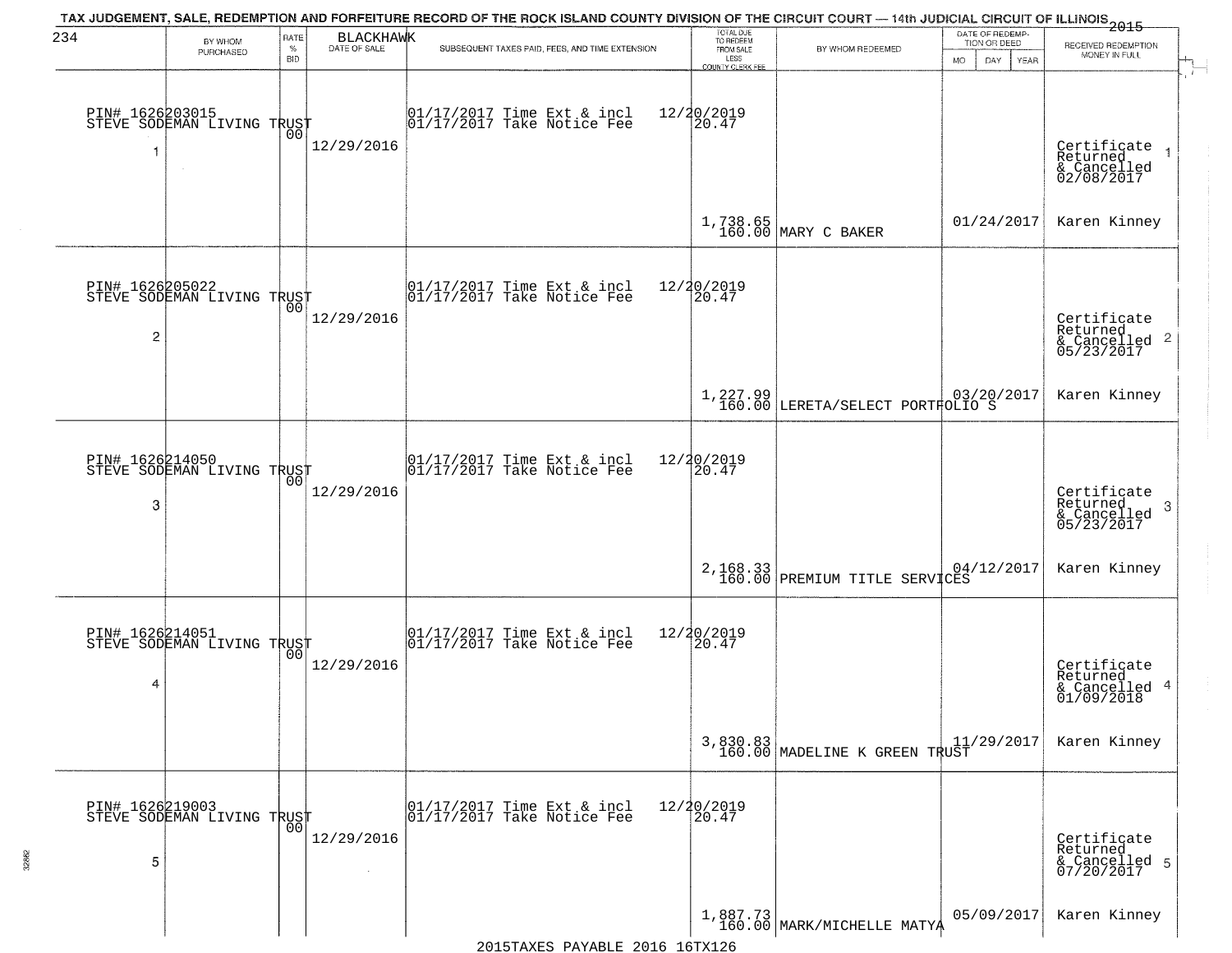TAX JUDGEMENT, SALE, REDEMPTION AND FORFEITURE RECORD OF THE ROCK ISLAND COUNTY DIVISION OF THE CIRCUIT COURT — 14th JUDICIAL CIRCUIT OF ILLINOIS 2015

234 BLACKHAWK

| | BY WHOM PURCHASED | RATE % BID | DATE OF SALE | SUBSEQUENT TAXES PAID, FEES, AND TIME EXTENSION | TOTAL DUE TO REDEEM FROM SALE LESS COUNTY CLERK FEE | BY WHOM REDEEMED | DATE OF REDEMPTION OR DEED MO DAY YEAR | RECEIVED REDEMPTION MONEY IN FULL |
|---|---|---|---|---|---|---|---|---|
| 1 | PIN# 1626203015 STEVE SODEMAN LIVING TRUST | 00 | 12/29/2016 | 01/17/2017 Time Ext & incl 12/20/2019; 01/17/2017 Take Notice Fee 20.47 | 1,738.65 160.00 | MARY C BAKER | 01/24/2017 | Certificate Returned & Cancelled 02/08/2017 Karen Kinney |
| 2 | PIN# 1626205022 STEVE SODEMAN LIVING TRUST | 00 | 12/29/2016 | 01/17/2017 Time Ext & incl 12/20/2019; 01/17/2017 Take Notice Fee 20.47 | 1,227.99 160.00 | LERETA/SELECT PORTFOLIO S | 03/20/2017 | Certificate Returned & Cancelled 05/23/2017 Karen Kinney |
| 3 | PIN# 1626214050 STEVE SODEMAN LIVING TRUST | 00 | 12/29/2016 | 01/17/2017 Time Ext & incl 12/20/2019; 01/17/2017 Take Notice Fee 20.47 | 2,168.33 160.00 | PREMIUM TITLE SERVICES | 04/12/2017 | Certificate Returned & Cancelled 05/23/2017 Karen Kinney |
| 4 | PIN# 1626214051 STEVE SODEMAN LIVING TRUST | 00 | 12/29/2016 | 01/17/2017 Time Ext & incl 12/20/2019; 01/17/2017 Take Notice Fee 20.47 | 3,830.83 160.00 | MADELINE K GREEN TRUST | 11/29/2017 | Certificate Returned & Cancelled 01/09/2018 Karen Kinney |
| 5 | PIN# 1626219003 STEVE SODEMAN LIVING TRUST | 00 | 12/29/2016 | 01/17/2017 Time Ext & incl 12/20/2019; 01/17/2017 Take Notice Fee 20.47 | 1,887.73 160.00 | MARK/MICHELLE MATYA | 05/09/2017 | Certificate Returned & Cancelled 07/20/2017 Karen Kinney |

2015TAXES PAYABLE 2016 16TX126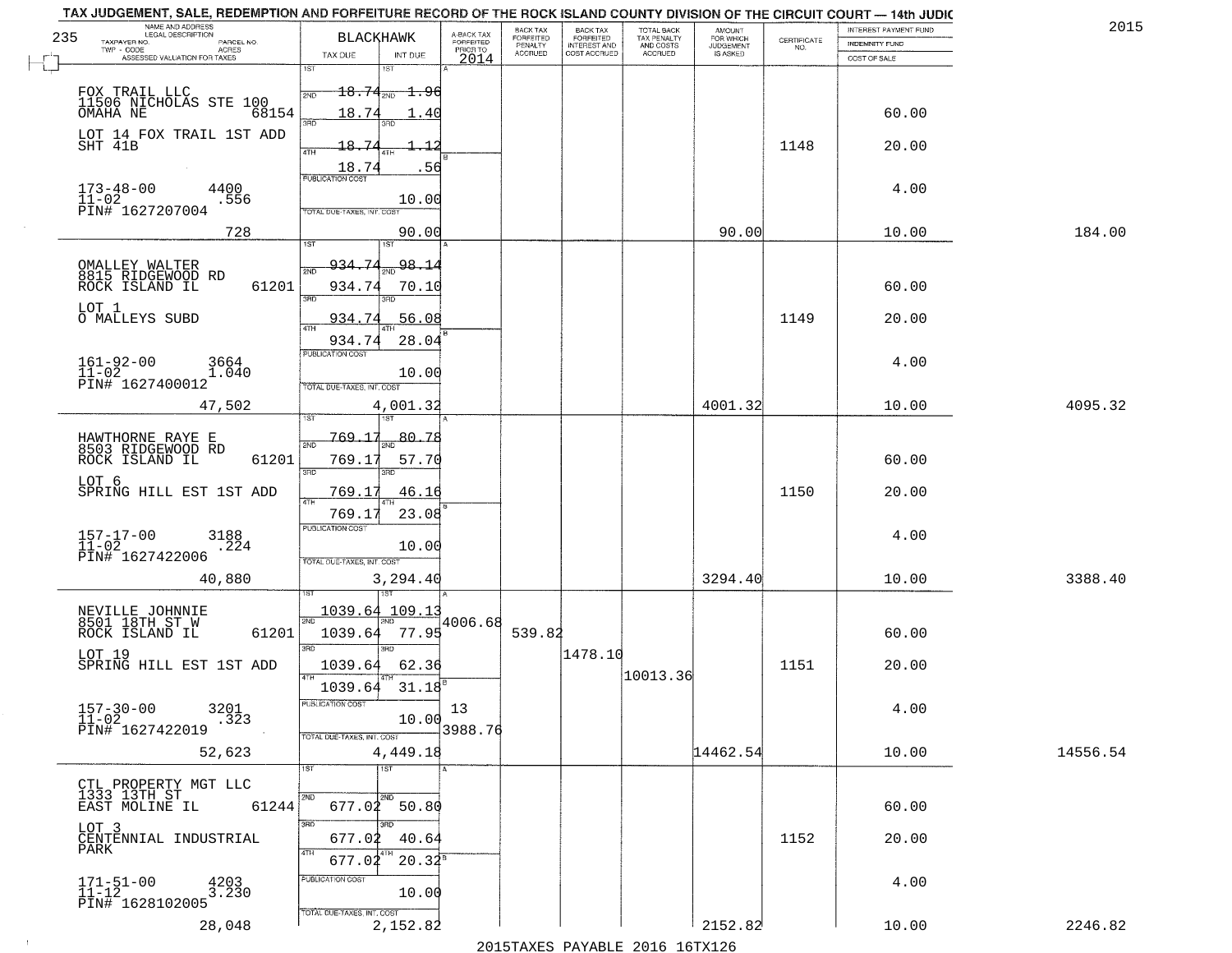TAX JUDGEMENT, SALE, REDEMPTION AND FORFEITURE RECORD OF THE ROCK ISLAND COUNTY DIVISION OF THE CIRCUIT COURT — 14th JUDIC

2015

| 235 NAME AND ADDRESS / LEGAL DESCRIPTION / TAXPAYER NO. / PARCEL NO. / TWP - CODE / ACRES / ASSESSED VALUATION FOR TAXES | BLACKHAWK TAX DUE | INT DUE | A-BACK TAX FORFEITED PRIOR TO 2014 | BACK TAX FORFEITED PENALTY ACCRUED | BACK TAX FORFEITED INTEREST AND COST ACCRUED | TOTAL BACK TAX PENALTY AND COSTS ACCRUED | AMOUNT FOR WHICH JUDGEMENT IS ASKED | CERTIFICATE NO. | INTEREST PAYMENT FUND / INDEMNITY FUND / COST OF SALE | |
|---|---|---|---|---|---|---|---|---|---|---|
| FOX TRAIL LLC<br>11506 NICHOLAS STE 100<br>OMAHA NE 68154<br>LOT 14 FOX TRAIL 1ST ADD<br>SHT 41B<br>173-48-00 4400<br>11-02 .556<br>PIN# 1627207004<br>728 | 1ST 18.74<br>2ND 18.74<br>3RD 18.74<br>4TH 18.74<br>PUBLICATION COST<br>TOTAL DUE-TAXES, INT. COST | 1.96<br>1.40<br>1.12<br>.56<br>10.00<br>90.00 | | | | | 90.00 | 1148 | 60.00<br>20.00<br>4.00<br>10.00 | 184.00 |
| OMALLEY WALTER<br>8815 RIDGEWOOD RD<br>ROCK ISLAND IL 61201<br>LOT 1<br>O MALLEYS SUBD<br>161-92-00 3664<br>11-02 1.040<br>PIN# 1627400012<br>47,502 | 1ST 934.74<br>2ND 934.74<br>3RD 934.74<br>4TH 934.74<br>PUBLICATION COST<br>TOTAL DUE-TAXES, INT. COST | 98.14<br>70.10<br>56.08<br>28.04<br>10.00<br>4,001.32 | | | | | 4001.32 | 1149 | 60.00<br>20.00<br>4.00<br>10.00 | 4095.32 |
| HAWTHORNE RAYE E<br>8503 RIDGEWOOD RD<br>ROCK ISLAND IL 61201<br>LOT 6<br>SPRING HILL EST 1ST ADD<br>157-17-00 3188<br>11-02 .224<br>PIN# 1627422006<br>40,880 | 1ST 769.17<br>2ND 769.17<br>3RD 769.17<br>4TH 769.17<br>PUBLICATION COST<br>TOTAL DUE-TAXES, INT. COST | 80.78<br>57.70<br>46.16<br>23.08<br>10.00<br>3,294.40 | | | | | 3294.40 | 1150 | 60.00<br>20.00<br>4.00<br>10.00 | 3388.40 |
| NEVILLE JOHNNIE<br>8501 18TH ST W<br>ROCK ISLAND IL 61201<br>LOT 19<br>SPRING HILL EST 1ST ADD<br>157-30-00 3201<br>11-02 .323<br>PIN# 1627422019<br>52,623 | 1ST 1039.64<br>2ND 1039.64<br>3RD 1039.64<br>4TH 1039.64<br>PUBLICATION COST<br>TOTAL DUE-TAXES, INT. COST | 109.13<br>77.95<br>62.36<br>31.18<br>10.00<br>4,449.18 | 4006.68<br>13<br>3988.76 | 539.82 | 1478.10 | 10013.36 | 14462.54 | 1151 | 60.00<br>20.00<br>4.00<br>10.00 | 14556.54 |
| CTL PROPERTY MGT LLC<br>1333 13TH ST<br>EAST MOLINE IL 61244<br>LOT 3<br>CENTENNIAL INDUSTRIAL PARK<br>171-51-00 4203<br>11-12 3.230<br>PIN# 1628102005<br>28,048 | 1ST<br>2ND 677.02<br>3RD 677.02<br>4TH 677.02<br>PUBLICATION COST<br>TOTAL DUE-TAXES, INT. COST | 50.80<br>40.64<br>20.32<br>10.00<br>2,152.82 | | | | | 2152.82 | 1152 | 60.00<br>20.00<br>4.00<br>10.00 | 2246.82 |

2015TAXES PAYABLE 2016 16TX126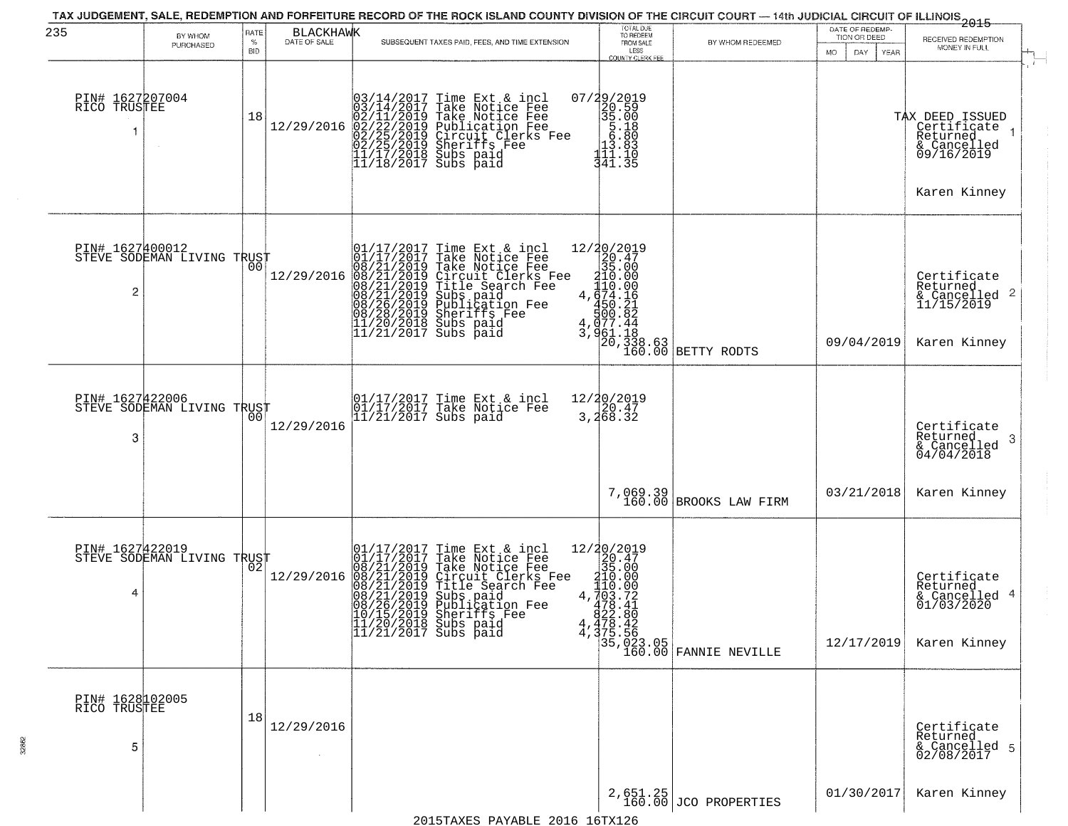# TAX JUDGEMENT, SALE, REDEMPTION AND FORFEITURE RECORD OF THE ROCK ISLAND COUNTY DIVISION OF THE CIRCUIT COURT — 14th JUDICIAL CIRCUIT OF ILLINOIS 2015

235 BLACKHAWK

| | BY WHOM PURCHASED | RATE % BID | DATE OF SALE | SUBSEQUENT TAXES PAID, FEES, AND TIME EXTENSION | TOTAL DUE TO REDEEM FROM SALE LESS COUNTY CLERK FEE | BY WHOM REDEEMED | DATE OF REDEMPTION OR DEED (MO DAY YEAR) | RECEIVED REDEMPTION MONEY IN FULL |
|---|---|---|---|---|---|---|---|---|
| 1 | PIN# 1627207004 RICO TRUSTEE | 18 | 12/29/2016 | 03/14/2017 Time Ext & incl 07/29/2019<br>03/14/2017 Take Notice Fee 20.59<br>02/11/2019 Take Notice Fee 35.00<br>02/22/2019 Publication Fee 5.18<br>02/25/2019 Circuit Clerks Fee 6.80<br>02/25/2019 Sheriffs Fee 13.83<br>11/17/2018 Subs paid 111.10<br>11/18/2017 Subs paid 341.35 | | | | TAX DEED ISSUED Certificate Returned & Cancelled 09/16/2019<br>Karen Kinney |
| 2 | PIN# 1627400012 STEVE SODEMAN LIVING TRUST | 00 | 12/29/2016 | 01/17/2017 Time Ext & incl 12/20/2019<br>01/17/2017 Take Notice Fee 20.47<br>08/21/2019 Take Notice Fee 35.00<br>08/21/2019 Circuit Clerks Fee 210.00<br>08/21/2019 Title Search Fee 110.00<br>08/21/2019 Subs paid 4,674.16<br>08/26/2019 Publication Fee 450.21<br>08/28/2019 Sheriffs Fee 500.82<br>11/20/2018 Subs paid 4,077.44<br>11/21/2017 Subs paid 3,961.18 | 20,338.63<br>160.00 | BETTY RODTS | 09/04/2019 | Certificate Returned & Cancelled 11/15/2019<br>Karen Kinney |
| 3 | PIN# 1627422006 STEVE SODEMAN LIVING TRUST | 00 | 12/29/2016 | 01/17/2017 Time Ext & incl 12/20/2019<br>01/17/2017 Take Notice Fee 20.47<br>11/21/2017 Subs paid 3,268.32 | 7,069.39<br>160.00 | BROOKS LAW FIRM | 03/21/2018 | Certificate Returned & Cancelled 04/04/2018<br>Karen Kinney |
| 4 | PIN# 1627422019 STEVE SODEMAN LIVING TRUST | 02 | 12/29/2016 | 01/17/2017 Time Ext & incl 12/20/2019<br>01/17/2017 Take Notice Fee 20.47<br>08/21/2019 Take Notice Fee 35.00<br>08/21/2019 Circuit Clerks Fee 210.00<br>08/21/2019 Title Search Fee 110.00<br>08/21/2019 Subs paid 4,703.72<br>08/26/2019 Publication Fee 478.41<br>10/15/2019 Sheriffs Fee 822.80<br>11/20/2018 Subs paid 4,478.42<br>11/21/2017 Subs paid 4,375.56 | 35,023.05<br>160.00 | FANNIE NEVILLE | 12/17/2019 | Certificate Returned & Cancelled 01/03/2020<br>Karen Kinney |
| 5 | PIN# 1628102005 RICO TRUSTEE | 18 | 12/29/2016 | | 2,651.25<br>160.00 | JCO PROPERTIES | 01/30/2017 | Certificate Returned & Cancelled 02/08/2017<br>Karen Kinney |

2015TAXES PAYABLE 2016 16TX126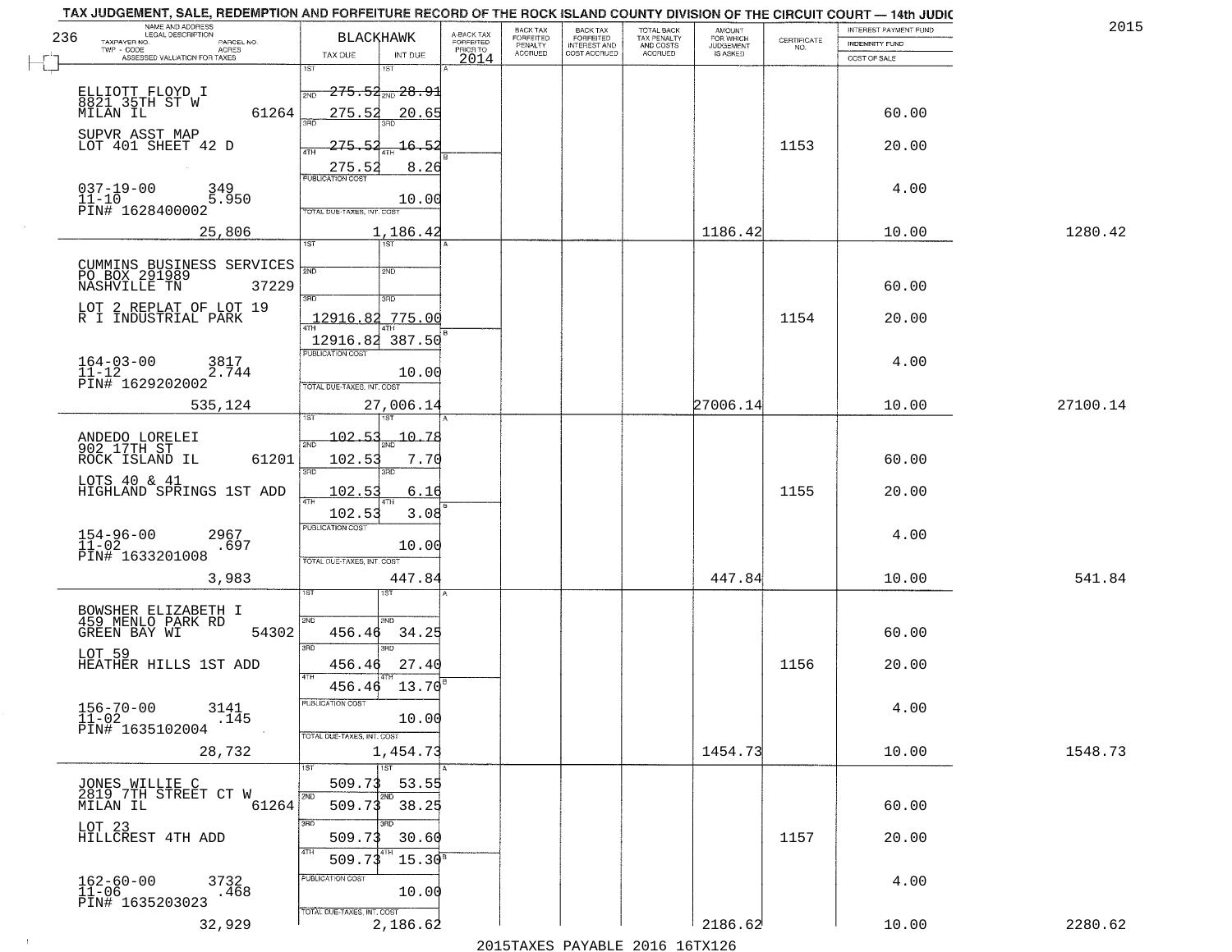TAX JUDGEMENT, SALE, REDEMPTION AND FORFEITURE RECORD OF THE ROCK ISLAND COUNTY DIVISION OF THE CIRCUIT COURT — 14th JUDIC

2015

| NAME AND ADDRESS / LEGAL DESCRIPTION / TAXPAYER NO. / PARCEL NO. / TWP - CODE / ACRES / ASSESSED VALUATION FOR TAXES | BLACKHAWK TAX DUE | INT DUE | A-BACK TAX FORFEITED PRIOR TO 2014 | BACK TAX FORFEITED PENALTY ACCRUED | BACK TAX FORFEITED INTEREST AND COST ACCRUED | TOTAL BACK TAX PENALTY AND COSTS ACCRUED | AMOUNT FOR WHICH JUDGEMENT IS ASKED | CERTIFICATE NO. | INTEREST PAYMENT FUND / INDEMNITY FUND / COST OF SALE | |
|---|---|---|---|---|---|---|---|---|---|---|
| ELLIOTT FLOYD I<br>8821 35TH ST W<br>MILAN IL 61264<br>SUPVR ASST MAP<br>LOT 401 SHEET 42 D<br>037-19-00 349<br>11-10 5.950<br>PIN# 1628400002<br>25,806 | 1ST 275.52<br>2ND 275.52<br>3RD 275.52<br>4TH 275.52<br>PUBLICATION COST<br>TOTAL DUE-TAXES, INT. COST 1,186.42 | 28.91<br>20.65<br>16.52<br>8.26<br>10.00 | | | | | 1186.42 | 1153 | 60.00<br>20.00<br>4.00<br>10.00 | 1280.42 |
| CUMMINS BUSINESS SERVICES<br>PO BOX 291989<br>NASHVILLE TN 37229<br>LOT 2 REPLAT OF LOT 19<br>R I INDUSTRIAL PARK<br>164-03-00 3817<br>11-12 2.744<br>PIN# 1629202002<br>535,124 | 1ST<br>2ND<br>3RD 12916.82<br>4TH 12916.82<br>PUBLICATION COST<br>TOTAL DUE-TAXES, INT. COST 27,006.14 | 775.00<br>387.50<br>10.00 | | | | | 27006.14 | 1154 | 60.00<br>20.00<br>4.00<br>10.00 | 27100.14 |
| ANDEDO LORELEI<br>902 17TH ST<br>ROCK ISLAND IL 61201<br>LOTS 40 & 41<br>HIGHLAND SPRINGS 1ST ADD<br>154-96-00 2967<br>11-02 .697<br>PIN# 1633201008<br>3,983 | 1ST 102.53<br>2ND 102.53<br>3RD 102.53<br>4TH 102.53<br>PUBLICATION COST<br>TOTAL DUE-TAXES, INT. COST 447.84 | 10.78<br>7.70<br>6.16<br>3.08<br>10.00 | | | | | 447.84 | 1155 | 60.00<br>20.00<br>4.00<br>10.00 | 541.84 |
| BOWSHER ELIZABETH I<br>459 MENLO PARK RD<br>GREEN BAY WI 54302<br>LOT 59<br>HEATHER HILLS 1ST ADD<br>156-70-00 3141<br>11-02 .145<br>PIN# 1635102004<br>28,732 | 1ST<br>2ND 456.46<br>3RD 456.46<br>4TH 456.46<br>PUBLICATION COST<br>TOTAL DUE-TAXES, INT. COST 1,454.73 | 34.25<br>27.40<br>13.70<br>10.00 | | | | | 1454.73 | 1156 | 60.00<br>20.00<br>4.00<br>10.00 | 1548.73 |
| JONES WILLIE C<br>2819 7TH STREET CT W<br>MILAN IL 61264<br>LOT 23<br>HILLCREST 4TH ADD<br>162-60-00 3732<br>11-06 .468<br>PIN# 1635203023<br>32,929 | 1ST 509.73<br>2ND 509.73<br>3RD 509.73<br>4TH 509.73<br>PUBLICATION COST<br>TOTAL DUE-TAXES, INT. COST 2,186.62 | 53.55<br>38.25<br>30.60<br>15.30<br>10.00 | | | | | 2186.62 | 1157 | 60.00<br>20.00<br>4.00<br>10.00 | 2280.62 |

2015TAXES PAYABLE 2016 16TX126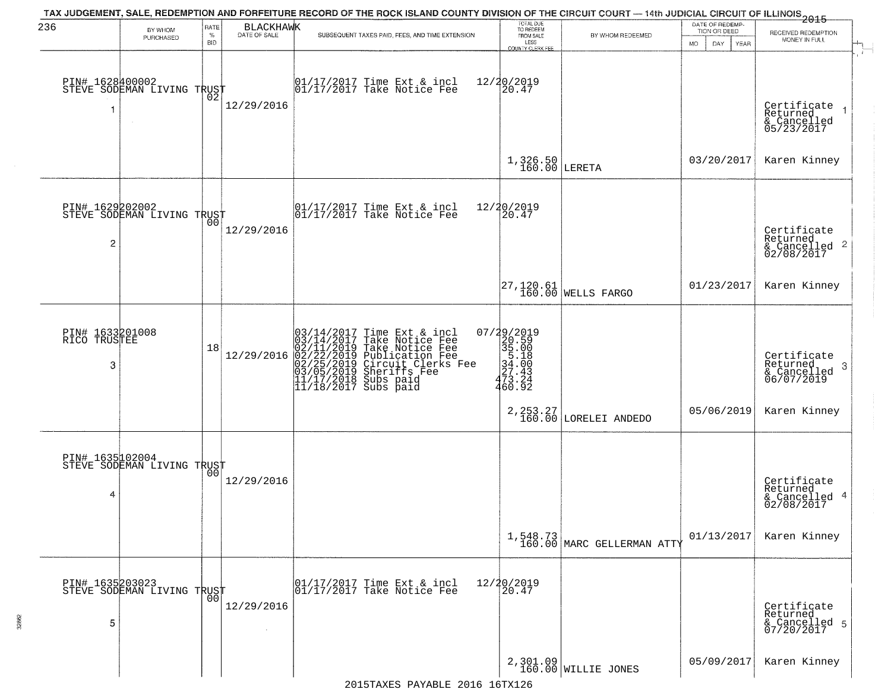TAX JUDGEMENT, SALE, REDEMPTION AND FORFEITURE RECORD OF THE ROCK ISLAND COUNTY DIVISION OF THE CIRCUIT COURT — 14th JUDICIAL CIRCUIT OF ILLINOIS 2015

BLACKHAWK

| BY WHOM PURCHASED | RATE % BID | DATE OF SALE | SUBSEQUENT TAXES PAID, FEES, AND TIME EXTENSION | TOTAL DUE TO REDEEM FROM SALE LESS COUNTY CLERK FEE | BY WHOM REDEEMED | DATE OF REDEMPTION OR DEED MO DAY YEAR | RECEIVED REDEMPTION MONEY IN FULL |
|---|---|---|---|---|---|---|---|
| PIN# 1628400002 STEVE SODEMAN LIVING TRUST 1 | 02 | 12/29/2016 | 01/17/2017 Time Ext & incl 12/20/2019<br>01/17/2017 Take Notice Fee 20.47 | 1,326.50<br>160.00 | LERETA | 03/20/2017 | Certificate Returned & Cancelled 05/23/2017 1<br>Karen Kinney |
| PIN# 1629202002 STEVE SODEMAN LIVING TRUST 2 | 00 | 12/29/2016 | 01/17/2017 Time Ext & incl 12/20/2019<br>01/17/2017 Take Notice Fee 20.47 | 27,120.61<br>160.00 | WELLS FARGO | 01/23/2017 | Certificate Returned & Cancelled 02/08/2017 2<br>Karen Kinney |
| PIN# 1633201008 RICO TRUSTEE 3 | 18 | 12/29/2016 | 03/14/2017 Time Ext & incl 07/29/2019<br>03/14/2017 Take Notice Fee 20.59<br>02/11/2019 Take Notice Fee 35.00<br>02/22/2019 Publication Fee 5.18<br>02/25/2019 Circuit Clerks Fee 34.00<br>03/05/2019 Sheriffs Fee 27.43<br>11/17/2018 Subs paid 473.24<br>11/18/2017 Subs paid 460.92 | 2,253.27<br>160.00 | LORELEI ANDEDO | 05/06/2019 | Certificate Returned & Cancelled 06/07/2019 3<br>Karen Kinney |
| PIN# 1635102004 STEVE SODEMAN LIVING TRUST 4 | 00 | 12/29/2016 | | 1,548.73<br>160.00 | MARC GELLERMAN ATTY | 01/13/2017 | Certificate Returned & Cancelled 02/08/2017 4<br>Karen Kinney |
| PIN# 1635203023 STEVE SODEMAN LIVING TRUST 5 | 00 | 12/29/2016 | 01/17/2017 Time Ext & incl 12/20/2019<br>01/17/2017 Take Notice Fee 20.47 | 2,301.09<br>160.00 | WILLIE JONES | 05/09/2017 | Certificate Returned & Cancelled 07/20/2017 5<br>Karen Kinney |

2015TAXES PAYABLE 2016 16TX126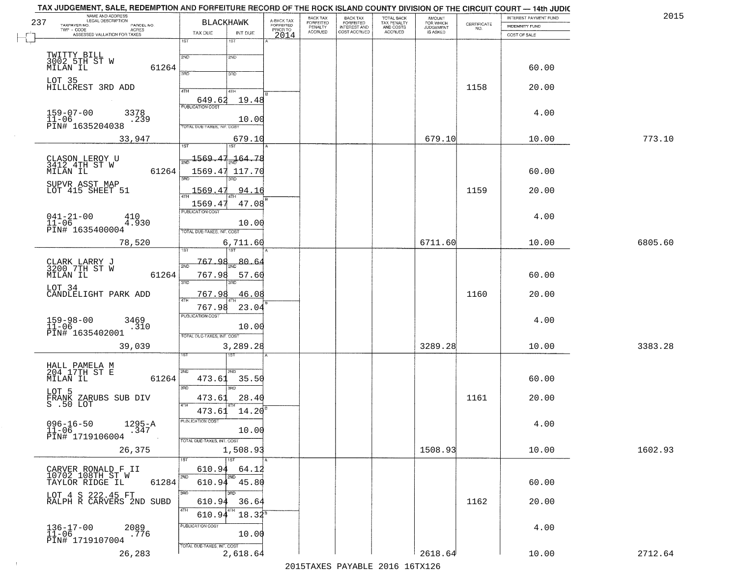# TAX JUDGEMENT, SALE, REDEMPTION AND FORFEITURE RECORD OF THE ROCK ISLAND COUNTY DIVISION OF THE CIRCUIT COURT — 14th JUDIC

2015

237

| NAME AND ADDRESS / LEGAL DESCRIPTION / TAXPAYER NO. / PARCEL NO. / TWP - CODE / ACRES / ASSESSED VALUATION FOR TAXES | BLACKHAWK TAX DUE | INT DUE | A-BACK TAX FORFEITED PRIOR TO 2014 | BACK TAX FORFEITED PENALTY ACCRUED | BACK TAX FORFEITED INTEREST AND COST ACCRUED | TOTAL BACK TAX PENALTY AND COSTS ACCRUED | AMOUNT FOR WHICH JUDGEMENT IS ASKED | CERTIFICATE NO. | INTEREST PAYMENT FUND / INDEMNITY FUND / COST OF SALE | |
|---|---|---|---|---|---|---|---|---|---|---|
| TWITTY BILL<br>3002 5TH ST W<br>MILAN IL 61264<br>LOT 35<br>HILLCREST 3RD ADD<br>159-07-00 3378<br>11-06 .239<br>PIN# 1635204038<br>33,947 | 1ST<br>2ND<br>3RD<br>4TH 649.62<br>PUBLICATION COST<br>TOTAL DUE-TAXES, INT. COST 679.10 | 1ST<br>2ND<br>3RD<br>4TH 19.48<br>10.00 | | | | | 679.10 | 1158 | 60.00<br>20.00<br>4.00<br>10.00 | 773.10 |
| CLASON LEROY U<br>3412 4TH ST W<br>MILAN IL 61264<br>SUPVR ASST MAP<br>LOT 415 SHEET 51<br>041-21-00 410<br>11-06 4.930<br>PIN# 1635400004<br>78,520 | 1ST 1569.47<br>2ND 1569.47<br>3RD 1569.47<br>4TH 1569.47<br>PUBLICATION COST<br>TOTAL DUE-TAXES, INT. COST 6,711.60 | 1ST 164.78<br>2ND 117.70<br>3RD 94.16<br>4TH 47.08<br>10.00 | | | | | 6711.60 | 1159 | 60.00<br>20.00<br>4.00<br>10.00 | 6805.60 |
| CLARK LARRY J<br>3200 7TH ST W<br>MILAN IL 61264<br>LOT 34<br>CANDLELIGHT PARK ADD<br>159-98-00 3469<br>11-06 .310<br>PIN# 1635402001<br>39,039 | 1ST 767.98<br>2ND 767.98<br>3RD 767.98<br>4TH 767.98<br>PUBLICATION COST<br>TOTAL DUE-TAXES, INT. COST 3,289.28 | 1ST 80.64<br>2ND 57.60<br>3RD 46.08<br>4TH 23.04<br>10.00 | | | | | 3289.28 | 1160 | 60.00<br>20.00<br>4.00<br>10.00 | 3383.28 |
| HALL PAMELA M<br>204 17TH ST E<br>MILAN IL 61264<br>LOT 5<br>FRANK ZARUBS SUB DIV<br>S .50 LOT<br>096-16-50 1295-A<br>11-06 .347<br>PIN# 1719106004<br>26,375 | 1ST<br>2ND 473.61<br>3RD 473.61<br>4TH 473.61<br>PUBLICATION COST<br>TOTAL DUE-TAXES, INT. COST 1,508.93 | 1ST<br>2ND 35.50<br>3RD 28.40<br>4TH 14.20<br>10.00 | | | | | 1508.93 | 1161 | 60.00<br>20.00<br>4.00<br>10.00 | 1602.93 |
| CARVER RONALD F II<br>10702 108TH ST W<br>TAYLOR RIDGE IL 61284<br>LOT 4 S 222.45 FT<br>RALPH R CARVERS 2ND SUBD<br>136-17-00 2089<br>11-06 .776<br>PIN# 1719107004<br>26,283 | 1ST 610.94<br>2ND 610.94<br>3RD 610.94<br>4TH 610.94<br>PUBLICATION COST<br>TOTAL DUE-TAXES, INT. COST 2,618.64 | 1ST 64.12<br>2ND 45.80<br>3RD 36.64<br>4TH 18.32<br>10.00 | | | | | 2618.64 | 1162 | 60.00<br>20.00<br>4.00<br>10.00 | 2712.64 |

2015TAXES PAYABLE 2016 16TX126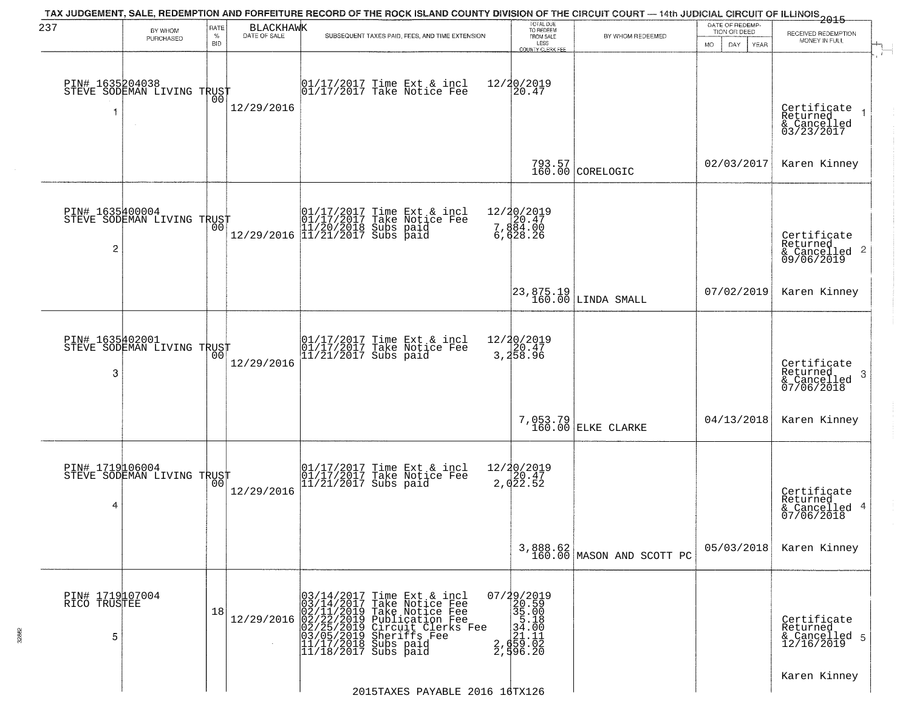TAX JUDGEMENT, SALE, REDEMPTION AND FORFEITURE RECORD OF THE ROCK ISLAND COUNTY DIVISION OF THE CIRCUIT COURT — 14th JUDICIAL CIRCUIT OF ILLINOIS 2015

237 BLACKHAWK

| | BY WHOM PURCHASED | RATE % BID | DATE OF SALE | SUBSEQUENT TAXES PAID, FEES, AND TIME EXTENSION | TOTAL DUE TO REDEEM FROM SALE LESS COUNTY CLERK FEE | BY WHOM REDEEMED | DATE OF REDEMPTION OR DEED MO DAY YEAR | RECEIVED REDEMPTION MONEY IN FULL |
|---|---|---|---|---|---|---|---|---|
| 1 | PIN# 1635204038 STEVE SODEMAN LIVING TRUST | 00 | 12/29/2016 | 01/17/2017 Time Ext & incl 12/20/2019<br>01/17/2017 Take Notice Fee 20.47 | 793.57<br>160.00 | CORELOGIC | 02/03/2017 | Certificate Returned & Cancelled 03/23/2017<br>Karen Kinney |
| 2 | PIN# 1635400004 STEVE SODEMAN LIVING TRUST | 00 | 12/29/2016 | 01/17/2017 Time Ext & incl 12/20/2019<br>01/17/2017 Take Notice Fee 20.47<br>11/20/2018 Subs paid 7,884.00<br>11/21/2017 Subs paid 6,628.26 | 23,875.19<br>160.00 | LINDA SMALL | 07/02/2019 | Certificate Returned & Cancelled 09/06/2019<br>Karen Kinney |
| 3 | PIN# 1635402001 STEVE SODEMAN LIVING TRUST | 00 | 12/29/2016 | 01/17/2017 Time Ext & incl 12/20/2019<br>01/17/2017 Take Notice Fee 20.47<br>11/21/2017 Subs paid 3,258.96 | 7,053.79<br>160.00 | ELKE CLARKE | 04/13/2018 | Certificate Returned & Cancelled 07/06/2018<br>Karen Kinney |
| 4 | PIN# 1719106004 STEVE SODEMAN LIVING TRUST | 00 | 12/29/2016 | 01/17/2017 Time Ext & incl 12/20/2019<br>01/17/2017 Take Notice Fee 20.47<br>11/21/2017 Subs paid 2,022.52 | 3,888.62<br>160.00 | MASON AND SCOTT PC | 05/03/2018 | Certificate Returned & Cancelled 07/06/2018<br>Karen Kinney |
| 5 | PIN# 1719107004 RICO TRUSTEE | 18 | 12/29/2016 | 03/14/2017 Time Ext & incl 07/29/2019<br>03/14/2017 Take Notice Fee 20.59<br>02/11/2019 Take Notice Fee 35.00<br>02/22/2019 Publication Fee 5.18<br>02/25/2019 Circuit Clerks Fee 34.00<br>03/05/2019 Sheriffs Fee 21.11<br>11/17/2018 Subs paid 2,659.02<br>11/18/2017 Subs paid 2,596.20 | | | | Certificate Returned & Cancelled 12/16/2019<br>Karen Kinney |

2015TAXES PAYABLE 2016 16TX126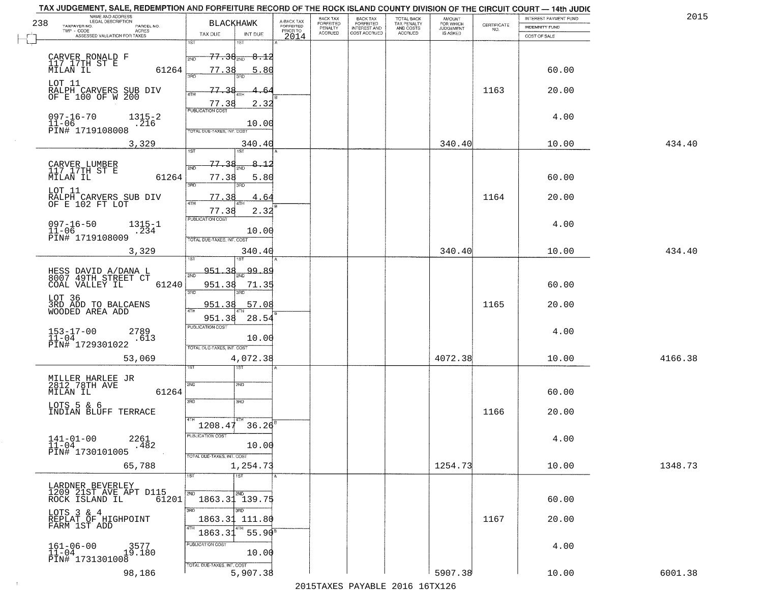# TAX JUDGEMENT, SALE, REDEMPTION AND FORFEITURE RECORD OF THE ROCK ISLAND COUNTY DIVISION OF THE CIRCUIT COURT — 14th JUDIC

2015

BLACKHAWK

| NAME AND ADDRESS / LEGAL DESCRIPTION / TAXPAYER NO. / PARCEL NO. / TWP - CODE / ACRES / ASSESSED VALUATION FOR TAXES | TAX DUE | INT DUE | A-BACK TAX FORFEITED PRIOR TO 2014 | BACK TAX FORFEITED PENALTY ACCRUED | BACK TAX FORFEITED INTEREST AND COST ACCRUED | TOTAL BACK TAX PENALTY AND COSTS ACCRUED | AMOUNT FOR WHICH JUDGEMENT IS ASKED | CERTIFICATE NO. | INTEREST PAYMENT FUND / INDEMNITY FUND / COST OF SALE | |
|---|---|---|---|---|---|---|---|---|---|---|
| CARVER RONALD F<br>117 17TH ST E<br>MILAN IL 61264<br>LOT 11<br>RALPH CARVERS SUB DIV<br>OF E 100 OF W 200<br>097-16-70 1315-2<br>11-06 .216<br>PIN# 1719108008<br>3,329 | 1ST 77.38<br>2ND 77.38<br>3RD 77.38<br>4TH 77.38<br>PUBLICATION COST<br>TOTAL DUE-TAXES, INT. COST | 1ST 8.12<br>2ND 5.80<br>3RD 4.64<br>4TH 2.32<br>10.00<br>340.40 | | | | | 340.40 | 1163 | 60.00<br>20.00<br>4.00<br>10.00 | 434.40 |
| CARVER LUMBER<br>117 17TH ST E<br>MILAN IL 61264<br>LOT 11<br>RALPH CARVERS SUB DIV<br>OF E 102 FT LOT<br>097-16-50 1315-1<br>11-06 .234<br>PIN# 1719108009<br>3,329 | 1ST 77.38<br>2ND 77.38<br>3RD 77.38<br>4TH 77.38<br>PUBLICATION COST<br>TOTAL DUE-TAXES, INT. COST | 1ST 8.12<br>2ND 5.80<br>3RD 4.64<br>4TH 2.32<br>10.00<br>340.40 | | | | | 340.40 | 1164 | 60.00<br>20.00<br>4.00<br>10.00 | 434.40 |
| HESS DAVID A/DANA L<br>8007 49TH STREET CT<br>COAL VALLEY IL 61240<br>LOT 36<br>3RD ADD TO BALCAENS<br>WOODED AREA ADD<br>153-17-00 2789<br>11-04 .613<br>PIN# 1729301022<br>53,069 | 1ST 951.38<br>2ND 951.38<br>3RD 951.38<br>4TH 951.38<br>PUBLICATION COST<br>TOTAL DUE-TAXES, INT. COST | 1ST 99.89<br>2ND 71.35<br>3RD 57.08<br>4TH 28.54<br>10.00<br>4,072.38 | | | | | 4072.38 | 1165 | 60.00<br>20.00<br>4.00<br>10.00 | 4166.38 |
| MILLER HARLEE JR<br>2812 78TH AVE<br>MILAN IL 61264<br>LOTS 5 & 6<br>INDIAN BLUFF TERRACE<br>141-01-00 2261<br>11-04 .482<br>PIN# 1730101005<br>65,788 | 1ST<br>2ND<br>3RD<br>4TH 1208.47<br>PUBLICATION COST<br>TOTAL DUE-TAXES, INT. COST | 1ST<br>2ND<br>3RD<br>4TH 36.26<br>10.00<br>1,254.73 | | | | | 1254.73 | 1166 | 60.00<br>20.00<br>4.00<br>10.00 | 1348.73 |
| LARDNER BEVERLEY<br>1209 21ST AVE APT D115<br>ROCK ISLAND IL 61201<br>LOTS 3 & 4<br>REPLAT OF HIGHPOINT<br>FARM 1ST ADD<br>161-06-00 3577<br>11-04 19.180<br>PIN# 1731301008<br>98,186 | 1ST<br>2ND 1863.31<br>3RD 1863.31<br>4TH 1863.31<br>PUBLICATION COST<br>TOTAL DUE-TAXES, INT. COST | 1ST<br>2ND 139.75<br>3RD 111.80<br>4TH 55.90<br>10.00<br>5,907.38 | | | | | 5907.38 | 1167 | 60.00<br>20.00<br>4.00<br>10.00 | 6001.38 |

2015TAXES PAYABLE 2016 16TX126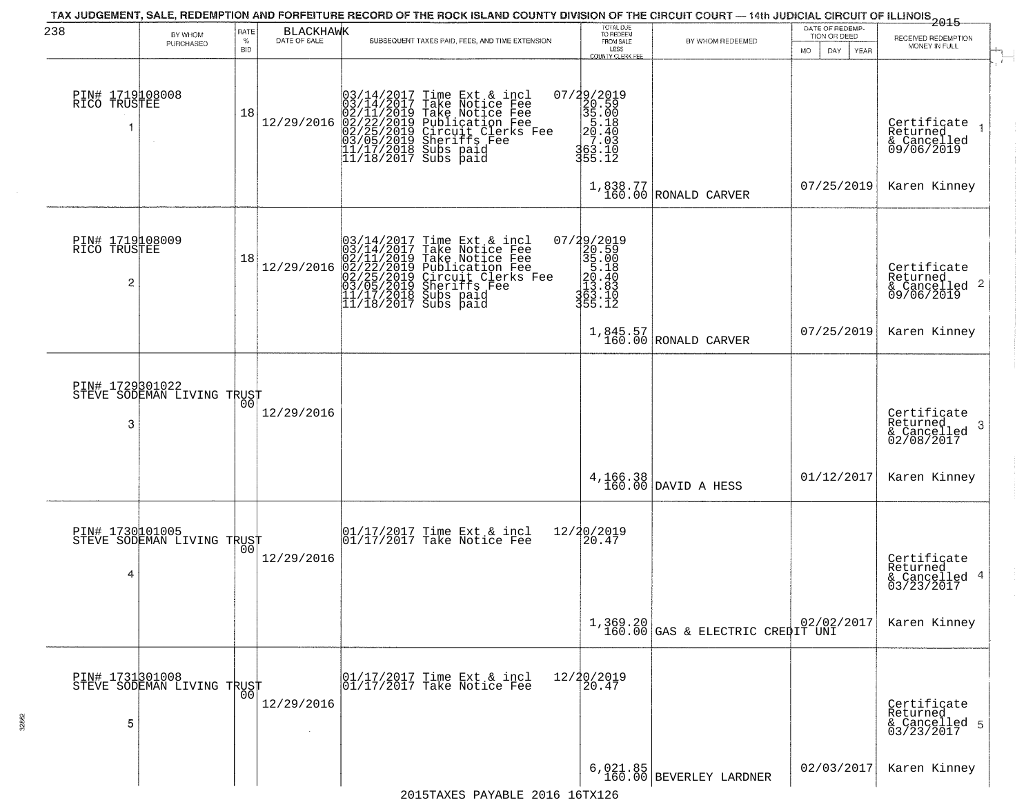# TAX JUDGEMENT, SALE, REDEMPTION AND FORFEITURE RECORD OF THE ROCK ISLAND COUNTY DIVISION OF THE CIRCUIT COURT — 14th JUDICIAL CIRCUIT OF ILLINOIS 2015

238 BLACKHAWK

| BY WHOM PURCHASED | RATE % BID | DATE OF SALE | SUBSEQUENT TAXES PAID, FEES, AND TIME EXTENSION | TOTAL DUE TO REDEEM FROM SALE LESS COUNTY CLERK FEE | BY WHOM REDEEMED | DATE OF REDEMPTION OR DEED MO DAY YEAR | RECEIVED REDEMPTION MONEY IN FULL |
|---|---|---|---|---|---|---|---|
| PIN# 1719108008 RICO TRUSTEE 1 | 18 | 12/29/2016 | 03/14/2017 Time Ext & incl 07/29/2019<br>03/14/2017 Take Notice Fee 20.59<br>02/11/2019 Take Notice Fee 35.00<br>02/22/2019 Publication Fee 5.18<br>02/25/2019 Circuit Clerks Fee 20.40<br>03/05/2019 Sheriffs Fee 7.03<br>11/17/2018 Subs paid 363.10<br>11/18/2017 Subs paid 355.12 | 1,838.77<br>160.00 | RONALD CARVER | 07/25/2019 | Certificate Returned & Cancelled 09/06/2019 1<br>Karen Kinney |
| PIN# 1719108009 RICO TRUSTEE 2 | 18 | 12/29/2016 | 03/14/2017 Time Ext & incl 07/29/2019<br>03/14/2017 Take Notice Fee 20.59<br>02/11/2019 Take Notice Fee 35.00<br>02/22/2019 Publication Fee 5.18<br>02/25/2019 Circuit Clerks Fee 20.40<br>03/05/2019 Sheriffs Fee 13.83<br>11/17/2018 Subs paid 363.10<br>11/18/2017 Subs paid 355.12 | 1,845.57<br>160.00 | RONALD CARVER | 07/25/2019 | Certificate Returned & Cancelled 09/06/2019 2<br>Karen Kinney |
| PIN# 1729301022 STEVE SODEMAN LIVING TRUST 3 | 00 | 12/29/2016 | | 4,166.38<br>160.00 | DAVID A HESS | 01/12/2017 | Certificate Returned & Cancelled 02/08/2017 3<br>Karen Kinney |
| PIN# 1730101005 STEVE SODEMAN LIVING TRUST 4 | 00 | 12/29/2016 | 01/17/2017 Time Ext & incl 12/20/2019<br>01/17/2017 Take Notice Fee 20.47 | 1,369.20<br>160.00 | GAS & ELECTRIC CREDIT UNI | 02/02/2017 | Certificate Returned & Cancelled 03/23/2017 4<br>Karen Kinney |
| PIN# 1731301008 STEVE SODEMAN LIVING TRUST 5 | 00 | 12/29/2016 | 01/17/2017 Time Ext & incl 12/20/2019<br>01/17/2017 Take Notice Fee 20.47 | 6,021.85<br>160.00 | BEVERLEY LARDNER | 02/03/2017 | Certificate Returned & Cancelled 03/23/2017 5<br>Karen Kinney |

2015TAXES PAYABLE 2016 16TX126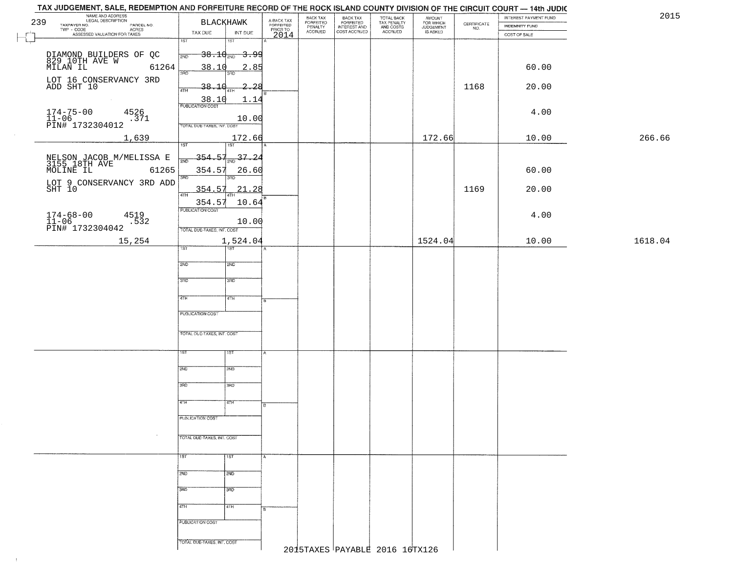# TAX JUDGEMENT, SALE, REDEMPTION AND FORFEITURE RECORD OF THE ROCK ISLAND COUNTY DIVISION OF THE CIRCUIT COURT — 14th JUDIC

2015

239

BLACKHAWK

| NAME AND ADDRESS / LEGAL DESCRIPTION / TAXPAYER NO. / PARCEL NO. / TWP - CODE / ACRES / ASSESSED VALUATION FOR TAXES | TAX DUE | INT DUE | A-BACK TAX FORFEITED PRIOR TO 2014 | BACK TAX FORFEITED PENALTY ACCRUED | BACK TAX FORFEITED INTEREST AND COST ACCRUED | TOTAL BACK TAX PENALTY AND COSTS ACCRUED | AMOUNT FOR WHICH JUDGEMENT IS ASKED | CERTIFICATE NO. | INTEREST PAYMENT FUND / INDEMNITY FUND / COST OF SALE | |
|---|---|---|---|---|---|---|---|---|---|---|
| DIAMOND BUILDERS OF QC, 829 10TH AVE W, MILAN IL 61264 | 1ST 38.10 | 1ST 3.99 | | | | | | | | |
| LOT 16 CONSERVANCY 3RD ADD SHT 10 | 2ND 38.10 | 2ND 2.85 | | | | | | | 60.00 | |
| | 3RD 38.10 | 3RD 2.28 | | | | | | 1168 | 20.00 | |
| 174-75-00 4526, 11-06 .371, PIN# 1732304012 | 4TH 38.10 | 4TH 1.14 | | | | | | | | |
| | PUBLICATION COST | 10.00 | | | | | | | 4.00 | |
| 1,639 | TOTAL DUE-TAXES, INT. COST | 172.66 | | | | | 172.66 | | 10.00 | 266.66 |
| NELSON JACOB M/MELISSA E, 3155 18TH AVE, MOLINE IL 61265 | 1ST 354.57 | 1ST 37.24 | | | | | | | | |
| LOT 9 CONSERVANCY 3RD ADD SHT 10 | 2ND 354.57 | 2ND 26.60 | | | | | | | 60.00 | |
| | 3RD 354.57 | 3RD 21.28 | | | | | | 1169 | 20.00 | |
| 174-68-00 4519, 11-06 .532, PIN# 1732304042 | 4TH 354.57 | 4TH 10.64 | | | | | | | | |
| | PUBLICATION COST | 10.00 | | | | | | | 4.00 | |
| 15,254 | TOTAL DUE-TAXES, INT. COST | 1,524.04 | | | | | 1524.04 | | 10.00 | 1618.04 |

2015TAXES PAYABLE 2016 16TX126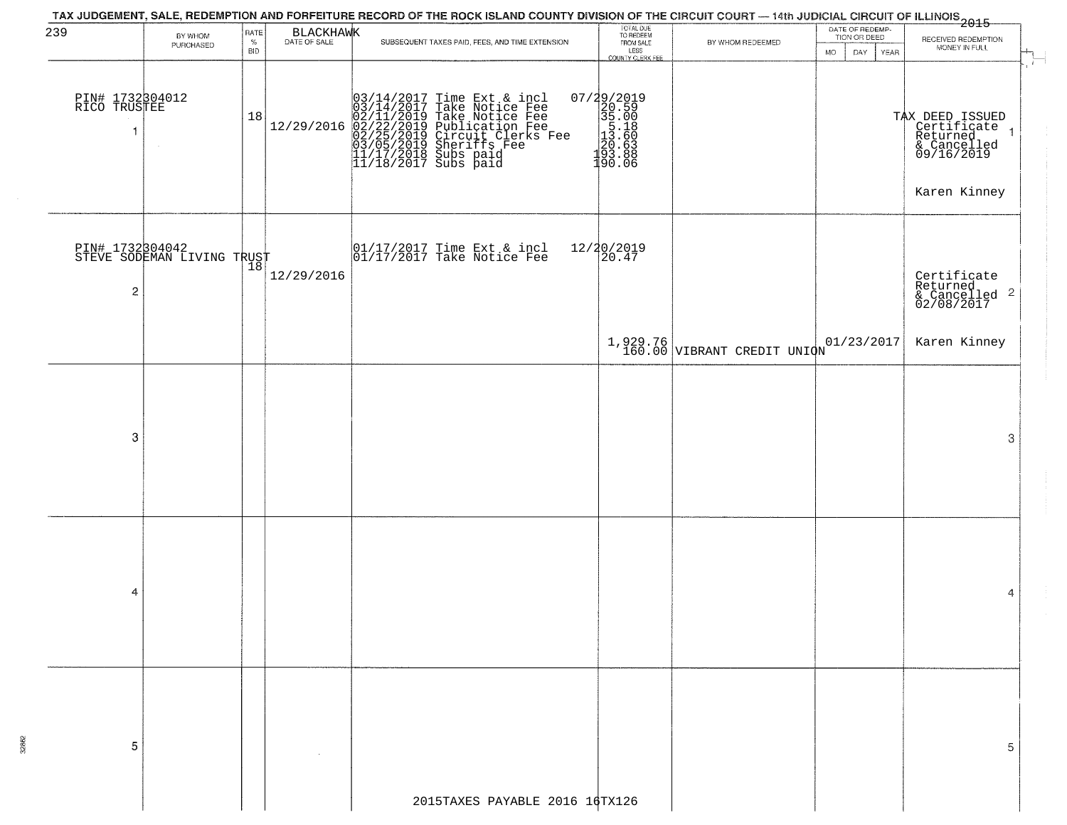# TAX JUDGEMENT, SALE, REDEMPTION AND FORFEITURE RECORD OF THE ROCK ISLAND COUNTY DIVISION OF THE CIRCUIT COURT — 14th JUDICIAL CIRCUIT OF ILLINOIS 2015

239 BLACKHAWK

| | BY WHOM PURCHASED | RATE % BID | DATE OF SALE | SUBSEQUENT TAXES PAID, FEES, AND TIME EXTENSION | TOTAL DUE TO REDEEM FROM SALE LESS COUNTY CLERK FEE | BY WHOM REDEEMED | DATE OF REDEMPTION OR DEED (MO DAY YEAR) | RECEIVED REDEMPTION MONEY IN FULL | |
|---|---|---|---|---|---|---|---|---|---|
| 1 | PIN# 1732304012 RICO TRUSTEE | 18 | 12/29/2016 | 03/14/2017 Time Ext & incl<br>03/14/2017 Take Notice Fee<br>02/11/2019 Take Notice Fee<br>02/22/2019 Publication Fee<br>02/25/2019 Circuit Clerks Fee<br>03/05/2019 Sheriffs Fee<br>11/17/2018 Subs paid<br>11/18/2017 Subs paid | 07/29/2019<br>20.59<br>35.00<br>5.18<br>13.60<br>20.63<br>193.88<br>190.06 | | | TAX DEED ISSUED Certificate Returned & Cancelled 09/16/2019<br>Karen Kinney | 1 |
| 2 | PIN# 1732304042 STEVE SODEMAN LIVING TRUST | 18 | 12/29/2016 | 01/17/2017 Time Ext & incl<br>01/17/2017 Take Notice Fee | 12/20/2019<br>20.47<br>1,929.76<br>160.00 | VIBRANT CREDIT UNION | 01/23/2017 | Certificate Returned & Cancelled 02/08/2017<br>Karen Kinney | 2 |
| 3 | | | | | | | | | 3 |
| 4 | | | | | | | | | 4 |
| 5 | | | | | | | | | 5 |

2015TAXES PAYABLE 2016 16TX126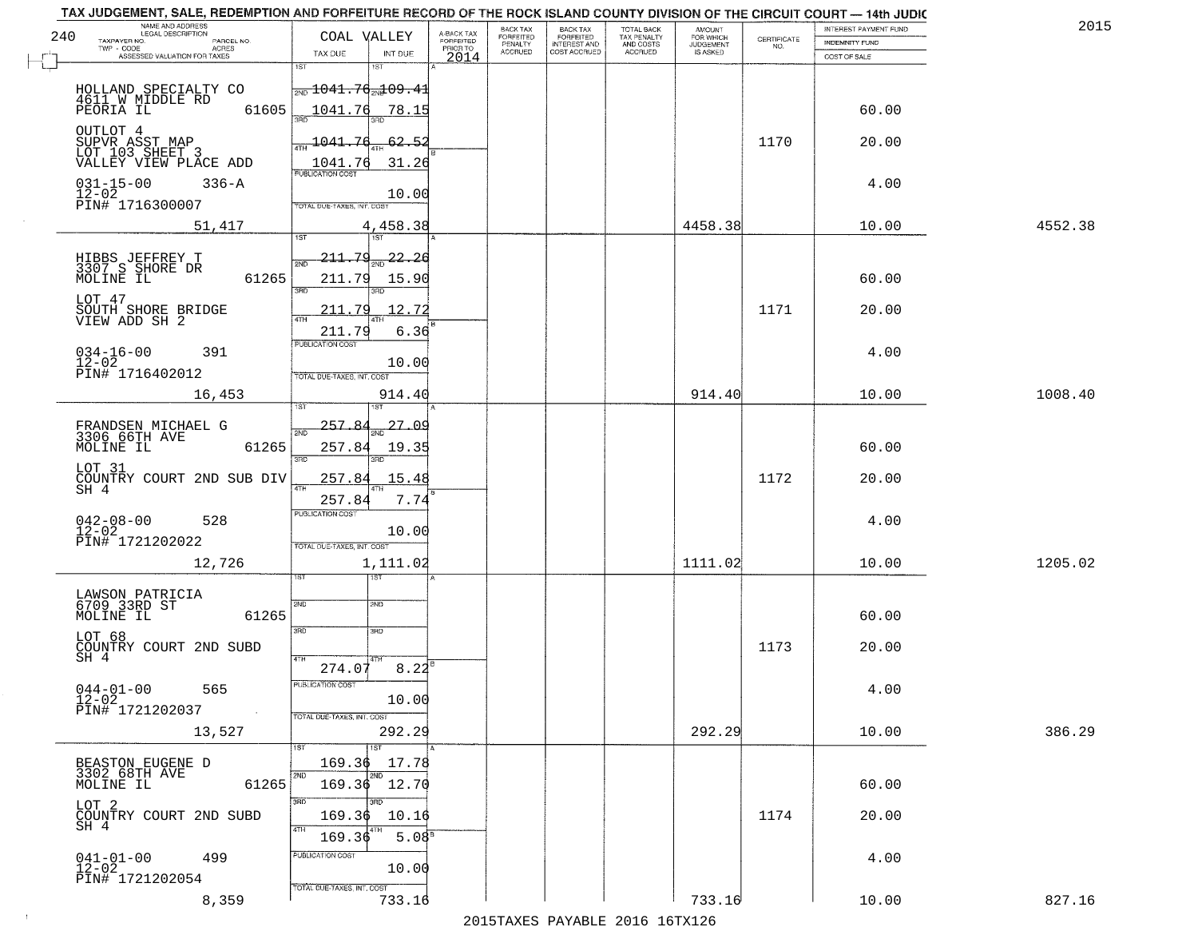# TAX JUDGEMENT, SALE, REDEMPTION AND FORFEITURE RECORD OF THE ROCK ISLAND COUNTY DIVISION OF THE CIRCUIT COURT — 14th JUDIC

2015

240 — COAL VALLEY

| NAME AND ADDRESS / LEGAL DESCRIPTION / TAXPAYER NO. / PARCEL NO. / TWP - CODE / ACRES / ASSESSED VALUATION FOR TAXES | TAX DUE | INT DUE | A-BACK TAX FORFEITED PRIOR TO 2014 | BACK TAX FORFEITED PENALTY ACCRUED | BACK TAX FORFEITED INTEREST AND COST ACCRUED | TOTAL BACK TAX PENALTY AND COSTS ACCRUED | AMOUNT FOR WHICH JUDGEMENT IS ASKED | CERTIFICATE NO. | INTEREST PAYMENT FUND / INDEMNITY FUND / COST OF SALE | |
|---|---|---|---|---|---|---|---|---|---|---|
| HOLLAND SPECIALTY CO<br>4611 W MIDDLE RD<br>PEORIA IL 61605<br>OUTLOT 4<br>SUPVR ASST MAP<br>LOT 103 SHEET 3<br>VALLEY VIEW PLACE ADD<br>031-15-00 336-A<br>12-02<br>PIN# 1716300007<br>51,417 | 1ST 1041.76<br>2ND 1041.76<br>3RD 1041.76<br>4TH 1041.76<br>PUBLICATION COST<br>TOTAL DUE-TAXES, INT. COST | 109.41<br>78.15<br>62.52<br>31.26<br>10.00<br>4,458.38 | | | | | 4458.38 | 1170 | 60.00<br>20.00<br>4.00<br>10.00 | 4552.38 |
| HIBBS JEFFREY T<br>3307 S SHORE DR<br>MOLINE IL 61265<br>LOT 47<br>SOUTH SHORE BRIDGE<br>VIEW ADD SH 2<br>034-16-00 391<br>12-02<br>PIN# 1716402012<br>16,453 | 1ST 211.79<br>2ND 211.79<br>3RD 211.79<br>4TH 211.79<br>PUBLICATION COST<br>TOTAL DUE-TAXES, INT. COST | 22.26<br>15.90<br>12.72<br>6.36<br>10.00<br>914.40 | | | | | 914.40 | 1171 | 60.00<br>20.00<br>4.00<br>10.00 | 1008.40 |
| FRANDSEN MICHAEL G<br>3306 66TH AVE<br>MOLINE IL 61265<br>LOT 31<br>COUNTRY COURT 2ND SUB DIV<br>SH 4<br>042-08-00 528<br>12-02<br>PIN# 1721202022<br>12,726 | 1ST 257.84<br>2ND 257.84<br>3RD 257.84<br>4TH 257.84<br>PUBLICATION COST<br>TOTAL DUE-TAXES, INT. COST | 27.09<br>19.35<br>15.48<br>7.74<br>10.00<br>1,111.02 | | | | | 1111.02 | 1172 | 60.00<br>20.00<br>4.00<br>10.00 | 1205.02 |
| LAWSON PATRICIA<br>6709 33RD ST<br>MOLINE IL 61265<br>LOT 68<br>COUNTRY COURT 2ND SUBD<br>SH 4<br>044-01-00 565<br>12-02<br>PIN# 1721202037<br>13,527 | 1ST<br>2ND<br>3RD<br>4TH 274.07<br>PUBLICATION COST<br>TOTAL DUE-TAXES, INT. COST | <br><br><br>8.22<br>10.00<br>292.29 | | | | | 292.29 | 1173 | 60.00<br>20.00<br>4.00<br>10.00 | 386.29 |
| BEASTON EUGENE D<br>3302 68TH AVE<br>MOLINE IL 61265<br>LOT 2<br>COUNTRY COURT 2ND SUBD<br>SH 4<br>041-01-00 499<br>12-02<br>PIN# 1721202054<br>8,359 | 1ST 169.36<br>2ND 169.36<br>3RD 169.36<br>4TH 169.36<br>PUBLICATION COST<br>TOTAL DUE-TAXES, INT. COST | 17.78<br>12.70<br>10.16<br>5.08<br>10.00<br>733.16 | | | | | 733.16 | 1174 | 60.00<br>20.00<br>4.00<br>10.00 | 827.16 |

2015TAXES PAYABLE 2016 16TX126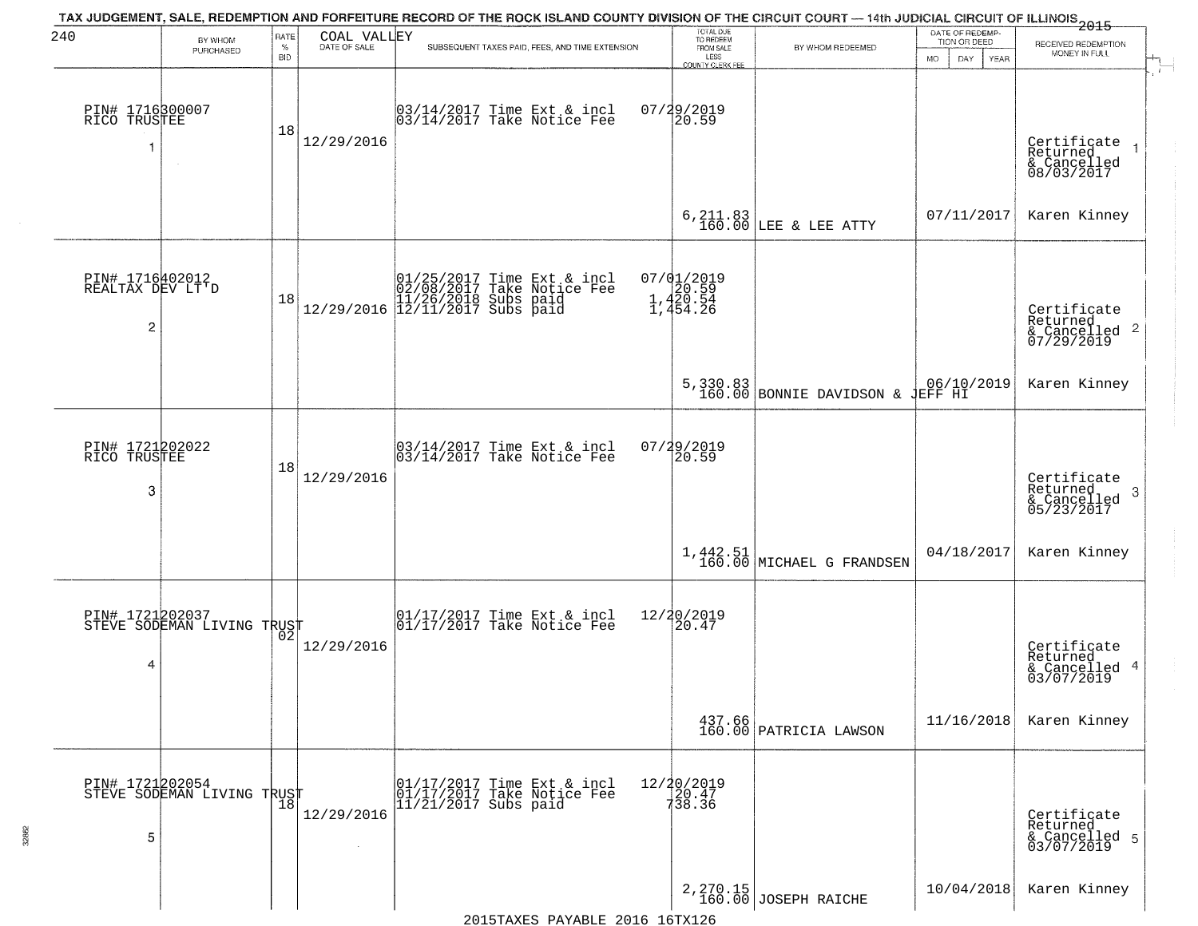TAX JUDGEMENT, SALE, REDEMPTION AND FORFEITURE RECORD OF THE ROCK ISLAND COUNTY DIVISION OF THE CIRCUIT COURT — 14th JUDICIAL CIRCUIT OF ILLINOIS 2015

240 COAL VALLEY

| BY WHOM PURCHASED | RATE % BID | DATE OF SALE | SUBSEQUENT TAXES PAID, FEES, AND TIME EXTENSION | TOTAL DUE TO REDEEM FROM SALE LESS COUNTY CLERK FEE | BY WHOM REDEEMED | DATE OF REDEMPTION OR DEED | RECEIVED REDEMPTION MONEY IN FULL |
|---|---|---|---|---|---|---|---|
| PIN# 1716300007 RICO TRUSTEE 1 | 18 | 12/29/2016 | 03/14/2017 Time Ext & incl 07/29/2019; 03/14/2017 Take Notice Fee 20.59 | 6,211.83 160.00 | LEE & LEE ATTY | 07/11/2017 | Certificate Returned & Cancelled 08/03/2017 Karen Kinney |
| PIN# 1716402012 REALTAX DEV LT'D 2 | 18 | 12/29/2016 | 01/25/2017 Time Ext & incl 07/01/2019; 02/08/2017 Take Notice Fee 20.59; 11/26/2018 Subs paid 1,420.54; 12/11/2017 Subs paid 1,454.26 | 5,330.83 160.00 | BONNIE DAVIDSON & JEFF HI | 06/10/2019 | Certificate Returned & Cancelled 07/29/2019 Karen Kinney |
| PIN# 1721202022 RICO TRUSTEE 3 | 18 | 12/29/2016 | 03/14/2017 Time Ext & incl 07/29/2019; 03/14/2017 Take Notice Fee 20.59 | 1,442.51 160.00 | MICHAEL G FRANDSEN | 04/18/2017 | Certificate Returned & Cancelled 05/23/2017 Karen Kinney |
| PIN# 1721202037 STEVE SODEMAN LIVING TRUST 4 | 02 | 12/29/2016 | 01/17/2017 Time Ext & incl 12/20/2019; 01/17/2017 Take Notice Fee 20.47 | 437.66 160.00 | PATRICIA LAWSON | 11/16/2018 | Certificate Returned & Cancelled 03/07/2019 Karen Kinney |
| PIN# 1721202054 STEVE SODEMAN LIVING TRUST 5 | 18 | 12/29/2016 | 01/17/2017 Time Ext & incl 12/20/2019; 01/17/2017 Take Notice Fee 20.47; 11/21/2017 Subs paid 738.36 | 2,270.15 160.00 | JOSEPH RAICHE | 10/04/2018 | Certificate Returned & Cancelled 03/07/2019 Karen Kinney |

2015TAXES PAYABLE 2016 16TX126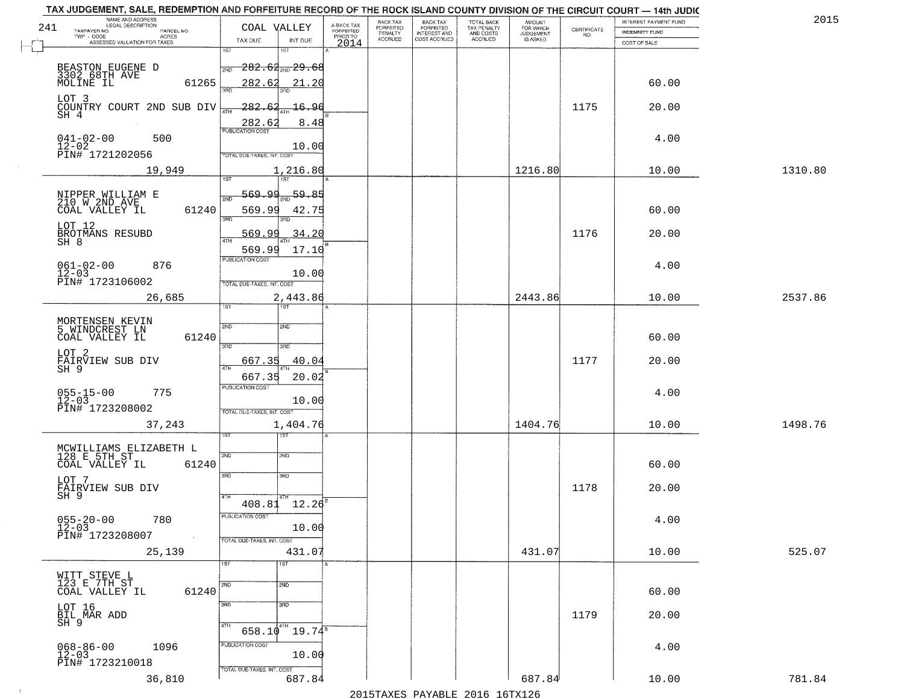# TAX JUDGEMENT, SALE, REDEMPTION AND FORFEITURE RECORD OF THE ROCK ISLAND COUNTY DIVISION OF THE CIRCUIT COURT — 14th JUDIC

2015

241 — COAL VALLEY

| NAME AND ADDRESS / LEGAL DESCRIPTION / TAXPAYER NO. / PARCEL NO. / TWP - CODE / ACRES / ASSESSED VALUATION FOR TAXES | TAX DUE | INT DUE | A-BACK TAX FORFEITED PRIOR TO 2014 | BACK TAX FORFEITED PENALTY ACCRUED | BACK TAX FORFEITED INTEREST AND COST ACCRUED | TOTAL BACK TAX PENALTY AND COSTS ACCRUED | AMOUNT FOR WHICH JUDGEMENT IS ASKED | CERTIFICATE NO. | INTEREST PAYMENT FUND / INDEMNITY FUND / COST OF SALE | |
|---|---|---|---|---|---|---|---|---|---|---|
| BEASTON EUGENE D<br>3302 68TH AVE<br>MOLINE IL 61265<br>LOT 3<br>COUNTRY COURT 2ND SUB DIV<br>SH 4<br>041-02-00 500<br>12-02<br>PIN# 1721202056<br>19,949 | 1ST<br>2ND 282.62<br>3RD 282.62<br>4TH 282.62<br>282.62<br>PUBLICATION COST<br>TOTAL DUE-TAXES, INT. COST | 1ST<br>2ND 29.68<br>3RD 21.20<br>4TH 16.96<br>8.48<br>10.00<br>1,216.80 | | | | | 1216.80 | 1175 | 60.00<br>20.00<br>4.00<br>10.00 | 1310.80 |
| NIPPER WILLIAM E<br>210 W 2ND AVE<br>COAL VALLEY IL 61240<br>LOT 12<br>BROTMANS RESUBD<br>SH 8<br>061-02-00 876<br>12-03<br>PIN# 1723106002<br>26,685 | 1ST<br>2ND 569.99<br>3RD 569.99<br>4TH 569.99<br>569.99<br>PUBLICATION COST<br>TOTAL DUE-TAXES, INT. COST | 1ST<br>2ND 59.85<br>3RD 42.75<br>4TH 34.20<br>17.10<br>10.00<br>2,443.86 | | | | | 2443.86 | 1176 | 60.00<br>20.00<br>4.00<br>10.00 | 2537.86 |
| MORTENSEN KEVIN<br>5 WINDCREST LN<br>COAL VALLEY IL 61240<br>LOT 2<br>FAIRVIEW SUB DIV<br>SH 9<br>055-15-00 775<br>12-03<br>PIN# 1723208002<br>37,243 | 1ST<br>2ND<br>3RD 667.35<br>4TH 667.35<br>PUBLICATION COST<br>TOTAL DUE-TAXES, INT. COST | 1ST<br>2ND<br>3RD 40.04<br>4TH 20.02<br>10.00<br>1,404.76 | | | | | 1404.76 | 1177 | 60.00<br>20.00<br>4.00<br>10.00 | 1498.76 |
| MCWILLIAMS ELIZABETH L<br>128 E 5TH ST<br>COAL VALLEY IL 61240<br>LOT 7<br>FAIRVIEW SUB DIV<br>SH 9<br>055-20-00 780<br>12-03<br>PIN# 1723208007<br>25,139 | 1ST<br>2ND<br>3RD<br>4TH 408.81<br>PUBLICATION COST<br>TOTAL DUE-TAXES, INT. COST | 1ST<br>2ND<br>3RD<br>4TH 12.26<br>10.00<br>431.07 | | | | | 431.07 | 1178 | 60.00<br>20.00<br>4.00<br>10.00 | 525.07 |
| WITT STEVE L<br>123 E 7TH ST<br>COAL VALLEY IL 61240<br>LOT 16<br>BIL MAR ADD<br>SH 9<br>068-86-00 1096<br>12-03<br>PIN# 1723210018<br>36,810 | 1ST<br>2ND<br>3RD<br>4TH 658.10<br>PUBLICATION COST<br>TOTAL DUE-TAXES, INT. COST | 1ST<br>2ND<br>3RD<br>4TH 19.74<br>10.00<br>687.84 | | | | | 687.84 | 1179 | 60.00<br>20.00<br>4.00<br>10.00 | 781.84 |

2015TAXES PAYABLE 2016 16TX126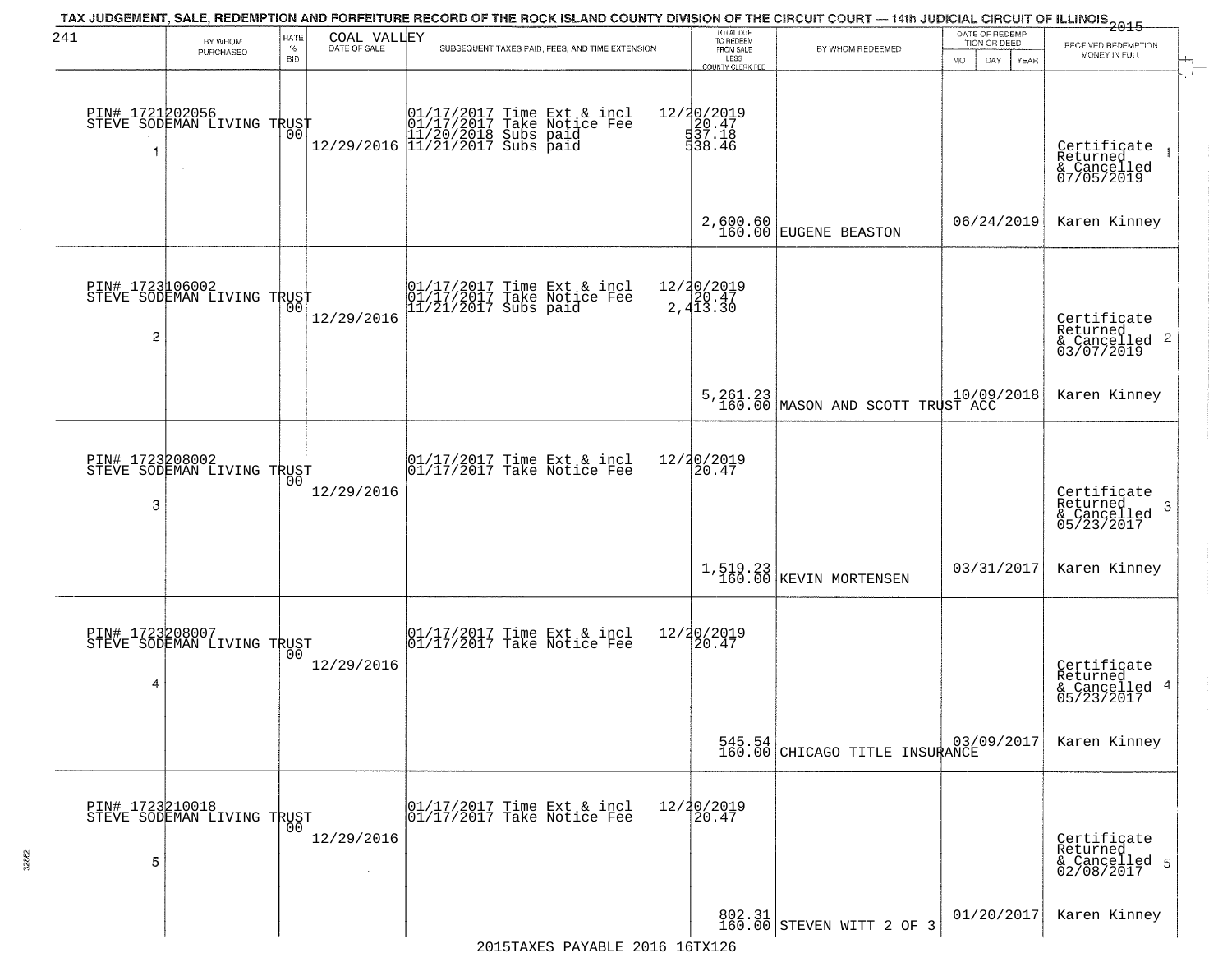TAX JUDGEMENT, SALE, REDEMPTION AND FORFEITURE RECORD OF THE ROCK ISLAND COUNTY DIVISION OF THE CIRCUIT COURT — 14th JUDICIAL CIRCUIT OF ILLINOIS 2015

| 241 | BY WHOM PURCHASED | RATE % BID | COAL VALLEY DATE OF SALE | SUBSEQUENT TAXES PAID, FEES, AND TIME EXTENSION | TOTAL DUE TO REDEEM FROM SALE LESS COUNTY CLERK FEE | BY WHOM REDEEMED | DATE OF REDEMPTION OR DEED MO DAY YEAR | RECEIVED REDEMPTION MONEY IN FULL |
|---|---|---|---|---|---|---|---|---|
| 1 | PIN# 1721202056 STEVE SODEMAN LIVING TRUST | 00 | 12/29/2016 | 01/17/2017 Time Ext & incl<br>01/17/2017 Take Notice Fee<br>11/20/2018 Subs paid<br>11/21/2017 Subs paid | 12/20/2019<br>20.47<br>537.18<br>538.46<br>2,600.60<br>160.00 | EUGENE BEASTON | 06/24/2019 | Certificate Returned & Cancelled 07/05/2019<br>Karen Kinney |
| 2 | PIN# 1723106002 STEVE SODEMAN LIVING TRUST | 00 | 12/29/2016 | 01/17/2017 Time Ext & incl<br>01/17/2017 Take Notice Fee<br>11/21/2017 Subs paid | 12/20/2019<br>20.47<br>2,413.30<br>5,261.23<br>160.00 | MASON AND SCOTT TRUST ACC | 10/09/2018 | Certificate Returned & Cancelled 03/07/2019<br>Karen Kinney |
| 3 | PIN# 1723208002 STEVE SODEMAN LIVING TRUST | 00 | 12/29/2016 | 01/17/2017 Time Ext & incl<br>01/17/2017 Take Notice Fee | 12/20/2019<br>20.47<br>1,519.23<br>160.00 | KEVIN MORTENSEN | 03/31/2017 | Certificate Returned & Cancelled 05/23/2017<br>Karen Kinney |
| 4 | PIN# 1723208007 STEVE SODEMAN LIVING TRUST | 00 | 12/29/2016 | 01/17/2017 Time Ext & incl<br>01/17/2017 Take Notice Fee | 12/20/2019<br>20.47<br>545.54<br>160.00 | CHICAGO TITLE INSURANCE | 03/09/2017 | Certificate Returned & Cancelled 05/23/2017<br>Karen Kinney |
| 5 | PIN# 1723210018 STEVE SODEMAN LIVING TRUST | 00 | 12/29/2016 | 01/17/2017 Time Ext & incl<br>01/17/2017 Take Notice Fee | 12/20/2019<br>20.47<br>802.31<br>160.00 | STEVEN WITT 2 OF 3 | 01/20/2017 | Certificate Returned & Cancelled 02/08/2017<br>Karen Kinney |

2015TAXES PAYABLE 2016 16TX126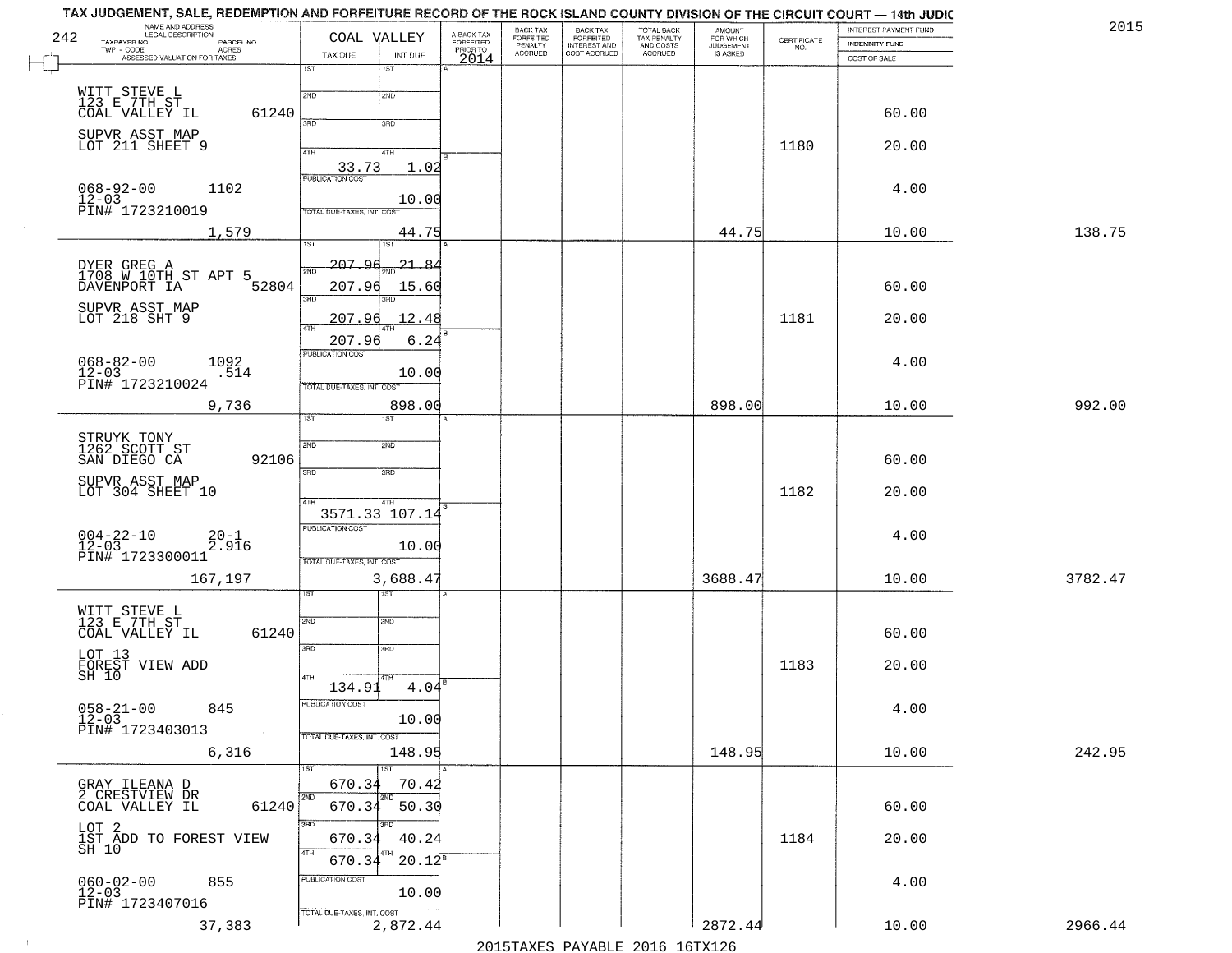# TAX JUDGEMENT, SALE, REDEMPTION AND FORFEITURE RECORD OF THE ROCK ISLAND COUNTY DIVISION OF THE CIRCUIT COURT — 14th JUDIC

2015

242 — COAL VALLEY

| NAME AND ADDRESS / LEGAL DESCRIPTION / TAXPAYER NO. / PARCEL NO. / TWP - CODE / ACRES / ASSESSED VALUATION FOR TAXES | TAX DUE | INT DUE | A-BACK TAX FORFEITED PRIOR TO 2014 | BACK TAX FORFEITED PENALTY ACCRUED | BACK TAX FORFEITED INTEREST AND COST ACCRUED | TOTAL BACK TAX PENALTY AND COSTS ACCRUED | AMOUNT FOR WHICH JUDGEMENT IS ASKED | CERTIFICATE NO. | INTEREST PAYMENT FUND / INDEMNITY FUND / COST OF SALE | |
|---|---|---|---|---|---|---|---|---|---|---|
| WITT STEVE L<br>123 E 7TH ST<br>COAL VALLEY IL 61240<br>SUPVR ASST MAP<br>LOT 211 SHEET 9<br>068-92-00 1102<br>12-03<br>PIN# 1723210019<br>1,579 | 1ST<br>2ND<br>3RD<br>4TH 33.73<br>PUBLICATION COST<br>TOTAL DUE-TAXES, INT. COST | 1ST<br>2ND<br>3RD<br>4TH 1.02<br>10.00<br>44.75 | | | | | 44.75 | 1180 | 60.00<br>20.00<br>4.00<br>10.00 | 138.75 |
| DYER GREG A<br>1708 W 10TH ST APT 5<br>DAVENPORT IA 52804<br>SUPVR ASST MAP<br>LOT 218 SHT 9<br>068-82-00 1092<br>12-03 .514<br>PIN# 1723210024<br>9,736 | 1ST 207.96<br>2ND 207.96<br>3RD 207.96<br>4TH 207.96<br>PUBLICATION COST<br>TOTAL DUE-TAXES, INT. COST | 1ST 21.84<br>2ND 15.60<br>3RD 12.48<br>4TH 6.24<br>10.00<br>898.00 | | | | | 898.00 | 1181 | 60.00<br>20.00<br>4.00<br>10.00 | 992.00 |
| STRUYK TONY<br>1262 SCOTT ST<br>SAN DIEGO CA 92106<br>SUPVR ASST MAP<br>LOT 304 SHEET 10<br>004-22-10 20-1<br>12-03 2.916<br>PIN# 1723300011<br>167,197 | 1ST<br>2ND<br>3RD<br>4TH 3571.33<br>PUBLICATION COST<br>TOTAL DUE-TAXES, INT. COST | 1ST<br>2ND<br>3RD<br>4TH 107.14<br>10.00<br>3,688.47 | | | | | 3688.47 | 1182 | 60.00<br>20.00<br>4.00<br>10.00 | 3782.47 |
| WITT STEVE L<br>123 E 7TH ST<br>COAL VALLEY IL 61240<br>LOT 13<br>FOREST VIEW ADD<br>SH 10<br>058-21-00 845<br>12-03<br>PIN# 1723403013<br>6,316 | 1ST<br>2ND<br>3RD<br>4TH 134.91<br>PUBLICATION COST<br>TOTAL DUE-TAXES, INT. COST | 1ST<br>2ND<br>3RD<br>4TH 4.04<br>10.00<br>148.95 | | | | | 148.95 | 1183 | 60.00<br>20.00<br>4.00<br>10.00 | 242.95 |
| GRAY ILEANA D<br>2 CRESTVIEW DR<br>COAL VALLEY IL 61240<br>LOT 2<br>1ST ADD TO FOREST VIEW<br>SH 10<br>060-02-00 855<br>12-03<br>PIN# 1723407016<br>37,383 | 1ST 670.34<br>2ND 670.34<br>3RD 670.34<br>4TH 670.34<br>PUBLICATION COST<br>TOTAL DUE-TAXES, INT. COST | 1ST 70.42<br>2ND 50.30<br>3RD 40.24<br>4TH 20.12<br>10.00<br>2,872.44 | | | | | 2872.44 | 1184 | 60.00<br>20.00<br>4.00<br>10.00 | 2966.44 |

2015TAXES PAYABLE 2016 16TX126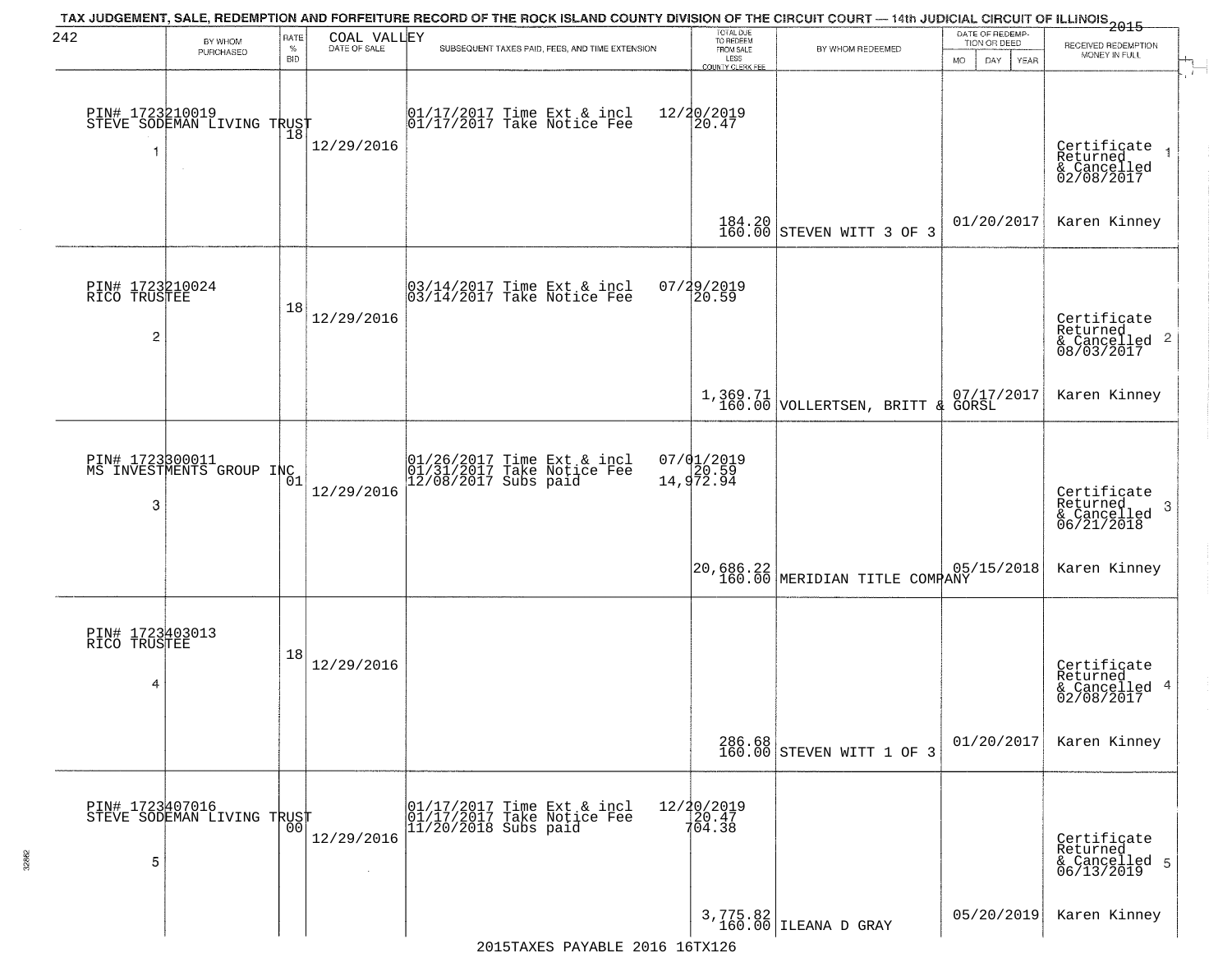TAX JUDGEMENT, SALE, REDEMPTION AND FORFEITURE RECORD OF THE ROCK ISLAND COUNTY DIVISION OF THE CIRCUIT COURT — 14th JUDICIAL CIRCUIT OF ILLINOIS 2015

242 COAL VALLEY

| | BY WHOM PURCHASED | RATE % BID | DATE OF SALE | SUBSEQUENT TAXES PAID, FEES, AND TIME EXTENSION | TOTAL DUE TO REDEEM FROM SALE LESS COUNTY CLERK FEE | BY WHOM REDEEMED | DATE OF REDEMPTION OR DEED MO DAY YEAR | RECEIVED REDEMPTION MONEY IN FULL |
|---|---|---|---|---|---|---|---|---|
| 1 | PIN# 1723210019 STEVE SODEMAN LIVING TRUST | 18 | 12/29/2016 | 01/17/2017 Time Ext & incl 01/17/2017 Take Notice Fee | 12/20/2019 20.47 184.20 160.00 | STEVEN WITT 3 OF 3 | 01/20/2017 | Certificate Returned & Cancelled 02/08/2017 Karen Kinney |
| 2 | PIN# 1723210024 RICO TRUSTEE | 18 | 12/29/2016 | 03/14/2017 Time Ext & incl 03/14/2017 Take Notice Fee | 07/29/2019 20.59 1,369.71 160.00 | VOLLERTSEN, BRITT & GORSL | 07/17/2017 | Certificate Returned & Cancelled 08/03/2017 Karen Kinney |
| 3 | PIN# 1723300011 MS INVESTMENTS GROUP INC | 01 | 12/29/2016 | 01/26/2017 Time Ext & incl 01/31/2017 Take Notice Fee 12/08/2017 Subs paid | 07/01/2019 20.59 14,972.94 20,686.22 160.00 | MERIDIAN TITLE COMPANY | 05/15/2018 | Certificate Returned & Cancelled 06/21/2018 Karen Kinney |
| 4 | PIN# 1723403013 RICO TRUSTEE | 18 | 12/29/2016 | | 286.68 160.00 | STEVEN WITT 1 OF 3 | 01/20/2017 | Certificate Returned & Cancelled 02/08/2017 Karen Kinney |
| 5 | PIN# 1723407016 STEVE SODEMAN LIVING TRUST | 00 | 12/29/2016 | 01/17/2017 Time Ext & incl 01/17/2017 Take Notice Fee 11/20/2018 Subs paid | 12/20/2019 20.47 704.38 3,775.82 160.00 | ILEANA D GRAY | 05/20/2019 | Certificate Returned & Cancelled 06/13/2019 Karen Kinney |

2015TAXES PAYABLE 2016 16TX126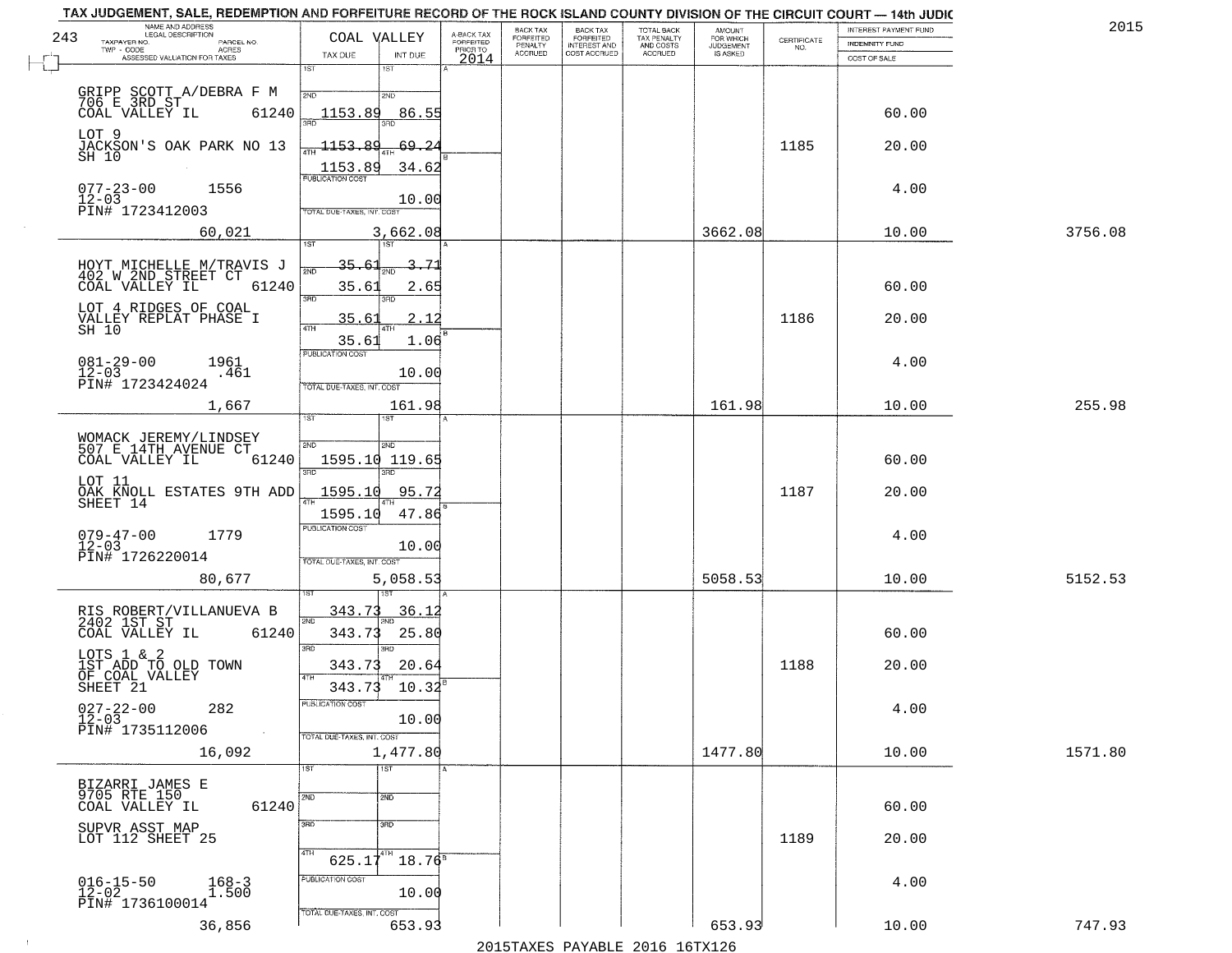# TAX JUDGEMENT, SALE, REDEMPTION AND FORFEITURE RECORD OF THE ROCK ISLAND COUNTY DIVISION OF THE CIRCUIT COURT — 14th JUDIC

2015

243 — COAL VALLEY

| NAME AND ADDRESS / LEGAL DESCRIPTION / TAXPAYER NO. / PARCEL NO. / TWP - CODE / ACRES / ASSESSED VALUATION FOR TAXES | TAX DUE | INT DUE | A-BACK TAX FORFEITED PRIOR TO 2014 | BACK TAX FORFEITED PENALTY ACCRUED | BACK TAX FORFEITED INTEREST AND COST ACCRUED | TOTAL BACK TAX PENALTY AND COSTS ACCRUED | AMOUNT FOR WHICH JUDGEMENT IS ASKED | CERTIFICATE NO. | INTEREST PAYMENT FUND / INDEMNITY FUND / COST OF SALE | |
|---|---|---|---|---|---|---|---|---|---|---|
| GRIPP SCOTT A/DEBRA F M<br>706 E 3RD ST<br>COAL VALLEY IL 61240<br>LOT 9<br>JACKSON'S OAK PARK NO 13<br>SH 10<br>077-23-00 1556<br>12-03<br>PIN# 1723412003<br>60,021 | 1ST<br>2ND 1153.89<br>3RD 1153.89<br>4TH 1153.89<br>PUBLICATION COST<br>TOTAL DUE-TAXES, INT. COST | 1ST<br>2ND 86.55<br>3RD 69.24<br>4TH 34.62<br>10.00<br>3,662.08 | | | | | 3662.08 | 1185 | 60.00<br>20.00<br>4.00<br>10.00 | 3756.08 |
| HOYT MICHELLE M/TRAVIS J<br>402 W 2ND STREET CT<br>COAL VALLEY IL 61240<br>LOT 4 RIDGES OF COAL<br>VALLEY REPLAT PHASE I<br>SH 10<br>081-29-00 1961<br>12-03 .461<br>PIN# 1723424024<br>1,667 | 1ST 35.61<br>2ND 35.61<br>3RD 35.61<br>4TH 35.61<br>PUBLICATION COST<br>TOTAL DUE-TAXES, INT. COST | 1ST 3.71<br>2ND 2.65<br>3RD 2.12<br>4TH 1.06<br>10.00<br>161.98 | | | | | 161.98 | 1186 | 60.00<br>20.00<br>4.00<br>10.00 | 255.98 |
| WOMACK JEREMY/LINDSEY<br>507 E 14TH AVENUE CT<br>COAL VALLEY IL 61240<br>LOT 11<br>OAK KNOLL ESTATES 9TH ADD<br>SHEET 14<br>079-47-00 1779<br>12-03<br>PIN# 1726220014<br>80,677 | 1ST<br>2ND 1595.10<br>3RD 1595.10<br>4TH 1595.10<br>PUBLICATION COST<br>TOTAL DUE-TAXES, INT. COST | 1ST<br>2ND 119.65<br>3RD 95.72<br>4TH 47.86<br>10.00<br>5,058.53 | | | | | 5058.53 | 1187 | 60.00<br>20.00<br>4.00<br>10.00 | 5152.53 |
| RIS ROBERT/VILLANUEVA B<br>2402 1ST ST<br>COAL VALLEY IL 61240<br>LOTS 1 & 2<br>1ST ADD TO OLD TOWN<br>OF COAL VALLEY<br>SHEET 21<br>027-22-00 282<br>12-03<br>PIN# 1735112006<br>16,092 | 1ST 343.73<br>2ND 343.73<br>3RD 343.73<br>4TH 343.73<br>PUBLICATION COST<br>TOTAL DUE-TAXES, INT. COST | 1ST 36.12<br>2ND 25.80<br>3RD 20.64<br>4TH 10.32<br>10.00<br>1,477.80 | | | | | 1477.80 | 1188 | 60.00<br>20.00<br>4.00<br>10.00 | 1571.80 |
| BIZARRI JAMES E<br>9705 RTE 150<br>COAL VALLEY IL 61240<br>SUPVR ASST MAP<br>LOT 112 SHEET 25<br>016-15-50 168-3<br>12-02 1.500<br>PIN# 1736100014<br>36,856 | 1ST<br>2ND<br>3RD<br>4TH 625.17<br>PUBLICATION COST<br>TOTAL DUE-TAXES, INT. COST | 1ST<br>2ND<br>3RD<br>4TH 18.76<br>10.00<br>653.93 | | | | | 653.93 | 1189 | 60.00<br>20.00<br>4.00<br>10.00 | 747.93 |

2015TAXES PAYABLE 2016 16TX126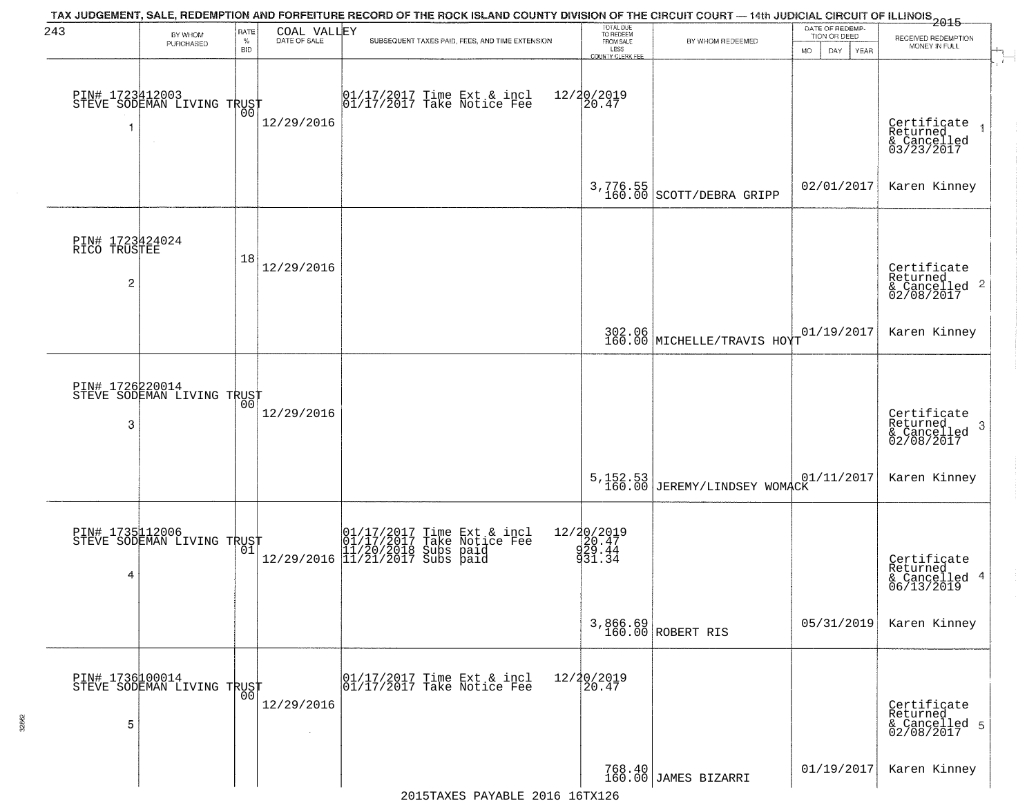# TAX JUDGEMENT, SALE, REDEMPTION AND FORFEITURE RECORD OF THE ROCK ISLAND COUNTY DIVISION OF THE CIRCUIT COURT — 14th JUDICIAL CIRCUIT OF ILLINOIS 2015

243 — COAL VALLEY

| # | BY WHOM PURCHASED | RATE % BID | DATE OF SALE | SUBSEQUENT TAXES PAID, FEES, AND TIME EXTENSION | TOTAL DUE TO REDEEM FROM SALE LESS COUNTY CLERK FEE | BY WHOM REDEEMED | DATE OF REDEMPTION OR DEED (MO DAY YEAR) | RECEIVED REDEMPTION MONEY IN FULL |
|---|---|---|---|---|---|---|---|---|
| 1 | PIN# 1723412003 STEVE SODEMAN LIVING TRUST | 00 | 12/29/2016 | 01/17/2017 Time Ext & incl<br>01/17/2017 Take Notice Fee | 12/20/2019<br>20.47<br>3,776.55<br>160.00 | SCOTT/DEBRA GRIPP | 02/01/2017 | Certificate Returned & Cancelled 03/23/2017<br>Karen Kinney |
| 2 | PIN# 1723424024 RICO TRUSTEE | 18 | 12/29/2016 | | 302.06<br>160.00 | MICHELLE/TRAVIS HOYT | 01/19/2017 | Certificate Returned & Cancelled 02/08/2017<br>Karen Kinney |
| 3 | PIN# 1726220014 STEVE SODEMAN LIVING TRUST | 00 | 12/29/2016 | | 5,152.53<br>160.00 | JEREMY/LINDSEY WOMACK | 01/11/2017 | Certificate Returned & Cancelled 02/08/2017<br>Karen Kinney |
| 4 | PIN# 1735112006 STEVE SODEMAN LIVING TRUST | 01 | 12/29/2016 | 01/17/2017 Time Ext & incl<br>01/17/2017 Take Notice Fee<br>11/20/2018 Subs paid<br>11/21/2017 Subs paid | 12/20/2019<br>20.47<br>929.44<br>931.34<br>3,866.69<br>160.00 | ROBERT RIS | 05/31/2019 | Certificate Returned & Cancelled 06/13/2019<br>Karen Kinney |
| 5 | PIN# 1736100014 STEVE SODEMAN LIVING TRUST | 00 | 12/29/2016 | 01/17/2017 Time Ext & incl<br>01/17/2017 Take Notice Fee | 12/20/2019<br>20.47<br>768.40<br>160.00 | JAMES BIZARRI | 01/19/2017 | Certificate Returned & Cancelled 02/08/2017<br>Karen Kinney |

2015TAXES PAYABLE 2016 16TX126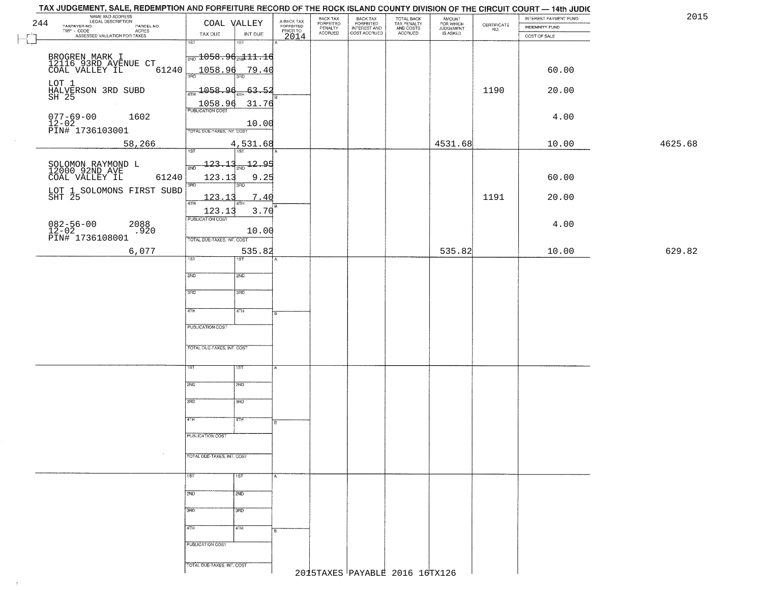# TAX JUDGEMENT, SALE, REDEMPTION AND FORFEITURE RECORD OF THE ROCK ISLAND COUNTY DIVISION OF THE CIRCUIT COURT — 14th JUDIC

2015

244

| NAME AND ADDRESS / LEGAL DESCRIPTION / TAXPAYER NO. / PARCEL NO. / TWP - CODE / ACRES / ASSESSED VALUATION FOR TAXES | COAL VALLEY TAX DUE | INT DUE | A-BACK TAX FORFEITED PRIOR TO 2014 | BACK TAX FORFEITED PENALTY ACCRUED | BACK TAX FORFEITED INTEREST AND COST ACCRUED | TOTAL BACK TAX PENALTY AND COSTS ACCRUED | AMOUNT FOR WHICH JUDGEMENT IS ASKED | CERTIFICATE NO. | INTEREST PAYMENT FUND / INDEMNITY FUND / COST OF SALE | |
|---|---|---|---|---|---|---|---|---|---|---|
| BROGREN MARK I<br>12116 93RD AVENUE CT<br>COAL VALLEY IL 61240<br>LOT 1<br>HALVERSON 3RD SUBD<br>SH 25<br>077-69-00 1602<br>12-02<br>PIN# 1736103001<br>58,266 | 1ST<br>2ND 1058.96<br>3RD 1058.96<br>4TH 1058.96<br>1058.96<br>PUBLICATION COST<br>TOTAL DUE-TAXES, INT. COST | 1ST<br>2ND 111.16<br>3RD 79.40<br>4TH 63.52<br>31.76<br>10.00<br>4,531.68 | | | | | 4531.68 | 1190 | 60.00<br>20.00<br>4.00<br>10.00 | 4625.68 |
| SOLOMON RAYMOND L<br>12000 92ND AVE<br>COAL VALLEY IL 61240<br>LOT 1 SOLOMONS FIRST SUBD<br>SHT 25<br>082-56-00 2088<br>12-02 .920<br>PIN# 1736108001<br>6,077 | 1ST<br>2ND 123.13<br>3RD 123.13<br>4TH 123.13<br>123.13<br>PUBLICATION COST<br>TOTAL DUE-TAXES, INT. COST | 1ST<br>2ND 12.95<br>3RD 9.25<br>4TH 7.40<br>3.70<br>10.00<br>535.82 | | | | | 535.82 | 1191 | 60.00<br>20.00<br>4.00<br>10.00 | 629.82 |

2015TAXES PAYABLE 2016 16TX126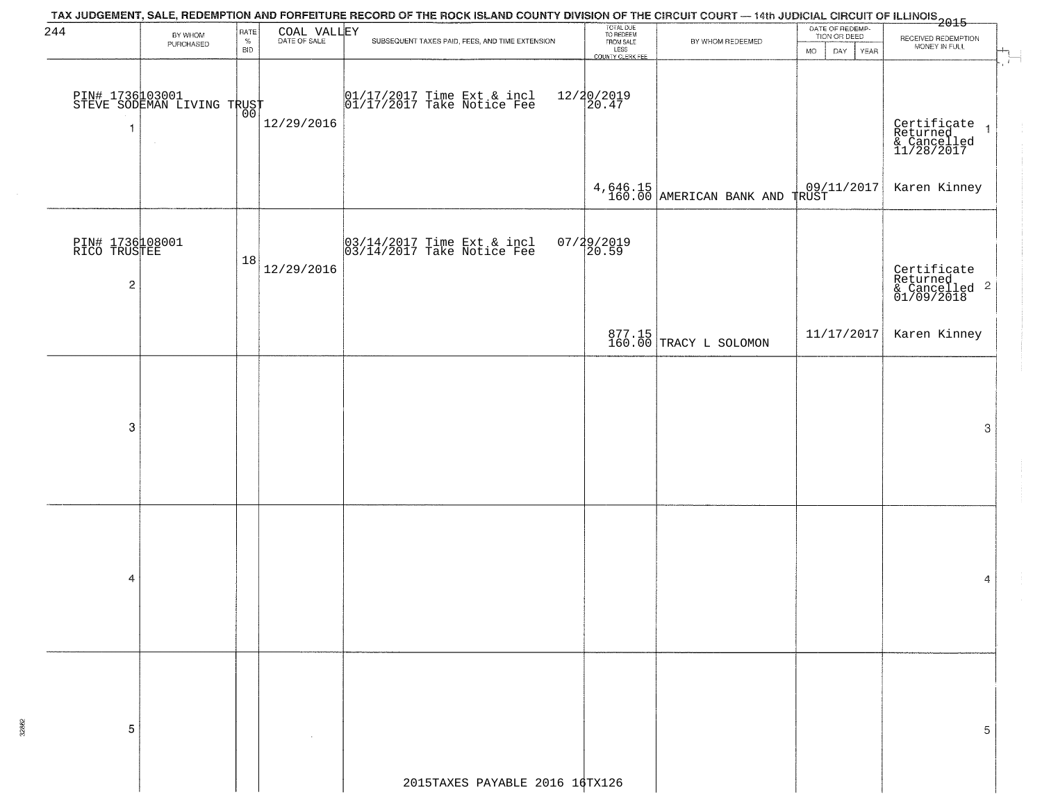TAX JUDGEMENT, SALE, REDEMPTION AND FORFEITURE RECORD OF THE ROCK ISLAND COUNTY DIVISION OF THE CIRCUIT COURT — 14th JUDICIAL CIRCUIT OF ILLINOIS 2015

244 — COAL VALLEY

| | BY WHOM PURCHASED | RATE % BID | DATE OF SALE | SUBSEQUENT TAXES PAID, FEES, AND TIME EXTENSION | TOTAL DUE TO REDEEM FROM SALE LESS COUNTY CLERK FEE | BY WHOM REDEEMED | DATE OF REDEMPTION OR DEED MO DAY YEAR | RECEIVED REDEMPTION MONEY IN FULL | |
|---|---|---|---|---|---|---|---|---|---|
| 1 | PIN# 1736103001 STEVE SODEMAN LIVING TRUST | 00 | 12/29/2016 | 01/17/2017 Time Ext & incl 12/20/2019<br>01/17/2017 Take Notice Fee 20.47 | 4,646.15<br>160.00 | AMERICAN BANK AND TRUST | 09/11/2017 | Certificate Returned & Cancelled 11/28/2017<br>Karen Kinney | 1 |
| 2 | PIN# 1736108001 RICO TRUSTEE | 18 | 12/29/2016 | 03/14/2017 Time Ext & incl 07/29/2019<br>03/14/2017 Take Notice Fee 20.59 | 877.15<br>160.00 | TRACY L SOLOMON | 11/17/2017 | Certificate Returned & Cancelled 01/09/2018<br>Karen Kinney | 2 |
| 3 | | | | | | | | | 3 |
| 4 | | | | | | | | | 4 |
| 5 | | | | | | | | | 5 |

2015TAXES PAYABLE 2016 16TX126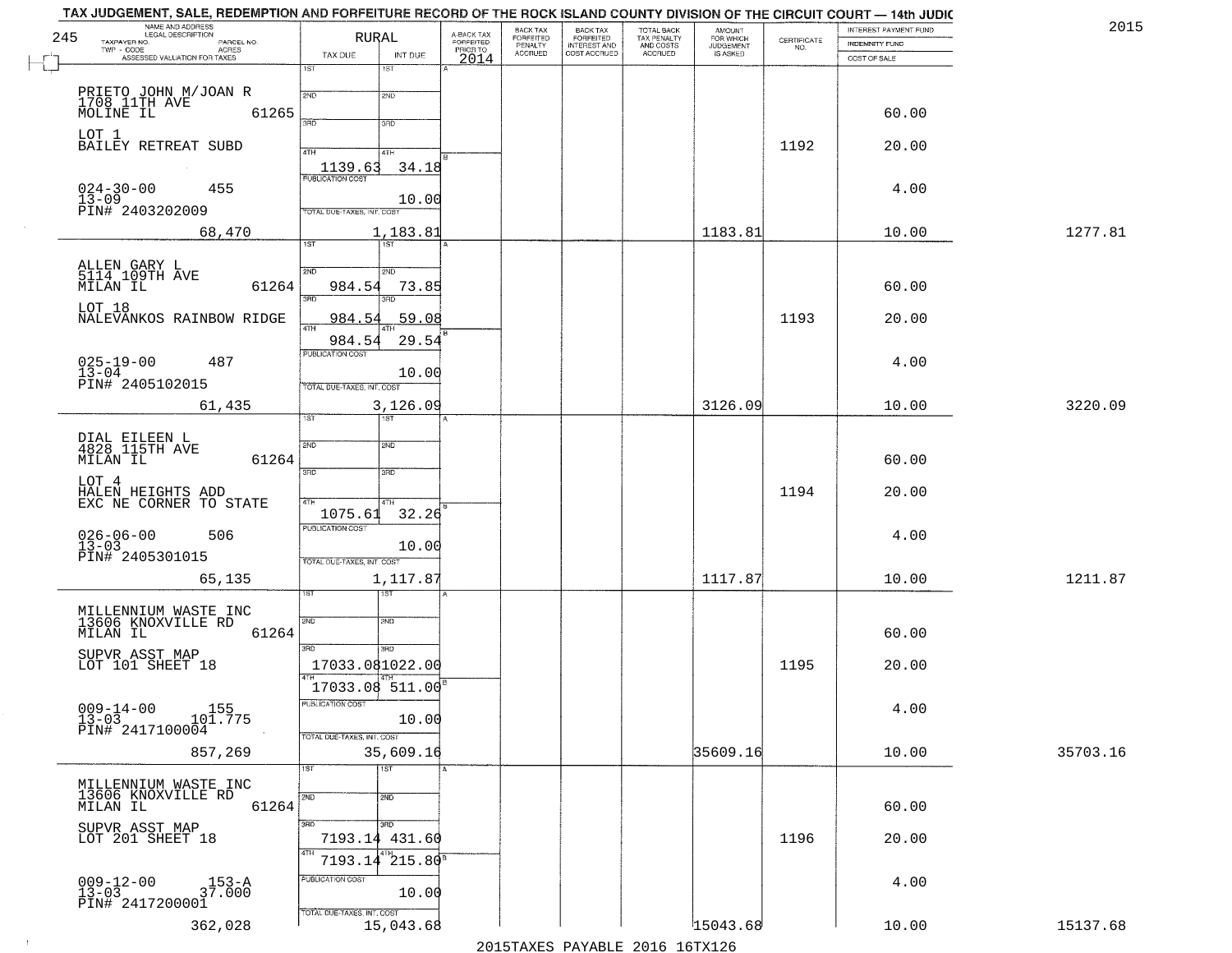# TAX JUDGEMENT, SALE, REDEMPTION AND FORFEITURE RECORD OF THE ROCK ISLAND COUNTY DIVISION OF THE CIRCUIT COURT — 14th JUDIC

2015

245 — RURAL

| NAME AND ADDRESS / LEGAL DESCRIPTION / TAXPAYER NO. / PARCEL NO. / TWP - CODE / ACRES / ASSESSED VALUATION FOR TAXES | TAX DUE | INT DUE | A-BACK TAX FORFEITED PRIOR TO 2014 | BACK TAX FORFEITED PENALTY ACCRUED | BACK TAX FORFEITED INTEREST AND COST ACCRUED | TOTAL BACK TAX PENALTY AND COSTS ACCRUED | AMOUNT FOR WHICH JUDGEMENT IS ASKED | CERTIFICATE NO. | INTEREST PAYMENT FUND / INDEMNITY FUND / COST OF SALE | |
|---|---|---|---|---|---|---|---|---|---|---|
| PRIETO JOHN M/JOAN R<br>1708 11TH AVE<br>MOLINE IL 61265<br>LOT 1<br>BAILEY RETREAT SUBD<br>024-30-00 455<br>13-09<br>PIN# 2403202009<br>68,470 | 1ST<br>2ND<br>3RD<br>4TH 1139.63<br>PUBLICATION COST<br>TOTAL DUE-TAXES, INT. COST | 1ST<br>2ND<br>3RD<br>4TH 34.18<br>10.00<br>1,183.81 | | | | | 1183.81 | 1192 | 60.00<br>20.00<br>4.00<br>10.00 | 1277.81 |
| ALLEN GARY L<br>5114 109TH AVE<br>MILAN IL 61264<br>LOT 18<br>NALEVANKOS RAINBOW RIDGE<br>025-19-00 487<br>13-04<br>PIN# 2405102015<br>61,435 | 1ST<br>2ND 984.54<br>3RD 984.54<br>4TH 984.54<br>PUBLICATION COST<br>TOTAL DUE-TAXES, INT. COST | 1ST<br>2ND 73.85<br>3RD 59.08<br>4TH 29.54<br>10.00<br>3,126.09 | | | | | 3126.09 | 1193 | 60.00<br>20.00<br>4.00<br>10.00 | 3220.09 |
| DIAL EILEEN L<br>4828 115TH AVE<br>MILAN IL 61264<br>LOT 4<br>HALEN HEIGHTS ADD<br>EXC NE CORNER TO STATE<br>026-06-00 506<br>13-03<br>PIN# 2405301015<br>65,135 | 1ST<br>2ND<br>3RD<br>4TH 1075.61<br>PUBLICATION COST<br>TOTAL DUE-TAXES, INT. COST | 1ST<br>2ND<br>3RD<br>4TH 32.26<br>10.00<br>1,117.87 | | | | | 1117.87 | 1194 | 60.00<br>20.00<br>4.00<br>10.00 | 1211.87 |
| MILLENNIUM WASTE INC<br>13606 KNOXVILLE RD<br>MILAN IL 61264<br>SUPVR ASST MAP<br>LOT 101 SHEET 18<br>009-14-00 155<br>13-03 101.775<br>PIN# 2417100004<br>857,269 | 1ST<br>2ND<br>3RD 17033.08<br>4TH 17033.08<br>PUBLICATION COST<br>TOTAL DUE-TAXES, INT. COST | 1ST<br>2ND<br>3RD 1022.00<br>4TH 511.00<br>10.00<br>35,609.16 | | | | | 35609.16 | 1195 | 60.00<br>20.00<br>4.00<br>10.00 | 35703.16 |
| MILLENNIUM WASTE INC<br>13606 KNOXVILLE RD<br>MILAN IL 61264<br>SUPVR ASST MAP<br>LOT 201 SHEET 18<br>009-12-00 153-A<br>13-03 37.000<br>PIN# 2417200001<br>362,028 | 1ST<br>2ND<br>3RD 7193.14<br>4TH 7193.14<br>PUBLICATION COST<br>TOTAL DUE-TAXES, INT. COST | 1ST<br>2ND<br>3RD 431.60<br>4TH 215.80<br>10.00<br>15,043.68 | | | | | 15043.68 | 1196 | 60.00<br>20.00<br>4.00<br>10.00 | 15137.68 |

2015TAXES PAYABLE 2016 16TX126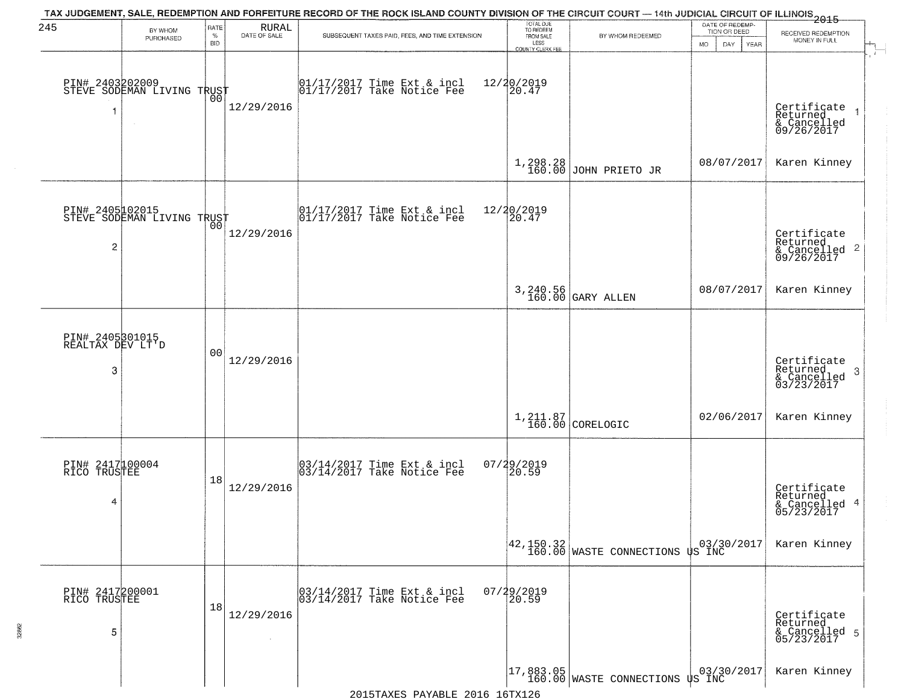# TAX JUDGEMENT, SALE, REDEMPTION AND FORFEITURE RECORD OF THE ROCK ISLAND COUNTY DIVISION OF THE CIRCUIT COURT — 14th JUDICIAL CIRCUIT OF ILLINOIS 2015

| BY WHOM PURCHASED | RATE % BID | RURAL DATE OF SALE | SUBSEQUENT TAXES PAID, FEES, AND TIME EXTENSION | TOTAL DUE TO REDEEM FROM SALE LESS COUNTY CLERK FEE | BY WHOM REDEEMED | DATE OF REDEMPTION OR DEED MO DAY YEAR | RECEIVED REDEMPTION MONEY IN FULL |
|---|---|---|---|---|---|---|---|
| PIN# 2403202009 STEVE SODEMAN LIVING TRUST 1 | 00 | 12/29/2016 | 01/17/2017 Time Ext & incl 12/20/2019<br>01/17/2017 Take Notice Fee 20.47 | 1,298.28<br>160.00 | JOHN PRIETO JR | 08/07/2017 | Certificate Returned & Cancelled 09/26/2017<br>Karen Kinney |
| PIN# 2405102015 STEVE SODEMAN LIVING TRUST 2 | 00 | 12/29/2016 | 01/17/2017 Time Ext & incl 12/20/2019<br>01/17/2017 Take Notice Fee 20.47 | 3,240.56<br>160.00 | GARY ALLEN | 08/07/2017 | Certificate Returned & Cancelled 09/26/2017<br>Karen Kinney |
| PIN# 2405301015 REALTAX DEV LT'D 3 | 00 | 12/29/2016 | | 1,211.87<br>160.00 | CORELOGIC | 02/06/2017 | Certificate Returned & Cancelled 03/23/2017<br>Karen Kinney |
| PIN# 2417100004 RICO TRUSTEE 4 | 18 | 12/29/2016 | 03/14/2017 Time Ext & incl 07/29/2019<br>03/14/2017 Take Notice Fee 20.59 | 42,150.32<br>160.00 | WASTE CONNECTIONS US INC | 03/30/2017 | Certificate Returned & Cancelled 05/23/2017<br>Karen Kinney |
| PIN# 2417200001 RICO TRUSTEE 5 | 18 | 12/29/2016 | 03/14/2017 Time Ext & incl 07/29/2019<br>03/14/2017 Take Notice Fee 20.59 | 17,883.05<br>160.00 | WASTE CONNECTIONS US INC | 03/30/2017 | Certificate Returned & Cancelled 05/23/2017<br>Karen Kinney |

2015TAXES PAYABLE 2016 16TX126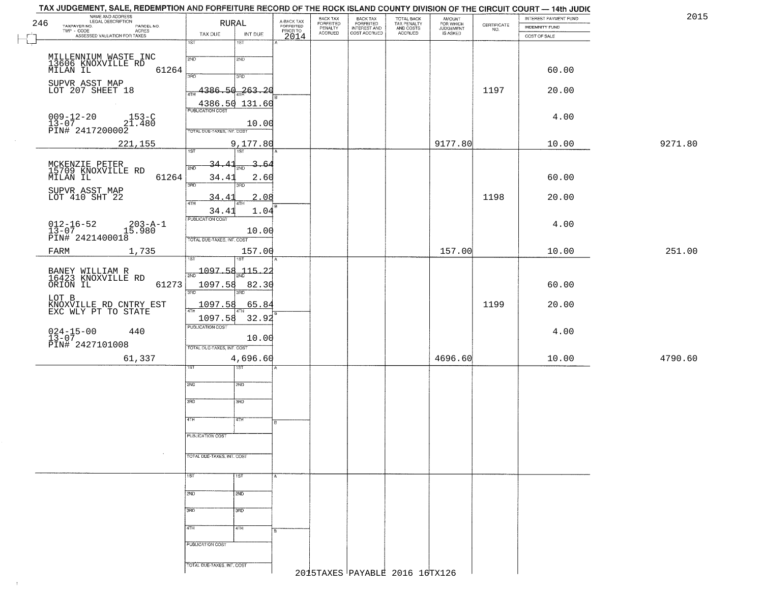# TAX JUDGEMENT, SALE, REDEMPTION AND FORFEITURE RECORD OF THE ROCK ISLAND COUNTY DIVISION OF THE CIRCUIT COURT — 14th JUDIC

2015

246

| NAME AND ADDRESS / LEGAL DESCRIPTION / TAXPAYER NO. / PARCEL NO. / TWP - CODE / ACRES / ASSESSED VALUATION FOR TAXES | RURAL TAX DUE | INT DUE | A-BACK TAX FORFEITED PRIOR TO 2014 | BACK TAX FORFEITED PENALTY ACCRUED | BACK TAX FORFEITED INTEREST AND COST ACCRUED | TOTAL BACK TAX PENALTY AND COSTS ACCRUED | AMOUNT FOR WHICH JUDGEMENT IS ASKED | CERTIFICATE NO. | INTEREST PAYMENT FUND / INDEMNITY FUND / COST OF SALE | |
|---|---|---|---|---|---|---|---|---|---|---|
| MILLENNIUM WASTE INC<br>13606 KNOXVILLE RD<br>MILAN IL 61264<br>SUPVR ASST MAP<br>LOT 207 SHEET 18<br>009-12-20 153-C<br>13-07 21.480<br>PIN# 2417200002<br>221,155 | 1ST<br>2ND<br>3RD<br>4TH 4386.50<br>4386.50<br>PUBLICATION COST<br>TOTAL DUE-TAXES, INT. COST | 1ST<br>2ND<br>3RD<br>263.20<br>131.60<br>10.00<br>9,177.80 | | | | | 9177.80 | 1197 | 60.00<br>20.00<br>4.00<br>10.00 | 9271.80 |
| MCKENZIE PETER<br>15709 KNOXVILLE RD<br>MILAN IL 61264<br>SUPVR ASST MAP<br>LOT 410 SHT 22<br>012-16-52 203-A-1<br>13-07 15.980<br>PIN# 2421400018<br>FARM 1,735 | 1ST 34.41<br>2ND 34.41<br>3RD 34.41<br>4TH 34.41<br>PUBLICATION COST<br>TOTAL DUE-TAXES, INT. COST | 3.64<br>2.60<br>2.08<br>1.04<br>10.00<br>157.00 | | | | | 157.00 | 1198 | 60.00<br>20.00<br>4.00<br>10.00 | 251.00 |
| BANEY WILLIAM R<br>16423 KNOXVILLE RD<br>ORION IL 61273<br>LOT B<br>KNOXVILLE RD CNTRY EST<br>EXC WLY PT TO STATE<br>024-15-00 440<br>13-07<br>PIN# 2427101008<br>61,337 | 1ST 1097.58<br>2ND 1097.58<br>3RD 1097.58<br>4TH 1097.58<br>PUBLICATION COST<br>TOTAL DUE-TAXES, INT. COST | 115.22<br>82.30<br>65.84<br>32.92<br>10.00<br>4,696.60 | | | | | 4696.60 | 1199 | 60.00<br>20.00<br>4.00<br>10.00 | 4790.60 |

2015TAXES PAYABLE 2016 16TX126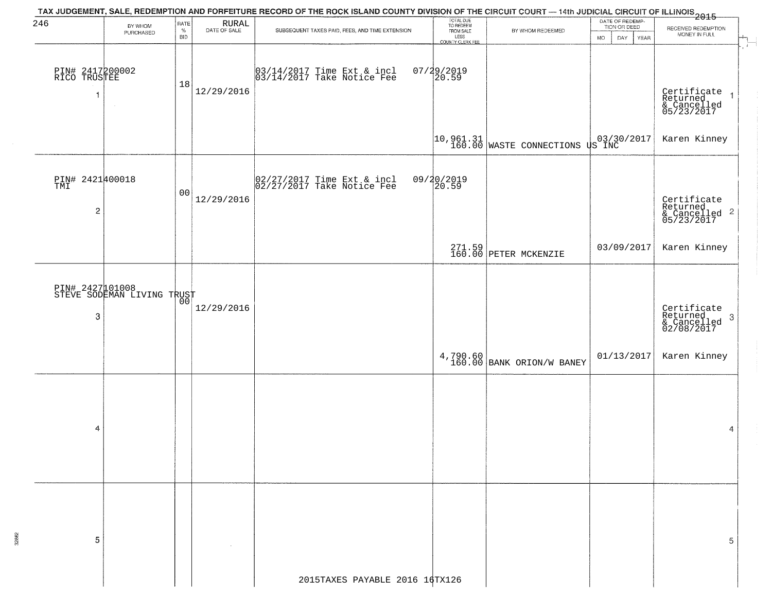TAX JUDGEMENT, SALE, REDEMPTION AND FORFEITURE RECORD OF THE ROCK ISLAND COUNTY DIVISION OF THE CIRCUIT COURT — 14th JUDICIAL CIRCUIT OF ILLINOIS 2015

| 246 | BY WHOM PURCHASED | RATE % BID | RURAL DATE OF SALE | SUBSEQUENT TAXES PAID, FEES, AND TIME EXTENSION | TOTAL DUE TO REDEEM FROM SALE LESS COUNTY CLERK FEE | BY WHOM REDEEMED | DATE OF REDEMPTION OR DEED MO DAY YEAR | RECEIVED REDEMPTION MONEY IN FULL |
|---|---|---|---|---|---|---|---|---|
| PIN# 2417200002 RICO TRUSTEE 1 | | 18 | 12/29/2016 | 03/14/2017 Time Ext & incl 07/29/2019<br>03/14/2017 Take Notice Fee 20.59 | 10,961.31<br>160.00 | WASTE CONNECTIONS US INC | 03/30/2017 | Certificate Returned & Cancelled 05/23/2017<br>Karen Kinney |
| PIN# 2421400018 TMI 2 | | 00 | 12/29/2016 | 02/27/2017 Time Ext & incl 09/20/2019<br>02/27/2017 Take Notice Fee 20.59 | 271.59<br>160.00 | PETER MCKENZIE | 03/09/2017 | Certificate Returned & Cancelled 05/23/2017<br>Karen Kinney |
| PIN# 2427101008 STEVE SODEMAN LIVING TRUST 3 | | 00 | 12/29/2016 | | 4,790.60<br>160.00 | BANK ORION/W BANEY | 01/13/2017 | Certificate Returned & Cancelled 02/08/2017<br>Karen Kinney |
| 4 | | | | | | | | |
| 5 | | | | | | | | |

2015TAXES PAYABLE 2016 16TX126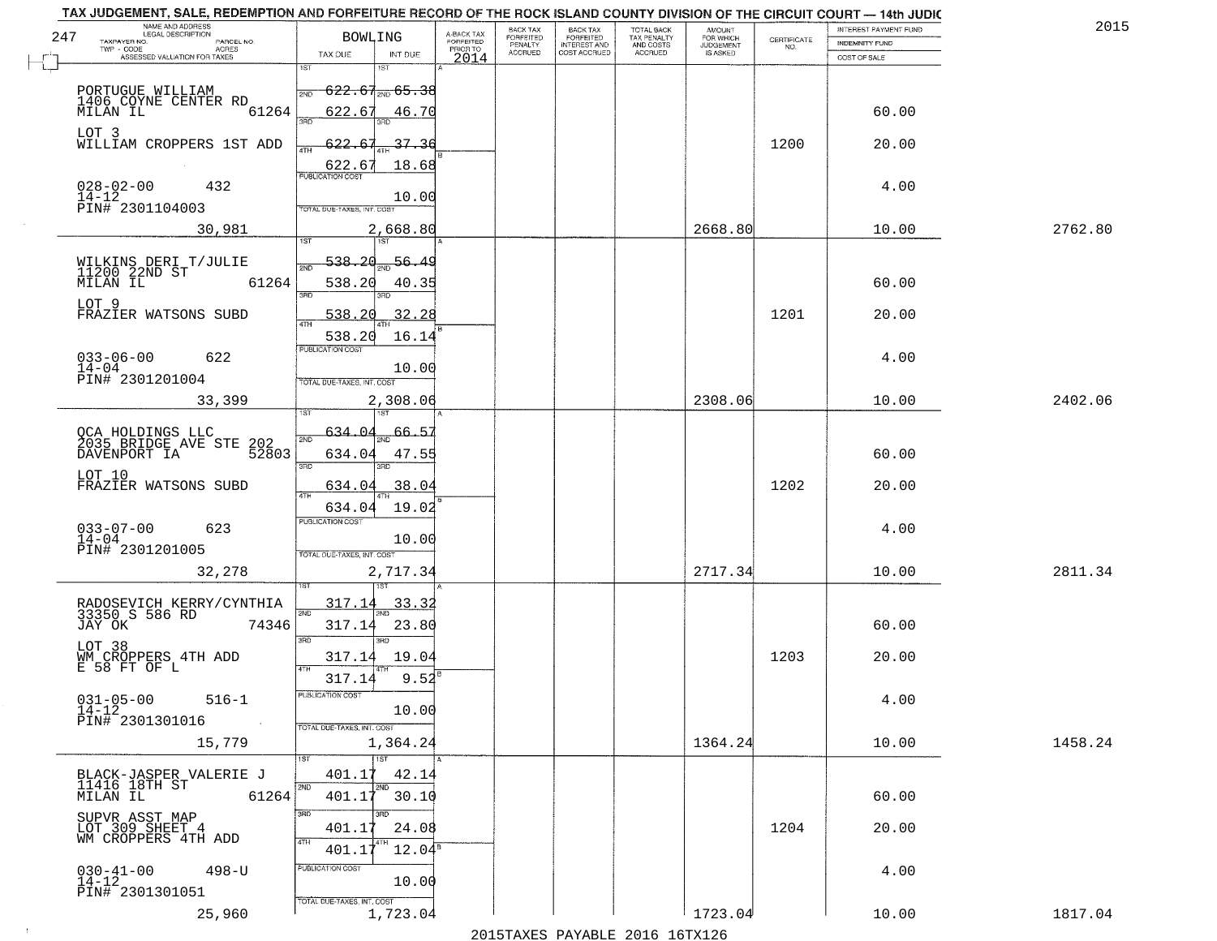TAX JUDGEMENT, SALE, REDEMPTION AND FORFEITURE RECORD OF THE ROCK ISLAND COUNTY DIVISION OF THE CIRCUIT COURT — 14th JUDIC

2015

247 BOWLING

| NAME AND ADDRESS / LEGAL DESCRIPTION / TAXPAYER NO. / PARCEL NO. / TWP - CODE / ACRES / ASSESSED VALUATION FOR TAXES | TAX DUE | INT DUE | A-BACK TAX FORFEITED PRIOR TO 2014 | BACK TAX FORFEITED PENALTY ACCRUED | BACK TAX FORFEITED INTEREST AND COST ACCRUED | TOTAL BACK TAX PENALTY AND COSTS ACCRUED | AMOUNT FOR WHICH JUDGEMENT IS ASKED | CERTIFICATE NO. | INTEREST PAYMENT FUND / INDEMNITY FUND / COST OF SALE | |
|---|---|---|---|---|---|---|---|---|---|---|
| PORTUGUE WILLIAM<br>1406 COYNE CENTER RD<br>MILAN IL 61264<br>LOT 3<br>WILLIAM CROPPERS 1ST ADD<br>028-02-00 432<br>14-12<br>PIN# 2301104003<br>30,981 | 1ST 622.67<br>2ND 622.67<br>3RD 622.67<br>4TH 622.67<br>PUBLICATION COST<br>TOTAL DUE-TAXES, INT. COST 2,668.80 | 65.38<br>46.70<br>37.36<br>18.68<br>10.00 | | | | | 2668.80 | 1200 | 60.00<br>20.00<br>4.00<br>10.00 | 2762.80 |
| WILKINS DERI T/JULIE<br>11200 22ND ST<br>MILAN IL 61264<br>LOT 9<br>FRAZIER WATSONS SUBD<br>033-06-00 622<br>14-04<br>PIN# 2301201004<br>33,399 | 1ST 538.20<br>2ND 538.20<br>3RD 538.20<br>4TH 538.20<br>PUBLICATION COST<br>TOTAL DUE-TAXES, INT. COST 2,308.06 | 56.49<br>40.35<br>32.28<br>16.14<br>10.00 | | | | | 2308.06 | 1201 | 60.00<br>20.00<br>4.00<br>10.00 | 2402.06 |
| QCA HOLDINGS LLC<br>2035 BRIDGE AVE STE 202<br>DAVENPORT IA 52803<br>LOT 10<br>FRAZIER WATSONS SUBD<br>033-07-00 623<br>14-04<br>PIN# 2301201005<br>32,278 | 1ST 634.04<br>2ND 634.04<br>3RD 634.04<br>4TH 634.04<br>PUBLICATION COST<br>TOTAL DUE-TAXES, INT. COST 2,717.34 | 66.57<br>47.55<br>38.04<br>19.02<br>10.00 | | | | | 2717.34 | 1202 | 60.00<br>20.00<br>4.00<br>10.00 | 2811.34 |
| RADOSEVICH KERRY/CYNTHIA<br>33350 S 586 RD<br>JAY OK 74346<br>LOT 38<br>WM CROPPERS 4TH ADD<br>E 58 FT OF L<br>031-05-00 516-1<br>14-12<br>PIN# 2301301016<br>15,779 | 1ST 317.14<br>2ND 317.14<br>3RD 317.14<br>4TH 317.14<br>PUBLICATION COST<br>TOTAL DUE-TAXES, INT. COST 1,364.24 | 33.32<br>23.80<br>19.04<br>9.52<br>10.00 | | | | | 1364.24 | 1203 | 60.00<br>20.00<br>4.00<br>10.00 | 1458.24 |
| BLACK-JASPER VALERIE J<br>11416 18TH ST<br>MILAN IL 61264<br>SUPVR ASST MAP<br>LOT 309 SHEET 4<br>WM CROPPERS 4TH ADD<br>030-41-00 498-U<br>14-12<br>PIN# 2301301051<br>25,960 | 1ST 401.17<br>2ND 401.17<br>3RD 401.17<br>4TH 401.17<br>PUBLICATION COST<br>TOTAL DUE-TAXES, INT. COST 1,723.04 | 42.14<br>30.10<br>24.08<br>12.04<br>10.00 | | | | | 1723.04 | 1204 | 60.00<br>20.00<br>4.00<br>10.00 | 1817.04 |

2015TAXES PAYABLE 2016 16TX126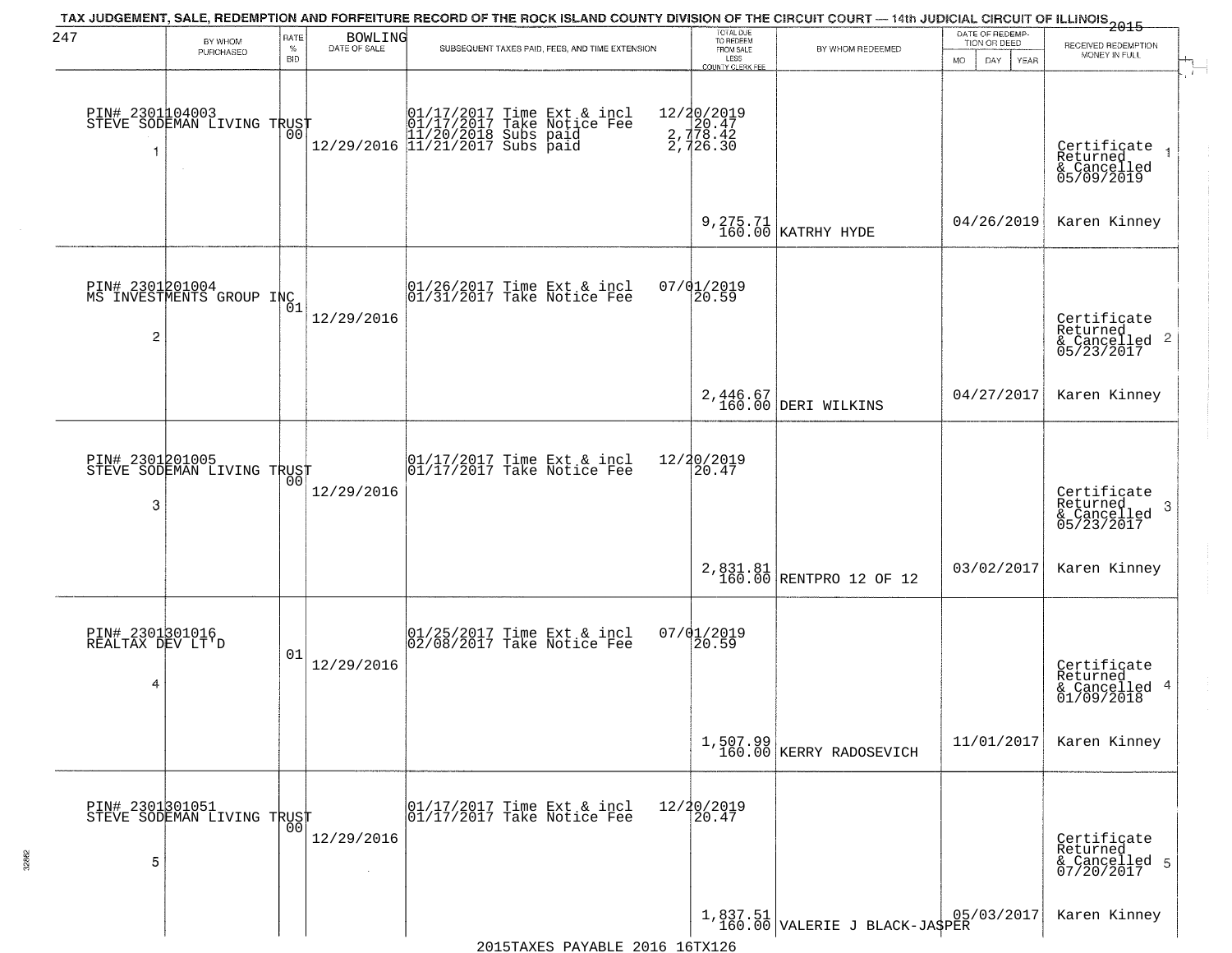TAX JUDGEMENT, SALE, REDEMPTION AND FORFEITURE RECORD OF THE ROCK ISLAND COUNTY DIVISION OF THE CIRCUIT COURT — 14th JUDICIAL CIRCUIT OF ILLINOIS 2015

247 BOWLING

| | BY WHOM PURCHASED | RATE % BID | DATE OF SALE | SUBSEQUENT TAXES PAID, FEES, AND TIME EXTENSION | TOTAL DUE TO REDEEM FROM SALE LESS COUNTY CLERK FEE | BY WHOM REDEEMED | DATE OF REDEMPTION OR DEED MO DAY YEAR | RECEIVED REDEMPTION MONEY IN FULL |
|---|---|---|---|---|---|---|---|---|
| 1 | PIN# 2301104003 STEVE SODEMAN LIVING TRUST | 00 | 12/29/2016 | 01/17/2017 Time Ext & incl 01/17/2017 Take Notice Fee 11/20/2018 Subs paid 11/21/2017 Subs paid | 12/20/2019 20.47 2,778.42 2,726.30 9,275.71 160.00 | KATRHY HYDE | 04/26/2019 | Certificate Returned & Cancelled 05/09/2019 Karen Kinney |
| 2 | PIN# 2301201004 MS INVESTMENTS GROUP INC | 01 | 12/29/2016 | 01/26/2017 Time Ext & incl 01/31/2017 Take Notice Fee | 07/01/2019 20.59 2,446.67 160.00 | DERI WILKINS | 04/27/2017 | Certificate Returned & Cancelled 05/23/2017 Karen Kinney |
| 3 | PIN# 2301201005 STEVE SODEMAN LIVING TRUST | 00 | 12/29/2016 | 01/17/2017 Time Ext & incl 01/17/2017 Take Notice Fee | 12/20/2019 20.47 2,831.81 160.00 | RENTPRO 12 OF 12 | 03/02/2017 | Certificate Returned & Cancelled 05/23/2017 Karen Kinney |
| 4 | PIN# 2301301016 REALTAX DEV LT'D | 01 | 12/29/2016 | 01/25/2017 Time Ext & incl 02/08/2017 Take Notice Fee | 07/01/2019 20.59 1,507.99 160.00 | KERRY RADOSEVICH | 11/01/2017 | Certificate Returned & Cancelled 01/09/2018 Karen Kinney |
| 5 | PIN# 2301301051 STEVE SODEMAN LIVING TRUST | 00 | 12/29/2016 | 01/17/2017 Time Ext & incl 01/17/2017 Take Notice Fee | 12/20/2019 20.47 1,837.51 160.00 | VALERIE J BLACK-JASPER | 05/03/2017 | Certificate Returned & Cancelled 07/20/2017 Karen Kinney |

2015TAXES PAYABLE 2016 16TX126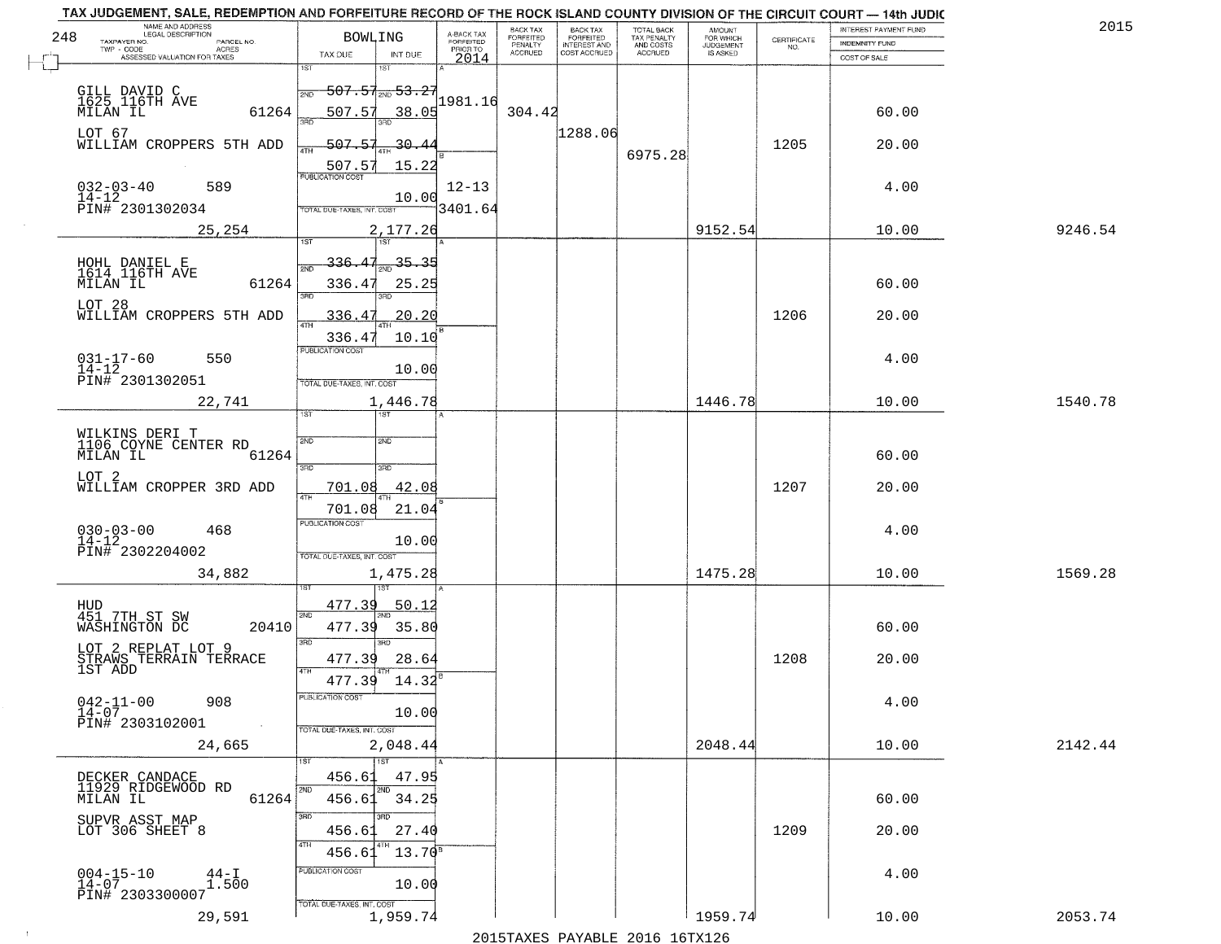# TAX JUDGEMENT, SALE, REDEMPTION AND FORFEITURE RECORD OF THE ROCK ISLAND COUNTY DIVISION OF THE CIRCUIT COURT — 14th JUDIC

2015

248 — BOWLING

| NAME AND ADDRESS / LEGAL DESCRIPTION / TAXPAYER NO. / PARCEL NO. / TWP - CODE / ACRES / ASSESSED VALUATION FOR TAXES | TAX DUE | INT DUE | A-BACK TAX FORFEITED PRIOR TO 2014 | BACK TAX FORFEITED PENALTY ACCRUED | BACK TAX FORFEITED INTEREST AND COST ACCRUED | TOTAL BACK TAX PENALTY AND COSTS ACCRUED | AMOUNT FOR WHICH JUDGEMENT IS ASKED | CERTIFICATE NO. | INTEREST PAYMENT FUND / INDEMNITY FUND / COST OF SALE | |
|---|---|---|---|---|---|---|---|---|---|---|
| GILL DAVID C<br>1625 116TH AVE<br>MILAN IL 61264<br>LOT 67<br>WILLIAM CROPPERS 5TH ADD<br>032-03-40 589<br>14-12<br>PIN# 2301302034<br>25,254 | 1ST 507.57<br>2ND 507.57<br>3RD 507.57<br>4TH 507.57<br>PUBLICATION COST<br>TOTAL DUE-TAXES, INT. COST | 53.27<br>38.05<br>30.44<br>15.22<br>10.00<br>2,177.26 | 1981.16<br>12-13<br>3401.64 | 304.42 | 1288.06 | 6975.28 | 9152.54 | 1205 | 60.00<br>20.00<br>4.00<br>10.00 | 9246.54 |
| HOHL DANIEL E<br>1614 116TH AVE<br>MILAN IL 61264<br>LOT 28<br>WILLIAM CROPPERS 5TH ADD<br>031-17-60 550<br>14-12<br>PIN# 2301302051<br>22,741 | 1ST 336.47<br>2ND 336.47<br>3RD 336.47<br>4TH 336.47<br>PUBLICATION COST<br>TOTAL DUE-TAXES, INT. COST | 35.35<br>25.25<br>20.20<br>10.10<br>10.00<br>1,446.78 | | | | | 1446.78 | 1206 | 60.00<br>20.00<br>4.00<br>10.00 | 1540.78 |
| WILKINS DERI T<br>1106 COYNE CENTER RD<br>MILAN IL 61264<br>LOT 2<br>WILLIAM CROPPER 3RD ADD<br>030-03-00 468<br>14-12<br>PIN# 2302204002<br>34,882 | 1ST<br>2ND<br>3RD 701.08<br>4TH 701.08<br>PUBLICATION COST<br>TOTAL DUE-TAXES, INT. COST | 42.08<br>21.04<br>10.00<br>1,475.28 | | | | | 1475.28 | 1207 | 60.00<br>20.00<br>4.00<br>10.00 | 1569.28 |
| HUD<br>451 7TH ST SW<br>WASHINGTON DC 20410<br>LOT 2 REPLAT LOT 9<br>STRAWS TERRAIN TERRACE<br>1ST ADD<br>042-11-00 908<br>14-07<br>PIN# 2303102001<br>24,665 | 1ST 477.39<br>2ND 477.39<br>3RD 477.39<br>4TH 477.39<br>PUBLICATION COST<br>TOTAL DUE-TAXES, INT. COST | 50.12<br>35.80<br>28.64<br>14.32<br>10.00<br>2,048.44 | | | | | 2048.44 | 1208 | 60.00<br>20.00<br>4.00<br>10.00 | 2142.44 |
| DECKER CANDACE<br>11929 RIDGEWOOD RD<br>MILAN IL 61264<br>SUPVR ASST MAP<br>LOT 306 SHEET 8<br>004-15-10 44-I<br>14-07 1.500<br>PIN# 2303300007<br>29,591 | 1ST 456.61<br>2ND 456.61<br>3RD 456.61<br>4TH 456.61<br>PUBLICATION COST<br>TOTAL DUE-TAXES, INT. COST | 47.95<br>34.25<br>27.40<br>13.70<br>10.00<br>1,959.74 | | | | | 1959.74 | 1209 | 60.00<br>20.00<br>4.00<br>10.00 | 2053.74 |

2015TAXES PAYABLE 2016 16TX126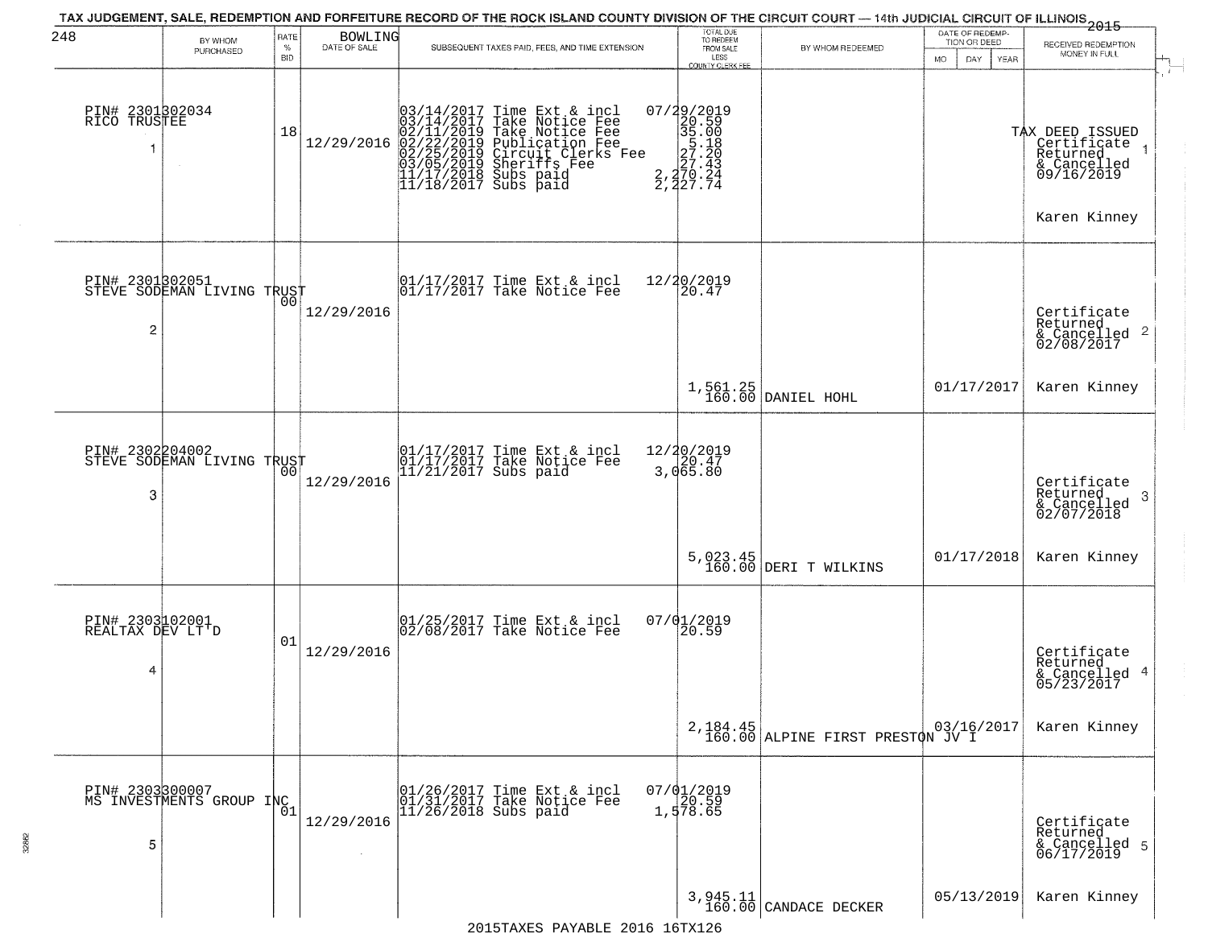TAX JUDGEMENT, SALE, REDEMPTION AND FORFEITURE RECORD OF THE ROCK ISLAND COUNTY DIVISION OF THE CIRCUIT COURT — 14th JUDICIAL CIRCUIT OF ILLINOIS 2015

248 — BOWLING

| | BY WHOM PURCHASED | RATE % BID | DATE OF SALE | SUBSEQUENT TAXES PAID, FEES, AND TIME EXTENSION | TOTAL DUE TO REDEEM FROM SALE LESS COUNTY CLERK FEE | BY WHOM REDEEMED | DATE OF REDEMPTION OR DEED MO DAY YEAR | RECEIVED REDEMPTION MONEY IN FULL |
|---|---|---|---|---|---|---|---|---|
| 1 | PIN# 2301302034 RICO TRUSTEE | 18 | 12/29/2016 | 03/14/2017 Time Ext & incl 07/29/2019<br>03/14/2017 Take Notice Fee 20.59<br>02/11/2019 Take Notice Fee 35.00<br>02/22/2019 Publication Fee 5.18<br>02/25/2019 Circuit Clerks Fee 27.20<br>03/05/2019 Sheriffs Fee 27.43<br>11/17/2018 Subs paid 2,270.24<br>11/18/2017 Subs paid 2,227.74 | | | | TAX DEED ISSUED Certificate Returned & Cancelled 09/16/2019 Karen Kinney |
| 2 | PIN# 2301302051 STEVE SODEMAN LIVING TRUST | 00 | 12/29/2016 | 01/17/2017 Time Ext & incl 12/20/2019<br>01/17/2017 Take Notice Fee 20.47 | 1,561.25<br>160.00 | DANIEL HOHL | 01/17/2017 | Certificate Returned & Cancelled 02/08/2017 Karen Kinney |
| 3 | PIN# 2302204002 STEVE SODEMAN LIVING TRUST | 00 | 12/29/2016 | 01/17/2017 Time Ext & incl 12/20/2019<br>01/17/2017 Take Notice Fee 20.47<br>11/21/2017 Subs paid 3,065.80 | 5,023.45<br>160.00 | DERI T WILKINS | 01/17/2018 | Certificate Returned & Cancelled 02/07/2018 Karen Kinney |
| 4 | PIN# 2303102001 REALTAX DEV LT'D | 01 | 12/29/2016 | 01/25/2017 Time Ext & incl 07/01/2019<br>02/08/2017 Take Notice Fee 20.59 | 2,184.45<br>160.00 | ALPINE FIRST PRESTON JV I | 03/16/2017 | Certificate Returned & Cancelled 05/23/2017 Karen Kinney |
| 5 | PIN# 2303300007 MS INVESTMENTS GROUP INC | 01 | 12/29/2016 | 01/26/2017 Time Ext & incl 07/01/2019<br>01/31/2017 Take Notice Fee 20.59<br>11/26/2018 Subs paid 1,578.65 | 3,945.11<br>160.00 | CANDACE DECKER | 05/13/2019 | Certificate Returned & Cancelled 06/17/2019 Karen Kinney |

2015TAXES PAYABLE 2016 16TX126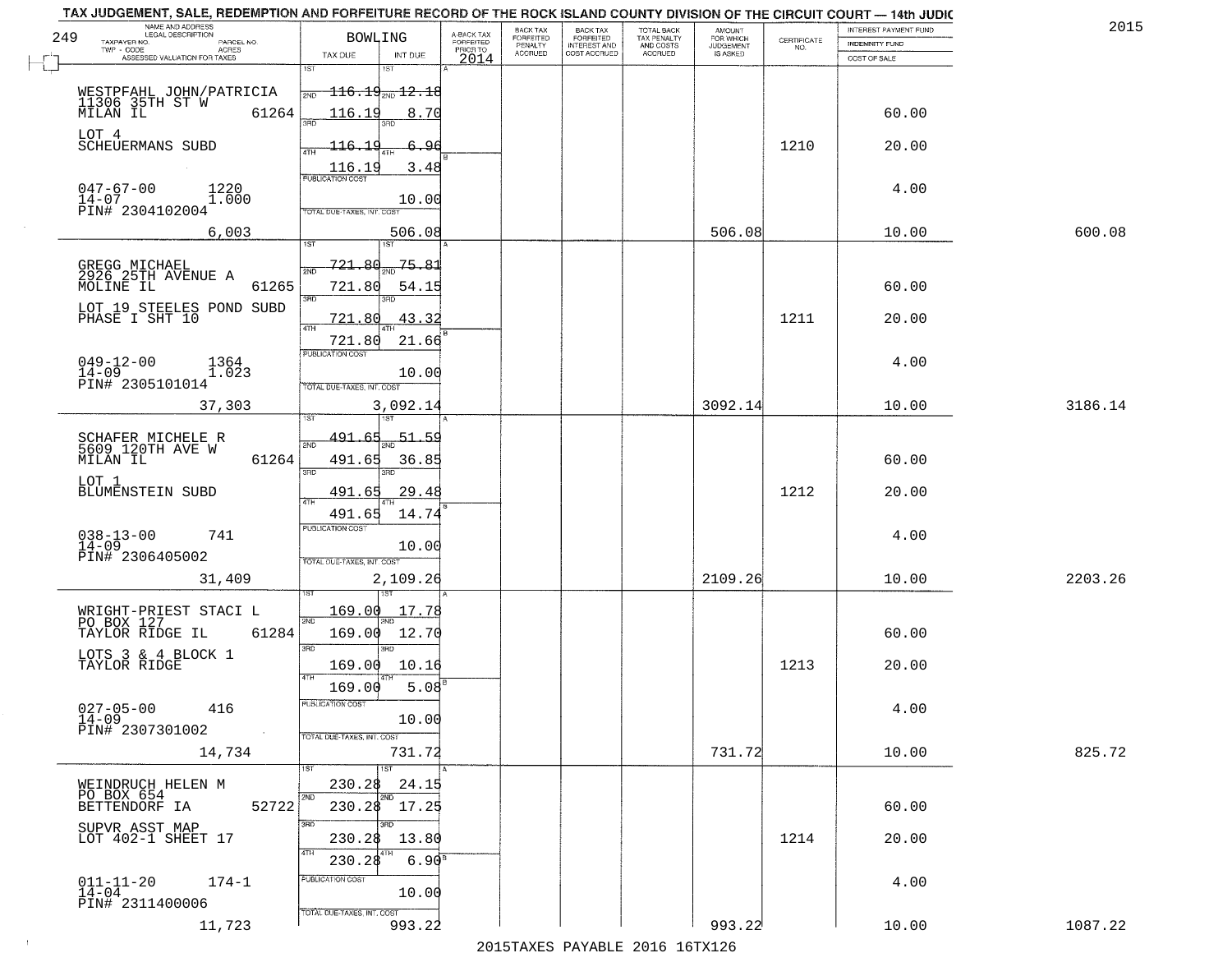# TAX JUDGEMENT, SALE, REDEMPTION AND FORFEITURE RECORD OF THE ROCK ISLAND COUNTY DIVISION OF THE CIRCUIT COURT — 14th JUDIC

2015

249 — BOWLING

| NAME AND ADDRESS / LEGAL DESCRIPTION / TAXPAYER NO. / PARCEL NO. / TWP - CODE / ACRES / ASSESSED VALUATION FOR TAXES | TAX DUE | INT DUE | A-BACK TAX FORFEITED PRIOR TO 2014 | BACK TAX FORFEITED PENALTY ACCRUED | BACK TAX FORFEITED INTEREST AND COST ACCRUED | TOTAL BACK TAX PENALTY AND COSTS ACCRUED | AMOUNT FOR WHICH JUDGEMENT IS ASKED | CERTIFICATE NO. | INTEREST PAYMENT FUND / INDEMNITY FUND / COST OF SALE | |
|---|---|---|---|---|---|---|---|---|---|---|
| WESTPFAHL JOHN/PATRICIA, 11306 35TH ST W, MILAN IL 61264 | 1ST 116.19 | 12.18 | | | | | | | | |
| | 2ND 116.19 | 8.70 | | | | | | | 60.00 | |
| LOT 4, SCHEUERMANS SUBD | 3RD 116.19 | 6.96 | | | | | | 1210 | 20.00 | |
| | 4TH 116.19 | 3.48 | | | | | | | | |
| 047-67-00 1220, 14-07 1.000, PIN# 2304102004 | PUBLICATION COST | 10.00 | | | | | | | 4.00 | |
| 6,003 | TOTAL DUE-TAXES, INT. COST | 506.08 | | | | | 506.08 | | 10.00 | 600.08 |
| GREGG MICHAEL, 2926 25TH AVENUE A, MOLINE IL 61265 | 1ST 721.80 | 75.81 | | | | | | | | |
| | 2ND 721.80 | 54.15 | | | | | | | 60.00 | |
| LOT 19 STEELES POND SUBD, PHASE I SHT 10 | 3RD 721.80 | 43.32 | | | | | | 1211 | 20.00 | |
| | 4TH 721.80 | 21.66 | | | | | | | | |
| 049-12-00 1364, 14-09 1.023, PIN# 2305101014 | PUBLICATION COST | 10.00 | | | | | | | 4.00 | |
| 37,303 | TOTAL DUE-TAXES, INT. COST | 3,092.14 | | | | | 3092.14 | | 10.00 | 3186.14 |
| SCHAFER MICHELE R, 5609 120TH AVE W, MILAN IL 61264 | 1ST 491.65 | 51.59 | | | | | | | | |
| | 2ND 491.65 | 36.85 | | | | | | | 60.00 | |
| LOT 1, BLUMENSTEIN SUBD | 3RD 491.65 | 29.48 | | | | | | 1212 | 20.00 | |
| | 4TH 491.65 | 14.74 | | | | | | | | |
| 038-13-00 741, 14-09, PIN# 2306405002 | PUBLICATION COST | 10.00 | | | | | | | 4.00 | |
| 31,409 | TOTAL DUE-TAXES, INT. COST | 2,109.26 | | | | | 2109.26 | | 10.00 | 2203.26 |
| WRIGHT-PRIEST STACI L, PO BOX 127, TAYLOR RIDGE IL 61284 | 1ST 169.00 | 17.78 | | | | | | | | |
| | 2ND 169.00 | 12.70 | | | | | | | 60.00 | |
| LOTS 3 & 4 BLOCK 1, TAYLOR RIDGE | 3RD 169.00 | 10.16 | | | | | | 1213 | 20.00 | |
| | 4TH 169.00 | 5.08 | | | | | | | | |
| 027-05-00 416, 14-09, PIN# 2307301002 | PUBLICATION COST | 10.00 | | | | | | | 4.00 | |
| 14,734 | TOTAL DUE-TAXES, INT. COST | 731.72 | | | | | 731.72 | | 10.00 | 825.72 |
| WEINDRUCH HELEN M, PO BOX 654, BETTENDORF IA 52722 | 1ST 230.28 | 24.15 | | | | | | | | |
| | 2ND 230.28 | 17.25 | | | | | | | 60.00 | |
| SUPVR ASST MAP, LOT 402-1 SHEET 17 | 3RD 230.28 | 13.80 | | | | | | 1214 | 20.00 | |
| | 4TH 230.28 | 6.90 | | | | | | | | |
| 011-11-20 174-1, 14-04, PIN# 2311400006 | PUBLICATION COST | 10.00 | | | | | | | 4.00 | |
| 11,723 | TOTAL DUE-TAXES, INT. COST | 993.22 | | | | | 993.22 | | 10.00 | 1087.22 |

2015TAXES PAYABLE 2016 16TX126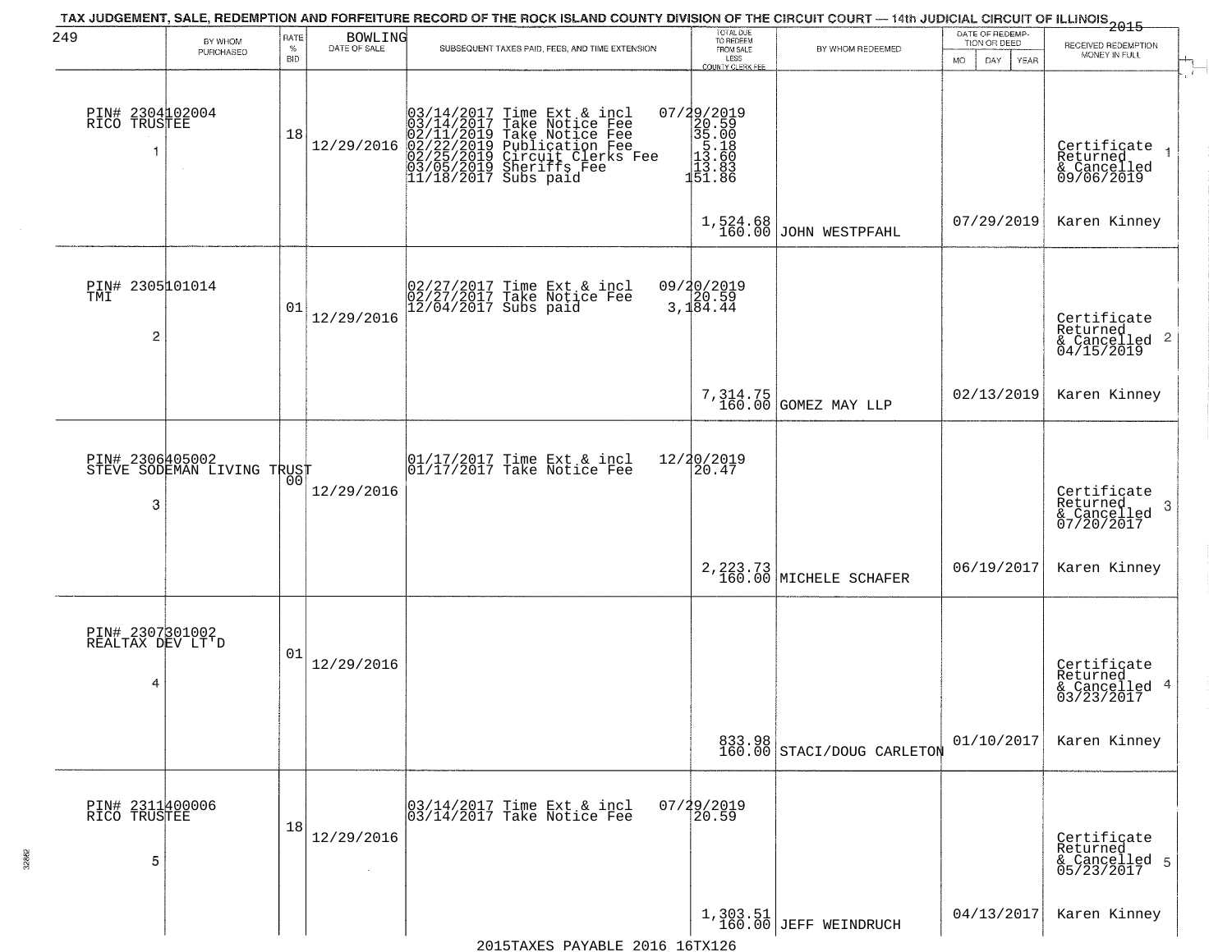TAX JUDGEMENT, SALE, REDEMPTION AND FORFEITURE RECORD OF THE ROCK ISLAND COUNTY DIVISION OF THE CIRCUIT COURT — 14th JUDICIAL CIRCUIT OF ILLINOIS 2015

249 BOWLING

| BY WHOM PURCHASED | RATE % BID | DATE OF SALE | SUBSEQUENT TAXES PAID, FEES, AND TIME EXTENSION | TOTAL DUE TO REDEEM FROM SALE LESS COUNTY CLERK FEE | BY WHOM REDEEMED | DATE OF REDEMPTION OR DEED MO DAY YEAR | RECEIVED REDEMPTION MONEY IN FULL |
|---|---|---|---|---|---|---|---|
| PIN# 2304102004 RICO TRUSTEE 1 | 18 | 12/29/2016 | 03/14/2017 Time Ext & incl 07/29/2019<br>03/14/2017 Take Notice Fee 20.59<br>02/11/2019 Take Notice Fee 35.00<br>02/22/2019 Publication Fee 5.18<br>02/25/2019 Circuit Clerks Fee 13.60<br>03/05/2019 Sheriffs Fee 13.83<br>11/18/2017 Subs paid 151.86 | 1,524.68<br>160.00 | JOHN WESTPFAHL | 07/29/2019 | Certificate Returned & Cancelled 09/06/2019 1<br>Karen Kinney |
| PIN# 2305101014 TMI 2 | 01 | 12/29/2016 | 02/27/2017 Time Ext & incl 09/20/2019<br>02/27/2017 Take Notice Fee 20.59<br>12/04/2017 Subs paid 3,184.44 | 7,314.75<br>160.00 | GOMEZ MAY LLP | 02/13/2019 | Certificate Returned & Cancelled 04/15/2019 2<br>Karen Kinney |
| PIN# 2306405002 STEVE SODEMAN LIVING TRUST 3 | 00 | 12/29/2016 | 01/17/2017 Time Ext & incl 12/20/2019<br>01/17/2017 Take Notice Fee 20.47 | 2,223.73<br>160.00 | MICHELE SCHAFER | 06/19/2017 | Certificate Returned & Cancelled 07/20/2017 3<br>Karen Kinney |
| PIN# 2307301002 REALTAX DEV LT'D 4 | 01 | 12/29/2016 | | 833.98<br>160.00 | STACI/DOUG CARLETON | 01/10/2017 | Certificate Returned & Cancelled 03/23/2017 4<br>Karen Kinney |
| PIN# 2311400006 RICO TRUSTEE 5 | 18 | 12/29/2016 | 03/14/2017 Time Ext & incl 07/29/2019<br>03/14/2017 Take Notice Fee 20.59 | 1,303.51<br>160.00 | JEFF WEINDRUCH | 04/13/2017 | Certificate Returned & Cancelled 05/23/2017 5<br>Karen Kinney |

2015TAXES PAYABLE 2016 16TX126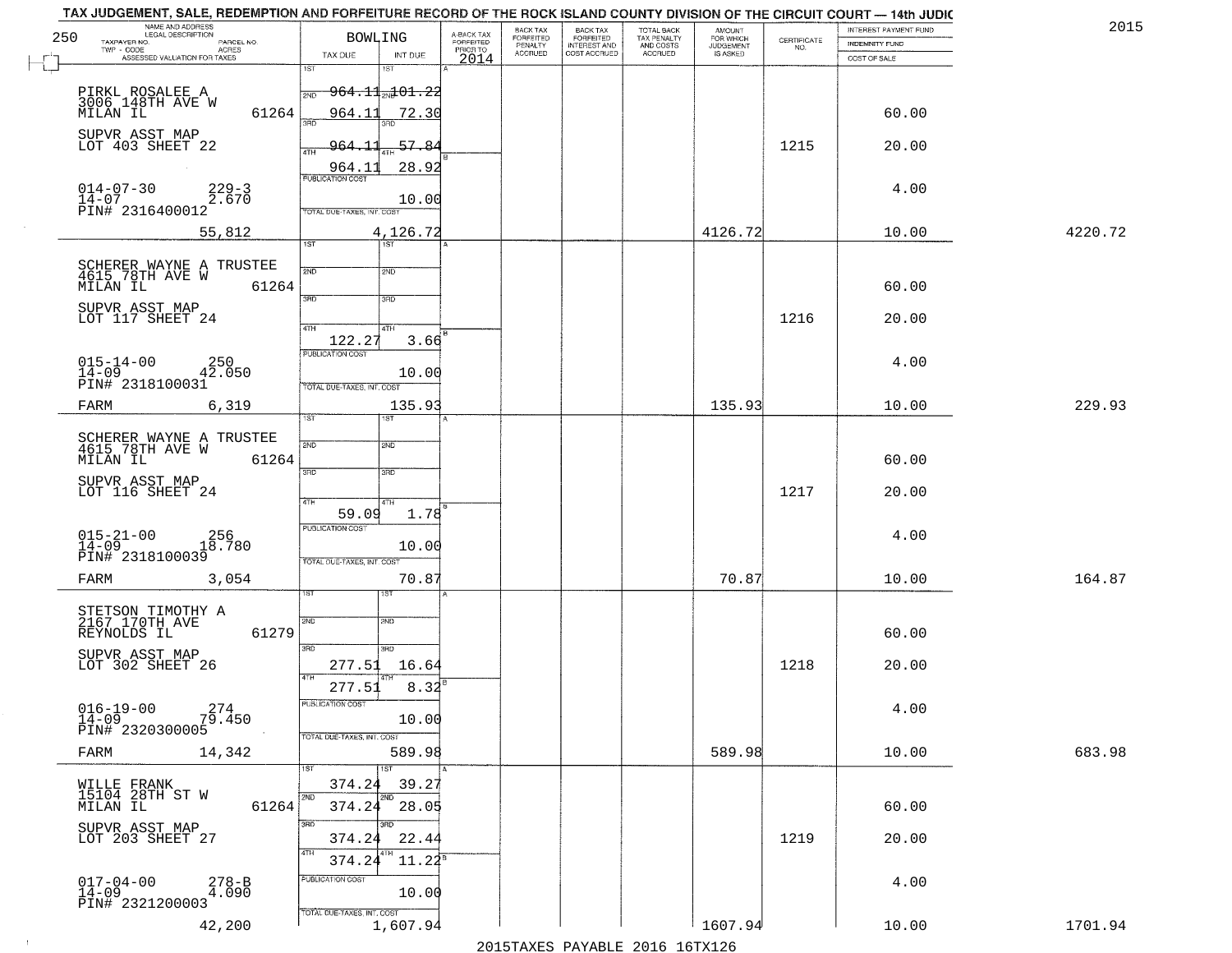TAX JUDGEMENT, SALE, REDEMPTION AND FORFEITURE RECORD OF THE ROCK ISLAND COUNTY DIVISION OF THE CIRCUIT COURT — 14th JUDIC

2015

| 250 NAME AND ADDRESS / LEGAL DESCRIPTION / TAXPAYER NO. / PARCEL NO. / TWP - CODE / ACRES / ASSESSED VALUATION FOR TAXES | BOWLING TAX DUE | INT DUE | A-BACK TAX FORFEITED PRIOR TO 2014 | BACK TAX FORFEITED PENALTY ACCRUED | BACK TAX FORFEITED INTEREST AND COST ACCRUED | TOTAL BACK TAX PENALTY AND COSTS ACCRUED | AMOUNT FOR WHICH JUDGEMENT IS ASKED | CERTIFICATE NO. | INTEREST PAYMENT FUND / INDEMNITY FUND / COST OF SALE | |
|---|---|---|---|---|---|---|---|---|---|---|
| PIRKL ROSALEE A<br>3006 148TH AVE W<br>MILAN IL 61264<br>SUPVR ASST MAP<br>LOT 403 SHEET 22<br>014-07-30 229-3<br>14-07 2.670<br>PIN# 2316400012<br>55,812 | 1ST 964.11<br>2ND 964.11<br>3RD 964.11<br>4TH 964.11<br>PUBLICATION COST<br>TOTAL DUE-TAXES, INT. COST | 101.22<br>72.30<br>57.84<br>28.92<br>10.00<br>4,126.72 | | | | | 4126.72 | 1215 | 60.00<br>20.00<br>4.00<br>10.00 | 4220.72 |
| SCHERER WAYNE A TRUSTEE<br>4615 78TH AVE W<br>MILAN IL 61264<br>SUPVR ASST MAP<br>LOT 117 SHEET 24<br>015-14-00 250<br>14-09 42.050<br>PIN# 2318100031<br>FARM 6,319 | 4TH 122.27<br>PUBLICATION COST<br>TOTAL DUE-TAXES, INT. COST | 3.66<br>10.00<br>135.93 | | | | | 135.93 | 1216 | 60.00<br>20.00<br>4.00<br>10.00 | 229.93 |
| SCHERER WAYNE A TRUSTEE<br>4615 78TH AVE W<br>MILAN IL 61264<br>SUPVR ASST MAP<br>LOT 116 SHEET 24<br>015-21-00 256<br>14-09 18.780<br>PIN# 2318100039<br>FARM 3,054 | 4TH 59.09<br>PUBLICATION COST<br>TOTAL DUE-TAXES, INT. COST | 1.78<br>10.00<br>70.87 | | | | | 70.87 | 1217 | 60.00<br>20.00<br>4.00<br>10.00 | 164.87 |
| STETSON TIMOTHY A<br>2167 170TH AVE<br>REYNOLDS IL 61279<br>SUPVR ASST MAP<br>LOT 302 SHEET 26<br>016-19-00 274<br>14-09 79.450<br>PIN# 2320300005<br>FARM 14,342 | 3RD 277.51<br>4TH 277.51<br>PUBLICATION COST<br>TOTAL DUE-TAXES, INT. COST | 16.64<br>8.32<br>10.00<br>589.98 | | | | | 589.98 | 1218 | 60.00<br>20.00<br>4.00<br>10.00 | 683.98 |
| WILLE FRANK<br>15104 28TH ST W<br>MILAN IL 61264<br>SUPVR ASST MAP<br>LOT 203 SHEET 27<br>017-04-00 278-B<br>14-09 4.090<br>PIN# 2321200003<br>42,200 | 1ST 374.24<br>2ND 374.24<br>3RD 374.24<br>4TH 374.24<br>PUBLICATION COST<br>TOTAL DUE-TAXES, INT. COST | 39.27<br>28.05<br>22.44<br>11.22<br>10.00<br>1,607.94 | | | | | 1607.94 | 1219 | 60.00<br>20.00<br>4.00<br>10.00 | 1701.94 |

2015TAXES PAYABLE 2016 16TX126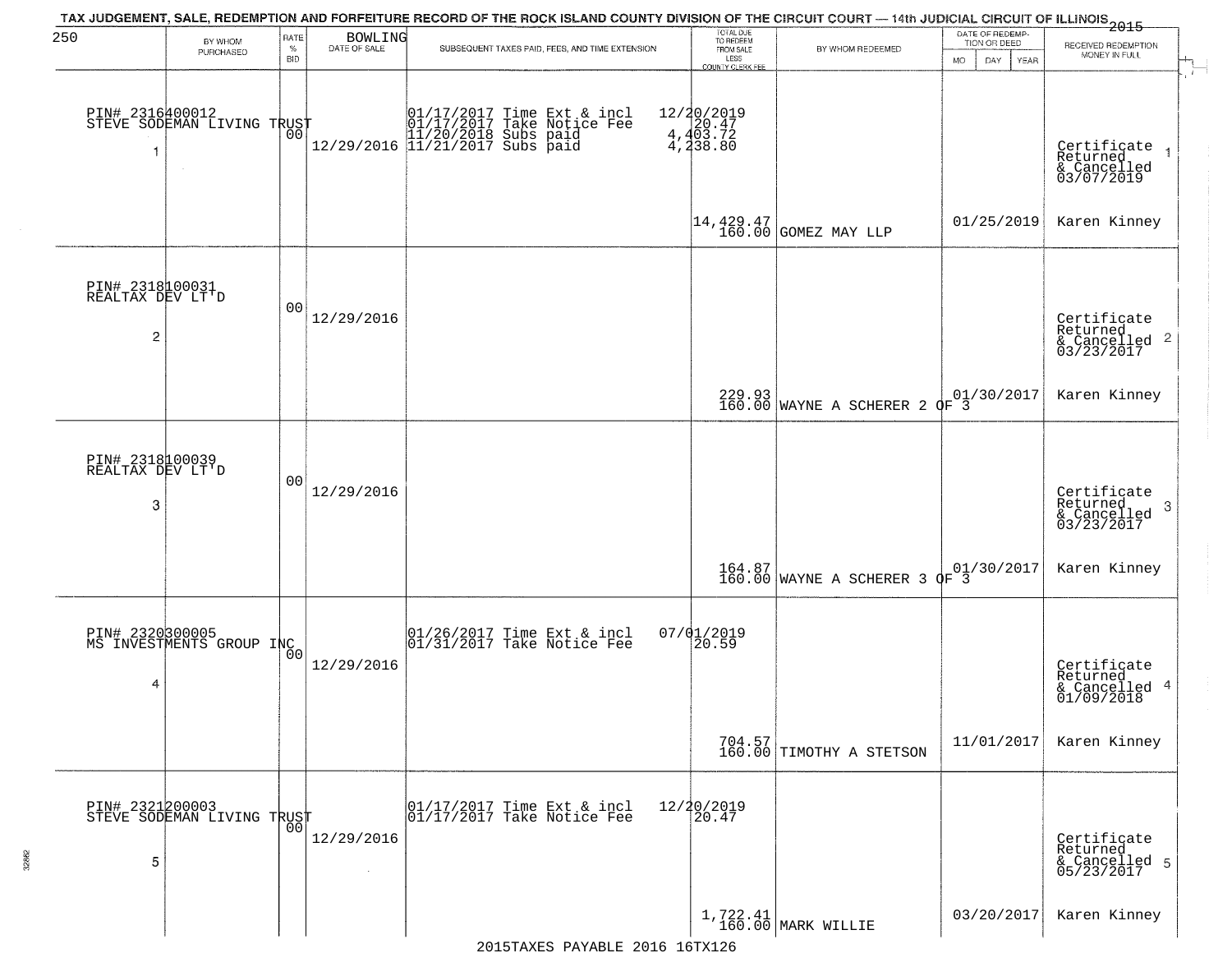# TAX JUDGEMENT, SALE, REDEMPTION AND FORFEITURE RECORD OF THE ROCK ISLAND COUNTY DIVISION OF THE CIRCUIT COURT — 14th JUDICIAL CIRCUIT OF ILLINOIS 2015

250 BOWLING

| | BY WHOM PURCHASED | RATE % BID | DATE OF SALE | SUBSEQUENT TAXES PAID, FEES, AND TIME EXTENSION | TOTAL DUE TO REDEEM FROM SALE LESS COUNTY CLERK FEE | BY WHOM REDEEMED | DATE OF REDEMPTION OR DEED MO DAY YEAR | RECEIVED REDEMPTION MONEY IN FULL |
|---|---|---|---|---|---|---|---|---|
| 1 | PIN# 2316400012 STEVE SODEMAN LIVING TRUST | 00 | 12/29/2016 | 01/17/2017 Time Ext & incl 12/20/2019<br>01/17/2017 Take Notice Fee 20.47<br>11/20/2018 Subs paid 4,403.72<br>11/21/2017 Subs paid 4,238.80 | 14,429.47<br>160.00 | GOMEZ MAY LLP | 01/25/2019 | Certificate Returned & Cancelled 03/07/2019<br>Karen Kinney |
| 2 | PIN# 2318100031 REALTAX DEV LT'D | 00 | 12/29/2016 | | 229.93<br>160.00 | WAYNE A SCHERER 2 OF 3 | 01/30/2017 | Certificate Returned & Cancelled 03/23/2017<br>Karen Kinney |
| 3 | PIN# 2318100039 REALTAX DEV LT'D | 00 | 12/29/2016 | | 164.87<br>160.00 | WAYNE A SCHERER 3 OF 3 | 01/30/2017 | Certificate Returned & Cancelled 03/23/2017<br>Karen Kinney |
| 4 | PIN# 2320300005 MS INVESTMENTS GROUP INC | 00 | 12/29/2016 | 01/26/2017 Time Ext & incl 07/01/2019<br>01/31/2017 Take Notice Fee 20.59 | 704.57<br>160.00 | TIMOTHY A STETSON | 11/01/2017 | Certificate Returned & Cancelled 01/09/2018<br>Karen Kinney |
| 5 | PIN# 2321200003 STEVE SODEMAN LIVING TRUST | 00 | 12/29/2016 | 01/17/2017 Time Ext & incl 12/20/2019<br>01/17/2017 Take Notice Fee 20.47 | 1,722.41<br>160.00 | MARK WILLIE | 03/20/2017 | Certificate Returned & Cancelled 05/23/2017<br>Karen Kinney |

2015TAXES PAYABLE 2016 16TX126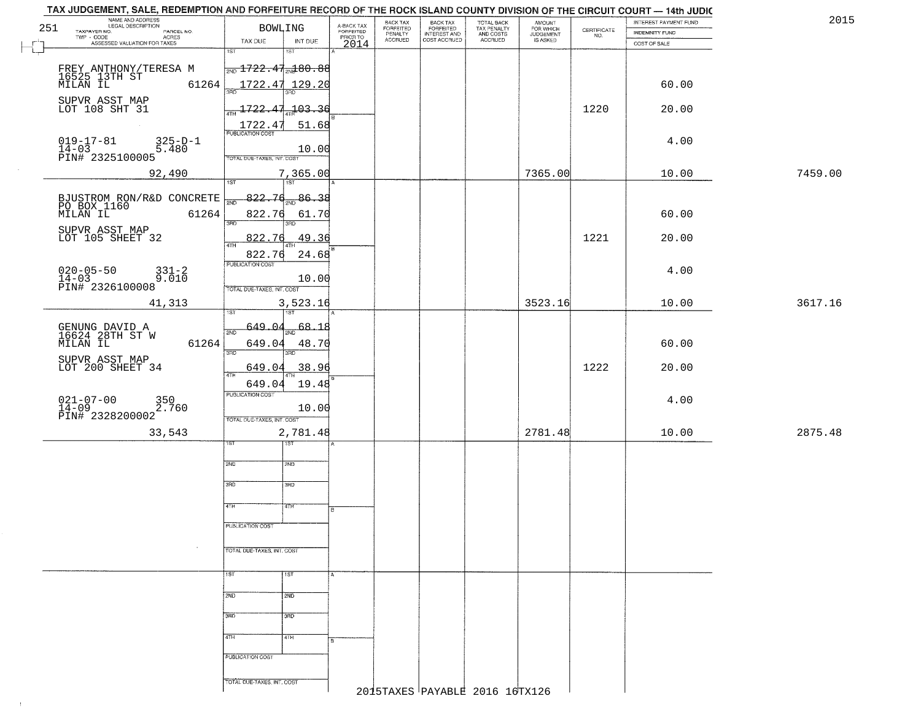# TAX JUDGEMENT, SALE, REDEMPTION AND FORFEITURE RECORD OF THE ROCK ISLAND COUNTY DIVISION OF THE CIRCUIT COURT — 14th JUDIC

2015

251 — BOWLING

| NAME AND ADDRESS / LEGAL DESCRIPTION / TAXPAYER NO. / PARCEL NO. / TWP - CODE / ACRES / ASSESSED VALUATION FOR TAXES | TAX DUE | INT DUE | A-BACK TAX FORFEITED PRIOR TO 2014 | BACK TAX FORFEITED PENALTY ACCRUED | BACK TAX FORFEITED INTEREST AND COST ACCRUED | TOTAL BACK TAX PENALTY AND COSTS ACCRUED | AMOUNT FOR WHICH JUDGEMENT IS ASKED | CERTIFICATE NO. | INTEREST PAYMENT FUND / INDEMNITY FUND / COST OF SALE | |
|---|---|---|---|---|---|---|---|---|---|---|
| FREY ANTHONY/TERESA M<br>16525 13TH ST<br>MILAN IL 61264<br>SUPVR ASST MAP<br>LOT 108 SHT 31<br>019-17-81 325-D-1<br>14-03 5.480<br>PIN# 2325100005<br>92,490 | 1ST<br>2ND 1722.47<br>3RD 1722.47<br>4TH 1722.47<br>1722.47<br>PUBLICATION COST<br>TOTAL DUE-TAXES, INT. COST | 1ST<br>2ND 180.88<br>3RD 129.20<br>103.36<br>51.68<br>10.00<br>7,365.00 | | | | | 7365.00 | 1220 | 60.00<br>20.00<br>4.00<br>10.00 | 7459.00 |
| BJUSTROM RON/R&D CONCRETE<br>PO BOX 1160<br>MILAN IL 61264<br>SUPVR ASST MAP<br>LOT 105 SHEET 32<br>020-05-50 331-2<br>14-03 9.010<br>PIN# 2326100008<br>41,313 | 1ST 822.76<br>2ND 822.76<br>3RD 822.76<br>4TH 822.76<br>PUBLICATION COST<br>TOTAL DUE-TAXES, INT. COST | 86.38<br>61.70<br>49.36<br>24.68<br>10.00<br>3,523.16 | | | | | 3523.16 | 1221 | 60.00<br>20.00<br>4.00<br>10.00 | 3617.16 |
| GENUNG DAVID A<br>16624 28TH ST W<br>MILAN IL 61264<br>SUPVR ASST MAP<br>LOT 200 SHEET 34<br>021-07-00 350<br>14-09 2.760<br>PIN# 2328200002<br>33,543 | 1ST 649.04<br>2ND 649.04<br>3RD 649.04<br>4TH 649.04<br>PUBLICATION COST<br>TOTAL DUE-TAXES, INT. COST | 68.18<br>48.70<br>38.96<br>19.48<br>10.00<br>2,781.48 | | | | | 2781.48 | 1222 | 60.00<br>20.00<br>4.00<br>10.00 | 2875.48 |
| | 1ST<br>2ND<br>3RD<br>4TH<br>PUBLICATION COST<br>TOTAL DUE-TAXES, INT. COST | 1ST<br>2ND<br>3RD<br>4TH | | | | | | | | |
| | 1ST<br>2ND<br>3RD<br>4TH<br>PUBLICATION COST<br>TOTAL DUE-TAXES, INT. COST | 1ST<br>2ND<br>3RD<br>4TH | | | | | | | | |

2015TAXES PAYABLE 2016 16TX126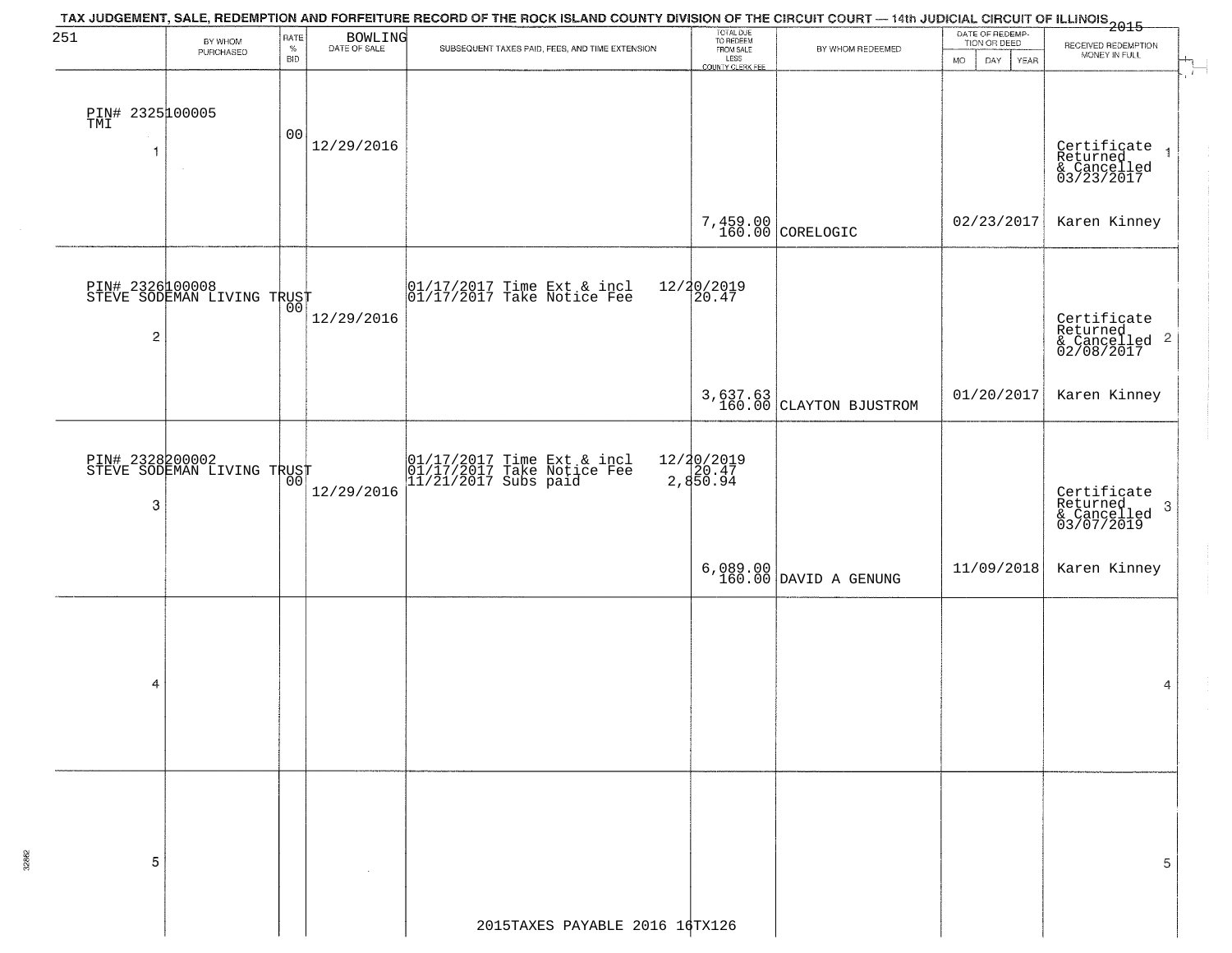TAX JUDGEMENT, SALE, REDEMPTION AND FORFEITURE RECORD OF THE ROCK ISLAND COUNTY DIVISION OF THE CIRCUIT COURT — 14th JUDICIAL CIRCUIT OF ILLINOIS 2015

251 BOWLING

| | BY WHOM PURCHASED | RATE % BID | DATE OF SALE | SUBSEQUENT TAXES PAID, FEES, AND TIME EXTENSION | TOTAL DUE TO REDEEM FROM SALE LESS COUNTY CLERK FEE | BY WHOM REDEEMED | DATE OF REDEMPTION OR DEED MO DAY YEAR | RECEIVED REDEMPTION MONEY IN FULL | |
|---|---|---|---|---|---|---|---|---|---|
| PIN# 2325100005 TMI 1 | | 00 | 12/29/2016 | | 7,459.00 160.00 | CORELOGIC | 02/23/2017 | Certificate Returned & Cancelled 03/23/2017 Karen Kinney | 1 |
| PIN# 2326100008 STEVE SODEMAN LIVING TRUST 2 | | 00 | 12/29/2016 | 01/17/2017 Time Ext & incl 12/20/2019 01/17/2017 Take Notice Fee 20.47 | 3,637.63 160.00 | CLAYTON BJUSTROM | 01/20/2017 | Certificate Returned & Cancelled 02/08/2017 Karen Kinney | 2 |
| PIN# 2328200002 STEVE SODEMAN LIVING TRUST 3 | | 00 | 12/29/2016 | 01/17/2017 Time Ext & incl 12/20/2019 01/17/2017 Take Notice Fee 20.47 11/21/2017 Subs paid 2,850.94 | 6,089.00 160.00 | DAVID A GENUNG | 11/09/2018 | Certificate Returned & Cancelled 03/07/2019 Karen Kinney | 3 |
| 4 | | | | | | | | | 4 |
| 5 | | | | | | | | | 5 |

2015TAXES PAYABLE 2016 16TX126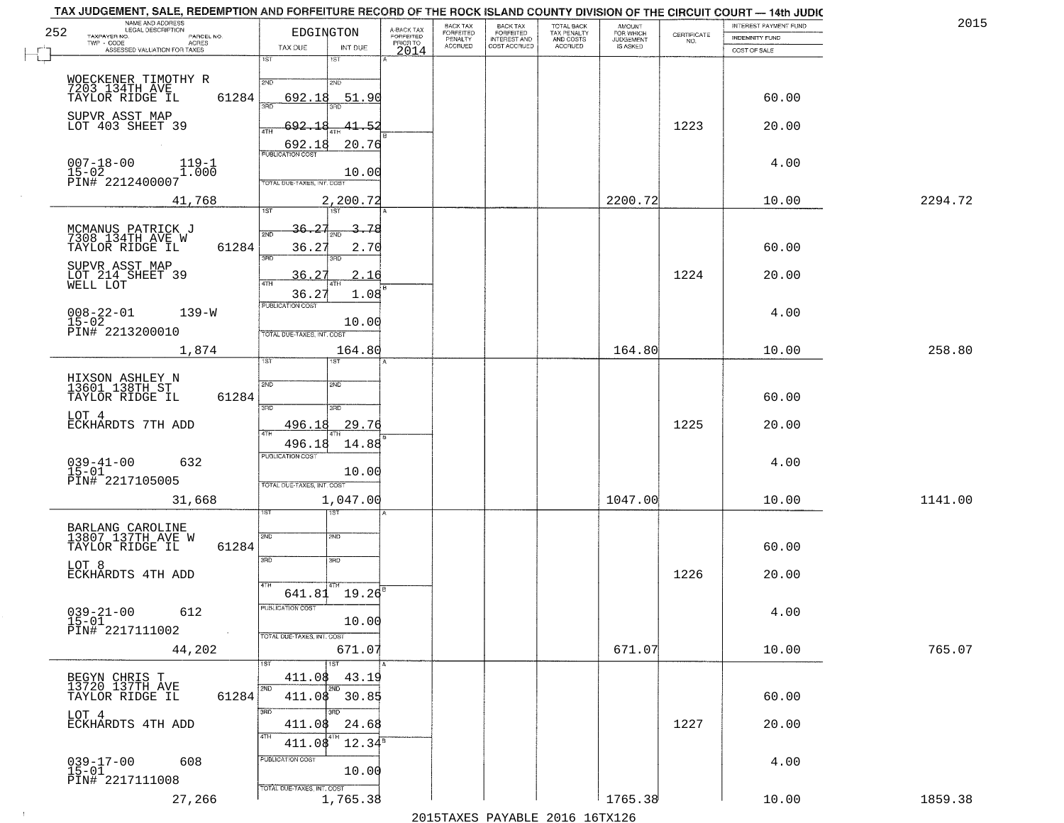TAX JUDGEMENT, SALE, REDEMPTION AND FORFEITURE RECORD OF THE ROCK ISLAND COUNTY DIVISION OF THE CIRCUIT COURT — 14th JUDIC

2015

| NAME AND ADDRESS / LEGAL DESCRIPTION / TAXPAYER NO. / PARCEL NO. / TWP - CODE / ACRES / ASSESSED VALUATION FOR TAXES | EDGINGTON TAX DUE | INT DUE | A-BACK TAX FORFEITED PRIOR TO 2014 | BACK TAX FORFEITED PENALTY ACCRUED | BACK TAX FORFEITED INTEREST AND COST ACCRUED | TOTAL BACK TAX PENALTY AND COSTS ACCRUED | AMOUNT FOR WHICH JUDGEMENT IS ASKED | CERTIFICATE NO. | INTEREST PAYMENT FUND / INDEMNITY FUND / COST OF SALE | |
|---|---|---|---|---|---|---|---|---|---|---|
| 252 | | | | | | | | | | |
| WOECKENER TIMOTHY R<br>7203 134TH AVE<br>TAYLOR RIDGE IL 61284<br>SUPVR ASST MAP<br>LOT 403 SHEET 39<br>007-18-00 119-1<br>15-02 1.000<br>PIN# 2212400007 | 1ST<br>2ND 692.18<br>3RD 692.18<br>4TH 692.18<br>PUBLICATION COST | 1ST<br>2ND 51.90<br>3RD 41.52<br>4TH 20.76<br>10.00 | | | | | | 1223 | 60.00<br>20.00<br>4.00 | |
| 41,768 | TOTAL DUE-TAXES, INT. COST | 2,200.72 | | | | | 2200.72 | | 10.00 | 2294.72 |
| MCMANUS PATRICK J<br>7308 134TH AVE W<br>TAYLOR RIDGE IL 61284<br>SUPVR ASST MAP<br>LOT 214 SHEET 39<br>WELL LOT<br>008-22-01 139-W<br>15-02<br>PIN# 2213200010 | 1ST 36.27<br>2ND 36.27<br>3RD 36.27<br>4TH 36.27<br>PUBLICATION COST | 1ST 3.78<br>2ND 2.70<br>3RD 2.16<br>4TH 1.08<br>10.00 | | | | | | 1224 | 60.00<br>20.00<br>4.00 | |
| 1,874 | TOTAL DUE-TAXES, INT. COST | 164.80 | | | | | 164.80 | | 10.00 | 258.80 |
| HIXSON ASHLEY N<br>13601 138TH ST<br>TAYLOR RIDGE IL 61284<br>LOT 4<br>ECKHARDTS 7TH ADD<br>039-41-00 632<br>15-01<br>PIN# 2217105005 | 1ST<br>2ND<br>3RD 496.18<br>4TH 496.18<br>PUBLICATION COST | 1ST<br>2ND<br>3RD 29.76<br>4TH 14.88<br>10.00 | | | | | | 1225 | 60.00<br>20.00<br>4.00 | |
| 31,668 | TOTAL DUE-TAXES, INT. COST | 1,047.00 | | | | | 1047.00 | | 10.00 | 1141.00 |
| BARLANG CAROLINE<br>13807 137TH AVE W<br>TAYLOR RIDGE IL 61284<br>LOT 8<br>ECKHARDTS 4TH ADD<br>039-21-00 612<br>15-01<br>PIN# 2217111002 | 1ST<br>2ND<br>3RD<br>4TH 641.81<br>PUBLICATION COST | 1ST<br>2ND<br>3RD<br>4TH 19.26<br>10.00 | | | | | | 1226 | 60.00<br>20.00<br>4.00 | |
| 44,202 | TOTAL DUE-TAXES, INT. COST | 671.07 | | | | | 671.07 | | 10.00 | 765.07 |
| BEGYN CHRIS T<br>13720 137TH AVE<br>TAYLOR RIDGE IL 61284<br>LOT 4<br>ECKHARDTS 4TH ADD<br>039-17-00 608<br>15-01<br>PIN# 2217111008 | 1ST 411.08<br>2ND 411.08<br>3RD 411.08<br>4TH 411.08<br>PUBLICATION COST | 1ST 43.19<br>2ND 30.85<br>3RD 24.68<br>4TH 12.34<br>10.00 | | | | | | 1227 | 60.00<br>20.00<br>4.00 | |
| 27,266 | TOTAL DUE-TAXES, INT. COST | 1,765.38 | | | | | 1765.38 | | 10.00 | 1859.38 |

2015TAXES PAYABLE 2016 16TX126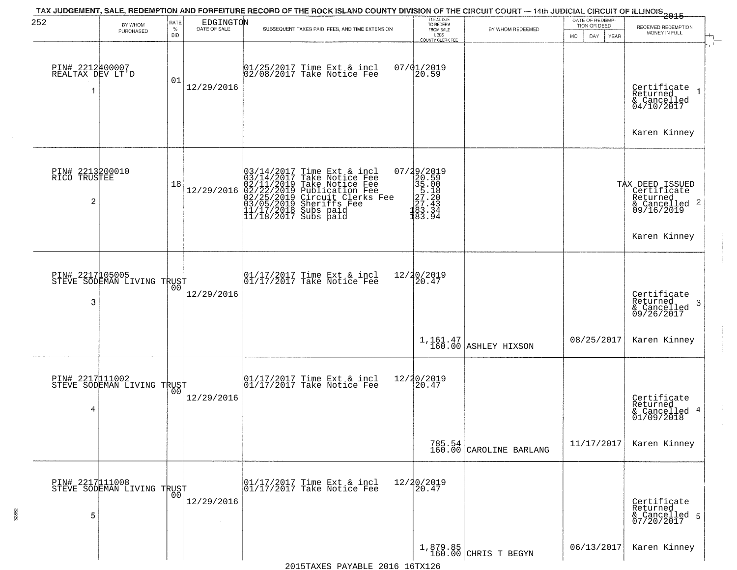TAX JUDGEMENT, SALE, REDEMPTION AND FORFEITURE RECORD OF THE ROCK ISLAND COUNTY DIVISION OF THE CIRCUIT COURT — 14th JUDICIAL CIRCUIT OF ILLINOIS 2015

252 EDGINGTON

| | BY WHOM PURCHASED | RATE % BID | DATE OF SALE | SUBSEQUENT TAXES PAID, FEES, AND TIME EXTENSION | TOTAL DUE TO REDEEM FROM SALE LESS COUNTY CLERK FEE | BY WHOM REDEEMED | DATE OF REDEMPTION OR DEED MO DAY YEAR | RECEIVED REDEMPTION MONEY IN FULL |
|---|---|---|---|---|---|---|---|---|
| 1 | PIN# 2212400007 REALTAX DEV LT'D | 01 | 12/29/2016 | 01/25/2017 Time Ext & incl<br>02/08/2017 Take Notice Fee | 07/01/2019<br>20.59 | | | Certificate Returned & Cancelled 04/10/2017<br>Karen Kinney |
| 2 | PIN# 2213200010 RICO TRUSTEE | 18 | 12/29/2016 | 03/14/2017 Time Ext & incl<br>03/14/2017 Take Notice Fee<br>02/11/2019 Take Notice Fee<br>02/22/2019 Publication Fee<br>02/25/2019 Circuit Clerks Fee<br>03/05/2019 Sheriffs Fee<br>11/17/2018 Subs paid<br>11/18/2017 Subs paid | 07/29/2019<br>20.59<br>35.00<br>5.18<br>27.20<br>27.43<br>183.34<br>183.94 | | | TAX DEED ISSUED Certificate Returned & Cancelled 09/16/2019<br>Karen Kinney |
| 3 | PIN# 2217105005 STEVE SODEMAN LIVING TRUST | 00 | 12/29/2016 | 01/17/2017 Time Ext & incl<br>01/17/2017 Take Notice Fee | 12/20/2019<br>20.47<br>1,161.47<br>160.00 | ASHLEY HIXSON | 08/25/2017 | Certificate Returned & Cancelled 09/26/2017<br>Karen Kinney |
| 4 | PIN# 2217111002 STEVE SODEMAN LIVING TRUST | 00 | 12/29/2016 | 01/17/2017 Time Ext & incl<br>01/17/2017 Take Notice Fee | 12/20/2019<br>20.47<br>785.54<br>160.00 | CAROLINE BARLANG | 11/17/2017 | Certificate Returned & Cancelled 01/09/2018<br>Karen Kinney |
| 5 | PIN# 2217111008 STEVE SODEMAN LIVING TRUST | 00 | 12/29/2016 | 01/17/2017 Time Ext & incl<br>01/17/2017 Take Notice Fee | 12/20/2019<br>20.47<br>1,879.85<br>160.00 | CHRIS T BEGYN | 06/13/2017 | Certificate Returned & Cancelled 07/20/2017<br>Karen Kinney |

2015TAXES PAYABLE 2016 16TX126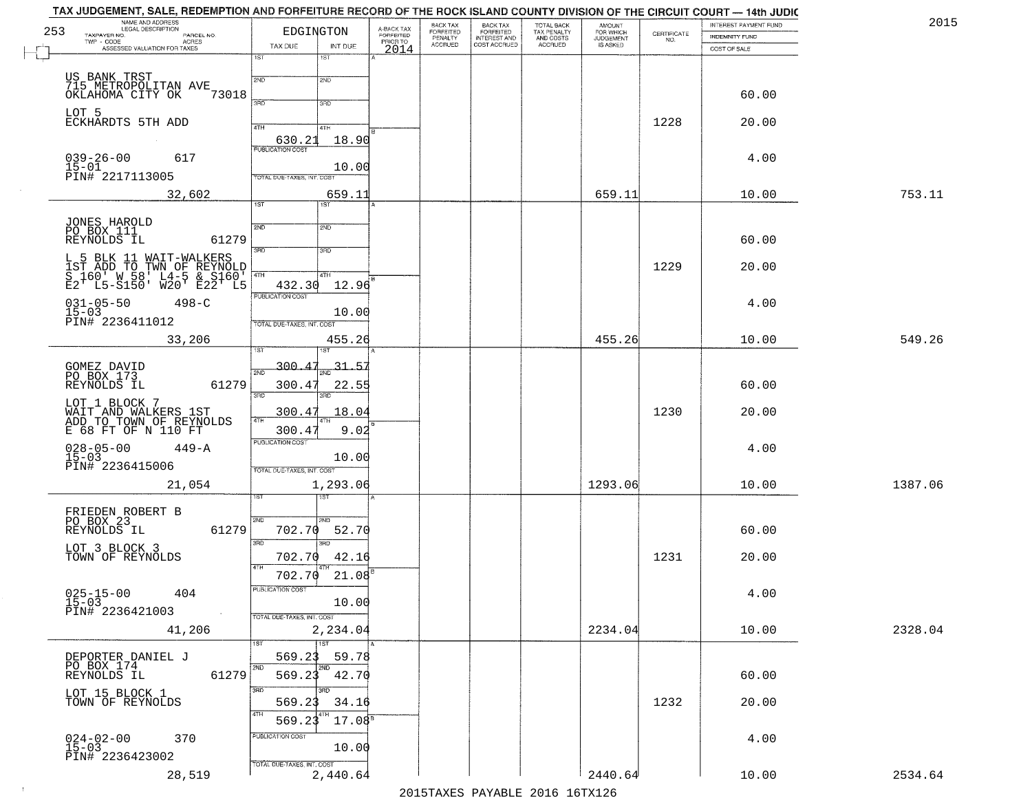## TAX JUDGEMENT, SALE, REDEMPTION AND FORFEITURE RECORD OF THE ROCK ISLAND COUNTY DIVISION OF THE CIRCUIT COURT — 14th JUDIC

2015

253

| NAME AND ADDRESS / LEGAL DESCRIPTION / TAXPAYER NO. / PARCEL NO. / TWP - CODE / ACRES / ASSESSED VALUATION FOR TAXES | EDGINGTON TAX DUE | INT DUE | A-BACK TAX FORFEITED PRIOR TO 2014 | BACK TAX FORFEITED PENALTY ACCRUED | BACK TAX FORFEITED INTEREST AND COST ACCRUED | TOTAL BACK TAX PENALTY AND COSTS ACCRUED | AMOUNT FOR WHICH JUDGEMENT IS ASKED | CERTIFICATE NO. | INTEREST PAYMENT FUND / INDEMNITY FUND / COST OF SALE | |
|---|---|---|---|---|---|---|---|---|---|---|
| US BANK TRST<br>715 METROPOLITAN AVE<br>OKLAHOMA CITY OK 73018<br>LOT 5<br>ECKHARDTS 5TH ADD<br>039-26-00 617<br>15-01<br>PIN# 2217113005<br>32,602 | 1ST<br>2ND<br>3RD<br>4TH 630.21<br>PUBLICATION COST<br>TOTAL DUE-TAXES, INT. COST | 1ST<br>2ND<br>3RD<br>4TH 18.90<br>10.00<br>659.11 | | | | | 659.11 | 1228 | 60.00<br>20.00<br>4.00<br>10.00 | 753.11 |
| JONES HAROLD<br>PO BOX 111<br>REYNOLDS IL 61279<br>L 5 BLK 11 WAIT-WALKERS<br>1ST ADD TO TWN OF REYNOLD<br>S 160' W 58' L4-5 & S160'<br>E2' L5-S150' W20' E22' L5<br>031-05-50 498-C<br>15-03<br>PIN# 2236411012<br>33,206 | 1ST<br>2ND<br>3RD<br>4TH 432.30<br>PUBLICATION COST<br>TOTAL DUE-TAXES, INT. COST | 1ST<br>2ND<br>3RD<br>4TH 12.96<br>10.00<br>455.26 | | | | | 455.26 | 1229 | 60.00<br>20.00<br>4.00<br>10.00 | 549.26 |
| GOMEZ DAVID<br>PO BOX 173<br>REYNOLDS IL 61279<br>LOT 1 BLOCK 7<br>WAIT AND WALKERS 1ST<br>ADD TO TOWN OF REYNOLDS<br>E 68 FT OF N 110 FT<br>028-05-00 449-A<br>15-03<br>PIN# 2236415006<br>21,054 | 1ST 300.47<br>2ND 300.47<br>3RD 300.47<br>4TH 300.47<br>PUBLICATION COST<br>TOTAL DUE-TAXES, INT. COST | 1ST 31.57<br>2ND 22.55<br>3RD 18.04<br>4TH 9.02<br>10.00<br>1,293.06 | | | | | 1293.06 | 1230 | 60.00<br>20.00<br>4.00<br>10.00 | 1387.06 |
| FRIEDEN ROBERT B<br>PO BOX 23<br>REYNOLDS IL 61279<br>LOT 3 BLOCK 3<br>TOWN OF REYNOLDS<br>025-15-00 404<br>15-03<br>PIN# 2236421003<br>41,206 | 1ST<br>2ND 702.70<br>3RD 702.70<br>4TH 702.70<br>PUBLICATION COST<br>TOTAL DUE-TAXES, INT. COST | 1ST<br>2ND 52.70<br>3RD 42.16<br>4TH 21.08<br>10.00<br>2,234.04 | | | | | 2234.04 | 1231 | 60.00<br>20.00<br>4.00<br>10.00 | 2328.04 |
| DEPORTER DANIEL J<br>PO BOX 174<br>REYNOLDS IL 61279<br>LOT 15 BLOCK 1<br>TOWN OF REYNOLDS<br>024-02-00 370<br>15-03<br>PIN# 2236423002<br>28,519 | 1ST 569.23<br>2ND 569.23<br>3RD 569.23<br>4TH 569.23<br>PUBLICATION COST<br>TOTAL DUE-TAXES, INT. COST | 1ST 59.78<br>2ND 42.70<br>3RD 34.16<br>4TH 17.08<br>10.00<br>2,440.64 | | | | | 2440.64 | 1232 | 60.00<br>20.00<br>4.00<br>10.00 | 2534.64 |

2015TAXES PAYABLE 2016 16TX126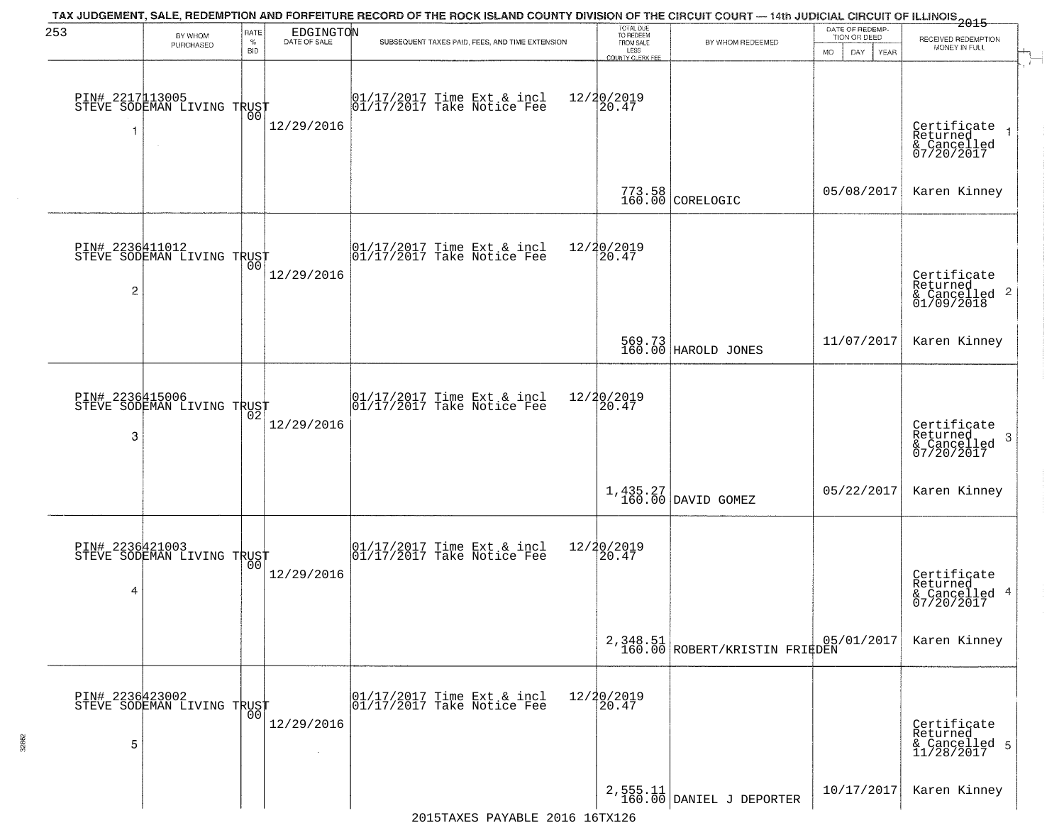TAX JUDGEMENT, SALE, REDEMPTION AND FORFEITURE RECORD OF THE ROCK ISLAND COUNTY DIVISION OF THE CIRCUIT COURT — 14th JUDICIAL CIRCUIT OF ILLINOIS 2015

253 EDGINGTON

| BY WHOM PURCHASED | RATE % BID | DATE OF SALE | SUBSEQUENT TAXES PAID, FEES, AND TIME EXTENSION | TOTAL DUE TO REDEEM FROM SALE LESS COUNTY CLERK FEE | BY WHOM REDEEMED | DATE OF REDEMPTION OR DEED (MO DAY YEAR) | RECEIVED REDEMPTION MONEY IN FULL |
|---|---|---|---|---|---|---|---|
| PIN# 2217113005 STEVE SODEMAN LIVING TRUST 1 | 00 | 12/29/2016 | 01/17/2017 Time Ext & incl 12/20/2019<br>01/17/2017 Take Notice Fee 20.47 | 773.58<br>160.00 | CORELOGIC | 05/08/2017 | Certificate Returned & Cancelled 07/20/2017 1<br>Karen Kinney |
| PIN# 2236411012 STEVE SODEMAN LIVING TRUST 2 | 00 | 12/29/2016 | 01/17/2017 Time Ext & incl 12/20/2019<br>01/17/2017 Take Notice Fee 20.47 | 569.73<br>160.00 | HAROLD JONES | 11/07/2017 | Certificate Returned & Cancelled 01/09/2018 2<br>Karen Kinney |
| PIN# 2236415006 STEVE SODEMAN LIVING TRUST 3 | 02 | 12/29/2016 | 01/17/2017 Time Ext & incl 12/20/2019<br>01/17/2017 Take Notice Fee 20.47 | 1,435.27<br>160.00 | DAVID GOMEZ | 05/22/2017 | Certificate Returned & Cancelled 07/20/2017 3<br>Karen Kinney |
| PIN# 2236421003 STEVE SODEMAN LIVING TRUST 4 | 00 | 12/29/2016 | 01/17/2017 Time Ext & incl 12/20/2019<br>01/17/2017 Take Notice Fee 20.47 | 2,348.51<br>160.00 | ROBERT/KRISTIN FRIEDEN | 05/01/2017 | Certificate Returned & Cancelled 07/20/2017 4<br>Karen Kinney |
| PIN# 2236423002 STEVE SODEMAN LIVING TRUST 5 | 00 | 12/29/2016 | 01/17/2017 Time Ext & incl 12/20/2019<br>01/17/2017 Take Notice Fee 20.47 | 2,555.11<br>160.00 | DANIEL J DEPORTER | 10/17/2017 | Certificate Returned & Cancelled 11/28/2017 5<br>Karen Kinney |

2015TAXES PAYABLE 2016 16TX126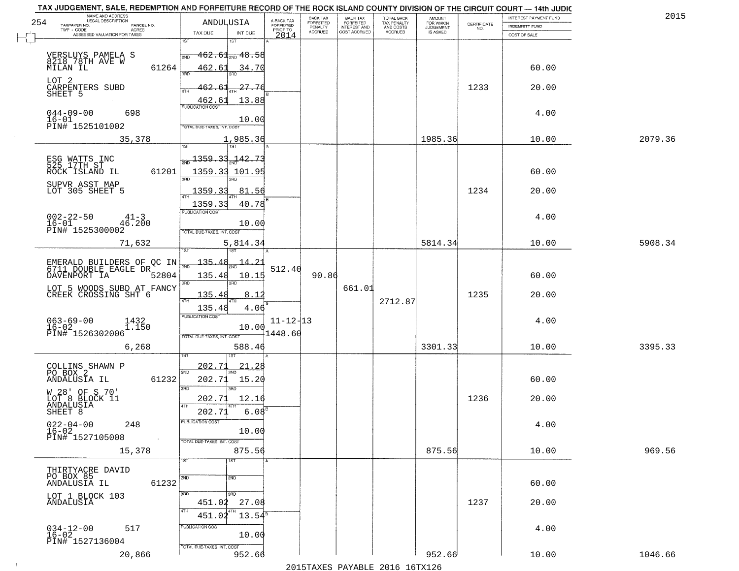# TAX JUDGEMENT, SALE, REDEMPTION AND FORFEITURE RECORD OF THE ROCK ISLAND COUNTY DIVISION OF THE CIRCUIT COURT — 14th JUDIC

2015

254 — ANDULUSIA

| NAME AND ADDRESS / LEGAL DESCRIPTION / TAXPAYER NO. / PARCEL NO. / TWP - CODE / ACRES / ASSESSED VALUATION FOR TAXES | TAX DUE | INT DUE | A-BACK TAX FORFEITED PRIOR TO 2014 | BACK TAX FORFEITED PENALTY ACCRUED | BACK TAX FORFEITED INTEREST AND COST ACCRUED | TOTAL BACK TAX PENALTY AND COSTS ACCRUED | AMOUNT FOR WHICH JUDGEMENT IS ASKED | CERTIFICATE NO. | INTEREST PAYMENT FUND / INDEMNITY FUND / COST OF SALE | |
|---|---|---|---|---|---|---|---|---|---|---|
| VERSLUYS PAMELA S<br>8218 78TH AVE W<br>MILAN IL 61264<br>LOT 2<br>CARPENTERS SUBD<br>SHEET 5<br>044-09-00 698<br>16-01<br>PIN# 1525101002<br>35,378 | 1ST 462.61<br>2ND 462.61<br>3RD 462.61<br>4TH 462.61<br>PUBLICATION COST<br>TOTAL DUE-TAXES, INT. COST | 48.58<br>34.70<br>27.76<br>13.88<br>10.00<br>1,985.36 | | | | | 1985.36 | 1233 | 60.00<br>20.00<br>4.00<br>10.00 | 2079.36 |
| ESG WATTS INC<br>525 17TH ST<br>ROCK ISLAND IL 61201<br>SUPVR ASST MAP<br>LOT 305 SHEET 5<br>002-22-50 41-3<br>16-01 46.200<br>PIN# 1525300002<br>71,632 | 1ST 1359.33<br>2ND 1359.33<br>3RD 1359.33<br>4TH 1359.33<br>PUBLICATION COST<br>TOTAL DUE-TAXES, INT. COST | 142.73<br>101.95<br>81.56<br>40.78<br>10.00<br>5,814.34 | | | | | 5814.34 | 1234 | 60.00<br>20.00<br>4.00<br>10.00 | 5908.34 |
| EMERALD BUILDERS OF QC IN<br>6711 DOUBLE EAGLE DR<br>DAVENPORT IA 52804<br>LOT 5 WOODS SUBD AT FANCY<br>CREEK CROSSING SHT 6<br>063-69-00 1432<br>16-02 1.150<br>PIN# 1526302006<br>6,268 | 1ST 135.48<br>2ND 135.48<br>3RD 135.48<br>4TH 135.48<br>PUBLICATION COST<br>TOTAL DUE-TAXES, INT. COST | 14.21<br>10.15<br>8.12<br>4.06<br>10.00<br>588.46 | 512.40<br>11-12-13<br>1448.60 | 90.86 | 661.01 | 2712.87 | 3301.33 | 1235 | 60.00<br>20.00<br>4.00<br>10.00 | 3395.33 |
| COLLINS SHAWN P<br>PO BOX 2<br>ANDALUSIA IL 61232<br>W 28' OF S 70'<br>LOT 8 BLOCK 11<br>ANDALUSIA<br>SHEET 8<br>022-04-00 248<br>16-02<br>PIN# 1527105008<br>15,378 | 1ST 202.71<br>2ND 202.71<br>3RD 202.71<br>4TH 202.71<br>PUBLICATION COST<br>TOTAL DUE-TAXES, INT. COST | 21.28<br>15.20<br>12.16<br>6.08<br>10.00<br>875.56 | | | | | 875.56 | 1236 | 60.00<br>20.00<br>4.00<br>10.00 | 969.56 |
| THIRTYACRE DAVID<br>PO BOX 85<br>ANDALUSIA IL 61232<br>LOT 1 BLOCK 103<br>ANDALUSIA<br>034-12-00 517<br>16-02<br>PIN# 1527136004<br>20,866 | 1ST<br>2ND<br>3RD 451.02<br>4TH 451.02<br>PUBLICATION COST<br>TOTAL DUE-TAXES, INT. COST | <br><br>27.08<br>13.54<br>10.00<br>952.66 | | | | | 952.66 | 1237 | 60.00<br>20.00<br>4.00<br>10.00 | 1046.66 |

2015TAXES PAYABLE 2016 16TX126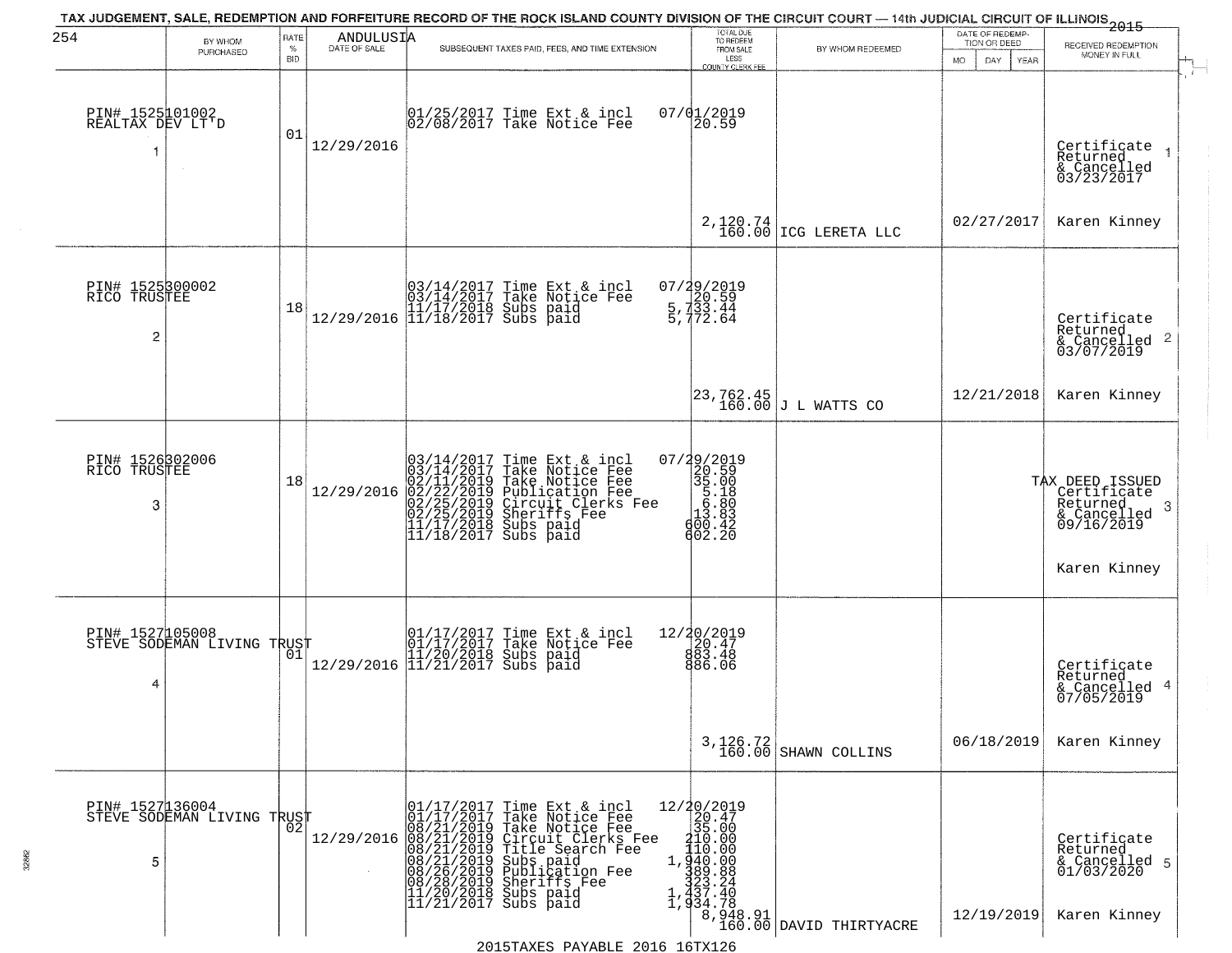# TAX JUDGEMENT, SALE, REDEMPTION AND FORFEITURE RECORD OF THE ROCK ISLAND COUNTY DIVISION OF THE CIRCUIT COURT — 14th JUDICIAL CIRCUIT OF ILLINOIS 2015

254 ANDULUSIA

| | BY WHOM PURCHASED | RATE % BID | DATE OF SALE | SUBSEQUENT TAXES PAID, FEES, AND TIME EXTENSION | TOTAL DUE TO REDEEM FROM SALE LESS COUNTY CLERK FEE | BY WHOM REDEEMED | DATE OF REDEMPTION OR DEED MO DAY YEAR | RECEIVED REDEMPTION MONEY IN FULL |
|---|---|---|---|---|---|---|---|---|
| 1 | PIN# 1525101002 REALTAX DEV LT'D | 01 | 12/29/2016 | 01/25/2017 Time Ext & incl<br>02/08/2017 Take Notice Fee | 07/01/2019<br>20.59<br><br>2,120.74<br>160.00 | ICG LERETA LLC | 02/27/2017 | Certificate Returned & Cancelled 03/23/2017<br>Karen Kinney |
| 2 | PIN# 1525300002 RICO TRUSTEE | 18 | 12/29/2016 | 03/14/2017 Time Ext & incl<br>03/14/2017 Take Notice Fee<br>11/17/2018 Subs paid<br>11/18/2017 Subs paid | 07/29/2019<br>20.59<br>5,733.44<br>5,772.64<br><br>23,762.45<br>160.00 | J L WATTS CO | 12/21/2018 | Certificate Returned & Cancelled 03/07/2019<br>Karen Kinney |
| 3 | PIN# 1526302006 RICO TRUSTEE | 18 | 12/29/2016 | 03/14/2017 Time Ext & incl<br>03/14/2017 Take Notice Fee<br>02/11/2019 Take Notice Fee<br>02/22/2019 Publication Fee<br>02/25/2019 Circuit Clerks Fee<br>02/25/2019 Sheriffs Fee<br>11/17/2018 Subs paid<br>11/18/2017 Subs paid | 07/29/2019<br>20.59<br>35.00<br>5.18<br>6.80<br>13.83<br>600.42<br>602.20 | | | TAX DEED ISSUED Certificate Returned & Cancelled 09/16/2019<br>Karen Kinney |
| 4 | PIN# 1527105008 STEVE SODEMAN LIVING TRUST | 01 | 12/29/2016 | 01/17/2017 Time Ext & incl<br>01/17/2017 Take Notice Fee<br>11/20/2018 Subs paid<br>11/21/2017 Subs paid | 12/20/2019<br>20.47<br>883.48<br>886.06<br><br>3,126.72<br>160.00 | SHAWN COLLINS | 06/18/2019 | Certificate Returned & Cancelled 07/05/2019<br>Karen Kinney |
| 5 | PIN# 1527136004 STEVE SODEMAN LIVING TRUST | 02 | 12/29/2016 | 01/17/2017 Time Ext & incl<br>01/17/2017 Take Notice Fee<br>08/21/2019 Take Notice Fee<br>08/21/2019 Circuit Clerks Fee<br>08/21/2019 Title Search Fee<br>08/21/2019 Subs paid<br>08/26/2019 Publication Fee<br>08/28/2019 Sheriffs Fee<br>11/20/2018 Subs paid<br>11/21/2017 Subs paid | 12/20/2019<br>20.47<br>35.00<br>210.00<br>110.00<br>1,940.00<br>389.88<br>323.24<br>1,437.40<br>1,934.78<br>8,948.91<br>160.00 | DAVID THIRTYACRE | 12/19/2019 | Certificate Returned & Cancelled 01/03/2020<br>Karen Kinney |

2015TAXES PAYABLE 2016 16TX126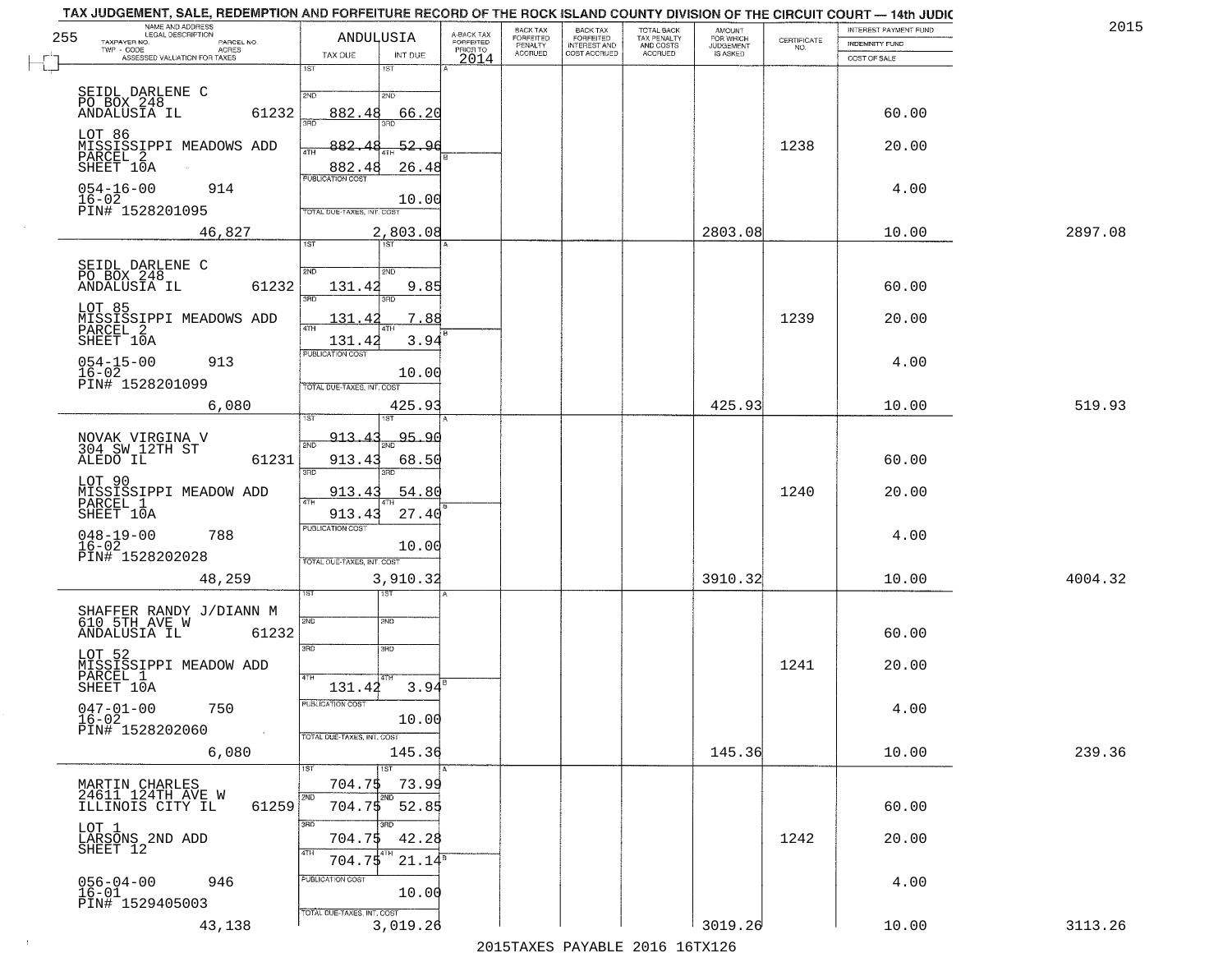TAX JUDGEMENT, SALE, REDEMPTION AND FORFEITURE RECORD OF THE ROCK ISLAND COUNTY DIVISION OF THE CIRCUIT COURT — 14th JUDIC

2015

255 — ANDALUSIA

| NAME AND ADDRESS / LEGAL DESCRIPTION / TAXPAYER NO. / PARCEL NO. / TWP - CODE / ACRES / ASSESSED VALUATION FOR TAXES | TAX DUE | INT DUE | A-BACK TAX FORFEITED PRIOR TO 2014 | BACK TAX FORFEITED PENALTY ACCRUED | BACK TAX FORFEITED INTEREST AND COST ACCRUED | TOTAL BACK TAX PENALTY AND COSTS ACCRUED | AMOUNT FOR WHICH JUDGEMENT IS ASKED | CERTIFICATE NO. | INTEREST PAYMENT FUND / INDEMNITY FUND / COST OF SALE | |
|---|---|---|---|---|---|---|---|---|---|---|
| SEIDL DARLENE C<br>PO BOX 248<br>ANDALUSIA IL 61232<br>LOT 86<br>MISSISSIPPI MEADOWS ADD<br>PARCEL 2<br>SHEET 10A<br>054-16-00 914<br>16-02<br>PIN# 1528201095<br>46,827 | 1ST<br>2ND 882.48<br>3RD 882.48<br>4TH 882.48<br>PUBLICATION COST<br>TOTAL DUE-TAXES, INT. COST 2,803.08 | 1ST<br>2ND 66.20<br>3RD 52.96<br>4TH 26.48<br>10.00 | | | | | 2803.08 | 1238 | 60.00<br>20.00<br>4.00<br>10.00 | 2897.08 |
| SEIDL DARLENE C<br>PO BOX 248<br>ANDALUSIA IL 61232<br>LOT 85<br>MISSISSIPPI MEADOWS ADD<br>PARCEL 2<br>SHEET 10A<br>054-15-00 913<br>16-02<br>PIN# 1528201099<br>6,080 | 1ST<br>2ND 131.42<br>3RD 131.42<br>4TH 131.42<br>PUBLICATION COST<br>TOTAL DUE-TAXES, INT. COST 425.93 | 1ST<br>2ND 9.85<br>3RD 7.88<br>4TH 3.94<br>10.00 | | | | | 425.93 | 1239 | 60.00<br>20.00<br>4.00<br>10.00 | 519.93 |
| NOVAK VIRGINA V<br>304 SW 12TH ST<br>ALEDO IL 61231<br>LOT 90<br>MISSISSIPPI MEADOW ADD<br>PARCEL 1<br>SHEET 10A<br>048-19-00 788<br>16-02<br>PIN# 1528202028<br>48,259 | 1ST 913.43<br>2ND 913.43<br>3RD 913.43<br>4TH 913.43<br>PUBLICATION COST<br>TOTAL DUE-TAXES, INT. COST 3,910.32 | 1ST 95.90<br>2ND 68.50<br>3RD 54.80<br>4TH 27.40<br>10.00 | | | | | 3910.32 | 1240 | 60.00<br>20.00<br>4.00<br>10.00 | 4004.32 |
| SHAFFER RANDY J/DIANN M<br>610 5TH AVE W<br>ANDALUSIA IL 61232<br>LOT 52<br>MISSISSIPPI MEADOW ADD<br>PARCEL 1<br>SHEET 10A<br>047-01-00 750<br>16-02<br>PIN# 1528202060<br>6,080 | 1ST<br>2ND<br>3RD<br>4TH 131.42<br>PUBLICATION COST<br>TOTAL DUE-TAXES, INT. COST 145.36 | 1ST<br>2ND<br>3RD<br>4TH 3.94<br>10.00 | | | | | 145.36 | 1241 | 60.00<br>20.00<br>4.00<br>10.00 | 239.36 |
| MARTIN CHARLES<br>24611 124TH AVE W<br>ILLINOIS CITY IL 61259<br>LOT 1<br>LARSONS 2ND ADD<br>SHEET 12<br>056-04-00 946<br>16-01<br>PIN# 1529405003<br>43,138 | 1ST 704.75<br>2ND 704.75<br>3RD 704.75<br>4TH 704.75<br>PUBLICATION COST<br>TOTAL DUE-TAXES, INT. COST 3,019.26 | 1ST 73.99<br>2ND 52.85<br>3RD 42.28<br>4TH 21.14<br>10.00 | | | | | 3019.26 | 1242 | 60.00<br>20.00<br>4.00<br>10.00 | 3113.26 |

2015TAXES PAYABLE 2016 16TX126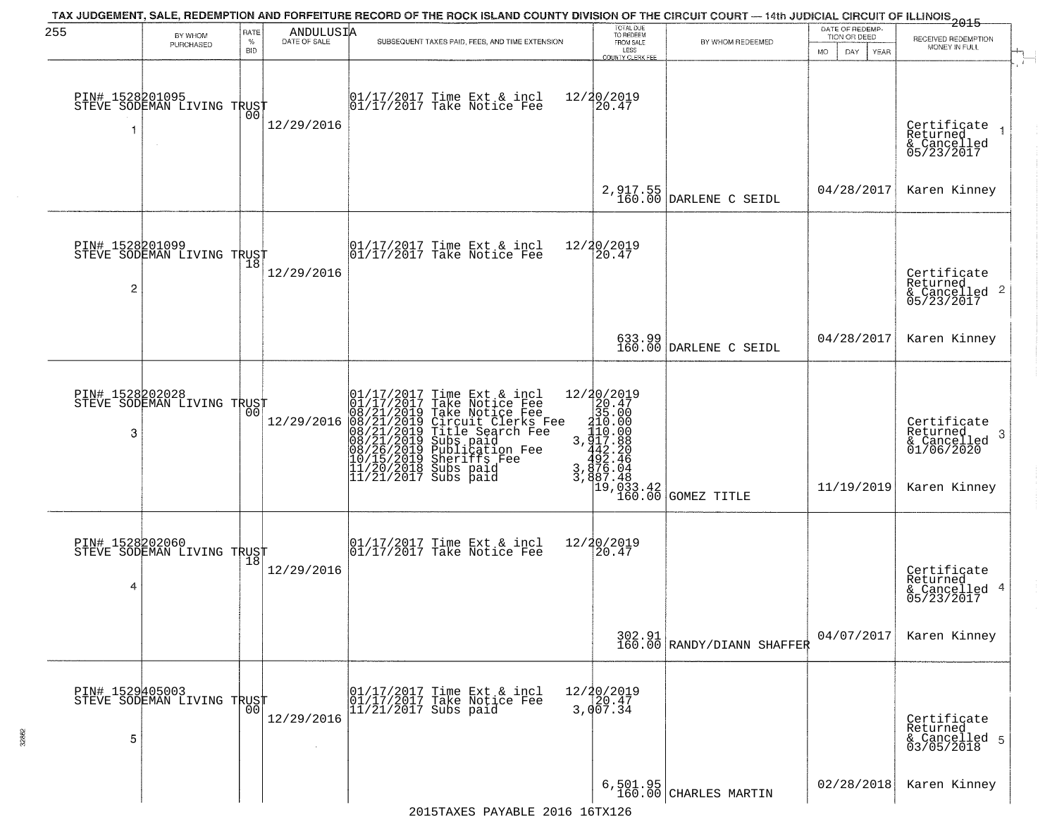TAX JUDGEMENT, SALE, REDEMPTION AND FORFEITURE RECORD OF THE ROCK ISLAND COUNTY DIVISION OF THE CIRCUIT COURT — 14th JUDICIAL CIRCUIT OF ILLINOIS 2015

255 ANDULUSIA

| | BY WHOM PURCHASED | RATE % BID | DATE OF SALE | SUBSEQUENT TAXES PAID, FEES, AND TIME EXTENSION | TOTAL DUE TO REDEEM FROM SALE LESS COUNTY CLERK FEE | BY WHOM REDEEMED | DATE OF REDEMPTION OR DEED MO DAY YEAR | RECEIVED REDEMPTION MONEY IN FULL |
|---|---|---|---|---|---|---|---|---|
| 1 | PIN# 1528201095 STEVE SODEMAN LIVING TRUST | 00 | 12/29/2016 | 01/17/2017 Time Ext & incl 12/20/2019<br>01/17/2017 Take Notice Fee 20.47 | 2,917.55<br>160.00 | DARLENE C SEIDL | 04/28/2017 | Certificate Returned & Cancelled 05/23/2017<br>Karen Kinney |
| 2 | PIN# 1528201099 STEVE SODEMAN LIVING TRUST | 18 | 12/29/2016 | 01/17/2017 Time Ext & incl 12/20/2019<br>01/17/2017 Take Notice Fee 20.47 | 633.99<br>160.00 | DARLENE C SEIDL | 04/28/2017 | Certificate Returned & Cancelled 05/23/2017<br>Karen Kinney |
| 3 | PIN# 1528202028 STEVE SODEMAN LIVING TRUST | 00 | 12/29/2016 | 01/17/2017 Time Ext & incl 12/20/2019<br>01/17/2017 Take Notice Fee 20.47<br>08/21/2019 Take Notice Fee 35.00<br>08/21/2019 Circuit Clerks Fee 210.00<br>08/21/2019 Title Search Fee 110.00<br>08/21/2019 Subs paid 3,917.88<br>08/26/2019 Publication Fee 442.20<br>10/15/2019 Sheriffs Fee 492.46<br>11/20/2018 Subs paid 3,876.04<br>11/21/2017 Subs paid 3,887.48 | 19,033.42<br>160.00 | GOMEZ TITLE | 11/19/2019 | Certificate Returned & Cancelled 01/06/2020<br>Karen Kinney |
| 4 | PIN# 1528202060 STEVE SODEMAN LIVING TRUST | 18 | 12/29/2016 | 01/17/2017 Time Ext & incl 12/20/2019<br>01/17/2017 Take Notice Fee 20.47 | 302.91<br>160.00 | RANDY/DIANN SHAFFER | 04/07/2017 | Certificate Returned & Cancelled 05/23/2017<br>Karen Kinney |
| 5 | PIN# 1529405003 STEVE SODEMAN LIVING TRUST | 00 | 12/29/2016 | 01/17/2017 Time Ext & incl 12/20/2019<br>01/17/2017 Take Notice Fee 20.47<br>11/21/2017 Subs paid 3,007.34 | 6,501.95<br>160.00 | CHARLES MARTIN | 02/28/2018 | Certificate Returned & Cancelled 03/05/2018<br>Karen Kinney |

2015TAXES PAYABLE 2016 16TX126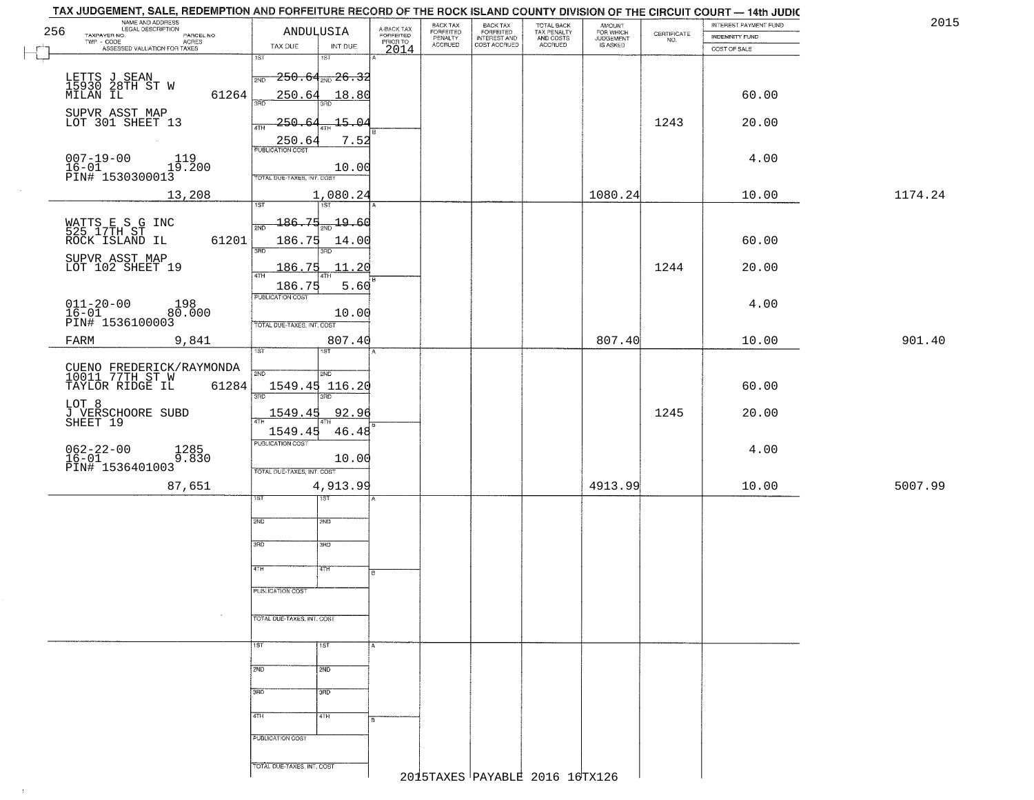# TAX JUDGEMENT, SALE, REDEMPTION AND FORFEITURE RECORD OF THE ROCK ISLAND COUNTY DIVISION OF THE CIRCUIT COURT — 14th JUDIC

2015

256 — ANDULUSIA

| NAME AND ADDRESS / LEGAL DESCRIPTION / TAXPAYER NO. / PARCEL NO. / TWP - CODE / ACRES / ASSESSED VALUATION FOR TAXES | TAX DUE | INT DUE | A-BACK TAX FORFEITED PRIOR TO 2014 | BACK TAX FORFEITED PENALTY ACCRUED | BACK TAX FORFEITED INTEREST AND COST ACCRUED | TOTAL BACK TAX PENALTY AND COSTS ACCRUED | AMOUNT FOR WHICH JUDGEMENT IS ASKED | CERTIFICATE NO. | INTEREST PAYMENT FUND / INDEMNITY FUND / COST OF SALE | |
|---|---|---|---|---|---|---|---|---|---|---|
| LETTS J SEAN<br>15930 28TH ST W<br>MILAN IL 61264<br>SUPVR ASST MAP<br>LOT 301 SHEET 13<br>007-19-00 119<br>16-01 19.200<br>PIN# 1530300013<br>13,208 | 1ST<br>2ND 250.64<br>3RD 250.64<br>4TH 250.64<br>250.64<br>PUBLICATION COST<br>TOTAL DUE-TAXES, INT. COST<br>1,080.24 | 1ST<br>2ND 26.32<br>3RD 18.80<br>4TH 15.04<br>7.52<br>10.00 | | | | | 1080.24 | 1243 | 60.00<br>20.00<br>4.00<br>10.00 | 1174.24 |
| WATTS E S G INC<br>525 17TH ST<br>ROCK ISLAND IL 61201<br>SUPVR ASST MAP<br>LOT 102 SHEET 19<br>011-20-00 198<br>16-01 80.000<br>PIN# 1536100003<br>FARM 9,841 | 1ST<br>2ND 186.75<br>3RD 186.75<br>4TH 186.75<br>186.75<br>PUBLICATION COST<br>TOTAL DUE-TAXES, INT. COST<br>807.40 | 1ST<br>2ND 19.60<br>3RD 14.00<br>4TH 11.20<br>5.60<br>10.00 | | | | | 807.40 | 1244 | 60.00<br>20.00<br>4.00<br>10.00 | 901.40 |
| CUENO FREDERICK/RAYMONDA<br>10011 77TH ST W<br>TAYLOR RIDGE IL 61284<br>LOT 8<br>J VERSCHOORE SUBD<br>SHEET 19<br>062-22-00 1285<br>16-01 9.830<br>PIN# 1536401003<br>87,651 | 1ST<br>2ND 1549.45<br>3RD 1549.45<br>4TH 1549.45<br>PUBLICATION COST<br>TOTAL DUE-TAXES, INT. COST<br>4,913.99 | 1ST<br>2ND 116.20<br>3RD 92.96<br>4TH 46.48<br>10.00 | | | | | 4913.99 | 1245 | 60.00<br>20.00<br>4.00<br>10.00 | 5007.99 |
| | 1ST<br>2ND<br>3RD<br>4TH<br>PUBLICATION COST<br>TOTAL DUE-TAXES, INT. COST | 1ST<br>2ND<br>3RD<br>4TH | | | | | | | | |
| | 1ST<br>2ND<br>3RD<br>4TH<br>PUBLICATION COST<br>TOTAL DUE-TAXES, INT. COST | 1ST<br>2ND<br>3RD<br>4TH | | | | | | | | |

2015TAXES PAYABLE 2016 16TX126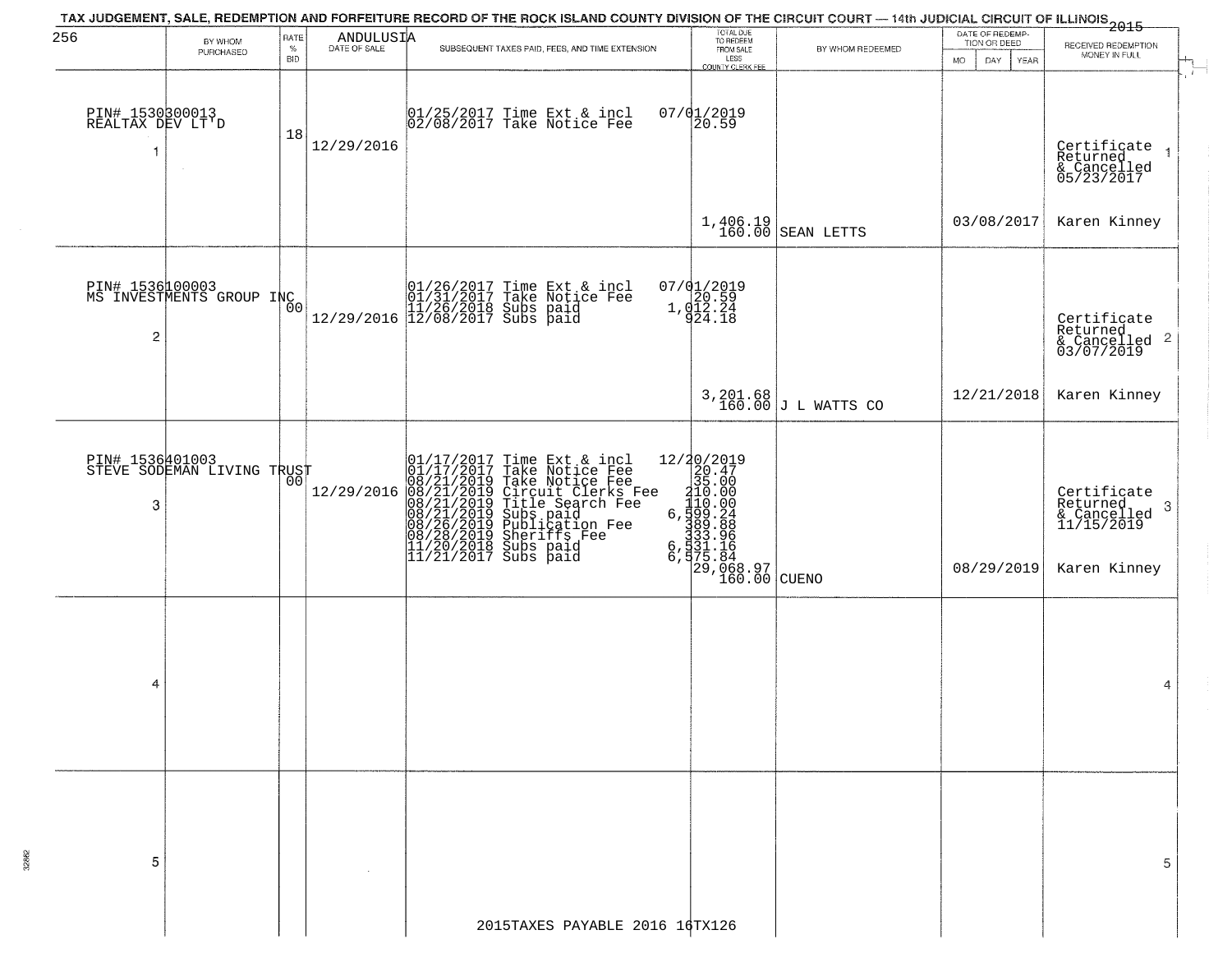TAX JUDGEMENT, SALE, REDEMPTION AND FORFEITURE RECORD OF THE ROCK ISLAND COUNTY DIVISION OF THE CIRCUIT COURT — 14th JUDICIAL CIRCUIT OF ILLINOIS 2015

256 ANDULUSIA

| | BY WHOM PURCHASED | RATE % BID | DATE OF SALE | SUBSEQUENT TAXES PAID, FEES, AND TIME EXTENSION | TOTAL DUE TO REDEEM FROM SALE LESS COUNTY CLERK FEE | BY WHOM REDEEMED | DATE OF REDEMPTION OR DEED MO DAY YEAR | RECEIVED REDEMPTION MONEY IN FULL | |
|---|---|---|---|---|---|---|---|---|---|
| 1 | PIN# 1530300013 REALTAX DEV LT'D | 18 | 12/29/2016 | 01/25/2017 Time Ext & incl 07/01/2019<br>02/08/2017 Take Notice Fee 20.59 | 1,406.19<br>160.00 | SEAN LETTS | 03/08/2017 | Certificate Returned & Cancelled 05/23/2017<br>Karen Kinney | 1 |
| 2 | PIN# 1536100003 MS INVESTMENTS GROUP INC | 00 | 12/29/2016 | 01/26/2017 Time Ext & incl 07/01/2019<br>01/31/2017 Take Notice Fee 20.59<br>11/26/2018 Subs paid 1,012.24<br>12/08/2017 Subs paid 924.18 | 3,201.68<br>160.00 | J L WATTS CO | 12/21/2018 | Certificate Returned & Cancelled 03/07/2019<br>Karen Kinney | 2 |
| 3 | PIN# 1536401003 STEVE SODEMAN LIVING TRUST | 00 | 12/29/2016 | 01/17/2017 Time Ext & incl 12/20/2019<br>01/17/2017 Take Notice Fee 20.47<br>08/21/2019 Take Notice Fee 35.00<br>08/21/2019 Circuit Clerks Fee 210.00<br>08/21/2019 Title Search Fee 110.00<br>08/21/2019 Subs paid 6,599.24<br>08/26/2019 Publication Fee 389.88<br>08/28/2019 Sheriffs Fee 333.96<br>11/20/2018 Subs paid 6,531.16<br>11/21/2017 Subs paid 6,575.84 | 29,068.97<br>160.00 | CUENO | 08/29/2019 | Certificate Returned & Cancelled 11/15/2019<br>Karen Kinney | 3 |
| 4 | | | | | | | | | 4 |
| 5 | | | | | | | | | 5 |

2015TAXES PAYABLE 2016 16TX126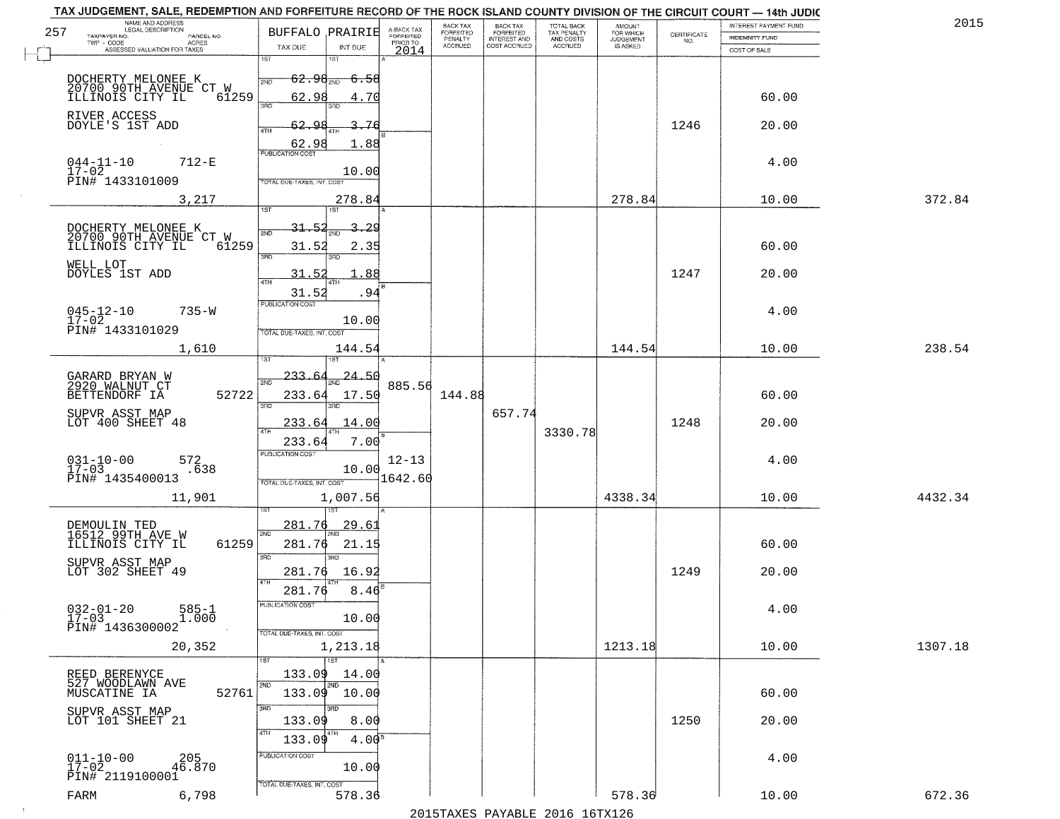TAX JUDGEMENT, SALE, REDEMPTION AND FORFEITURE RECORD OF THE ROCK ISLAND COUNTY DIVISION OF THE CIRCUIT COURT — 14th JUDIC

2015

| NAME AND ADDRESS / LEGAL DESCRIPTION / TAXPAYER NO. / PARCEL NO. / TWP - CODE / ACRES / ASSESSED VALUATION FOR TAXES | BUFFALO PRAIRIE TAX DUE | INT DUE | A-BACK TAX FORFEITED PRIOR TO 2014 | BACK TAX FORFEITED PENALTY ACCRUED | BACK TAX FORFEITED INTEREST AND COST ACCRUED | TOTAL BACK TAX PENALTY AND COSTS ACCRUED | AMOUNT FOR WHICH JUDGEMENT IS ASKED | CERTIFICATE NO. | INTEREST PAYMENT FUND / INDEMNITY FUND / COST OF SALE | |
|---|---|---|---|---|---|---|---|---|---|---|
| 257 | | | | | | | | | | |
| DOCHERTY MELONEE K, 20700 90TH AVENUE CT W, ILLINOIS CITY IL 61259 | 1ST 62.98 | 6.58 | | | | | | | | |
| | 2ND 62.98 | 4.70 | | | | | | | 60.00 | |
| RIVER ACCESS, DOYLE'S 1ST ADD | 3RD 62.98 | 3.76 | | | | | | 1246 | 20.00 | |
| | 4TH 62.98 | 1.88 | | | | | | | | |
| 044-11-10 712-E, 17-02, PIN# 1433101009 | PUBLICATION COST | 10.00 | | | | | | | 4.00 | |
| 3,217 | TOTAL DUE-TAXES, INT. COST | 278.84 | | | | | 278.84 | | 10.00 | 372.84 |
| DOCHERTY MELONEE K, 20700 90TH AVENUE CT W, ILLINOIS CITY IL 61259 | 1ST 31.52 | 3.29 | | | | | | | | |
| | 2ND 31.52 | 2.35 | | | | | | | 60.00 | |
| WELL LOT, DOYLES 1ST ADD | 3RD 31.52 | 1.88 | | | | | | 1247 | 20.00 | |
| | 4TH 31.52 | .94 | | | | | | | | |
| 045-12-10 735-W, 17-02, PIN# 1433101029 | PUBLICATION COST | 10.00 | | | | | | | 4.00 | |
| 1,610 | TOTAL DUE-TAXES, INT. COST | 144.54 | | | | | 144.54 | | 10.00 | 238.54 |
| GARARD BRYAN W, 2920 WALNUT CT, BETTENDORF IA 52722 | 1ST 233.64 | 24.50 | | | | | | | | |
| | 2ND 233.64 | 17.50 | 885.56 | 144.88 | | | | | 60.00 | |
| SUPVR ASST MAP, LOT 400 SHEET 48 | 3RD 233.64 | 14.00 | | | 657.74 | 3330.78 | | 1248 | 20.00 | |
| | 4TH 233.64 | 7.00 | | | | | | | | |
| 031-10-00 572, 17-03 .638, PIN# 1435400013 | PUBLICATION COST | 10.00 | 12-13 1642.60 | | | | | | 4.00 | |
| 11,901 | TOTAL DUE-TAXES, INT. COST | 1,007.56 | | | | | 4338.34 | | 10.00 | 4432.34 |
| DEMOULIN TED, 16512 99TH AVE W, ILLINOIS CITY IL 61259 | 1ST 281.76 | 29.61 | | | | | | | | |
| | 2ND 281.76 | 21.15 | | | | | | | 60.00 | |
| SUPVR ASST MAP, LOT 302 SHEET 49 | 3RD 281.76 | 16.92 | | | | | | 1249 | 20.00 | |
| | 4TH 281.76 | 8.46 | | | | | | | | |
| 032-01-20 585-1, 17-03 1.000, PIN# 1436300002 | PUBLICATION COST | 10.00 | | | | | | | 4.00 | |
| 20,352 | TOTAL DUE-TAXES, INT. COST | 1,213.18 | | | | | 1213.18 | | 10.00 | 1307.18 |
| REED BERENYCE, 527 WOODLAWN AVE, MUSCATINE IA 52761 | 1ST 133.09 | 14.00 | | | | | | | | |
| | 2ND 133.09 | 10.00 | | | | | | | 60.00 | |
| SUPVR ASST MAP, LOT 101 SHEET 21 | 3RD 133.09 | 8.00 | | | | | | 1250 | 20.00 | |
| | 4TH 133.09 | 4.00 | | | | | | | | |
| 011-10-00 205, 17-02 46.870, PIN# 2119100001 | PUBLICATION COST | 10.00 | | | | | | | 4.00 | |
| FARM 6,798 | TOTAL DUE-TAXES, INT. COST | 578.36 | | | | | 578.36 | | 10.00 | 672.36 |

2015TAXES PAYABLE 2016 16TX126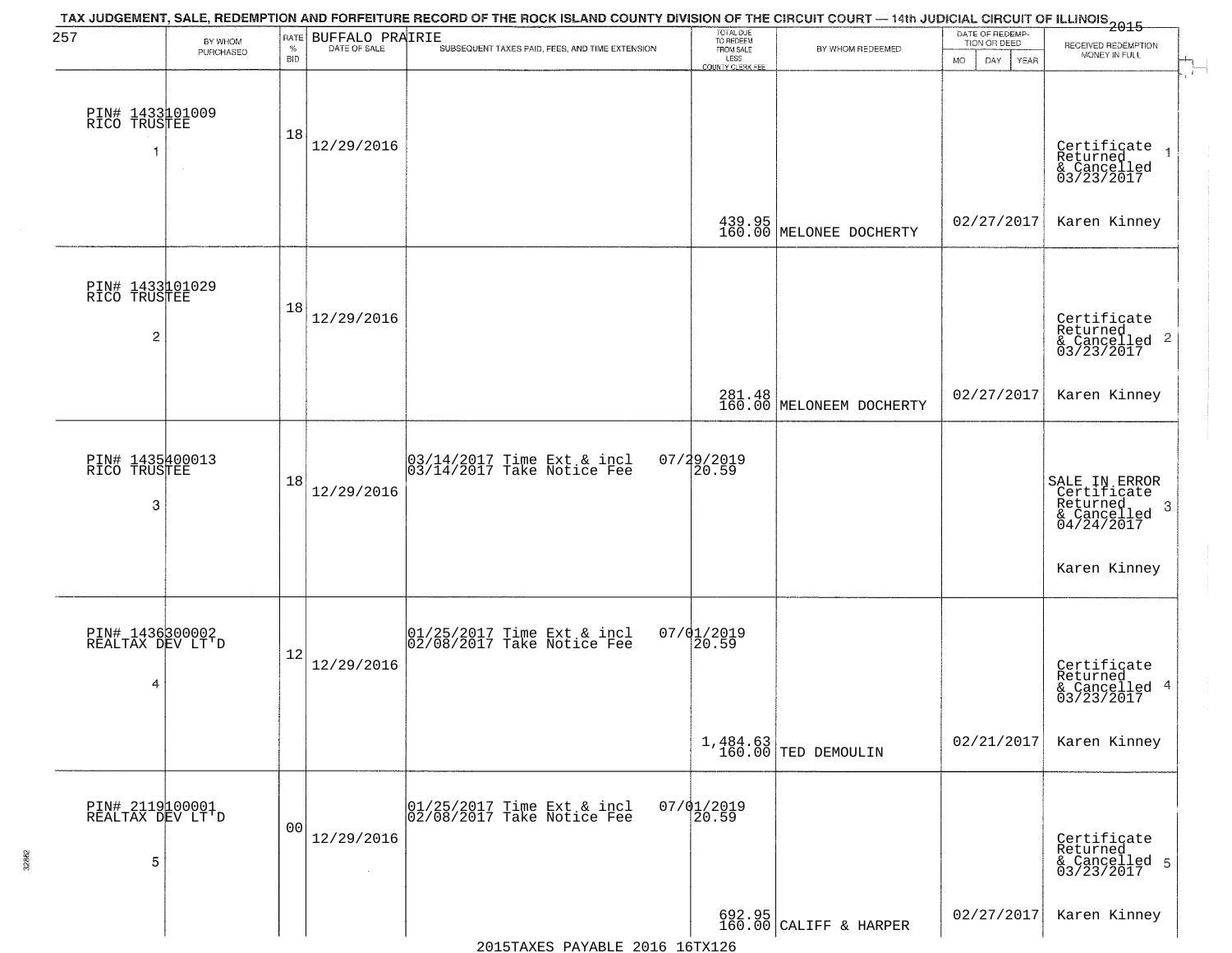TAX JUDGEMENT, SALE, REDEMPTION AND FORFEITURE RECORD OF THE ROCK ISLAND COUNTY DIVISION OF THE CIRCUIT COURT — 14th JUDICIAL CIRCUIT OF ILLINOIS 2015

257

BUFFALO PRAIRIE

| BY WHOM PURCHASED | RATE % BID | DATE OF SALE | SUBSEQUENT TAXES PAID, FEES, AND TIME EXTENSION | TOTAL DUE TO REDEEM FROM SALE LESS COUNTY CLERK FEE | BY WHOM REDEEMED | DATE OF REDEMPTION OR DEED MO DAY YEAR | RECEIVED REDEMPTION MONEY IN FULL |
|---|---|---|---|---|---|---|---|
| PIN# 1433101009 RICO TRUSTEE 1 | 18 | 12/29/2016 | | 439.95 160.00 | MELONEE DOCHERTY | 02/27/2017 | Certificate Returned & Cancelled 03/23/2017 Karen Kinney 1 |
| PIN# 1433101029 RICO TRUSTEE 2 | 18 | 12/29/2016 | | 281.48 160.00 | MELONEEM DOCHERTY | 02/27/2017 | Certificate Returned & Cancelled 03/23/2017 Karen Kinney 2 |
| PIN# 1435400013 RICO TRUSTEE 3 | 18 | 12/29/2016 | 03/14/2017 Time Ext & incl 07/29/2019<br>03/14/2017 Take Notice Fee 20.59 | | | | SALE IN ERROR Certificate Returned & Cancelled 04/24/2017 Karen Kinney 3 |
| PIN# 1436300002 REALTAX DEV LT'D 4 | 12 | 12/29/2016 | 01/25/2017 Time Ext & incl 07/01/2019<br>02/08/2017 Take Notice Fee 20.59 | 1,484.63 160.00 | TED DEMOULIN | 02/21/2017 | Certificate Returned & Cancelled 03/23/2017 Karen Kinney 4 |
| PIN# 2119100001 REALTAX DEV LT'D 5 | 00 | 12/29/2016 | 01/25/2017 Time Ext & incl 07/01/2019<br>02/08/2017 Take Notice Fee 20.59 | 692.95 160.00 | CALIFF & HARPER | 02/27/2017 | Certificate Returned & Cancelled 03/23/2017 Karen Kinney 5 |

2015TAXES PAYABLE 2016 16TX126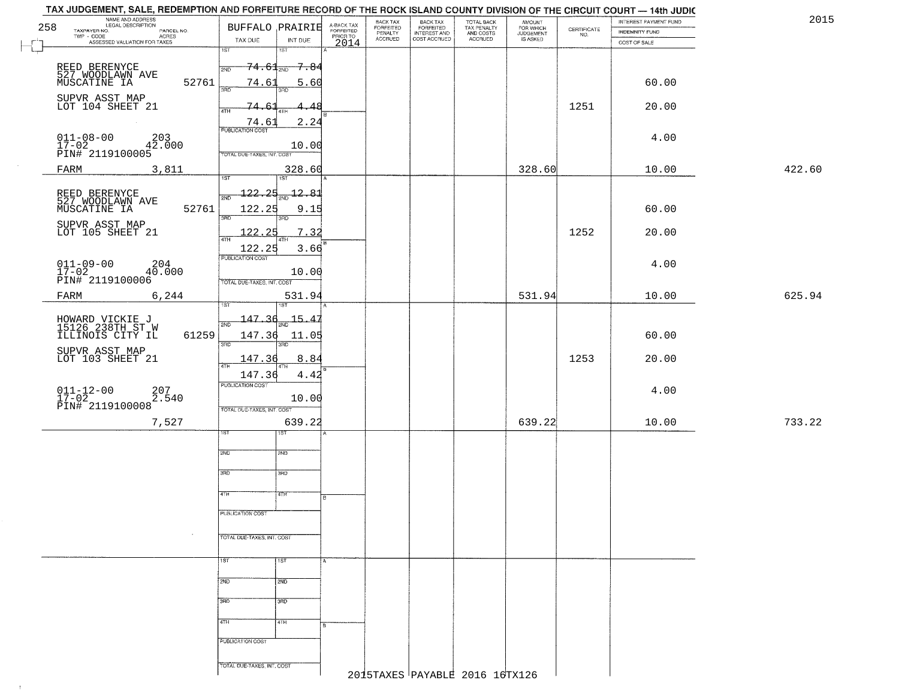# TAX JUDGEMENT, SALE, REDEMPTION AND FORFEITURE RECORD OF THE ROCK ISLAND COUNTY DIVISION OF THE CIRCUIT COURT — 14th JUDIC

2015

258

| NAME AND ADDRESS / LEGAL DESCRIPTION / TAXPAYER NO. / PARCEL NO. / TWP - CODE / ACRES / ASSESSED VALUATION FOR TAXES | BUFFALO PRAIRIE TAX DUE | INT DUE | A-BACK TAX FORFEITED PRIOR TO 2014 | BACK TAX FORFEITED PENALTY ACCRUED | BACK TAX FORFEITED INTEREST AND COST ACCRUED | TOTAL BACK TAX PENALTY AND COSTS ACCRUED | AMOUNT FOR WHICH JUDGEMENT IS ASKED | CERTIFICATE NO. | INTEREST PAYMENT FUND / INDEMNITY FUND / COST OF SALE | |
|---|---|---|---|---|---|---|---|---|---|---|
| REED BERENYCE<br>527 WOODLAWN AVE<br>MUSCATINE IA 52761<br>SUPVR ASST MAP<br>LOT 104 SHEET 21<br>011-08-00 203<br>17-02 42.000<br>PIN# 2119100005<br>FARM 3,811 | 1ST 74.61<br>2ND 74.61<br>3RD 74.61<br>4TH 74.61<br>PUBLICATION COST<br>TOTAL DUE-TAXES, INT. COST | 7.84<br>5.60<br>4.48<br>2.24<br>10.00<br>328.60 | | | | | 328.60 | 1251 | 60.00<br>20.00<br>4.00<br>10.00 | 422.60 |
| REED BERENYCE<br>527 WOODLAWN AVE<br>MUSCATINE IA 52761<br>SUPVR ASST MAP<br>LOT 105 SHEET 21<br>011-09-00 204<br>17-02 40.000<br>PIN# 2119100006<br>FARM 6,244 | 1ST 122.25<br>2ND 122.25<br>3RD 122.25<br>4TH 122.25<br>PUBLICATION COST<br>TOTAL DUE-TAXES, INT. COST | 12.81<br>9.15<br>7.32<br>3.66<br>10.00<br>531.94 | | | | | 531.94 | 1252 | 60.00<br>20.00<br>4.00<br>10.00 | 625.94 |
| HOWARD VICKIE J<br>15126 238TH ST W<br>ILLINOIS CITY IL 61259<br>SUPVR ASST MAP<br>LOT 103 SHEET 21<br>011-12-00 207<br>17-02 2.540<br>PIN# 2119100008<br>7,527 | 1ST 147.36<br>2ND 147.36<br>3RD 147.36<br>4TH 147.36<br>PUBLICATION COST<br>TOTAL DUE-TAXES, INT. COST | 15.47<br>11.05<br>8.84<br>4.42<br>10.00<br>639.22 | | | | | 639.22 | 1253 | 60.00<br>20.00<br>4.00<br>10.00 | 733.22 |

2015TAXES PAYABLE 2016 16TX126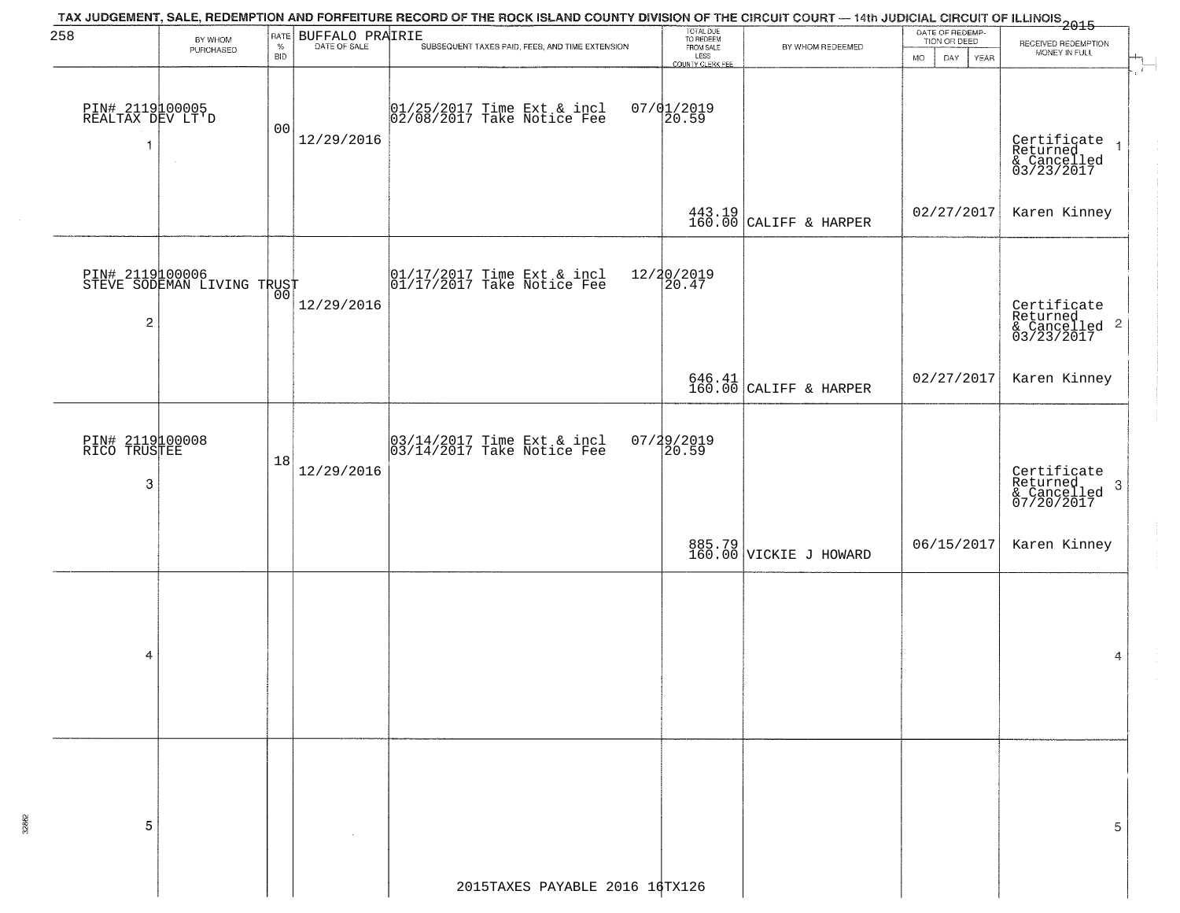TAX JUDGEMENT, SALE, REDEMPTION AND FORFEITURE RECORD OF THE ROCK ISLAND COUNTY DIVISION OF THE CIRCUIT COURT — 14th JUDICIAL CIRCUIT OF ILLINOIS 2015

258

| | BY WHOM PURCHASED | RATE % BID | BUFFALO PRAIRIE DATE OF SALE | SUBSEQUENT TAXES PAID, FEES, AND TIME EXTENSION | TOTAL DUE TO REDEEM FROM SALE LESS COUNTY CLERK FEE | BY WHOM REDEEMED | DATE OF REDEMPTION OR DEED MO DAY YEAR | RECEIVED REDEMPTION MONEY IN FULL | |
|---|---|---|---|---|---|---|---|---|---|
| 1 | PIN# 2119100005 REALTAX DEV LT'D | 00 | 12/29/2016 | 01/25/2017 Time Ext & incl 07/01/2019 02/08/2017 Take Notice Fee 20.59 | 443.19 160.00 | CALIFF & HARPER | 02/27/2017 | Certificate Returned & Cancelled 03/23/2017 Karen Kinney | 1 |
| 2 | PIN# 2119100006 STEVE SODEMAN LIVING TRUST | 00 | 12/29/2016 | 01/17/2017 Time Ext & incl 12/20/2019 01/17/2017 Take Notice Fee 20.47 | 646.41 160.00 | CALIFF & HARPER | 02/27/2017 | Certificate Returned & Cancelled 03/23/2017 Karen Kinney | 2 |
| 3 | PIN# 2119100008 RICO TRUSTEE | 18 | 12/29/2016 | 03/14/2017 Time Ext & incl 07/29/2019 03/14/2017 Take Notice Fee 20.59 | 885.79 160.00 | VICKIE J HOWARD | 06/15/2017 | Certificate Returned & Cancelled 07/20/2017 Karen Kinney | 3 |
| 4 | | | | | | | | | 4 |
| 5 | | | | | | | | | 5 |

2015TAXES PAYABLE 2016 16TX126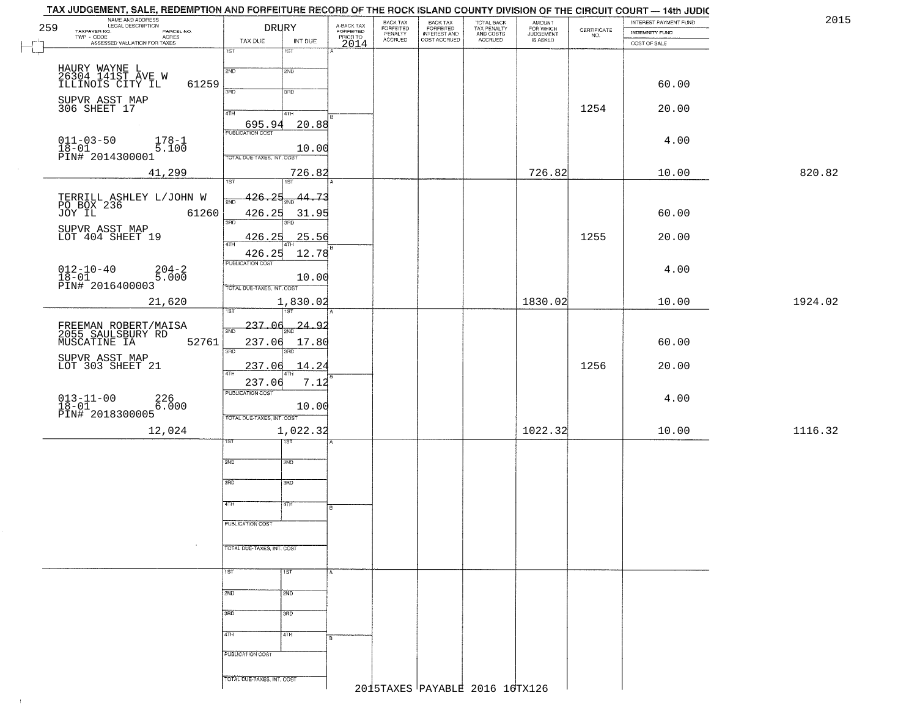# TAX JUDGEMENT, SALE, REDEMPTION AND FORFEITURE RECORD OF THE ROCK ISLAND COUNTY DIVISION OF THE CIRCUIT COURT — 14th JUDIC

2015

259 — DRURY

| NAME AND ADDRESS / LEGAL DESCRIPTION / TAXPAYER NO. / PARCEL NO. / TWP - CODE / ACRES / ASSESSED VALUATION FOR TAXES | TAX DUE | INT DUE | A-BACK TAX FORFEITED PRIOR TO 2014 | BACK TAX FORFEITED PENALTY ACCRUED | BACK TAX FORFEITED INTEREST AND COST ACCRUED | TOTAL BACK TAX PENALTY AND COSTS ACCRUED | AMOUNT FOR WHICH JUDGEMENT IS ASKED | CERTIFICATE NO. | INTEREST PAYMENT FUND / INDEMNITY FUND / COST OF SALE | |
|---|---|---|---|---|---|---|---|---|---|---|
| HAURY WAYNE L<br>26304 141ST AVE W<br>ILLINOIS CITY IL 61259<br>SUPVR ASST MAP<br>306 SHEET 17<br>011-03-50 178-1<br>18-01 5.100<br>PIN# 2014300001<br>41,299 | 1ST<br>2ND<br>3RD<br>4TH 695.94<br>PUBLICATION COST<br>TOTAL DUE-TAXES, INT. COST | 1ST<br>2ND<br>3RD<br>4TH 20.88<br>10.00<br>726.82 | | | | | 726.82 | 1254 | 60.00<br>20.00<br>4.00<br>10.00 | 820.82 |
| TERRILL ASHLEY L/JOHN W<br>PO BOX 236<br>JOY IL 61260<br>SUPVR ASST MAP<br>LOT 404 SHEET 19<br>012-10-40 204-2<br>18-01 5.000<br>PIN# 2016400003<br>21,620 | 1ST 426.25<br>2ND 426.25<br>3RD 426.25<br>4TH 426.25<br>PUBLICATION COST<br>TOTAL DUE-TAXES, INT. COST | 1ST 44.73<br>2ND 31.95<br>3RD 25.56<br>4TH 12.78<br>10.00<br>1,830.02 | | | | | 1830.02 | 1255 | 60.00<br>20.00<br>4.00<br>10.00 | 1924.02 |
| FREEMAN ROBERT/MAISA<br>2055 SAULSBURY RD<br>MUSCATINE IA 52761<br>SUPVR ASST MAP<br>LOT 303 SHEET 21<br>013-11-00 226<br>18-01 6.000<br>PIN# 2018300005<br>12,024 | 1ST 237.06<br>2ND 237.06<br>3RD 237.06<br>4TH 237.06<br>PUBLICATION COST<br>TOTAL DUE-TAXES, INT. COST | 1ST 24.92<br>2ND 17.80<br>3RD 14.24<br>4TH 7.12<br>10.00<br>1,022.32 | | | | | 1022.32 | 1256 | 60.00<br>20.00<br>4.00<br>10.00 | 1116.32 |
| | 1ST<br>2ND<br>3RD<br>4TH<br>PUBLICATION COST<br>TOTAL DUE-TAXES, INT. COST | 1ST<br>2ND<br>3RD<br>4TH | | | | | | | | |
| | 1ST<br>2ND<br>3RD<br>4TH<br>PUBLICATION COST<br>TOTAL DUE-TAXES, INT. COST | 1ST<br>2ND<br>3RD<br>4TH | | | | | | | | |

2015TAXES PAYABLE 2016 16TX126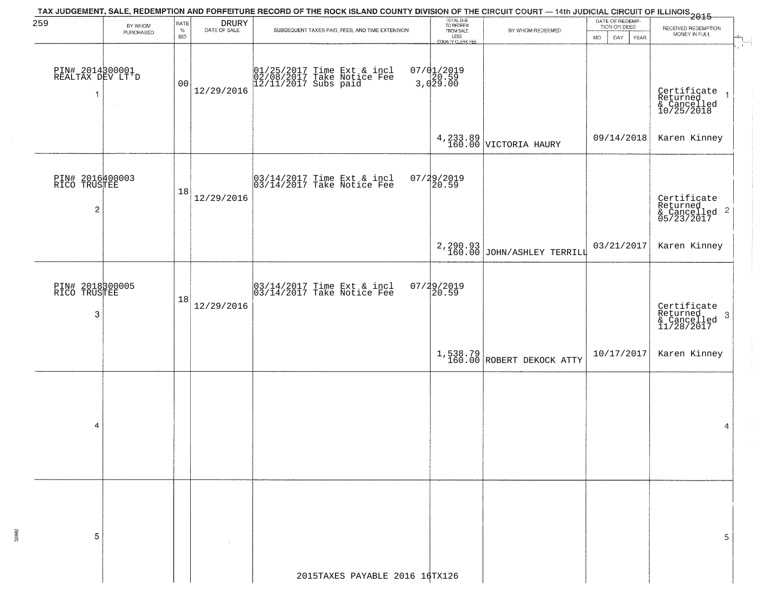TAX JUDGEMENT, SALE, REDEMPTION AND FORFEITURE RECORD OF THE ROCK ISLAND COUNTY DIVISION OF THE CIRCUIT COURT — 14th JUDICIAL CIRCUIT OF ILLINOIS 2015

259

| | BY WHOM PURCHASED | RATE % BID | DRURY DATE OF SALE | SUBSEQUENT TAXES PAID, FEES, AND TIME EXTENSION | TOTAL DUE TO REDEEM FROM SALE LESS COUNTY CLERK FEE | BY WHOM REDEEMED | DATE OF REDEMPTION OR DEED MO DAY YEAR | RECEIVED REDEMPTION MONEY IN FULL |
|---|---|---|---|---|---|---|---|---|
| PIN# 2014300001 REALTAX DEV LT'D 1 | | 00 | 12/29/2016 | 01/25/2017 Time Ext & incl<br>02/08/2017 Take Notice Fee<br>12/11/2017 Subs paid | 07/01/2019<br>20.59<br>3,029.00<br>4,233.89<br>160.00 | VICTORIA HAURY | 09/14/2018 | Certificate Returned & Cancelled 10/25/2018<br>Karen Kinney |
| PIN# 2016400003 RICO TRUSTEE 2 | | 18 | 12/29/2016 | 03/14/2017 Time Ext & incl<br>03/14/2017 Take Notice Fee | 07/29/2019<br>20.59<br>2,290.93<br>160.00 | JOHN/ASHLEY TERRILL | 03/21/2017 | Certificate Returned & Cancelled 05/23/2017<br>Karen Kinney |
| PIN# 2018300005 RICO TRUSTEE 3 | | 18 | 12/29/2016 | 03/14/2017 Time Ext & incl<br>03/14/2017 Take Notice Fee | 07/29/2019<br>20.59<br>1,538.79<br>160.00 | ROBERT DEKOCK ATTY | 10/17/2017 | Certificate Returned & Cancelled 11/28/2017<br>Karen Kinney |
| 4 | | | | | | | | |
| 5 | | | | | | | | |

2015TAXES PAYABLE 2016 16TX126